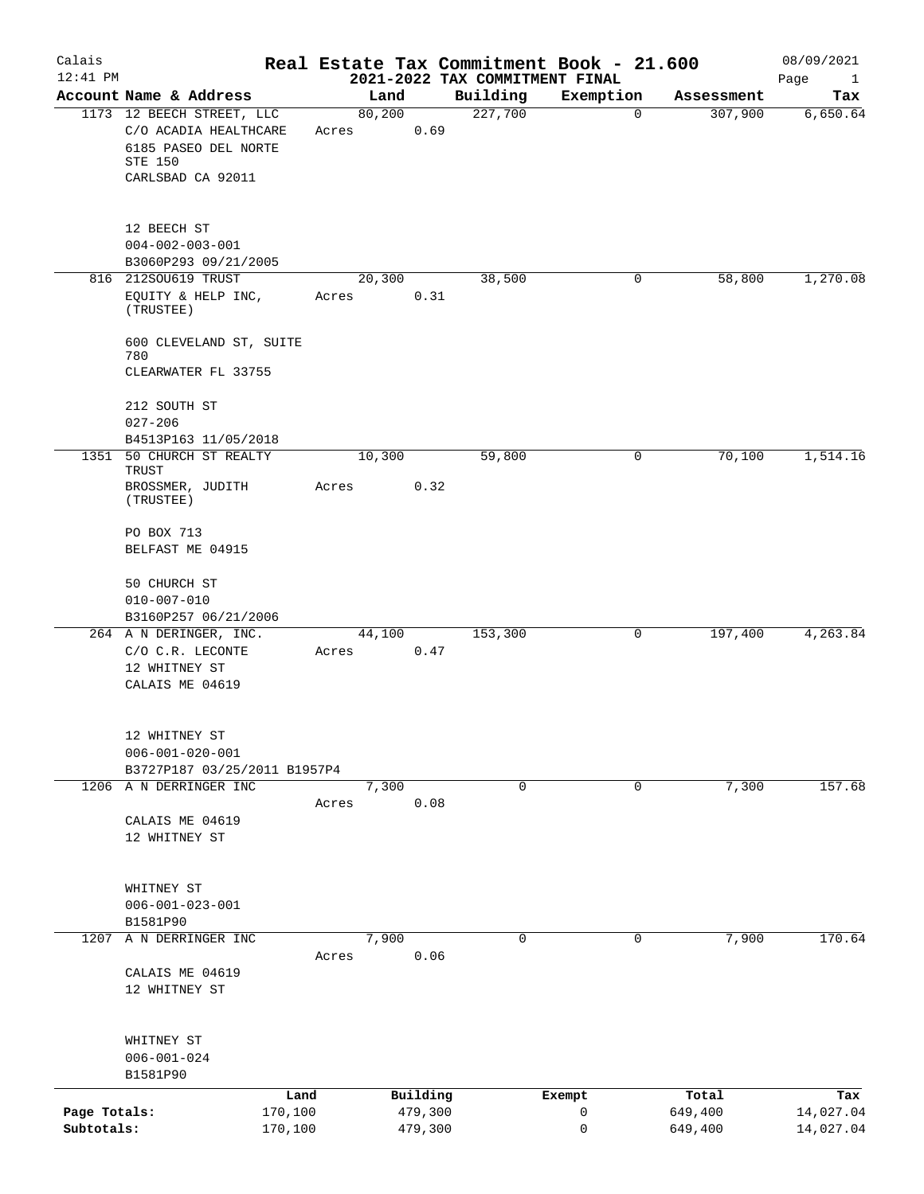# Real Estate Tax Commitment Book - 21.600

Calais 12:41 PM — 2021-2022 TAX COMMITMENT FINAL — 08/09/2021

| Account | Name & Address | Land | Building | Exemption | Assessment | Tax |
|---|---|---|---|---|---|---|
| 1173 | 12 BEECH STREET, LLC<br>C/O ACADIA HEALTHCARE<br>6185 PASEO DEL NORTE<br>STE 150<br>CARLSBAD CA 92011<br><br>12 BEECH ST<br>004-002-003-001<br>B3060P293 09/21/2005 | 80,200<br>Acres 0.69 | 227,700 | 0 | 307,900 | 6,650.64 |
| 816 | 212SOU619 TRUST<br>EQUITY & HELP INC, (TRUSTEE)<br><br>600 CLEVELAND ST, SUITE 780<br>CLEARWATER FL 33755<br><br>212 SOUTH ST<br>027-206<br>B4513P163 11/05/2018 | 20,300<br>Acres 0.31 | 38,500 | 0 | 58,800 | 1,270.08 |
| 1351 | 50 CHURCH ST REALTY TRUST<br>BROSSMER, JUDITH (TRUSTEE)<br><br>PO BOX 713<br>BELFAST ME 04915<br><br>50 CHURCH ST<br>010-007-010<br>B3160P257 06/21/2006 | 10,300<br>Acres 0.32 | 59,800 | 0 | 70,100 | 1,514.16 |
| 264 | A N DERINGER, INC.<br>C/O C.R. LECONTE<br>12 WHITNEY ST<br>CALAIS ME 04619<br><br>12 WHITNEY ST<br>006-001-020-001<br>B3727P187 03/25/2011 B1957P4 | 44,100<br>Acres 0.47 | 153,300 | 0 | 197,400 | 4,263.84 |
| 1206 | A N DERRINGER INC<br><br>CALAIS ME 04619<br>12 WHITNEY ST<br><br>WHITNEY ST<br>006-001-023-001<br>B1581P90 | 7,300<br>Acres 0.08 | 0 | 0 | 7,300 | 157.68 |
| 1207 | A N DERRINGER INC<br><br>CALAIS ME 04619<br>12 WHITNEY ST<br><br>WHITNEY ST<br>006-001-024<br>B1581P90 | 7,900<br>Acres 0.06 | 0 | 0 | 7,900 | 170.64 |

| | Land | Building | Exempt | Total | Tax |
|---|---|---|---|---|---|
| Page Totals: | 170,100 | 479,300 | 0 | 649,400 | 14,027.04 |
| Subtotals: | 170,100 | 479,300 | 0 | 649,400 | 14,027.04 |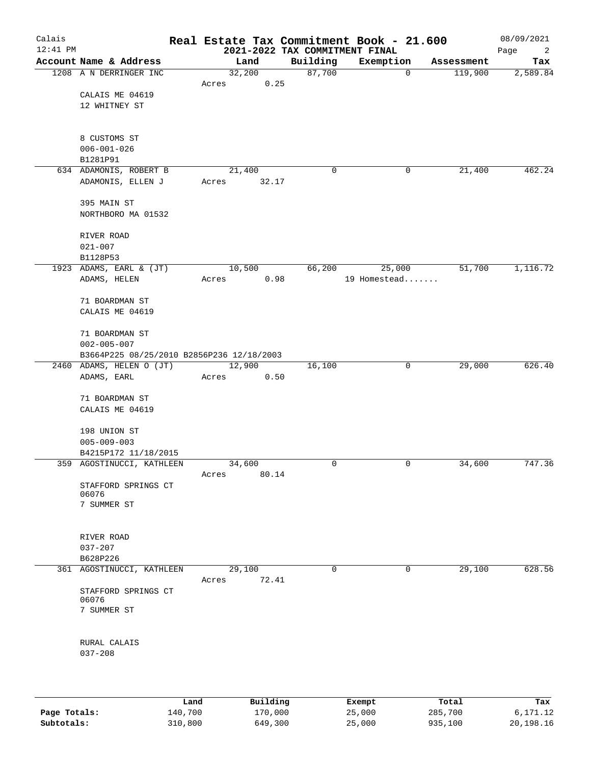# Real Estate Tax Commitment Book - 21.600

## 2021-2022 TAX COMMITMENT FINAL

Calais 12:41 PM — 08/09/2021

| Account Name & Address | Land | Building | Exemption | Assessment | Tax |
|---|---|---|---|---|---|
| 1208 A N DERRINGER INC | 32,200 | 87,700 | 0 | 119,900 | 2,589.84 |
| | Acres 0.25 | | | | |
| CALAIS ME 04619 | | | | | |
| 12 WHITNEY ST | | | | | |
| 8 CUSTOMS ST | | | | | |
| 006-001-026 | | | | | |
| B1281P91 | | | | | |
| 634 ADAMONIS, ROBERT B | 21,400 | 0 | 0 | 21,400 | 462.24 |
| ADAMONIS, ELLEN J | Acres 32.17 | | | | |
| 395 MAIN ST | | | | | |
| NORTHBORO MA 01532 | | | | | |
| RIVER ROAD | | | | | |
| 021-007 | | | | | |
| B1128P53 | | | | | |
| 1923 ADAMS, EARL & (JT) | 10,500 | 66,200 | 25,000 | 51,700 | 1,116.72 |
| ADAMS, HELEN | Acres 0.98 | | 19 Homestead....... | | |
| 71 BOARDMAN ST | | | | | |
| CALAIS ME 04619 | | | | | |
| 71 BOARDMAN ST | | | | | |
| 002-005-007 | | | | | |
| B3664P225 08/25/2010 B2856P236 12/18/2003 | | | | | |
| 2460 ADAMS, HELEN O (JT) | 12,900 | 16,100 | 0 | 29,000 | 626.40 |
| ADAMS, EARL | Acres 0.50 | | | | |
| 71 BOARDMAN ST | | | | | |
| CALAIS ME 04619 | | | | | |
| 198 UNION ST | | | | | |
| 005-009-003 | | | | | |
| B4215P172 11/18/2015 | | | | | |
| 359 AGOSTINUCCI, KATHLEEN | 34,600 | 0 | 0 | 34,600 | 747.36 |
| | Acres 80.14 | | | | |
| STAFFORD SPRINGS CT 06076 | | | | | |
| 7 SUMMER ST | | | | | |
| RIVER ROAD | | | | | |
| 037-207 | | | | | |
| B628P226 | | | | | |
| 361 AGOSTINUCCI, KATHLEEN | 29,100 | 0 | 0 | 29,100 | 628.56 |
| | Acres 72.41 | | | | |
| STAFFORD SPRINGS CT 06076 | | | | | |
| 7 SUMMER ST | | | | | |
| RURAL CALAIS | | | | | |
| 037-208 | | | | | |

| | Land | Building | Exempt | Total | Tax |
|---|---|---|---|---|---|
| Page Totals: | 140,700 | 170,000 | 25,000 | 285,700 | 6,171.12 |
| Subtotals: | 310,800 | 649,300 | 25,000 | 935,100 | 20,198.16 |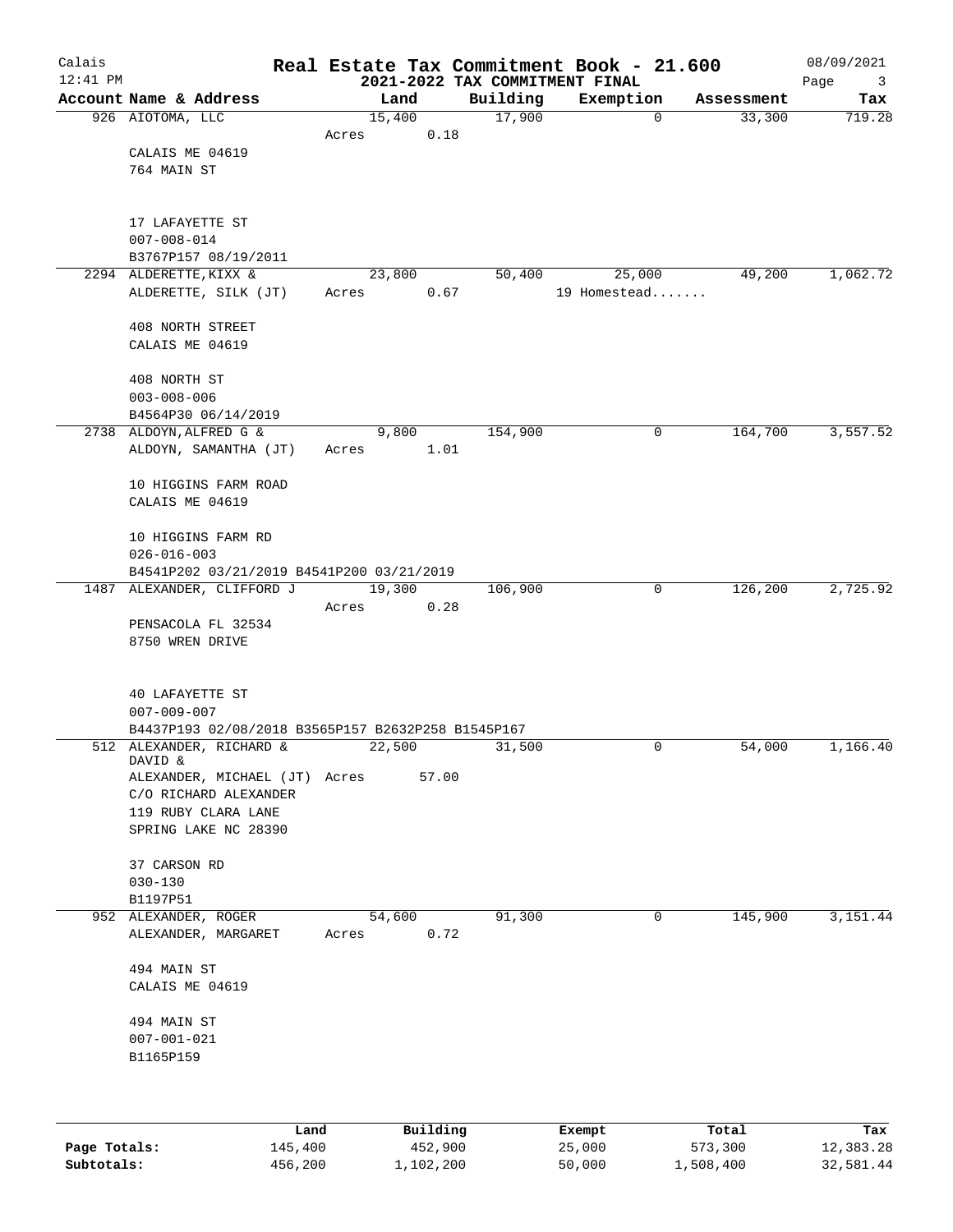Calais
12:41 PM

# Real Estate Tax Commitment Book - 21.600
## 2021-2022 TAX COMMITMENT FINAL

08/09/2021

| Account Name & Address | Land | Building | Exemption | Assessment | Tax |
|---|---|---|---|---|---|
| 926 AIOTOMA, LLC | 15,400 | 17,900 | 0 | 33,300 | 719.28 |
| | Acres 0.18 | | | | |
| CALAIS ME 04619 | | | | | |
| 764 MAIN ST | | | | | |
| 17 LAFAYETTE ST | | | | | |
| 007-008-014 | | | | | |
| B3767P157 08/19/2011 | | | | | |
| 2294 ALDERETTE,KIXX & | 23,800 | 50,400 | 25,000 | 49,200 | 1,062.72 |
| ALDERETTE, SILK (JT) | Acres 0.67 | | 19 Homestead....... | | |
| 408 NORTH STREET | | | | | |
| CALAIS ME 04619 | | | | | |
| 408 NORTH ST | | | | | |
| 003-008-006 | | | | | |
| B4564P30 06/14/2019 | | | | | |
| 2738 ALDOYN,ALFRED G & | 9,800 | 154,900 | 0 | 164,700 | 3,557.52 |
| ALDOYN, SAMANTHA (JT) | Acres 1.01 | | | | |
| 10 HIGGINS FARM ROAD | | | | | |
| CALAIS ME 04619 | | | | | |
| 10 HIGGINS FARM RD | | | | | |
| 026-016-003 | | | | | |
| B4541P202 03/21/2019 B4541P200 03/21/2019 | | | | | |
| 1487 ALEXANDER, CLIFFORD J | 19,300 | 106,900 | 0 | 126,200 | 2,725.92 |
| | Acres 0.28 | | | | |
| PENSACOLA FL 32534 | | | | | |
| 8750 WREN DRIVE | | | | | |
| 40 LAFAYETTE ST | | | | | |
| 007-009-007 | | | | | |
| B4437P193 02/08/2018 B3565P157 B2632P258 B1545P167 | | | | | |
| 512 ALEXANDER, RICHARD & DAVID & | 22,500 | 31,500 | 0 | 54,000 | 1,166.40 |
| ALEXANDER, MICHAEL (JT) | Acres 57.00 | | | | |
| C/O RICHARD ALEXANDER | | | | | |
| 119 RUBY CLARA LANE | | | | | |
| SPRING LAKE NC 28390 | | | | | |
| 37 CARSON RD | | | | | |
| 030-130 | | | | | |
| B1197P51 | | | | | |
| 952 ALEXANDER, ROGER | 54,600 | 91,300 | 0 | 145,900 | 3,151.44 |
| ALEXANDER, MARGARET | Acres 0.72 | | | | |
| 494 MAIN ST | | | | | |
| CALAIS ME 04619 | | | | | |
| 494 MAIN ST | | | | | |
| 007-001-021 | | | | | |
| B1165P159 | | | | | |

| | Land | Building | Exempt | Total | Tax |
|---|---|---|---|---|---|
| Page Totals: | 145,400 | 452,900 | 25,000 | 573,300 | 12,383.28 |
| Subtotals: | 456,200 | 1,102,200 | 50,000 | 1,508,400 | 32,581.44 |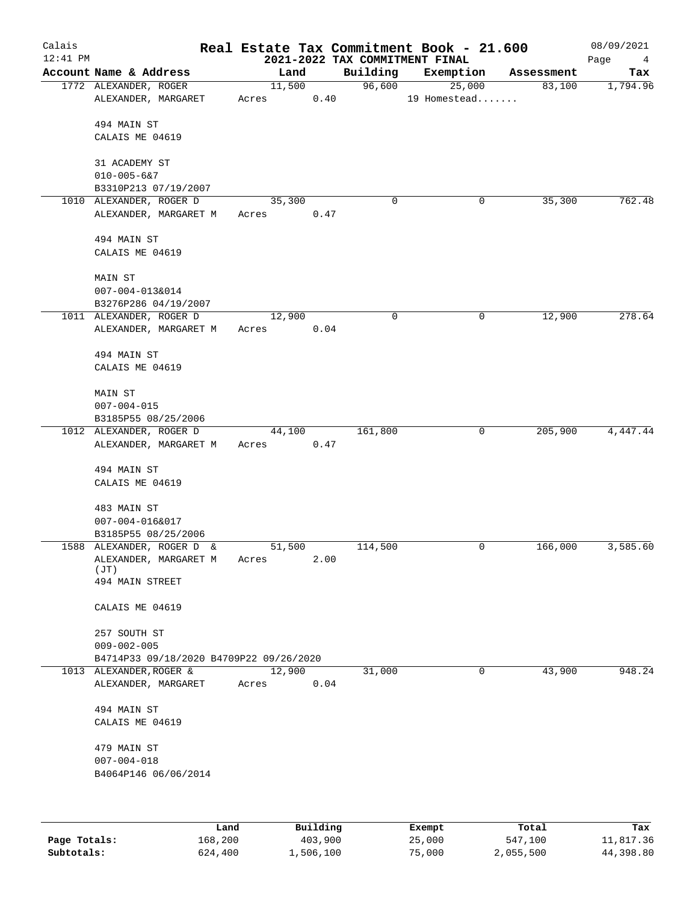# Real Estate Tax Commitment Book - 21.600

## 2021-2022 TAX COMMITMENT FINAL

Calais 12:41 PM — 08/09/2021

| Account Name & Address | Land | Building | Exemption | Assessment | Tax |
|---|---|---|---|---|---|
| 1772 ALEXANDER, ROGER<br>ALEXANDER, MARGARET<br><br>494 MAIN ST<br>CALAIS ME 04619<br><br>31 ACADEMY ST<br>010-005-6&7<br>B3310P213 07/19/2007 | 11,500<br>Acres 0.40 | 96,600 | 25,000<br>19 Homestead....... | 83,100 | 1,794.96 |
| 1010 ALEXANDER, ROGER D<br>ALEXANDER, MARGARET M<br><br>494 MAIN ST<br>CALAIS ME 04619<br><br>MAIN ST<br>007-004-013&014<br>B3276P286 04/19/2007 | 35,300<br>Acres 0.47 | 0 | 0 | 35,300 | 762.48 |
| 1011 ALEXANDER, ROGER D<br>ALEXANDER, MARGARET M<br><br>494 MAIN ST<br>CALAIS ME 04619<br><br>MAIN ST<br>007-004-015<br>B3185P55 08/25/2006 | 12,900<br>Acres 0.04 | 0 | 0 | 12,900 | 278.64 |
| 1012 ALEXANDER, ROGER D<br>ALEXANDER, MARGARET M<br><br>494 MAIN ST<br>CALAIS ME 04619<br><br>483 MAIN ST<br>007-004-016&017<br>B3185P55 08/25/2006 | 44,100<br>Acres 0.47 | 161,800 | 0 | 205,900 | 4,447.44 |
| 1588 ALEXANDER, ROGER D &<br>ALEXANDER, MARGARET M (JT)<br>494 MAIN STREET<br><br>CALAIS ME 04619<br><br>257 SOUTH ST<br>009-002-005<br>B4714P33 09/18/2020 B4709P22 09/26/2020 | 51,500<br>Acres 2.00 | 114,500 | 0 | 166,000 | 3,585.60 |
| 1013 ALEXANDER,ROGER &<br>ALEXANDER, MARGARET<br><br>494 MAIN ST<br>CALAIS ME 04619<br><br>479 MAIN ST<br>007-004-018<br>B4064P146 06/06/2014 | 12,900<br>Acres 0.04 | 31,000 | 0 | 43,900 | 948.24 |

| | Land | Building | Exempt | Total | Tax |
|---|---|---|---|---|---|
| Page Totals: | 168,200 | 403,900 | 25,000 | 547,100 | 11,817.36 |
| Subtotals: | 624,400 | 1,506,100 | 75,000 | 2,055,500 | 44,398.80 |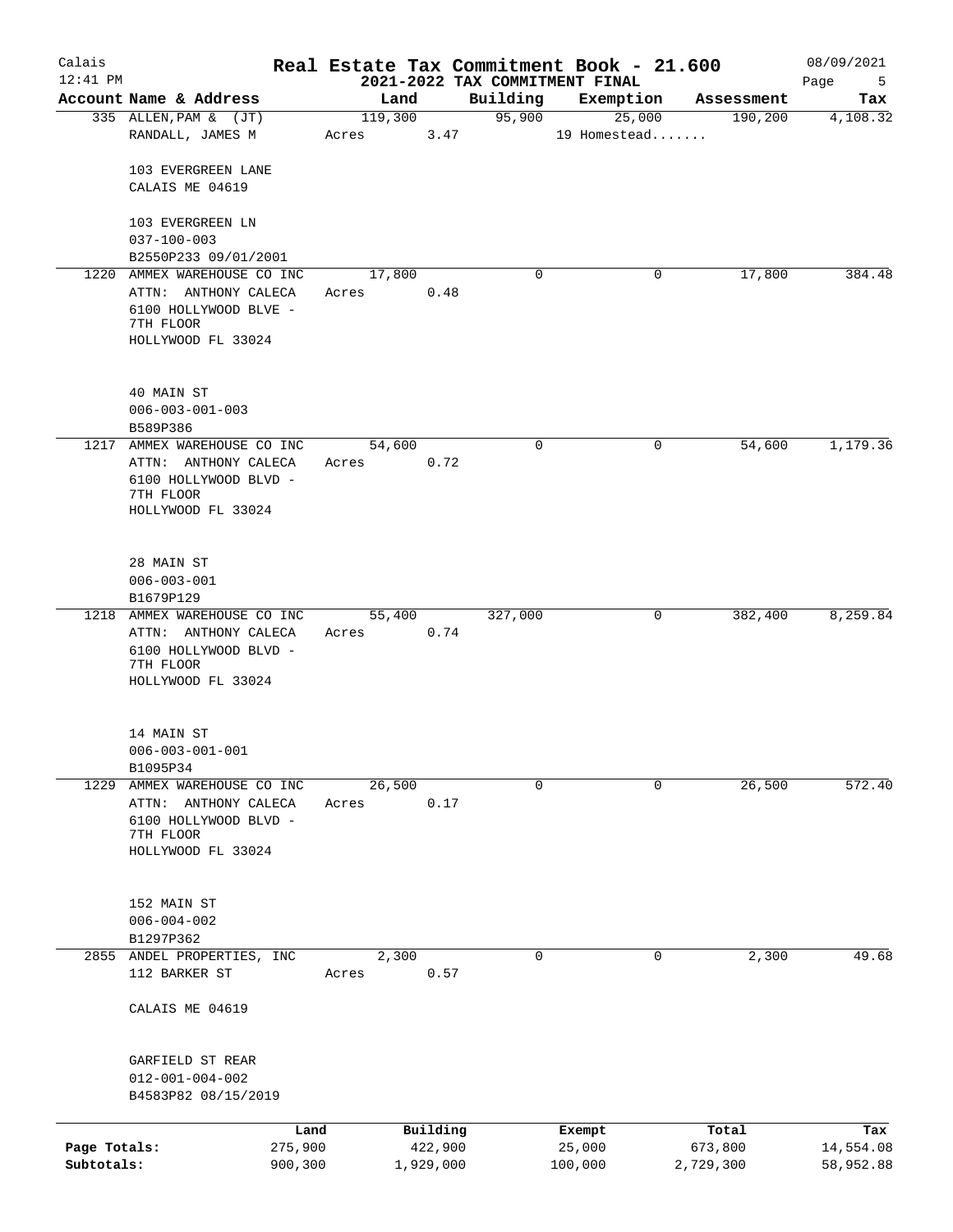# Real Estate Tax Commitment Book - 21.600

Calais 12:41 PM — 2021-2022 TAX COMMITMENT FINAL — 08/09/2021

| Account Name & Address | Land | Building | Exemption | Assessment | Tax |
|---|---|---|---|---|---|
| 335 ALLEN, PAM & (JT)<br>RANDALL, JAMES M<br><br>103 EVERGREEN LANE<br>CALAIS ME 04619<br><br>103 EVERGREEN LN<br>037-100-003<br>B2550P233 09/01/2001 | 119,300<br>Acres 3.47 | 95,900 | 25,000<br>19 Homestead....... | 190,200 | 4,108.32 |
| 1220 AMMEX WAREHOUSE CO INC<br>ATTN: ANTHONY CALECA<br>6100 HOLLYWOOD BLVE - 7TH FLOOR<br>HOLLYWOOD FL 33024<br><br>40 MAIN ST<br>006-003-001-003<br>B589P386 | 17,800<br>Acres 0.48 | 0 | 0 | 17,800 | 384.48 |
| 1217 AMMEX WAREHOUSE CO INC<br>ATTN: ANTHONY CALECA<br>6100 HOLLYWOOD BLVD - 7TH FLOOR<br>HOLLYWOOD FL 33024<br><br>28 MAIN ST<br>006-003-001<br>B1679P129 | 54,600<br>Acres 0.72 | 0 | 0 | 54,600 | 1,179.36 |
| 1218 AMMEX WAREHOUSE CO INC<br>ATTN: ANTHONY CALECA<br>6100 HOLLYWOOD BLVD - 7TH FLOOR<br>HOLLYWOOD FL 33024<br><br>14 MAIN ST<br>006-003-001-001<br>B1095P34 | 55,400<br>Acres 0.74 | 327,000 | 0 | 382,400 | 8,259.84 |
| 1229 AMMEX WAREHOUSE CO INC<br>ATTN: ANTHONY CALECA<br>6100 HOLLYWOOD BLVD - 7TH FLOOR<br>HOLLYWOOD FL 33024<br><br>152 MAIN ST<br>006-004-002<br>B1297P362 | 26,500<br>Acres 0.17 | 0 | 0 | 26,500 | 572.40 |
| 2855 ANDEL PROPERTIES, INC<br>112 BARKER ST<br><br>CALAIS ME 04619<br><br>GARFIELD ST REAR<br>012-001-004-002<br>B4583P82 08/15/2019 | 2,300<br>Acres 0.57 | 0 | 0 | 2,300 | 49.68 |

| | Land | Building | Exempt | Total | Tax |
|---|---|---|---|---|---|
| Page Totals: | 275,900 | 422,900 | 25,000 | 673,800 | 14,554.08 |
| Subtotals: | 900,300 | 1,929,000 | 100,000 | 2,729,300 | 58,952.88 |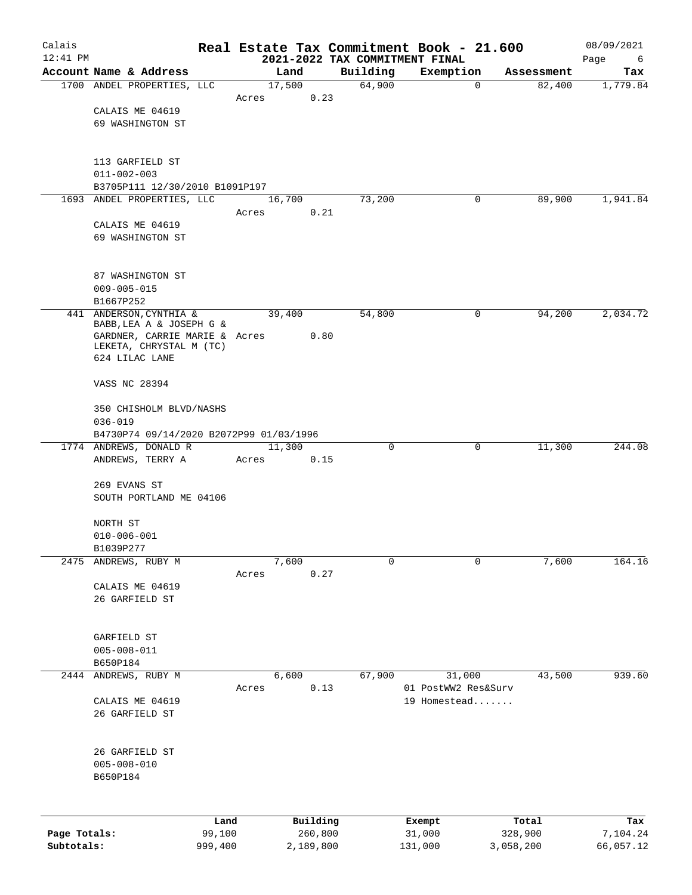# Real Estate Tax Commitment Book - 21.600

Calais
12:41 PM

## 2021-2022 TAX COMMITMENT FINAL

08/09/2021

| Account | Name & Address | Land | Building | Exemption | Assessment | Tax |
|---|---|---|---|---|---|---|
| 1700 | ANDEL PROPERTIES, LLC<br>CALAIS ME 04619<br>69 WASHINGTON ST<br><br>113 GARFIELD ST<br>011-002-003<br>B3705P111 12/30/2010 B1091P197 | 17,500<br>Acres 0.23 | 64,900 | 0 | 82,400 | 1,779.84 |
| 1693 | ANDEL PROPERTIES, LLC<br>CALAIS ME 04619<br>69 WASHINGTON ST<br><br>87 WASHINGTON ST<br>009-005-015<br>B1667P252 | 16,700<br>Acres 0.21 | 73,200 | 0 | 89,900 | 1,941.84 |
| 441 | ANDERSON, CYNTHIA &<br>BABB, LEA A & JOSEPH G &<br>GARDNER, CARRIE MARIE &<br>LEKETA, CHRYSTAL M (TC)<br>624 LILAC LANE<br><br>VASS NC 28394<br><br>350 CHISHOLM BLVD/NASHS<br>036-019<br>B4730P74 09/14/2020 B2072P99 01/03/1996 | 39,400<br>Acres 0.80 | 54,800 | 0 | 94,200 | 2,034.72 |
| 1774 | ANDREWS, DONALD R<br>ANDREWS, TERRY A<br><br>269 EVANS ST<br>SOUTH PORTLAND ME 04106<br><br>NORTH ST<br>010-006-001<br>B1039P277 | 11,300<br>Acres 0.15 | 0 | 0 | 11,300 | 244.08 |
| 2475 | ANDREWS, RUBY M<br>CALAIS ME 04619<br>26 GARFIELD ST<br><br>GARFIELD ST<br>005-008-011<br>B650P184 | 7,600<br>Acres 0.27 | 0 | 0 | 7,600 | 164.16 |
| 2444 | ANDREWS, RUBY M<br>CALAIS ME 04619<br>26 GARFIELD ST<br><br>26 GARFIELD ST<br>005-008-010<br>B650P184 | 6,600<br>Acres 0.13 | 67,900 | 31,000<br>01 PostWW2 Res&Surv<br>19 Homestead....... | 43,500 | 939.60 |

| | Land | Building | Exempt | Total | Tax |
|---|---|---|---|---|---|
| Page Totals: | 99,100 | 260,800 | 31,000 | 328,900 | 7,104.24 |
| Subtotals: | 999,400 | 2,189,800 | 131,000 | 3,058,200 | 66,057.12 |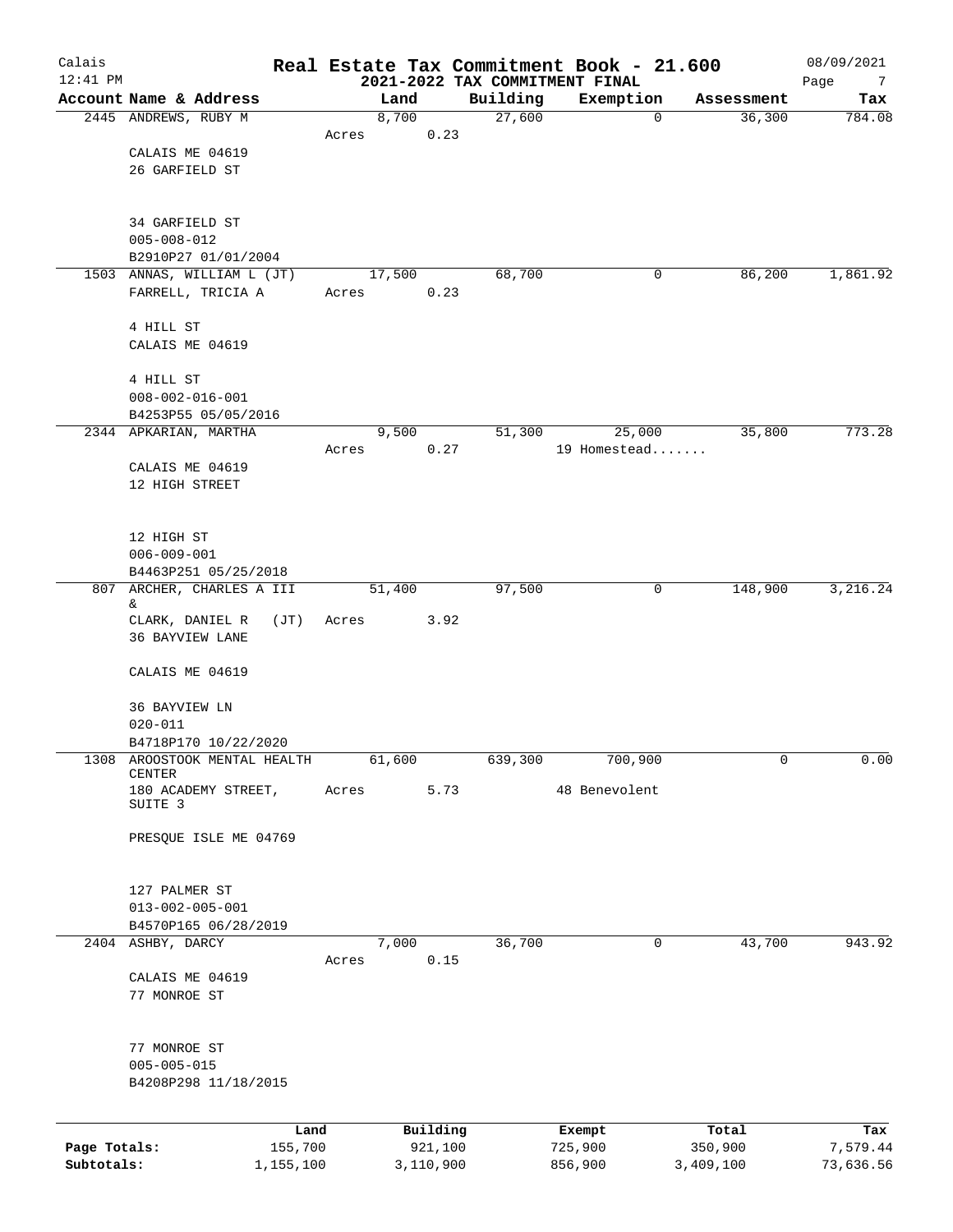# Real Estate Tax Commitment Book - 21.600

## 2021-2022 TAX COMMITMENT FINAL

Calais 12:41 PM — 08/09/2021

| Account Name & Address | Land | Building | Exemption | Assessment | Tax |
|---|---|---|---|---|---|
| 2445 ANDREWS, RUBY M<br>CALAIS ME 04619<br>26 GARFIELD ST<br><br>34 GARFIELD ST<br>005-008-012<br>B2910P27 01/01/2004 | 8,700<br>Acres 0.23 | 27,600 | 0 | 36,300 | 784.08 |
| 1503 ANNAS, WILLIAM L (JT)<br>FARRELL, TRICIA A<br>4 HILL ST<br>CALAIS ME 04619<br><br>4 HILL ST<br>008-002-016-001<br>B4253P55 05/05/2016 | 17,500<br>Acres 0.23 | 68,700 | 0 | 86,200 | 1,861.92 |
| 2344 APKARIAN, MARTHA<br>CALAIS ME 04619<br>12 HIGH STREET<br><br>12 HIGH ST<br>006-009-001<br>B4463P251 05/25/2018 | 9,500<br>Acres 0.27 | 51,300 | 25,000<br>19 Homestead....... | 35,800 | 773.28 |
| 807 ARCHER, CHARLES A III &<br>CLARK, DANIEL R (JT)<br>36 BAYVIEW LANE<br>CALAIS ME 04619<br><br>36 BAYVIEW LN<br>020-011<br>B4718P170 10/22/2020 | 51,400<br>Acres 3.92 | 97,500 | 0 | 148,900 | 3,216.24 |
| 1308 AROOSTOOK MENTAL HEALTH CENTER<br>180 ACADEMY STREET, SUITE 3<br>PRESQUE ISLE ME 04769<br><br>127 PALMER ST<br>013-002-005-001<br>B4570P165 06/28/2019 | 61,600<br>Acres 5.73 | 639,300 | 700,900<br>48 Benevolent | 0 | 0.00 |
| 2404 ASHBY, DARCY<br>CALAIS ME 04619<br>77 MONROE ST<br><br>77 MONROE ST<br>005-005-015<br>B4208P298 11/18/2015 | 7,000<br>Acres 0.15 | 36,700 | 0 | 43,700 | 943.92 |

| | Land | Building | Exempt | Total | Tax |
|---|---|---|---|---|---|
| Page Totals: | 155,700 | 921,100 | 725,900 | 350,900 | 7,579.44 |
| Subtotals: | 1,155,100 | 3,110,900 | 856,900 | 3,409,100 | 73,636.56 |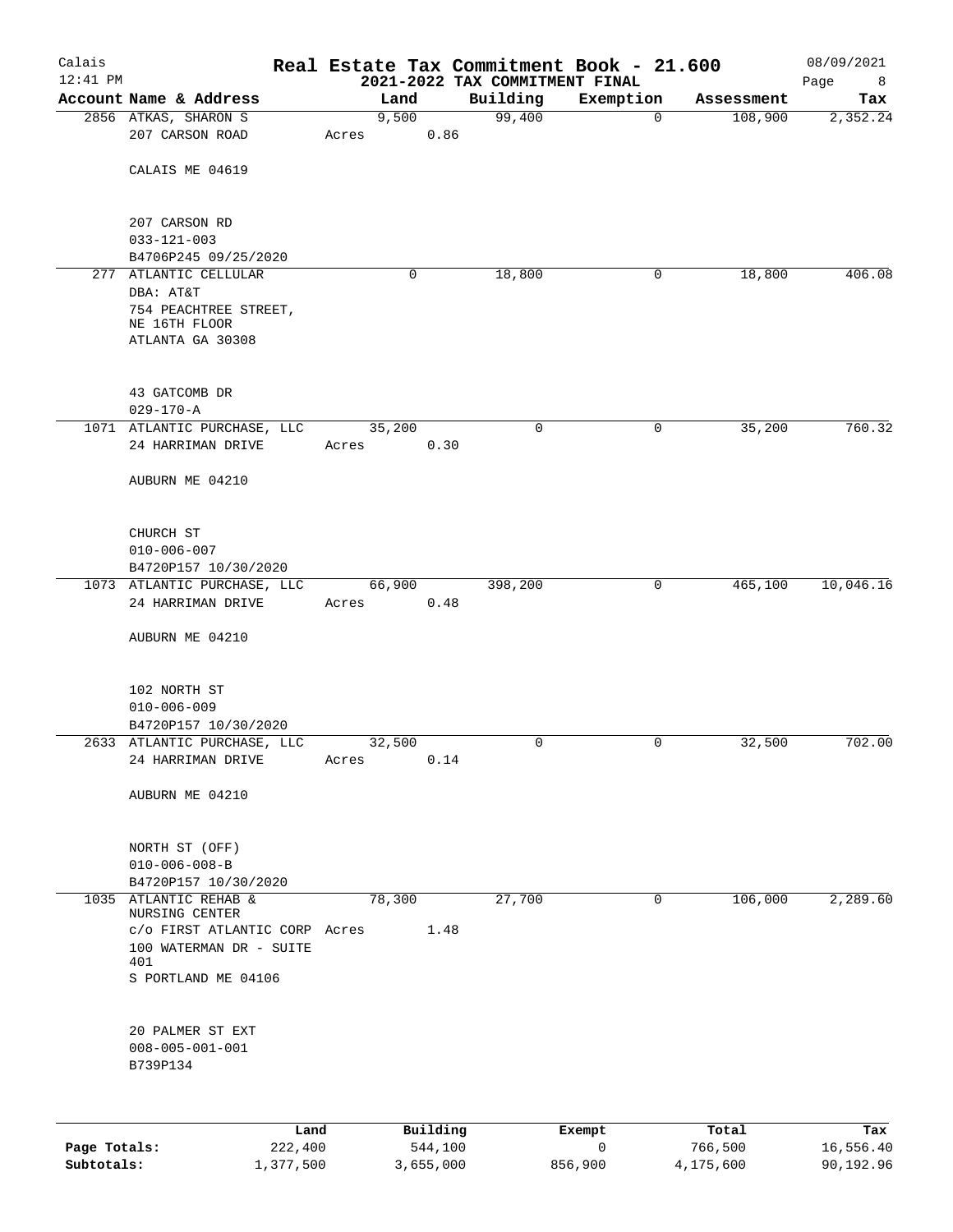# Real Estate Tax Commitment Book - 21.600

Calais
12:41 PM

2021-2022 TAX COMMITMENT FINAL

08/09/2021

| Account Name & Address | Land | Building | Exemption | Assessment | Tax |
|---|---|---|---|---|---|
| 2856 ATKAS, SHARON S<br>207 CARSON ROAD<br><br>CALAIS ME 04619<br><br>207 CARSON RD<br>033-121-003<br>B4706P245 09/25/2020 | 9,500<br>Acres 0.86 | 99,400 | 0 | 108,900 | 2,352.24 |
| 277 ATLANTIC CELLULAR<br>DBA: AT&T<br>754 PEACHTREE STREET, NE 16TH FLOOR<br>ATLANTA GA 30308<br><br>43 GATCOMB DR<br>029-170-A | 0 | 18,800 | 0 | 18,800 | 406.08 |
| 1071 ATLANTIC PURCHASE, LLC<br>24 HARRIMAN DRIVE<br><br>AUBURN ME 04210<br><br>CHURCH ST<br>010-006-007<br>B4720P157 10/30/2020 | 35,200<br>Acres 0.30 | 0 | 0 | 35,200 | 760.32 |
| 1073 ATLANTIC PURCHASE, LLC<br>24 HARRIMAN DRIVE<br><br>AUBURN ME 04210<br><br>102 NORTH ST<br>010-006-009<br>B4720P157 10/30/2020 | 66,900<br>Acres 0.48 | 398,200 | 0 | 465,100 | 10,046.16 |
| 2633 ATLANTIC PURCHASE, LLC<br>24 HARRIMAN DRIVE<br><br>AUBURN ME 04210<br><br>NORTH ST (OFF)<br>010-006-008-B<br>B4720P157 10/30/2020 | 32,500<br>Acres 0.14 | 0 | 0 | 32,500 | 702.00 |
| 1035 ATLANTIC REHAB & NURSING CENTER<br>c/o FIRST ATLANTIC CORP<br>100 WATERMAN DR - SUITE 401<br>S PORTLAND ME 04106<br><br>20 PALMER ST EXT<br>008-005-001-001<br>B739P134 | 78,300<br>Acres 1.48 | 27,700 | 0 | 106,000 | 2,289.60 |

| | Land | Building | Exempt | Total | Tax |
|---|---|---|---|---|---|
| **Page Totals:** | 222,400 | 544,100 | 0 | 766,500 | 16,556.40 |
| **Subtotals:** | 1,377,500 | 3,655,000 | 856,900 | 4,175,600 | 90,192.96 |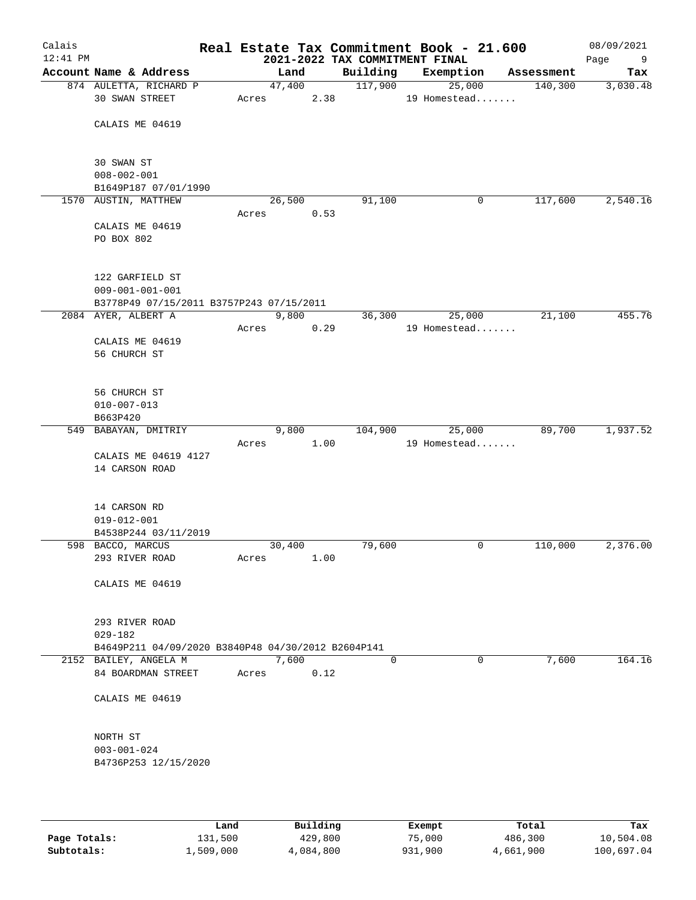Calais 12:41 PM

# Real Estate Tax Commitment Book - 21.600

## 2021-2022 TAX COMMITMENT FINAL

08/09/2021

| Account Name & Address | Land | Building | Exemption | Assessment | Tax |
|---|---|---|---|---|---|
| 874 AULETTA, RICHARD P<br>30 SWAN STREET<br><br>CALAIS ME 04619<br><br>30 SWAN ST<br>008-002-001<br>B1649P187 07/01/1990 | 47,400<br>Acres 2.38 | 117,900 | 25,000<br>19 Homestead....... | 140,300 | 3,030.48 |
| 1570 AUSTIN, MATTHEW<br><br>CALAIS ME 04619<br>PO BOX 802<br><br>122 GARFIELD ST<br>009-001-001-001<br>B3778P49 07/15/2011 B3757P243 07/15/2011 | 26,500<br>Acres 0.53 | 91,100 | 0 | 117,600 | 2,540.16 |
| 2084 AYER, ALBERT A<br><br>CALAIS ME 04619<br>56 CHURCH ST<br><br>56 CHURCH ST<br>010-007-013<br>B663P420 | 9,800<br>Acres 0.29 | 36,300 | 25,000<br>19 Homestead....... | 21,100 | 455.76 |
| 549 BABAYAN, DMITRIY<br><br>CALAIS ME 04619 4127<br>14 CARSON ROAD<br><br>14 CARSON RD<br>019-012-001<br>B4538P244 03/11/2019 | 9,800<br>Acres 1.00 | 104,900 | 25,000<br>19 Homestead....... | 89,700 | 1,937.52 |
| 598 BACCO, MARCUS<br>293 RIVER ROAD<br><br>CALAIS ME 04619<br><br>293 RIVER ROAD<br>029-182<br>B4649P211 04/09/2020 B3840P48 04/30/2012 B2604P141 | 30,400<br>Acres 1.00 | 79,600 | 0 | 110,000 | 2,376.00 |
| 2152 BAILEY, ANGELA M<br>84 BOARDMAN STREET<br><br>CALAIS ME 04619<br><br>NORTH ST<br>003-001-024<br>B4736P253 12/15/2020 | 7,600<br>Acres 0.12 | 0 | 0 | 7,600 | 164.16 |

| | Land | Building | Exempt | Total | Tax |
|---|---|---|---|---|---|
| Page Totals: | 131,500 | 429,800 | 75,000 | 486,300 | 10,504.08 |
| Subtotals: | 1,509,000 | 4,084,800 | 931,900 | 4,661,900 | 100,697.04 |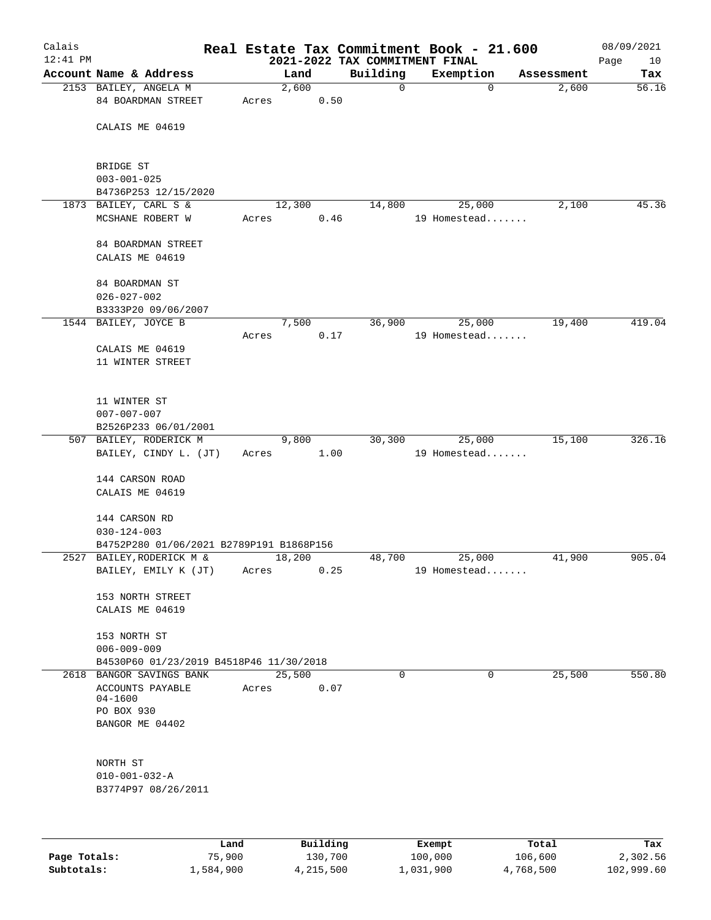# Real Estate Tax Commitment Book - 21.600

Calais
12:41 PM

2021-2022 TAX COMMITMENT FINAL

08/09/2021

| Account Name & Address | Land | Building | Exemption | Assessment | Tax |
|---|---|---|---|---|---|
| 2153 BAILEY, ANGELA M<br>84 BOARDMAN STREET<br><br>CALAIS ME 04619<br><br>BRIDGE ST<br>003-001-025<br>B4736P253 12/15/2020 | 2,600<br>Acres 0.50 | 0 | 0 | 2,600 | 56.16 |
| 1873 BAILEY, CARL S &<br>MCSHANE ROBERT W<br><br>84 BOARDMAN STREET<br>CALAIS ME 04619<br><br>84 BOARDMAN ST<br>026-027-002<br>B3333P20 09/06/2007 | 12,300<br>Acres 0.46 | 14,800 | 25,000<br>19 Homestead....... | 2,100 | 45.36 |
| 1544 BAILEY, JOYCE B<br><br>CALAIS ME 04619<br>11 WINTER STREET<br><br>11 WINTER ST<br>007-007-007<br>B2526P233 06/01/2001 | 7,500<br>Acres 0.17 | 36,900 | 25,000<br>19 Homestead....... | 19,400 | 419.04 |
| 507 BAILEY, RODERICK M<br>BAILEY, CINDY L. (JT)<br><br>144 CARSON ROAD<br>CALAIS ME 04619<br><br>144 CARSON RD<br>030-124-003<br>B4752P280 01/06/2021 B2789P191 B1868P156 | 9,800<br>Acres 1.00 | 30,300 | 25,000<br>19 Homestead....... | 15,100 | 326.16 |
| 2527 BAILEY,RODERICK M &<br>BAILEY, EMILY K (JT)<br><br>153 NORTH STREET<br>CALAIS ME 04619<br><br>153 NORTH ST<br>006-009-009<br>B4530P60 01/23/2019 B4518P46 11/30/2018 | 18,200<br>Acres 0.25 | 48,700 | 25,000<br>19 Homestead....... | 41,900 | 905.04 |
| 2618 BANGOR SAVINGS BANK<br>ACCOUNTS PAYABLE<br>04-1600<br>PO BOX 930<br>BANGOR ME 04402<br><br>NORTH ST<br>010-001-032-A<br>B3774P97 08/26/2011 | 25,500<br>Acres 0.07 | 0 | 0 | 25,500 | 550.80 |

| | Land | Building | Exempt | Total | Tax |
|---|---|---|---|---|---|
| Page Totals: | 75,900 | 130,700 | 100,000 | 106,600 | 2,302.56 |
| Subtotals: | 1,584,900 | 4,215,500 | 1,031,900 | 4,768,500 | 102,999.60 |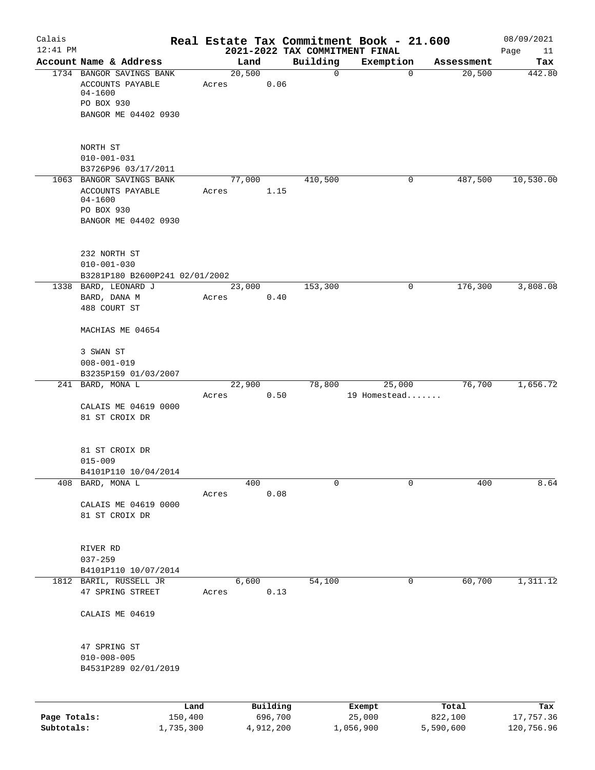# Real Estate Tax Commitment Book - 21.600

## 2021-2022 TAX COMMITMENT FINAL

Calais
12:41 PM
08/09/2021

| Account Name & Address | Land | Building | Exemption | Assessment | Tax |
|---|---|---|---|---|---|
| 1734 BANGOR SAVINGS BANK<br>ACCOUNTS PAYABLE<br>04-1600<br>PO BOX 930<br>BANGOR ME 04402 0930<br><br>NORTH ST<br>010-001-031<br>B3726P96 03/17/2011 | 20,500<br>Acres 0.06 | 0 | 0 | 20,500 | 442.80 |
| 1063 BANGOR SAVINGS BANK<br>ACCOUNTS PAYABLE<br>04-1600<br>PO BOX 930<br>BANGOR ME 04402 0930<br><br>232 NORTH ST<br>010-001-030<br>B3281P180 B2600P241 02/01/2002 | 77,000<br>Acres 1.15 | 410,500 | 0 | 487,500 | 10,530.00 |
| 1338 BARD, LEONARD J<br>BARD, DANA M<br>488 COURT ST<br><br>MACHIAS ME 04654<br><br>3 SWAN ST<br>008-001-019<br>B3235P159 01/03/2007 | 23,000<br>Acres 0.40 | 153,300 | 0 | 176,300 | 3,808.08 |
| 241 BARD, MONA L<br><br>CALAIS ME 04619 0000<br>81 ST CROIX DR<br><br>81 ST CROIX DR<br>015-009<br>B4101P110 10/04/2014 | 22,900<br>Acres 0.50 | 78,800 | 25,000<br>19 Homestead....... | 76,700 | 1,656.72 |
| 408 BARD, MONA L<br><br>CALAIS ME 04619 0000<br>81 ST CROIX DR<br><br>RIVER RD<br>037-259<br>B4101P110 10/07/2014 | 400<br>Acres 0.08 | 0 | 0 | 400 | 8.64 |
| 1812 BARIL, RUSSELL JR<br>47 SPRING STREET<br><br>CALAIS ME 04619<br><br>47 SPRING ST<br>010-008-005<br>B4531P289 02/01/2019 | 6,600<br>Acres 0.13 | 54,100 | 0 | 60,700 | 1,311.12 |

| | Land | Building | Exempt | Total | Tax |
|---|---|---|---|---|---|
| Page Totals: | 150,400 | 696,700 | 25,000 | 822,100 | 17,757.36 |
| Subtotals: | 1,735,300 | 4,912,200 | 1,056,900 | 5,590,600 | 120,756.96 |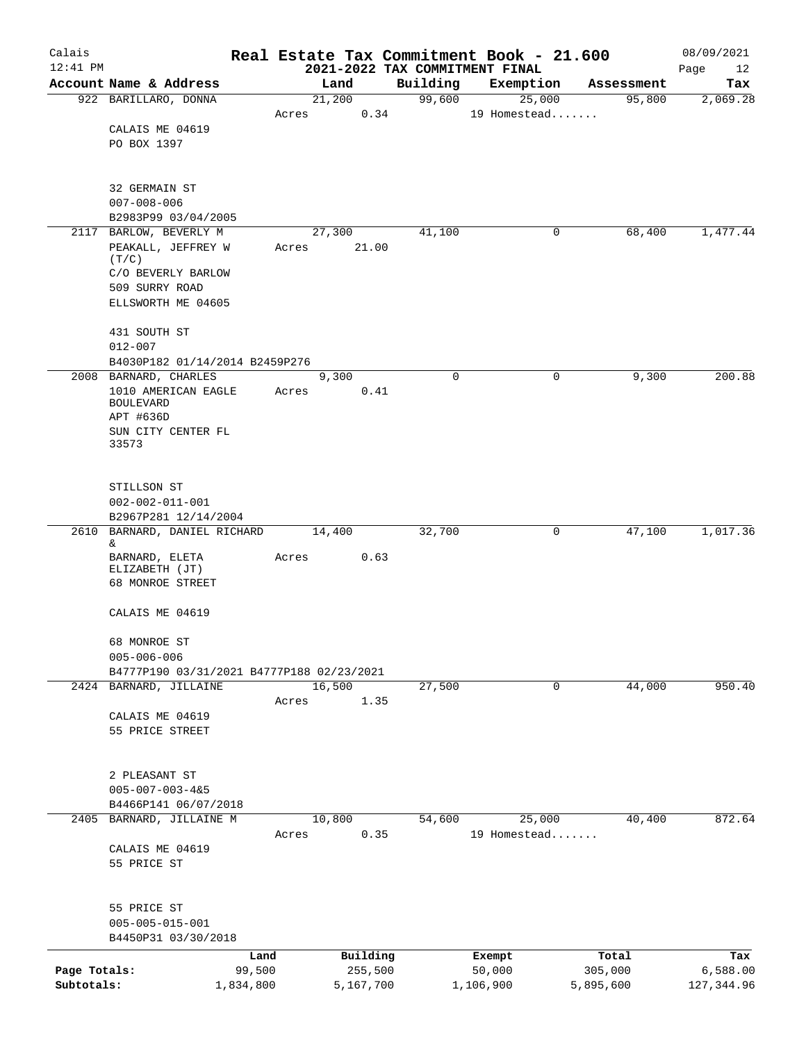# Real Estate Tax Commitment Book - 21.600

## 2021-2022 TAX COMMITMENT FINAL

Calais, 12:41 PM, 08/09/2021

| Account Name & Address | Land | Building | Exemption | Assessment | Tax |
|---|---|---|---|---|---|
| 922 BARILLARO, DONNA | 21,200 | 99,600 | 25,000 | 95,800 | 2,069.28 |
| | Acres 0.34 | | 19 Homestead....... | | |
| CALAIS ME 04619 | | | | | |
| PO BOX 1397 | | | | | |
| 32 GERMAIN ST | | | | | |
| 007-008-006 | | | | | |
| B2983P99 03/04/2005 | | | | | |
| 2117 BARLOW, BEVERLY M | 27,300 | 41,100 | 0 | 68,400 | 1,477.44 |
| PEAKALL, JEFFREY W (T/C) | Acres 21.00 | | | | |
| C/O BEVERLY BARLOW | | | | | |
| 509 SURRY ROAD | | | | | |
| ELLSWORTH ME 04605 | | | | | |
| 431 SOUTH ST | | | | | |
| 012-007 | | | | | |
| B4030P182 01/14/2014 B2459P276 | | | | | |
| 2008 BARNARD, CHARLES | 9,300 | 0 | 0 | 9,300 | 200.88 |
| 1010 AMERICAN EAGLE BOULEVARD | Acres 0.41 | | | | |
| APT #636D | | | | | |
| SUN CITY CENTER FL 33573 | | | | | |
| STILLSON ST | | | | | |
| 002-002-011-001 | | | | | |
| B2967P281 12/14/2004 | | | | | |
| 2610 BARNARD, DANIEL RICHARD & | 14,400 | 32,700 | 0 | 47,100 | 1,017.36 |
| BARNARD, ELETA ELIZABETH (JT) | Acres 0.63 | | | | |
| 68 MONROE STREET | | | | | |
| CALAIS ME 04619 | | | | | |
| 68 MONROE ST | | | | | |
| 005-006-006 | | | | | |
| B4777P190 03/31/2021 B4777P188 02/23/2021 | | | | | |
| 2424 BARNARD, JILLAINE | 16,500 | 27,500 | 0 | 44,000 | 950.40 |
| | Acres 1.35 | | | | |
| CALAIS ME 04619 | | | | | |
| 55 PRICE STREET | | | | | |
| 2 PLEASANT ST | | | | | |
| 005-007-003-4&5 | | | | | |
| B4466P141 06/07/2018 | | | | | |
| 2405 BARNARD, JILLAINE M | 10,800 | 54,600 | 25,000 | 40,400 | 872.64 |
| | Acres 0.35 | | 19 Homestead....... | | |
| CALAIS ME 04619 | | | | | |
| 55 PRICE ST | | | | | |
| 55 PRICE ST | | | | | |
| 005-005-015-001 | | | | | |
| B4450P31 03/30/2018 | | | | | |

| | Land | Building | Exempt | Total | Tax |
|---|---|---|---|---|---|
| Page Totals: | 99,500 | 255,500 | 50,000 | 305,000 | 6,588.00 |
| Subtotals: | 1,834,800 | 5,167,700 | 1,106,900 | 5,895,600 | 127,344.96 |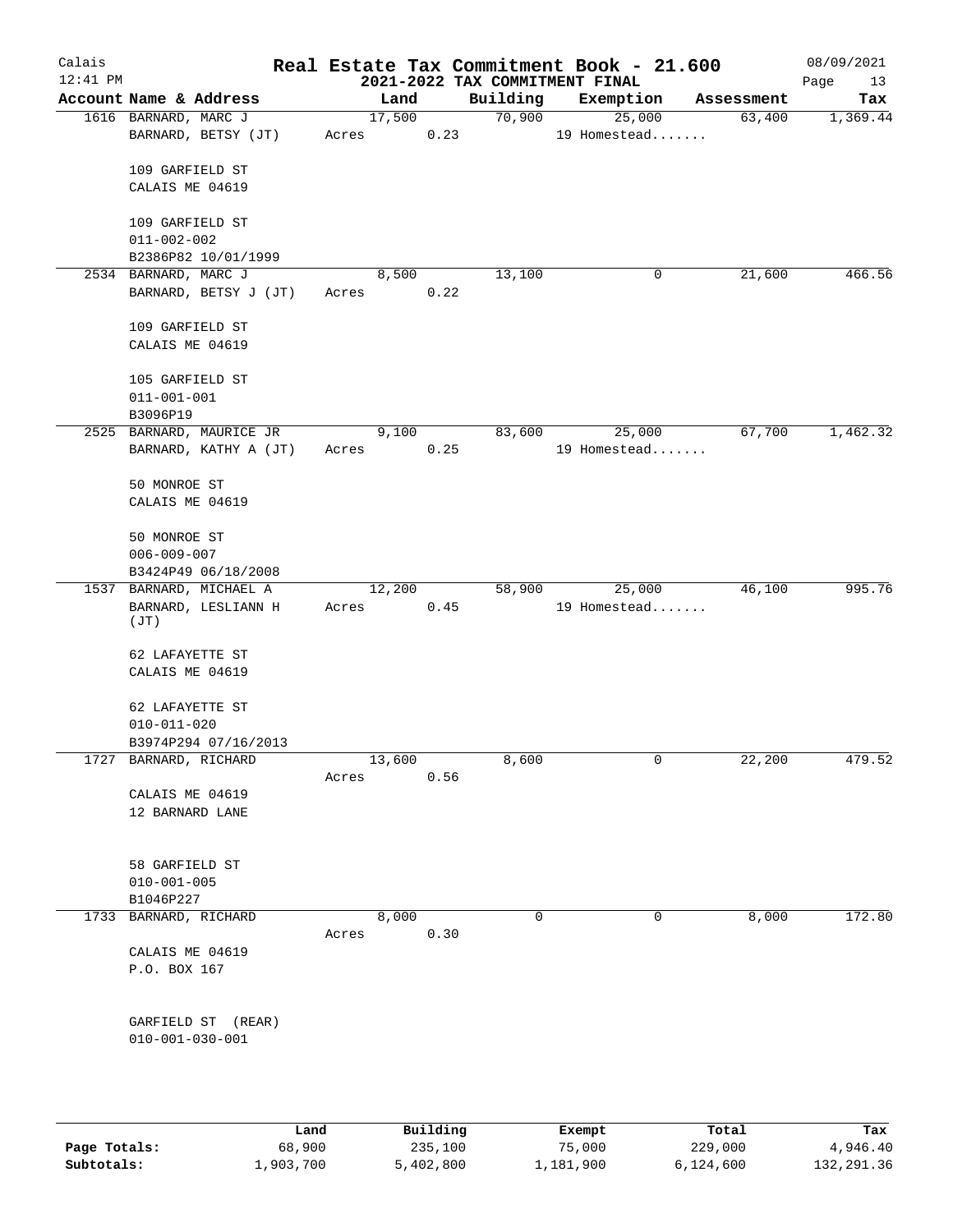# Calais — Real Estate Tax Commitment Book - 21.600

12:41 PM — 2021-2022 TAX COMMITMENT FINAL — 08/09/2021

| Account Name & Address | Land | Building | Exemption | Assessment | Tax |
|---|---|---|---|---|---|
| 1616 BARNARD, MARC J<br>BARNARD, BETSY (JT)<br><br>109 GARFIELD ST<br>CALAIS ME 04619<br><br>109 GARFIELD ST<br>011-002-002<br>B2386P82 10/01/1999 | 17,500<br>Acres 0.23 | 70,900 | 25,000<br>19 Homestead....... | 63,400 | 1,369.44 |
| 2534 BARNARD, MARC J<br>BARNARD, BETSY J (JT)<br><br>109 GARFIELD ST<br>CALAIS ME 04619<br><br>105 GARFIELD ST<br>011-001-001<br>B3096P19 | 8,500<br>Acres 0.22 | 13,100 | 0 | 21,600 | 466.56 |
| 2525 BARNARD, MAURICE JR<br>BARNARD, KATHY A (JT)<br><br>50 MONROE ST<br>CALAIS ME 04619<br><br>50 MONROE ST<br>006-009-007<br>B3424P49 06/18/2008 | 9,100<br>Acres 0.25 | 83,600 | 25,000<br>19 Homestead....... | 67,700 | 1,462.32 |
| 1537 BARNARD, MICHAEL A<br>BARNARD, LESLIANN H (JT)<br><br>62 LAFAYETTE ST<br>CALAIS ME 04619<br><br>62 LAFAYETTE ST<br>010-011-020<br>B3974P294 07/16/2013 | 12,200<br>Acres 0.45 | 58,900 | 25,000<br>19 Homestead....... | 46,100 | 995.76 |
| 1727 BARNARD, RICHARD<br><br>CALAIS ME 04619<br>12 BARNARD LANE<br><br>58 GARFIELD ST<br>010-001-005<br>B1046P227 | 13,600<br>Acres 0.56 | 8,600 | 0 | 22,200 | 479.52 |
| 1733 BARNARD, RICHARD<br><br>CALAIS ME 04619<br>P.O. BOX 167<br><br>GARFIELD ST (REAR)<br>010-001-030-001 | 8,000<br>Acres 0.30 | 0 | 0 | 8,000 | 172.80 |

| | Land | Building | Exempt | Total | Tax |
|---|---|---|---|---|---|
| Page Totals: | 68,900 | 235,100 | 75,000 | 229,000 | 4,946.40 |
| Subtotals: | 1,903,700 | 5,402,800 | 1,181,900 | 6,124,600 | 132,291.36 |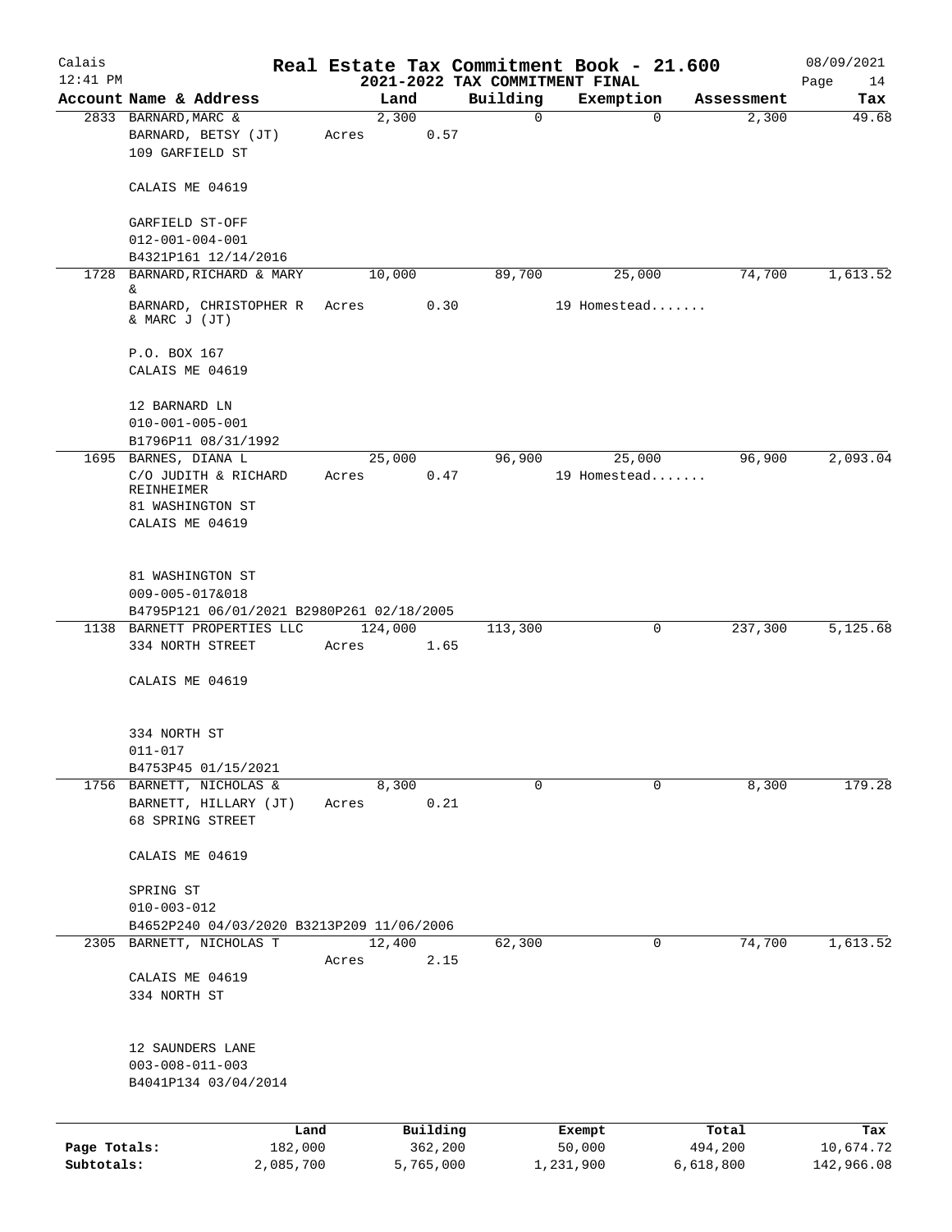# Real Estate Tax Commitment Book - 21.600

## 2021-2022 TAX COMMITMENT FINAL

Calais
12:41 PM
08/09/2021

| Account | Name & Address | Land | Building | Exemption | Assessment | Tax |
|---|---|---|---|---|---|---|
| 2833 | BARNARD, MARC & <br> BARNARD, BETSY (JT) <br> 109 GARFIELD ST <br> CALAIS ME 04619 <br> GARFIELD ST-OFF <br> 012-001-004-001 <br> B4321P161 12/14/2016 | 2,300 <br> Acres 0.57 | 0 | 0 | 2,300 | 49.68 |
| 1728 | BARNARD, RICHARD & MARY & <br> BARNARD, CHRISTOPHER R & MARC J (JT) <br> P.O. BOX 167 <br> CALAIS ME 04619 <br> 12 BARNARD LN <br> 010-001-005-001 <br> B1796P11 08/31/1992 | 10,000 <br> Acres 0.30 | 89,700 | 25,000 <br> 19 Homestead....... | 74,700 | 1,613.52 |
| 1695 | BARNES, DIANA L <br> C/O JUDITH & RICHARD REINHEIMER <br> 81 WASHINGTON ST <br> CALAIS ME 04619 <br> 81 WASHINGTON ST <br> 009-005-017&018 <br> B4795P121 06/01/2021 B2980P261 02/18/2005 | 25,000 <br> Acres 0.47 | 96,900 | 25,000 <br> 19 Homestead....... | 96,900 | 2,093.04 |
| 1138 | BARNETT PROPERTIES LLC <br> 334 NORTH STREET <br> CALAIS ME 04619 <br> 334 NORTH ST <br> 011-017 <br> B4753P45 01/15/2021 | 124,000 <br> Acres 1.65 | 113,300 | 0 | 237,300 | 5,125.68 |
| 1756 | BARNETT, NICHOLAS & <br> BARNETT, HILLARY (JT) <br> 68 SPRING STREET <br> CALAIS ME 04619 <br> SPRING ST <br> 010-003-012 <br> B4652P240 04/03/2020 B3213P209 11/06/2006 | 8,300 <br> Acres 0.21 | 0 | 0 | 8,300 | 179.28 |
| 2305 | BARNETT, NICHOLAS T <br> CALAIS ME 04619 <br> 334 NORTH ST <br> 12 SAUNDERS LANE <br> 003-008-011-003 <br> B4041P134 03/04/2014 | 12,400 <br> Acres 2.15 | 62,300 | 0 | 74,700 | 1,613.52 |

| | Land | Building | Exempt | Total | Tax |
|---|---|---|---|---|---|
| Page Totals: | 182,000 | 362,200 | 50,000 | 494,200 | 10,674.72 |
| Subtotals: | 2,085,700 | 5,765,000 | 1,231,900 | 6,618,800 | 142,966.08 |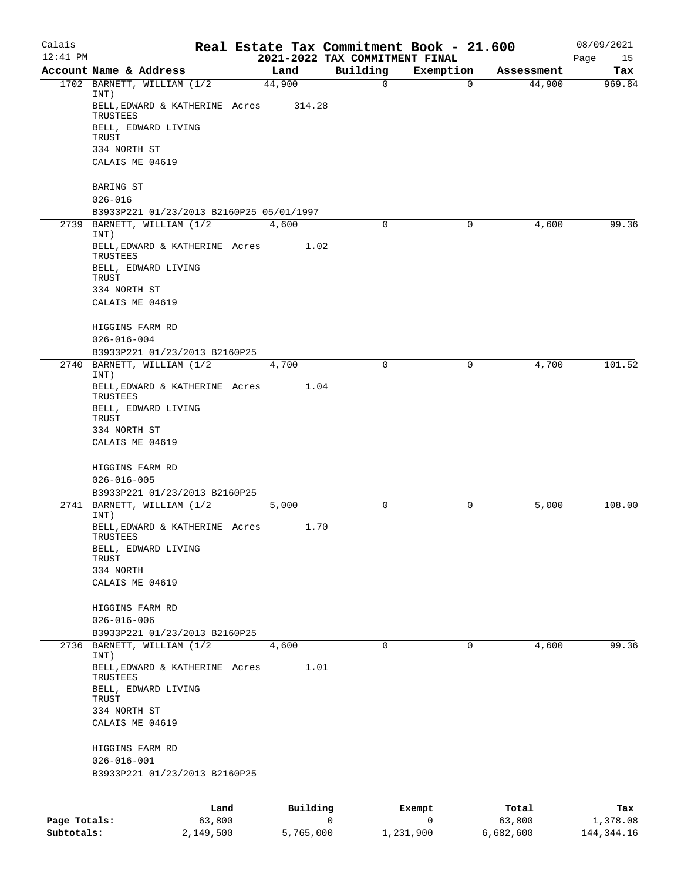# Real Estate Tax Commitment Book - 21.600

## 2021-2022 TAX COMMITMENT FINAL

Calais 12:41 PM — 08/09/2021

| Account Name & Address | Land | Building | Exemption | Assessment | Tax |
|---|---|---|---|---|---|
| 1702 BARNETT, WILLIAM (1/2 INT)<br>BELL,EDWARD & KATHERINE TRUSTEES<br>BELL, EDWARD LIVING TRUST<br>334 NORTH ST<br>CALAIS ME 04619<br><br>BARING ST<br>026-016<br>B3933P221 01/23/2013 B2160P25 05/01/1997 | 44,900<br>Acres 314.28 | 0 | 0 | 44,900 | 969.84 |
| 2739 BARNETT, WILLIAM (1/2 INT)<br>BELL,EDWARD & KATHERINE TRUSTEES<br>BELL, EDWARD LIVING TRUST<br>334 NORTH ST<br>CALAIS ME 04619<br><br>HIGGINS FARM RD<br>026-016-004<br>B3933P221 01/23/2013 B2160P25 | 4,600<br>Acres 1.02 | 0 | 0 | 4,600 | 99.36 |
| 2740 BARNETT, WILLIAM (1/2 INT)<br>BELL,EDWARD & KATHERINE TRUSTEES<br>BELL, EDWARD LIVING TRUST<br>334 NORTH ST<br>CALAIS ME 04619<br><br>HIGGINS FARM RD<br>026-016-005<br>B3933P221 01/23/2013 B2160P25 | 4,700<br>Acres 1.04 | 0 | 0 | 4,700 | 101.52 |
| 2741 BARNETT, WILLIAM (1/2 INT)<br>BELL,EDWARD & KATHERINE TRUSTEES<br>BELL, EDWARD LIVING TRUST<br>334 NORTH<br>CALAIS ME 04619<br><br>HIGGINS FARM RD<br>026-016-006<br>B3933P221 01/23/2013 B2160P25 | 5,000<br>Acres 1.70 | 0 | 0 | 5,000 | 108.00 |
| 2736 BARNETT, WILLIAM (1/2 INT)<br>BELL,EDWARD & KATHERINE TRUSTEES<br>BELL, EDWARD LIVING TRUST<br>334 NORTH ST<br>CALAIS ME 04619<br><br>HIGGINS FARM RD<br>026-016-001<br>B3933P221 01/23/2013 B2160P25 | 4,600<br>Acres 1.01 | 0 | 0 | 4,600 | 99.36 |

| | Land | Building | Exempt | Total | Tax |
|---|---|---|---|---|---|
| Page Totals: | 63,800 | 0 | 0 | 63,800 | 1,378.08 |
| Subtotals: | 2,149,500 | 5,765,000 | 1,231,900 | 6,682,600 | 144,344.16 |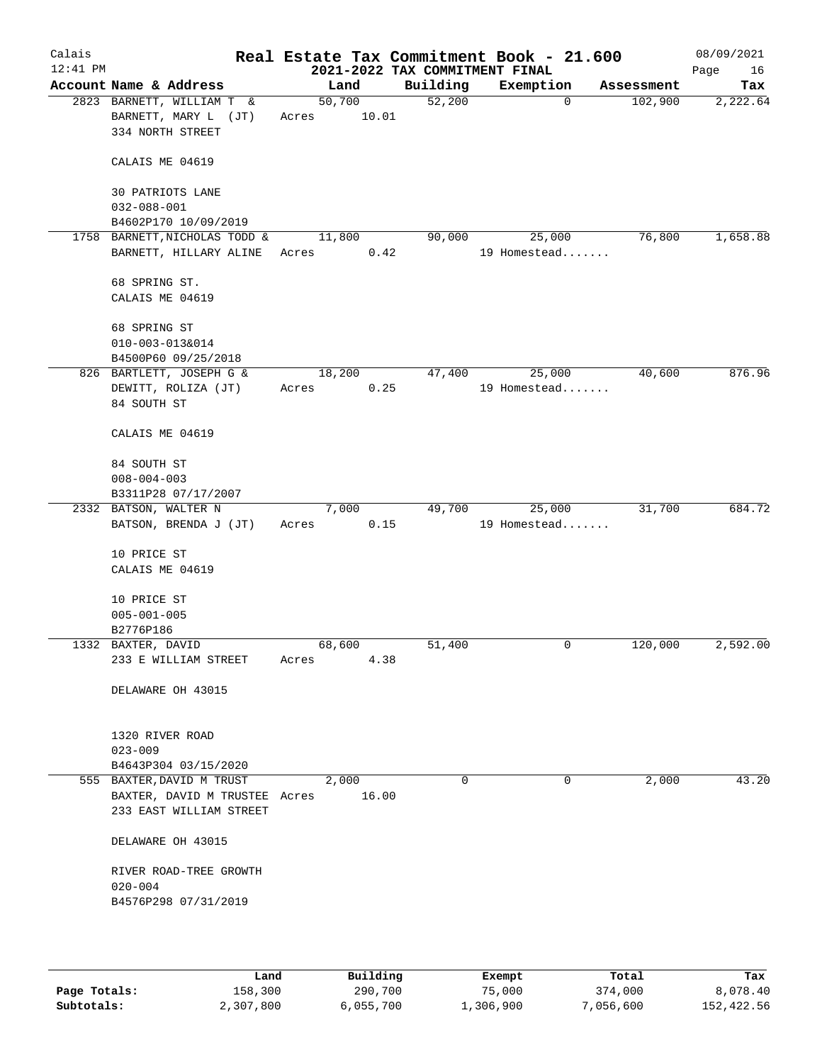Calais
12:41 PM

# Real Estate Tax Commitment Book - 21.600

## 2021-2022 TAX COMMITMENT FINAL

08/09/2021

| Account | Name & Address | Land | Building | Exemption | Assessment | Tax |
|---|---|---|---|---|---|---|
| 2823 | BARNETT, WILLIAM T &<br>BARNETT, MARY L (JT)<br>334 NORTH STREET<br><br>CALAIS ME 04619<br><br>30 PATRIOTS LANE<br>032-088-001<br>B4602P170 10/09/2019 | 50,700<br>Acres 10.01 | 52,200 | 0 | 102,900 | 2,222.64 |
| 1758 | BARNETT, NICHOLAS TODD &<br>BARNETT, HILLARY ALINE<br><br>68 SPRING ST.<br>CALAIS ME 04619<br><br>68 SPRING ST<br>010-003-013&014<br>B4500P60 09/25/2018 | 11,800<br>Acres 0.42 | 90,000 | 25,000<br>19 Homestead....... | 76,800 | 1,658.88 |
| 826 | BARTLETT, JOSEPH G &<br>DEWITT, ROLIZA (JT)<br>84 SOUTH ST<br><br>CALAIS ME 04619<br><br>84 SOUTH ST<br>008-004-003<br>B3311P28 07/17/2007 | 18,200<br>Acres 0.25 | 47,400 | 25,000<br>19 Homestead....... | 40,600 | 876.96 |
| 2332 | BATSON, WALTER N<br>BATSON, BRENDA J (JT)<br><br>10 PRICE ST<br>CALAIS ME 04619<br><br>10 PRICE ST<br>005-001-005<br>B2776P186 | 7,000<br>Acres 0.15 | 49,700 | 25,000<br>19 Homestead....... | 31,700 | 684.72 |
| 1332 | BAXTER, DAVID<br>233 E WILLIAM STREET<br><br>DELAWARE OH 43015<br><br>1320 RIVER ROAD<br>023-009<br>B4643P304 03/15/2020 | 68,600<br>Acres 4.38 | 51,400 | 0 | 120,000 | 2,592.00 |
| 555 | BAXTER, DAVID M TRUST<br>BAXTER, DAVID M TRUSTEE<br>233 EAST WILLIAM STREET<br><br>DELAWARE OH 43015<br><br>RIVER ROAD-TREE GROWTH<br>020-004<br>B4576P298 07/31/2019 | 2,000<br>Acres 16.00 | 0 | 0 | 2,000 | 43.20 |

| | Land | Building | Exempt | Total | Tax |
|---|---|---|---|---|---|
| Page Totals: | 158,300 | 290,700 | 75,000 | 374,000 | 8,078.40 |
| Subtotals: | 2,307,800 | 6,055,700 | 1,306,900 | 7,056,600 | 152,422.56 |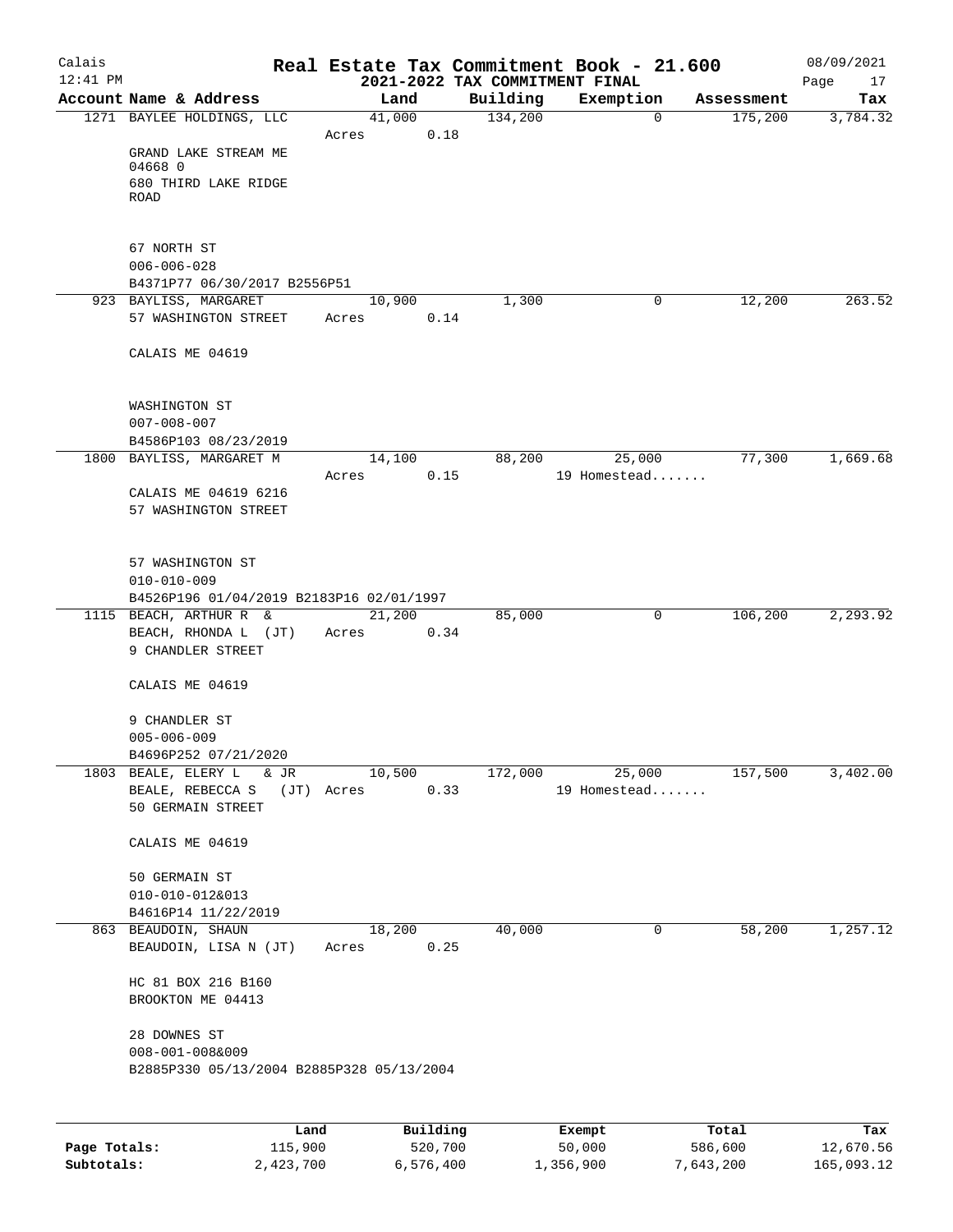Calais

12:41 PM

# Real Estate Tax Commitment Book - 21.600

## 2021-2022 TAX COMMITMENT FINAL

08/09/2021

| Account Name & Address | Land | Building | Exemption | Assessment | Tax |
|---|---|---|---|---|---|
| 1271 BAYLEE HOLDINGS, LLC<br>GRAND LAKE STREAM ME 04668 0<br>680 THIRD LAKE RIDGE ROAD<br><br>67 NORTH ST<br>006-006-028<br>B4371P77 06/30/2017 B2556P51 | 41,000<br>Acres 0.18 | 134,200 | 0 | 175,200 | 3,784.32 |
| 923 BAYLISS, MARGARET<br>57 WASHINGTON STREET<br>CALAIS ME 04619<br><br>WASHINGTON ST<br>007-008-007<br>B4586P103 08/23/2019 | 10,900<br>Acres 0.14 | 1,300 | 0 | 12,200 | 263.52 |
| 1800 BAYLISS, MARGARET M<br>CALAIS ME 04619 6216<br>57 WASHINGTON STREET<br><br>57 WASHINGTON ST<br>010-010-009<br>B4526P196 01/04/2019 B2183P16 02/01/1997 | 14,100<br>Acres 0.15 | 88,200 | 25,000<br>19 Homestead....... | 77,300 | 1,669.68 |
| 1115 BEACH, ARTHUR R &<br>BEACH, RHONDA L (JT)<br>9 CHANDLER STREET<br>CALAIS ME 04619<br><br>9 CHANDLER ST<br>005-006-009<br>B4696P252 07/21/2020 | 21,200<br>Acres 0.34 | 85,000 | 0 | 106,200 | 2,293.92 |
| 1803 BEALE, ELERY L & JR<br>BEALE, REBECCA S (JT)<br>50 GERMAIN STREET<br>CALAIS ME 04619<br><br>50 GERMAIN ST<br>010-010-012&013<br>B4616P14 11/22/2019 | 10,500<br>Acres 0.33 | 172,000 | 25,000<br>19 Homestead....... | 157,500 | 3,402.00 |
| 863 BEAUDOIN, SHAUN<br>BEAUDOIN, LISA N (JT)<br>HC 81 BOX 216 B160<br>BROOKTON ME 04413<br><br>28 DOWNES ST<br>008-001-008&009<br>B2885P330 05/13/2004 B2885P328 05/13/2004 | 18,200<br>Acres 0.25 | 40,000 | 0 | 58,200 | 1,257.12 |

| | Land | Building | Exempt | Total | Tax |
|---|---|---|---|---|---|
| Page Totals: | 115,900 | 520,700 | 50,000 | 586,600 | 12,670.56 |
| Subtotals: | 2,423,700 | 6,576,400 | 1,356,900 | 7,643,200 | 165,093.12 |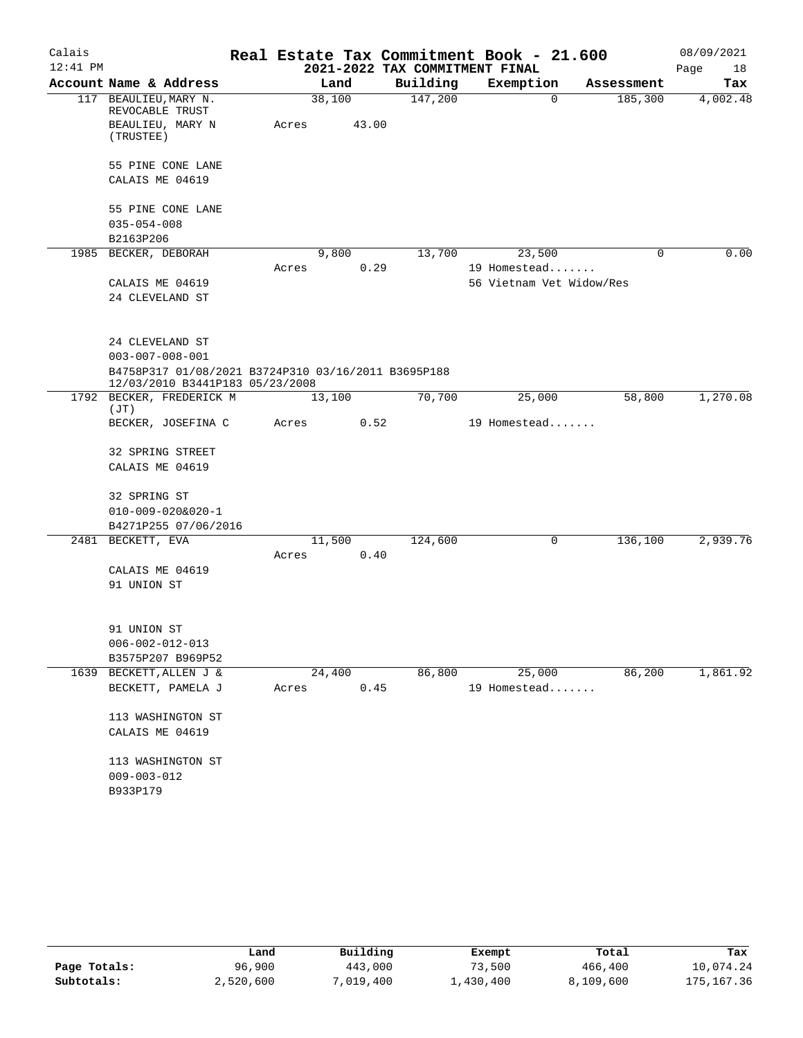# Real Estate Tax Commitment Book - 21.600

Calais 12:41 PM — 2021-2022 TAX COMMITMENT FINAL — 08/09/2021

| Account Name & Address | Land | Building | Exemption | Assessment | Tax |
|---|---|---|---|---|---|
| 117 BEAULIEU,MARY N. REVOCABLE TRUST<br>BEAULIEU, MARY N (TRUSTEE)<br><br>55 PINE CONE LANE<br>CALAIS ME 04619<br><br>55 PINE CONE LANE<br>035-054-008<br>B2163P206 | 38,100<br>Acres 43.00 | 147,200 | 0 | 185,300 | 4,002.48 |
| 1985 BECKER, DEBORAH<br><br>CALAIS ME 04619<br>24 CLEVELAND ST<br><br>24 CLEVELAND ST<br>003-007-008-001<br>B4758P317 01/08/2021 B3724P310 03/16/2011 B3695P188 12/03/2010 B3441P183 05/23/2008 | 9,800<br>Acres 0.29 | 13,700 | 23,500<br>19 Homestead.......<br>56 Vietnam Vet Widow/Res | 0 | 0.00 |
| 1792 BECKER, FREDERICK M (JT)<br>BECKER, JOSEFINA C<br><br>32 SPRING STREET<br>CALAIS ME 04619<br><br>32 SPRING ST<br>010-009-020&020-1<br>B4271P255 07/06/2016 | 13,100<br>Acres 0.52 | 70,700 | 25,000<br>19 Homestead....... | 58,800 | 1,270.08 |
| 2481 BECKETT, EVA<br><br>CALAIS ME 04619<br>91 UNION ST<br><br>91 UNION ST<br>006-002-012-013<br>B3575P207 B969P52 | 11,500<br>Acres 0.40 | 124,600 | 0 | 136,100 | 2,939.76 |
| 1639 BECKETT,ALLEN J &<br>BECKETT, PAMELA J<br><br>113 WASHINGTON ST<br>CALAIS ME 04619<br><br>113 WASHINGTON ST<br>009-003-012<br>B933P179 | 24,400<br>Acres 0.45 | 86,800 | 25,000<br>19 Homestead....... | 86,200 | 1,861.92 |

| | Land | Building | Exempt | Total | Tax |
|---|---|---|---|---|---|
| Page Totals: | 96,900 | 443,000 | 73,500 | 466,400 | 10,074.24 |
| Subtotals: | 2,520,600 | 7,019,400 | 1,430,400 | 8,109,600 | 175,167.36 |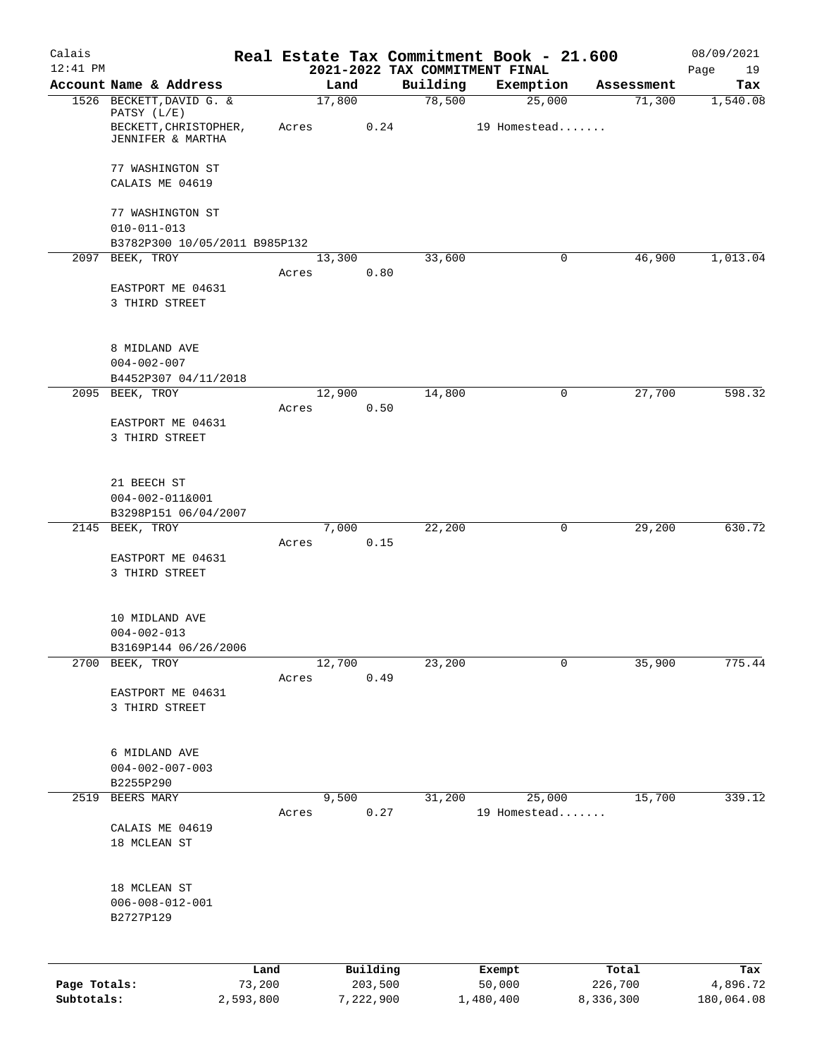# Real Estate Tax Commitment Book - 21.600

Calais
12:41 PM

2021-2022 TAX COMMITMENT FINAL

08/09/2021

| Account | Name & Address | Land | Building | Exemption | Assessment | Tax |
|---|---|---|---|---|---|---|
| 1526 | BECKETT,DAVID G. & PATSY (L/E) | 17,800 | 78,500 | 25,000 | 71,300 | 1,540.08 |
| | BECKETT,CHRISTOPHER, JENNIFER & MARTHA | Acres 0.24 | | 19 Homestead....... | | |
| | 77 WASHINGTON ST | | | | | |
| | CALAIS ME 04619 | | | | | |
| | 77 WASHINGTON ST | | | | | |
| | 010-011-013 | | | | | |
| | B3782P300 10/05/2011 B985P132 | | | | | |
| 2097 | BEEK, TROY | 13,300 | 33,600 | 0 | 46,900 | 1,013.04 |
| | | Acres 0.80 | | | | |
| | EASTPORT ME 04631 | | | | | |
| | 3 THIRD STREET | | | | | |
| | 8 MIDLAND AVE | | | | | |
| | 004-002-007 | | | | | |
| | B4452P307 04/11/2018 | | | | | |
| 2095 | BEEK, TROY | 12,900 | 14,800 | 0 | 27,700 | 598.32 |
| | | Acres 0.50 | | | | |
| | EASTPORT ME 04631 | | | | | |
| | 3 THIRD STREET | | | | | |
| | 21 BEECH ST | | | | | |
| | 004-002-011&001 | | | | | |
| | B3298P151 06/04/2007 | | | | | |
| 2145 | BEEK, TROY | 7,000 | 22,200 | 0 | 29,200 | 630.72 |
| | | Acres 0.15 | | | | |
| | EASTPORT ME 04631 | | | | | |
| | 3 THIRD STREET | | | | | |
| | 10 MIDLAND AVE | | | | | |
| | 004-002-013 | | | | | |
| | B3169P144 06/26/2006 | | | | | |
| 2700 | BEEK, TROY | 12,700 | 23,200 | 0 | 35,900 | 775.44 |
| | | Acres 0.49 | | | | |
| | EASTPORT ME 04631 | | | | | |
| | 3 THIRD STREET | | | | | |
| | 6 MIDLAND AVE | | | | | |
| | 004-002-007-003 | | | | | |
| | B2255P290 | | | | | |
| 2519 | BEERS MARY | 9,500 | 31,200 | 25,000 | 15,700 | 339.12 |
| | | Acres 0.27 | | 19 Homestead....... | | |
| | CALAIS ME 04619 | | | | | |
| | 18 MCLEAN ST | | | | | |
| | 18 MCLEAN ST | | | | | |
| | 006-008-012-001 | | | | | |
| | B2727P129 | | | | | |

| | Land | Building | Exempt | Total | Tax |
|---|---|---|---|---|---|
| Page Totals: | 73,200 | 203,500 | 50,000 | 226,700 | 4,896.72 |
| Subtotals: | 2,593,800 | 7,222,900 | 1,480,400 | 8,336,300 | 180,064.08 |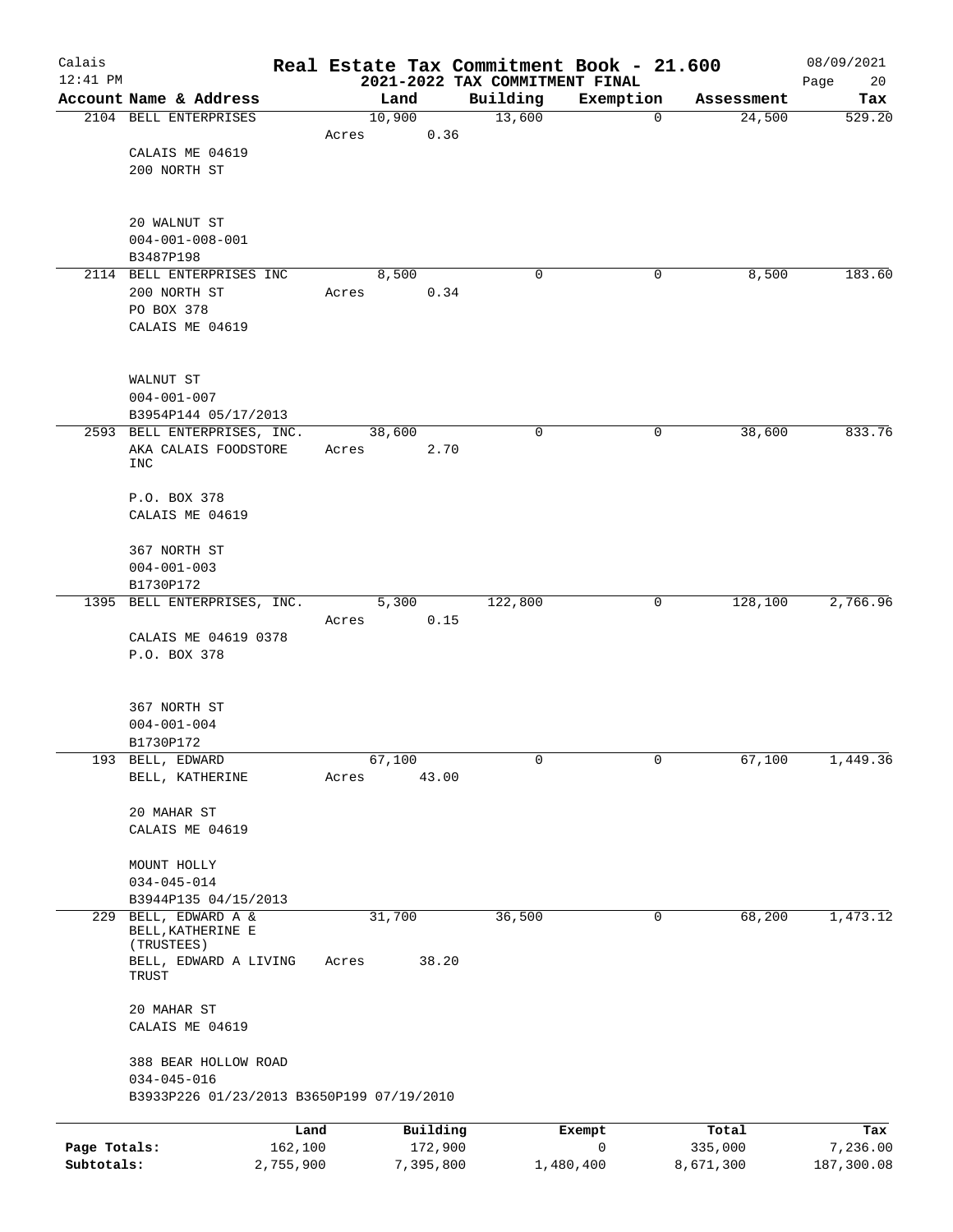# Real Estate Tax Commitment Book - 21.600

## 2021-2022 TAX COMMITMENT FINAL

Calais
12:41 PM
08/09/2021

| Account Name & Address | Land | Building | Exemption | Assessment | Tax |
|---|---|---|---|---|---|
| 2104 BELL ENTERPRISES<br>CALAIS ME 04619<br>200 NORTH ST<br><br>20 WALNUT ST<br>004-001-008-001<br>B3487P198 | 10,900<br>Acres 0.36 | 13,600 | 0 | 24,500 | 529.20 |
| 2114 BELL ENTERPRISES INC<br>200 NORTH ST<br>PO BOX 378<br>CALAIS ME 04619<br><br>WALNUT ST<br>004-001-007<br>B3954P144 05/17/2013 | 8,500<br>Acres 0.34 | 0 | 0 | 8,500 | 183.60 |
| 2593 BELL ENTERPRISES, INC.<br>AKA CALAIS FOODSTORE INC<br><br>P.O. BOX 378<br>CALAIS ME 04619<br><br>367 NORTH ST<br>004-001-003<br>B1730P172 | 38,600<br>Acres 2.70 | 0 | 0 | 38,600 | 833.76 |
| 1395 BELL ENTERPRISES, INC.<br>CALAIS ME 04619 0378<br>P.O. BOX 378<br><br>367 NORTH ST<br>004-001-004<br>B1730P172 | 5,300<br>Acres 0.15 | 122,800 | 0 | 128,100 | 2,766.96 |
| 193 BELL, EDWARD<br>BELL, KATHERINE<br><br>20 MAHAR ST<br>CALAIS ME 04619<br><br>MOUNT HOLLY<br>034-045-014<br>B3944P135 04/15/2013 | 67,100<br>Acres 43.00 | 0 | 0 | 67,100 | 1,449.36 |
| 229 BELL, EDWARD A &<br>BELL, KATHERINE E (TRUSTEES)<br>BELL, EDWARD A LIVING TRUST<br><br>20 MAHAR ST<br>CALAIS ME 04619<br><br>388 BEAR HOLLOW ROAD<br>034-045-016<br>B3933P226 01/23/2013 B3650P199 07/19/2010 | 31,700<br>Acres 38.20 | 36,500 | 0 | 68,200 | 1,473.12 |

| | Land | Building | Exempt | Total | Tax |
|---|---|---|---|---|---|
| Page Totals: | 162,100 | 172,900 | 0 | 335,000 | 7,236.00 |
| Subtotals: | 2,755,900 | 7,395,800 | 1,480,400 | 8,671,300 | 187,300.08 |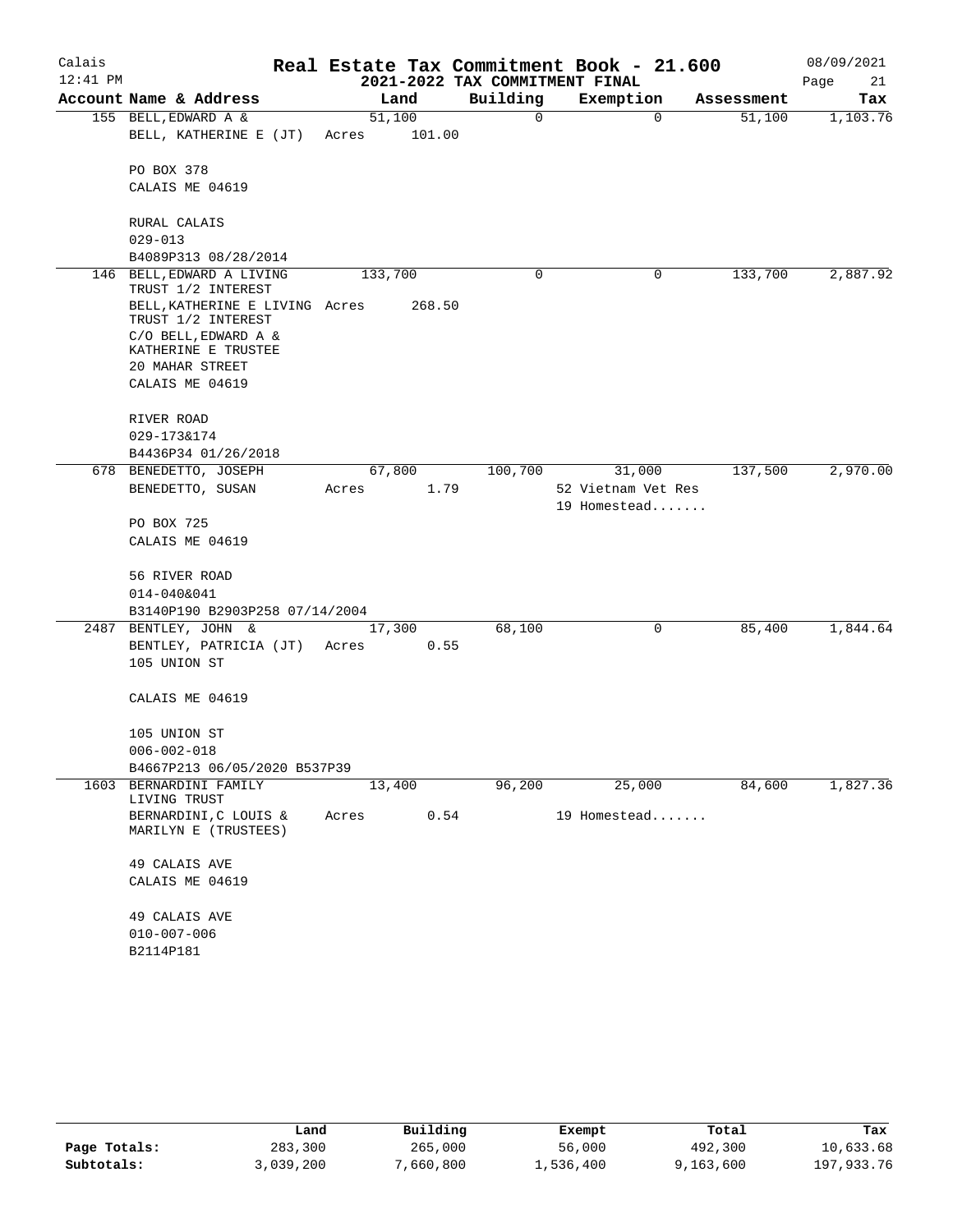# Real Estate Tax Commitment Book - 21.600

## 2021-2022 TAX COMMITMENT FINAL

Calais 12:41 PM — 08/09/2021

| Account Name & Address | Land | Building | Exemption | Assessment | Tax |
|---|---|---|---|---|---|
| 155 BELL,EDWARD A & | 51,100 | 0 | 0 | 51,100 | 1,103.76 |
| BELL, KATHERINE E (JT) | Acres 101.00 | | | | |
| PO BOX 378 | | | | | |
| CALAIS ME 04619 | | | | | |
| RURAL CALAIS | | | | | |
| 029-013 | | | | | |
| B4089P313 08/28/2014 | | | | | |
| 146 BELL,EDWARD A LIVING TRUST 1/2 INTEREST | 133,700 | 0 | 0 | 133,700 | 2,887.92 |
| BELL,KATHERINE E LIVING TRUST 1/2 INTEREST | Acres 268.50 | | | | |
| C/O BELL,EDWARD A & KATHERINE E TRUSTEE | | | | | |
| 20 MAHAR STREET | | | | | |
| CALAIS ME 04619 | | | | | |
| RIVER ROAD | | | | | |
| 029-173&174 | | | | | |
| B4436P34 01/26/2018 | | | | | |
| 678 BENEDETTO, JOSEPH | 67,800 | 100,700 | 31,000 | 137,500 | 2,970.00 |
| BENEDETTO, SUSAN | Acres 1.79 | | 52 Vietnam Vet Res | | |
| | | | 19 Homestead....... | | |
| PO BOX 725 | | | | | |
| CALAIS ME 04619 | | | | | |
| 56 RIVER ROAD | | | | | |
| 014-040&041 | | | | | |
| B3140P190 B2903P258 07/14/2004 | | | | | |
| 2487 BENTLEY, JOHN & | 17,300 | 68,100 | 0 | 85,400 | 1,844.64 |
| BENTLEY, PATRICIA (JT) | Acres 0.55 | | | | |
| 105 UNION ST | | | | | |
| CALAIS ME 04619 | | | | | |
| 105 UNION ST | | | | | |
| 006-002-018 | | | | | |
| B4667P213 06/05/2020 B537P39 | | | | | |
| 1603 BERNARDINI FAMILY LIVING TRUST | 13,400 | 96,200 | 25,000 | 84,600 | 1,827.36 |
| BERNARDINI,C LOUIS & MARILYN E (TRUSTEES) | Acres 0.54 | | 19 Homestead....... | | |
| 49 CALAIS AVE | | | | | |
| CALAIS ME 04619 | | | | | |
| 49 CALAIS AVE | | | | | |
| 010-007-006 | | | | | |
| B2114P181 | | | | | |

| | Land | Building | Exempt | Total | Tax |
|---|---|---|---|---|---|
| Page Totals: | 283,300 | 265,000 | 56,000 | 492,300 | 10,633.68 |
| Subtotals: | 3,039,200 | 7,660,800 | 1,536,400 | 9,163,600 | 197,933.76 |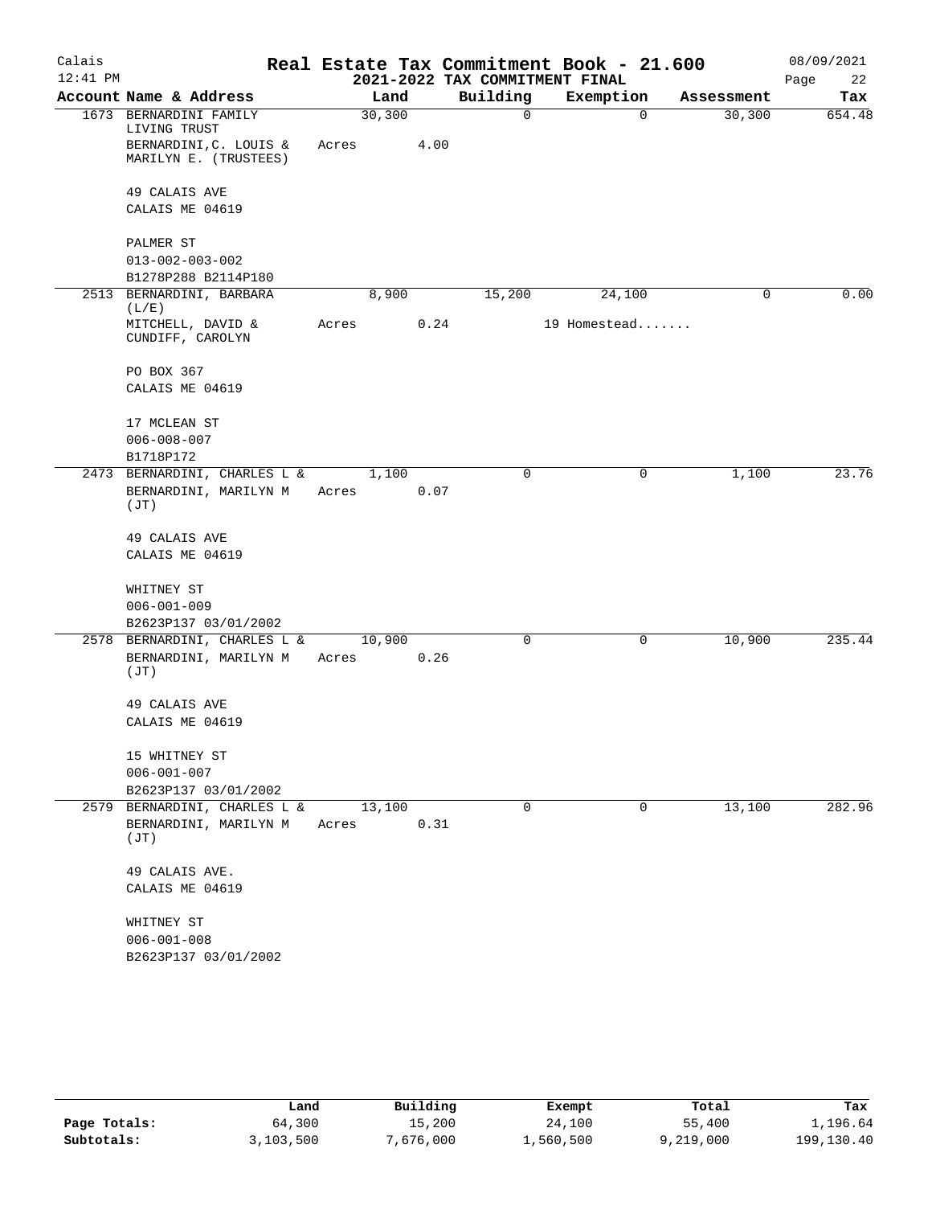# Real Estate Tax Commitment Book - 21.600

Calais 12:41 PM — 2021-2022 TAX COMMITMENT FINAL — 08/09/2021

| Account Name & Address | Land | Building | Exemption | Assessment | Tax |
|---|---|---|---|---|---|
| 1673 BERNARDINI FAMILY LIVING TRUST<br>BERNARDINI,C. LOUIS & MARILYN E. (TRUSTEES)<br><br>49 CALAIS AVE<br>CALAIS ME 04619<br><br>PALMER ST<br>013-002-003-002<br>B1278P288 B2114P180 | 30,300<br>Acres 4.00 | 0 | 0 | 30,300 | 654.48 |
| 2513 BERNARDINI, BARBARA (L/E)<br>MITCHELL, DAVID & CUNDIFF, CAROLYN<br><br>PO BOX 367<br>CALAIS ME 04619<br><br>17 MCLEAN ST<br>006-008-007<br>B1718P172 | 8,900<br>Acres 0.24 | 15,200 | 24,100<br>19 Homestead....... | 0 | 0.00 |
| 2473 BERNARDINI, CHARLES L &<br>BERNARDINI, MARILYN M (JT)<br><br>49 CALAIS AVE<br>CALAIS ME 04619<br><br>WHITNEY ST<br>006-001-009<br>B2623P137 03/01/2002 | 1,100<br>Acres 0.07 | 0 | 0 | 1,100 | 23.76 |
| 2578 BERNARDINI, CHARLES L &<br>BERNARDINI, MARILYN M (JT)<br><br>49 CALAIS AVE<br>CALAIS ME 04619<br><br>15 WHITNEY ST<br>006-001-007<br>B2623P137 03/01/2002 | 10,900<br>Acres 0.26 | 0 | 0 | 10,900 | 235.44 |
| 2579 BERNARDINI, CHARLES L &<br>BERNARDINI, MARILYN M (JT)<br><br>49 CALAIS AVE.<br>CALAIS ME 04619<br><br>WHITNEY ST<br>006-001-008<br>B2623P137 03/01/2002 | 13,100<br>Acres 0.31 | 0 | 0 | 13,100 | 282.96 |

| | Land | Building | Exempt | Total | Tax |
|---|---|---|---|---|---|
| Page Totals: | 64,300 | 15,200 | 24,100 | 55,400 | 1,196.64 |
| Subtotals: | 3,103,500 | 7,676,000 | 1,560,500 | 9,219,000 | 199,130.40 |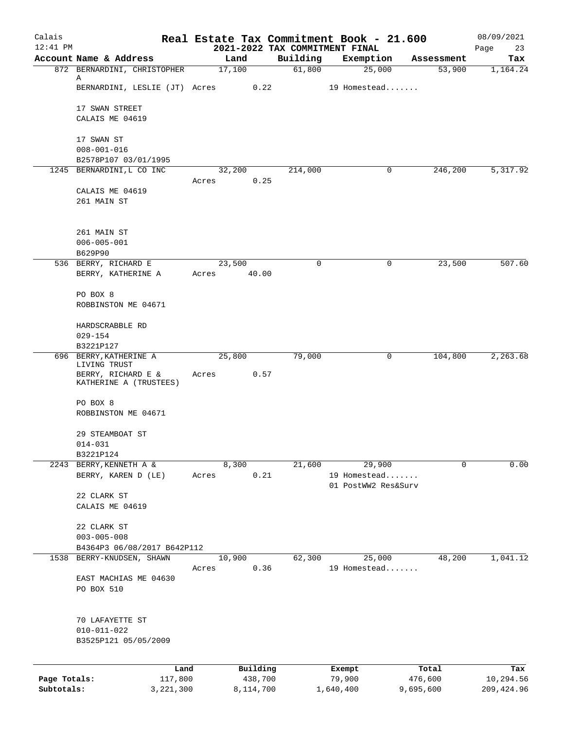# Real Estate Tax Commitment Book - 21.600

## 2021-2022 TAX COMMITMENT FINAL

Calais 12:41 PM — 08/09/2021

| Account Name & Address | Land | Building | Exemption | Assessment | Tax |
|---|---|---|---|---|---|
| 872 BERNARDINI, CHRISTOPHER A<br>BERNARDINI, LESLIE (JT)<br><br>17 SWAN STREET<br>CALAIS ME 04619<br><br>17 SWAN ST<br>008-001-016<br>B2578P107 03/01/1995 | 17,100<br>Acres 0.22 | 61,800 | 25,000<br>19 Homestead....... | 53,900 | 1,164.24 |
| 1245 BERNARDINI,L CO INC<br><br>CALAIS ME 04619<br>261 MAIN ST<br><br>261 MAIN ST<br>006-005-001<br>B629P90 | 32,200<br>Acres 0.25 | 214,000 | 0 | 246,200 | 5,317.92 |
| 536 BERRY, RICHARD E<br>BERRY, KATHERINE A<br><br>PO BOX 8<br>ROBBINSTON ME 04671<br><br>HARDSCRABBLE RD<br>029-154<br>B3221P127 | 23,500<br>Acres 40.00 | 0 | 0 | 23,500 | 507.60 |
| 696 BERRY,KATHERINE A LIVING TRUST<br>BERRY, RICHARD E & KATHERINE A (TRUSTEES)<br><br>PO BOX 8<br>ROBBINSTON ME 04671<br><br>29 STEAMBOAT ST<br>014-031<br>B3221P124 | 25,800<br>Acres 0.57 | 79,000 | 0 | 104,800 | 2,263.68 |
| 2243 BERRY,KENNETH A &<br>BERRY, KAREN D (LE)<br><br>22 CLARK ST<br>CALAIS ME 04619<br><br>22 CLARK ST<br>003-005-008<br>B4364P3 06/08/2017 B642P112 | 8,300<br>Acres 0.21 | 21,600 | 29,900<br>19 Homestead.......<br>01 PostWW2 Res&Surv | 0 | 0.00 |
| 1538 BERRY-KNUDSEN, SHAWN<br><br>EAST MACHIAS ME 04630<br>PO BOX 510<br><br>70 LAFAYETTE ST<br>010-011-022<br>B3525P121 05/05/2009 | 10,900<br>Acres 0.36 | 62,300 | 25,000<br>19 Homestead....... | 48,200 | 1,041.12 |

| | Land | Building | Exempt | Total | Tax |
|---|---|---|---|---|---|
| Page Totals: | 117,800 | 438,700 | 79,900 | 476,600 | 10,294.56 |
| Subtotals: | 3,221,300 | 8,114,700 | 1,640,400 | 9,695,600 | 209,424.96 |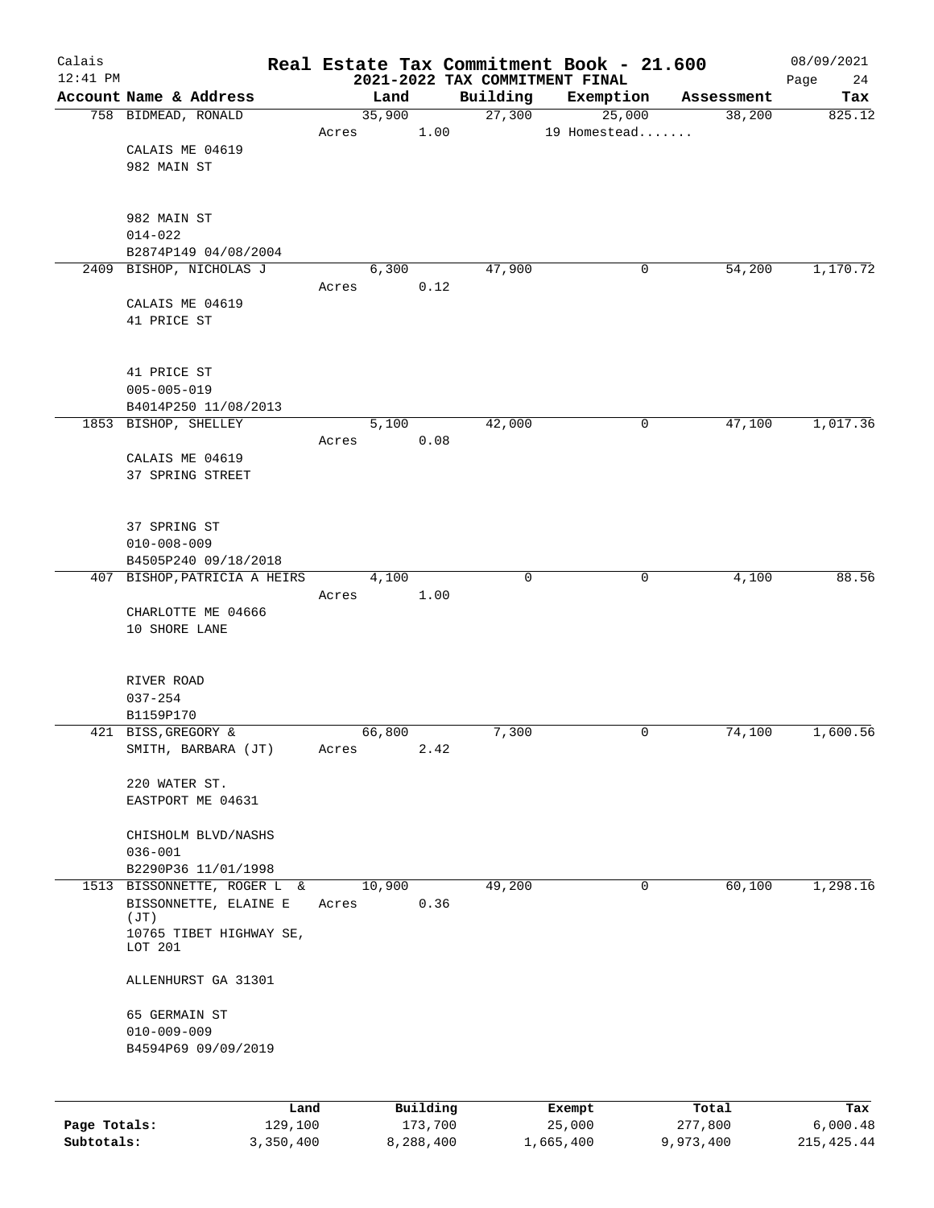# Real Estate Tax Commitment Book - 21.600

## 2021-2022 TAX COMMITMENT FINAL

Calais 12:41 PM — 08/09/2021

| Account Name & Address | Land | Building | Exemption | Assessment | Tax |
|---|---|---|---|---|---|
| 758 BIDMEAD, RONALD<br>CALAIS ME 04619<br>982 MAIN ST<br><br>982 MAIN ST<br>014-022<br>B2874P149 04/08/2004 | 35,900<br>Acres 1.00 | 27,300 | 25,000<br>19 Homestead....... | 38,200 | 825.12 |
| 2409 BISHOP, NICHOLAS J<br>CALAIS ME 04619<br>41 PRICE ST<br><br>41 PRICE ST<br>005-005-019<br>B4014P250 11/08/2013 | 6,300<br>Acres 0.12 | 47,900 | 0 | 54,200 | 1,170.72 |
| 1853 BISHOP, SHELLEY<br>CALAIS ME 04619<br>37 SPRING STREET<br><br>37 SPRING ST<br>010-008-009<br>B4505P240 09/18/2018 | 5,100<br>Acres 0.08 | 42,000 | 0 | 47,100 | 1,017.36 |
| 407 BISHOP, PATRICIA A HEIRS<br>CHARLOTTE ME 04666<br>10 SHORE LANE<br><br>RIVER ROAD<br>037-254<br>B1159P170 | 4,100<br>Acres 1.00 | 0 | 0 | 4,100 | 88.56 |
| 421 BISS, GREGORY &<br>SMITH, BARBARA (JT)<br>220 WATER ST.<br>EASTPORT ME 04631<br><br>CHISHOLM BLVD/NASHS<br>036-001<br>B2290P36 11/01/1998 | 66,800<br>Acres 2.42 | 7,300 | 0 | 74,100 | 1,600.56 |
| 1513 BISSONNETTE, ROGER L &<br>BISSONNETTE, ELAINE E (JT)<br>10765 TIBET HIGHWAY SE, LOT 201<br>ALLENHURST GA 31301<br><br>65 GERMAIN ST<br>010-009-009<br>B4594P69 09/09/2019 | 10,900<br>Acres 0.36 | 49,200 | 0 | 60,100 | 1,298.16 |

| | Land | Building | Exempt | Total | Tax |
|---|---|---|---|---|---|
| Page Totals: | 129,100 | 173,700 | 25,000 | 277,800 | 6,000.48 |
| Subtotals: | 3,350,400 | 8,288,400 | 1,665,400 | 9,973,400 | 215,425.44 |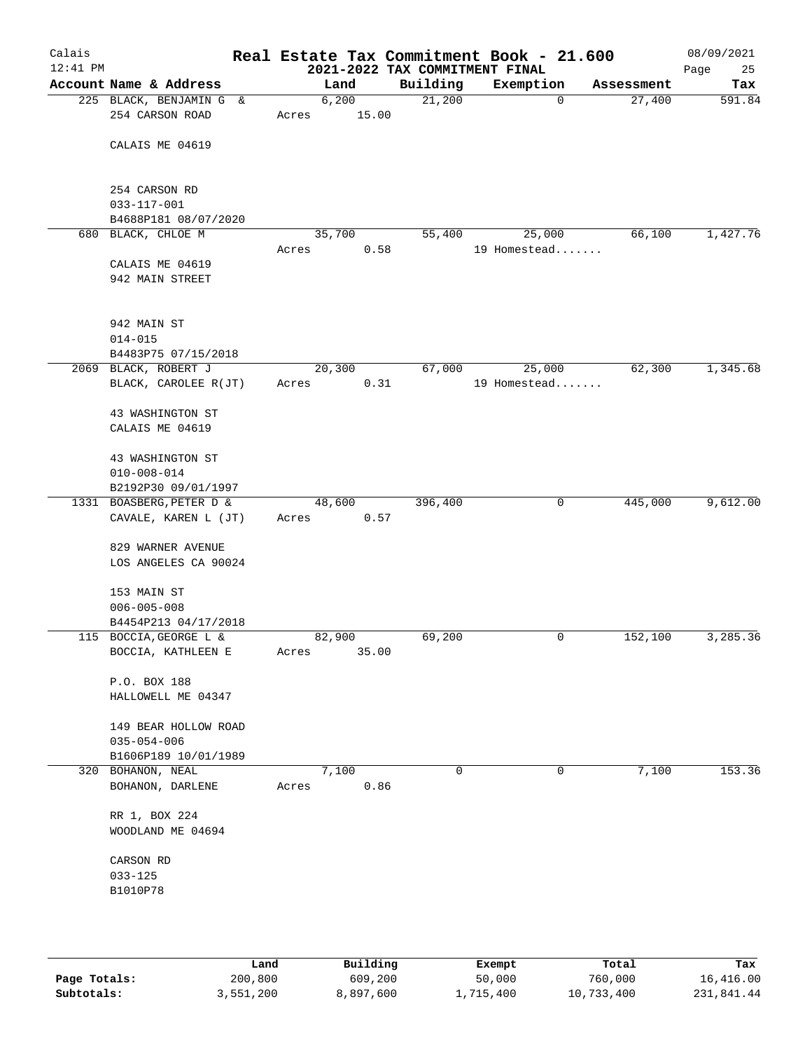# Real Estate Tax Commitment Book - 21.600

Calais
12:41 PM

2021-2022 TAX COMMITMENT FINAL

08/09/2021

| Account Name & Address | Land | Building | Exemption | Assessment | Tax |
|---|---|---|---|---|---|
| 225 BLACK, BENJAMIN G & | 6,200 | 21,200 | 0 | 27,400 | 591.84 |
| 254 CARSON ROAD | Acres 15.00 | | | | |
| CALAIS ME 04619 | | | | | |
| 254 CARSON RD | | | | | |
| 033-117-001 | | | | | |
| B4688P181 08/07/2020 | | | | | |
| 680 BLACK, CHLOE M | 35,700 | 55,400 | 25,000 | 66,100 | 1,427.76 |
| | Acres 0.58 | | 19 Homestead....... | | |
| CALAIS ME 04619 | | | | | |
| 942 MAIN STREET | | | | | |
| 942 MAIN ST | | | | | |
| 014-015 | | | | | |
| B4483P75 07/15/2018 | | | | | |
| 2069 BLACK, ROBERT J | 20,300 | 67,000 | 25,000 | 62,300 | 1,345.68 |
| BLACK, CAROLEE R(JT) | Acres 0.31 | | 19 Homestead....... | | |
| 43 WASHINGTON ST | | | | | |
| CALAIS ME 04619 | | | | | |
| 43 WASHINGTON ST | | | | | |
| 010-008-014 | | | | | |
| B2192P30 09/01/1997 | | | | | |
| 1331 BOASBERG, PETER D & | 48,600 | 396,400 | 0 | 445,000 | 9,612.00 |
| CAVALE, KAREN L (JT) | Acres 0.57 | | | | |
| 829 WARNER AVENUE | | | | | |
| LOS ANGELES CA 90024 | | | | | |
| 153 MAIN ST | | | | | |
| 006-005-008 | | | | | |
| B4454P213 04/17/2018 | | | | | |
| 115 BOCCIA, GEORGE L & | 82,900 | 69,200 | 0 | 152,100 | 3,285.36 |
| BOCCIA, KATHLEEN E | Acres 35.00 | | | | |
| P.O. BOX 188 | | | | | |
| HALLOWELL ME 04347 | | | | | |
| 149 BEAR HOLLOW ROAD | | | | | |
| 035-054-006 | | | | | |
| B1606P189 10/01/1989 | | | | | |
| 320 BOHANON, NEAL | 7,100 | 0 | 0 | 7,100 | 153.36 |
| BOHANON, DARLENE | Acres 0.86 | | | | |
| RR 1, BOX 224 | | | | | |
| WOODLAND ME 04694 | | | | | |
| CARSON RD | | | | | |
| 033-125 | | | | | |
| B1010P78 | | | | | |

| | Land | Building | Exempt | Total | Tax |
|---|---|---|---|---|---|
| Page Totals: | 200,800 | 609,200 | 50,000 | 760,000 | 16,416.00 |
| Subtotals: | 3,551,200 | 8,897,600 | 1,715,400 | 10,733,400 | 231,841.44 |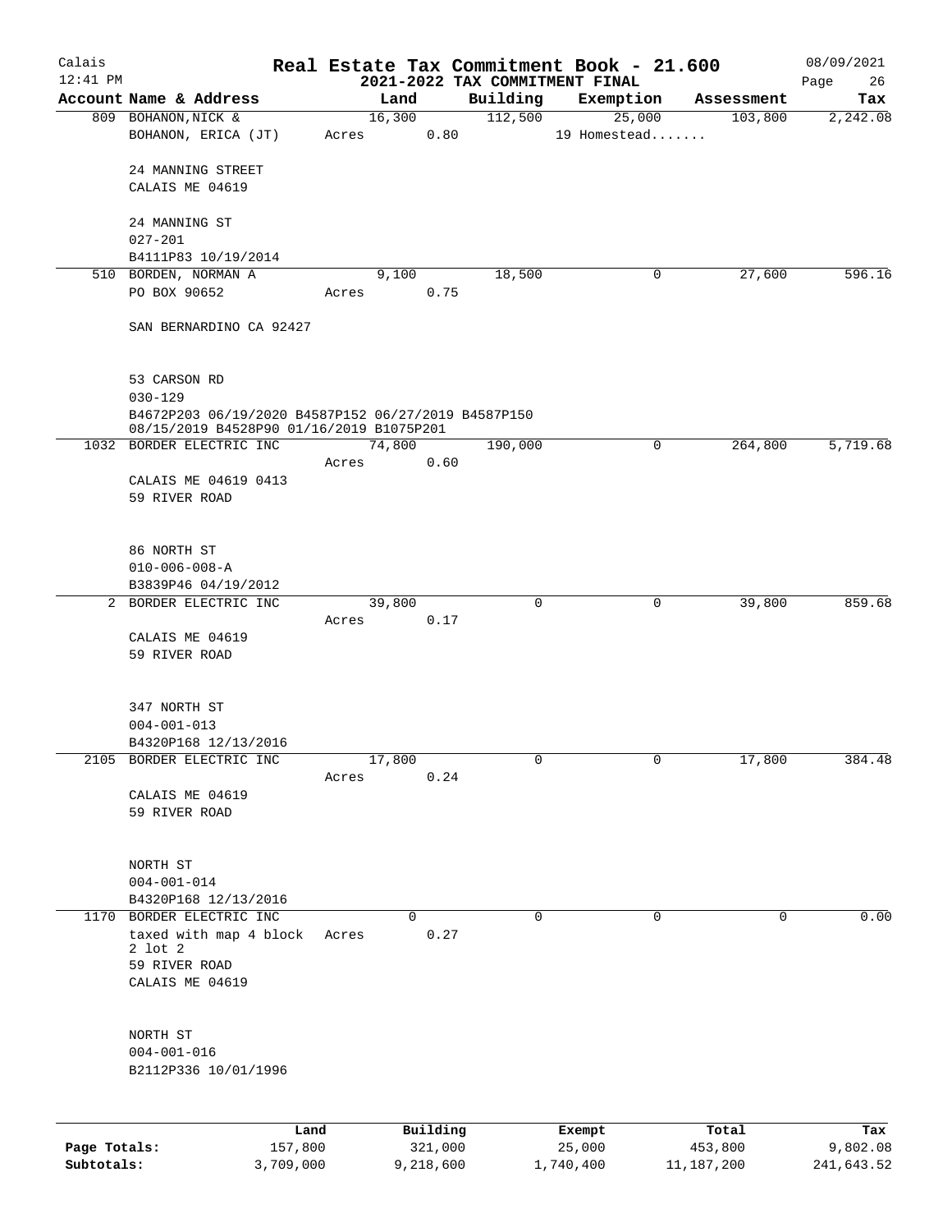# Real Estate Tax Commitment Book - 21.600

Calais
12:41 PM

## 2021-2022 TAX COMMITMENT FINAL

08/09/2021

| Account Name & Address | Land | Building | Exemption | Assessment | Tax |
|---|---|---|---|---|---|
| 809 BOHANON, NICK & | 16,300 | 112,500 | 25,000 | 103,800 | 2,242.08 |
| BOHANON, ERICA (JT) | Acres 0.80 | | 19 Homestead....... | | |
| 24 MANNING STREET | | | | | |
| CALAIS ME 04619 | | | | | |
| 24 MANNING ST | | | | | |
| 027-201 | | | | | |
| B4111P83 10/19/2014 | | | | | |
| 510 BORDEN, NORMAN A | 9,100 | 18,500 | 0 | 27,600 | 596.16 |
| PO BOX 90652 | Acres 0.75 | | | | |
| SAN BERNARDINO CA 92427 | | | | | |
| 53 CARSON RD | | | | | |
| 030-129 | | | | | |
| B4672P203 06/19/2020 B4587P152 06/27/2019 B4587P150 08/15/2019 B4528P90 01/16/2019 B1075P201 | | | | | |
| 1032 BORDER ELECTRIC INC | 74,800 | 190,000 | 0 | 264,800 | 5,719.68 |
| | Acres 0.60 | | | | |
| CALAIS ME 04619 0413 | | | | | |
| 59 RIVER ROAD | | | | | |
| 86 NORTH ST | | | | | |
| 010-006-008-A | | | | | |
| B3839P46 04/19/2012 | | | | | |
| 2 BORDER ELECTRIC INC | 39,800 | 0 | 0 | 39,800 | 859.68 |
| | Acres 0.17 | | | | |
| CALAIS ME 04619 | | | | | |
| 59 RIVER ROAD | | | | | |
| 347 NORTH ST | | | | | |
| 004-001-013 | | | | | |
| B4320P168 12/13/2016 | | | | | |
| 2105 BORDER ELECTRIC INC | 17,800 | 0 | 0 | 17,800 | 384.48 |
| | Acres 0.24 | | | | |
| CALAIS ME 04619 | | | | | |
| 59 RIVER ROAD | | | | | |
| NORTH ST | | | | | |
| 004-001-014 | | | | | |
| B4320P168 12/13/2016 | | | | | |
| 1170 BORDER ELECTRIC INC | 0 | 0 | 0 | 0 | 0.00 |
| taxed with map 4 block 2 lot 2 | Acres 0.27 | | | | |
| 59 RIVER ROAD | | | | | |
| CALAIS ME 04619 | | | | | |
| NORTH ST | | | | | |
| 004-001-016 | | | | | |
| B2112P336 10/01/1996 | | | | | |

| | Land | Building | Exempt | Total | Tax |
|---|---|---|---|---|---|
| Page Totals: | 157,800 | 321,000 | 25,000 | 453,800 | 9,802.08 |
| Subtotals: | 3,709,000 | 9,218,600 | 1,740,400 | 11,187,200 | 241,643.52 |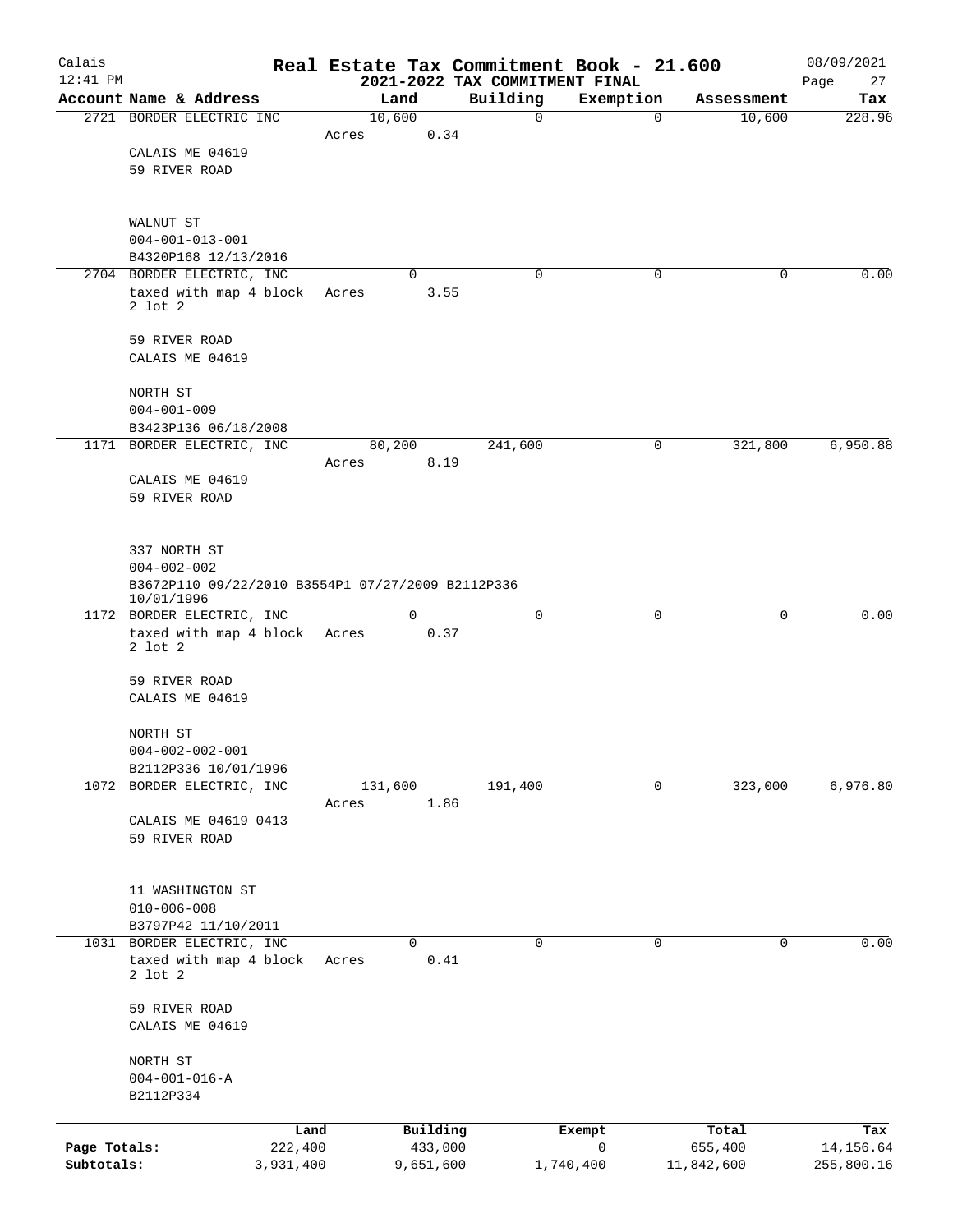# Real Estate Tax Commitment Book - 21.600

Calais 12:41 PM — 2021-2022 TAX COMMITMENT FINAL — 08/09/2021

| Account Name & Address | Land | Building | Exemption | Assessment | Tax |
|---|---|---|---|---|---|
| 2721 BORDER ELECTRIC INC | 10,600 | 0 | 0 | 10,600 | 228.96 |
| | Acres 0.34 | | | | |
| CALAIS ME 04619 | | | | | |
| 59 RIVER ROAD | | | | | |
| WALNUT ST | | | | | |
| 004-001-013-001 | | | | | |
| B4320P168 12/13/2016 | | | | | |
| 2704 BORDER ELECTRIC, INC | 0 | 0 | 0 | 0 | 0.00 |
| taxed with map 4 block 2 lot 2 | Acres 3.55 | | | | |
| 59 RIVER ROAD | | | | | |
| CALAIS ME 04619 | | | | | |
| NORTH ST | | | | | |
| 004-001-009 | | | | | |
| B3423P136 06/18/2008 | | | | | |
| 1171 BORDER ELECTRIC, INC | 80,200 | 241,600 | 0 | 321,800 | 6,950.88 |
| | Acres 8.19 | | | | |
| CALAIS ME 04619 | | | | | |
| 59 RIVER ROAD | | | | | |
| 337 NORTH ST | | | | | |
| 004-002-002 | | | | | |
| B3672P110 09/22/2010 B3554P1 07/27/2009 B2112P336 10/01/1996 | | | | | |
| 1172 BORDER ELECTRIC, INC | 0 | 0 | 0 | 0 | 0.00 |
| taxed with map 4 block 2 lot 2 | Acres 0.37 | | | | |
| 59 RIVER ROAD | | | | | |
| CALAIS ME 04619 | | | | | |
| NORTH ST | | | | | |
| 004-002-002-001 | | | | | |
| B2112P336 10/01/1996 | | | | | |
| 1072 BORDER ELECTRIC, INC | 131,600 | 191,400 | 0 | 323,000 | 6,976.80 |
| | Acres 1.86 | | | | |
| CALAIS ME 04619 0413 | | | | | |
| 59 RIVER ROAD | | | | | |
| 11 WASHINGTON ST | | | | | |
| 010-006-008 | | | | | |
| B3797P42 11/10/2011 | | | | | |
| 1031 BORDER ELECTRIC, INC | 0 | 0 | 0 | 0 | 0.00 |
| taxed with map 4 block 2 lot 2 | Acres 0.41 | | | | |
| 59 RIVER ROAD | | | | | |
| CALAIS ME 04619 | | | | | |
| NORTH ST | | | | | |
| 004-001-016-A | | | | | |
| B2112P334 | | | | | |

| | Land | Building | Exempt | Total | Tax |
|---|---|---|---|---|---|
| Page Totals: | 222,400 | 433,000 | 0 | 655,400 | 14,156.64 |
| Subtotals: | 3,931,400 | 9,651,600 | 1,740,400 | 11,842,600 | 255,800.16 |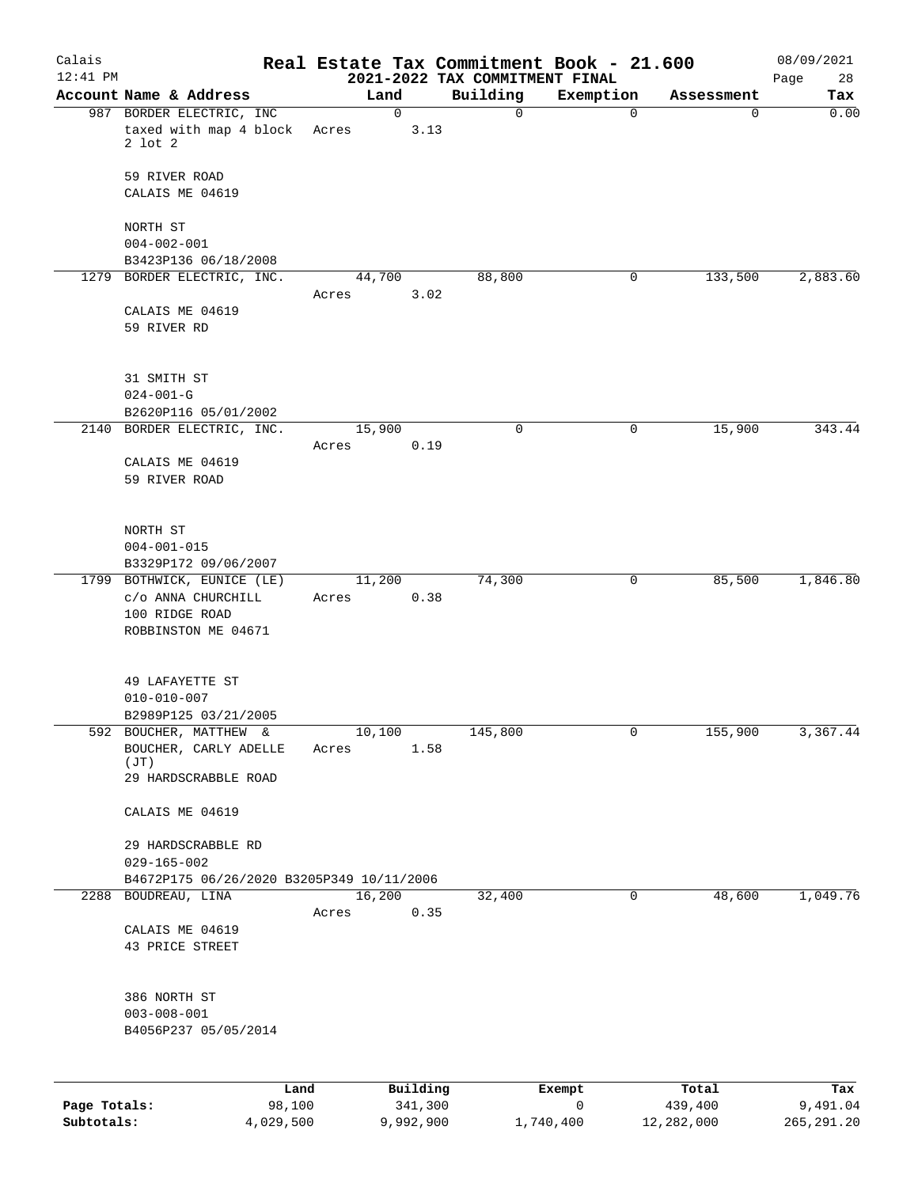# Real Estate Tax Commitment Book - 21.600

## 2021-2022 TAX COMMITMENT FINAL

Calais 12:41 PM — 08/09/2021

| Account Name & Address | Land | Building | Exemption | Assessment | Tax |
|---|---|---|---|---|---|
| 987 BORDER ELECTRIC, INC<br>taxed with map 4 block 2 lot 2<br><br>59 RIVER ROAD<br>CALAIS ME 04619<br><br>NORTH ST<br>004-002-001<br>B3423P136 06/18/2008 | 0<br>Acres 3.13 | 0 | 0 | 0 | 0.00 |
| 1279 BORDER ELECTRIC, INC.<br><br>CALAIS ME 04619<br>59 RIVER RD<br><br>31 SMITH ST<br>024-001-G<br>B2620P116 05/01/2002 | 44,700<br>Acres 3.02 | 88,800 | 0 | 133,500 | 2,883.60 |
| 2140 BORDER ELECTRIC, INC.<br><br>CALAIS ME 04619<br>59 RIVER ROAD<br><br>NORTH ST<br>004-001-015<br>B3329P172 09/06/2007 | 15,900<br>Acres 0.19 | 0 | 0 | 15,900 | 343.44 |
| 1799 BOTHWICK, EUNICE (LE)<br>c/o ANNA CHURCHILL<br>100 RIDGE ROAD<br>ROBBINSTON ME 04671<br><br>49 LAFAYETTE ST<br>010-010-007<br>B2989P125 03/21/2005 | 11,200<br>Acres 0.38 | 74,300 | 0 | 85,500 | 1,846.80 |
| 592 BOUCHER, MATTHEW &<br>BOUCHER, CARLY ADELLE (JT)<br>29 HARDSCRABBLE ROAD<br><br>CALAIS ME 04619<br><br>29 HARDSCRABBLE RD<br>029-165-002<br>B4672P175 06/26/2020 B3205P349 10/11/2006 | 10,100<br>Acres 1.58 | 145,800 | 0 | 155,900 | 3,367.44 |
| 2288 BOUDREAU, LINA<br><br>CALAIS ME 04619<br>43 PRICE STREET<br><br>386 NORTH ST<br>003-008-001<br>B4056P237 05/05/2014 | 16,200<br>Acres 0.35 | 32,400 | 0 | 48,600 | 1,049.76 |

| | Land | Building | Exempt | Total | Tax |
|---|---|---|---|---|---|
| **Page Totals:** | 98,100 | 341,300 | 0 | 439,400 | 9,491.04 |
| **Subtotals:** | 4,029,500 | 9,992,900 | 1,740,400 | 12,282,000 | 265,291.20 |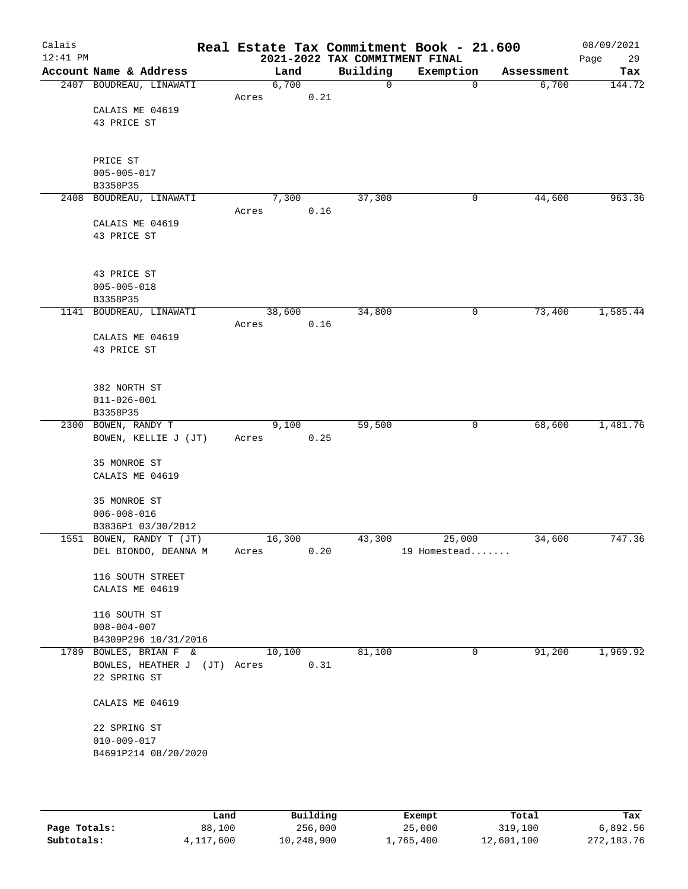# Calais

## Real Estate Tax Commitment Book - 21.600

### 2021-2022 TAX COMMITMENT FINAL

12:41 PM — 08/09/2021

| Account Name & Address | Land | Building | Exemption | Assessment | Tax |
|---|---|---|---|---|---|
| 2407 BOUDREAU, LINAWATI | 6,700 | 0 | 0 | 6,700 | 144.72 |
| | Acres 0.21 | | | | |
| CALAIS ME 04619 | | | | | |
| 43 PRICE ST | | | | | |
| PRICE ST | | | | | |
| 005-005-017 | | | | | |
| B3358P35 | | | | | |
| 2408 BOUDREAU, LINAWATI | 7,300 | 37,300 | 0 | 44,600 | 963.36 |
| | Acres 0.16 | | | | |
| CALAIS ME 04619 | | | | | |
| 43 PRICE ST | | | | | |
| 43 PRICE ST | | | | | |
| 005-005-018 | | | | | |
| B3358P35 | | | | | |
| 1141 BOUDREAU, LINAWATI | 38,600 | 34,800 | 0 | 73,400 | 1,585.44 |
| | Acres 0.16 | | | | |
| CALAIS ME 04619 | | | | | |
| 43 PRICE ST | | | | | |
| 382 NORTH ST | | | | | |
| 011-026-001 | | | | | |
| B3358P35 | | | | | |
| 2300 BOWEN, RANDY T | 9,100 | 59,500 | 0 | 68,600 | 1,481.76 |
| BOWEN, KELLIE J (JT) | Acres 0.25 | | | | |
| 35 MONROE ST | | | | | |
| CALAIS ME 04619 | | | | | |
| 35 MONROE ST | | | | | |
| 006-008-016 | | | | | |
| B3836P1 03/30/2012 | | | | | |
| 1551 BOWEN, RANDY T (JT) | 16,300 | 43,300 | 25,000 | 34,600 | 747.36 |
| DEL BIONDO, DEANNA M | Acres 0.20 | | 19 Homestead....... | | |
| 116 SOUTH STREET | | | | | |
| CALAIS ME 04619 | | | | | |
| 116 SOUTH ST | | | | | |
| 008-004-007 | | | | | |
| B4309P296 10/31/2016 | | | | | |
| 1789 BOWLES, BRIAN F & | 10,100 | 81,100 | 0 | 91,200 | 1,969.92 |
| BOWLES, HEATHER J (JT) | Acres 0.31 | | | | |
| 22 SPRING ST | | | | | |
| CALAIS ME 04619 | | | | | |
| 22 SPRING ST | | | | | |
| 010-009-017 | | | | | |
| B4691P214 08/20/2020 | | | | | |

| | Land | Building | Exempt | Total | Tax |
|---|---|---|---|---|---|
| Page Totals: | 88,100 | 256,000 | 25,000 | 319,100 | 6,892.56 |
| Subtotals: | 4,117,600 | 10,248,900 | 1,765,400 | 12,601,100 | 272,183.76 |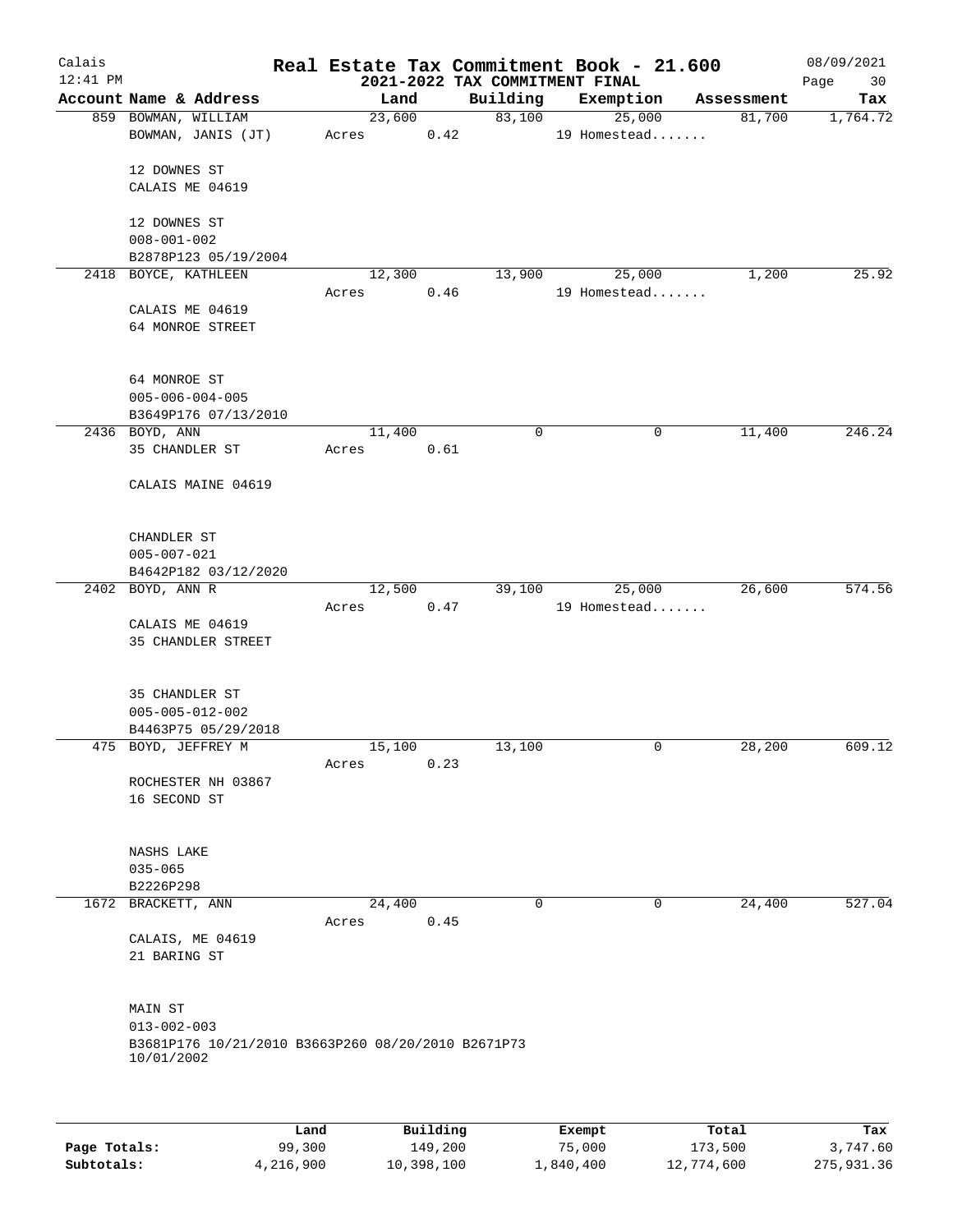Calais
12:41 PM

# Real Estate Tax Commitment Book - 21.600
## 2021-2022 TAX COMMITMENT FINAL

08/09/2021

| Account Name & Address | Land | Building | Exemption | Assessment | Tax |
|---|---|---|---|---|---|
| 859 BOWMAN, WILLIAM<br>BOWMAN, JANIS (JT)<br><br>12 DOWNES ST<br>CALAIS ME 04619<br><br>12 DOWNES ST<br>008-001-002<br>B2878P123 05/19/2004 | 23,600<br>Acres 0.42 | 83,100 | 25,000<br>19 Homestead....... | 81,700 | 1,764.72 |
| 2418 BOYCE, KATHLEEN<br><br>CALAIS ME 04619<br>64 MONROE STREET<br><br>64 MONROE ST<br>005-006-004-005<br>B3649P176 07/13/2010 | 12,300<br>Acres 0.46 | 13,900 | 25,000<br>19 Homestead....... | 1,200 | 25.92 |
| 2436 BOYD, ANN<br>35 CHANDLER ST<br><br>CALAIS MAINE 04619<br><br>CHANDLER ST<br>005-007-021<br>B4642P182 03/12/2020 | 11,400<br>Acres 0.61 | 0 | 0 | 11,400 | 246.24 |
| 2402 BOYD, ANN R<br><br>CALAIS ME 04619<br>35 CHANDLER STREET<br><br>35 CHANDLER ST<br>005-005-012-002<br>B4463P75 05/29/2018 | 12,500<br>Acres 0.47 | 39,100 | 25,000<br>19 Homestead....... | 26,600 | 574.56 |
| 475 BOYD, JEFFREY M<br><br>ROCHESTER NH 03867<br>16 SECOND ST<br><br>NASHS LAKE<br>035-065<br>B2226P298 | 15,100<br>Acres 0.23 | 13,100 | 0 | 28,200 | 609.12 |
| 1672 BRACKETT, ANN<br><br>CALAIS, ME 04619<br>21 BARING ST<br><br>MAIN ST<br>013-002-003<br>B3681P176 10/21/2010 B3663P260 08/20/2010 B2671P73 10/01/2002 | 24,400<br>Acres 0.45 | 0 | 0 | 24,400 | 527.04 |

| | Land | Building | Exempt | Total | Tax |
|---|---|---|---|---|---|
| Page Totals: | 99,300 | 149,200 | 75,000 | 173,500 | 3,747.60 |
| Subtotals: | 4,216,900 | 10,398,100 | 1,840,400 | 12,774,600 | 275,931.36 |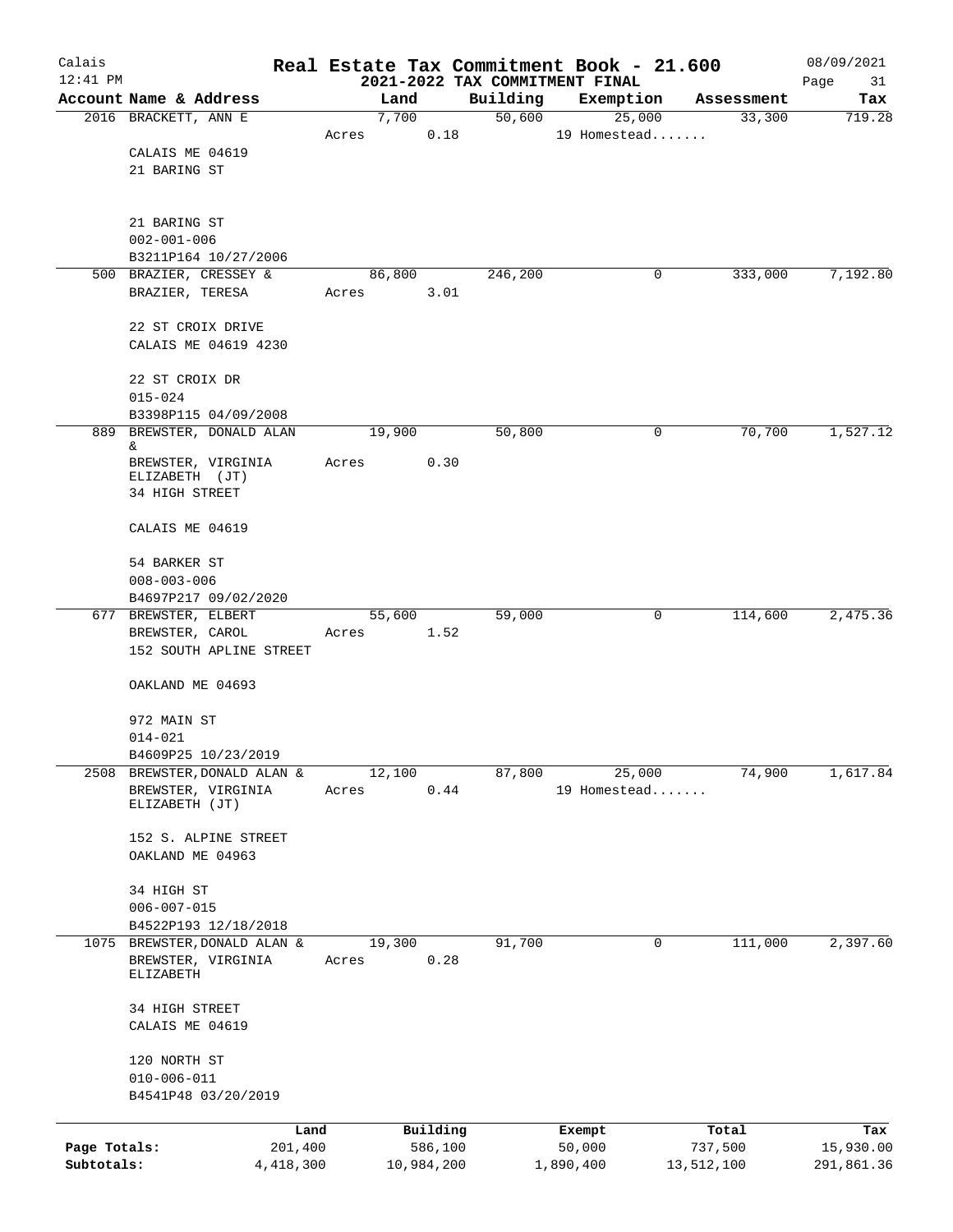# Real Estate Tax Commitment Book - 21.600

## 2021-2022 TAX COMMITMENT FINAL

Calais 12:41 PM — 08/09/2021 — Page 31

| Account Name & Address | Land | Building | Exemption | Assessment | Tax |
|---|---|---|---|---|---|
| 2016 BRACKETT, ANN E<br>CALAIS ME 04619<br>21 BARING ST<br><br>21 BARING ST<br>002-001-006<br>B3211P164 10/27/2006 | 7,700<br>Acres 0.18 | 50,600 | 25,000<br>19 Homestead........ | 33,300 | 719.28 |
| 500 BRAZIER, CRESSEY &<br>BRAZIER, TERESA<br><br>22 ST CROIX DRIVE<br>CALAIS ME 04619 4230<br><br>22 ST CROIX DR<br>015-024<br>B3398P115 04/09/2008 | 86,800<br>Acres 3.01 | 246,200 | 0 | 333,000 | 7,192.80 |
| 889 BREWSTER, DONALD ALAN &<br>BREWSTER, VIRGINIA ELIZABETH (JT)<br>34 HIGH STREET<br><br>CALAIS ME 04619<br><br>54 BARKER ST<br>008-003-006<br>B4697P217 09/02/2020 | 19,900<br>Acres 0.30 | 50,800 | 0 | 70,700 | 1,527.12 |
| 677 BREWSTER, ELBERT<br>BREWSTER, CAROL<br>152 SOUTH APLINE STREET<br><br>OAKLAND ME 04693<br><br>972 MAIN ST<br>014-021<br>B4609P25 10/23/2019 | 55,600<br>Acres 1.52 | 59,000 | 0 | 114,600 | 2,475.36 |
| 2508 BREWSTER, DONALD ALAN &<br>BREWSTER, VIRGINIA ELIZABETH (JT)<br><br>152 S. ALPINE STREET<br>OAKLAND ME 04963<br><br>34 HIGH ST<br>006-007-015<br>B4522P193 12/18/2018 | 12,100<br>Acres 0.44 | 87,800 | 25,000<br>19 Homestead........ | 74,900 | 1,617.84 |
| 1075 BREWSTER, DONALD ALAN &<br>BREWSTER, VIRGINIA ELIZABETH<br><br>34 HIGH STREET<br>CALAIS ME 04619<br><br>120 NORTH ST<br>010-006-011<br>B4541P48 03/20/2019 | 19,300<br>Acres 0.28 | 91,700 | 0 | 111,000 | 2,397.60 |

| | Land | Building | Exempt | Total | Tax |
|---|---|---|---|---|---|
| Page Totals: | 201,400 | 586,100 | 50,000 | 737,500 | 15,930.00 |
| Subtotals: | 4,418,300 | 10,984,200 | 1,890,400 | 13,512,100 | 291,861.36 |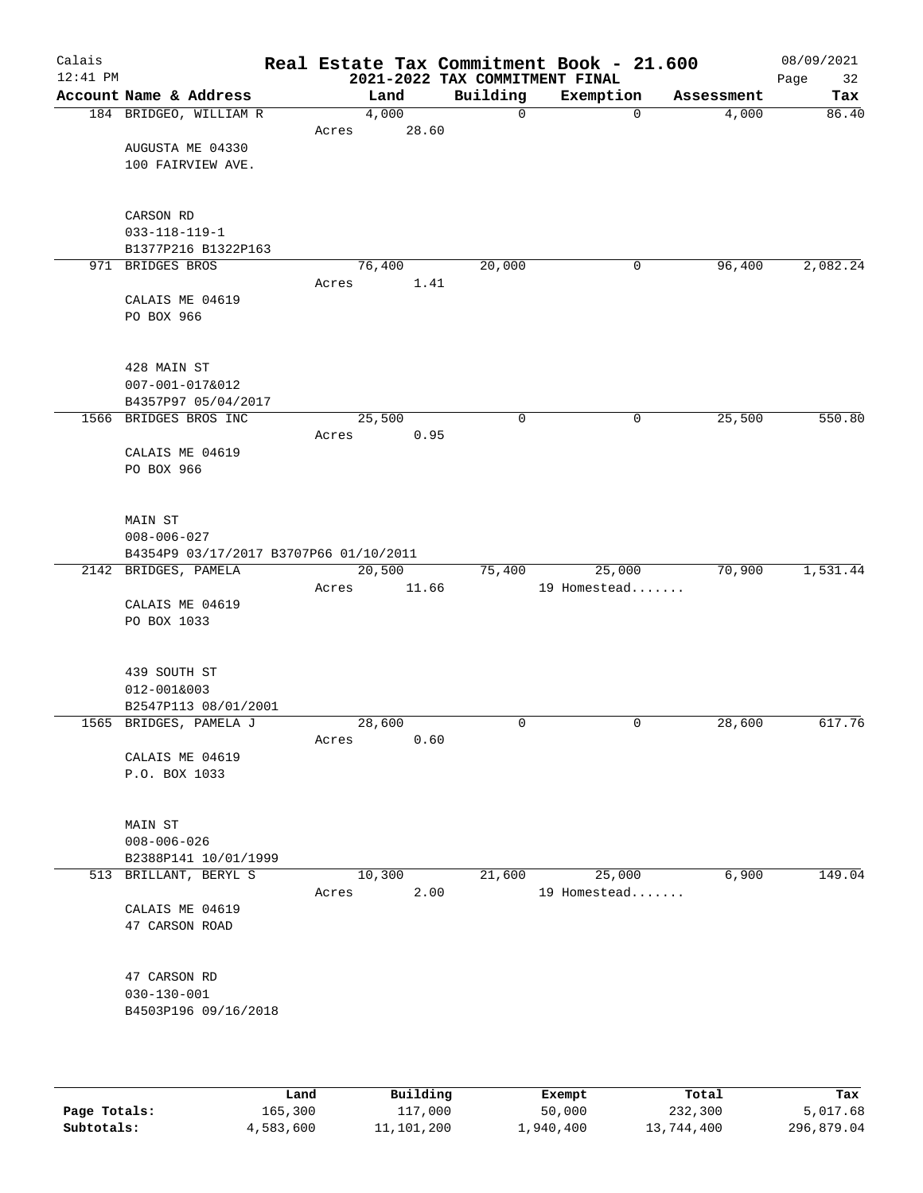# Real Estate Tax Commitment Book - 21.600

## 2021-2022 TAX COMMITMENT FINAL

Calais 12:41 PM — 08/09/2021

| Account Name & Address | Land | Building | Exemption | Assessment | Tax |
|---|---|---|---|---|---|
| 184 BRIDGEO, WILLIAM R | 4,000 | 0 | 0 | 4,000 | 86.40 |
| Acres 28.60 | | | | | |
| AUGUSTA ME 04330 | | | | | |
| 100 FAIRVIEW AVE. | | | | | |
| CARSON RD | | | | | |
| 033-118-119-1 | | | | | |
| B1377P216 B1322P163 | | | | | |
| 971 BRIDGES BROS | 76,400 | 20,000 | 0 | 96,400 | 2,082.24 |
| Acres 1.41 | | | | | |
| CALAIS ME 04619 | | | | | |
| PO BOX 966 | | | | | |
| 428 MAIN ST | | | | | |
| 007-001-017&012 | | | | | |
| B4357P97 05/04/2017 | | | | | |
| 1566 BRIDGES BROS INC | 25,500 | 0 | 0 | 25,500 | 550.80 |
| Acres 0.95 | | | | | |
| CALAIS ME 04619 | | | | | |
| PO BOX 966 | | | | | |
| MAIN ST | | | | | |
| 008-006-027 | | | | | |
| B4354P9 03/17/2017 B3707P66 01/10/2011 | | | | | |
| 2142 BRIDGES, PAMELA | 20,500 | 75,400 | 25,000 | 70,900 | 1,531.44 |
| Acres 11.66 | | | 19 Homestead....... | | |
| CALAIS ME 04619 | | | | | |
| PO BOX 1033 | | | | | |
| 439 SOUTH ST | | | | | |
| 012-001&003 | | | | | |
| B2547P113 08/01/2001 | | | | | |
| 1565 BRIDGES, PAMELA J | 28,600 | 0 | 0 | 28,600 | 617.76 |
| Acres 0.60 | | | | | |
| CALAIS ME 04619 | | | | | |
| P.O. BOX 1033 | | | | | |
| MAIN ST | | | | | |
| 008-006-026 | | | | | |
| B2388P141 10/01/1999 | | | | | |
| 513 BRILLANT, BERYL S | 10,300 | 21,600 | 25,000 | 6,900 | 149.04 |
| Acres 2.00 | | | 19 Homestead....... | | |
| CALAIS ME 04619 | | | | | |
| 47 CARSON ROAD | | | | | |
| 47 CARSON RD | | | | | |
| 030-130-001 | | | | | |
| B4503P196 09/16/2018 | | | | | |

| | Land | Building | Exempt | Total | Tax |
|---|---|---|---|---|---|
| Page Totals: | 165,300 | 117,000 | 50,000 | 232,300 | 5,017.68 |
| Subtotals: | 4,583,600 | 11,101,200 | 1,940,400 | 13,744,400 | 296,879.04 |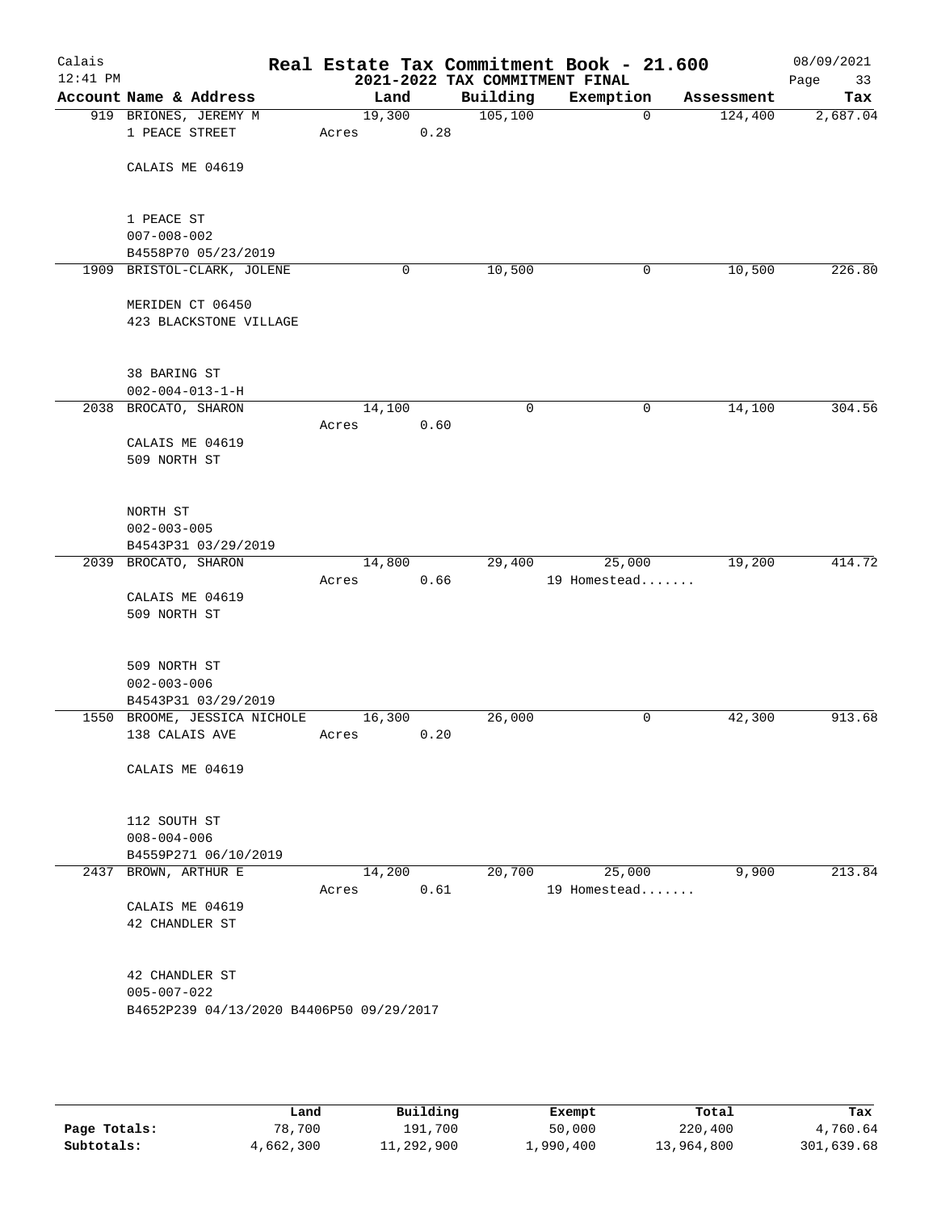# Calais — Real Estate Tax Commitment Book - 21.600

## 2021-2022 TAX COMMITMENT FINAL

12:41 PM — 08/09/2021

| Account | Name & Address | Land | Building | Exemption | Assessment | Tax |
|---|---|---|---|---|---|---|
| 919 | BRIONES, JEREMY M<br>1 PEACE STREET<br><br>CALAIS ME 04619<br><br>1 PEACE ST<br>007-008-002<br>B4558P70 05/23/2019 | 19,300<br>Acres 0.28 | 105,100 | 0 | 124,400 | 2,687.04 |
| 1909 | BRISTOL-CLARK, JOLENE<br><br>MERIDEN CT 06450<br>423 BLACKSTONE VILLAGE<br><br>38 BARING ST<br>002-004-013-1-H | 0 | 10,500 | 0 | 10,500 | 226.80 |
| 2038 | BROCATO, SHARON<br><br>CALAIS ME 04619<br>509 NORTH ST<br><br>NORTH ST<br>002-003-005<br>B4543P31 03/29/2019 | 14,100<br>Acres 0.60 | 0 | 0 | 14,100 | 304.56 |
| 2039 | BROCATO, SHARON<br><br>CALAIS ME 04619<br>509 NORTH ST<br><br>509 NORTH ST<br>002-003-006<br>B4543P31 03/29/2019 | 14,800<br>Acres 0.66 | 29,400 | 25,000<br>19 Homestead....... | 19,200 | 414.72 |
| 1550 | BROOME, JESSICA NICHOLE<br>138 CALAIS AVE<br><br>CALAIS ME 04619<br><br>112 SOUTH ST<br>008-004-006<br>B4559P271 06/10/2019 | 16,300<br>Acres 0.20 | 26,000 | 0 | 42,300 | 913.68 |
| 2437 | BROWN, ARTHUR E<br><br>CALAIS ME 04619<br>42 CHANDLER ST<br><br>42 CHANDLER ST<br>005-007-022<br>B4652P239 04/13/2020 B4406P50 09/29/2017 | 14,200<br>Acres 0.61 | 20,700 | 25,000<br>19 Homestead....... | 9,900 | 213.84 |

| | Land | Building | Exempt | Total | Tax |
|---|---|---|---|---|---|
| Page Totals: | 78,700 | 191,700 | 50,000 | 220,400 | 4,760.64 |
| Subtotals: | 4,662,300 | 11,292,900 | 1,990,400 | 13,964,800 | 301,639.68 |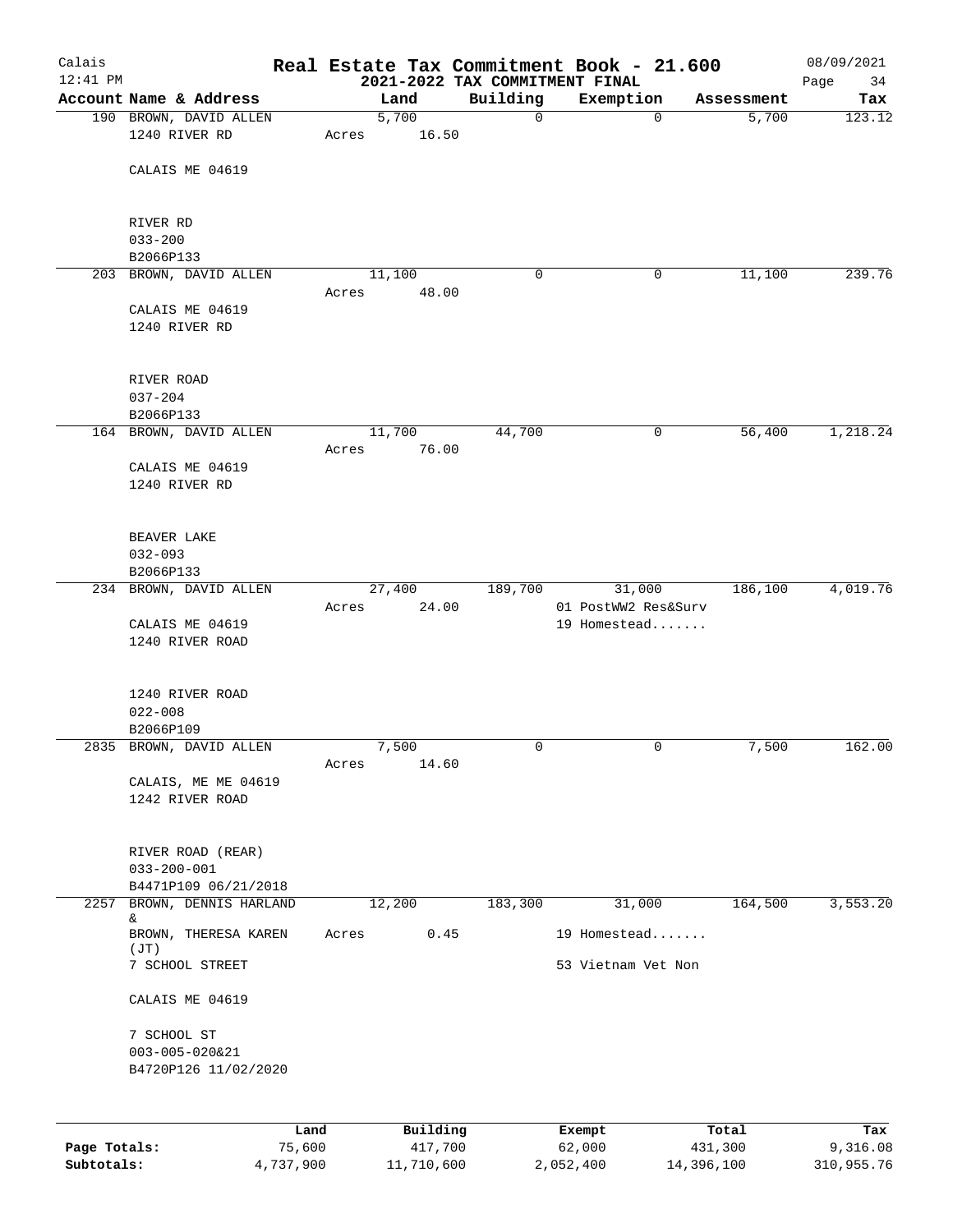# Real Estate Tax Commitment Book - 21.600

## 2021-2022 TAX COMMITMENT FINAL

Calais 12:41 PM — 08/09/2021

| Account Name & Address | Land | Building | Exemption | Assessment | Tax |
|---|---|---|---|---|---|
| 190 BROWN, DAVID ALLEN<br>1240 RIVER RD<br>CALAIS ME 04619<br>RIVER RD<br>033-200<br>B2066P133 | 5,700<br>Acres 16.50 | 0 | 0 | 5,700 | 123.12 |
| 203 BROWN, DAVID ALLEN<br>CALAIS ME 04619<br>1240 RIVER RD<br>RIVER ROAD<br>037-204<br>B2066P133 | 11,100<br>Acres 48.00 | 0 | 0 | 11,100 | 239.76 |
| 164 BROWN, DAVID ALLEN<br>CALAIS ME 04619<br>1240 RIVER RD<br>BEAVER LAKE<br>032-093<br>B2066P133 | 11,700<br>Acres 76.00 | 44,700 | 0 | 56,400 | 1,218.24 |
| 234 BROWN, DAVID ALLEN<br>CALAIS ME 04619<br>1240 RIVER ROAD<br>1240 RIVER ROAD<br>022-008<br>B2066P109 | 27,400<br>Acres 24.00 | 189,700 | 31,000<br>01 PostWW2 Res&Surv<br>19 Homestead....... | 186,100 | 4,019.76 |
| 2835 BROWN, DAVID ALLEN<br>CALAIS, ME ME 04619<br>1242 RIVER ROAD<br>RIVER ROAD (REAR)<br>033-200-001<br>B4471P109 06/21/2018 | 7,500<br>Acres 14.60 | 0 | 0 | 7,500 | 162.00 |
| 2257 BROWN, DENNIS HARLAND &<br>BROWN, THERESA KAREN (JT)<br>7 SCHOOL STREET<br>CALAIS ME 04619<br>7 SCHOOL ST<br>003-005-020&21<br>B4720P126 11/02/2020 | 12,200<br>Acres 0.45 | 183,300 | 31,000<br>19 Homestead.......<br>53 Vietnam Vet Non | 164,500 | 3,553.20 |

| | Land | Building | Exempt | Total | Tax |
|---|---|---|---|---|---|
| Page Totals: | 75,600 | 417,700 | 62,000 | 431,300 | 9,316.08 |
| Subtotals: | 4,737,900 | 11,710,600 | 2,052,400 | 14,396,100 | 310,955.76 |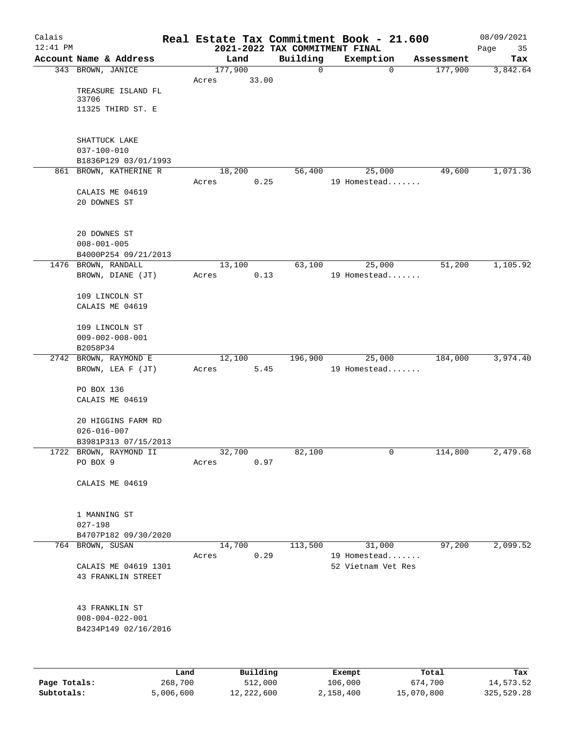# Real Estate Tax Commitment Book - 21.600

## 2021-2022 TAX COMMITMENT FINAL

Calais 12:41 PM — 08/09/2021

| Account Name & Address | Land | Building | Exemption | Assessment | Tax |
|---|---|---|---|---|---|
| 343 BROWN, JANICE | 177,900 | 0 | 0 | 177,900 | 3,842.64 |
| TREASURE ISLAND FL 33706 | Acres 33.00 | | | | |
| 11325 THIRD ST. E | | | | | |
| SHATTUCK LAKE | | | | | |
| 037-100-010 | | | | | |
| B1836P129 03/01/1993 | | | | | |
| 861 BROWN, KATHERINE R | 18,200 | 56,400 | 25,000 | 49,600 | 1,071.36 |
| CALAIS ME 04619 | Acres 0.25 | | 19 Homestead....... | | |
| 20 DOWNES ST | | | | | |
| 20 DOWNES ST | | | | | |
| 008-001-005 | | | | | |
| B4000P254 09/21/2013 | | | | | |
| 1476 BROWN, RANDALL | 13,100 | 63,100 | 25,000 | 51,200 | 1,105.92 |
| BROWN, DIANE (JT) | Acres 0.13 | | 19 Homestead....... | | |
| 109 LINCOLN ST | | | | | |
| CALAIS ME 04619 | | | | | |
| 109 LINCOLN ST | | | | | |
| 009-002-008-001 | | | | | |
| B2058P34 | | | | | |
| 2742 BROWN, RAYMOND E | 12,100 | 196,900 | 25,000 | 184,000 | 3,974.40 |
| BROWN, LEA F (JT) | Acres 5.45 | | 19 Homestead....... | | |
| PO BOX 136 | | | | | |
| CALAIS ME 04619 | | | | | |
| 20 HIGGINS FARM RD | | | | | |
| 026-016-007 | | | | | |
| B3981P313 07/15/2013 | | | | | |
| 1722 BROWN, RAYMOND II | 32,700 | 82,100 | 0 | 114,800 | 2,479.68 |
| PO BOX 9 | Acres 0.97 | | | | |
| CALAIS ME 04619 | | | | | |
| 1 MANNING ST | | | | | |
| 027-198 | | | | | |
| B4707P182 09/30/2020 | | | | | |
| 764 BROWN, SUSAN | 14,700 | 113,500 | 31,000 | 97,200 | 2,099.52 |
| CALAIS ME 04619 1301 | Acres 0.29 | | 19 Homestead....... | | |
| 43 FRANKLIN STREET | | | 52 Vietnam Vet Res | | |
| 43 FRANKLIN ST | | | | | |
| 008-004-022-001 | | | | | |
| B4234P149 02/16/2016 | | | | | |

| | Land | Building | Exempt | Total | Tax |
|---|---|---|---|---|---|
| Page Totals: | 268,700 | 512,000 | 106,000 | 674,700 | 14,573.52 |
| Subtotals: | 5,006,600 | 12,222,600 | 2,158,400 | 15,070,800 | 325,529.28 |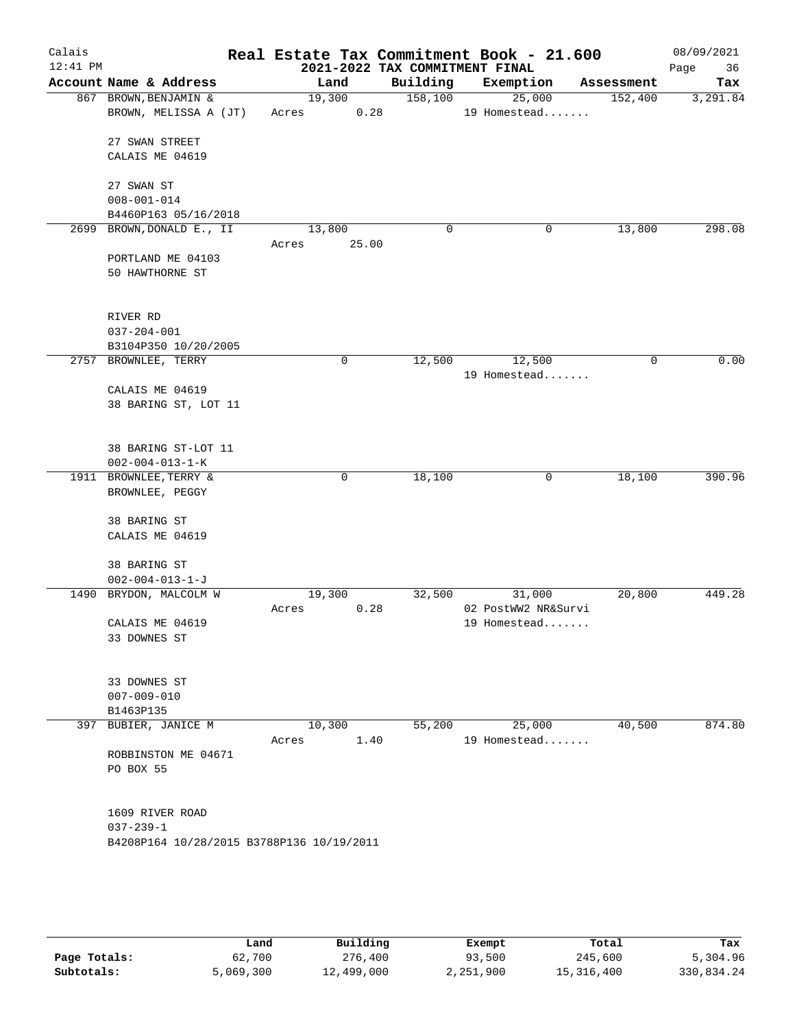Calais 12:41 PM

# Real Estate Tax Commitment Book - 21.600

## 2021-2022 TAX COMMITMENT FINAL

08/09/2021

| Account Name & Address | Land | Building | Exemption | Assessment | Tax |
|---|---|---|---|---|---|
| 867 BROWN, BENJAMIN & BROWN, MELISSA A (JT) 27 SWAN STREET CALAIS ME 04619 27 SWAN ST 008-001-014 B4460P163 05/16/2018 | 19,300 Acres 0.28 | 158,100 | 25,000 19 Homestead....... | 152,400 | 3,291.84 |
| 2699 BROWN, DONALD E., II PORTLAND ME 04103 50 HAWTHORNE ST RIVER RD 037-204-001 B3104P350 10/20/2005 | 13,800 Acres 25.00 | 0 | 0 | 13,800 | 298.08 |
| 2757 BROWNLEE, TERRY CALAIS ME 04619 38 BARING ST, LOT 11 38 BARING ST-LOT 11 002-004-013-1-K | 0 | 12,500 | 12,500 19 Homestead....... | 0 | 0.00 |
| 1911 BROWNLEE, TERRY & BROWNLEE, PEGGY 38 BARING ST CALAIS ME 04619 38 BARING ST 002-004-013-1-J | 0 | 18,100 | 0 | 18,100 | 390.96 |
| 1490 BRYDON, MALCOLM W CALAIS ME 04619 33 DOWNES ST 33 DOWNES ST 007-009-010 B1463P135 | 19,300 Acres 0.28 | 32,500 | 31,000 02 PostWW2 NR&Survi 19 Homestead....... | 20,800 | 449.28 |
| 397 BUBIER, JANICE M ROBBINSTON ME 04671 PO BOX 55 1609 RIVER ROAD 037-239-1 B4208P164 10/28/2015 B3788P136 10/19/2011 | 10,300 Acres 1.40 | 55,200 | 25,000 19 Homestead....... | 40,500 | 874.80 |

| | Land | Building | Exempt | Total | Tax |
|---|---|---|---|---|---|
| Page Totals: | 62,700 | 276,400 | 93,500 | 245,600 | 5,304.96 |
| Subtotals: | 5,069,300 | 12,499,000 | 2,251,900 | 15,316,400 | 330,834.24 |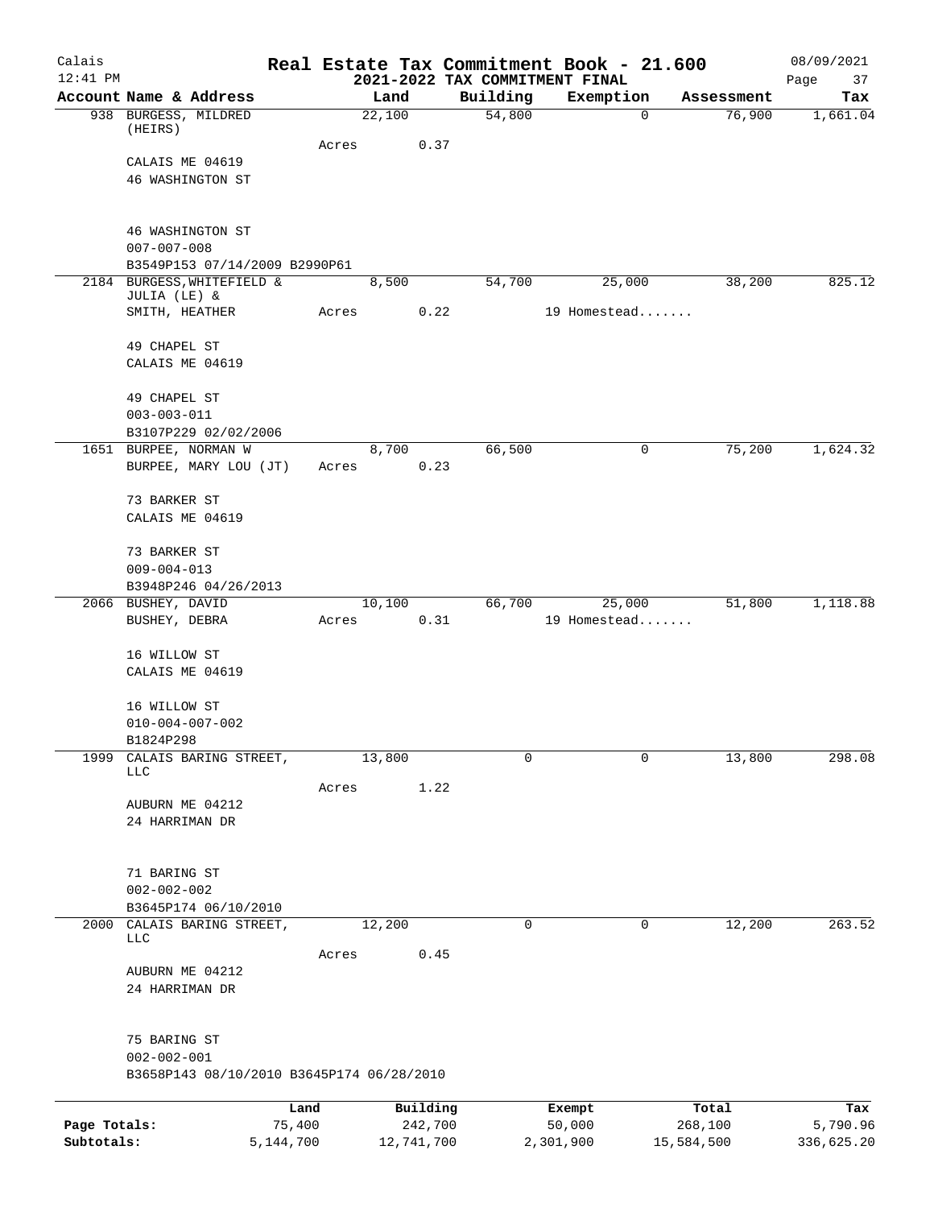# Real Estate Tax Commitment Book - 21.600

## 2021-2022 TAX COMMITMENT FINAL

Calais
12:41 PM
08/09/2021

| Account Name & Address | Land | Building | Exemption | Assessment | Tax |
|---|---|---|---|---|---|
| 938 BURGESS, MILDRED (HEIRS)<br>CALAIS ME 04619<br>46 WASHINGTON ST<br><br>46 WASHINGTON ST<br>007-007-008<br>B3549P153 07/14/2009 B2990P61 | 22,100<br>Acres 0.37 | 54,800 | 0 | 76,900 | 1,661.04 |
| 2184 BURGESS,WHITEFIELD & JULIA (LE) &<br>SMITH, HEATHER<br><br>49 CHAPEL ST<br>CALAIS ME 04619<br><br>49 CHAPEL ST<br>003-003-011<br>B3107P229 02/02/2006 | 8,500<br>Acres 0.22 | 54,700 | 25,000<br>19 Homestead....... | 38,200 | 825.12 |
| 1651 BURPEE, NORMAN W<br>BURPEE, MARY LOU (JT)<br><br>73 BARKER ST<br>CALAIS ME 04619<br><br>73 BARKER ST<br>009-004-013<br>B3948P246 04/26/2013 | 8,700<br>Acres 0.23 | 66,500 | 0 | 75,200 | 1,624.32 |
| 2066 BUSHEY, DAVID<br>BUSHEY, DEBRA<br><br>16 WILLOW ST<br>CALAIS ME 04619<br><br>16 WILLOW ST<br>010-004-007-002<br>B1824P298 | 10,100<br>Acres 0.31 | 66,700 | 25,000<br>19 Homestead....... | 51,800 | 1,118.88 |
| 1999 CALAIS BARING STREET, LLC<br>AUBURN ME 04212<br>24 HARRIMAN DR<br><br>71 BARING ST<br>002-002-002<br>B3645P174 06/10/2010 | 13,800<br>Acres 1.22 | 0 | 0 | 13,800 | 298.08 |
| 2000 CALAIS BARING STREET, LLC<br>AUBURN ME 04212<br>24 HARRIMAN DR<br><br>75 BARING ST<br>002-002-001<br>B3658P143 08/10/2010 B3645P174 06/28/2010 | 12,200<br>Acres 0.45 | 0 | 0 | 12,200 | 263.52 |

| | Land | Building | Exempt | Total | Tax |
|---|---|---|---|---|---|
| Page Totals: | 75,400 | 242,700 | 50,000 | 268,100 | 5,790.96 |
| Subtotals: | 5,144,700 | 12,741,700 | 2,301,900 | 15,584,500 | 336,625.20 |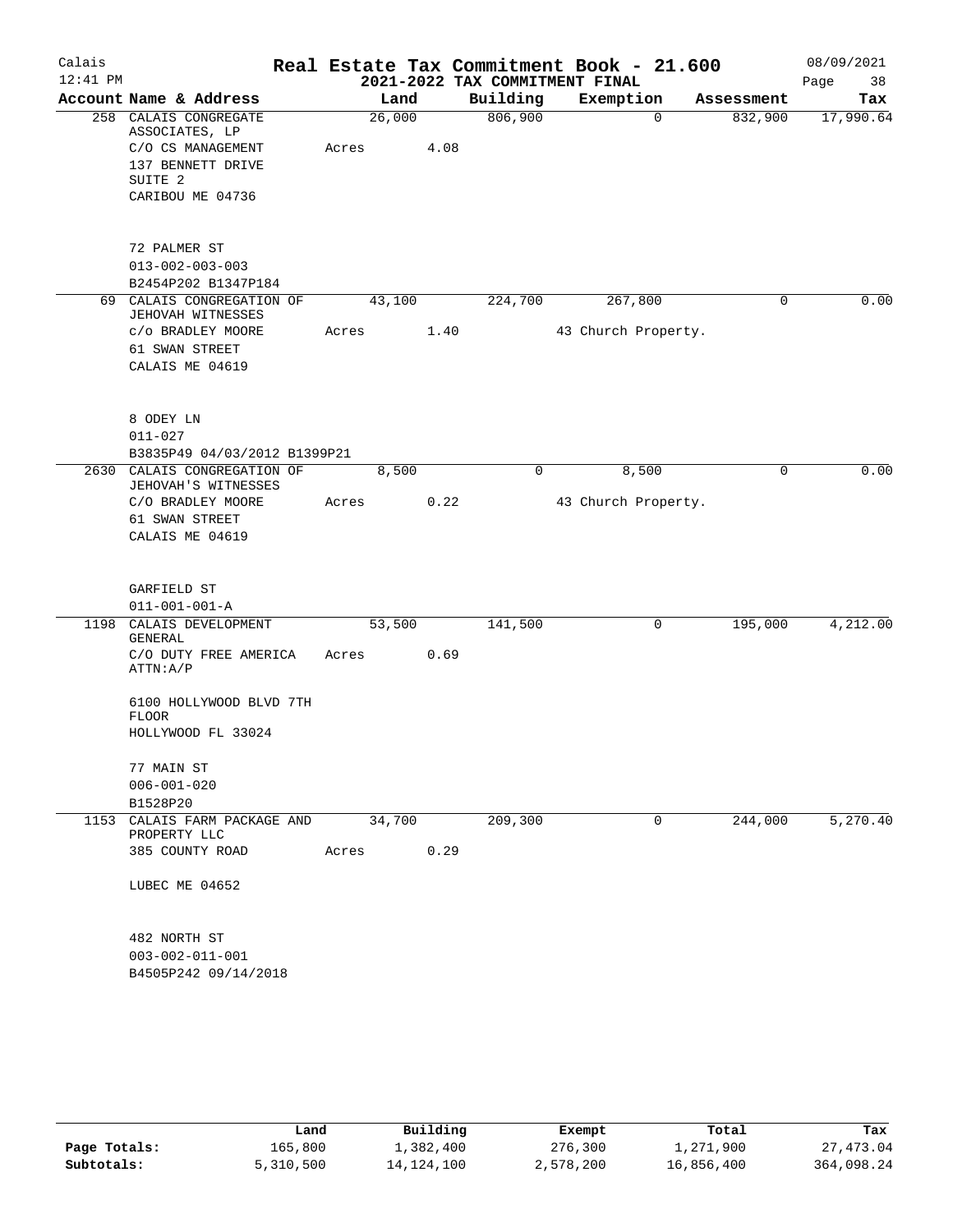# Real Estate Tax Commitment Book - 21.600

Calais
12:41 PM

## 2021-2022 TAX COMMITMENT FINAL

08/09/2021

| Account Name & Address | Land | Building | Exemption | Assessment | Tax |
|---|---|---|---|---|---|
| 258 CALAIS CONGREGATE ASSOCIATES, LP<br>C/O CS MANAGEMENT<br>137 BENNETT DRIVE<br>SUITE 2<br>CARIBOU ME 04736<br><br>72 PALMER ST<br>013-002-003-003<br>B2454P202 B1347P184 | 26,000<br>Acres 4.08 | 806,900 | 0 | 832,900 | 17,990.64 |
| 69 CALAIS CONGREGATION OF JEHOVAH WITNESSES<br>c/o BRADLEY MOORE<br>61 SWAN STREET<br>CALAIS ME 04619<br><br>8 ODEY LN<br>011-027<br>B3835P49 04/03/2012 B1399P21 | 43,100<br>Acres 1.40 | 224,700 | 267,800<br>43 Church Property. | 0 | 0.00 |
| 2630 CALAIS CONGREGATION OF JEHOVAH'S WITNESSES<br>C/O BRADLEY MOORE<br>61 SWAN STREET<br>CALAIS ME 04619<br><br>GARFIELD ST<br>011-001-001-A | 8,500<br>Acres 0.22 | 0 | 8,500<br>43 Church Property. | 0 | 0.00 |
| 1198 CALAIS DEVELOPMENT GENERAL<br>C/O DUTY FREE AMERICA ATTN:A/P<br><br>6100 HOLLYWOOD BLVD 7TH FLOOR<br>HOLLYWOOD FL 33024<br><br>77 MAIN ST<br>006-001-020<br>B1528P20 | 53,500<br>Acres 0.69 | 141,500 | 0 | 195,000 | 4,212.00 |
| 1153 CALAIS FARM PACKAGE AND PROPERTY LLC<br>385 COUNTY ROAD<br><br>LUBEC ME 04652<br><br>482 NORTH ST<br>003-002-011-001<br>B4505P242 09/14/2018 | 34,700<br>Acres 0.29 | 209,300 | 0 | 244,000 | 5,270.40 |

| | Land | Building | Exempt | Total | Tax |
|---|---|---|---|---|---|
| **Page Totals:** | 165,800 | 1,382,400 | 276,300 | 1,271,900 | 27,473.04 |
| **Subtotals:** | 5,310,500 | 14,124,100 | 2,578,200 | 16,856,400 | 364,098.24 |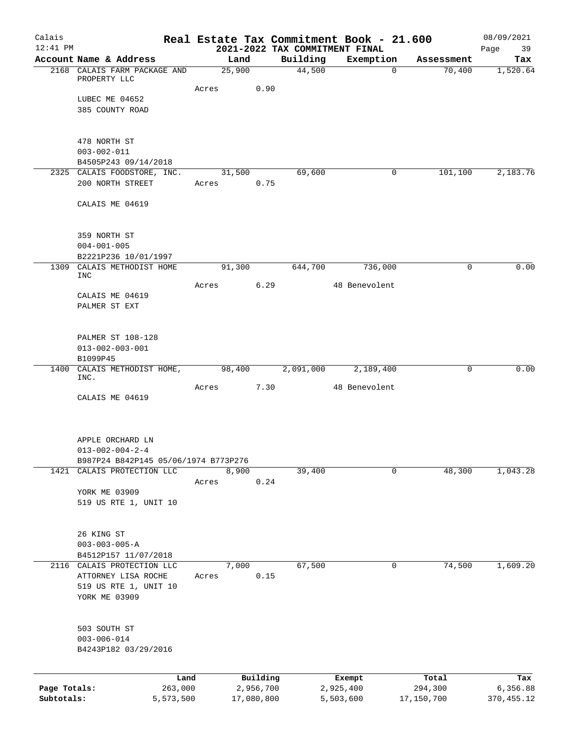# Real Estate Tax Commitment Book - 21.600

## 2021-2022 TAX COMMITMENT FINAL

Calais 12:41 PM — 08/09/2021

| Account Name & Address | Land | Building | Exemption | Assessment | Tax |
|---|---|---|---|---|---|
| 2168 CALAIS FARM PACKAGE AND PROPERTY LLC | 25,900 | 44,500 | 0 | 70,400 | 1,520.64 |
| Acres 0.90 | | | | | |
| LUBEC ME 04652 | | | | | |
| 385 COUNTY ROAD | | | | | |
| 478 NORTH ST | | | | | |
| 003-002-011 | | | | | |
| B4505P243 09/14/2018 | | | | | |
| 2325 CALAIS FOODSTORE, INC. | 31,500 | 69,600 | 0 | 101,100 | 2,183.76 |
| 200 NORTH STREET — Acres 0.75 | | | | | |
| CALAIS ME 04619 | | | | | |
| 359 NORTH ST | | | | | |
| 004-001-005 | | | | | |
| B2221P236 10/01/1997 | | | | | |
| 1309 CALAIS METHODIST HOME INC | 91,300 | 644,700 | 736,000 | 0 | 0.00 |
| Acres 6.29 | | | 48 Benevolent | | |
| CALAIS ME 04619 | | | | | |
| PALMER ST EXT | | | | | |
| PALMER ST 108-128 | | | | | |
| 013-002-003-001 | | | | | |
| B1099P45 | | | | | |
| 1400 CALAIS METHODIST HOME, INC. | 98,400 | 2,091,000 | 2,189,400 | 0 | 0.00 |
| Acres 7.30 | | | 48 Benevolent | | |
| CALAIS ME 04619 | | | | | |
| APPLE ORCHARD LN | | | | | |
| 013-002-004-2-4 | | | | | |
| B987P24 B842P145 05/06/1974 B773P276 | | | | | |
| 1421 CALAIS PROTECTION LLC | 8,900 | 39,400 | 0 | 48,300 | 1,043.28 |
| Acres 0.24 | | | | | |
| YORK ME 03909 | | | | | |
| 519 US RTE 1, UNIT 10 | | | | | |
| 26 KING ST | | | | | |
| 003-003-005-A | | | | | |
| B4512P157 11/07/2018 | | | | | |
| 2116 CALAIS PROTECTION LLC | 7,000 | 67,500 | 0 | 74,500 | 1,609.20 |
| ATTORNEY LISA ROCHE — Acres 0.15 | | | | | |
| 519 US RTE 1, UNIT 10 | | | | | |
| YORK ME 03909 | | | | | |
| 503 SOUTH ST | | | | | |
| 003-006-014 | | | | | |
| B4243P182 03/29/2016 | | | | | |

| | Land | Building | Exempt | Total | Tax |
|---|---|---|---|---|---|
| Page Totals: | 263,000 | 2,956,700 | 2,925,400 | 294,300 | 6,356.88 |
| Subtotals: | 5,573,500 | 17,080,800 | 5,503,600 | 17,150,700 | 370,455.12 |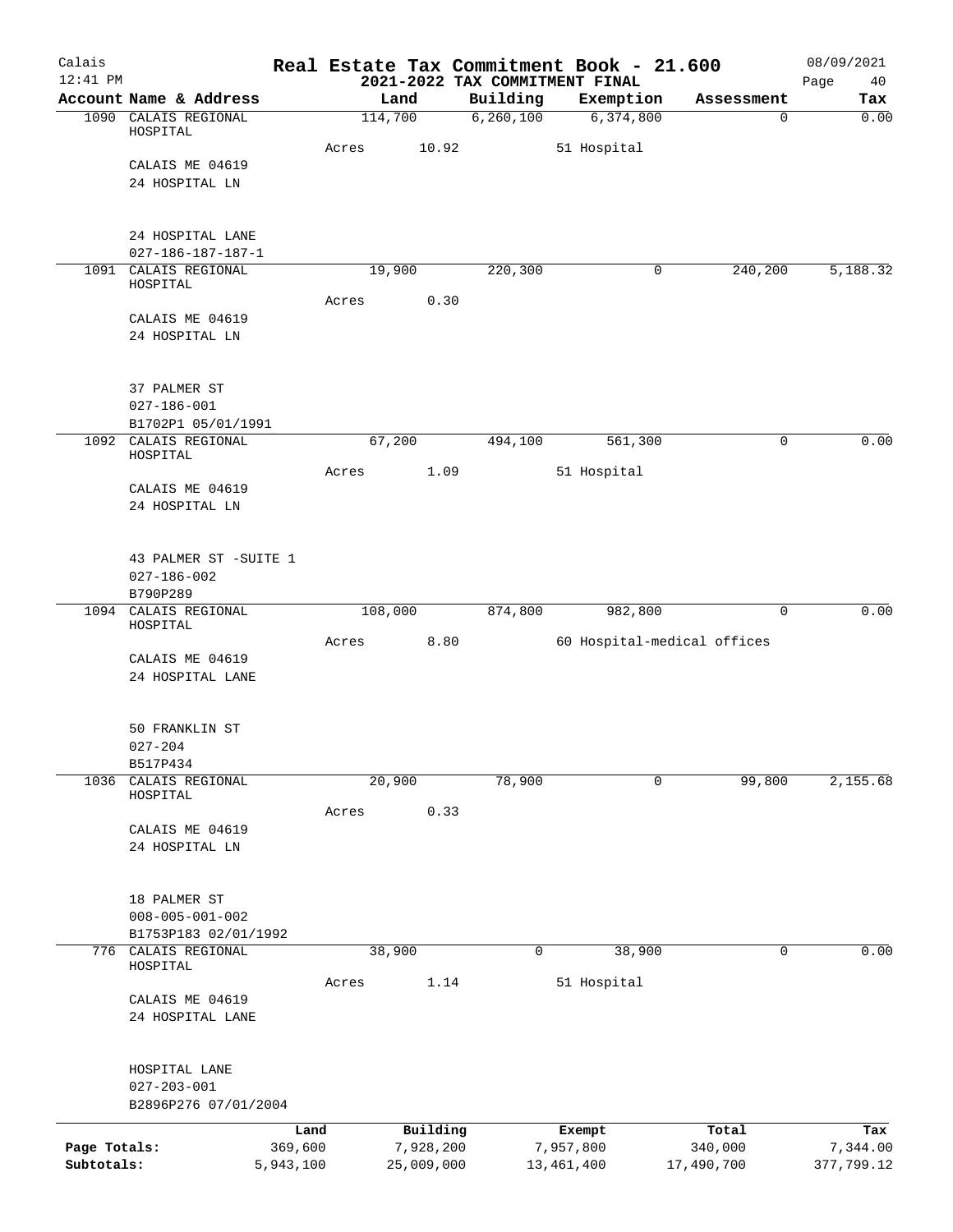# Real Estate Tax Commitment Book - 21.600

## 2021-2022 TAX COMMITMENT FINAL

Calais
12:41 PM
08/09/2021

| Account | Name & Address | Land | Building | Exemption | Assessment | Tax |
|---|---|---|---|---|---|---|
| 1090 | CALAIS REGIONAL HOSPITAL<br>CALAIS ME 04619<br>24 HOSPITAL LN<br><br>24 HOSPITAL LANE<br>027-186-187-187-1 | 114,700<br>Acres 10.92 | 6,260,100 | 6,374,800<br>51 Hospital | 0 | 0.00 |
| 1091 | CALAIS REGIONAL HOSPITAL<br>CALAIS ME 04619<br>24 HOSPITAL LN<br><br>37 PALMER ST<br>027-186-001<br>B1702P1 05/01/1991 | 19,900<br>Acres 0.30 | 220,300 | 0 | 240,200 | 5,188.32 |
| 1092 | CALAIS REGIONAL HOSPITAL<br>CALAIS ME 04619<br>24 HOSPITAL LN<br><br>43 PALMER ST -SUITE 1<br>027-186-002<br>B790P289 | 67,200<br>Acres 1.09 | 494,100 | 561,300<br>51 Hospital | 0 | 0.00 |
| 1094 | CALAIS REGIONAL HOSPITAL<br>CALAIS ME 04619<br>24 HOSPITAL LANE<br><br>50 FRANKLIN ST<br>027-204<br>B517P434 | 108,000<br>Acres 8.80 | 874,800 | 982,800<br>60 Hospital-medical offices | 0 | 0.00 |
| 1036 | CALAIS REGIONAL HOSPITAL<br>CALAIS ME 04619<br>24 HOSPITAL LN<br><br>18 PALMER ST<br>008-005-001-002<br>B1753P183 02/01/1992 | 20,900<br>Acres 0.33 | 78,900 | 0 | 99,800 | 2,155.68 |
| 776 | CALAIS REGIONAL HOSPITAL<br>CALAIS ME 04619<br>24 HOSPITAL LANE<br><br>HOSPITAL LANE<br>027-203-001<br>B2896P276 07/01/2004 | 38,900<br>Acres 1.14 | 0 | 38,900<br>51 Hospital | 0 | 0.00 |

| | Land | Building | Exempt | Total | Tax |
|---|---|---|---|---|---|
| Page Totals: | 369,600 | 7,928,200 | 7,957,800 | 340,000 | 7,344.00 |
| Subtotals: | 5,943,100 | 25,009,000 | 13,461,400 | 17,490,700 | 377,799.12 |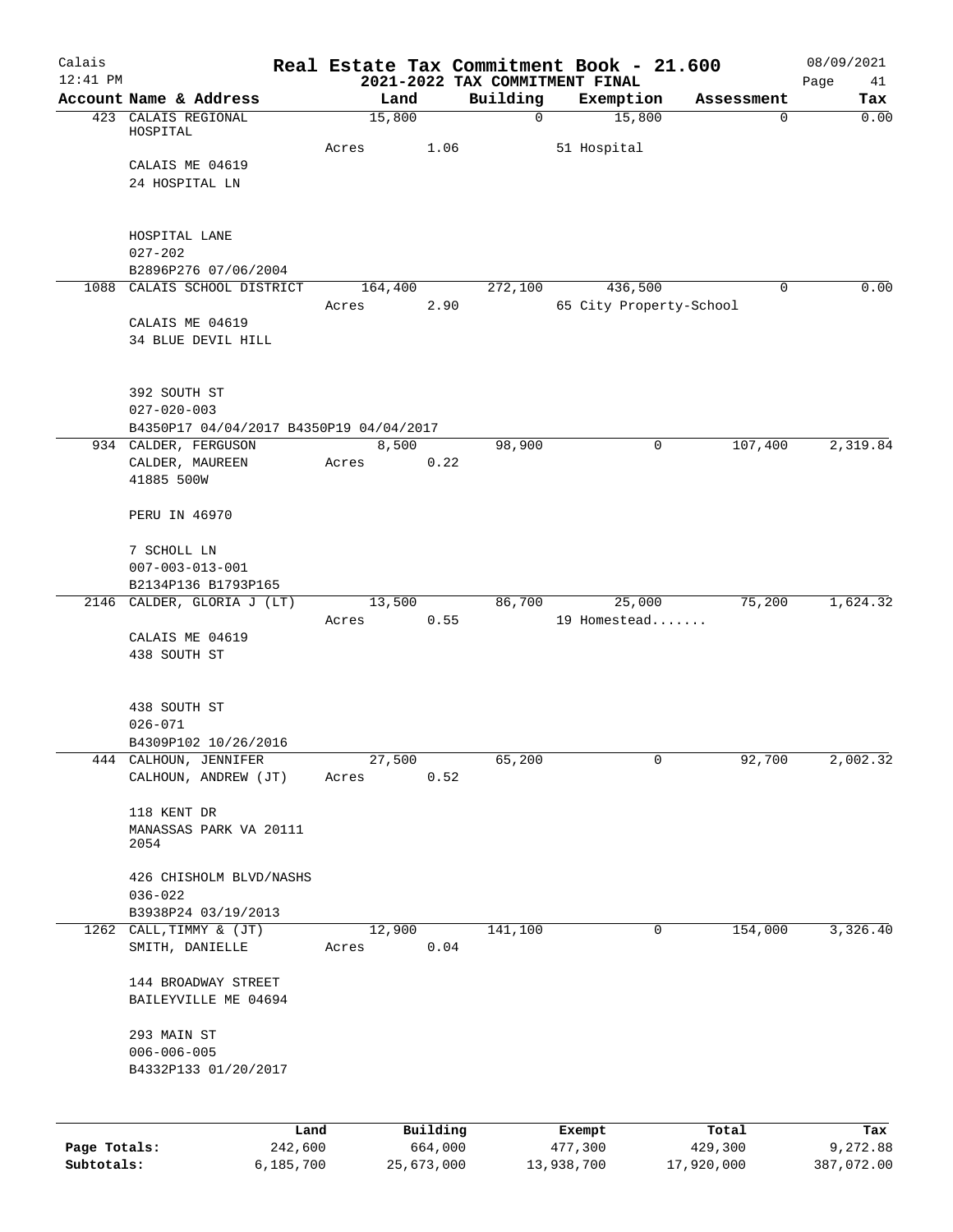# Real Estate Tax Commitment Book - 21.600

## 2021-2022 TAX COMMITMENT FINAL

Calais 12:41 PM — 08/09/2021

| Account Name & Address | Land | Building | Exemption | Assessment | Tax |
|---|---|---|---|---|---|
| 423 CALAIS REGIONAL HOSPITAL | 15,800 | 0 | 15,800 | 0 | 0.00 |
| | Acres 1.06 | | 51 Hospital | | |
| CALAIS ME 04619 | | | | | |
| 24 HOSPITAL LN | | | | | |
| HOSPITAL LANE | | | | | |
| 027-202 | | | | | |
| B2896P276 07/06/2004 | | | | | |
| 1088 CALAIS SCHOOL DISTRICT | 164,400 | 272,100 | 436,500 | 0 | 0.00 |
| | Acres 2.90 | | 65 City Property-School | | |
| CALAIS ME 04619 | | | | | |
| 34 BLUE DEVIL HILL | | | | | |
| 392 SOUTH ST | | | | | |
| 027-020-003 | | | | | |
| B4350P17 04/04/2017 B4350P19 04/04/2017 | | | | | |
| 934 CALDER, FERGUSON | 8,500 | 98,900 | 0 | 107,400 | 2,319.84 |
| CALDER, MAUREEN | Acres 0.22 | | | | |
| 41885 500W | | | | | |
| PERU IN 46970 | | | | | |
| 7 SCHOLL LN | | | | | |
| 007-003-013-001 | | | | | |
| B2134P136 B1793P165 | | | | | |
| 2146 CALDER, GLORIA J (LT) | 13,500 | 86,700 | 25,000 | 75,200 | 1,624.32 |
| | Acres 0.55 | | 19 Homestead....... | | |
| CALAIS ME 04619 | | | | | |
| 438 SOUTH ST | | | | | |
| 438 SOUTH ST | | | | | |
| 026-071 | | | | | |
| B4309P102 10/26/2016 | | | | | |
| 444 CALHOUN, JENNIFER | 27,500 | 65,200 | 0 | 92,700 | 2,002.32 |
| CALHOUN, ANDREW (JT) | Acres 0.52 | | | | |
| 118 KENT DR | | | | | |
| MANASSAS PARK VA 20111 2054 | | | | | |
| 426 CHISHOLM BLVD/NASHS | | | | | |
| 036-022 | | | | | |
| B3938P24 03/19/2013 | | | | | |
| 1262 CALL,TIMMY & (JT) | 12,900 | 141,100 | 0 | 154,000 | 3,326.40 |
| SMITH, DANIELLE | Acres 0.04 | | | | |
| 144 BROADWAY STREET | | | | | |
| BAILEYVILLE ME 04694 | | | | | |
| 293 MAIN ST | | | | | |
| 006-006-005 | | | | | |
| B4332P133 01/20/2017 | | | | | |

| | Land | Building | Exempt | Total | Tax |
|---|---|---|---|---|---|
| Page Totals: | 242,600 | 664,000 | 477,300 | 429,300 | 9,272.88 |
| Subtotals: | 6,185,700 | 25,673,000 | 13,938,700 | 17,920,000 | 387,072.00 |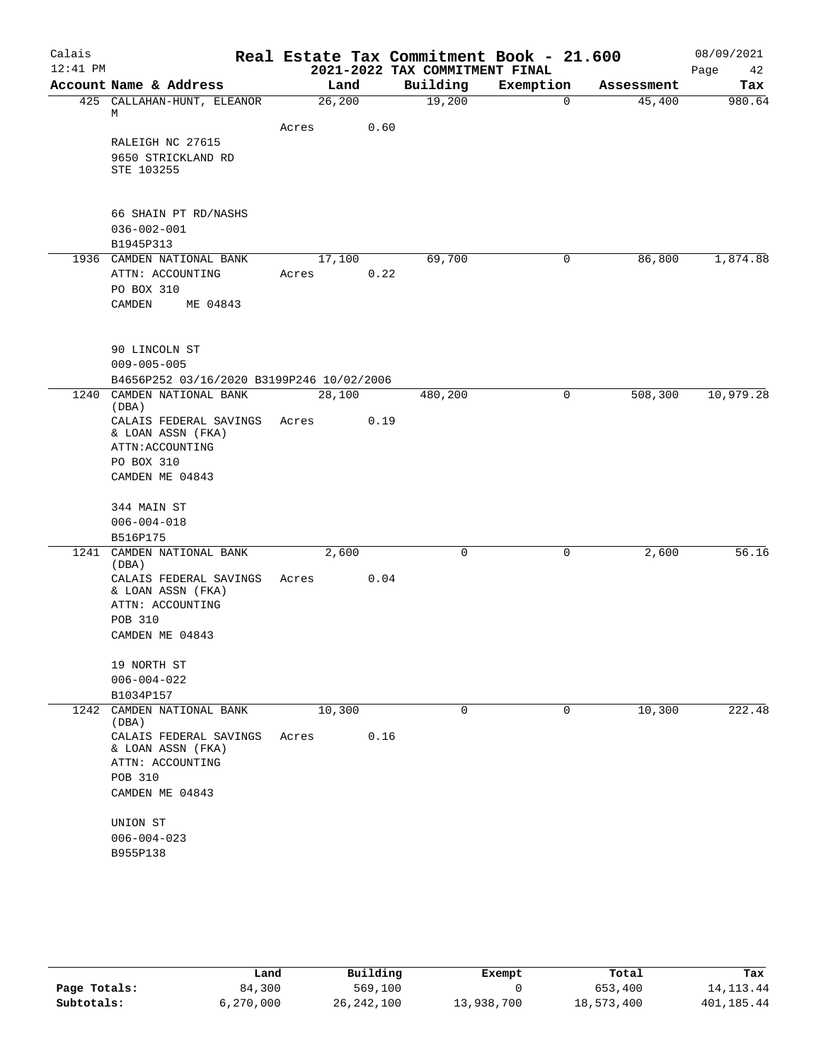# Real Estate Tax Commitment Book - 21.600

Calais 12:41 PM — 2021-2022 TAX COMMITMENT FINAL — 08/09/2021

| Account Name & Address | Land | Building | Exemption | Assessment | Tax |
|---|---|---|---|---|---|
| 425 CALLAHAN-HUNT, ELEANOR M<br>RALEIGH NC 27615<br>9650 STRICKLAND RD<br>STE 103255<br><br>66 SHAIN PT RD/NASHS<br>036-002-001<br>B1945P313 | 26,200<br>Acres 0.60 | 19,200 | 0 | 45,400 | 980.64 |
| 1936 CAMDEN NATIONAL BANK<br>ATTN: ACCOUNTING<br>PO BOX 310<br>CAMDEN ME 04843<br><br>90 LINCOLN ST<br>009-005-005<br>B4656P252 03/16/2020 B3199P246 10/02/2006 | 17,100<br>Acres 0.22 | 69,700 | 0 | 86,800 | 1,874.88 |
| 1240 CAMDEN NATIONAL BANK (DBA)<br>CALAIS FEDERAL SAVINGS & LOAN ASSN (FKA)<br>ATTN:ACCOUNTING<br>PO BOX 310<br>CAMDEN ME 04843<br><br>344 MAIN ST<br>006-004-018<br>B516P175 | 28,100<br>Acres 0.19 | 480,200 | 0 | 508,300 | 10,979.28 |
| 1241 CAMDEN NATIONAL BANK (DBA)<br>CALAIS FEDERAL SAVINGS & LOAN ASSN (FKA)<br>ATTN: ACCOUNTING<br>POB 310<br>CAMDEN ME 04843<br><br>19 NORTH ST<br>006-004-022<br>B1034P157 | 2,600<br>Acres 0.04 | 0 | 0 | 2,600 | 56.16 |
| 1242 CAMDEN NATIONAL BANK (DBA)<br>CALAIS FEDERAL SAVINGS & LOAN ASSN (FKA)<br>ATTN: ACCOUNTING<br>POB 310<br>CAMDEN ME 04843<br><br>UNION ST<br>006-004-023<br>B955P138 | 10,300<br>Acres 0.16 | 0 | 0 | 10,300 | 222.48 |

| | Land | Building | Exempt | Total | Tax |
|---|---|---|---|---|---|
| Page Totals: | 84,300 | 569,100 | 0 | 653,400 | 14,113.44 |
| Subtotals: | 6,270,000 | 26,242,100 | 13,938,700 | 18,573,400 | 401,185.44 |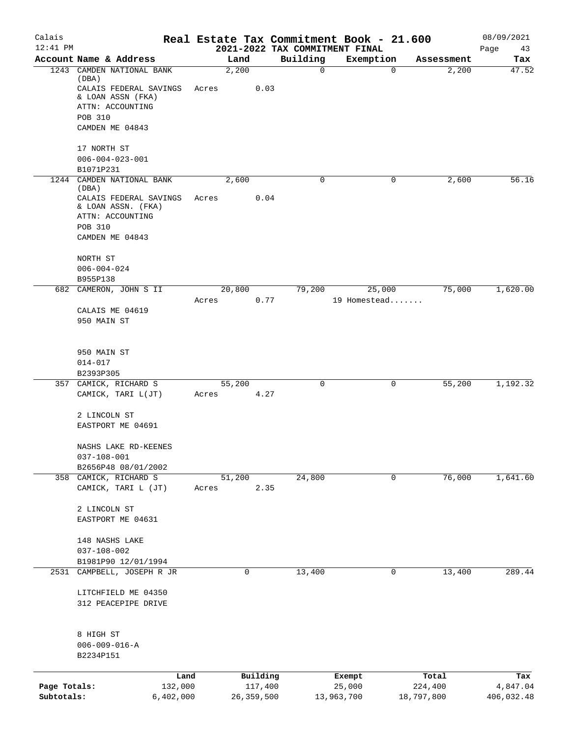# Real Estate Tax Commitment Book - 21.600

Calais
12:41 PM

2021-2022 TAX COMMITMENT FINAL

08/09/2021

| Account Name & Address | Land | Building | Exemption | Assessment | Tax |
|---|---|---|---|---|---|
| 1243 CAMDEN NATIONAL BANK (DBA) | 2,200 | 0 | 0 | 2,200 | 47.52 |
| CALAIS FEDERAL SAVINGS & LOAN ASSN (FKA) | Acres 0.03 | | | | |
| ATTN: ACCOUNTING | | | | | |
| POB 310 | | | | | |
| CAMDEN ME 04843 | | | | | |
| 17 NORTH ST | | | | | |
| 006-004-023-001 | | | | | |
| B1071P231 | | | | | |
| 1244 CAMDEN NATIONAL BANK (DBA) | 2,600 | 0 | 0 | 2,600 | 56.16 |
| CALAIS FEDERAL SAVINGS & LOAN ASSN. (FKA) | Acres 0.04 | | | | |
| ATTN: ACCOUNTING | | | | | |
| POB 310 | | | | | |
| CAMDEN ME 04843 | | | | | |
| NORTH ST | | | | | |
| 006-004-024 | | | | | |
| B955P138 | | | | | |
| 682 CAMERON, JOHN S II | 20,800 | 79,200 | 25,000 | 75,000 | 1,620.00 |
| | Acres 0.77 | | 19 Homestead....... | | |
| CALAIS ME 04619 | | | | | |
| 950 MAIN ST | | | | | |
| 950 MAIN ST | | | | | |
| 014-017 | | | | | |
| B2393P305 | | | | | |
| 357 CAMICK, RICHARD S | 55,200 | 0 | 0 | 55,200 | 1,192.32 |
| CAMICK, TARI L(JT) | Acres 4.27 | | | | |
| 2 LINCOLN ST | | | | | |
| EASTPORT ME 04691 | | | | | |
| NASHS LAKE RD-KEENES | | | | | |
| 037-108-001 | | | | | |
| B2656P48 08/01/2002 | | | | | |
| 358 CAMICK, RICHARD S | 51,200 | 24,800 | 0 | 76,000 | 1,641.60 |
| CAMICK, TARI L (JT) | Acres 2.35 | | | | |
| 2 LINCOLN ST | | | | | |
| EASTPORT ME 04631 | | | | | |
| 148 NASHS LAKE | | | | | |
| 037-108-002 | | | | | |
| B1981P90 12/01/1994 | | | | | |
| 2531 CAMPBELL, JOSEPH R JR | 0 | 13,400 | 0 | 13,400 | 289.44 |
| LITCHFIELD ME 04350 | | | | | |
| 312 PEACEPIPE DRIVE | | | | | |
| 8 HIGH ST | | | | | |
| 006-009-016-A | | | | | |
| B2234P151 | | | | | |

| | Land | Building | Exempt | Total | Tax |
|---|---|---|---|---|---|
| Page Totals: | 132,000 | 117,400 | 25,000 | 224,400 | 4,847.04 |
| Subtotals: | 6,402,000 | 26,359,500 | 13,963,700 | 18,797,800 | 406,032.48 |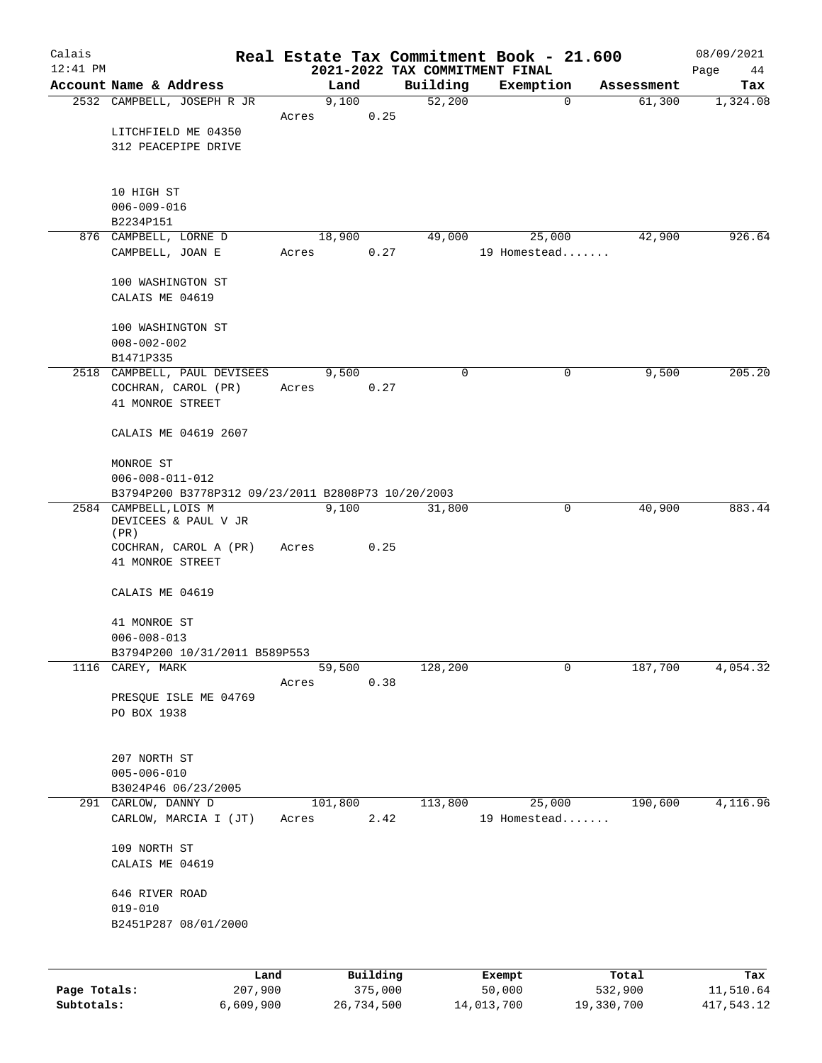# Real Estate Tax Commitment Book - 21.600

Calais
12:41 PM

2021-2022 TAX COMMITMENT FINAL

08/09/2021

| Account Name & Address | Land | Building | Exemption | Assessment | Tax |
|---|---|---|---|---|---|
| 2532 CAMPBELL, JOSEPH R JR | 9,100 | 52,200 | 0 | 61,300 | 1,324.08 |
| | Acres 0.25 | | | | |
| LITCHFIELD ME 04350 | | | | | |
| 312 PEACEPIPE DRIVE | | | | | |
| 10 HIGH ST | | | | | |
| 006-009-016 | | | | | |
| B2234P151 | | | | | |
| 876 CAMPBELL, LORNE D | 18,900 | 49,000 | 25,000 | 42,900 | 926.64 |
| CAMPBELL, JOAN E | Acres 0.27 | | 19 Homestead....... | | |
| 100 WASHINGTON ST | | | | | |
| CALAIS ME 04619 | | | | | |
| 100 WASHINGTON ST | | | | | |
| 008-002-002 | | | | | |
| B1471P335 | | | | | |
| 2518 CAMPBELL, PAUL DEVISEES | 9,500 | 0 | 0 | 9,500 | 205.20 |
| COCHRAN, CAROL (PR) | Acres 0.27 | | | | |
| 41 MONROE STREET | | | | | |
| CALAIS ME 04619 2607 | | | | | |
| MONROE ST | | | | | |
| 006-008-011-012 | | | | | |
| B3794P200 B3778P312 09/23/2011 B2808P73 10/20/2003 | | | | | |
| 2584 CAMPBELL, LOIS M DEVICEES & PAUL V JR (PR) | 9,100 | 31,800 | 0 | 40,900 | 883.44 |
| COCHRAN, CAROL A (PR) | Acres 0.25 | | | | |
| 41 MONROE STREET | | | | | |
| CALAIS ME 04619 | | | | | |
| 41 MONROE ST | | | | | |
| 006-008-013 | | | | | |
| B3794P200 10/31/2011 B589P553 | | | | | |
| 1116 CAREY, MARK | 59,500 | 128,200 | 0 | 187,700 | 4,054.32 |
| | Acres 0.38 | | | | |
| PRESQUE ISLE ME 04769 | | | | | |
| PO BOX 1938 | | | | | |
| 207 NORTH ST | | | | | |
| 005-006-010 | | | | | |
| B3024P46 06/23/2005 | | | | | |
| 291 CARLOW, DANNY D | 101,800 | 113,800 | 25,000 | 190,600 | 4,116.96 |
| CARLOW, MARCIA I (JT) | Acres 2.42 | | 19 Homestead....... | | |
| 109 NORTH ST | | | | | |
| CALAIS ME 04619 | | | | | |
| 646 RIVER ROAD | | | | | |
| 019-010 | | | | | |
| B2451P287 08/01/2000 | | | | | |

| | Land | Building | Exempt | Total | Tax |
|---|---|---|---|---|---|
| **Page Totals:** | 207,900 | 375,000 | 50,000 | 532,900 | 11,510.64 |
| **Subtotals:** | 6,609,900 | 26,734,500 | 14,013,700 | 19,330,700 | 417,543.12 |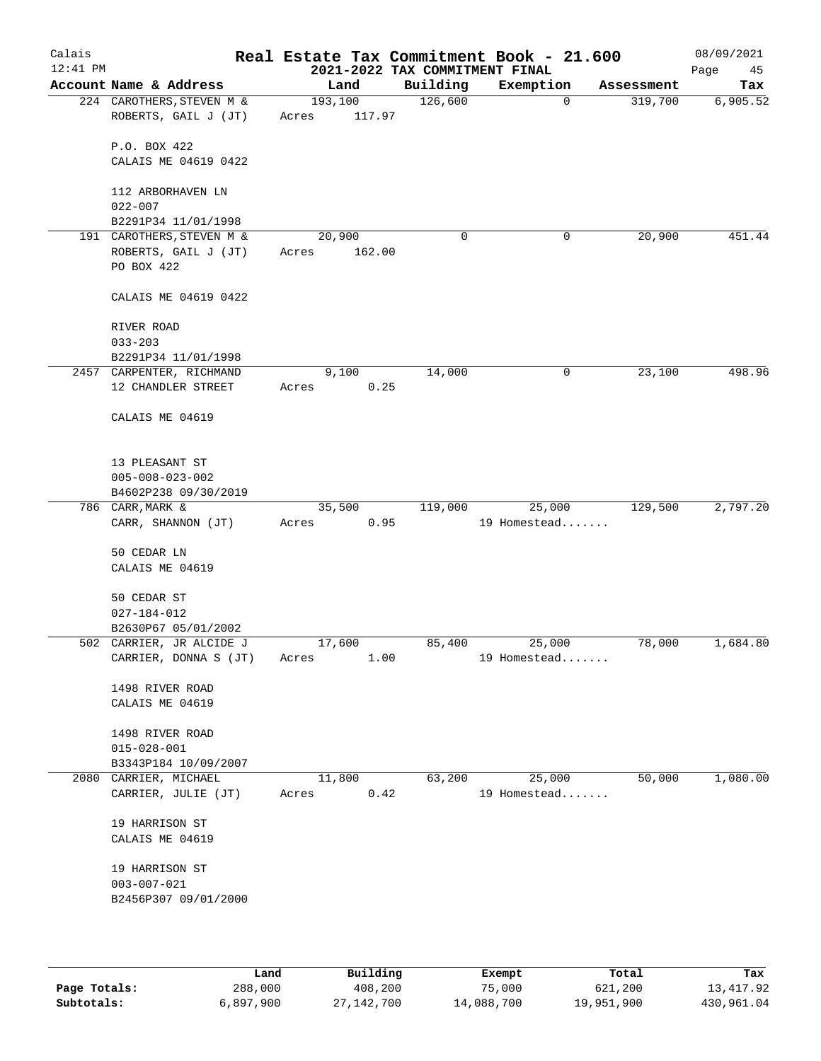# Real Estate Tax Commitment Book - 21.600

Calais — 12:41 PM — 08/09/2021

## 2021-2022 TAX COMMITMENT FINAL

| Account | Name & Address | Land | Building | Exemption | Assessment | Tax |
|---|---|---|---|---|---|---|
| 224 | CAROTHERS, STEVEN M & ROBERTS, GAIL J (JT)<br>P.O. BOX 422<br>CALAIS ME 04619 0422<br>112 ARBORHAVEN LN<br>022-007<br>B2291P34 11/01/1998 | 193,100<br>Acres 117.97 | 126,600 | 0 | 319,700 | 6,905.52 |
| 191 | CAROTHERS, STEVEN M & ROBERTS, GAIL J (JT)<br>PO BOX 422<br>CALAIS ME 04619 0422<br>RIVER ROAD<br>033-203<br>B2291P34 11/01/1998 | 20,900<br>Acres 162.00 | 0 | 0 | 20,900 | 451.44 |
| 2457 | CARPENTER, RICHMAND<br>12 CHANDLER STREET<br>CALAIS ME 04619<br>13 PLEASANT ST<br>005-008-023-002<br>B4602P238 09/30/2019 | 9,100<br>Acres 0.25 | 14,000 | 0 | 23,100 | 498.96 |
| 786 | CARR, MARK &<br>CARR, SHANNON (JT)<br>50 CEDAR LN<br>CALAIS ME 04619<br>50 CEDAR ST<br>027-184-012<br>B2630P67 05/01/2002 | 35,500<br>Acres 0.95 | 119,000 | 25,000<br>19 Homestead....... | 129,500 | 2,797.20 |
| 502 | CARRIER, JR ALCIDE J<br>CARRIER, DONNA S (JT)<br>1498 RIVER ROAD<br>CALAIS ME 04619<br>1498 RIVER ROAD<br>015-028-001<br>B3343P184 10/09/2007 | 17,600<br>Acres 1.00 | 85,400 | 25,000<br>19 Homestead....... | 78,000 | 1,684.80 |
| 2080 | CARRIER, MICHAEL<br>CARRIER, JULIE (JT)<br>19 HARRISON ST<br>CALAIS ME 04619<br>19 HARRISON ST<br>003-007-021<br>B2456P307 09/01/2000 | 11,800<br>Acres 0.42 | 63,200 | 25,000<br>19 Homestead....... | 50,000 | 1,080.00 |

| | Land | Building | Exempt | Total | Tax |
|---|---|---|---|---|---|
| Page Totals: | 288,000 | 408,200 | 75,000 | 621,200 | 13,417.92 |
| Subtotals: | 6,897,900 | 27,142,700 | 14,088,700 | 19,951,900 | 430,961.04 |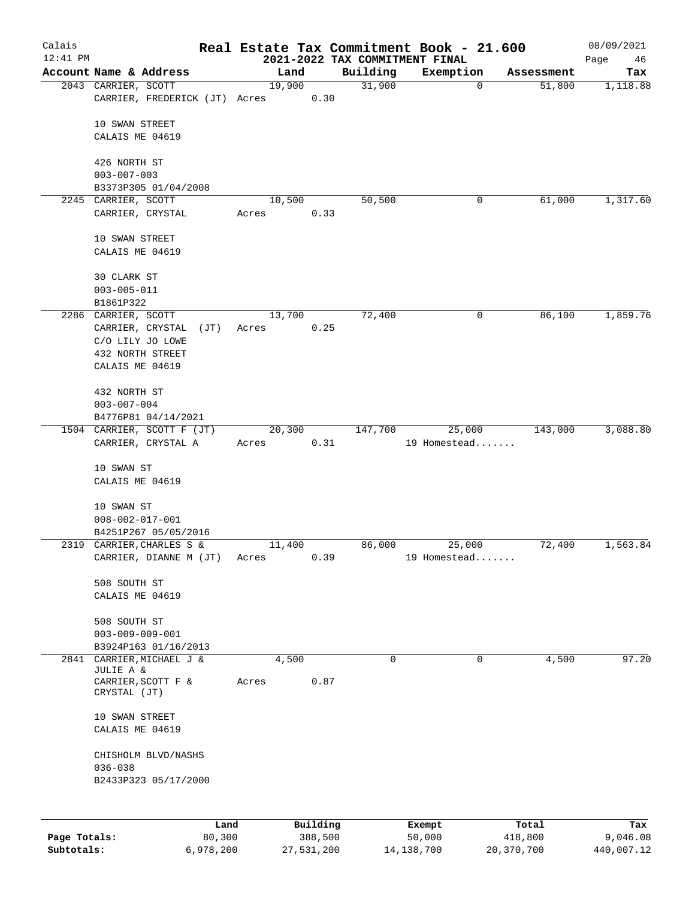# Real Estate Tax Commitment Book - 21.600

## 2021-2022 TAX COMMITMENT FINAL

Calais 12:41 PM — 08/09/2021

| Account Name & Address | Land | Building | Exemption | Assessment | Tax |
|---|---|---|---|---|---|
| 2043 CARRIER, SCOTT<br>CARRIER, FREDERICK (JT) Acres 0.30<br><br>10 SWAN STREET<br>CALAIS ME 04619<br><br>426 NORTH ST<br>003-007-003<br>B3373P305 01/04/2008 | 19,900 | 31,900 | 0 | 51,800 | 1,118.88 |
| 2245 CARRIER, SCOTT<br>CARRIER, CRYSTAL Acres 0.33<br><br>10 SWAN STREET<br>CALAIS ME 04619<br><br>30 CLARK ST<br>003-005-011<br>B1861P322 | 10,500 | 50,500 | 0 | 61,000 | 1,317.60 |
| 2286 CARRIER, SCOTT<br>CARRIER, CRYSTAL (JT) Acres 0.25<br>C/O LILY JO LOWE<br>432 NORTH STREET<br>CALAIS ME 04619<br><br>432 NORTH ST<br>003-007-004<br>B4776P81 04/14/2021 | 13,700 | 72,400 | 0 | 86,100 | 1,859.76 |
| 1504 CARRIER, SCOTT F (JT)<br>CARRIER, CRYSTAL A Acres 0.31<br><br>10 SWAN ST<br>CALAIS ME 04619<br><br>10 SWAN ST<br>008-002-017-001<br>B4251P267 05/05/2016 | 20,300 | 147,700 | 25,000<br>19 Homestead....... | 143,000 | 3,088.80 |
| 2319 CARRIER, CHARLES S &<br>CARRIER, DIANNE M (JT) Acres 0.39<br><br>508 SOUTH ST<br>CALAIS ME 04619<br><br>508 SOUTH ST<br>003-009-009-001<br>B3924P163 01/16/2013 | 11,400 | 86,000 | 25,000<br>19 Homestead....... | 72,400 | 1,563.84 |
| 2841 CARRIER, MICHAEL J &<br>JULIE A &<br>CARRIER, SCOTT F & Acres 0.87<br>CRYSTAL (JT)<br><br>10 SWAN STREET<br>CALAIS ME 04619<br><br>CHISHOLM BLVD/NASHS<br>036-038<br>B2433P323 05/17/2000 | 4,500 | 0 | 0 | 4,500 | 97.20 |

| | Land | Building | Exempt | Total | Tax |
|---|---|---|---|---|---|
| **Page Totals:** | 80,300 | 388,500 | 50,000 | 418,800 | 9,046.08 |
| **Subtotals:** | 6,978,200 | 27,531,200 | 14,138,700 | 20,370,700 | 440,007.12 |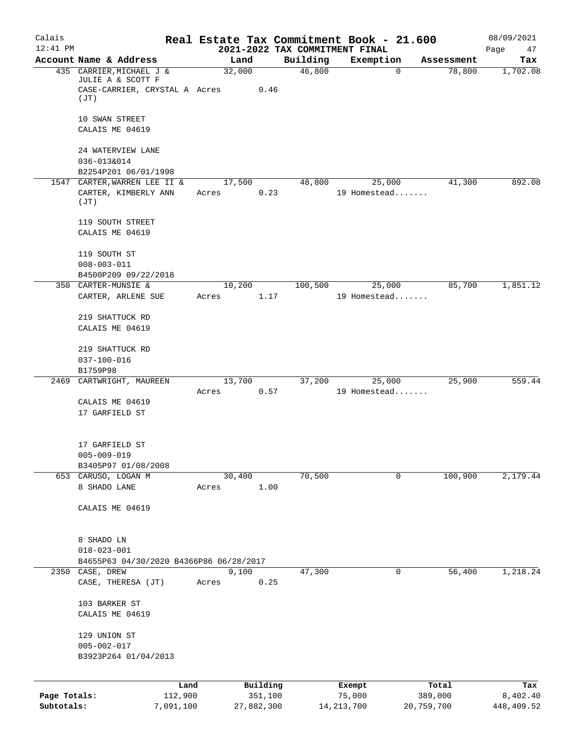Calais 12:41 PM

# Real Estate Tax Commitment Book - 21.600

## 2021-2022 TAX COMMITMENT FINAL

08/09/2021

| Account Name & Address | Land | Building | Exemption | Assessment | Tax |
|---|---|---|---|---|---|
| 435 CARRIER, MICHAEL J & JULIE A & SCOTT F CASE-CARRIER, CRYSTAL A (JT)<br>10 SWAN STREET<br>CALAIS ME 04619<br>24 WATERVIEW LANE<br>036-013&014<br>B2254P201 06/01/1998 | 32,000<br>Acres 0.46 | 46,800 | 0 | 78,800 | 1,702.08 |
| 1547 CARTER, WARREN LEE II & CARTER, KIMBERLY ANN (JT)<br>119 SOUTH STREET<br>CALAIS ME 04619<br>119 SOUTH ST<br>008-003-011<br>B4500P209 09/22/2018 | 17,500<br>Acres 0.23 | 48,800 | 25,000<br>19 Homestead....... | 41,300 | 892.08 |
| 350 CARTER-MUNSIE & CARTER, ARLENE SUE<br>219 SHATTUCK RD<br>CALAIS ME 04619<br>219 SHATTUCK RD<br>037-100-016<br>B1759P98 | 10,200<br>Acres 1.17 | 100,500 | 25,000<br>19 Homestead....... | 85,700 | 1,851.12 |
| 2469 CARTWRIGHT, MAUREEN<br>CALAIS ME 04619<br>17 GARFIELD ST<br>17 GARFIELD ST<br>005-009-019<br>B3405P97 01/08/2008 | 13,700<br>Acres 0.57 | 37,200 | 25,000<br>19 Homestead....... | 25,900 | 559.44 |
| 653 CARUSO, LOGAN M<br>8 SHADO LANE<br>CALAIS ME 04619<br>8 SHADO LN<br>018-023-001<br>B4655P63 04/30/2020 B4366P86 06/28/2017 | 30,400<br>Acres 1.00 | 70,500 | 0 | 100,900 | 2,179.44 |
| 2350 CASE, DREW<br>CASE, THERESA (JT)<br>103 BARKER ST<br>CALAIS ME 04619<br>129 UNION ST<br>005-002-017<br>B3923P264 01/04/2013 | 9,100<br>Acres 0.25 | 47,300 | 0 | 56,400 | 1,218.24 |

| | Land | Building | Exempt | Total | Tax |
|---|---|---|---|---|---|
| Page Totals: | 112,900 | 351,100 | 75,000 | 389,000 | 8,402.40 |
| Subtotals: | 7,091,100 | 27,882,300 | 14,213,700 | 20,759,700 | 448,409.52 |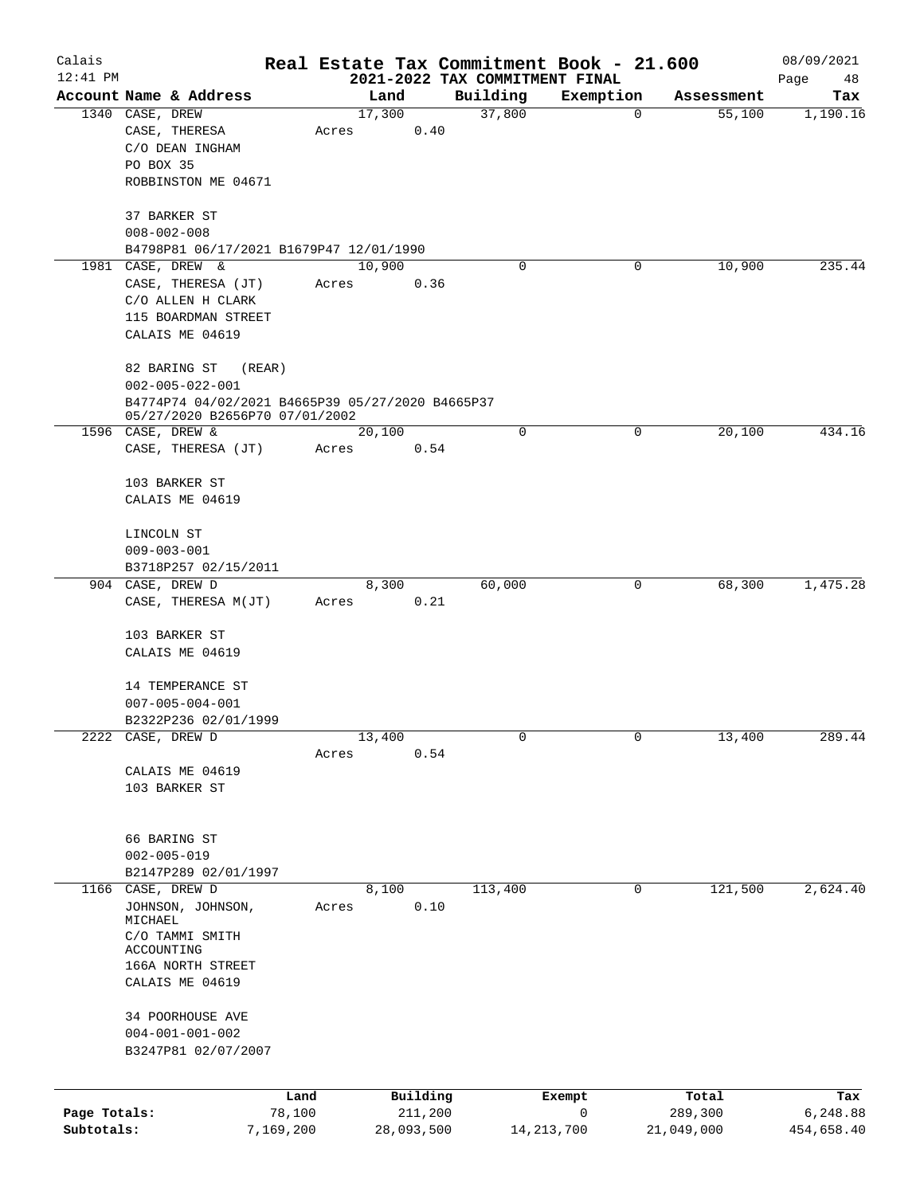# Real Estate Tax Commitment Book - 21.600

## 2021-2022 TAX COMMITMENT FINAL

Calais 12:41 PM — 08/09/2021

| Account Name & Address | Land | Building | Exemption | Assessment | Tax |
|---|---|---|---|---|---|
| 1340 CASE, DREW<br>CASE, THERESA<br>C/O DEAN INGHAM<br>PO BOX 35<br>ROBBINSTON ME 04671<br><br>37 BARKER ST<br>008-002-008<br>B4798P81 06/17/2021 B1679P47 12/01/1990 | 17,300<br>Acres 0.40 | 37,800 | 0 | 55,100 | 1,190.16 |
| 1981 CASE, DREW &<br>CASE, THERESA (JT)<br>C/O ALLEN H CLARK<br>115 BOARDMAN STREET<br>CALAIS ME 04619<br><br>82 BARING ST (REAR)<br>002-005-022-001<br>B4774P74 04/02/2021 B4665P39 05/27/2020 B4665P37 05/27/2020 B2656P70 07/01/2002 | 10,900<br>Acres 0.36 | 0 | 0 | 10,900 | 235.44 |
| 1596 CASE, DREW &<br>CASE, THERESA (JT)<br><br>103 BARKER ST<br>CALAIS ME 04619<br><br>LINCOLN ST<br>009-003-001<br>B3718P257 02/15/2011 | 20,100<br>Acres 0.54 | 0 | 0 | 20,100 | 434.16 |
| 904 CASE, DREW D<br>CASE, THERESA M(JT)<br><br>103 BARKER ST<br>CALAIS ME 04619<br><br>14 TEMPERANCE ST<br>007-005-004-001<br>B2322P236 02/01/1999 | 8,300<br>Acres 0.21 | 60,000 | 0 | 68,300 | 1,475.28 |
| 2222 CASE, DREW D<br><br>CALAIS ME 04619<br>103 BARKER ST<br><br>66 BARING ST<br>002-005-019<br>B2147P289 02/01/1997 | 13,400<br>Acres 0.54 | 0 | 0 | 13,400 | 289.44 |
| 1166 CASE, DREW D<br>JOHNSON, JOHNSON, MICHAEL<br>C/O TAMMI SMITH ACCOUNTING<br>166A NORTH STREET<br>CALAIS ME 04619<br><br>34 POORHOUSE AVE<br>004-001-001-002<br>B3247P81 02/07/2007 | 8,100<br>Acres 0.10 | 113,400 | 0 | 121,500 | 2,624.40 |

| | Land | Building | Exempt | Total | Tax |
|---|---|---|---|---|---|
| Page Totals: | 78,100 | 211,200 | 0 | 289,300 | 6,248.88 |
| Subtotals: | 7,169,200 | 28,093,500 | 14,213,700 | 21,049,000 | 454,658.40 |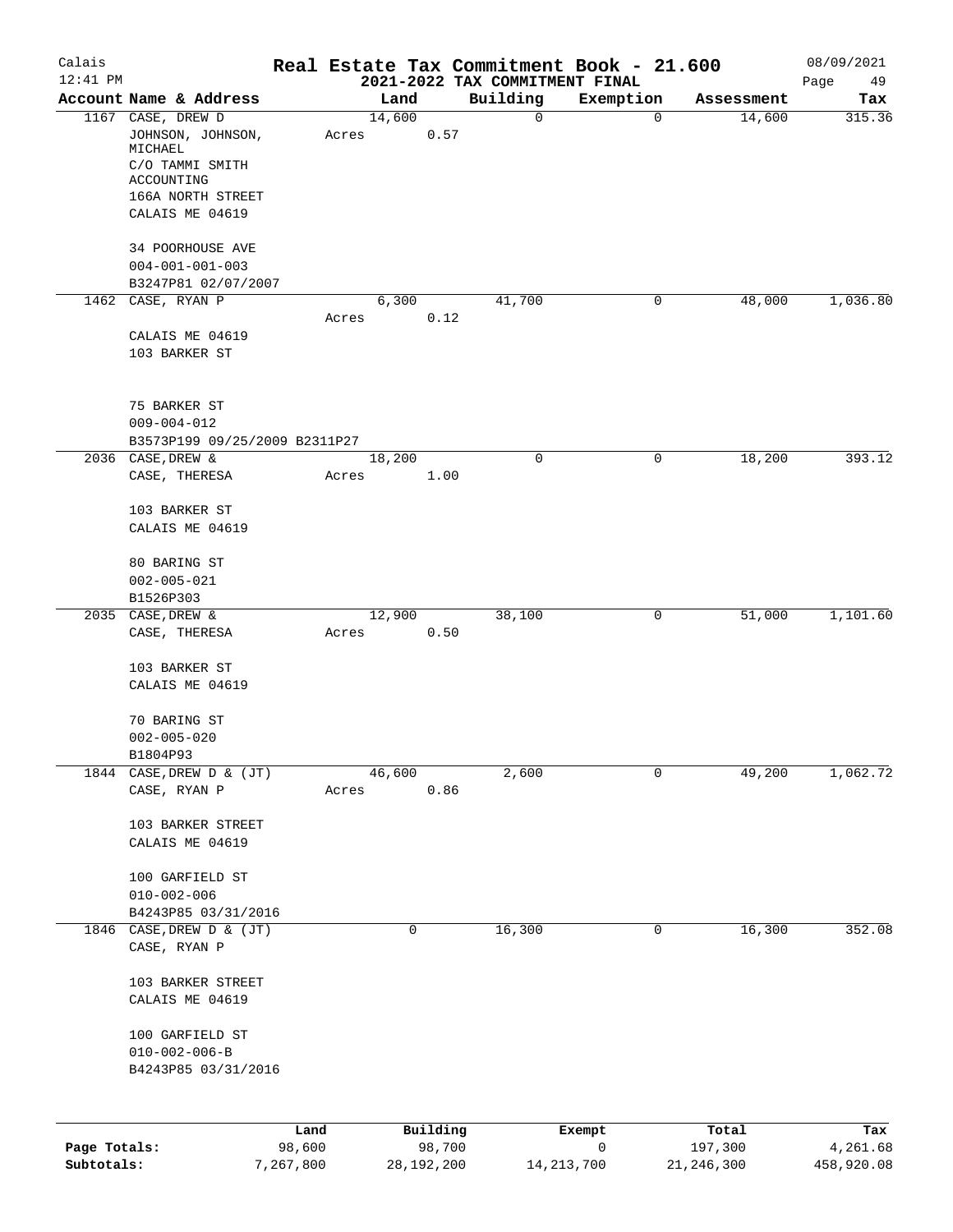Calais 12:41 PM

# Real Estate Tax Commitment Book - 21.600
## 2021-2022 TAX COMMITMENT FINAL

08/09/2021

| Account Name & Address | Land | Building | Exemption | Assessment | Tax |
|---|---|---|---|---|---|
| 1167 CASE, DREW D<br>JOHNSON, JOHNSON, MICHAEL<br>C/O TAMMI SMITH ACCOUNTING<br>166A NORTH STREET<br>CALAIS ME 04619<br><br>34 POORHOUSE AVE<br>004-001-001-003<br>B3247P81 02/07/2007 | 14,600<br>Acres 0.57 | 0 | 0 | 14,600 | 315.36 |
| 1462 CASE, RYAN P<br><br>CALAIS ME 04619<br>103 BARKER ST<br><br>75 BARKER ST<br>009-004-012<br>B3573P199 09/25/2009 B2311P27 | 6,300<br>Acres 0.12 | 41,700 | 0 | 48,000 | 1,036.80 |
| 2036 CASE, DREW &<br>CASE, THERESA<br><br>103 BARKER ST<br>CALAIS ME 04619<br><br>80 BARING ST<br>002-005-021<br>B1526P303 | 18,200<br>Acres 1.00 | 0 | 0 | 18,200 | 393.12 |
| 2035 CASE, DREW &<br>CASE, THERESA<br><br>103 BARKER ST<br>CALAIS ME 04619<br><br>70 BARING ST<br>002-005-020<br>B1804P93 | 12,900<br>Acres 0.50 | 38,100 | 0 | 51,000 | 1,101.60 |
| 1844 CASE, DREW D & (JT)<br>CASE, RYAN P<br><br>103 BARKER STREET<br>CALAIS ME 04619<br><br>100 GARFIELD ST<br>010-002-006<br>B4243P85 03/31/2016 | 46,600<br>Acres 0.86 | 2,600 | 0 | 49,200 | 1,062.72 |
| 1846 CASE, DREW D & (JT)<br>CASE, RYAN P<br><br>103 BARKER STREET<br>CALAIS ME 04619<br><br>100 GARFIELD ST<br>010-002-006-B<br>B4243P85 03/31/2016 | 0 | 16,300 | 0 | 16,300 | 352.08 |

| | Land | Building | Exempt | Total | Tax |
|---|---|---|---|---|---|
| **Page Totals:** | 98,600 | 98,700 | 0 | 197,300 | 4,261.68 |
| **Subtotals:** | 7,267,800 | 28,192,200 | 14,213,700 | 21,246,300 | 458,920.08 |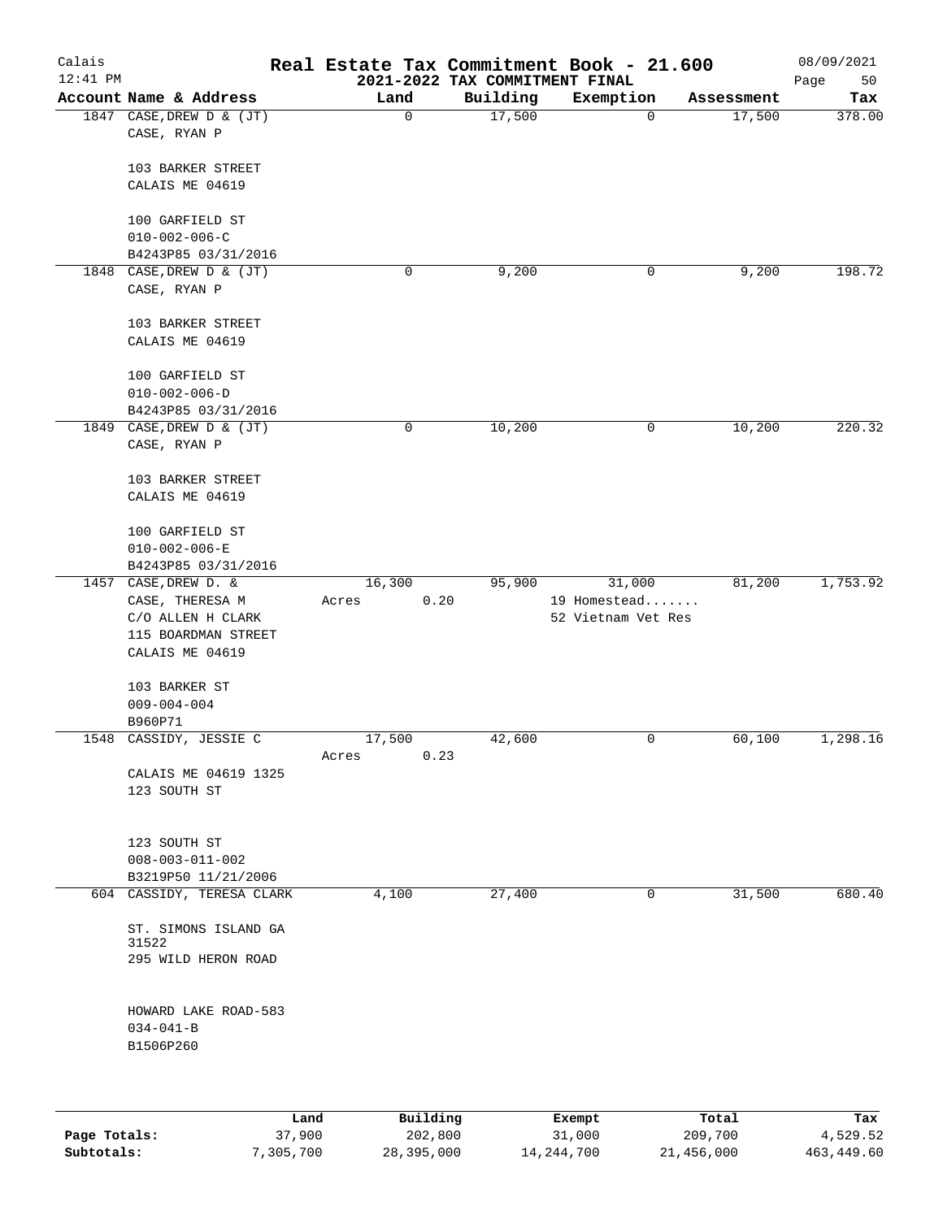Calais 12:41 PM

# Real Estate Tax Commitment Book - 21.600

## 2021-2022 TAX COMMITMENT FINAL

08/09/2021

| Account Name & Address | Land | Building | Exemption | Assessment | Tax |
|---|---|---|---|---|---|
| 1847 CASE,DREW D & (JT)<br>CASE, RYAN P<br><br>103 BARKER STREET<br>CALAIS ME 04619<br><br>100 GARFIELD ST<br>010-002-006-C<br>B4243P85 03/31/2016 | 0 | 17,500 | 0 | 17,500 | 378.00 |
| 1848 CASE,DREW D & (JT)<br>CASE, RYAN P<br><br>103 BARKER STREET<br>CALAIS ME 04619<br><br>100 GARFIELD ST<br>010-002-006-D<br>B4243P85 03/31/2016 | 0 | 9,200 | 0 | 9,200 | 198.72 |
| 1849 CASE,DREW D & (JT)<br>CASE, RYAN P<br><br>103 BARKER STREET<br>CALAIS ME 04619<br><br>100 GARFIELD ST<br>010-002-006-E<br>B4243P85 03/31/2016 | 0 | 10,200 | 0 | 10,200 | 220.32 |
| 1457 CASE,DREW D. &<br>CASE, THERESA M<br>C/O ALLEN H CLARK<br>115 BOARDMAN STREET<br>CALAIS ME 04619<br><br>103 BARKER ST<br>009-004-004<br>B960P71 | 16,300<br>Acres 0.20 | 95,900 | 31,000<br>19 Homestead.......<br>52 Vietnam Vet Res | 81,200 | 1,753.92 |
| 1548 CASSIDY, JESSIE C<br><br>CALAIS ME 04619 1325<br>123 SOUTH ST<br><br>123 SOUTH ST<br>008-003-011-002<br>B3219P50 11/21/2006 | 17,500<br>Acres 0.23 | 42,600 | 0 | 60,100 | 1,298.16 |
| 604 CASSIDY, TERESA CLARK<br><br>ST. SIMONS ISLAND GA 31522<br>295 WILD HERON ROAD<br><br>HOWARD LAKE ROAD-583<br>034-041-B<br>B1506P260 | 4,100 | 27,400 | 0 | 31,500 | 680.40 |

| | Land | Building | Exempt | Total | Tax |
|---|---|---|---|---|---|
| Page Totals: | 37,900 | 202,800 | 31,000 | 209,700 | 4,529.52 |
| Subtotals: | 7,305,700 | 28,395,000 | 14,244,700 | 21,456,000 | 463,449.60 |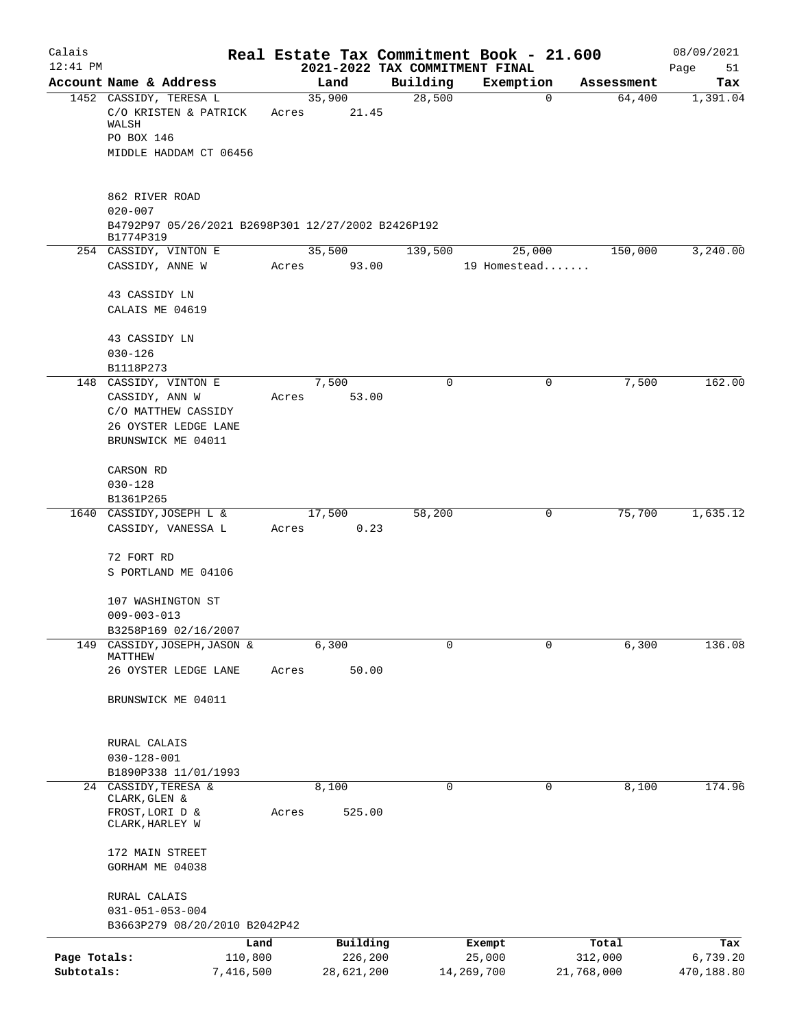# Real Estate Tax Commitment Book - 21.600

## 2021-2022 TAX COMMITMENT FINAL

Calais 12:41 PM — 08/09/2021

| Account Name & Address | Land | Building | Exemption | Assessment | Tax |
|---|---|---|---|---|---|
| 1452 CASSIDY, TERESA L<br>C/O KRISTEN & PATRICK WALSH<br>PO BOX 146<br>MIDDLE HADDAM CT 06456<br><br>862 RIVER ROAD<br>020-007<br>B4792P97 05/26/2021 B2698P301 12/27/2002 B2426P192 B1774P319 | 35,900<br>Acres 21.45 | 28,500 | 0 | 64,400 | 1,391.04 |
| 254 CASSIDY, VINTON E<br>CASSIDY, ANNE W<br><br>43 CASSIDY LN<br>CALAIS ME 04619<br><br>43 CASSIDY LN<br>030-126<br>B1118P273 | 35,500<br>Acres 93.00 | 139,500 | 25,000<br>19 Homestead....... | 150,000 | 3,240.00 |
| 148 CASSIDY, VINTON E<br>CASSIDY, ANN W<br>C/O MATTHEW CASSIDY<br>26 OYSTER LEDGE LANE<br>BRUNSWICK ME 04011<br><br>CARSON RD<br>030-128<br>B1361P265 | 7,500<br>Acres 53.00 | 0 | 0 | 7,500 | 162.00 |
| 1640 CASSIDY, JOSEPH L &<br>CASSIDY, VANESSA L<br><br>72 FORT RD<br>S PORTLAND ME 04106<br><br>107 WASHINGTON ST<br>009-003-013<br>B3258P169 02/16/2007 | 17,500<br>Acres 0.23 | 58,200 | 0 | 75,700 | 1,635.12 |
| 149 CASSIDY, JOSEPH, JASON & MATTHEW<br>26 OYSTER LEDGE LANE<br><br>BRUNSWICK ME 04011<br><br>RURAL CALAIS<br>030-128-001<br>B1890P338 11/01/1993 | 6,300<br>Acres 50.00 | 0 | 0 | 6,300 | 136.08 |
| 24 CASSIDY, TERESA &<br>CLARK, GLEN &<br>FROST, LORI D &<br>CLARK, HARLEY W<br><br>172 MAIN STREET<br>GORHAM ME 04038<br><br>RURAL CALAIS<br>031-051-053-004<br>B3663P279 08/20/2010 B2042P42 | 8,100<br>Acres 525.00 | 0 | 0 | 8,100 | 174.96 |

| | Land | Building | Exempt | Total | Tax |
|---|---|---|---|---|---|
| Page Totals: | 110,800 | 226,200 | 25,000 | 312,000 | 6,739.20 |
| Subtotals: | 7,416,500 | 28,621,200 | 14,269,700 | 21,768,000 | 470,188.80 |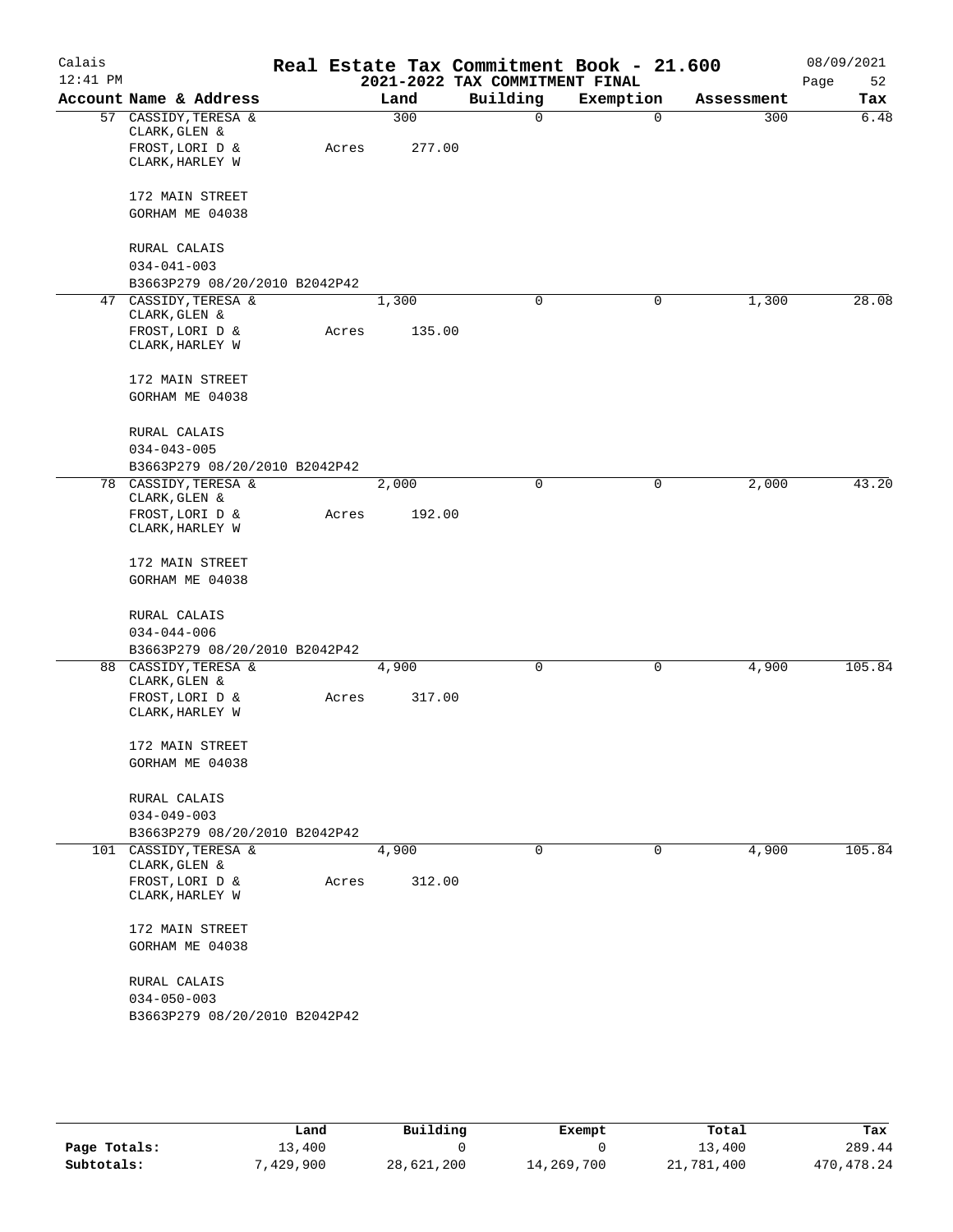# Real Estate Tax Commitment Book - 21.600

Calais
12:41 PM

2021-2022 TAX COMMITMENT FINAL

08/09/2021

| Account | Name & Address | Land | Building | Exemption | Assessment | Tax |
|---|---|---|---|---|---|---|
| 57 | CASSIDY, TERESA & CLARK, GLEN & FROST, LORI D & CLARK, HARLEY W<br>172 MAIN STREET<br>GORHAM ME 04038<br>RURAL CALAIS<br>034-041-003<br>B3663P279 08/20/2010 B2042P42 | 300<br>Acres 277.00 | 0 | 0 | 300 | 6.48 |
| 47 | CASSIDY, TERESA & CLARK, GLEN & FROST, LORI D & CLARK, HARLEY W<br>172 MAIN STREET<br>GORHAM ME 04038<br>RURAL CALAIS<br>034-043-005<br>B3663P279 08/20/2010 B2042P42 | 1,300<br>Acres 135.00 | 0 | 0 | 1,300 | 28.08 |
| 78 | CASSIDY, TERESA & CLARK, GLEN & FROST, LORI D & CLARK, HARLEY W<br>172 MAIN STREET<br>GORHAM ME 04038<br>RURAL CALAIS<br>034-044-006<br>B3663P279 08/20/2010 B2042P42 | 2,000<br>Acres 192.00 | 0 | 0 | 2,000 | 43.20 |
| 88 | CASSIDY, TERESA & CLARK, GLEN & FROST, LORI D & CLARK, HARLEY W<br>172 MAIN STREET<br>GORHAM ME 04038<br>RURAL CALAIS<br>034-049-003<br>B3663P279 08/20/2010 B2042P42 | 4,900<br>Acres 317.00 | 0 | 0 | 4,900 | 105.84 |
| 101 | CASSIDY, TERESA & CLARK, GLEN & FROST, LORI D & CLARK, HARLEY W<br>172 MAIN STREET<br>GORHAM ME 04038<br>RURAL CALAIS<br>034-050-003<br>B3663P279 08/20/2010 B2042P42 | 4,900<br>Acres 312.00 | 0 | 0 | 4,900 | 105.84 |

| | Land | Building | Exempt | Total | Tax |
|---|---|---|---|---|---|
| Page Totals: | 13,400 | 0 | 0 | 13,400 | 289.44 |
| Subtotals: | 7,429,900 | 28,621,200 | 14,269,700 | 21,781,400 | 470,478.24 |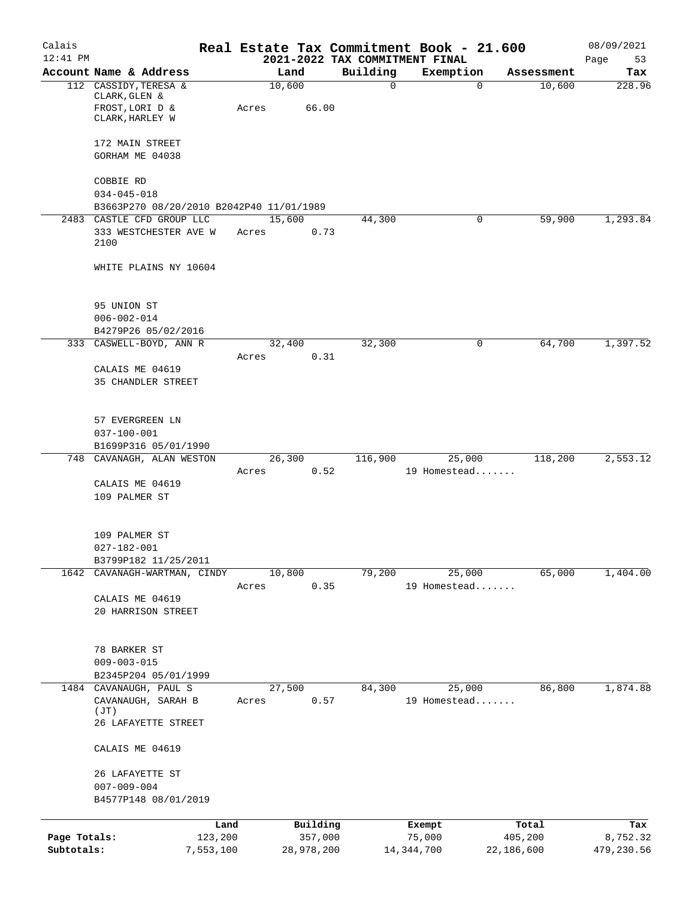Calais
12:41 PM

# Real Estate Tax Commitment Book - 21.600
## 2021-2022 TAX COMMITMENT FINAL

08/09/2021

| Account Name & Address | Land | Building | Exemption | Assessment | Tax |
|---|---|---|---|---|---|
| 112 CASSIDY,TERESA & CLARK,GLEN & FROST,LORI D & CLARK,HARLEY W<br>172 MAIN STREET<br>GORHAM ME 04038<br>COBBIE RD<br>034-045-018<br>B3663P270 08/20/2010 B2042P40 11/01/1989 | 10,600<br>Acres 66.00 | 0 | 0 | 10,600 | 228.96 |
| 2483 CASTLE CFD GROUP LLC<br>333 WESTCHESTER AVE W 2100<br>WHITE PLAINS NY 10604<br>95 UNION ST<br>006-002-014<br>B4279P26 05/02/2016 | 15,600<br>Acres 0.73 | 44,300 | 0 | 59,900 | 1,293.84 |
| 333 CASWELL-BOYD, ANN R<br>CALAIS ME 04619<br>35 CHANDLER STREET<br>57 EVERGREEN LN<br>037-100-001<br>B1699P316 05/01/1990 | 32,400<br>Acres 0.31 | 32,300 | 0 | 64,700 | 1,397.52 |
| 748 CAVANAGH, ALAN WESTON<br>CALAIS ME 04619<br>109 PALMER ST<br>109 PALMER ST<br>027-182-001<br>B3799P182 11/25/2011 | 26,300<br>Acres 0.52 | 116,900 | 25,000<br>19 Homestead....... | 118,200 | 2,553.12 |
| 1642 CAVANAGH-WARTMAN, CINDY<br>CALAIS ME 04619<br>20 HARRISON STREET<br>78 BARKER ST<br>009-003-015<br>B2345P204 05/01/1999 | 10,800<br>Acres 0.35 | 79,200 | 25,000<br>19 Homestead....... | 65,000 | 1,404.00 |
| 1484 CAVANAUGH, PAUL S<br>CAVANAUGH, SARAH B (JT)<br>26 LAFAYETTE STREET<br>CALAIS ME 04619<br>26 LAFAYETTE ST<br>007-009-004<br>B4577P148 08/01/2019 | 27,500<br>Acres 0.57 | 84,300 | 25,000<br>19 Homestead....... | 86,800 | 1,874.88 |

| | Land | Building | Exempt | Total | Tax |
|---|---|---|---|---|---|
| Page Totals: | 123,200 | 357,000 | 75,000 | 405,200 | 8,752.32 |
| Subtotals: | 7,553,100 | 28,978,200 | 14,344,700 | 22,186,600 | 479,230.56 |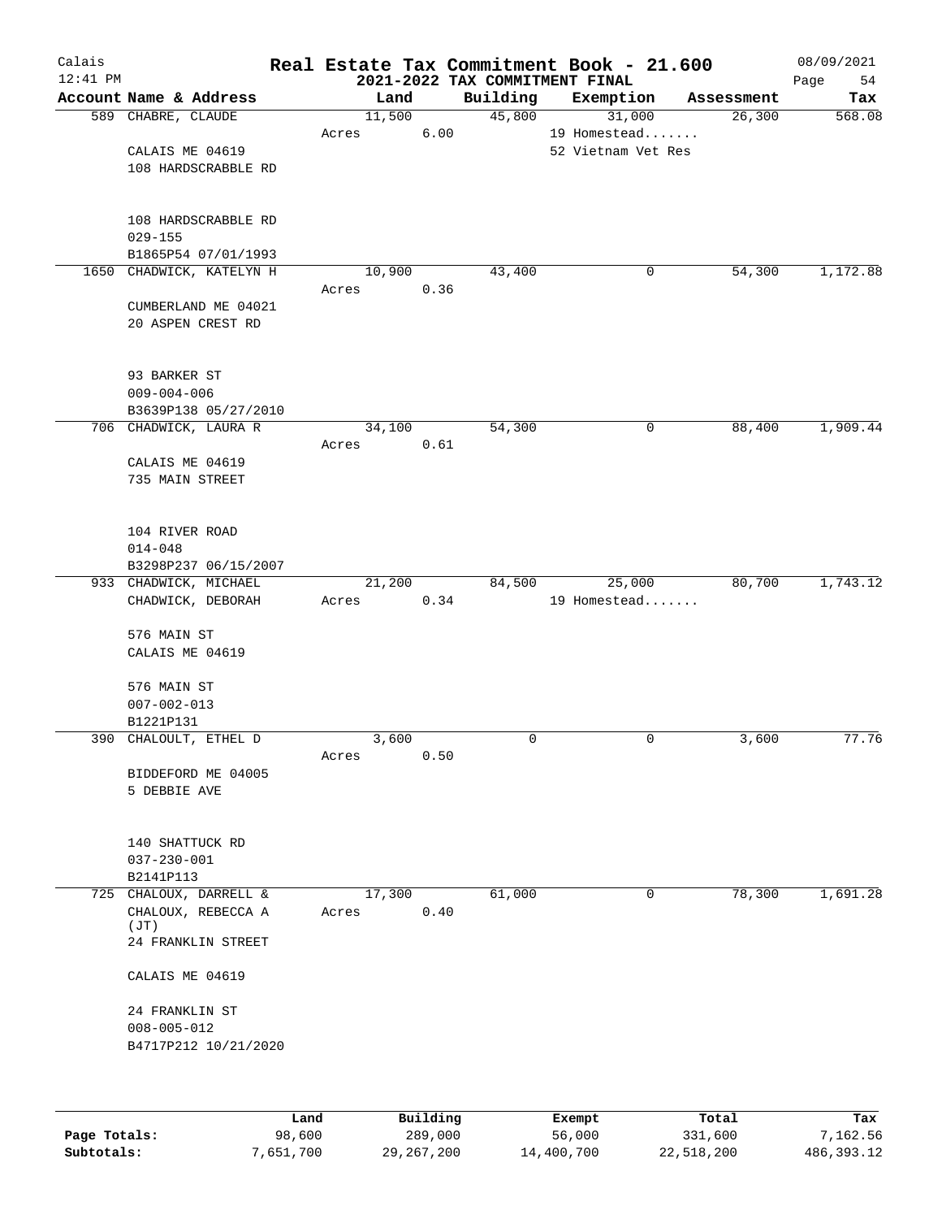# Real Estate Tax Commitment Book - 21.600

## 2021-2022 TAX COMMITMENT FINAL

Calais
12:41 PM
08/09/2021

| Account Name & Address | Land | Building | Exemption | Assessment | Tax |
|---|---|---|---|---|---|
| 589 CHABRE, CLAUDE | 11,500 | 45,800 | 31,000 | 26,300 | 568.08 |
| | Acres 6.00 | | 19 Homestead....... | | |
| CALAIS ME 04619 | | | 52 Vietnam Vet Res | | |
| 108 HARDSCRABBLE RD | | | | | |
| 108 HARDSCRABBLE RD | | | | | |
| 029-155 | | | | | |
| B1865P54 07/01/1993 | | | | | |
| 1650 CHADWICK, KATELYN H | 10,900 | 43,400 | 0 | 54,300 | 1,172.88 |
| | Acres 0.36 | | | | |
| CUMBERLAND ME 04021 | | | | | |
| 20 ASPEN CREST RD | | | | | |
| 93 BARKER ST | | | | | |
| 009-004-006 | | | | | |
| B3639P138 05/27/2010 | | | | | |
| 706 CHADWICK, LAURA R | 34,100 | 54,300 | 0 | 88,400 | 1,909.44 |
| | Acres 0.61 | | | | |
| CALAIS ME 04619 | | | | | |
| 735 MAIN STREET | | | | | |
| 104 RIVER ROAD | | | | | |
| 014-048 | | | | | |
| B3298P237 06/15/2007 | | | | | |
| 933 CHADWICK, MICHAEL | 21,200 | 84,500 | 25,000 | 80,700 | 1,743.12 |
| CHADWICK, DEBORAH | Acres 0.34 | | 19 Homestead....... | | |
| 576 MAIN ST | | | | | |
| CALAIS ME 04619 | | | | | |
| 576 MAIN ST | | | | | |
| 007-002-013 | | | | | |
| B1221P131 | | | | | |
| 390 CHALOULT, ETHEL D | 3,600 | 0 | 0 | 3,600 | 77.76 |
| | Acres 0.50 | | | | |
| BIDDEFORD ME 04005 | | | | | |
| 5 DEBBIE AVE | | | | | |
| 140 SHATTUCK RD | | | | | |
| 037-230-001 | | | | | |
| B2141P113 | | | | | |
| 725 CHALOUX, DARRELL & | 17,300 | 61,000 | 0 | 78,300 | 1,691.28 |
| CHALOUX, REBECCA A (JT) | Acres 0.40 | | | | |
| 24 FRANKLIN STREET | | | | | |
| CALAIS ME 04619 | | | | | |
| 24 FRANKLIN ST | | | | | |
| 008-005-012 | | | | | |
| B4717P212 10/21/2020 | | | | | |

| | Land | Building | Exempt | Total | Tax |
|---|---|---|---|---|---|
| **Page Totals:** | 98,600 | 289,000 | 56,000 | 331,600 | 7,162.56 |
| **Subtotals:** | 7,651,700 | 29,267,200 | 14,400,700 | 22,518,200 | 486,393.12 |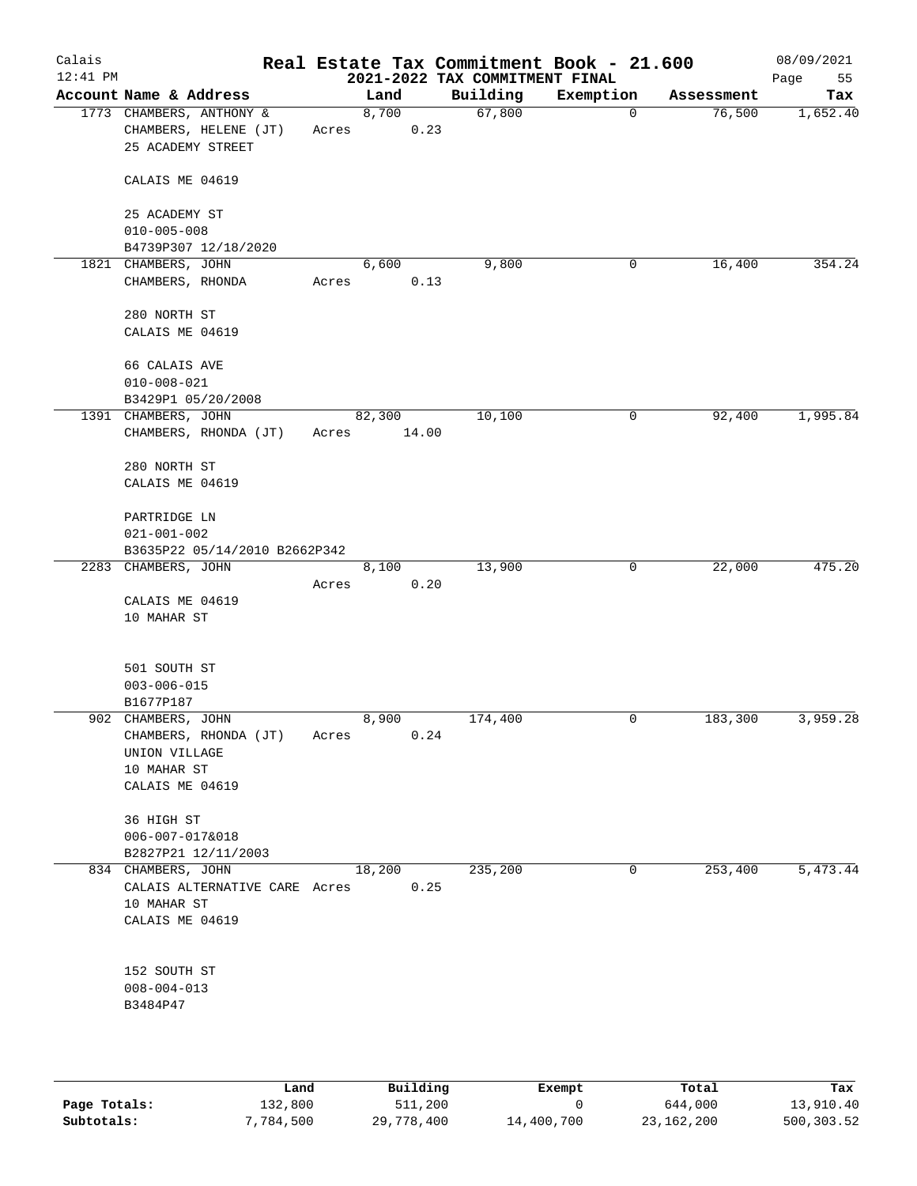# Real Estate Tax Commitment Book - 21.600

## 2021-2022 TAX COMMITMENT FINAL

Calais 12:41 PM — 08/09/2021

| Account Name & Address | Land | Building | Exemption | Assessment | Tax |
|---|---|---|---|---|---|
| 1773 CHAMBERS, ANTHONY & CHAMBERS, HELENE (JT) 25 ACADEMY STREET CALAIS ME 04619 — 25 ACADEMY ST 010-005-008 B4739P307 12/18/2020 | 8,700 Acres 0.23 | 67,800 | 0 | 76,500 | 1,652.40 |
| 1821 CHAMBERS, JOHN CHAMBERS, RHONDA 280 NORTH ST CALAIS ME 04619 — 66 CALAIS AVE 010-008-021 B3429P1 05/20/2008 | 6,600 Acres 0.13 | 9,800 | 0 | 16,400 | 354.24 |
| 1391 CHAMBERS, JOHN CHAMBERS, RHONDA (JT) 280 NORTH ST CALAIS ME 04619 — PARTRIDGE LN 021-001-002 B3635P22 05/14/2010 B2662P342 | 82,300 Acres 14.00 | 10,100 | 0 | 92,400 | 1,995.84 |
| 2283 CHAMBERS, JOHN CALAIS ME 04619 10 MAHAR ST — 501 SOUTH ST 003-006-015 B1677P187 | 8,100 Acres 0.20 | 13,900 | 0 | 22,000 | 475.20 |
| 902 CHAMBERS, JOHN CHAMBERS, RHONDA (JT) UNION VILLAGE 10 MAHAR ST CALAIS ME 04619 — 36 HIGH ST 006-007-017&018 B2827P21 12/11/2003 | 8,900 Acres 0.24 | 174,400 | 0 | 183,300 | 3,959.28 |
| 834 CHAMBERS, JOHN CALAIS ALTERNATIVE CARE 10 MAHAR ST CALAIS ME 04619 — 152 SOUTH ST 008-004-013 B3484P47 | 18,200 Acres 0.25 | 235,200 | 0 | 253,400 | 5,473.44 |

| | Land | Building | Exempt | Total | Tax |
|---|---|---|---|---|---|
| Page Totals: | 132,800 | 511,200 | 0 | 644,000 | 13,910.40 |
| Subtotals: | 7,784,500 | 29,778,400 | 14,400,700 | 23,162,200 | 500,303.52 |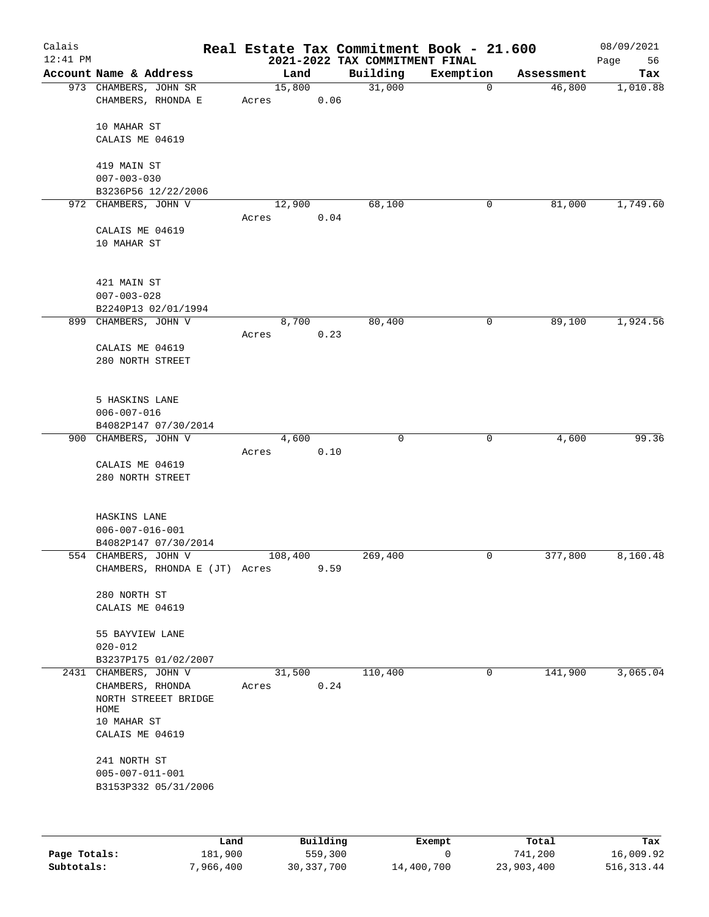# Real Estate Tax Commitment Book - 21.600

## 2021-2022 TAX COMMITMENT FINAL

Calais
12:41 PM

08/09/2021

| Account | Name & Address | Land | Building | Exemption | Assessment | Tax |
|---|---|---|---|---|---|---|
| 973 | CHAMBERS, JOHN SR<br>CHAMBERS, RHONDA E<br><br>10 MAHAR ST<br>CALAIS ME 04619<br><br>419 MAIN ST<br>007-003-030<br>B3236P56 12/22/2006 | 15,800<br>Acres 0.06 | 31,000 | 0 | 46,800 | 1,010.88 |
| 972 | CHAMBERS, JOHN V<br><br>CALAIS ME 04619<br>10 MAHAR ST<br><br>421 MAIN ST<br>007-003-028<br>B2240P13 02/01/1994 | 12,900<br>Acres 0.04 | 68,100 | 0 | 81,000 | 1,749.60 |
| 899 | CHAMBERS, JOHN V<br><br>CALAIS ME 04619<br>280 NORTH STREET<br><br>5 HASKINS LANE<br>006-007-016<br>B4082P147 07/30/2014 | 8,700<br>Acres 0.23 | 80,400 | 0 | 89,100 | 1,924.56 |
| 900 | CHAMBERS, JOHN V<br><br>CALAIS ME 04619<br>280 NORTH STREET<br><br>HASKINS LANE<br>006-007-016-001<br>B4082P147 07/30/2014 | 4,600<br>Acres 0.10 | 0 | 0 | 4,600 | 99.36 |
| 554 | CHAMBERS, JOHN V<br>CHAMBERS, RHONDA E (JT)<br><br>280 NORTH ST<br>CALAIS ME 04619<br><br>55 BAYVIEW LANE<br>020-012<br>B3237P175 01/02/2007 | 108,400<br>Acres 9.59 | 269,400 | 0 | 377,800 | 8,160.48 |
| 2431 | CHAMBERS, JOHN V<br>CHAMBERS, RHONDA<br>NORTH STREEET BRIDGE HOME<br>10 MAHAR ST<br>CALAIS ME 04619<br><br>241 NORTH ST<br>005-007-011-001<br>B3153P332 05/31/2006 | 31,500<br>Acres 0.24 | 110,400 | 0 | 141,900 | 3,065.04 |

| | Land | Building | Exempt | Total | Tax |
|---|---|---|---|---|---|
| **Page Totals:** | 181,900 | 559,300 | 0 | 741,200 | 16,009.92 |
| **Subtotals:** | 7,966,400 | 30,337,700 | 14,400,700 | 23,903,400 | 516,313.44 |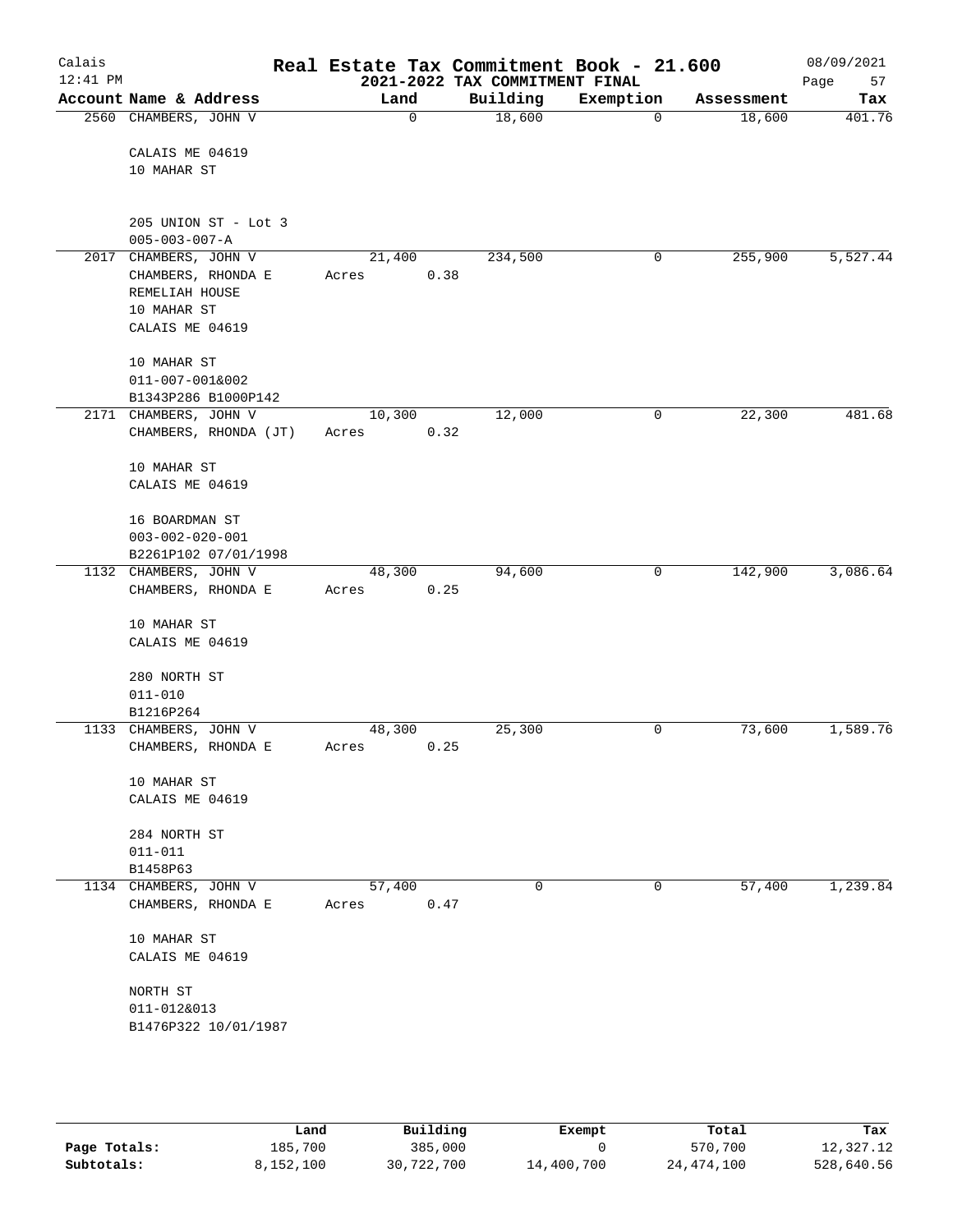# Real Estate Tax Commitment Book - 21.600

Calais
12:41 PM

2021-2022 TAX COMMITMENT FINAL

08/09/2021

| Account Name & Address | Land | Building | Exemption | Assessment | Tax |
|---|---|---|---|---|---|
| 2560 CHAMBERS, JOHN V | 0 | 18,600 | 0 | 18,600 | 401.76 |
| CALAIS ME 04619 | | | | | |
| 10 MAHAR ST | | | | | |
| 205 UNION ST - Lot 3 | | | | | |
| 005-003-007-A | | | | | |
| 2017 CHAMBERS, JOHN V | 21,400 | 234,500 | 0 | 255,900 | 5,527.44 |
| CHAMBERS, RHONDA E | Acres 0.38 | | | | |
| REMELIAH HOUSE | | | | | |
| 10 MAHAR ST | | | | | |
| CALAIS ME 04619 | | | | | |
| 10 MAHAR ST | | | | | |
| 011-007-001&002 | | | | | |
| B1343P286 B1000P142 | | | | | |
| 2171 CHAMBERS, JOHN V | 10,300 | 12,000 | 0 | 22,300 | 481.68 |
| CHAMBERS, RHONDA (JT) | Acres 0.32 | | | | |
| 10 MAHAR ST | | | | | |
| CALAIS ME 04619 | | | | | |
| 16 BOARDMAN ST | | | | | |
| 003-002-020-001 | | | | | |
| B2261P102 07/01/1998 | | | | | |
| 1132 CHAMBERS, JOHN V | 48,300 | 94,600 | 0 | 142,900 | 3,086.64 |
| CHAMBERS, RHONDA E | Acres 0.25 | | | | |
| 10 MAHAR ST | | | | | |
| CALAIS ME 04619 | | | | | |
| 280 NORTH ST | | | | | |
| 011-010 | | | | | |
| B1216P264 | | | | | |
| 1133 CHAMBERS, JOHN V | 48,300 | 25,300 | 0 | 73,600 | 1,589.76 |
| CHAMBERS, RHONDA E | Acres 0.25 | | | | |
| 10 MAHAR ST | | | | | |
| CALAIS ME 04619 | | | | | |
| 284 NORTH ST | | | | | |
| 011-011 | | | | | |
| B1458P63 | | | | | |
| 1134 CHAMBERS, JOHN V | 57,400 | 0 | 0 | 57,400 | 1,239.84 |
| CHAMBERS, RHONDA E | Acres 0.47 | | | | |
| 10 MAHAR ST | | | | | |
| CALAIS ME 04619 | | | | | |
| NORTH ST | | | | | |
| 011-012&013 | | | | | |
| B1476P322 10/01/1987 | | | | | |

| | Land | Building | Exempt | Total | Tax |
|---|---|---|---|---|---|
| Page Totals: | 185,700 | 385,000 | 0 | 570,700 | 12,327.12 |
| Subtotals: | 8,152,100 | 30,722,700 | 14,400,700 | 24,474,100 | 528,640.56 |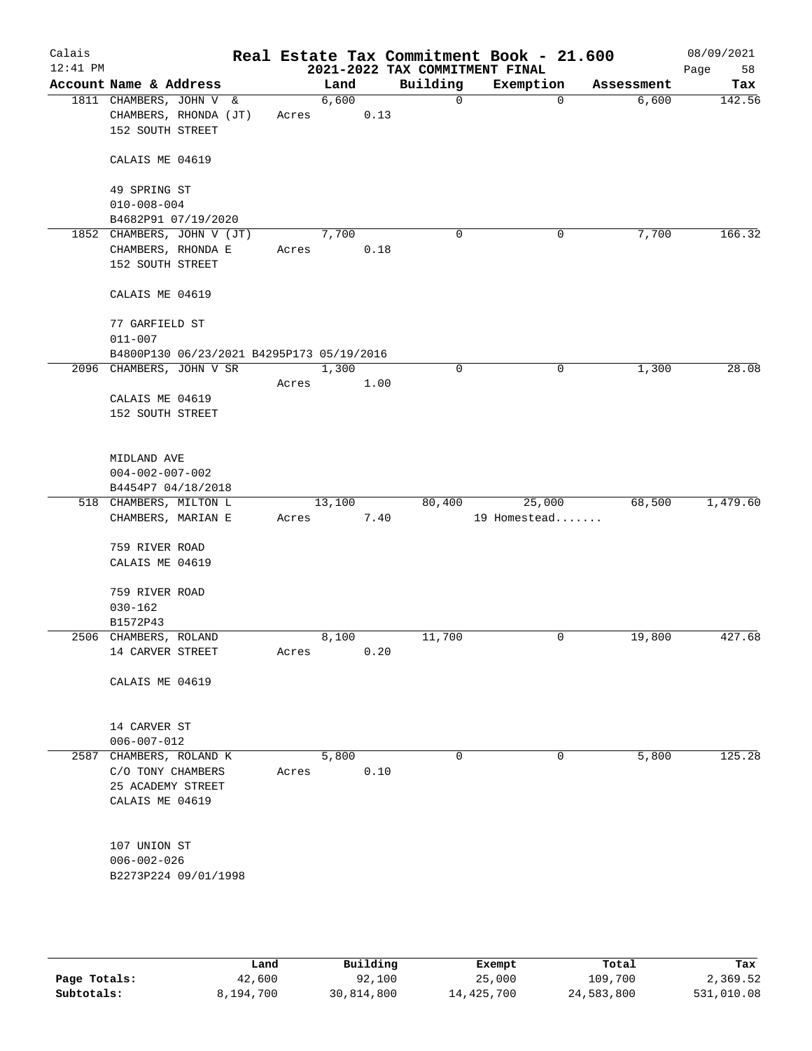# Real Estate Tax Commitment Book - 21.600

## 2021-2022 TAX COMMITMENT FINAL

Calais
12:41 PM
08/09/2021

| Account | Name & Address | Land | Building | Exemption | Assessment | Tax |
|---|---|---|---|---|---|---|
| 1811 | CHAMBERS, JOHN V & <br> CHAMBERS, RHONDA (JT) <br> 152 SOUTH STREET <br> CALAIS ME 04619 <br> 49 SPRING ST <br> 010-008-004 <br> B4682P91 07/19/2020 | 6,600 <br> Acres 0.13 | 0 | 0 | 6,600 | 142.56 |
| 1852 | CHAMBERS, JOHN V (JT) <br> CHAMBERS, RHONDA E <br> 152 SOUTH STREET <br> CALAIS ME 04619 <br> 77 GARFIELD ST <br> 011-007 <br> B4800P130 06/23/2021 B4295P173 05/19/2016 | 7,700 <br> Acres 0.18 | 0 | 0 | 7,700 | 166.32 |
| 2096 | CHAMBERS, JOHN V SR <br> CALAIS ME 04619 <br> 152 SOUTH STREET <br> MIDLAND AVE <br> 004-002-007-002 <br> B4454P7 04/18/2018 | 1,300 <br> Acres 1.00 | 0 | 0 | 1,300 | 28.08 |
| 518 | CHAMBERS, MILTON L <br> CHAMBERS, MARIAN E <br> 759 RIVER ROAD <br> CALAIS ME 04619 <br> 759 RIVER ROAD <br> 030-162 <br> B1572P43 | 13,100 <br> Acres 7.40 | 80,400 | 25,000 <br> 19 Homestead....... | 68,500 | 1,479.60 |
| 2506 | CHAMBERS, ROLAND <br> 14 CARVER STREET <br> CALAIS ME 04619 <br> 14 CARVER ST <br> 006-007-012 | 8,100 <br> Acres 0.20 | 11,700 | 0 | 19,800 | 427.68 |
| 2587 | CHAMBERS, ROLAND K <br> C/O TONY CHAMBERS <br> 25 ACADEMY STREET <br> CALAIS ME 04619 <br> 107 UNION ST <br> 006-002-026 <br> B2273P224 09/01/1998 | 5,800 <br> Acres 0.10 | 0 | 0 | 5,800 | 125.28 |

| | Land | Building | Exempt | Total | Tax |
|---|---|---|---|---|---|
| **Page Totals:** | 42,600 | 92,100 | 25,000 | 109,700 | 2,369.52 |
| **Subtotals:** | 8,194,700 | 30,814,800 | 14,425,700 | 24,583,800 | 531,010.08 |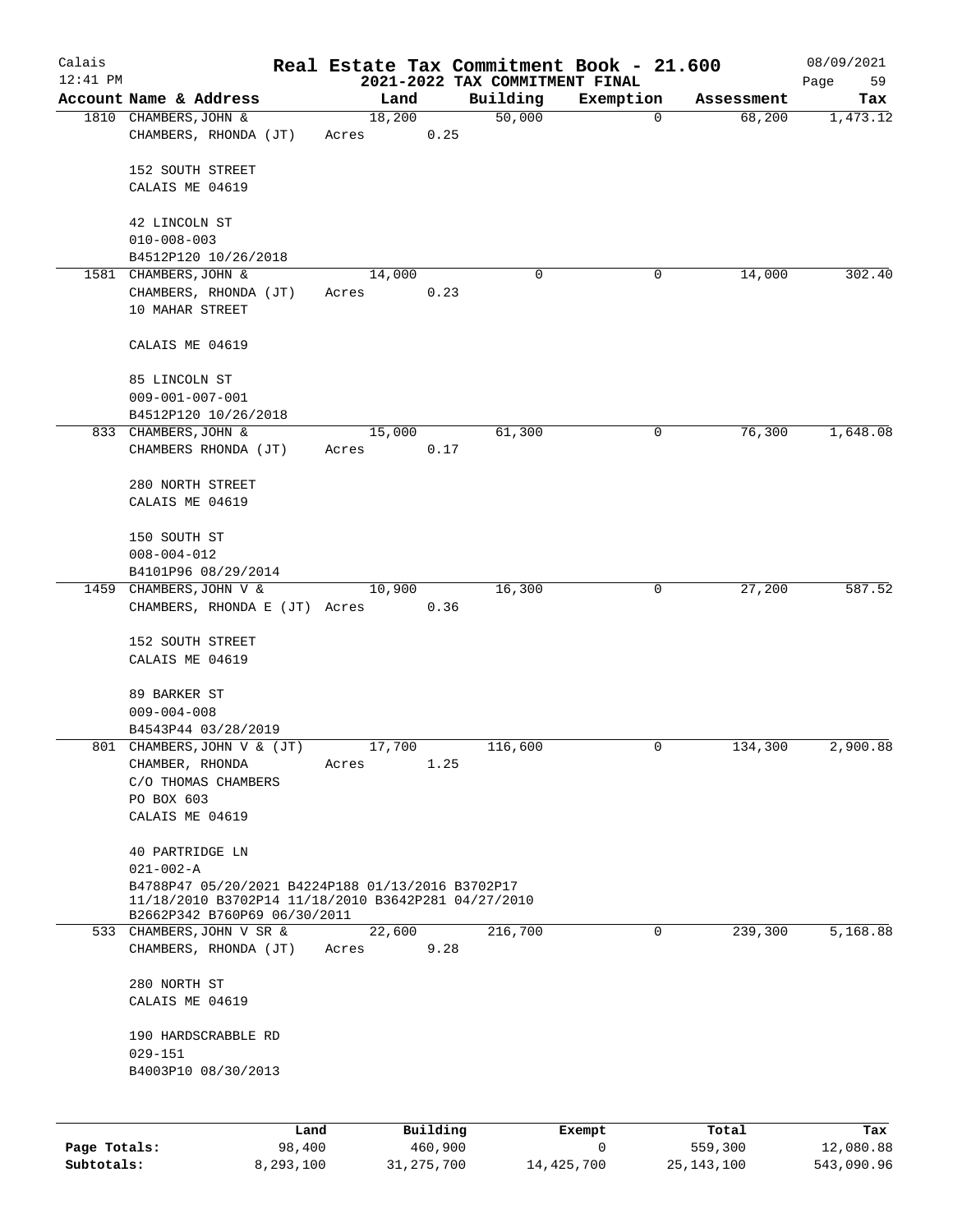# Real Estate Tax Commitment Book - 21.600

Calais
12:41 PM

2021-2022 TAX COMMITMENT FINAL

08/09/2021

| Account Name & Address | Land | Building | Exemption | Assessment | Tax |
|---|---|---|---|---|---|
| 1810 CHAMBERS, JOHN & | 18,200 | 50,000 | 0 | 68,200 | 1,473.12 |
| CHAMBERS, RHONDA (JT) | Acres 0.25 | | | | |
| 152 SOUTH STREET | | | | | |
| CALAIS ME 04619 | | | | | |
| 42 LINCOLN ST | | | | | |
| 010-008-003 | | | | | |
| B4512P120 10/26/2018 | | | | | |
| 1581 CHAMBERS, JOHN & | 14,000 | 0 | 0 | 14,000 | 302.40 |
| CHAMBERS, RHONDA (JT) | Acres 0.23 | | | | |
| 10 MAHAR STREET | | | | | |
| CALAIS ME 04619 | | | | | |
| 85 LINCOLN ST | | | | | |
| 009-001-007-001 | | | | | |
| B4512P120 10/26/2018 | | | | | |
| 833 CHAMBERS, JOHN & | 15,000 | 61,300 | 0 | 76,300 | 1,648.08 |
| CHAMBERS RHONDA (JT) | Acres 0.17 | | | | |
| 280 NORTH STREET | | | | | |
| CALAIS ME 04619 | | | | | |
| 150 SOUTH ST | | | | | |
| 008-004-012 | | | | | |
| B4101P96 08/29/2014 | | | | | |
| 1459 CHAMBERS, JOHN V & | 10,900 | 16,300 | 0 | 27,200 | 587.52 |
| CHAMBERS, RHONDA E (JT) | Acres 0.36 | | | | |
| 152 SOUTH STREET | | | | | |
| CALAIS ME 04619 | | | | | |
| 89 BARKER ST | | | | | |
| 009-004-008 | | | | | |
| B4543P44 03/28/2019 | | | | | |
| 801 CHAMBERS, JOHN V & (JT) | 17,700 | 116,600 | 0 | 134,300 | 2,900.88 |
| CHAMBER, RHONDA | Acres 1.25 | | | | |
| C/O THOMAS CHAMBERS | | | | | |
| PO BOX 603 | | | | | |
| CALAIS ME 04619 | | | | | |
| 40 PARTRIDGE LN | | | | | |
| 021-002-A | | | | | |
| B4788P47 05/20/2021 B4224P188 01/13/2016 B3702P17 11/18/2010 B3702P14 11/18/2010 B3642P281 04/27/2010 B2662P342 B760P69 06/30/2011 | | | | | |
| 533 CHAMBERS, JOHN V SR & | 22,600 | 216,700 | 0 | 239,300 | 5,168.88 |
| CHAMBERS, RHONDA (JT) | Acres 9.28 | | | | |
| 280 NORTH ST | | | | | |
| CALAIS ME 04619 | | | | | |
| 190 HARDSCRABBLE RD | | | | | |
| 029-151 | | | | | |
| B4003P10 08/30/2013 | | | | | |

| | Land | Building | Exempt | Total | Tax |
|---|---|---|---|---|---|
| Page Totals: | 98,400 | 460,900 | 0 | 559,300 | 12,080.88 |
| Subtotals: | 8,293,100 | 31,275,700 | 14,425,700 | 25,143,100 | 543,090.96 |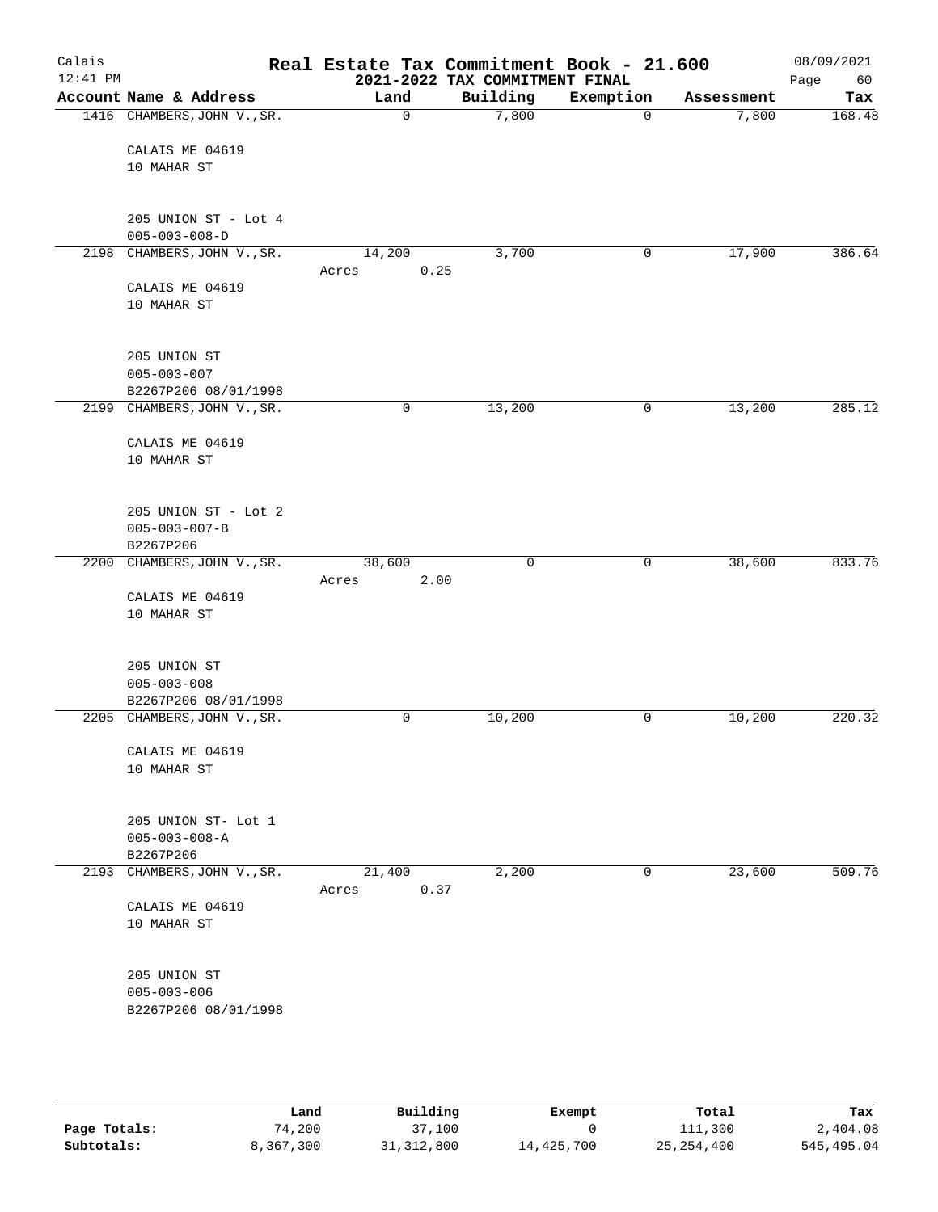# Real Estate Tax Commitment Book - 21.600

Calais
12:41 PM

2021-2022 TAX COMMITMENT FINAL

08/09/2021

| Account | Name & Address | Land | Building | Exemption | Assessment | Tax |
|---|---|---|---|---|---|---|
| 1416 | CHAMBERS, JOHN V., SR.<br>CALAIS ME 04619<br>10 MAHAR ST<br>205 UNION ST - Lot 4<br>005-003-008-D | 0 | 7,800 | 0 | 7,800 | 168.48 |
| 2198 | CHAMBERS, JOHN V., SR.<br>CALAIS ME 04619<br>10 MAHAR ST<br>205 UNION ST<br>005-003-007<br>B2267P206 08/01/1998 | 14,200<br>Acres 0.25 | 3,700 | 0 | 17,900 | 386.64 |
| 2199 | CHAMBERS, JOHN V., SR.<br>CALAIS ME 04619<br>10 MAHAR ST<br>205 UNION ST - Lot 2<br>005-003-007-B<br>B2267P206 | 0 | 13,200 | 0 | 13,200 | 285.12 |
| 2200 | CHAMBERS, JOHN V., SR.<br>CALAIS ME 04619<br>10 MAHAR ST<br>205 UNION ST<br>005-003-008<br>B2267P206 08/01/1998 | 38,600<br>Acres 2.00 | 0 | 0 | 38,600 | 833.76 |
| 2205 | CHAMBERS, JOHN V., SR.<br>CALAIS ME 04619<br>10 MAHAR ST<br>205 UNION ST- Lot 1<br>005-003-008-A<br>B2267P206 | 0 | 10,200 | 0 | 10,200 | 220.32 |
| 2193 | CHAMBERS, JOHN V., SR.<br>CALAIS ME 04619<br>10 MAHAR ST<br>205 UNION ST<br>005-003-006<br>B2267P206 08/01/1998 | 21,400<br>Acres 0.37 | 2,200 | 0 | 23,600 | 509.76 |

| | Land | Building | Exempt | Total | Tax |
|---|---|---|---|---|---|
| Page Totals: | 74,200 | 37,100 | 0 | 111,300 | 2,404.08 |
| Subtotals: | 8,367,300 | 31,312,800 | 14,425,700 | 25,254,400 | 545,495.04 |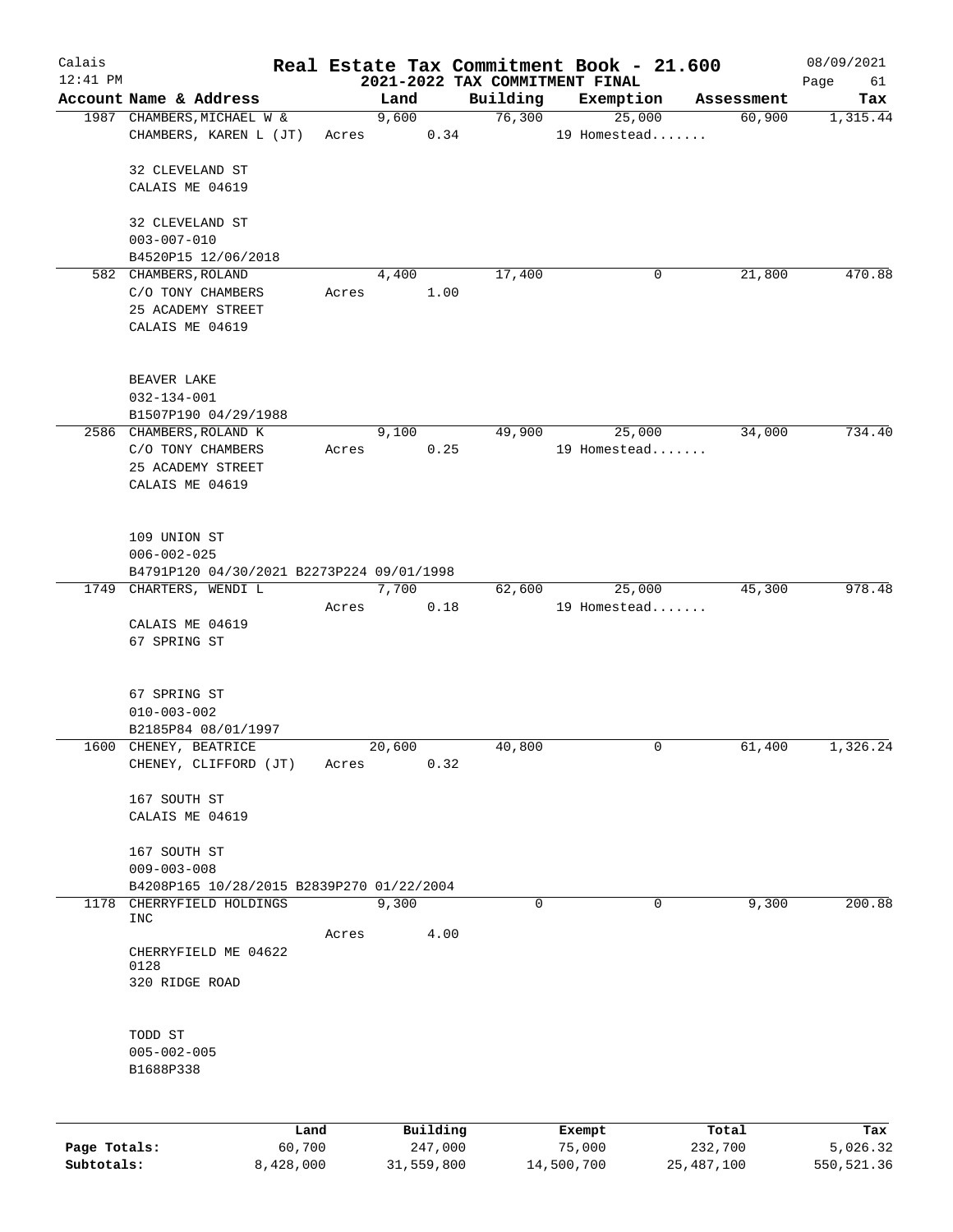# Real Estate Tax Commitment Book - 21.600

Calais 12:41 PM — 2021-2022 TAX COMMITMENT FINAL — 08/09/2021

| Account Name & Address | Land | Building | Exemption | Assessment | Tax |
|---|---|---|---|---|---|
| 1987 CHAMBERS, MICHAEL W & CHAMBERS, KAREN L (JT)<br>32 CLEVELAND ST<br>CALAIS ME 04619<br>32 CLEVELAND ST<br>003-007-010<br>B4520P15 12/06/2018 | 9,600<br>Acres 0.34 | 76,300 | 25,000<br>19 Homestead....... | 60,900 | 1,315.44 |
| 582 CHAMBERS, ROLAND<br>C/O TONY CHAMBERS<br>25 ACADEMY STREET<br>CALAIS ME 04619<br>BEAVER LAKE<br>032-134-001<br>B1507P190 04/29/1988 | 4,400<br>Acres 1.00 | 17,400 | 0 | 21,800 | 470.88 |
| 2586 CHAMBERS, ROLAND K<br>C/O TONY CHAMBERS<br>25 ACADEMY STREET<br>CALAIS ME 04619<br>109 UNION ST<br>006-002-025<br>B4791P120 04/30/2021 B2273P224 09/01/1998 | 9,100<br>Acres 0.25 | 49,900 | 25,000<br>19 Homestead....... | 34,000 | 734.40 |
| 1749 CHARTERS, WENDI L<br>CALAIS ME 04619<br>67 SPRING ST<br>67 SPRING ST<br>010-003-002<br>B2185P84 08/01/1997 | 7,700<br>Acres 0.18 | 62,600 | 25,000<br>19 Homestead....... | 45,300 | 978.48 |
| 1600 CHENEY, BEATRICE<br>CHENEY, CLIFFORD (JT)<br>167 SOUTH ST<br>CALAIS ME 04619<br>167 SOUTH ST<br>009-003-008<br>B4208P165 10/28/2015 B2839P270 01/22/2004 | 20,600<br>Acres 0.32 | 40,800 | 0 | 61,400 | 1,326.24 |
| 1178 CHERRYFIELD HOLDINGS INC<br>CHERRYFIELD ME 04622 0128<br>320 RIDGE ROAD<br>TODD ST<br>005-002-005<br>B1688P338 | 9,300<br>Acres 4.00 | 0 | 0 | 9,300 | 200.88 |

| | Land | Building | Exempt | Total | Tax |
|---|---|---|---|---|---|
| Page Totals: | 60,700 | 247,000 | 75,000 | 232,700 | 5,026.32 |
| Subtotals: | 8,428,000 | 31,559,800 | 14,500,700 | 25,487,100 | 550,521.36 |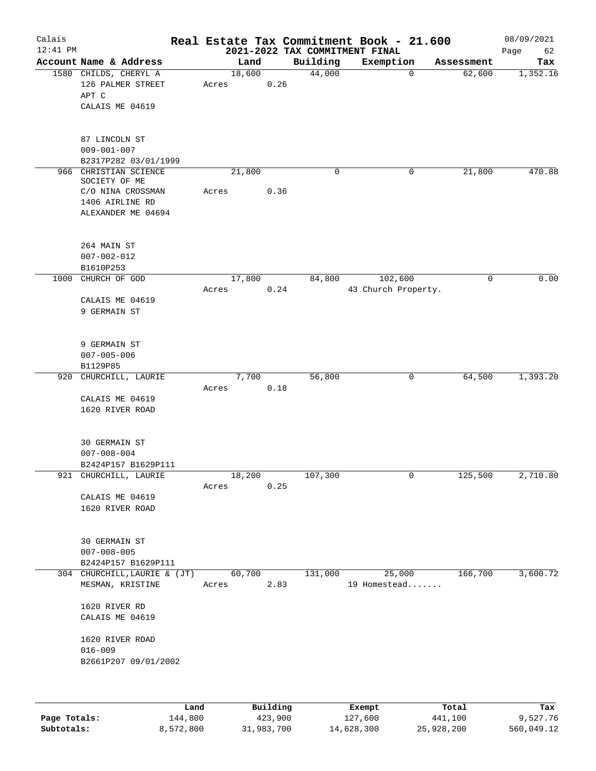# Real Estate Tax Commitment Book - 21.600

## 2021-2022 TAX COMMITMENT FINAL

Calais, 12:41 PM — 08/09/2021

| Account Name & Address | Land | Building | Exemption | Assessment | Tax |
|---|---|---|---|---|---|
| 1580 CHILDS, CHERYL A<br>126 PALMER STREET<br>APT C<br>CALAIS ME 04619<br><br>87 LINCOLN ST<br>009-001-007<br>B2317P282 03/01/1999 | 18,600<br>Acres 0.26 | 44,000 | 0 | 62,600 | 1,352.16 |
| 966 CHRISTIAN SCIENCE SOCIETY OF ME<br>C/O NINA CROSSMAN<br>1406 AIRLINE RD<br>ALEXANDER ME 04694<br><br>264 MAIN ST<br>007-002-012<br>B1610P253 | 21,800<br>Acres 0.36 | 0 | 0 | 21,800 | 470.88 |
| 1000 CHURCH OF GOD<br><br>CALAIS ME 04619<br>9 GERMAIN ST<br><br>9 GERMAIN ST<br>007-005-006<br>B1129P85 | 17,800<br>Acres 0.24 | 84,800 | 102,600<br>43 Church Property. | 0 | 0.00 |
| 920 CHURCHILL, LAURIE<br><br>CALAIS ME 04619<br>1620 RIVER ROAD<br><br>30 GERMAIN ST<br>007-008-004<br>B2424P157 B1629P111 | 7,700<br>Acres 0.18 | 56,800 | 0 | 64,500 | 1,393.20 |
| 921 CHURCHILL, LAURIE<br><br>CALAIS ME 04619<br>1620 RIVER ROAD<br><br>30 GERMAIN ST<br>007-008-005<br>B2424P157 B1629P111 | 18,200<br>Acres 0.25 | 107,300 | 0 | 125,500 | 2,710.80 |
| 304 CHURCHILL, LAURIE & (JT)<br>MESMAN, KRISTINE<br><br>1620 RIVER RD<br>CALAIS ME 04619<br><br>1620 RIVER ROAD<br>016-009<br>B2661P207 09/01/2002 | 60,700<br>Acres 2.83 | 131,000 | 25,000<br>19 Homestead....... | 166,700 | 3,600.72 |

| | Land | Building | Exempt | Total | Tax |
|---|---|---|---|---|---|
| Page Totals: | 144,800 | 423,900 | 127,600 | 441,100 | 9,527.76 |
| Subtotals: | 8,572,800 | 31,983,700 | 14,628,300 | 25,928,200 | 560,049.12 |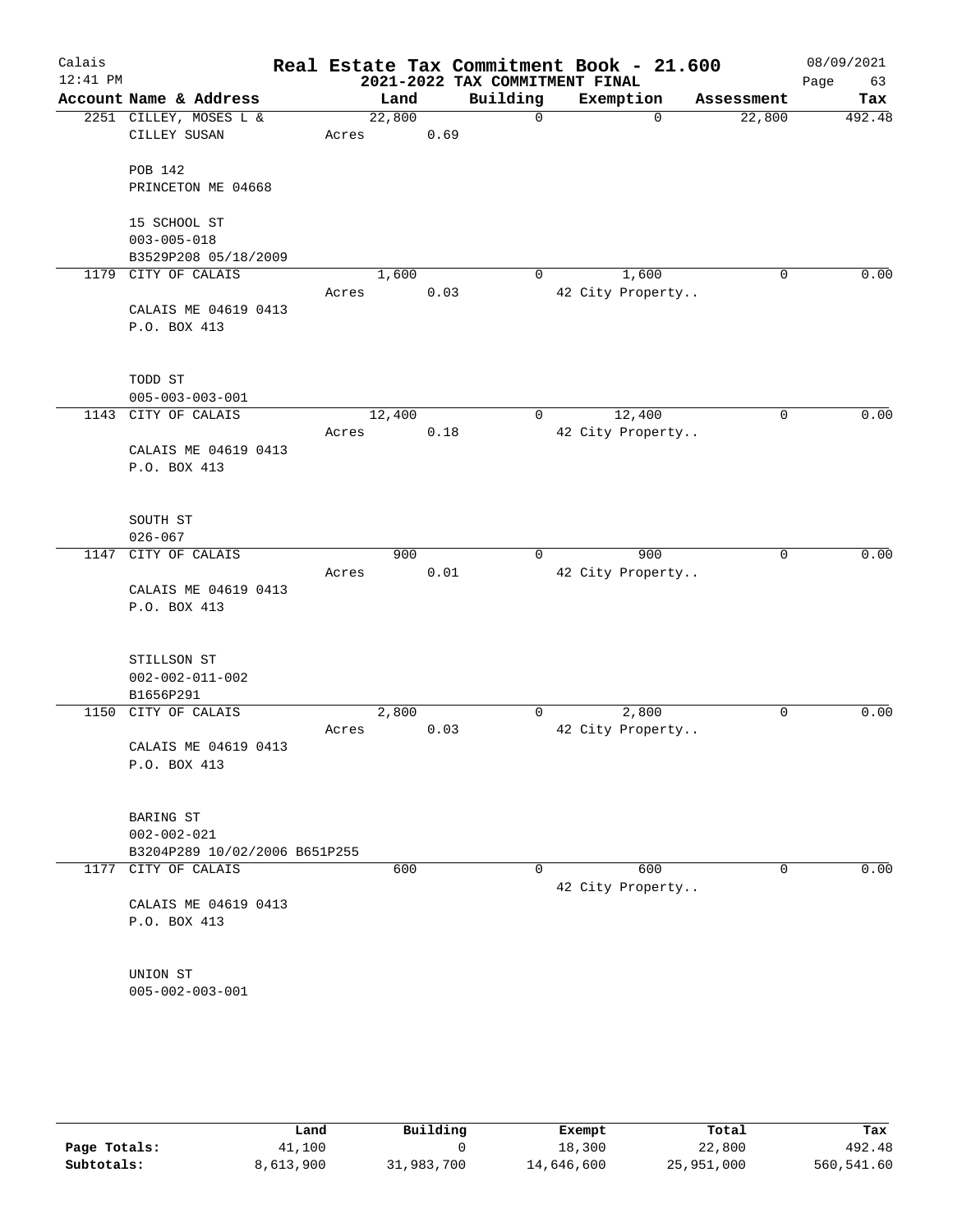# Real Estate Tax Commitment Book - 21.600

Calais
12:41 PM

2021-2022 TAX COMMITMENT FINAL

08/09/2021

| Account | Name & Address | Land | Building | Exemption | Assessment | Tax |
|---|---|---|---|---|---|---|
| 2251 | CILLEY, MOSES L & CILLEY SUSAN<br>POB 142<br>PRINCETON ME 04668<br>15 SCHOOL ST<br>003-005-018<br>B3529P208 05/18/2009 | 22,800<br>Acres 0.69 | 0 | 0 | 22,800 | 492.48 |
| 1179 | CITY OF CALAIS<br>CALAIS ME 04619 0413<br>P.O. BOX 413<br>TODD ST<br>005-003-003-001 | 1,600<br>Acres 0.03 | 0 | 1,600<br>42 City Property.. | 0 | 0.00 |
| 1143 | CITY OF CALAIS<br>CALAIS ME 04619 0413<br>P.O. BOX 413<br>SOUTH ST<br>026-067 | 12,400<br>Acres 0.18 | 0 | 12,400<br>42 City Property.. | 0 | 0.00 |
| 1147 | CITY OF CALAIS<br>CALAIS ME 04619 0413<br>P.O. BOX 413<br>STILLSON ST<br>002-002-011-002<br>B1656P291 | 900<br>Acres 0.01 | 0 | 900<br>42 City Property.. | 0 | 0.00 |
| 1150 | CITY OF CALAIS<br>CALAIS ME 04619 0413<br>P.O. BOX 413<br>BARING ST<br>002-002-021<br>B3204P289 10/02/2006 B651P255 | 2,800<br>Acres 0.03 | 0 | 2,800<br>42 City Property.. | 0 | 0.00 |
| 1177 | CITY OF CALAIS<br>CALAIS ME 04619 0413<br>P.O. BOX 413<br>UNION ST<br>005-002-003-001 | 600 | 0 | 600<br>42 City Property.. | 0 | 0.00 |

| | Land | Building | Exempt | Total | Tax |
|---|---|---|---|---|---|
| Page Totals: | 41,100 | 0 | 18,300 | 22,800 | 492.48 |
| Subtotals: | 8,613,900 | 31,983,700 | 14,646,600 | 25,951,000 | 560,541.60 |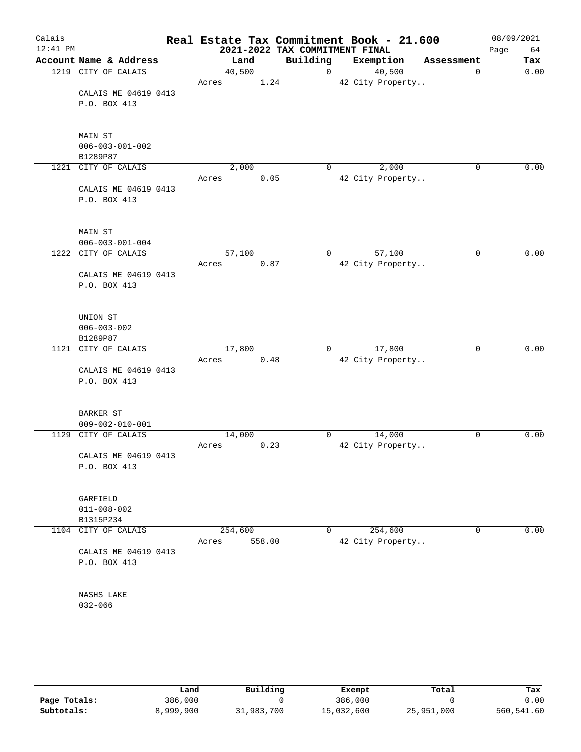# Real Estate Tax Commitment Book - 21.600

## 2021-2022 TAX COMMITMENT FINAL

Calais
12:41 PM
08/09/2021

| Account | Name & Address | Land | Building | Exemption | Assessment | Tax |
|---|---|---|---|---|---|---|
| 1219 | CITY OF CALAIS<br>CALAIS ME 04619 0413<br>P.O. BOX 413<br><br>MAIN ST<br>006-003-001-002<br>B1289P87 | 40,500<br>Acres 1.24 | 0 | 40,500<br>42 City Property.. | 0 | 0.00 |
| 1221 | CITY OF CALAIS<br>CALAIS ME 04619 0413<br>P.O. BOX 413<br><br>MAIN ST<br>006-003-001-004 | 2,000<br>Acres 0.05 | 0 | 2,000<br>42 City Property.. | 0 | 0.00 |
| 1222 | CITY OF CALAIS<br>CALAIS ME 04619 0413<br>P.O. BOX 413<br><br>UNION ST<br>006-003-002<br>B1289P87 | 57,100<br>Acres 0.87 | 0 | 57,100<br>42 City Property.. | 0 | 0.00 |
| 1121 | CITY OF CALAIS<br>CALAIS ME 04619 0413<br>P.O. BOX 413<br><br>BARKER ST<br>009-002-010-001 | 17,800<br>Acres 0.48 | 0 | 17,800<br>42 City Property.. | 0 | 0.00 |
| 1129 | CITY OF CALAIS<br>CALAIS ME 04619 0413<br>P.O. BOX 413<br><br>GARFIELD<br>011-008-002<br>B1315P234 | 14,000<br>Acres 0.23 | 0 | 14,000<br>42 City Property.. | 0 | 0.00 |
| 1104 | CITY OF CALAIS<br>CALAIS ME 04619 0413<br>P.O. BOX 413<br><br>NASHS LAKE<br>032-066 | 254,600<br>Acres 558.00 | 0 | 254,600<br>42 City Property.. | 0 | 0.00 |

| | Land | Building | Exempt | Total | Tax |
|---|---|---|---|---|---|
| Page Totals: | 386,000 | 0 | 386,000 | 0 | 0.00 |
| Subtotals: | 8,999,900 | 31,983,700 | 15,032,600 | 25,951,000 | 560,541.60 |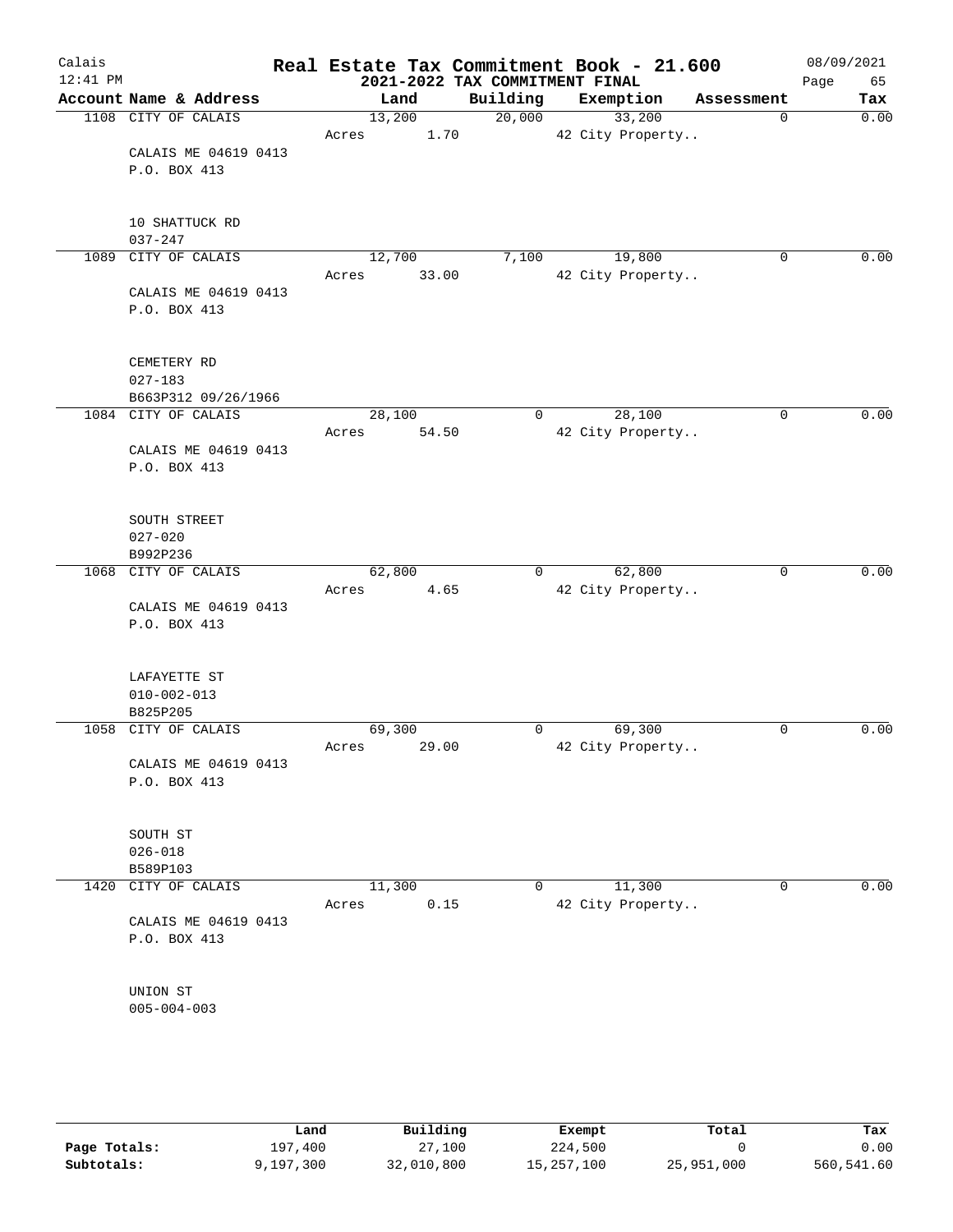# Real Estate Tax Commitment Book - 21.600

## 2021-2022 TAX COMMITMENT FINAL

Calais
12:41 PM
08/09/2021

| Account | Name & Address | Land | Building | Exemption | Assessment | Tax |
|---|---|---|---|---|---|---|
| 1108 | CITY OF CALAIS<br>CALAIS ME 04619 0413<br>P.O. BOX 413<br><br>10 SHATTUCK RD<br>037-247 | 13,200<br>Acres 1.70 | 20,000 | 33,200<br>42 City Property.. | 0 | 0.00 |
| 1089 | CITY OF CALAIS<br>CALAIS ME 04619 0413<br>P.O. BOX 413<br><br>CEMETERY RD<br>027-183<br>B663P312 09/26/1966 | 12,700<br>Acres 33.00 | 7,100 | 19,800<br>42 City Property.. | 0 | 0.00 |
| 1084 | CITY OF CALAIS<br>CALAIS ME 04619 0413<br>P.O. BOX 413<br><br>SOUTH STREET<br>027-020<br>B992P236 | 28,100<br>Acres 54.50 | 0 | 28,100<br>42 City Property.. | 0 | 0.00 |
| 1068 | CITY OF CALAIS<br>CALAIS ME 04619 0413<br>P.O. BOX 413<br><br>LAFAYETTE ST<br>010-002-013<br>B825P205 | 62,800<br>Acres 4.65 | 0 | 62,800<br>42 City Property.. | 0 | 0.00 |
| 1058 | CITY OF CALAIS<br>CALAIS ME 04619 0413<br>P.O. BOX 413<br><br>SOUTH ST<br>026-018<br>B589P103 | 69,300<br>Acres 29.00 | 0 | 69,300<br>42 City Property.. | 0 | 0.00 |
| 1420 | CITY OF CALAIS<br>CALAIS ME 04619 0413<br>P.O. BOX 413<br><br>UNION ST<br>005-004-003 | 11,300<br>Acres 0.15 | 0 | 11,300<br>42 City Property.. | 0 | 0.00 |

| | Land | Building | Exempt | Total | Tax |
|---|---|---|---|---|---|
| Page Totals: | 197,400 | 27,100 | 224,500 | 0 | 0.00 |
| Subtotals: | 9,197,300 | 32,010,800 | 15,257,100 | 25,951,000 | 560,541.60 |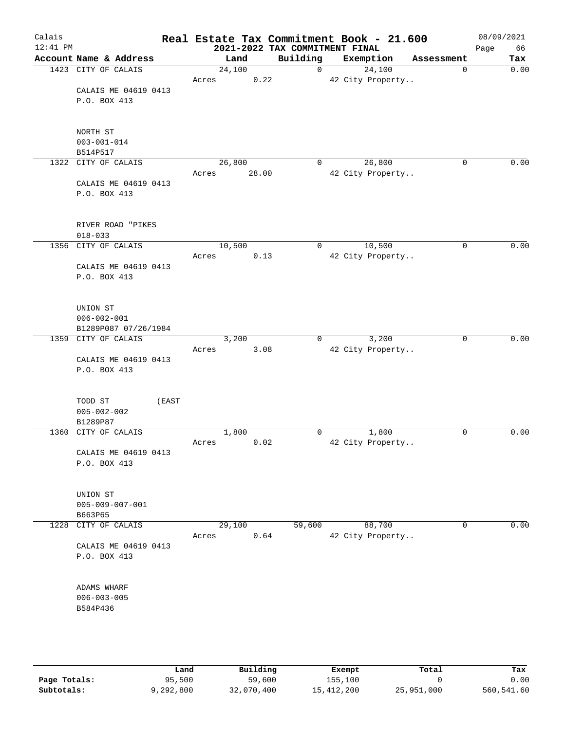# Real Estate Tax Commitment Book - 21.600

Calais
12:41 PM

## 2021-2022 TAX COMMITMENT FINAL

08/09/2021
Page 66

| Account Name & Address | Land | Building | Exemption | Assessment | Tax |
|---|---|---|---|---|---|
| 1423 CITY OF CALAIS | 24,100 | 0 | 24,100 | 0 | 0.00 |
| | Acres 0.22 | | 42 City Property.. | | |
| CALAIS ME 04619 0413 | | | | | |
| P.O. BOX 413 | | | | | |
| NORTH ST | | | | | |
| 003-001-014 | | | | | |
| B514P517 | | | | | |
| 1322 CITY OF CALAIS | 26,800 | 0 | 26,800 | 0 | 0.00 |
| | Acres 28.00 | | 42 City Property.. | | |
| CALAIS ME 04619 0413 | | | | | |
| P.O. BOX 413 | | | | | |
| RIVER ROAD "PIKES | | | | | |
| 018-033 | | | | | |
| 1356 CITY OF CALAIS | 10,500 | 0 | 10,500 | 0 | 0.00 |
| | Acres 0.13 | | 42 City Property.. | | |
| CALAIS ME 04619 0413 | | | | | |
| P.O. BOX 413 | | | | | |
| UNION ST | | | | | |
| 006-002-001 | | | | | |
| B1289P087 07/26/1984 | | | | | |
| 1359 CITY OF CALAIS | 3,200 | 0 | 3,200 | 0 | 0.00 |
| | Acres 3.08 | | 42 City Property.. | | |
| CALAIS ME 04619 0413 | | | | | |
| P.O. BOX 413 | | | | | |
| TODD ST (EAST | | | | | |
| 005-002-002 | | | | | |
| B1289P87 | | | | | |
| 1360 CITY OF CALAIS | 1,800 | 0 | 1,800 | 0 | 0.00 |
| | Acres 0.02 | | 42 City Property.. | | |
| CALAIS ME 04619 0413 | | | | | |
| P.O. BOX 413 | | | | | |
| UNION ST | | | | | |
| 005-009-007-001 | | | | | |
| B663P65 | | | | | |
| 1228 CITY OF CALAIS | 29,100 | 59,600 | 88,700 | 0 | 0.00 |
| | Acres 0.64 | | 42 City Property.. | | |
| CALAIS ME 04619 0413 | | | | | |
| P.O. BOX 413 | | | | | |
| ADAMS WHARF | | | | | |
| 006-003-005 | | | | | |
| B584P436 | | | | | |

| | Land | Building | Exempt | Total | Tax |
|---|---|---|---|---|---|
| **Page Totals:** | 95,500 | 59,600 | 155,100 | 0 | 0.00 |
| **Subtotals:** | 9,292,800 | 32,070,400 | 15,412,200 | 25,951,000 | 560,541.60 |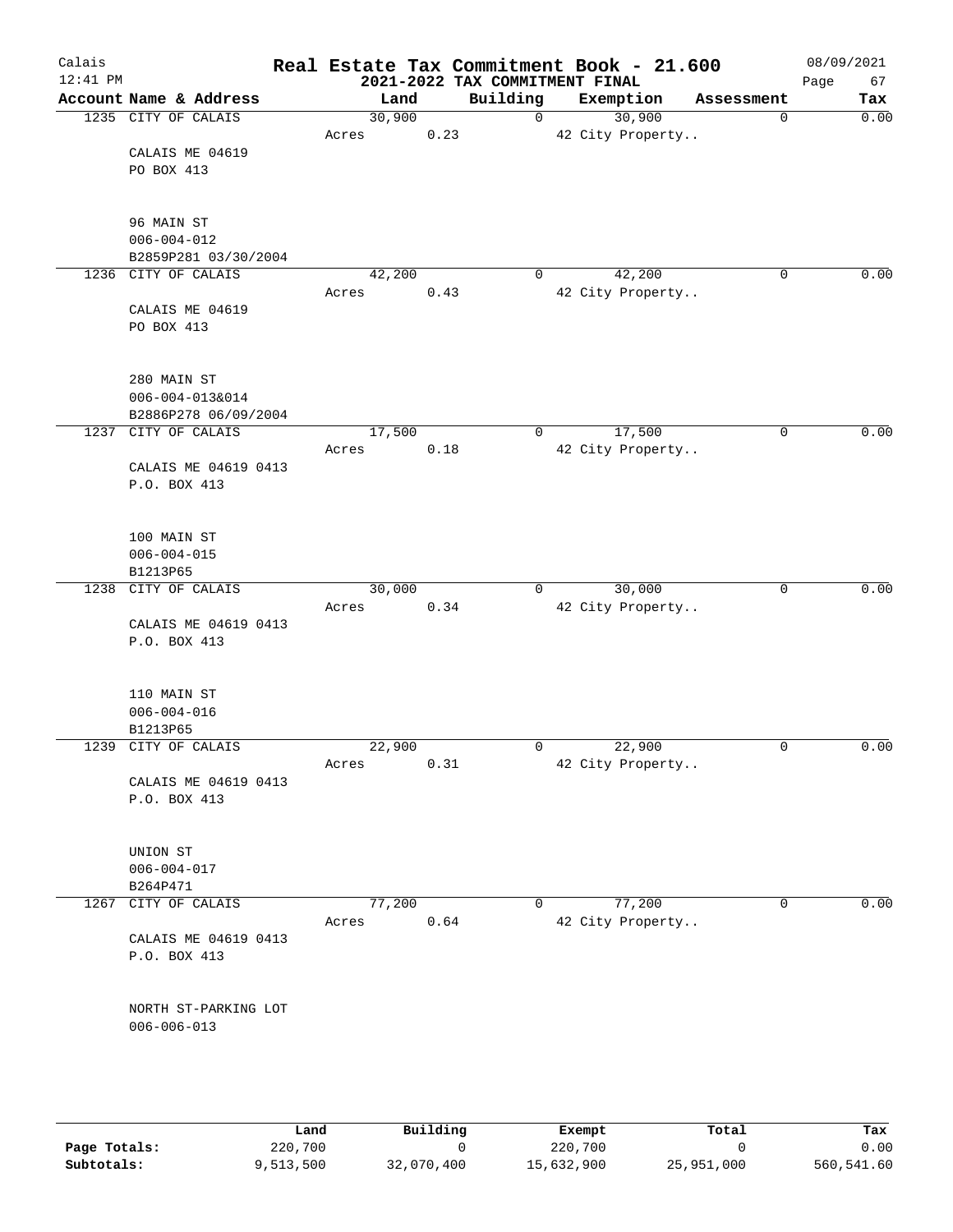# Real Estate Tax Commitment Book - 21.600

## 2021-2022 TAX COMMITMENT FINAL

Calais 12:41 PM — 08/09/2021

| Account Name & Address | Land | Building | Exemption | Assessment | Tax |
|---|---|---|---|---|---|
| 1235 CITY OF CALAIS | 30,900 | 0 | 30,900 | 0 | 0.00 |
| | Acres 0.23 | | 42 City Property.. | | |
| CALAIS ME 04619 | | | | | |
| PO BOX 413 | | | | | |
| 96 MAIN ST | | | | | |
| 006-004-012 | | | | | |
| B2859P281 03/30/2004 | | | | | |
| 1236 CITY OF CALAIS | 42,200 | 0 | 42,200 | 0 | 0.00 |
| | Acres 0.43 | | 42 City Property.. | | |
| CALAIS ME 04619 | | | | | |
| PO BOX 413 | | | | | |
| 280 MAIN ST | | | | | |
| 006-004-013&014 | | | | | |
| B2886P278 06/09/2004 | | | | | |
| 1237 CITY OF CALAIS | 17,500 | 0 | 17,500 | 0 | 0.00 |
| | Acres 0.18 | | 42 City Property.. | | |
| CALAIS ME 04619 0413 | | | | | |
| P.O. BOX 413 | | | | | |
| 100 MAIN ST | | | | | |
| 006-004-015 | | | | | |
| B1213P65 | | | | | |
| 1238 CITY OF CALAIS | 30,000 | 0 | 30,000 | 0 | 0.00 |
| | Acres 0.34 | | 42 City Property.. | | |
| CALAIS ME 04619 0413 | | | | | |
| P.O. BOX 413 | | | | | |
| 110 MAIN ST | | | | | |
| 006-004-016 | | | | | |
| B1213P65 | | | | | |
| 1239 CITY OF CALAIS | 22,900 | 0 | 22,900 | 0 | 0.00 |
| | Acres 0.31 | | 42 City Property.. | | |
| CALAIS ME 04619 0413 | | | | | |
| P.O. BOX 413 | | | | | |
| UNION ST | | | | | |
| 006-004-017 | | | | | |
| B264P471 | | | | | |
| 1267 CITY OF CALAIS | 77,200 | 0 | 77,200 | 0 | 0.00 |
| | Acres 0.64 | | 42 City Property.. | | |
| CALAIS ME 04619 0413 | | | | | |
| P.O. BOX 413 | | | | | |
| NORTH ST-PARKING LOT | | | | | |
| 006-006-013 | | | | | |

| | Land | Building | Exempt | Total | Tax |
|---|---|---|---|---|---|
| Page Totals: | 220,700 | 0 | 220,700 | 0 | 0.00 |
| Subtotals: | 9,513,500 | 32,070,400 | 15,632,900 | 25,951,000 | 560,541.60 |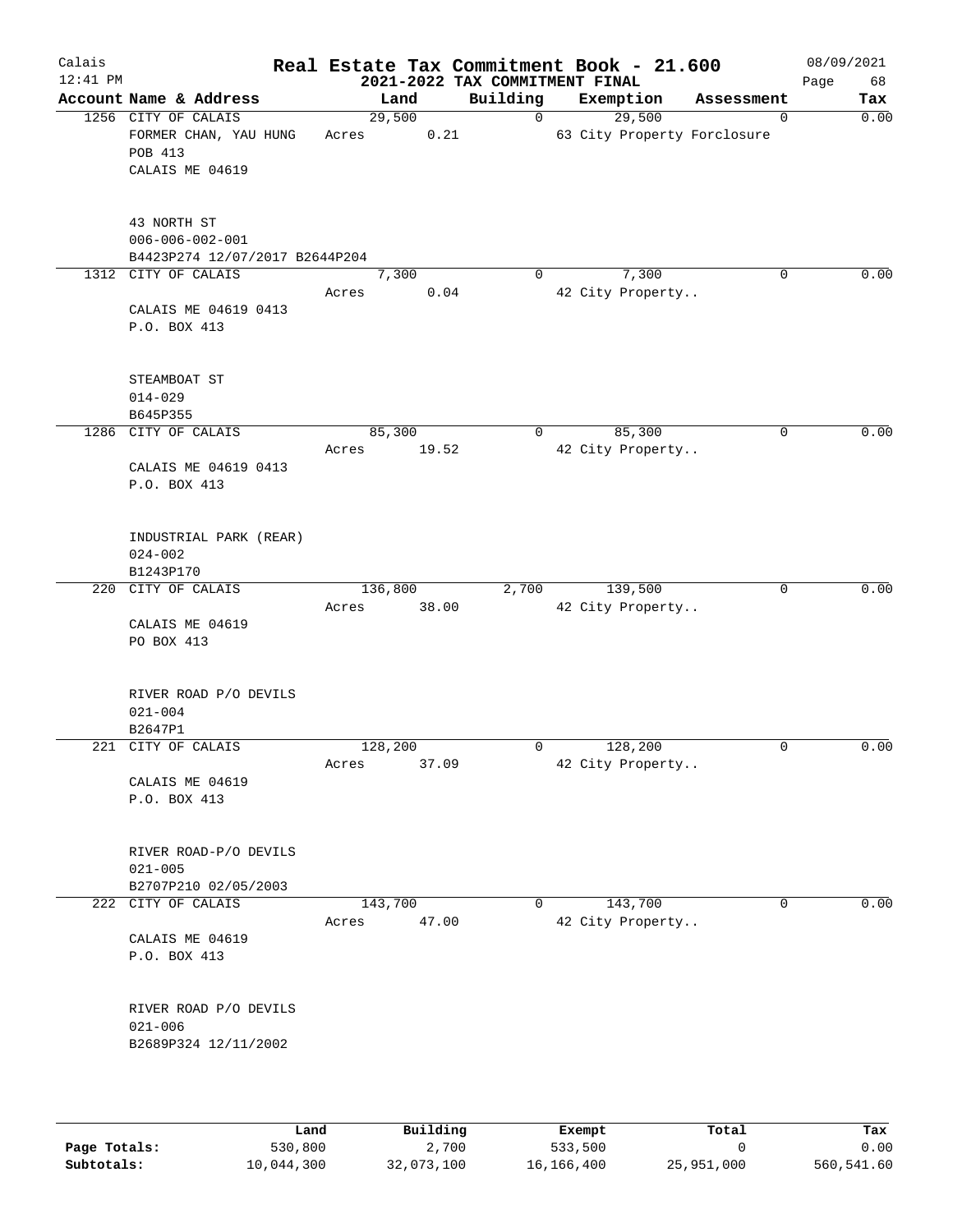# Real Estate Tax Commitment Book - 21.600

## 2021-2022 TAX COMMITMENT FINAL

Calais
12:41 PM
08/09/2021

| Account Name & Address | Land | Building | Exemption | Assessment | Tax |
|---|---|---|---|---|---|
| 1256 CITY OF CALAIS<br>FORMER CHAN, YAU HUNG<br>POB 413<br>CALAIS ME 04619<br><br>43 NORTH ST<br>006-006-002-001<br>B4423P274 12/07/2017 B2644P204 | 29,500<br>Acres 0.21 | 0 | 29,500<br>63 City Property Forclosure | 0 | 0.00 |
| 1312 CITY OF CALAIS<br><br>CALAIS ME 04619 0413<br>P.O. BOX 413<br><br>STEAMBOAT ST<br>014-029<br>B645P355 | 7,300<br>Acres 0.04 | 0 | 7,300<br>42 City Property.. | 0 | 0.00 |
| 1286 CITY OF CALAIS<br><br>CALAIS ME 04619 0413<br>P.O. BOX 413<br><br>INDUSTRIAL PARK (REAR)<br>024-002<br>B1243P170 | 85,300<br>Acres 19.52 | 0 | 85,300<br>42 City Property.. | 0 | 0.00 |
| 220 CITY OF CALAIS<br><br>CALAIS ME 04619<br>PO BOX 413<br><br>RIVER ROAD P/O DEVILS<br>021-004<br>B2647P1 | 136,800<br>Acres 38.00 | 2,700 | 139,500<br>42 City Property.. | 0 | 0.00 |
| 221 CITY OF CALAIS<br><br>CALAIS ME 04619<br>P.O. BOX 413<br><br>RIVER ROAD-P/O DEVILS<br>021-005<br>B2707P210 02/05/2003 | 128,200<br>Acres 37.09 | 0 | 128,200<br>42 City Property.. | 0 | 0.00 |
| 222 CITY OF CALAIS<br><br>CALAIS ME 04619<br>P.O. BOX 413<br><br>RIVER ROAD P/O DEVILS<br>021-006<br>B2689P324 12/11/2002 | 143,700<br>Acres 47.00 | 0 | 143,700<br>42 City Property.. | 0 | 0.00 |

| | Land | Building | Exempt | Total | Tax |
|---|---|---|---|---|---|
| Page Totals: | 530,800 | 2,700 | 533,500 | 0 | 0.00 |
| Subtotals: | 10,044,300 | 32,073,100 | 16,166,400 | 25,951,000 | 560,541.60 |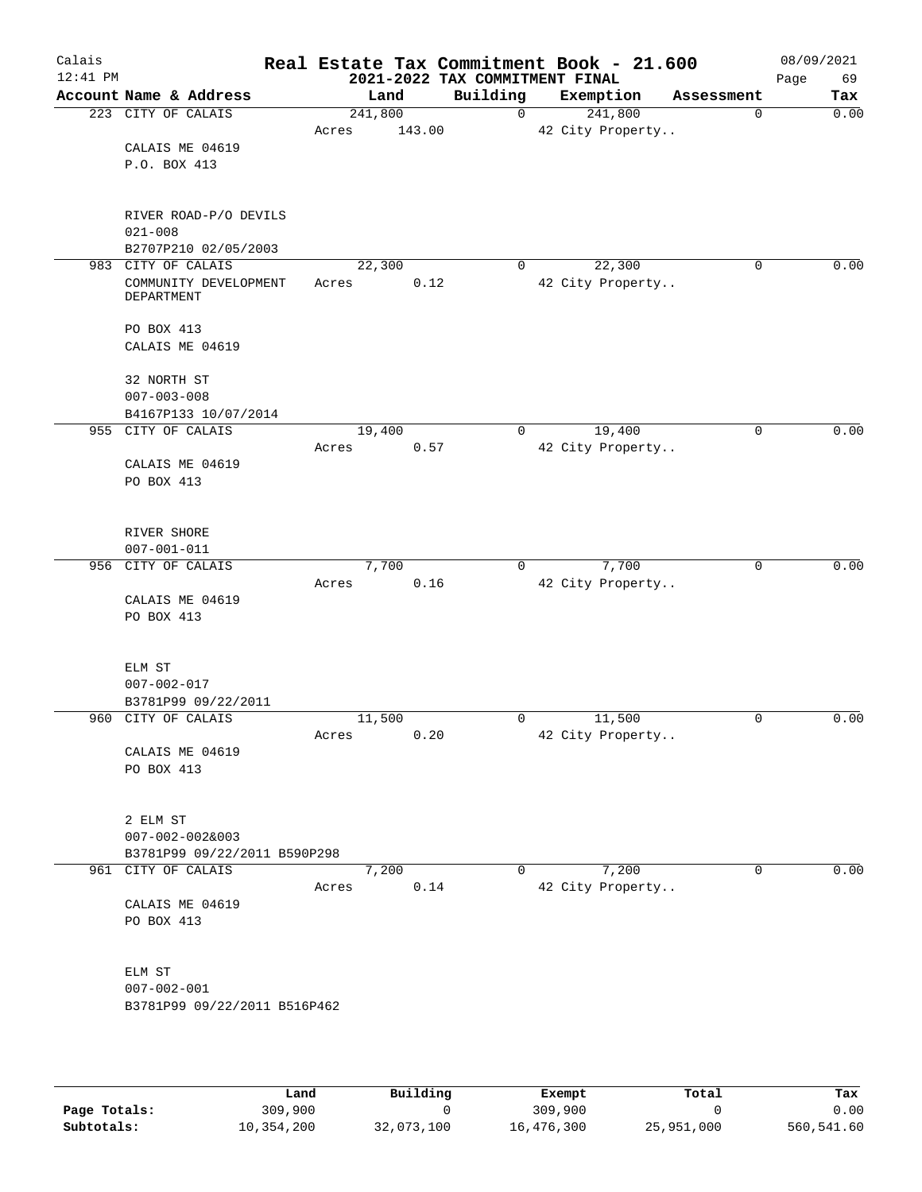# Real Estate Tax Commitment Book - 21.600

Calais
12:41 PM

2021-2022 TAX COMMITMENT FINAL

08/09/2021
Page 69

| Account Name & Address | Land | Building | Exemption | Assessment | Tax |
|---|---|---|---|---|---|
| 223 CITY OF CALAIS<br>CALAIS ME 04619<br>P.O. BOX 413<br><br>RIVER ROAD-P/O DEVILS<br>021-008<br>B2707P210 02/05/2003 | 241,800<br>Acres 143.00 | 0 | 241,800<br>42 City Property.. | 0 | 0.00 |
| 983 CITY OF CALAIS<br>COMMUNITY DEVELOPMENT DEPARTMENT<br><br>PO BOX 413<br>CALAIS ME 04619<br><br>32 NORTH ST<br>007-003-008<br>B4167P133 10/07/2014 | 22,300<br>Acres 0.12 | 0 | 22,300<br>42 City Property.. | 0 | 0.00 |
| 955 CITY OF CALAIS<br>CALAIS ME 04619<br>PO BOX 413<br><br>RIVER SHORE<br>007-001-011 | 19,400<br>Acres 0.57 | 0 | 19,400<br>42 City Property.. | 0 | 0.00 |
| 956 CITY OF CALAIS<br>CALAIS ME 04619<br>PO BOX 413<br><br>ELM ST<br>007-002-017<br>B3781P99 09/22/2011 | 7,700<br>Acres 0.16 | 0 | 7,700<br>42 City Property.. | 0 | 0.00 |
| 960 CITY OF CALAIS<br>CALAIS ME 04619<br>PO BOX 413<br><br>2 ELM ST<br>007-002-002&003<br>B3781P99 09/22/2011 B590P298 | 11,500<br>Acres 0.20 | 0 | 11,500<br>42 City Property.. | 0 | 0.00 |
| 961 CITY OF CALAIS<br>CALAIS ME 04619<br>PO BOX 413<br><br>ELM ST<br>007-002-001<br>B3781P99 09/22/2011 B516P462 | 7,200<br>Acres 0.14 | 0 | 7,200<br>42 City Property.. | 0 | 0.00 |

| | Land | Building | Exempt | Total | Tax |
|---|---|---|---|---|---|
| Page Totals: | 309,900 | 0 | 309,900 | 0 | 0.00 |
| Subtotals: | 10,354,200 | 32,073,100 | 16,476,300 | 25,951,000 | 560,541.60 |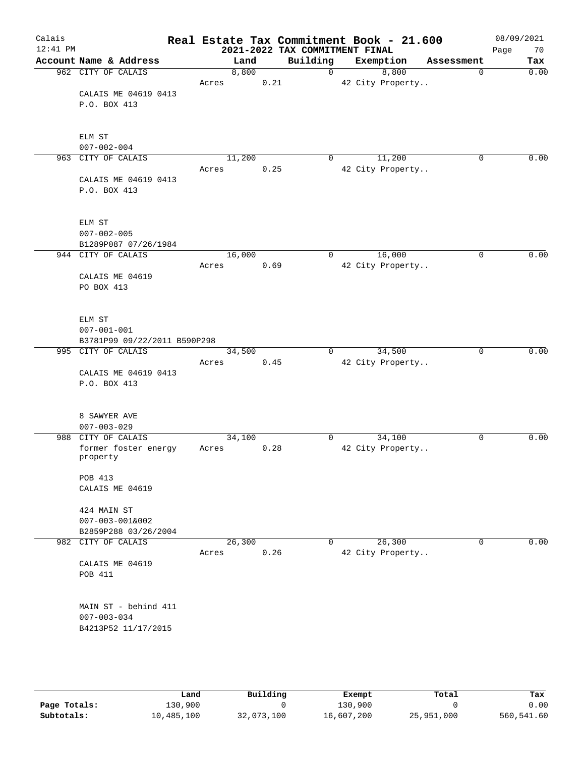# Real Estate Tax Commitment Book - 21.600

## 2021-2022 TAX COMMITMENT FINAL

Calais
12:41 PM
08/09/2021

| Account Name & Address | Land | Building | Exemption | Assessment | Tax |
|---|---|---|---|---|---|
| 962 CITY OF CALAIS | 8,800 | 0 | 8,800 | 0 | 0.00 |
| | Acres 0.21 | | 42 City Property.. | | |
| CALAIS ME 04619 0413 | | | | | |
| P.O. BOX 413 | | | | | |
| ELM ST | | | | | |
| 007-002-004 | | | | | |
| 963 CITY OF CALAIS | 11,200 | 0 | 11,200 | 0 | 0.00 |
| | Acres 0.25 | | 42 City Property.. | | |
| CALAIS ME 04619 0413 | | | | | |
| P.O. BOX 413 | | | | | |
| ELM ST | | | | | |
| 007-002-005 | | | | | |
| B1289P087 07/26/1984 | | | | | |
| 944 CITY OF CALAIS | 16,000 | 0 | 16,000 | 0 | 0.00 |
| | Acres 0.69 | | 42 City Property.. | | |
| CALAIS ME 04619 | | | | | |
| PO BOX 413 | | | | | |
| ELM ST | | | | | |
| 007-001-001 | | | | | |
| B3781P99 09/22/2011 B590P298 | | | | | |
| 995 CITY OF CALAIS | 34,500 | 0 | 34,500 | 0 | 0.00 |
| | Acres 0.45 | | 42 City Property.. | | |
| CALAIS ME 04619 0413 | | | | | |
| P.O. BOX 413 | | | | | |
| 8 SAWYER AVE | | | | | |
| 007-003-029 | | | | | |
| 988 CITY OF CALAIS | 34,100 | 0 | 34,100 | 0 | 0.00 |
| former foster energy property | Acres 0.28 | | 42 City Property.. | | |
| POB 413 | | | | | |
| CALAIS ME 04619 | | | | | |
| 424 MAIN ST | | | | | |
| 007-003-001&002 | | | | | |
| B2859P288 03/26/2004 | | | | | |
| 982 CITY OF CALAIS | 26,300 | 0 | 26,300 | 0 | 0.00 |
| | Acres 0.26 | | 42 City Property.. | | |
| CALAIS ME 04619 | | | | | |
| POB 411 | | | | | |
| MAIN ST - behind 411 | | | | | |
| 007-003-034 | | | | | |
| B4213P52 11/17/2015 | | | | | |

| | Land | Building | Exempt | Total | Tax |
|---|---|---|---|---|---|
| Page Totals: | 130,900 | 0 | 130,900 | 0 | 0.00 |
| Subtotals: | 10,485,100 | 32,073,100 | 16,607,200 | 25,951,000 | 560,541.60 |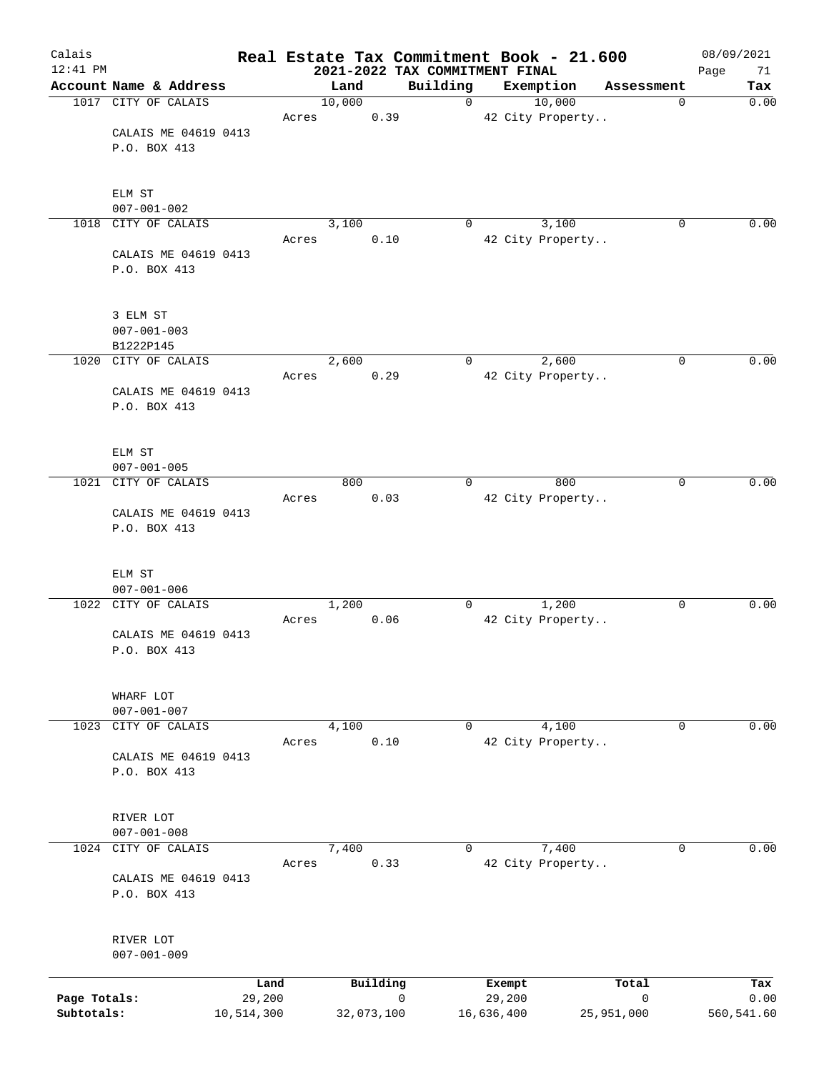# Real Estate Tax Commitment Book - 21.600

Calais
12:41 PM

2021-2022 TAX COMMITMENT FINAL

08/09/2021

| Account Name & Address | Land | Building | Exemption | Assessment | Tax |
|---|---|---|---|---|---|
| 1017 CITY OF CALAIS<br>CALAIS ME 04619 0413<br>P.O. BOX 413<br><br>ELM ST<br>007-001-002 | 10,000<br>Acres 0.39 | 0 | 10,000<br>42 City Property.. | 0 | 0.00 |
| 1018 CITY OF CALAIS<br>CALAIS ME 04619 0413<br>P.O. BOX 413<br><br>3 ELM ST<br>007-001-003<br>B1222P145 | 3,100<br>Acres 0.10 | 0 | 3,100<br>42 City Property.. | 0 | 0.00 |
| 1020 CITY OF CALAIS<br>CALAIS ME 04619 0413<br>P.O. BOX 413<br><br>ELM ST<br>007-001-005 | 2,600<br>Acres 0.29 | 0 | 2,600<br>42 City Property.. | 0 | 0.00 |
| 1021 CITY OF CALAIS<br>CALAIS ME 04619 0413<br>P.O. BOX 413<br><br>ELM ST<br>007-001-006 | 800<br>Acres 0.03 | 0 | 800<br>42 City Property.. | 0 | 0.00 |
| 1022 CITY OF CALAIS<br>CALAIS ME 04619 0413<br>P.O. BOX 413<br><br>WHARF LOT<br>007-001-007 | 1,200<br>Acres 0.06 | 0 | 1,200<br>42 City Property.. | 0 | 0.00 |
| 1023 CITY OF CALAIS<br>CALAIS ME 04619 0413<br>P.O. BOX 413<br><br>RIVER LOT<br>007-001-008 | 4,100<br>Acres 0.10 | 0 | 4,100<br>42 City Property.. | 0 | 0.00 |
| 1024 CITY OF CALAIS<br>CALAIS ME 04619 0413<br>P.O. BOX 413<br><br>RIVER LOT<br>007-001-009 | 7,400<br>Acres 0.33 | 0 | 7,400<br>42 City Property.. | 0 | 0.00 |

| | Land | Building | Exempt | Total | Tax |
|---|---|---|---|---|---|
| Page Totals: | 29,200 | 0 | 29,200 | 0 | 0.00 |
| Subtotals: | 10,514,300 | 32,073,100 | 16,636,400 | 25,951,000 | 560,541.60 |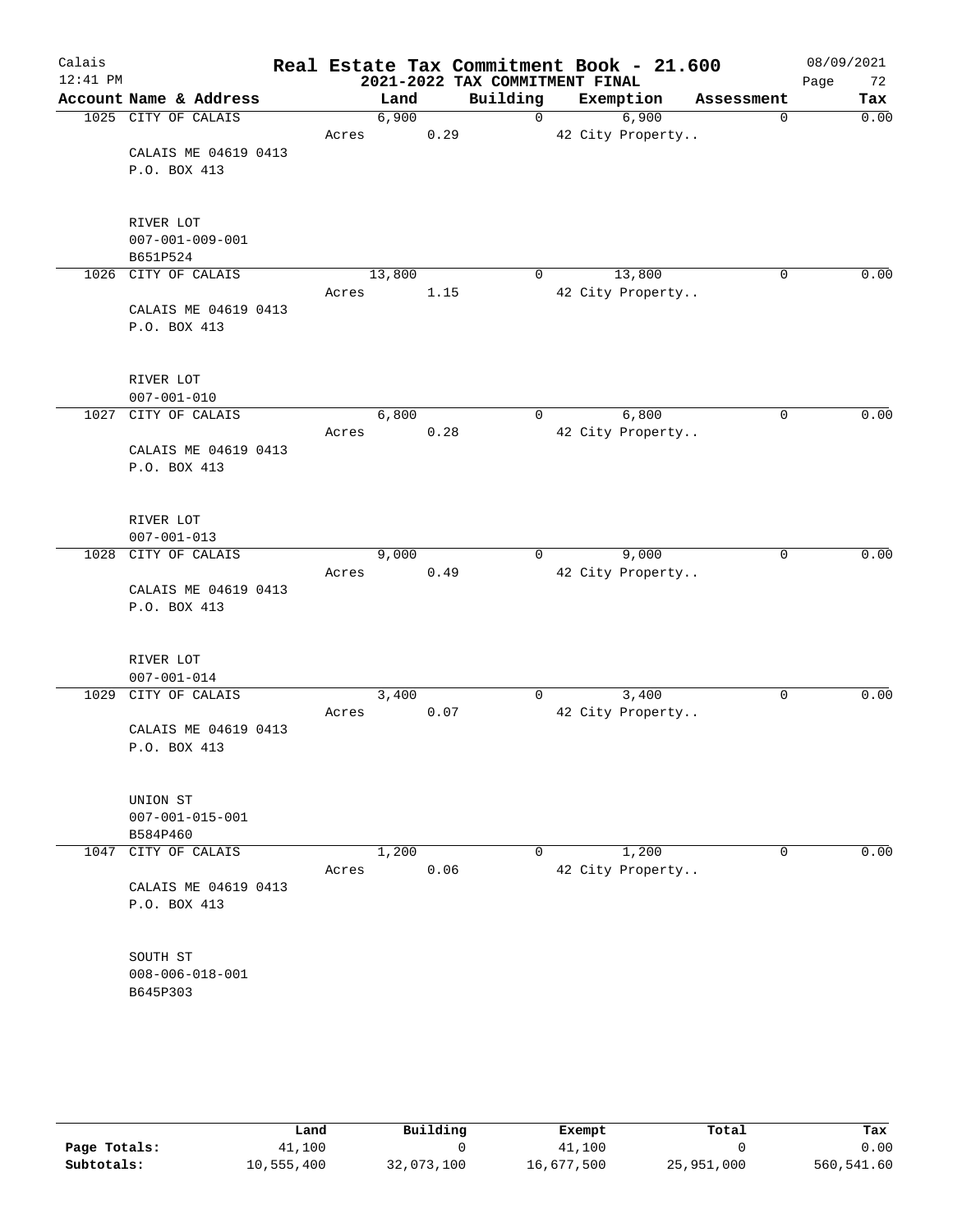# Real Estate Tax Commitment Book - 21.600

## 2021-2022 TAX COMMITMENT FINAL

Calais
12:41 PM
08/09/2021

| Account Name & Address | Land | Building | Exemption | Assessment | Tax |
|---|---|---|---|---|---|
| 1025 CITY OF CALAIS | 6,900 | 0 | 6,900 | 0 | 0.00 |
| | Acres 0.29 | | 42 City Property.. | | |
| CALAIS ME 04619 0413 | | | | | |
| P.O. BOX 413 | | | | | |
| RIVER LOT | | | | | |
| 007-001-009-001 | | | | | |
| B651P524 | | | | | |
| 1026 CITY OF CALAIS | 13,800 | 0 | 13,800 | 0 | 0.00 |
| | Acres 1.15 | | 42 City Property.. | | |
| CALAIS ME 04619 0413 | | | | | |
| P.O. BOX 413 | | | | | |
| RIVER LOT | | | | | |
| 007-001-010 | | | | | |
| 1027 CITY OF CALAIS | 6,800 | 0 | 6,800 | 0 | 0.00 |
| | Acres 0.28 | | 42 City Property.. | | |
| CALAIS ME 04619 0413 | | | | | |
| P.O. BOX 413 | | | | | |
| RIVER LOT | | | | | |
| 007-001-013 | | | | | |
| 1028 CITY OF CALAIS | 9,000 | 0 | 9,000 | 0 | 0.00 |
| | Acres 0.49 | | 42 City Property.. | | |
| CALAIS ME 04619 0413 | | | | | |
| P.O. BOX 413 | | | | | |
| RIVER LOT | | | | | |
| 007-001-014 | | | | | |
| 1029 CITY OF CALAIS | 3,400 | 0 | 3,400 | 0 | 0.00 |
| | Acres 0.07 | | 42 City Property.. | | |
| CALAIS ME 04619 0413 | | | | | |
| P.O. BOX 413 | | | | | |
| UNION ST | | | | | |
| 007-001-015-001 | | | | | |
| B584P460 | | | | | |
| 1047 CITY OF CALAIS | 1,200 | 0 | 1,200 | 0 | 0.00 |
| | Acres 0.06 | | 42 City Property.. | | |
| CALAIS ME 04619 0413 | | | | | |
| P.O. BOX 413 | | | | | |
| SOUTH ST | | | | | |
| 008-006-018-001 | | | | | |
| B645P303 | | | | | |

| | Land | Building | Exempt | Total | Tax |
|---|---|---|---|---|---|
| Page Totals: | 41,100 | 0 | 41,100 | 0 | 0.00 |
| Subtotals: | 10,555,400 | 32,073,100 | 16,677,500 | 25,951,000 | 560,541.60 |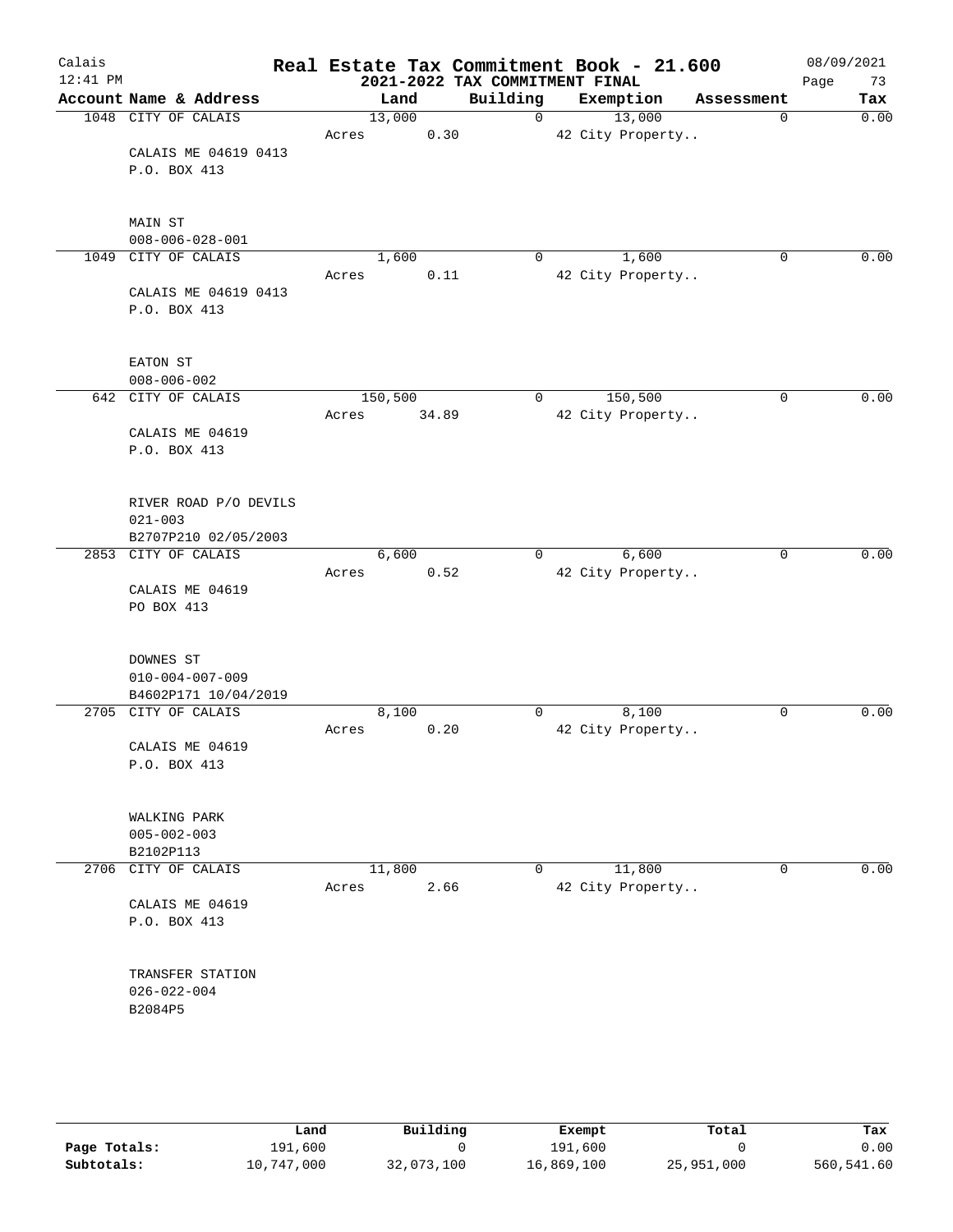# Real Estate Tax Commitment Book - 21.600

Calais
12:41 PM

2021-2022 TAX COMMITMENT FINAL

08/09/2021

| Account Name & Address | Land | Building | Exemption | Assessment | Tax |
|---|---|---|---|---|---|
| 1048 CITY OF CALAIS | 13,000 | 0 | 13,000 | 0 | 0.00 |
| | Acres 0.30 | | 42 City Property.. | | |
| CALAIS ME 04619 0413 | | | | | |
| P.O. BOX 413 | | | | | |
| MAIN ST | | | | | |
| 008-006-028-001 | | | | | |
| 1049 CITY OF CALAIS | 1,600 | 0 | 1,600 | 0 | 0.00 |
| | Acres 0.11 | | 42 City Property.. | | |
| CALAIS ME 04619 0413 | | | | | |
| P.O. BOX 413 | | | | | |
| EATON ST | | | | | |
| 008-006-002 | | | | | |
| 642 CITY OF CALAIS | 150,500 | 0 | 150,500 | 0 | 0.00 |
| | Acres 34.89 | | 42 City Property.. | | |
| CALAIS ME 04619 | | | | | |
| P.O. BOX 413 | | | | | |
| RIVER ROAD P/O DEVILS | | | | | |
| 021-003 | | | | | |
| B2707P210 02/05/2003 | | | | | |
| 2853 CITY OF CALAIS | 6,600 | 0 | 6,600 | 0 | 0.00 |
| | Acres 0.52 | | 42 City Property.. | | |
| CALAIS ME 04619 | | | | | |
| PO BOX 413 | | | | | |
| DOWNES ST | | | | | |
| 010-004-007-009 | | | | | |
| B4602P171 10/04/2019 | | | | | |
| 2705 CITY OF CALAIS | 8,100 | 0 | 8,100 | 0 | 0.00 |
| | Acres 0.20 | | 42 City Property.. | | |
| CALAIS ME 04619 | | | | | |
| P.O. BOX 413 | | | | | |
| WALKING PARK | | | | | |
| 005-002-003 | | | | | |
| B2102P113 | | | | | |
| 2706 CITY OF CALAIS | 11,800 | 0 | 11,800 | 0 | 0.00 |
| | Acres 2.66 | | 42 City Property.. | | |
| CALAIS ME 04619 | | | | | |
| P.O. BOX 413 | | | | | |
| TRANSFER STATION | | | | | |
| 026-022-004 | | | | | |
| B2084P5 | | | | | |

| | Land | Building | Exempt | Total | Tax |
|---|---|---|---|---|---|
| Page Totals: | 191,600 | 0 | 191,600 | 0 | 0.00 |
| Subtotals: | 10,747,000 | 32,073,100 | 16,869,100 | 25,951,000 | 560,541.60 |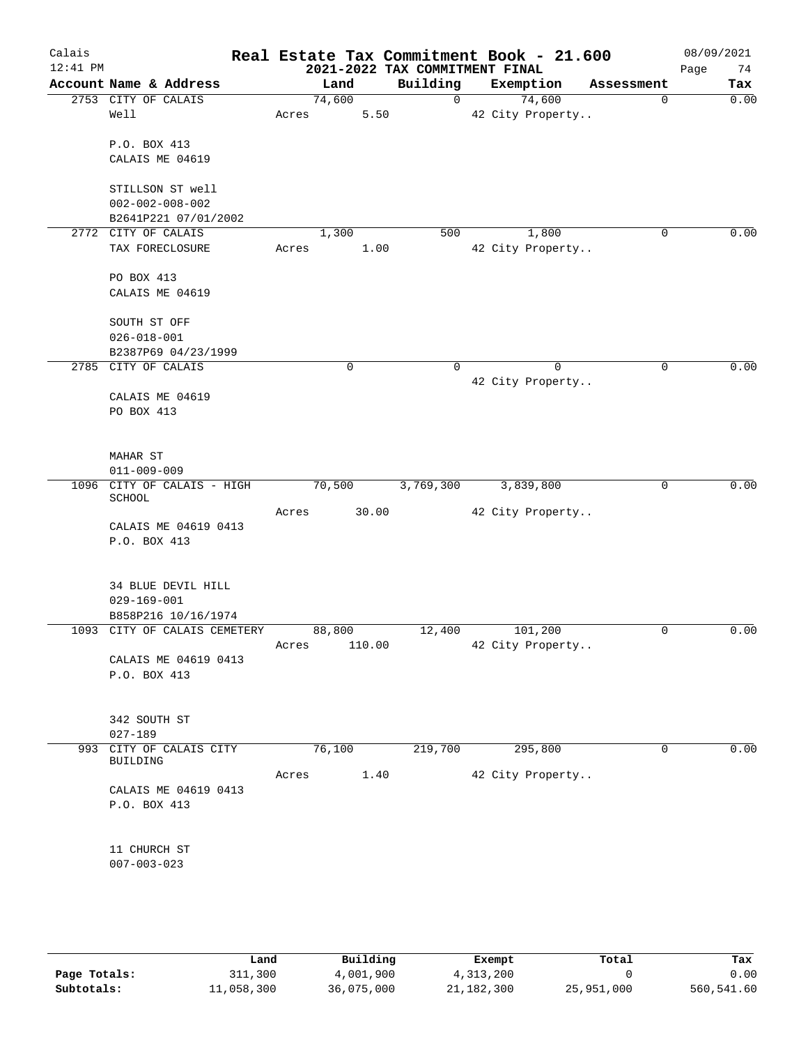# Real Estate Tax Commitment Book - 21.600

Calais
12:41 PM

2021-2022 TAX COMMITMENT FINAL

08/09/2021

| Account Name & Address | Land | Building | Exemption | Assessment | Tax |
|---|---|---|---|---|---|
| 2753 CITY OF CALAIS | 74,600 | 0 | 74,600 | 0 | 0.00 |
| Well | Acres 5.50 | | 42 City Property.. | | |
| P.O. BOX 413 | | | | | |
| CALAIS ME 04619 | | | | | |
| STILLSON ST well | | | | | |
| 002-002-008-002 | | | | | |
| B2641P221 07/01/2002 | | | | | |
| 2772 CITY OF CALAIS | 1,300 | 500 | 1,800 | 0 | 0.00 |
| TAX FORECLOSURE | Acres 1.00 | | 42 City Property.. | | |
| PO BOX 413 | | | | | |
| CALAIS ME 04619 | | | | | |
| SOUTH ST OFF | | | | | |
| 026-018-001 | | | | | |
| B2387P69 04/23/1999 | | | | | |
| 2785 CITY OF CALAIS | 0 | 0 | 0 | 0 | 0.00 |
| | | | 42 City Property.. | | |
| CALAIS ME 04619 | | | | | |
| PO BOX 413 | | | | | |
| MAHAR ST | | | | | |
| 011-009-009 | | | | | |
| 1096 CITY OF CALAIS - HIGH SCHOOL | 70,500 | 3,769,300 | 3,839,800 | 0 | 0.00 |
| | Acres 30.00 | | 42 City Property.. | | |
| CALAIS ME 04619 0413 | | | | | |
| P.O. BOX 413 | | | | | |
| 34 BLUE DEVIL HILL | | | | | |
| 029-169-001 | | | | | |
| B858P216 10/16/1974 | | | | | |
| 1093 CITY OF CALAIS CEMETERY | 88,800 | 12,400 | 101,200 | 0 | 0.00 |
| | Acres 110.00 | | 42 City Property.. | | |
| CALAIS ME 04619 0413 | | | | | |
| P.O. BOX 413 | | | | | |
| 342 SOUTH ST | | | | | |
| 027-189 | | | | | |
| 993 CITY OF CALAIS CITY BUILDING | 76,100 | 219,700 | 295,800 | 0 | 0.00 |
| | Acres 1.40 | | 42 City Property.. | | |
| CALAIS ME 04619 0413 | | | | | |
| P.O. BOX 413 | | | | | |
| 11 CHURCH ST | | | | | |
| 007-003-023 | | | | | |

| | Land | Building | Exempt | Total | Tax |
|---|---|---|---|---|---|
| Page Totals: | 311,300 | 4,001,900 | 4,313,200 | 0 | 0.00 |
| Subtotals: | 11,058,300 | 36,075,000 | 21,182,300 | 25,951,000 | 560,541.60 |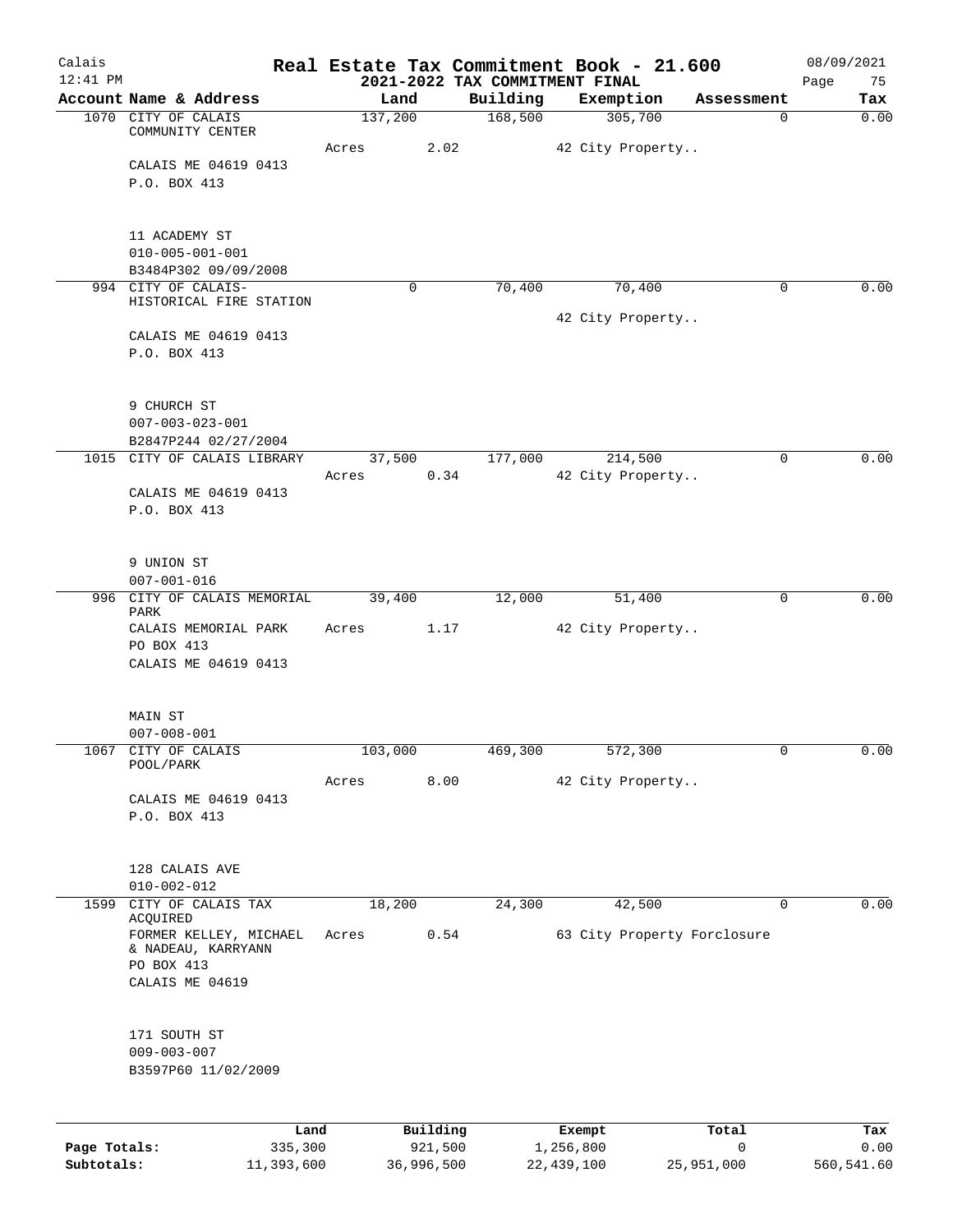# Real Estate Tax Commitment Book - 21.600

## 2021-2022 TAX COMMITMENT FINAL

Calais 12:41 PM — 08/09/2021

| Account Name & Address | Land | Building | Exemption | Assessment | Tax |
|---|---|---|---|---|---|
| 1070 CITY OF CALAIS COMMUNITY CENTER | 137,200 | 168,500 | 305,700 | 0 | 0.00 |
| | Acres 2.02 | | 42 City Property.. | | |
| CALAIS ME 04619 0413<br>P.O. BOX 413<br><br>11 ACADEMY ST<br>010-005-001-001<br>B3484P302 09/09/2008 | | | | | |
| 994 CITY OF CALAIS- HISTORICAL FIRE STATION | 0 | 70,400 | 70,400 | 0 | 0.00 |
| | | | 42 City Property.. | | |
| CALAIS ME 04619 0413<br>P.O. BOX 413<br><br>9 CHURCH ST<br>007-003-023-001<br>B2847P244 02/27/2004 | | | | | |
| 1015 CITY OF CALAIS LIBRARY | 37,500 | 177,000 | 214,500 | 0 | 0.00 |
| | Acres 0.34 | | 42 City Property.. | | |
| CALAIS ME 04619 0413<br>P.O. BOX 413<br><br>9 UNION ST<br>007-001-016 | | | | | |
| 996 CITY OF CALAIS MEMORIAL PARK | 39,400 | 12,000 | 51,400 | 0 | 0.00 |
| CALAIS MEMORIAL PARK | Acres 1.17 | | 42 City Property.. | | |
| PO BOX 413<br>CALAIS ME 04619 0413<br><br>MAIN ST<br>007-008-001 | | | | | |
| 1067 CITY OF CALAIS POOL/PARK | 103,000 | 469,300 | 572,300 | 0 | 0.00 |
| | Acres 8.00 | | 42 City Property.. | | |
| CALAIS ME 04619 0413<br>P.O. BOX 413<br><br>128 CALAIS AVE<br>010-002-012 | | | | | |
| 1599 CITY OF CALAIS TAX ACQUIRED | 18,200 | 24,300 | 42,500 | 0 | 0.00 |
| FORMER KELLEY, MICHAEL & NADEAU, KARRYANN | Acres 0.54 | | 63 City Property Forclosure | | |
| PO BOX 413<br>CALAIS ME 04619<br><br>171 SOUTH ST<br>009-003-007<br>B3597P60 11/02/2009 | | | | | |

| | Land | Building | Exempt | Total | Tax |
|---|---|---|---|---|---|
| Page Totals: | 335,300 | 921,500 | 1,256,800 | 0 | 0.00 |
| Subtotals: | 11,393,600 | 36,996,500 | 22,439,100 | 25,951,000 | 560,541.60 |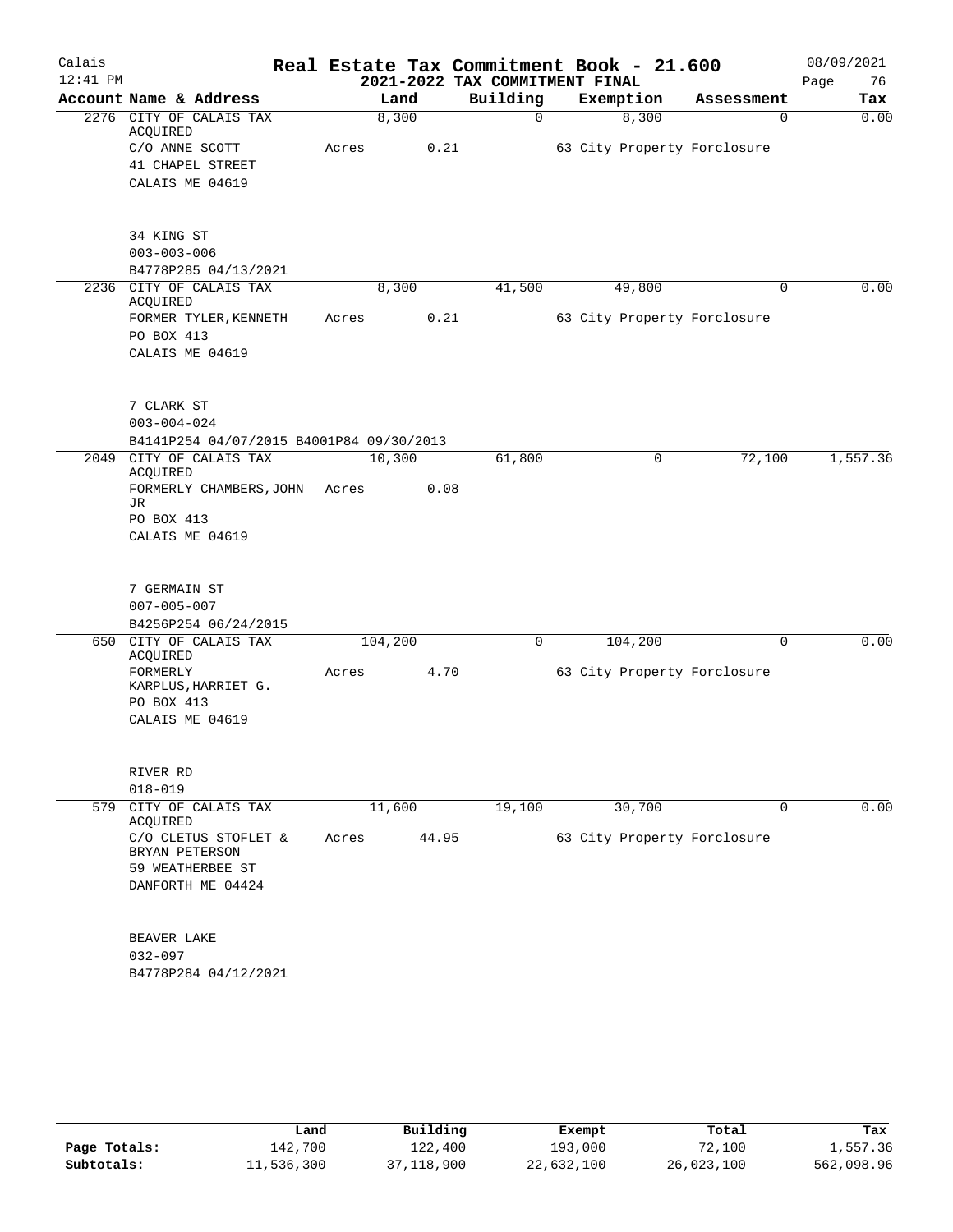Calais
12:41 PM

# Real Estate Tax Commitment Book - 21.600
## 2021-2022 TAX COMMITMENT FINAL

08/09/2021

| Account Name & Address | Land | Building | Exemption | Assessment | Tax |
|---|---|---|---|---|---|
| 2276 CITY OF CALAIS TAX ACQUIRED | 8,300 | 0 | 8,300 | 0 | 0.00 |
| C/O ANNE SCOTT | Acres 0.21 | | 63 City Property Forclosure | | |
| 41 CHAPEL STREET | | | | | |
| CALAIS ME 04619 | | | | | |
| 34 KING ST | | | | | |
| 003-003-006 | | | | | |
| B4778P285 04/13/2021 | | | | | |
| 2236 CITY OF CALAIS TAX ACQUIRED | 8,300 | 41,500 | 49,800 | 0 | 0.00 |
| FORMER TYLER,KENNETH | Acres 0.21 | | 63 City Property Forclosure | | |
| PO BOX 413 | | | | | |
| CALAIS ME 04619 | | | | | |
| 7 CLARK ST | | | | | |
| 003-004-024 | | | | | |
| B4141P254 04/07/2015 B4001P84 09/30/2013 | | | | | |
| 2049 CITY OF CALAIS TAX ACQUIRED | 10,300 | 61,800 | 0 | 72,100 | 1,557.36 |
| FORMERLY CHAMBERS,JOHN JR | Acres 0.08 | | | | |
| PO BOX 413 | | | | | |
| CALAIS ME 04619 | | | | | |
| 7 GERMAIN ST | | | | | |
| 007-005-007 | | | | | |
| B4256P254 06/24/2015 | | | | | |
| 650 CITY OF CALAIS TAX ACQUIRED | 104,200 | 0 | 104,200 | 0 | 0.00 |
| FORMERLY KARPLUS,HARRIET G. | Acres 4.70 | | 63 City Property Forclosure | | |
| PO BOX 413 | | | | | |
| CALAIS ME 04619 | | | | | |
| RIVER RD | | | | | |
| 018-019 | | | | | |
| 579 CITY OF CALAIS TAX ACQUIRED | 11,600 | 19,100 | 30,700 | 0 | 0.00 |
| C/O CLETUS STOFLET & BRYAN PETERSON | Acres 44.95 | | 63 City Property Forclosure | | |
| 59 WEATHERBEE ST | | | | | |
| DANFORTH ME 04424 | | | | | |
| BEAVER LAKE | | | | | |
| 032-097 | | | | | |
| B4778P284 04/12/2021 | | | | | |

| | Land | Building | Exempt | Total | Tax |
|---|---|---|---|---|---|
| Page Totals: | 142,700 | 122,400 | 193,000 | 72,100 | 1,557.36 |
| Subtotals: | 11,536,300 | 37,118,900 | 22,632,100 | 26,023,100 | 562,098.96 |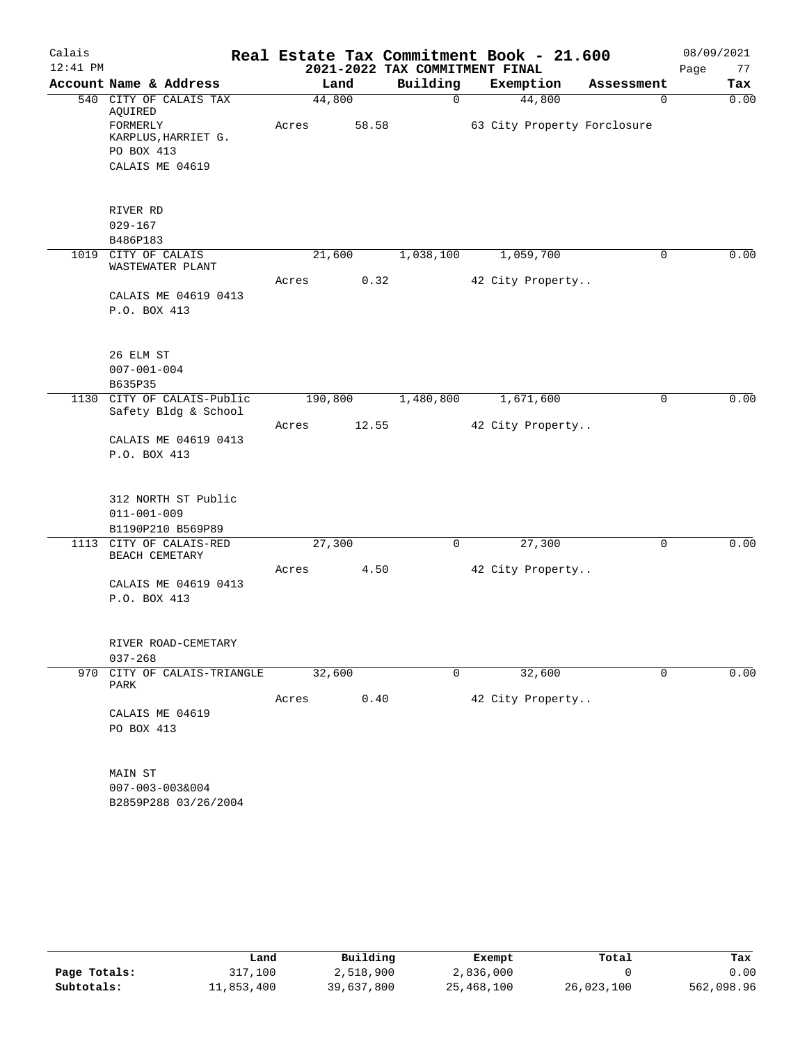# Real Estate Tax Commitment Book - 21.600

Calais
12:41 PM

## 2021-2022 TAX COMMITMENT FINAL

08/09/2021

| Account Name & Address | Land | Building | Exemption | Assessment | Tax |
|---|---|---|---|---|---|
| 540 CITY OF CALAIS TAX AQUIRED | 44,800 | 0 | 44,800 | 0 | 0.00 |
| FORMERLY KARPLUS,HARRIET G. | Acres 58.58 | | 63 City Property Forclosure | | |
| PO BOX 413 | | | | | |
| CALAIS ME 04619 | | | | | |
| RIVER RD | | | | | |
| 029-167 | | | | | |
| B486P183 | | | | | |
| 1019 CITY OF CALAIS WASTEWATER PLANT | 21,600 | 1,038,100 | 1,059,700 | 0 | 0.00 |
| | Acres 0.32 | | 42 City Property.. | | |
| CALAIS ME 04619 0413 | | | | | |
| P.O. BOX 413 | | | | | |
| 26 ELM ST | | | | | |
| 007-001-004 | | | | | |
| B635P35 | | | | | |
| 1130 CITY OF CALAIS-Public Safety Bldg & School | 190,800 | 1,480,800 | 1,671,600 | 0 | 0.00 |
| | Acres 12.55 | | 42 City Property.. | | |
| CALAIS ME 04619 0413 | | | | | |
| P.O. BOX 413 | | | | | |
| 312 NORTH ST Public | | | | | |
| 011-001-009 | | | | | |
| B1190P210 B569P89 | | | | | |
| 1113 CITY OF CALAIS-RED BEACH CEMETARY | 27,300 | 0 | 27,300 | 0 | 0.00 |
| | Acres 4.50 | | 42 City Property.. | | |
| CALAIS ME 04619 0413 | | | | | |
| P.O. BOX 413 | | | | | |
| RIVER ROAD-CEMETARY | | | | | |
| 037-268 | | | | | |
| 970 CITY OF CALAIS-TRIANGLE PARK | 32,600 | 0 | 32,600 | 0 | 0.00 |
| | Acres 0.40 | | 42 City Property.. | | |
| CALAIS ME 04619 | | | | | |
| PO BOX 413 | | | | | |
| MAIN ST | | | | | |
| 007-003-003&004 | | | | | |
| B2859P288 03/26/2004 | | | | | |

| | Land | Building | Exempt | Total | Tax |
|---|---|---|---|---|---|
| Page Totals: | 317,100 | 2,518,900 | 2,836,000 | 0 | 0.00 |
| Subtotals: | 11,853,400 | 39,637,800 | 25,468,100 | 26,023,100 | 562,098.96 |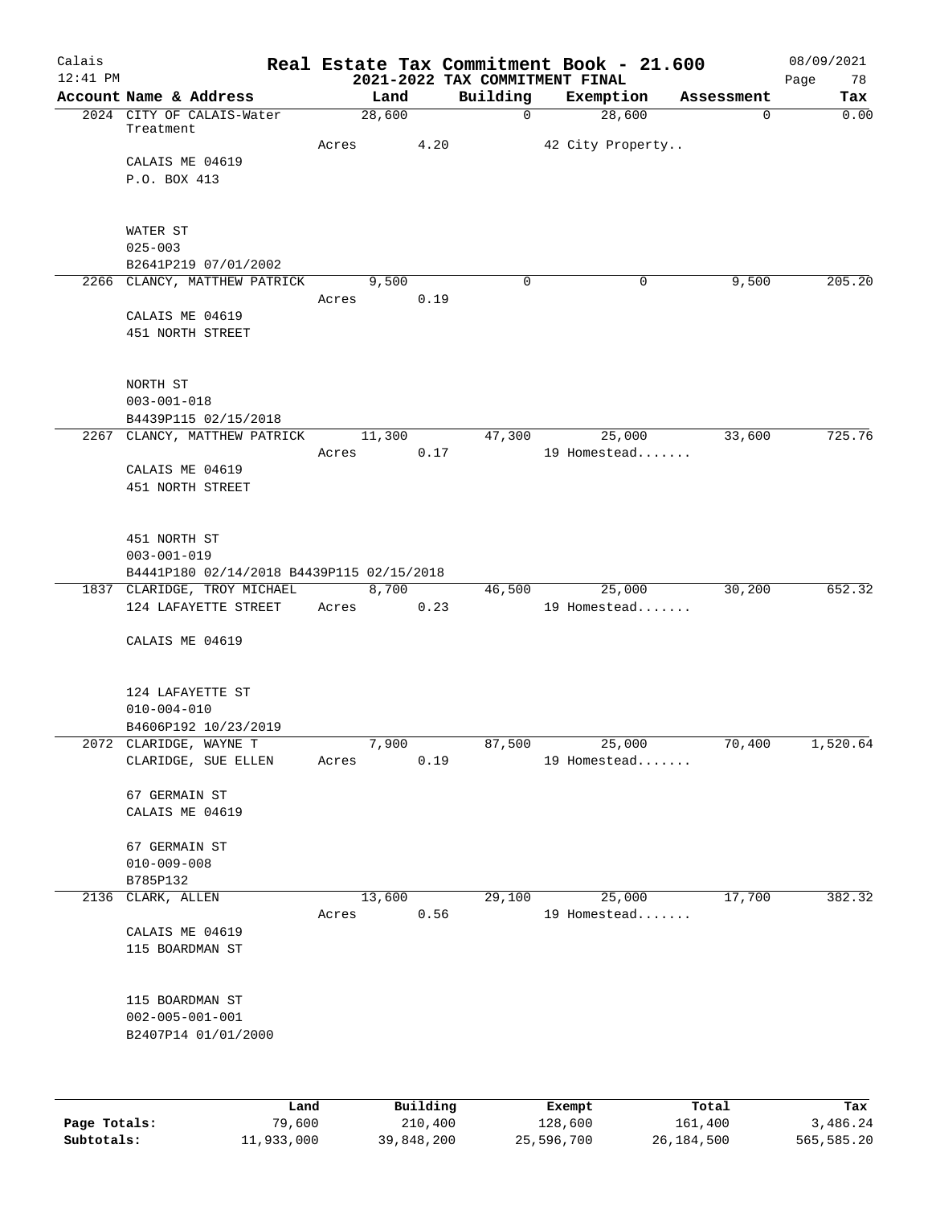# Real Estate Tax Commitment Book - 21.600

## 2021-2022 TAX COMMITMENT FINAL

Calais 12:41 PM — 08/09/2021

| Account Name & Address | Land | Building | Exemption | Assessment | Tax |
|---|---|---|---|---|---|
| 2024 CITY OF CALAIS-Water Treatment<br>CALAIS ME 04619<br>P.O. BOX 413<br><br>WATER ST<br>025-003<br>B2641P219 07/01/2002 | 28,600<br>Acres 4.20 | 0 | 28,600<br>42 City Property.. | 0 | 0.00 |
| 2266 CLANCY, MATTHEW PATRICK<br>CALAIS ME 04619<br>451 NORTH STREET<br><br>NORTH ST<br>003-001-018<br>B4439P115 02/15/2018 | 9,500<br>Acres 0.19 | 0 | 0 | 9,500 | 205.20 |
| 2267 CLANCY, MATTHEW PATRICK<br>CALAIS ME 04619<br>451 NORTH STREET<br><br>451 NORTH ST<br>003-001-019<br>B4441P180 02/14/2018 B4439P115 02/15/2018 | 11,300<br>Acres 0.17 | 47,300 | 25,000<br>19 Homestead....... | 33,600 | 725.76 |
| 1837 CLARIDGE, TROY MICHAEL<br>124 LAFAYETTE STREET<br><br>CALAIS ME 04619<br><br>124 LAFAYETTE ST<br>010-004-010<br>B4606P192 10/23/2019 | 8,700<br>Acres 0.23 | 46,500 | 25,000<br>19 Homestead....... | 30,200 | 652.32 |
| 2072 CLARIDGE, WAYNE T<br>CLARIDGE, SUE ELLEN<br><br>67 GERMAIN ST<br>CALAIS ME 04619<br><br>67 GERMAIN ST<br>010-009-008<br>B785P132 | 7,900<br>Acres 0.19 | 87,500 | 25,000<br>19 Homestead....... | 70,400 | 1,520.64 |
| 2136 CLARK, ALLEN<br>CALAIS ME 04619<br>115 BOARDMAN ST<br><br>115 BOARDMAN ST<br>002-005-001-001<br>B2407P14 01/01/2000 | 13,600<br>Acres 0.56 | 29,100 | 25,000<br>19 Homestead....... | 17,700 | 382.32 |

| | Land | Building | Exempt | Total | Tax |
|---|---|---|---|---|---|
| Page Totals: | 79,600 | 210,400 | 128,600 | 161,400 | 3,486.24 |
| Subtotals: | 11,933,000 | 39,848,200 | 25,596,700 | 26,184,500 | 565,585.20 |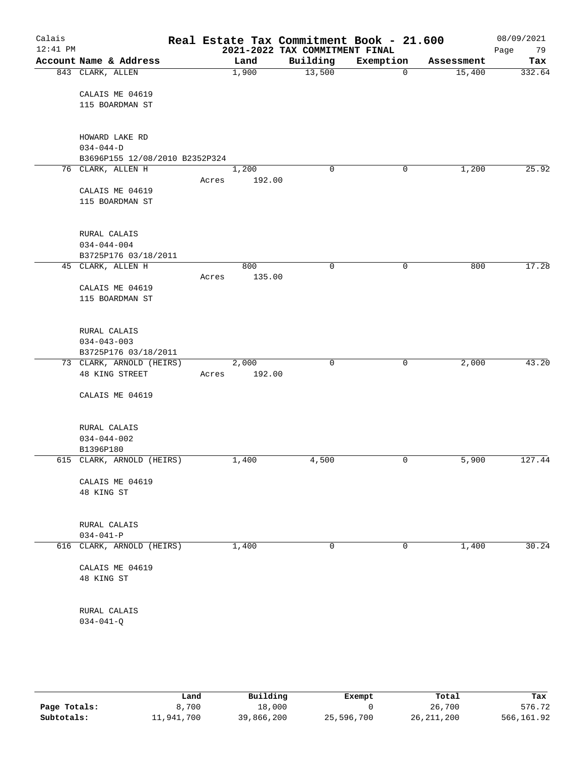# Real Estate Tax Commitment Book - 21.600

Calais
12:41 PM

2021-2022 TAX COMMITMENT FINAL

08/09/2021

| Account | Name & Address | Land | Building | Exemption | Assessment | Tax |
|---|---|---|---|---|---|---|
| 843 | CLARK, ALLEN<br>CALAIS ME 04619<br>115 BOARDMAN ST<br><br>HOWARD LAKE RD<br>034-044-D<br>B3696P155 12/08/2010 B2352P324 | 1,900 | 13,500 | 0 | 15,400 | 332.64 |
| 76 | CLARK, ALLEN H<br>CALAIS ME 04619<br>115 BOARDMAN ST<br><br>RURAL CALAIS<br>034-044-004<br>B3725P176 03/18/2011 | 1,200<br>Acres 192.00 | 0 | 0 | 1,200 | 25.92 |
| 45 | CLARK, ALLEN H<br>CALAIS ME 04619<br>115 BOARDMAN ST<br><br>RURAL CALAIS<br>034-043-003<br>B3725P176 03/18/2011 | 800<br>Acres 135.00 | 0 | 0 | 800 | 17.28 |
| 73 | CLARK, ARNOLD (HEIRS)<br>48 KING STREET<br>CALAIS ME 04619<br><br>RURAL CALAIS<br>034-044-002<br>B1396P180 | 2,000<br>Acres 192.00 | 0 | 0 | 2,000 | 43.20 |
| 615 | CLARK, ARNOLD (HEIRS)<br>CALAIS ME 04619<br>48 KING ST<br><br>RURAL CALAIS<br>034-041-P | 1,400 | 4,500 | 0 | 5,900 | 127.44 |
| 616 | CLARK, ARNOLD (HEIRS)<br>CALAIS ME 04619<br>48 KING ST<br><br>RURAL CALAIS<br>034-041-Q | 1,400 | 0 | 0 | 1,400 | 30.24 |

| | Land | Building | Exempt | Total | Tax |
|---|---|---|---|---|---|
| Page Totals: | 8,700 | 18,000 | 0 | 26,700 | 576.72 |
| Subtotals: | 11,941,700 | 39,866,200 | 25,596,700 | 26,211,200 | 566,161.92 |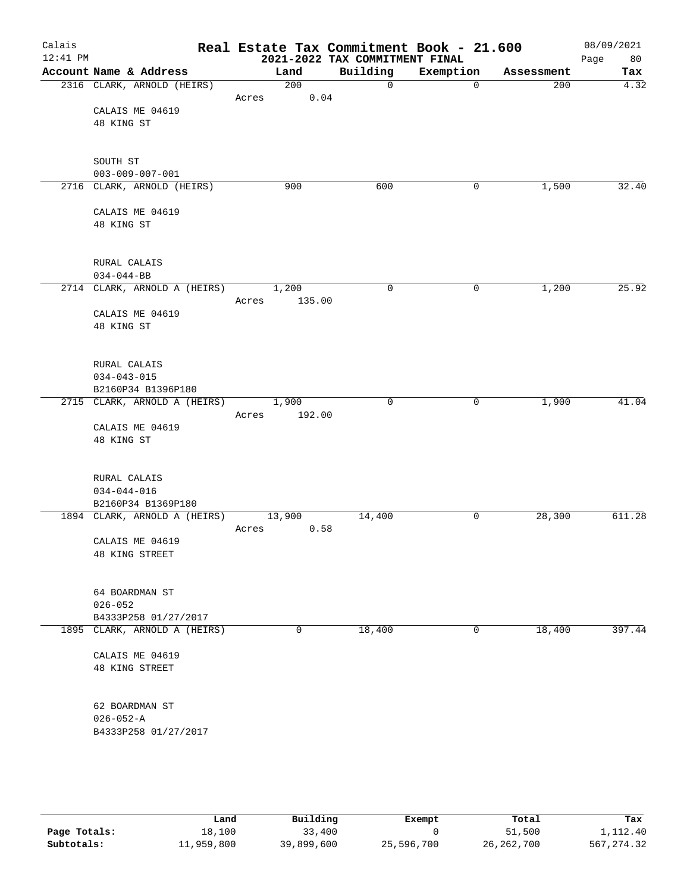# Real Estate Tax Commitment Book - 21.600

Calais
12:41 PM

2021-2022 TAX COMMITMENT FINAL

08/09/2021

| Account Name & Address | Land | Building | Exemption | Assessment | Tax |
|---|---|---|---|---|---|
| 2316 CLARK, ARNOLD (HEIRS) | 200 | 0 | 0 | 200 | 4.32 |
| | Acres 0.04 | | | | |
| CALAIS ME 04619 | | | | | |
| 48 KING ST | | | | | |
| SOUTH ST | | | | | |
| 003-009-007-001 | | | | | |
| 2716 CLARK, ARNOLD (HEIRS) | 900 | 600 | 0 | 1,500 | 32.40 |
| CALAIS ME 04619 | | | | | |
| 48 KING ST | | | | | |
| RURAL CALAIS | | | | | |
| 034-044-BB | | | | | |
| 2714 CLARK, ARNOLD A (HEIRS) | 1,200 | 0 | 0 | 1,200 | 25.92 |
| | Acres 135.00 | | | | |
| CALAIS ME 04619 | | | | | |
| 48 KING ST | | | | | |
| RURAL CALAIS | | | | | |
| 034-043-015 | | | | | |
| B2160P34 B1396P180 | | | | | |
| 2715 CLARK, ARNOLD A (HEIRS) | 1,900 | 0 | 0 | 1,900 | 41.04 |
| | Acres 192.00 | | | | |
| CALAIS ME 04619 | | | | | |
| 48 KING ST | | | | | |
| RURAL CALAIS | | | | | |
| 034-044-016 | | | | | |
| B2160P34 B1369P180 | | | | | |
| 1894 CLARK, ARNOLD A (HEIRS) | 13,900 | 14,400 | 0 | 28,300 | 611.28 |
| | Acres 0.58 | | | | |
| CALAIS ME 04619 | | | | | |
| 48 KING STREET | | | | | |
| 64 BOARDMAN ST | | | | | |
| 026-052 | | | | | |
| B4333P258 01/27/2017 | | | | | |
| 1895 CLARK, ARNOLD A (HEIRS) | 0 | 18,400 | 0 | 18,400 | 397.44 |
| CALAIS ME 04619 | | | | | |
| 48 KING STREET | | | | | |
| 62 BOARDMAN ST | | | | | |
| 026-052-A | | | | | |
| B4333P258 01/27/2017 | | | | | |

| | Land | Building | Exempt | Total | Tax |
|---|---|---|---|---|---|
| Page Totals: | 18,100 | 33,400 | 0 | 51,500 | 1,112.40 |
| Subtotals: | 11,959,800 | 39,899,600 | 25,596,700 | 26,262,700 | 567,274.32 |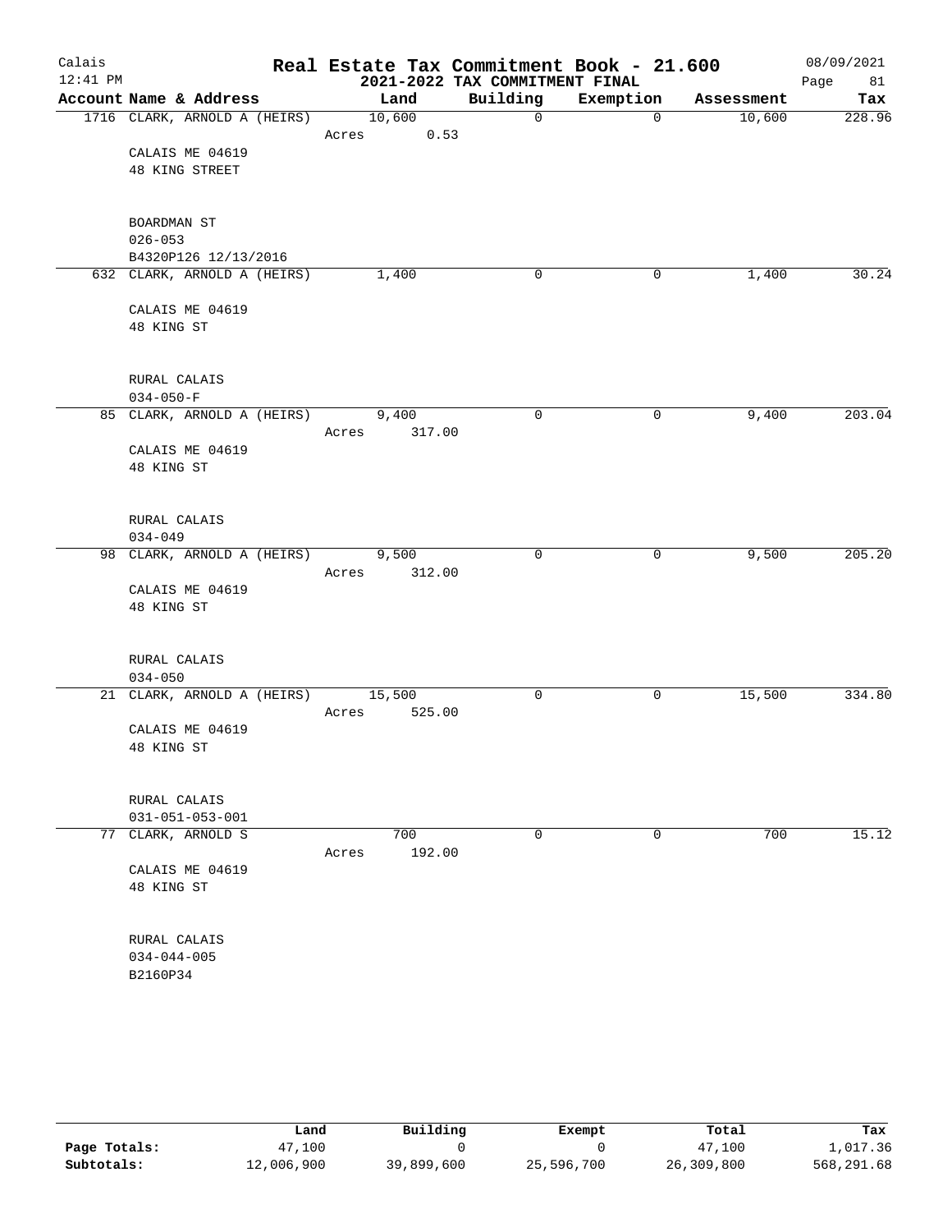Calais
12:41 PM

# Real Estate Tax Commitment Book - 21.600

2021-2022 TAX COMMITMENT FINAL

08/09/2021

| Account Name & Address | Land | Building | Exemption | Assessment | Tax |
|---|---|---|---|---|---|
| 1716 CLARK, ARNOLD A (HEIRS) | 10,600 | 0 | 0 | 10,600 | 228.96 |
| | Acres 0.53 | | | | |
| CALAIS ME 04619 | | | | | |
| 48 KING STREET | | | | | |
| BOARDMAN ST | | | | | |
| 026-053 | | | | | |
| B4320P126 12/13/2016 | | | | | |
| 632 CLARK, ARNOLD A (HEIRS) | 1,400 | 0 | 0 | 1,400 | 30.24 |
| CALAIS ME 04619 | | | | | |
| 48 KING ST | | | | | |
| RURAL CALAIS | | | | | |
| 034-050-F | | | | | |
| 85 CLARK, ARNOLD A (HEIRS) | 9,400 | 0 | 0 | 9,400 | 203.04 |
| | Acres 317.00 | | | | |
| CALAIS ME 04619 | | | | | |
| 48 KING ST | | | | | |
| RURAL CALAIS | | | | | |
| 034-049 | | | | | |
| 98 CLARK, ARNOLD A (HEIRS) | 9,500 | 0 | 0 | 9,500 | 205.20 |
| | Acres 312.00 | | | | |
| CALAIS ME 04619 | | | | | |
| 48 KING ST | | | | | |
| RURAL CALAIS | | | | | |
| 034-050 | | | | | |
| 21 CLARK, ARNOLD A (HEIRS) | 15,500 | 0 | 0 | 15,500 | 334.80 |
| | Acres 525.00 | | | | |
| CALAIS ME 04619 | | | | | |
| 48 KING ST | | | | | |
| RURAL CALAIS | | | | | |
| 031-051-053-001 | | | | | |
| 77 CLARK, ARNOLD S | 700 | 0 | 0 | 700 | 15.12 |
| | Acres 192.00 | | | | |
| CALAIS ME 04619 | | | | | |
| 48 KING ST | | | | | |
| RURAL CALAIS | | | | | |
| 034-044-005 | | | | | |
| B2160P34 | | | | | |

| | Land | Building | Exempt | Total | Tax |
|---|---|---|---|---|---|
| Page Totals: | 47,100 | 0 | 0 | 47,100 | 1,017.36 |
| Subtotals: | 12,006,900 | 39,899,600 | 25,596,700 | 26,309,800 | 568,291.68 |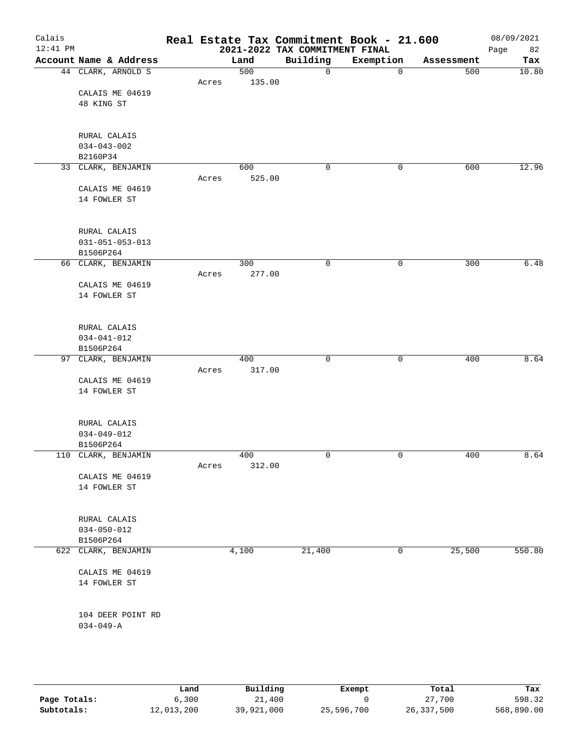# Real Estate Tax Commitment Book - 21.600

## 2021-2022 TAX COMMITMENT FINAL

Calais
12:41 PM
08/09/2021

| Account Name & Address | Land | Building | Exemption | Assessment | Tax |
|---|---|---|---|---|---|
| 44 CLARK, ARNOLD S | 500 | 0 | 0 | 500 | 10.80 |
| Acres 135.00 | | | | | |
| CALAIS ME 04619 | | | | | |
| 48 KING ST | | | | | |
| RURAL CALAIS | | | | | |
| 034-043-002 | | | | | |
| B2160P34 | | | | | |
| 33 CLARK, BENJAMIN | 600 | 0 | 0 | 600 | 12.96 |
| Acres 525.00 | | | | | |
| CALAIS ME 04619 | | | | | |
| 14 FOWLER ST | | | | | |
| RURAL CALAIS | | | | | |
| 031-051-053-013 | | | | | |
| B1506P264 | | | | | |
| 66 CLARK, BENJAMIN | 300 | 0 | 0 | 300 | 6.48 |
| Acres 277.00 | | | | | |
| CALAIS ME 04619 | | | | | |
| 14 FOWLER ST | | | | | |
| RURAL CALAIS | | | | | |
| 034-041-012 | | | | | |
| B1506P264 | | | | | |
| 97 CLARK, BENJAMIN | 400 | 0 | 0 | 400 | 8.64 |
| Acres 317.00 | | | | | |
| CALAIS ME 04619 | | | | | |
| 14 FOWLER ST | | | | | |
| RURAL CALAIS | | | | | |
| 034-049-012 | | | | | |
| B1506P264 | | | | | |
| 110 CLARK, BENJAMIN | 400 | 0 | 0 | 400 | 8.64 |
| Acres 312.00 | | | | | |
| CALAIS ME 04619 | | | | | |
| 14 FOWLER ST | | | | | |
| RURAL CALAIS | | | | | |
| 034-050-012 | | | | | |
| B1506P264 | | | | | |
| 622 CLARK, BENJAMIN | 4,100 | 21,400 | 0 | 25,500 | 550.80 |
| CALAIS ME 04619 | | | | | |
| 14 FOWLER ST | | | | | |
| 104 DEER POINT RD | | | | | |
| 034-049-A | | | | | |

| | Land | Building | Exempt | Total | Tax |
|---|---|---|---|---|---|
| Page Totals: | 6,300 | 21,400 | 0 | 27,700 | 598.32 |
| Subtotals: | 12,013,200 | 39,921,000 | 25,596,700 | 26,337,500 | 568,890.00 |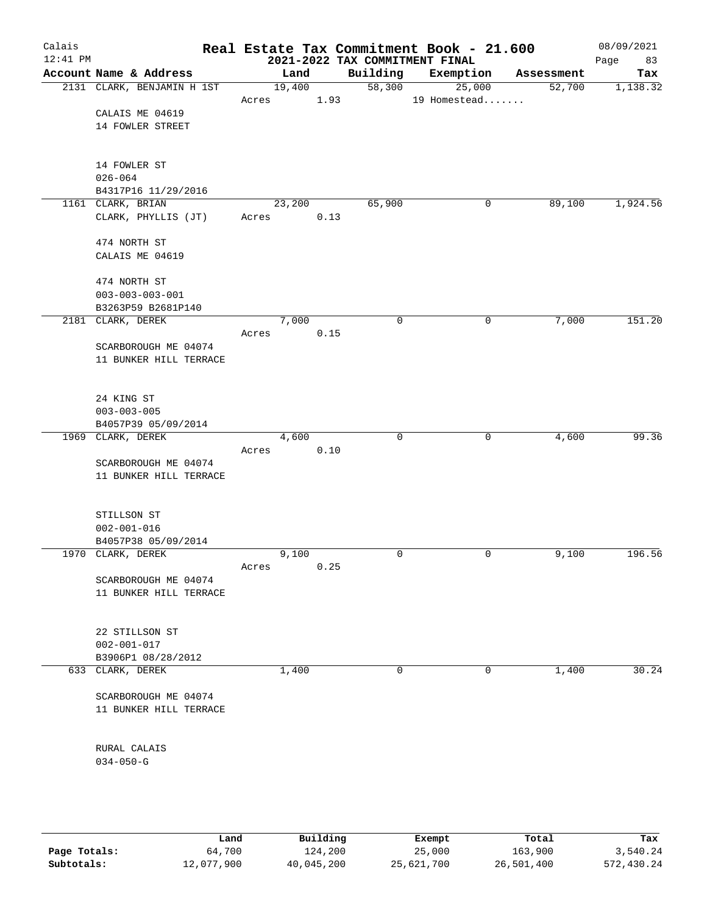# Real Estate Tax Commitment Book - 21.600

## 2021-2022 TAX COMMITMENT FINAL

Calais 12:41 PM — 08/09/2021

| Account Name & Address | Land | Building | Exemption | Assessment | Tax |
|---|---|---|---|---|---|
| 2131 CLARK, BENJAMIN H 1ST | 19,400 | 58,300 | 25,000 | 52,700 | 1,138.32 |
| | Acres 1.93 | | 19 Homestead....... | | |
| CALAIS ME 04619 | | | | | |
| 14 FOWLER STREET | | | | | |
| 14 FOWLER ST | | | | | |
| 026-064 | | | | | |
| B4317P16 11/29/2016 | | | | | |
| 1161 CLARK, BRIAN | 23,200 | 65,900 | 0 | 89,100 | 1,924.56 |
| CLARK, PHYLLIS (JT) | Acres 0.13 | | | | |
| 474 NORTH ST | | | | | |
| CALAIS ME 04619 | | | | | |
| 474 NORTH ST | | | | | |
| 003-003-003-001 | | | | | |
| B3263P59 B2681P140 | | | | | |
| 2181 CLARK, DEREK | 7,000 | 0 | 0 | 7,000 | 151.20 |
| | Acres 0.15 | | | | |
| SCARBOROUGH ME 04074 | | | | | |
| 11 BUNKER HILL TERRACE | | | | | |
| 24 KING ST | | | | | |
| 003-003-005 | | | | | |
| B4057P39 05/09/2014 | | | | | |
| 1969 CLARK, DEREK | 4,600 | 0 | 0 | 4,600 | 99.36 |
| | Acres 0.10 | | | | |
| SCARBOROUGH ME 04074 | | | | | |
| 11 BUNKER HILL TERRACE | | | | | |
| STILLSON ST | | | | | |
| 002-001-016 | | | | | |
| B4057P38 05/09/2014 | | | | | |
| 1970 CLARK, DEREK | 9,100 | 0 | 0 | 9,100 | 196.56 |
| | Acres 0.25 | | | | |
| SCARBOROUGH ME 04074 | | | | | |
| 11 BUNKER HILL TERRACE | | | | | |
| 22 STILLSON ST | | | | | |
| 002-001-017 | | | | | |
| B3906P1 08/28/2012 | | | | | |
| 633 CLARK, DEREK | 1,400 | 0 | 0 | 1,400 | 30.24 |
| SCARBOROUGH ME 04074 | | | | | |
| 11 BUNKER HILL TERRACE | | | | | |
| RURAL CALAIS | | | | | |
| 034-050-G | | | | | |

| | Land | Building | Exempt | Total | Tax |
|---|---|---|---|---|---|
| Page Totals: | 64,700 | 124,200 | 25,000 | 163,900 | 3,540.24 |
| Subtotals: | 12,077,900 | 40,045,200 | 25,621,700 | 26,501,400 | 572,430.24 |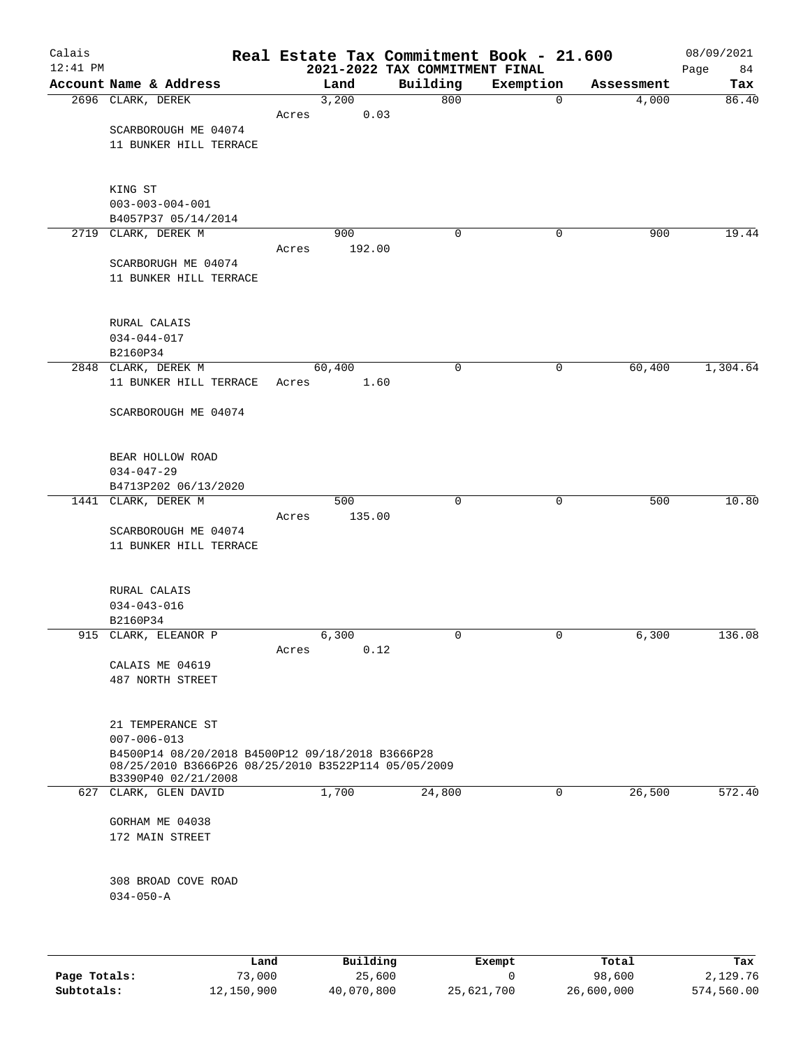# Real Estate Tax Commitment Book - 21.600

## 2021-2022 TAX COMMITMENT FINAL

Calais 12:41 PM — 08/09/2021

| Account Name & Address | Land | Building | Exemption | Assessment | Tax |
|---|---|---|---|---|---|
| 2696 CLARK, DEREK | 3,200 | 800 | 0 | 4,000 | 86.40 |
| Acres 0.03 | | | | | |
| SCARBOROUGH ME 04074 | | | | | |
| 11 BUNKER HILL TERRACE | | | | | |
| KING ST | | | | | |
| 003-003-004-001 | | | | | |
| B4057P37 05/14/2014 | | | | | |
| 2719 CLARK, DEREK M | 900 | 0 | 0 | 900 | 19.44 |
| Acres 192.00 | | | | | |
| SCARBORUGH ME 04074 | | | | | |
| 11 BUNKER HILL TERRACE | | | | | |
| RURAL CALAIS | | | | | |
| 034-044-017 | | | | | |
| B2160P34 | | | | | |
| 2848 CLARK, DEREK M | 60,400 | 0 | 0 | 60,400 | 1,304.64 |
| 11 BUNKER HILL TERRACE Acres 1.60 | | | | | |
| SCARBOROUGH ME 04074 | | | | | |
| BEAR HOLLOW ROAD | | | | | |
| 034-047-29 | | | | | |
| B4713P202 06/13/2020 | | | | | |
| 1441 CLARK, DEREK M | 500 | 0 | 0 | 500 | 10.80 |
| Acres 135.00 | | | | | |
| SCARBOROUGH ME 04074 | | | | | |
| 11 BUNKER HILL TERRACE | | | | | |
| RURAL CALAIS | | | | | |
| 034-043-016 | | | | | |
| B2160P34 | | | | | |
| 915 CLARK, ELEANOR P | 6,300 | 0 | 0 | 6,300 | 136.08 |
| Acres 0.12 | | | | | |
| CALAIS ME 04619 | | | | | |
| 487 NORTH STREET | | | | | |
| 21 TEMPERANCE ST | | | | | |
| 007-006-013 | | | | | |
| B4500P14 08/20/2018 B4500P12 09/18/2018 B3666P28 08/25/2010 B3666P26 08/25/2010 B3522P114 05/05/2009 B3390P40 02/21/2008 | | | | | |
| 627 CLARK, GLEN DAVID | 1,700 | 24,800 | 0 | 26,500 | 572.40 |
| GORHAM ME 04038 | | | | | |
| 172 MAIN STREET | | | | | |
| 308 BROAD COVE ROAD | | | | | |
| 034-050-A | | | | | |

| | Land | Building | Exempt | Total | Tax |
|---|---|---|---|---|---|
| Page Totals: | 73,000 | 25,600 | 0 | 98,600 | 2,129.76 |
| Subtotals: | 12,150,900 | 40,070,800 | 25,621,700 | 26,600,000 | 574,560.00 |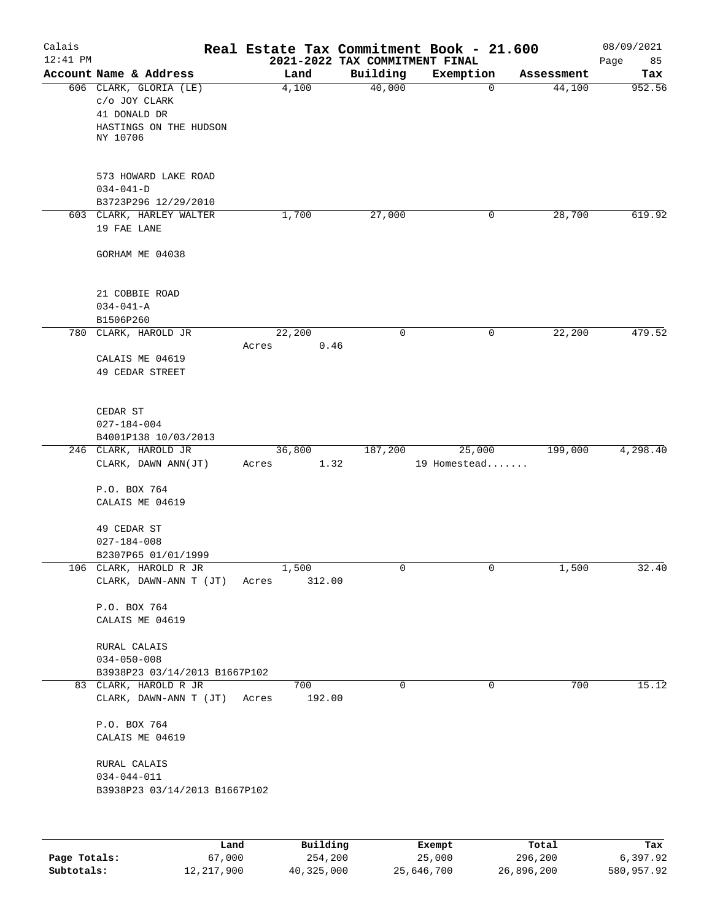# Real Estate Tax Commitment Book - 21.600

Calais
12:41 PM

2021-2022 TAX COMMITMENT FINAL

08/09/2021

| Account Name & Address | Land | Building | Exemption | Assessment | Tax |
|---|---|---|---|---|---|
| 606 CLARK, GLORIA (LE)<br>c/o JOY CLARK<br>41 DONALD DR<br>HASTINGS ON THE HUDSON<br>NY 10706<br><br>573 HOWARD LAKE ROAD<br>034-041-D<br>B3723P296 12/29/2010 | 4,100 | 40,000 | 0 | 44,100 | 952.56 |
| 603 CLARK, HARLEY WALTER<br>19 FAE LANE<br><br>GORHAM ME 04038<br><br>21 COBBIE ROAD<br>034-041-A<br>B1506P260 | 1,700 | 27,000 | 0 | 28,700 | 619.92 |
| 780 CLARK, HAROLD JR<br><br>CALAIS ME 04619<br>49 CEDAR STREET<br><br>CEDAR ST<br>027-184-004<br>B4001P138 10/03/2013 | 22,200<br>Acres 0.46 | 0 | 0 | 22,200 | 479.52 |
| 246 CLARK, HAROLD JR<br>CLARK, DAWN ANN(JT)<br><br>P.O. BOX 764<br>CALAIS ME 04619<br><br>49 CEDAR ST<br>027-184-008<br>B2307P65 01/01/1999 | 36,800<br>Acres 1.32 | 187,200 | 25,000<br>19 Homestead....... | 199,000 | 4,298.40 |
| 106 CLARK, HAROLD R JR<br>CLARK, DAWN-ANN T (JT)<br><br>P.O. BOX 764<br>CALAIS ME 04619<br><br>RURAL CALAIS<br>034-050-008<br>B3938P23 03/14/2013 B1667P102 | 1,500<br>Acres 312.00 | 0 | 0 | 1,500 | 32.40 |
| 83 CLARK, HAROLD R JR<br>CLARK, DAWN-ANN T (JT)<br><br>P.O. BOX 764<br>CALAIS ME 04619<br><br>RURAL CALAIS<br>034-044-011<br>B3938P23 03/14/2013 B1667P102 | 700<br>Acres 192.00 | 0 | 0 | 700 | 15.12 |

| | Land | Building | Exempt | Total | Tax |
|---|---|---|---|---|---|
| Page Totals: | 67,000 | 254,200 | 25,000 | 296,200 | 6,397.92 |
| Subtotals: | 12,217,900 | 40,325,000 | 25,646,700 | 26,896,200 | 580,957.92 |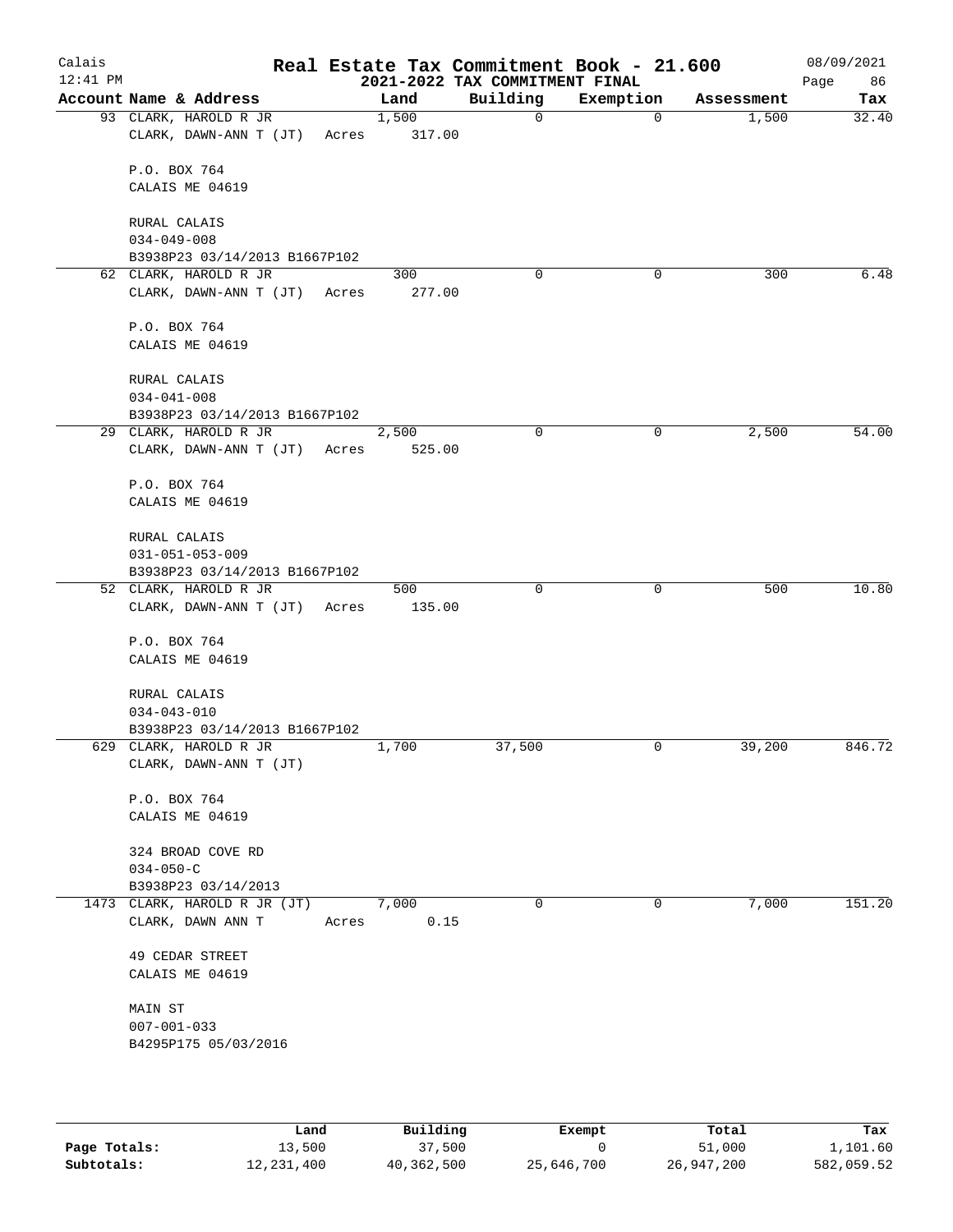# Real Estate Tax Commitment Book - 21.600

Calais 12:41 PM — 2021-2022 TAX COMMITMENT FINAL — 08/09/2021

| Account Name & Address | Land | Building | Exemption | Assessment | Tax |
|---|---|---|---|---|---|
| 93 CLARK, HAROLD R JR<br>CLARK, DAWN-ANN T (JT) Acres 317.00<br><br>P.O. BOX 764<br>CALAIS ME 04619<br><br>RURAL CALAIS<br>034-049-008<br>B3938P23 03/14/2013 B1667P102 | 1,500 | 0 | 0 | 1,500 | 32.40 |
| 62 CLARK, HAROLD R JR<br>CLARK, DAWN-ANN T (JT) Acres 277.00<br><br>P.O. BOX 764<br>CALAIS ME 04619<br><br>RURAL CALAIS<br>034-041-008<br>B3938P23 03/14/2013 B1667P102 | 300 | 0 | 0 | 300 | 6.48 |
| 29 CLARK, HAROLD R JR<br>CLARK, DAWN-ANN T (JT) Acres 525.00<br><br>P.O. BOX 764<br>CALAIS ME 04619<br><br>RURAL CALAIS<br>031-051-053-009<br>B3938P23 03/14/2013 B1667P102 | 2,500 | 0 | 0 | 2,500 | 54.00 |
| 52 CLARK, HAROLD R JR<br>CLARK, DAWN-ANN T (JT) Acres 135.00<br><br>P.O. BOX 764<br>CALAIS ME 04619<br><br>RURAL CALAIS<br>034-043-010<br>B3938P23 03/14/2013 B1667P102 | 500 | 0 | 0 | 500 | 10.80 |
| 629 CLARK, HAROLD R JR<br>CLARK, DAWN-ANN T (JT)<br><br>P.O. BOX 764<br>CALAIS ME 04619<br><br>324 BROAD COVE RD<br>034-050-C<br>B3938P23 03/14/2013 | 1,700 | 37,500 | 0 | 39,200 | 846.72 |
| 1473 CLARK, HAROLD R JR (JT)<br>CLARK, DAWN ANN T Acres 0.15<br><br>49 CEDAR STREET<br>CALAIS ME 04619<br><br>MAIN ST<br>007-001-033<br>B4295P175 05/03/2016 | 7,000 | 0 | 0 | 7,000 | 151.20 |

| | Land | Building | Exempt | Total | Tax |
|---|---|---|---|---|---|
| Page Totals: | 13,500 | 37,500 | 0 | 51,000 | 1,101.60 |
| Subtotals: | 12,231,400 | 40,362,500 | 25,646,700 | 26,947,200 | 582,059.52 |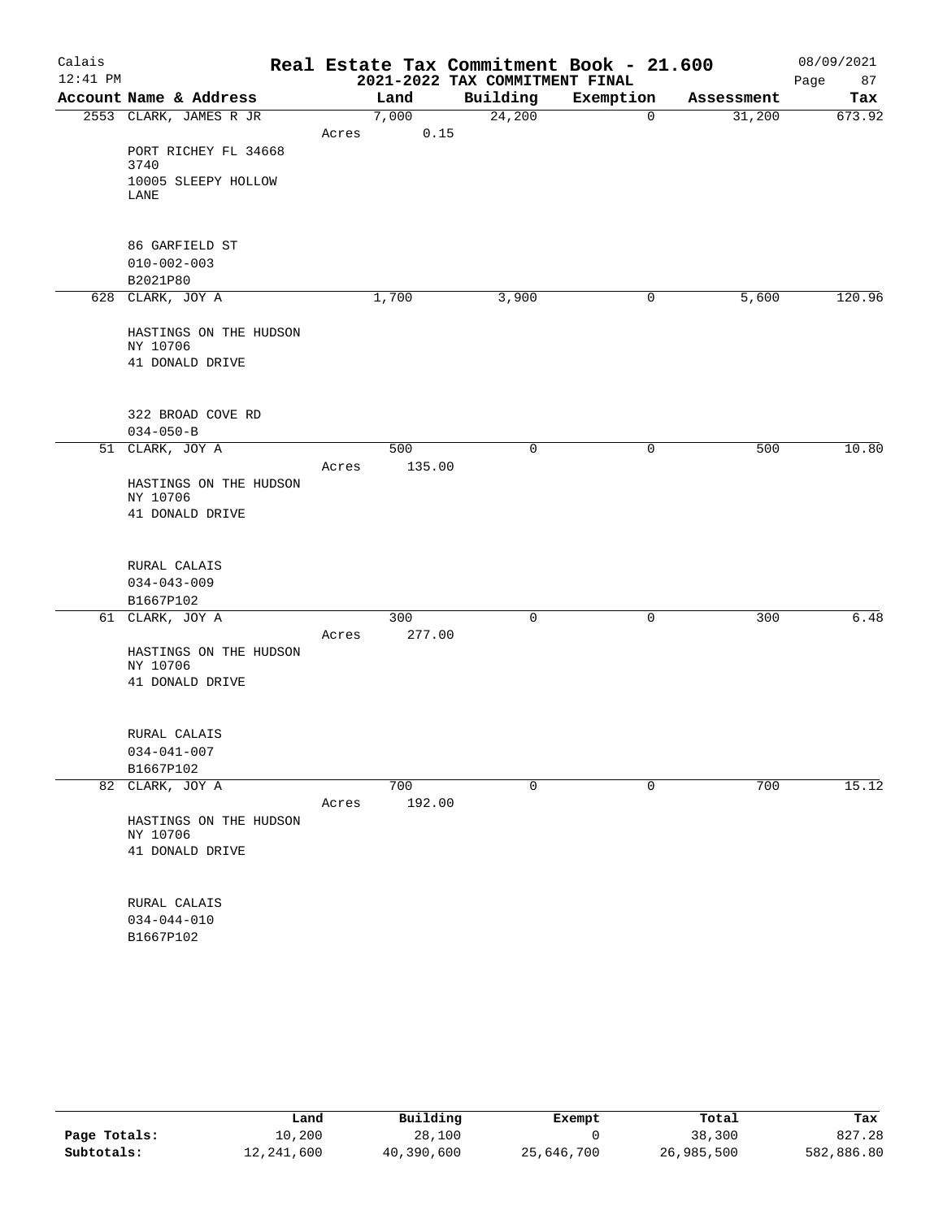# Real Estate Tax Commitment Book - 21.600

Calais
12:41 PM

## 2021-2022 TAX COMMITMENT FINAL

08/09/2021

| Account Name & Address | Land | Building | Exemption | Assessment | Tax |
|---|---|---|---|---|---|
| 2553 CLARK, JAMES R JR | 7,000 | 24,200 | 0 | 31,200 | 673.92 |
| Acres 0.15 | | | | | |
| PORT RICHEY FL 34668 3740 | | | | | |
| 10005 SLEEPY HOLLOW LANE | | | | | |
| 86 GARFIELD ST | | | | | |
| 010-002-003 | | | | | |
| B2021P80 | | | | | |
| 628 CLARK, JOY A | 1,700 | 3,900 | 0 | 5,600 | 120.96 |
| HASTINGS ON THE HUDSON NY 10706 | | | | | |
| 41 DONALD DRIVE | | | | | |
| 322 BROAD COVE RD | | | | | |
| 034-050-B | | | | | |
| 51 CLARK, JOY A | 500 | 0 | 0 | 500 | 10.80 |
| Acres 135.00 | | | | | |
| HASTINGS ON THE HUDSON NY 10706 | | | | | |
| 41 DONALD DRIVE | | | | | |
| RURAL CALAIS | | | | | |
| 034-043-009 | | | | | |
| B1667P102 | | | | | |
| 61 CLARK, JOY A | 300 | 0 | 0 | 300 | 6.48 |
| Acres 277.00 | | | | | |
| HASTINGS ON THE HUDSON NY 10706 | | | | | |
| 41 DONALD DRIVE | | | | | |
| RURAL CALAIS | | | | | |
| 034-041-007 | | | | | |
| B1667P102 | | | | | |
| 82 CLARK, JOY A | 700 | 0 | 0 | 700 | 15.12 |
| Acres 192.00 | | | | | |
| HASTINGS ON THE HUDSON NY 10706 | | | | | |
| 41 DONALD DRIVE | | | | | |
| RURAL CALAIS | | | | | |
| 034-044-010 | | | | | |
| B1667P102 | | | | | |

| | Land | Building | Exempt | Total | Tax |
|---|---|---|---|---|---|
| Page Totals: | 10,200 | 28,100 | 0 | 38,300 | 827.28 |
| Subtotals: | 12,241,600 | 40,390,600 | 25,646,700 | 26,985,500 | 582,886.80 |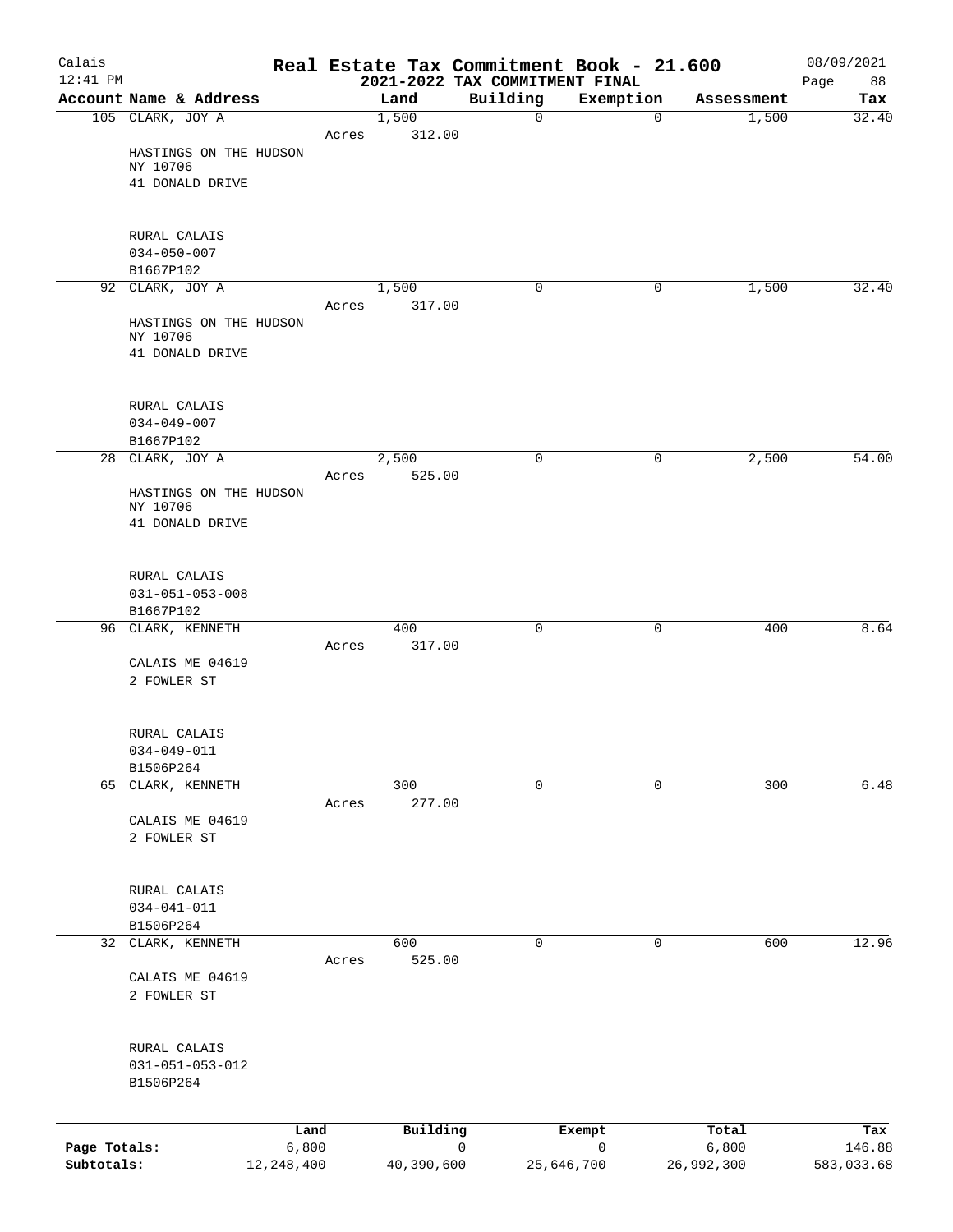# Real Estate Tax Commitment Book - 21.600

Calais
12:41 PM

2021-2022 TAX COMMITMENT FINAL

08/09/2021

| Account Name & Address | Land | Building | Exemption | Assessment | Tax |
|---|---|---|---|---|---|
| 105 CLARK, JOY A<br>HASTINGS ON THE HUDSON NY 10706<br>41 DONALD DRIVE<br><br>RURAL CALAIS<br>034-050-007<br>B1667P102 | 1,500<br>Acres 312.00 | 0 | 0 | 1,500 | 32.40 |
| 92 CLARK, JOY A<br>HASTINGS ON THE HUDSON NY 10706<br>41 DONALD DRIVE<br><br>RURAL CALAIS<br>034-049-007<br>B1667P102 | 1,500<br>Acres 317.00 | 0 | 0 | 1,500 | 32.40 |
| 28 CLARK, JOY A<br>HASTINGS ON THE HUDSON NY 10706<br>41 DONALD DRIVE<br><br>RURAL CALAIS<br>031-051-053-008<br>B1667P102 | 2,500<br>Acres 525.00 | 0 | 0 | 2,500 | 54.00 |
| 96 CLARK, KENNETH<br>CALAIS ME 04619<br>2 FOWLER ST<br><br>RURAL CALAIS<br>034-049-011<br>B1506P264 | 400<br>Acres 317.00 | 0 | 0 | 400 | 8.64 |
| 65 CLARK, KENNETH<br>CALAIS ME 04619<br>2 FOWLER ST<br><br>RURAL CALAIS<br>034-041-011<br>B1506P264 | 300<br>Acres 277.00 | 0 | 0 | 300 | 6.48 |
| 32 CLARK, KENNETH<br>CALAIS ME 04619<br>2 FOWLER ST<br><br>RURAL CALAIS<br>031-051-053-012<br>B1506P264 | 600<br>Acres 525.00 | 0 | 0 | 600 | 12.96 |

| | Land | Building | Exempt | Total | Tax |
|---|---|---|---|---|---|
| Page Totals: | 6,800 | 0 | 0 | 6,800 | 146.88 |
| Subtotals: | 12,248,400 | 40,390,600 | 25,646,700 | 26,992,300 | 583,033.68 |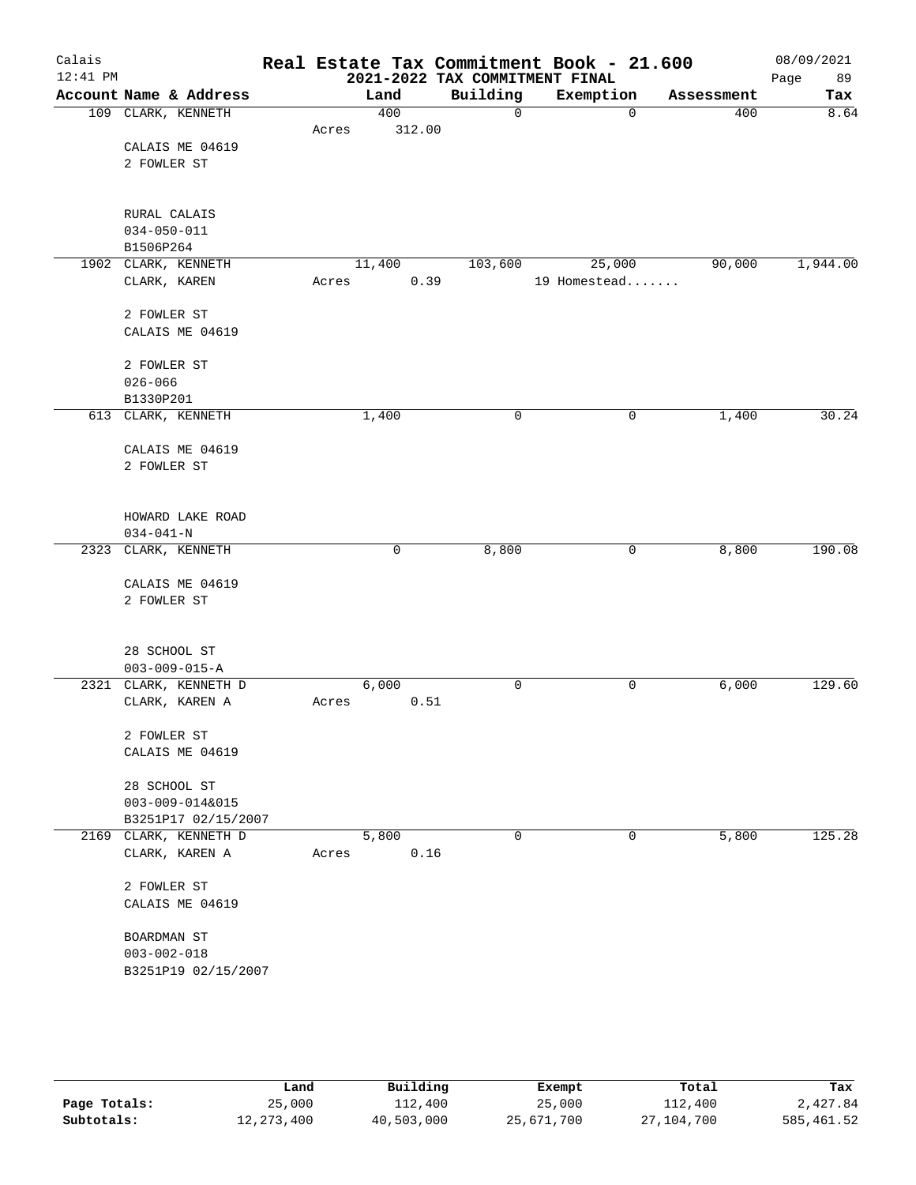# Real Estate Tax Commitment Book - 21.600

## 2021-2022 TAX COMMITMENT FINAL

Calais
12:41 PM
08/09/2021

| Account Name & Address | Land | Building | Exemption | Assessment | Tax |
|---|---|---|---|---|---|
| 109 CLARK, KENNETH | 400 | 0 | 0 | 400 | 8.64 |
| | Acres 312.00 | | | | |
| CALAIS ME 04619 | | | | | |
| 2 FOWLER ST | | | | | |
| RURAL CALAIS | | | | | |
| 034-050-011 | | | | | |
| B1506P264 | | | | | |
| 1902 CLARK, KENNETH | 11,400 | 103,600 | 25,000 | 90,000 | 1,944.00 |
| CLARK, KAREN | Acres 0.39 | | 19 Homestead....... | | |
| 2 FOWLER ST | | | | | |
| CALAIS ME 04619 | | | | | |
| 2 FOWLER ST | | | | | |
| 026-066 | | | | | |
| B1330P201 | | | | | |
| 613 CLARK, KENNETH | 1,400 | 0 | 0 | 1,400 | 30.24 |
| CALAIS ME 04619 | | | | | |
| 2 FOWLER ST | | | | | |
| HOWARD LAKE ROAD | | | | | |
| 034-041-N | | | | | |
| 2323 CLARK, KENNETH | 0 | 8,800 | 0 | 8,800 | 190.08 |
| CALAIS ME 04619 | | | | | |
| 2 FOWLER ST | | | | | |
| 28 SCHOOL ST | | | | | |
| 003-009-015-A | | | | | |
| 2321 CLARK, KENNETH D | 6,000 | 0 | 0 | 6,000 | 129.60 |
| CLARK, KAREN A | Acres 0.51 | | | | |
| 2 FOWLER ST | | | | | |
| CALAIS ME 04619 | | | | | |
| 28 SCHOOL ST | | | | | |
| 003-009-014&015 | | | | | |
| B3251P17 02/15/2007 | | | | | |
| 2169 CLARK, KENNETH D | 5,800 | 0 | 0 | 5,800 | 125.28 |
| CLARK, KAREN A | Acres 0.16 | | | | |
| 2 FOWLER ST | | | | | |
| CALAIS ME 04619 | | | | | |
| BOARDMAN ST | | | | | |
| 003-002-018 | | | | | |
| B3251P19 02/15/2007 | | | | | |

| | Land | Building | Exempt | Total | Tax |
|---|---|---|---|---|---|
| Page Totals: | 25,000 | 112,400 | 25,000 | 112,400 | 2,427.84 |
| Subtotals: | 12,273,400 | 40,503,000 | 25,671,700 | 27,104,700 | 585,461.52 |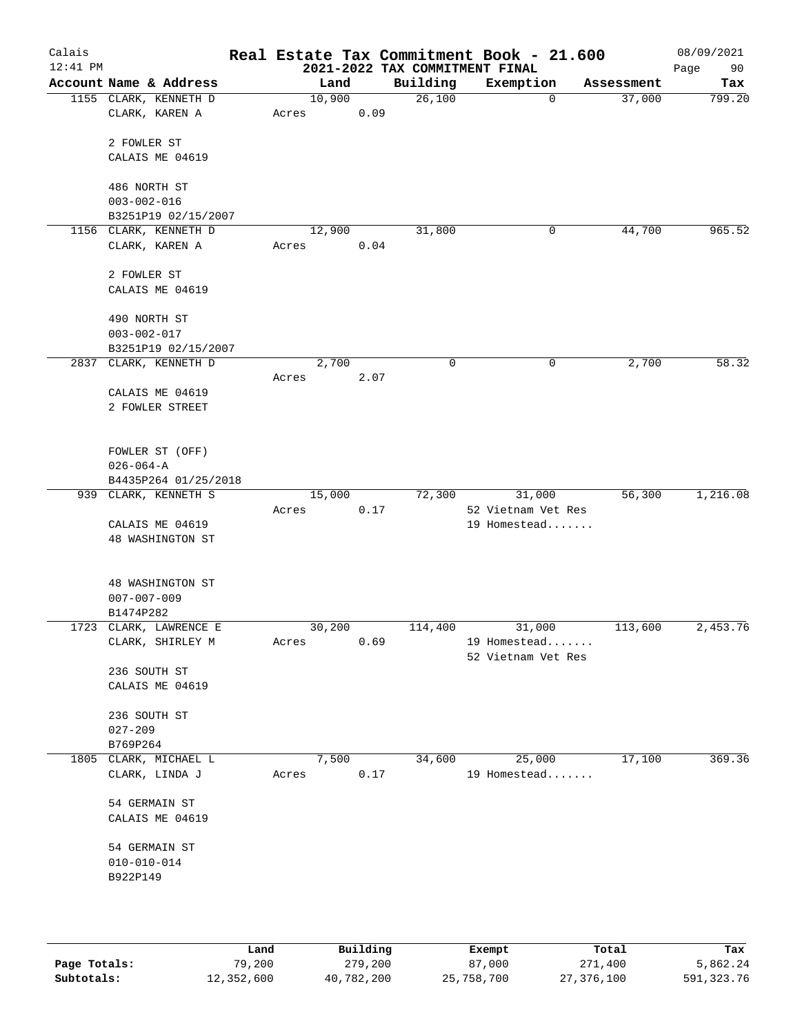# Real Estate Tax Commitment Book - 21.600

Calais
12:41 PM

2021-2022 TAX COMMITMENT FINAL

08/09/2021

| Account Name & Address | Land | Building | Exemption | Assessment | Tax |
|---|---|---|---|---|---|
| 1155 CLARK, KENNETH D<br>CLARK, KAREN A<br><br>2 FOWLER ST<br>CALAIS ME 04619<br><br>486 NORTH ST<br>003-002-016<br>B3251P19 02/15/2007 | 10,900<br>Acres 0.09 | 26,100 | 0 | 37,000 | 799.20 |
| 1156 CLARK, KENNETH D<br>CLARK, KAREN A<br><br>2 FOWLER ST<br>CALAIS ME 04619<br><br>490 NORTH ST<br>003-002-017<br>B3251P19 02/15/2007 | 12,900<br>Acres 0.04 | 31,800 | 0 | 44,700 | 965.52 |
| 2837 CLARK, KENNETH D<br><br>CALAIS ME 04619<br>2 FOWLER STREET<br><br>FOWLER ST (OFF)<br>026-064-A<br>B4435P264 01/25/2018 | 2,700<br>Acres 2.07 | 0 | 0 | 2,700 | 58.32 |
| 939 CLARK, KENNETH S<br><br>CALAIS ME 04619<br>48 WASHINGTON ST<br><br>48 WASHINGTON ST<br>007-007-009<br>B1474P282 | 15,000<br>Acres 0.17 | 72,300 | 31,000<br>52 Vietnam Vet Res<br>19 Homestead....... | 56,300 | 1,216.08 |
| 1723 CLARK, LAWRENCE E<br>CLARK, SHIRLEY M<br><br>236 SOUTH ST<br>CALAIS ME 04619<br><br>236 SOUTH ST<br>027-209<br>B769P264 | 30,200<br>Acres 0.69 | 114,400 | 31,000<br>19 Homestead.......<br>52 Vietnam Vet Res | 113,600 | 2,453.76 |
| 1805 CLARK, MICHAEL L<br>CLARK, LINDA J<br><br>54 GERMAIN ST<br>CALAIS ME 04619<br><br>54 GERMAIN ST<br>010-010-014<br>B922P149 | 7,500<br>Acres 0.17 | 34,600 | 25,000<br>19 Homestead....... | 17,100 | 369.36 |

| | Land | Building | Exempt | Total | Tax |
|---|---|---|---|---|---|
| **Page Totals:** | 79,200 | 279,200 | 87,000 | 271,400 | 5,862.24 |
| **Subtotals:** | 12,352,600 | 40,782,200 | 25,758,700 | 27,376,100 | 591,323.76 |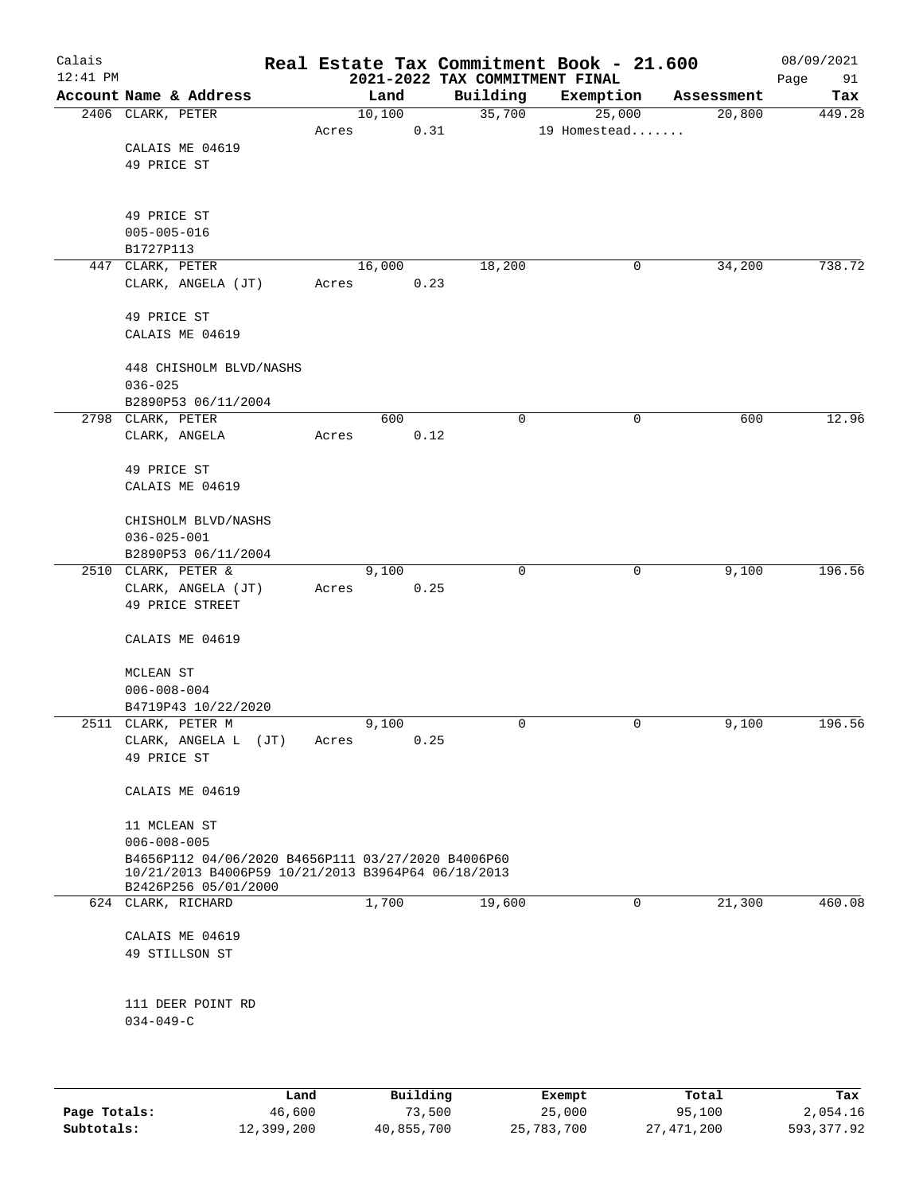# Real Estate Tax Commitment Book - 21.600

## 2021-2022 TAX COMMITMENT FINAL

Calais 12:41 PM — 08/09/2021

| Account Name & Address | Land | Building | Exemption | Assessment | Tax |
|---|---|---|---|---|---|
| 2406 CLARK, PETER<br>CALAIS ME 04619<br>49 PRICE ST<br><br>49 PRICE ST<br>005-005-016<br>B1727P113 | 10,100<br>Acres 0.31 | 35,700 | 25,000<br>19 Homestead....... | 20,800 | 449.28 |
| 447 CLARK, PETER<br>CLARK, ANGELA (JT)<br><br>49 PRICE ST<br>CALAIS ME 04619<br><br>448 CHISHOLM BLVD/NASHS<br>036-025<br>B2890P53 06/11/2004 | 16,000<br>Acres 0.23 | 18,200 | 0 | 34,200 | 738.72 |
| 2798 CLARK, PETER<br>CLARK, ANGELA<br><br>49 PRICE ST<br>CALAIS ME 04619<br><br>CHISHOLM BLVD/NASHS<br>036-025-001<br>B2890P53 06/11/2004 | 600<br>Acres 0.12 | 0 | 0 | 600 | 12.96 |
| 2510 CLARK, PETER &<br>CLARK, ANGELA (JT)<br>49 PRICE STREET<br><br>CALAIS ME 04619<br><br>MCLEAN ST<br>006-008-004<br>B4719P43 10/22/2020 | 9,100<br>Acres 0.25 | 0 | 0 | 9,100 | 196.56 |
| 2511 CLARK, PETER M<br>CLARK, ANGELA L (JT)<br>49 PRICE ST<br><br>CALAIS ME 04619<br><br>11 MCLEAN ST<br>006-008-005<br>B4656P112 04/06/2020 B4656P111 03/27/2020 B4006P60 10/21/2013 B4006P59 10/21/2013 B3964P64 06/18/2013 B2426P256 05/01/2000 | 9,100<br>Acres 0.25 | 0 | 0 | 9,100 | 196.56 |
| 624 CLARK, RICHARD<br><br>CALAIS ME 04619<br>49 STILLSON ST<br><br>111 DEER POINT RD<br>034-049-C | 1,700 | 19,600 | 0 | 21,300 | 460.08 |

|  | Land | Building | Exempt | Total | Tax |
|---|---|---|---|---|---|
| Page Totals: | 46,600 | 73,500 | 25,000 | 95,100 | 2,054.16 |
| Subtotals: | 12,399,200 | 40,855,700 | 25,783,700 | 27,471,200 | 593,377.92 |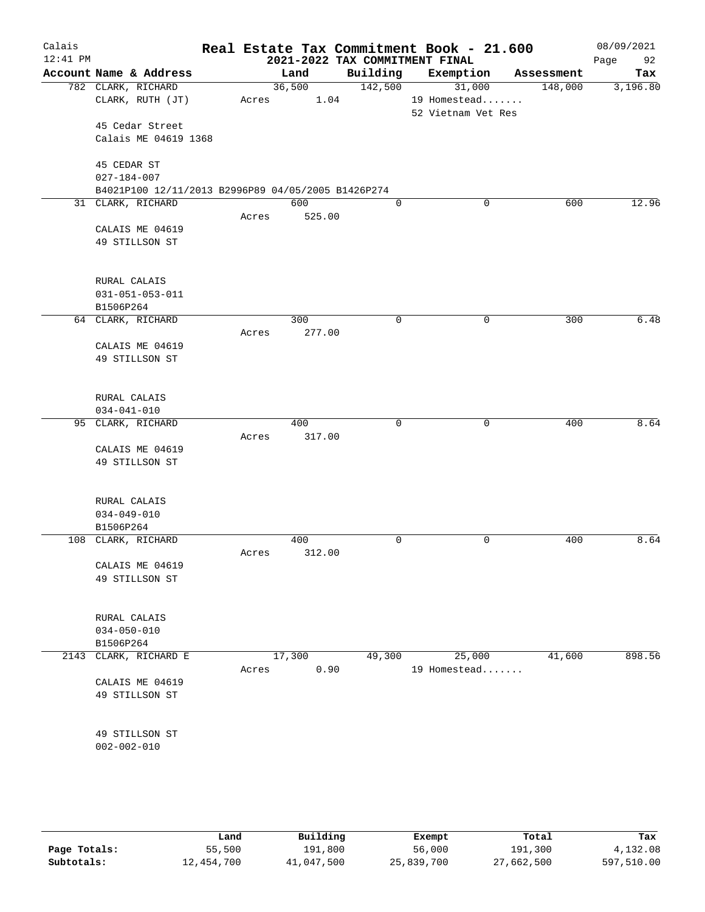# Real Estate Tax Commitment Book - 21.600

Calais
12:41 PM

2021-2022 TAX COMMITMENT FINAL

08/09/2021

| Account Name & Address | Land | Building | Exemption | Assessment | Tax |
|---|---|---|---|---|---|
| 782 CLARK, RICHARD | 36,500 | 142,500 | 31,000 | 148,000 | 3,196.80 |
| CLARK, RUTH (JT) | Acres 1.04 | | 19 Homestead....... | | |
| | | | 52 Vietnam Vet Res | | |
| 45 Cedar Street | | | | | |
| Calais ME 04619 1368 | | | | | |
| 45 CEDAR ST | | | | | |
| 027-184-007 | | | | | |
| B4021P100 12/11/2013 B2996P89 04/05/2005 B1426P274 | | | | | |
| 31 CLARK, RICHARD | 600 | 0 | 0 | 600 | 12.96 |
| | Acres 525.00 | | | | |
| CALAIS ME 04619 | | | | | |
| 49 STILLSON ST | | | | | |
| RURAL CALAIS | | | | | |
| 031-051-053-011 | | | | | |
| B1506P264 | | | | | |
| 64 CLARK, RICHARD | 300 | 0 | 0 | 300 | 6.48 |
| | Acres 277.00 | | | | |
| CALAIS ME 04619 | | | | | |
| 49 STILLSON ST | | | | | |
| RURAL CALAIS | | | | | |
| 034-041-010 | | | | | |
| 95 CLARK, RICHARD | 400 | 0 | 0 | 400 | 8.64 |
| | Acres 317.00 | | | | |
| CALAIS ME 04619 | | | | | |
| 49 STILLSON ST | | | | | |
| RURAL CALAIS | | | | | |
| 034-049-010 | | | | | |
| B1506P264 | | | | | |
| 108 CLARK, RICHARD | 400 | 0 | 0 | 400 | 8.64 |
| | Acres 312.00 | | | | |
| CALAIS ME 04619 | | | | | |
| 49 STILLSON ST | | | | | |
| RURAL CALAIS | | | | | |
| 034-050-010 | | | | | |
| B1506P264 | | | | | |
| 2143 CLARK, RICHARD E | 17,300 | 49,300 | 25,000 | 41,600 | 898.56 |
| | Acres 0.90 | | 19 Homestead....... | | |
| CALAIS ME 04619 | | | | | |
| 49 STILLSON ST | | | | | |
| 49 STILLSON ST | | | | | |
| 002-002-010 | | | | | |

| | Land | Building | Exempt | Total | Tax |
|---|---|---|---|---|---|
| Page Totals: | 55,500 | 191,800 | 56,000 | 191,300 | 4,132.08 |
| Subtotals: | 12,454,700 | 41,047,500 | 25,839,700 | 27,662,500 | 597,510.00 |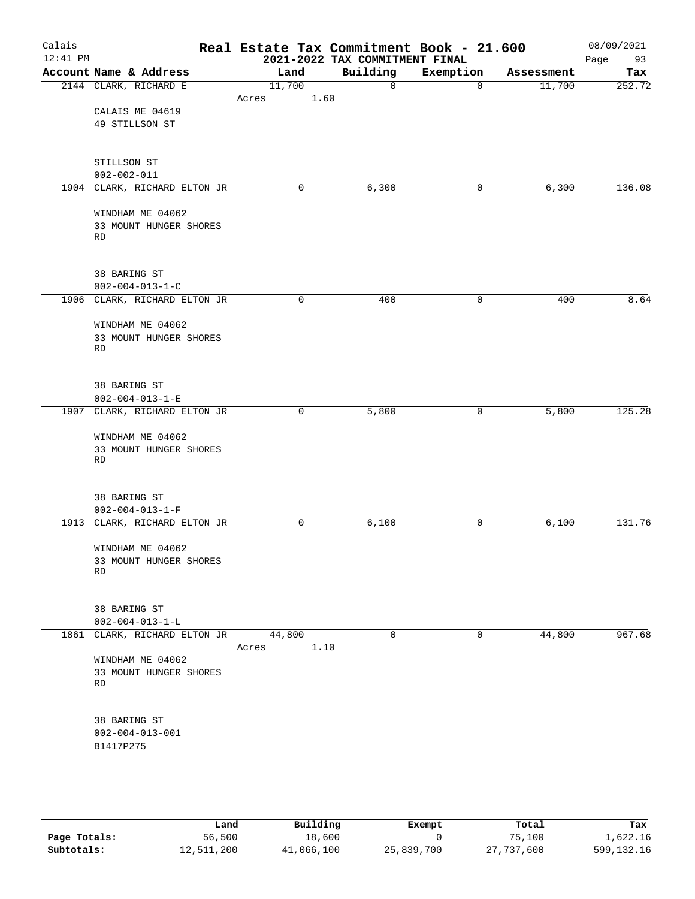# Real Estate Tax Commitment Book - 21.600

Calais
12:41 PM

2021-2022 TAX COMMITMENT FINAL

08/09/2021

| Account Name & Address | Land | Building | Exemption | Assessment | Tax |
|---|---|---|---|---|---|
| 2144 CLARK, RICHARD E | 11,700 | 0 | 0 | 11,700 | 252.72 |
| | Acres 1.60 | | | | |
| CALAIS ME 04619 | | | | | |
| 49 STILLSON ST | | | | | |
| STILLSON ST | | | | | |
| 002-002-011 | | | | | |
| 1904 CLARK, RICHARD ELTON JR | 0 | 6,300 | 0 | 6,300 | 136.08 |
| WINDHAM ME 04062 | | | | | |
| 33 MOUNT HUNGER SHORES RD | | | | | |
| 38 BARING ST | | | | | |
| 002-004-013-1-C | | | | | |
| 1906 CLARK, RICHARD ELTON JR | 0 | 400 | 0 | 400 | 8.64 |
| WINDHAM ME 04062 | | | | | |
| 33 MOUNT HUNGER SHORES RD | | | | | |
| 38 BARING ST | | | | | |
| 002-004-013-1-E | | | | | |
| 1907 CLARK, RICHARD ELTON JR | 0 | 5,800 | 0 | 5,800 | 125.28 |
| WINDHAM ME 04062 | | | | | |
| 33 MOUNT HUNGER SHORES RD | | | | | |
| 38 BARING ST | | | | | |
| 002-004-013-1-F | | | | | |
| 1913 CLARK, RICHARD ELTON JR | 0 | 6,100 | 0 | 6,100 | 131.76 |
| WINDHAM ME 04062 | | | | | |
| 33 MOUNT HUNGER SHORES RD | | | | | |
| 38 BARING ST | | | | | |
| 002-004-013-1-L | | | | | |
| 1861 CLARK, RICHARD ELTON JR | 44,800 | 0 | 0 | 44,800 | 967.68 |
| | Acres 1.10 | | | | |
| WINDHAM ME 04062 | | | | | |
| 33 MOUNT HUNGER SHORES RD | | | | | |
| 38 BARING ST | | | | | |
| 002-004-013-001 | | | | | |
| B1417P275 | | | | | |

| | Land | Building | Exempt | Total | Tax |
|---|---|---|---|---|---|
| Page Totals: | 56,500 | 18,600 | 0 | 75,100 | 1,622.16 |
| Subtotals: | 12,511,200 | 41,066,100 | 25,839,700 | 27,737,600 | 599,132.16 |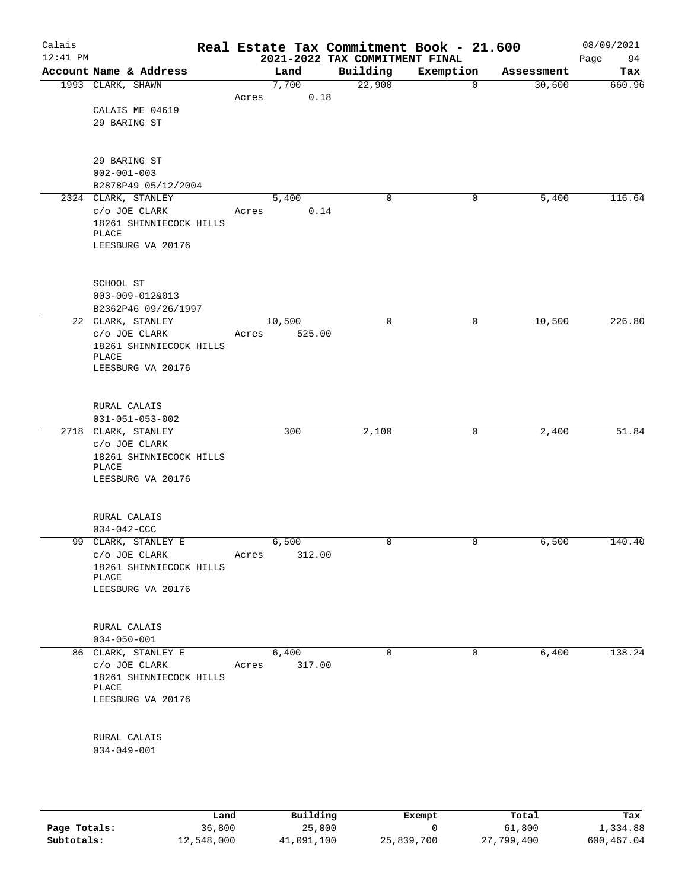# Real Estate Tax Commitment Book - 21.600

Calais
12:41 PM

2021-2022 TAX COMMITMENT FINAL

08/09/2021

| Account Name & Address | Land | Building | Exemption | Assessment | Tax |
|---|---|---|---|---|---|
| 1993 CLARK, SHAWN<br>CALAIS ME 04619<br>29 BARING ST<br><br>29 BARING ST<br>002-001-003<br>B2878P49 05/12/2004 | 7,700<br>Acres 0.18 | 22,900 | 0 | 30,600 | 660.96 |
| 2324 CLARK, STANLEY<br>c/o JOE CLARK<br>18261 SHINNIECOCK HILLS PLACE<br>LEESBURG VA 20176<br><br>SCHOOL ST<br>003-009-012&013<br>B2362P46 09/26/1997 | 5,400<br>Acres 0.14 | 0 | 0 | 5,400 | 116.64 |
| 22 CLARK, STANLEY<br>c/o JOE CLARK<br>18261 SHINNIECOCK HILLS PLACE<br>LEESBURG VA 20176<br><br>RURAL CALAIS<br>031-051-053-002 | 10,500<br>Acres 525.00 | 0 | 0 | 10,500 | 226.80 |
| 2718 CLARK, STANLEY<br>c/o JOE CLARK<br>18261 SHINNIECOCK HILLS PLACE<br>LEESBURG VA 20176<br><br>RURAL CALAIS<br>034-042-CCC | 300 | 2,100 | 0 | 2,400 | 51.84 |
| 99 CLARK, STANLEY E<br>c/o JOE CLARK<br>18261 SHINNIECOCK HILLS PLACE<br>LEESBURG VA 20176<br><br>RURAL CALAIS<br>034-050-001 | 6,500<br>Acres 312.00 | 0 | 0 | 6,500 | 140.40 |
| 86 CLARK, STANLEY E<br>c/o JOE CLARK<br>18261 SHINNIECOCK HILLS PLACE<br>LEESBURG VA 20176<br><br>RURAL CALAIS<br>034-049-001 | 6,400<br>Acres 317.00 | 0 | 0 | 6,400 | 138.24 |

| | Land | Building | Exempt | Total | Tax |
|---|---|---|---|---|---|
| **Page Totals:** | 36,800 | 25,000 | 0 | 61,800 | 1,334.88 |
| **Subtotals:** | 12,548,000 | 41,091,100 | 25,839,700 | 27,799,400 | 600,467.04 |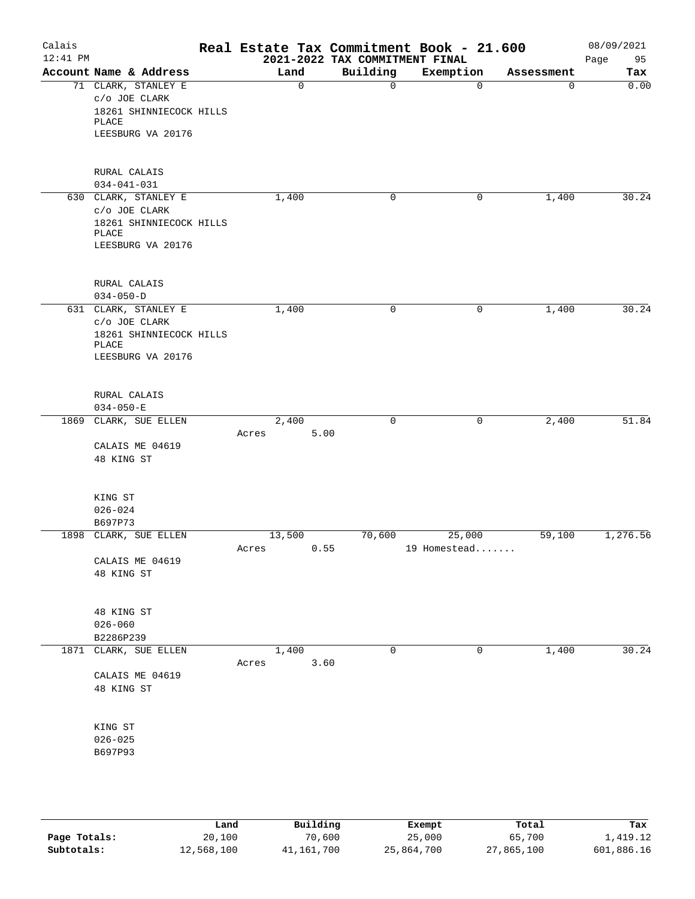# Real Estate Tax Commitment Book - 21.600

Calais
12:41 PM

## 2021-2022 TAX COMMITMENT FINAL

08/09/2021

| Account Name & Address | Land | Building | Exemption | Assessment | Tax |
|---|---|---|---|---|---|
| 71 CLARK, STANLEY E<br>c/o JOE CLARK<br>18261 SHINNIECOCK HILLS PLACE<br>LEESBURG VA 20176<br><br>RURAL CALAIS<br>034-041-031 | 0 | 0 | 0 | 0 | 0.00 |
| 630 CLARK, STANLEY E<br>c/o JOE CLARK<br>18261 SHINNIECOCK HILLS PLACE<br>LEESBURG VA 20176<br><br>RURAL CALAIS<br>034-050-D | 1,400 | 0 | 0 | 1,400 | 30.24 |
| 631 CLARK, STANLEY E<br>c/o JOE CLARK<br>18261 SHINNIECOCK HILLS PLACE<br>LEESBURG VA 20176<br><br>RURAL CALAIS<br>034-050-E | 1,400 | 0 | 0 | 1,400 | 30.24 |
| 1869 CLARK, SUE ELLEN<br><br>CALAIS ME 04619<br>48 KING ST<br><br>KING ST<br>026-024<br>B697P73 | 2,400<br>Acres 5.00 | 0 | 0 | 2,400 | 51.84 |
| 1898 CLARK, SUE ELLEN<br><br>CALAIS ME 04619<br>48 KING ST<br><br>48 KING ST<br>026-060<br>B2286P239 | 13,500<br>Acres 0.55 | 70,600 | 25,000<br>19 Homestead....... | 59,100 | 1,276.56 |
| 1871 CLARK, SUE ELLEN<br><br>CALAIS ME 04619<br>48 KING ST<br><br>KING ST<br>026-025<br>B697P93 | 1,400<br>Acres 3.60 | 0 | 0 | 1,400 | 30.24 |

| | Land | Building | Exempt | Total | Tax |
|---|---|---|---|---|---|
| **Page Totals:** | 20,100 | 70,600 | 25,000 | 65,700 | 1,419.12 |
| **Subtotals:** | 12,568,100 | 41,161,700 | 25,864,700 | 27,865,100 | 601,886.16 |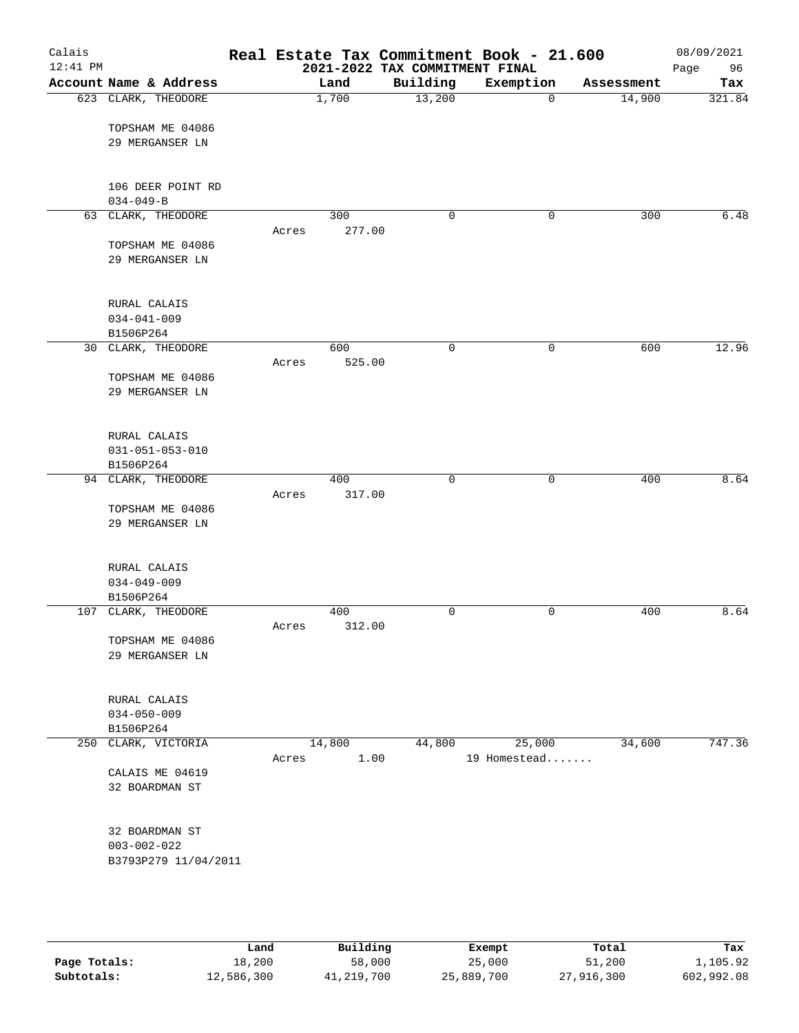# Real Estate Tax Commitment Book - 21.600

## 2021-2022 TAX COMMITMENT FINAL

Calais
12:41 PM
08/09/2021

| Account Name & Address | Land | Building | Exemption | Assessment | Tax |
|---|---|---|---|---|---|
| 623 CLARK, THEODORE | 1,700 | 13,200 | 0 | 14,900 | 321.84 |
| TOPSHAM ME 04086 | | | | | |
| 29 MERGANSER LN | | | | | |
| 106 DEER POINT RD | | | | | |
| 034-049-B | | | | | |
| 63 CLARK, THEODORE | 300 | 0 | 0 | 300 | 6.48 |
| | Acres 277.00 | | | | |
| TOPSHAM ME 04086 | | | | | |
| 29 MERGANSER LN | | | | | |
| RURAL CALAIS | | | | | |
| 034-041-009 | | | | | |
| B1506P264 | | | | | |
| 30 CLARK, THEODORE | 600 | 0 | 0 | 600 | 12.96 |
| | Acres 525.00 | | | | |
| TOPSHAM ME 04086 | | | | | |
| 29 MERGANSER LN | | | | | |
| RURAL CALAIS | | | | | |
| 031-051-053-010 | | | | | |
| B1506P264 | | | | | |
| 94 CLARK, THEODORE | 400 | 0 | 0 | 400 | 8.64 |
| | Acres 317.00 | | | | |
| TOPSHAM ME 04086 | | | | | |
| 29 MERGANSER LN | | | | | |
| RURAL CALAIS | | | | | |
| 034-049-009 | | | | | |
| B1506P264 | | | | | |
| 107 CLARK, THEODORE | 400 | 0 | 0 | 400 | 8.64 |
| | Acres 312.00 | | | | |
| TOPSHAM ME 04086 | | | | | |
| 29 MERGANSER LN | | | | | |
| RURAL CALAIS | | | | | |
| 034-050-009 | | | | | |
| B1506P264 | | | | | |
| 250 CLARK, VICTORIA | 14,800 | 44,800 | 25,000 | 34,600 | 747.36 |
| | Acres 1.00 | | 19 Homestead....... | | |
| CALAIS ME 04619 | | | | | |
| 32 BOARDMAN ST | | | | | |
| 32 BOARDMAN ST | | | | | |
| 003-002-022 | | | | | |
| B3793P279 11/04/2011 | | | | | |

| | Land | Building | Exempt | Total | Tax |
|---|---|---|---|---|---|
| Page Totals: | 18,200 | 58,000 | 25,000 | 51,200 | 1,105.92 |
| Subtotals: | 12,586,300 | 41,219,700 | 25,889,700 | 27,916,300 | 602,992.08 |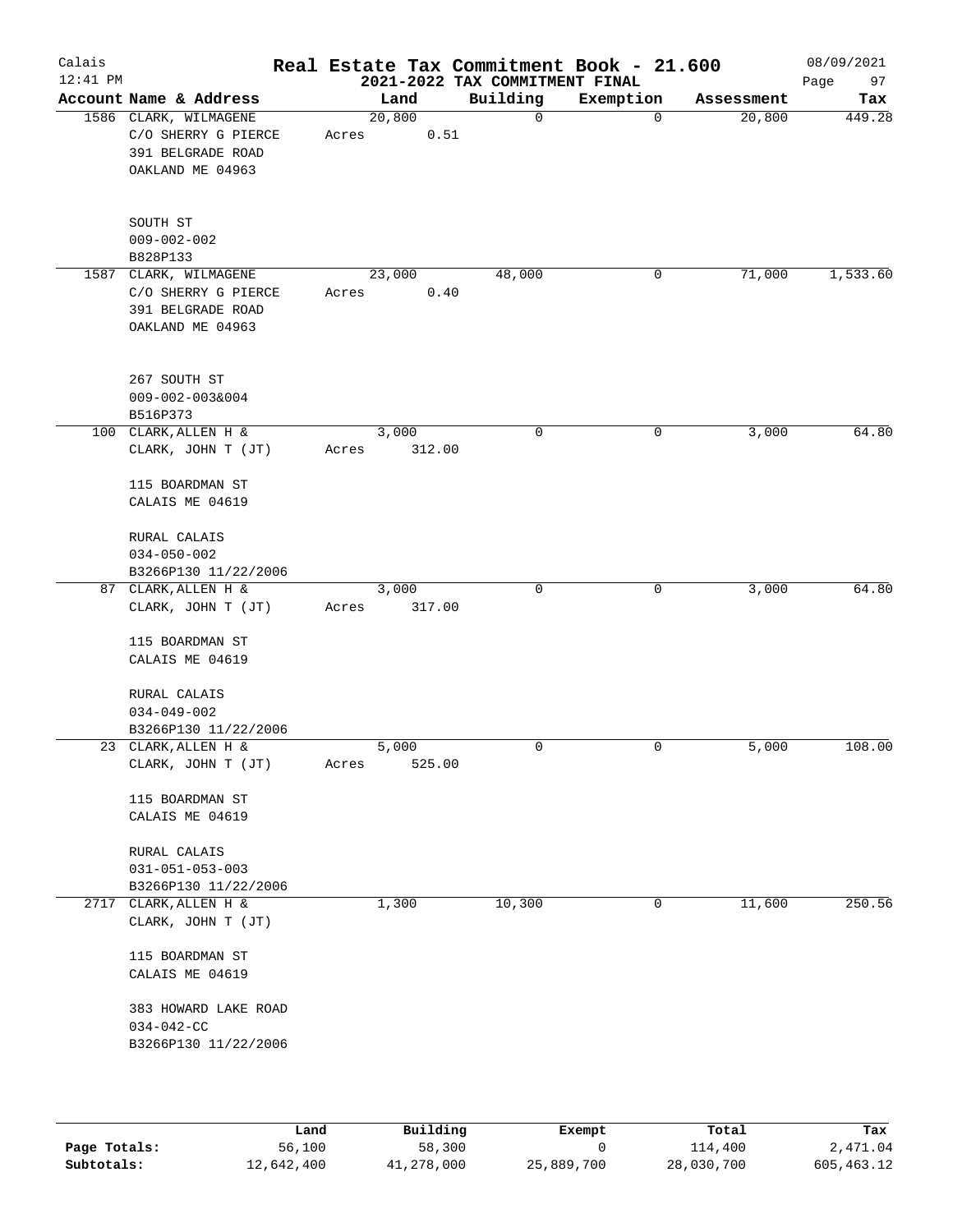# Real Estate Tax Commitment Book - 21.600

## 2021-2022 TAX COMMITMENT FINAL

Calais
12:41 PM
08/09/2021

| Account Name & Address | Land | Building | Exemption | Assessment | Tax |
|---|---|---|---|---|---|
| 1586 CLARK, WILMAGENE<br>C/O SHERRY G PIERCE<br>391 BELGRADE ROAD<br>OAKLAND ME 04963<br><br>SOUTH ST<br>009-002-002<br>B828P133 | 20,800<br>Acres 0.51 | 0 | 0 | 20,800 | 449.28 |
| 1587 CLARK, WILMAGENE<br>C/O SHERRY G PIERCE<br>391 BELGRADE ROAD<br>OAKLAND ME 04963<br><br>267 SOUTH ST<br>009-002-003&004<br>B516P373 | 23,000<br>Acres 0.40 | 48,000 | 0 | 71,000 | 1,533.60 |
| 100 CLARK, ALLEN H &<br>CLARK, JOHN T (JT)<br><br>115 BOARDMAN ST<br>CALAIS ME 04619<br><br>RURAL CALAIS<br>034-050-002<br>B3266P130 11/22/2006 | 3,000<br>Acres 312.00 | 0 | 0 | 3,000 | 64.80 |
| 87 CLARK, ALLEN H &<br>CLARK, JOHN T (JT)<br><br>115 BOARDMAN ST<br>CALAIS ME 04619<br><br>RURAL CALAIS<br>034-049-002<br>B3266P130 11/22/2006 | 3,000<br>Acres 317.00 | 0 | 0 | 3,000 | 64.80 |
| 23 CLARK, ALLEN H &<br>CLARK, JOHN T (JT)<br><br>115 BOARDMAN ST<br>CALAIS ME 04619<br><br>RURAL CALAIS<br>031-051-053-003<br>B3266P130 11/22/2006 | 5,000<br>Acres 525.00 | 0 | 0 | 5,000 | 108.00 |
| 2717 CLARK, ALLEN H &<br>CLARK, JOHN T (JT)<br><br>115 BOARDMAN ST<br>CALAIS ME 04619<br><br>383 HOWARD LAKE ROAD<br>034-042-CC<br>B3266P130 11/22/2006 | 1,300 | 10,300 | 0 | 11,600 | 250.56 |

| | Land | Building | Exempt | Total | Tax |
|---|---|---|---|---|---|
| **Page Totals:** | 56,100 | 58,300 | 0 | 114,400 | 2,471.04 |
| **Subtotals:** | 12,642,400 | 41,278,000 | 25,889,700 | 28,030,700 | 605,463.12 |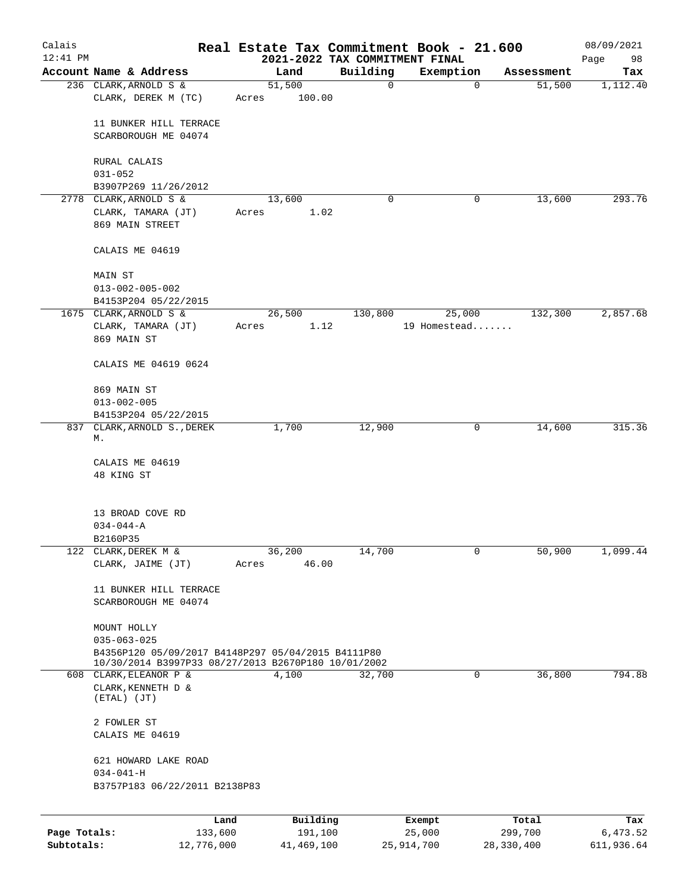# Real Estate Tax Commitment Book - 21.600

## 2021-2022 TAX COMMITMENT FINAL

Calais 12:41 PM — 08/09/2021

| Account Name & Address | Land | Building | Exemption | Assessment | Tax |
|---|---|---|---|---|---|
| 236 CLARK, ARNOLD S & CLARK, DEREK M (TC)<br>11 BUNKER HILL TERRACE<br>SCARBOROUGH ME 04074<br>RURAL CALAIS<br>031-052<br>B3907P269 11/26/2012 | 51,500<br>Acres 100.00 | 0 | 0 | 51,500 | 1,112.40 |
| 2778 CLARK, ARNOLD S & CLARK, TAMARA (JT)<br>869 MAIN STREET<br>CALAIS ME 04619<br>MAIN ST<br>013-002-005-002<br>B4153P204 05/22/2015 | 13,600<br>Acres 1.02 | 0 | 0 | 13,600 | 293.76 |
| 1675 CLARK, ARNOLD S & CLARK, TAMARA (JT)<br>869 MAIN ST<br>CALAIS ME 04619 0624<br>869 MAIN ST<br>013-002-005<br>B4153P204 05/22/2015 | 26,500<br>Acres 1.12 | 130,800 | 25,000<br>19 Homestead....... | 132,300 | 2,857.68 |
| 837 CLARK, ARNOLD S., DEREK M.<br>CALAIS ME 04619<br>48 KING ST<br>13 BROAD COVE RD<br>034-044-A<br>B2160P35 | 1,700 | 12,900 | 0 | 14,600 | 315.36 |
| 122 CLARK, DEREK M & CLARK, JAIME (JT)<br>11 BUNKER HILL TERRACE<br>SCARBOROUGH ME 04074<br>MOUNT HOLLY<br>035-063-025<br>B4356P120 05/09/2017 B4148P297 05/04/2015 B4111P80 10/30/2014 B3997P33 08/27/2013 B2670P180 10/01/2002 | 36,200<br>Acres 46.00 | 14,700 | 0 | 50,900 | 1,099.44 |
| 608 CLARK, ELEANOR P & CLARK, KENNETH D & (ETAL) (JT)<br>2 FOWLER ST<br>CALAIS ME 04619<br>621 HOWARD LAKE ROAD<br>034-041-H<br>B3757P183 06/22/2011 B2138P83 | 4,100 | 32,700 | 0 | 36,800 | 794.88 |

| | Land | Building | Exempt | Total | Tax |
|---|---|---|---|---|---|
| Page Totals: | 133,600 | 191,100 | 25,000 | 299,700 | 6,473.52 |
| Subtotals: | 12,776,000 | 41,469,100 | 25,914,700 | 28,330,400 | 611,936.64 |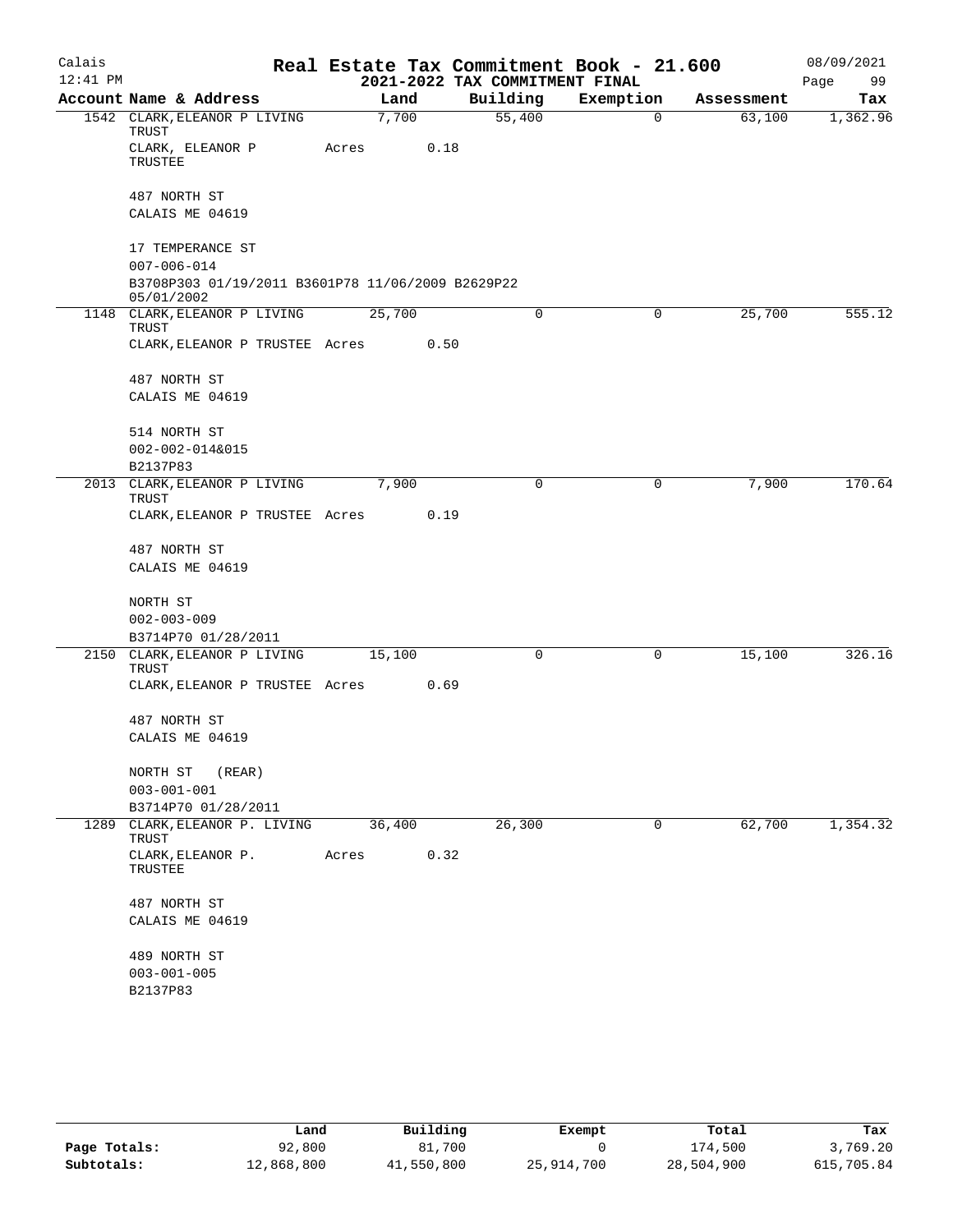Calais

12:41 PM

# Real Estate Tax Commitment Book - 21.600

## 2021-2022 TAX COMMITMENT FINAL

08/09/2021

| Account | Name & Address | Land | Building | Exemption | Assessment | Tax |
|---|---|---|---|---|---|---|
| 1542 | CLARK, ELEANOR P LIVING TRUST | 7,700 | 55,400 | 0 | 63,100 | 1,362.96 |
| | CLARK, ELEANOR P TRUSTEE | Acres 0.18 | | | | |
| | 487 NORTH ST | | | | | |
| | CALAIS ME 04619 | | | | | |
| | 17 TEMPERANCE ST | | | | | |
| | 007-006-014 | | | | | |
| | B3708P303 01/19/2011 B3601P78 11/06/2009 B2629P22 05/01/2002 | | | | | |
| 1148 | CLARK, ELEANOR P LIVING TRUST | 25,700 | 0 | 0 | 25,700 | 555.12 |
| | CLARK, ELEANOR P TRUSTEE | Acres 0.50 | | | | |
| | 487 NORTH ST | | | | | |
| | CALAIS ME 04619 | | | | | |
| | 514 NORTH ST | | | | | |
| | 002-002-014&015 | | | | | |
| | B2137P83 | | | | | |
| 2013 | CLARK, ELEANOR P LIVING TRUST | 7,900 | 0 | 0 | 7,900 | 170.64 |
| | CLARK, ELEANOR P TRUSTEE | Acres 0.19 | | | | |
| | 487 NORTH ST | | | | | |
| | CALAIS ME 04619 | | | | | |
| | NORTH ST | | | | | |
| | 002-003-009 | | | | | |
| | B3714P70 01/28/2011 | | | | | |
| 2150 | CLARK, ELEANOR P LIVING TRUST | 15,100 | 0 | 0 | 15,100 | 326.16 |
| | CLARK, ELEANOR P TRUSTEE | Acres 0.69 | | | | |
| | 487 NORTH ST | | | | | |
| | CALAIS ME 04619 | | | | | |
| | NORTH ST (REAR) | | | | | |
| | 003-001-001 | | | | | |
| | B3714P70 01/28/2011 | | | | | |
| 1289 | CLARK, ELEANOR P. LIVING TRUST | 36,400 | 26,300 | 0 | 62,700 | 1,354.32 |
| | CLARK, ELEANOR P. TRUSTEE | Acres 0.32 | | | | |
| | 487 NORTH ST | | | | | |
| | CALAIS ME 04619 | | | | | |
| | 489 NORTH ST | | | | | |
| | 003-001-005 | | | | | |
| | B2137P83 | | | | | |

| | Land | Building | Exempt | Total | Tax |
|---|---|---|---|---|---|
| Page Totals: | 92,800 | 81,700 | 0 | 174,500 | 3,769.20 |
| Subtotals: | 12,868,800 | 41,550,800 | 25,914,700 | 28,504,900 | 615,705.84 |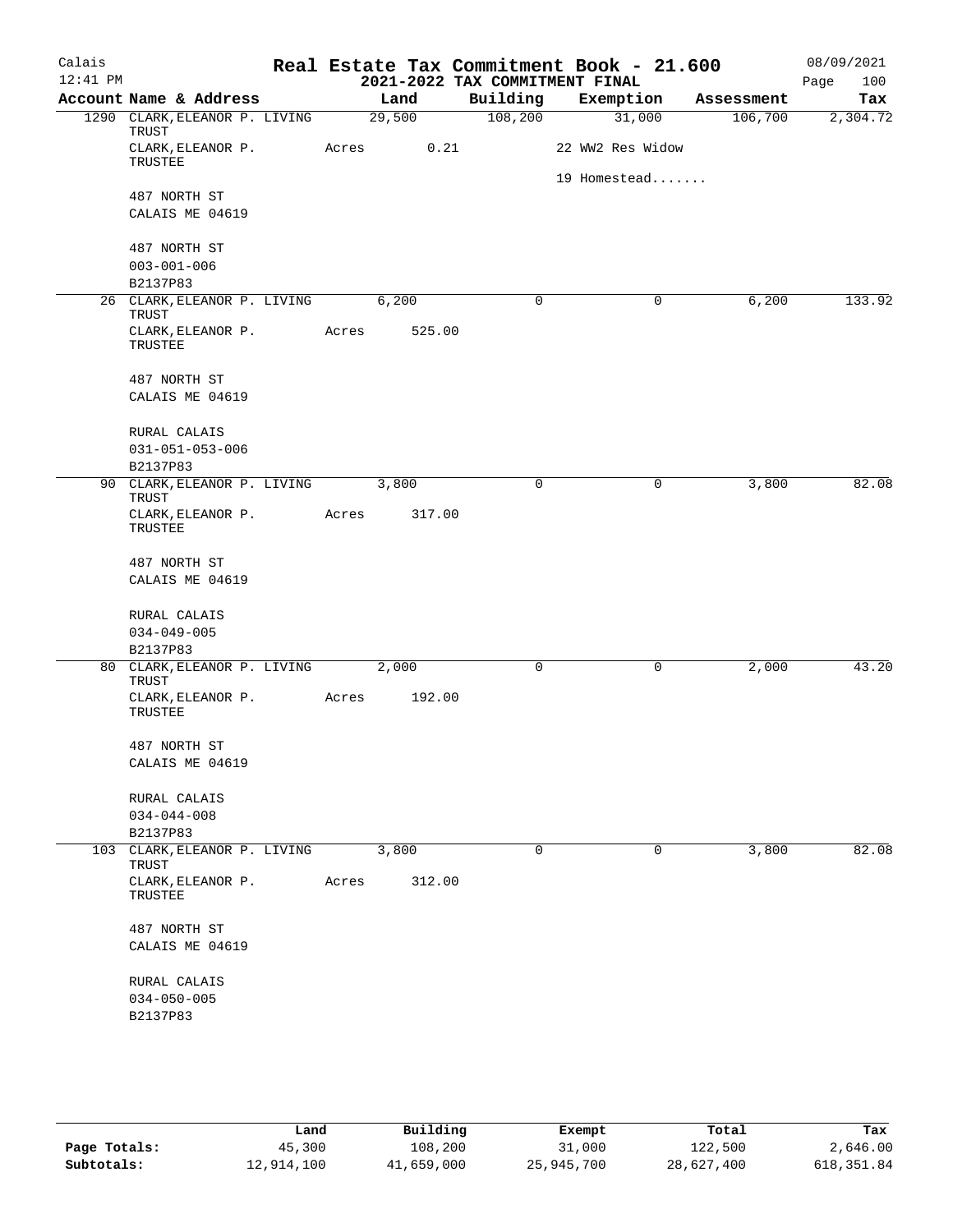Calais
12:41 PM

# Real Estate Tax Commitment Book - 21.600

## 2021-2022 TAX COMMITMENT FINAL

08/09/2021

| Account | Name & Address | Land | Building | Exemption | Assessment | Tax |
|---|---|---|---|---|---|---|
| 1290 | CLARK, ELEANOR P. LIVING TRUST<br>CLARK, ELEANOR P. TRUSTEE<br><br>487 NORTH ST<br>CALAIS ME 04619<br><br>487 NORTH ST<br>003-001-006<br>B2137P83 | 29,500<br>Acres 0.21 | 108,200 | 31,000<br>22 WW2 Res Widow<br>19 Homestead....... | 106,700 | 2,304.72 |
| 26 | CLARK, ELEANOR P. LIVING TRUST<br>CLARK, ELEANOR P. TRUSTEE<br><br>487 NORTH ST<br>CALAIS ME 04619<br><br>RURAL CALAIS<br>031-051-053-006<br>B2137P83 | 6,200<br>Acres 525.00 | 0 | 0 | 6,200 | 133.92 |
| 90 | CLARK, ELEANOR P. LIVING TRUST<br>CLARK, ELEANOR P. TRUSTEE<br><br>487 NORTH ST<br>CALAIS ME 04619<br><br>RURAL CALAIS<br>034-049-005<br>B2137P83 | 3,800<br>Acres 317.00 | 0 | 0 | 3,800 | 82.08 |
| 80 | CLARK, ELEANOR P. LIVING TRUST<br>CLARK, ELEANOR P. TRUSTEE<br><br>487 NORTH ST<br>CALAIS ME 04619<br><br>RURAL CALAIS<br>034-044-008<br>B2137P83 | 2,000<br>Acres 192.00 | 0 | 0 | 2,000 | 43.20 |
| 103 | CLARK, ELEANOR P. LIVING TRUST<br>CLARK, ELEANOR P. TRUSTEE<br><br>487 NORTH ST<br>CALAIS ME 04619<br><br>RURAL CALAIS<br>034-050-005<br>B2137P83 | 3,800<br>Acres 312.00 | 0 | 0 | 3,800 | 82.08 |

| | Land | Building | Exempt | Total | Tax |
|---|---|---|---|---|---|
| Page Totals: | 45,300 | 108,200 | 31,000 | 122,500 | 2,646.00 |
| Subtotals: | 12,914,100 | 41,659,000 | 25,945,700 | 28,627,400 | 618,351.84 |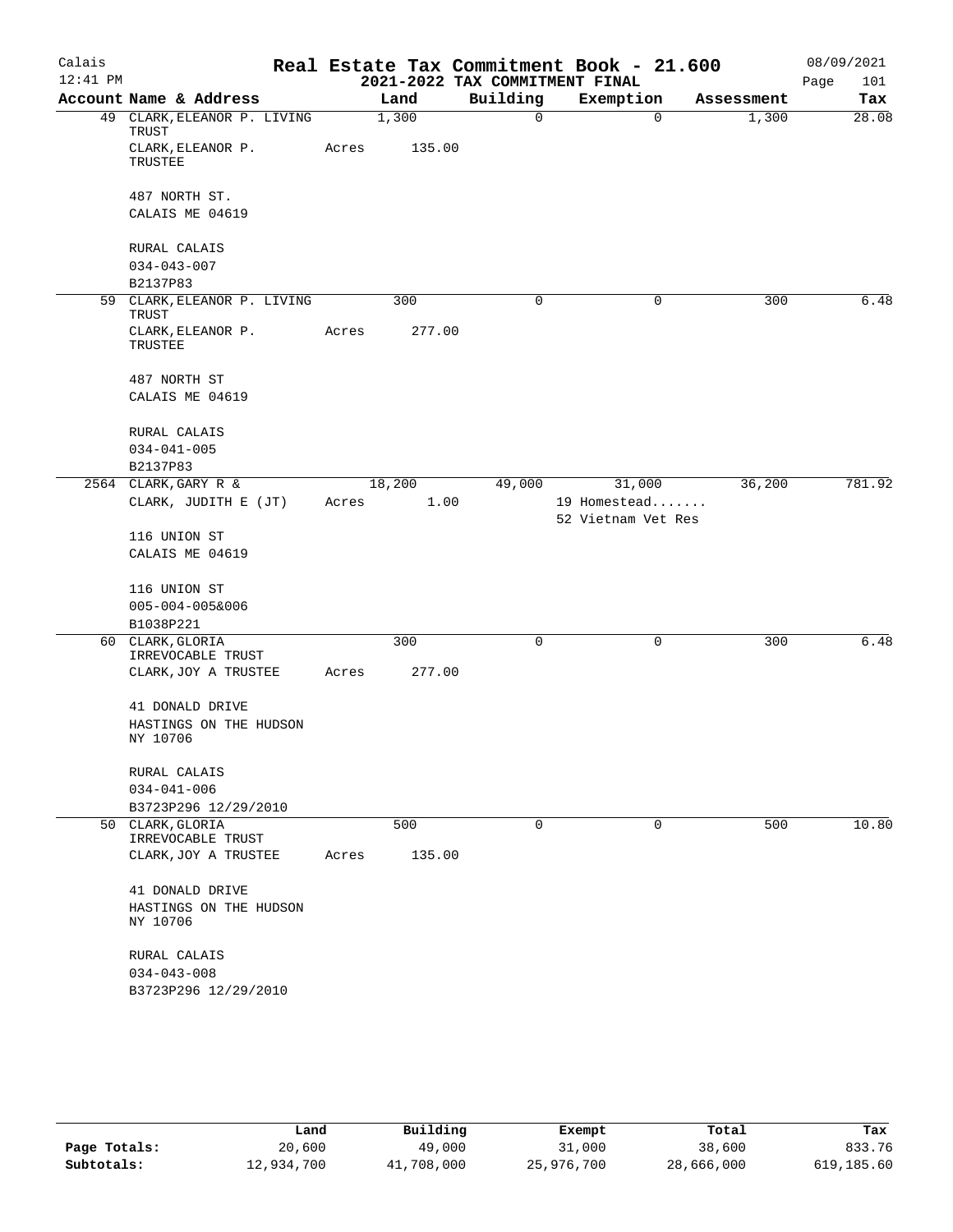# Real Estate Tax Commitment Book - 21.600

Calais
12:41 PM

2021-2022 TAX COMMITMENT FINAL

08/09/2021

| Account Name & Address | Land | Building | Exemption | Assessment | Tax |
|---|---|---|---|---|---|
| 49 CLARK, ELEANOR P. LIVING TRUST | 1,300 | 0 | 0 | 1,300 | 28.08 |
| CLARK, ELEANOR P. TRUSTEE | Acres 135.00 | | | | |
| 487 NORTH ST. | | | | | |
| CALAIS ME 04619 | | | | | |
| RURAL CALAIS | | | | | |
| 034-043-007 | | | | | |
| B2137P83 | | | | | |
| 59 CLARK, ELEANOR P. LIVING TRUST | 300 | 0 | 0 | 300 | 6.48 |
| CLARK, ELEANOR P. TRUSTEE | Acres 277.00 | | | | |
| 487 NORTH ST | | | | | |
| CALAIS ME 04619 | | | | | |
| RURAL CALAIS | | | | | |
| 034-041-005 | | | | | |
| B2137P83 | | | | | |
| 2564 CLARK, GARY R & | 18,200 | 49,000 | 31,000 | 36,200 | 781.92 |
| CLARK, JUDITH E (JT) | Acres 1.00 | | 19 Homestead....... | | |
| | | | 52 Vietnam Vet Res | | |
| 116 UNION ST | | | | | |
| CALAIS ME 04619 | | | | | |
| 116 UNION ST | | | | | |
| 005-004-005&006 | | | | | |
| B1038P221 | | | | | |
| 60 CLARK, GLORIA IRREVOCABLE TRUST | 300 | 0 | 0 | 300 | 6.48 |
| CLARK, JOY A TRUSTEE | Acres 277.00 | | | | |
| 41 DONALD DRIVE | | | | | |
| HASTINGS ON THE HUDSON NY 10706 | | | | | |
| RURAL CALAIS | | | | | |
| 034-041-006 | | | | | |
| B3723P296 12/29/2010 | | | | | |
| 50 CLARK, GLORIA IRREVOCABLE TRUST | 500 | 0 | 0 | 500 | 10.80 |
| CLARK, JOY A TRUSTEE | Acres 135.00 | | | | |
| 41 DONALD DRIVE | | | | | |
| HASTINGS ON THE HUDSON NY 10706 | | | | | |
| RURAL CALAIS | | | | | |
| 034-043-008 | | | | | |
| B3723P296 12/29/2010 | | | | | |

| | Land | Building | Exempt | Total | Tax |
|---|---|---|---|---|---|
| Page Totals: | 20,600 | 49,000 | 31,000 | 38,600 | 833.76 |
| Subtotals: | 12,934,700 | 41,708,000 | 25,976,700 | 28,666,000 | 619,185.60 |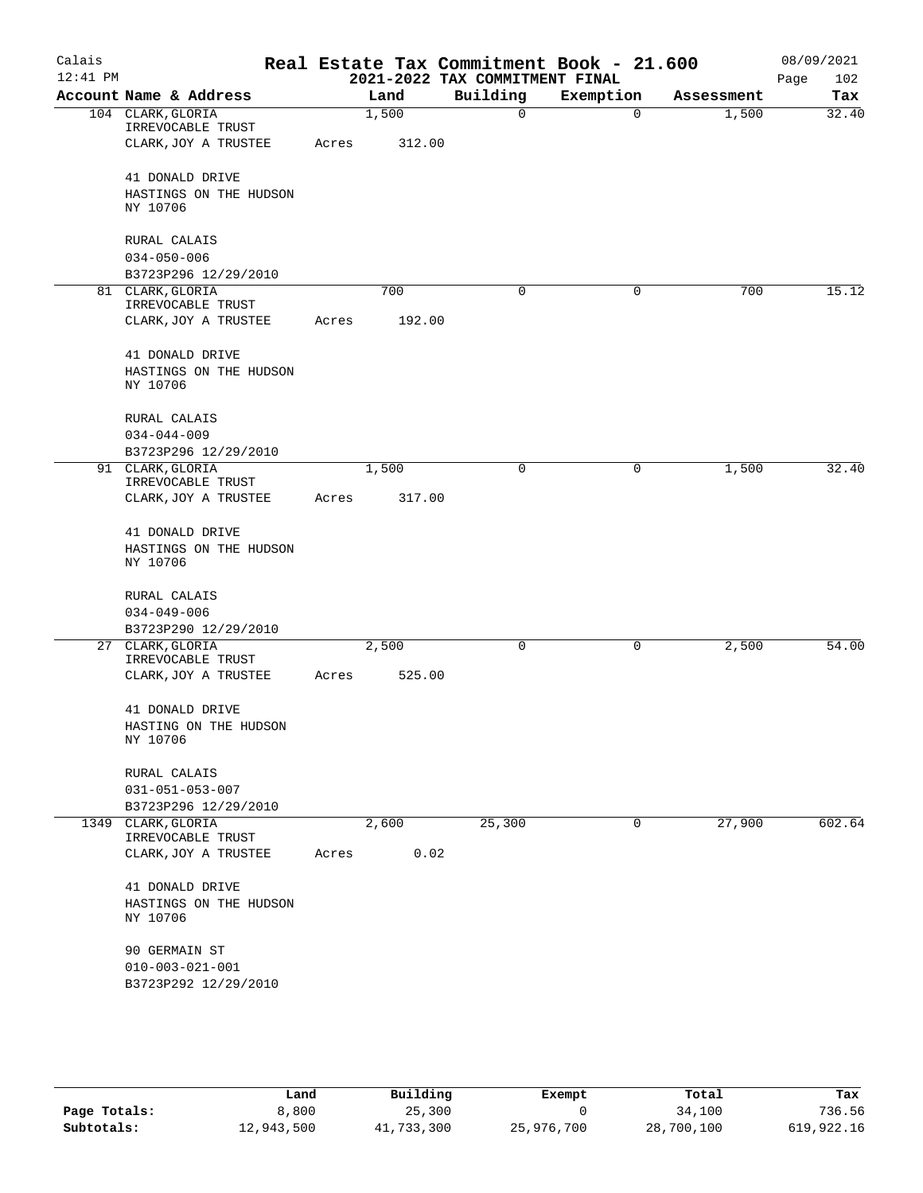# Real Estate Tax Commitment Book - 21.600

## 2021-2022 TAX COMMITMENT FINAL

Calais 12:41 PM — 08/09/2021

| Account Name & Address | Land | Building | Exemption | Assessment | Tax |
|---|---|---|---|---|---|
| 104 CLARK, GLORIA<br>IRREVOCABLE TRUST<br>CLARK, JOY A TRUSTEE<br><br>41 DONALD DRIVE<br>HASTINGS ON THE HUDSON<br>NY 10706<br><br>RURAL CALAIS<br>034-050-006<br>B3723P296 12/29/2010 | 1,500<br>Acres 312.00 | 0 | 0 | 1,500 | 32.40 |
| 81 CLARK, GLORIA<br>IRREVOCABLE TRUST<br>CLARK, JOY A TRUSTEE<br><br>41 DONALD DRIVE<br>HASTINGS ON THE HUDSON<br>NY 10706<br><br>RURAL CALAIS<br>034-044-009<br>B3723P296 12/29/2010 | 700<br>Acres 192.00 | 0 | 0 | 700 | 15.12 |
| 91 CLARK, GLORIA<br>IRREVOCABLE TRUST<br>CLARK, JOY A TRUSTEE<br><br>41 DONALD DRIVE<br>HASTINGS ON THE HUDSON<br>NY 10706<br><br>RURAL CALAIS<br>034-049-006<br>B3723P290 12/29/2010 | 1,500<br>Acres 317.00 | 0 | 0 | 1,500 | 32.40 |
| 27 CLARK, GLORIA<br>IRREVOCABLE TRUST<br>CLARK, JOY A TRUSTEE<br><br>41 DONALD DRIVE<br>HASTING ON THE HUDSON<br>NY 10706<br><br>RURAL CALAIS<br>031-051-053-007<br>B3723P296 12/29/2010 | 2,500<br>Acres 525.00 | 0 | 0 | 2,500 | 54.00 |
| 1349 CLARK, GLORIA<br>IRREVOCABLE TRUST<br>CLARK, JOY A TRUSTEE<br><br>41 DONALD DRIVE<br>HASTINGS ON THE HUDSON<br>NY 10706<br><br>90 GERMAIN ST<br>010-003-021-001<br>B3723P292 12/29/2010 | 2,600<br>Acres 0.02 | 25,300 | 0 | 27,900 | 602.64 |

| | Land | Building | Exempt | Total | Tax |
|---|---|---|---|---|---|
| Page Totals: | 8,800 | 25,300 | 0 | 34,100 | 736.56 |
| Subtotals: | 12,943,500 | 41,733,300 | 25,976,700 | 28,700,100 | 619,922.16 |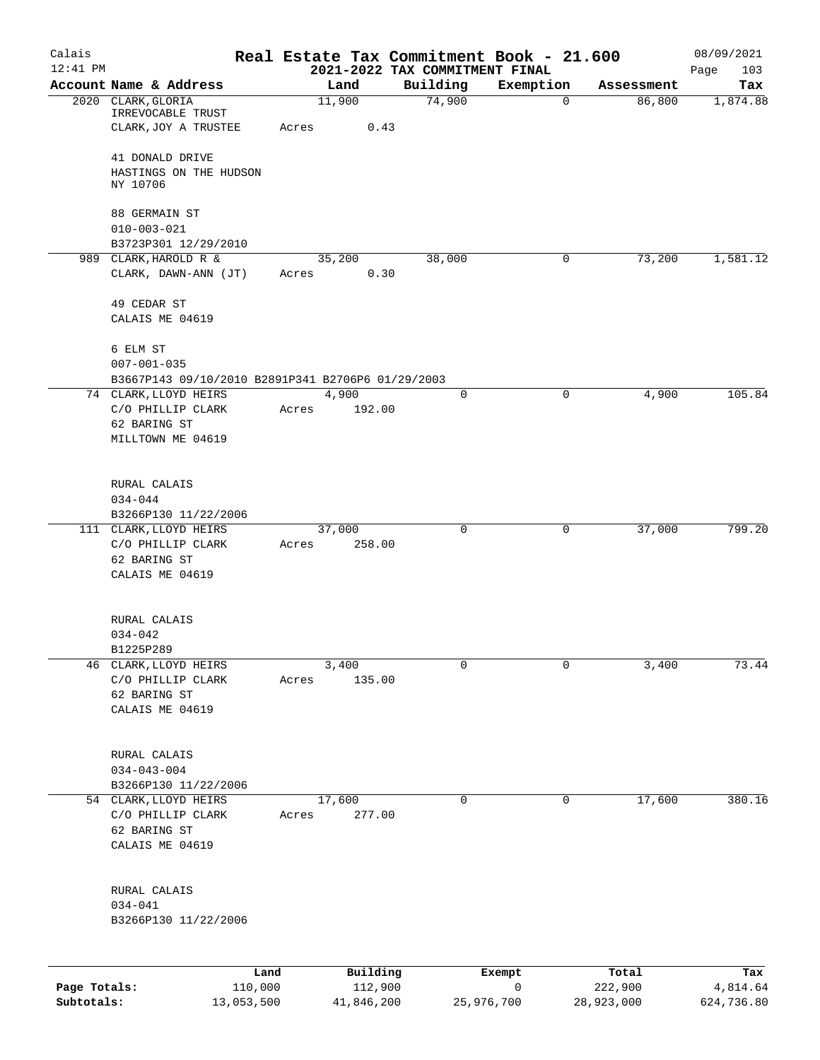Calais 12:41 PM

# Real Estate Tax Commitment Book - 21.600

## 2021-2022 TAX COMMITMENT FINAL

08/09/2021 Page 103

| Account Name & Address | Land | Building | Exemption | Assessment | Tax |
|---|---|---|---|---|---|
| 2020 CLARK, GLORIA<br>IRREVOCABLE TRUST<br>CLARK, JOY A TRUSTEE<br><br>41 DONALD DRIVE<br>HASTINGS ON THE HUDSON<br>NY 10706<br><br>88 GERMAIN ST<br>010-003-021<br>B3723P301 12/29/2010 | 11,900<br>Acres 0.43 | 74,900 | 0 | 86,800 | 1,874.88 |
| 989 CLARK, HAROLD R &<br>CLARK, DAWN-ANN (JT)<br><br>49 CEDAR ST<br>CALAIS ME 04619<br><br>6 ELM ST<br>007-001-035<br>B3667P143 09/10/2010 B2891P341 B2706P6 01/29/2003 | 35,200<br>Acres 0.30 | 38,000 | 0 | 73,200 | 1,581.12 |
| 74 CLARK, LLOYD HEIRS<br>C/O PHILLIP CLARK<br>62 BARING ST<br>MILLTOWN ME 04619<br><br>RURAL CALAIS<br>034-044<br>B3266P130 11/22/2006 | 4,900<br>Acres 192.00 | 0 | 0 | 4,900 | 105.84 |
| 111 CLARK, LLOYD HEIRS<br>C/O PHILLIP CLARK<br>62 BARING ST<br>CALAIS ME 04619<br><br>RURAL CALAIS<br>034-042<br>B1225P289 | 37,000<br>Acres 258.00 | 0 | 0 | 37,000 | 799.20 |
| 46 CLARK, LLOYD HEIRS<br>C/O PHILLIP CLARK<br>62 BARING ST<br>CALAIS ME 04619<br><br>RURAL CALAIS<br>034-043-004<br>B3266P130 11/22/2006 | 3,400<br>Acres 135.00 | 0 | 0 | 3,400 | 73.44 |
| 54 CLARK, LLOYD HEIRS<br>C/O PHILLIP CLARK<br>62 BARING ST<br>CALAIS ME 04619<br><br>RURAL CALAIS<br>034-041<br>B3266P130 11/22/2006 | 17,600<br>Acres 277.00 | 0 | 0 | 17,600 | 380.16 |

| | Land | Building | Exempt | Total | Tax |
|---|---|---|---|---|---|
| **Page Totals:** | 110,000 | 112,900 | 0 | 222,900 | 4,814.64 |
| **Subtotals:** | 13,053,500 | 41,846,200 | 25,976,700 | 28,923,000 | 624,736.80 |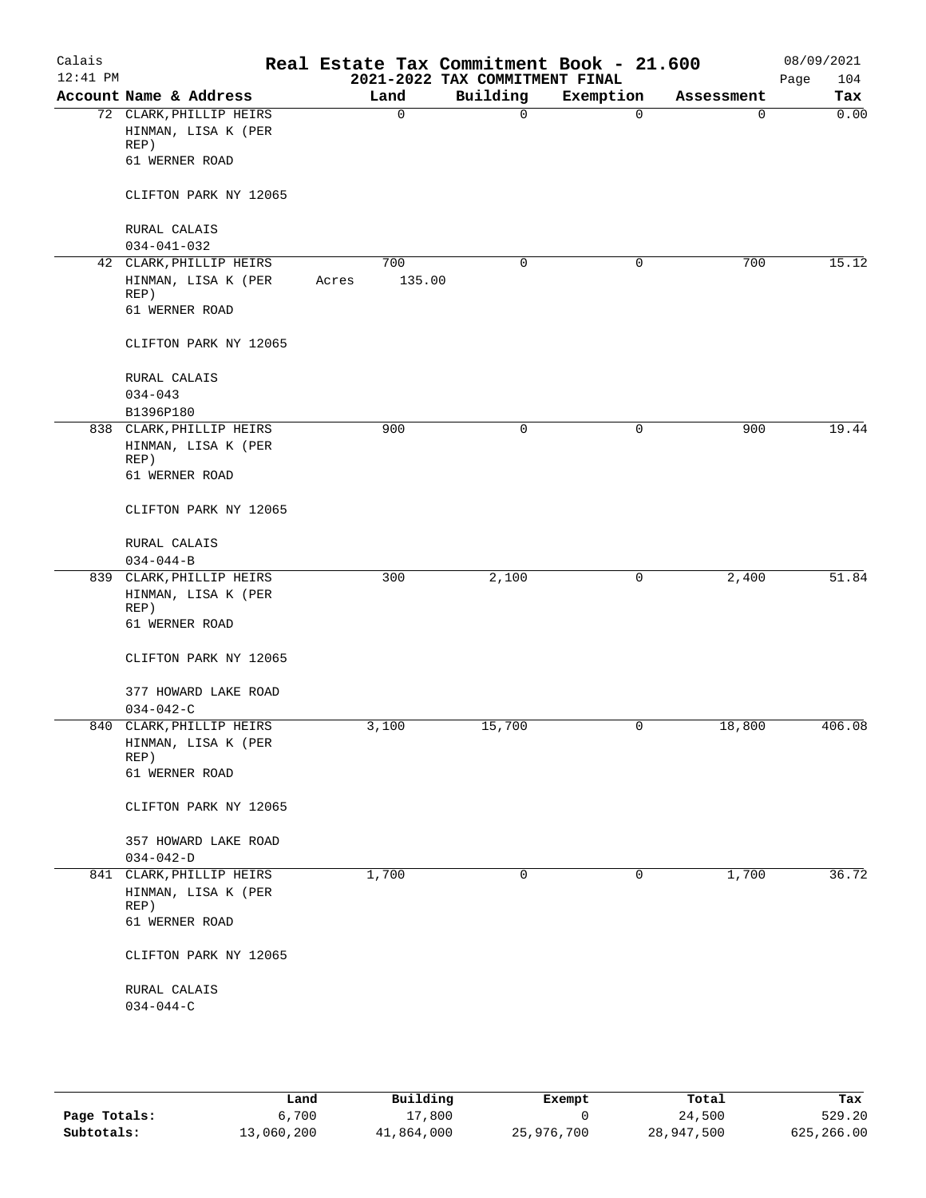# Real Estate Tax Commitment Book - 21.600

Calais
12:41 PM

2021-2022 TAX COMMITMENT FINAL

08/09/2021

| Account Name & Address | Land | Building | Exemption | Assessment | Tax |
|---|---|---|---|---|---|
| 72 CLARK, PHILLIP HEIRS<br>HINMAN, LISA K (PER REP)<br>61 WERNER ROAD<br><br>CLIFTON PARK NY 12065<br><br>RURAL CALAIS<br>034-041-032 | 0 | 0 | 0 | 0 | 0.00 |
| 42 CLARK, PHILLIP HEIRS<br>HINMAN, LISA K (PER REP)<br>61 WERNER ROAD<br><br>CLIFTON PARK NY 12065<br><br>RURAL CALAIS<br>034-043<br>B1396P180 | 700<br>Acres 135.00 | 0 | 0 | 700 | 15.12 |
| 838 CLARK, PHILLIP HEIRS<br>HINMAN, LISA K (PER REP)<br>61 WERNER ROAD<br><br>CLIFTON PARK NY 12065<br><br>RURAL CALAIS<br>034-044-B | 900 | 0 | 0 | 900 | 19.44 |
| 839 CLARK, PHILLIP HEIRS<br>HINMAN, LISA K (PER REP)<br>61 WERNER ROAD<br><br>CLIFTON PARK NY 12065<br><br>377 HOWARD LAKE ROAD<br>034-042-C | 300 | 2,100 | 0 | 2,400 | 51.84 |
| 840 CLARK, PHILLIP HEIRS<br>HINMAN, LISA K (PER REP)<br>61 WERNER ROAD<br><br>CLIFTON PARK NY 12065<br><br>357 HOWARD LAKE ROAD<br>034-042-D | 3,100 | 15,700 | 0 | 18,800 | 406.08 |
| 841 CLARK, PHILLIP HEIRS<br>HINMAN, LISA K (PER REP)<br>61 WERNER ROAD<br><br>CLIFTON PARK NY 12065<br><br>RURAL CALAIS<br>034-044-C | 1,700 | 0 | 0 | 1,700 | 36.72 |

| | Land | Building | Exempt | Total | Tax |
|---|---|---|---|---|---|
| Page Totals: | 6,700 | 17,800 | 0 | 24,500 | 529.20 |
| Subtotals: | 13,060,200 | 41,864,000 | 25,976,700 | 28,947,500 | 625,266.00 |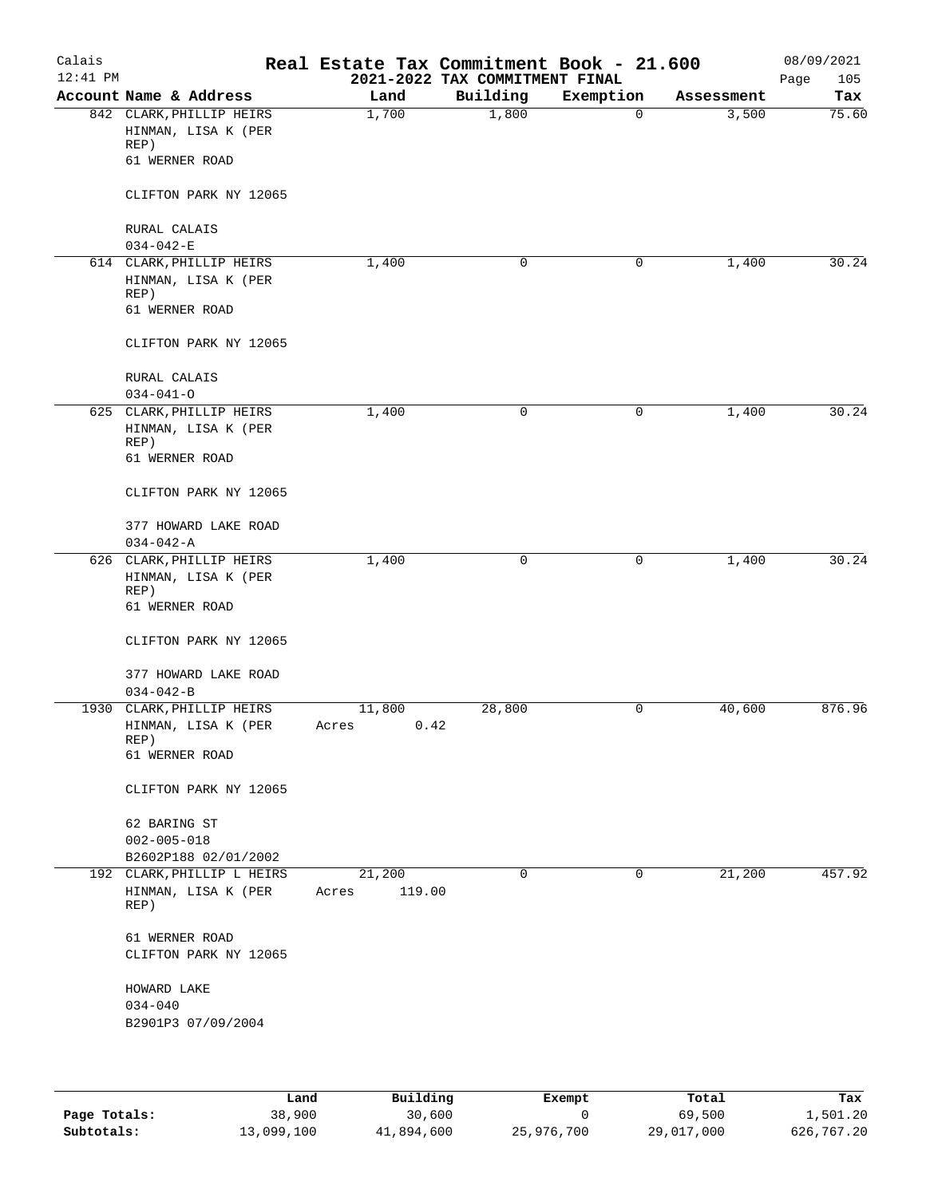# Real Estate Tax Commitment Book - 21.600

Calais
12:41 PM

2021-2022 TAX COMMITMENT FINAL

08/09/2021

| Account | Name & Address | Land | Building | Exemption | Assessment | Tax |
|---|---|---|---|---|---|---|
| 842 | CLARK, PHILLIP HEIRS<br>HINMAN, LISA K (PER REP)<br>61 WERNER ROAD<br><br>CLIFTON PARK NY 12065<br><br>RURAL CALAIS<br>034-042-E | 1,700 | 1,800 | 0 | 3,500 | 75.60 |
| 614 | CLARK, PHILLIP HEIRS<br>HINMAN, LISA K (PER REP)<br>61 WERNER ROAD<br><br>CLIFTON PARK NY 12065<br><br>RURAL CALAIS<br>034-041-O | 1,400 | 0 | 0 | 1,400 | 30.24 |
| 625 | CLARK, PHILLIP HEIRS<br>HINMAN, LISA K (PER REP)<br>61 WERNER ROAD<br><br>CLIFTON PARK NY 12065<br><br>377 HOWARD LAKE ROAD<br>034-042-A | 1,400 | 0 | 0 | 1,400 | 30.24 |
| 626 | CLARK, PHILLIP HEIRS<br>HINMAN, LISA K (PER REP)<br>61 WERNER ROAD<br><br>CLIFTON PARK NY 12065<br><br>377 HOWARD LAKE ROAD<br>034-042-B | 1,400 | 0 | 0 | 1,400 | 30.24 |
| 1930 | CLARK, PHILLIP HEIRS<br>HINMAN, LISA K (PER REP)<br>61 WERNER ROAD<br><br>CLIFTON PARK NY 12065<br><br>62 BARING ST<br>002-005-018<br>B2602P188 02/01/2002 | 11,800<br>Acres 0.42 | 28,800 | 0 | 40,600 | 876.96 |
| 192 | CLARK, PHILLIP L HEIRS<br>HINMAN, LISA K (PER REP)<br><br>61 WERNER ROAD<br>CLIFTON PARK NY 12065<br><br>HOWARD LAKE<br>034-040<br>B2901P3 07/09/2004 | 21,200<br>Acres 119.00 | 0 | 0 | 21,200 | 457.92 |

| | Land | Building | Exempt | Total | Tax |
|---|---|---|---|---|---|
| **Page Totals:** | 38,900 | 30,600 | 0 | 69,500 | 1,501.20 |
| **Subtotals:** | 13,099,100 | 41,894,600 | 25,976,700 | 29,017,000 | 626,767.20 |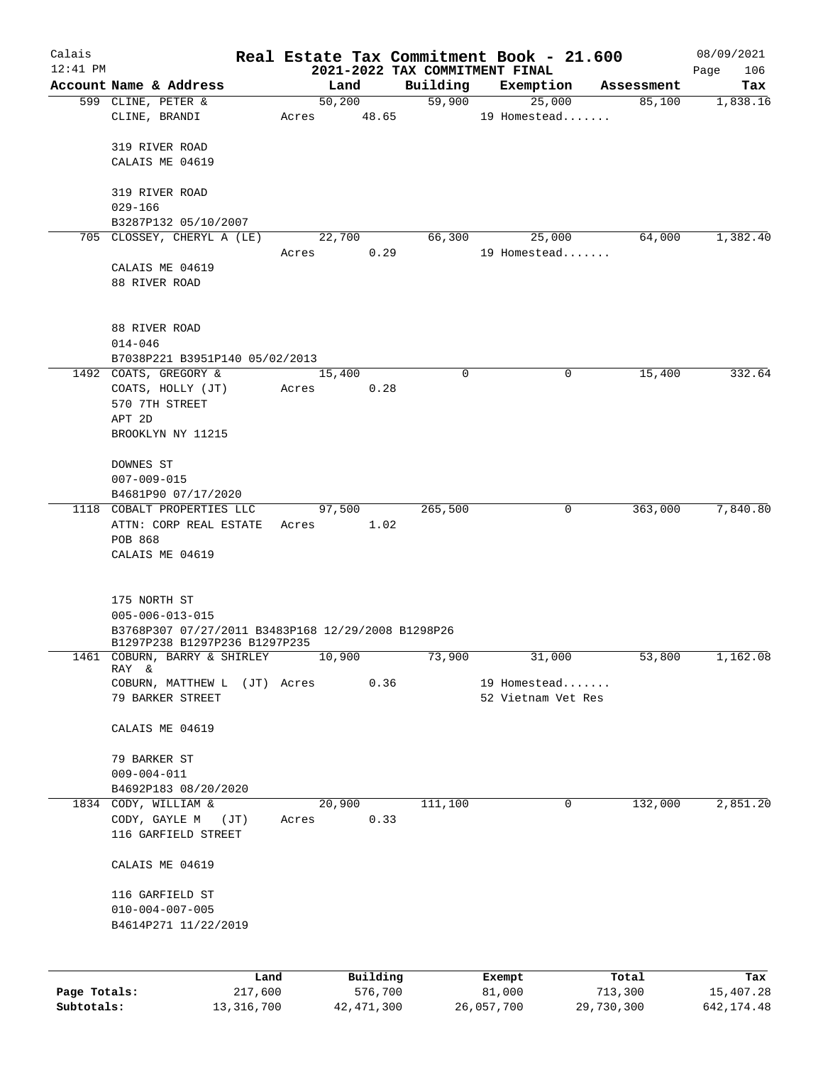Calais
12:41 PM

# Real Estate Tax Commitment Book - 21.600

## 2021-2022 TAX COMMITMENT FINAL

08/09/2021

| Account Name & Address | Land | Building | Exemption | Assessment | Tax |
|---|---|---|---|---|---|
| 599 CLINE, PETER & | 50,200 | 59,900 | 25,000 | 85,100 | 1,838.16 |
| CLINE, BRANDI | Acres 48.65 | | 19 Homestead....... | | |
| 319 RIVER ROAD | | | | | |
| CALAIS ME 04619 | | | | | |
| 319 RIVER ROAD | | | | | |
| 029-166 | | | | | |
| B3287P132 05/10/2007 | | | | | |
| 705 CLOSSEY, CHERYL A (LE) | 22,700 | 66,300 | 25,000 | 64,000 | 1,382.40 |
| | Acres 0.29 | | 19 Homestead....... | | |
| CALAIS ME 04619 | | | | | |
| 88 RIVER ROAD | | | | | |
| 88 RIVER ROAD | | | | | |
| 014-046 | | | | | |
| B7038P221 B3951P140 05/02/2013 | | | | | |
| 1492 COATS, GREGORY & | 15,400 | 0 | 0 | 15,400 | 332.64 |
| COATS, HOLLY (JT) | Acres 0.28 | | | | |
| 570 7TH STREET | | | | | |
| APT 2D | | | | | |
| BROOKLYN NY 11215 | | | | | |
| DOWNES ST | | | | | |
| 007-009-015 | | | | | |
| B4681P90 07/17/2020 | | | | | |
| 1118 COBALT PROPERTIES LLC | 97,500 | 265,500 | 0 | 363,000 | 7,840.80 |
| ATTN: CORP REAL ESTATE | Acres 1.02 | | | | |
| POB 868 | | | | | |
| CALAIS ME 04619 | | | | | |
| 175 NORTH ST | | | | | |
| 005-006-013-015 | | | | | |
| B3768P307 07/27/2011 B3483P168 12/29/2008 B1298P26 B1297P238 B1297P236 B1297P235 | | | | | |
| 1461 COBURN, BARRY & SHIRLEY RAY & | 10,900 | 73,900 | 31,000 | 53,800 | 1,162.08 |
| COBURN, MATTHEW L (JT) | Acres 0.36 | | 19 Homestead....... | | |
| 79 BARKER STREET | | | 52 Vietnam Vet Res | | |
| CALAIS ME 04619 | | | | | |
| 79 BARKER ST | | | | | |
| 009-004-011 | | | | | |
| B4692P183 08/20/2020 | | | | | |
| 1834 CODY, WILLIAM & | 20,900 | 111,100 | 0 | 132,000 | 2,851.20 |
| CODY, GAYLE M (JT) | Acres 0.33 | | | | |
| 116 GARFIELD STREET | | | | | |
| CALAIS ME 04619 | | | | | |
| 116 GARFIELD ST | | | | | |
| 010-004-007-005 | | | | | |
| B4614P271 11/22/2019 | | | | | |

| | Land | Building | Exempt | Total | Tax |
|---|---|---|---|---|---|
| Page Totals: | 217,600 | 576,700 | 81,000 | 713,300 | 15,407.28 |
| Subtotals: | 13,316,700 | 42,471,300 | 26,057,700 | 29,730,300 | 642,174.48 |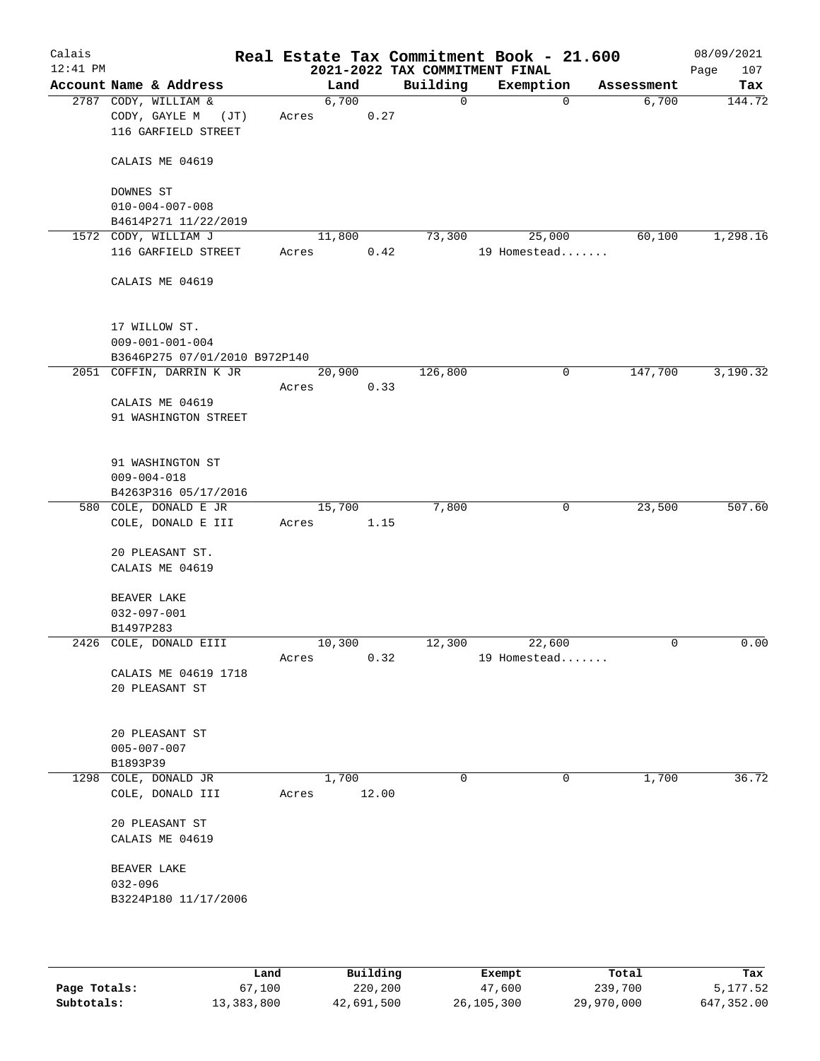# Real Estate Tax Commitment Book - 21.600

Calais
12:41 PM

## 2021-2022 TAX COMMITMENT FINAL

08/09/2021

| Account Name & Address | Land | Building | Exemption | Assessment | Tax |
|---|---|---|---|---|---|
| 2787 CODY, WILLIAM & | 6,700 | 0 | 0 | 6,700 | 144.72 |
| CODY, GAYLE M (JT) | Acres 0.27 | | | | |
| 116 GARFIELD STREET | | | | | |
| CALAIS ME 04619 | | | | | |
| DOWNES ST | | | | | |
| 010-004-007-008 | | | | | |
| B4614P271 11/22/2019 | | | | | |
| 1572 CODY, WILLIAM J | 11,800 | 73,300 | 25,000 | 60,100 | 1,298.16 |
| 116 GARFIELD STREET | Acres 0.42 | | 19 Homestead....... | | |
| CALAIS ME 04619 | | | | | |
| 17 WILLOW ST. | | | | | |
| 009-001-001-004 | | | | | |
| B3646P275 07/01/2010 B972P140 | | | | | |
| 2051 COFFIN, DARRIN K JR | 20,900 | 126,800 | 0 | 147,700 | 3,190.32 |
| | Acres 0.33 | | | | |
| CALAIS ME 04619 | | | | | |
| 91 WASHINGTON STREET | | | | | |
| 91 WASHINGTON ST | | | | | |
| 009-004-018 | | | | | |
| B4263P316 05/17/2016 | | | | | |
| 580 COLE, DONALD E JR | 15,700 | 7,800 | 0 | 23,500 | 507.60 |
| COLE, DONALD E III | Acres 1.15 | | | | |
| 20 PLEASANT ST. | | | | | |
| CALAIS ME 04619 | | | | | |
| BEAVER LAKE | | | | | |
| 032-097-001 | | | | | |
| B1497P283 | | | | | |
| 2426 COLE, DONALD EIII | 10,300 | 12,300 | 22,600 | 0 | 0.00 |
| | Acres 0.32 | | 19 Homestead....... | | |
| CALAIS ME 04619 1718 | | | | | |
| 20 PLEASANT ST | | | | | |
| 20 PLEASANT ST | | | | | |
| 005-007-007 | | | | | |
| B1893P39 | | | | | |
| 1298 COLE, DONALD JR | 1,700 | 0 | 0 | 1,700 | 36.72 |
| COLE, DONALD III | Acres 12.00 | | | | |
| 20 PLEASANT ST | | | | | |
| CALAIS ME 04619 | | | | | |
| BEAVER LAKE | | | | | |
| 032-096 | | | | | |
| B3224P180 11/17/2006 | | | | | |

| | Land | Building | Exempt | Total | Tax |
|---|---|---|---|---|---|
| Page Totals: | 67,100 | 220,200 | 47,600 | 239,700 | 5,177.52 |
| Subtotals: | 13,383,800 | 42,691,500 | 26,105,300 | 29,970,000 | 647,352.00 |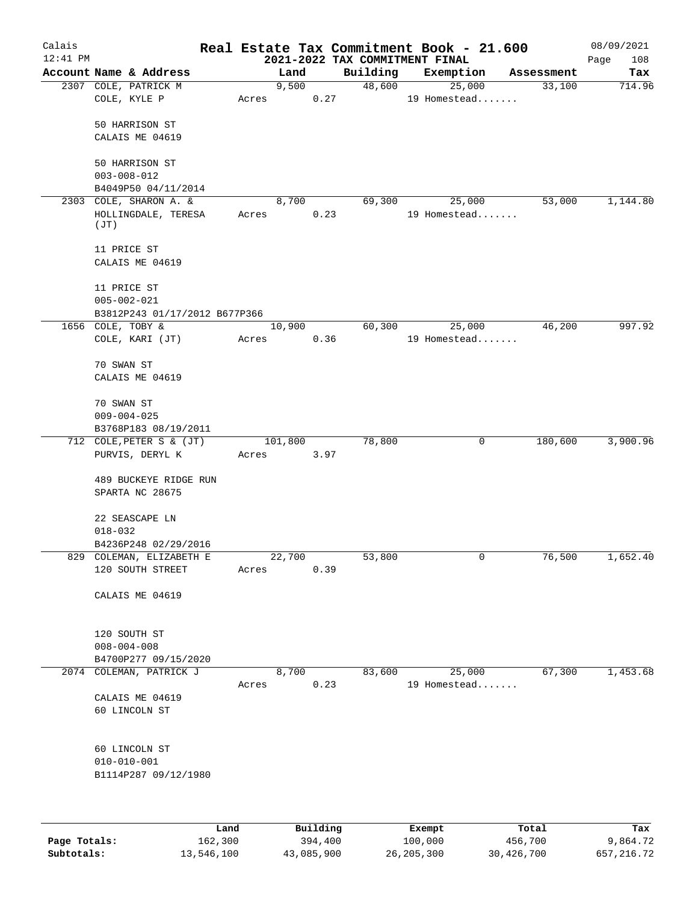# Real Estate Tax Commitment Book - 21.600

Calais 12:41 PM — 2021-2022 TAX COMMITMENT FINAL — 08/09/2021

| Account Name & Address | Land | Building | Exemption | Assessment | Tax |
|---|---|---|---|---|---|
| 2307 COLE, PATRICK M<br>COLE, KYLE P<br><br>50 HARRISON ST<br>CALAIS ME 04619<br><br>50 HARRISON ST<br>003-008-012<br>B4049P50 04/11/2014 | 9,500<br>Acres 0.27 | 48,600 | 25,000<br>19 Homestead....... | 33,100 | 714.96 |
| 2303 COLE, SHARON A. &<br>HOLLINGDALE, TERESA (JT)<br><br>11 PRICE ST<br>CALAIS ME 04619<br><br>11 PRICE ST<br>005-002-021<br>B3812P243 01/17/2012 B677P366 | 8,700<br>Acres 0.23 | 69,300 | 25,000<br>19 Homestead....... | 53,000 | 1,144.80 |
| 1656 COLE, TOBY &<br>COLE, KARI (JT)<br><br>70 SWAN ST<br>CALAIS ME 04619<br><br>70 SWAN ST<br>009-004-025<br>B3768P183 08/19/2011 | 10,900<br>Acres 0.36 | 60,300 | 25,000<br>19 Homestead....... | 46,200 | 997.92 |
| 712 COLE,PETER S & (JT)<br>PURVIS, DERYL K<br><br>489 BUCKEYE RIDGE RUN<br>SPARTA NC 28675<br><br>22 SEASCAPE LN<br>018-032<br>B4236P248 02/29/2016 | 101,800<br>Acres 3.97 | 78,800 | 0 | 180,600 | 3,900.96 |
| 829 COLEMAN, ELIZABETH E<br>120 SOUTH STREET<br><br>CALAIS ME 04619<br><br>120 SOUTH ST<br>008-004-008<br>B4700P277 09/15/2020 | 22,700<br>Acres 0.39 | 53,800 | 0 | 76,500 | 1,652.40 |
| 2074 COLEMAN, PATRICK J<br><br>CALAIS ME 04619<br>60 LINCOLN ST<br><br>60 LINCOLN ST<br>010-010-001<br>B1114P287 09/12/1980 | 8,700<br>Acres 0.23 | 83,600 | 25,000<br>19 Homestead....... | 67,300 | 1,453.68 |

| | Land | Building | Exempt | Total | Tax |
|---|---|---|---|---|---|
| Page Totals: | 162,300 | 394,400 | 100,000 | 456,700 | 9,864.72 |
| Subtotals: | 13,546,100 | 43,085,900 | 26,205,300 | 30,426,700 | 657,216.72 |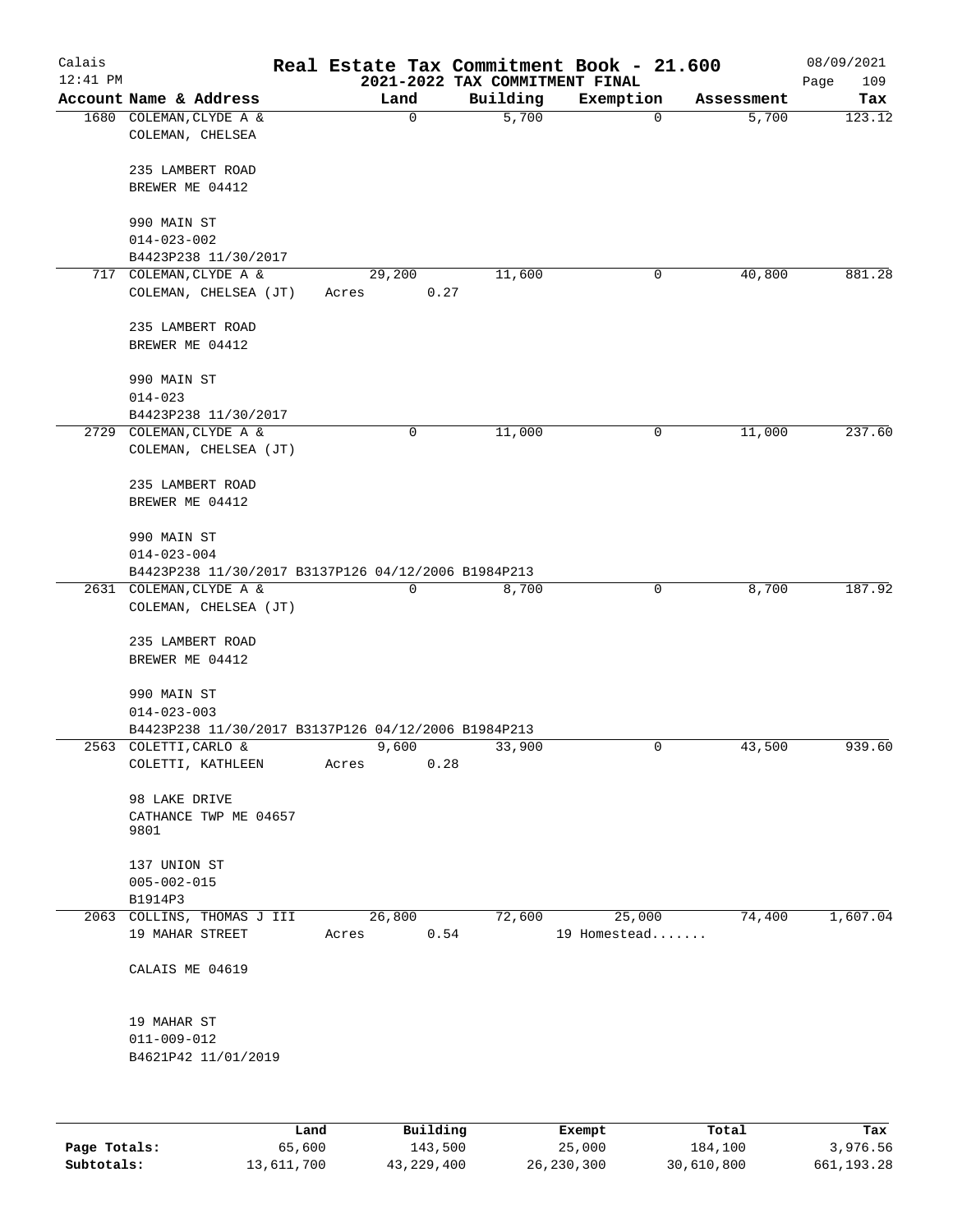# Real Estate Tax Commitment Book - 21.600

## 2021-2022 TAX COMMITMENT FINAL

Calais 12:41 PM — 08/09/2021

| Account Name & Address | Land | Building | Exemption | Assessment | Tax |
|---|---|---|---|---|---|
| 1680 COLEMAN, CLYDE A & COLEMAN, CHELSEA<br>235 LAMBERT ROAD<br>BREWER ME 04412<br>990 MAIN ST<br>014-023-002<br>B4423P238 11/30/2017 | 0 | 5,700 | 0 | 5,700 | 123.12 |
| 717 COLEMAN, CLYDE A & COLEMAN, CHELSEA (JT)<br>235 LAMBERT ROAD<br>BREWER ME 04412<br>990 MAIN ST<br>014-023<br>B4423P238 11/30/2017 | 29,200<br>Acres 0.27 | 11,600 | 0 | 40,800 | 881.28 |
| 2729 COLEMAN, CLYDE A & COLEMAN, CHELSEA (JT)<br>235 LAMBERT ROAD<br>BREWER ME 04412<br>990 MAIN ST<br>014-023-004<br>B4423P238 11/30/2017 B3137P126 04/12/2006 B1984P213 | 0 | 11,000 | 0 | 11,000 | 237.60 |
| 2631 COLEMAN, CLYDE A & COLEMAN, CHELSEA (JT)<br>235 LAMBERT ROAD<br>BREWER ME 04412<br>990 MAIN ST<br>014-023-003<br>B4423P238 11/30/2017 B3137P126 04/12/2006 B1984P213 | 0 | 8,700 | 0 | 8,700 | 187.92 |
| 2563 COLETTI, CARLO & COLETTI, KATHLEEN<br>98 LAKE DRIVE<br>CATHANCE TWP ME 04657 9801<br>137 UNION ST<br>005-002-015<br>B1914P3 | 9,600<br>Acres 0.28 | 33,900 | 0 | 43,500 | 939.60 |
| 2063 COLLINS, THOMAS J III<br>19 MAHAR STREET<br>CALAIS ME 04619<br>19 MAHAR ST<br>011-009-012<br>B4621P42 11/01/2019 | 26,800<br>Acres 0.54 | 72,600 | 25,000<br>19 Homestead....... | 74,400 | 1,607.04 |

| | Land | Building | Exempt | Total | Tax |
|---|---|---|---|---|---|
| **Page Totals:** | 65,600 | 143,500 | 25,000 | 184,100 | 3,976.56 |
| **Subtotals:** | 13,611,700 | 43,229,400 | 26,230,300 | 30,610,800 | 661,193.28 |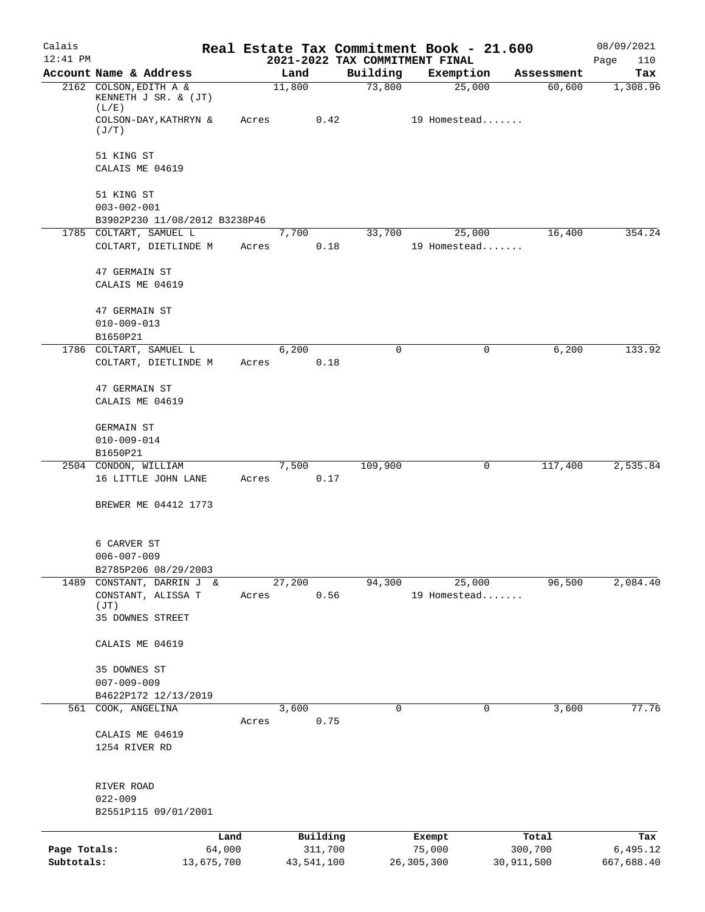Calais
12:41 PM

# Real Estate Tax Commitment Book - 21.600

## 2021-2022 TAX COMMITMENT FINAL

08/09/2021
Page 110

| Account Name & Address | Land | Building | Exemption | Assessment | Tax |
|---|---|---|---|---|---|
| 2162 COLSON,EDITH A & KENNETH J SR. & (JT) (L/E) | 11,800 | 73,800 | 25,000 | 60,600 | 1,308.96 |
| COLSON-DAY,KATHRYN & (J/T) | Acres 0.42 | | 19 Homestead....... | | |
| 51 KING ST | | | | | |
| CALAIS ME 04619 | | | | | |
| 51 KING ST | | | | | |
| 003-002-001 | | | | | |
| B3902P230 11/08/2012 B3238P46 | | | | | |
| 1785 COLTART, SAMUEL L | 7,700 | 33,700 | 25,000 | 16,400 | 354.24 |
| COLTART, DIETLINDE M | Acres 0.18 | | 19 Homestead....... | | |
| 47 GERMAIN ST | | | | | |
| CALAIS ME 04619 | | | | | |
| 47 GERMAIN ST | | | | | |
| 010-009-013 | | | | | |
| B1650P21 | | | | | |
| 1786 COLTART, SAMUEL L | 6,200 | 0 | 0 | 6,200 | 133.92 |
| COLTART, DIETLINDE M | Acres 0.18 | | | | |
| 47 GERMAIN ST | | | | | |
| CALAIS ME 04619 | | | | | |
| GERMAIN ST | | | | | |
| 010-009-014 | | | | | |
| B1650P21 | | | | | |
| 2504 CONDON, WILLIAM | 7,500 | 109,900 | 0 | 117,400 | 2,535.84 |
| 16 LITTLE JOHN LANE | Acres 0.17 | | | | |
| BREWER ME 04412 1773 | | | | | |
| 6 CARVER ST | | | | | |
| 006-007-009 | | | | | |
| B2785P206 08/29/2003 | | | | | |
| 1489 CONSTANT, DARRIN J & | 27,200 | 94,300 | 25,000 | 96,500 | 2,084.40 |
| CONSTANT, ALISSA T (JT) | Acres 0.56 | | 19 Homestead....... | | |
| 35 DOWNES STREET | | | | | |
| CALAIS ME 04619 | | | | | |
| 35 DOWNES ST | | | | | |
| 007-009-009 | | | | | |
| B4622P172 12/13/2019 | | | | | |
| 561 COOK, ANGELINA | 3,600 | 0 | 0 | 3,600 | 77.76 |
| | Acres 0.75 | | | | |
| CALAIS ME 04619 | | | | | |
| 1254 RIVER RD | | | | | |
| RIVER ROAD | | | | | |
| 022-009 | | | | | |
| B2551P115 09/01/2001 | | | | | |

| | Land | Building | Exempt | Total | Tax |
|---|---|---|---|---|---|
| Page Totals: | 64,000 | 311,700 | 75,000 | 300,700 | 6,495.12 |
| Subtotals: | 13,675,700 | 43,541,100 | 26,305,300 | 30,911,500 | 667,688.40 |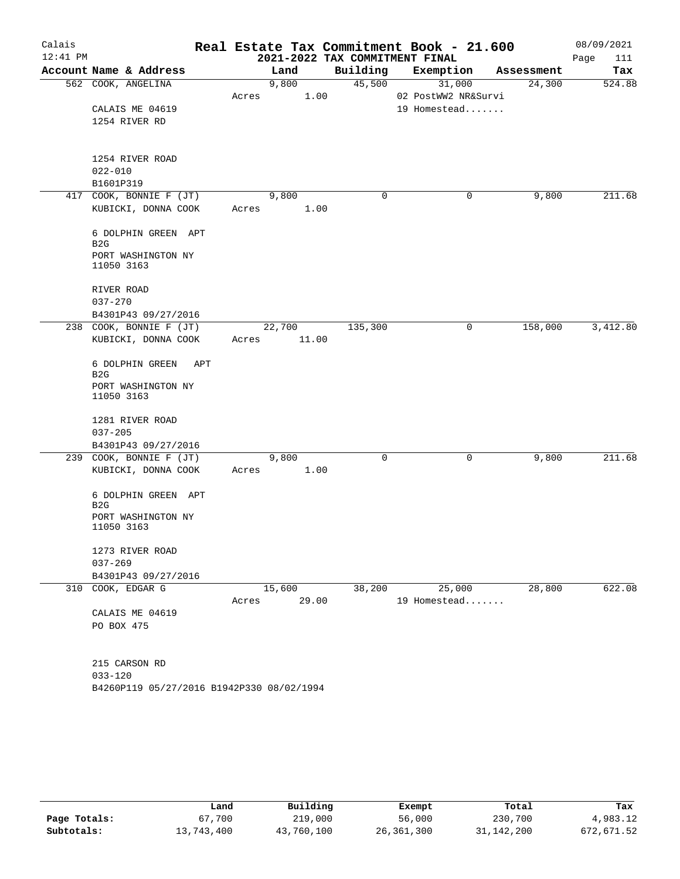# Calais — Real Estate Tax Commitment Book - 21.600

2021-2022 TAX COMMITMENT FINAL

08/09/2021 12:41 PM

| Account Name & Address | Land | Building | Exemption | Assessment | Tax |
|---|---|---|---|---|---|
| 562 COOK, ANGELINA<br>CALAIS ME 04619<br>1254 RIVER RD<br><br>1254 RIVER ROAD<br>022-010<br>B1601P319 | 9,800<br>Acres 1.00 | 45,500 | 31,000<br>02 PostWW2 NR&Survi<br>19 Homestead....... | 24,300 | 524.88 |
| 417 COOK, BONNIE F (JT)<br>KUBICKI, DONNA COOK<br><br>6 DOLPHIN GREEN APT B2G<br>PORT WASHINGTON NY 11050 3163<br><br>RIVER ROAD<br>037-270<br>B4301P43 09/27/2016 | 9,800<br>Acres 1.00 | 0 | 0 | 9,800 | 211.68 |
| 238 COOK, BONNIE F (JT)<br>KUBICKI, DONNA COOK<br><br>6 DOLPHIN GREEN APT B2G<br>PORT WASHINGTON NY 11050 3163<br><br>1281 RIVER ROAD<br>037-205<br>B4301P43 09/27/2016 | 22,700<br>Acres 11.00 | 135,300 | 0 | 158,000 | 3,412.80 |
| 239 COOK, BONNIE F (JT)<br>KUBICKI, DONNA COOK<br><br>6 DOLPHIN GREEN APT B2G<br>PORT WASHINGTON NY 11050 3163<br><br>1273 RIVER ROAD<br>037-269<br>B4301P43 09/27/2016 | 9,800<br>Acres 1.00 | 0 | 0 | 9,800 | 211.68 |
| 310 COOK, EDGAR G<br>CALAIS ME 04619<br>PO BOX 475<br><br>215 CARSON RD<br>033-120<br>B4260P119 05/27/2016 B1942P330 08/02/1994 | 15,600<br>Acres 29.00 | 38,200 | 25,000<br>19 Homestead....... | 28,800 | 622.08 |

| | Land | Building | Exempt | Total | Tax |
|---|---|---|---|---|---|
| Page Totals: | 67,700 | 219,000 | 56,000 | 230,700 | 4,983.12 |
| Subtotals: | 13,743,400 | 43,760,100 | 26,361,300 | 31,142,200 | 672,671.52 |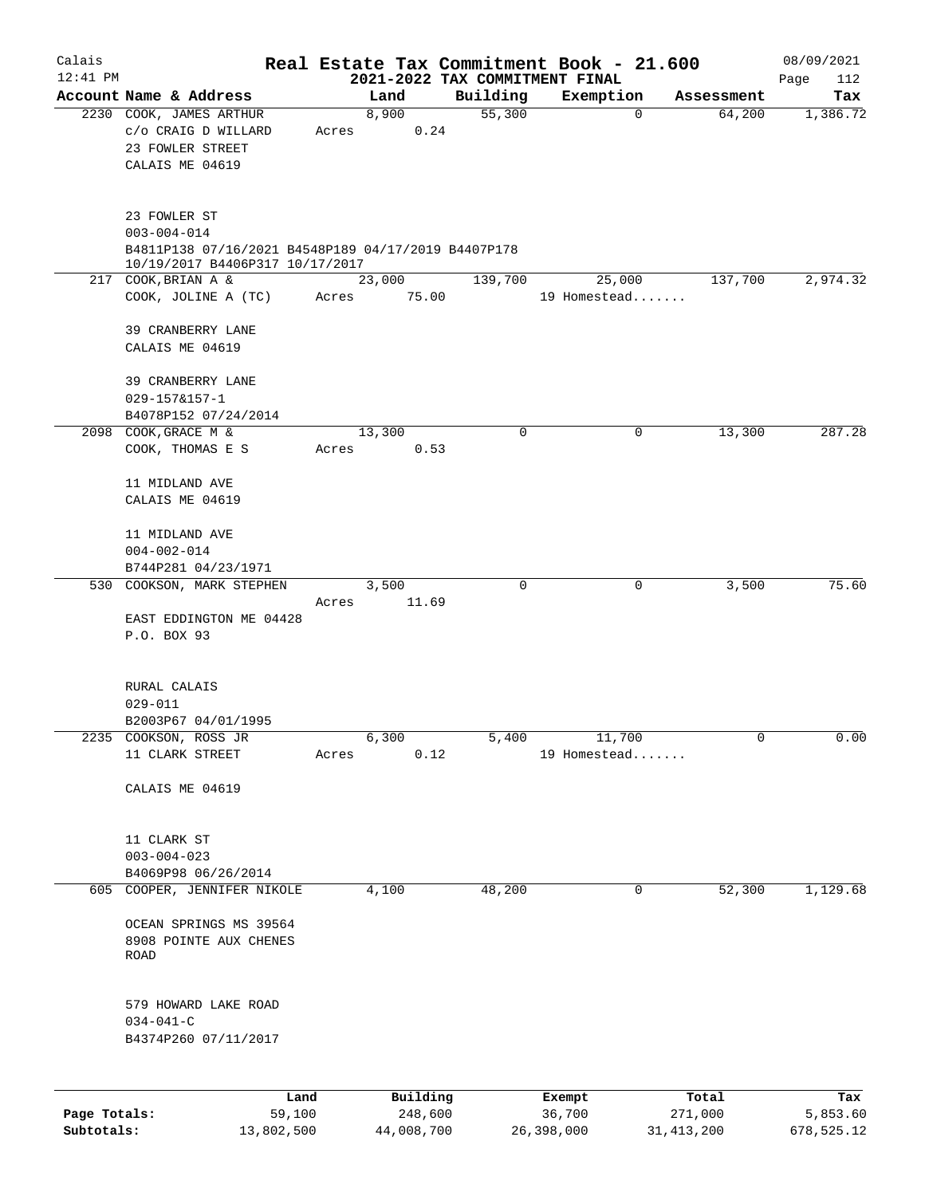Calais
12:41 PM

# Real Estate Tax Commitment Book - 21.600

## 2021-2022 TAX COMMITMENT FINAL

08/09/2021

| Account Name & Address | Land | Building | Exemption | Assessment | Tax |
|---|---|---|---|---|---|
| 2230 COOK, JAMES ARTHUR<br>c/o CRAIG D WILLARD<br>23 FOWLER STREET<br>CALAIS ME 04619<br><br>23 FOWLER ST<br>003-004-014<br>B4811P138 07/16/2021 B4548P189 04/17/2019 B4407P178 10/19/2017 B4406P317 10/17/2017 | 8,900<br>Acres 0.24 | 55,300 | 0 | 64,200 | 1,386.72 |
| 217 COOK,BRIAN A &<br>COOK, JOLINE A (TC)<br><br>39 CRANBERRY LANE<br>CALAIS ME 04619<br><br>39 CRANBERRY LANE<br>029-157&157-1<br>B4078P152 07/24/2014 | 23,000<br>Acres 75.00 | 139,700 | 25,000<br>19 Homestead....... | 137,700 | 2,974.32 |
| 2098 COOK,GRACE M &<br>COOK, THOMAS E S<br><br>11 MIDLAND AVE<br>CALAIS ME 04619<br><br>11 MIDLAND AVE<br>004-002-014<br>B744P281 04/23/1971 | 13,300<br>Acres 0.53 | 0 | 0 | 13,300 | 287.28 |
| 530 COOKSON, MARK STEPHEN<br><br>EAST EDDINGTON ME 04428<br>P.O. BOX 93<br><br>RURAL CALAIS<br>029-011<br>B2003P67 04/01/1995 | 3,500<br>Acres 11.69 | 0 | 0 | 3,500 | 75.60 |
| 2235 COOKSON, ROSS JR<br>11 CLARK STREET<br><br>CALAIS ME 04619<br><br>11 CLARK ST<br>003-004-023<br>B4069P98 06/26/2014 | 6,300<br>Acres 0.12 | 5,400 | 11,700<br>19 Homestead....... | 0 | 0.00 |
| 605 COOPER, JENNIFER NIKOLE<br><br>OCEAN SPRINGS MS 39564<br>8908 POINTE AUX CHENES ROAD<br><br>579 HOWARD LAKE ROAD<br>034-041-C<br>B4374P260 07/11/2017 | 4,100 | 48,200 | 0 | 52,300 | 1,129.68 |

| | Land | Building | Exempt | Total | Tax |
|---|---|---|---|---|---|
| **Page Totals:** | 59,100 | 248,600 | 36,700 | 271,000 | 5,853.60 |
| **Subtotals:** | 13,802,500 | 44,008,700 | 26,398,000 | 31,413,200 | 678,525.12 |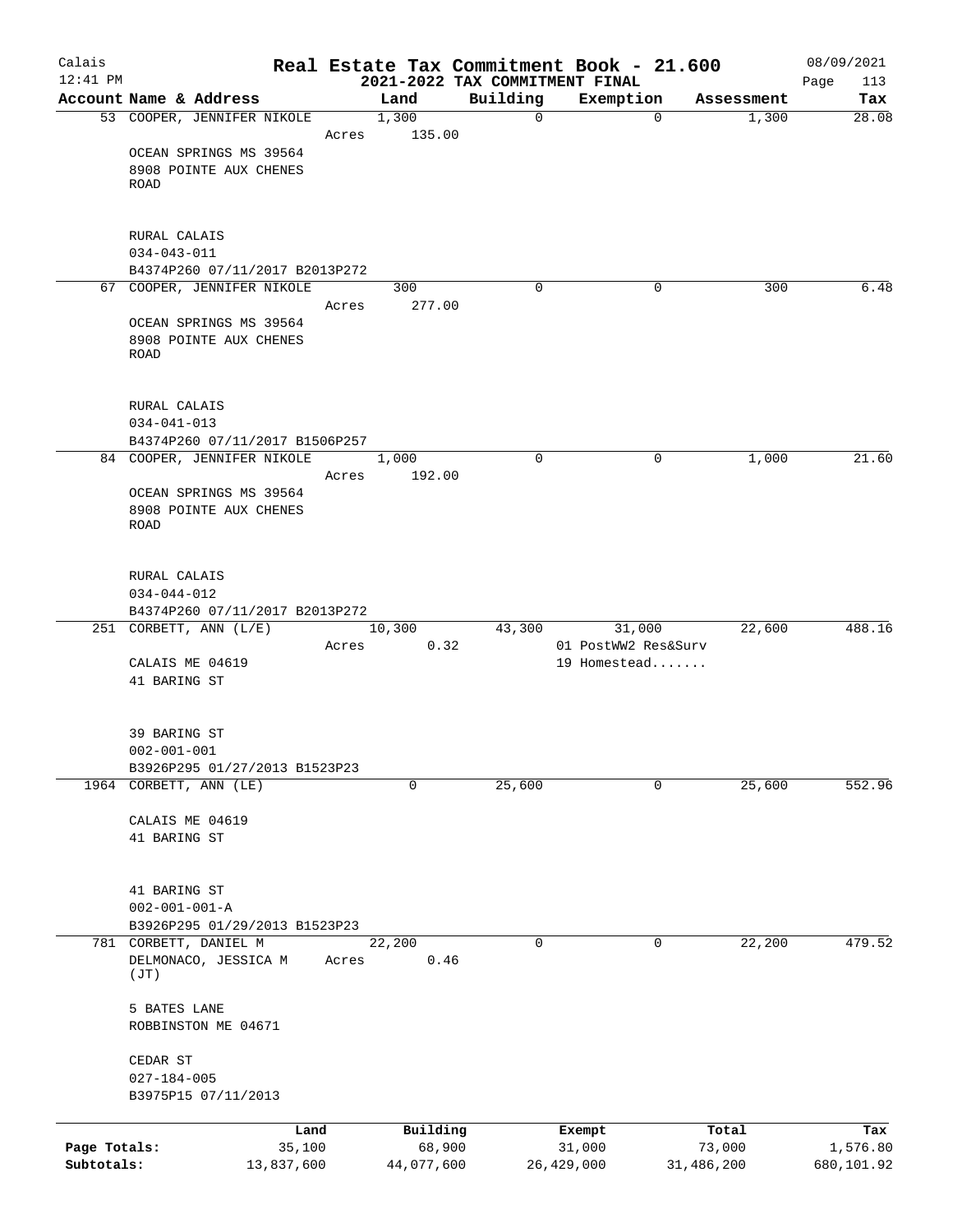# Real Estate Tax Commitment Book - 21.600

## 2021-2022 TAX COMMITMENT FINAL

Calais
12:41 PM

08/09/2021

| Account Name & Address | Land | Building | Exemption | Assessment | Tax |
|---|---|---|---|---|---|
| 53 COOPER, JENNIFER NIKOLE | 1,300 | 0 | 0 | 1,300 | 28.08 |
| | Acres 135.00 | | | | |
| OCEAN SPRINGS MS 39564 | | | | | |
| 8908 POINTE AUX CHENES ROAD | | | | | |
| RURAL CALAIS | | | | | |
| 034-043-011 | | | | | |
| B4374P260 07/11/2017 B2013P272 | | | | | |
| 67 COOPER, JENNIFER NIKOLE | 300 | 0 | 0 | 300 | 6.48 |
| | Acres 277.00 | | | | |
| OCEAN SPRINGS MS 39564 | | | | | |
| 8908 POINTE AUX CHENES ROAD | | | | | |
| RURAL CALAIS | | | | | |
| 034-041-013 | | | | | |
| B4374P260 07/11/2017 B1506P257 | | | | | |
| 84 COOPER, JENNIFER NIKOLE | 1,000 | 0 | 0 | 1,000 | 21.60 |
| | Acres 192.00 | | | | |
| OCEAN SPRINGS MS 39564 | | | | | |
| 8908 POINTE AUX CHENES ROAD | | | | | |
| RURAL CALAIS | | | | | |
| 034-044-012 | | | | | |
| B4374P260 07/11/2017 B2013P272 | | | | | |
| 251 CORBETT, ANN (L/E) | 10,300 | 43,300 | 31,000 | 22,600 | 488.16 |
| | Acres 0.32 | | 01 PostWW2 Res&Surv | | |
| CALAIS ME 04619 | | | 19 Homestead....... | | |
| 41 BARING ST | | | | | |
| 39 BARING ST | | | | | |
| 002-001-001 | | | | | |
| B3926P295 01/27/2013 B1523P23 | | | | | |
| 1964 CORBETT, ANN (LE) | 0 | 25,600 | 0 | 25,600 | 552.96 |
| CALAIS ME 04619 | | | | | |
| 41 BARING ST | | | | | |
| 41 BARING ST | | | | | |
| 002-001-001-A | | | | | |
| B3926P295 01/29/2013 B1523P23 | | | | | |
| 781 CORBETT, DANIEL M | 22,200 | 0 | 0 | 22,200 | 479.52 |
| DELMONACO, JESSICA M (JT) | Acres 0.46 | | | | |
| 5 BATES LANE | | | | | |
| ROBBINSTON ME 04671 | | | | | |
| CEDAR ST | | | | | |
| 027-184-005 | | | | | |
| B3975P15 07/11/2013 | | | | | |

| | Land | Building | Exempt | Total | Tax |
|---|---|---|---|---|---|
| Page Totals: | 35,100 | 68,900 | 31,000 | 73,000 | 1,576.80 |
| Subtotals: | 13,837,600 | 44,077,600 | 26,429,000 | 31,486,200 | 680,101.92 |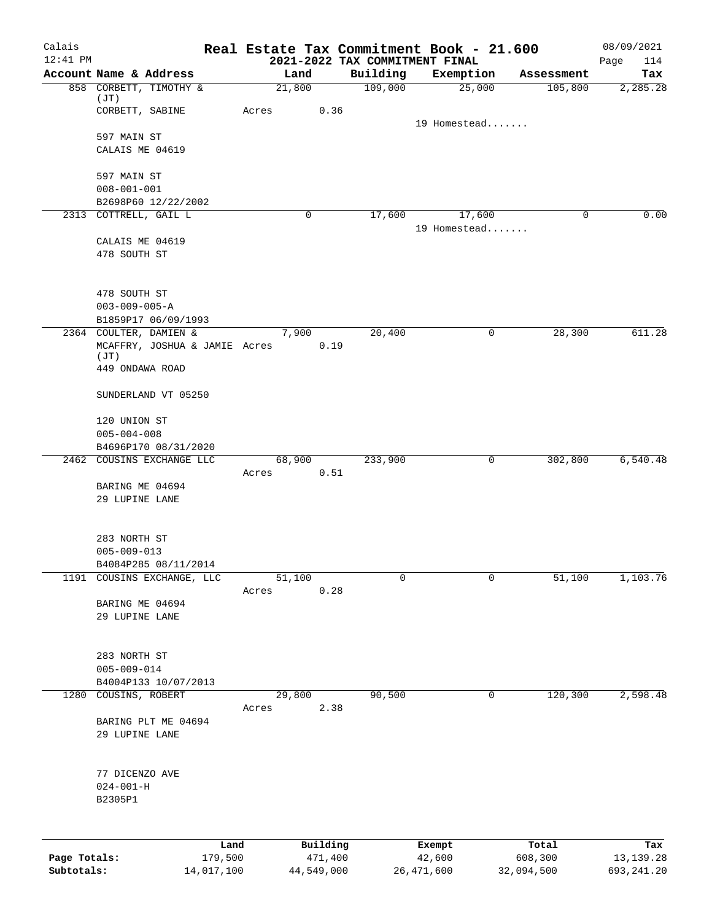# Real Estate Tax Commitment Book - 21.600

Calais 12:41 PM — 2021-2022 TAX COMMITMENT FINAL — 08/09/2021

| Account Name & Address | Land | Building | Exemption | Assessment | Tax |
|---|---|---|---|---|---|
| 858 CORBETT, TIMOTHY & (JT) | 21,800 | 109,000 | 25,000 | 105,800 | 2,285.28 |
| CORBETT, SABINE | Acres 0.36 | | | | |
| | | | 19 Homestead....... | | |
| 597 MAIN ST | | | | | |
| CALAIS ME 04619 | | | | | |
| 597 MAIN ST | | | | | |
| 008-001-001 | | | | | |
| B2698P60 12/22/2002 | | | | | |
| 2313 COTTRELL, GAIL L | 0 | 17,600 | 17,600 | 0 | 0.00 |
| | | | 19 Homestead....... | | |
| CALAIS ME 04619 | | | | | |
| 478 SOUTH ST | | | | | |
| 478 SOUTH ST | | | | | |
| 003-009-005-A | | | | | |
| B1859P17 06/09/1993 | | | | | |
| 2364 COULTER, DAMIEN & | 7,900 | 20,400 | 0 | 28,300 | 611.28 |
| MCAFFRY, JOSHUA & JAMIE (JT) | Acres 0.19 | | | | |
| 449 ONDAWA ROAD | | | | | |
| SUNDERLAND VT 05250 | | | | | |
| 120 UNION ST | | | | | |
| 005-004-008 | | | | | |
| B4696P170 08/31/2020 | | | | | |
| 2462 COUSINS EXCHANGE LLC | 68,900 | 233,900 | 0 | 302,800 | 6,540.48 |
| | Acres 0.51 | | | | |
| BARING ME 04694 | | | | | |
| 29 LUPINE LANE | | | | | |
| 283 NORTH ST | | | | | |
| 005-009-013 | | | | | |
| B4084P285 08/11/2014 | | | | | |
| 1191 COUSINS EXCHANGE, LLC | 51,100 | 0 | 0 | 51,100 | 1,103.76 |
| | Acres 0.28 | | | | |
| BARING ME 04694 | | | | | |
| 29 LUPINE LANE | | | | | |
| 283 NORTH ST | | | | | |
| 005-009-014 | | | | | |
| B4004P133 10/07/2013 | | | | | |
| 1280 COUSINS, ROBERT | 29,800 | 90,500 | 0 | 120,300 | 2,598.48 |
| | Acres 2.38 | | | | |
| BARING PLT ME 04694 | | | | | |
| 29 LUPINE LANE | | | | | |
| 77 DICENZO AVE | | | | | |
| 024-001-H | | | | | |
| B2305P1 | | | | | |

| | Land | Building | Exempt | Total | Tax |
|---|---|---|---|---|---|
| Page Totals: | 179,500 | 471,400 | 42,600 | 608,300 | 13,139.28 |
| Subtotals: | 14,017,100 | 44,549,000 | 26,471,600 | 32,094,500 | 693,241.20 |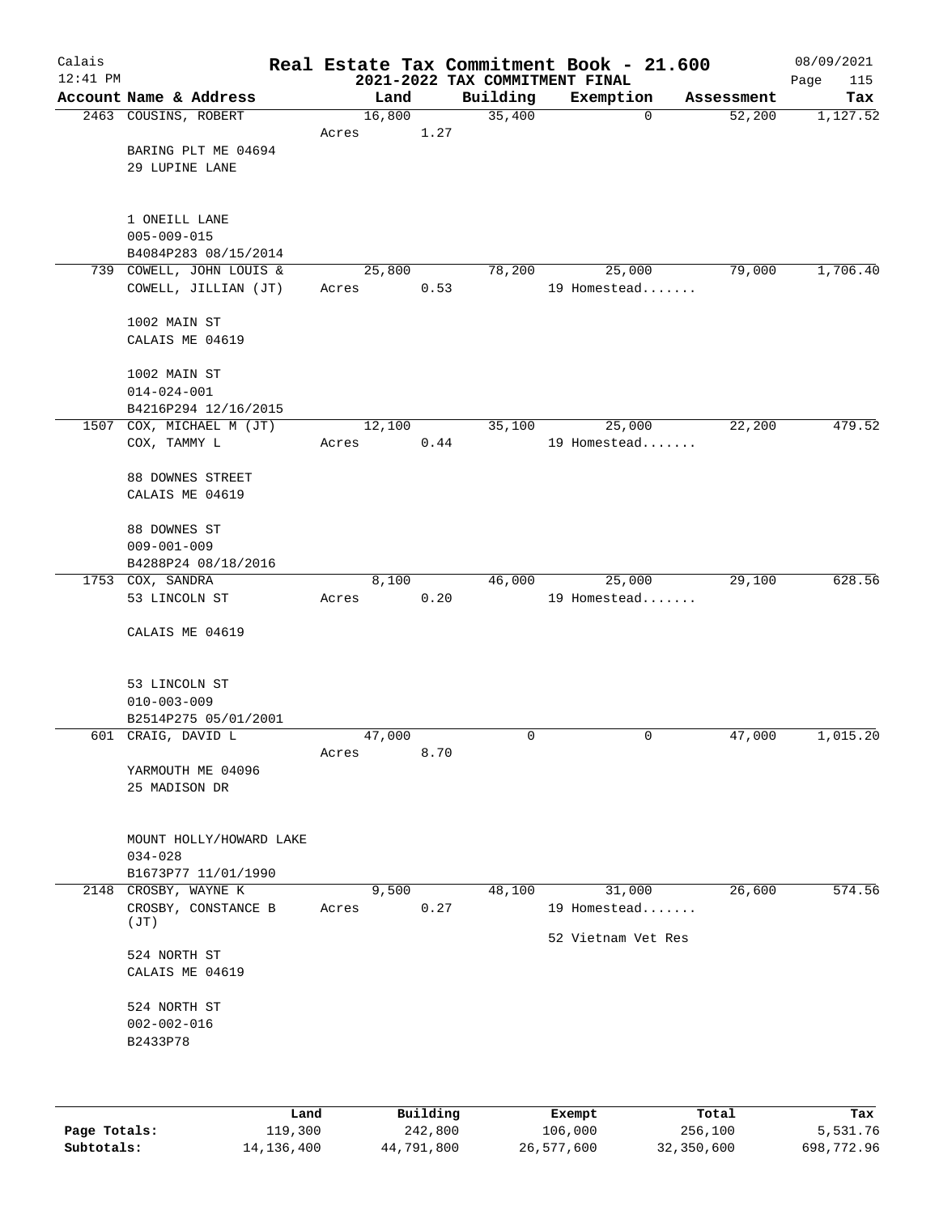Calais
12:41 PM

# Real Estate Tax Commitment Book - 21.600

## 2021-2022 TAX COMMITMENT FINAL

08/09/2021
Page 115

| Account Name & Address | Land | Building | Exemption | Assessment | Tax |
|---|---|---|---|---|---|
| 2463 COUSINS, ROBERT | 16,800 | 35,400 | 0 | 52,200 | 1,127.52 |
| | Acres 1.27 | | | | |
| BARING PLT ME 04694 | | | | | |
| 29 LUPINE LANE | | | | | |
| 1 ONEILL LANE | | | | | |
| 005-009-015 | | | | | |
| B4084P283 08/15/2014 | | | | | |
| 739 COWELL, JOHN LOUIS & | 25,800 | 78,200 | 25,000 | 79,000 | 1,706.40 |
| COWELL, JILLIAN (JT) | Acres 0.53 | | 19 Homestead....... | | |
| 1002 MAIN ST | | | | | |
| CALAIS ME 04619 | | | | | |
| 1002 MAIN ST | | | | | |
| 014-024-001 | | | | | |
| B4216P294 12/16/2015 | | | | | |
| 1507 COX, MICHAEL M (JT) | 12,100 | 35,100 | 25,000 | 22,200 | 479.52 |
| COX, TAMMY L | Acres 0.44 | | 19 Homestead....... | | |
| 88 DOWNES STREET | | | | | |
| CALAIS ME 04619 | | | | | |
| 88 DOWNES ST | | | | | |
| 009-001-009 | | | | | |
| B4288P24 08/18/2016 | | | | | |
| 1753 COX, SANDRA | 8,100 | 46,000 | 25,000 | 29,100 | 628.56 |
| 53 LINCOLN ST | Acres 0.20 | | 19 Homestead....... | | |
| CALAIS ME 04619 | | | | | |
| 53 LINCOLN ST | | | | | |
| 010-003-009 | | | | | |
| B2514P275 05/01/2001 | | | | | |
| 601 CRAIG, DAVID L | 47,000 | 0 | 0 | 47,000 | 1,015.20 |
| | Acres 8.70 | | | | |
| YARMOUTH ME 04096 | | | | | |
| 25 MADISON DR | | | | | |
| MOUNT HOLLY/HOWARD LAKE | | | | | |
| 034-028 | | | | | |
| B1673P77 11/01/1990 | | | | | |
| 2148 CROSBY, WAYNE K | 9,500 | 48,100 | 31,000 | 26,600 | 574.56 |
| CROSBY, CONSTANCE B (JT) | Acres 0.27 | | 19 Homestead....... | | |
| | | | 52 Vietnam Vet Res | | |
| 524 NORTH ST | | | | | |
| CALAIS ME 04619 | | | | | |
| 524 NORTH ST | | | | | |
| 002-002-016 | | | | | |
| B2433P78 | | | | | |

| | Land | Building | Exempt | Total | Tax |
|---|---|---|---|---|---|
| Page Totals: | 119,300 | 242,800 | 106,000 | 256,100 | 5,531.76 |
| Subtotals: | 14,136,400 | 44,791,800 | 26,577,600 | 32,350,600 | 698,772.96 |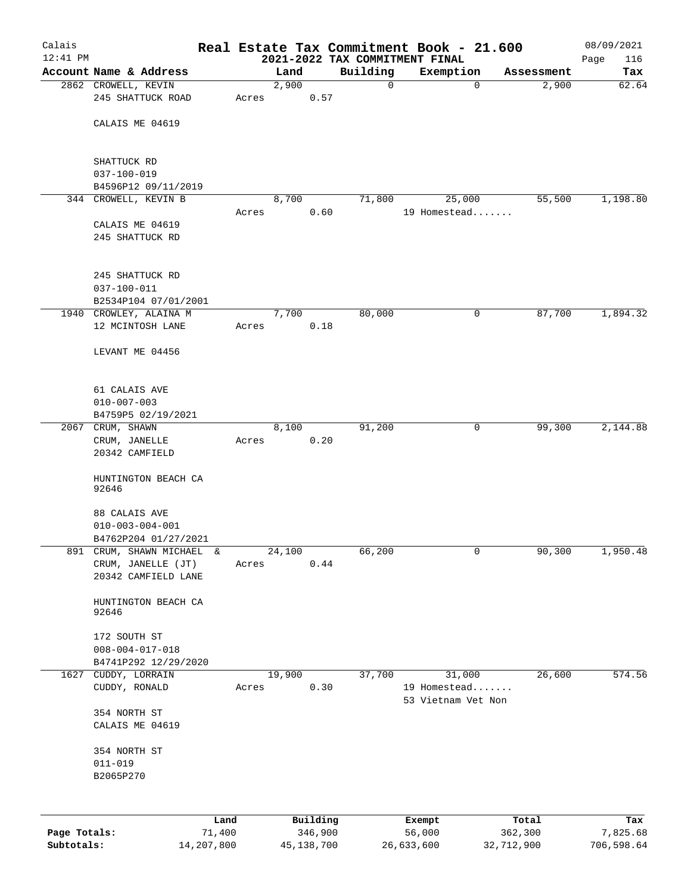# Real Estate Tax Commitment Book - 21.600

## 2021-2022 TAX COMMITMENT FINAL

Calais 12:41 PM — 08/09/2021

| Account Name & Address | Land | Building | Exemption | Assessment | Tax |
|---|---|---|---|---|---|
| 2862 CROWELL, KEVIN<br>245 SHATTUCK ROAD<br><br>CALAIS ME 04619<br><br>SHATTUCK RD<br>037-100-019<br>B4596P12 09/11/2019 | 2,900<br>Acres 0.57 | 0 | 0 | 2,900 | 62.64 |
| 344 CROWELL, KEVIN B<br><br>CALAIS ME 04619<br>245 SHATTUCK RD<br><br>245 SHATTUCK RD<br>037-100-011<br>B2534P104 07/01/2001 | 8,700<br>Acres 0.60 | 71,800 | 25,000<br>19 Homestead....... | 55,500 | 1,198.80 |
| 1940 CROWLEY, ALAINA M<br>12 MCINTOSH LANE<br><br>LEVANT ME 04456<br><br>61 CALAIS AVE<br>010-007-003<br>B4759P5 02/19/2021 | 7,700<br>Acres 0.18 | 80,000 | 0 | 87,700 | 1,894.32 |
| 2067 CRUM, SHAWN<br>CRUM, JANELLE<br>20342 CAMFIELD<br><br>HUNTINGTON BEACH CA 92646<br><br>88 CALAIS AVE<br>010-003-004-001<br>B4762P204 01/27/2021 | 8,100<br>Acres 0.20 | 91,200 | 0 | 99,300 | 2,144.88 |
| 891 CRUM, SHAWN MICHAEL &<br>CRUM, JANELLE (JT)<br>20342 CAMFIELD LANE<br><br>HUNTINGTON BEACH CA 92646<br><br>172 SOUTH ST<br>008-004-017-018<br>B4741P292 12/29/2020 | 24,100<br>Acres 0.44 | 66,200 | 0 | 90,300 | 1,950.48 |
| 1627 CUDDY, LORRAIN<br>CUDDY, RONALD<br><br>354 NORTH ST<br>CALAIS ME 04619<br><br>354 NORTH ST<br>011-019<br>B2065P270 | 19,900<br>Acres 0.30 | 37,700 | 31,000<br>19 Homestead.......<br>53 Vietnam Vet Non | 26,600 | 574.56 |

| | Land | Building | Exempt | Total | Tax |
|---|---|---|---|---|---|
| Page Totals: | 71,400 | 346,900 | 56,000 | 362,300 | 7,825.68 |
| Subtotals: | 14,207,800 | 45,138,700 | 26,633,600 | 32,712,900 | 706,598.64 |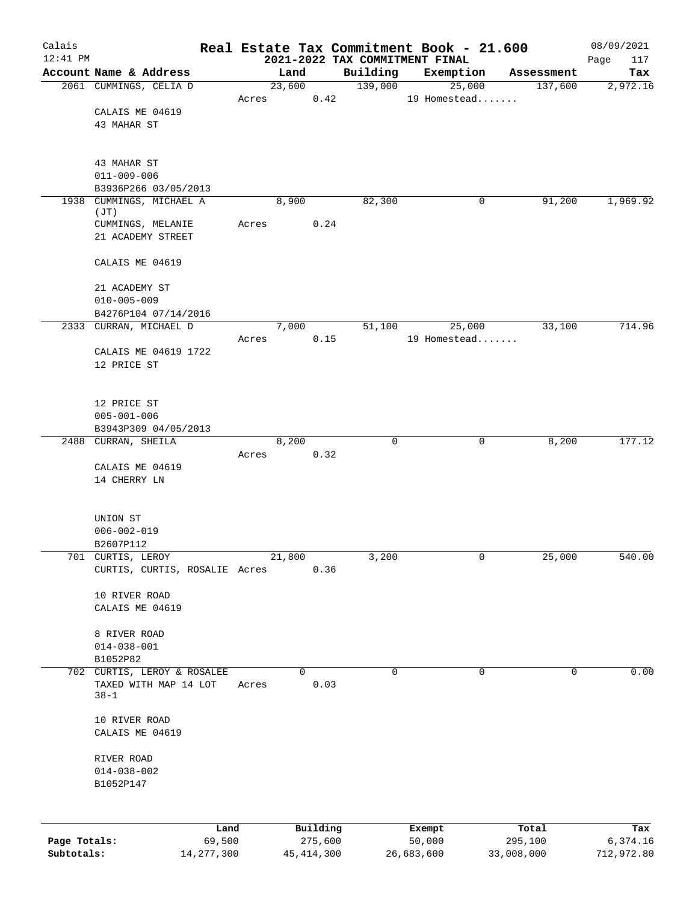# Real Estate Tax Commitment Book - 21.600

## 2021-2022 TAX COMMITMENT FINAL

Calais 12:41 PM — 08/09/2021

| Account Name & Address | Land | Building | Exemption | Assessment | Tax |
|---|---|---|---|---|---|
| 2061 CUMMINGS, CELIA D | 23,600 | 139,000 | 25,000 | 137,600 | 2,972.16 |
| | Acres 0.42 | | 19 Homestead....... | | |
| CALAIS ME 04619<br>43 MAHAR ST<br><br>43 MAHAR ST<br>011-009-006<br>B3936P266 03/05/2013 | | | | | |
| 1938 CUMMINGS, MICHAEL A (JT) | 8,900 | 82,300 | 0 | 91,200 | 1,969.92 |
| CUMMINGS, MELANIE | Acres 0.24 | | | | |
| 21 ACADEMY STREET<br><br>CALAIS ME 04619<br><br>21 ACADEMY ST<br>010-005-009<br>B4276P104 07/14/2016 | | | | | |
| 2333 CURRAN, MICHAEL D | 7,000 | 51,100 | 25,000 | 33,100 | 714.96 |
| | Acres 0.15 | | 19 Homestead....... | | |
| CALAIS ME 04619 1722<br>12 PRICE ST<br><br>12 PRICE ST<br>005-001-006<br>B3943P309 04/05/2013 | | | | | |
| 2488 CURRAN, SHEILA | 8,200 | 0 | 0 | 8,200 | 177.12 |
| | Acres 0.32 | | | | |
| CALAIS ME 04619<br>14 CHERRY LN<br><br>UNION ST<br>006-002-019<br>B2607P112 | | | | | |
| 701 CURTIS, LEROY | 21,800 | 3,200 | 0 | 25,000 | 540.00 |
| CURTIS, CURTIS, ROSALIE | Acres 0.36 | | | | |
| 10 RIVER ROAD<br>CALAIS ME 04619<br><br>8 RIVER ROAD<br>014-038-001<br>B1052P82 | | | | | |
| 702 CURTIS, LEROY & ROSALEE | 0 | 0 | 0 | 0 | 0.00 |
| TAXED WITH MAP 14 LOT 38-1 | Acres 0.03 | | | | |
| 10 RIVER ROAD<br>CALAIS ME 04619<br><br>RIVER ROAD<br>014-038-002<br>B1052P147 | | | | | |

| | Land | Building | Exempt | Total | Tax |
|---|---|---|---|---|---|
| Page Totals: | 69,500 | 275,600 | 50,000 | 295,100 | 6,374.16 |
| Subtotals: | 14,277,300 | 45,414,300 | 26,683,600 | 33,008,000 | 712,972.80 |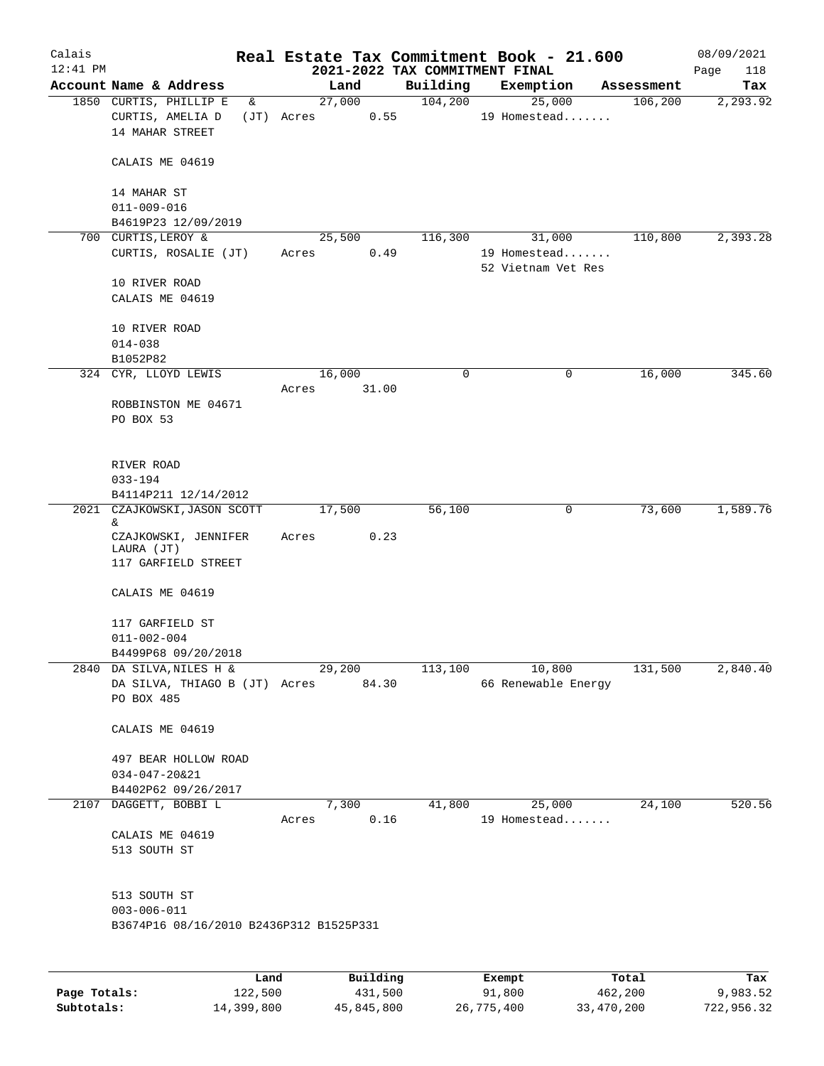# Real Estate Tax Commitment Book - 21.600

Calais
12:41 PM

2021-2022 TAX COMMITMENT FINAL

08/09/2021

| Account | Name & Address | Land | Building | Exemption | Assessment | Tax |
|---|---|---|---|---|---|---|
| 1850 | CURTIS, PHILLIP E & CURTIS, AMELIA D (JT) 14 MAHAR STREET CALAIS ME 04619 14 MAHAR ST 011-009-016 B4619P23 12/09/2019 | 27,000 Acres 0.55 | 104,200 | 25,000 19 Homestead....... | 106,200 | 2,293.92 |
| 700 | CURTIS, LEROY & CURTIS, ROSALIE (JT) 10 RIVER ROAD CALAIS ME 04619 10 RIVER ROAD 014-038 B1052P82 | 25,500 Acres 0.49 | 116,300 | 31,000 19 Homestead....... 52 Vietnam Vet Res | 110,800 | 2,393.28 |
| 324 | CYR, LLOYD LEWIS ROBBINSTON ME 04671 PO BOX 53 RIVER ROAD 033-194 B4114P211 12/14/2012 | 16,000 Acres 31.00 | 0 | 0 | 16,000 | 345.60 |
| 2021 | CZAJKOWSKI, JASON SCOTT & CZAJKOWSKI, JENNIFER LAURA (JT) 117 GARFIELD STREET CALAIS ME 04619 117 GARFIELD ST 011-002-004 B4499P68 09/20/2018 | 17,500 Acres 0.23 | 56,100 | 0 | 73,600 | 1,589.76 |
| 2840 | DA SILVA, NILES H & DA SILVA, THIAGO B (JT) PO BOX 485 CALAIS ME 04619 497 BEAR HOLLOW ROAD 034-047-20&21 B4402P62 09/26/2017 | 29,200 Acres 84.30 | 113,100 | 10,800 66 Renewable Energy | 131,500 | 2,840.40 |
| 2107 | DAGGETT, BOBBI L CALAIS ME 04619 513 SOUTH ST 513 SOUTH ST 003-006-011 B3674P16 08/16/2010 B2436P312 B1525P331 | 7,300 Acres 0.16 | 41,800 | 25,000 19 Homestead....... | 24,100 | 520.56 |

| | Land | Building | Exempt | Total | Tax |
|---|---|---|---|---|---|
| Page Totals: | 122,500 | 431,500 | 91,800 | 462,200 | 9,983.52 |
| Subtotals: | 14,399,800 | 45,845,800 | 26,775,400 | 33,470,200 | 722,956.32 |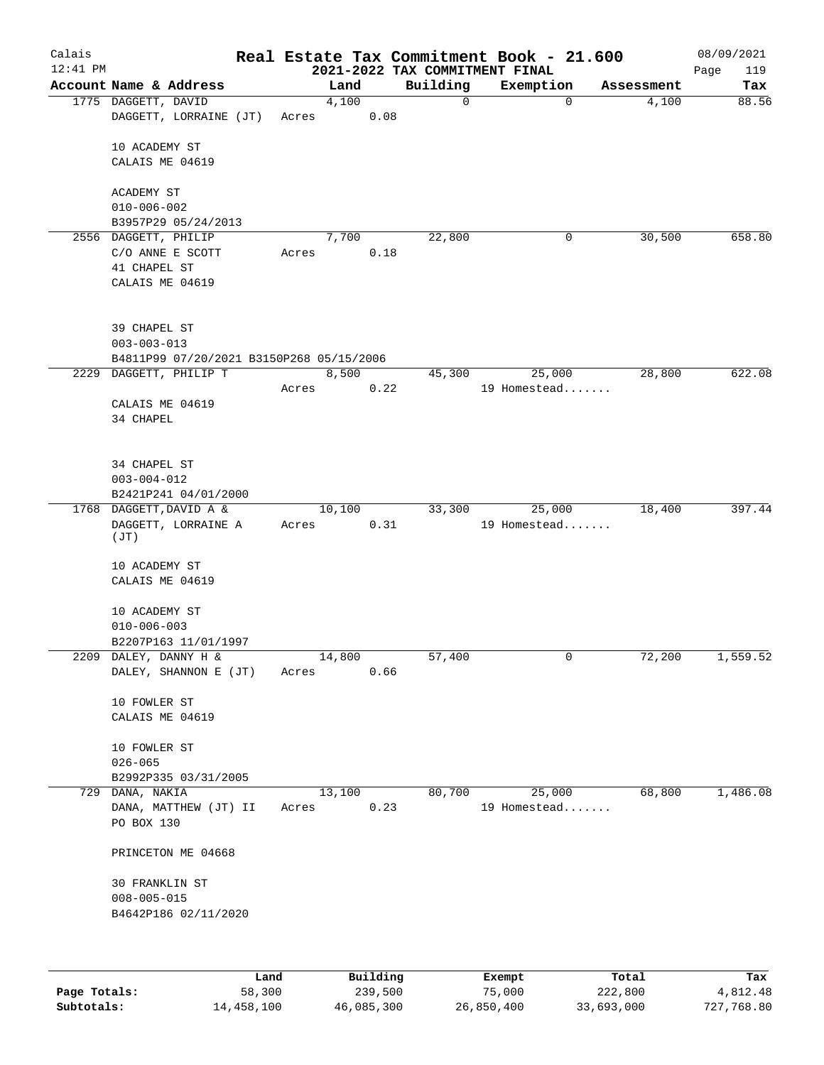Calais
12:41 PM

# Real Estate Tax Commitment Book - 21.600

## 2021-2022 TAX COMMITMENT FINAL

08/09/2021

| Account Name & Address | Land | Building | Exemption | Assessment | Tax |
|---|---|---|---|---|---|
| 1775 DAGGETT, DAVID<br>DAGGETT, LORRAINE (JT)<br><br>10 ACADEMY ST<br>CALAIS ME 04619<br><br>ACADEMY ST<br>010-006-002<br>B3957P29 05/24/2013 | 4,100<br>Acres 0.08 | 0 | 0 | 4,100 | 88.56 |
| 2556 DAGGETT, PHILIP<br>C/O ANNE E SCOTT<br>41 CHAPEL ST<br>CALAIS ME 04619<br><br>39 CHAPEL ST<br>003-003-013<br>B4811P99 07/20/2021 B3150P268 05/15/2006 | 7,700<br>Acres 0.18 | 22,800 | 0 | 30,500 | 658.80 |
| 2229 DAGGETT, PHILIP T<br><br>CALAIS ME 04619<br>34 CHAPEL<br><br>34 CHAPEL ST<br>003-004-012<br>B2421P241 04/01/2000 | 8,500<br>Acres 0.22 | 45,300 | 25,000<br>19 Homestead....... | 28,800 | 622.08 |
| 1768 DAGGETT,DAVID A &<br>DAGGETT, LORRAINE A (JT)<br><br>10 ACADEMY ST<br>CALAIS ME 04619<br><br>10 ACADEMY ST<br>010-006-003<br>B2207P163 11/01/1997 | 10,100<br>Acres 0.31 | 33,300 | 25,000<br>19 Homestead....... | 18,400 | 397.44 |
| 2209 DALEY, DANNY H &<br>DALEY, SHANNON E (JT)<br><br>10 FOWLER ST<br>CALAIS ME 04619<br><br>10 FOWLER ST<br>026-065<br>B2992P335 03/31/2005 | 14,800<br>Acres 0.66 | 57,400 | 0 | 72,200 | 1,559.52 |
| 729 DANA, NAKIA<br>DANA, MATTHEW (JT) II<br>PO BOX 130<br><br>PRINCETON ME 04668<br><br>30 FRANKLIN ST<br>008-005-015<br>B4642P186 02/11/2020 | 13,100<br>Acres 0.23 | 80,700 | 25,000<br>19 Homestead....... | 68,800 | 1,486.08 |

| | Land | Building | Exempt | Total | Tax |
|---|---|---|---|---|---|
| **Page Totals:** | 58,300 | 239,500 | 75,000 | 222,800 | 4,812.48 |
| **Subtotals:** | 14,458,100 | 46,085,300 | 26,850,400 | 33,693,000 | 727,768.80 |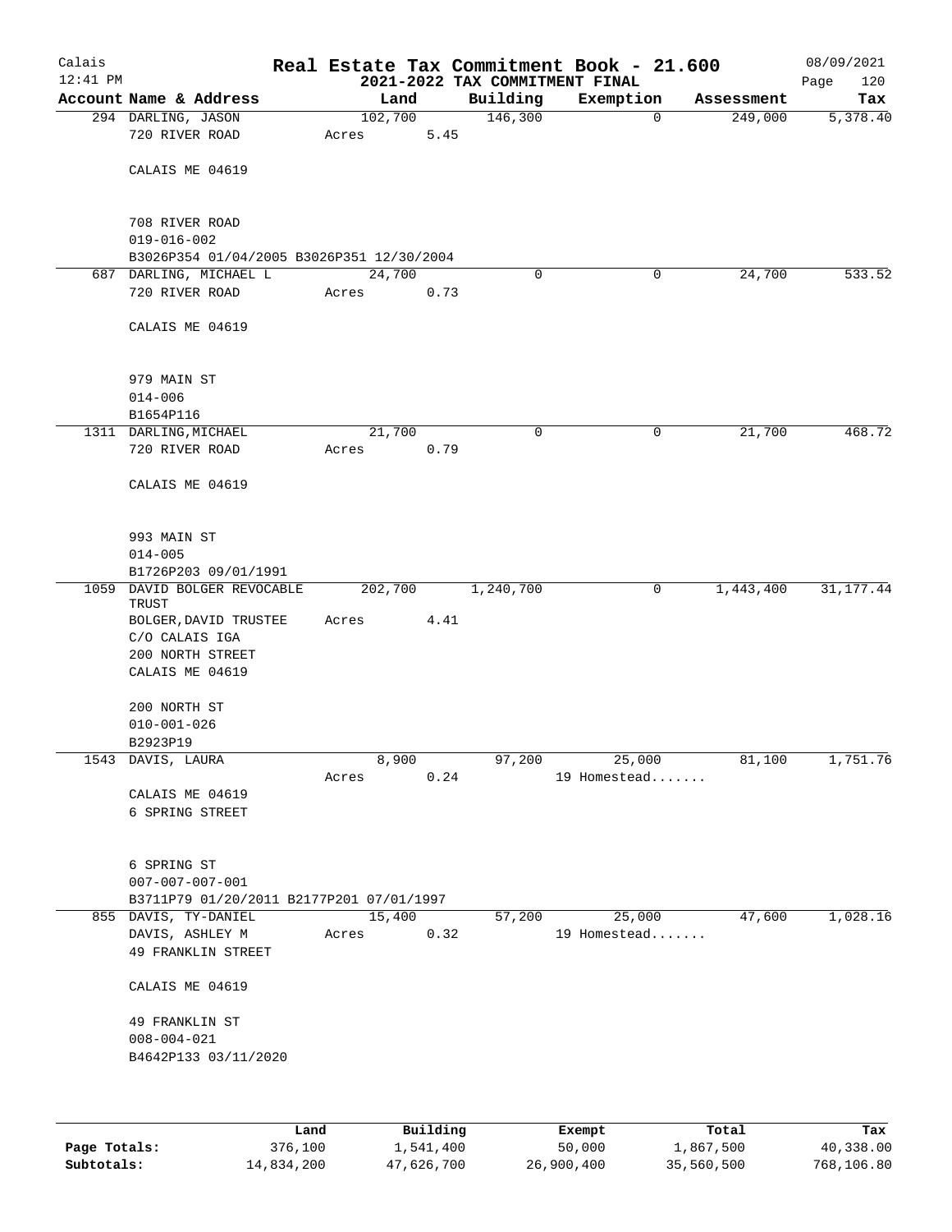# Real Estate Tax Commitment Book - 21.600

## 2021-2022 TAX COMMITMENT FINAL

Calais 12:41 PM — 08/09/2021

| Account Name & Address | Land | Building | Exemption | Assessment | Tax |
|---|---|---|---|---|---|
| 294 DARLING, JASON<br>720 RIVER ROAD<br><br>CALAIS ME 04619<br><br>708 RIVER ROAD<br>019-016-002<br>B3026P354 01/04/2005 B3026P351 12/30/2004 | 102,700<br>Acres 5.45 | 146,300 | 0 | 249,000 | 5,378.40 |
| 687 DARLING, MICHAEL L<br>720 RIVER ROAD<br><br>CALAIS ME 04619<br><br>979 MAIN ST<br>014-006<br>B1654P116 | 24,700<br>Acres 0.73 | 0 | 0 | 24,700 | 533.52 |
| 1311 DARLING,MICHAEL<br>720 RIVER ROAD<br><br>CALAIS ME 04619<br><br>993 MAIN ST<br>014-005<br>B1726P203 09/01/1991 | 21,700<br>Acres 0.79 | 0 | 0 | 21,700 | 468.72 |
| 1059 DAVID BOLGER REVOCABLE TRUST<br>BOLGER,DAVID TRUSTEE<br>C/O CALAIS IGA<br>200 NORTH STREET<br>CALAIS ME 04619<br><br>200 NORTH ST<br>010-001-026<br>B2923P19 | 202,700<br>Acres 4.41 | 1,240,700 | 0 | 1,443,400 | 31,177.44 |
| 1543 DAVIS, LAURA<br><br>CALAIS ME 04619<br>6 SPRING STREET<br><br>6 SPRING ST<br>007-007-007-001<br>B3711P79 01/20/2011 B2177P201 07/01/1997 | 8,900<br>Acres 0.24 | 97,200 | 25,000<br>19 Homestead....... | 81,100 | 1,751.76 |
| 855 DAVIS, TY-DANIEL<br>DAVIS, ASHLEY M<br>49 FRANKLIN STREET<br><br>CALAIS ME 04619<br><br>49 FRANKLIN ST<br>008-004-021<br>B4642P133 03/11/2020 | 15,400<br>Acres 0.32 | 57,200 | 25,000<br>19 Homestead....... | 47,600 | 1,028.16 |

| | Land | Building | Exempt | Total | Tax |
|---|---|---|---|---|---|
| Page Totals: | 376,100 | 1,541,400 | 50,000 | 1,867,500 | 40,338.00 |
| Subtotals: | 14,834,200 | 47,626,700 | 26,900,400 | 35,560,500 | 768,106.80 |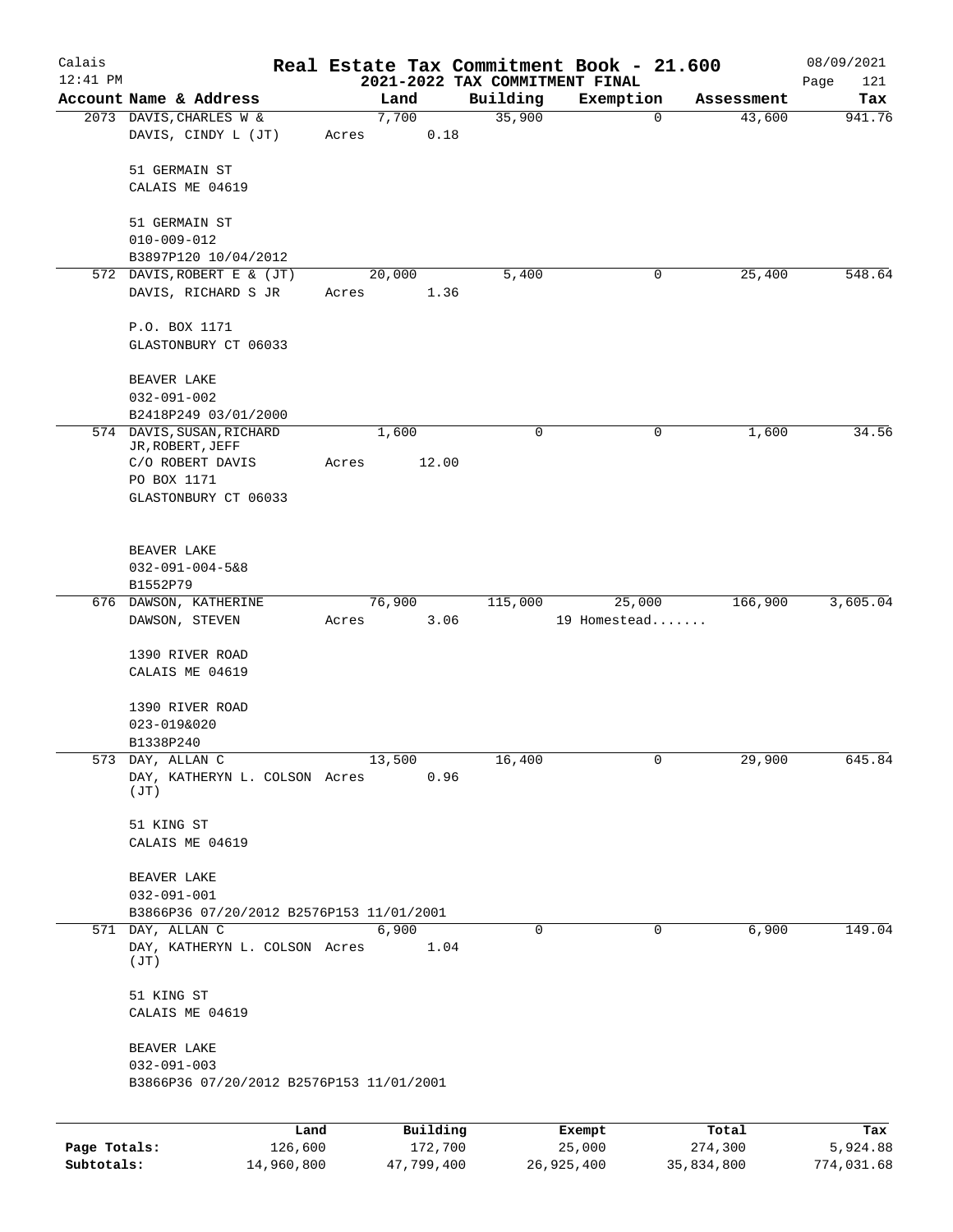# Real Estate Tax Commitment Book - 21.600

## 2021-2022 TAX COMMITMENT FINAL

Calais 12:41 PM — 08/09/2021

| Account Name & Address | Land | Building | Exemption | Assessment | Tax |
|---|---|---|---|---|---|
| 2073 DAVIS, CHARLES W & DAVIS, CINDY L (JT)<br>51 GERMAIN ST<br>CALAIS ME 04619<br>51 GERMAIN ST<br>010-009-012<br>B3897P120 10/04/2012 | 7,700<br>Acres 0.18 | 35,900 | 0 | 43,600 | 941.76 |
| 572 DAVIS, ROBERT E & (JT) DAVIS, RICHARD S JR<br>P.O. BOX 1171<br>GLASTONBURY CT 06033<br>BEAVER LAKE<br>032-091-002<br>B2418P249 03/01/2000 | 20,000<br>Acres 1.36 | 5,400 | 0 | 25,400 | 548.64 |
| 574 DAVIS, SUSAN, RICHARD JR, ROBERT, JEFF<br>C/O ROBERT DAVIS<br>PO BOX 1171<br>GLASTONBURY CT 06033<br>BEAVER LAKE<br>032-091-004-5&8<br>B1552P79 | 1,600<br>Acres 12.00 | 0 | 0 | 1,600 | 34.56 |
| 676 DAWSON, KATHERINE DAWSON, STEVEN<br>1390 RIVER ROAD<br>CALAIS ME 04619<br>1390 RIVER ROAD<br>023-019&020<br>B1338P240 | 76,900<br>Acres 3.06 | 115,000 | 25,000<br>19 Homestead....... | 166,900 | 3,605.04 |
| 573 DAY, ALLAN C<br>DAY, KATHERYN L. COLSON (JT)<br>51 KING ST<br>CALAIS ME 04619<br>BEAVER LAKE<br>032-091-001<br>B3866P36 07/20/2012 B2576P153 11/01/2001 | 13,500<br>Acres 0.96 | 16,400 | 0 | 29,900 | 645.84 |
| 571 DAY, ALLAN C<br>DAY, KATHERYN L. COLSON (JT)<br>51 KING ST<br>CALAIS ME 04619<br>BEAVER LAKE<br>032-091-003<br>B3866P36 07/20/2012 B2576P153 11/01/2001 | 6,900<br>Acres 1.04 | 0 | 0 | 6,900 | 149.04 |

| | Land | Building | Exempt | Total | Tax |
|---|---|---|---|---|---|
| Page Totals: | 126,600 | 172,700 | 25,000 | 274,300 | 5,924.88 |
| Subtotals: | 14,960,800 | 47,799,400 | 26,925,400 | 35,834,800 | 774,031.68 |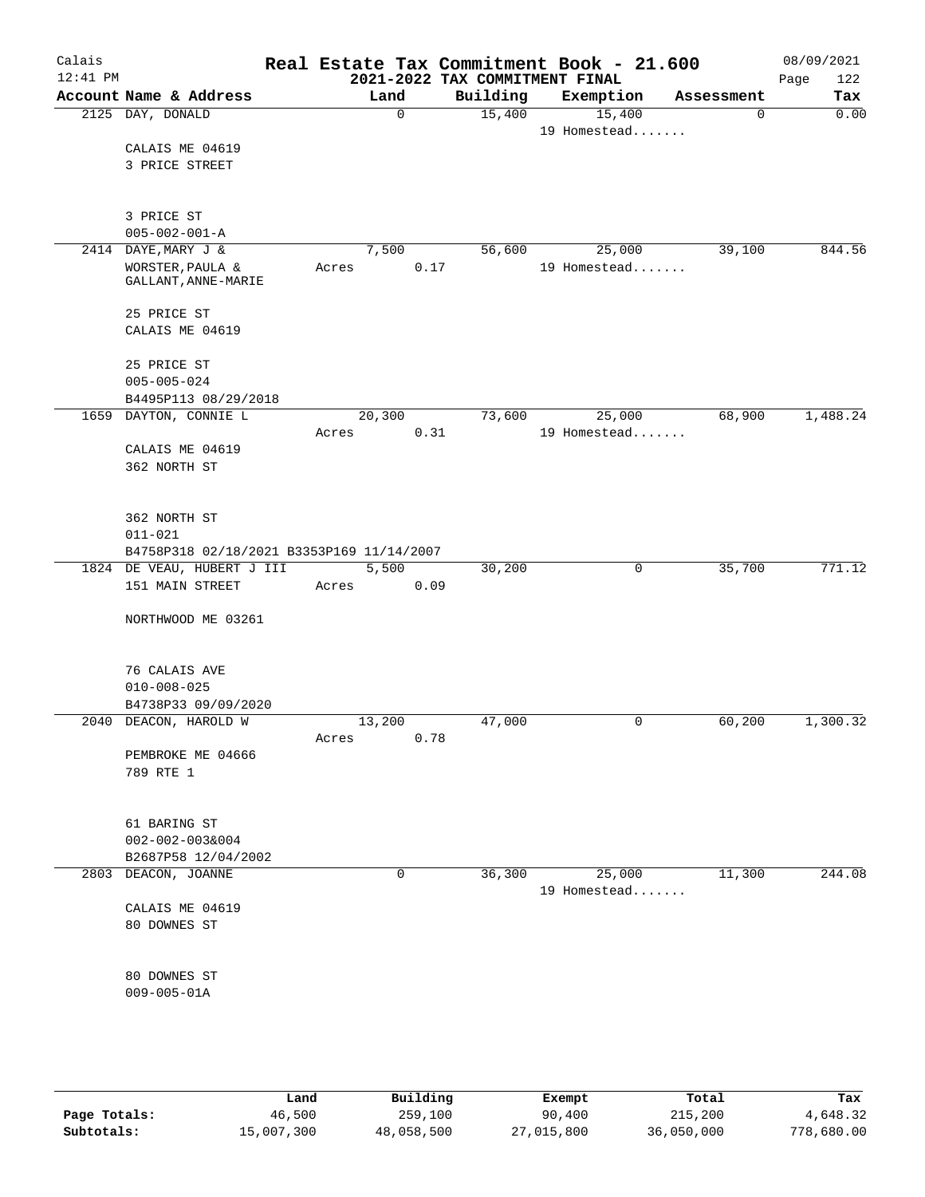# Real Estate Tax Commitment Book - 21.600

## 2021-2022 TAX COMMITMENT FINAL

Calais 12:41 PM — 08/09/2021

| Account Name & Address | Land | Building | Exemption | Assessment | Tax |
|---|---|---|---|---|---|
| 2125 DAY, DONALD<br>CALAIS ME 04619<br>3 PRICE STREET<br><br>3 PRICE ST<br>005-002-001-A | 0 | 15,400 | 15,400<br>19 Homestead....... | 0 | 0.00 |
| 2414 DAYE,MARY J &<br>WORSTER,PAULA &<br>GALLANT,ANNE-MARIE<br><br>25 PRICE ST<br>CALAIS ME 04619<br><br>25 PRICE ST<br>005-005-024<br>B4495P113 08/29/2018 | 7,500<br>Acres 0.17 | 56,600 | 25,000<br>19 Homestead....... | 39,100 | 844.56 |
| 1659 DAYTON, CONNIE L<br>CALAIS ME 04619<br>362 NORTH ST<br><br>362 NORTH ST<br>011-021<br>B4758P318 02/18/2021 B3353P169 11/14/2007 | 20,300<br>Acres 0.31 | 73,600 | 25,000<br>19 Homestead....... | 68,900 | 1,488.24 |
| 1824 DE VEAU, HUBERT J III<br>151 MAIN STREET<br><br>NORTHWOOD ME 03261<br><br>76 CALAIS AVE<br>010-008-025<br>B4738P33 09/09/2020 | 5,500<br>Acres 0.09 | 30,200 | 0 | 35,700 | 771.12 |
| 2040 DEACON, HAROLD W<br>PEMBROKE ME 04666<br>789 RTE 1<br><br>61 BARING ST<br>002-002-003&004<br>B2687P58 12/04/2002 | 13,200<br>Acres 0.78 | 47,000 | 0 | 60,200 | 1,300.32 |
| 2803 DEACON, JOANNE<br>CALAIS ME 04619<br>80 DOWNES ST<br><br>80 DOWNES ST<br>009-005-01A | 0 | 36,300 | 25,000<br>19 Homestead....... | 11,300 | 244.08 |

|  | Land | Building | Exempt | Total | Tax |
|---|---|---|---|---|---|
| **Page Totals:** | 46,500 | 259,100 | 90,400 | 215,200 | 4,648.32 |
| **Subtotals:** | 15,007,300 | 48,058,500 | 27,015,800 | 36,050,000 | 778,680.00 |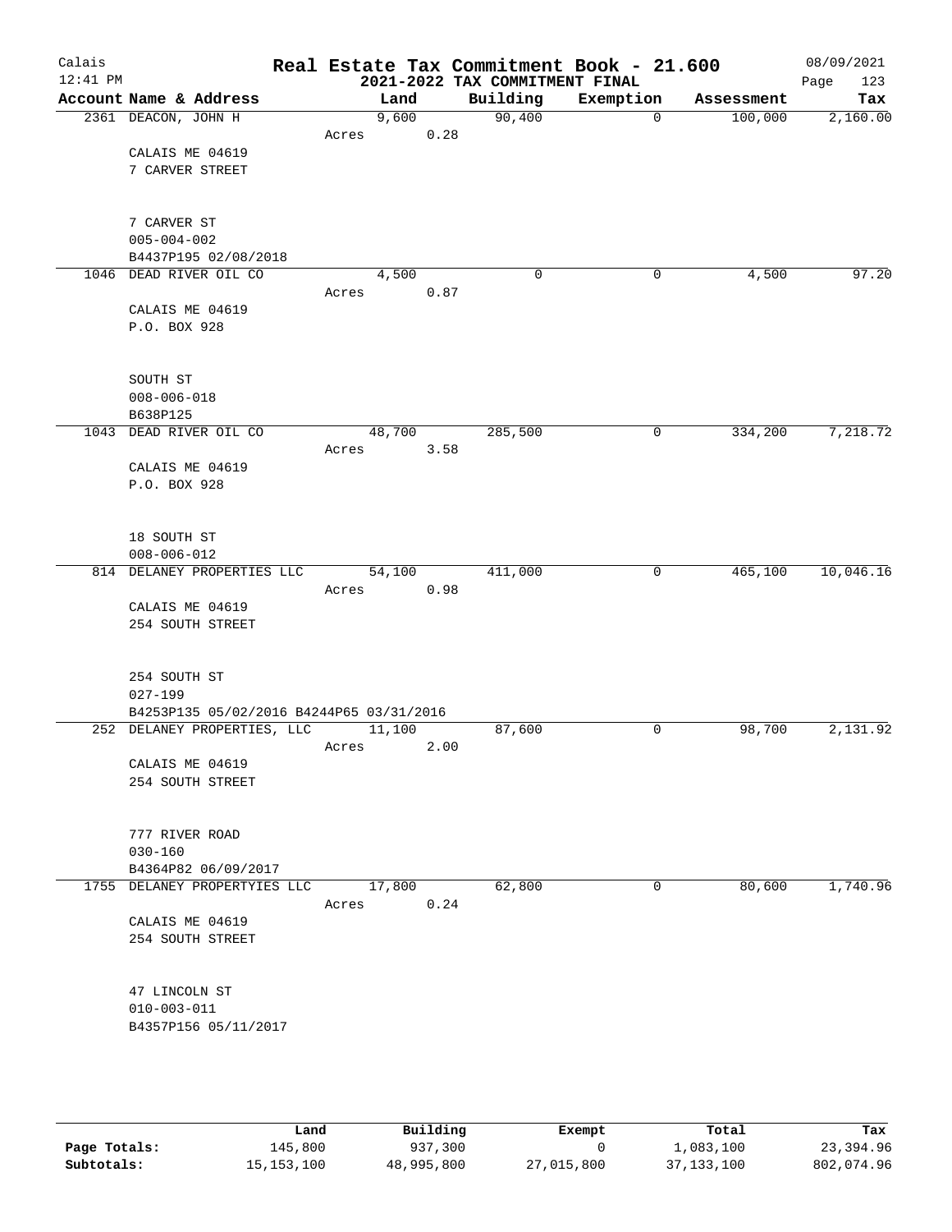# Real Estate Tax Commitment Book - 21.600

Calais
12:41 PM

## 2021-2022 TAX COMMITMENT FINAL

08/09/2021
Page 123

| Account Name & Address | Land | Building | Exemption | Assessment | Tax |
|---|---|---|---|---|---|
| 2361 DEACON, JOHN H | 9,600 | 90,400 | 0 | 100,000 | 2,160.00 |
| | Acres 0.28 | | | | |
| CALAIS ME 04619 | | | | | |
| 7 CARVER STREET | | | | | |
| 7 CARVER ST | | | | | |
| 005-004-002 | | | | | |
| B4437P195 02/08/2018 | | | | | |
| 1046 DEAD RIVER OIL CO | 4,500 | 0 | 0 | 4,500 | 97.20 |
| | Acres 0.87 | | | | |
| CALAIS ME 04619 | | | | | |
| P.O. BOX 928 | | | | | |
| SOUTH ST | | | | | |
| 008-006-018 | | | | | |
| B638P125 | | | | | |
| 1043 DEAD RIVER OIL CO | 48,700 | 285,500 | 0 | 334,200 | 7,218.72 |
| | Acres 3.58 | | | | |
| CALAIS ME 04619 | | | | | |
| P.O. BOX 928 | | | | | |
| 18 SOUTH ST | | | | | |
| 008-006-012 | | | | | |
| 814 DELANEY PROPERTIES LLC | 54,100 | 411,000 | 0 | 465,100 | 10,046.16 |
| | Acres 0.98 | | | | |
| CALAIS ME 04619 | | | | | |
| 254 SOUTH STREET | | | | | |
| 254 SOUTH ST | | | | | |
| 027-199 | | | | | |
| B4253P135 05/02/2016 B4244P65 03/31/2016 | | | | | |
| 252 DELANEY PROPERTIES, LLC | 11,100 | 87,600 | 0 | 98,700 | 2,131.92 |
| | Acres 2.00 | | | | |
| CALAIS ME 04619 | | | | | |
| 254 SOUTH STREET | | | | | |
| 777 RIVER ROAD | | | | | |
| 030-160 | | | | | |
| B4364P82 06/09/2017 | | | | | |
| 1755 DELANEY PROPERTYIES LLC | 17,800 | 62,800 | 0 | 80,600 | 1,740.96 |
| | Acres 0.24 | | | | |
| CALAIS ME 04619 | | | | | |
| 254 SOUTH STREET | | | | | |
| 47 LINCOLN ST | | | | | |
| 010-003-011 | | | | | |
| B4357P156 05/11/2017 | | | | | |

| | Land | Building | Exempt | Total | Tax |
|---|---|---|---|---|---|
| Page Totals: | 145,800 | 937,300 | 0 | 1,083,100 | 23,394.96 |
| Subtotals: | 15,153,100 | 48,995,800 | 27,015,800 | 37,133,100 | 802,074.96 |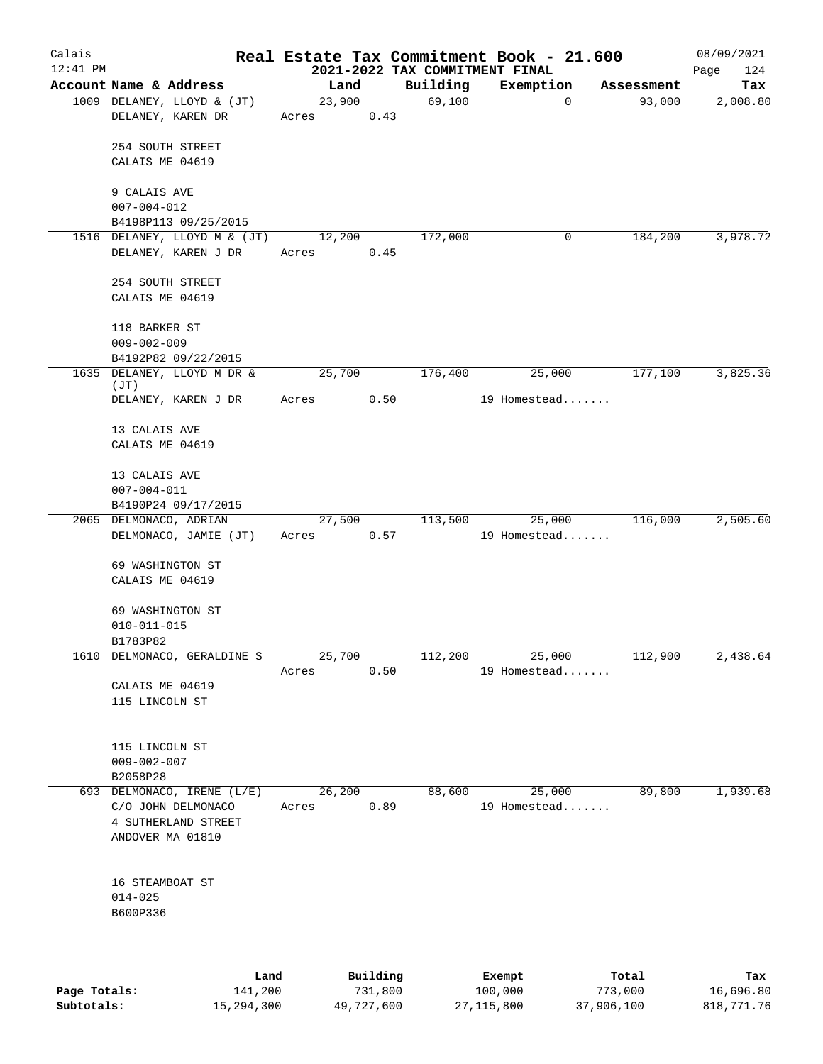Calais 12:41 PM

# Real Estate Tax Commitment Book - 21.600

## 2021-2022 TAX COMMITMENT FINAL

08/09/2021

| Account Name & Address | Land | Building | Exemption | Assessment | Tax |
|---|---|---|---|---|---|
| 1009 DELANEY, LLOYD & (JT)<br>DELANEY, KAREN DR<br><br>254 SOUTH STREET<br>CALAIS ME 04619<br><br>9 CALAIS AVE<br>007-004-012<br>B4198P113 09/25/2015 | 23,900<br>Acres 0.43 | 69,100 | 0 | 93,000 | 2,008.80 |
| 1516 DELANEY, LLOYD M & (JT)<br>DELANEY, KAREN J DR<br><br>254 SOUTH STREET<br>CALAIS ME 04619<br><br>118 BARKER ST<br>009-002-009<br>B4192P82 09/22/2015 | 12,200<br>Acres 0.45 | 172,000 | 0 | 184,200 | 3,978.72 |
| 1635 DELANEY, LLOYD M DR & (JT)<br>DELANEY, KAREN J DR<br><br>13 CALAIS AVE<br>CALAIS ME 04619<br><br>13 CALAIS AVE<br>007-004-011<br>B4190P24 09/17/2015 | 25,700<br>Acres 0.50 | 176,400 | 25,000<br>19 Homestead....... | 177,100 | 3,825.36 |
| 2065 DELMONACO, ADRIAN<br>DELMONACO, JAMIE (JT)<br><br>69 WASHINGTON ST<br>CALAIS ME 04619<br><br>69 WASHINGTON ST<br>010-011-015<br>B1783P82 | 27,500<br>Acres 0.57 | 113,500 | 25,000<br>19 Homestead....... | 116,000 | 2,505.60 |
| 1610 DELMONACO, GERALDINE S<br><br>CALAIS ME 04619<br>115 LINCOLN ST<br><br>115 LINCOLN ST<br>009-002-007<br>B2058P28 | 25,700<br>Acres 0.50 | 112,200 | 25,000<br>19 Homestead....... | 112,900 | 2,438.64 |
| 693 DELMONACO, IRENE (L/E)<br>C/O JOHN DELMONACO<br>4 SUTHERLAND STREET<br>ANDOVER MA 01810<br><br>16 STEAMBOAT ST<br>014-025<br>B600P336 | 26,200<br>Acres 0.89 | 88,600 | 25,000<br>19 Homestead....... | 89,800 | 1,939.68 |

| | Land | Building | Exempt | Total | Tax |
|---|---|---|---|---|---|
| **Page Totals:** | 141,200 | 731,800 | 100,000 | 773,000 | 16,696.80 |
| **Subtotals:** | 15,294,300 | 49,727,600 | 27,115,800 | 37,906,100 | 818,771.76 |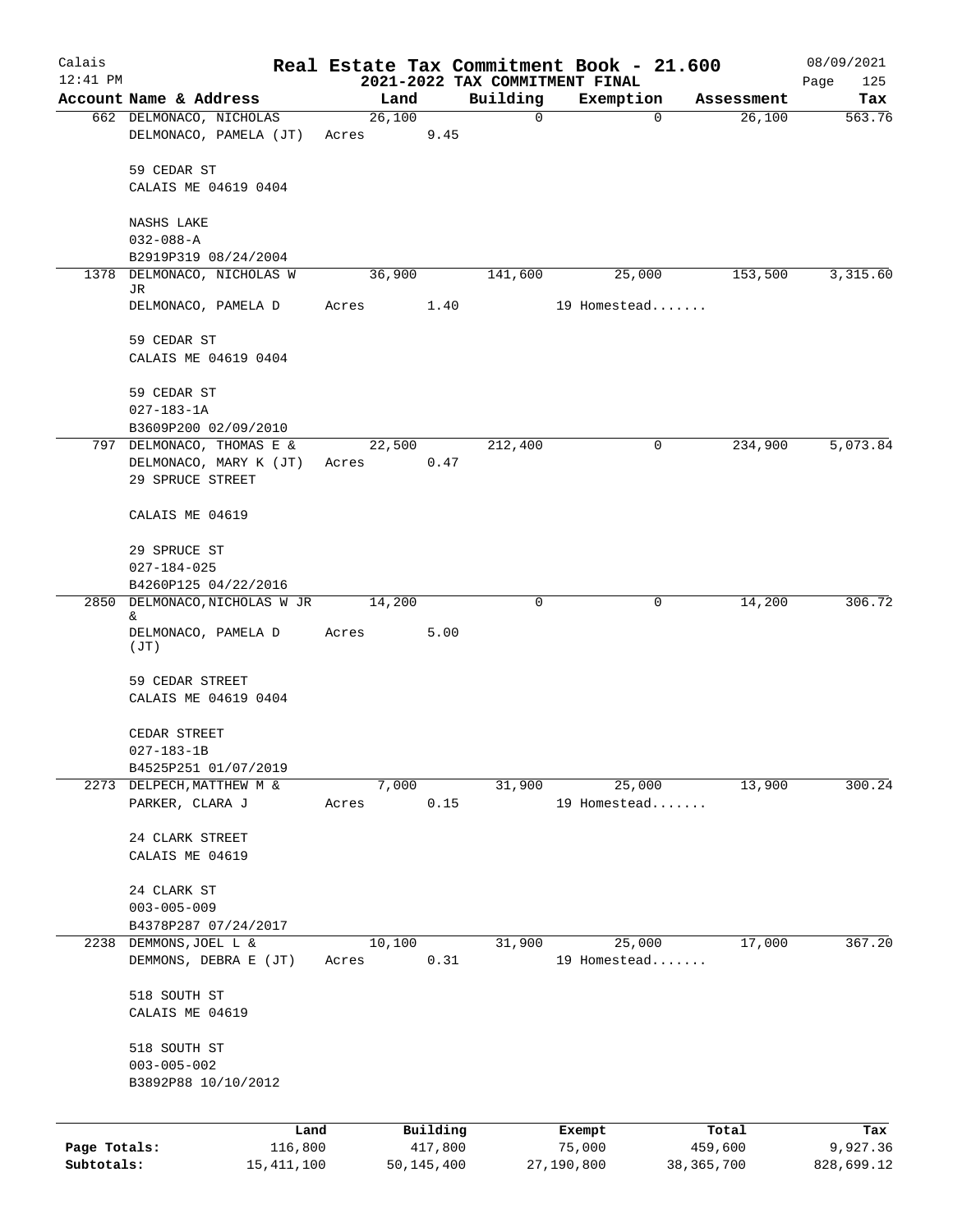# Real Estate Tax Commitment Book - 21.600

## 2021-2022 TAX COMMITMENT FINAL

Calais 12:41 PM — 08/09/2021

| Account Name & Address | Land | Building | Exemption | Assessment | Tax |
|---|---|---|---|---|---|
| 662 DELMONACO, NICHOLAS<br>DELMONACO, PAMELA (JT)<br><br>59 CEDAR ST<br>CALAIS ME 04619 0404<br><br>NASHS LAKE<br>032-088-A<br>B2919P319 08/24/2004 | 26,100<br>Acres 9.45 | 0 | 0 | 26,100 | 563.76 |
| 1378 DELMONACO, NICHOLAS W JR<br>DELMONACO, PAMELA D<br><br>59 CEDAR ST<br>CALAIS ME 04619 0404<br><br>59 CEDAR ST<br>027-183-1A<br>B3609P200 02/09/2010 | 36,900<br>Acres 1.40 | 141,600 | 25,000<br>19 Homestead....... | 153,500 | 3,315.60 |
| 797 DELMONACO, THOMAS E &<br>DELMONACO, MARY K (JT)<br>29 SPRUCE STREET<br><br>CALAIS ME 04619<br><br>29 SPRUCE ST<br>027-184-025<br>B4260P125 04/22/2016 | 22,500<br>Acres 0.47 | 212,400 | 0 | 234,900 | 5,073.84 |
| 2850 DELMONACO,NICHOLAS W JR &<br>DELMONACO, PAMELA D (JT)<br><br>59 CEDAR STREET<br>CALAIS ME 04619 0404<br><br>CEDAR STREET<br>027-183-1B<br>B4525P251 01/07/2019 | 14,200<br>Acres 5.00 | 0 | 0 | 14,200 | 306.72 |
| 2273 DELPECH,MATTHEW M &<br>PARKER, CLARA J<br><br>24 CLARK STREET<br>CALAIS ME 04619<br><br>24 CLARK ST<br>003-005-009<br>B4378P287 07/24/2017 | 7,000<br>Acres 0.15 | 31,900 | 25,000<br>19 Homestead....... | 13,900 | 300.24 |
| 2238 DEMMONS,JOEL L &<br>DEMMONS, DEBRA E (JT)<br><br>518 SOUTH ST<br>CALAIS ME 04619<br><br>518 SOUTH ST<br>003-005-002<br>B3892P88 10/10/2012 | 10,100<br>Acres 0.31 | 31,900 | 25,000<br>19 Homestead....... | 17,000 | 367.20 |

| | Land | Building | Exempt | Total | Tax |
|---|---|---|---|---|---|
| Page Totals: | 116,800 | 417,800 | 75,000 | 459,600 | 9,927.36 |
| Subtotals: | 15,411,100 | 50,145,400 | 27,190,800 | 38,365,700 | 828,699.12 |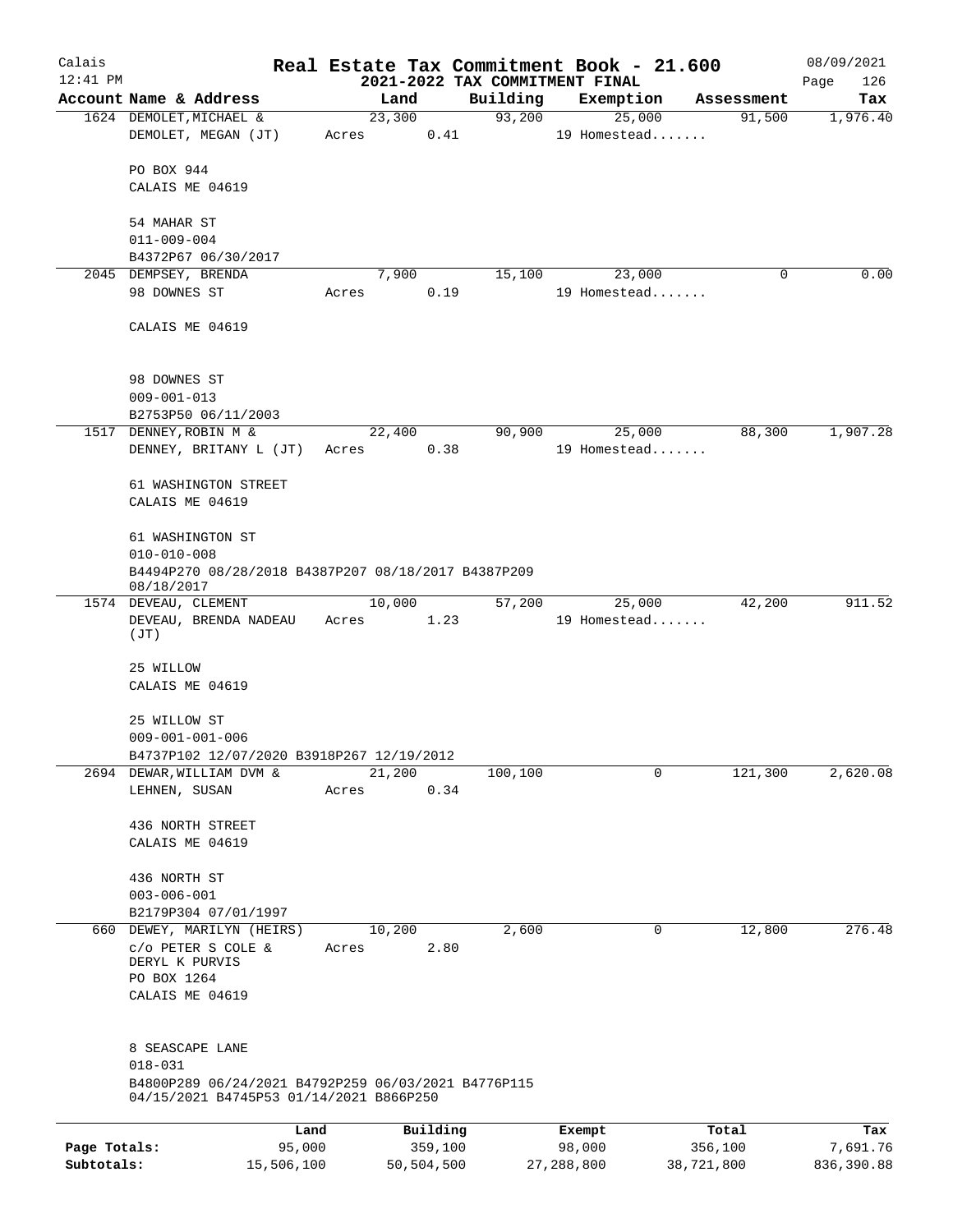# Real Estate Tax Commitment Book - 21.600

## 2021-2022 TAX COMMITMENT FINAL

Calais 12:41 PM — 08/09/2021

| Account Name & Address | Land | Building | Exemption | Assessment | Tax |
|---|---|---|---|---|---|
| 1624 DEMOLET, MICHAEL & | 23,300 | 93,200 | 25,000 | 91,500 | 1,976.40 |
| DEMOLET, MEGAN (JT) | Acres 0.41 | | 19 Homestead....... | | |
| PO BOX 944 | | | | | |
| CALAIS ME 04619 | | | | | |
| 54 MAHAR ST | | | | | |
| 011-009-004 | | | | | |
| B4372P67 06/30/2017 | | | | | |
| 2045 DEMPSEY, BRENDA | 7,900 | 15,100 | 23,000 | 0 | 0.00 |
| 98 DOWNES ST | Acres 0.19 | | 19 Homestead....... | | |
| CALAIS ME 04619 | | | | | |
| 98 DOWNES ST | | | | | |
| 009-001-013 | | | | | |
| B2753P50 06/11/2003 | | | | | |
| 1517 DENNEY, ROBIN M & | 22,400 | 90,900 | 25,000 | 88,300 | 1,907.28 |
| DENNEY, BRITANY L (JT) | Acres 0.38 | | 19 Homestead....... | | |
| 61 WASHINGTON STREET | | | | | |
| CALAIS ME 04619 | | | | | |
| 61 WASHINGTON ST | | | | | |
| 010-010-008 | | | | | |
| B4494P270 08/28/2018 B4387P207 08/18/2017 B4387P209 08/18/2017 | | | | | |
| 1574 DEVEAU, CLEMENT | 10,000 | 57,200 | 25,000 | 42,200 | 911.52 |
| DEVEAU, BRENDA NADEAU (JT) | Acres 1.23 | | 19 Homestead....... | | |
| 25 WILLOW | | | | | |
| CALAIS ME 04619 | | | | | |
| 25 WILLOW ST | | | | | |
| 009-001-001-006 | | | | | |
| B4737P102 12/07/2020 B3918P267 12/19/2012 | | | | | |
| 2694 DEWAR, WILLIAM DVM & | 21,200 | 100,100 | 0 | 121,300 | 2,620.08 |
| LEHNEN, SUSAN | Acres 0.34 | | | | |
| 436 NORTH STREET | | | | | |
| CALAIS ME 04619 | | | | | |
| 436 NORTH ST | | | | | |
| 003-006-001 | | | | | |
| B2179P304 07/01/1997 | | | | | |
| 660 DEWEY, MARILYN (HEIRS) | 10,200 | 2,600 | 0 | 12,800 | 276.48 |
| c/o PETER S COLE & DERYL K PURVIS | Acres 2.80 | | | | |
| PO BOX 1264 | | | | | |
| CALAIS ME 04619 | | | | | |
| 8 SEASCAPE LANE | | | | | |
| 018-031 | | | | | |
| B4800P289 06/24/2021 B4792P259 06/03/2021 B4776P115 04/15/2021 B4745P53 01/14/2021 B866P250 | | | | | |

| | Land | Building | Exempt | Total | Tax |
|---|---|---|---|---|---|
| Page Totals: | 95,000 | 359,100 | 98,000 | 356,100 | 7,691.76 |
| Subtotals: | 15,506,100 | 50,504,500 | 27,288,800 | 38,721,800 | 836,390.88 |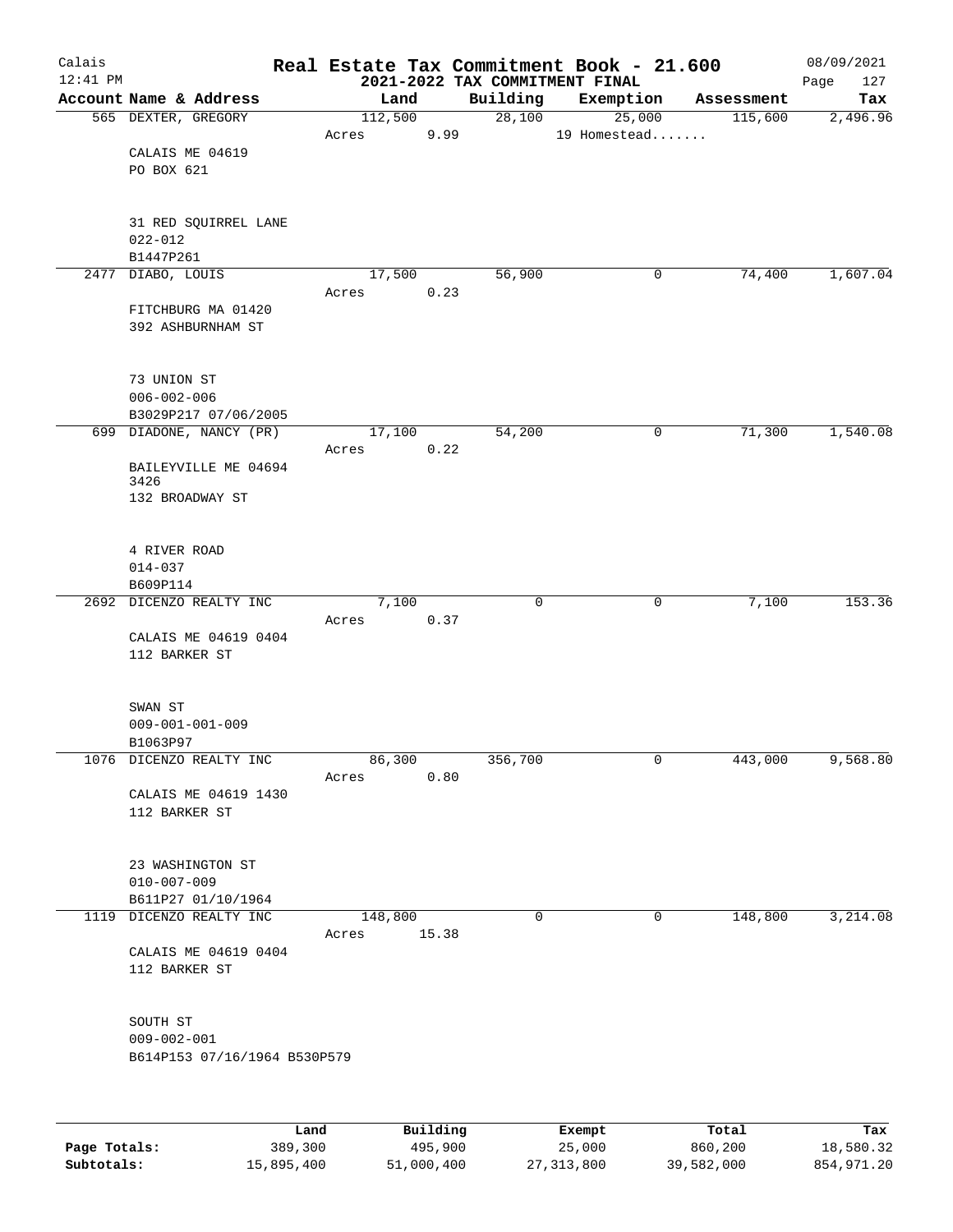# Real Estate Tax Commitment Book - 21.600

## 2021-2022 TAX COMMITMENT FINAL

Calais
12:41 PM

08/09/2021

| Account Name & Address | Land | Building | Exemption | Assessment | Tax |
|---|---|---|---|---|---|
| 565 DEXTER, GREGORY | 112,500 | 28,100 | 25,000 | 115,600 | 2,496.96 |
| | Acres 9.99 | | 19 Homestead....... | | |
| CALAIS ME 04619 | | | | | |
| PO BOX 621 | | | | | |
| 31 RED SQUIRREL LANE | | | | | |
| 022-012 | | | | | |
| B1447P261 | | | | | |
| 2477 DIABO, LOUIS | 17,500 | 56,900 | 0 | 74,400 | 1,607.04 |
| | Acres 0.23 | | | | |
| FITCHBURG MA 01420 | | | | | |
| 392 ASHBURNHAM ST | | | | | |
| 73 UNION ST | | | | | |
| 006-002-006 | | | | | |
| B3029P217 07/06/2005 | | | | | |
| 699 DIADONE, NANCY (PR) | 17,100 | 54,200 | 0 | 71,300 | 1,540.08 |
| | Acres 0.22 | | | | |
| BAILEYVILLE ME 04694 3426 | | | | | |
| 132 BROADWAY ST | | | | | |
| 4 RIVER ROAD | | | | | |
| 014-037 | | | | | |
| B609P114 | | | | | |
| 2692 DICENZO REALTY INC | 7,100 | 0 | 0 | 7,100 | 153.36 |
| | Acres 0.37 | | | | |
| CALAIS ME 04619 0404 | | | | | |
| 112 BARKER ST | | | | | |
| SWAN ST | | | | | |
| 009-001-001-009 | | | | | |
| B1063P97 | | | | | |
| 1076 DICENZO REALTY INC | 86,300 | 356,700 | 0 | 443,000 | 9,568.80 |
| | Acres 0.80 | | | | |
| CALAIS ME 04619 1430 | | | | | |
| 112 BARKER ST | | | | | |
| 23 WASHINGTON ST | | | | | |
| 010-007-009 | | | | | |
| B611P27 01/10/1964 | | | | | |
| 1119 DICENZO REALTY INC | 148,800 | 0 | 0 | 148,800 | 3,214.08 |
| | Acres 15.38 | | | | |
| CALAIS ME 04619 0404 | | | | | |
| 112 BARKER ST | | | | | |
| SOUTH ST | | | | | |
| 009-002-001 | | | | | |
| B614P153 07/16/1964 B530P579 | | | | | |

| | Land | Building | Exempt | Total | Tax |
|---|---|---|---|---|---|
| Page Totals: | 389,300 | 495,900 | 25,000 | 860,200 | 18,580.32 |
| Subtotals: | 15,895,400 | 51,000,400 | 27,313,800 | 39,582,000 | 854,971.20 |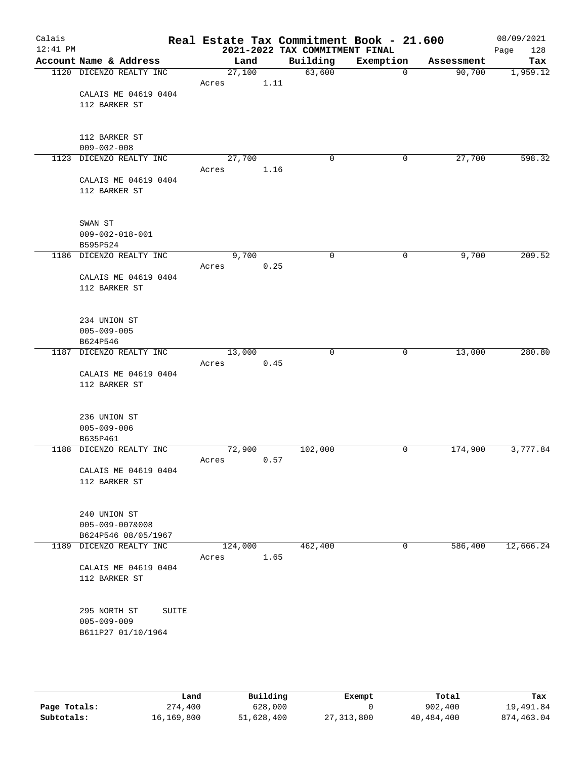# Real Estate Tax Commitment Book - 21.600

Calais
12:41 PM

2021-2022 TAX COMMITMENT FINAL

08/09/2021

| Account Name & Address | Land | Building | Exemption | Assessment | Tax |
|---|---|---|---|---|---|
| 1120 DICENZO REALTY INC | 27,100 | 63,600 | 0 | 90,700 | 1,959.12 |
| | Acres 1.11 | | | | |
| CALAIS ME 04619 0404 | | | | | |
| 112 BARKER ST | | | | | |
| 112 BARKER ST | | | | | |
| 009-002-008 | | | | | |
| 1123 DICENZO REALTY INC | 27,700 | 0 | 0 | 27,700 | 598.32 |
| | Acres 1.16 | | | | |
| CALAIS ME 04619 0404 | | | | | |
| 112 BARKER ST | | | | | |
| SWAN ST | | | | | |
| 009-002-018-001 | | | | | |
| B595P524 | | | | | |
| 1186 DICENZO REALTY INC | 9,700 | 0 | 0 | 9,700 | 209.52 |
| | Acres 0.25 | | | | |
| CALAIS ME 04619 0404 | | | | | |
| 112 BARKER ST | | | | | |
| 234 UNION ST | | | | | |
| 005-009-005 | | | | | |
| B624P546 | | | | | |
| 1187 DICENZO REALTY INC | 13,000 | 0 | 0 | 13,000 | 280.80 |
| | Acres 0.45 | | | | |
| CALAIS ME 04619 0404 | | | | | |
| 112 BARKER ST | | | | | |
| 236 UNION ST | | | | | |
| 005-009-006 | | | | | |
| B635P461 | | | | | |
| 1188 DICENZO REALTY INC | 72,900 | 102,000 | 0 | 174,900 | 3,777.84 |
| | Acres 0.57 | | | | |
| CALAIS ME 04619 0404 | | | | | |
| 112 BARKER ST | | | | | |
| 240 UNION ST | | | | | |
| 005-009-007&008 | | | | | |
| B624P546 08/05/1967 | | | | | |
| 1189 DICENZO REALTY INC | 124,000 | 462,400 | 0 | 586,400 | 12,666.24 |
| | Acres 1.65 | | | | |
| CALAIS ME 04619 0404 | | | | | |
| 112 BARKER ST | | | | | |
| 295 NORTH ST SUITE | | | | | |
| 005-009-009 | | | | | |
| B611P27 01/10/1964 | | | | | |

| | Land | Building | Exempt | Total | Tax |
|---|---|---|---|---|---|
| **Page Totals:** | 274,400 | 628,000 | 0 | 902,400 | 19,491.84 |
| **Subtotals:** | 16,169,800 | 51,628,400 | 27,313,800 | 40,484,400 | 874,463.04 |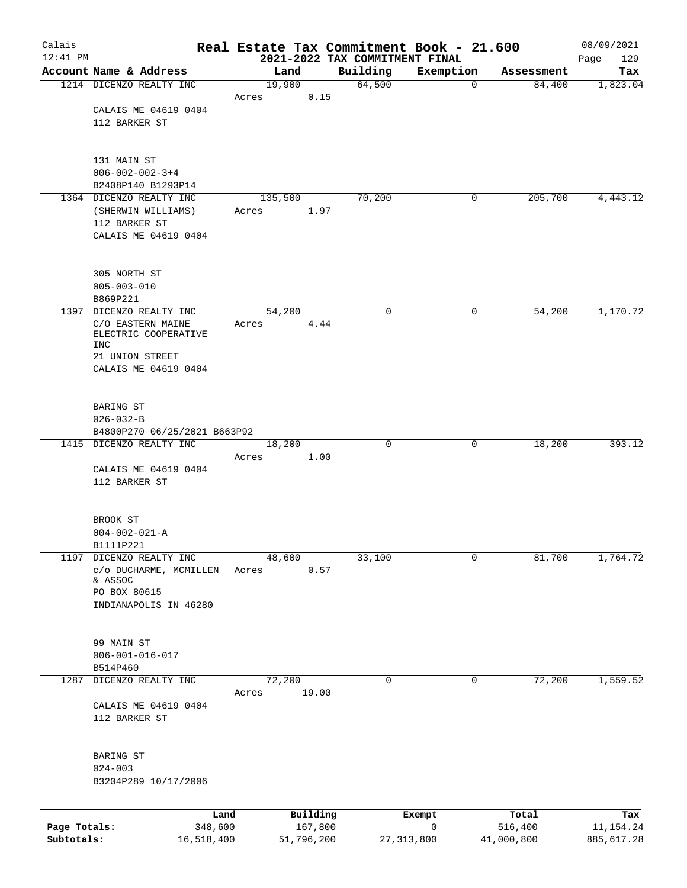# Real Estate Tax Commitment Book - 21.600

## 2021-2022 TAX COMMITMENT FINAL

Calais 12:41 PM — 08/09/2021

| Account Name & Address | Land | Building | Exemption | Assessment | Tax |
|---|---|---|---|---|---|
| 1214 DICENZO REALTY INC<br>CALAIS ME 04619 0404<br>112 BARKER ST<br><br>131 MAIN ST<br>006-002-002-3+4<br>B2408P140 B1293P14 | 19,900<br>Acres 0.15 | 64,500 | 0 | 84,400 | 1,823.04 |
| 1364 DICENZO REALTY INC<br>(SHERWIN WILLIAMS)<br>112 BARKER ST<br>CALAIS ME 04619 0404<br><br>305 NORTH ST<br>005-003-010<br>B869P221 | 135,500<br>Acres 1.97 | 70,200 | 0 | 205,700 | 4,443.12 |
| 1397 DICENZO REALTY INC<br>C/O EASTERN MAINE ELECTRIC COOPERATIVE INC<br>21 UNION STREET<br>CALAIS ME 04619 0404<br><br>BARING ST<br>026-032-B<br>B4800P270 06/25/2021 B663P92 | 54,200<br>Acres 4.44 | 0 | 0 | 54,200 | 1,170.72 |
| 1415 DICENZO REALTY INC<br>CALAIS ME 04619 0404<br>112 BARKER ST<br><br>BROOK ST<br>004-002-021-A<br>B1111P221 | 18,200<br>Acres 1.00 | 0 | 0 | 18,200 | 393.12 |
| 1197 DICENZO REALTY INC<br>c/o DUCHARME, MCMILLEN & ASSOC<br>PO BOX 80615<br>INDIANAPOLIS IN 46280<br><br>99 MAIN ST<br>006-001-016-017<br>B514P460 | 48,600<br>Acres 0.57 | 33,100 | 0 | 81,700 | 1,764.72 |
| 1287 DICENZO REALTY INC<br>CALAIS ME 04619 0404<br>112 BARKER ST<br><br>BARING ST<br>024-003<br>B3204P289 10/17/2006 | 72,200<br>Acres 19.00 | 0 | 0 | 72,200 | 1,559.52 |

| | Land | Building | Exempt | Total | Tax |
|---|---|---|---|---|---|
| Page Totals: | 348,600 | 167,800 | 0 | 516,400 | 11,154.24 |
| Subtotals: | 16,518,400 | 51,796,200 | 27,313,800 | 41,000,800 | 885,617.28 |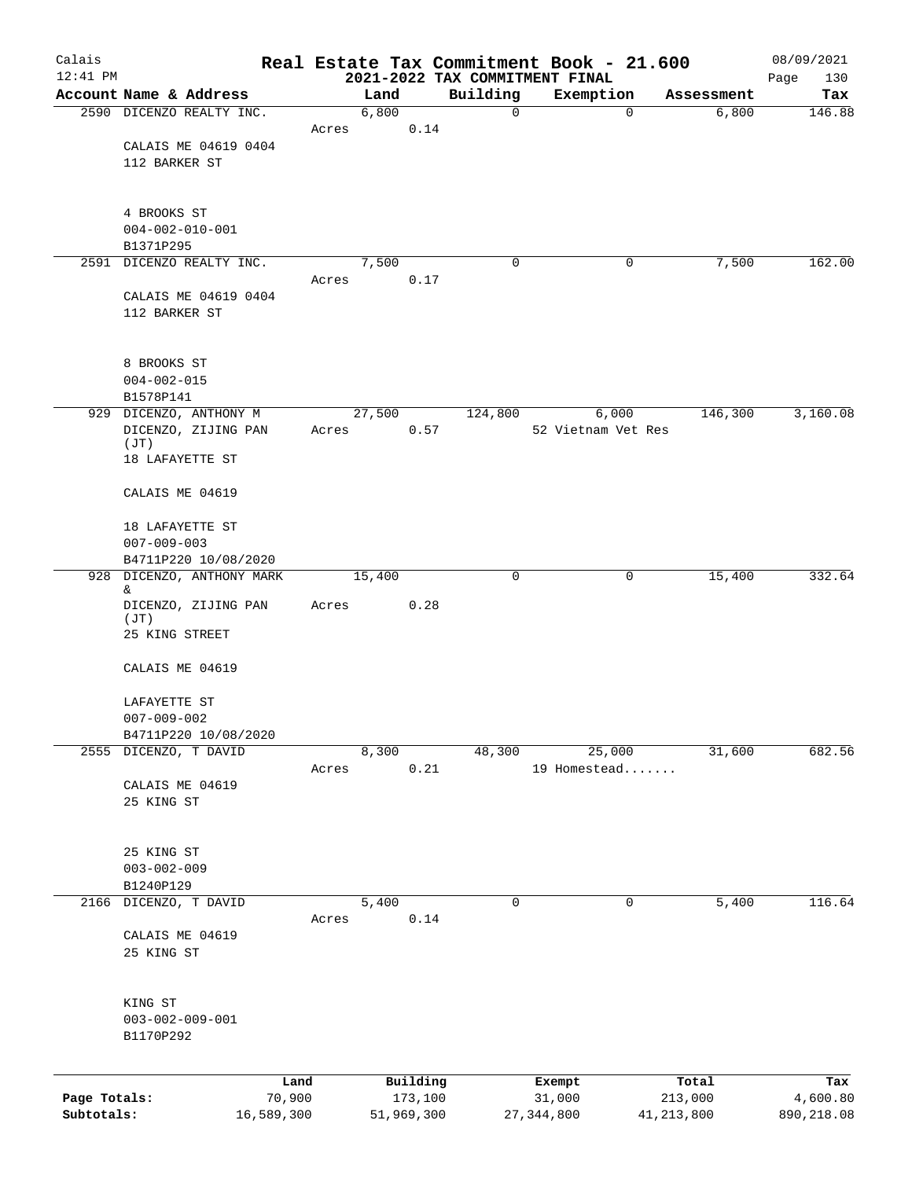# Real Estate Tax Commitment Book - 21.600

## 2021-2022 TAX COMMITMENT FINAL

Calais 12:41 PM — 08/09/2021

| Account Name & Address | Land | Building | Exemption | Assessment | Tax |
|---|---|---|---|---|---|
| 2590 DICENZO REALTY INC. | 6,800 | 0 | 0 | 6,800 | 146.88 |
| CALAIS ME 04619 0404<br>112 BARKER ST<br><br>4 BROOKS ST<br>004-002-010-001<br>B1371P295 | Acres 0.14 | | | | |
| 2591 DICENZO REALTY INC. | 7,500 | 0 | 0 | 7,500 | 162.00 |
| CALAIS ME 04619 0404<br>112 BARKER ST<br><br>8 BROOKS ST<br>004-002-015<br>B1578P141 | Acres 0.17 | | | | |
| 929 DICENZO, ANTHONY M | 27,500 | 124,800 | 6,000 | 146,300 | 3,160.08 |
| DICENZO, ZIJING PAN (JT)<br>18 LAFAYETTE ST<br><br>CALAIS ME 04619<br><br>18 LAFAYETTE ST<br>007-009-003<br>B4711P220 10/08/2020 | Acres 0.57 | | 52 Vietnam Vet Res | | |
| 928 DICENZO, ANTHONY MARK & | 15,400 | 0 | 0 | 15,400 | 332.64 |
| DICENZO, ZIJING PAN (JT)<br>25 KING STREET<br><br>CALAIS ME 04619<br><br>LAFAYETTE ST<br>007-009-002<br>B4711P220 10/08/2020 | Acres 0.28 | | | | |
| 2555 DICENZO, T DAVID | 8,300 | 48,300 | 25,000 | 31,600 | 682.56 |
| CALAIS ME 04619<br>25 KING ST<br><br>25 KING ST<br>003-002-009<br>B1240P129 | Acres 0.21 | | 19 Homestead....... | | |
| 2166 DICENZO, T DAVID | 5,400 | 0 | 0 | 5,400 | 116.64 |
| CALAIS ME 04619<br>25 KING ST<br><br>KING ST<br>003-002-009-001<br>B1170P292 | Acres 0.14 | | | | |

| | Land | Building | Exempt | Total | Tax |
|---|---|---|---|---|---|
| Page Totals: | 70,900 | 173,100 | 31,000 | 213,000 | 4,600.80 |
| Subtotals: | 16,589,300 | 51,969,300 | 27,344,800 | 41,213,800 | 890,218.08 |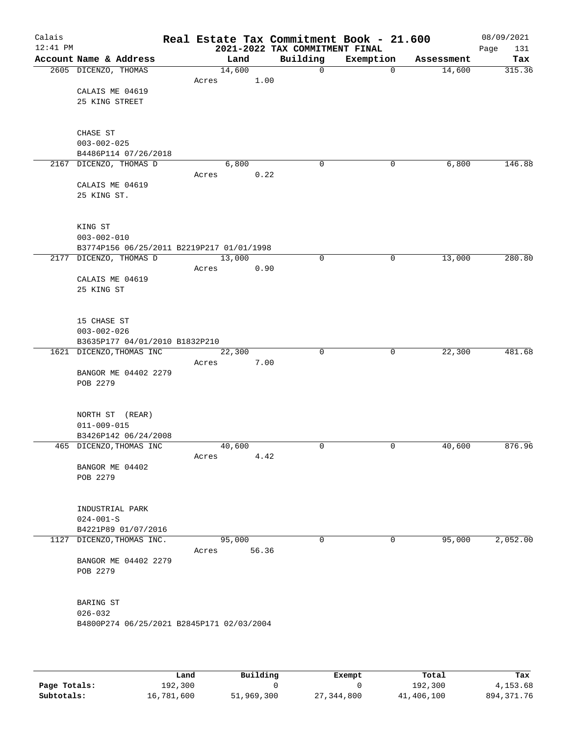# Real Estate Tax Commitment Book - 21.600

## 2021-2022 TAX COMMITMENT FINAL

Calais
12:41 PM
08/09/2021

| Account Name & Address | Land | Building | Exemption | Assessment | Tax |
|---|---|---|---|---|---|
| 2605 DICENZO, THOMAS | 14,600 | 0 | 0 | 14,600 | 315.36 |
| Acres 1.00 | | | | | |
| CALAIS ME 04619 | | | | | |
| 25 KING STREET | | | | | |
| CHASE ST | | | | | |
| 003-002-025 | | | | | |
| B4486P114 07/26/2018 | | | | | |
| 2167 DICENZO, THOMAS D | 6,800 | 0 | 0 | 6,800 | 146.88 |
| Acres 0.22 | | | | | |
| CALAIS ME 04619 | | | | | |
| 25 KING ST. | | | | | |
| KING ST | | | | | |
| 003-002-010 | | | | | |
| B3774P156 06/25/2011 B2219P217 01/01/1998 | | | | | |
| 2177 DICENZO, THOMAS D | 13,000 | 0 | 0 | 13,000 | 280.80 |
| Acres 0.90 | | | | | |
| CALAIS ME 04619 | | | | | |
| 25 KING ST | | | | | |
| 15 CHASE ST | | | | | |
| 003-002-026 | | | | | |
| B3635P177 04/01/2010 B1832P210 | | | | | |
| 1621 DICENZO,THOMAS INC | 22,300 | 0 | 0 | 22,300 | 481.68 |
| Acres 7.00 | | | | | |
| BANGOR ME 04402 2279 | | | | | |
| POB 2279 | | | | | |
| NORTH ST (REAR) | | | | | |
| 011-009-015 | | | | | |
| B3426P142 06/24/2008 | | | | | |
| 465 DICENZO,THOMAS INC | 40,600 | 0 | 0 | 40,600 | 876.96 |
| Acres 4.42 | | | | | |
| BANGOR ME 04402 | | | | | |
| POB 2279 | | | | | |
| INDUSTRIAL PARK | | | | | |
| 024-001-S | | | | | |
| B4221P89 01/07/2016 | | | | | |
| 1127 DICENZO,THOMAS INC. | 95,000 | 0 | 0 | 95,000 | 2,052.00 |
| Acres 56.36 | | | | | |
| BANGOR ME 04402 2279 | | | | | |
| POB 2279 | | | | | |
| BARING ST | | | | | |
| 026-032 | | | | | |
| B4800P274 06/25/2021 B2845P171 02/03/2004 | | | | | |

| | Land | Building | Exempt | Total | Tax |
|---|---|---|---|---|---|
| Page Totals: | 192,300 | 0 | 0 | 192,300 | 4,153.68 |
| Subtotals: | 16,781,600 | 51,969,300 | 27,344,800 | 41,406,100 | 894,371.76 |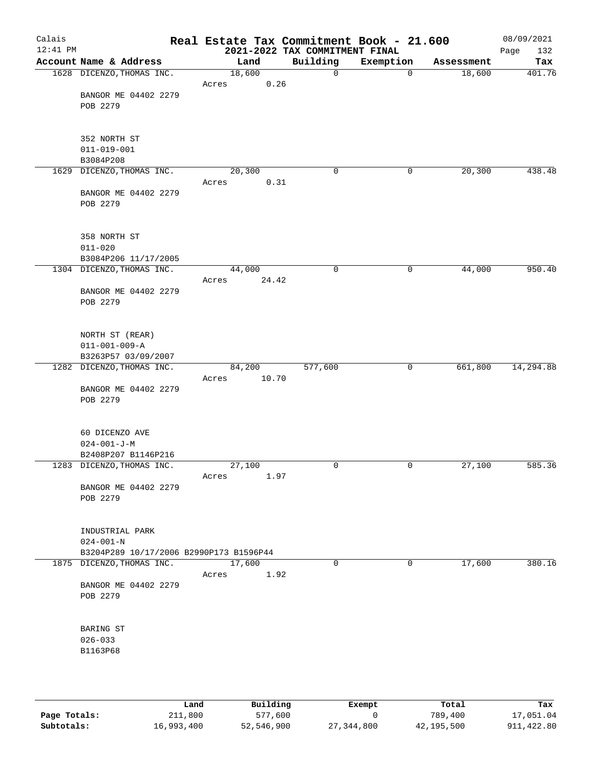# Real Estate Tax Commitment Book - 21.600

Calais
12:41 PM

2021-2022 TAX COMMITMENT FINAL

08/09/2021

| Account Name & Address | Land | Building | Exemption | Assessment | Tax |
|---|---|---|---|---|---|
| 1628 DICENZO,THOMAS INC. | 18,600 | 0 | 0 | 18,600 | 401.76 |
| | Acres 0.26 | | | | |
| BANGOR ME 04402 2279 | | | | | |
| POB 2279 | | | | | |
| 352 NORTH ST | | | | | |
| 011-019-001 | | | | | |
| B3084P208 | | | | | |
| 1629 DICENZO,THOMAS INC. | 20,300 | 0 | 0 | 20,300 | 438.48 |
| | Acres 0.31 | | | | |
| BANGOR ME 04402 2279 | | | | | |
| POB 2279 | | | | | |
| 358 NORTH ST | | | | | |
| 011-020 | | | | | |
| B3084P206 11/17/2005 | | | | | |
| 1304 DICENZO,THOMAS INC. | 44,000 | 0 | 0 | 44,000 | 950.40 |
| | Acres 24.42 | | | | |
| BANGOR ME 04402 2279 | | | | | |
| POB 2279 | | | | | |
| NORTH ST (REAR) | | | | | |
| 011-001-009-A | | | | | |
| B3263P57 03/09/2007 | | | | | |
| 1282 DICENZO,THOMAS INC. | 84,200 | 577,600 | 0 | 661,800 | 14,294.88 |
| | Acres 10.70 | | | | |
| BANGOR ME 04402 2279 | | | | | |
| POB 2279 | | | | | |
| 60 DICENZO AVE | | | | | |
| 024-001-J-M | | | | | |
| B2408P207 B1146P216 | | | | | |
| 1283 DICENZO,THOMAS INC. | 27,100 | 0 | 0 | 27,100 | 585.36 |
| | Acres 1.97 | | | | |
| BANGOR ME 04402 2279 | | | | | |
| POB 2279 | | | | | |
| INDUSTRIAL PARK | | | | | |
| 024-001-N | | | | | |
| B3204P289 10/17/2006 B2990P173 B1596P44 | | | | | |
| 1875 DICENZO,THOMAS INC. | 17,600 | 0 | 0 | 17,600 | 380.16 |
| | Acres 1.92 | | | | |
| BANGOR ME 04402 2279 | | | | | |
| POB 2279 | | | | | |
| BARING ST | | | | | |
| 026-033 | | | | | |
| B1163P68 | | | | | |

| | Land | Building | Exempt | Total | Tax |
|---|---|---|---|---|---|
| **Page Totals:** | 211,800 | 577,600 | 0 | 789,400 | 17,051.04 |
| **Subtotals:** | 16,993,400 | 52,546,900 | 27,344,800 | 42,195,500 | 911,422.80 |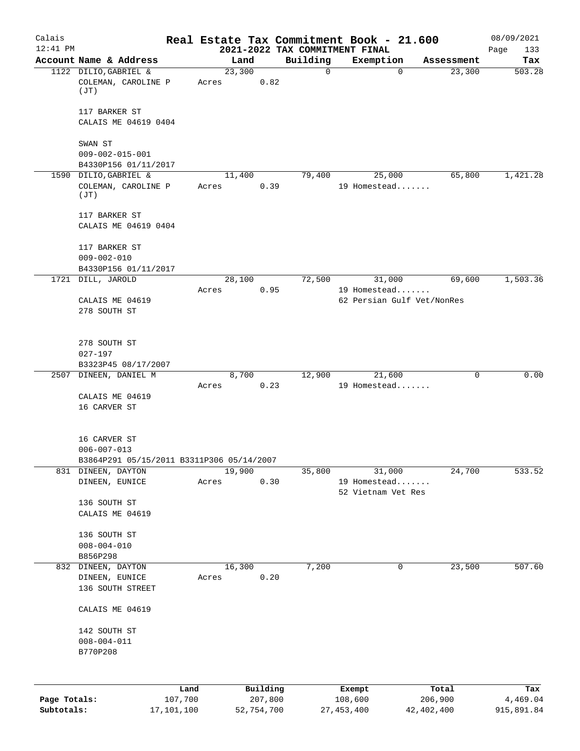# Real Estate Tax Commitment Book - 21.600

Calais
12:41 PM

2021-2022 TAX COMMITMENT FINAL

08/09/2021
Page 133

| Account Name & Address | Land | Building | Exemption | Assessment | Tax |
|---|---|---|---|---|---|
| 1122 DILIO,GABRIEL & COLEMAN, CAROLINE P (JT)<br><br>117 BARKER ST<br>CALAIS ME 04619 0404<br><br>SWAN ST<br>009-002-015-001<br>B4330P156 01/11/2017 | 23,300<br>Acres 0.82 | 0 | 0 | 23,300 | 503.28 |
| 1590 DILIO,GABRIEL & COLEMAN, CAROLINE P (JT)<br><br>117 BARKER ST<br>CALAIS ME 04619 0404<br><br>117 BARKER ST<br>009-002-010<br>B4330P156 01/11/2017 | 11,400<br>Acres 0.39 | 79,400 | 25,000<br>19 Homestead....... | 65,800 | 1,421.28 |
| 1721 DILL, JAROLD<br><br>CALAIS ME 04619<br>278 SOUTH ST<br><br>278 SOUTH ST<br>027-197<br>B3323P45 08/17/2007 | 28,100<br>Acres 0.95 | 72,500 | 31,000<br>19 Homestead.......<br>62 Persian Gulf Vet/NonRes | 69,600 | 1,503.36 |
| 2507 DINEEN, DANIEL M<br><br>CALAIS ME 04619<br>16 CARVER ST<br><br>16 CARVER ST<br>006-007-013<br>B3864P291 05/15/2011 B3311P306 05/14/2007 | 8,700<br>Acres 0.23 | 12,900 | 21,600<br>19 Homestead....... | 0 | 0.00 |
| 831 DINEEN, DAYTON<br>DINEEN, EUNICE<br><br>136 SOUTH ST<br>CALAIS ME 04619<br><br>136 SOUTH ST<br>008-004-010<br>B856P298 | 19,900<br>Acres 0.30 | 35,800 | 31,000<br>19 Homestead.......<br>52 Vietnam Vet Res | 24,700 | 533.52 |
| 832 DINEEN, DAYTON<br>DINEEN, EUNICE<br>136 SOUTH STREET<br><br>CALAIS ME 04619<br><br>142 SOUTH ST<br>008-004-011<br>B770P208 | 16,300<br>Acres 0.20 | 7,200 | 0 | 23,500 | 507.60 |

| | Land | Building | Exempt | Total | Tax |
|---|---|---|---|---|---|
| Page Totals: | 107,700 | 207,800 | 108,600 | 206,900 | 4,469.04 |
| Subtotals: | 17,101,100 | 52,754,700 | 27,453,400 | 42,402,400 | 915,891.84 |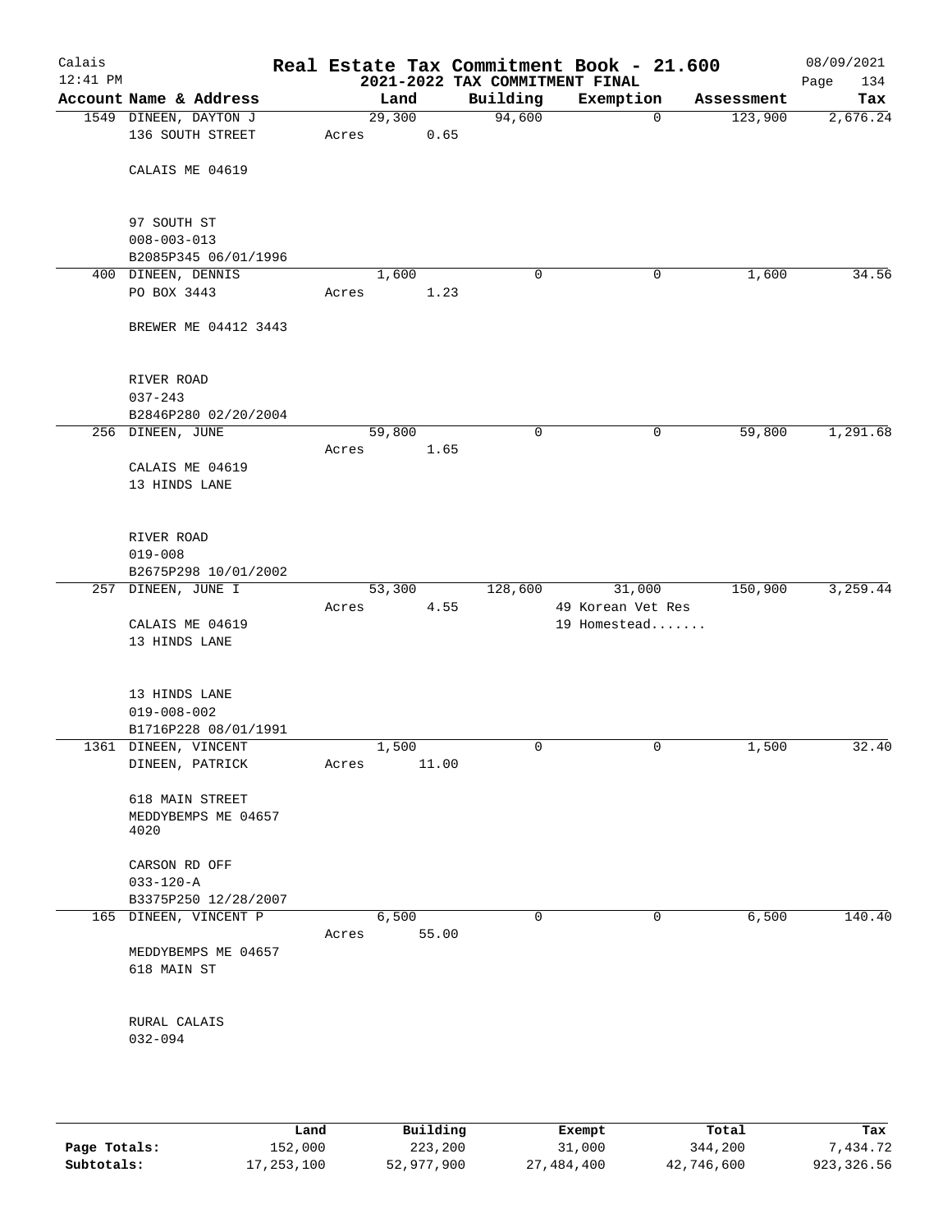Calais
12:41 PM

# Real Estate Tax Commitment Book - 21.600
## 2021-2022 TAX COMMITMENT FINAL

08/09/2021
Page 134

| Account Name & Address | Land | Building | Exemption | Assessment | Tax |
|---|---|---|---|---|---|
| 1549 DINEEN, DAYTON J<br>136 SOUTH STREET<br><br>CALAIS ME 04619<br><br>97 SOUTH ST<br>008-003-013<br>B2085P345 06/01/1996 | 29,300<br>Acres 0.65 | 94,600 | 0 | 123,900 | 2,676.24 |
| 400 DINEEN, DENNIS<br>PO BOX 3443<br><br>BREWER ME 04412 3443<br><br>RIVER ROAD<br>037-243<br>B2846P280 02/20/2004 | 1,600<br>Acres 1.23 | 0 | 0 | 1,600 | 34.56 |
| 256 DINEEN, JUNE<br><br>CALAIS ME 04619<br>13 HINDS LANE<br><br>RIVER ROAD<br>019-008<br>B2675P298 10/01/2002 | 59,800<br>Acres 1.65 | 0 | 0 | 59,800 | 1,291.68 |
| 257 DINEEN, JUNE I<br><br>CALAIS ME 04619<br>13 HINDS LANE<br><br>13 HINDS LANE<br>019-008-002<br>B1716P228 08/01/1991 | 53,300<br>Acres 4.55 | 128,600 | 31,000<br>49 Korean Vet Res<br>19 Homestead....... | 150,900 | 3,259.44 |
| 1361 DINEEN, VINCENT<br>DINEEN, PATRICK<br><br>618 MAIN STREET<br>MEDDYBEMPS ME 04657<br>4020<br><br>CARSON RD OFF<br>033-120-A<br>B3375P250 12/28/2007 | 1,500<br>Acres 11.00 | 0 | 0 | 1,500 | 32.40 |
| 165 DINEEN, VINCENT P<br><br>MEDDYBEMPS ME 04657<br>618 MAIN ST<br><br>RURAL CALAIS<br>032-094 | 6,500<br>Acres 55.00 | 0 | 0 | 6,500 | 140.40 |

| | Land | Building | Exempt | Total | Tax |
|---|---|---|---|---|---|
| **Page Totals:** | 152,000 | 223,200 | 31,000 | 344,200 | 7,434.72 |
| **Subtotals:** | 17,253,100 | 52,977,900 | 27,484,400 | 42,746,600 | 923,326.56 |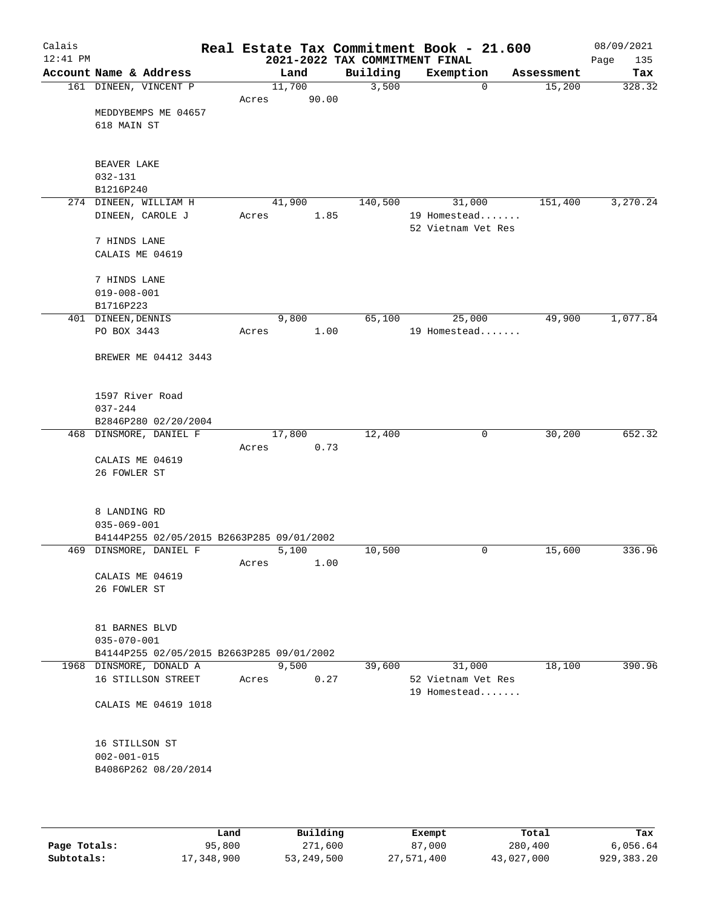# Real Estate Tax Commitment Book - 21.600

## 2021-2022 TAX COMMITMENT FINAL

Calais 12:41 PM — 08/09/2021

| Account Name & Address | Land | Building | Exemption | Assessment | Tax |
|---|---|---|---|---|---|
| 161 DINEEN, VINCENT P<br>MEDDYBEMPS ME 04657<br>618 MAIN ST<br><br>BEAVER LAKE<br>032-131<br>B1216P240 | 11,700<br>Acres 90.00 | 3,500 | 0 | 15,200 | 328.32 |
| 274 DINEEN, WILLIAM H<br>DINEEN, CAROLE J<br>7 HINDS LANE<br>CALAIS ME 04619<br><br>7 HINDS LANE<br>019-008-001<br>B1716P223 | 41,900<br>Acres 1.85 | 140,500 | 31,000<br>19 Homestead.......<br>52 Vietnam Vet Res | 151,400 | 3,270.24 |
| 401 DINEEN, DENNIS<br>PO BOX 3443<br>BREWER ME 04412 3443<br><br>1597 River Road<br>037-244<br>B2846P280 02/20/2004 | 9,800<br>Acres 1.00 | 65,100 | 25,000<br>19 Homestead....... | 49,900 | 1,077.84 |
| 468 DINSMORE, DANIEL F<br>CALAIS ME 04619<br>26 FOWLER ST<br><br>8 LANDING RD<br>035-069-001<br>B4144P255 02/05/2015 B2663P285 09/01/2002 | 17,800<br>Acres 0.73 | 12,400 | 0 | 30,200 | 652.32 |
| 469 DINSMORE, DANIEL F<br>CALAIS ME 04619<br>26 FOWLER ST<br><br>81 BARNES BLVD<br>035-070-001<br>B4144P255 02/05/2015 B2663P285 09/01/2002 | 5,100<br>Acres 1.00 | 10,500 | 0 | 15,600 | 336.96 |
| 1968 DINSMORE, DONALD A<br>16 STILLSON STREET<br>CALAIS ME 04619 1018<br><br>16 STILLSON ST<br>002-001-015<br>B4086P262 08/20/2014 | 9,500<br>Acres 0.27 | 39,600 | 31,000<br>52 Vietnam Vet Res<br>19 Homestead....... | 18,100 | 390.96 |

| | Land | Building | Exempt | Total | Tax |
|---|---|---|---|---|---|
| Page Totals: | 95,800 | 271,600 | 87,000 | 280,400 | 6,056.64 |
| Subtotals: | 17,348,900 | 53,249,500 | 27,571,400 | 43,027,000 | 929,383.20 |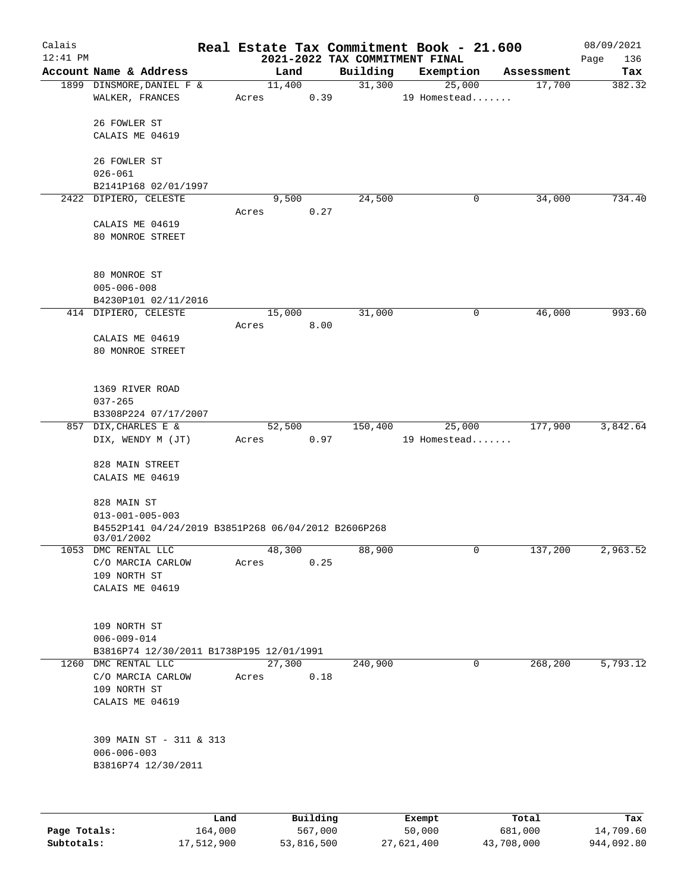# Real Estate Tax Commitment Book - 21.600

Calais 12:41 PM — 2021-2022 TAX COMMITMENT FINAL — 08/09/2021

| Account Name & Address | Land | Building | Exemption | Assessment | Tax |
|---|---|---|---|---|---|
| 1899 DINSMORE, DANIEL F & | 11,400 | 31,300 | 25,000 | 17,700 | 382.32 |
| WALKER, FRANCES | Acres 0.39 | | 19 Homestead....... | | |
| 26 FOWLER ST | | | | | |
| CALAIS ME 04619 | | | | | |
| 26 FOWLER ST | | | | | |
| 026-061 | | | | | |
| B2141P168 02/01/1997 | | | | | |
| 2422 DIPIERO, CELESTE | 9,500 | 24,500 | 0 | 34,000 | 734.40 |
| | Acres 0.27 | | | | |
| CALAIS ME 04619 | | | | | |
| 80 MONROE STREET | | | | | |
| 80 MONROE ST | | | | | |
| 005-006-008 | | | | | |
| B4230P101 02/11/2016 | | | | | |
| 414 DIPIERO, CELESTE | 15,000 | 31,000 | 0 | 46,000 | 993.60 |
| | Acres 8.00 | | | | |
| CALAIS ME 04619 | | | | | |
| 80 MONROE STREET | | | | | |
| 1369 RIVER ROAD | | | | | |
| 037-265 | | | | | |
| B3308P224 07/17/2007 | | | | | |
| 857 DIX, CHARLES E & | 52,500 | 150,400 | 25,000 | 177,900 | 3,842.64 |
| DIX, WENDY M (JT) | Acres 0.97 | | 19 Homestead....... | | |
| 828 MAIN STREET | | | | | |
| CALAIS ME 04619 | | | | | |
| 828 MAIN ST | | | | | |
| 013-001-005-003 | | | | | |
| B4552P141 04/24/2019 B3851P268 06/04/2012 B2606P268 03/01/2002 | | | | | |
| 1053 DMC RENTAL LLC | 48,300 | 88,900 | 0 | 137,200 | 2,963.52 |
| C/O MARCIA CARLOW | Acres 0.25 | | | | |
| 109 NORTH ST | | | | | |
| CALAIS ME 04619 | | | | | |
| 109 NORTH ST | | | | | |
| 006-009-014 | | | | | |
| B3816P74 12/30/2011 B1738P195 12/01/1991 | | | | | |
| 1260 DMC RENTAL LLC | 27,300 | 240,900 | 0 | 268,200 | 5,793.12 |
| C/O MARCIA CARLOW | Acres 0.18 | | | | |
| 109 NORTH ST | | | | | |
| CALAIS ME 04619 | | | | | |
| 309 MAIN ST - 311 & 313 | | | | | |
| 006-006-003 | | | | | |
| B3816P74 12/30/2011 | | | | | |

| | Land | Building | Exempt | Total | Tax |
|---|---|---|---|---|---|
| Page Totals: | 164,000 | 567,000 | 50,000 | 681,000 | 14,709.60 |
| Subtotals: | 17,512,900 | 53,816,500 | 27,621,400 | 43,708,000 | 944,092.80 |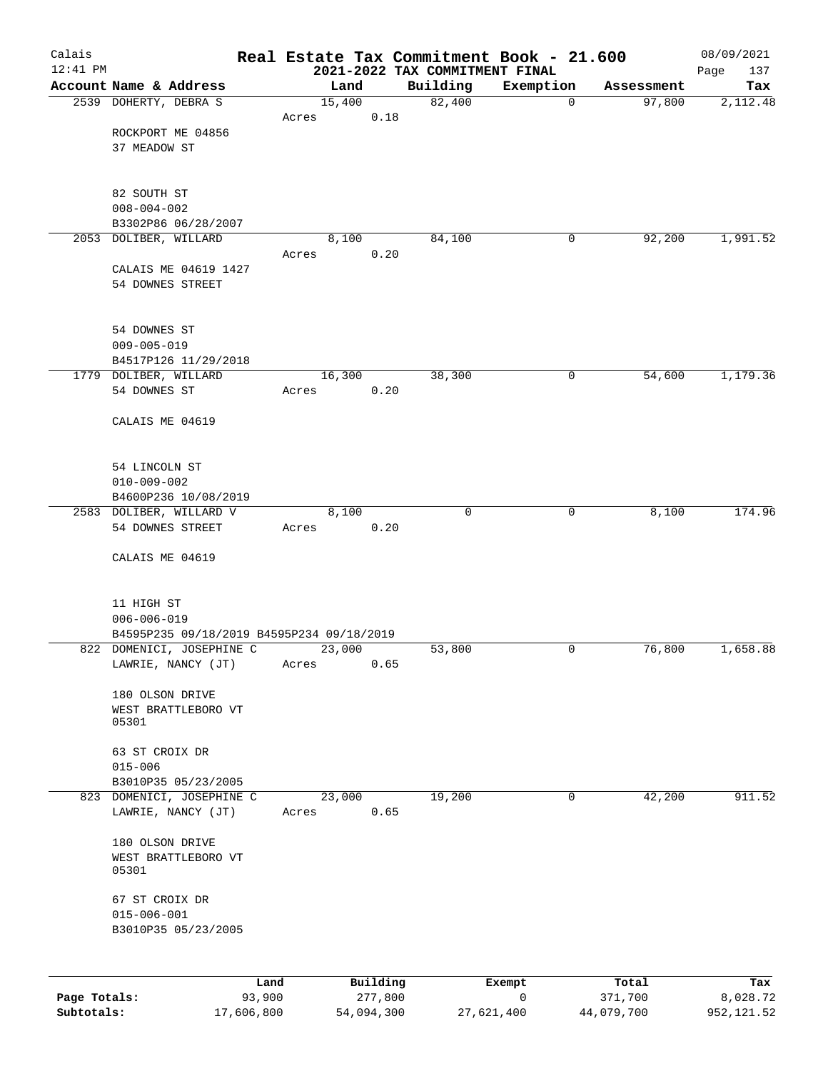# Calais — Real Estate Tax Commitment Book - 21.600

12:41 PM — 2021-2022 TAX COMMITMENT FINAL — 08/09/2021

| Account | Name & Address | Land | Building | Exemption | Assessment | Tax |
|---|---|---|---|---|---|---|
| 2539 | DOHERTY, DEBRA S<br>ROCKPORT ME 04856<br>37 MEADOW ST<br><br>82 SOUTH ST<br>008-004-002<br>B3302P86 06/28/2007 | 15,400<br>Acres 0.18 | 82,400 | 0 | 97,800 | 2,112.48 |
| 2053 | DOLIBER, WILLARD<br>CALAIS ME 04619 1427<br>54 DOWNES STREET<br><br>54 DOWNES ST<br>009-005-019<br>B4517P126 11/29/2018 | 8,100<br>Acres 0.20 | 84,100 | 0 | 92,200 | 1,991.52 |
| 1779 | DOLIBER, WILLARD<br>54 DOWNES ST<br>CALAIS ME 04619<br><br>54 LINCOLN ST<br>010-009-002<br>B4600P236 10/08/2019 | 16,300<br>Acres 0.20 | 38,300 | 0 | 54,600 | 1,179.36 |
| 2583 | DOLIBER, WILLARD V<br>54 DOWNES STREET<br>CALAIS ME 04619<br><br>11 HIGH ST<br>006-006-019<br>B4595P235 09/18/2019 B4595P234 09/18/2019 | 8,100<br>Acres 0.20 | 0 | 0 | 8,100 | 174.96 |
| 822 | DOMENICI, JOSEPHINE C<br>LAWRIE, NANCY (JT)<br>180 OLSON DRIVE<br>WEST BRATTLEBORO VT 05301<br><br>63 ST CROIX DR<br>015-006<br>B3010P35 05/23/2005 | 23,000<br>Acres 0.65 | 53,800 | 0 | 76,800 | 1,658.88 |
| 823 | DOMENICI, JOSEPHINE C<br>LAWRIE, NANCY (JT)<br>180 OLSON DRIVE<br>WEST BRATTLEBORO VT 05301<br><br>67 ST CROIX DR<br>015-006-001<br>B3010P35 05/23/2005 | 23,000<br>Acres 0.65 | 19,200 | 0 | 42,200 | 911.52 |

| | Land | Building | Exempt | Total | Tax |
|---|---|---|---|---|---|
| **Page Totals:** | 93,900 | 277,800 | 0 | 371,700 | 8,028.72 |
| **Subtotals:** | 17,606,800 | 54,094,300 | 27,621,400 | 44,079,700 | 952,121.52 |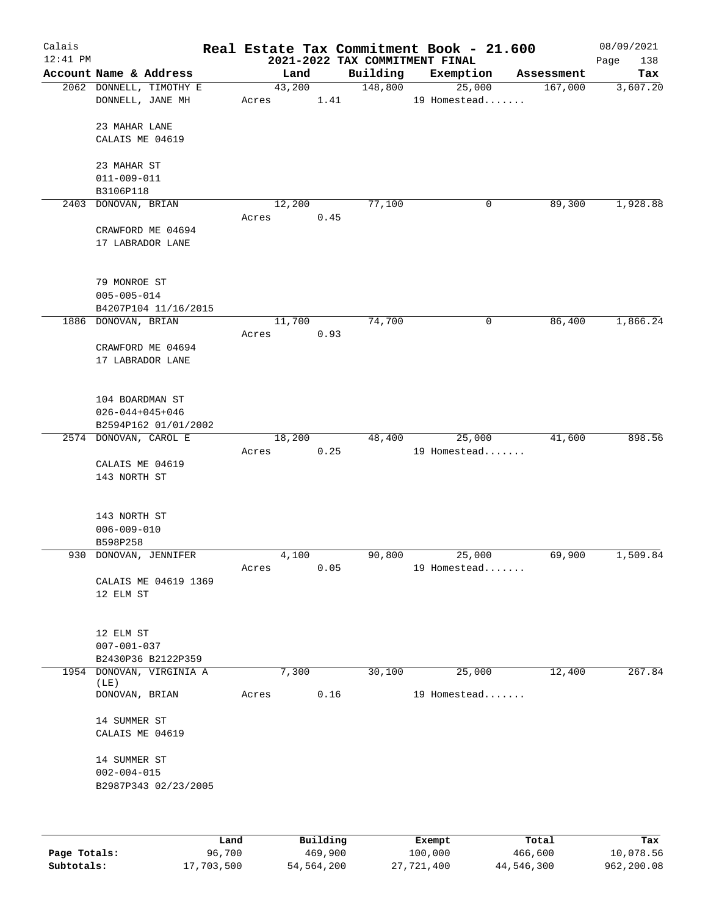# Real Estate Tax Commitment Book - 21.600

Calais
12:41 PM

## 2021-2022 TAX COMMITMENT FINAL

08/09/2021
Page 138

| Account Name & Address | Land | Building | Exemption | Assessment | Tax |
|---|---|---|---|---|---|
| 2062 DONNELL, TIMOTHY E<br>DONNELL, JANE MH<br><br>23 MAHAR LANE<br>CALAIS ME 04619<br><br>23 MAHAR ST<br>011-009-011<br>B3106P118 | 43,200<br>Acres 1.41 | 148,800 | 25,000<br>19 Homestead....... | 167,000 | 3,607.20 |
| 2403 DONOVAN, BRIAN<br><br>CRAWFORD ME 04694<br>17 LABRADOR LANE<br><br>79 MONROE ST<br>005-005-014<br>B4207P104 11/16/2015 | 12,200<br>Acres 0.45 | 77,100 | 0 | 89,300 | 1,928.88 |
| 1886 DONOVAN, BRIAN<br><br>CRAWFORD ME 04694<br>17 LABRADOR LANE<br><br>104 BOARDMAN ST<br>026-044+045+046<br>B2594P162 01/01/2002 | 11,700<br>Acres 0.93 | 74,700 | 0 | 86,400 | 1,866.24 |
| 2574 DONOVAN, CAROL E<br><br>CALAIS ME 04619<br>143 NORTH ST<br><br>143 NORTH ST<br>006-009-010<br>B598P258 | 18,200<br>Acres 0.25 | 48,400 | 25,000<br>19 Homestead....... | 41,600 | 898.56 |
| 930 DONOVAN, JENNIFER<br><br>CALAIS ME 04619 1369<br>12 ELM ST<br><br>12 ELM ST<br>007-001-037<br>B2430P36 B2122P359 | 4,100<br>Acres 0.05 | 90,800 | 25,000<br>19 Homestead....... | 69,900 | 1,509.84 |
| 1954 DONOVAN, VIRGINIA A (LE)<br>DONOVAN, BRIAN<br><br>14 SUMMER ST<br>CALAIS ME 04619<br><br>14 SUMMER ST<br>002-004-015<br>B2987P343 02/23/2005 | 7,300<br>Acres 0.16 | 30,100 | 25,000<br>19 Homestead....... | 12,400 | 267.84 |

| | Land | Building | Exempt | Total | Tax |
|---|---|---|---|---|---|
| **Page Totals:** | 96,700 | 469,900 | 100,000 | 466,600 | 10,078.56 |
| **Subtotals:** | 17,703,500 | 54,564,200 | 27,721,400 | 44,546,300 | 962,200.08 |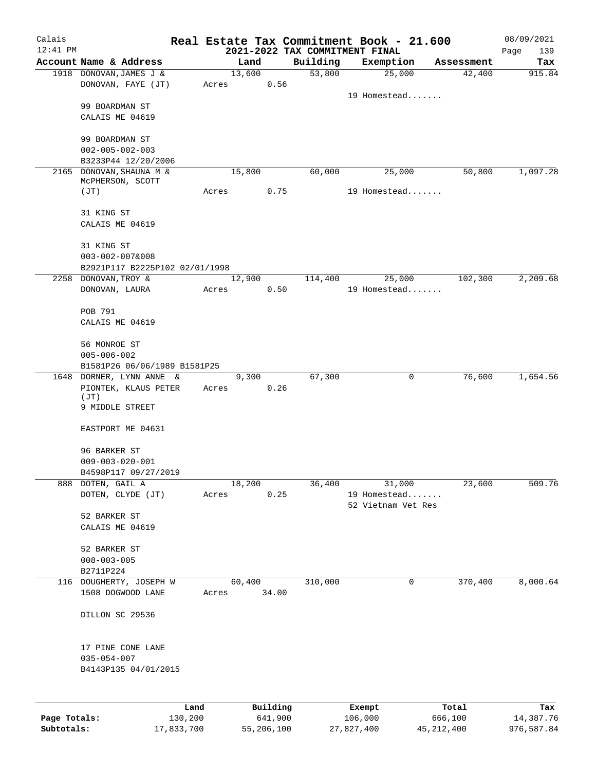# Real Estate Tax Commitment Book - 21.600

## 2021-2022 TAX COMMITMENT FINAL

Calais 12:41 PM — 08/09/2021

| Account Name & Address | Land | Building | Exemption | Assessment | Tax |
|---|---|---|---|---|---|
| 1918 DONOVAN, JAMES J & DONOVAN, FAYE (JT)<br>99 BOARDMAN ST<br>CALAIS ME 04619<br>99 BOARDMAN ST<br>002-005-002-003<br>B3233P44 12/20/2006 | 13,600<br>Acres 0.56 | 53,800 | 25,000<br>19 Homestead....... | 42,400 | 915.84 |
| 2165 DONOVAN, SHAUNA M & McPHERSON, SCOTT (JT)<br>31 KING ST<br>CALAIS ME 04619<br>31 KING ST<br>003-002-007&008<br>B2921P117 B2225P102 02/01/1998 | 15,800<br>Acres 0.75 | 60,000 | 25,000<br>19 Homestead....... | 50,800 | 1,097.28 |
| 2258 DONOVAN, TROY & DONOVAN, LAURA<br>POB 791<br>CALAIS ME 04619<br>56 MONROE ST<br>005-006-002<br>B1581P26 06/06/1989 B1581P25 | 12,900<br>Acres 0.50 | 114,400 | 25,000<br>19 Homestead....... | 102,300 | 2,209.68 |
| 1648 DORNER, LYNN ANNE & PIONTEK, KLAUS PETER (JT)<br>9 MIDDLE STREET<br>EASTPORT ME 04631<br>96 BARKER ST<br>009-003-020-001<br>B4598P117 09/27/2019 | 9,300<br>Acres 0.26 | 67,300 | 0 | 76,600 | 1,654.56 |
| 888 DOTEN, GAIL A<br>DOTEN, CLYDE (JT)<br>52 BARKER ST<br>CALAIS ME 04619<br>52 BARKER ST<br>008-003-005<br>B2711P224 | 18,200<br>Acres 0.25 | 36,400 | 31,000<br>19 Homestead.......<br>52 Vietnam Vet Res | 23,600 | 509.76 |
| 116 DOUGHERTY, JOSEPH W<br>1508 DOGWOOD LANE<br>DILLON SC 29536<br>17 PINE CONE LANE<br>035-054-007<br>B4143P135 04/01/2015 | 60,400<br>Acres 34.00 | 310,000 | 0 | 370,400 | 8,000.64 |

| | Land | Building | Exempt | Total | Tax |
|---|---|---|---|---|---|
| Page Totals: | 130,200 | 641,900 | 106,000 | 666,100 | 14,387.76 |
| Subtotals: | 17,833,700 | 55,206,100 | 27,827,400 | 45,212,400 | 976,587.84 |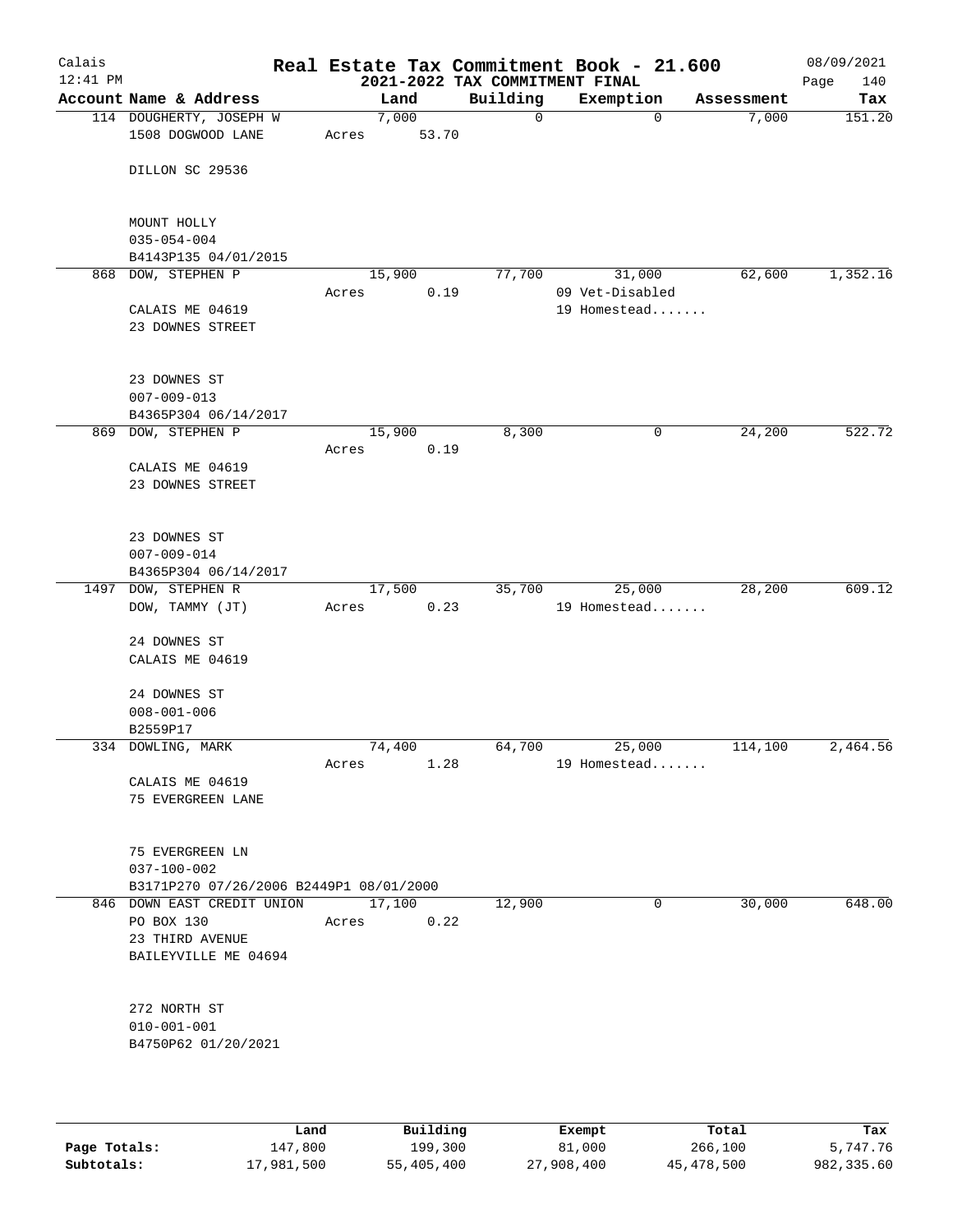# Real Estate Tax Commitment Book - 21.600

## 2021-2022 TAX COMMITMENT FINAL

Calais 12:41 PM — 08/09/2021

| Account Name & Address | Land | Building | Exemption | Assessment | Tax |
|---|---|---|---|---|---|
| 114 DOUGHERTY, JOSEPH W<br>1508 DOGWOOD LANE<br><br>DILLON SC 29536<br><br>MOUNT HOLLY<br>035-054-004<br>B4143P135 04/01/2015 | 7,000<br>Acres 53.70 | 0 | 0 | 7,000 | 151.20 |
| 868 DOW, STEPHEN P<br><br>CALAIS ME 04619<br>23 DOWNES STREET<br><br>23 DOWNES ST<br>007-009-013<br>B4365P304 06/14/2017 | 15,900<br>Acres 0.19 | 77,700 | 31,000<br>09 Vet-Disabled<br>19 Homestead....... | 62,600 | 1,352.16 |
| 869 DOW, STEPHEN P<br><br>CALAIS ME 04619<br>23 DOWNES STREET<br><br>23 DOWNES ST<br>007-009-014<br>B4365P304 06/14/2017 | 15,900<br>Acres 0.19 | 8,300 | 0 | 24,200 | 522.72 |
| 1497 DOW, STEPHEN R<br>DOW, TAMMY (JT)<br><br>24 DOWNES ST<br>CALAIS ME 04619<br><br>24 DOWNES ST<br>008-001-006<br>B2559P17 | 17,500<br>Acres 0.23 | 35,700 | 25,000<br>19 Homestead....... | 28,200 | 609.12 |
| 334 DOWLING, MARK<br><br>CALAIS ME 04619<br>75 EVERGREEN LANE<br><br>75 EVERGREEN LN<br>037-100-002<br>B3171P270 07/26/2006 B2449P1 08/01/2000 | 74,400<br>Acres 1.28 | 64,700 | 25,000<br>19 Homestead....... | 114,100 | 2,464.56 |
| 846 DOWN EAST CREDIT UNION<br>PO BOX 130<br>23 THIRD AVENUE<br>BAILEYVILLE ME 04694<br><br>272 NORTH ST<br>010-001-001<br>B4750P62 01/20/2021 | 17,100<br>Acres 0.22 | 12,900 | 0 | 30,000 | 648.00 |

| | Land | Building | Exempt | Total | Tax |
|---|---|---|---|---|---|
| Page Totals: | 147,800 | 199,300 | 81,000 | 266,100 | 5,747.76 |
| Subtotals: | 17,981,500 | 55,405,400 | 27,908,400 | 45,478,500 | 982,335.60 |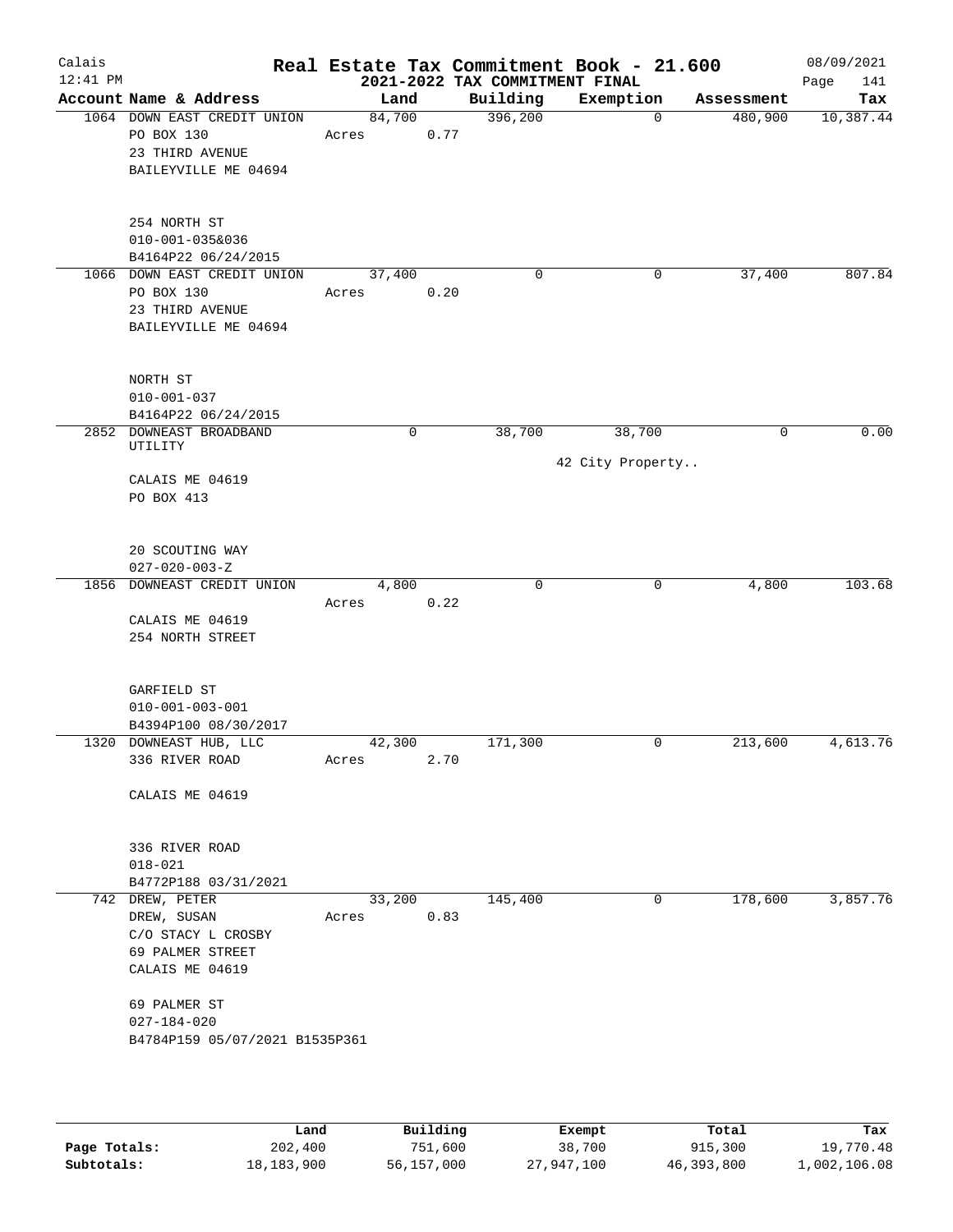# Real Estate Tax Commitment Book - 21.600

Calais 12:41 PM — 2021-2022 TAX COMMITMENT FINAL — 08/09/2021

| Account Name & Address | Land | Building | Exemption | Assessment | Tax |
|---|---|---|---|---|---|
| 1064 DOWN EAST CREDIT UNION<br>PO BOX 130<br>23 THIRD AVENUE<br>BAILEYVILLE ME 04694<br><br>254 NORTH ST<br>010-001-035&036<br>B4164P22 06/24/2015 | 84,700<br>Acres 0.77 | 396,200 | 0 | 480,900 | 10,387.44 |
| 1066 DOWN EAST CREDIT UNION<br>PO BOX 130<br>23 THIRD AVENUE<br>BAILEYVILLE ME 04694<br><br>NORTH ST<br>010-001-037<br>B4164P22 06/24/2015 | 37,400<br>Acres 0.20 | 0 | 0 | 37,400 | 807.84 |
| 2852 DOWNEAST BROADBAND UTILITY<br>CALAIS ME 04619<br>PO BOX 413<br><br>20 SCOUTING WAY<br>027-020-003-Z | 0 | 38,700 | 38,700<br>42 City Property.. | 0 | 0.00 |
| 1856 DOWNEAST CREDIT UNION<br>CALAIS ME 04619<br>254 NORTH STREET<br><br>GARFIELD ST<br>010-001-003-001<br>B4394P100 08/30/2017 | 4,800<br>Acres 0.22 | 0 | 0 | 4,800 | 103.68 |
| 1320 DOWNEAST HUB, LLC<br>336 RIVER ROAD<br>CALAIS ME 04619<br><br>336 RIVER ROAD<br>018-021<br>B4772P188 03/31/2021 | 42,300<br>Acres 2.70 | 171,300 | 0 | 213,600 | 4,613.76 |
| 742 DREW, PETER<br>DREW, SUSAN<br>C/O STACY L CROSBY<br>69 PALMER STREET<br>CALAIS ME 04619<br><br>69 PALMER ST<br>027-184-020<br>B4784P159 05/07/2021 B1535P361 | 33,200<br>Acres 0.83 | 145,400 | 0 | 178,600 | 3,857.76 |

| | Land | Building | Exempt | Total | Tax |
|---|---|---|---|---|---|
| Page Totals: | 202,400 | 751,600 | 38,700 | 915,300 | 19,770.48 |
| Subtotals: | 18,183,900 | 56,157,000 | 27,947,100 | 46,393,800 | 1,002,106.08 |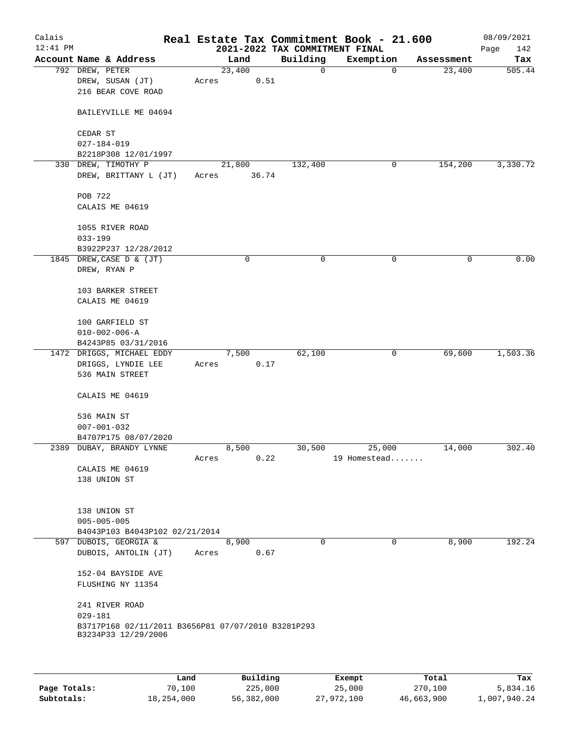# Real Estate Tax Commitment Book - 21.600

Calais
12:41 PM

2021-2022 TAX COMMITMENT FINAL

08/09/2021

| Account | Name & Address | Land | Building | Exemption | Assessment | Tax |
|---|---|---|---|---|---|---|
| 792 | DREW, PETER<br>DREW, SUSAN (JT)<br>216 BEAR COVE ROAD<br><br>BAILEYVILLE ME 04694<br><br>CEDAR ST<br>027-184-019<br>B2218P308 12/01/1997 | 23,400<br>Acres 0.51 | 0 | 0 | 23,400 | 505.44 |
| 330 | DREW, TIMOTHY P<br>DREW, BRITTANY L (JT)<br><br>POB 722<br>CALAIS ME 04619<br><br>1055 RIVER ROAD<br>033-199<br>B3922P237 12/28/2012 | 21,800<br>Acres 36.74 | 132,400 | 0 | 154,200 | 3,330.72 |
| 1845 | DREW, CASE D & (JT)<br>DREW, RYAN P<br><br>103 BARKER STREET<br>CALAIS ME 04619<br><br>100 GARFIELD ST<br>010-002-006-A<br>B4243P85 03/31/2016 | 0 | 0 | 0 | 0 | 0.00 |
| 1472 | DRIGGS, MICHAEL EDDY<br>DRIGGS, LYNDIE LEE<br>536 MAIN STREET<br><br>CALAIS ME 04619<br><br>536 MAIN ST<br>007-001-032<br>B4707P175 08/07/2020 | 7,500<br>Acres 0.17 | 62,100 | 0 | 69,600 | 1,503.36 |
| 2389 | DUBAY, BRANDY LYNNE<br><br>CALAIS ME 04619<br>138 UNION ST<br><br>138 UNION ST<br>005-005-005<br>B4043P103 B4043P102 02/21/2014 | 8,500<br>Acres 0.22 | 30,500 | 25,000<br>19 Homestead....... | 14,000 | 302.40 |
| 597 | DUBOIS, GEORGIA &<br>DUBOIS, ANTOLIN (JT)<br><br>152-04 BAYSIDE AVE<br>FLUSHING NY 11354<br><br>241 RIVER ROAD<br>029-181<br>B3717P168 02/11/2011 B3656P81 07/07/2010 B3281P293 B3234P33 12/29/2006 | 8,900<br>Acres 0.67 | 0 | 0 | 8,900 | 192.24 |

| | Land | Building | Exempt | Total | Tax |
|---|---|---|---|---|---|
| Page Totals: | 70,100 | 225,000 | 25,000 | 270,100 | 5,834.16 |
| Subtotals: | 18,254,000 | 56,382,000 | 27,972,100 | 46,663,900 | 1,007,940.24 |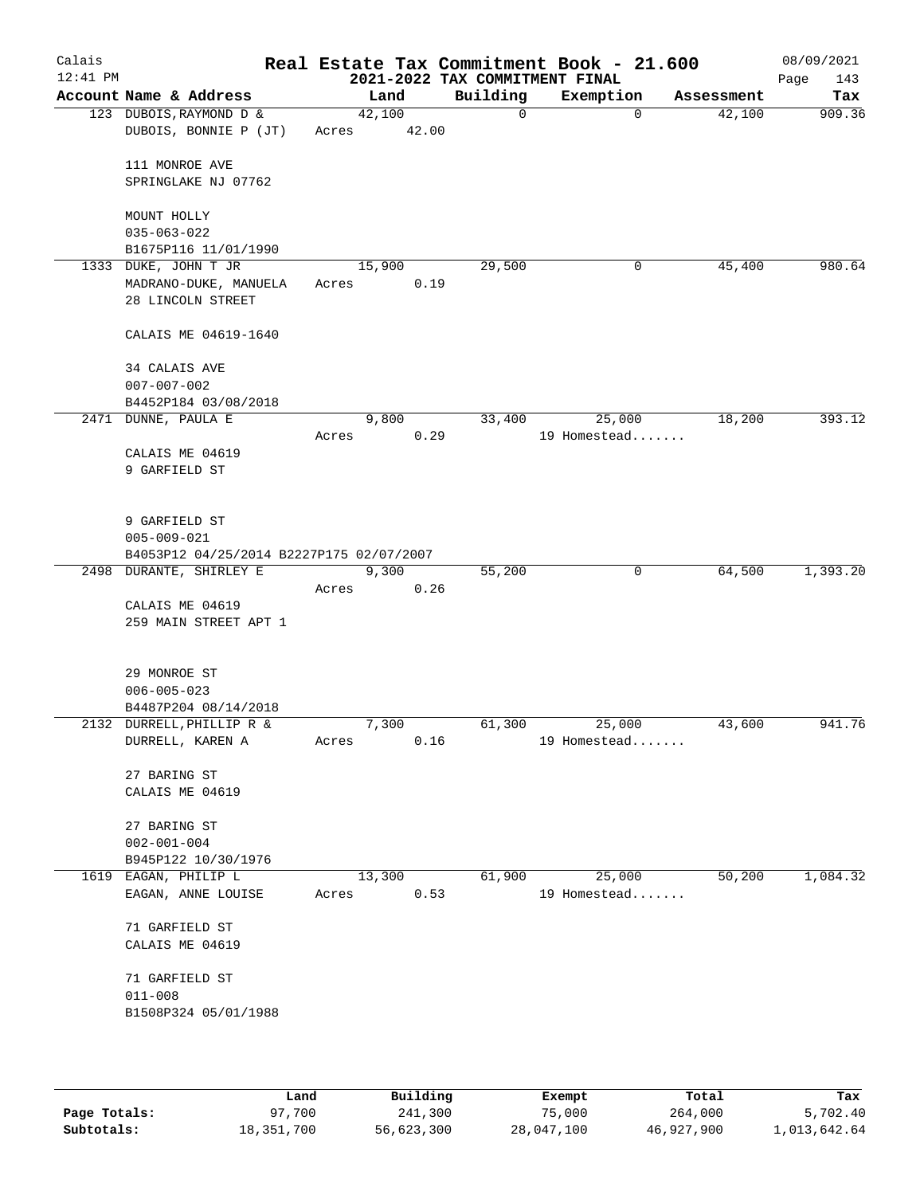# Real Estate Tax Commitment Book - 21.600

Calais
12:41 PM

2021-2022 TAX COMMITMENT FINAL

08/09/2021

| Account Name & Address | Land | Building | Exemption | Assessment | Tax |
|---|---|---|---|---|---|
| 123 DUBOIS, RAYMOND D & | 42,100 | 0 | 0 | 42,100 | 909.36 |
| DUBOIS, BONNIE P (JT) | Acres 42.00 | | | | |
| 111 MONROE AVE | | | | | |
| SPRINGLAKE NJ 07762 | | | | | |
| MOUNT HOLLY | | | | | |
| 035-063-022 | | | | | |
| B1675P116 11/01/1990 | | | | | |
| 1333 DUKE, JOHN T JR | 15,900 | 29,500 | 0 | 45,400 | 980.64 |
| MADRANO-DUKE, MANUELA | Acres 0.19 | | | | |
| 28 LINCOLN STREET | | | | | |
| CALAIS ME 04619-1640 | | | | | |
| 34 CALAIS AVE | | | | | |
| 007-007-002 | | | | | |
| B4452P184 03/08/2018 | | | | | |
| 2471 DUNNE, PAULA E | 9,800 | 33,400 | 25,000 | 18,200 | 393.12 |
| | Acres 0.29 | | 19 Homestead....... | | |
| CALAIS ME 04619 | | | | | |
| 9 GARFIELD ST | | | | | |
| 9 GARFIELD ST | | | | | |
| 005-009-021 | | | | | |
| B4053P12 04/25/2014 B2227P175 02/07/2007 | | | | | |
| 2498 DURANTE, SHIRLEY E | 9,300 | 55,200 | 0 | 64,500 | 1,393.20 |
| | Acres 0.26 | | | | |
| CALAIS ME 04619 | | | | | |
| 259 MAIN STREET APT 1 | | | | | |
| 29 MONROE ST | | | | | |
| 006-005-023 | | | | | |
| B4487P204 08/14/2018 | | | | | |
| 2132 DURRELL, PHILLIP R & | 7,300 | 61,300 | 25,000 | 43,600 | 941.76 |
| DURRELL, KAREN A | Acres 0.16 | | 19 Homestead....... | | |
| 27 BARING ST | | | | | |
| CALAIS ME 04619 | | | | | |
| 27 BARING ST | | | | | |
| 002-001-004 | | | | | |
| B945P122 10/30/1976 | | | | | |
| 1619 EAGAN, PHILIP L | 13,300 | 61,900 | 25,000 | 50,200 | 1,084.32 |
| EAGAN, ANNE LOUISE | Acres 0.53 | | 19 Homestead....... | | |
| 71 GARFIELD ST | | | | | |
| CALAIS ME 04619 | | | | | |
| 71 GARFIELD ST | | | | | |
| 011-008 | | | | | |
| B1508P324 05/01/1988 | | | | | |

| | Land | Building | Exempt | Total | Tax |
|---|---|---|---|---|---|
| Page Totals: | 97,700 | 241,300 | 75,000 | 264,000 | 5,702.40 |
| Subtotals: | 18,351,700 | 56,623,300 | 28,047,100 | 46,927,900 | 1,013,642.64 |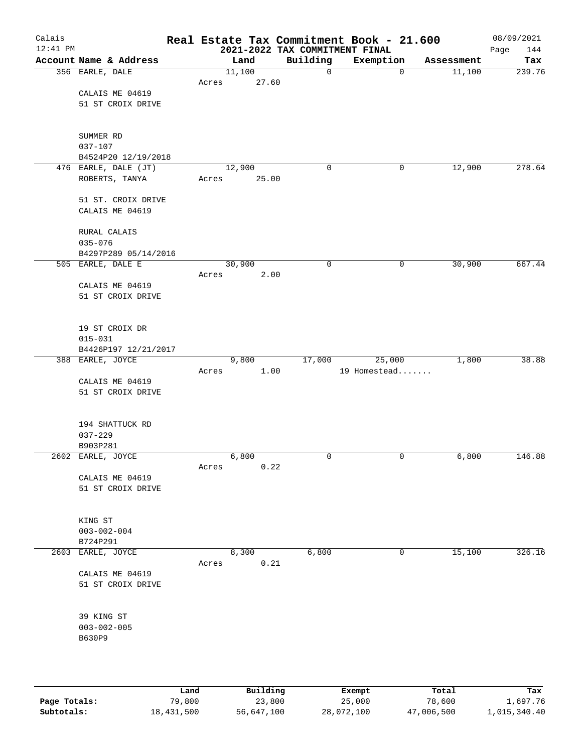# Real Estate Tax Commitment Book - 21.600

Calais
12:41 PM

2021-2022 TAX COMMITMENT FINAL

08/09/2021

| Account Name & Address | Land | Building | Exemption | Assessment | Tax |
|---|---|---|---|---|---|
| 356 EARLE, DALE | 11,100 | 0 | 0 | 11,100 | 239.76 |
| | Acres 27.60 | | | | |
| CALAIS ME 04619 | | | | | |
| 51 ST CROIX DRIVE | | | | | |
| SUMMER RD | | | | | |
| 037-107 | | | | | |
| B4524P20 12/19/2018 | | | | | |
| 476 EARLE, DALE (JT) | 12,900 | 0 | 0 | 12,900 | 278.64 |
| ROBERTS, TANYA | Acres 25.00 | | | | |
| 51 ST. CROIX DRIVE | | | | | |
| CALAIS ME 04619 | | | | | |
| RURAL CALAIS | | | | | |
| 035-076 | | | | | |
| B4297P289 05/14/2016 | | | | | |
| 505 EARLE, DALE E | 30,900 | 0 | 0 | 30,900 | 667.44 |
| | Acres 2.00 | | | | |
| CALAIS ME 04619 | | | | | |
| 51 ST CROIX DRIVE | | | | | |
| 19 ST CROIX DR | | | | | |
| 015-031 | | | | | |
| B4426P197 12/21/2017 | | | | | |
| 388 EARLE, JOYCE | 9,800 | 17,000 | 25,000 | 1,800 | 38.88 |
| | Acres 1.00 | | 19 Homestead....... | | |
| CALAIS ME 04619 | | | | | |
| 51 ST CROIX DRIVE | | | | | |
| 194 SHATTUCK RD | | | | | |
| 037-229 | | | | | |
| B903P281 | | | | | |
| 2602 EARLE, JOYCE | 6,800 | 0 | 0 | 6,800 | 146.88 |
| | Acres 0.22 | | | | |
| CALAIS ME 04619 | | | | | |
| 51 ST CROIX DRIVE | | | | | |
| KING ST | | | | | |
| 003-002-004 | | | | | |
| B724P291 | | | | | |
| 2603 EARLE, JOYCE | 8,300 | 6,800 | 0 | 15,100 | 326.16 |
| | Acres 0.21 | | | | |
| CALAIS ME 04619 | | | | | |
| 51 ST CROIX DRIVE | | | | | |
| 39 KING ST | | | | | |
| 003-002-005 | | | | | |
| B630P9 | | | | | |

| | Land | Building | Exempt | Total | Tax |
|---|---|---|---|---|---|
| Page Totals: | 79,800 | 23,800 | 25,000 | 78,600 | 1,697.76 |
| Subtotals: | 18,431,500 | 56,647,100 | 28,072,100 | 47,006,500 | 1,015,340.40 |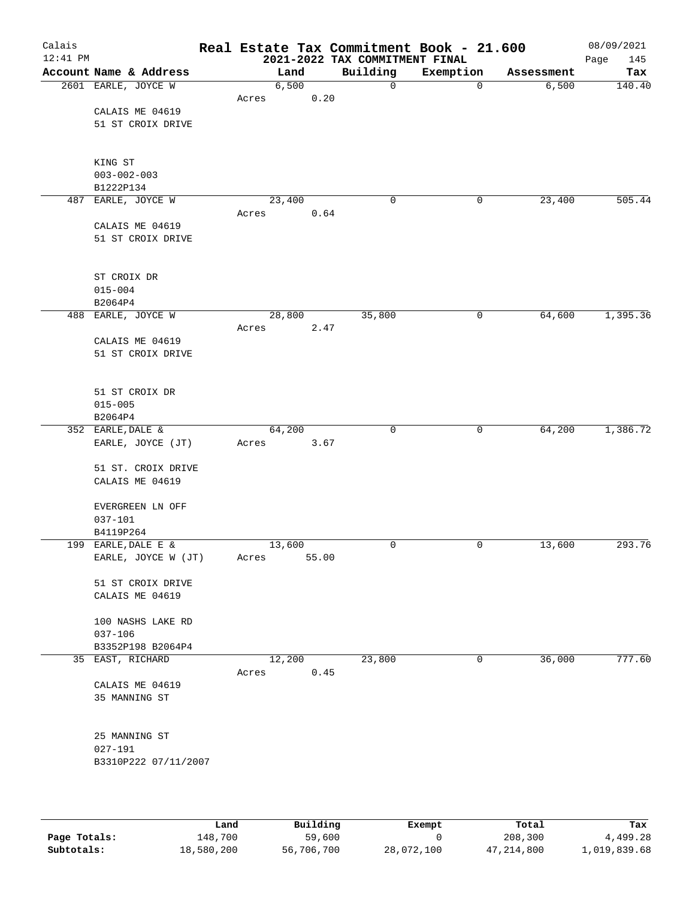# Real Estate Tax Commitment Book - 21.600

## 2021-2022 TAX COMMITMENT FINAL

Calais 12:41 PM — 08/09/2021

| Account Name & Address | Land | Building | Exemption | Assessment | Tax |
|---|---|---|---|---|---|
| 2601 EARLE, JOYCE W<br>CALAIS ME 04619<br>51 ST CROIX DRIVE<br><br>KING ST<br>003-002-003<br>B1222P134 | 6,500<br>Acres 0.20 | 0 | 0 | 6,500 | 140.40 |
| 487 EARLE, JOYCE W<br>CALAIS ME 04619<br>51 ST CROIX DRIVE<br><br>ST CROIX DR<br>015-004<br>B2064P4 | 23,400<br>Acres 0.64 | 0 | 0 | 23,400 | 505.44 |
| 488 EARLE, JOYCE W<br>CALAIS ME 04619<br>51 ST CROIX DRIVE<br><br>51 ST CROIX DR<br>015-005<br>B2064P4 | 28,800<br>Acres 2.47 | 35,800 | 0 | 64,600 | 1,395.36 |
| 352 EARLE, DALE &<br>EARLE, JOYCE (JT)<br>51 ST. CROIX DRIVE<br>CALAIS ME 04619<br><br>EVERGREEN LN OFF<br>037-101<br>B4119P264 | 64,200<br>Acres 3.67 | 0 | 0 | 64,200 | 1,386.72 |
| 199 EARLE, DALE E &<br>EARLE, JOYCE W (JT)<br>51 ST CROIX DRIVE<br>CALAIS ME 04619<br><br>100 NASHS LAKE RD<br>037-106<br>B3352P198 B2064P4 | 13,600<br>Acres 55.00 | 0 | 0 | 13,600 | 293.76 |
| 35 EAST, RICHARD<br>CALAIS ME 04619<br>35 MANNING ST<br><br>25 MANNING ST<br>027-191<br>B3310P222 07/11/2007 | 12,200<br>Acres 0.45 | 23,800 | 0 | 36,000 | 777.60 |

| | Land | Building | Exempt | Total | Tax |
|---|---|---|---|---|---|
| Page Totals: | 148,700 | 59,600 | 0 | 208,300 | 4,499.28 |
| Subtotals: | 18,580,200 | 56,706,700 | 28,072,100 | 47,214,800 | 1,019,839.68 |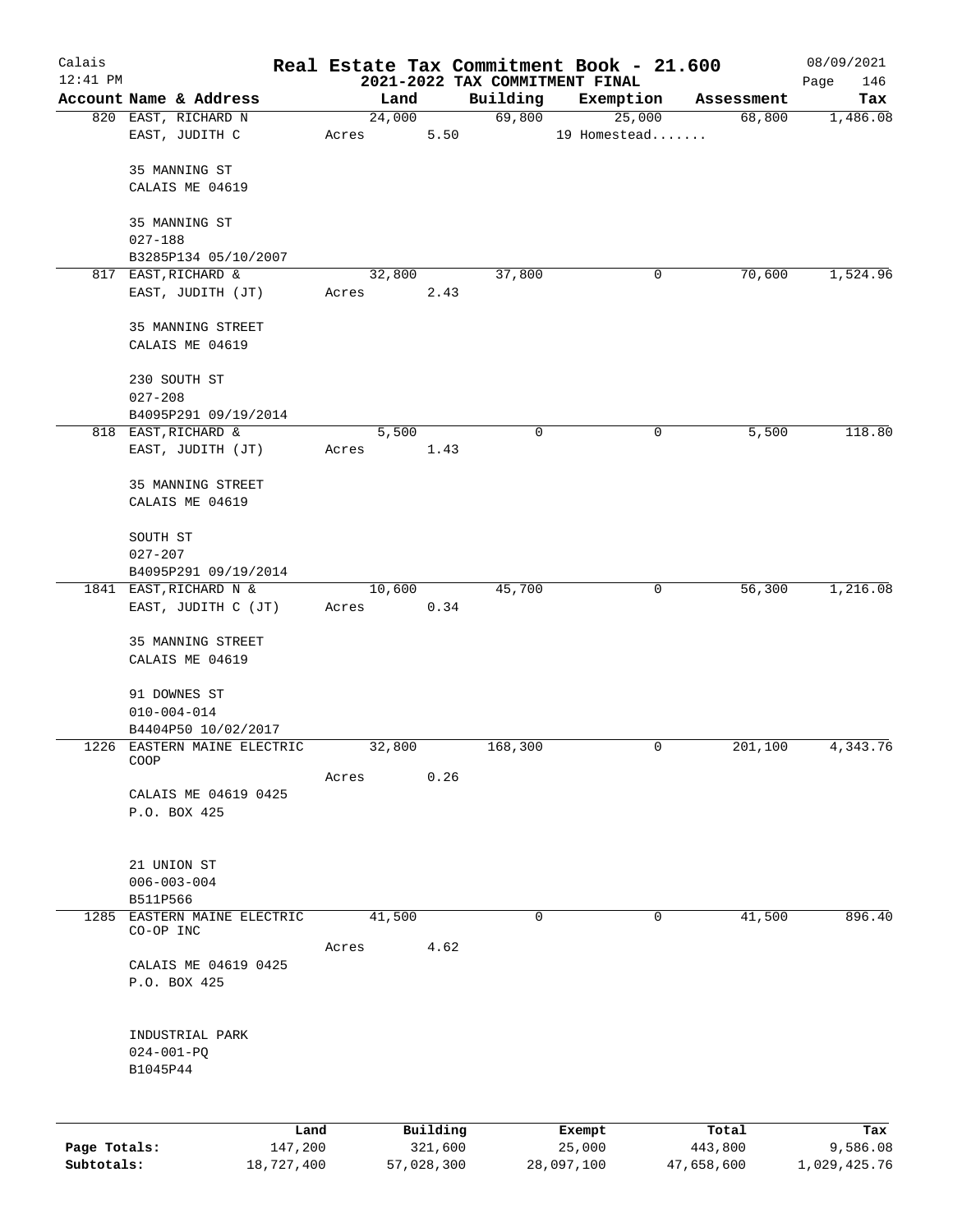# Real Estate Tax Commitment Book - 21.600

Calais
12:41 PM

2021-2022 TAX COMMITMENT FINAL

08/09/2021
Page 146

| Account | Name & Address | Land | Building | Exemption | Assessment | Tax |
|---|---|---|---|---|---|---|
| 820 | EAST, RICHARD N<br>EAST, JUDITH C<br><br>35 MANNING ST<br>CALAIS ME 04619<br><br>35 MANNING ST<br>027-188<br>B3285P134 05/10/2007 | 24,000<br>Acres 5.50 | 69,800 | 25,000<br>19 Homestead....... | 68,800 | 1,486.08 |
| 817 | EAST,RICHARD &<br>EAST, JUDITH (JT)<br><br>35 MANNING STREET<br>CALAIS ME 04619<br><br>230 SOUTH ST<br>027-208<br>B4095P291 09/19/2014 | 32,800<br>Acres 2.43 | 37,800 | 0 | 70,600 | 1,524.96 |
| 818 | EAST,RICHARD &<br>EAST, JUDITH (JT)<br><br>35 MANNING STREET<br>CALAIS ME 04619<br><br>SOUTH ST<br>027-207<br>B4095P291 09/19/2014 | 5,500<br>Acres 1.43 | 0 | 0 | 5,500 | 118.80 |
| 1841 | EAST,RICHARD N &<br>EAST, JUDITH C (JT)<br><br>35 MANNING STREET<br>CALAIS ME 04619<br><br>91 DOWNES ST<br>010-004-014<br>B4404P50 10/02/2017 | 10,600<br>Acres 0.34 | 45,700 | 0 | 56,300 | 1,216.08 |
| 1226 | EASTERN MAINE ELECTRIC COOP<br><br>CALAIS ME 04619 0425<br>P.O. BOX 425<br><br>21 UNION ST<br>006-003-004<br>B511P566 | 32,800<br>Acres 0.26 | 168,300 | 0 | 201,100 | 4,343.76 |
| 1285 | EASTERN MAINE ELECTRIC CO-OP INC<br><br>CALAIS ME 04619 0425<br>P.O. BOX 425<br><br>INDUSTRIAL PARK<br>024-001-PQ<br>B1045P44 | 41,500<br>Acres 4.62 | 0 | 0 | 41,500 | 896.40 |

| | Land | Building | Exempt | Total | Tax |
|---|---|---|---|---|---|
| Page Totals: | 147,200 | 321,600 | 25,000 | 443,800 | 9,586.08 |
| Subtotals: | 18,727,400 | 57,028,300 | 28,097,100 | 47,658,600 | 1,029,425.76 |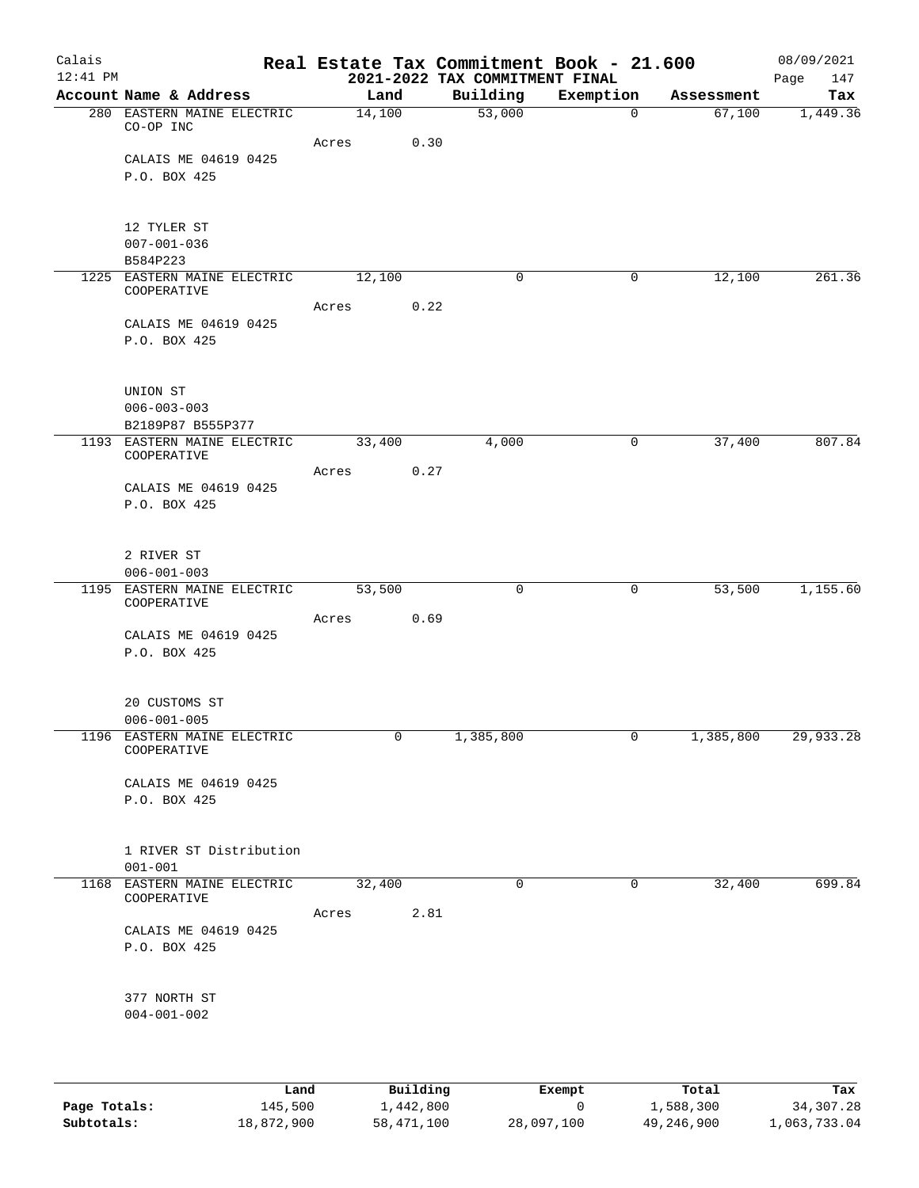# Real Estate Tax Commitment Book - 21.600

Calais
12:41 PM

2021-2022 TAX COMMITMENT FINAL

08/09/2021

| Account | Name & Address | Land | Building | Exemption | Assessment | Tax |
|---|---|---|---|---|---|---|
| 280 | EASTERN MAINE ELECTRIC CO-OP INC<br>CALAIS ME 04619 0425<br>P.O. BOX 425<br><br>12 TYLER ST<br>007-001-036<br>B584P223 | 14,100<br>Acres 0.30 | 53,000 | 0 | 67,100 | 1,449.36 |
| 1225 | EASTERN MAINE ELECTRIC COOPERATIVE<br>CALAIS ME 04619 0425<br>P.O. BOX 425<br><br>UNION ST<br>006-003-003<br>B2189P87 B555P377 | 12,100<br>Acres 0.22 | 0 | 0 | 12,100 | 261.36 |
| 1193 | EASTERN MAINE ELECTRIC COOPERATIVE<br>CALAIS ME 04619 0425<br>P.O. BOX 425<br><br>2 RIVER ST<br>006-001-003 | 33,400<br>Acres 0.27 | 4,000 | 0 | 37,400 | 807.84 |
| 1195 | EASTERN MAINE ELECTRIC COOPERATIVE<br>CALAIS ME 04619 0425<br>P.O. BOX 425<br><br>20 CUSTOMS ST<br>006-001-005 | 53,500<br>Acres 0.69 | 0 | 0 | 53,500 | 1,155.60 |
| 1196 | EASTERN MAINE ELECTRIC COOPERATIVE<br>CALAIS ME 04619 0425<br>P.O. BOX 425<br><br>1 RIVER ST Distribution<br>001-001 | 0 | 1,385,800 | 0 | 1,385,800 | 29,933.28 |
| 1168 | EASTERN MAINE ELECTRIC COOPERATIVE<br>CALAIS ME 04619 0425<br>P.O. BOX 425<br><br>377 NORTH ST<br>004-001-002 | 32,400<br>Acres 2.81 | 0 | 0 | 32,400 | 699.84 |

| | Land | Building | Exempt | Total | Tax |
|---|---|---|---|---|---|
| Page Totals: | 145,500 | 1,442,800 | 0 | 1,588,300 | 34,307.28 |
| Subtotals: | 18,872,900 | 58,471,100 | 28,097,100 | 49,246,900 | 1,063,733.04 |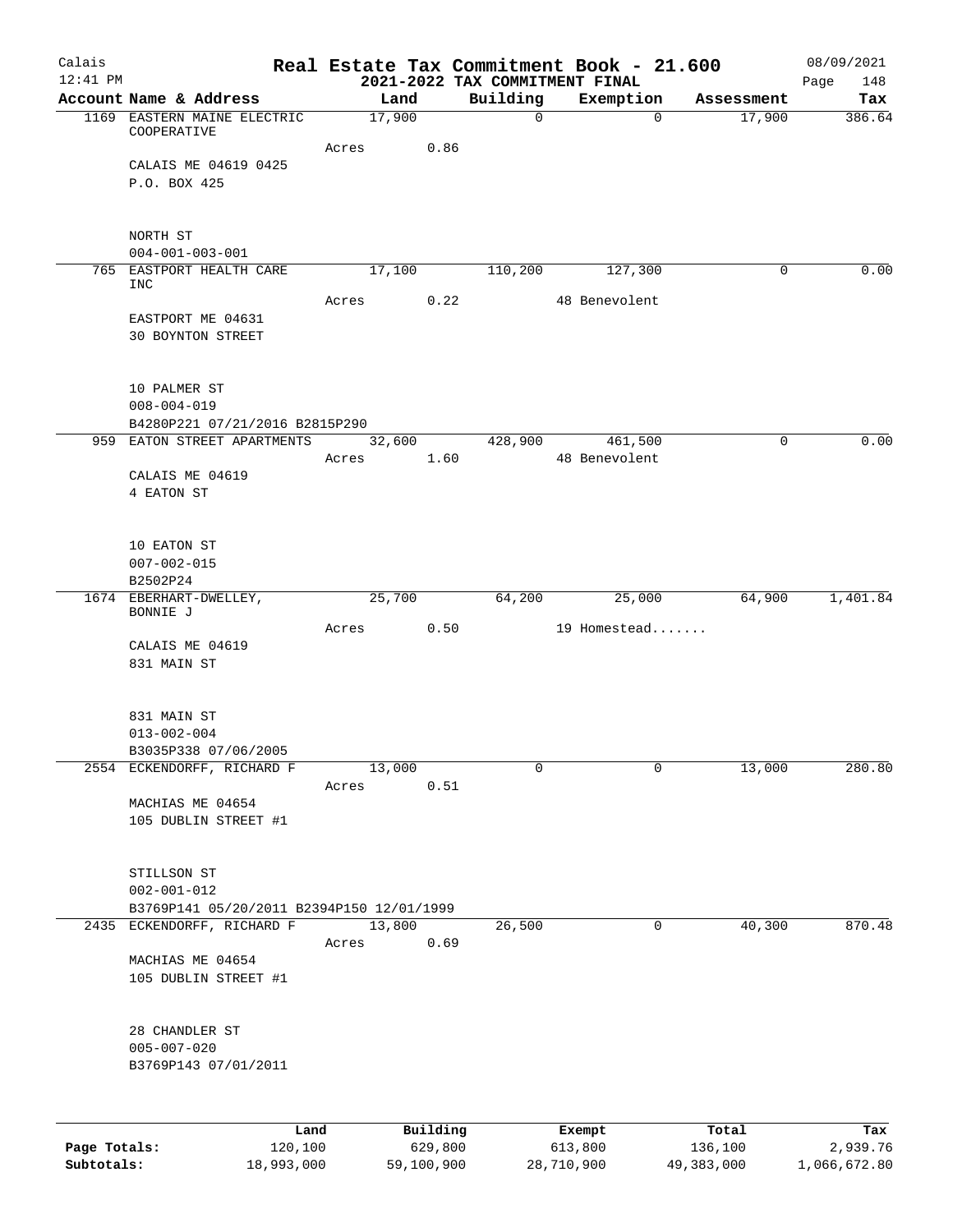# Real Estate Tax Commitment Book - 21.600

## 2021-2022 TAX COMMITMENT FINAL

Calais 12:41 PM — 08/09/2021

| Account Name & Address | Land | Building | Exemption | Assessment | Tax |
|---|---|---|---|---|---|
| 1169 EASTERN MAINE ELECTRIC COOPERATIVE | 17,900 | 0 | 0 | 17,900 | 386.64 |
| Acres 0.86 | | | | | |
| CALAIS ME 04619 0425 | | | | | |
| P.O. BOX 425 | | | | | |
| NORTH ST | | | | | |
| 004-001-003-001 | | | | | |
| 765 EASTPORT HEALTH CARE INC | 17,100 | 110,200 | 127,300 | 0 | 0.00 |
| Acres 0.22 | | | 48 Benevolent | | |
| EASTPORT ME 04631 | | | | | |
| 30 BOYNTON STREET | | | | | |
| 10 PALMER ST | | | | | |
| 008-004-019 | | | | | |
| B4280P221 07/21/2016 B2815P290 | | | | | |
| 959 EATON STREET APARTMENTS | 32,600 | 428,900 | 461,500 | 0 | 0.00 |
| Acres 1.60 | | | 48 Benevolent | | |
| CALAIS ME 04619 | | | | | |
| 4 EATON ST | | | | | |
| 10 EATON ST | | | | | |
| 007-002-015 | | | | | |
| B2502P24 | | | | | |
| 1674 EBERHART-DWELLEY, BONNIE J | 25,700 | 64,200 | 25,000 | 64,900 | 1,401.84 |
| Acres 0.50 | | | 19 Homestead....... | | |
| CALAIS ME 04619 | | | | | |
| 831 MAIN ST | | | | | |
| 831 MAIN ST | | | | | |
| 013-002-004 | | | | | |
| B3035P338 07/06/2005 | | | | | |
| 2554 ECKENDORFF, RICHARD F | 13,000 | 0 | 0 | 13,000 | 280.80 |
| Acres 0.51 | | | | | |
| MACHIAS ME 04654 | | | | | |
| 105 DUBLIN STREET #1 | | | | | |
| STILLSON ST | | | | | |
| 002-001-012 | | | | | |
| B3769P141 05/20/2011 B2394P150 12/01/1999 | | | | | |
| 2435 ECKENDORFF, RICHARD F | 13,800 | 26,500 | 0 | 40,300 | 870.48 |
| Acres 0.69 | | | | | |
| MACHIAS ME 04654 | | | | | |
| 105 DUBLIN STREET #1 | | | | | |
| 28 CHANDLER ST | | | | | |
| 005-007-020 | | | | | |
| B3769P143 07/01/2011 | | | | | |

| | Land | Building | Exempt | Total | Tax |
|---|---|---|---|---|---|
| Page Totals: | 120,100 | 629,800 | 613,800 | 136,100 | 2,939.76 |
| Subtotals: | 18,993,000 | 59,100,900 | 28,710,900 | 49,383,000 | 1,066,672.80 |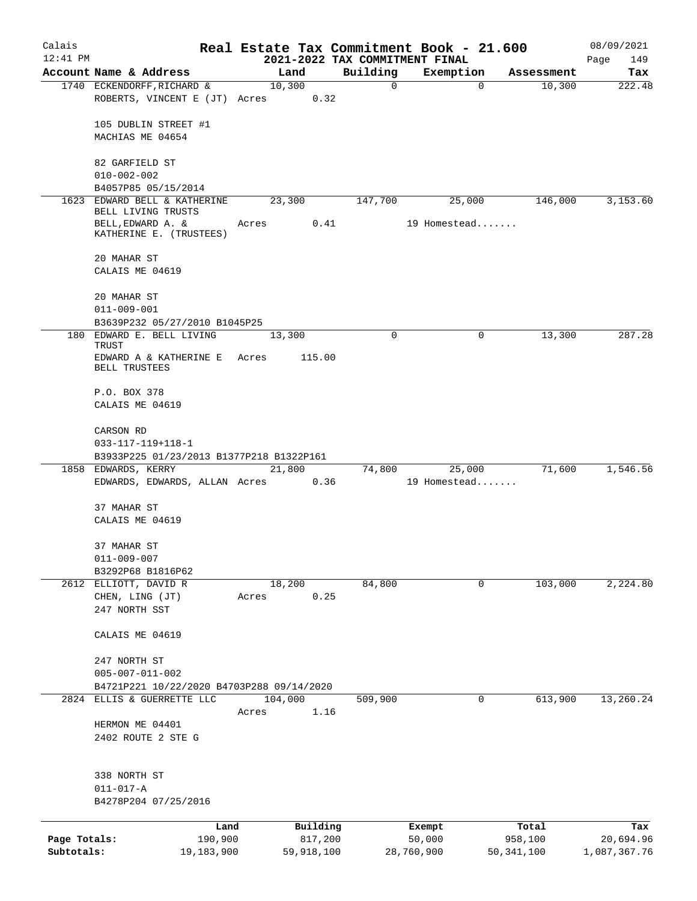# Real Estate Tax Commitment Book - 21.600

Calais 12:41 PM — 2021-2022 TAX COMMITMENT FINAL — 08/09/2021

| Account Name & Address | Land | Building | Exemption | Assessment | Tax |
|---|---|---|---|---|---|
| 1740 ECKENDORFF, RICHARD & ROBERTS, VINCENT E (JT) Acres 0.32<br>105 DUBLIN STREET #1<br>MACHIAS ME 04654<br>82 GARFIELD ST<br>010-002-002<br>B4057P85 05/15/2014 | 10,300 | 0 | 0 | 10,300 | 222.48 |
| 1623 EDWARD BELL & KATHERINE BELL LIVING TRUSTS<br>BELL, EDWARD A. & KATHERINE E. (TRUSTEES) Acres 0.41<br>20 MAHAR ST<br>CALAIS ME 04619<br>20 MAHAR ST<br>011-009-001<br>B3639P232 05/27/2010 B1045P25 | 23,300 | 147,700 | 25,000<br>19 Homestead....... | 146,000 | 3,153.60 |
| 180 EDWARD E. BELL LIVING TRUST<br>EDWARD A & KATHERINE E BELL TRUSTEES Acres 115.00<br>P.O. BOX 378<br>CALAIS ME 04619<br>CARSON RD<br>033-117-119+118-1<br>B3933P225 01/23/2013 B1377P218 B1322P161 | 13,300 | 0 | 0 | 13,300 | 287.28 |
| 1858 EDWARDS, KERRY<br>EDWARDS, EDWARDS, ALLAN Acres 0.36<br>37 MAHAR ST<br>CALAIS ME 04619<br>37 MAHAR ST<br>011-009-007<br>B3292P68 B1816P62 | 21,800 | 74,800 | 25,000<br>19 Homestead....... | 71,600 | 1,546.56 |
| 2612 ELLIOTT, DAVID R<br>CHEN, LING (JT) Acres 0.25<br>247 NORTH SST<br>CALAIS ME 04619<br>247 NORTH ST<br>005-007-011-002<br>B4721P221 10/22/2020 B4703P288 09/14/2020 | 18,200 | 84,800 | 0 | 103,000 | 2,224.80 |
| 2824 ELLIS & GUERRETTE LLC Acres 1.16<br>HERMON ME 04401<br>2402 ROUTE 2 STE G<br>338 NORTH ST<br>011-017-A<br>B4278P204 07/25/2016 | 104,000 | 509,900 | 0 | 613,900 | 13,260.24 |

| | Land | Building | Exempt | Total | Tax |
|---|---|---|---|---|---|
| Page Totals: | 190,900 | 817,200 | 50,000 | 958,100 | 20,694.96 |
| Subtotals: | 19,183,900 | 59,918,100 | 28,760,900 | 50,341,100 | 1,087,367.76 |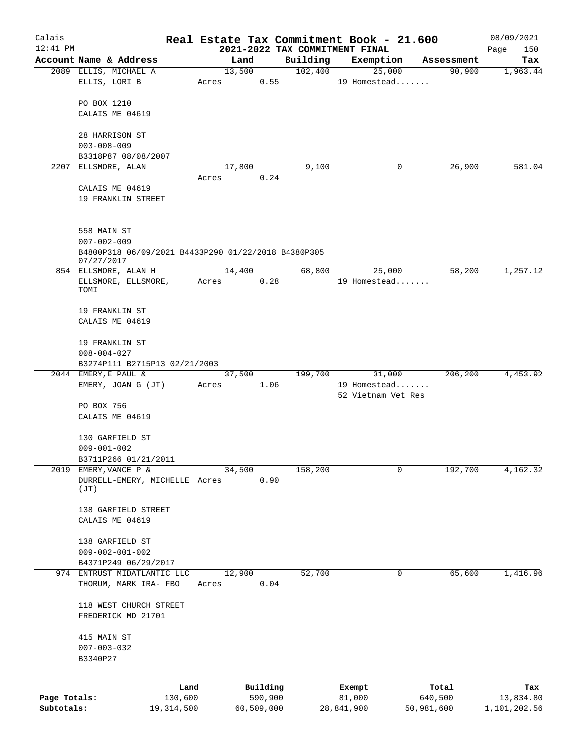Calais
12:41 PM

# Real Estate Tax Commitment Book - 21.600

## 2021-2022 TAX COMMITMENT FINAL

08/09/2021

| Account Name & Address | Land | Building | Exemption | Assessment | Tax |
|---|---|---|---|---|---|
| 2089 ELLIS, MICHAEL A<br>ELLIS, LORI B<br><br>PO BOX 1210<br>CALAIS ME 04619<br><br>28 HARRISON ST<br>003-008-009<br>B3318P87 08/08/2007 | 13,500<br>Acres 0.55 | 102,400 | 25,000<br>19 Homestead....... | 90,900 | 1,963.44 |
| 2207 ELLSMORE, ALAN<br><br>CALAIS ME 04619<br>19 FRANKLIN STREET<br><br>558 MAIN ST<br>007-002-009<br>B4800P318 06/09/2021 B4433P290 01/22/2018 B4380P305 07/27/2017 | 17,800<br>Acres 0.24 | 9,100 | 0 | 26,900 | 581.04 |
| 854 ELLSMORE, ALAN H<br>ELLSMORE, ELLSMORE, TOMI<br><br>19 FRANKLIN ST<br>CALAIS ME 04619<br><br>19 FRANKLIN ST<br>008-004-027<br>B3274P111 B2715P13 02/21/2003 | 14,400<br>Acres 0.28 | 68,800 | 25,000<br>19 Homestead....... | 58,200 | 1,257.12 |
| 2044 EMERY,E PAUL &<br>EMERY, JOAN G (JT)<br><br>PO BOX 756<br>CALAIS ME 04619<br><br>130 GARFIELD ST<br>009-001-002<br>B3711P266 01/21/2011 | 37,500<br>Acres 1.06 | 199,700 | 31,000<br>19 Homestead.......<br>52 Vietnam Vet Res | 206,200 | 4,453.92 |
| 2019 EMERY,VANCE P &<br>DURRELL-EMERY, MICHELLE (JT)<br><br>138 GARFIELD STREET<br>CALAIS ME 04619<br><br>138 GARFIELD ST<br>009-002-001-002<br>B4371P249 06/29/2017 | 34,500<br>Acres 0.90 | 158,200 | 0 | 192,700 | 4,162.32 |
| 974 ENTRUST MIDATLANTIC LLC<br>THORUM, MARK IRA- FBO<br><br>118 WEST CHURCH STREET<br>FREDERICK MD 21701<br><br>415 MAIN ST<br>007-003-032<br>B3340P27 | 12,900<br>Acres 0.04 | 52,700 | 0 | 65,600 | 1,416.96 |

| | Land | Building | Exempt | Total | Tax |
|---|---|---|---|---|---|
| **Page Totals:** | 130,600 | 590,900 | 81,000 | 640,500 | 13,834.80 |
| **Subtotals:** | 19,314,500 | 60,509,000 | 28,841,900 | 50,981,600 | 1,101,202.56 |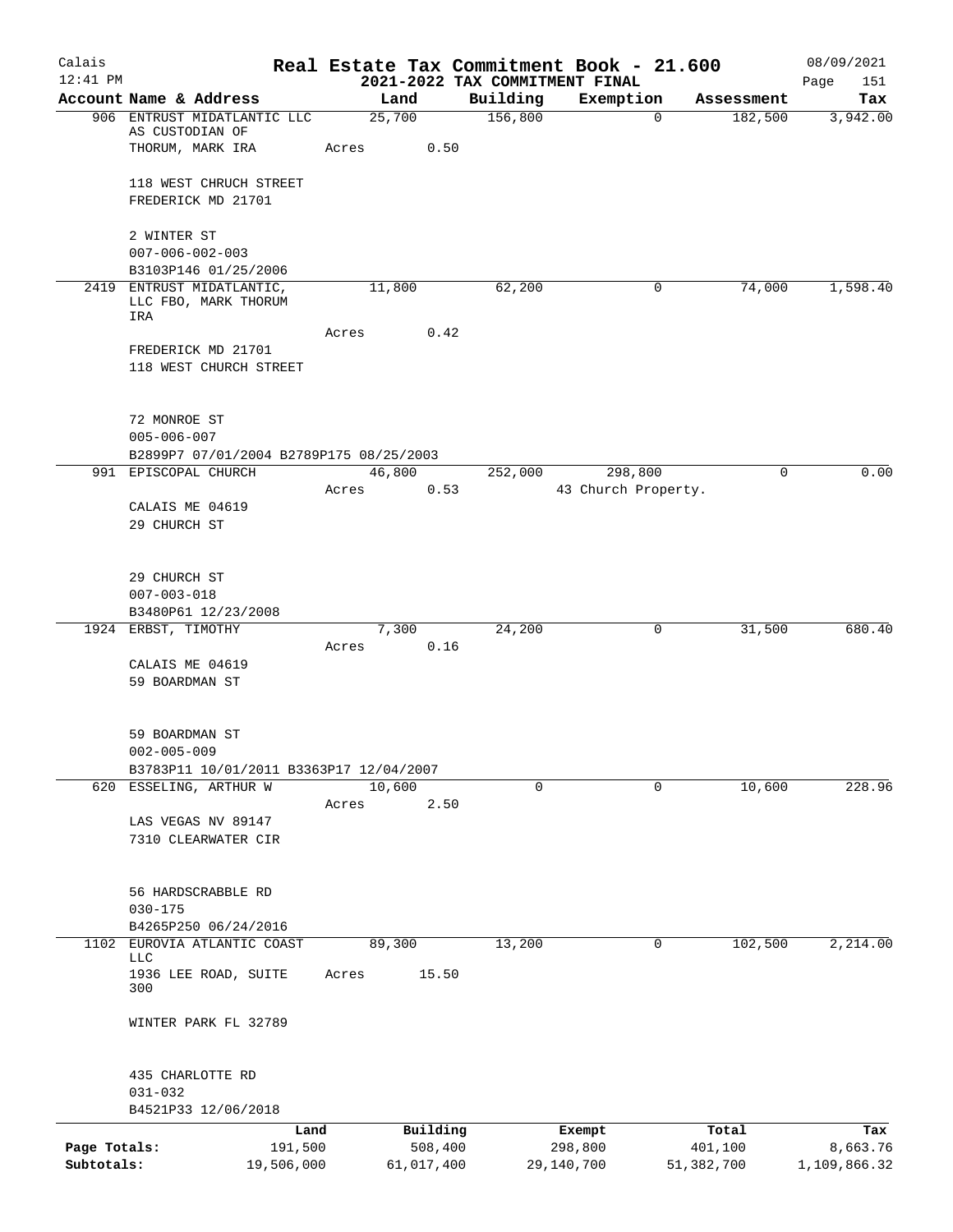# Real Estate Tax Commitment Book - 21.600

## 2021-2022 TAX COMMITMENT FINAL

Calais 12:41 PM — 08/09/2021

| Account Name & Address | Land | Building | Exemption | Assessment | Tax |
|---|---|---|---|---|---|
| 906 ENTRUST MIDATLANTIC LLC AS CUSTODIAN OF THORUM, MARK IRA<br>118 WEST CHRUCH STREET<br>FREDERICK MD 21701<br>2 WINTER ST<br>007-006-002-003<br>B3103P146 01/25/2006 | 25,700<br>Acres 0.50 | 156,800 | 0 | 182,500 | 3,942.00 |
| 2419 ENTRUST MIDATLANTIC, LLC FBO, MARK THORUM IRA<br>FREDERICK MD 21701<br>118 WEST CHURCH STREET<br>72 MONROE ST<br>005-006-007<br>B2899P7 07/01/2004 B2789P175 08/25/2003 | 11,800<br>Acres 0.42 | 62,200 | 0 | 74,000 | 1,598.40 |
| 991 EPISCOPAL CHURCH<br>CALAIS ME 04619<br>29 CHURCH ST<br>29 CHURCH ST<br>007-003-018<br>B3480P61 12/23/2008 | 46,800<br>Acres 0.53 | 252,000 | 298,800<br>43 Church Property. | 0 | 0.00 |
| 1924 ERBST, TIMOTHY<br>CALAIS ME 04619<br>59 BOARDMAN ST<br>59 BOARDMAN ST<br>002-005-009<br>B3783P11 10/01/2011 B3363P17 12/04/2007 | 7,300<br>Acres 0.16 | 24,200 | 0 | 31,500 | 680.40 |
| 620 ESSELING, ARTHUR W<br>LAS VEGAS NV 89147<br>7310 CLEARWATER CIR<br>56 HARDSCRABBLE RD<br>030-175<br>B4265P250 06/24/2016 | 10,600<br>Acres 2.50 | 0 | 0 | 10,600 | 228.96 |
| 1102 EUROVIA ATLANTIC COAST LLC<br>1936 LEE ROAD, SUITE 300<br>WINTER PARK FL 32789<br>435 CHARLOTTE RD<br>031-032<br>B4521P33 12/06/2018 | 89,300<br>Acres 15.50 | 13,200 | 0 | 102,500 | 2,214.00 |

| | Land | Building | Exempt | Total | Tax |
|---|---|---|---|---|---|
| Page Totals: | 191,500 | 508,400 | 298,800 | 401,100 | 8,663.76 |
| Subtotals: | 19,506,000 | 61,017,400 | 29,140,700 | 51,382,700 | 1,109,866.32 |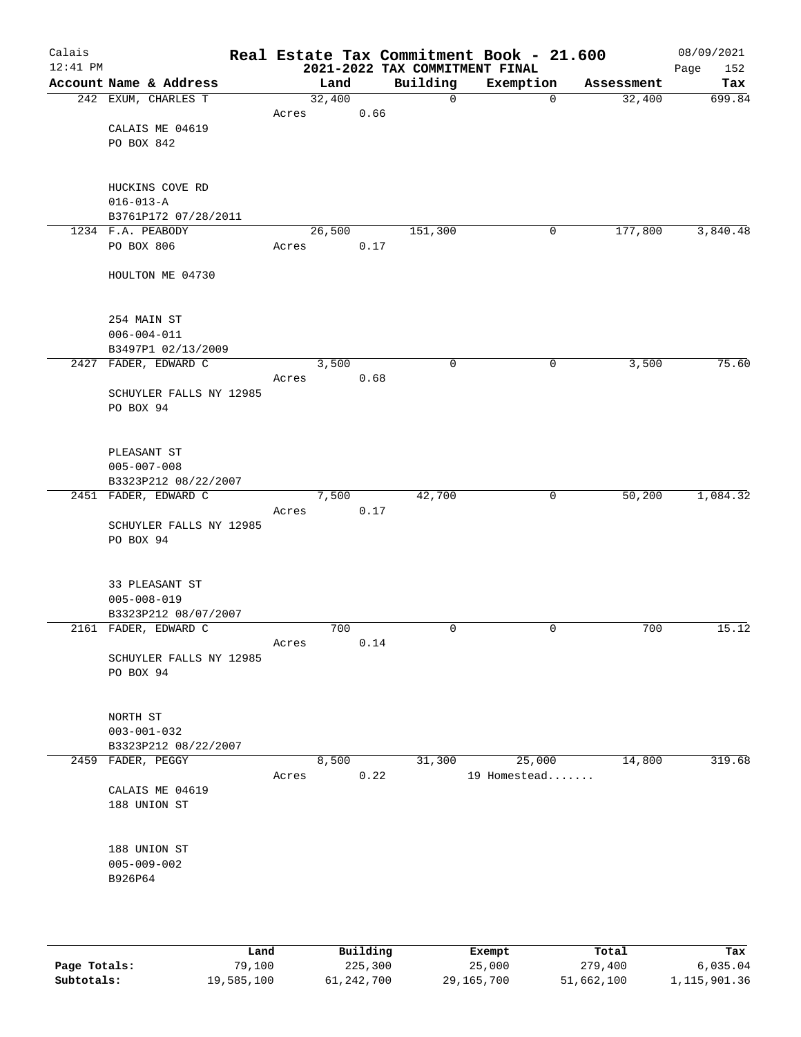# Real Estate Tax Commitment Book - 21.600

## 2021-2022 TAX COMMITMENT FINAL

Calais 12:41 PM — 08/09/2021

| Account Name & Address | Land | Building | Exemption | Assessment | Tax |
|---|---|---|---|---|---|
| 242 EXUM, CHARLES T<br>CALAIS ME 04619<br>PO BOX 842<br><br>HUCKINS COVE RD<br>016-013-A<br>B3761P172 07/28/2011 | 32,400<br>Acres 0.66 | 0 | 0 | 32,400 | 699.84 |
| 1234 F.A. PEABODY<br>PO BOX 806<br>HOULTON ME 04730<br><br>254 MAIN ST<br>006-004-011<br>B3497P1 02/13/2009 | 26,500<br>Acres 0.17 | 151,300 | 0 | 177,800 | 3,840.48 |
| 2427 FADER, EDWARD C<br>SCHUYLER FALLS NY 12985<br>PO BOX 94<br><br>PLEASANT ST<br>005-007-008<br>B3323P212 08/22/2007 | 3,500<br>Acres 0.68 | 0 | 0 | 3,500 | 75.60 |
| 2451 FADER, EDWARD C<br>SCHUYLER FALLS NY 12985<br>PO BOX 94<br><br>33 PLEASANT ST<br>005-008-019<br>B3323P212 08/07/2007 | 7,500<br>Acres 0.17 | 42,700 | 0 | 50,200 | 1,084.32 |
| 2161 FADER, EDWARD C<br>SCHUYLER FALLS NY 12985<br>PO BOX 94<br><br>NORTH ST<br>003-001-032<br>B3323P212 08/22/2007 | 700<br>Acres 0.14 | 0 | 0 | 700 | 15.12 |
| 2459 FADER, PEGGY<br>CALAIS ME 04619<br>188 UNION ST<br><br>188 UNION ST<br>005-009-002<br>B926P64 | 8,500<br>Acres 0.22 | 31,300 | 25,000<br>19 Homestead....... | 14,800 | 319.68 |

| | Land | Building | Exempt | Total | Tax |
|---|---|---|---|---|---|
| **Page Totals:** | 79,100 | 225,300 | 25,000 | 279,400 | 6,035.04 |
| **Subtotals:** | 19,585,100 | 61,242,700 | 29,165,700 | 51,662,100 | 1,115,901.36 |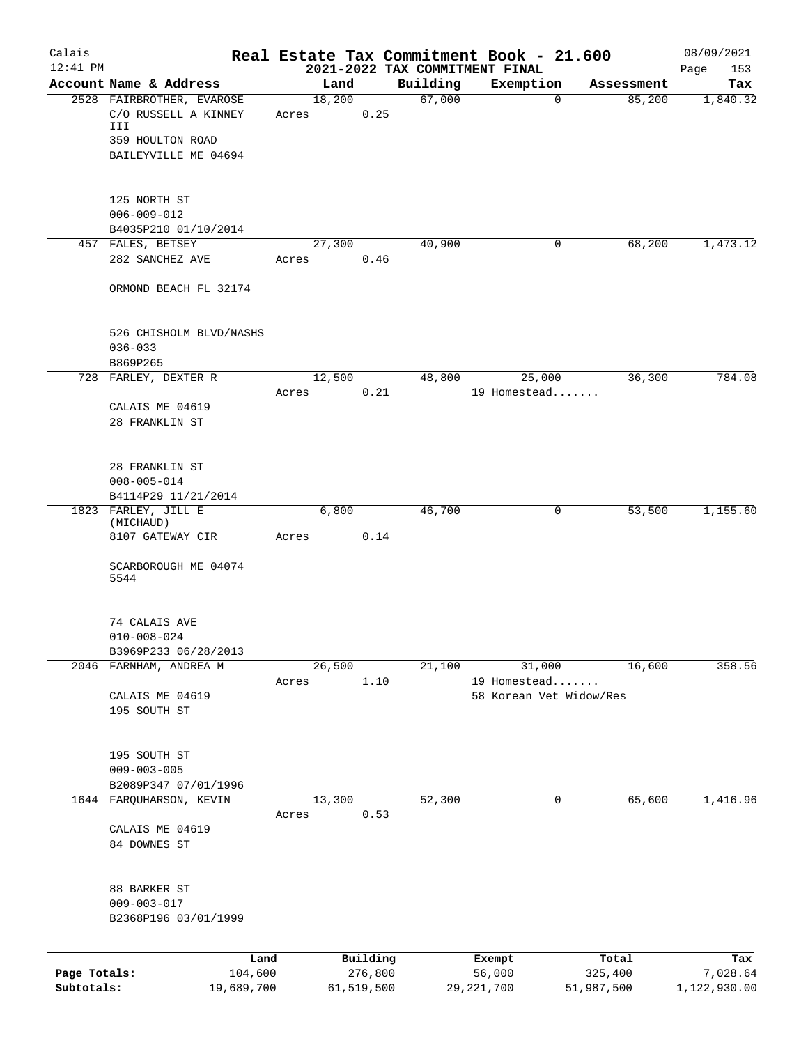Calais
12:41 PM

# Real Estate Tax Commitment Book - 21.600
## 2021-2022 TAX COMMITMENT FINAL

08/09/2021
Page 153

| Account Name & Address | Land | Building | Exemption | Assessment | Tax |
|---|---|---|---|---|---|
| 2528 FAIRBROTHER, EVAROSE<br>C/O RUSSELL A KINNEY III<br>359 HOULTON ROAD<br>BAILEYVILLE ME 04694<br><br>125 NORTH ST<br>006-009-012<br>B4035P210 01/10/2014 | 18,200<br>Acres 0.25 | 67,000 | 0 | 85,200 | 1,840.32 |
| 457 FALES, BETSEY<br>282 SANCHEZ AVE<br><br>ORMOND BEACH FL 32174<br><br>526 CHISHOLM BLVD/NASHS<br>036-033<br>B869P265 | 27,300<br>Acres 0.46 | 40,900 | 0 | 68,200 | 1,473.12 |
| 728 FARLEY, DEXTER R<br><br>CALAIS ME 04619<br>28 FRANKLIN ST<br><br>28 FRANKLIN ST<br>008-005-014<br>B4114P29 11/21/2014 | 12,500<br>Acres 0.21 | 48,800 | 25,000<br>19 Homestead....... | 36,300 | 784.08 |
| 1823 FARLEY, JILL E (MICHAUD)<br>8107 GATEWAY CIR<br><br>SCARBOROUGH ME 04074 5544<br><br>74 CALAIS AVE<br>010-008-024<br>B3969P233 06/28/2013 | 6,800<br>Acres 0.14 | 46,700 | 0 | 53,500 | 1,155.60 |
| 2046 FARNHAM, ANDREA M<br><br>CALAIS ME 04619<br>195 SOUTH ST<br><br>195 SOUTH ST<br>009-003-005<br>B2089P347 07/01/1996 | 26,500<br>Acres 1.10 | 21,100 | 31,000<br>19 Homestead.......<br>58 Korean Vet Widow/Res | 16,600 | 358.56 |
| 1644 FARQUHARSON, KEVIN<br><br>CALAIS ME 04619<br>84 DOWNES ST<br><br>88 BARKER ST<br>009-003-017<br>B2368P196 03/01/1999 | 13,300<br>Acres 0.53 | 52,300 | 0 | 65,600 | 1,416.96 |

| | Land | Building | Exempt | Total | Tax |
|---|---|---|---|---|---|
| **Page Totals:** | 104,600 | 276,800 | 56,000 | 325,400 | 7,028.64 |
| **Subtotals:** | 19,689,700 | 61,519,500 | 29,221,700 | 51,987,500 | 1,122,930.00 |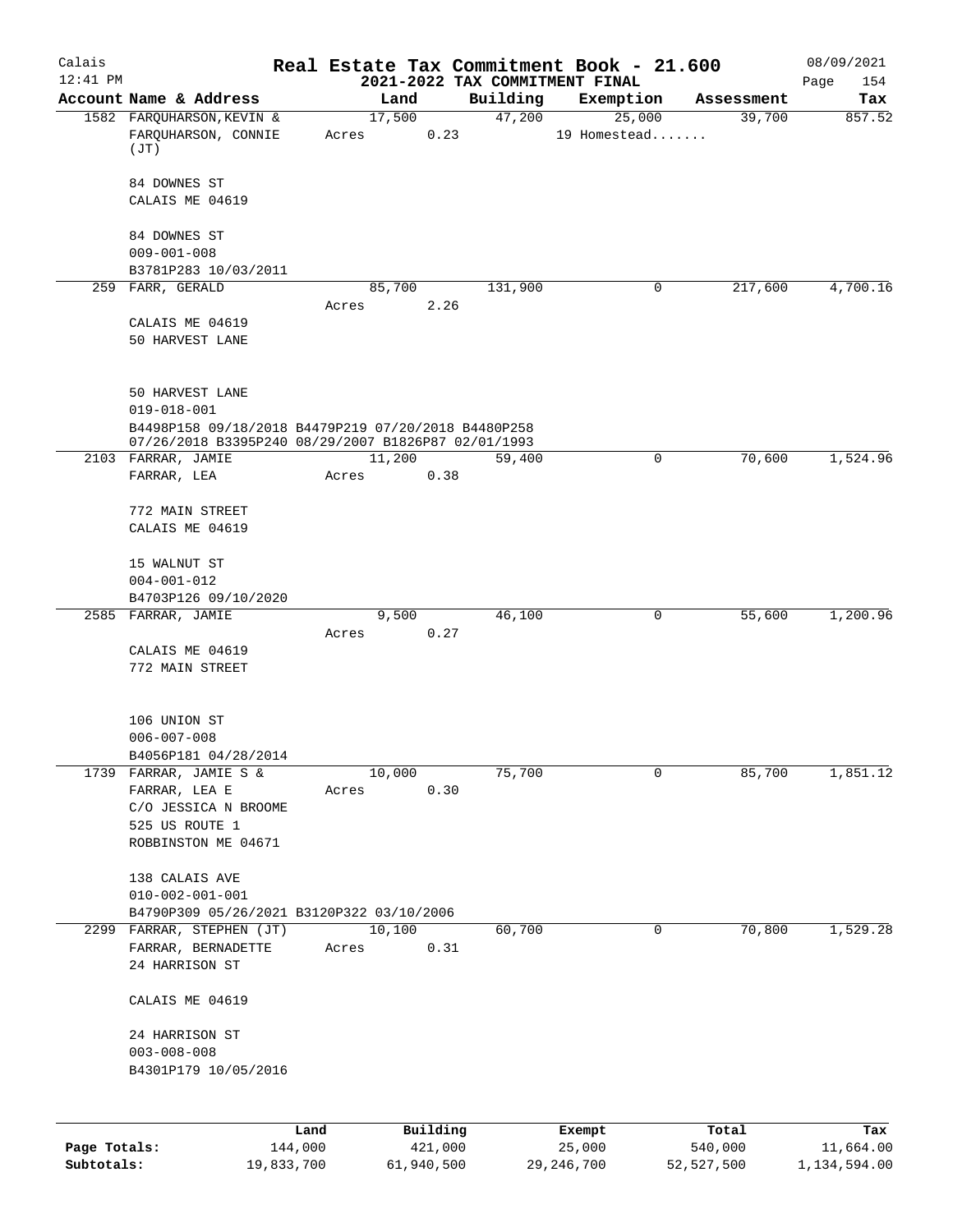Calais 12:41 PM

# Real Estate Tax Commitment Book - 21.600
## 2021-2022 TAX COMMITMENT FINAL

08/09/2021 Page 154

| Account Name & Address | Land | Building | Exemption | Assessment | Tax |
|---|---|---|---|---|---|
| 1582 FARQUHARSON,KEVIN & FARQUHARSON, CONNIE (JT)<br>84 DOWNES ST<br>CALAIS ME 04619<br>84 DOWNES ST<br>009-001-008<br>B3781P283 10/03/2011 | 17,500<br>Acres 0.23 | 47,200 | 25,000<br>19 Homestead....... | 39,700 | 857.52 |
| 259 FARR, GERALD<br>CALAIS ME 04619<br>50 HARVEST LANE<br>50 HARVEST LANE<br>019-018-001<br>B4498P158 09/18/2018 B4479P219 07/20/2018 B4480P258 07/26/2018 B3395P240 08/29/2007 B1826P87 02/01/1993 | 85,700<br>Acres 2.26 | 131,900 | 0 | 217,600 | 4,700.16 |
| 2103 FARRAR, JAMIE<br>FARRAR, LEA<br>772 MAIN STREET<br>CALAIS ME 04619<br>15 WALNUT ST<br>004-001-012<br>B4703P126 09/10/2020 | 11,200<br>Acres 0.38 | 59,400 | 0 | 70,600 | 1,524.96 |
| 2585 FARRAR, JAMIE<br>CALAIS ME 04619<br>772 MAIN STREET<br>106 UNION ST<br>006-007-008<br>B4056P181 04/28/2014 | 9,500<br>Acres 0.27 | 46,100 | 0 | 55,600 | 1,200.96 |
| 1739 FARRAR, JAMIE S &<br>FARRAR, LEA E<br>C/O JESSICA N BROOME<br>525 US ROUTE 1<br>ROBBINSTON ME 04671<br>138 CALAIS AVE<br>010-002-001-001<br>B4790P309 05/26/2021 B3120P322 03/10/2006 | 10,000<br>Acres 0.30 | 75,700 | 0 | 85,700 | 1,851.12 |
| 2299 FARRAR, STEPHEN (JT)<br>FARRAR, BERNADETTE<br>24 HARRISON ST<br>CALAIS ME 04619<br>24 HARRISON ST<br>003-008-008<br>B4301P179 10/05/2016 | 10,100<br>Acres 0.31 | 60,700 | 0 | 70,800 | 1,529.28 |

| | Land | Building | Exempt | Total | Tax |
|---|---|---|---|---|---|
| Page Totals: | 144,000 | 421,000 | 25,000 | 540,000 | 11,664.00 |
| Subtotals: | 19,833,700 | 61,940,500 | 29,246,700 | 52,527,500 | 1,134,594.00 |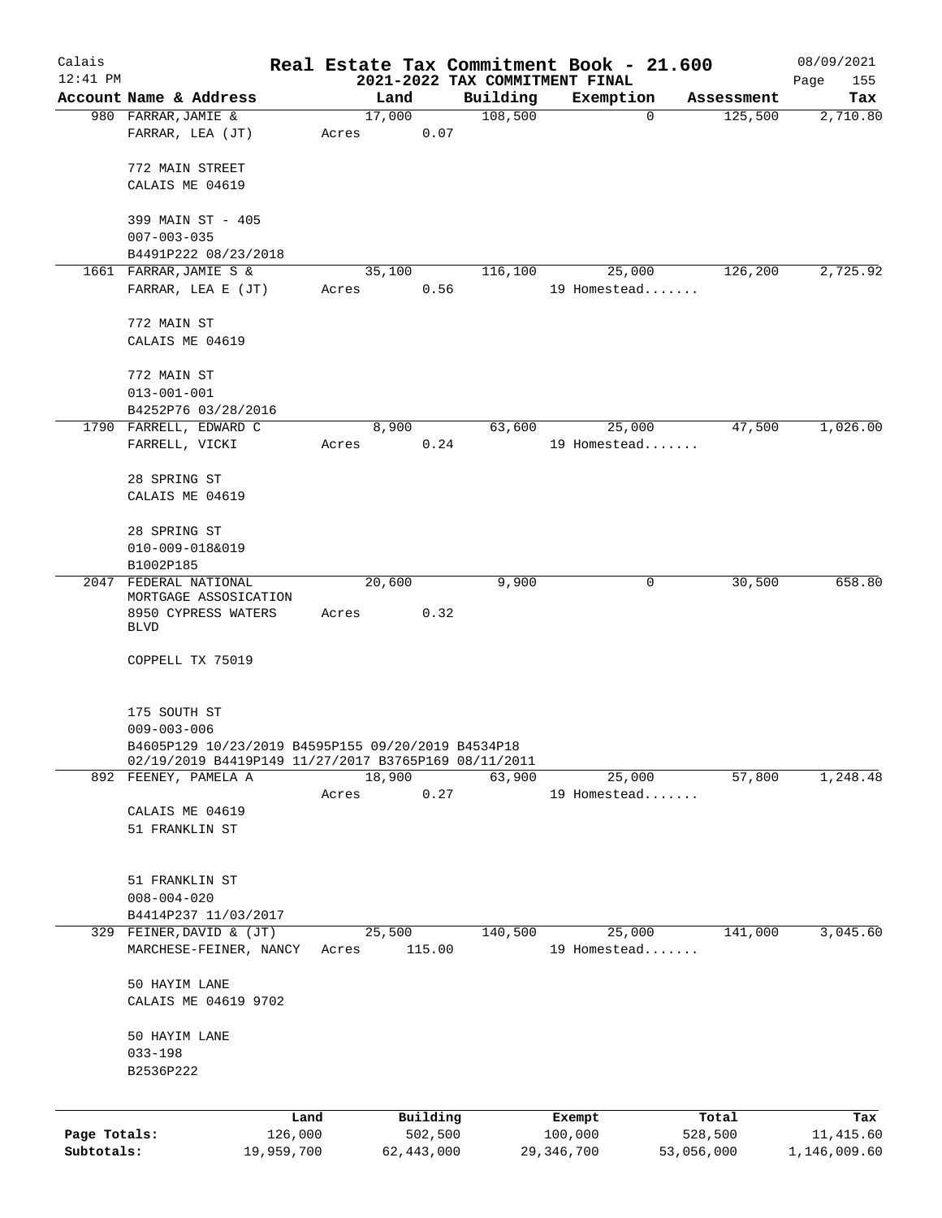# Real Estate Tax Commitment Book - 21.600

## 2021-2022 TAX COMMITMENT FINAL

Calais 12:41 PM — 08/09/2021

| Account Name & Address | Land | Building | Exemption | Assessment | Tax |
|---|---|---|---|---|---|
| 980 FARRAR, JAMIE & FARRAR, LEA (JT) 772 MAIN STREET CALAIS ME 04619 399 MAIN ST - 405 007-003-035 B4491P222 08/23/2018 | 17,000 Acres 0.07 | 108,500 | 0 | 125,500 | 2,710.80 |
| 1661 FARRAR, JAMIE S & FARRAR, LEA E (JT) 772 MAIN ST CALAIS ME 04619 772 MAIN ST 013-001-001 B4252P76 03/28/2016 | 35,100 Acres 0.56 | 116,100 | 25,000 19 Homestead....... | 126,200 | 2,725.92 |
| 1790 FARRELL, EDWARD C FARRELL, VICKI 28 SPRING ST CALAIS ME 04619 28 SPRING ST 010-009-018&019 B1002P185 | 8,900 Acres 0.24 | 63,600 | 25,000 19 Homestead....... | 47,500 | 1,026.00 |
| 2047 FEDERAL NATIONAL MORTGAGE ASSOSICATION 8950 CYPRESS WATERS BLVD COPPELL TX 75019 175 SOUTH ST 009-003-006 B4605P129 10/23/2019 B4595P155 09/20/2019 B4534P18 02/19/2019 B4419P149 11/27/2017 B3765P169 08/11/2011 | 20,600 Acres 0.32 | 9,900 | 0 | 30,500 | 658.80 |
| 892 FEENEY, PAMELA A CALAIS ME 04619 51 FRANKLIN ST 51 FRANKLIN ST 008-004-020 B4414P237 11/03/2017 | 18,900 Acres 0.27 | 63,900 | 25,000 19 Homestead....... | 57,800 | 1,248.48 |
| 329 FEINER, DAVID & (JT) MARCHESE-FEINER, NANCY 50 HAYIM LANE CALAIS ME 04619 9702 50 HAYIM LANE 033-198 B2536P222 | 25,500 Acres 115.00 | 140,500 | 25,000 19 Homestead....... | 141,000 | 3,045.60 |

| | Land | Building | Exempt | Total | Tax |
|---|---|---|---|---|---|
| Page Totals: | 126,000 | 502,500 | 100,000 | 528,500 | 11,415.60 |
| Subtotals: | 19,959,700 | 62,443,000 | 29,346,700 | 53,056,000 | 1,146,009.60 |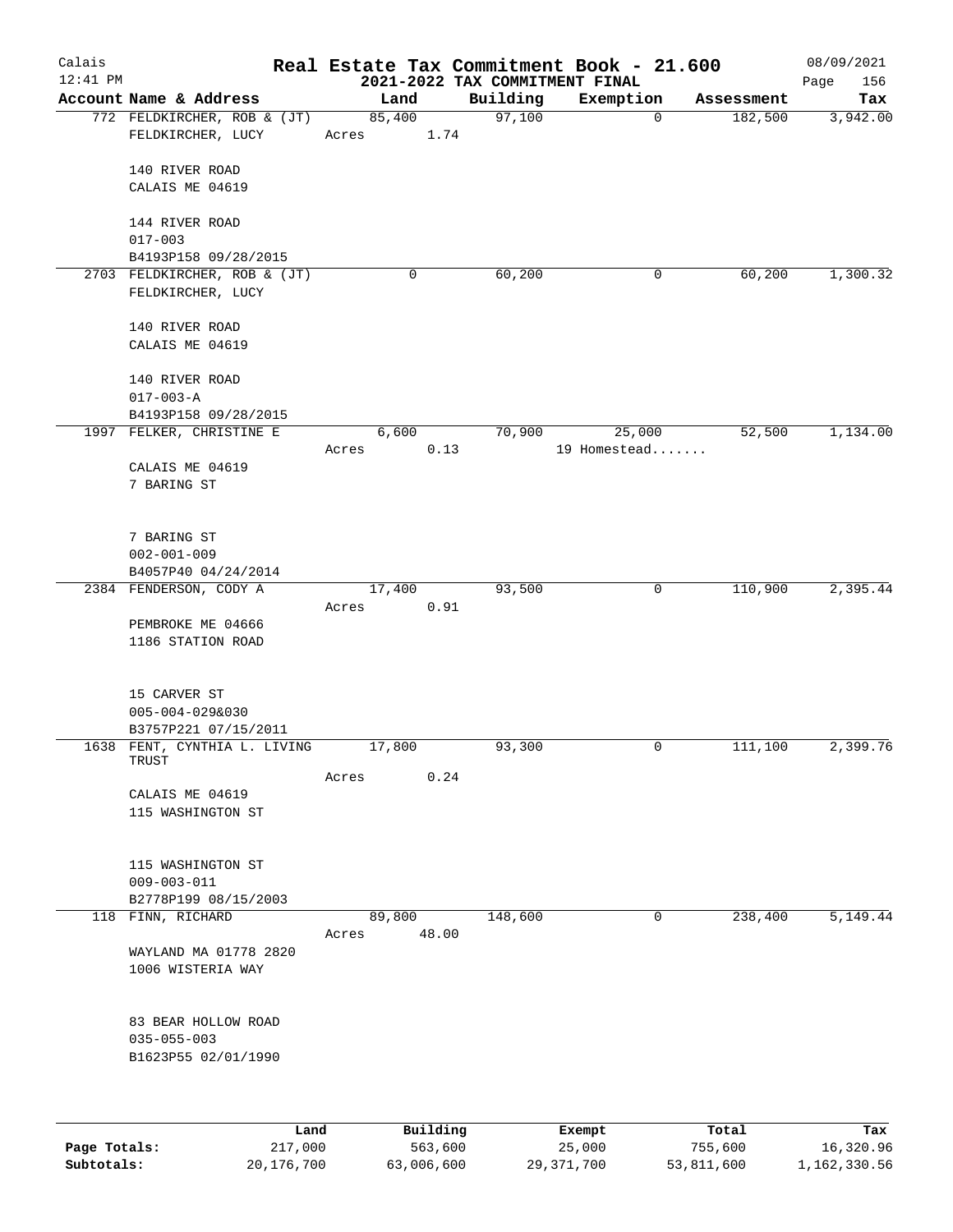# Real Estate Tax Commitment Book - 21.600

Calais 12:41 PM — 2021-2022 TAX COMMITMENT FINAL — 08/09/2021

| Account Name & Address | Land | Building | Exemption | Assessment | Tax |
|---|---|---|---|---|---|
| 772 FELDKIRCHER, ROB & (JT)<br>FELDKIRCHER, LUCY<br><br>140 RIVER ROAD<br>CALAIS ME 04619<br><br>144 RIVER ROAD<br>017-003<br>B4193P158 09/28/2015 | 85,400<br>Acres 1.74 | 97,100 | 0 | 182,500 | 3,942.00 |
| 2703 FELDKIRCHER, ROB & (JT)<br>FELDKIRCHER, LUCY<br><br>140 RIVER ROAD<br>CALAIS ME 04619<br><br>140 RIVER ROAD<br>017-003-A<br>B4193P158 09/28/2015 | 0 | 60,200 | 0 | 60,200 | 1,300.32 |
| 1997 FELKER, CHRISTINE E<br><br>CALAIS ME 04619<br>7 BARING ST<br><br>7 BARING ST<br>002-001-009<br>B4057P40 04/24/2014 | 6,600<br>Acres 0.13 | 70,900 | 25,000<br>19 Homestead....... | 52,500 | 1,134.00 |
| 2384 FENDERSON, CODY A<br><br>PEMBROKE ME 04666<br>1186 STATION ROAD<br><br>15 CARVER ST<br>005-004-029&030<br>B3757P221 07/15/2011 | 17,400<br>Acres 0.91 | 93,500 | 0 | 110,900 | 2,395.44 |
| 1638 FENT, CYNTHIA L. LIVING TRUST<br><br>CALAIS ME 04619<br>115 WASHINGTON ST<br><br>115 WASHINGTON ST<br>009-003-011<br>B2778P199 08/15/2003 | 17,800<br>Acres 0.24 | 93,300 | 0 | 111,100 | 2,399.76 |
| 118 FINN, RICHARD<br><br>WAYLAND MA 01778 2820<br>1006 WISTERIA WAY<br><br>83 BEAR HOLLOW ROAD<br>035-055-003<br>B1623P55 02/01/1990 | 89,800<br>Acres 48.00 | 148,600 | 0 | 238,400 | 5,149.44 |

| | Land | Building | Exempt | Total | Tax |
|---|---|---|---|---|---|
| Page Totals: | 217,000 | 563,600 | 25,000 | 755,600 | 16,320.96 |
| Subtotals: | 20,176,700 | 63,006,600 | 29,371,700 | 53,811,600 | 1,162,330.56 |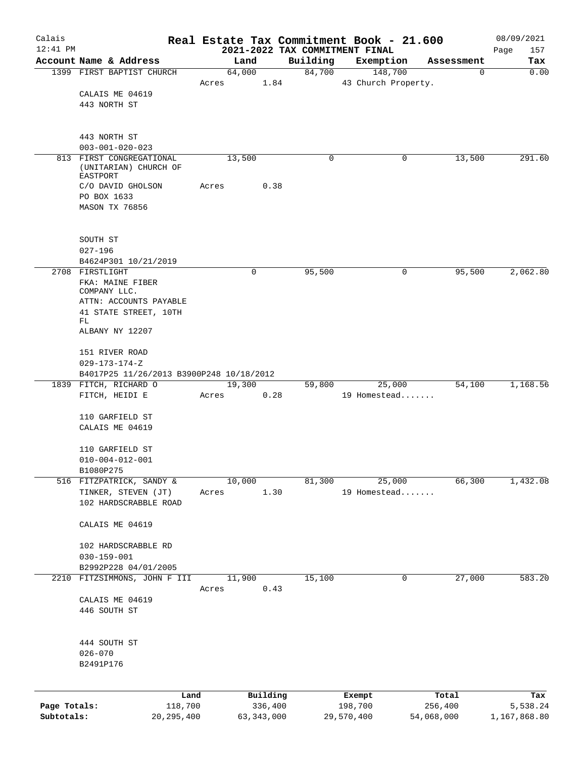Calais 12:41 PM

# Real Estate Tax Commitment Book - 21.600

## 2021-2022 TAX COMMITMENT FINAL

08/09/2021 Page 157

| Account Name & Address | Land | Building | Exemption | Assessment | Tax |
|---|---|---|---|---|---|
| 1399 FIRST BAPTIST CHURCH<br>CALAIS ME 04619<br>443 NORTH ST<br><br>443 NORTH ST<br>003-001-020-023 | 64,000<br>Acres 1.84 | 84,700 | 148,700<br>43 Church Property. | 0 | 0.00 |
| 813 FIRST CONGREGATIONAL (UNITARIAN) CHURCH OF EASTPORT<br>C/O DAVID GHOLSON<br>PO BOX 1633<br>MASON TX 76856<br><br>SOUTH ST<br>027-196<br>B4624P301 10/21/2019 | 13,500<br>Acres 0.38 | 0 | 0 | 13,500 | 291.60 |
| 2708 FIRSTLIGHT<br>FKA: MAINE FIBER COMPANY LLC.<br>ATTN: ACCOUNTS PAYABLE<br>41 STATE STREET, 10TH FL<br>ALBANY NY 12207<br><br>151 RIVER ROAD<br>029-173-174-Z<br>B4017P25 11/26/2013 B3900P248 10/18/2012 | 0 | 95,500 | 0 | 95,500 | 2,062.80 |
| 1839 FITCH, RICHARD O<br>FITCH, HEIDI E<br><br>110 GARFIELD ST<br>CALAIS ME 04619<br><br>110 GARFIELD ST<br>010-004-012-001<br>B1080P275 | 19,300<br>Acres 0.28 | 59,800 | 25,000<br>19 Homestead....... | 54,100 | 1,168.56 |
| 516 FITZPATRICK, SANDY &<br>TINKER, STEVEN (JT)<br>102 HARDSCRABBLE ROAD<br><br>CALAIS ME 04619<br><br>102 HARDSCRABBLE RD<br>030-159-001<br>B2992P228 04/01/2005 | 10,000<br>Acres 1.30 | 81,300 | 25,000<br>19 Homestead....... | 66,300 | 1,432.08 |
| 2210 FITZSIMMONS, JOHN F III<br><br>CALAIS ME 04619<br>446 SOUTH ST<br><br>444 SOUTH ST<br>026-070<br>B2491P176 | 11,900<br>Acres 0.43 | 15,100 | 0 | 27,000 | 583.20 |

| | Land | Building | Exempt | Total | Tax |
|---|---|---|---|---|---|
| Page Totals: | 118,700 | 336,400 | 198,700 | 256,400 | 5,538.24 |
| Subtotals: | 20,295,400 | 63,343,000 | 29,570,400 | 54,068,000 | 1,167,868.80 |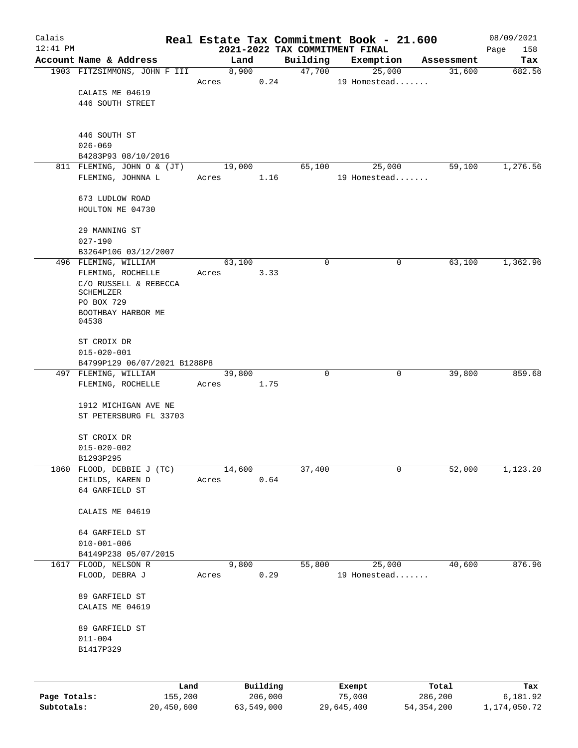Calais

12:41 PM

# Real Estate Tax Commitment Book - 21.600

## 2021-2022 TAX COMMITMENT FINAL

08/09/2021

| Account Name & Address | Land | Building | Exemption | Assessment | Tax |
|---|---|---|---|---|---|
| 1903 FITZSIMMONS, JOHN F III<br>CALAIS ME 04619<br>446 SOUTH STREET<br><br>446 SOUTH ST<br>026-069<br>B4283P93 08/10/2016 | 8,900<br>Acres 0.24 | 47,700 | 25,000<br>19 Homestead....... | 31,600 | 682.56 |
| 811 FLEMING, JOHN O & (JT)<br>FLEMING, JOHNNA L<br><br>673 LUDLOW ROAD<br>HOULTON ME 04730<br><br>29 MANNING ST<br>027-190<br>B3264P106 03/12/2007 | 19,000<br>Acres 1.16 | 65,100 | 25,000<br>19 Homestead....... | 59,100 | 1,276.56 |
| 496 FLEMING, WILLIAM<br>FLEMING, ROCHELLE<br>C/O RUSSELL & REBECCA SCHEMLZER<br>PO BOX 729<br>BOOTHBAY HARBOR ME 04538<br><br>ST CROIX DR<br>015-020-001<br>B4799P129 06/07/2021 B1288P8 | 63,100<br>Acres 3.33 | 0 | 0 | 63,100 | 1,362.96 |
| 497 FLEMING, WILLIAM<br>FLEMING, ROCHELLE<br><br>1912 MICHIGAN AVE NE<br>ST PETERSBURG FL 33703<br><br>ST CROIX DR<br>015-020-002<br>B1293P295 | 39,800<br>Acres 1.75 | 0 | 0 | 39,800 | 859.68 |
| 1860 FLOOD, DEBBIE J (TC)<br>CHILDS, KAREN D<br>64 GARFIELD ST<br><br>CALAIS ME 04619<br><br>64 GARFIELD ST<br>010-001-006<br>B4149P238 05/07/2015 | 14,600<br>Acres 0.64 | 37,400 | 0 | 52,000 | 1,123.20 |
| 1617 FLOOD, NELSON R<br>FLOOD, DEBRA J<br><br>89 GARFIELD ST<br>CALAIS ME 04619<br><br>89 GARFIELD ST<br>011-004<br>B1417P329 | 9,800<br>Acres 0.29 | 55,800 | 25,000<br>19 Homestead....... | 40,600 | 876.96 |

| | Land | Building | Exempt | Total | Tax |
|---|---|---|---|---|---|
| Page Totals: | 155,200 | 206,000 | 75,000 | 286,200 | 6,181.92 |
| Subtotals: | 20,450,600 | 63,549,000 | 29,645,400 | 54,354,200 | 1,174,050.72 |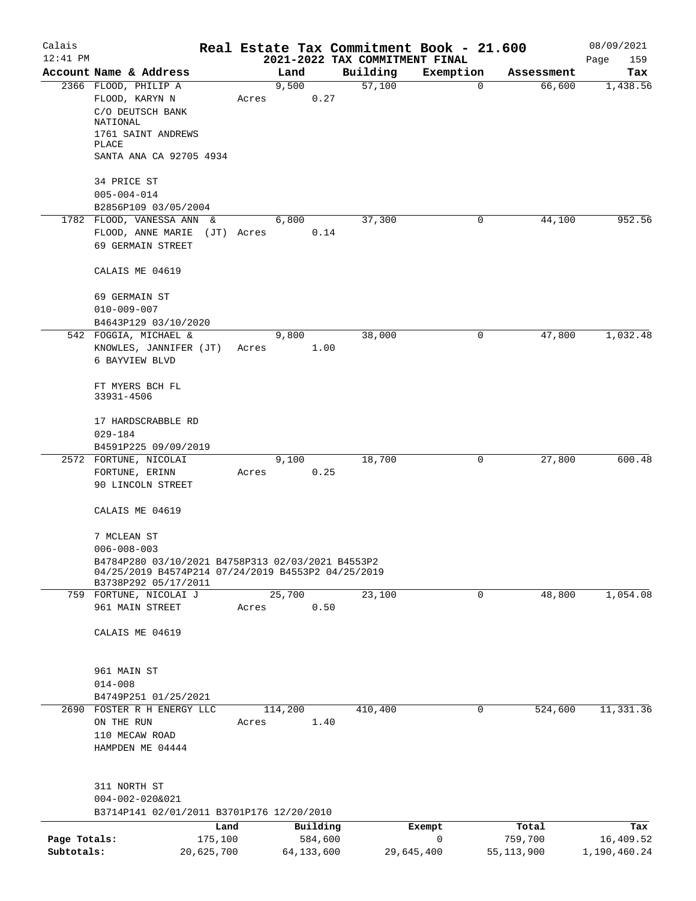# Real Estate Tax Commitment Book - 21.600

Calais
12:41 PM

2021-2022 TAX COMMITMENT FINAL

08/09/2021

| Account Name & Address | Land | Building | Exemption | Assessment | Tax |
|---|---|---|---|---|---|
| 2366 FLOOD, PHILIP A<br>FLOOD, KARYN N<br>C/O DEUTSCH BANK NATIONAL<br>1761 SAINT ANDREWS PLACE<br>SANTA ANA CA 92705 4934<br><br>34 PRICE ST<br>005-004-014<br>B2856P109 03/05/2004 | 9,500<br>Acres 0.27 | 57,100 | 0 | 66,600 | 1,438.56 |
| 1782 FLOOD, VANESSA ANN &<br>FLOOD, ANNE MARIE (JT)<br>69 GERMAIN STREET<br><br>CALAIS ME 04619<br><br>69 GERMAIN ST<br>010-009-007<br>B4643P129 03/10/2020 | 6,800<br>Acres 0.14 | 37,300 | 0 | 44,100 | 952.56 |
| 542 FOGGIA, MICHAEL &<br>KNOWLES, JANNIFER (JT)<br>6 BAYVIEW BLVD<br><br>FT MYERS BCH FL 33931-4506<br><br>17 HARDSCRABBLE RD<br>029-184<br>B4591P225 09/09/2019 | 9,800<br>Acres 1.00 | 38,000 | 0 | 47,800 | 1,032.48 |
| 2572 FORTUNE, NICOLAI<br>FORTUNE, ERINN<br>90 LINCOLN STREET<br><br>CALAIS ME 04619<br><br>7 MCLEAN ST<br>006-008-003<br>B4784P280 03/10/2021 B4758P313 02/03/2021 B4553P2 04/25/2019 B4574P214 07/24/2019 B4553P2 04/25/2019 B3738P292 05/17/2011 | 9,100<br>Acres 0.25 | 18,700 | 0 | 27,800 | 600.48 |
| 759 FORTUNE, NICOLAI J<br>961 MAIN STREET<br><br>CALAIS ME 04619<br><br>961 MAIN ST<br>014-008<br>B4749P251 01/25/2021 | 25,700<br>Acres 0.50 | 23,100 | 0 | 48,800 | 1,054.08 |
| 2690 FOSTER R H ENERGY LLC<br>ON THE RUN<br>110 MECAW ROAD<br>HAMPDEN ME 04444<br><br>311 NORTH ST<br>004-002-020&021<br>B3714P141 02/01/2011 B3701P176 12/20/2010 | 114,200<br>Acres 1.40 | 410,400 | 0 | 524,600 | 11,331.36 |

| | Land | Building | Exempt | Total | Tax |
|---|---|---|---|---|---|
| Page Totals: | 175,100 | 584,600 | 0 | 759,700 | 16,409.52 |
| Subtotals: | 20,625,700 | 64,133,600 | 29,645,400 | 55,113,900 | 1,190,460.24 |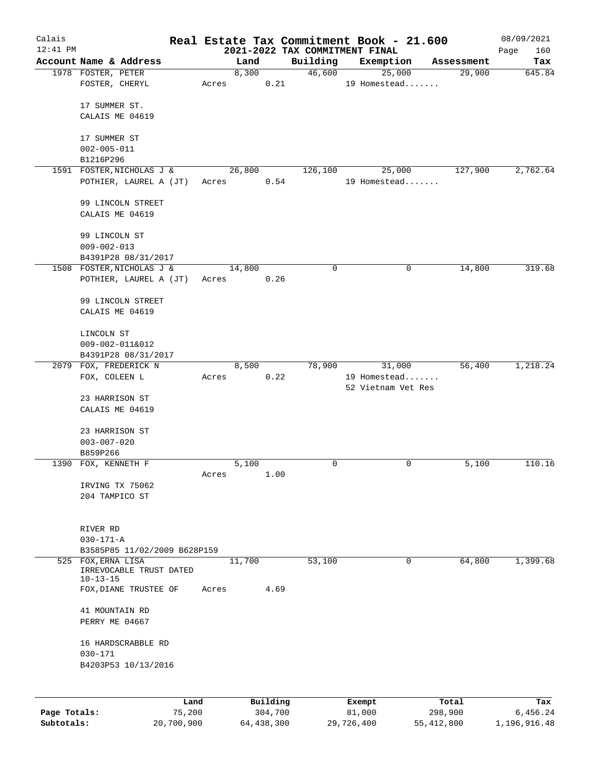Calais 12:41 PM

# Real Estate Tax Commitment Book - 21.600

2021-2022 TAX COMMITMENT FINAL

08/09/2021

| Account Name & Address | Land | Building | Exemption | Assessment | Tax |
|---|---|---|---|---|---|
| 1978 FOSTER, PETER<br>FOSTER, CHERYL<br><br>17 SUMMER ST.<br>CALAIS ME 04619<br><br>17 SUMMER ST<br>002-005-011<br>B1216P296 | 8,300<br>Acres 0.21 | 46,600 | 25,000<br>19 Homestead....... | 29,900 | 645.84 |
| 1591 FOSTER,NICHOLAS J &<br>POTHIER, LAUREL A (JT)<br><br>99 LINCOLN STREET<br>CALAIS ME 04619<br><br>99 LINCOLN ST<br>009-002-013<br>B4391P28 08/31/2017 | 26,800<br>Acres 0.54 | 126,100 | 25,000<br>19 Homestead....... | 127,900 | 2,762.64 |
| 1508 FOSTER,NICHOLAS J &<br>POTHIER, LAUREL A (JT)<br><br>99 LINCOLN STREET<br>CALAIS ME 04619<br><br>LINCOLN ST<br>009-002-011&012<br>B4391P28 08/31/2017 | 14,800<br>Acres 0.26 | 0 | 0 | 14,800 | 319.68 |
| 2079 FOX, FREDERICK N<br>FOX, COLEEN L<br><br>23 HARRISON ST<br>CALAIS ME 04619<br><br>23 HARRISON ST<br>003-007-020<br>B859P266 | 8,500<br>Acres 0.22 | 78,900 | 31,000<br>19 Homestead.......<br>52 Vietnam Vet Res | 56,400 | 1,218.24 |
| 1390 FOX, KENNETH F<br><br>IRVING TX 75062<br>204 TAMPICO ST<br><br>RIVER RD<br>030-171-A<br>B3585P85 11/02/2009 B628P159 | 5,100<br>Acres 1.00 | 0 | 0 | 5,100 | 110.16 |
| 525 FOX,ERNA LISA<br>IRREVOCABLE TRUST DATED 10-13-15<br>FOX,DIANE TRUSTEE OF<br><br>41 MOUNTAIN RD<br>PERRY ME 04667<br><br>16 HARDSCRABBLE RD<br>030-171<br>B4203P53 10/13/2016 | 11,700<br>Acres 4.69 | 53,100 | 0 | 64,800 | 1,399.68 |

| | Land | Building | Exempt | Total | Tax |
|---|---|---|---|---|---|
| Page Totals: | 75,200 | 304,700 | 81,000 | 298,900 | 6,456.24 |
| Subtotals: | 20,700,900 | 64,438,300 | 29,726,400 | 55,412,800 | 1,196,916.48 |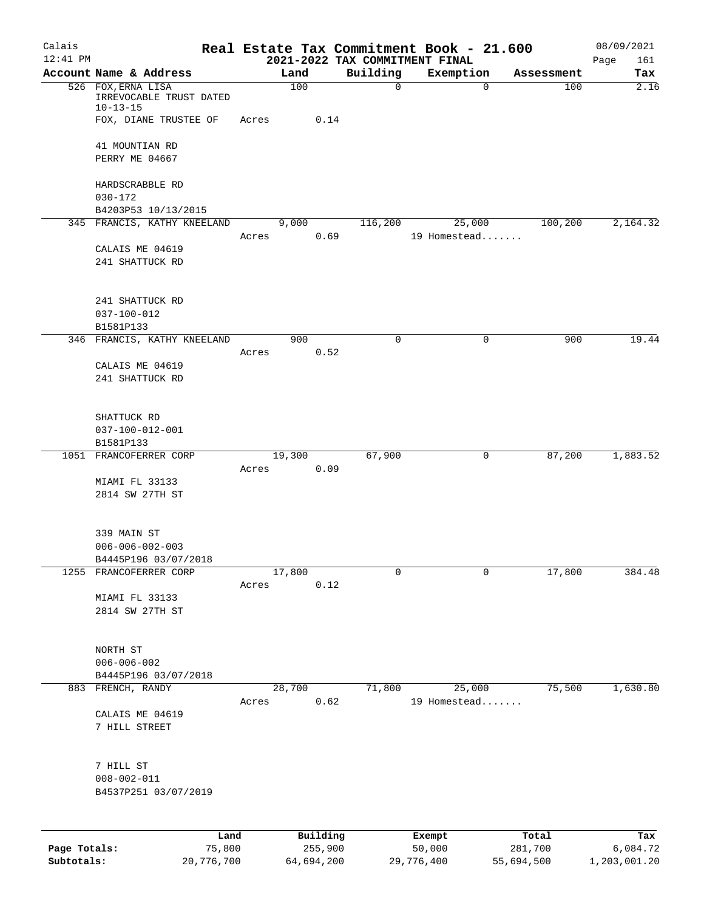# Real Estate Tax Commitment Book - 21.600

Calais 12:41 PM — 2021-2022 TAX COMMITMENT FINAL — 08/09/2021

| Account Name & Address | Land | Building | Exemption | Assessment | Tax |
|---|---|---|---|---|---|
| 526 FOX, ERNA LISA<br>IRREVOCABLE TRUST DATED 10-13-15<br>FOX, DIANE TRUSTEE OF<br>41 MOUNTIAN RD<br>PERRY ME 04667<br>HARDSCRABBLE RD<br>030-172<br>B4203P53 10/13/2015 | 100<br>Acres 0.14 | 0 | 0 | 100 | 2.16 |
| 345 FRANCIS, KATHY KNEELAND<br>CALAIS ME 04619<br>241 SHATTUCK RD<br>241 SHATTUCK RD<br>037-100-012<br>B1581P133 | 9,000<br>Acres 0.69 | 116,200 | 25,000<br>19 Homestead....... | 100,200 | 2,164.32 |
| 346 FRANCIS, KATHY KNEELAND<br>CALAIS ME 04619<br>241 SHATTUCK RD<br>SHATTUCK RD<br>037-100-012-001<br>B1581P133 | 900<br>Acres 0.52 | 0 | 0 | 900 | 19.44 |
| 1051 FRANCOFERRER CORP<br>MIAMI FL 33133<br>2814 SW 27TH ST<br>339 MAIN ST<br>006-006-002-003<br>B4445P196 03/07/2018 | 19,300<br>Acres 0.09 | 67,900 | 0 | 87,200 | 1,883.52 |
| 1255 FRANCOFERRER CORP<br>MIAMI FL 33133<br>2814 SW 27TH ST<br>NORTH ST<br>006-006-002<br>B4445P196 03/07/2018 | 17,800<br>Acres 0.12 | 0 | 0 | 17,800 | 384.48 |
| 883 FRENCH, RANDY<br>CALAIS ME 04619<br>7 HILL STREET<br>7 HILL ST<br>008-002-011<br>B4537P251 03/07/2019 | 28,700<br>Acres 0.62 | 71,800 | 25,000<br>19 Homestead....... | 75,500 | 1,630.80 |

| | Land | Building | Exempt | Total | Tax |
|---|---|---|---|---|---|
| Page Totals: | 75,800 | 255,900 | 50,000 | 281,700 | 6,084.72 |
| Subtotals: | 20,776,700 | 64,694,200 | 29,776,400 | 55,694,500 | 1,203,001.20 |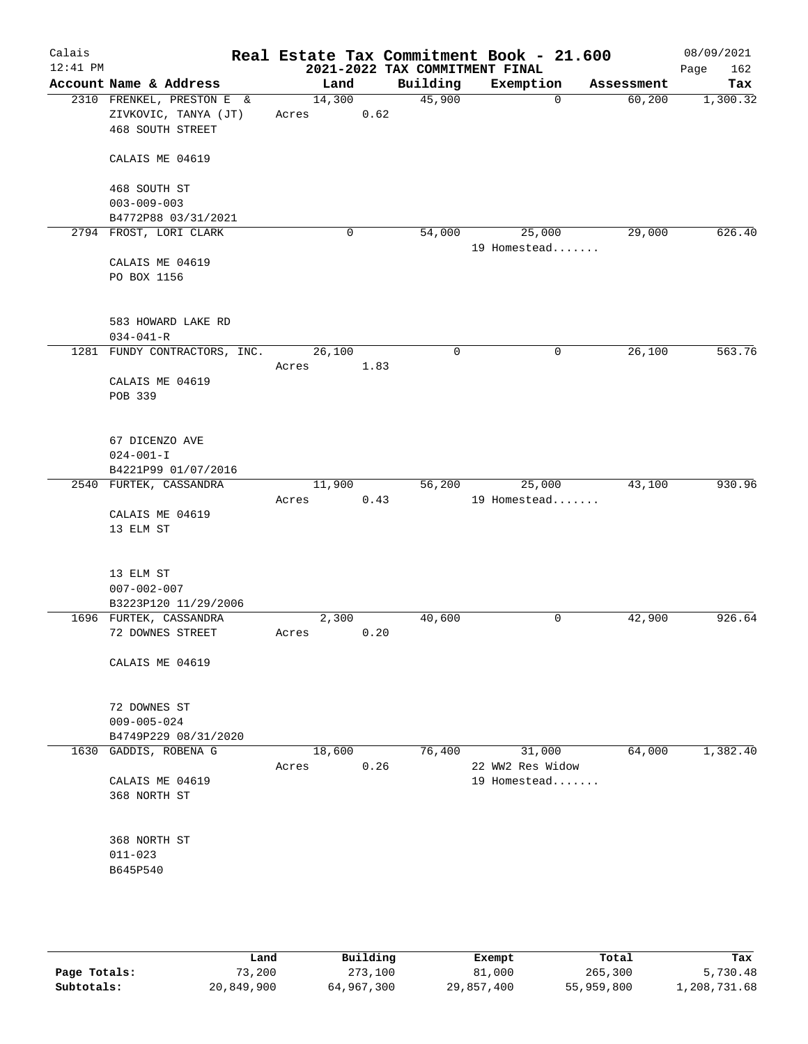# Real Estate Tax Commitment Book - 21.600

## 2021-2022 TAX COMMITMENT FINAL

Calais 12:41 PM — 08/09/2021

| Account Name & Address | Land | Building | Exemption | Assessment | Tax |
|---|---|---|---|---|---|
| 2310 FRENKEL, PRESTON E & ZIVKOVIC, TANYA (JT) 468 SOUTH STREET CALAIS ME 04619 468 SOUTH ST 003-009-003 B4772P88 03/31/2021 | 14,300 Acres 0.62 | 45,900 | 0 | 60,200 | 1,300.32 |
| 2794 FROST, LORI CLARK CALAIS ME 04619 PO BOX 1156 583 HOWARD LAKE RD 034-041-R | 0 | 54,000 | 25,000 19 Homestead....... | 29,000 | 626.40 |
| 1281 FUNDY CONTRACTORS, INC. CALAIS ME 04619 POB 339 67 DICENZO AVE 024-001-I B4221P99 01/07/2016 | 26,100 Acres 1.83 | 0 | 0 | 26,100 | 563.76 |
| 2540 FURTEK, CASSANDRA CALAIS ME 04619 13 ELM ST 13 ELM ST 007-002-007 B3223P120 11/29/2006 | 11,900 Acres 0.43 | 56,200 | 25,000 19 Homestead....... | 43,100 | 930.96 |
| 1696 FURTEK, CASSANDRA 72 DOWNES STREET CALAIS ME 04619 72 DOWNES ST 009-005-024 B4749P229 08/31/2020 | 2,300 Acres 0.20 | 40,600 | 0 | 42,900 | 926.64 |
| 1630 GADDIS, ROBENA G CALAIS ME 04619 368 NORTH ST 368 NORTH ST 011-023 B645P540 | 18,600 Acres 0.26 | 76,400 | 31,000 22 WW2 Res Widow 19 Homestead....... | 64,000 | 1,382.40 |

| | Land | Building | Exempt | Total | Tax |
|---|---|---|---|---|---|
| Page Totals: | 73,200 | 273,100 | 81,000 | 265,300 | 5,730.48 |
| Subtotals: | 20,849,900 | 64,967,300 | 29,857,400 | 55,959,800 | 1,208,731.68 |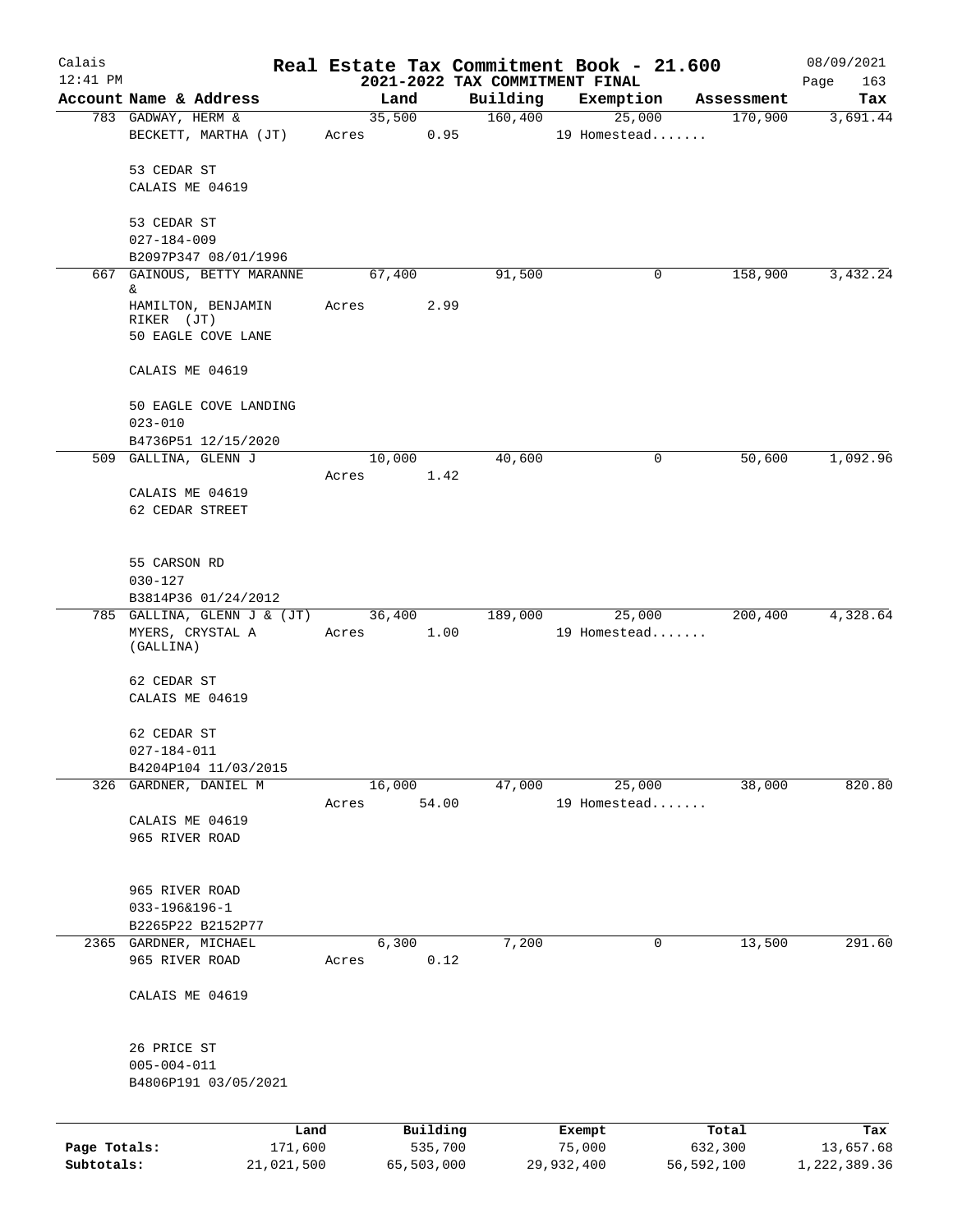Calais
12:41 PM

# Real Estate Tax Commitment Book - 21.600

## 2021-2022 TAX COMMITMENT FINAL

08/09/2021

| Account Name & Address | Land | Building | Exemption | Assessment | Tax |
|---|---|---|---|---|---|
| 783 GADWAY, HERM & BECKETT, MARTHA (JT)<br>53 CEDAR ST<br>CALAIS ME 04619<br>53 CEDAR ST<br>027-184-009<br>B2097P347 08/01/1996 | 35,500<br>Acres 0.95 | 160,400 | 25,000<br>19 Homestead....... | 170,900 | 3,691.44 |
| 667 GAINOUS, BETTY MARANNE & HAMILTON, BENJAMIN RIKER (JT)<br>50 EAGLE COVE LANE<br>CALAIS ME 04619<br>50 EAGLE COVE LANDING<br>023-010<br>B4736P51 12/15/2020 | 67,400<br>Acres 2.99 | 91,500 | 0 | 158,900 | 3,432.24 |
| 509 GALLINA, GLENN J<br>CALAIS ME 04619<br>62 CEDAR STREET<br>55 CARSON RD<br>030-127<br>B3814P36 01/24/2012 | 10,000<br>Acres 1.42 | 40,600 | 0 | 50,600 | 1,092.96 |
| 785 GALLINA, GLENN J & (JT) MYERS, CRYSTAL A (GALLINA)<br>62 CEDAR ST<br>CALAIS ME 04619<br>62 CEDAR ST<br>027-184-011<br>B4204P104 11/03/2015 | 36,400<br>Acres 1.00 | 189,000 | 25,000<br>19 Homestead....... | 200,400 | 4,328.64 |
| 326 GARDNER, DANIEL M<br>CALAIS ME 04619<br>965 RIVER ROAD<br>965 RIVER ROAD<br>033-196&196-1<br>B2265P22 B2152P77 | 16,000<br>Acres 54.00 | 47,000 | 25,000<br>19 Homestead....... | 38,000 | 820.80 |
| 2365 GARDNER, MICHAEL<br>965 RIVER ROAD<br>CALAIS ME 04619<br>26 PRICE ST<br>005-004-011<br>B4806P191 03/05/2021 | 6,300<br>Acres 0.12 | 7,200 | 0 | 13,500 | 291.60 |

| | Land | Building | Exempt | Total | Tax |
|---|---|---|---|---|---|
| **Page Totals:** | 171,600 | 535,700 | 75,000 | 632,300 | 13,657.68 |
| **Subtotals:** | 21,021,500 | 65,503,000 | 29,932,400 | 56,592,100 | 1,222,389.36 |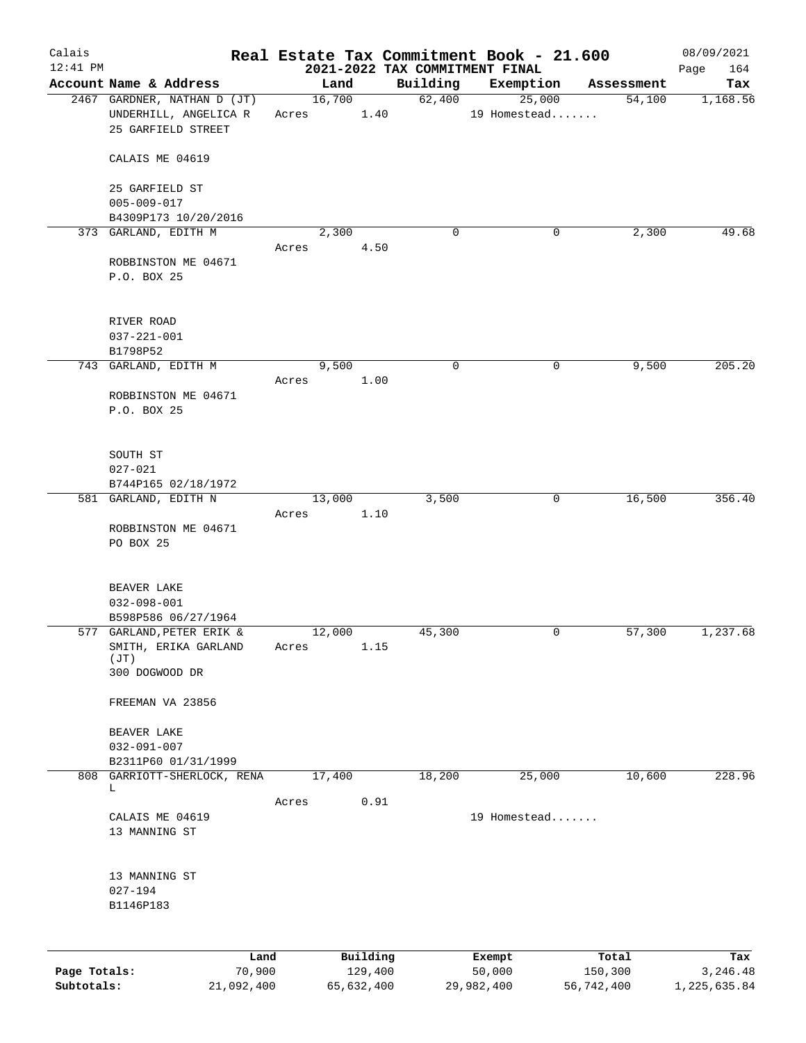# Real Estate Tax Commitment Book - 21.600

Calais 12:41 PM — 2021-2022 TAX COMMITMENT FINAL — 08/09/2021

| Account Name & Address | Land | Building | Exemption | Assessment | Tax |
|---|---|---|---|---|---|
| 2467 GARDNER, NATHAN D (JT)<br>UNDERHILL, ANGELICA R<br>25 GARFIELD STREET<br><br>CALAIS ME 04619<br><br>25 GARFIELD ST<br>005-009-017<br>B4309P173 10/20/2016 | 16,700<br>Acres 1.40 | 62,400 | 25,000<br>19 Homestead....... | 54,100 | 1,168.56 |
| 373 GARLAND, EDITH M<br><br>ROBBINSTON ME 04671<br>P.O. BOX 25<br><br>RIVER ROAD<br>037-221-001<br>B1798P52 | 2,300<br>Acres 4.50 | 0 | 0 | 2,300 | 49.68 |
| 743 GARLAND, EDITH M<br><br>ROBBINSTON ME 04671<br>P.O. BOX 25<br><br>SOUTH ST<br>027-021<br>B744P165 02/18/1972 | 9,500<br>Acres 1.00 | 0 | 0 | 9,500 | 205.20 |
| 581 GARLAND, EDITH N<br><br>ROBBINSTON ME 04671<br>PO BOX 25<br><br>BEAVER LAKE<br>032-098-001<br>B598P586 06/27/1964 | 13,000<br>Acres 1.10 | 3,500 | 0 | 16,500 | 356.40 |
| 577 GARLAND, PETER ERIK &<br>SMITH, ERIKA GARLAND (JT)<br>300 DOGWOOD DR<br><br>FREEMAN VA 23856<br><br>BEAVER LAKE<br>032-091-007<br>B2311P60 01/31/1999 | 12,000<br>Acres 1.15 | 45,300 | 0 | 57,300 | 1,237.68 |
| 808 GARRIOTT-SHERLOCK, RENA L<br><br>CALAIS ME 04619<br>13 MANNING ST<br><br>13 MANNING ST<br>027-194<br>B1146P183 | 17,400<br>Acres 0.91 | 18,200 | 25,000<br>19 Homestead....... | 10,600 | 228.96 |

| | Land | Building | Exempt | Total | Tax |
|---|---|---|---|---|---|
| Page Totals: | 70,900 | 129,400 | 50,000 | 150,300 | 3,246.48 |
| Subtotals: | 21,092,400 | 65,632,400 | 29,982,400 | 56,742,400 | 1,225,635.84 |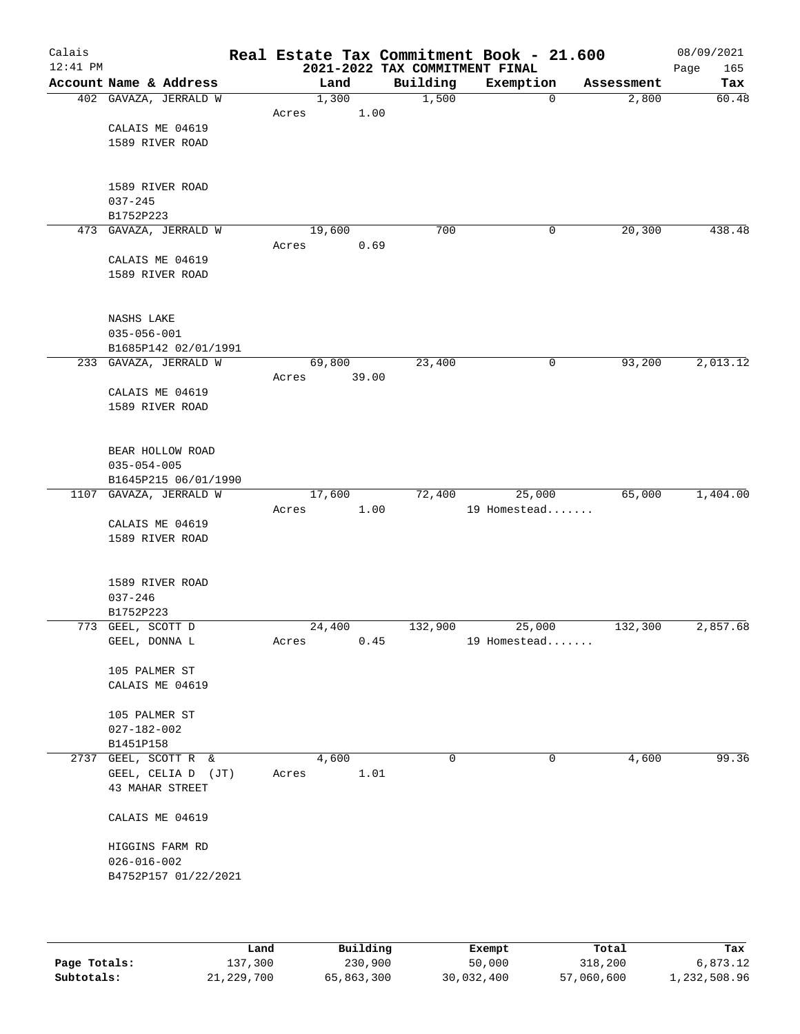# Real Estate Tax Commitment Book - 21.600

Calais
12:41 PM

2021-2022 TAX COMMITMENT FINAL

08/09/2021
Page 165

| Account Name & Address | Land | Building | Exemption | Assessment | Tax |
|---|---|---|---|---|---|
| 402 GAVAZA, JERRALD W<br>CALAIS ME 04619<br>1589 RIVER ROAD<br><br>1589 RIVER ROAD<br>037-245<br>B1752P223 | 1,300<br>Acres 1.00 | 1,500 | 0 | 2,800 | 60.48 |
| 473 GAVAZA, JERRALD W<br>CALAIS ME 04619<br>1589 RIVER ROAD<br><br>NASHS LAKE<br>035-056-001<br>B1685P142 02/01/1991 | 19,600<br>Acres 0.69 | 700 | 0 | 20,300 | 438.48 |
| 233 GAVAZA, JERRALD W<br>CALAIS ME 04619<br>1589 RIVER ROAD<br><br>BEAR HOLLOW ROAD<br>035-054-005<br>B1645P215 06/01/1990 | 69,800<br>Acres 39.00 | 23,400 | 0 | 93,200 | 2,013.12 |
| 1107 GAVAZA, JERRALD W<br>CALAIS ME 04619<br>1589 RIVER ROAD<br><br>1589 RIVER ROAD<br>037-246<br>B1752P223 | 17,600<br>Acres 1.00 | 72,400 | 25,000<br>19 Homestead....... | 65,000 | 1,404.00 |
| 773 GEEL, SCOTT D<br>GEEL, DONNA L<br><br>105 PALMER ST<br>CALAIS ME 04619<br><br>105 PALMER ST<br>027-182-002<br>B1451P158 | 24,400<br>Acres 0.45 | 132,900 | 25,000<br>19 Homestead....... | 132,300 | 2,857.68 |
| 2737 GEEL, SCOTT R &<br>GEEL, CELIA D (JT)<br>43 MAHAR STREET<br><br>CALAIS ME 04619<br><br>HIGGINS FARM RD<br>026-016-002<br>B4752P157 01/22/2021 | 4,600<br>Acres 1.01 | 0 | 0 | 4,600 | 99.36 |

| | Land | Building | Exempt | Total | Tax |
|---|---|---|---|---|---|
| **Page Totals:** | 137,300 | 230,900 | 50,000 | 318,200 | 6,873.12 |
| **Subtotals:** | 21,229,700 | 65,863,300 | 30,032,400 | 57,060,600 | 1,232,508.96 |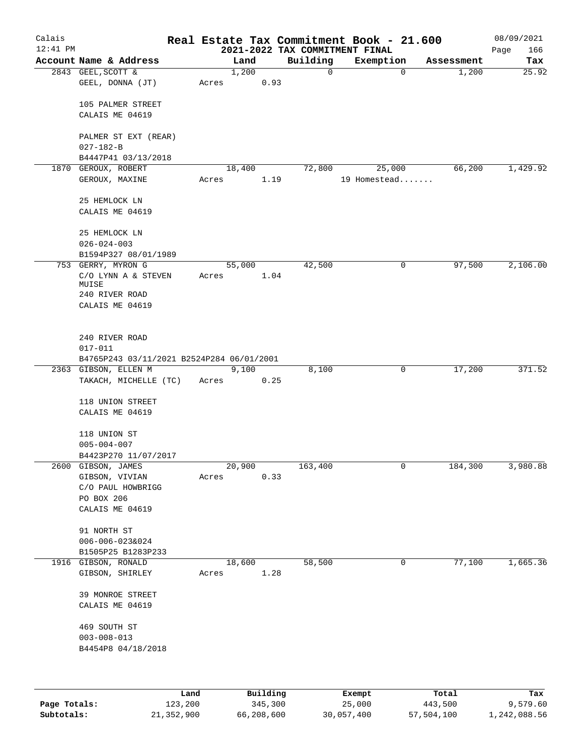Calais 12:41 PM

# Real Estate Tax Commitment Book - 21.600
## 2021-2022 TAX COMMITMENT FINAL

08/09/2021

| Account Name & Address | Land | Building | Exemption | Assessment | Tax |
|---|---|---|---|---|---|
| 2843 GEEL, SCOTT & <br> GEEL, DONNA (JT) <br><br> 105 PALMER STREET <br> CALAIS ME 04619 <br><br> PALMER ST EXT (REAR) <br> 027-182-B <br> B4447P41 03/13/2018 | 1,200 <br> Acres 0.93 | 0 | 0 | 1,200 | 25.92 |
| 1870 GEROUX, ROBERT <br> GEROUX, MAXINE <br><br> 25 HEMLOCK LN <br> CALAIS ME 04619 <br><br> 25 HEMLOCK LN <br> 026-024-003 <br> B1594P327 08/01/1989 | 18,400 <br> Acres 1.19 | 72,800 | 25,000 <br> 19 Homestead....... | 66,200 | 1,429.92 |
| 753 GERRY, MYRON G <br> C/O LYNN A & STEVEN MUISE <br> 240 RIVER ROAD <br> CALAIS ME 04619 <br><br> 240 RIVER ROAD <br> 017-011 <br> B4765P243 03/11/2021 B2524P284 06/01/2001 | 55,000 <br> Acres 1.04 | 42,500 | 0 | 97,500 | 2,106.00 |
| 2363 GIBSON, ELLEN M <br> TAKACH, MICHELLE (TC) <br><br> 118 UNION STREET <br> CALAIS ME 04619 <br><br> 118 UNION ST <br> 005-004-007 <br> B4423P270 11/07/2017 | 9,100 <br> Acres 0.25 | 8,100 | 0 | 17,200 | 371.52 |
| 2600 GIBSON, JAMES <br> GIBSON, VIVIAN <br> C/O PAUL HOWBRIGG <br> PO BOX 206 <br> CALAIS ME 04619 <br><br> 91 NORTH ST <br> 006-006-023&024 <br> B1505P25 B1283P233 | 20,900 <br> Acres 0.33 | 163,400 | 0 | 184,300 | 3,980.88 |
| 1916 GIBSON, RONALD <br> GIBSON, SHIRLEY <br><br> 39 MONROE STREET <br> CALAIS ME 04619 <br><br> 469 SOUTH ST <br> 003-008-013 <br> B4454P8 04/18/2018 | 18,600 <br> Acres 1.28 | 58,500 | 0 | 77,100 | 1,665.36 |

| | Land | Building | Exempt | Total | Tax |
|---|---|---|---|---|---|
| **Page Totals:** | 123,200 | 345,300 | 25,000 | 443,500 | 9,579.60 |
| **Subtotals:** | 21,352,900 | 66,208,600 | 30,057,400 | 57,504,100 | 1,242,088.56 |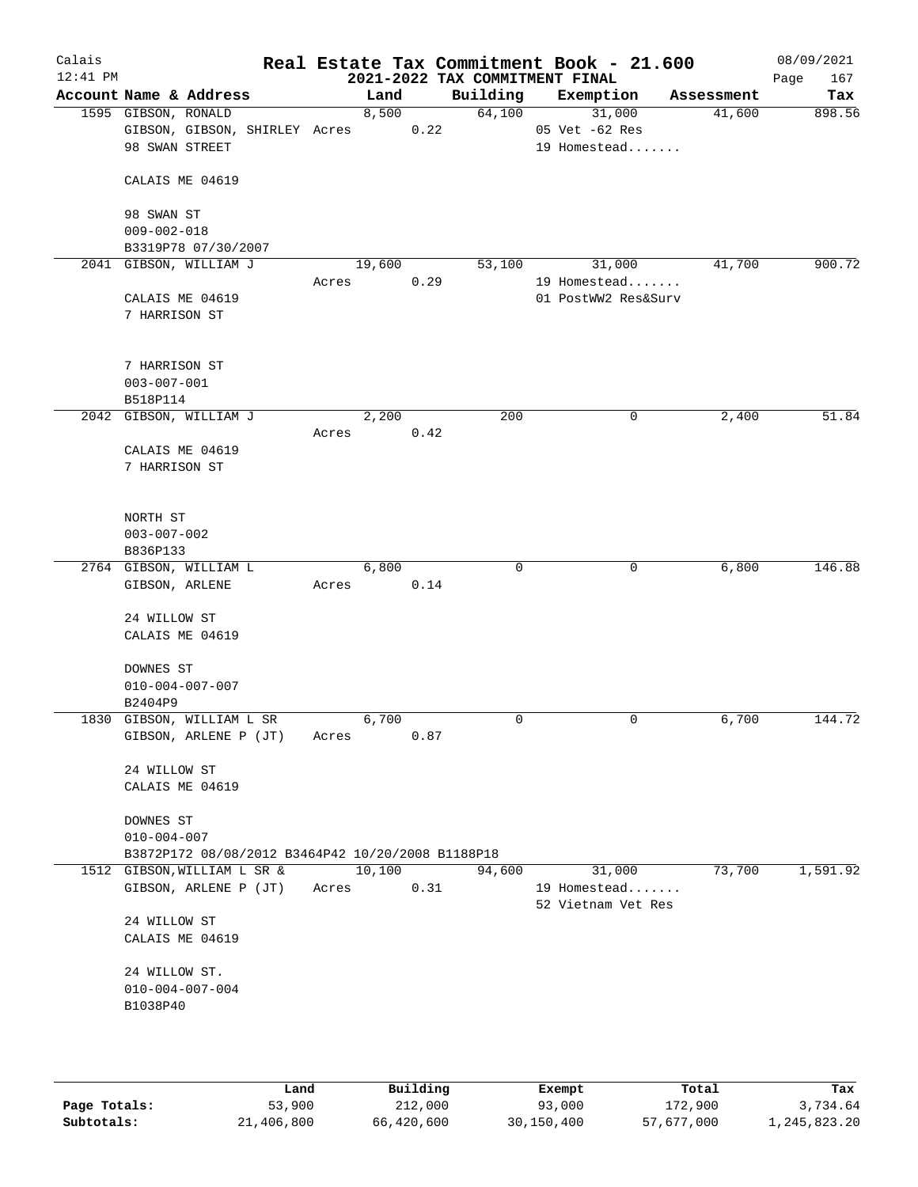# Real Estate Tax Commitment Book - 21.600

Calais
12:41 PM

2021-2022 TAX COMMITMENT FINAL

08/09/2021

| Account Name & Address | Land | Building | Exemption | Assessment | Tax |
|---|---|---|---|---|---|
| 1595 GIBSON, RONALD<br>GIBSON, GIBSON, SHIRLEY<br>98 SWAN STREET<br><br>CALAIS ME 04619<br><br>98 SWAN ST<br>009-002-018<br>B3319P78 07/30/2007 | 8,500<br>Acres 0.22 | 64,100 | 31,000<br>05 Vet -62 Res<br>19 Homestead....... | 41,600 | 898.56 |
| 2041 GIBSON, WILLIAM J<br><br>CALAIS ME 04619<br>7 HARRISON ST<br><br>7 HARRISON ST<br>003-007-001<br>B518P114 | 19,600<br>Acres 0.29 | 53,100 | 31,000<br>19 Homestead.......<br>01 PostWW2 Res&Surv | 41,700 | 900.72 |
| 2042 GIBSON, WILLIAM J<br><br>CALAIS ME 04619<br>7 HARRISON ST<br><br>NORTH ST<br>003-007-002<br>B836P133 | 2,200<br>Acres 0.42 | 200 | 0 | 2,400 | 51.84 |
| 2764 GIBSON, WILLIAM L<br>GIBSON, ARLENE<br><br>24 WILLOW ST<br>CALAIS ME 04619<br><br>DOWNES ST<br>010-004-007-007<br>B2404P9 | 6,800<br>Acres 0.14 | 0 | 0 | 6,800 | 146.88 |
| 1830 GIBSON, WILLIAM L SR<br>GIBSON, ARLENE P (JT)<br><br>24 WILLOW ST<br>CALAIS ME 04619<br><br>DOWNES ST<br>010-004-007<br>B3872P172 08/08/2012 B3464P42 10/20/2008 B1188P18 | 6,700<br>Acres 0.87 | 0 | 0 | 6,700 | 144.72 |
| 1512 GIBSON,WILLIAM L SR &<br>GIBSON, ARLENE P (JT)<br><br>24 WILLOW ST<br>CALAIS ME 04619<br><br>24 WILLOW ST.<br>010-004-007-004<br>B1038P40 | 10,100<br>Acres 0.31 | 94,600 | 31,000<br>19 Homestead.......<br>52 Vietnam Vet Res | 73,700 | 1,591.92 |

| | Land | Building | Exempt | Total | Tax |
|---|---|---|---|---|---|
| Page Totals: | 53,900 | 212,000 | 93,000 | 172,900 | 3,734.64 |
| Subtotals: | 21,406,800 | 66,420,600 | 30,150,400 | 57,677,000 | 1,245,823.20 |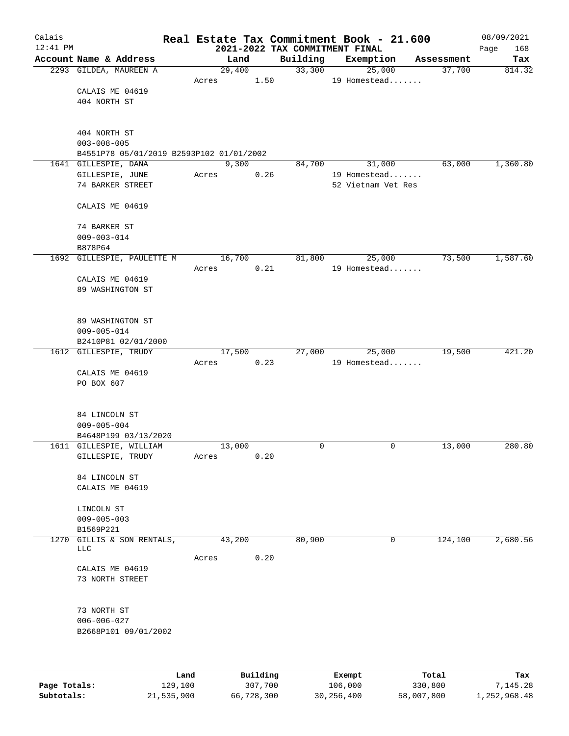# Real Estate Tax Commitment Book - 21.600

Calais
12:41 PM

## 2021-2022 TAX COMMITMENT FINAL

08/09/2021
Page 168

| Account Name & Address | Land | Building | Exemption | Assessment | Tax |
|---|---|---|---|---|---|
| 2293 GILDEA, MAUREEN A | 29,400 | 33,300 | 25,000 | 37,700 | 814.32 |
| | Acres 1.50 | | 19 Homestead....... | | |
| CALAIS ME 04619 | | | | | |
| 404 NORTH ST | | | | | |
| 404 NORTH ST | | | | | |
| 003-008-005 | | | | | |
| B4551P78 05/01/2019 B2593P102 01/01/2002 | | | | | |
| 1641 GILLESPIE, DANA | 9,300 | 84,700 | 31,000 | 63,000 | 1,360.80 |
| GILLESPIE, JUNE | Acres 0.26 | | 19 Homestead....... | | |
| 74 BARKER STREET | | | 52 Vietnam Vet Res | | |
| CALAIS ME 04619 | | | | | |
| 74 BARKER ST | | | | | |
| 009-003-014 | | | | | |
| B878P64 | | | | | |
| 1692 GILLESPIE, PAULETTE M | 16,700 | 81,800 | 25,000 | 73,500 | 1,587.60 |
| | Acres 0.21 | | 19 Homestead....... | | |
| CALAIS ME 04619 | | | | | |
| 89 WASHINGTON ST | | | | | |
| 89 WASHINGTON ST | | | | | |
| 009-005-014 | | | | | |
| B2410P81 02/01/2000 | | | | | |
| 1612 GILLESPIE, TRUDY | 17,500 | 27,000 | 25,000 | 19,500 | 421.20 |
| | Acres 0.23 | | 19 Homestead....... | | |
| CALAIS ME 04619 | | | | | |
| PO BOX 607 | | | | | |
| 84 LINCOLN ST | | | | | |
| 009-005-004 | | | | | |
| B4648P199 03/13/2020 | | | | | |
| 1611 GILLESPIE, WILLIAM | 13,000 | 0 | 0 | 13,000 | 280.80 |
| GILLESPIE, TRUDY | Acres 0.20 | | | | |
| 84 LINCOLN ST | | | | | |
| CALAIS ME 04619 | | | | | |
| LINCOLN ST | | | | | |
| 009-005-003 | | | | | |
| B1569P221 | | | | | |
| 1270 GILLIS & SON RENTALS, LLC | 43,200 | 80,900 | 0 | 124,100 | 2,680.56 |
| | Acres 0.20 | | | | |
| CALAIS ME 04619 | | | | | |
| 73 NORTH STREET | | | | | |
| 73 NORTH ST | | | | | |
| 006-006-027 | | | | | |
| B2668P101 09/01/2002 | | | | | |

| | Land | Building | Exempt | Total | Tax |
|---|---|---|---|---|---|
| Page Totals: | 129,100 | 307,700 | 106,000 | 330,800 | 7,145.28 |
| Subtotals: | 21,535,900 | 66,728,300 | 30,256,400 | 58,007,800 | 1,252,968.48 |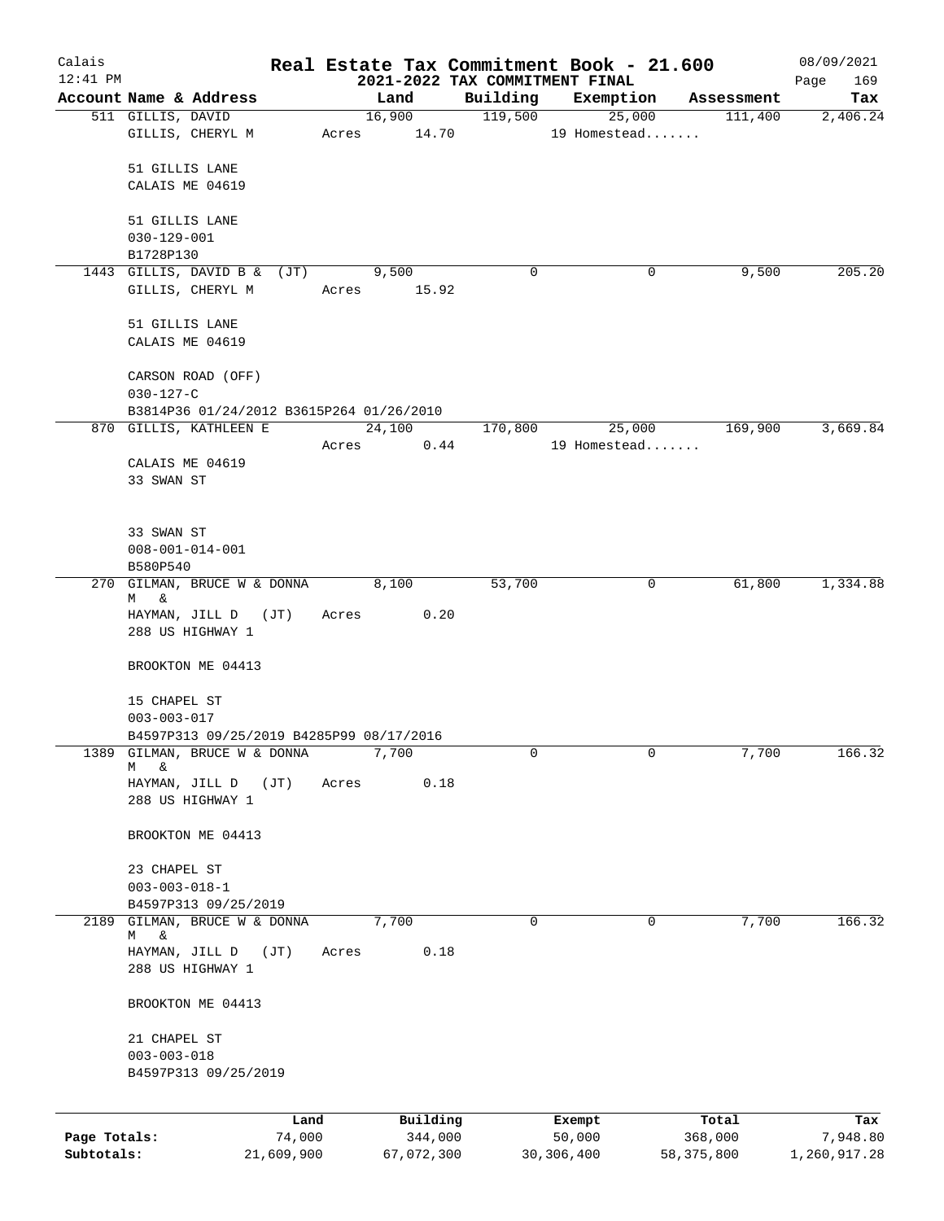# Real Estate Tax Commitment Book - 21.600

Calais 12:41 PM — 2021-2022 TAX COMMITMENT FINAL — 08/09/2021 Page 169

| Account Name & Address | Land | Building | Exemption | Assessment | Tax |
|---|---|---|---|---|---|
| 511 GILLIS, DAVID<br>GILLIS, CHERYL M<br><br>51 GILLIS LANE<br>CALAIS ME 04619<br><br>51 GILLIS LANE<br>030-129-001<br>B1728P130 | 16,900<br>Acres 14.70 | 119,500 | 25,000<br>19 Homestead....... | 111,400 | 2,406.24 |
| 1443 GILLIS, DAVID B & (JT)<br>GILLIS, CHERYL M<br><br>51 GILLIS LANE<br>CALAIS ME 04619<br><br>CARSON ROAD (OFF)<br>030-127-C<br>B3814P36 01/24/2012 B3615P264 01/26/2010 | 9,500<br>Acres 15.92 | 0 | 0 | 9,500 | 205.20 |
| 870 GILLIS, KATHLEEN E<br><br>CALAIS ME 04619<br>33 SWAN ST<br><br>33 SWAN ST<br>008-001-014-001<br>B580P540 | 24,100<br>Acres 0.44 | 170,800 | 25,000<br>19 Homestead....... | 169,900 | 3,669.84 |
| 270 GILMAN, BRUCE W & DONNA M &<br>HAYMAN, JILL D (JT)<br>288 US HIGHWAY 1<br><br>BROOKTON ME 04413<br><br>15 CHAPEL ST<br>003-003-017<br>B4597P313 09/25/2019 B4285P99 08/17/2016 | 8,100<br>Acres 0.20 | 53,700 | 0 | 61,800 | 1,334.88 |
| 1389 GILMAN, BRUCE W & DONNA M &<br>HAYMAN, JILL D (JT)<br>288 US HIGHWAY 1<br><br>BROOKTON ME 04413<br><br>23 CHAPEL ST<br>003-003-018-1<br>B4597P313 09/25/2019 | 7,700<br>Acres 0.18 | 0 | 0 | 7,700 | 166.32 |
| 2189 GILMAN, BRUCE W & DONNA M &<br>HAYMAN, JILL D (JT)<br>288 US HIGHWAY 1<br><br>BROOKTON ME 04413<br><br>21 CHAPEL ST<br>003-003-018<br>B4597P313 09/25/2019 | 7,700<br>Acres 0.18 | 0 | 0 | 7,700 | 166.32 |

| | Land | Building | Exempt | Total | Tax |
|---|---|---|---|---|---|
| Page Totals: | 74,000 | 344,000 | 50,000 | 368,000 | 7,948.80 |
| Subtotals: | 21,609,900 | 67,072,300 | 30,306,400 | 58,375,800 | 1,260,917.28 |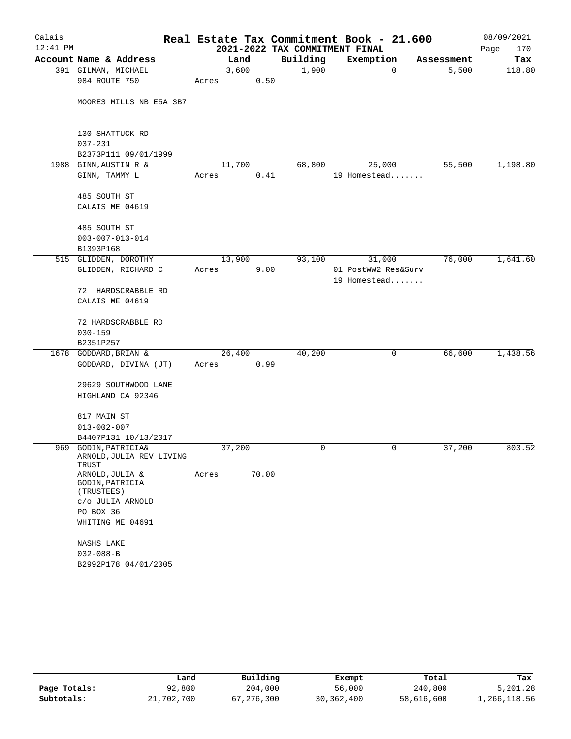# Real Estate Tax Commitment Book - 21.600

Calais 12:41 PM — 2021-2022 TAX COMMITMENT FINAL — 08/09/2021

| Account Name & Address | Land | Building | Exemption | Assessment | Tax |
|---|---|---|---|---|---|
| 391 GILMAN, MICHAEL | 3,600 | 1,900 | 0 | 5,500 | 118.80 |
| 984 ROUTE 750 | Acres 0.50 | | | | |
| MOORES MILLS NB E5A 3B7 | | | | | |
| 130 SHATTUCK RD | | | | | |
| 037-231 | | | | | |
| B2373P111 09/01/1999 | | | | | |
| 1988 GINN, AUSTIN R & | 11,700 | 68,800 | 25,000 | 55,500 | 1,198.80 |
| GINN, TAMMY L | Acres 0.41 | | 19 Homestead....... | | |
| 485 SOUTH ST | | | | | |
| CALAIS ME 04619 | | | | | |
| 485 SOUTH ST | | | | | |
| 003-007-013-014 | | | | | |
| B1393P168 | | | | | |
| 515 GLIDDEN, DOROTHY | 13,900 | 93,100 | 31,000 | 76,000 | 1,641.60 |
| GLIDDEN, RICHARD C | Acres 9.00 | | 01 PostWW2 Res&Surv | | |
| | | | 19 Homestead....... | | |
| 72 HARDSCRABBLE RD | | | | | |
| CALAIS ME 04619 | | | | | |
| 72 HARDSCRABBLE RD | | | | | |
| 030-159 | | | | | |
| B2351P257 | | | | | |
| 1678 GODDARD, BRIAN & | 26,400 | 40,200 | 0 | 66,600 | 1,438.56 |
| GODDARD, DIVINA (JT) | Acres 0.99 | | | | |
| 29629 SOUTHWOOD LANE | | | | | |
| HIGHLAND CA 92346 | | | | | |
| 817 MAIN ST | | | | | |
| 013-002-007 | | | | | |
| B4407P131 10/13/2017 | | | | | |
| 969 GODIN, PATRICIA& ARNOLD, JULIA REV LIVING TRUST | 37,200 | 0 | 0 | 37,200 | 803.52 |
| ARNOLD, JULIA & GODIN, PATRICIA (TRUSTEES) | Acres 70.00 | | | | |
| c/o JULIA ARNOLD | | | | | |
| PO BOX 36 | | | | | |
| WHITING ME 04691 | | | | | |
| NASHS LAKE | | | | | |
| 032-088-B | | | | | |
| B2992P178 04/01/2005 | | | | | |

| | Land | Building | Exempt | Total | Tax |
|---|---|---|---|---|---|
| Page Totals: | 92,800 | 204,000 | 56,000 | 240,800 | 5,201.28 |
| Subtotals: | 21,702,700 | 67,276,300 | 30,362,400 | 58,616,600 | 1,266,118.56 |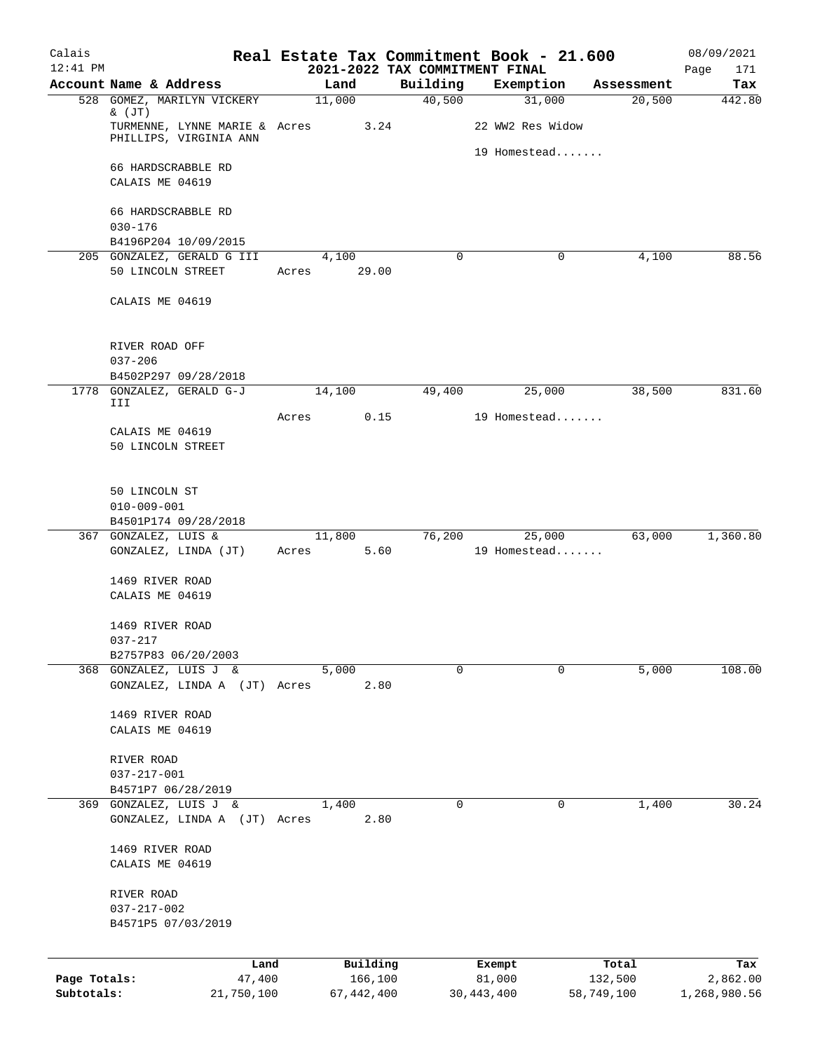# Real Estate Tax Commitment Book - 21.600

Calais
12:41 PM

2021-2022 TAX COMMITMENT FINAL

08/09/2021

| Account Name & Address | Land | Building | Exemption | Assessment | Tax |
|---|---|---|---|---|---|
| 528 GOMEZ, MARILYN VICKERY & (JT) | 11,000 | 40,500 | 31,000 | 20,500 | 442.80 |
| TURMENNE, LYNNE MARIE & PHILLIPS, VIRGINIA ANN | Acres 3.24 | | 22 WW2 Res Widow | | |
| | | | 19 Homestead....... | | |
| 66 HARDSCRABBLE RD | | | | | |
| CALAIS ME 04619 | | | | | |
| 66 HARDSCRABBLE RD | | | | | |
| 030-176 | | | | | |
| B4196P204 10/09/2015 | | | | | |
| 205 GONZALEZ, GERALD G III | 4,100 | 0 | 0 | 4,100 | 88.56 |
| 50 LINCOLN STREET | Acres 29.00 | | | | |
| CALAIS ME 04619 | | | | | |
| RIVER ROAD OFF | | | | | |
| 037-206 | | | | | |
| B4502P297 09/28/2018 | | | | | |
| 1778 GONZALEZ, GERALD G-J III | 14,100 | 49,400 | 25,000 | 38,500 | 831.60 |
| | Acres 0.15 | | 19 Homestead....... | | |
| CALAIS ME 04619 | | | | | |
| 50 LINCOLN STREET | | | | | |
| 50 LINCOLN ST | | | | | |
| 010-009-001 | | | | | |
| B4501P174 09/28/2018 | | | | | |
| 367 GONZALEZ, LUIS & | 11,800 | 76,200 | 25,000 | 63,000 | 1,360.80 |
| GONZALEZ, LINDA (JT) | Acres 5.60 | | 19 Homestead....... | | |
| 1469 RIVER ROAD | | | | | |
| CALAIS ME 04619 | | | | | |
| 1469 RIVER ROAD | | | | | |
| 037-217 | | | | | |
| B2757P83 06/20/2003 | | | | | |
| 368 GONZALEZ, LUIS J & | 5,000 | 0 | 0 | 5,000 | 108.00 |
| GONZALEZ, LINDA A (JT) | Acres 2.80 | | | | |
| 1469 RIVER ROAD | | | | | |
| CALAIS ME 04619 | | | | | |
| RIVER ROAD | | | | | |
| 037-217-001 | | | | | |
| B4571P7 06/28/2019 | | | | | |
| 369 GONZALEZ, LUIS J & | 1,400 | 0 | 0 | 1,400 | 30.24 |
| GONZALEZ, LINDA A (JT) | Acres 2.80 | | | | |
| 1469 RIVER ROAD | | | | | |
| CALAIS ME 04619 | | | | | |
| RIVER ROAD | | | | | |
| 037-217-002 | | | | | |
| B4571P5 07/03/2019 | | | | | |

| | Land | Building | Exempt | Total | Tax |
|---|---|---|---|---|---|
| Page Totals: | 47,400 | 166,100 | 81,000 | 132,500 | 2,862.00 |
| Subtotals: | 21,750,100 | 67,442,400 | 30,443,400 | 58,749,100 | 1,268,980.56 |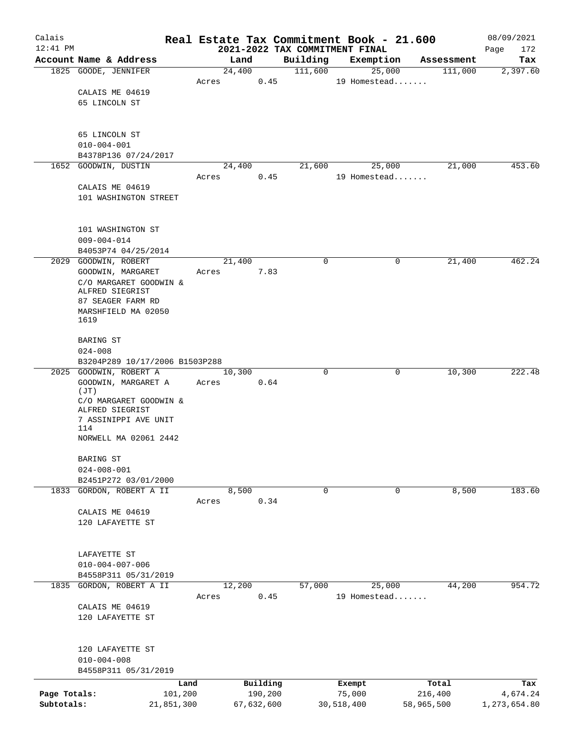# Real Estate Tax Commitment Book - 21.600

Calais
12:41 PM

## 2021-2022 TAX COMMITMENT FINAL

08/09/2021

| Account Name & Address | Land | Building | Exemption | Assessment | Tax |
|---|---|---|---|---|---|
| 1825 GOODE, JENNIFER | 24,400 | 111,600 | 25,000 | 111,000 | 2,397.60 |
| | Acres 0.45 | | 19 Homestead....... | | |
| CALAIS ME 04619<br>65 LINCOLN ST<br><br>65 LINCOLN ST<br>010-004-001<br>B4378P136 07/24/2017 | | | | | |
| 1652 GOODWIN, DUSTIN | 24,400 | 21,600 | 25,000 | 21,000 | 453.60 |
| | Acres 0.45 | | 19 Homestead....... | | |
| CALAIS ME 04619<br>101 WASHINGTON STREET<br><br>101 WASHINGTON ST<br>009-004-014<br>B4053P74 04/25/2014 | | | | | |
| 2029 GOODWIN, ROBERT | 21,400 | 0 | 0 | 21,400 | 462.24 |
| GOODWIN, MARGARET | Acres 7.83 | | | | |
| C/O MARGARET GOODWIN & ALFRED SIEGRIST<br>87 SEAGER FARM RD<br>MARSHFIELD MA 02050 1619<br><br>BARING ST<br>024-008<br>B3204P289 10/17/2006 B1503P288 | | | | | |
| 2025 GOODWIN, ROBERT A | 10,300 | 0 | 0 | 10,300 | 222.48 |
| GOODWIN, MARGARET A (JT) | Acres 0.64 | | | | |
| C/O MARGARET GOODWIN & ALFRED SIEGRIST<br>7 ASSINIPPI AVE UNIT 114<br>NORWELL MA 02061 2442<br><br>BARING ST<br>024-008-001<br>B2451P272 03/01/2000 | | | | | |
| 1833 GORDON, ROBERT A II | 8,500 | 0 | 0 | 8,500 | 183.60 |
| | Acres 0.34 | | | | |
| CALAIS ME 04619<br>120 LAFAYETTE ST<br><br>LAFAYETTE ST<br>010-004-007-006<br>B4558P311 05/31/2019 | | | | | |
| 1835 GORDON, ROBERT A II | 12,200 | 57,000 | 25,000 | 44,200 | 954.72 |
| | Acres 0.45 | | 19 Homestead....... | | |
| CALAIS ME 04619<br>120 LAFAYETTE ST<br><br>120 LAFAYETTE ST<br>010-004-008<br>B4558P311 05/31/2019 | | | | | |

| | Land | Building | Exempt | Total | Tax |
|---|---|---|---|---|---|
| Page Totals: | 101,200 | 190,200 | 75,000 | 216,400 | 4,674.24 |
| Subtotals: | 21,851,300 | 67,632,600 | 30,518,400 | 58,965,500 | 1,273,654.80 |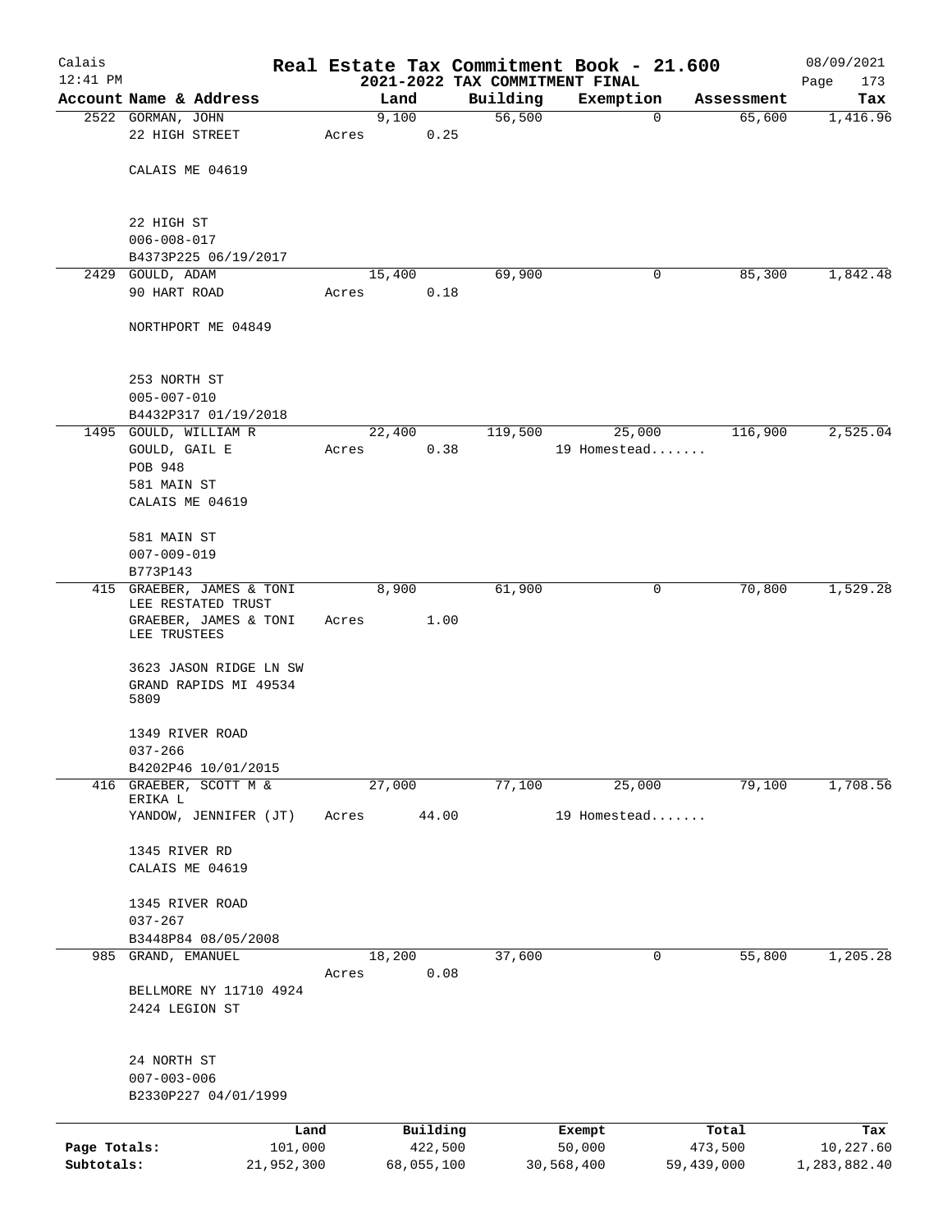# Real Estate Tax Commitment Book - 21.600

Calais
12:41 PM

## 2021-2022 TAX COMMITMENT FINAL

08/09/2021

| Account Name & Address | Land | Building | Exemption | Assessment | Tax |
|---|---|---|---|---|---|
| 2522 GORMAN, JOHN<br>22 HIGH STREET<br><br>CALAIS ME 04619<br><br>22 HIGH ST<br>006-008-017<br>B4373P225 06/19/2017 | 9,100<br>Acres 0.25 | 56,500 | 0 | 65,600 | 1,416.96 |
| 2429 GOULD, ADAM<br>90 HART ROAD<br><br>NORTHPORT ME 04849<br><br>253 NORTH ST<br>005-007-010<br>B4432P317 01/19/2018 | 15,400<br>Acres 0.18 | 69,900 | 0 | 85,300 | 1,842.48 |
| 1495 GOULD, WILLIAM R<br>GOULD, GAIL E<br>POB 948<br>581 MAIN ST<br>CALAIS ME 04619<br><br>581 MAIN ST<br>007-009-019<br>B773P143 | 22,400<br>Acres 0.38 | 119,500 | 25,000<br>19 Homestead....... | 116,900 | 2,525.04 |
| 415 GRAEBER, JAMES & TONI LEE RESTATED TRUST<br>GRAEBER, JAMES & TONI LEE TRUSTEES<br><br>3623 JASON RIDGE LN SW<br>GRAND RAPIDS MI 49534 5809<br><br>1349 RIVER ROAD<br>037-266<br>B4202P46 10/01/2015 | 8,900<br>Acres 1.00 | 61,900 | 0 | 70,800 | 1,529.28 |
| 416 GRAEBER, SCOTT M & ERIKA L<br>YANDOW, JENNIFER (JT)<br><br>1345 RIVER RD<br>CALAIS ME 04619<br><br>1345 RIVER ROAD<br>037-267<br>B3448P84 08/05/2008 | 27,000<br>Acres 44.00 | 77,100 | 25,000<br>19 Homestead....... | 79,100 | 1,708.56 |
| 985 GRAND, EMANUEL<br><br>BELLMORE NY 11710 4924<br>2424 LEGION ST<br><br>24 NORTH ST<br>007-003-006<br>B2330P227 04/01/1999 | 18,200<br>Acres 0.08 | 37,600 | 0 | 55,800 | 1,205.28 |

| | Land | Building | Exempt | Total | Tax |
|---|---|---|---|---|---|
| Page Totals: | 101,000 | 422,500 | 50,000 | 473,500 | 10,227.60 |
| Subtotals: | 21,952,300 | 68,055,100 | 30,568,400 | 59,439,000 | 1,283,882.40 |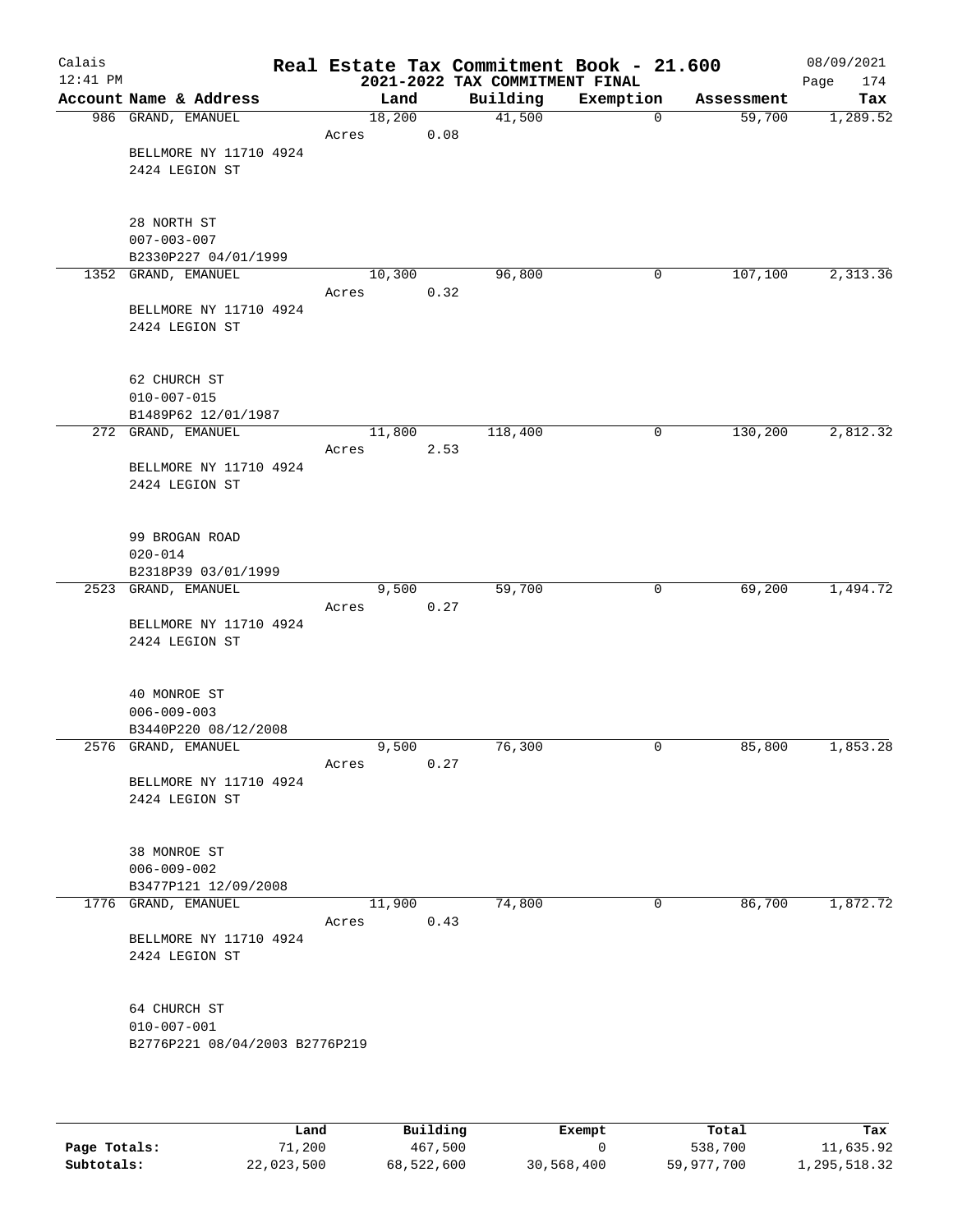# Real Estate Tax Commitment Book - 21.600

Calais 12:41 PM — 2021-2022 TAX COMMITMENT FINAL — 08/09/2021

| Account Name & Address | Land | Building | Exemption | Assessment | Tax |
|---|---|---|---|---|---|
| 986 GRAND, EMANUEL | 18,200 | 41,500 | 0 | 59,700 | 1,289.52 |
| | Acres 0.08 | | | | |
| BELLMORE NY 11710 4924 | | | | | |
| 2424 LEGION ST | | | | | |
| 28 NORTH ST | | | | | |
| 007-003-007 | | | | | |
| B2330P227 04/01/1999 | | | | | |
| 1352 GRAND, EMANUEL | 10,300 | 96,800 | 0 | 107,100 | 2,313.36 |
| | Acres 0.32 | | | | |
| BELLMORE NY 11710 4924 | | | | | |
| 2424 LEGION ST | | | | | |
| 62 CHURCH ST | | | | | |
| 010-007-015 | | | | | |
| B1489P62 12/01/1987 | | | | | |
| 272 GRAND, EMANUEL | 11,800 | 118,400 | 0 | 130,200 | 2,812.32 |
| | Acres 2.53 | | | | |
| BELLMORE NY 11710 4924 | | | | | |
| 2424 LEGION ST | | | | | |
| 99 BROGAN ROAD | | | | | |
| 020-014 | | | | | |
| B2318P39 03/01/1999 | | | | | |
| 2523 GRAND, EMANUEL | 9,500 | 59,700 | 0 | 69,200 | 1,494.72 |
| | Acres 0.27 | | | | |
| BELLMORE NY 11710 4924 | | | | | |
| 2424 LEGION ST | | | | | |
| 40 MONROE ST | | | | | |
| 006-009-003 | | | | | |
| B3440P220 08/12/2008 | | | | | |
| 2576 GRAND, EMANUEL | 9,500 | 76,300 | 0 | 85,800 | 1,853.28 |
| | Acres 0.27 | | | | |
| BELLMORE NY 11710 4924 | | | | | |
| 2424 LEGION ST | | | | | |
| 38 MONROE ST | | | | | |
| 006-009-002 | | | | | |
| B3477P121 12/09/2008 | | | | | |
| 1776 GRAND, EMANUEL | 11,900 | 74,800 | 0 | 86,700 | 1,872.72 |
| | Acres 0.43 | | | | |
| BELLMORE NY 11710 4924 | | | | | |
| 2424 LEGION ST | | | | | |
| 64 CHURCH ST | | | | | |
| 010-007-001 | | | | | |
| B2776P221 08/04/2003 B2776P219 | | | | | |

| | Land | Building | Exempt | Total | Tax |
|---|---|---|---|---|---|
| Page Totals: | 71,200 | 467,500 | 0 | 538,700 | 11,635.92 |
| Subtotals: | 22,023,500 | 68,522,600 | 30,568,400 | 59,977,700 | 1,295,518.32 |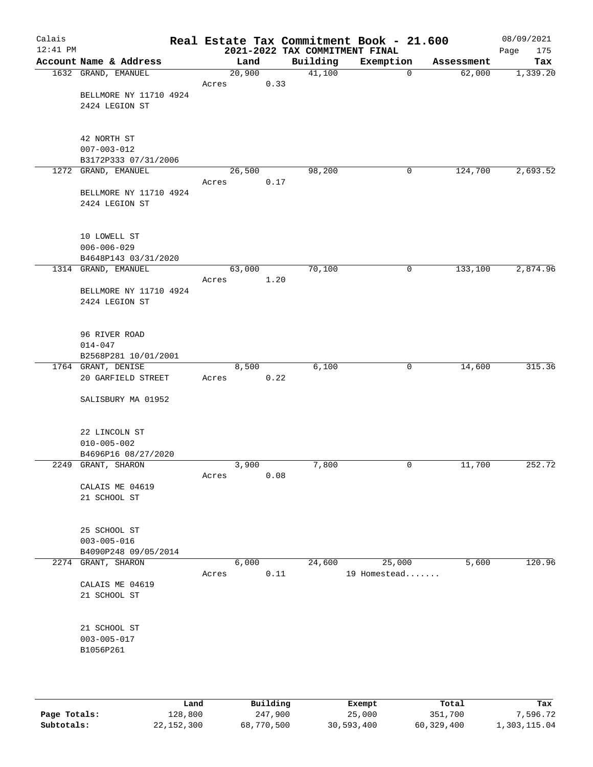Calais
12:41 PM

# Real Estate Tax Commitment Book - 21.600
## 2021-2022 TAX COMMITMENT FINAL

08/09/2021

| Account Name & Address | Land | Building | Exemption | Assessment | Tax |
|---|---|---|---|---|---|
| 1632 GRAND, EMANUEL<br>BELLMORE NY 11710 4924<br>2424 LEGION ST<br><br>42 NORTH ST<br>007-003-012<br>B3172P333 07/31/2006 | 20,900<br>Acres 0.33 | 41,100 | 0 | 62,000 | 1,339.20 |
| 1272 GRAND, EMANUEL<br>BELLMORE NY 11710 4924<br>2424 LEGION ST<br><br>10 LOWELL ST<br>006-006-029<br>B4648P143 03/31/2020 | 26,500<br>Acres 0.17 | 98,200 | 0 | 124,700 | 2,693.52 |
| 1314 GRAND, EMANUEL<br>BELLMORE NY 11710 4924<br>2424 LEGION ST<br><br>96 RIVER ROAD<br>014-047<br>B2568P281 10/01/2001 | 63,000<br>Acres 1.20 | 70,100 | 0 | 133,100 | 2,874.96 |
| 1764 GRANT, DENISE<br>20 GARFIELD STREET<br>SALISBURY MA 01952<br><br>22 LINCOLN ST<br>010-005-002<br>B4696P16 08/27/2020 | 8,500<br>Acres 0.22 | 6,100 | 0 | 14,600 | 315.36 |
| 2249 GRANT, SHARON<br>CALAIS ME 04619<br>21 SCHOOL ST<br><br>25 SCHOOL ST<br>003-005-016<br>B4090P248 09/05/2014 | 3,900<br>Acres 0.08 | 7,800 | 0 | 11,700 | 252.72 |
| 2274 GRANT, SHARON<br>CALAIS ME 04619<br>21 SCHOOL ST<br><br>21 SCHOOL ST<br>003-005-017<br>B1056P261 | 6,000<br>Acres 0.11 | 24,600 | 25,000<br>19 Homestead....... | 5,600 | 120.96 |

| | Land | Building | Exempt | Total | Tax |
|---|---|---|---|---|---|
| Page Totals: | 128,800 | 247,900 | 25,000 | 351,700 | 7,596.72 |
| Subtotals: | 22,152,300 | 68,770,500 | 30,593,400 | 60,329,400 | 1,303,115.04 |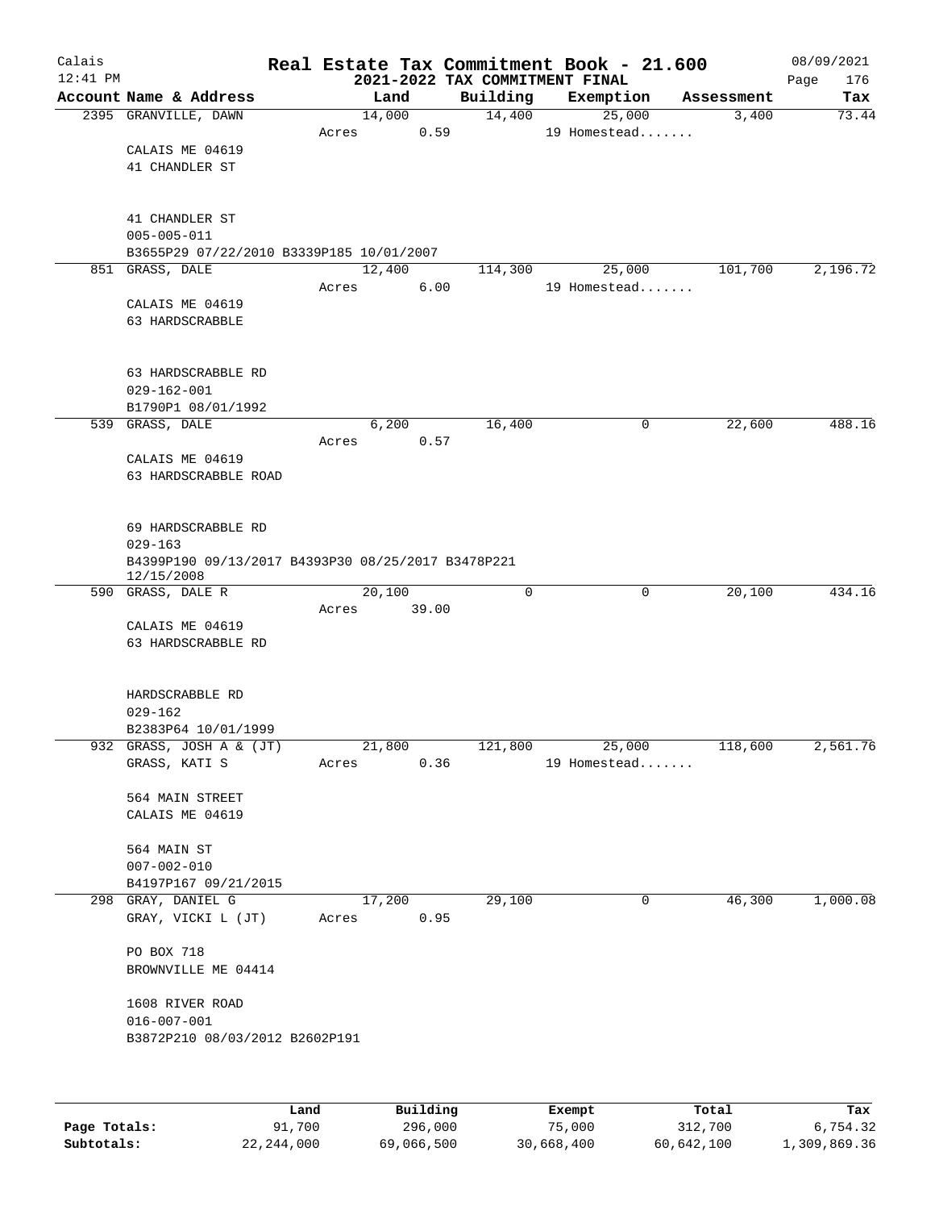Calais 12:41 PM

# Real Estate Tax Commitment Book - 21.600

## 2021-2022 TAX COMMITMENT FINAL

08/09/2021

| Account Name & Address | Land | Building | Exemption | Assessment | Tax |
|---|---|---|---|---|---|
| 2395 GRANVILLE, DAWN | 14,000 | 14,400 | 25,000 | 3,400 | 73.44 |
| | Acres 0.59 | | 19 Homestead....... | | |
| CALAIS ME 04619 | | | | | |
| 41 CHANDLER ST | | | | | |
| 41 CHANDLER ST | | | | | |
| 005-005-011 | | | | | |
| B3655P29 07/22/2010 B3339P185 10/01/2007 | | | | | |
| 851 GRASS, DALE | 12,400 | 114,300 | 25,000 | 101,700 | 2,196.72 |
| | Acres 6.00 | | 19 Homestead....... | | |
| CALAIS ME 04619 | | | | | |
| 63 HARDSCRABBLE | | | | | |
| 63 HARDSCRABBLE RD | | | | | |
| 029-162-001 | | | | | |
| B1790P1 08/01/1992 | | | | | |
| 539 GRASS, DALE | 6,200 | 16,400 | 0 | 22,600 | 488.16 |
| | Acres 0.57 | | | | |
| CALAIS ME 04619 | | | | | |
| 63 HARDSCRABBLE ROAD | | | | | |
| 69 HARDSCRABBLE RD | | | | | |
| 029-163 | | | | | |
| B4399P190 09/13/2017 B4393P30 08/25/2017 B3478P221 12/15/2008 | | | | | |
| 590 GRASS, DALE R | 20,100 | 0 | 0 | 20,100 | 434.16 |
| | Acres 39.00 | | | | |
| CALAIS ME 04619 | | | | | |
| 63 HARDSCRABBLE RD | | | | | |
| HARDSCRABBLE RD | | | | | |
| 029-162 | | | | | |
| B2383P64 10/01/1999 | | | | | |
| 932 GRASS, JOSH A & (JT) | 21,800 | 121,800 | 25,000 | 118,600 | 2,561.76 |
| GRASS, KATI S | Acres 0.36 | | 19 Homestead....... | | |
| 564 MAIN STREET | | | | | |
| CALAIS ME 04619 | | | | | |
| 564 MAIN ST | | | | | |
| 007-002-010 | | | | | |
| B4197P167 09/21/2015 | | | | | |
| 298 GRAY, DANIEL G | 17,200 | 29,100 | 0 | 46,300 | 1,000.08 |
| GRAY, VICKI L (JT) | Acres 0.95 | | | | |
| PO BOX 718 | | | | | |
| BROWNVILLE ME 04414 | | | | | |
| 1608 RIVER ROAD | | | | | |
| 016-007-001 | | | | | |
| B3872P210 08/03/2012 B2602P191 | | | | | |

| | Land | Building | Exempt | Total | Tax |
|---|---|---|---|---|---|
| Page Totals: | 91,700 | 296,000 | 75,000 | 312,700 | 6,754.32 |
| Subtotals: | 22,244,000 | 69,066,500 | 30,668,400 | 60,642,100 | 1,309,869.36 |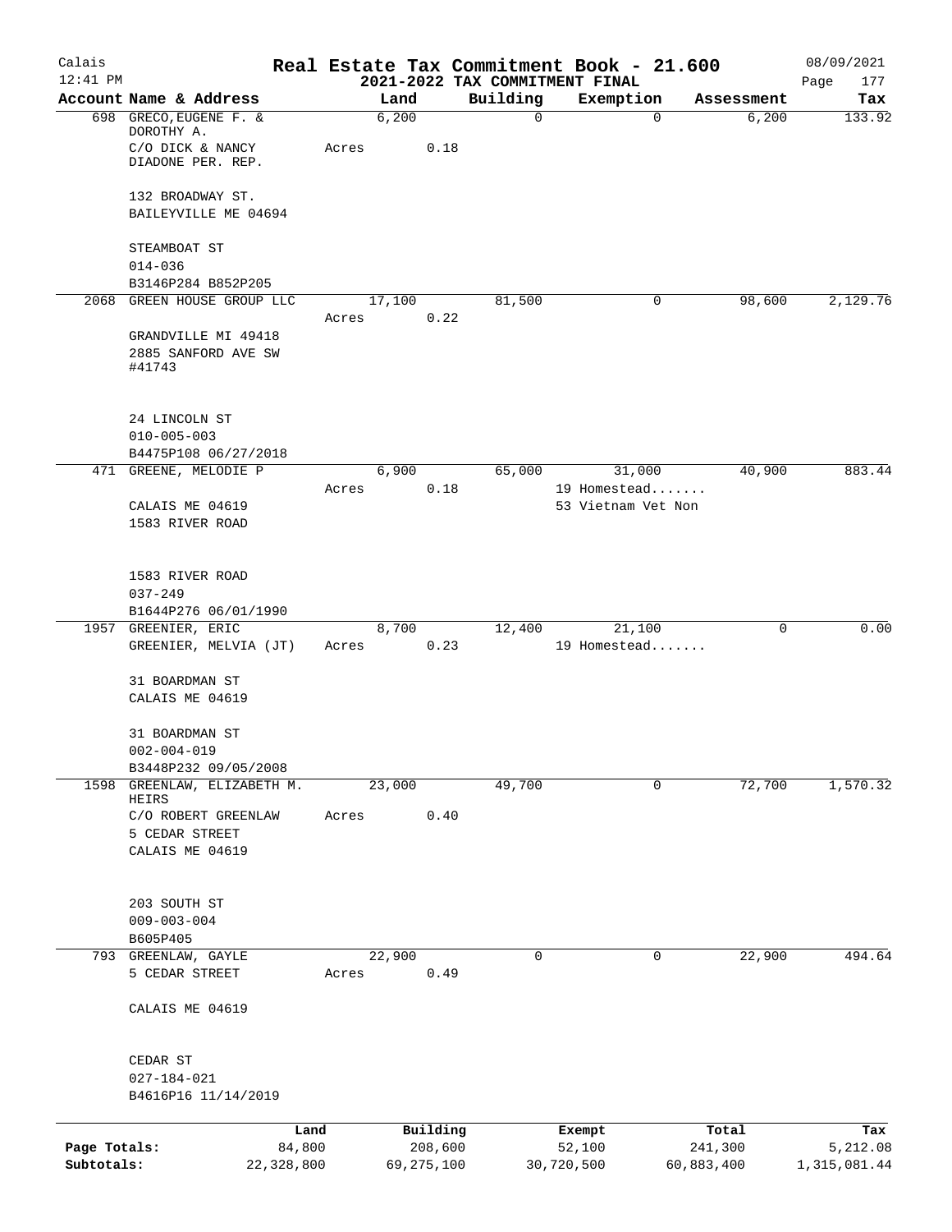# Real Estate Tax Commitment Book - 21.600

## 2021-2022 TAX COMMITMENT FINAL

Calais
12:41 PM
08/09/2021

| Account Name & Address | Land | Building | Exemption | Assessment | Tax |
|---|---|---|---|---|---|
| 698 GRECO,EUGENE F. & DOROTHY A. | 6,200 | 0 | 0 | 6,200 | 133.92 |
| C/O DICK & NANCY DIADONE PER. REP. | Acres 0.18 | | | | |
| 132 BROADWAY ST. | | | | | |
| BAILEYVILLE ME 04694 | | | | | |
| STEAMBOAT ST | | | | | |
| 014-036 | | | | | |
| B3146P284 B852P205 | | | | | |
| 2068 GREEN HOUSE GROUP LLC | 17,100 | 81,500 | 0 | 98,600 | 2,129.76 |
| | Acres 0.22 | | | | |
| GRANDVILLE MI 49418 | | | | | |
| 2885 SANFORD AVE SW #41743 | | | | | |
| 24 LINCOLN ST | | | | | |
| 010-005-003 | | | | | |
| B4475P108 06/27/2018 | | | | | |
| 471 GREENE, MELODIE P | 6,900 | 65,000 | 31,000 | 40,900 | 883.44 |
| | Acres 0.18 | | 19 Homestead....... | | |
| CALAIS ME 04619 | | | 53 Vietnam Vet Non | | |
| 1583 RIVER ROAD | | | | | |
| 1583 RIVER ROAD | | | | | |
| 037-249 | | | | | |
| B1644P276 06/01/1990 | | | | | |
| 1957 GREENIER, ERIC | 8,700 | 12,400 | 21,100 | 0 | 0.00 |
| GREENIER, MELVIA (JT) | Acres 0.23 | | 19 Homestead....... | | |
| 31 BOARDMAN ST | | | | | |
| CALAIS ME 04619 | | | | | |
| 31 BOARDMAN ST | | | | | |
| 002-004-019 | | | | | |
| B3448P232 09/05/2008 | | | | | |
| 1598 GREENLAW, ELIZABETH M. HEIRS | 23,000 | 49,700 | 0 | 72,700 | 1,570.32 |
| C/O ROBERT GREENLAW | Acres 0.40 | | | | |
| 5 CEDAR STREET | | | | | |
| CALAIS ME 04619 | | | | | |
| 203 SOUTH ST | | | | | |
| 009-003-004 | | | | | |
| B605P405 | | | | | |
| 793 GREENLAW, GAYLE | 22,900 | 0 | 0 | 22,900 | 494.64 |
| 5 CEDAR STREET | Acres 0.49 | | | | |
| CALAIS ME 04619 | | | | | |
| CEDAR ST | | | | | |
| 027-184-021 | | | | | |
| B4616P16 11/14/2019 | | | | | |

| | Land | Building | Exempt | Total | Tax |
|---|---|---|---|---|---|
| Page Totals: | 84,800 | 208,600 | 52,100 | 241,300 | 5,212.08 |
| Subtotals: | 22,328,800 | 69,275,100 | 30,720,500 | 60,883,400 | 1,315,081.44 |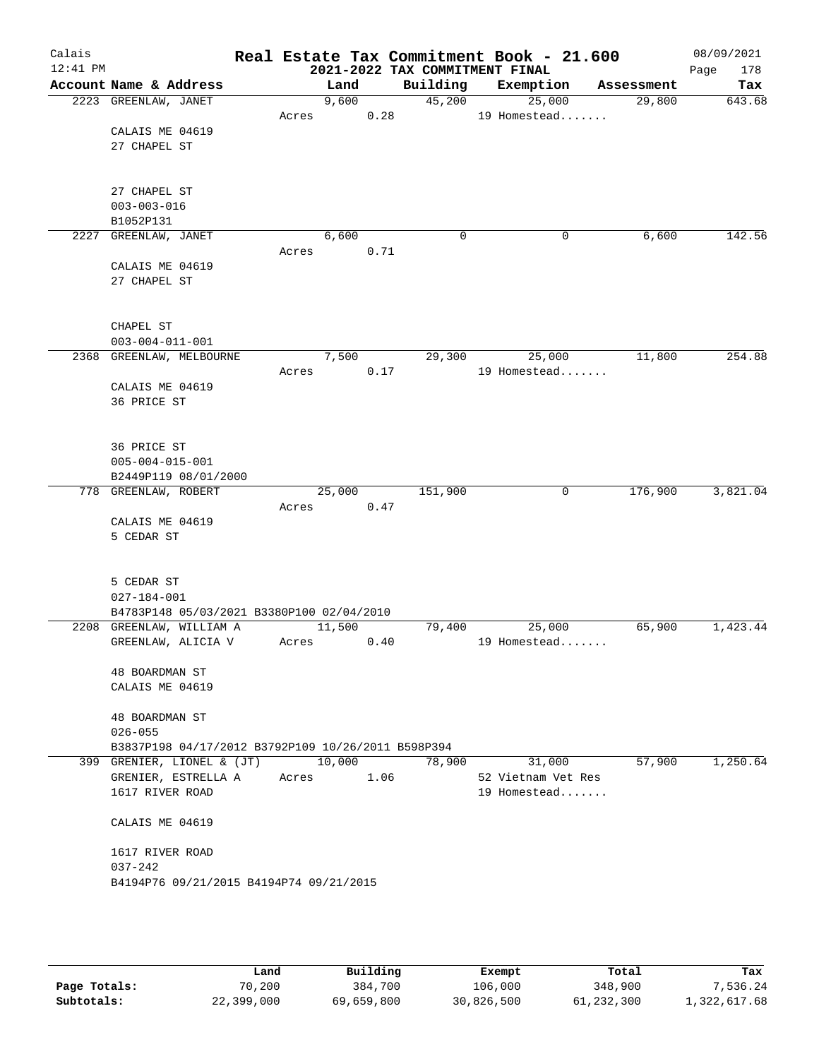# Real Estate Tax Commitment Book - 21.600

Calais
12:41 PM

2021-2022 TAX COMMITMENT FINAL

08/09/2021

| Account Name & Address | Land | Building | Exemption | Assessment | Tax |
|---|---|---|---|---|---|
| 2223 GREENLAW, JANET<br>CALAIS ME 04619<br>27 CHAPEL ST<br><br>27 CHAPEL ST<br>003-003-016<br>B1052P131 | 9,600<br>Acres 0.28 | 45,200 | 25,000<br>19 Homestead....... | 29,800 | 643.68 |
| 2227 GREENLAW, JANET<br>CALAIS ME 04619<br>27 CHAPEL ST<br><br>CHAPEL ST<br>003-004-011-001 | 6,600<br>Acres 0.71 | 0 | 0 | 6,600 | 142.56 |
| 2368 GREENLAW, MELBOURNE<br>CALAIS ME 04619<br>36 PRICE ST<br><br>36 PRICE ST<br>005-004-015-001<br>B2449P119 08/01/2000 | 7,500<br>Acres 0.17 | 29,300 | 25,000<br>19 Homestead....... | 11,800 | 254.88 |
| 778 GREENLAW, ROBERT<br>CALAIS ME 04619<br>5 CEDAR ST<br><br>5 CEDAR ST<br>027-184-001<br>B4783P148 05/03/2021 B3380P100 02/04/2010 | 25,000<br>Acres 0.47 | 151,900 | 0 | 176,900 | 3,821.04 |
| 2208 GREENLAW, WILLIAM A<br>GREENLAW, ALICIA V<br><br>48 BOARDMAN ST<br>CALAIS ME 04619<br><br>48 BOARDMAN ST<br>026-055<br>B3837P198 04/17/2012 B3792P109 10/26/2011 B598P394 | 11,500<br>Acres 0.40 | 79,400 | 25,000<br>19 Homestead....... | 65,900 | 1,423.44 |
| 399 GRENIER, LIONEL & (JT)<br>GRENIER, ESTRELLA A<br>1617 RIVER ROAD<br><br>CALAIS ME 04619<br><br>1617 RIVER ROAD<br>037-242<br>B4194P76 09/21/2015 B4194P74 09/21/2015 | 10,000<br>Acres 1.06 | 78,900 | 31,000<br>52 Vietnam Vet Res<br>19 Homestead....... | 57,900 | 1,250.64 |

| | Land | Building | Exempt | Total | Tax |
|---|---|---|---|---|---|
| Page Totals: | 70,200 | 384,700 | 106,000 | 348,900 | 7,536.24 |
| Subtotals: | 22,399,000 | 69,659,800 | 30,826,500 | 61,232,300 | 1,322,617.68 |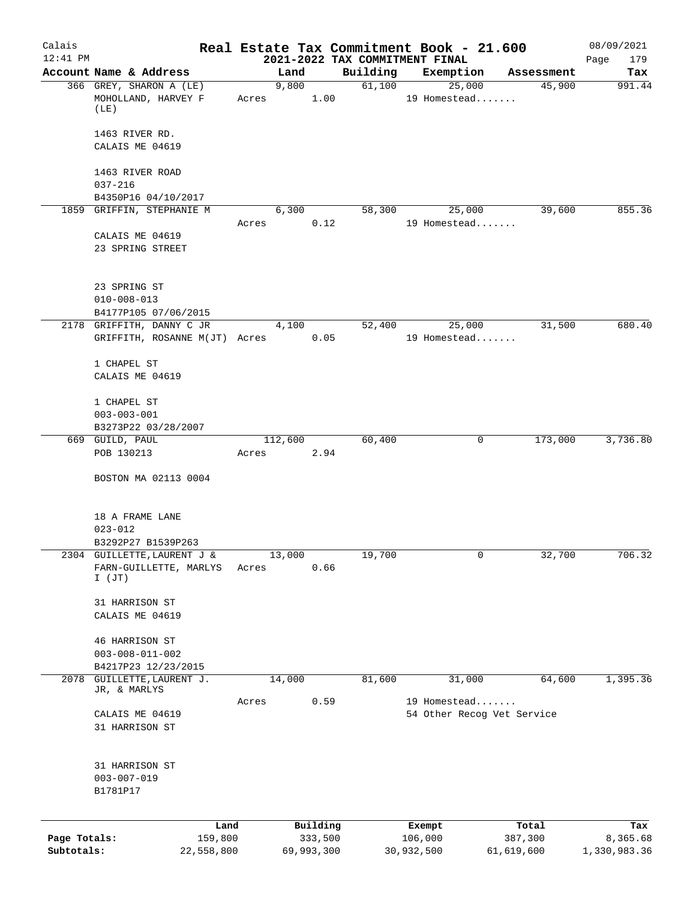# Real Estate Tax Commitment Book - 21.600

## 2021-2022 TAX COMMITMENT FINAL

Calais
12:41 PM
08/09/2021
Page 179

| Account Name & Address | Land | Building | Exemption | Assessment | Tax |
|---|---|---|---|---|---|
| 366 GREY, SHARON A (LE)<br>MOHOLLAND, HARVEY F (LE)<br><br>1463 RIVER RD.<br>CALAIS ME 04619<br><br>1463 RIVER ROAD<br>037-216<br>B4350P16 04/10/2017 | 9,800<br>Acres 1.00 | 61,100 | 25,000<br>19 Homestead....... | 45,900 | 991.44 |
| 1859 GRIFFIN, STEPHANIE M<br><br>CALAIS ME 04619<br>23 SPRING STREET<br><br>23 SPRING ST<br>010-008-013<br>B4177P105 07/06/2015 | 6,300<br>Acres 0.12 | 58,300 | 25,000<br>19 Homestead....... | 39,600 | 855.36 |
| 2178 GRIFFITH, DANNY C JR<br>GRIFFITH, ROSANNE M(JT)<br><br>1 CHAPEL ST<br>CALAIS ME 04619<br><br>1 CHAPEL ST<br>003-003-001<br>B3273P22 03/28/2007 | 4,100<br>Acres 0.05 | 52,400 | 25,000<br>19 Homestead....... | 31,500 | 680.40 |
| 669 GUILD, PAUL<br>POB 130213<br><br>BOSTON MA 02113 0004<br><br>18 A FRAME LANE<br>023-012<br>B3292P27 B1539P263 | 112,600<br>Acres 2.94 | 60,400 | 0 | 173,000 | 3,736.80 |
| 2304 GUILLETTE, LAURENT J &<br>FARN-GUILLETTE, MARLYS I (JT)<br><br>31 HARRISON ST<br>CALAIS ME 04619<br><br>46 HARRISON ST<br>003-008-011-002<br>B4217P23 12/23/2015 | 13,000<br>Acres 0.66 | 19,700 | 0 | 32,700 | 706.32 |
| 2078 GUILLETTE, LAURENT J. JR, & MARLYS<br><br>CALAIS ME 04619<br>31 HARRISON ST<br><br>31 HARRISON ST<br>003-007-019<br>B1781P17 | 14,000<br>Acres 0.59 | 81,600 | 31,000<br>19 Homestead.......<br>54 Other Recog Vet Service | 64,600 | 1,395.36 |

| | Land | Building | Exempt | Total | Tax |
|---|---|---|---|---|---|
| Page Totals: | 159,800 | 333,500 | 106,000 | 387,300 | 8,365.68 |
| Subtotals: | 22,558,800 | 69,993,300 | 30,932,500 | 61,619,600 | 1,330,983.36 |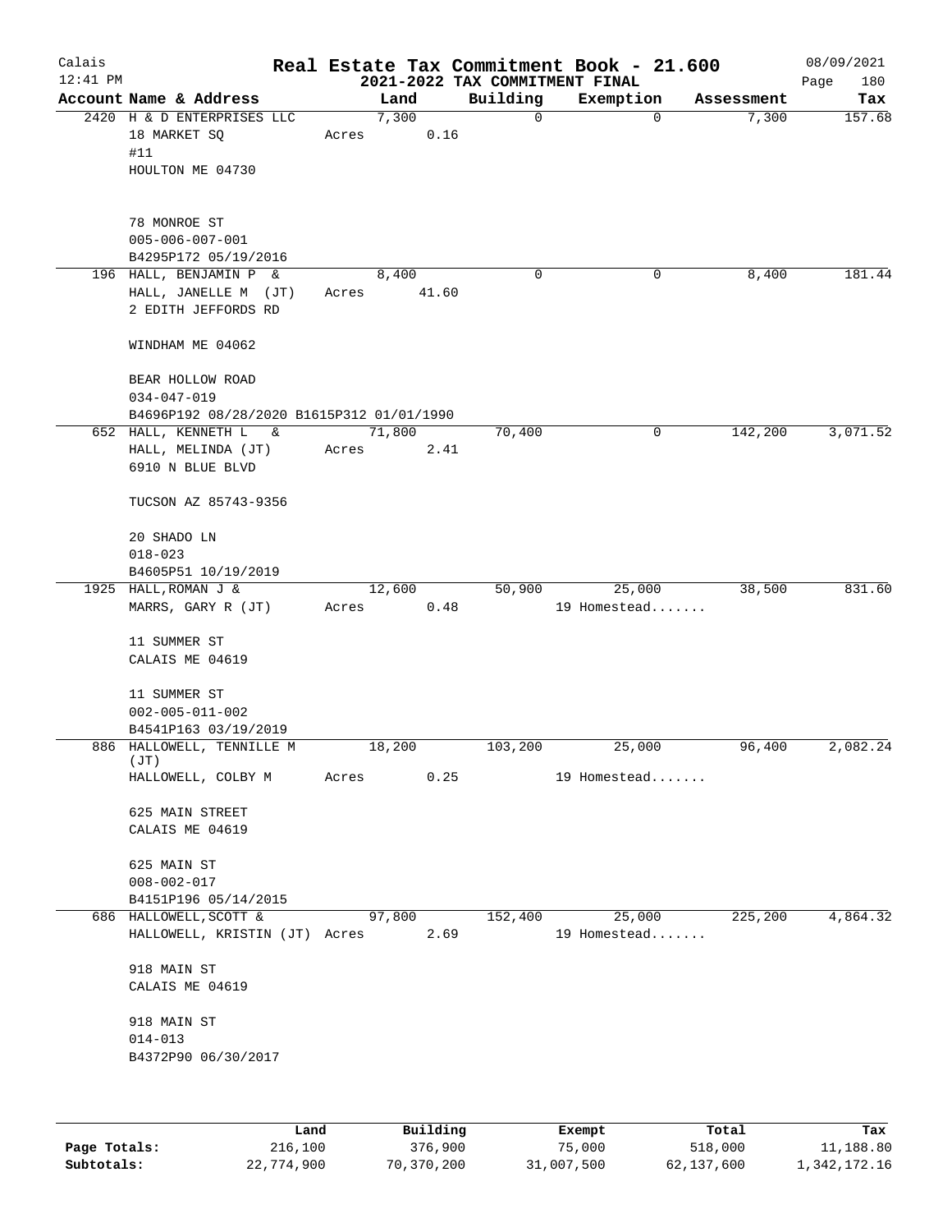# Real Estate Tax Commitment Book - 21.600

Calais 12:41 PM — 2021-2022 TAX COMMITMENT FINAL — 08/09/2021

| Account Name & Address | Land | Building | Exemption | Assessment | Tax |
|---|---|---|---|---|---|
| 2420 H & D ENTERPRISES LLC<br>18 MARKET SQ<br>#11<br>HOULTON ME 04730<br><br>78 MONROE ST<br>005-006-007-001<br>B4295P172 05/19/2016 | 7,300<br>Acres 0.16 | 0 | 0 | 7,300 | 157.68 |
| 196 HALL, BENJAMIN P &<br>HALL, JANELLE M (JT)<br>2 EDITH JEFFORDS RD<br><br>WINDHAM ME 04062<br><br>BEAR HOLLOW ROAD<br>034-047-019<br>B4696P192 08/28/2020 B1615P312 01/01/1990 | 8,400<br>Acres 41.60 | 0 | 0 | 8,400 | 181.44 |
| 652 HALL, KENNETH L &<br>HALL, MELINDA (JT)<br>6910 N BLUE BLVD<br><br>TUCSON AZ 85743-9356<br><br>20 SHADO LN<br>018-023<br>B4605P51 10/19/2019 | 71,800<br>Acres 2.41 | 70,400 | 0 | 142,200 | 3,071.52 |
| 1925 HALL,ROMAN J &<br>MARRS, GARY R (JT)<br><br>11 SUMMER ST<br>CALAIS ME 04619<br><br>11 SUMMER ST<br>002-005-011-002<br>B4541P163 03/19/2019 | 12,600<br>Acres 0.48 | 50,900 | 25,000<br>19 Homestead....... | 38,500 | 831.60 |
| 886 HALLOWELL, TENNILLE M (JT)<br>HALLOWELL, COLBY M<br><br>625 MAIN STREET<br>CALAIS ME 04619<br><br>625 MAIN ST<br>008-002-017<br>B4151P196 05/14/2015 | 18,200<br>Acres 0.25 | 103,200 | 25,000<br>19 Homestead....... | 96,400 | 2,082.24 |
| 686 HALLOWELL,SCOTT &<br>HALLOWELL, KRISTIN (JT)<br><br>918 MAIN ST<br>CALAIS ME 04619<br><br>918 MAIN ST<br>014-013<br>B4372P90 06/30/2017 | 97,800<br>Acres 2.69 | 152,400 | 25,000<br>19 Homestead....... | 225,200 | 4,864.32 |

| | Land | Building | Exempt | Total | Tax |
|---|---|---|---|---|---|
| Page Totals: | 216,100 | 376,900 | 75,000 | 518,000 | 11,188.80 |
| Subtotals: | 22,774,900 | 70,370,200 | 31,007,500 | 62,137,600 | 1,342,172.16 |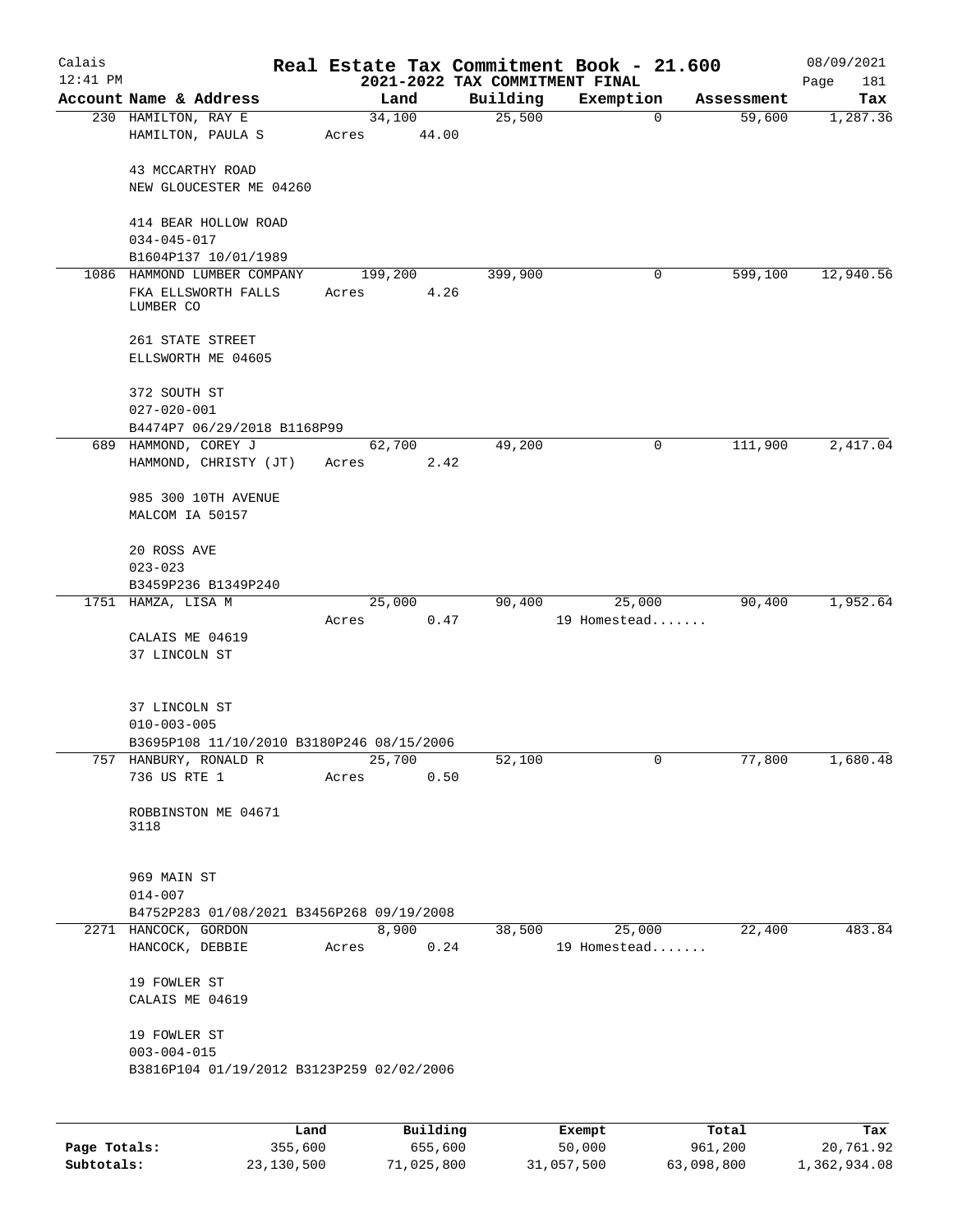# Real Estate Tax Commitment Book - 21.600

Calais 12:41 PM — 2021-2022 TAX COMMITMENT FINAL — 08/09/2021

| Account Name & Address | Land | Building | Exemption | Assessment | Tax |
|---|---|---|---|---|---|
| 230 HAMILTON, RAY E<br>HAMILTON, PAULA S<br><br>43 MCCARTHY ROAD<br>NEW GLOUCESTER ME 04260<br><br>414 BEAR HOLLOW ROAD<br>034-045-017<br>B1604P137 10/01/1989 | 34,100<br>Acres 44.00 | 25,500 | 0 | 59,600 | 1,287.36 |
| 1086 HAMMOND LUMBER COMPANY<br>FKA ELLSWORTH FALLS LUMBER CO<br><br>261 STATE STREET<br>ELLSWORTH ME 04605<br><br>372 SOUTH ST<br>027-020-001<br>B4474P7 06/29/2018 B1168P99 | 199,200<br>Acres 4.26 | 399,900 | 0 | 599,100 | 12,940.56 |
| 689 HAMMOND, COREY J<br>HAMMOND, CHRISTY (JT)<br><br>985 300 10TH AVENUE<br>MALCOM IA 50157<br><br>20 ROSS AVE<br>023-023<br>B3459P236 B1349P240 | 62,700<br>Acres 2.42 | 49,200 | 0 | 111,900 | 2,417.04 |
| 1751 HAMZA, LISA M<br><br>CALAIS ME 04619<br>37 LINCOLN ST<br><br>37 LINCOLN ST<br>010-003-005<br>B3695P108 11/10/2010 B3180P246 08/15/2006 | 25,000<br>Acres 0.47 | 90,400 | 25,000<br>19 Homestead....... | 90,400 | 1,952.64 |
| 757 HANBURY, RONALD R<br>736 US RTE 1<br><br>ROBBINSTON ME 04671<br>3118<br><br>969 MAIN ST<br>014-007<br>B4752P283 01/08/2021 B3456P268 09/19/2008 | 25,700<br>Acres 0.50 | 52,100 | 0 | 77,800 | 1,680.48 |
| 2271 HANCOCK, GORDON<br>HANCOCK, DEBBIE<br><br>19 FOWLER ST<br>CALAIS ME 04619<br><br>19 FOWLER ST<br>003-004-015<br>B3816P104 01/19/2012 B3123P259 02/02/2006 | 8,900<br>Acres 0.24 | 38,500 | 25,000<br>19 Homestead....... | 22,400 | 483.84 |

| | Land | Building | Exempt | Total | Tax |
|---|---|---|---|---|---|
| Page Totals: | 355,600 | 655,600 | 50,000 | 961,200 | 20,761.92 |
| Subtotals: | 23,130,500 | 71,025,800 | 31,057,500 | 63,098,800 | 1,362,934.08 |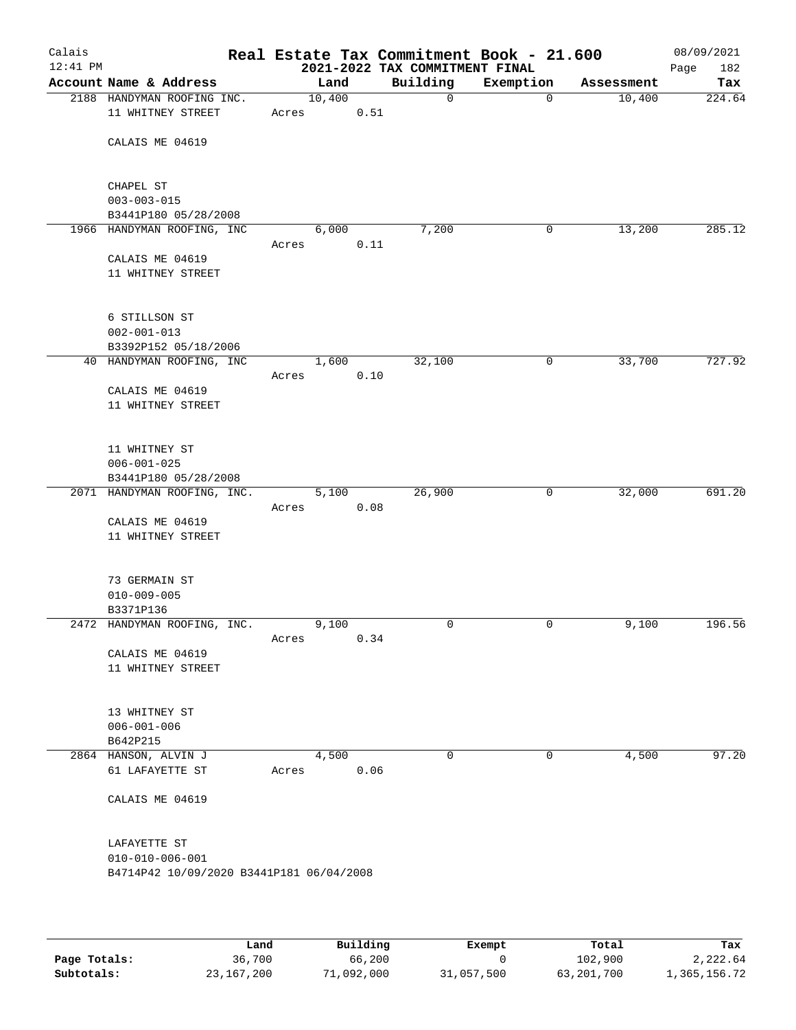# Real Estate Tax Commitment Book - 21.600

## 2021-2022 TAX COMMITMENT FINAL

Calais 12:41 PM — 08/09/2021

| Account Name & Address | Land | Building | Exemption | Assessment | Tax |
|---|---|---|---|---|---|
| 2188 HANDYMAN ROOFING INC.<br>11 WHITNEY STREET<br><br>CALAIS ME 04619<br><br>CHAPEL ST<br>003-003-015<br>B3441P180 05/28/2008 | 10,400<br>Acres 0.51 | 0 | 0 | 10,400 | 224.64 |
| 1966 HANDYMAN ROOFING, INC<br><br>CALAIS ME 04619<br>11 WHITNEY STREET<br><br>6 STILLSON ST<br>002-001-013<br>B3392P152 05/18/2006 | 6,000<br>Acres 0.11 | 7,200 | 0 | 13,200 | 285.12 |
| 40 HANDYMAN ROOFING, INC<br><br>CALAIS ME 04619<br>11 WHITNEY STREET<br><br>11 WHITNEY ST<br>006-001-025<br>B3441P180 05/28/2008 | 1,600<br>Acres 0.10 | 32,100 | 0 | 33,700 | 727.92 |
| 2071 HANDYMAN ROOFING, INC.<br><br>CALAIS ME 04619<br>11 WHITNEY STREET<br><br>73 GERMAIN ST<br>010-009-005<br>B3371P136 | 5,100<br>Acres 0.08 | 26,900 | 0 | 32,000 | 691.20 |
| 2472 HANDYMAN ROOFING, INC.<br><br>CALAIS ME 04619<br>11 WHITNEY STREET<br><br>13 WHITNEY ST<br>006-001-006<br>B642P215 | 9,100<br>Acres 0.34 | 0 | 0 | 9,100 | 196.56 |
| 2864 HANSON, ALVIN J<br>61 LAFAYETTE ST<br><br>CALAIS ME 04619<br><br>LAFAYETTE ST<br>010-010-006-001<br>B4714P42 10/09/2020 B3441P181 06/04/2008 | 4,500<br>Acres 0.06 | 0 | 0 | 4,500 | 97.20 |

| | Land | Building | Exempt | Total | Tax |
|---|---|---|---|---|---|
| **Page Totals:** | 36,700 | 66,200 | 0 | 102,900 | 2,222.64 |
| **Subtotals:** | 23,167,200 | 71,092,000 | 31,057,500 | 63,201,700 | 1,365,156.72 |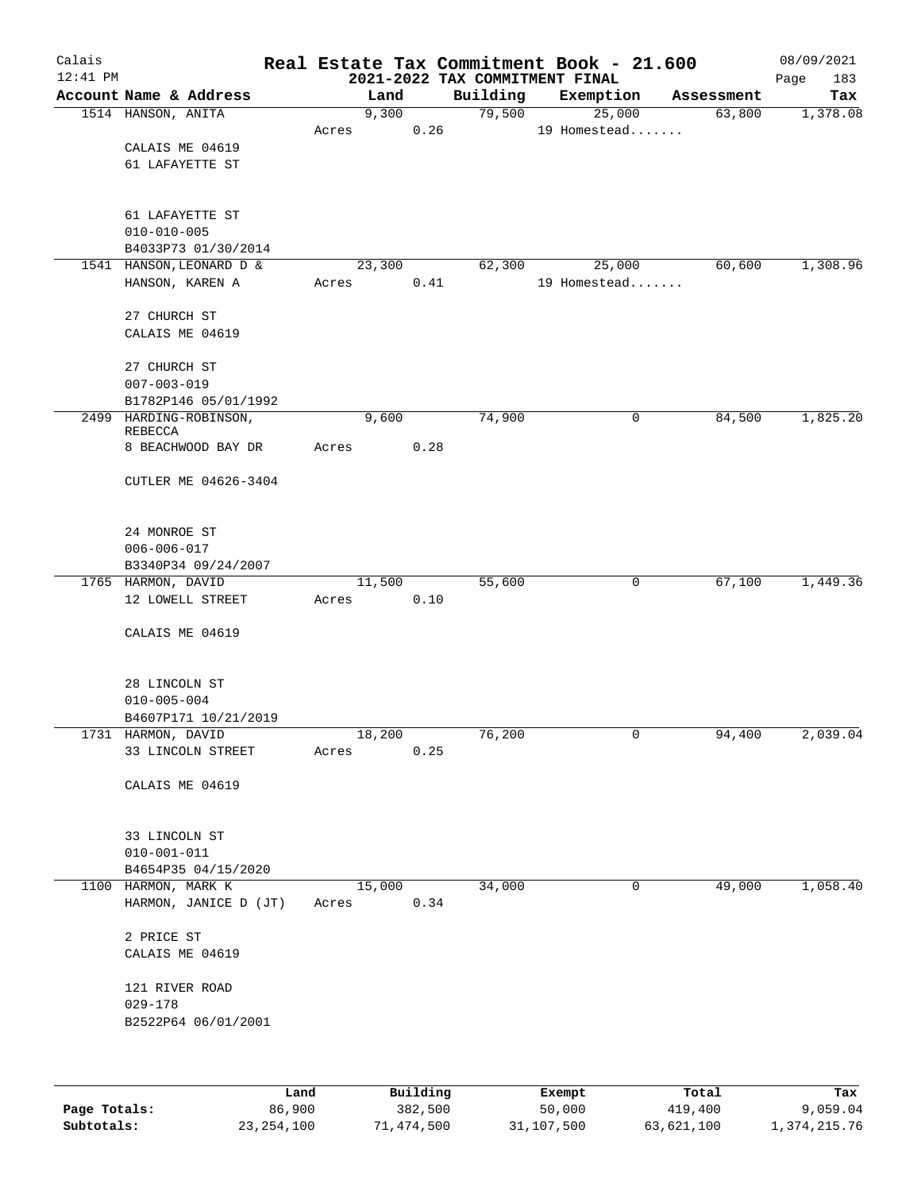# Real Estate Tax Commitment Book - 21.600

## 2021-2022 TAX COMMITMENT FINAL

Calais
12:41 PM
08/09/2021

| Account Name & Address | Land | Building | Exemption | Assessment | Tax |
|---|---|---|---|---|---|
| 1514 HANSON, ANITA | 9,300 | 79,500 | 25,000 | 63,800 | 1,378.08 |
| | Acres 0.26 | | 19 Homestead....... | | |
| CALAIS ME 04619 | | | | | |
| 61 LAFAYETTE ST | | | | | |
| 61 LAFAYETTE ST | | | | | |
| 010-010-005 | | | | | |
| B4033P73 01/30/2014 | | | | | |
| 1541 HANSON, LEONARD D & | 23,300 | 62,300 | 25,000 | 60,600 | 1,308.96 |
| HANSON, KAREN A | Acres 0.41 | | 19 Homestead....... | | |
| 27 CHURCH ST | | | | | |
| CALAIS ME 04619 | | | | | |
| 27 CHURCH ST | | | | | |
| 007-003-019 | | | | | |
| B1782P146 05/01/1992 | | | | | |
| 2499 HARDING-ROBINSON, REBECCA | 9,600 | 74,900 | 0 | 84,500 | 1,825.20 |
| 8 BEACHWOOD BAY DR | Acres 0.28 | | | | |
| CUTLER ME 04626-3404 | | | | | |
| 24 MONROE ST | | | | | |
| 006-006-017 | | | | | |
| B3340P34 09/24/2007 | | | | | |
| 1765 HARMON, DAVID | 11,500 | 55,600 | 0 | 67,100 | 1,449.36 |
| 12 LOWELL STREET | Acres 0.10 | | | | |
| CALAIS ME 04619 | | | | | |
| 28 LINCOLN ST | | | | | |
| 010-005-004 | | | | | |
| B4607P171 10/21/2019 | | | | | |
| 1731 HARMON, DAVID | 18,200 | 76,200 | 0 | 94,400 | 2,039.04 |
| 33 LINCOLN STREET | Acres 0.25 | | | | |
| CALAIS ME 04619 | | | | | |
| 33 LINCOLN ST | | | | | |
| 010-001-011 | | | | | |
| B4654P35 04/15/2020 | | | | | |
| 1100 HARMON, MARK K | 15,000 | 34,000 | 0 | 49,000 | 1,058.40 |
| HARMON, JANICE D (JT) | Acres 0.34 | | | | |
| 2 PRICE ST | | | | | |
| CALAIS ME 04619 | | | | | |
| 121 RIVER ROAD | | | | | |
| 029-178 | | | | | |
| B2522P64 06/01/2001 | | | | | |

| | Land | Building | Exempt | Total | Tax |
|---|---|---|---|---|---|
| Page Totals: | 86,900 | 382,500 | 50,000 | 419,400 | 9,059.04 |
| Subtotals: | 23,254,100 | 71,474,500 | 31,107,500 | 63,621,100 | 1,374,215.76 |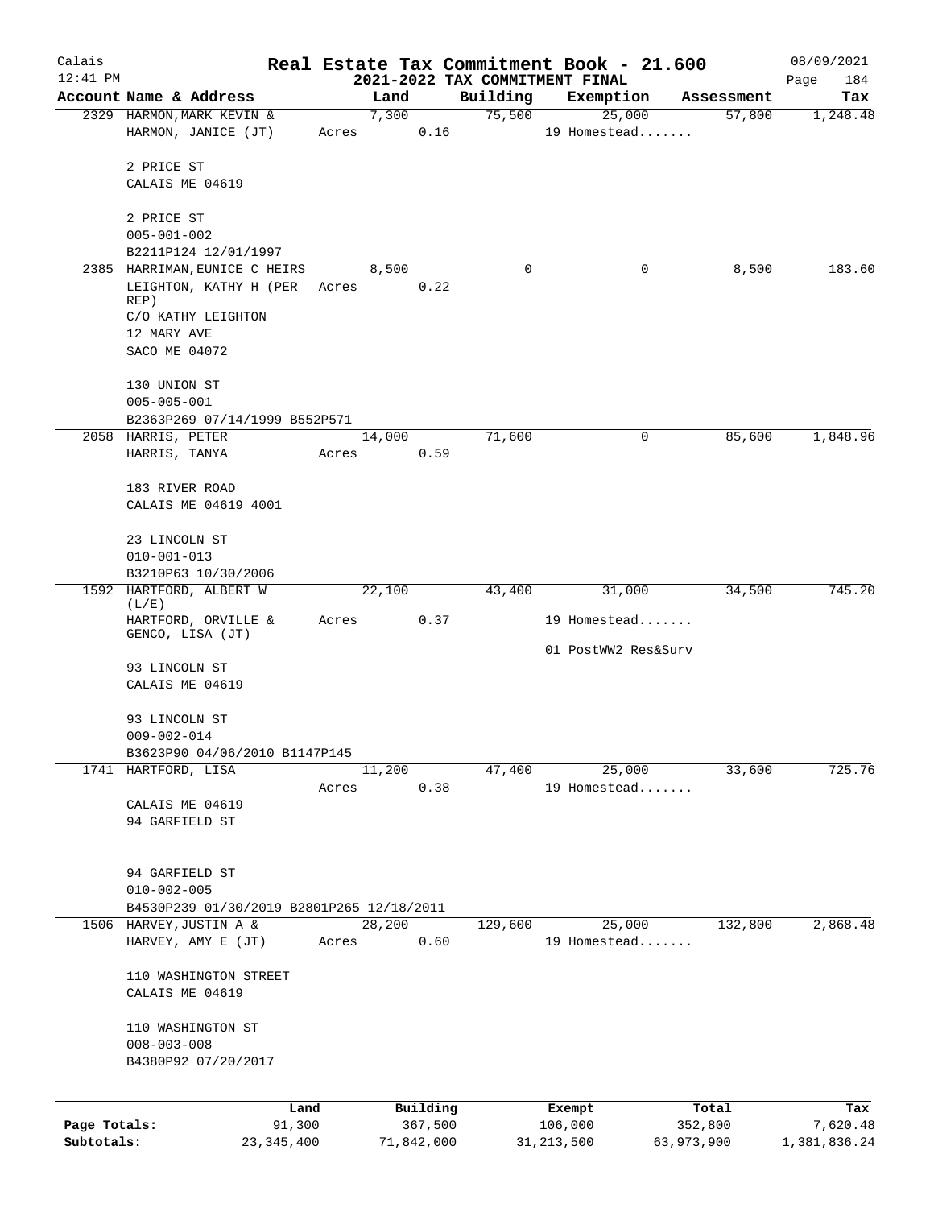# Real Estate Tax Commitment Book - 21.600

## 2021-2022 TAX COMMITMENT FINAL

Calais 12:41 PM — 08/09/2021

| Account Name & Address | Land | Building | Exemption | Assessment | Tax |
|---|---|---|---|---|---|
| 2329 HARMON,MARK KEVIN & HARMON, JANICE (JT)<br>2 PRICE ST<br>CALAIS ME 04619<br>2 PRICE ST<br>005-001-002<br>B2211P124 12/01/1997 | 7,300<br>Acres 0.16 | 75,500 | 25,000<br>19 Homestead....... | 57,800 | 1,248.48 |
| 2385 HARRIMAN,EUNICE C HEIRS<br>LEIGHTON, KATHY H (PER REP)<br>C/O KATHY LEIGHTON<br>12 MARY AVE<br>SACO ME 04072<br>130 UNION ST<br>005-005-001<br>B2363P269 07/14/1999 B552P571 | 8,500<br>Acres 0.22 | 0 | 0 | 8,500 | 183.60 |
| 2058 HARRIS, PETER<br>HARRIS, TANYA<br>183 RIVER ROAD<br>CALAIS ME 04619 4001<br>23 LINCOLN ST<br>010-001-013<br>B3210P63 10/30/2006 | 14,000<br>Acres 0.59 | 71,600 | 0 | 85,600 | 1,848.96 |
| 1592 HARTFORD, ALBERT W (L/E)<br>HARTFORD, ORVILLE & GENCO, LISA (JT)<br>93 LINCOLN ST<br>CALAIS ME 04619<br>93 LINCOLN ST<br>009-002-014<br>B3623P90 04/06/2010 B1147P145 | 22,100<br>Acres 0.37 | 43,400 | 31,000<br>19 Homestead.......<br>01 PostWW2 Res&Surv | 34,500 | 745.20 |
| 1741 HARTFORD, LISA<br>CALAIS ME 04619<br>94 GARFIELD ST<br>94 GARFIELD ST<br>010-002-005<br>B4530P239 01/30/2019 B2801P265 12/18/2011 | 11,200<br>Acres 0.38 | 47,400 | 25,000<br>19 Homestead....... | 33,600 | 725.76 |
| 1506 HARVEY,JUSTIN A &<br>HARVEY, AMY E (JT)<br>110 WASHINGTON STREET<br>CALAIS ME 04619<br>110 WASHINGTON ST<br>008-003-008<br>B4380P92 07/20/2017 | 28,200<br>Acres 0.60 | 129,600 | 25,000<br>19 Homestead....... | 132,800 | 2,868.48 |

| | Land | Building | Exempt | Total | Tax |
|---|---|---|---|---|---|
| Page Totals: | 91,300 | 367,500 | 106,000 | 352,800 | 7,620.48 |
| Subtotals: | 23,345,400 | 71,842,000 | 31,213,500 | 63,973,900 | 1,381,836.24 |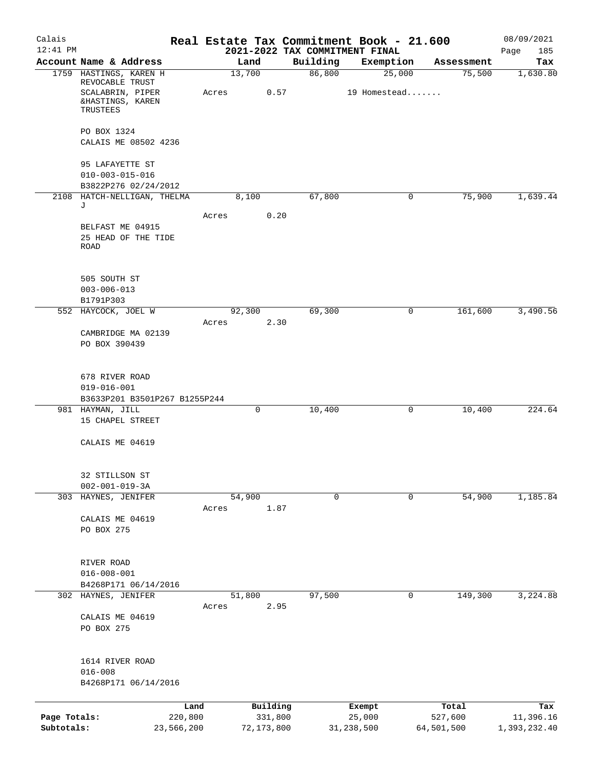# Real Estate Tax Commitment Book - 21.600

## 2021-2022 TAX COMMITMENT FINAL

Calais 12:41 PM — 08/09/2021 Page 185

| Account Name & Address | Land | Building | Exemption | Assessment | Tax |
|---|---|---|---|---|---|
| 1759 HASTINGS, KAREN H REVOCABLE TRUST | 13,700 | 86,800 | 25,000 | 75,500 | 1,630.80 |
| SCALABRIN, PIPER &HASTINGS, KAREN TRUSTEES | Acres 0.57 | | 19 Homestead....... | | |
| PO BOX 1324 | | | | | |
| CALAIS ME 08502 4236 | | | | | |
| 95 LAFAYETTE ST | | | | | |
| 010-003-015-016 | | | | | |
| B3822P276 02/24/2012 | | | | | |
| 2108 HATCH-NELLIGAN, THELMA J | 8,100 | 67,800 | 0 | 75,900 | 1,639.44 |
| | Acres 0.20 | | | | |
| BELFAST ME 04915 | | | | | |
| 25 HEAD OF THE TIDE ROAD | | | | | |
| 505 SOUTH ST | | | | | |
| 003-006-013 | | | | | |
| B1791P303 | | | | | |
| 552 HAYCOCK, JOEL W | 92,300 | 69,300 | 0 | 161,600 | 3,490.56 |
| | Acres 2.30 | | | | |
| CAMBRIDGE MA 02139 | | | | | |
| PO BOX 390439 | | | | | |
| 678 RIVER ROAD | | | | | |
| 019-016-001 | | | | | |
| B3633P201 B3501P267 B1255P244 | | | | | |
| 981 HAYMAN, JILL | 0 | 10,400 | 0 | 10,400 | 224.64 |
| 15 CHAPEL STREET | | | | | |
| CALAIS ME 04619 | | | | | |
| 32 STILLSON ST | | | | | |
| 002-001-019-3A | | | | | |
| 303 HAYNES, JENIFER | 54,900 | 0 | 0 | 54,900 | 1,185.84 |
| | Acres 1.87 | | | | |
| CALAIS ME 04619 | | | | | |
| PO BOX 275 | | | | | |
| RIVER ROAD | | | | | |
| 016-008-001 | | | | | |
| B4268P171 06/14/2016 | | | | | |
| 302 HAYNES, JENIFER | 51,800 | 97,500 | 0 | 149,300 | 3,224.88 |
| | Acres 2.95 | | | | |
| CALAIS ME 04619 | | | | | |
| PO BOX 275 | | | | | |
| 1614 RIVER ROAD | | | | | |
| 016-008 | | | | | |
| B4268P171 06/14/2016 | | | | | |

| | Land | Building | Exempt | Total | Tax |
|---|---|---|---|---|---|
| Page Totals: | 220,800 | 331,800 | 25,000 | 527,600 | 11,396.16 |
| Subtotals: | 23,566,200 | 72,173,800 | 31,238,500 | 64,501,500 | 1,393,232.40 |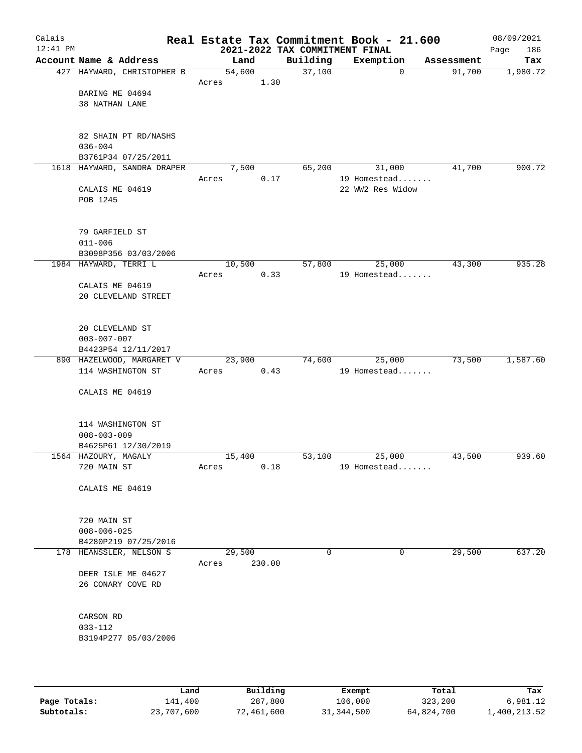# Real Estate Tax Commitment Book - 21.600

Calais 12:41 PM — 2021-2022 TAX COMMITMENT FINAL — 08/09/2021

| Account Name & Address | Land | Building | Exemption | Assessment | Tax |
|---|---|---|---|---|---|
| 427 HAYWARD, CHRISTOPHER B | 54,600 | 37,100 | 0 | 91,700 | 1,980.72 |
| Acres 1.30 | | | | | |
| BARING ME 04694<br>38 NATHAN LANE | | | | | |
| 82 SHAIN PT RD/NASHS<br>036-004<br>B3761P34 07/25/2011 | | | | | |
| 1618 HAYWARD, SANDRA DRAPER | 7,500 | 65,200 | 31,000 | 41,700 | 900.72 |
| Acres 0.17 | | | 19 Homestead.......<br>22 WW2 Res Widow | | |
| CALAIS ME 04619<br>POB 1245 | | | | | |
| 79 GARFIELD ST<br>011-006<br>B3098P356 03/03/2006 | | | | | |
| 1984 HAYWARD, TERRI L | 10,500 | 57,800 | 25,000 | 43,300 | 935.28 |
| Acres 0.33 | | | 19 Homestead....... | | |
| CALAIS ME 04619<br>20 CLEVELAND STREET | | | | | |
| 20 CLEVELAND ST<br>003-007-007<br>B4423P54 12/11/2017 | | | | | |
| 890 HAZELWOOD, MARGARET V | 23,900 | 74,600 | 25,000 | 73,500 | 1,587.60 |
| 114 WASHINGTON ST — Acres 0.43 | | | 19 Homestead....... | | |
| CALAIS ME 04619 | | | | | |
| 114 WASHINGTON ST<br>008-003-009<br>B4625P61 12/30/2019 | | | | | |
| 1564 HAZOURY, MAGALY | 15,400 | 53,100 | 25,000 | 43,500 | 939.60 |
| 720 MAIN ST — Acres 0.18 | | | 19 Homestead....... | | |
| CALAIS ME 04619 | | | | | |
| 720 MAIN ST<br>008-006-025<br>B4280P219 07/25/2016 | | | | | |
| 178 HEANSSLER, NELSON S | 29,500 | 0 | 0 | 29,500 | 637.20 |
| Acres 230.00 | | | | | |
| DEER ISLE ME 04627<br>26 CONARY COVE RD | | | | | |
| CARSON RD<br>033-112<br>B3194P277 05/03/2006 | | | | | |

| | Land | Building | Exempt | Total | Tax |
|---|---|---|---|---|---|
| Page Totals: | 141,400 | 287,800 | 106,000 | 323,200 | 6,981.12 |
| Subtotals: | 23,707,600 | 72,461,600 | 31,344,500 | 64,824,700 | 1,400,213.52 |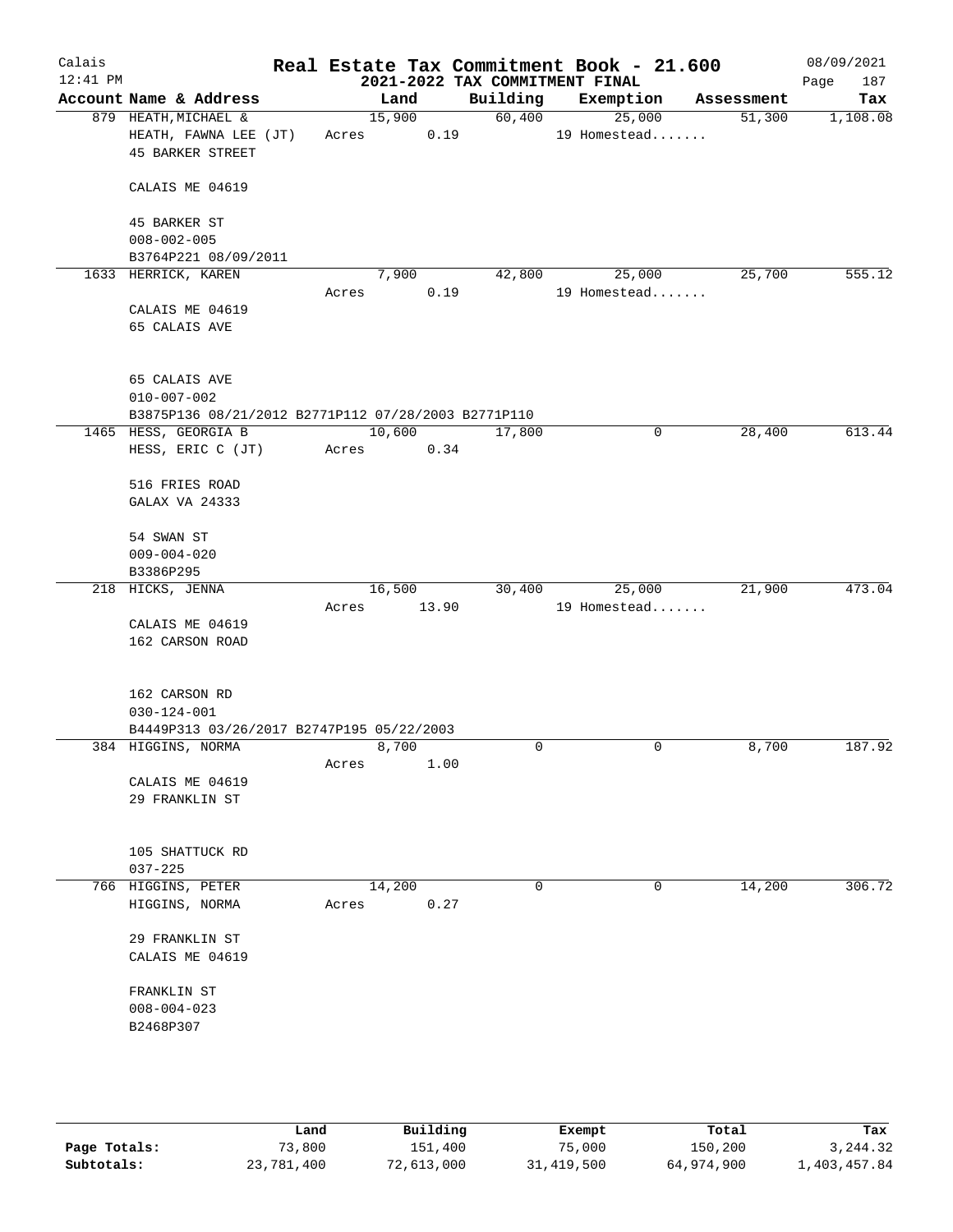# Real Estate Tax Commitment Book - 21.600

## 2021-2022 TAX COMMITMENT FINAL

Calais, 12:41 PM — 08/09/2021

| Account Name & Address | Land | Building | Exemption | Assessment | Tax |
|---|---|---|---|---|---|
| 879 HEATH,MICHAEL & | 15,900 | 60,400 | 25,000 | 51,300 | 1,108.08 |
| HEATH, FAWNA LEE (JT) | Acres 0.19 | | 19 Homestead....... | | |
| 45 BARKER STREET | | | | | |
| CALAIS ME 04619 | | | | | |
| 45 BARKER ST | | | | | |
| 008-002-005 | | | | | |
| B3764P221 08/09/2011 | | | | | |
| 1633 HERRICK, KAREN | 7,900 | 42,800 | 25,000 | 25,700 | 555.12 |
| | Acres 0.19 | | 19 Homestead....... | | |
| CALAIS ME 04619 | | | | | |
| 65 CALAIS AVE | | | | | |
| 65 CALAIS AVE | | | | | |
| 010-007-002 | | | | | |
| B3875P136 08/21/2012 B2771P112 07/28/2003 B2771P110 | | | | | |
| 1465 HESS, GEORGIA B | 10,600 | 17,800 | 0 | 28,400 | 613.44 |
| HESS, ERIC C (JT) | Acres 0.34 | | | | |
| 516 FRIES ROAD | | | | | |
| GALAX VA 24333 | | | | | |
| 54 SWAN ST | | | | | |
| 009-004-020 | | | | | |
| B3386P295 | | | | | |
| 218 HICKS, JENNA | 16,500 | 30,400 | 25,000 | 21,900 | 473.04 |
| | Acres 13.90 | | 19 Homestead....... | | |
| CALAIS ME 04619 | | | | | |
| 162 CARSON ROAD | | | | | |
| 162 CARSON RD | | | | | |
| 030-124-001 | | | | | |
| B4449P313 03/26/2017 B2747P195 05/22/2003 | | | | | |
| 384 HIGGINS, NORMA | 8,700 | 0 | 0 | 8,700 | 187.92 |
| | Acres 1.00 | | | | |
| CALAIS ME 04619 | | | | | |
| 29 FRANKLIN ST | | | | | |
| 105 SHATTUCK RD | | | | | |
| 037-225 | | | | | |
| 766 HIGGINS, PETER | 14,200 | 0 | 0 | 14,200 | 306.72 |
| HIGGINS, NORMA | Acres 0.27 | | | | |
| 29 FRANKLIN ST | | | | | |
| CALAIS ME 04619 | | | | | |
| FRANKLIN ST | | | | | |
| 008-004-023 | | | | | |
| B2468P307 | | | | | |

| | Land | Building | Exempt | Total | Tax |
|---|---|---|---|---|---|
| Page Totals: | 73,800 | 151,400 | 75,000 | 150,200 | 3,244.32 |
| Subtotals: | 23,781,400 | 72,613,000 | 31,419,500 | 64,974,900 | 1,403,457.84 |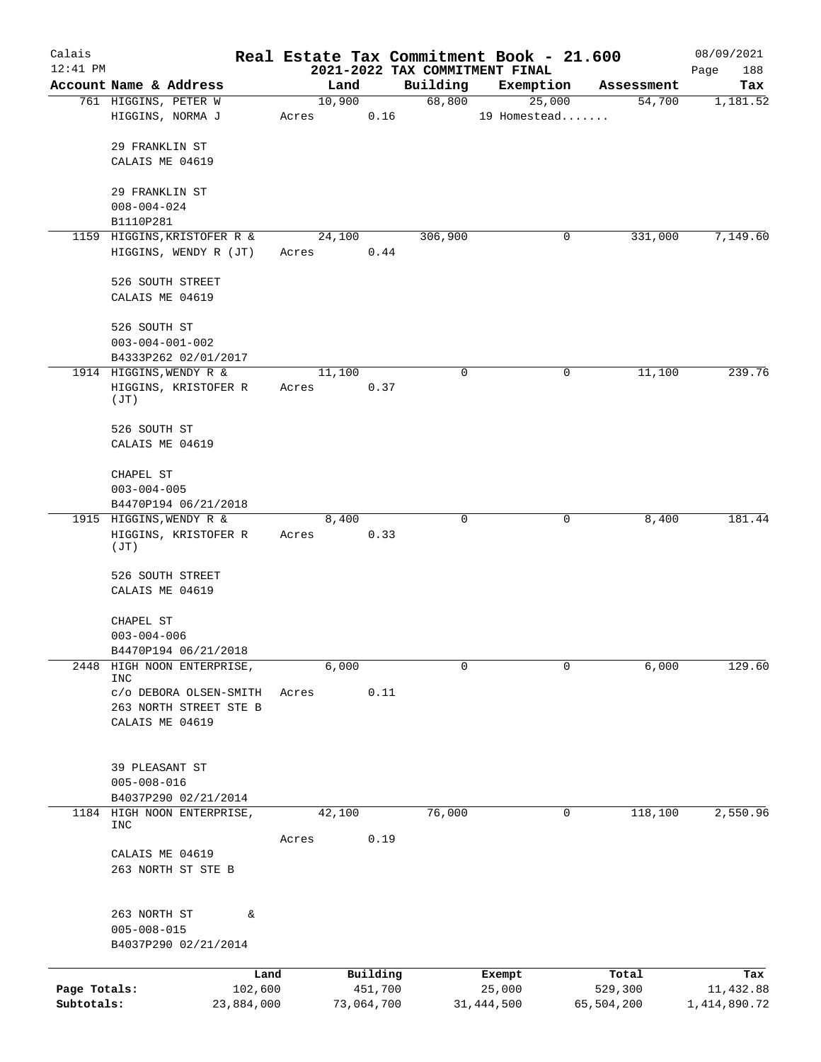# Calais — Real Estate Tax Commitment Book - 21.600

12:41 PM — 2021-2022 TAX COMMITMENT FINAL — 08/09/2021

| Account Name & Address | Land | Building | Exemption | Assessment | Tax |
|---|---|---|---|---|---|
| 761 HIGGINS, PETER W<br>HIGGINS, NORMA J<br><br>29 FRANKLIN ST<br>CALAIS ME 04619<br><br>29 FRANKLIN ST<br>008-004-024<br>B1110P281 | 10,900<br>Acres 0.16 | 68,800 | 25,000<br>19 Homestead....... | 54,700 | 1,181.52 |
| 1159 HIGGINS, KRISTOFER R &<br>HIGGINS, WENDY R (JT)<br><br>526 SOUTH STREET<br>CALAIS ME 04619<br><br>526 SOUTH ST<br>003-004-001-002<br>B4333P262 02/01/2017 | 24,100<br>Acres 0.44 | 306,900 | 0 | 331,000 | 7,149.60 |
| 1914 HIGGINS, WENDY R &<br>HIGGINS, KRISTOFER R (JT)<br><br>526 SOUTH ST<br>CALAIS ME 04619<br><br>CHAPEL ST<br>003-004-005<br>B4470P194 06/21/2018 | 11,100<br>Acres 0.37 | 0 | 0 | 11,100 | 239.76 |
| 1915 HIGGINS, WENDY R &<br>HIGGINS, KRISTOFER R (JT)<br><br>526 SOUTH STREET<br>CALAIS ME 04619<br><br>CHAPEL ST<br>003-004-006<br>B4470P194 06/21/2018 | 8,400<br>Acres 0.33 | 0 | 0 | 8,400 | 181.44 |
| 2448 HIGH NOON ENTERPRISE, INC<br>c/o DEBORA OLSEN-SMITH<br>263 NORTH STREET STE B<br>CALAIS ME 04619<br><br>39 PLEASANT ST<br>005-008-016<br>B4037P290 02/21/2014 | 6,000<br>Acres 0.11 | 0 | 0 | 6,000 | 129.60 |
| 1184 HIGH NOON ENTERPRISE, INC<br><br>CALAIS ME 04619<br>263 NORTH ST STE B<br><br>263 NORTH ST &<br>005-008-015<br>B4037P290 02/21/2014 | 42,100<br>Acres 0.19 | 76,000 | 0 | 118,100 | 2,550.96 |

| | Land | Building | Exempt | Total | Tax |
|---|---|---|---|---|---|
| Page Totals: | 102,600 | 451,700 | 25,000 | 529,300 | 11,432.88 |
| Subtotals: | 23,884,000 | 73,064,700 | 31,444,500 | 65,504,200 | 1,414,890.72 |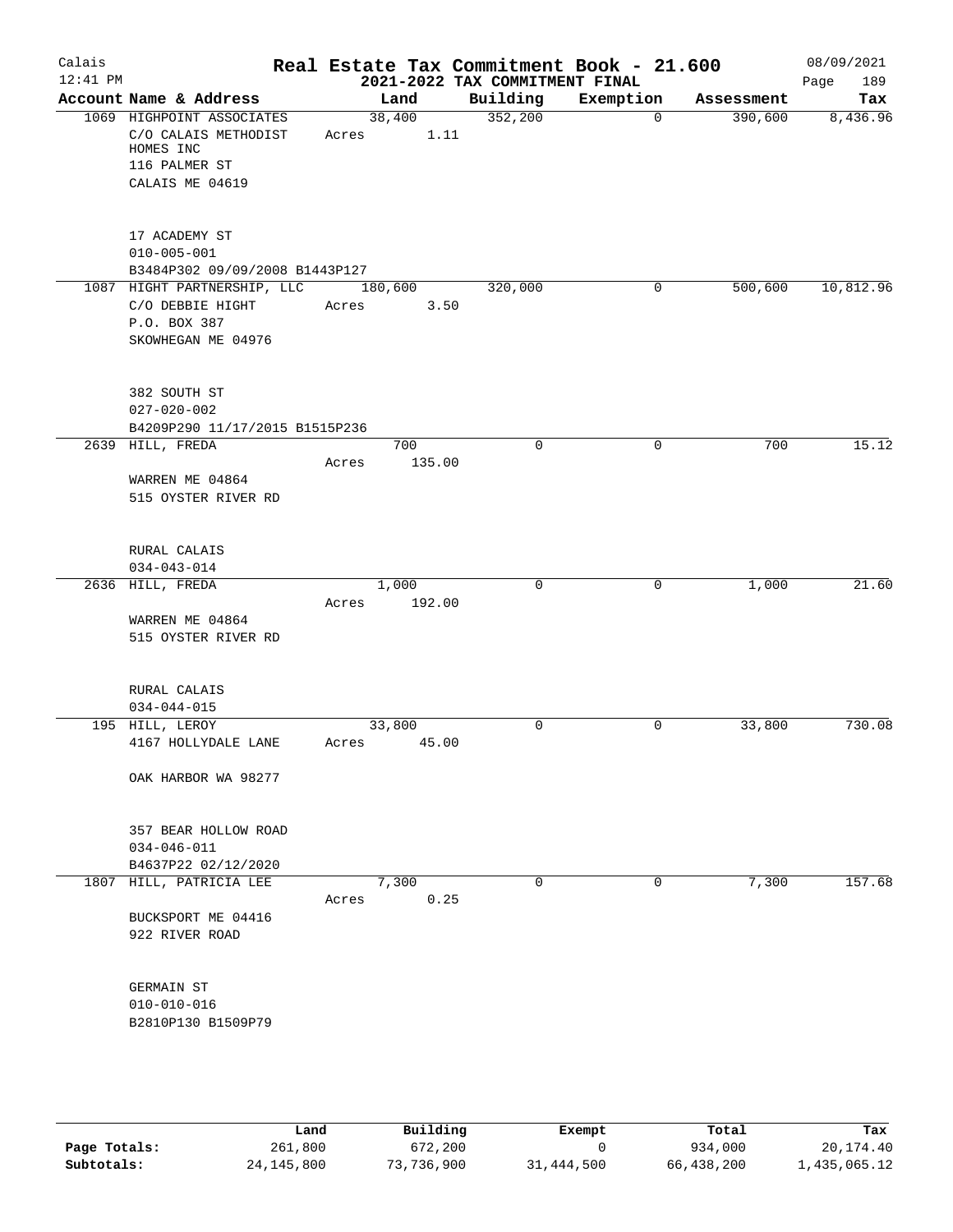# Real Estate Tax Commitment Book - 21.600

## 2021-2022 TAX COMMITMENT FINAL

Calais
12:41 PM

08/09/2021
Page 189

| Account Name & Address | Land | Building | Exemption | Assessment | Tax |
|---|---|---|---|---|---|
| 1069 HIGHPOINT ASSOCIATES<br>C/O CALAIS METHODIST HOMES INC<br>116 PALMER ST<br>CALAIS ME 04619<br><br>17 ACADEMY ST<br>010-005-001<br>B3484P302 09/09/2008 B1443P127 | 38,400<br>Acres 1.11 | 352,200 | 0 | 390,600 | 8,436.96 |
| 1087 HIGHT PARTNERSHIP, LLC<br>C/O DEBBIE HIGHT<br>P.O. BOX 387<br>SKOWHEGAN ME 04976<br><br>382 SOUTH ST<br>027-020-002<br>B4209P290 11/17/2015 B1515P236 | 180,600<br>Acres 3.50 | 320,000 | 0 | 500,600 | 10,812.96 |
| 2639 HILL, FREDA<br><br>WARREN ME 04864<br>515 OYSTER RIVER RD<br><br>RURAL CALAIS<br>034-043-014 | 700<br>Acres 135.00 | 0 | 0 | 700 | 15.12 |
| 2636 HILL, FREDA<br><br>WARREN ME 04864<br>515 OYSTER RIVER RD<br><br>RURAL CALAIS<br>034-044-015 | 1,000<br>Acres 192.00 | 0 | 0 | 1,000 | 21.60 |
| 195 HILL, LEROY<br>4167 HOLLYDALE LANE<br><br>OAK HARBOR WA 98277<br><br>357 BEAR HOLLOW ROAD<br>034-046-011<br>B4637P22 02/12/2020 | 33,800<br>Acres 45.00 | 0 | 0 | 33,800 | 730.08 |
| 1807 HILL, PATRICIA LEE<br><br>BUCKSPORT ME 04416<br>922 RIVER ROAD<br><br>GERMAIN ST<br>010-010-016<br>B2810P130 B1509P79 | 7,300<br>Acres 0.25 | 0 | 0 | 7,300 | 157.68 |

| | Land | Building | Exempt | Total | Tax |
|---|---|---|---|---|---|
| Page Totals: | 261,800 | 672,200 | 0 | 934,000 | 20,174.40 |
| Subtotals: | 24,145,800 | 73,736,900 | 31,444,500 | 66,438,200 | 1,435,065.12 |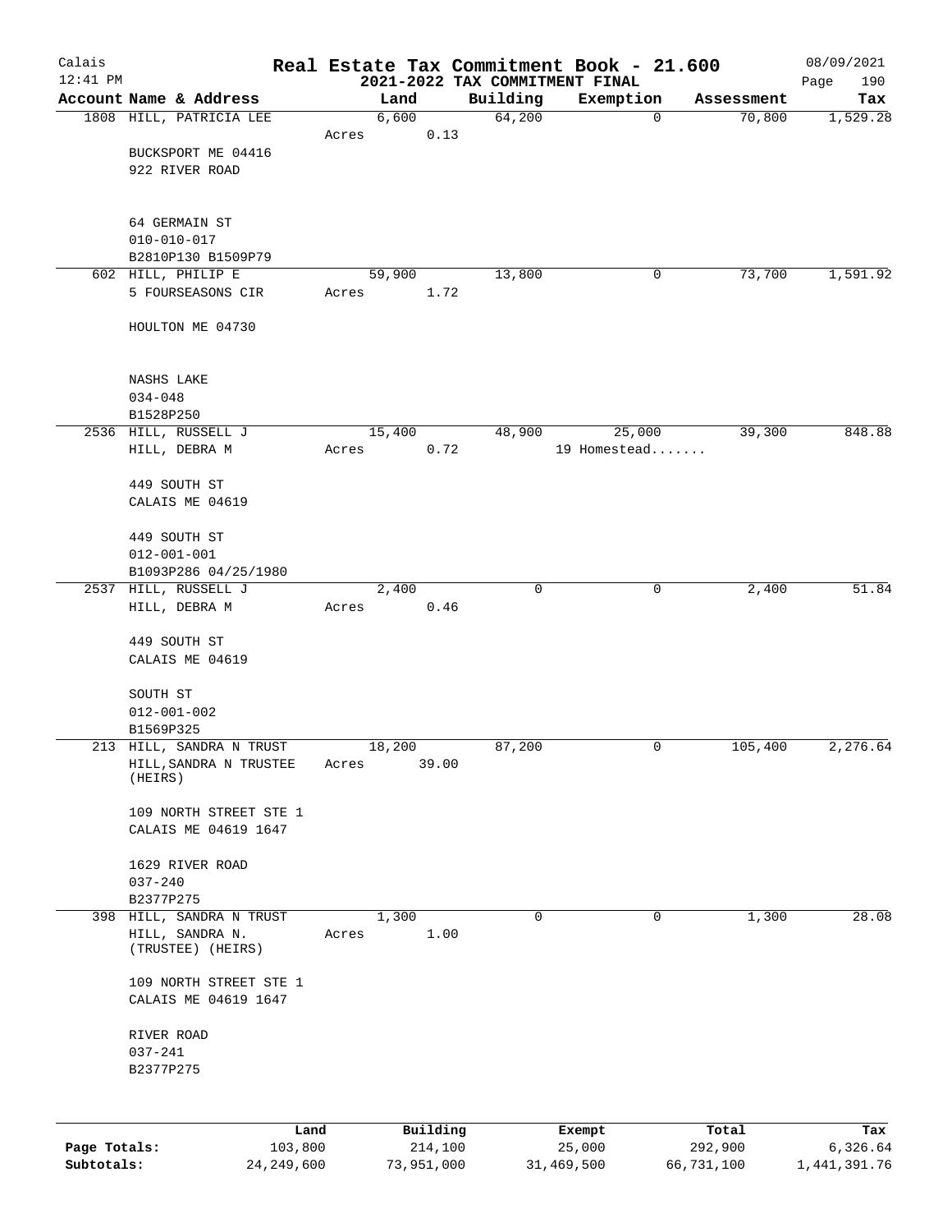Calais 12:41 PM

# Real Estate Tax Commitment Book - 21.600

## 2021-2022 TAX COMMITMENT FINAL

08/09/2021 Page 190

| Account Name & Address | Land | Building | Exemption | Assessment | Tax |
|---|---|---|---|---|---|
| 1808 HILL, PATRICIA LEE<br>BUCKSPORT ME 04416<br>922 RIVER ROAD<br><br>64 GERMAIN ST<br>010-010-017<br>B2810P130 B1509P79 | 6,600<br>Acres 0.13 | 64,200 | 0 | 70,800 | 1,529.28 |
| 602 HILL, PHILIP E<br>5 FOURSEASONS CIR<br>HOULTON ME 04730<br><br>NASHS LAKE<br>034-048<br>B1528P250 | 59,900<br>Acres 1.72 | 13,800 | 0 | 73,700 | 1,591.92 |
| 2536 HILL, RUSSELL J<br>HILL, DEBRA M<br>449 SOUTH ST<br>CALAIS ME 04619<br><br>449 SOUTH ST<br>012-001-001<br>B1093P286 04/25/1980 | 15,400<br>Acres 0.72 | 48,900 | 25,000<br>19 Homestead....... | 39,300 | 848.88 |
| 2537 HILL, RUSSELL J<br>HILL, DEBRA M<br>449 SOUTH ST<br>CALAIS ME 04619<br><br>SOUTH ST<br>012-001-002<br>B1569P325 | 2,400<br>Acres 0.46 | 0 | 0 | 2,400 | 51.84 |
| 213 HILL, SANDRA N TRUST<br>HILL,SANDRA N TRUSTEE (HEIRS)<br>109 NORTH STREET STE 1<br>CALAIS ME 04619 1647<br><br>1629 RIVER ROAD<br>037-240<br>B2377P275 | 18,200<br>Acres 39.00 | 87,200 | 0 | 105,400 | 2,276.64 |
| 398 HILL, SANDRA N TRUST<br>HILL, SANDRA N. (TRUSTEE) (HEIRS)<br>109 NORTH STREET STE 1<br>CALAIS ME 04619 1647<br><br>RIVER ROAD<br>037-241<br>B2377P275 | 1,300<br>Acres 1.00 | 0 | 0 | 1,300 | 28.08 |

| | Land | Building | Exempt | Total | Tax |
|---|---|---|---|---|---|
| Page Totals: | 103,800 | 214,100 | 25,000 | 292,900 | 6,326.64 |
| Subtotals: | 24,249,600 | 73,951,000 | 31,469,500 | 66,731,100 | 1,441,391.76 |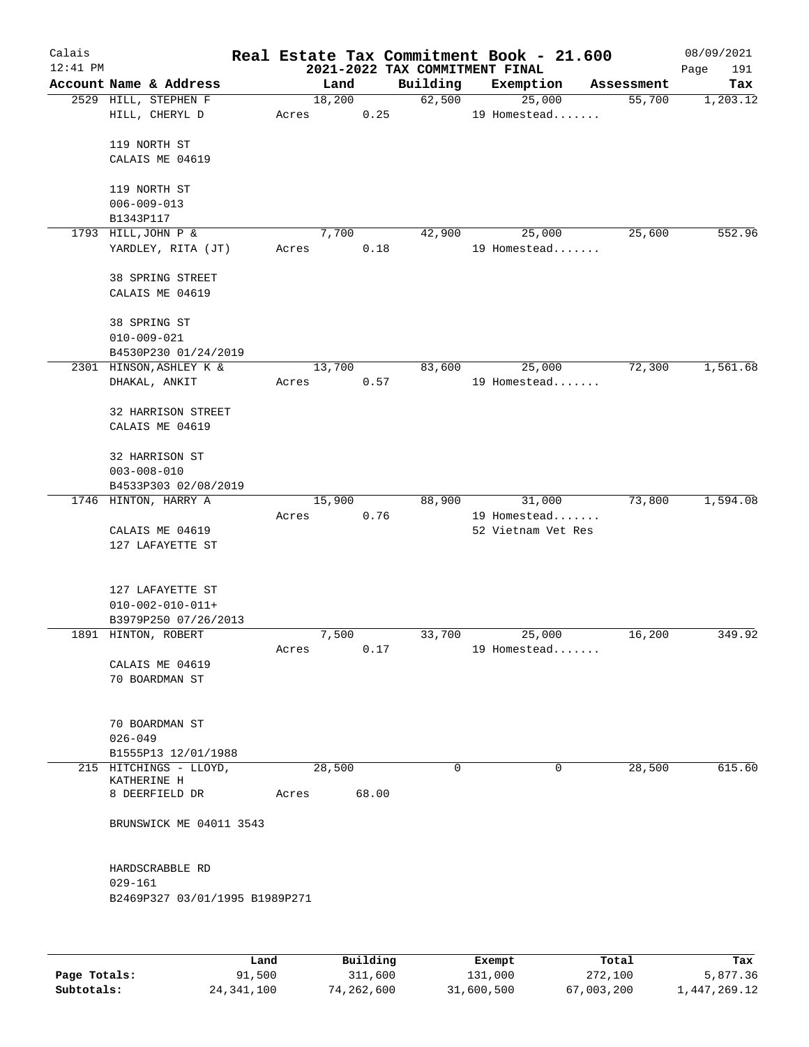# Real Estate Tax Commitment Book - 21.600

## 2021-2022 TAX COMMITMENT FINAL

Calais 12:41 PM — 08/09/2021

| Account Name & Address | Land | Building | Exemption | Assessment | Tax |
|---|---|---|---|---|---|
| 2529 HILL, STEPHEN F<br>HILL, CHERYL D<br><br>119 NORTH ST<br>CALAIS ME 04619<br><br>119 NORTH ST<br>006-009-013<br>B1343P117 | 18,200<br>Acres 0.25 | 62,500 | 25,000<br>19 Homestead....... | 55,700 | 1,203.12 |
| 1793 HILL, JOHN P &<br>YARDLEY, RITA (JT)<br><br>38 SPRING STREET<br>CALAIS ME 04619<br><br>38 SPRING ST<br>010-009-021<br>B4530P230 01/24/2019 | 7,700<br>Acres 0.18 | 42,900 | 25,000<br>19 Homestead....... | 25,600 | 552.96 |
| 2301 HINSON, ASHLEY K &<br>DHAKAL, ANKIT<br><br>32 HARRISON STREET<br>CALAIS ME 04619<br><br>32 HARRISON ST<br>003-008-010<br>B4533P303 02/08/2019 | 13,700<br>Acres 0.57 | 83,600 | 25,000<br>19 Homestead....... | 72,300 | 1,561.68 |
| 1746 HINTON, HARRY A<br><br>CALAIS ME 04619<br>127 LAFAYETTE ST<br><br>127 LAFAYETTE ST<br>010-002-010-011+<br>B3979P250 07/26/2013 | 15,900<br>Acres 0.76 | 88,900 | 31,000<br>19 Homestead.......<br>52 Vietnam Vet Res | 73,800 | 1,594.08 |
| 1891 HINTON, ROBERT<br><br>CALAIS ME 04619<br>70 BOARDMAN ST<br><br>70 BOARDMAN ST<br>026-049<br>B1555P13 12/01/1988 | 7,500<br>Acres 0.17 | 33,700 | 25,000<br>19 Homestead....... | 16,200 | 349.92 |
| 215 HITCHINGS - LLOYD, KATHERINE H<br>8 DEERFIELD DR<br><br>BRUNSWICK ME 04011 3543<br><br>HARDSCRABBLE RD<br>029-161<br>B2469P327 03/01/1995 B1989P271 | 28,500<br>Acres 68.00 | 0 | 0 | 28,500 | 615.60 |

| | Land | Building | Exempt | Total | Tax |
|---|---|---|---|---|---|
| **Page Totals:** | 91,500 | 311,600 | 131,000 | 272,100 | 5,877.36 |
| **Subtotals:** | 24,341,100 | 74,262,600 | 31,600,500 | 67,003,200 | 1,447,269.12 |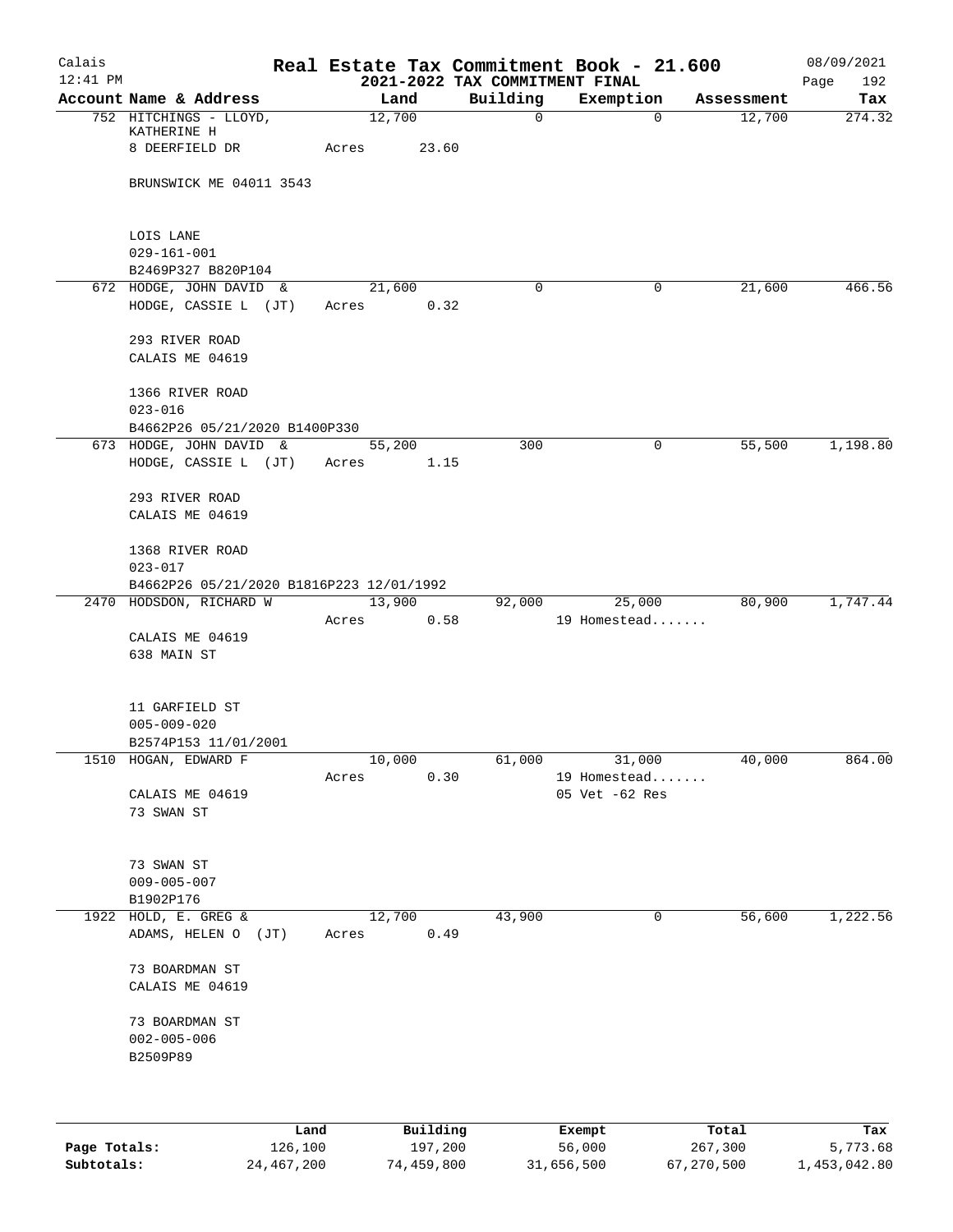# Real Estate Tax Commitment Book - 21.600

## 2021-2022 TAX COMMITMENT FINAL

Calais 12:41 PM — 08/09/2021

| Account Name & Address | Land | Building | Exemption | Assessment | Tax |
|---|---|---|---|---|---|
| 752 HITCHINGS - LLOYD, KATHERINE H<br>8 DEERFIELD DR<br>BRUNSWICK ME 04011 3543<br><br>LOIS LANE<br>029-161-001<br>B2469P327 B820P104 | 12,700<br>Acres 23.60 | 0 | 0 | 12,700 | 274.32 |
| 672 HODGE, JOHN DAVID &<br>HODGE, CASSIE L (JT)<br><br>293 RIVER ROAD<br>CALAIS ME 04619<br><br>1366 RIVER ROAD<br>023-016<br>B4662P26 05/21/2020 B1400P330 | 21,600<br>Acres 0.32 | 0 | 0 | 21,600 | 466.56 |
| 673 HODGE, JOHN DAVID &<br>HODGE, CASSIE L (JT)<br><br>293 RIVER ROAD<br>CALAIS ME 04619<br><br>1368 RIVER ROAD<br>023-017<br>B4662P26 05/21/2020 B1816P223 12/01/1992 | 55,200<br>Acres 1.15 | 300 | 0 | 55,500 | 1,198.80 |
| 2470 HODSDON, RICHARD W<br><br>CALAIS ME 04619<br>638 MAIN ST<br><br>11 GARFIELD ST<br>005-009-020<br>B2574P153 11/01/2001 | 13,900<br>Acres 0.58 | 92,000 | 25,000<br>19 Homestead....... | 80,900 | 1,747.44 |
| 1510 HOGAN, EDWARD F<br><br>CALAIS ME 04619<br>73 SWAN ST<br><br>73 SWAN ST<br>009-005-007<br>B1902P176 | 10,000<br>Acres 0.30 | 61,000 | 31,000<br>19 Homestead.......<br>05 Vet -62 Res | 40,000 | 864.00 |
| 1922 HOLD, E. GREG &<br>ADAMS, HELEN O (JT)<br><br>73 BOARDMAN ST<br>CALAIS ME 04619<br><br>73 BOARDMAN ST<br>002-005-006<br>B2509P89 | 12,700<br>Acres 0.49 | 43,900 | 0 | 56,600 | 1,222.56 |

| | Land | Building | Exempt | Total | Tax |
|---|---|---|---|---|---|
| Page Totals: | 126,100 | 197,200 | 56,000 | 267,300 | 5,773.68 |
| Subtotals: | 24,467,200 | 74,459,800 | 31,656,500 | 67,270,500 | 1,453,042.80 |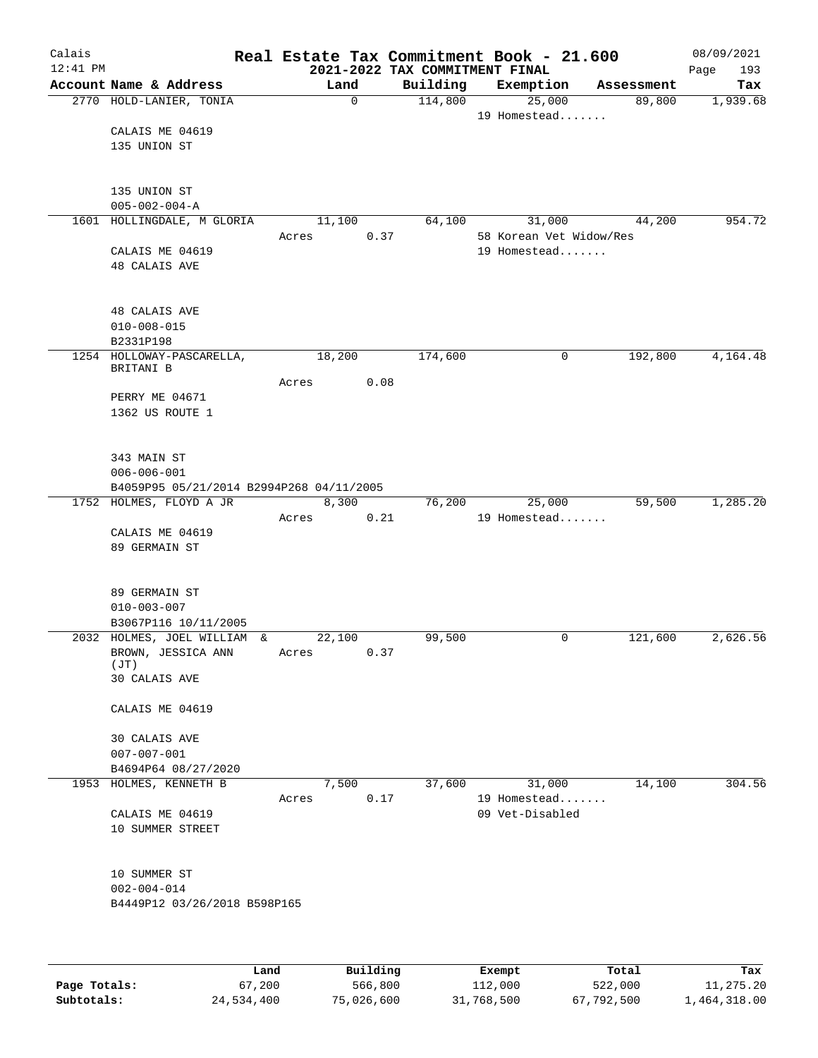# Real Estate Tax Commitment Book - 21.600

Calais
12:41 PM

2021-2022 TAX COMMITMENT FINAL

08/09/2021

| Account Name & Address | Land | Building | Exemption | Assessment | Tax |
|---|---|---|---|---|---|
| 2770 HOLD-LANIER, TONIA | 0 | 114,800 | 25,000 | 89,800 | 1,939.68 |
| | | | 19 Homestead....... | | |
| CALAIS ME 04619 | | | | | |
| 135 UNION ST | | | | | |
| 135 UNION ST | | | | | |
| 005-002-004-A | | | | | |
| 1601 HOLLINGDALE, M GLORIA | 11,100 | 64,100 | 31,000 | 44,200 | 954.72 |
| | Acres 0.37 | | 58 Korean Vet Widow/Res | | |
| CALAIS ME 04619 | | | 19 Homestead....... | | |
| 48 CALAIS AVE | | | | | |
| 48 CALAIS AVE | | | | | |
| 010-008-015 | | | | | |
| B2331P198 | | | | | |
| 1254 HOLLOWAY-PASCARELLA, BRITANI B | 18,200 | 174,600 | 0 | 192,800 | 4,164.48 |
| | Acres 0.08 | | | | |
| PERRY ME 04671 | | | | | |
| 1362 US ROUTE 1 | | | | | |
| 343 MAIN ST | | | | | |
| 006-006-001 | | | | | |
| B4059P95 05/21/2014 B2994P268 04/11/2005 | | | | | |
| 1752 HOLMES, FLOYD A JR | 8,300 | 76,200 | 25,000 | 59,500 | 1,285.20 |
| | Acres 0.21 | | 19 Homestead....... | | |
| CALAIS ME 04619 | | | | | |
| 89 GERMAIN ST | | | | | |
| 89 GERMAIN ST | | | | | |
| 010-003-007 | | | | | |
| B3067P116 10/11/2005 | | | | | |
| 2032 HOLMES, JOEL WILLIAM & BROWN, JESSICA ANN (JT) | 22,100 | 99,500 | 0 | 121,600 | 2,626.56 |
| | Acres 0.37 | | | | |
| 30 CALAIS AVE | | | | | |
| CALAIS ME 04619 | | | | | |
| 30 CALAIS AVE | | | | | |
| 007-007-001 | | | | | |
| B4694P64 08/27/2020 | | | | | |
| 1953 HOLMES, KENNETH B | 7,500 | 37,600 | 31,000 | 14,100 | 304.56 |
| | Acres 0.17 | | 19 Homestead....... | | |
| CALAIS ME 04619 | | | 09 Vet-Disabled | | |
| 10 SUMMER STREET | | | | | |
| 10 SUMMER ST | | | | | |
| 002-004-014 | | | | | |
| B4449P12 03/26/2018 B598P165 | | | | | |

| | Land | Building | Exempt | Total | Tax |
|---|---|---|---|---|---|
| Page Totals: | 67,200 | 566,800 | 112,000 | 522,000 | 11,275.20 |
| Subtotals: | 24,534,400 | 75,026,600 | 31,768,500 | 67,792,500 | 1,464,318.00 |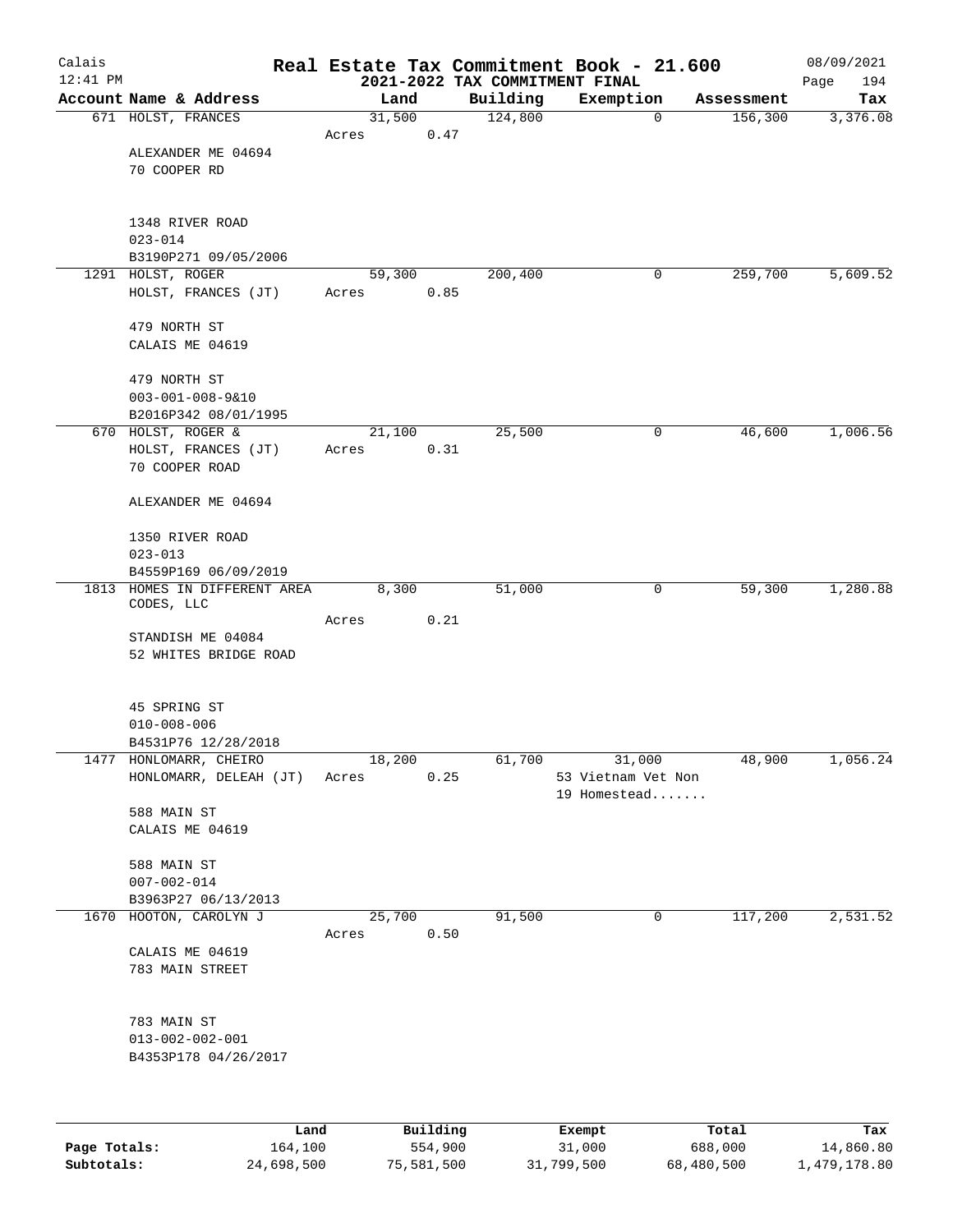# Real Estate Tax Commitment Book - 21.600

## 2021-2022 TAX COMMITMENT FINAL

Calais 12:41 PM — 08/09/2021

| Account Name & Address | Land | Building | Exemption | Assessment | Tax |
|---|---|---|---|---|---|
| 671 HOLST, FRANCES<br>ALEXANDER ME 04694<br>70 COOPER RD<br><br>1348 RIVER ROAD<br>023-014<br>B3190P271 09/05/2006 | 31,500<br>Acres 0.47 | 124,800 | 0 | 156,300 | 3,376.08 |
| 1291 HOLST, ROGER<br>HOLST, FRANCES (JT)<br>479 NORTH ST<br>CALAIS ME 04619<br><br>479 NORTH ST<br>003-001-008-9&10<br>B2016P342 08/01/1995 | 59,300<br>Acres 0.85 | 200,400 | 0 | 259,700 | 5,609.52 |
| 670 HOLST, ROGER &<br>HOLST, FRANCES (JT)<br>70 COOPER ROAD<br>ALEXANDER ME 04694<br><br>1350 RIVER ROAD<br>023-013<br>B4559P169 06/09/2019 | 21,100<br>Acres 0.31 | 25,500 | 0 | 46,600 | 1,006.56 |
| 1813 HOMES IN DIFFERENT AREA CODES, LLC<br>STANDISH ME 04084<br>52 WHITES BRIDGE ROAD<br><br>45 SPRING ST<br>010-008-006<br>B4531P76 12/28/2018 | 8,300<br>Acres 0.21 | 51,000 | 0 | 59,300 | 1,280.88 |
| 1477 HONLOMARR, CHEIRO<br>HONLOMARR, DELEAH (JT)<br>588 MAIN ST<br>CALAIS ME 04619<br><br>588 MAIN ST<br>007-002-014<br>B3963P27 06/13/2013 | 18,200<br>Acres 0.25 | 61,700 | 31,000<br>53 Vietnam Vet Non<br>19 Homestead....... | 48,900 | 1,056.24 |
| 1670 HOOTON, CAROLYN J<br>CALAIS ME 04619<br>783 MAIN STREET<br><br>783 MAIN ST<br>013-002-002-001<br>B4353P178 04/26/2017 | 25,700<br>Acres 0.50 | 91,500 | 0 | 117,200 | 2,531.52 |

| | Land | Building | Exempt | Total | Tax |
|---|---|---|---|---|---|
| Page Totals: | 164,100 | 554,900 | 31,000 | 688,000 | 14,860.80 |
| Subtotals: | 24,698,500 | 75,581,500 | 31,799,500 | 68,480,500 | 1,479,178.80 |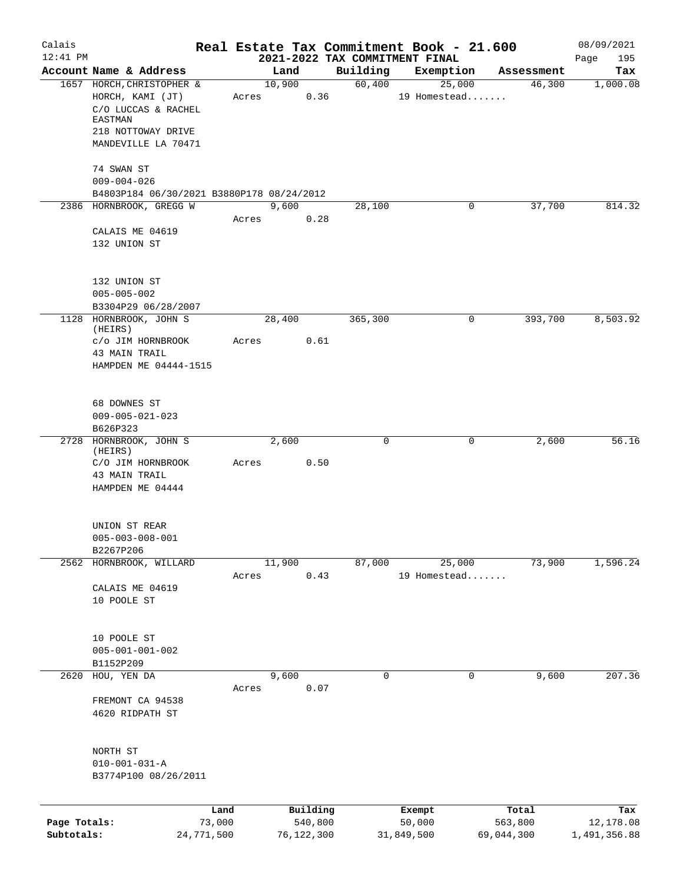# Real Estate Tax Commitment Book - 21.600

## 2021-2022 TAX COMMITMENT FINAL

Calais 12:41 PM — 08/09/2021

| Account Name & Address | Land | Building | Exemption | Assessment | Tax |
|---|---|---|---|---|---|
| 1657 HORCH,CHRISTOPHER & HORCH, KAMI (JT) C/O LUCCAS & RACHEL EASTMAN 218 NOTTOWAY DRIVE MANDEVILLE LA 70471 | 10,900 Acres 0.36 | 60,400 | 25,000 19 Homestead....... | 46,300 | 1,000.08 |
| 74 SWAN ST 009-004-026 B4803P184 06/30/2021 B3880P178 08/24/2012 | | | | | |
| 2386 HORNBROOK, GREGG W CALAIS ME 04619 132 UNION ST | 9,600 Acres 0.28 | 28,100 | 0 | 37,700 | 814.32 |
| 132 UNION ST 005-005-002 B3304P29 06/28/2007 | | | | | |
| 1128 HORNBROOK, JOHN S (HEIRS) c/o JIM HORNBROOK 43 MAIN TRAIL HAMPDEN ME 04444-1515 | 28,400 Acres 0.61 | 365,300 | 0 | 393,700 | 8,503.92 |
| 68 DOWNES ST 009-005-021-023 B626P323 | | | | | |
| 2728 HORNBROOK, JOHN S (HEIRS) C/O JIM HORNBROOK 43 MAIN TRAIL HAMPDEN ME 04444 | 2,600 Acres 0.50 | 0 | 0 | 2,600 | 56.16 |
| UNION ST REAR 005-003-008-001 B2267P206 | | | | | |
| 2562 HORNBROOK, WILLARD CALAIS ME 04619 10 POOLE ST | 11,900 Acres 0.43 | 87,000 | 25,000 19 Homestead....... | 73,900 | 1,596.24 |
| 10 POOLE ST 005-001-001-002 B1152P209 | | | | | |
| 2620 HOU, YEN DA FREMONT CA 94538 4620 RIDPATH ST | 9,600 Acres 0.07 | 0 | 0 | 9,600 | 207.36 |
| NORTH ST 010-001-031-A B3774P100 08/26/2011 | | | | | |

| | Land | Building | Exempt | Total | Tax |
|---|---|---|---|---|---|
| Page Totals: | 73,000 | 540,800 | 50,000 | 563,800 | 12,178.08 |
| Subtotals: | 24,771,500 | 76,122,300 | 31,849,500 | 69,044,300 | 1,491,356.88 |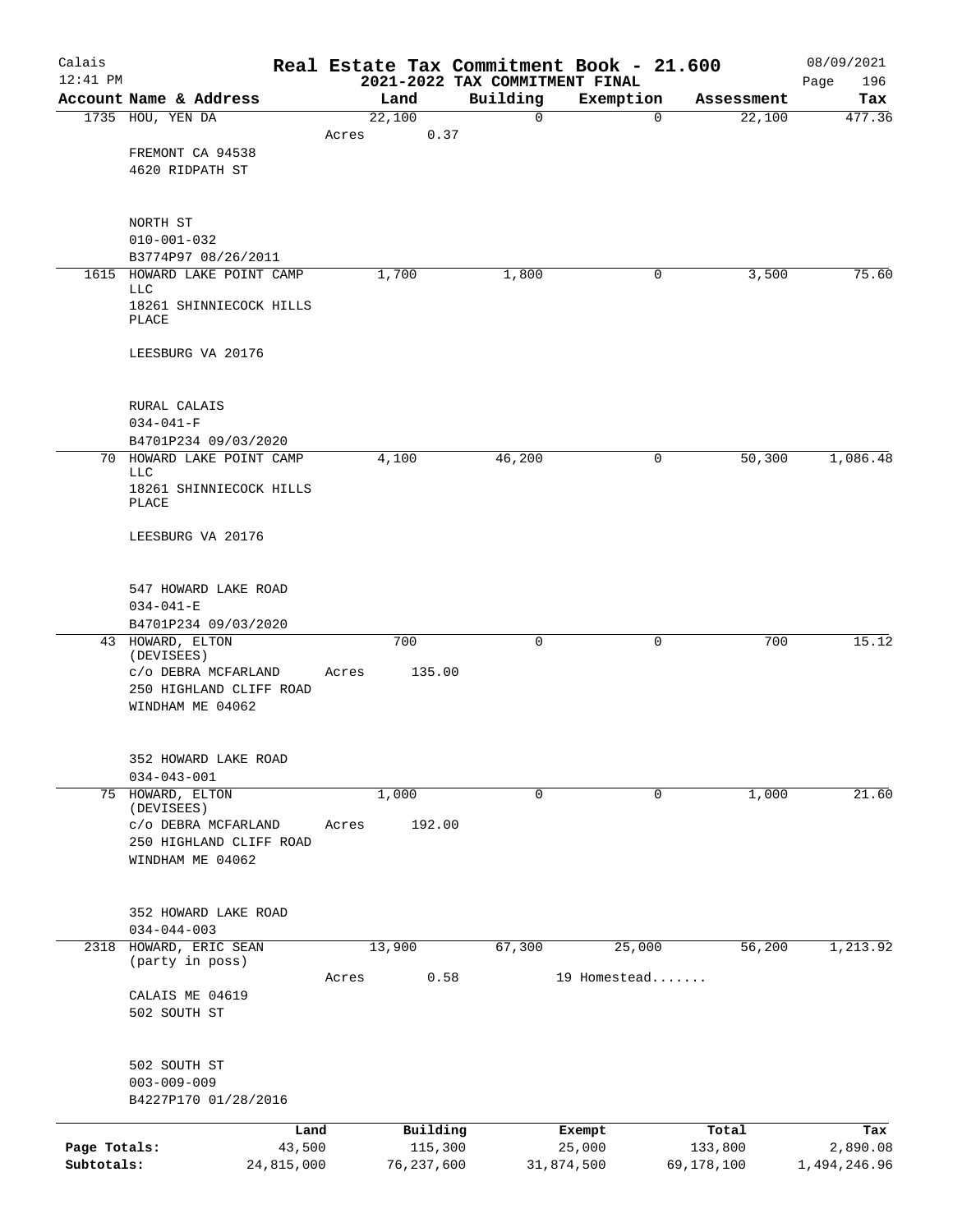# Real Estate Tax Commitment Book - 21.600

Calais 12:41 PM — 2021-2022 TAX COMMITMENT FINAL — 08/09/2021

| Account Name & Address | Land | Building | Exemption | Assessment | Tax |
|---|---|---|---|---|---|
| 1735 HOU, YEN DA<br>FREMONT CA 94538<br>4620 RIDPATH ST<br><br>NORTH ST<br>010-001-032<br>B3774P97 08/26/2011 | 22,100<br>Acres 0.37 | 0 | 0 | 22,100 | 477.36 |
| 1615 HOWARD LAKE POINT CAMP LLC<br>18261 SHINNIECOCK HILLS PLACE<br><br>LEESBURG VA 20176<br><br>RURAL CALAIS<br>034-041-F<br>B4701P234 09/03/2020 | 1,700 | 1,800 | 0 | 3,500 | 75.60 |
| 70 HOWARD LAKE POINT CAMP LLC<br>18261 SHINNIECOCK HILLS PLACE<br><br>LEESBURG VA 20176<br><br>547 HOWARD LAKE ROAD<br>034-041-E<br>B4701P234 09/03/2020 | 4,100 | 46,200 | 0 | 50,300 | 1,086.48 |
| 43 HOWARD, ELTON (DEVISEES)<br>c/o DEBRA MCFARLAND<br>250 HIGHLAND CLIFF ROAD<br>WINDHAM ME 04062<br><br>352 HOWARD LAKE ROAD<br>034-043-001 | 700<br>Acres 135.00 | 0 | 0 | 700 | 15.12 |
| 75 HOWARD, ELTON (DEVISEES)<br>c/o DEBRA MCFARLAND<br>250 HIGHLAND CLIFF ROAD<br>WINDHAM ME 04062<br><br>352 HOWARD LAKE ROAD<br>034-044-003 | 1,000<br>Acres 192.00 | 0 | 0 | 1,000 | 21.60 |
| 2318 HOWARD, ERIC SEAN (party in poss)<br>CALAIS ME 04619<br>502 SOUTH ST<br><br>502 SOUTH ST<br>003-009-009<br>B4227P170 01/28/2016 | 13,900<br>Acres 0.58 | 67,300 | 25,000<br>19 Homestead....... | 56,200 | 1,213.92 |

| | Land | Building | Exempt | Total | Tax |
|---|---|---|---|---|---|
| Page Totals: | 43,500 | 115,300 | 25,000 | 133,800 | 2,890.08 |
| Subtotals: | 24,815,000 | 76,237,600 | 31,874,500 | 69,178,100 | 1,494,246.96 |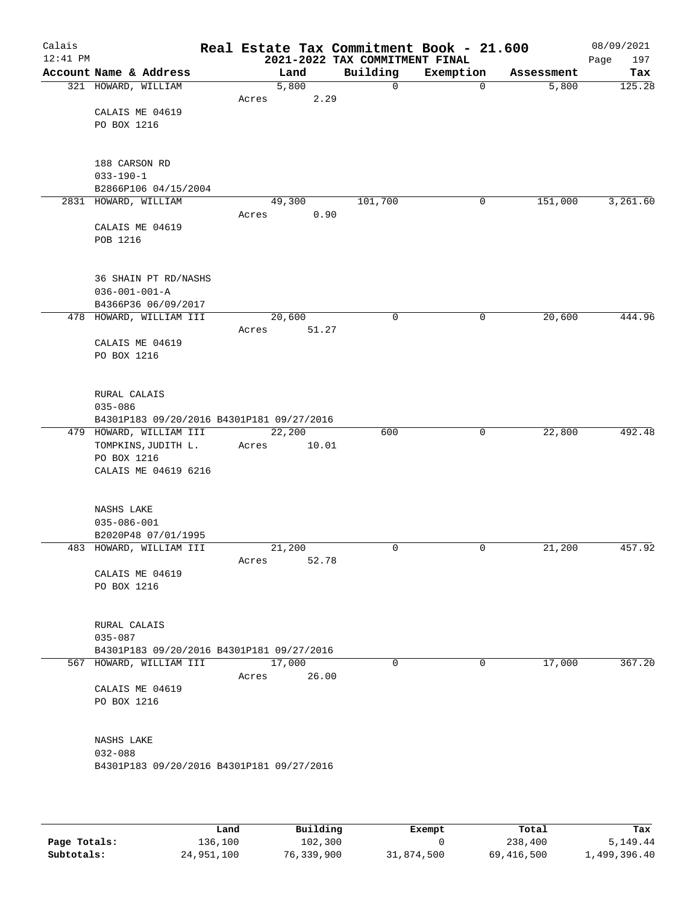# Real Estate Tax Commitment Book - 21.600

Calais 12:41 PM — 2021-2022 TAX COMMITMENT FINAL — 08/09/2021

| Account Name & Address | Land | Building | Exemption | Assessment | Tax |
|---|---|---|---|---|---|
| 321 HOWARD, WILLIAM<br>CALAIS ME 04619<br>PO BOX 1216<br><br>188 CARSON RD<br>033-190-1<br>B2866P106 04/15/2004 | 5,800<br>Acres 2.29 | 0 | 0 | 5,800 | 125.28 |
| 2831 HOWARD, WILLIAM<br>CALAIS ME 04619<br>POB 1216<br><br>36 SHAIN PT RD/NASHS<br>036-001-001-A<br>B4366P36 06/09/2017 | 49,300<br>Acres 0.90 | 101,700 | 0 | 151,000 | 3,261.60 |
| 478 HOWARD, WILLIAM III<br>CALAIS ME 04619<br>PO BOX 1216<br><br>RURAL CALAIS<br>035-086<br>B4301P183 09/20/2016 B4301P181 09/27/2016 | 20,600<br>Acres 51.27 | 0 | 0 | 20,600 | 444.96 |
| 479 HOWARD, WILLIAM III<br>TOMPKINS,JUDITH L.<br>PO BOX 1216<br>CALAIS ME 04619 6216<br><br>NASHS LAKE<br>035-086-001<br>B2020P48 07/01/1995 | 22,200<br>Acres 10.01 | 600 | 0 | 22,800 | 492.48 |
| 483 HOWARD, WILLIAM III<br>CALAIS ME 04619<br>PO BOX 1216<br><br>RURAL CALAIS<br>035-087<br>B4301P183 09/20/2016 B4301P181 09/27/2016 | 21,200<br>Acres 52.78 | 0 | 0 | 21,200 | 457.92 |
| 567 HOWARD, WILLIAM III<br>CALAIS ME 04619<br>PO BOX 1216<br><br>NASHS LAKE<br>032-088<br>B4301P183 09/20/2016 B4301P181 09/27/2016 | 17,000<br>Acres 26.00 | 0 | 0 | 17,000 | 367.20 |

| | Land | Building | Exempt | Total | Tax |
|---|---|---|---|---|---|
| Page Totals: | 136,100 | 102,300 | 0 | 238,400 | 5,149.44 |
| Subtotals: | 24,951,100 | 76,339,900 | 31,874,500 | 69,416,500 | 1,499,396.40 |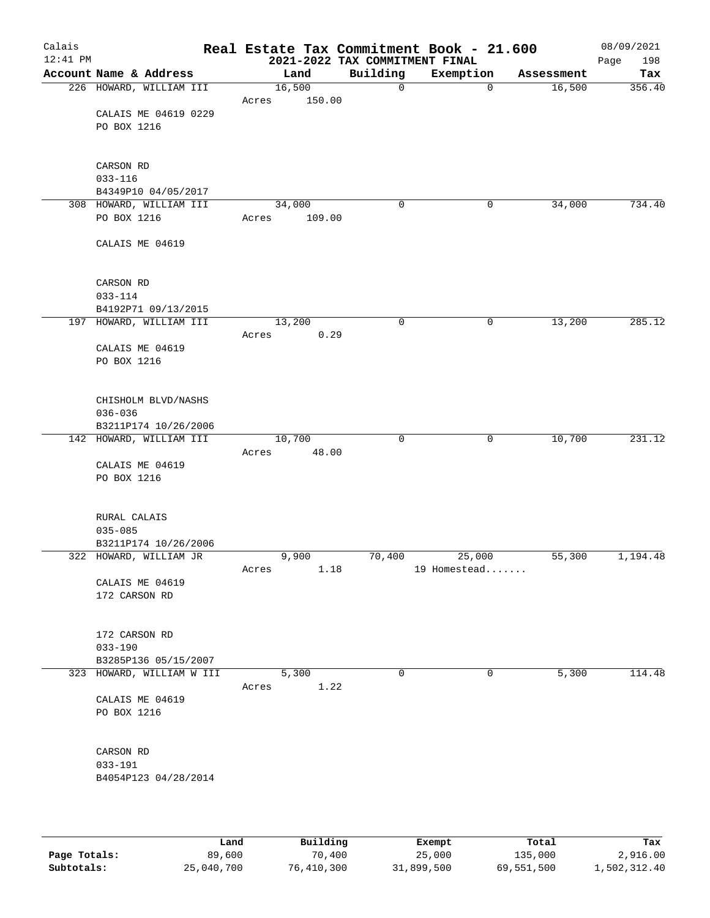# Real Estate Tax Commitment Book - 21.600

Calais 12:41 PM — 2021-2022 TAX COMMITMENT FINAL — 08/09/2021 Page 198

| Account Name & Address | Land | Building | Exemption | Assessment | Tax |
|---|---|---|---|---|---|
| 226 HOWARD, WILLIAM III<br>CALAIS ME 04619 0229<br>PO BOX 1216<br><br>CARSON RD<br>033-116<br>B4349P10 04/05/2017 | 16,500<br>Acres 150.00 | 0 | 0 | 16,500 | 356.40 |
| 308 HOWARD, WILLIAM III<br>PO BOX 1216<br>CALAIS ME 04619<br><br>CARSON RD<br>033-114<br>B4192P71 09/13/2015 | 34,000<br>Acres 109.00 | 0 | 0 | 34,000 | 734.40 |
| 197 HOWARD, WILLIAM III<br>CALAIS ME 04619<br>PO BOX 1216<br><br>CHISHOLM BLVD/NASHS<br>036-036<br>B3211P174 10/26/2006 | 13,200<br>Acres 0.29 | 0 | 0 | 13,200 | 285.12 |
| 142 HOWARD, WILLIAM III<br>CALAIS ME 04619<br>PO BOX 1216<br><br>RURAL CALAIS<br>035-085<br>B3211P174 10/26/2006 | 10,700<br>Acres 48.00 | 0 | 0 | 10,700 | 231.12 |
| 322 HOWARD, WILLIAM JR<br>CALAIS ME 04619<br>172 CARSON RD<br><br>172 CARSON RD<br>033-190<br>B3285P136 05/15/2007 | 9,900<br>Acres 1.18 | 70,400 | 25,000<br>19 Homestead....... | 55,300 | 1,194.48 |
| 323 HOWARD, WILLIAM W III<br>CALAIS ME 04619<br>PO BOX 1216<br><br>CARSON RD<br>033-191<br>B4054P123 04/28/2014 | 5,300<br>Acres 1.22 | 0 | 0 | 5,300 | 114.48 |

| | Land | Building | Exempt | Total | Tax |
|---|---|---|---|---|---|
| Page Totals: | 89,600 | 70,400 | 25,000 | 135,000 | 2,916.00 |
| Subtotals: | 25,040,700 | 76,410,300 | 31,899,500 | 69,551,500 | 1,502,312.40 |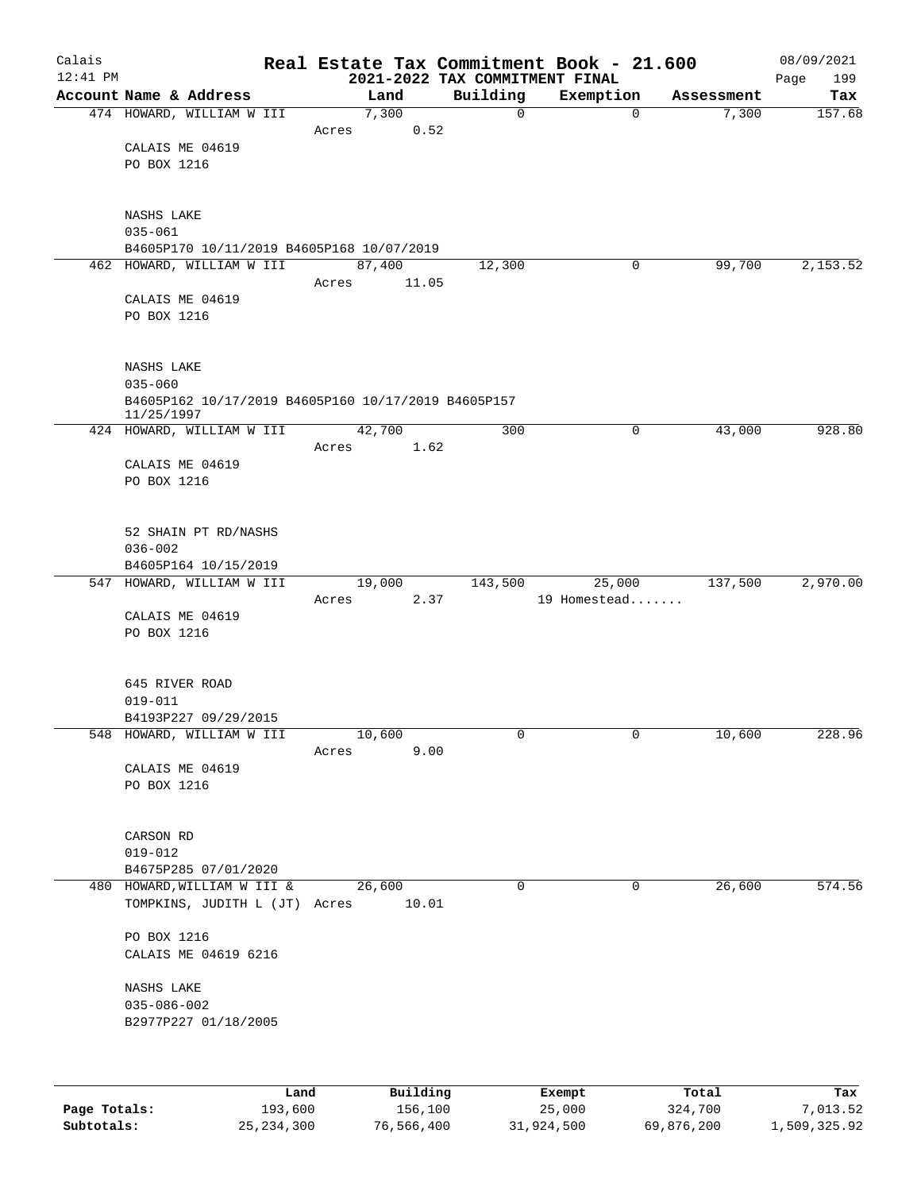# Real Estate Tax Commitment Book - 21.600

## 2021-2022 TAX COMMITMENT FINAL

Calais
12:41 PM
08/09/2021

| Account Name & Address | Land | Building | Exemption | Assessment | Tax |
|---|---|---|---|---|---|
| 474 HOWARD, WILLIAM W III<br>CALAIS ME 04619<br>PO BOX 1216<br><br>NASHS LAKE<br>035-061<br>B4605P170 10/11/2019 B4605P168 10/07/2019 | 7,300<br>Acres 0.52 | 0 | 0 | 7,300 | 157.68 |
| 462 HOWARD, WILLIAM W III<br>CALAIS ME 04619<br>PO BOX 1216<br><br>NASHS LAKE<br>035-060<br>B4605P162 10/17/2019 B4605P160 10/17/2019 B4605P157 11/25/1997 | 87,400<br>Acres 11.05 | 12,300 | 0 | 99,700 | 2,153.52 |
| 424 HOWARD, WILLIAM W III<br>CALAIS ME 04619<br>PO BOX 1216<br><br>52 SHAIN PT RD/NASHS<br>036-002<br>B4605P164 10/15/2019 | 42,700<br>Acres 1.62 | 300 | 0 | 43,000 | 928.80 |
| 547 HOWARD, WILLIAM W III<br>CALAIS ME 04619<br>PO BOX 1216<br><br>645 RIVER ROAD<br>019-011<br>B4193P227 09/29/2015 | 19,000<br>Acres 2.37 | 143,500 | 25,000<br>19 Homestead....... | 137,500 | 2,970.00 |
| 548 HOWARD, WILLIAM W III<br>CALAIS ME 04619<br>PO BOX 1216<br><br>CARSON RD<br>019-012<br>B4675P285 07/01/2020 | 10,600<br>Acres 9.00 | 0 | 0 | 10,600 | 228.96 |
| 480 HOWARD,WILLIAM W III &<br>TOMPKINS, JUDITH L (JT)<br>PO BOX 1216<br>CALAIS ME 04619 6216<br><br>NASHS LAKE<br>035-086-002<br>B2977P227 01/18/2005 | 26,600<br>Acres 10.01 | 0 | 0 | 26,600 | 574.56 |

| | Land | Building | Exempt | Total | Tax |
|---|---|---|---|---|---|
| Page Totals: | 193,600 | 156,100 | 25,000 | 324,700 | 7,013.52 |
| Subtotals: | 25,234,300 | 76,566,400 | 31,924,500 | 69,876,200 | 1,509,325.92 |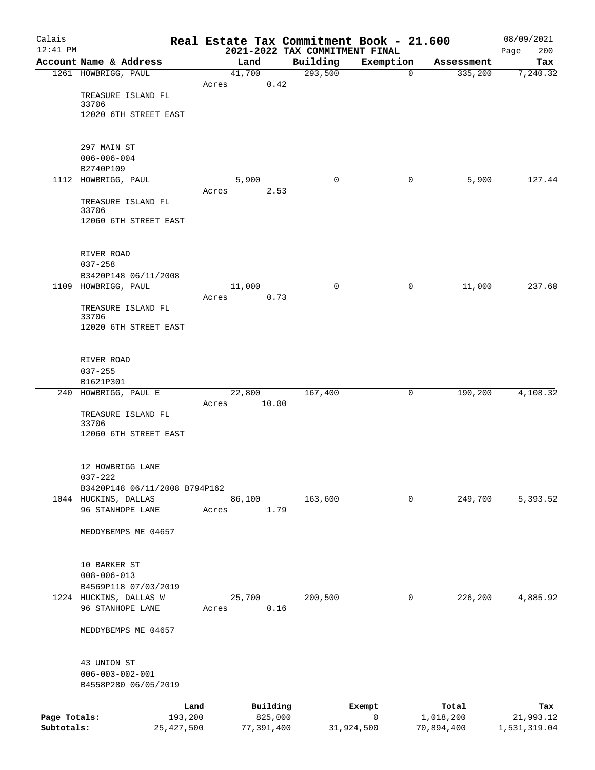Calais 12:41 PM

# Real Estate Tax Commitment Book - 21.600

## 2021-2022 TAX COMMITMENT FINAL

08/09/2021 Page 200

| Account Name & Address | Land | Building | Exemption | Assessment | Tax |
|---|---|---|---|---|---|
| 1261 HOWBRIGG, PAUL<br>TREASURE ISLAND FL 33706<br>12020 6TH STREET EAST<br><br>297 MAIN ST<br>006-006-004<br>B2740P109 | 41,700<br>Acres 0.42 | 293,500 | 0 | 335,200 | 7,240.32 |
| 1112 HOWBRIGG, PAUL<br>TREASURE ISLAND FL 33706<br>12060 6TH STREET EAST<br><br>RIVER ROAD<br>037-258<br>B3420P148 06/11/2008 | 5,900<br>Acres 2.53 | 0 | 0 | 5,900 | 127.44 |
| 1109 HOWBRIGG, PAUL<br>TREASURE ISLAND FL 33706<br>12020 6TH STREET EAST<br><br>RIVER ROAD<br>037-255<br>B1621P301 | 11,000<br>Acres 0.73 | 0 | 0 | 11,000 | 237.60 |
| 240 HOWBRIGG, PAUL E<br>TREASURE ISLAND FL 33706<br>12060 6TH STREET EAST<br><br>12 HOWBRIGG LANE<br>037-222<br>B3420P148 06/11/2008 B794P162 | 22,800<br>Acres 10.00 | 167,400 | 0 | 190,200 | 4,108.32 |
| 1044 HUCKINS, DALLAS<br>96 STANHOPE LANE<br>MEDDYBEMPS ME 04657<br><br>10 BARKER ST<br>008-006-013<br>B4569P118 07/03/2019 | 86,100<br>Acres 1.79 | 163,600 | 0 | 249,700 | 5,393.52 |
| 1224 HUCKINS, DALLAS W<br>96 STANHOPE LANE<br>MEDDYBEMPS ME 04657<br><br>43 UNION ST<br>006-003-002-001<br>B4558P280 06/05/2019 | 25,700<br>Acres 0.16 | 200,500 | 0 | 226,200 | 4,885.92 |

| | Land | Building | Exempt | Total | Tax |
|---|---|---|---|---|---|
| Page Totals: | 193,200 | 825,000 | 0 | 1,018,200 | 21,993.12 |
| Subtotals: | 25,427,500 | 77,391,400 | 31,924,500 | 70,894,400 | 1,531,319.04 |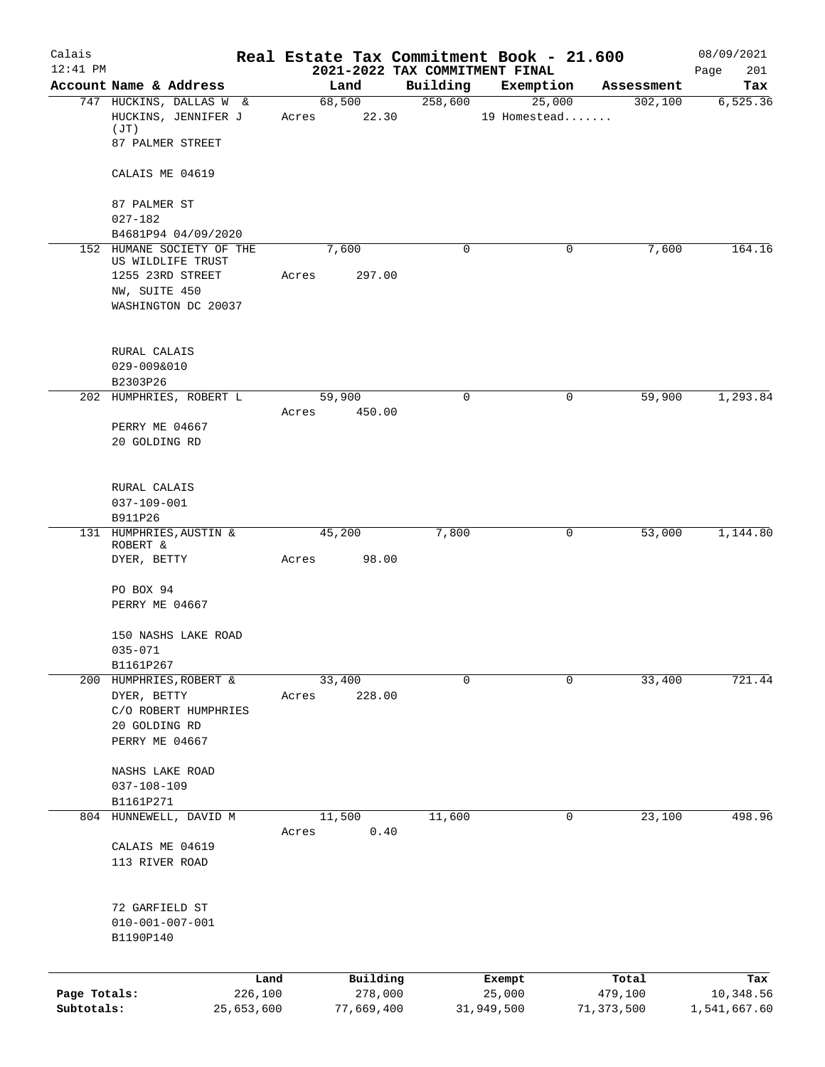# Real Estate Tax Commitment Book - 21.600

Calais
12:41 PM

2021-2022 TAX COMMITMENT FINAL

08/09/2021

| Account Name & Address | Land | Building | Exemption | Assessment | Tax |
|---|---|---|---|---|---|
| 747 HUCKINS, DALLAS W & HUCKINS, JENNIFER J (JT) 87 PALMER STREET CALAIS ME 04619 87 PALMER ST 027-182 B4681P94 04/09/2020 | 68,500 Acres 22.30 | 258,600 | 25,000 19 Homestead....... | 302,100 | 6,525.36 |
| 152 HUMANE SOCIETY OF THE US WILDLIFE TRUST 1255 23RD STREET NW, SUITE 450 WASHINGTON DC 20037 RURAL CALAIS 029-009&010 B2303P26 | 7,600 Acres 297.00 | 0 | 0 | 7,600 | 164.16 |
| 202 HUMPHRIES, ROBERT L PERRY ME 04667 20 GOLDING RD RURAL CALAIS 037-109-001 B911P26 | 59,900 Acres 450.00 | 0 | 0 | 59,900 | 1,293.84 |
| 131 HUMPHRIES, AUSTIN & ROBERT & DYER, BETTY PO BOX 94 PERRY ME 04667 150 NASHS LAKE ROAD 035-071 B1161P267 | 45,200 Acres 98.00 | 7,800 | 0 | 53,000 | 1,144.80 |
| 200 HUMPHRIES, ROBERT & DYER, BETTY C/O ROBERT HUMPHRIES 20 GOLDING RD PERRY ME 04667 NASHS LAKE ROAD 037-108-109 B1161P271 | 33,400 Acres 228.00 | 0 | 0 | 33,400 | 721.44 |
| 804 HUNNEWELL, DAVID M CALAIS ME 04619 113 RIVER ROAD 72 GARFIELD ST 010-001-007-001 B1190P140 | 11,500 Acres 0.40 | 11,600 | 0 | 23,100 | 498.96 |

| | Land | Building | Exempt | Total | Tax |
|---|---|---|---|---|---|
| Page Totals: | 226,100 | 278,000 | 25,000 | 479,100 | 10,348.56 |
| Subtotals: | 25,653,600 | 77,669,400 | 31,949,500 | 71,373,500 | 1,541,667.60 |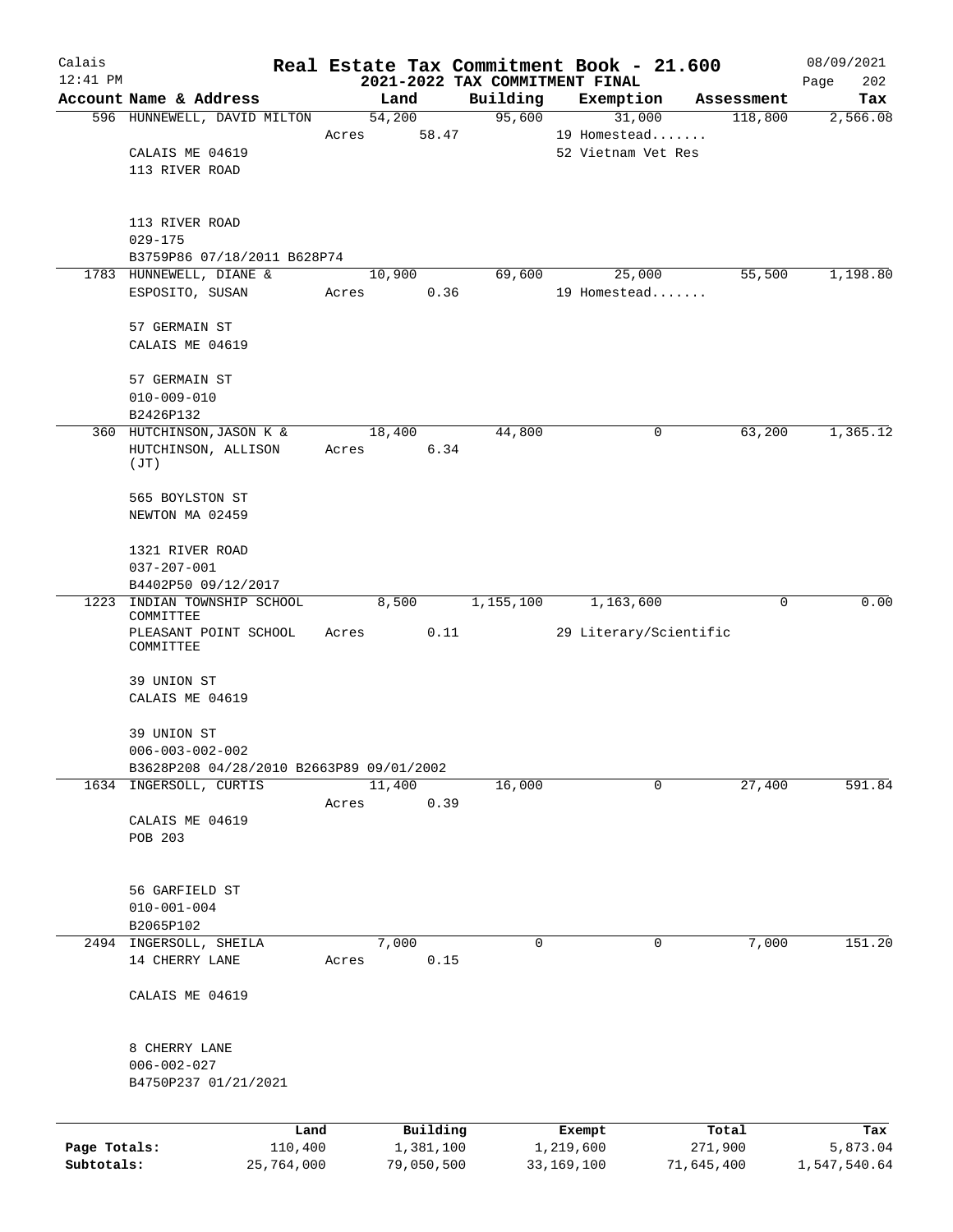Calais 12:41 PM

# Real Estate Tax Commitment Book - 21.600

## 2021-2022 TAX COMMITMENT FINAL

08/09/2021 Page 202

| Account Name & Address | Land | Building | Exemption | Assessment | Tax |
|---|---|---|---|---|---|
| 596 HUNNEWELL, DAVID MILTON | 54,200 | 95,600 | 31,000 | 118,800 | 2,566.08 |
| | Acres 58.47 | | 19 Homestead....... | | |
| CALAIS ME 04619 | | | 52 Vietnam Vet Res | | |
| 113 RIVER ROAD | | | | | |
| 113 RIVER ROAD | | | | | |
| 029-175 | | | | | |
| B3759P86 07/18/2011 B628P74 | | | | | |
| 1783 HUNNEWELL, DIANE & | 10,900 | 69,600 | 25,000 | 55,500 | 1,198.80 |
| ESPOSITO, SUSAN | Acres 0.36 | | 19 Homestead....... | | |
| 57 GERMAIN ST | | | | | |
| CALAIS ME 04619 | | | | | |
| 57 GERMAIN ST | | | | | |
| 010-009-010 | | | | | |
| B2426P132 | | | | | |
| 360 HUTCHINSON, JASON K & | 18,400 | 44,800 | 0 | 63,200 | 1,365.12 |
| HUTCHINSON, ALLISON (JT) | Acres 6.34 | | | | |
| 565 BOYLSTON ST | | | | | |
| NEWTON MA 02459 | | | | | |
| 1321 RIVER ROAD | | | | | |
| 037-207-001 | | | | | |
| B4402P50 09/12/2017 | | | | | |
| 1223 INDIAN TOWNSHIP SCHOOL COMMITTEE | 8,500 | 1,155,100 | 1,163,600 | 0 | 0.00 |
| PLEASANT POINT SCHOOL COMMITTEE | Acres 0.11 | | 29 Literary/Scientific | | |
| 39 UNION ST | | | | | |
| CALAIS ME 04619 | | | | | |
| 39 UNION ST | | | | | |
| 006-003-002-002 | | | | | |
| B3628P208 04/28/2010 B2663P89 09/01/2002 | | | | | |
| 1634 INGERSOLL, CURTIS | 11,400 | 16,000 | 0 | 27,400 | 591.84 |
| | Acres 0.39 | | | | |
| CALAIS ME 04619 | | | | | |
| POB 203 | | | | | |
| 56 GARFIELD ST | | | | | |
| 010-001-004 | | | | | |
| B2065P102 | | | | | |
| 2494 INGERSOLL, SHEILA | 7,000 | 0 | 0 | 7,000 | 151.20 |
| 14 CHERRY LANE | Acres 0.15 | | | | |
| CALAIS ME 04619 | | | | | |
| 8 CHERRY LANE | | | | | |
| 006-002-027 | | | | | |
| B4750P237 01/21/2021 | | | | | |

| | Land | Building | Exempt | Total | Tax |
|---|---|---|---|---|---|
| Page Totals: | 110,400 | 1,381,100 | 1,219,600 | 271,900 | 5,873.04 |
| Subtotals: | 25,764,000 | 79,050,500 | 33,169,100 | 71,645,400 | 1,547,540.64 |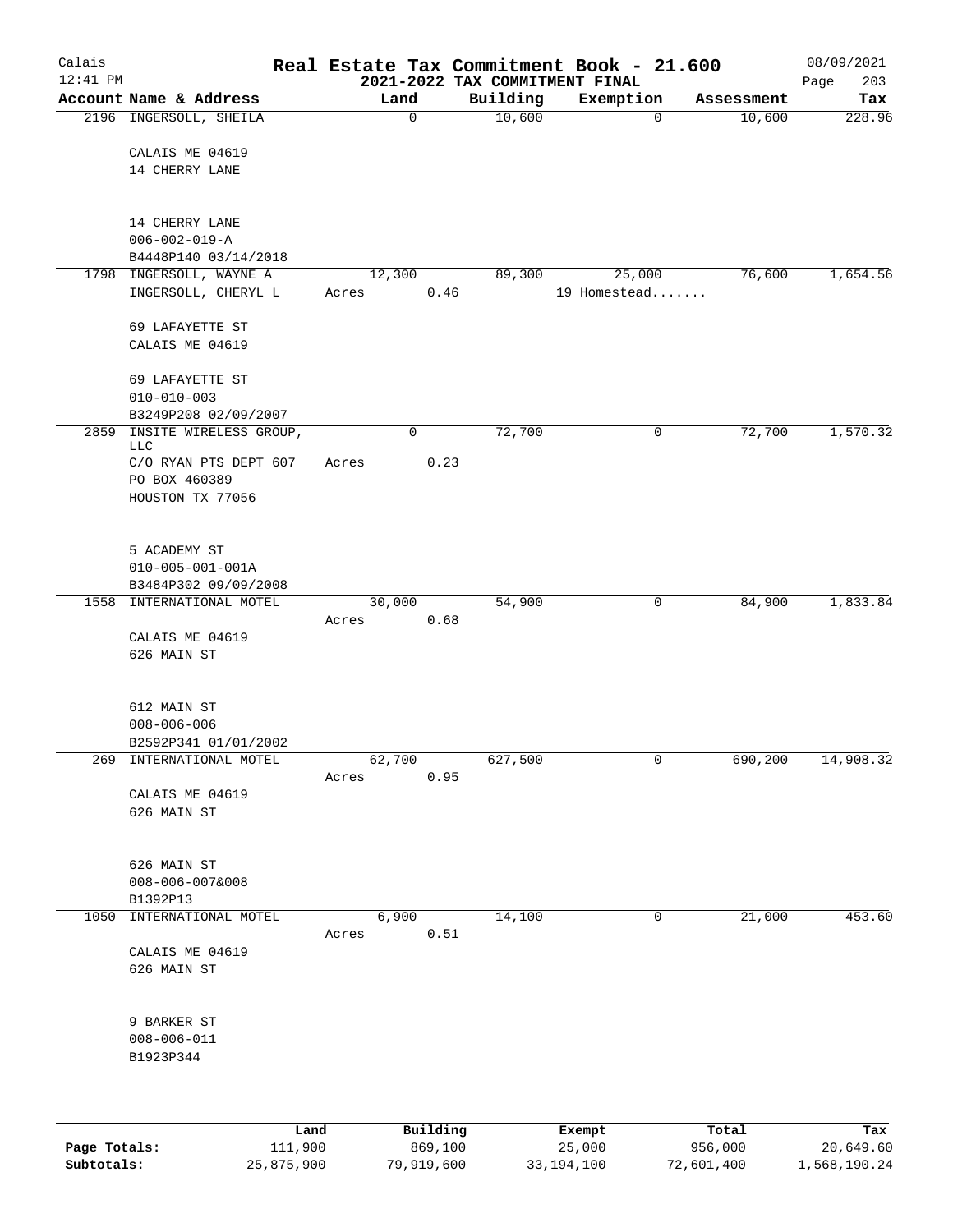# Real Estate Tax Commitment Book - 21.600

## 2021-2022 TAX COMMITMENT FINAL

Calais 12:41 PM — 08/09/2021

| Account Name & Address | Land | Building | Exemption | Assessment | Tax |
|---|---|---|---|---|---|
| 2196 INGERSOLL, SHEILA<br>CALAIS ME 04619<br>14 CHERRY LANE<br><br>14 CHERRY LANE<br>006-002-019-A<br>B4448P140 03/14/2018 | 0 | 10,600 | 0 | 10,600 | 228.96 |
| 1798 INGERSOLL, WAYNE A<br>INGERSOLL, CHERYL L<br>69 LAFAYETTE ST<br>CALAIS ME 04619<br><br>69 LAFAYETTE ST<br>010-010-003<br>B3249P208 02/09/2007 | 12,300<br>Acres 0.46 | 89,300 | 25,000<br>19 Homestead....... | 76,600 | 1,654.56 |
| 2859 INSITE WIRELESS GROUP, LLC<br>C/O RYAN PTS DEPT 607<br>PO BOX 460389<br>HOUSTON TX 77056<br><br>5 ACADEMY ST<br>010-005-001-001A<br>B3484P302 09/09/2008 | 0<br>Acres 0.23 | 72,700 | 0 | 72,700 | 1,570.32 |
| 1558 INTERNATIONAL MOTEL<br>CALAIS ME 04619<br>626 MAIN ST<br><br>612 MAIN ST<br>008-006-006<br>B2592P341 01/01/2002 | 30,000<br>Acres 0.68 | 54,900 | 0 | 84,900 | 1,833.84 |
| 269 INTERNATIONAL MOTEL<br>CALAIS ME 04619<br>626 MAIN ST<br><br>626 MAIN ST<br>008-006-007&008<br>B1392P13 | 62,700<br>Acres 0.95 | 627,500 | 0 | 690,200 | 14,908.32 |
| 1050 INTERNATIONAL MOTEL<br>CALAIS ME 04619<br>626 MAIN ST<br><br>9 BARKER ST<br>008-006-011<br>B1923P344 | 6,900<br>Acres 0.51 | 14,100 | 0 | 21,000 | 453.60 |

| | Land | Building | Exempt | Total | Tax |
|---|---|---|---|---|---|
| Page Totals: | 111,900 | 869,100 | 25,000 | 956,000 | 20,649.60 |
| Subtotals: | 25,875,900 | 79,919,600 | 33,194,100 | 72,601,400 | 1,568,190.24 |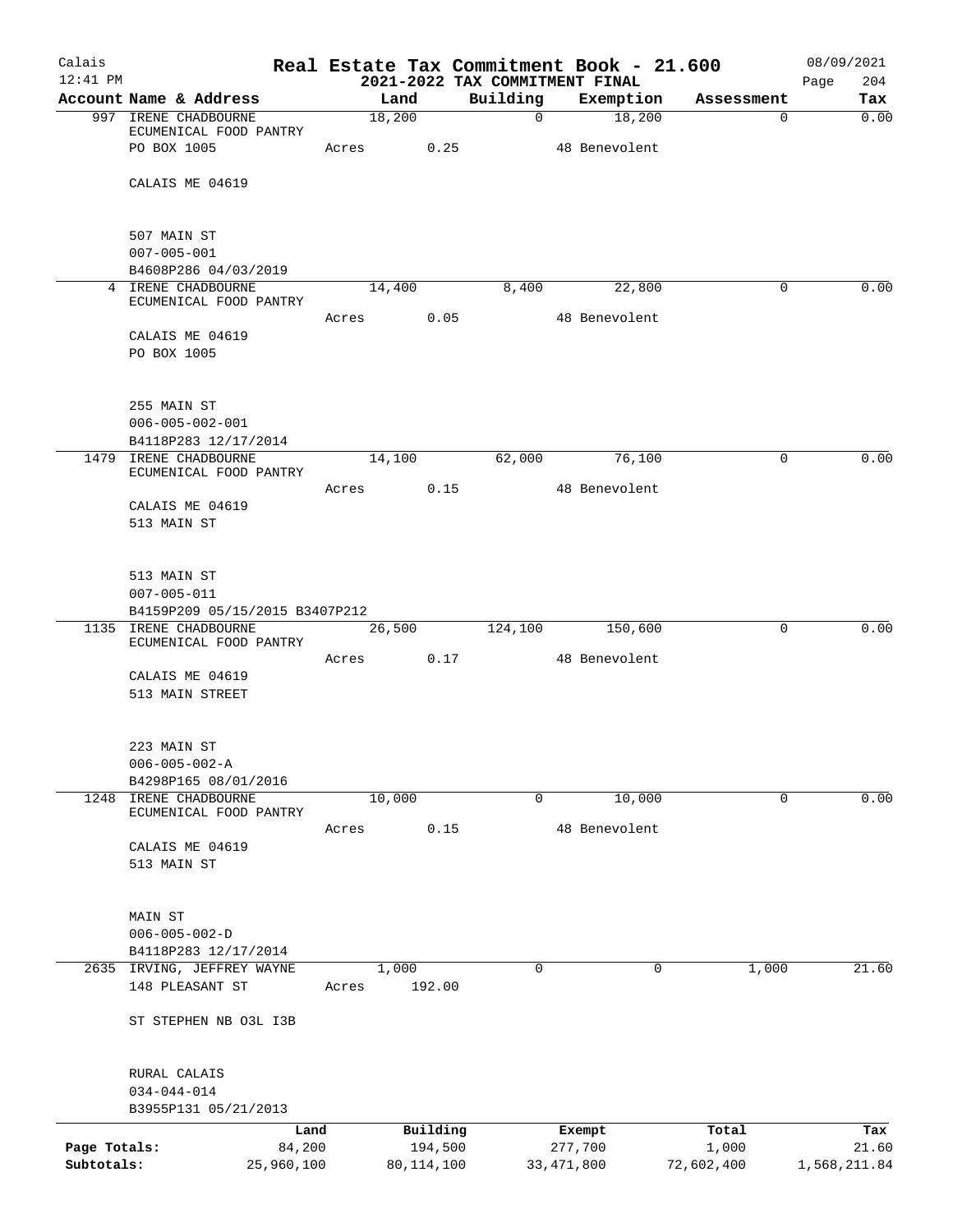# Real Estate Tax Commitment Book - 21.600

Calais
12:41 PM

## 2021-2022 TAX COMMITMENT FINAL

08/09/2021
Page 204

| Account Name & Address | Land | Building | Exemption | Assessment | Tax |
|---|---|---|---|---|---|
| 997 IRENE CHADBOURNE ECUMENICAL FOOD PANTRY<br>PO BOX 1005<br>CALAIS ME 04619<br>507 MAIN ST<br>007-005-001<br>B4608P286 04/03/2019 | 18,200<br>Acres 0.25 | 0 | 18,200<br>48 Benevolent | 0 | 0.00 |
| 4 IRENE CHADBOURNE ECUMENICAL FOOD PANTRY<br>CALAIS ME 04619<br>PO BOX 1005<br>255 MAIN ST<br>006-005-002-001<br>B4118P283 12/17/2014 | 14,400<br>Acres 0.05 | 8,400 | 22,800<br>48 Benevolent | 0 | 0.00 |
| 1479 IRENE CHADBOURNE ECUMENICAL FOOD PANTRY<br>CALAIS ME 04619<br>513 MAIN ST<br>513 MAIN ST<br>007-005-011<br>B4159P209 05/15/2015 B3407P212 | 14,100<br>Acres 0.15 | 62,000 | 76,100<br>48 Benevolent | 0 | 0.00 |
| 1135 IRENE CHADBOURNE ECUMENICAL FOOD PANTRY<br>CALAIS ME 04619<br>513 MAIN STREET<br>223 MAIN ST<br>006-005-002-A<br>B4298P165 08/01/2016 | 26,500<br>Acres 0.17 | 124,100 | 150,600<br>48 Benevolent | 0 | 0.00 |
| 1248 IRENE CHADBOURNE ECUMENICAL FOOD PANTRY<br>CALAIS ME 04619<br>513 MAIN ST<br>MAIN ST<br>006-005-002-D<br>B4118P283 12/17/2014 | 10,000<br>Acres 0.15 | 0 | 10,000<br>48 Benevolent | 0 | 0.00 |
| 2635 IRVING, JEFFREY WAYNE<br>148 PLEASANT ST<br>ST STEPHEN NB O3L I3B<br>RURAL CALAIS<br>034-044-014<br>B3955P131 05/21/2013 | 1,000<br>Acres 192.00 | 0 | 0 | 1,000 | 21.60 |

| | Land | Building | Exempt | Total | Tax |
|---|---|---|---|---|---|
| Page Totals: | 84,200 | 194,500 | 277,700 | 1,000 | 21.60 |
| Subtotals: | 25,960,100 | 80,114,100 | 33,471,800 | 72,602,400 | 1,568,211.84 |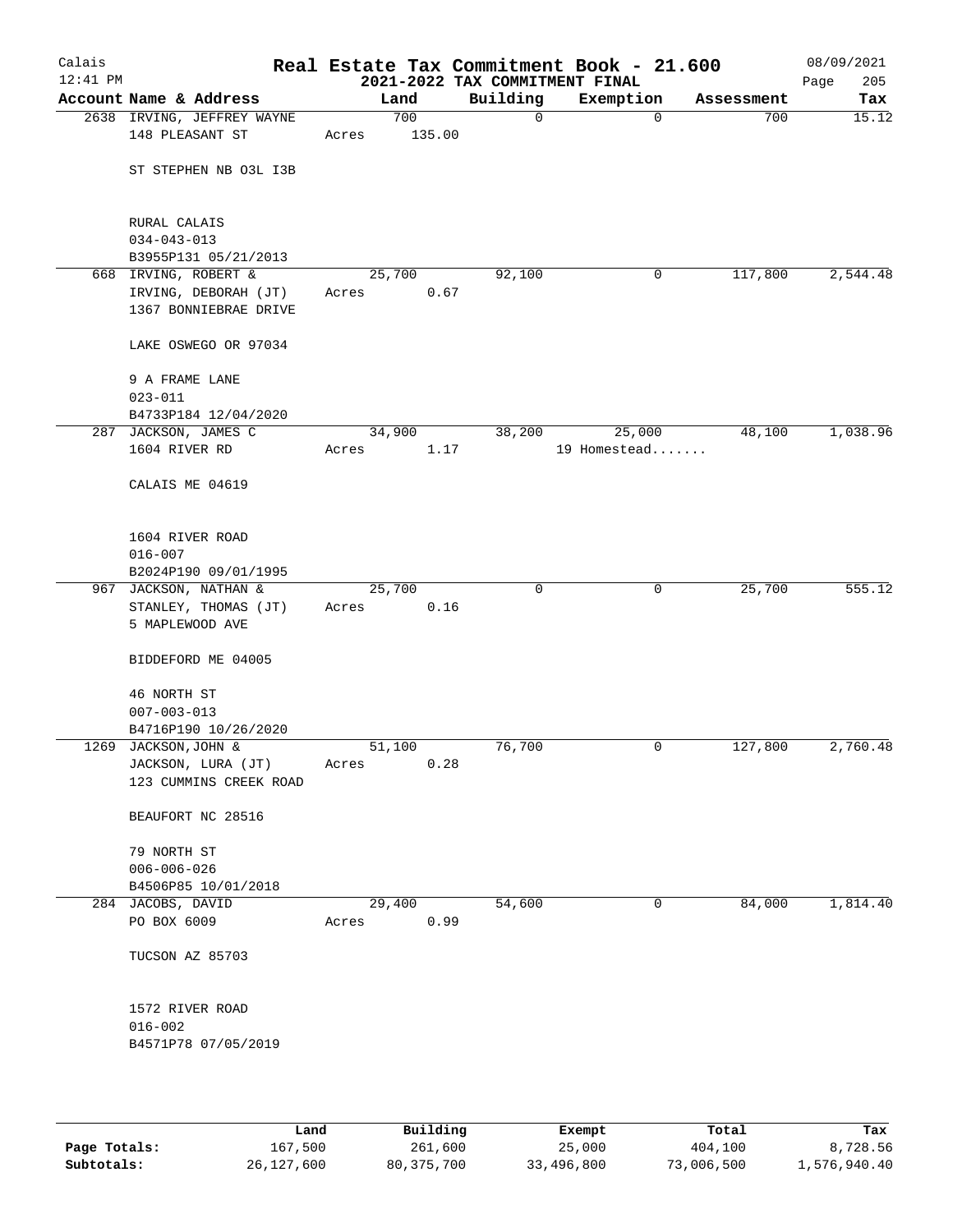# Real Estate Tax Commitment Book - 21.600

## 2021-2022 TAX COMMITMENT FINAL

Calais 12:41 PM — 08/09/2021

| Account Name & Address | Land | Building | Exemption | Assessment | Tax |
|---|---|---|---|---|---|
| 2638 IRVING, JEFFREY WAYNE<br>148 PLEASANT ST<br><br>ST STEPHEN NB O3L I3B<br><br>RURAL CALAIS<br>034-043-013<br>B3955P131 05/21/2013 | 700<br>Acres 135.00 | 0 | 0 | 700 | 15.12 |
| 668 IRVING, ROBERT &<br>IRVING, DEBORAH (JT)<br>1367 BONNIEBRAE DRIVE<br><br>LAKE OSWEGO OR 97034<br><br>9 A FRAME LANE<br>023-011<br>B4733P184 12/04/2020 | 25,700<br>Acres 0.67 | 92,100 | 0 | 117,800 | 2,544.48 |
| 287 JACKSON, JAMES C<br>1604 RIVER RD<br><br>CALAIS ME 04619<br><br>1604 RIVER ROAD<br>016-007<br>B2024P190 09/01/1995 | 34,900<br>Acres 1.17 | 38,200 | 25,000<br>19 Homestead....... | 48,100 | 1,038.96 |
| 967 JACKSON, NATHAN &<br>STANLEY, THOMAS (JT)<br>5 MAPLEWOOD AVE<br><br>BIDDEFORD ME 04005<br><br>46 NORTH ST<br>007-003-013<br>B4716P190 10/26/2020 | 25,700<br>Acres 0.16 | 0 | 0 | 25,700 | 555.12 |
| 1269 JACKSON,JOHN &<br>JACKSON, LURA (JT)<br>123 CUMMINS CREEK ROAD<br><br>BEAUFORT NC 28516<br><br>79 NORTH ST<br>006-006-026<br>B4506P85 10/01/2018 | 51,100<br>Acres 0.28 | 76,700 | 0 | 127,800 | 2,760.48 |
| 284 JACOBS, DAVID<br>PO BOX 6009<br><br>TUCSON AZ 85703<br><br>1572 RIVER ROAD<br>016-002<br>B4571P78 07/05/2019 | 29,400<br>Acres 0.99 | 54,600 | 0 | 84,000 | 1,814.40 |

| | Land | Building | Exempt | Total | Tax |
|---|---|---|---|---|---|
| **Page Totals:** | 167,500 | 261,600 | 25,000 | 404,100 | 8,728.56 |
| **Subtotals:** | 26,127,600 | 80,375,700 | 33,496,800 | 73,006,500 | 1,576,940.40 |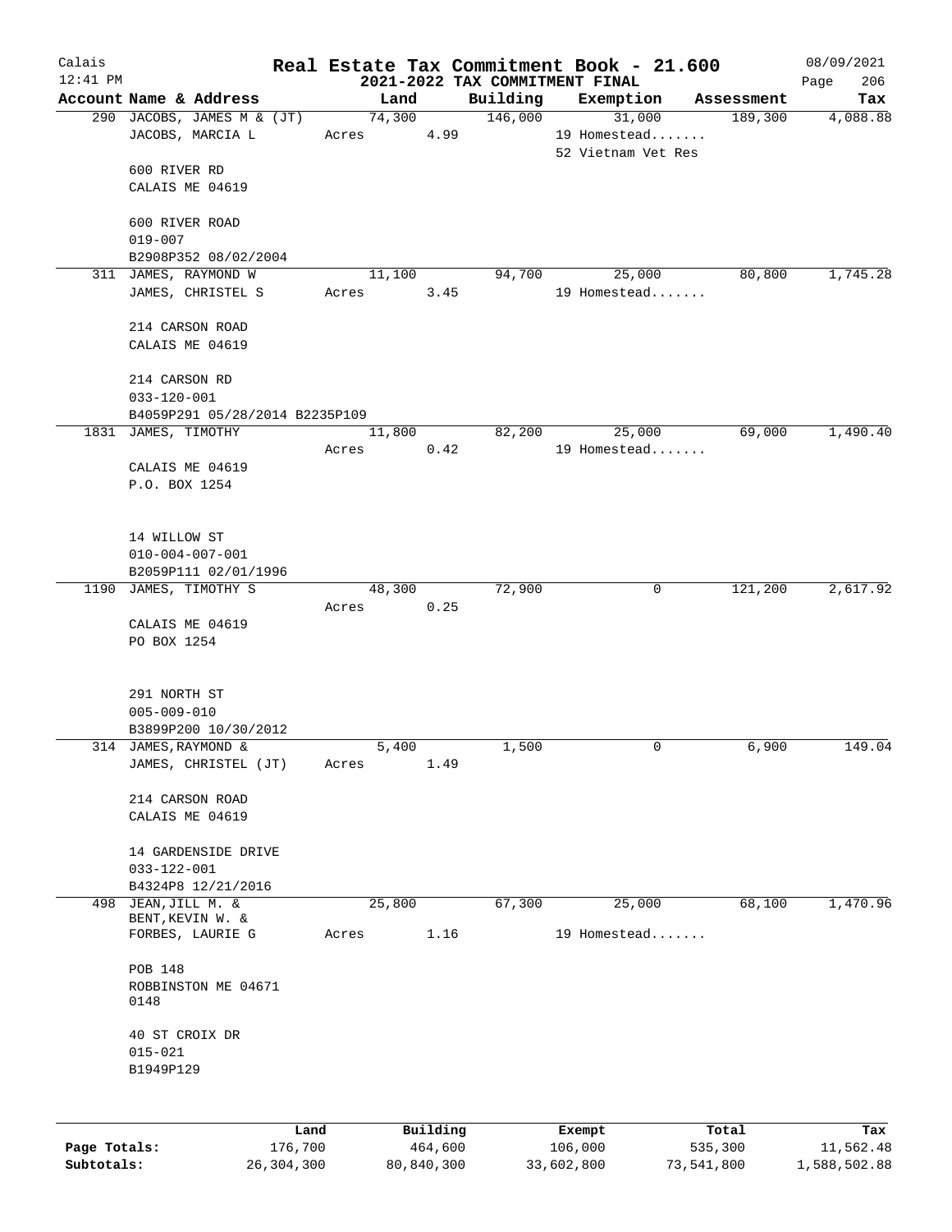# Real Estate Tax Commitment Book - 21.600

## 2021-2022 TAX COMMITMENT FINAL

Calais 12:41 PM — 08/09/2021

| Account Name & Address | Land | Building | Exemption | Assessment | Tax |
|---|---|---|---|---|---|
| 290 JACOBS, JAMES M & (JT)<br>JACOBS, MARCIA L<br><br>600 RIVER RD<br>CALAIS ME 04619<br><br>600 RIVER ROAD<br>019-007<br>B2908P352 08/02/2004 | 74,300<br>Acres 4.99 | 146,000 | 31,000<br>19 Homestead.......<br>52 Vietnam Vet Res | 189,300 | 4,088.88 |
| 311 JAMES, RAYMOND W<br>JAMES, CHRISTEL S<br><br>214 CARSON ROAD<br>CALAIS ME 04619<br><br>214 CARSON RD<br>033-120-001<br>B4059P291 05/28/2014 B2235P109 | 11,100<br>Acres 3.45 | 94,700 | 25,000<br>19 Homestead....... | 80,800 | 1,745.28 |
| 1831 JAMES, TIMOTHY<br><br>CALAIS ME 04619<br>P.O. BOX 1254<br><br>14 WILLOW ST<br>010-004-007-001<br>B2059P111 02/01/1996 | 11,800<br>Acres 0.42 | 82,200 | 25,000<br>19 Homestead....... | 69,000 | 1,490.40 |
| 1190 JAMES, TIMOTHY S<br><br>CALAIS ME 04619<br>PO BOX 1254<br><br>291 NORTH ST<br>005-009-010<br>B3899P200 10/30/2012 | 48,300<br>Acres 0.25 | 72,900 | 0 | 121,200 | 2,617.92 |
| 314 JAMES,RAYMOND &<br>JAMES, CHRISTEL (JT)<br><br>214 CARSON ROAD<br>CALAIS ME 04619<br><br>14 GARDENSIDE DRIVE<br>033-122-001<br>B4324P8 12/21/2016 | 5,400<br>Acres 1.49 | 1,500 | 0 | 6,900 | 149.04 |
| 498 JEAN,JILL M. &<br>BENT,KEVIN W. &<br>FORBES, LAURIE G<br><br>POB 148<br>ROBBINSTON ME 04671<br>0148<br><br>40 ST CROIX DR<br>015-021<br>B1949P129 | 25,800<br>Acres 1.16 | 67,300 | 25,000<br>19 Homestead....... | 68,100 | 1,470.96 |

| | Land | Building | Exempt | Total | Tax |
|---|---|---|---|---|---|
| Page Totals: | 176,700 | 464,600 | 106,000 | 535,300 | 11,562.48 |
| Subtotals: | 26,304,300 | 80,840,300 | 33,602,800 | 73,541,800 | 1,588,502.88 |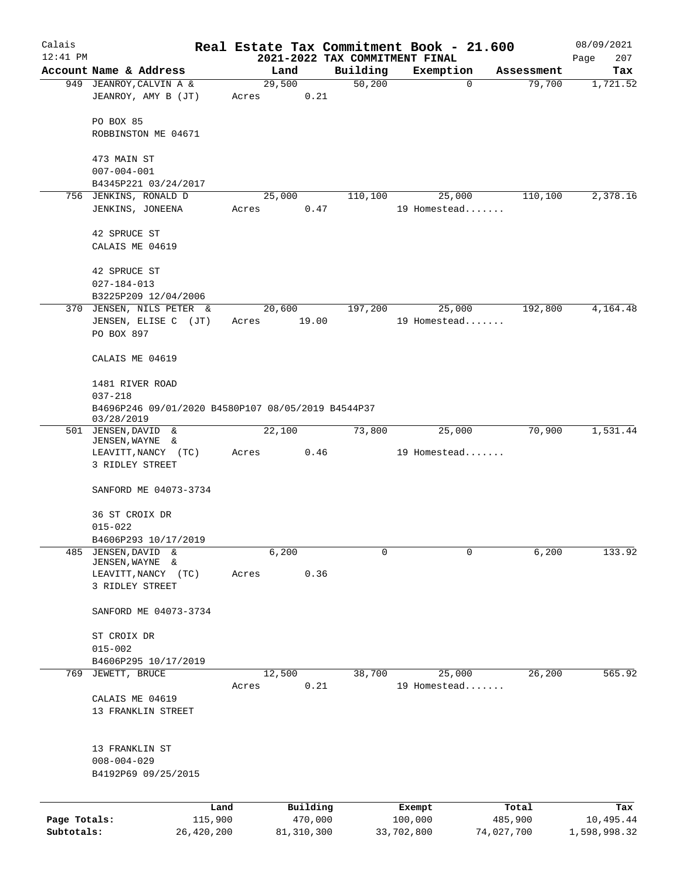# Real Estate Tax Commitment Book - 21.600

Calais 12:41 PM — 2021-2022 TAX COMMITMENT FINAL — 08/09/2021

| Account Name & Address | Land | Building | Exemption | Assessment | Tax |
|---|---|---|---|---|---|
| 949 JEANROY, CALVIN A & JEANROY, AMY B (JT)<br>PO BOX 85<br>ROBBINSTON ME 04671<br>473 MAIN ST<br>007-004-001<br>B4345P221 03/24/2017 | 29,500<br>Acres 0.21 | 50,200 | 0 | 79,700 | 1,721.52 |
| 756 JENKINS, RONALD D<br>JENKINS, JONEENA<br>42 SPRUCE ST<br>CALAIS ME 04619<br>42 SPRUCE ST<br>027-184-013<br>B3225P209 12/04/2006 | 25,000<br>Acres 0.47 | 110,100 | 25,000<br>19 Homestead....... | 110,100 | 2,378.16 |
| 370 JENSEN, NILS PETER & JENSEN, ELISE C (JT)<br>PO BOX 897<br>CALAIS ME 04619<br>1481 RIVER ROAD<br>037-218<br>B4696P246 09/01/2020 B4580P107 08/05/2019 B4544P37 03/28/2019 | 20,600<br>Acres 19.00 | 197,200 | 25,000<br>19 Homestead....... | 192,800 | 4,164.48 |
| 501 JENSEN, DAVID & JENSEN, WAYNE & LEAVITT, NANCY (TC)<br>3 RIDLEY STREET<br>SANFORD ME 04073-3734<br>36 ST CROIX DR<br>015-022<br>B4606P293 10/17/2019 | 22,100<br>Acres 0.46 | 73,800 | 25,000<br>19 Homestead....... | 70,900 | 1,531.44 |
| 485 JENSEN, DAVID & JENSEN, WAYNE & LEAVITT, NANCY (TC)<br>3 RIDLEY STREET<br>SANFORD ME 04073-3734<br>ST CROIX DR<br>015-002<br>B4606P295 10/17/2019 | 6,200<br>Acres 0.36 | 0 | 0 | 6,200 | 133.92 |
| 769 JEWETT, BRUCE<br>CALAIS ME 04619<br>13 FRANKLIN STREET<br>13 FRANKLIN ST<br>008-004-029<br>B4192P69 09/25/2015 | 12,500<br>Acres 0.21 | 38,700 | 25,000<br>19 Homestead....... | 26,200 | 565.92 |

| | Land | Building | Exempt | Total | Tax |
|---|---|---|---|---|---|
| Page Totals: | 115,900 | 470,000 | 100,000 | 485,900 | 10,495.44 |
| Subtotals: | 26,420,200 | 81,310,300 | 33,702,800 | 74,027,700 | 1,598,998.32 |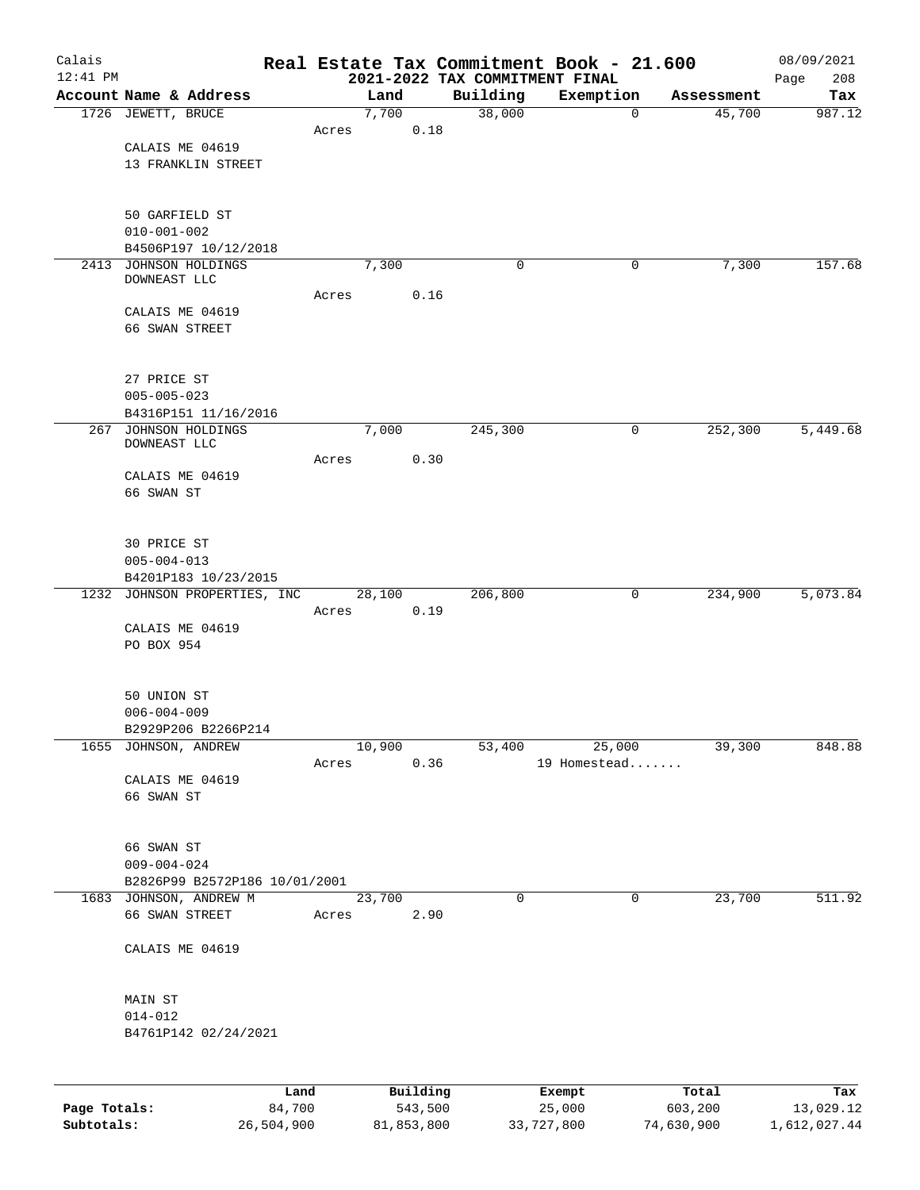# Real Estate Tax Commitment Book - 21.600

## 2021-2022 TAX COMMITMENT FINAL

Calais 12:41 PM — 08/09/2021

| Account Name & Address | Land | Building | Exemption | Assessment | Tax |
|---|---|---|---|---|---|
| 1726 JEWETT, BRUCE<br>CALAIS ME 04619<br>13 FRANKLIN STREET<br><br>50 GARFIELD ST<br>010-001-002<br>B4506P197 10/12/2018 | 7,700<br>Acres 0.18 | 38,000 | 0 | 45,700 | 987.12 |
| 2413 JOHNSON HOLDINGS DOWNEAST LLC<br>CALAIS ME 04619<br>66 SWAN STREET<br><br>27 PRICE ST<br>005-005-023<br>B4316P151 11/16/2016 | 7,300<br>Acres 0.16 | 0 | 0 | 7,300 | 157.68 |
| 267 JOHNSON HOLDINGS DOWNEAST LLC<br>CALAIS ME 04619<br>66 SWAN ST<br><br>30 PRICE ST<br>005-004-013<br>B4201P183 10/23/2015 | 7,000<br>Acres 0.30 | 245,300 | 0 | 252,300 | 5,449.68 |
| 1232 JOHNSON PROPERTIES, INC<br>CALAIS ME 04619<br>PO BOX 954<br><br>50 UNION ST<br>006-004-009<br>B2929P206 B2266P214 | 28,100<br>Acres 0.19 | 206,800 | 0 | 234,900 | 5,073.84 |
| 1655 JOHNSON, ANDREW<br>CALAIS ME 04619<br>66 SWAN ST<br><br>66 SWAN ST<br>009-004-024<br>B2826P99 B2572P186 10/01/2001 | 10,900<br>Acres 0.36 | 53,400 | 25,000<br>19 Homestead....... | 39,300 | 848.88 |
| 1683 JOHNSON, ANDREW M<br>66 SWAN STREET<br>CALAIS ME 04619<br><br>MAIN ST<br>014-012<br>B4761P142 02/24/2021 | 23,700<br>Acres 2.90 | 0 | 0 | 23,700 | 511.92 |

| | Land | Building | Exempt | Total | Tax |
|---|---|---|---|---|---|
| Page Totals: | 84,700 | 543,500 | 25,000 | 603,200 | 13,029.12 |
| Subtotals: | 26,504,900 | 81,853,800 | 33,727,800 | 74,630,900 | 1,612,027.44 |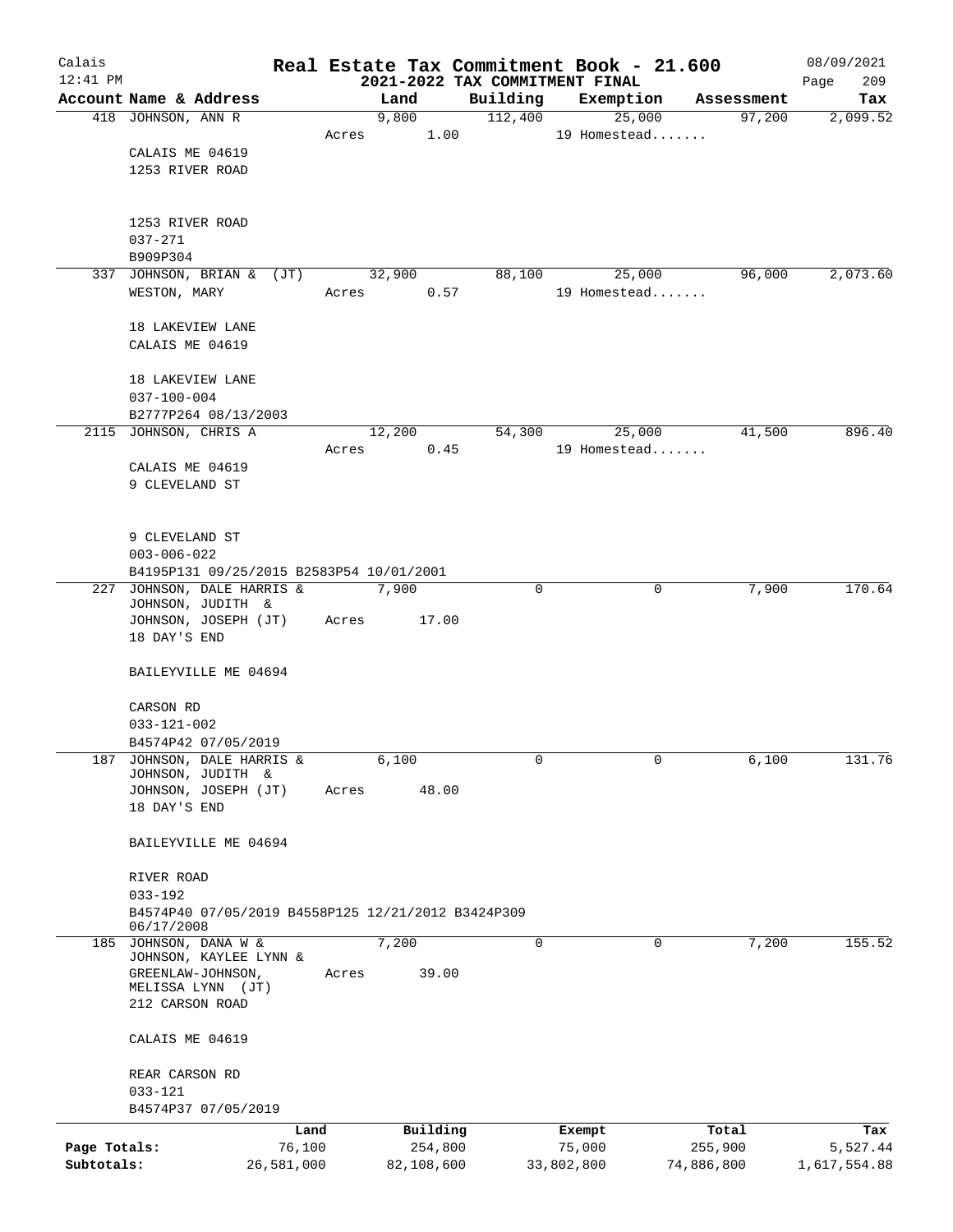Calais 12:41 PM

# Real Estate Tax Commitment Book - 21.600

## 2021-2022 TAX COMMITMENT FINAL

08/09/2021 Page 209

| Account Name & Address | Land | Building | Exemption | Assessment | Tax |
|---|---|---|---|---|---|
| 418 JOHNSON, ANN R | 9,800 | 112,400 | 25,000 | 97,200 | 2,099.52 |
| CALAIS ME 04619<br>1253 RIVER ROAD<br><br>1253 RIVER ROAD<br>037-271<br>B909P304 | Acres 1.00 | | 19 Homestead....... | | |
| 337 JOHNSON, BRIAN & (JT) | 32,900 | 88,100 | 25,000 | 96,000 | 2,073.60 |
| WESTON, MARY<br><br>18 LAKEVIEW LANE<br>CALAIS ME 04619<br><br>18 LAKEVIEW LANE<br>037-100-004<br>B2777P264 08/13/2003 | Acres 0.57 | | 19 Homestead....... | | |
| 2115 JOHNSON, CHRIS A | 12,200 | 54,300 | 25,000 | 41,500 | 896.40 |
| CALAIS ME 04619<br>9 CLEVELAND ST<br><br>9 CLEVELAND ST<br>003-006-022<br>B4195P131 09/25/2015 B2583P54 10/01/2001 | Acres 0.45 | | 19 Homestead....... | | |
| 227 JOHNSON, DALE HARRIS & | 7,900 | 0 | 0 | 7,900 | 170.64 |
| JOHNSON, JUDITH &<br>JOHNSON, JOSEPH (JT)<br>18 DAY'S END<br><br>BAILEYVILLE ME 04694<br><br>CARSON RD<br>033-121-002<br>B4574P42 07/05/2019 | Acres 17.00 | | | | |
| 187 JOHNSON, DALE HARRIS & | 6,100 | 0 | 0 | 6,100 | 131.76 |
| JOHNSON, JUDITH &<br>JOHNSON, JOSEPH (JT)<br>18 DAY'S END<br><br>BAILEYVILLE ME 04694<br><br>RIVER ROAD<br>033-192<br>B4574P40 07/05/2019 B4558P125 12/21/2012 B3424P309 06/17/2008 | Acres 48.00 | | | | |
| 185 JOHNSON, DANA W & | 7,200 | 0 | 0 | 7,200 | 155.52 |
| JOHNSON, KAYLEE LYNN &<br>GREENLAW-JOHNSON, MELISSA LYNN (JT)<br>212 CARSON ROAD<br><br>CALAIS ME 04619<br><br>REAR CARSON RD<br>033-121<br>B4574P37 07/05/2019 | Acres 39.00 | | | | |

| | Land | Building | Exempt | Total | Tax |
|---|---|---|---|---|---|
| Page Totals: | 76,100 | 254,800 | 75,000 | 255,900 | 5,527.44 |
| Subtotals: | 26,581,000 | 82,108,600 | 33,802,800 | 74,886,800 | 1,617,554.88 |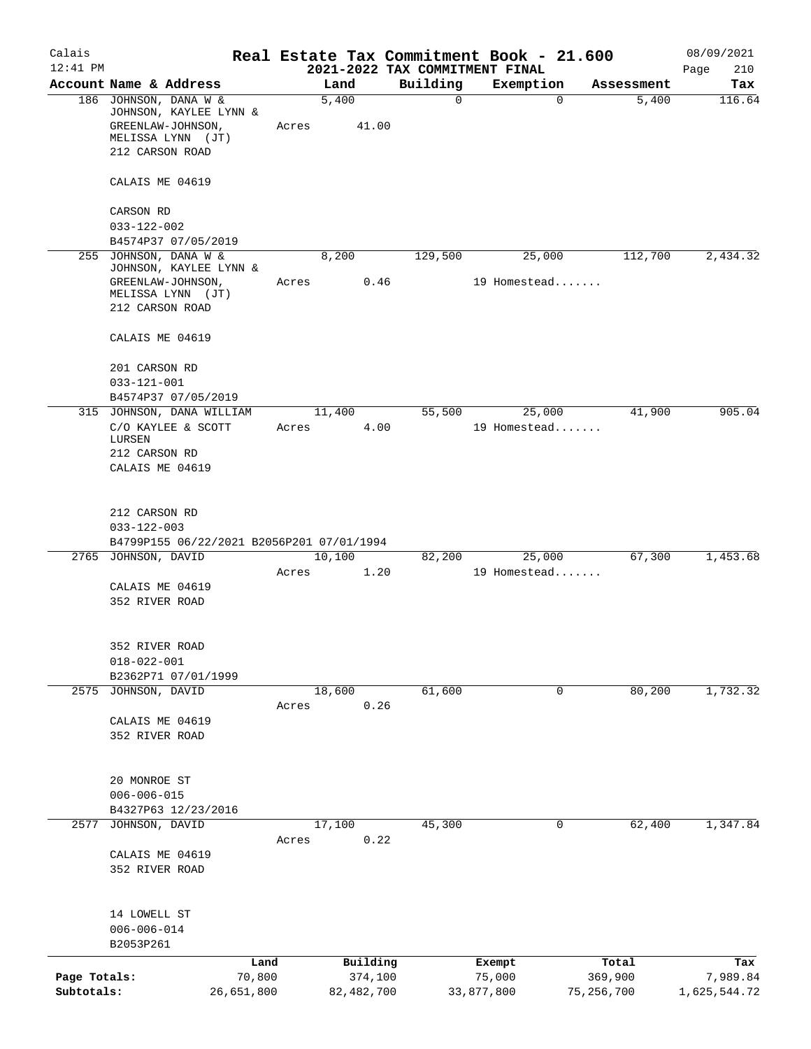# Real Estate Tax Commitment Book - 21.600

## 2021-2022 TAX COMMITMENT FINAL

Calais, 12:41 PM — 08/09/2021

| Account Name & Address | Land | Building | Exemption | Assessment | Tax |
|---|---|---|---|---|---|
| 186 JOHNSON, DANA W & JOHNSON, KAYLEE LYNN & GREENLAW-JOHNSON, MELISSA LYNN (JT) 212 CARSON ROAD CALAIS ME 04619 CARSON RD 033-122-002 B4574P37 07/05/2019 | 5,400 Acres 41.00 | 0 | 0 | 5,400 | 116.64 |
| 255 JOHNSON, DANA W & JOHNSON, KAYLEE LYNN & GREENLAW-JOHNSON, MELISSA LYNN (JT) 212 CARSON ROAD CALAIS ME 04619 201 CARSON RD 033-121-001 B4574P37 07/05/2019 | 8,200 Acres 0.46 | 129,500 | 25,000 19 Homestead....... | 112,700 | 2,434.32 |
| 315 JOHNSON, DANA WILLIAM C/O KAYLEE & SCOTT LURSEN 212 CARSON RD CALAIS ME 04619 212 CARSON RD 033-122-003 B4799P155 06/22/2021 B2056P201 07/01/1994 | 11,400 Acres 4.00 | 55,500 | 25,000 19 Homestead....... | 41,900 | 905.04 |
| 2765 JOHNSON, DAVID CALAIS ME 04619 352 RIVER ROAD 352 RIVER ROAD 018-022-001 B2362P71 07/01/1999 | 10,100 Acres 1.20 | 82,200 | 25,000 19 Homestead....... | 67,300 | 1,453.68 |
| 2575 JOHNSON, DAVID CALAIS ME 04619 352 RIVER ROAD 20 MONROE ST 006-006-015 B4327P63 12/23/2016 | 18,600 Acres 0.26 | 61,600 | 0 | 80,200 | 1,732.32 |
| 2577 JOHNSON, DAVID CALAIS ME 04619 352 RIVER ROAD 14 LOWELL ST 006-006-014 B2053P261 | 17,100 Acres 0.22 | 45,300 | 0 | 62,400 | 1,347.84 |

| | Land | Building | Exempt | Total | Tax |
|---|---|---|---|---|---|
| Page Totals: | 70,800 | 374,100 | 75,000 | 369,900 | 7,989.84 |
| Subtotals: | 26,651,800 | 82,482,700 | 33,877,800 | 75,256,700 | 1,625,544.72 |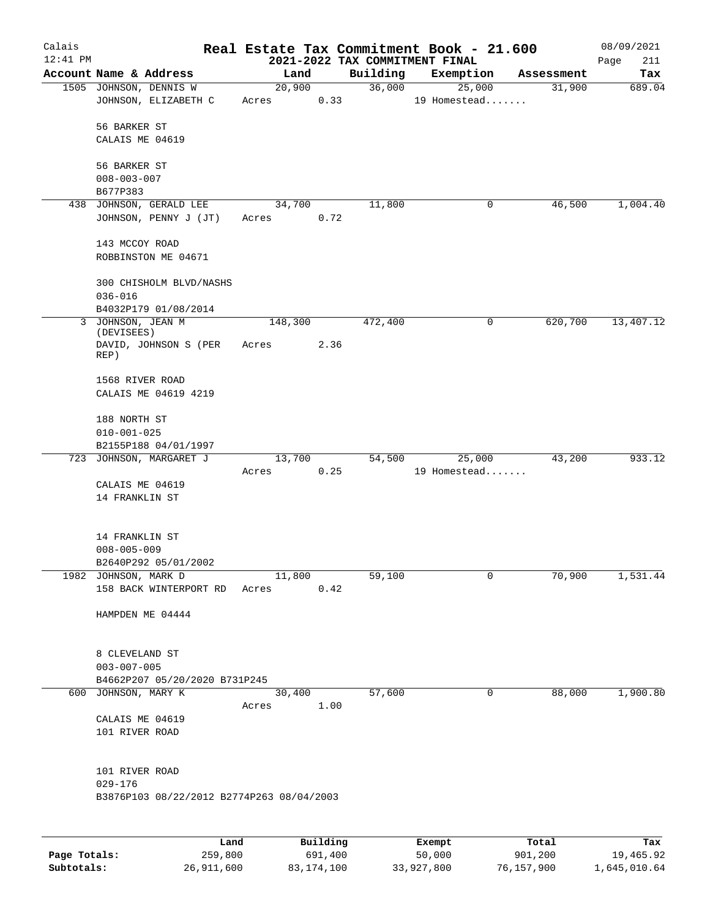# Real Estate Tax Commitment Book - 21.600

## 2021-2022 TAX COMMITMENT FINAL

Calais 12:41 PM — 08/09/2021

| Account Name & Address | Land | Building | Exemption | Assessment | Tax |
|---|---|---|---|---|---|
| 1505 JOHNSON, DENNIS W<br>JOHNSON, ELIZABETH C<br><br>56 BARKER ST<br>CALAIS ME 04619<br><br>56 BARKER ST<br>008-003-007<br>B677P383 | 20,900<br>Acres 0.33 | 36,000 | 25,000<br>19 Homestead....... | 31,900 | 689.04 |
| 438 JOHNSON, GERALD LEE<br>JOHNSON, PENNY J (JT)<br><br>143 MCCOY ROAD<br>ROBBINSTON ME 04671<br><br>300 CHISHOLM BLVD/NASHS<br>036-016<br>B4032P179 01/08/2014 | 34,700<br>Acres 0.72 | 11,800 | 0 | 46,500 | 1,004.40 |
| 3 JOHNSON, JEAN M (DEVISEES)<br>DAVID, JOHNSON S (PER REP)<br><br>1568 RIVER ROAD<br>CALAIS ME 04619 4219<br><br>188 NORTH ST<br>010-001-025<br>B2155P188 04/01/1997 | 148,300<br>Acres 2.36 | 472,400 | 0 | 620,700 | 13,407.12 |
| 723 JOHNSON, MARGARET J<br><br>CALAIS ME 04619<br>14 FRANKLIN ST<br><br>14 FRANKLIN ST<br>008-005-009<br>B2640P292 05/01/2002 | 13,700<br>Acres 0.25 | 54,500 | 25,000<br>19 Homestead....... | 43,200 | 933.12 |
| 1982 JOHNSON, MARK D<br>158 BACK WINTERPORT RD<br><br>HAMPDEN ME 04444<br><br>8 CLEVELAND ST<br>003-007-005<br>B4662P207 05/20/2020 B731P245 | 11,800<br>Acres 0.42 | 59,100 | 0 | 70,900 | 1,531.44 |
| 600 JOHNSON, MARY K<br><br>CALAIS ME 04619<br>101 RIVER ROAD<br><br>101 RIVER ROAD<br>029-176<br>B3876P103 08/22/2012 B2774P263 08/04/2003 | 30,400<br>Acres 1.00 | 57,600 | 0 | 88,000 | 1,900.80 |

| | Land | Building | Exempt | Total | Tax |
|---|---|---|---|---|---|
| **Page Totals:** | 259,800 | 691,400 | 50,000 | 901,200 | 19,465.92 |
| **Subtotals:** | 26,911,600 | 83,174,100 | 33,927,800 | 76,157,900 | 1,645,010.64 |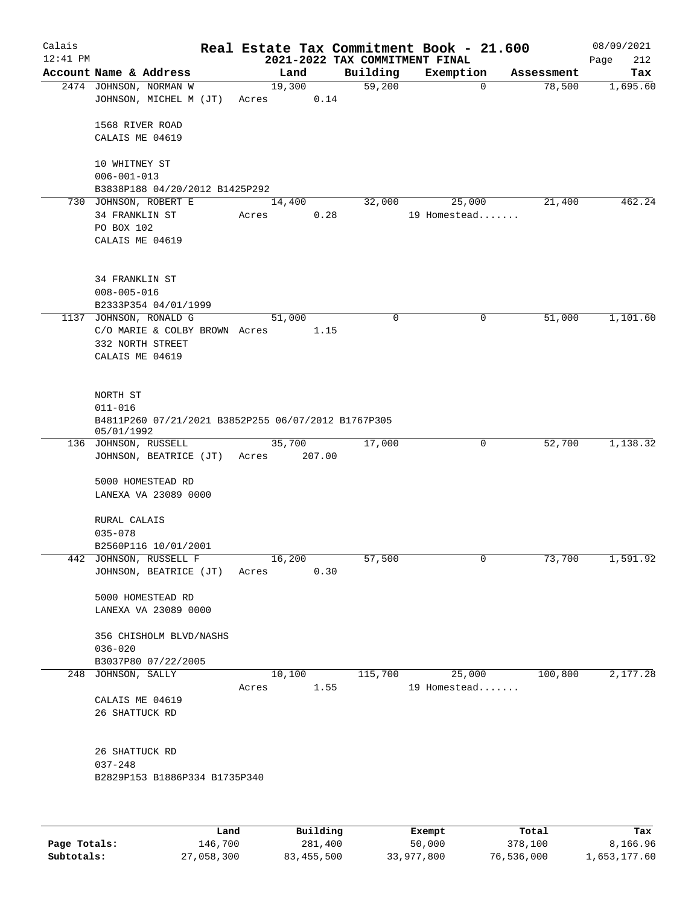# Real Estate Tax Commitment Book - 21.600

Calais
12:41 PM

**2021-2022 TAX COMMITMENT FINAL**

08/09/2021
Page 212

| Account Name & Address | Land | Building | Exemption | Assessment | Tax |
|---|---|---|---|---|---|
| 2474 JOHNSON, NORMAN W<br>JOHNSON, MICHEL M (JT)<br><br>1568 RIVER ROAD<br>CALAIS ME 04619<br><br>10 WHITNEY ST<br>006-001-013<br>B3838P188 04/20/2012 B1425P292 | 19,300<br>Acres 0.14 | 59,200 | 0 | 78,500 | 1,695.60 |
| 730 JOHNSON, ROBERT E<br>34 FRANKLIN ST<br>PO BOX 102<br>CALAIS ME 04619<br><br>34 FRANKLIN ST<br>008-005-016<br>B2333P354 04/01/1999 | 14,400<br>Acres 0.28 | 32,000 | 25,000<br>19 Homestead....... | 21,400 | 462.24 |
| 1137 JOHNSON, RONALD G<br>C/O MARIE & COLBY BROWN<br>332 NORTH STREET<br>CALAIS ME 04619<br><br>NORTH ST<br>011-016<br>B4811P260 07/21/2021 B3852P255 06/07/2012 B1767P305 05/01/1992 | 51,000<br>Acres 1.15 | 0 | 0 | 51,000 | 1,101.60 |
| 136 JOHNSON, RUSSELL<br>JOHNSON, BEATRICE (JT)<br><br>5000 HOMESTEAD RD<br>LANEXA VA 23089 0000<br><br>RURAL CALAIS<br>035-078<br>B2560P116 10/01/2001 | 35,700<br>Acres 207.00 | 17,000 | 0 | 52,700 | 1,138.32 |
| 442 JOHNSON, RUSSELL F<br>JOHNSON, BEATRICE (JT)<br><br>5000 HOMESTEAD RD<br>LANEXA VA 23089 0000<br><br>356 CHISHOLM BLVD/NASHS<br>036-020<br>B3037P80 07/22/2005 | 16,200<br>Acres 0.30 | 57,500 | 0 | 73,700 | 1,591.92 |
| 248 JOHNSON, SALLY<br><br>CALAIS ME 04619<br>26 SHATTUCK RD<br><br>26 SHATTUCK RD<br>037-248<br>B2829P153 B1886P334 B1735P340 | 10,100<br>Acres 1.55 | 115,700 | 25,000<br>19 Homestead....... | 100,800 | 2,177.28 |

| | Land | Building | Exempt | Total | Tax |
|---|---|---|---|---|---|
| **Page Totals:** | 146,700 | 281,400 | 50,000 | 378,100 | 8,166.96 |
| **Subtotals:** | 27,058,300 | 83,455,500 | 33,977,800 | 76,536,000 | 1,653,177.60 |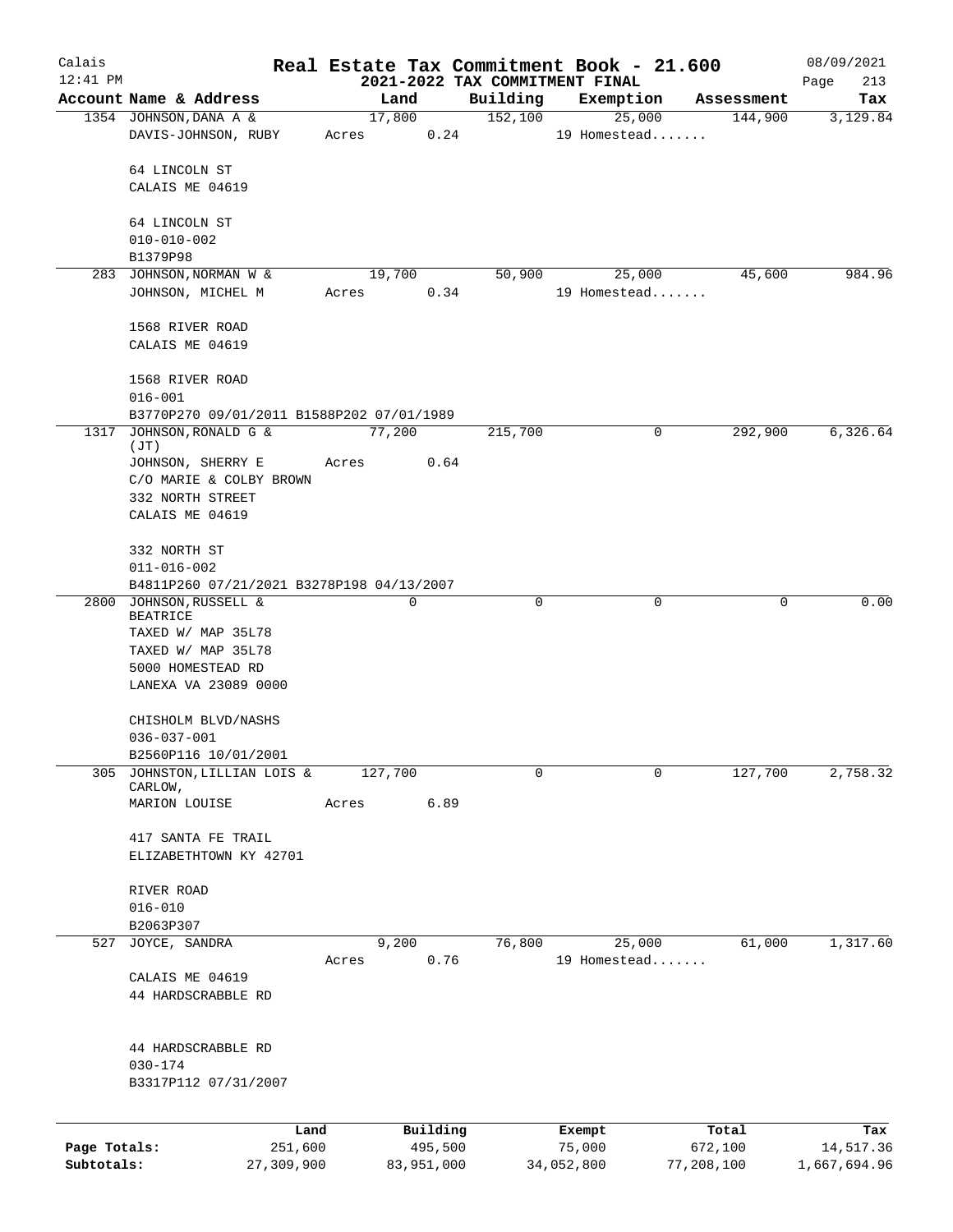Calais
12:41 PM

# Real Estate Tax Commitment Book - 21.600

## 2021-2022 TAX COMMITMENT FINAL

08/09/2021
Page 213

| Account Name & Address | Land | Building | Exemption | Assessment | Tax |
|---|---|---|---|---|---|
| 1354 JOHNSON, DANA A & DAVIS-JOHNSON, RUBY<br><br>64 LINCOLN ST<br>CALAIS ME 04619<br><br>64 LINCOLN ST<br>010-010-002<br>B1379P98 | 17,800<br>Acres 0.24 | 152,100 | 25,000<br>19 Homestead....... | 144,900 | 3,129.84 |
| 283 JOHNSON, NORMAN W & JOHNSON, MICHEL M<br><br>1568 RIVER ROAD<br>CALAIS ME 04619<br><br>1568 RIVER ROAD<br>016-001<br>B3770P270 09/01/2011 B1588P202 07/01/1989 | 19,700<br>Acres 0.34 | 50,900 | 25,000<br>19 Homestead....... | 45,600 | 984.96 |
| 1317 JOHNSON, RONALD G & (JT)<br>JOHNSON, SHERRY E<br>C/O MARIE & COLBY BROWN<br>332 NORTH STREET<br>CALAIS ME 04619<br><br>332 NORTH ST<br>011-016-002<br>B4811P260 07/21/2021 B3278P198 04/13/2007 | 77,200<br>Acres 0.64 | 215,700 | 0 | 292,900 | 6,326.64 |
| 2800 JOHNSON, RUSSELL & BEATRICE<br>TAXED W/ MAP 35L78<br>TAXED W/ MAP 35L78<br>5000 HOMESTEAD RD<br>LANEXA VA 23089 0000<br><br>CHISHOLM BLVD/NASHS<br>036-037-001<br>B2560P116 10/01/2001 | 0 | 0 | 0 | 0 | 0.00 |
| 305 JOHNSTON, LILLIAN LOIS & CARLOW,<br>MARION LOUISE<br><br>417 SANTA FE TRAIL<br>ELIZABETHTOWN KY 42701<br><br>RIVER ROAD<br>016-010<br>B2063P307 | 127,700<br>Acres 6.89 | 0 | 0 | 127,700 | 2,758.32 |
| 527 JOYCE, SANDRA<br><br>CALAIS ME 04619<br>44 HARDSCRABBLE RD<br><br>44 HARDSCRABBLE RD<br>030-174<br>B3317P112 07/31/2007 | 9,200<br>Acres 0.76 | 76,800 | 25,000<br>19 Homestead....... | 61,000 | 1,317.60 |

| | Land | Building | Exempt | Total | Tax |
|---|---|---|---|---|---|
| **Page Totals:** | 251,600 | 495,500 | 75,000 | 672,100 | 14,517.36 |
| **Subtotals:** | 27,309,900 | 83,951,000 | 34,052,800 | 77,208,100 | 1,667,694.96 |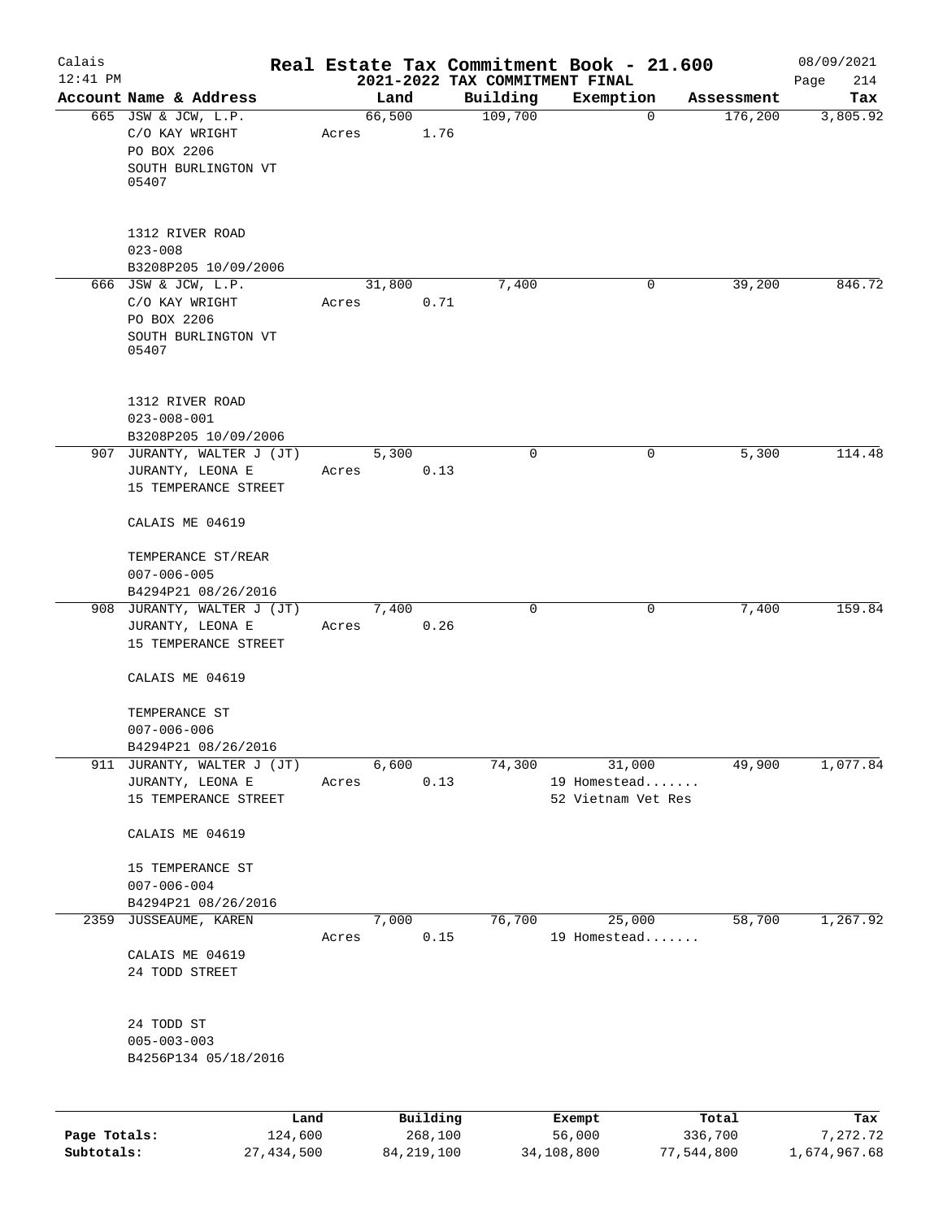# Real Estate Tax Commitment Book - 21.600

Calais
12:41 PM

2021-2022 TAX COMMITMENT FINAL

08/09/2021

| Account Name & Address | Land | Building | Exemption | Assessment | Tax |
|---|---|---|---|---|---|
| 665 JSW & JCW, L.P.<br>C/O KAY WRIGHT<br>PO BOX 2206<br>SOUTH BURLINGTON VT 05407<br><br>1312 RIVER ROAD<br>023-008<br>B3208P205 10/09/2006 | 66,500<br>Acres 1.76 | 109,700 | 0 | 176,200 | 3,805.92 |
| 666 JSW & JCW, L.P.<br>C/O KAY WRIGHT<br>PO BOX 2206<br>SOUTH BURLINGTON VT 05407<br><br>1312 RIVER ROAD<br>023-008-001<br>B3208P205 10/09/2006 | 31,800<br>Acres 0.71 | 7,400 | 0 | 39,200 | 846.72 |
| 907 JURANTY, WALTER J (JT)<br>JURANTY, LEONA E<br>15 TEMPERANCE STREET<br><br>CALAIS ME 04619<br><br>TEMPERANCE ST/REAR<br>007-006-005<br>B4294P21 08/26/2016 | 5,300<br>Acres 0.13 | 0 | 0 | 5,300 | 114.48 |
| 908 JURANTY, WALTER J (JT)<br>JURANTY, LEONA E<br>15 TEMPERANCE STREET<br><br>CALAIS ME 04619<br><br>TEMPERANCE ST<br>007-006-006<br>B4294P21 08/26/2016 | 7,400<br>Acres 0.26 | 0 | 0 | 7,400 | 159.84 |
| 911 JURANTY, WALTER J (JT)<br>JURANTY, LEONA E<br>15 TEMPERANCE STREET<br><br>CALAIS ME 04619<br><br>15 TEMPERANCE ST<br>007-006-004<br>B4294P21 08/26/2016 | 6,600<br>Acres 0.13 | 74,300 | 31,000<br>19 Homestead.......<br>52 Vietnam Vet Res | 49,900 | 1,077.84 |
| 2359 JUSSEAUME, KAREN<br><br>CALAIS ME 04619<br>24 TODD STREET<br><br>24 TODD ST<br>005-003-003<br>B4256P134 05/18/2016 | 7,000<br>Acres 0.15 | 76,700 | 25,000<br>19 Homestead....... | 58,700 | 1,267.92 |

| | Land | Building | Exempt | Total | Tax |
|---|---|---|---|---|---|
| Page Totals: | 124,600 | 268,100 | 56,000 | 336,700 | 7,272.72 |
| Subtotals: | 27,434,500 | 84,219,100 | 34,108,800 | 77,544,800 | 1,674,967.68 |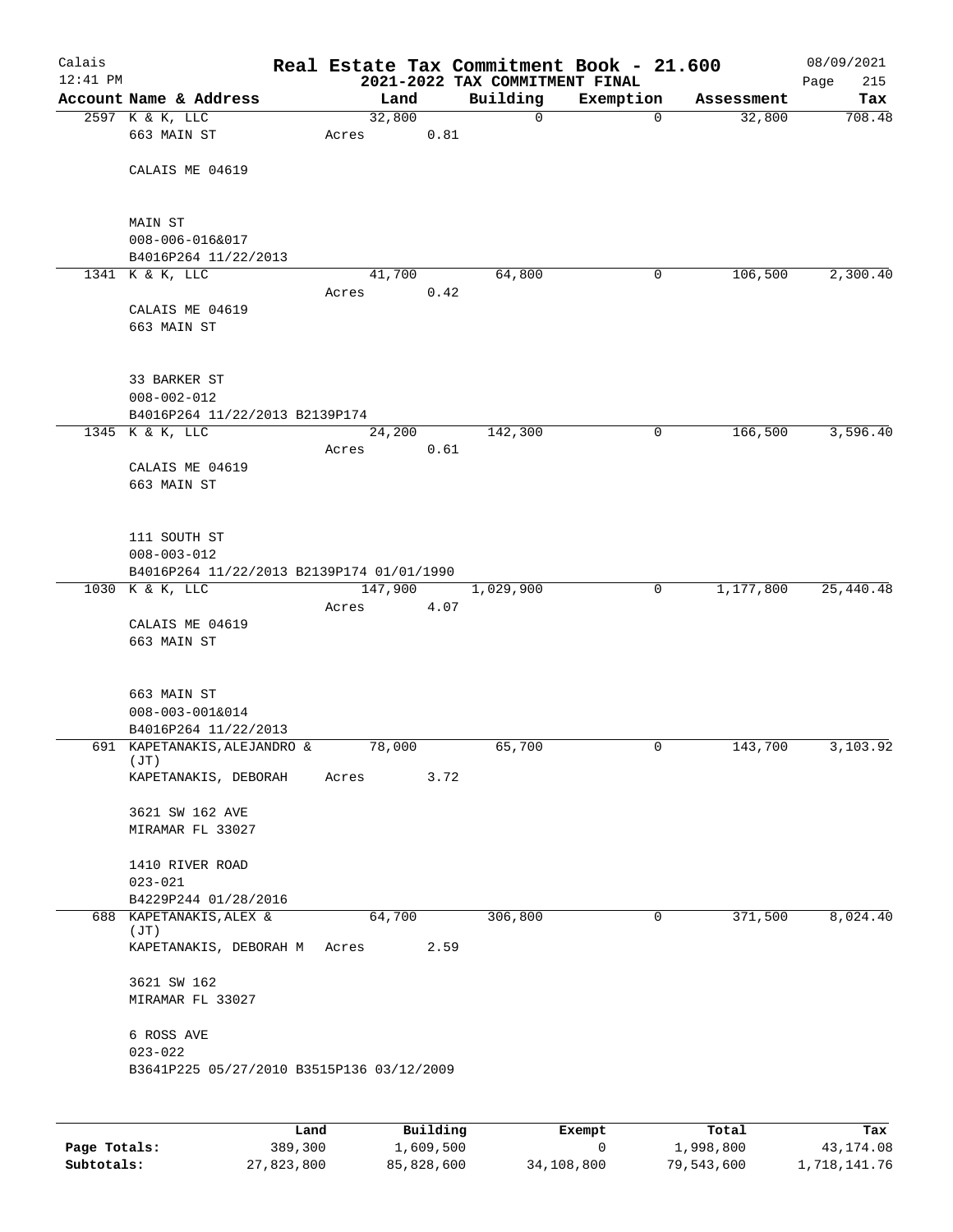# Real Estate Tax Commitment Book - 21.600

Calais 12:41 PM — 2021-2022 TAX COMMITMENT FINAL — 08/09/2021

| Account Name & Address | Land | Building | Exemption | Assessment | Tax |
|---|---|---|---|---|---|
| 2597 K & K, LLC<br>663 MAIN ST<br>CALAIS ME 04619<br><br>MAIN ST<br>008-006-016&017<br>B4016P264 11/22/2013 | 32,800<br>Acres 0.81 | 0 | 0 | 32,800 | 708.48 |
| 1341 K & K, LLC<br>CALAIS ME 04619<br>663 MAIN ST<br><br>33 BARKER ST<br>008-002-012<br>B4016P264 11/22/2013 B2139P174 | 41,700<br>Acres 0.42 | 64,800 | 0 | 106,500 | 2,300.40 |
| 1345 K & K, LLC<br>CALAIS ME 04619<br>663 MAIN ST<br><br>111 SOUTH ST<br>008-003-012<br>B4016P264 11/22/2013 B2139P174 01/01/1990 | 24,200<br>Acres 0.61 | 142,300 | 0 | 166,500 | 3,596.40 |
| 1030 K & K, LLC<br>CALAIS ME 04619<br>663 MAIN ST<br><br>663 MAIN ST<br>008-003-001&014<br>B4016P264 11/22/2013 | 147,900<br>Acres 4.07 | 1,029,900 | 0 | 1,177,800 | 25,440.48 |
| 691 KAPETANAKIS, ALEJANDRO & (JT)<br>KAPETANAKIS, DEBORAH<br>3621 SW 162 AVE<br>MIRAMAR FL 33027<br><br>1410 RIVER ROAD<br>023-021<br>B4229P244 01/28/2016 | 78,000<br>Acres 3.72 | 65,700 | 0 | 143,700 | 3,103.92 |
| 688 KAPETANAKIS, ALEX & (JT)<br>KAPETANAKIS, DEBORAH M<br>3621 SW 162<br>MIRAMAR FL 33027<br><br>6 ROSS AVE<br>023-022<br>B3641P225 05/27/2010 B3515P136 03/12/2009 | 64,700<br>Acres 2.59 | 306,800 | 0 | 371,500 | 8,024.40 |

| | Land | Building | Exempt | Total | Tax |
|---|---|---|---|---|---|
| Page Totals: | 389,300 | 1,609,500 | 0 | 1,998,800 | 43,174.08 |
| Subtotals: | 27,823,800 | 85,828,600 | 34,108,800 | 79,543,600 | 1,718,141.76 |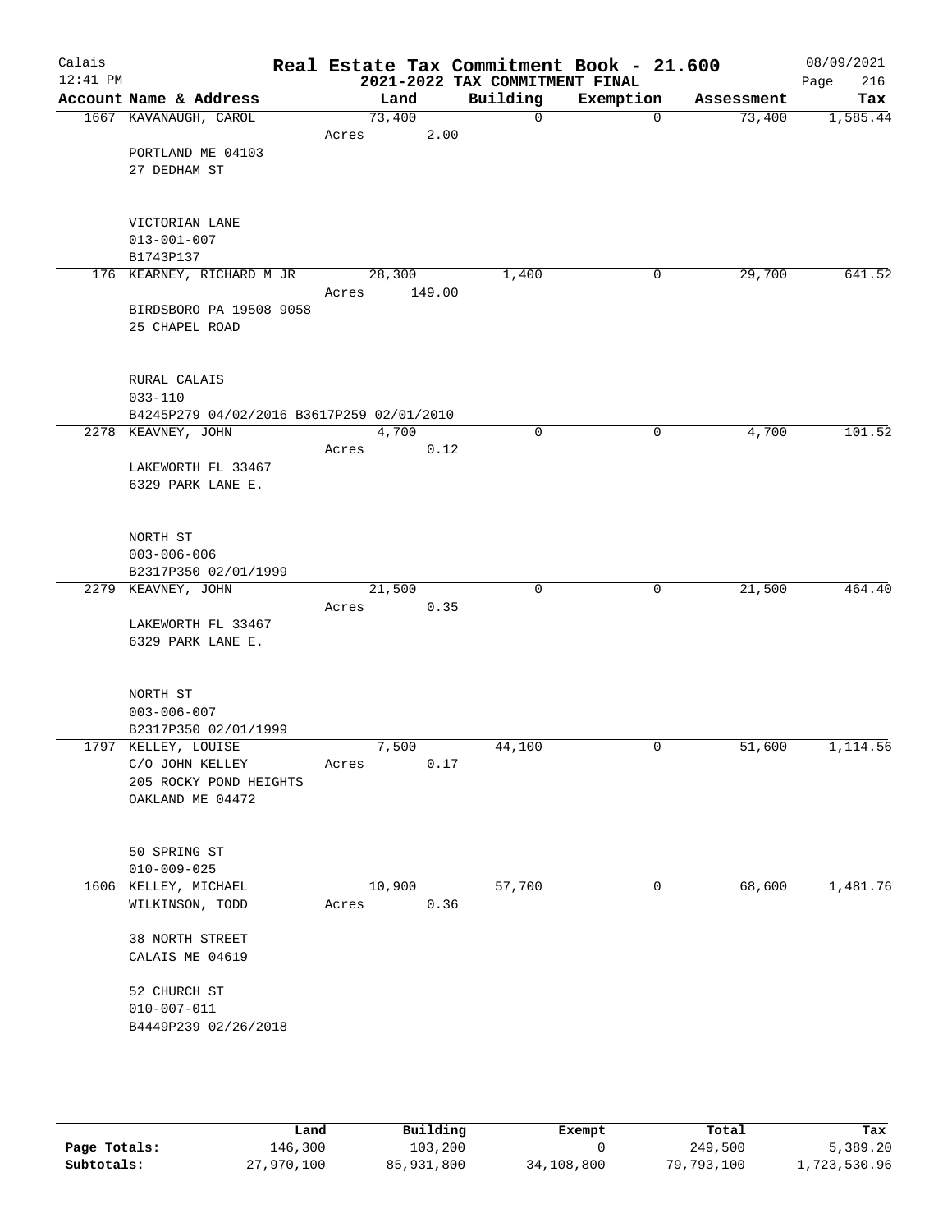# Real Estate Tax Commitment Book - 21.600

## 2021-2022 TAX COMMITMENT FINAL

Calais 12:41 PM — 08/09/2021

| Account Name & Address | Land | Building | Exemption | Assessment | Tax |
|---|---|---|---|---|---|
| 1667 KAVANAUGH, CAROL<br>PORTLAND ME 04103<br>27 DEDHAM ST<br><br>VICTORIAN LANE<br>013-001-007<br>B1743P137 | 73,400<br>Acres 2.00 | 0 | 0 | 73,400 | 1,585.44 |
| 176 KEARNEY, RICHARD M JR<br>BIRDSBORO PA 19508 9058<br>25 CHAPEL ROAD<br><br>RURAL CALAIS<br>033-110<br>B4245P279 04/02/2016 B3617P259 02/01/2010 | 28,300<br>Acres 149.00 | 1,400 | 0 | 29,700 | 641.52 |
| 2278 KEAVNEY, JOHN<br>LAKEWORTH FL 33467<br>6329 PARK LANE E.<br><br>NORTH ST<br>003-006-006<br>B2317P350 02/01/1999 | 4,700<br>Acres 0.12 | 0 | 0 | 4,700 | 101.52 |
| 2279 KEAVNEY, JOHN<br>LAKEWORTH FL 33467<br>6329 PARK LANE E.<br><br>NORTH ST<br>003-006-007<br>B2317P350 02/01/1999 | 21,500<br>Acres 0.35 | 0 | 0 | 21,500 | 464.40 |
| 1797 KELLEY, LOUISE<br>C/O JOHN KELLEY<br>205 ROCKY POND HEIGHTS<br>OAKLAND ME 04472<br><br>50 SPRING ST<br>010-009-025 | 7,500<br>Acres 0.17 | 44,100 | 0 | 51,600 | 1,114.56 |
| 1606 KELLEY, MICHAEL<br>WILKINSON, TODD<br><br>38 NORTH STREET<br>CALAIS ME 04619<br><br>52 CHURCH ST<br>010-007-011<br>B4449P239 02/26/2018 | 10,900<br>Acres 0.36 | 57,700 | 0 | 68,600 | 1,481.76 |

| | Land | Building | Exempt | Total | Tax |
|---|---|---|---|---|---|
| Page Totals: | 146,300 | 103,200 | 0 | 249,500 | 5,389.20 |
| Subtotals: | 27,970,100 | 85,931,800 | 34,108,800 | 79,793,100 | 1,723,530.96 |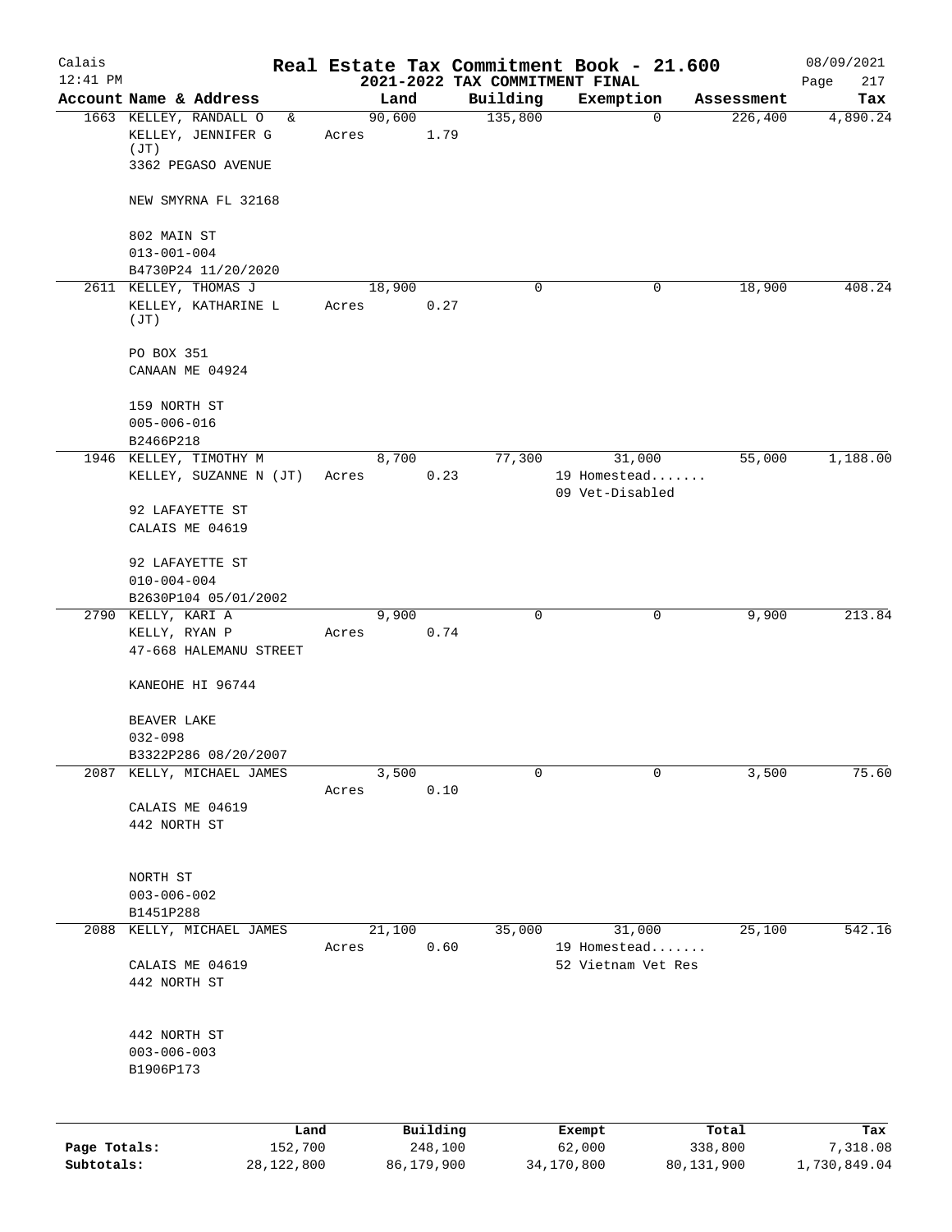# Real Estate Tax Commitment Book - 21.600

## 2021-2022 TAX COMMITMENT FINAL

Calais 12:41 PM — 08/09/2021

| Account Name & Address | Land | Building | Exemption | Assessment | Tax |
|---|---|---|---|---|---|
| 1663 KELLEY, RANDALL O & KELLEY, JENNIFER G (JT) 3362 PEGASO AVENUE NEW SMYRNA FL 32168 802 MAIN ST 013-001-004 B4730P24 11/20/2020 | 90,600 Acres 1.79 | 135,800 | 0 | 226,400 | 4,890.24 |
| 2611 KELLEY, THOMAS J KELLEY, KATHARINE L (JT) PO BOX 351 CANAAN ME 04924 159 NORTH ST 005-006-016 B2466P218 | 18,900 Acres 0.27 | 0 | 0 | 18,900 | 408.24 |
| 1946 KELLEY, TIMOTHY M KELLEY, SUZANNE N (JT) 92 LAFAYETTE ST CALAIS ME 04619 92 LAFAYETTE ST 010-004-004 B2630P104 05/01/2002 | 8,700 Acres 0.23 | 77,300 | 31,000 19 Homestead....... 09 Vet-Disabled | 55,000 | 1,188.00 |
| 2790 KELLY, KARI A KELLY, RYAN P 47-668 HALEMANU STREET KANEOHE HI 96744 BEAVER LAKE 032-098 B3322P286 08/20/2007 | 9,900 Acres 0.74 | 0 | 0 | 9,900 | 213.84 |
| 2087 KELLY, MICHAEL JAMES CALAIS ME 04619 442 NORTH ST NORTH ST 003-006-002 B1451P288 | 3,500 Acres 0.10 | 0 | 0 | 3,500 | 75.60 |
| 2088 KELLY, MICHAEL JAMES CALAIS ME 04619 442 NORTH ST 442 NORTH ST 003-006-003 B1906P173 | 21,100 Acres 0.60 | 35,000 | 31,000 19 Homestead....... 52 Vietnam Vet Res | 25,100 | 542.16 |

| | Land | Building | Exempt | Total | Tax |
|---|---|---|---|---|---|
| Page Totals: | 152,700 | 248,100 | 62,000 | 338,800 | 7,318.08 |
| Subtotals: | 28,122,800 | 86,179,900 | 34,170,800 | 80,131,900 | 1,730,849.04 |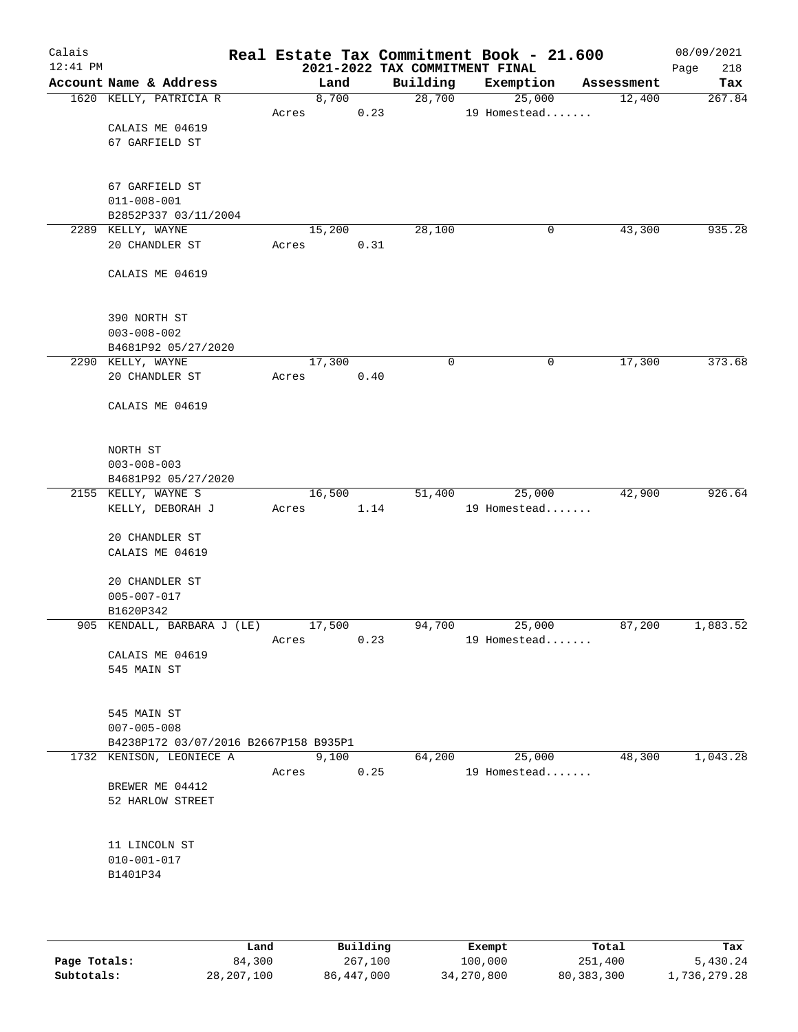Calais 12:41 PM

# Real Estate Tax Commitment Book - 21.600
## 2021-2022 TAX COMMITMENT FINAL

08/09/2021

| Account Name & Address | Land | Building | Exemption | Assessment | Tax |
|---|---|---|---|---|---|
| 1620 KELLY, PATRICIA R | 8,700 | 28,700 | 25,000 | 12,400 | 267.84 |
| | Acres 0.23 | | 19 Homestead....... | | |
| CALAIS ME 04619 | | | | | |
| 67 GARFIELD ST | | | | | |
| 67 GARFIELD ST | | | | | |
| 011-008-001 | | | | | |
| B2852P337 03/11/2004 | | | | | |
| 2289 KELLY, WAYNE | 15,200 | 28,100 | 0 | 43,300 | 935.28 |
| 20 CHANDLER ST | Acres 0.31 | | | | |
| CALAIS ME 04619 | | | | | |
| 390 NORTH ST | | | | | |
| 003-008-002 | | | | | |
| B4681P92 05/27/2020 | | | | | |
| 2290 KELLY, WAYNE | 17,300 | 0 | 0 | 17,300 | 373.68 |
| 20 CHANDLER ST | Acres 0.40 | | | | |
| CALAIS ME 04619 | | | | | |
| NORTH ST | | | | | |
| 003-008-003 | | | | | |
| B4681P92 05/27/2020 | | | | | |
| 2155 KELLY, WAYNE S | 16,500 | 51,400 | 25,000 | 42,900 | 926.64 |
| KELLY, DEBORAH J | Acres 1.14 | | 19 Homestead....... | | |
| 20 CHANDLER ST | | | | | |
| CALAIS ME 04619 | | | | | |
| 20 CHANDLER ST | | | | | |
| 005-007-017 | | | | | |
| B1620P342 | | | | | |
| 905 KENDALL, BARBARA J (LE) | 17,500 | 94,700 | 25,000 | 87,200 | 1,883.52 |
| | Acres 0.23 | | 19 Homestead....... | | |
| CALAIS ME 04619 | | | | | |
| 545 MAIN ST | | | | | |
| 545 MAIN ST | | | | | |
| 007-005-008 | | | | | |
| B4238P172 03/07/2016 B2667P158 B935P1 | | | | | |
| 1732 KENISON, LEONIECE A | 9,100 | 64,200 | 25,000 | 48,300 | 1,043.28 |
| | Acres 0.25 | | 19 Homestead....... | | |
| BREWER ME 04412 | | | | | |
| 52 HARLOW STREET | | | | | |
| 11 LINCOLN ST | | | | | |
| 010-001-017 | | | | | |
| B1401P34 | | | | | |

| | Land | Building | Exempt | Total | Tax |
|---|---|---|---|---|---|
| Page Totals: | 84,300 | 267,100 | 100,000 | 251,400 | 5,430.24 |
| Subtotals: | 28,207,100 | 86,447,000 | 34,270,800 | 80,383,300 | 1,736,279.28 |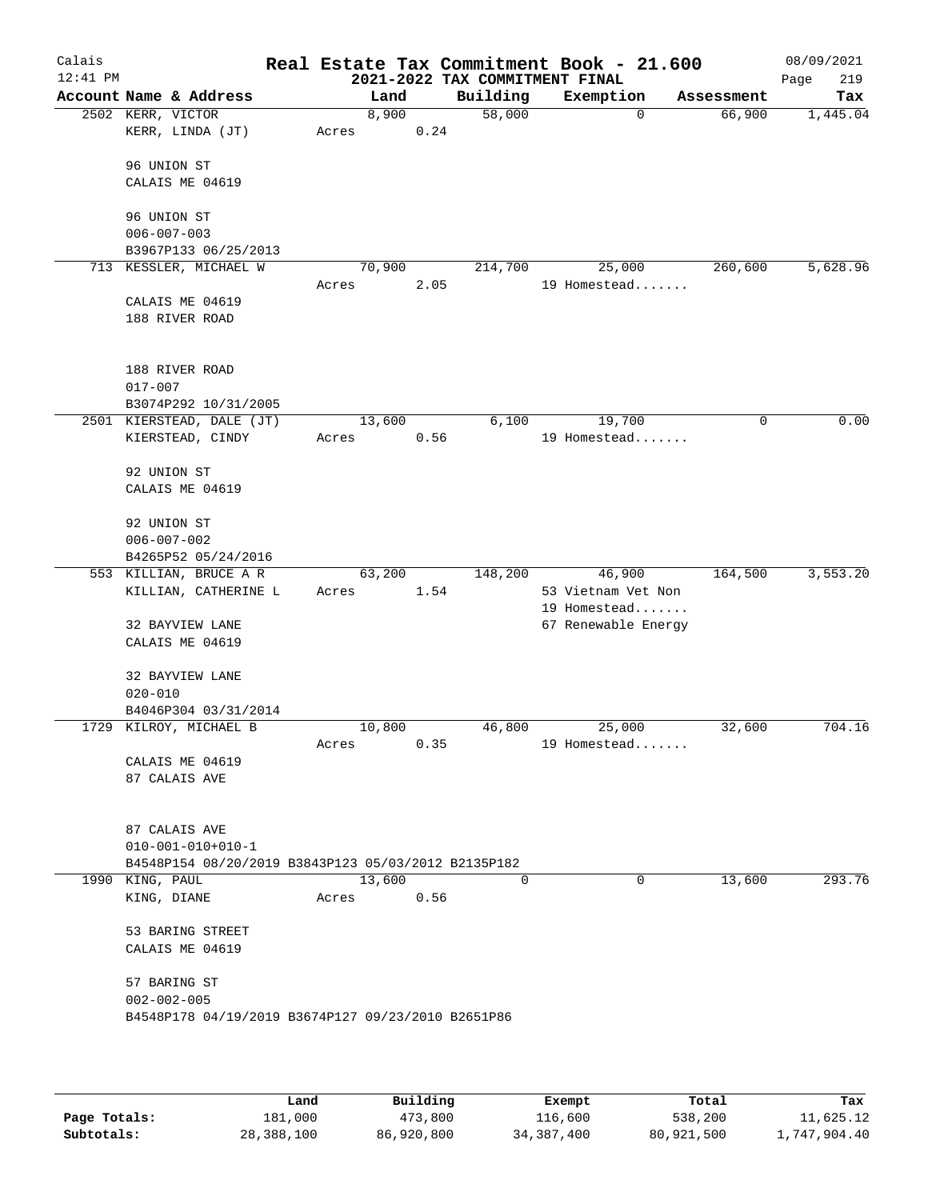# Real Estate Tax Commitment Book - 21.600

Calais 12:41 PM — 2021-2022 TAX COMMITMENT FINAL — 08/09/2021

| Account Name & Address | Land | Building | Exemption | Assessment | Tax |
|---|---|---|---|---|---|
| 2502 KERR, VICTOR<br>KERR, LINDA (JT)<br><br>96 UNION ST<br>CALAIS ME 04619<br><br>96 UNION ST<br>006-007-003<br>B3967P133 06/25/2013 | 8,900<br>Acres 0.24 | 58,000 | 0 | 66,900 | 1,445.04 |
| 713 KESSLER, MICHAEL W<br><br>CALAIS ME 04619<br>188 RIVER ROAD<br><br>188 RIVER ROAD<br>017-007<br>B3074P292 10/31/2005 | 70,900<br>Acres 2.05 | 214,700 | 25,000<br>19 Homestead....... | 260,600 | 5,628.96 |
| 2501 KIERSTEAD, DALE (JT)<br>KIERSTEAD, CINDY<br><br>92 UNION ST<br>CALAIS ME 04619<br><br>92 UNION ST<br>006-007-002<br>B4265P52 05/24/2016 | 13,600<br>Acres 0.56 | 6,100 | 19,700<br>19 Homestead....... | 0 | 0.00 |
| 553 KILLIAN, BRUCE A R<br>KILLIAN, CATHERINE L<br><br>32 BAYVIEW LANE<br>CALAIS ME 04619<br><br>32 BAYVIEW LANE<br>020-010<br>B4046P304 03/31/2014 | 63,200<br>Acres 1.54 | 148,200 | 46,900<br>53 Vietnam Vet Non<br>19 Homestead.......<br>67 Renewable Energy | 164,500 | 3,553.20 |
| 1729 KILROY, MICHAEL B<br><br>CALAIS ME 04619<br>87 CALAIS AVE<br><br>87 CALAIS AVE<br>010-001-010+010-1<br>B4548P154 08/20/2019 B3843P123 05/03/2012 B2135P182 | 10,800<br>Acres 0.35 | 46,800 | 25,000<br>19 Homestead....... | 32,600 | 704.16 |
| 1990 KING, PAUL<br>KING, DIANE<br><br>53 BARING STREET<br>CALAIS ME 04619<br><br>57 BARING ST<br>002-002-005<br>B4548P178 04/19/2019 B3674P127 09/23/2010 B2651P86 | 13,600<br>Acres 0.56 | 0 | 0 | 13,600 | 293.76 |

| | Land | Building | Exempt | Total | Tax |
|---|---|---|---|---|---|
| Page Totals: | 181,000 | 473,800 | 116,600 | 538,200 | 11,625.12 |
| Subtotals: | 28,388,100 | 86,920,800 | 34,387,400 | 80,921,500 | 1,747,904.40 |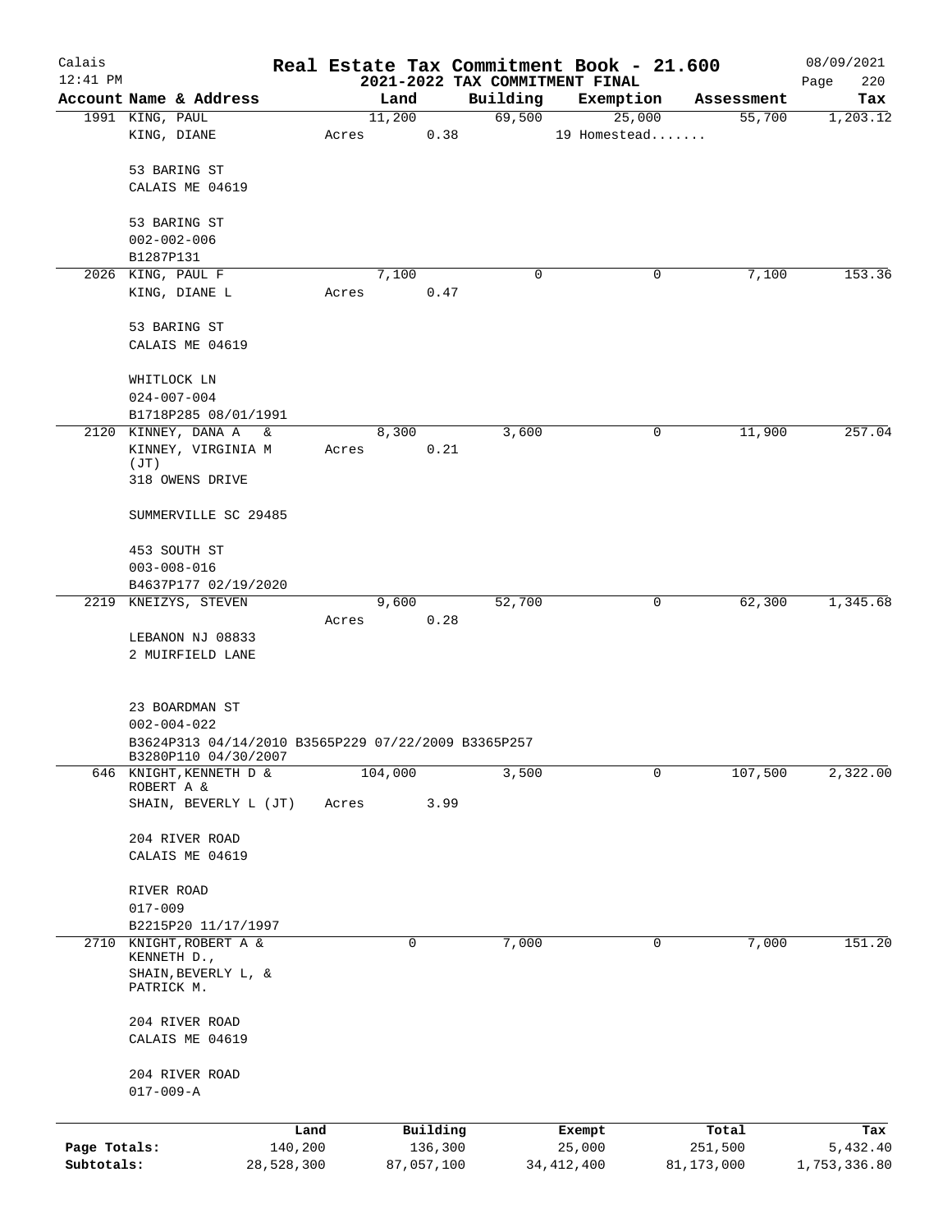Calais 12:41 PM

# Real Estate Tax Commitment Book - 21.600

2021-2022 TAX COMMITMENT FINAL

08/09/2021 Page 220

| Account Name & Address | Land | Building | Exemption | Assessment | Tax |
|---|---|---|---|---|---|
| 1991 KING, PAUL<br>KING, DIANE<br><br>53 BARING ST<br>CALAIS ME 04619<br><br>53 BARING ST<br>002-002-006<br>B1287P131 | 11,200<br>Acres 0.38 | 69,500 | 25,000<br>19 Homestead....... | 55,700 | 1,203.12 |
| 2026 KING, PAUL F<br>KING, DIANE L<br><br>53 BARING ST<br>CALAIS ME 04619<br><br>WHITLOCK LN<br>024-007-004<br>B1718P285 08/01/1991 | 7,100<br>Acres 0.47 | 0 | 0 | 7,100 | 153.36 |
| 2120 KINNEY, DANA A &<br>KINNEY, VIRGINIA M (JT)<br>318 OWENS DRIVE<br><br>SUMMERVILLE SC 29485<br><br>453 SOUTH ST<br>003-008-016<br>B4637P177 02/19/2020 | 8,300<br>Acres 0.21 | 3,600 | 0 | 11,900 | 257.04 |
| 2219 KNEIZYS, STEVEN<br><br>LEBANON NJ 08833<br>2 MUIRFIELD LANE<br><br>23 BOARDMAN ST<br>002-004-022<br>B3624P313 04/14/2010 B3565P229 07/22/2009 B3365P257 B3280P110 04/30/2007 | 9,600<br>Acres 0.28 | 52,700 | 0 | 62,300 | 1,345.68 |
| 646 KNIGHT, KENNETH D &<br>ROBERT A &<br>SHAIN, BEVERLY L (JT)<br><br>204 RIVER ROAD<br>CALAIS ME 04619<br><br>RIVER ROAD<br>017-009<br>B2215P20 11/17/1997 | 104,000<br>Acres 3.99 | 3,500 | 0 | 107,500 | 2,322.00 |
| 2710 KNIGHT, ROBERT A &<br>KENNETH D.,<br>SHAIN, BEVERLY L, &<br>PATRICK M.<br><br>204 RIVER ROAD<br>CALAIS ME 04619<br><br>204 RIVER ROAD<br>017-009-A | 0 | 7,000 | 0 | 7,000 | 151.20 |

| | Land | Building | Exempt | Total | Tax |
|---|---|---|---|---|---|
| Page Totals: | 140,200 | 136,300 | 25,000 | 251,500 | 5,432.40 |
| Subtotals: | 28,528,300 | 87,057,100 | 34,412,400 | 81,173,000 | 1,753,336.80 |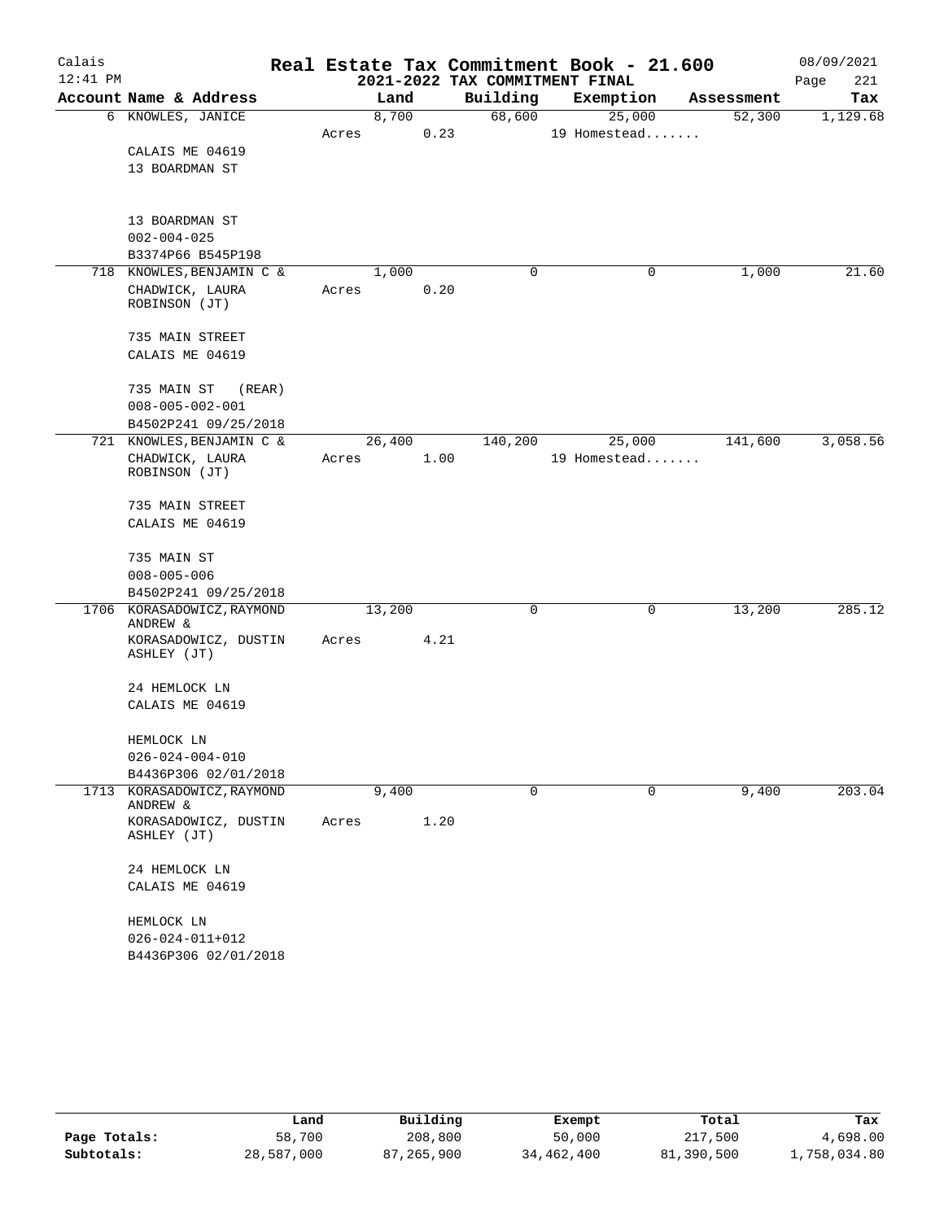Calais
12:41 PM

# Real Estate Tax Commitment Book - 21.600

## 2021-2022 TAX COMMITMENT FINAL

08/09/2021
Page 221

| Account Name & Address | Land | Building | Exemption | Assessment | Tax |
|---|---|---|---|---|---|
| 6 KNOWLES, JANICE | 8,700 | 68,600 | 25,000 | 52,300 | 1,129.68 |
| | Acres 0.23 | | 19 Homestead....... | | |
| CALAIS ME 04619 | | | | | |
| 13 BOARDMAN ST | | | | | |
| 13 BOARDMAN ST | | | | | |
| 002-004-025 | | | | | |
| B3374P66 B545P198 | | | | | |
| 718 KNOWLES, BENJAMIN C & | 1,000 | 0 | 0 | 1,000 | 21.60 |
| CHADWICK, LAURA ROBINSON (JT) | Acres 0.20 | | | | |
| 735 MAIN STREET | | | | | |
| CALAIS ME 04619 | | | | | |
| 735 MAIN ST (REAR) | | | | | |
| 008-005-002-001 | | | | | |
| B4502P241 09/25/2018 | | | | | |
| 721 KNOWLES, BENJAMIN C & | 26,400 | 140,200 | 25,000 | 141,600 | 3,058.56 |
| CHADWICK, LAURA ROBINSON (JT) | Acres 1.00 | | 19 Homestead....... | | |
| 735 MAIN STREET | | | | | |
| CALAIS ME 04619 | | | | | |
| 735 MAIN ST | | | | | |
| 008-005-006 | | | | | |
| B4502P241 09/25/2018 | | | | | |
| 1706 KORASADOWICZ, RAYMOND ANDREW & | 13,200 | 0 | 0 | 13,200 | 285.12 |
| KORASADOWICZ, DUSTIN ASHLEY (JT) | Acres 4.21 | | | | |
| 24 HEMLOCK LN | | | | | |
| CALAIS ME 04619 | | | | | |
| HEMLOCK LN | | | | | |
| 026-024-004-010 | | | | | |
| B4436P306 02/01/2018 | | | | | |
| 1713 KORASADOWICZ, RAYMOND ANDREW & | 9,400 | 0 | 0 | 9,400 | 203.04 |
| KORASADOWICZ, DUSTIN ASHLEY (JT) | Acres 1.20 | | | | |
| 24 HEMLOCK LN | | | | | |
| CALAIS ME 04619 | | | | | |
| HEMLOCK LN | | | | | |
| 026-024-011+012 | | | | | |
| B4436P306 02/01/2018 | | | | | |

| | Land | Building | Exempt | Total | Tax |
|---|---|---|---|---|---|
| Page Totals: | 58,700 | 208,800 | 50,000 | 217,500 | 4,698.00 |
| Subtotals: | 28,587,000 | 87,265,900 | 34,462,400 | 81,390,500 | 1,758,034.80 |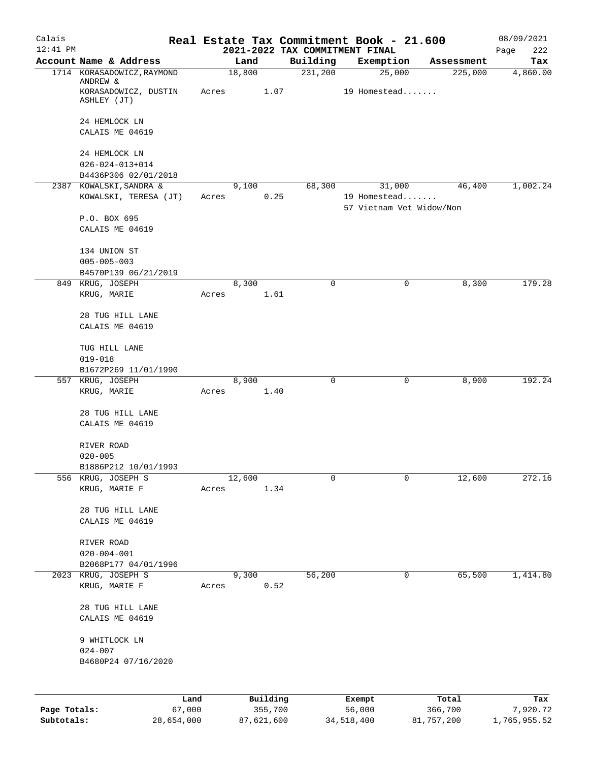# Real Estate Tax Commitment Book - 21.600

## 2021-2022 TAX COMMITMENT FINAL

Calais 12:41 PM — 08/09/2021

| Account Name & Address | Land | Building | Exemption | Assessment | Tax |
|---|---|---|---|---|---|
| 1714 KORASADOWICZ, RAYMOND ANDREW & KORASADOWICZ, DUSTIN ASHLEY (JT)<br>24 HEMLOCK LN<br>CALAIS ME 04619<br>24 HEMLOCK LN<br>026-024-013+014<br>B4436P306 02/01/2018 | 18,800<br>Acres 1.07 | 231,200 | 25,000<br>19 Homestead....... | 225,000 | 4,860.00 |
| 2387 KOWALSKI, SANDRA & KOWALSKI, TERESA (JT)<br>P.O. BOX 695<br>CALAIS ME 04619<br>134 UNION ST<br>005-005-003<br>B4570P139 06/21/2019 | 9,100<br>Acres 0.25 | 68,300 | 31,000<br>19 Homestead.......<br>57 Vietnam Vet Widow/Non | 46,400 | 1,002.24 |
| 849 KRUG, JOSEPH<br>KRUG, MARIE<br>28 TUG HILL LANE<br>CALAIS ME 04619<br>TUG HILL LANE<br>019-018<br>B1672P269 11/01/1990 | 8,300<br>Acres 1.61 | 0 | 0 | 8,300 | 179.28 |
| 557 KRUG, JOSEPH<br>KRUG, MARIE<br>28 TUG HILL LANE<br>CALAIS ME 04619<br>RIVER ROAD<br>020-005<br>B1886P212 10/01/1993 | 8,900<br>Acres 1.40 | 0 | 0 | 8,900 | 192.24 |
| 556 KRUG, JOSEPH S<br>KRUG, MARIE F<br>28 TUG HILL LANE<br>CALAIS ME 04619<br>RIVER ROAD<br>020-004-001<br>B2068P177 04/01/1996 | 12,600<br>Acres 1.34 | 0 | 0 | 12,600 | 272.16 |
| 2023 KRUG, JOSEPH S<br>KRUG, MARIE F<br>28 TUG HILL LANE<br>CALAIS ME 04619<br>9 WHITLOCK LN<br>024-007<br>B4680P24 07/16/2020 | 9,300<br>Acres 0.52 | 56,200 | 0 | 65,500 | 1,414.80 |

| | Land | Building | Exempt | Total | Tax |
|---|---|---|---|---|---|
| Page Totals: | 67,000 | 355,700 | 56,000 | 366,700 | 7,920.72 |
| Subtotals: | 28,654,000 | 87,621,600 | 34,518,400 | 81,757,200 | 1,765,955.52 |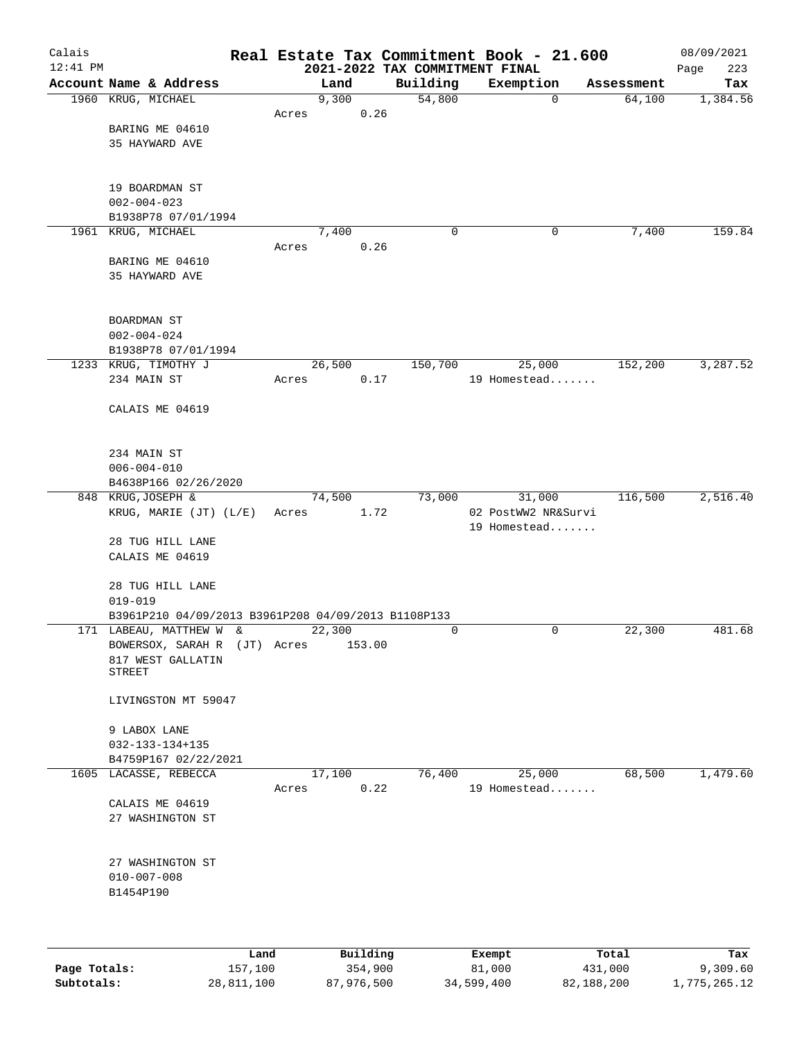# Real Estate Tax Commitment Book - 21.600

## 2021-2022 TAX COMMITMENT FINAL

Calais 12:41 PM — 08/09/2021

| Account Name & Address | Land | Building | Exemption | Assessment | Tax |
|---|---|---|---|---|---|
| 1960 KRUG, MICHAEL | 9,300 | 54,800 | 0 | 64,100 | 1,384.56 |
| | Acres 0.26 | | | | |
| BARING ME 04610 | | | | | |
| 35 HAYWARD AVE | | | | | |
| 19 BOARDMAN ST | | | | | |
| 002-004-023 | | | | | |
| B1938P78 07/01/1994 | | | | | |
| 1961 KRUG, MICHAEL | 7,400 | 0 | 0 | 7,400 | 159.84 |
| | Acres 0.26 | | | | |
| BARING ME 04610 | | | | | |
| 35 HAYWARD AVE | | | | | |
| BOARDMAN ST | | | | | |
| 002-004-024 | | | | | |
| B1938P78 07/01/1994 | | | | | |
| 1233 KRUG, TIMOTHY J | 26,500 | 150,700 | 25,000 | 152,200 | 3,287.52 |
| 234 MAIN ST | Acres 0.17 | | 19 Homestead....... | | |
| CALAIS ME 04619 | | | | | |
| 234 MAIN ST | | | | | |
| 006-004-010 | | | | | |
| B4638P166 02/26/2020 | | | | | |
| 848 KRUG,JOSEPH & | 74,500 | 73,000 | 31,000 | 116,500 | 2,516.40 |
| KRUG, MARIE (JT) (L/E) | Acres 1.72 | | 02 PostWW2 NR&Survi | | |
| | | | 19 Homestead....... | | |
| 28 TUG HILL LANE | | | | | |
| CALAIS ME 04619 | | | | | |
| 28 TUG HILL LANE | | | | | |
| 019-019 | | | | | |
| B3961P210 04/09/2013 B3961P208 04/09/2013 B1108P133 | | | | | |
| 171 LABEAU, MATTHEW W & | 22,300 | 0 | 0 | 22,300 | 481.68 |
| BOWERSOX, SARAH R (JT) | Acres 153.00 | | | | |
| 817 WEST GALLATIN STREET | | | | | |
| LIVINGSTON MT 59047 | | | | | |
| 9 LABOX LANE | | | | | |
| 032-133-134+135 | | | | | |
| B4759P167 02/22/2021 | | | | | |
| 1605 LACASSE, REBECCA | 17,100 | 76,400 | 25,000 | 68,500 | 1,479.60 |
| | Acres 0.22 | | 19 Homestead....... | | |
| CALAIS ME 04619 | | | | | |
| 27 WASHINGTON ST | | | | | |
| 27 WASHINGTON ST | | | | | |
| 010-007-008 | | | | | |
| B1454P190 | | | | | |

| | Land | Building | Exempt | Total | Tax |
|---|---|---|---|---|---|
| Page Totals: | 157,100 | 354,900 | 81,000 | 431,000 | 9,309.60 |
| Subtotals: | 28,811,100 | 87,976,500 | 34,599,400 | 82,188,200 | 1,775,265.12 |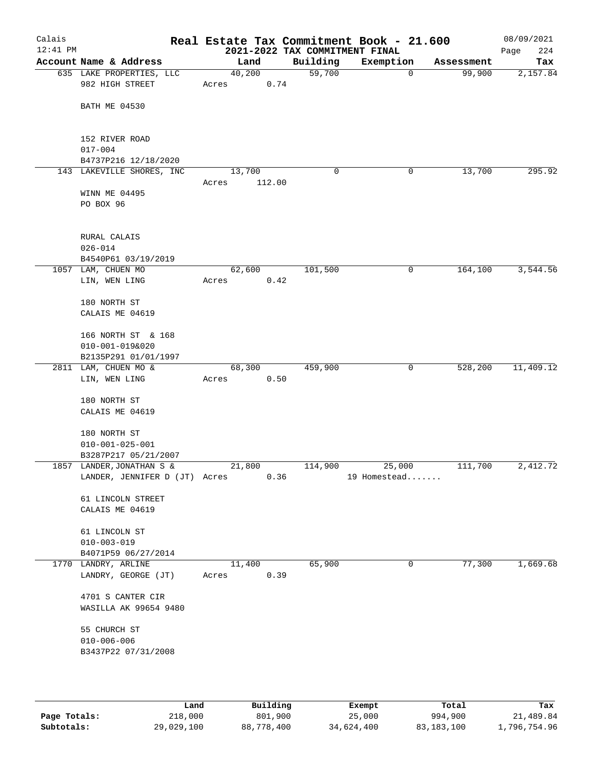Calais
12:41 PM

# Real Estate Tax Commitment Book - 21.600
## 2021-2022 TAX COMMITMENT FINAL

08/09/2021

| Account Name & Address | Land | Building | Exemption | Assessment | Tax |
|---|---|---|---|---|---|
| 635 LAKE PROPERTIES, LLC<br>982 HIGH STREET<br><br>BATH ME 04530<br><br>152 RIVER ROAD<br>017-004<br>B4737P216 12/18/2020 | 40,200<br>Acres 0.74 | 59,700 | 0 | 99,900 | 2,157.84 |
| 143 LAKEVILLE SHORES, INC<br><br>WINN ME 04495<br>PO BOX 96<br><br>RURAL CALAIS<br>026-014<br>B4540P61 03/19/2019 | 13,700<br>Acres 112.00 | 0 | 0 | 13,700 | 295.92 |
| 1057 LAM, CHUEN MO<br>LIN, WEN LING<br><br>180 NORTH ST<br>CALAIS ME 04619<br><br>166 NORTH ST & 168<br>010-001-019&020<br>B2135P291 01/01/1997 | 62,600<br>Acres 0.42 | 101,500 | 0 | 164,100 | 3,544.56 |
| 2811 LAM, CHUEN MO &<br>LIN, WEN LING<br><br>180 NORTH ST<br>CALAIS ME 04619<br><br>180 NORTH ST<br>010-001-025-001<br>B3287P217 05/21/2007 | 68,300<br>Acres 0.50 | 459,900 | 0 | 528,200 | 11,409.12 |
| 1857 LANDER, JONATHAN S &<br>LANDER, JENNIFER D (JT)<br><br>61 LINCOLN STREET<br>CALAIS ME 04619<br><br>61 LINCOLN ST<br>010-003-019<br>B4071P59 06/27/2014 | 21,800<br>Acres 0.36 | 114,900 | 25,000<br>19 Homestead....... | 111,700 | 2,412.72 |
| 1770 LANDRY, ARLINE<br>LANDRY, GEORGE (JT)<br><br>4701 S CANTER CIR<br>WASILLA AK 99654 9480<br><br>55 CHURCH ST<br>010-006-006<br>B3437P22 07/31/2008 | 11,400<br>Acres 0.39 | 65,900 | 0 | 77,300 | 1,669.68 |

| | Land | Building | Exempt | Total | Tax |
|---|---|---|---|---|---|
| Page Totals: | 218,000 | 801,900 | 25,000 | 994,900 | 21,489.84 |
| Subtotals: | 29,029,100 | 88,778,400 | 34,624,400 | 83,183,100 | 1,796,754.96 |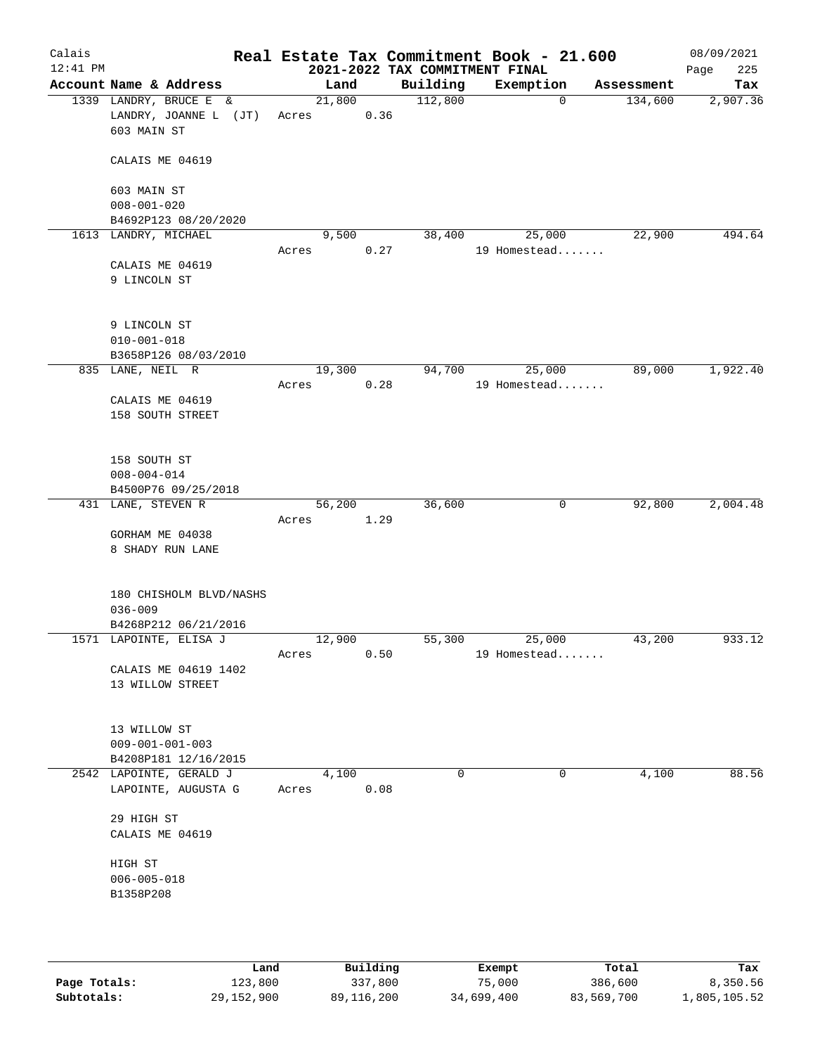Calais 12:41 PM

# Real Estate Tax Commitment Book - 21.600

## 2021-2022 TAX COMMITMENT FINAL

08/09/2021 Page 225

| Account Name & Address | Land | Building | Exemption | Assessment | Tax |
|---|---|---|---|---|---|
| 1339 LANDRY, BRUCE E & | 21,800 | 112,800 | 0 | 134,600 | 2,907.36 |
| LANDRY, JOANNE L (JT) | Acres 0.36 | | | | |
| 603 MAIN ST | | | | | |
| CALAIS ME 04619 | | | | | |
| 603 MAIN ST | | | | | |
| 008-001-020 | | | | | |
| B4692P123 08/20/2020 | | | | | |
| 1613 LANDRY, MICHAEL | 9,500 | 38,400 | 25,000 | 22,900 | 494.64 |
| | Acres 0.27 | | 19 Homestead....... | | |
| CALAIS ME 04619 | | | | | |
| 9 LINCOLN ST | | | | | |
| 9 LINCOLN ST | | | | | |
| 010-001-018 | | | | | |
| B3658P126 08/03/2010 | | | | | |
| 835 LANE, NEIL R | 19,300 | 94,700 | 25,000 | 89,000 | 1,922.40 |
| | Acres 0.28 | | 19 Homestead....... | | |
| CALAIS ME 04619 | | | | | |
| 158 SOUTH STREET | | | | | |
| 158 SOUTH ST | | | | | |
| 008-004-014 | | | | | |
| B4500P76 09/25/2018 | | | | | |
| 431 LANE, STEVEN R | 56,200 | 36,600 | 0 | 92,800 | 2,004.48 |
| | Acres 1.29 | | | | |
| GORHAM ME 04038 | | | | | |
| 8 SHADY RUN LANE | | | | | |
| 180 CHISHOLM BLVD/NASHS | | | | | |
| 036-009 | | | | | |
| B4268P212 06/21/2016 | | | | | |
| 1571 LAPOINTE, ELISA J | 12,900 | 55,300 | 25,000 | 43,200 | 933.12 |
| | Acres 0.50 | | 19 Homestead....... | | |
| CALAIS ME 04619 1402 | | | | | |
| 13 WILLOW STREET | | | | | |
| 13 WILLOW ST | | | | | |
| 009-001-001-003 | | | | | |
| B4208P181 12/16/2015 | | | | | |
| 2542 LAPOINTE, GERALD J | 4,100 | 0 | 0 | 4,100 | 88.56 |
| LAPOINTE, AUGUSTA G | Acres 0.08 | | | | |
| 29 HIGH ST | | | | | |
| CALAIS ME 04619 | | | | | |
| HIGH ST | | | | | |
| 006-005-018 | | | | | |
| B1358P208 | | | | | |

| | Land | Building | Exempt | Total | Tax |
|---|---|---|---|---|---|
| Page Totals: | 123,800 | 337,800 | 75,000 | 386,600 | 8,350.56 |
| Subtotals: | 29,152,900 | 89,116,200 | 34,699,400 | 83,569,700 | 1,805,105.52 |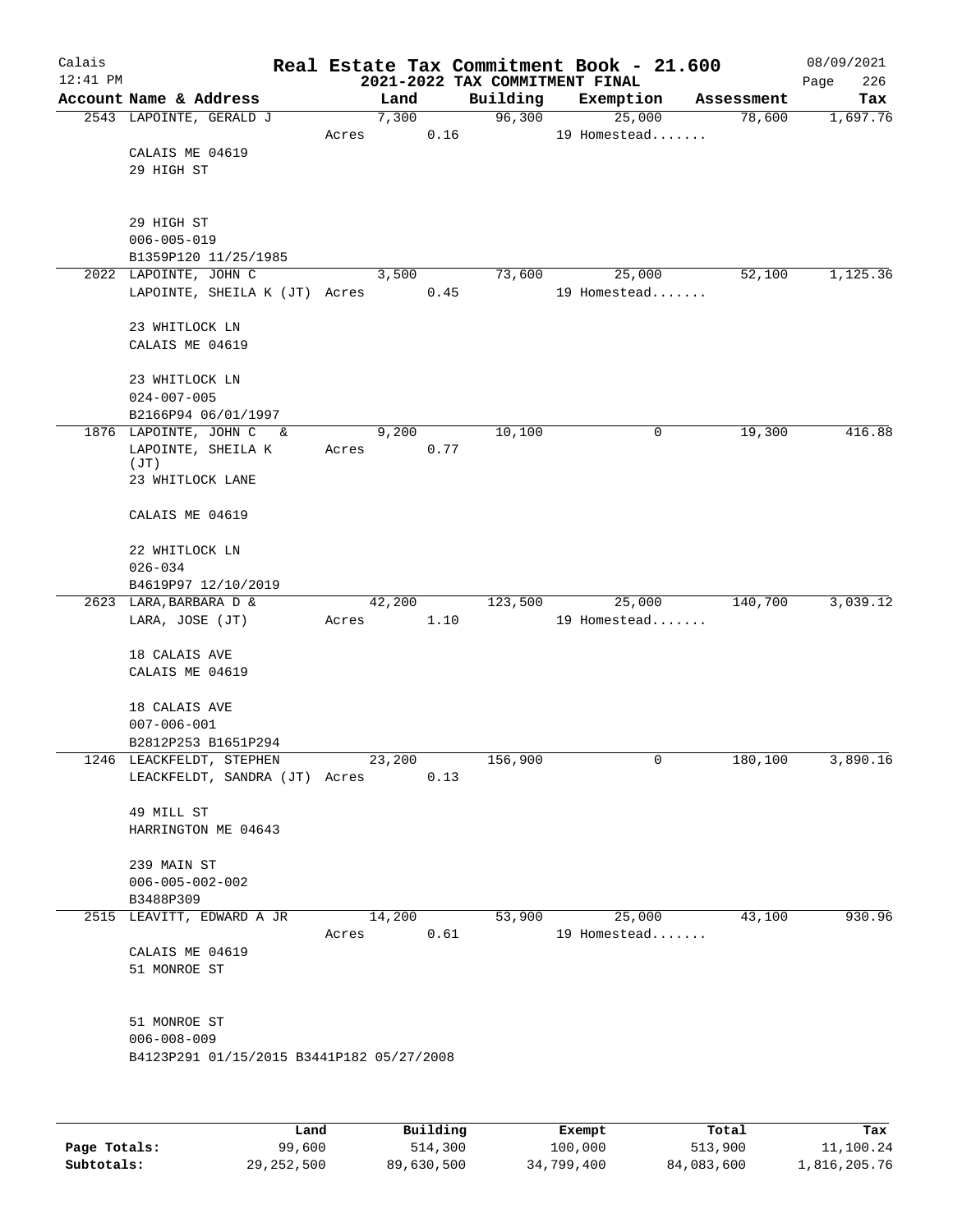# Real Estate Tax Commitment Book - 21.600

## 2021-2022 TAX COMMITMENT FINAL

Calais 12:41 PM — 08/09/2021

| Account Name & Address | Land | Building | Exemption | Assessment | Tax |
|---|---|---|---|---|---|
| 2543 LAPOINTE, GERALD J | 7,300 | 96,300 | 25,000 | 78,600 | 1,697.76 |
| | Acres 0.16 | | 19 Homestead....... | | |
| CALAIS ME 04619 | | | | | |
| 29 HIGH ST | | | | | |
| 29 HIGH ST | | | | | |
| 006-005-019 | | | | | |
| B1359P120 11/25/1985 | | | | | |
| 2022 LAPOINTE, JOHN C | 3,500 | 73,600 | 25,000 | 52,100 | 1,125.36 |
| LAPOINTE, SHEILA K (JT) | Acres 0.45 | | 19 Homestead....... | | |
| 23 WHITLOCK LN | | | | | |
| CALAIS ME 04619 | | | | | |
| 23 WHITLOCK LN | | | | | |
| 024-007-005 | | | | | |
| B2166P94 06/01/1997 | | | | | |
| 1876 LAPOINTE, JOHN C & | 9,200 | 10,100 | 0 | 19,300 | 416.88 |
| LAPOINTE, SHEILA K (JT) | Acres 0.77 | | | | |
| 23 WHITLOCK LANE | | | | | |
| CALAIS ME 04619 | | | | | |
| 22 WHITLOCK LN | | | | | |
| 026-034 | | | | | |
| B4619P97 12/10/2019 | | | | | |
| 2623 LARA, BARBARA D & | 42,200 | 123,500 | 25,000 | 140,700 | 3,039.12 |
| LARA, JOSE (JT) | Acres 1.10 | | 19 Homestead....... | | |
| 18 CALAIS AVE | | | | | |
| CALAIS ME 04619 | | | | | |
| 18 CALAIS AVE | | | | | |
| 007-006-001 | | | | | |
| B2812P253 B1651P294 | | | | | |
| 1246 LEACKFELDT, STEPHEN | 23,200 | 156,900 | 0 | 180,100 | 3,890.16 |
| LEACKFELDT, SANDRA (JT) | Acres 0.13 | | | | |
| 49 MILL ST | | | | | |
| HARRINGTON ME 04643 | | | | | |
| 239 MAIN ST | | | | | |
| 006-005-002-002 | | | | | |
| B3488P309 | | | | | |
| 2515 LEAVITT, EDWARD A JR | 14,200 | 53,900 | 25,000 | 43,100 | 930.96 |
| | Acres 0.61 | | 19 Homestead....... | | |
| CALAIS ME 04619 | | | | | |
| 51 MONROE ST | | | | | |
| 51 MONROE ST | | | | | |
| 006-008-009 | | | | | |
| B4123P291 01/15/2015 B3441P182 05/27/2008 | | | | | |

| | Land | Building | Exempt | Total | Tax |
|---|---|---|---|---|---|
| Page Totals: | 99,600 | 514,300 | 100,000 | 513,900 | 11,100.24 |
| Subtotals: | 29,252,500 | 89,630,500 | 34,799,400 | 84,083,600 | 1,816,205.76 |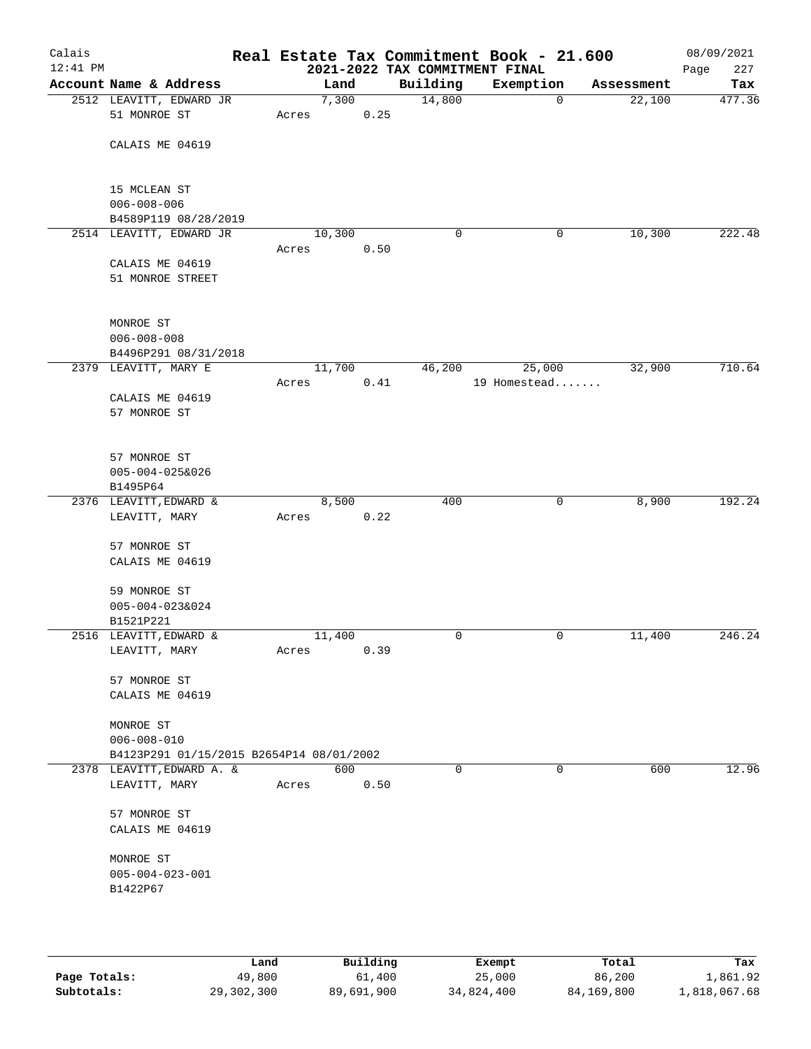# Real Estate Tax Commitment Book - 21.600

Calais
12:41 PM

## 2021-2022 TAX COMMITMENT FINAL

08/09/2021

| Account | Name & Address | Land | Building | Exemption | Assessment | Tax |
|---|---|---|---|---|---|---|
| 2512 | LEAVITT, EDWARD JR<br>51 MONROE ST<br><br>CALAIS ME 04619<br><br>15 MCLEAN ST<br>006-008-006<br>B4589P119 08/28/2019 | 7,300<br>Acres 0.25 | 14,800 | 0 | 22,100 | 477.36 |
| 2514 | LEAVITT, EDWARD JR<br><br>CALAIS ME 04619<br>51 MONROE STREET<br><br>MONROE ST<br>006-008-008<br>B4496P291 08/31/2018 | 10,300<br>Acres 0.50 | 0 | 0 | 10,300 | 222.48 |
| 2379 | LEAVITT, MARY E<br><br>CALAIS ME 04619<br>57 MONROE ST<br><br>57 MONROE ST<br>005-004-025&026<br>B1495P64 | 11,700<br>Acres 0.41 | 46,200 | 25,000<br>19 Homestead....... | 32,900 | 710.64 |
| 2376 | LEAVITT,EDWARD &<br>LEAVITT, MARY<br><br>57 MONROE ST<br>CALAIS ME 04619<br><br>59 MONROE ST<br>005-004-023&024<br>B1521P221 | 8,500<br>Acres 0.22 | 400 | 0 | 8,900 | 192.24 |
| 2516 | LEAVITT,EDWARD &<br>LEAVITT, MARY<br><br>57 MONROE ST<br>CALAIS ME 04619<br><br>MONROE ST<br>006-008-010<br>B4123P291 01/15/2015 B2654P14 08/01/2002 | 11,400<br>Acres 0.39 | 0 | 0 | 11,400 | 246.24 |
| 2378 | LEAVITT,EDWARD A. &<br>LEAVITT, MARY<br><br>57 MONROE ST<br>CALAIS ME 04619<br><br>MONROE ST<br>005-004-023-001<br>B1422P67 | 600<br>Acres 0.50 | 0 | 0 | 600 | 12.96 |

| | Land | Building | Exempt | Total | Tax |
|---|---|---|---|---|---|
| Page Totals: | 49,800 | 61,400 | 25,000 | 86,200 | 1,861.92 |
| Subtotals: | 29,302,300 | 89,691,900 | 34,824,400 | 84,169,800 | 1,818,067.68 |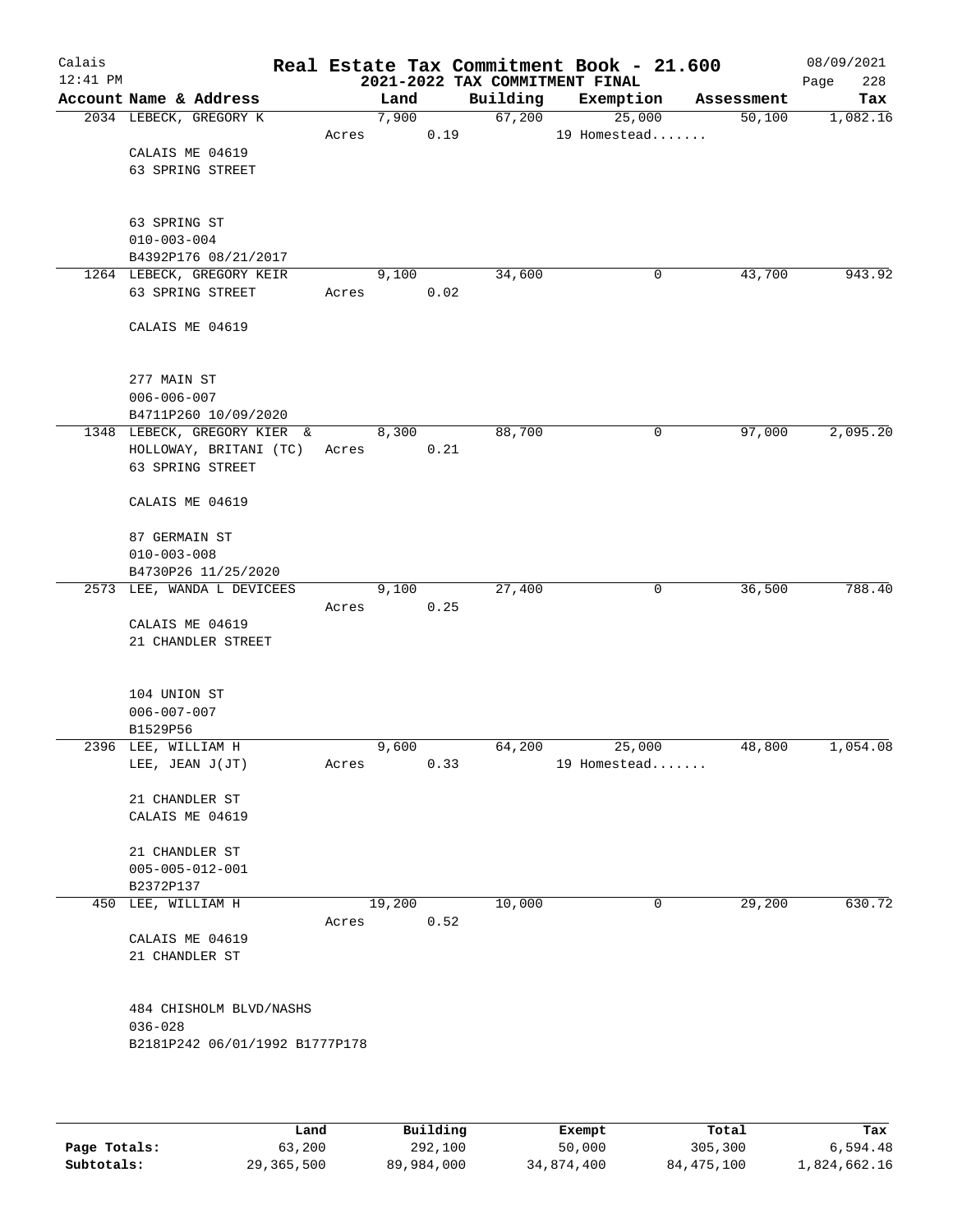# Real Estate Tax Commitment Book - 21.600

Calais
12:41 PM

2021-2022 TAX COMMITMENT FINAL

08/09/2021

| Account Name & Address | | Land | Building | Exemption | Assessment | Tax |
|---|---|---|---|---|---|---|
| 2034 LEBECK, GREGORY K | | 7,900 | 67,200 | 25,000 | 50,100 | 1,082.16 |
| | Acres | 0.19 | | 19 Homestead....... | | |
| CALAIS ME 04619<br>63 SPRING STREET<br><br>63 SPRING ST<br>010-003-004<br>B4392P176 08/21/2017 | | | | | | |
| 1264 LEBECK, GREGORY KEIR | | 9,100 | 34,600 | 0 | 43,700 | 943.92 |
| 63 SPRING STREET | Acres | 0.02 | | | | |
| CALAIS ME 04619<br><br>277 MAIN ST<br>006-006-007<br>B4711P260 10/09/2020 | | | | | | |
| 1348 LEBECK, GREGORY KIER & | | 8,300 | 88,700 | 0 | 97,000 | 2,095.20 |
| HOLLOWAY, BRITANI (TC) | Acres | 0.21 | | | | |
| 63 SPRING STREET<br><br>CALAIS ME 04619<br><br>87 GERMAIN ST<br>010-003-008<br>B4730P26 11/25/2020 | | | | | | |
| 2573 LEE, WANDA L DEVICEES | | 9,100 | 27,400 | 0 | 36,500 | 788.40 |
| | Acres | 0.25 | | | | |
| CALAIS ME 04619<br>21 CHANDLER STREET<br><br>104 UNION ST<br>006-007-007<br>B1529P56 | | | | | | |
| 2396 LEE, WILLIAM H | | 9,600 | 64,200 | 25,000 | 48,800 | 1,054.08 |
| LEE, JEAN J(JT) | Acres | 0.33 | | 19 Homestead....... | | |
| 21 CHANDLER ST<br>CALAIS ME 04619<br><br>21 CHANDLER ST<br>005-005-012-001<br>B2372P137 | | | | | | |
| 450 LEE, WILLIAM H | | 19,200 | 10,000 | 0 | 29,200 | 630.72 |
| | Acres | 0.52 | | | | |
| CALAIS ME 04619<br>21 CHANDLER ST<br><br>484 CHISHOLM BLVD/NASHS<br>036-028<br>B2181P242 06/01/1992 B1777P178 | | | | | | |

| | Land | Building | Exempt | Total | Tax |
|---|---|---|---|---|---|
| **Page Totals:** | 63,200 | 292,100 | 50,000 | 305,300 | 6,594.48 |
| **Subtotals:** | 29,365,500 | 89,984,000 | 34,874,400 | 84,475,100 | 1,824,662.16 |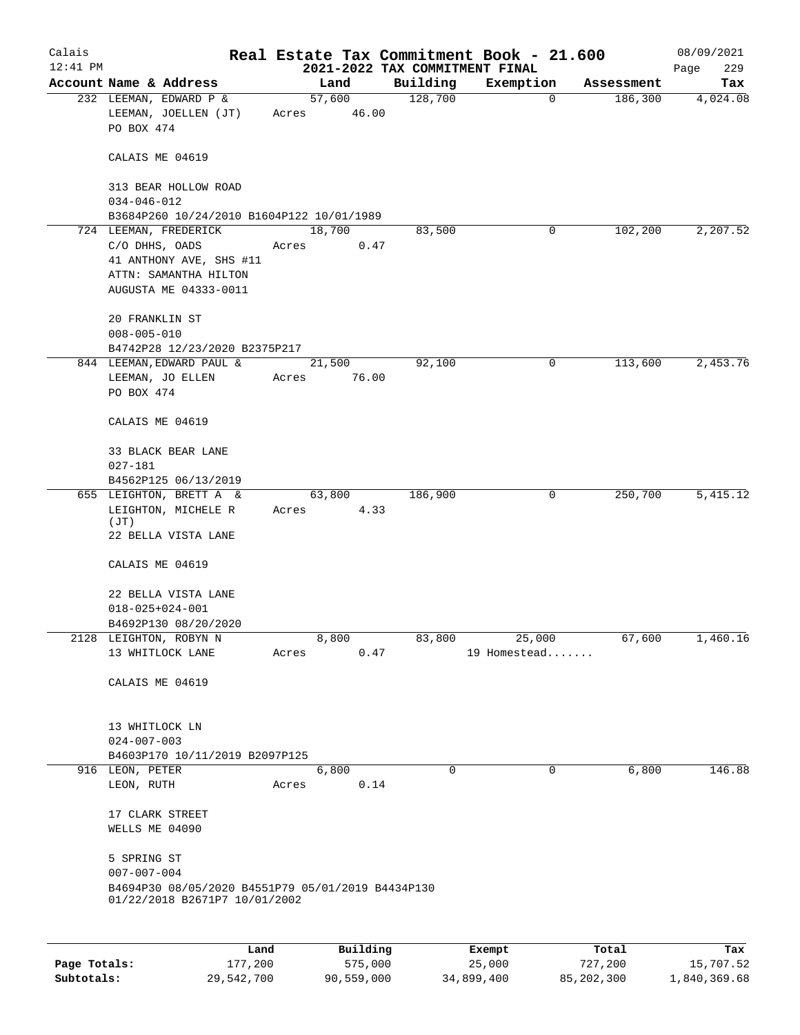Calais 12:41 PM

# Real Estate Tax Commitment Book - 21.600

## 2021-2022 TAX COMMITMENT FINAL

08/09/2021 Page 229

| Account Name & Address | Land | Building | Exemption | Assessment | Tax |
|---|---|---|---|---|---|
| 232 LEEMAN, EDWARD P & LEEMAN, JOELLEN (JT) PO BOX 474 CALAIS ME 04619 313 BEAR HOLLOW ROAD 034-046-012 B3684P260 10/24/2010 B1604P122 10/01/1989 | 57,600 Acres 46.00 | 128,700 | 0 | 186,300 | 4,024.08 |
| 724 LEEMAN, FREDERICK C/O DHHS, OADS 41 ANTHONY AVE, SHS #11 ATTN: SAMANTHA HILTON AUGUSTA ME 04333-0011 20 FRANKLIN ST 008-005-010 B4742P28 12/23/2020 B2375P217 | 18,700 Acres 0.47 | 83,500 | 0 | 102,200 | 2,207.52 |
| 844 LEEMAN,EDWARD PAUL & LEEMAN, JO ELLEN PO BOX 474 CALAIS ME 04619 33 BLACK BEAR LANE 027-181 B4562P125 06/13/2019 | 21,500 Acres 76.00 | 92,100 | 0 | 113,600 | 2,453.76 |
| 655 LEIGHTON, BRETT A & LEIGHTON, MICHELE R (JT) 22 BELLA VISTA LANE CALAIS ME 04619 22 BELLA VISTA LANE 018-025+024-001 B4692P130 08/20/2020 | 63,800 Acres 4.33 | 186,900 | 0 | 250,700 | 5,415.12 |
| 2128 LEIGHTON, ROBYN N 13 WHITLOCK LANE CALAIS ME 04619 13 WHITLOCK LN 024-007-003 B4603P170 10/11/2019 B2097P125 | 8,800 Acres 0.47 | 83,800 | 25,000 19 Homestead....... | 67,600 | 1,460.16 |
| 916 LEON, PETER LEON, RUTH 17 CLARK STREET WELLS ME 04090 5 SPRING ST 007-007-004 B4694P30 08/05/2020 B4551P79 05/01/2019 B4434P130 01/22/2018 B2671P7 10/01/2002 | 6,800 Acres 0.14 | 0 | 0 | 6,800 | 146.88 |

| | Land | Building | Exempt | Total | Tax |
|---|---|---|---|---|---|
| Page Totals: | 177,200 | 575,000 | 25,000 | 727,200 | 15,707.52 |
| Subtotals: | 29,542,700 | 90,559,000 | 34,899,400 | 85,202,300 | 1,840,369.68 |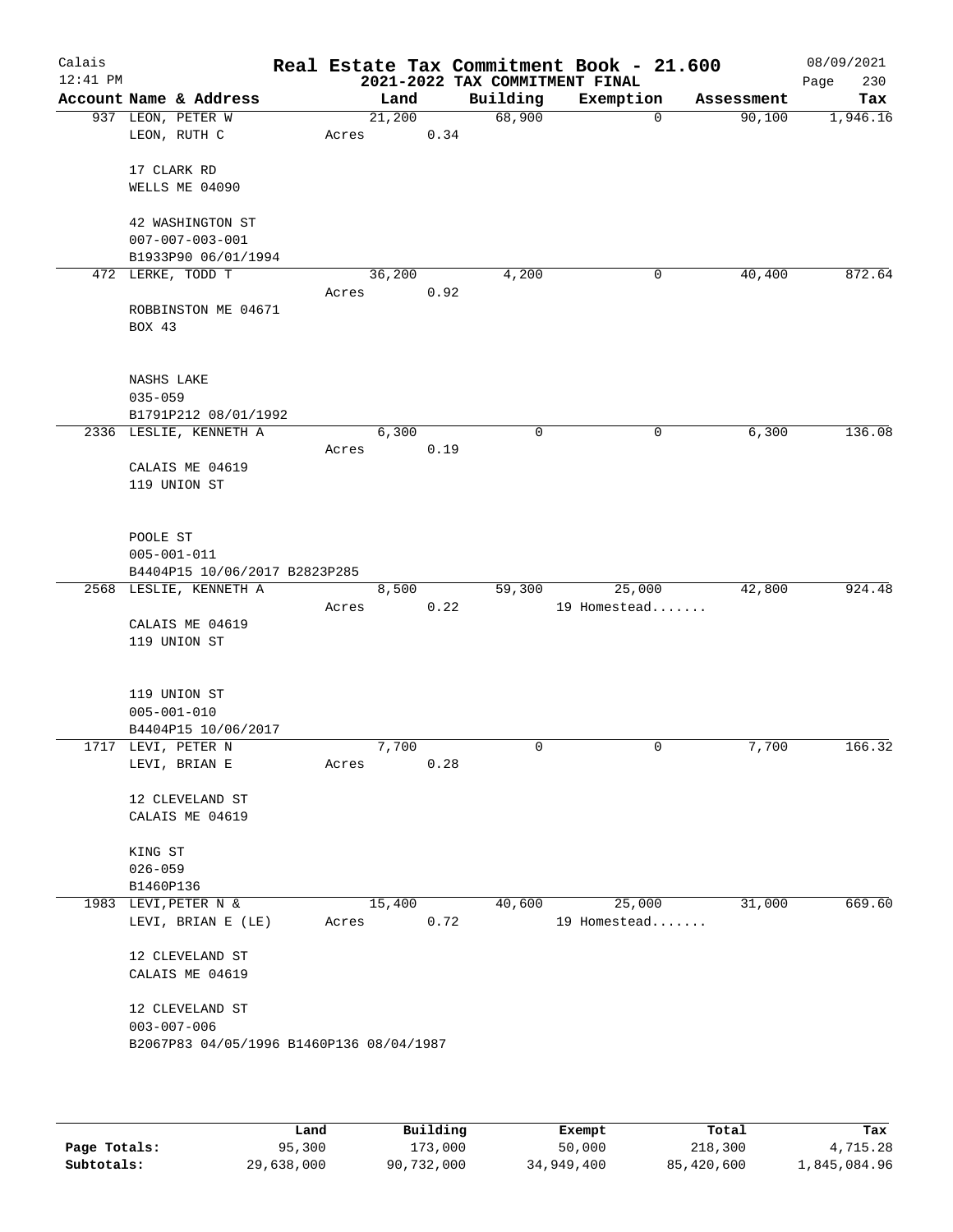# Real Estate Tax Commitment Book - 21.600

Calais
12:41 PM

2021-2022 TAX COMMITMENT FINAL

08/09/2021

| Account Name & Address | Land | Building | Exemption | Assessment | Tax |
|---|---|---|---|---|---|
| 937 LEON, PETER W | 21,200 | 68,900 | 0 | 90,100 | 1,946.16 |
| LEON, RUTH C | Acres 0.34 | | | | |
| 17 CLARK RD | | | | | |
| WELLS ME 04090 | | | | | |
| 42 WASHINGTON ST | | | | | |
| 007-007-003-001 | | | | | |
| B1933P90 06/01/1994 | | | | | |
| 472 LERKE, TODD T | 36,200 | 4,200 | 0 | 40,400 | 872.64 |
| | Acres 0.92 | | | | |
| ROBBINSTON ME 04671 | | | | | |
| BOX 43 | | | | | |
| NASHS LAKE | | | | | |
| 035-059 | | | | | |
| B1791P212 08/01/1992 | | | | | |
| 2336 LESLIE, KENNETH A | 6,300 | 0 | 0 | 6,300 | 136.08 |
| | Acres 0.19 | | | | |
| CALAIS ME 04619 | | | | | |
| 119 UNION ST | | | | | |
| POOLE ST | | | | | |
| 005-001-011 | | | | | |
| B4404P15 10/06/2017 B2823P285 | | | | | |
| 2568 LESLIE, KENNETH A | 8,500 | 59,300 | 25,000 | 42,800 | 924.48 |
| | Acres 0.22 | | 19 Homestead....... | | |
| CALAIS ME 04619 | | | | | |
| 119 UNION ST | | | | | |
| 119 UNION ST | | | | | |
| 005-001-010 | | | | | |
| B4404P15 10/06/2017 | | | | | |
| 1717 LEVI, PETER N | 7,700 | 0 | 0 | 7,700 | 166.32 |
| LEVI, BRIAN E | Acres 0.28 | | | | |
| 12 CLEVELAND ST | | | | | |
| CALAIS ME 04619 | | | | | |
| KING ST | | | | | |
| 026-059 | | | | | |
| B1460P136 | | | | | |
| 1983 LEVI, PETER N & | 15,400 | 40,600 | 25,000 | 31,000 | 669.60 |
| LEVI, BRIAN E (LE) | Acres 0.72 | | 19 Homestead....... | | |
| 12 CLEVELAND ST | | | | | |
| CALAIS ME 04619 | | | | | |
| 12 CLEVELAND ST | | | | | |
| 003-007-006 | | | | | |
| B2067P83 04/05/1996 B1460P136 08/04/1987 | | | | | |

| | Land | Building | Exempt | Total | Tax |
|---|---|---|---|---|---|
| Page Totals: | 95,300 | 173,000 | 50,000 | 218,300 | 4,715.28 |
| Subtotals: | 29,638,000 | 90,732,000 | 34,949,400 | 85,420,600 | 1,845,084.96 |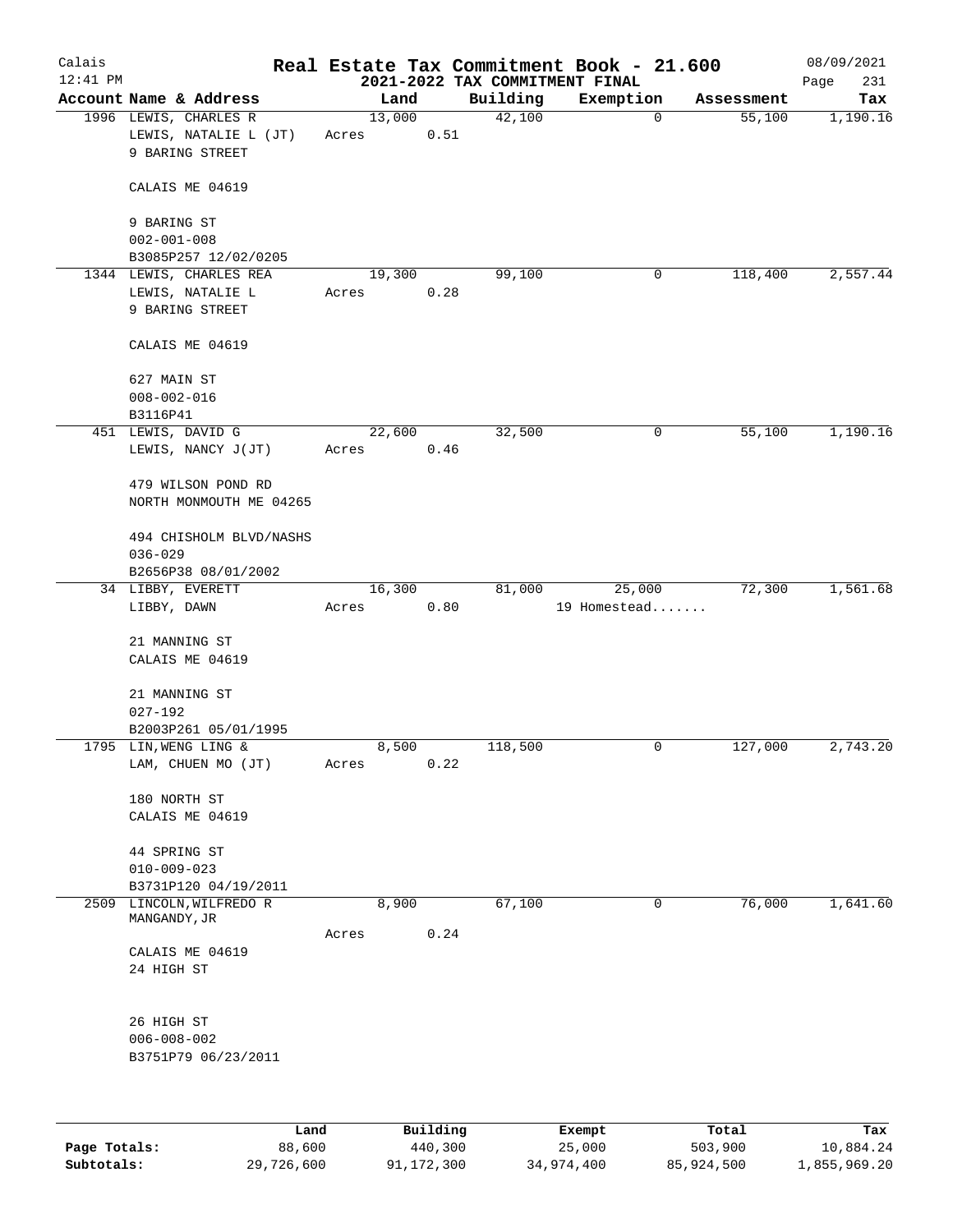# Real Estate Tax Commitment Book - 21.600

## 2021-2022 TAX COMMITMENT FINAL

Calais, 12:41 PM — 08/09/2021

| Account Name & Address | Land | Building | Exemption | Assessment | Tax |
|---|---|---|---|---|---|
| 1996 LEWIS, CHARLES R<br>LEWIS, NATALIE L (JT)<br>9 BARING STREET<br><br>CALAIS ME 04619<br><br>9 BARING ST<br>002-001-008<br>B3085P257 12/02/0205 | 13,000<br>Acres 0.51 | 42,100 | 0 | 55,100 | 1,190.16 |
| 1344 LEWIS, CHARLES REA<br>LEWIS, NATALIE L<br>9 BARING STREET<br><br>CALAIS ME 04619<br><br>627 MAIN ST<br>008-002-016<br>B3116P41 | 19,300<br>Acres 0.28 | 99,100 | 0 | 118,400 | 2,557.44 |
| 451 LEWIS, DAVID G<br>LEWIS, NANCY J(JT)<br><br>479 WILSON POND RD<br>NORTH MONMOUTH ME 04265<br><br>494 CHISHOLM BLVD/NASHS<br>036-029<br>B2656P38 08/01/2002 | 22,600<br>Acres 0.46 | 32,500 | 0 | 55,100 | 1,190.16 |
| 34 LIBBY, EVERETT<br>LIBBY, DAWN<br><br>21 MANNING ST<br>CALAIS ME 04619<br><br>21 MANNING ST<br>027-192<br>B2003P261 05/01/1995 | 16,300<br>Acres 0.80 | 81,000 | 25,000<br>19 Homestead....... | 72,300 | 1,561.68 |
| 1795 LIN,WENG LING &<br>LAM, CHUEN MO (JT)<br><br>180 NORTH ST<br>CALAIS ME 04619<br><br>44 SPRING ST<br>010-009-023<br>B3731P120 04/19/2011 | 8,500<br>Acres 0.22 | 118,500 | 0 | 127,000 | 2,743.20 |
| 2509 LINCOLN,WILFREDO R<br>MANGANDY,JR<br><br>CALAIS ME 04619<br>24 HIGH ST<br><br>26 HIGH ST<br>006-008-002<br>B3751P79 06/23/2011 | 8,900<br>Acres 0.24 | 67,100 | 0 | 76,000 | 1,641.60 |

| | Land | Building | Exempt | Total | Tax |
|---|---|---|---|---|---|
| **Page Totals:** | 88,600 | 440,300 | 25,000 | 503,900 | 10,884.24 |
| **Subtotals:** | 29,726,600 | 91,172,300 | 34,974,400 | 85,924,500 | 1,855,969.20 |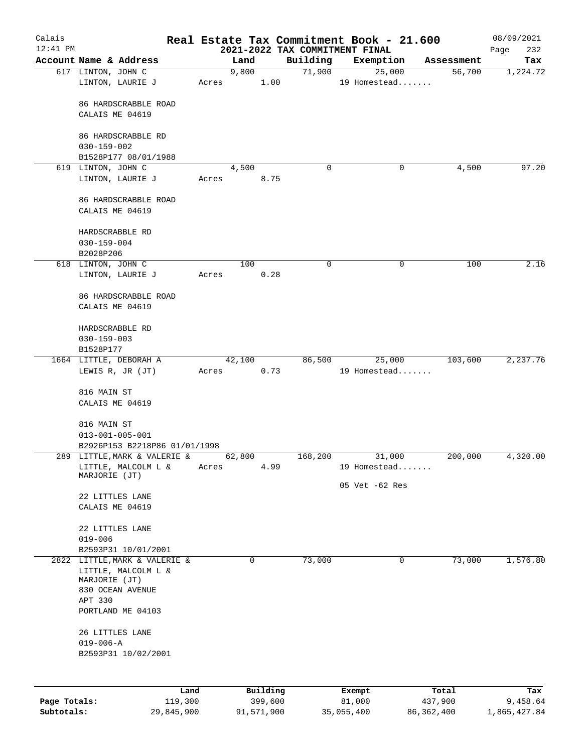Calais
12:41 PM

# Real Estate Tax Commitment Book - 21.600

## 2021-2022 TAX COMMITMENT FINAL

08/09/2021

| Account Name & Address | Land | Building | Exemption | Assessment | Tax |
|---|---|---|---|---|---|
| 617 LINTON, JOHN C<br>LINTON, LAURIE J<br><br>86 HARDSCRABBLE ROAD<br>CALAIS ME 04619<br><br>86 HARDSCRABBLE RD<br>030-159-002<br>B1528P177 08/01/1988 | 9,800<br>Acres 1.00 | 71,900 | 25,000<br>19 Homestead....... | 56,700 | 1,224.72 |
| 619 LINTON, JOHN C<br>LINTON, LAURIE J<br><br>86 HARDSCRABBLE ROAD<br>CALAIS ME 04619<br><br>HARDSCRABBLE RD<br>030-159-004<br>B2028P206 | 4,500<br>Acres 8.75 | 0 | 0 | 4,500 | 97.20 |
| 618 LINTON, JOHN C<br>LINTON, LAURIE J<br><br>86 HARDSCRABBLE ROAD<br>CALAIS ME 04619<br><br>HARDSCRABBLE RD<br>030-159-003<br>B1528P177 | 100<br>Acres 0.28 | 0 | 0 | 100 | 2.16 |
| 1664 LITTLE, DEBORAH A<br>LEWIS R, JR (JT)<br><br>816 MAIN ST<br>CALAIS ME 04619<br><br>816 MAIN ST<br>013-001-005-001<br>B2926P153 B2218P86 01/01/1998 | 42,100<br>Acres 0.73 | 86,500 | 25,000<br>19 Homestead....... | 103,600 | 2,237.76 |
| 289 LITTLE, MARK & VALERIE &<br>LITTLE, MALCOLM L &<br>MARJORIE (JT)<br><br>22 LITTLES LANE<br>CALAIS ME 04619<br><br>22 LITTLES LANE<br>019-006<br>B2593P31 10/01/2001 | 62,800<br>Acres 4.99 | 168,200 | 31,000<br>19 Homestead.......<br>05 Vet -62 Res | 200,000 | 4,320.00 |
| 2822 LITTLE, MARK & VALERIE &<br>LITTLE, MALCOLM L &<br>MARJORIE (JT)<br>830 OCEAN AVENUE<br>APT 330<br>PORTLAND ME 04103<br><br>26 LITTLES LANE<br>019-006-A<br>B2593P31 10/02/2001 | 0 | 73,000 | 0 | 73,000 | 1,576.80 |

| | Land | Building | Exempt | Total | Tax |
|---|---|---|---|---|---|
| Page Totals: | 119,300 | 399,600 | 81,000 | 437,900 | 9,458.64 |
| Subtotals: | 29,845,900 | 91,571,900 | 35,055,400 | 86,362,400 | 1,865,427.84 |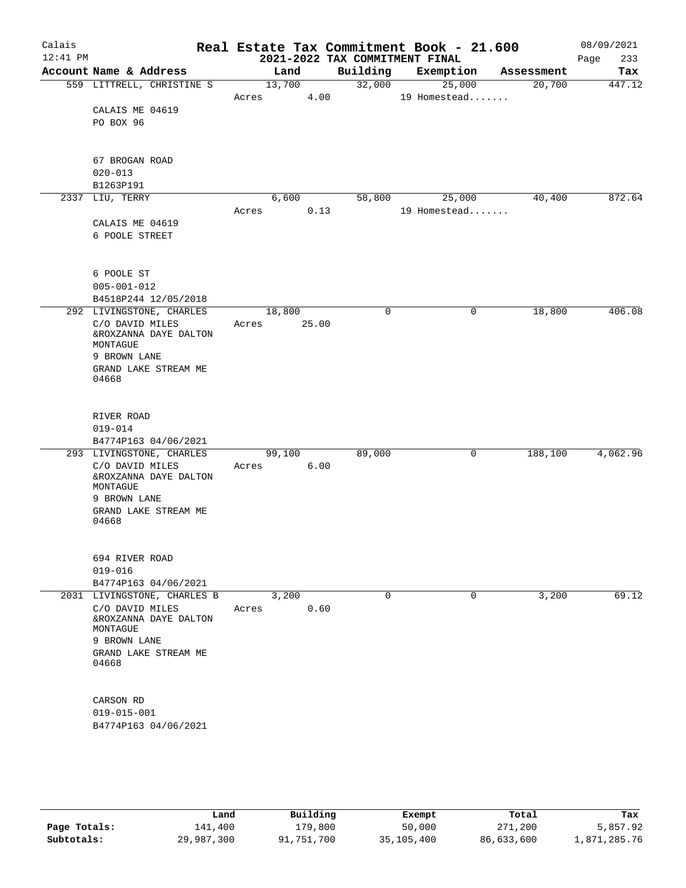Calais 12:41 PM

# Real Estate Tax Commitment Book - 21.600

## 2021-2022 TAX COMMITMENT FINAL

08/09/2021 Page 233

| Account Name & Address | Land | Building | Exemption | Assessment | Tax |
|---|---|---|---|---|---|
| 559 LITTRELL, CHRISTINE S | 13,700 | 32,000 | 25,000 | 20,700 | 447.12 |
| | Acres 4.00 | | 19 Homestead....... | | |
| CALAIS ME 04619 | | | | | |
| PO BOX 96 | | | | | |
| 67 BROGAN ROAD | | | | | |
| 020-013 | | | | | |
| B1263P191 | | | | | |
| 2337 LIU, TERRY | 6,600 | 58,800 | 25,000 | 40,400 | 872.64 |
| | Acres 0.13 | | 19 Homestead....... | | |
| CALAIS ME 04619 | | | | | |
| 6 POOLE STREET | | | | | |
| 6 POOLE ST | | | | | |
| 005-001-012 | | | | | |
| B4518P244 12/05/2018 | | | | | |
| 292 LIVINGSTONE, CHARLES | 18,800 | 0 | 0 | 18,800 | 406.08 |
| C/O DAVID MILES | Acres 25.00 | | | | |
| &ROXZANNA DAYE DALTON MONTAGUE | | | | | |
| 9 BROWN LANE | | | | | |
| GRAND LAKE STREAM ME 04668 | | | | | |
| RIVER ROAD | | | | | |
| 019-014 | | | | | |
| B4774P163 04/06/2021 | | | | | |
| 293 LIVINGSTONE, CHARLES | 99,100 | 89,000 | 0 | 188,100 | 4,062.96 |
| C/O DAVID MILES | Acres 6.00 | | | | |
| &ROXZANNA DAYE DALTON MONTAGUE | | | | | |
| 9 BROWN LANE | | | | | |
| GRAND LAKE STREAM ME 04668 | | | | | |
| 694 RIVER ROAD | | | | | |
| 019-016 | | | | | |
| B4774P163 04/06/2021 | | | | | |
| 2031 LIVINGSTONE, CHARLES B | 3,200 | 0 | 0 | 3,200 | 69.12 |
| C/O DAVID MILES | Acres 0.60 | | | | |
| &ROXZANNA DAYE DALTON MONTAGUE | | | | | |
| 9 BROWN LANE | | | | | |
| GRAND LAKE STREAM ME 04668 | | | | | |
| CARSON RD | | | | | |
| 019-015-001 | | | | | |
| B4774P163 04/06/2021 | | | | | |

| | Land | Building | Exempt | Total | Tax |
|---|---|---|---|---|---|
| Page Totals: | 141,400 | 179,800 | 50,000 | 271,200 | 5,857.92 |
| Subtotals: | 29,987,300 | 91,751,700 | 35,105,400 | 86,633,600 | 1,871,285.76 |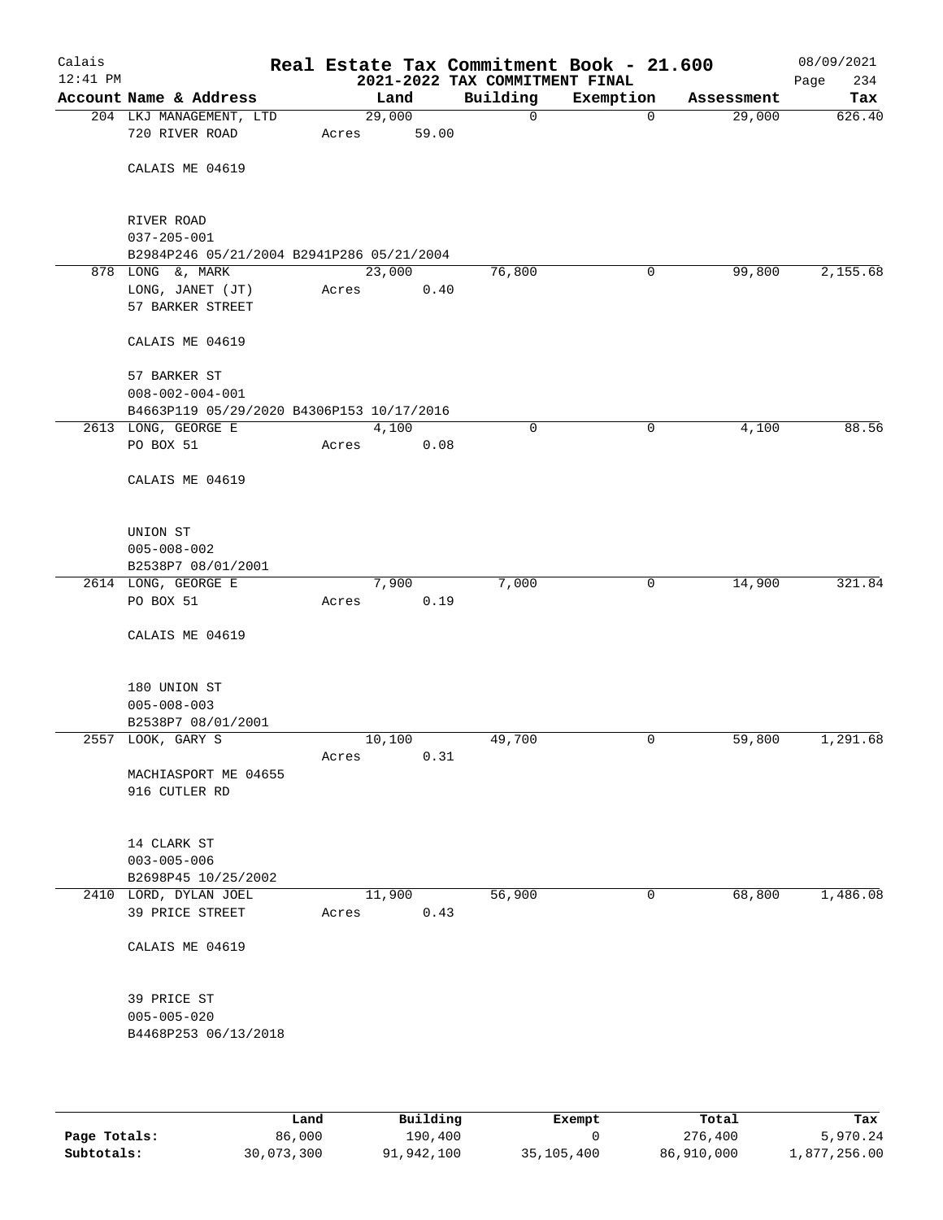Calais
12:41 PM

# Real Estate Tax Commitment Book - 21.600

## 2021-2022 TAX COMMITMENT FINAL

08/09/2021

| Account | Name & Address | Land | Building | Exemption | Assessment | Tax |
|---|---|---|---|---|---|---|
| 204 | LKJ MANAGEMENT, LTD<br>720 RIVER ROAD<br><br>CALAIS ME 04619<br><br>RIVER ROAD<br>037-205-001<br>B2984P246 05/21/2004 B2941P286 05/21/2004 | 29,000<br>Acres 59.00 | 0 | 0 | 29,000 | 626.40 |
| 878 | LONG &, MARK<br>LONG, JANET (JT)<br>57 BARKER STREET<br><br>CALAIS ME 04619<br><br>57 BARKER ST<br>008-002-004-001<br>B4663P119 05/29/2020 B4306P153 10/17/2016 | 23,000<br>Acres 0.40 | 76,800 | 0 | 99,800 | 2,155.68 |
| 2613 | LONG, GEORGE E<br>PO BOX 51<br><br>CALAIS ME 04619<br><br>UNION ST<br>005-008-002<br>B2538P7 08/01/2001 | 4,100<br>Acres 0.08 | 0 | 0 | 4,100 | 88.56 |
| 2614 | LONG, GEORGE E<br>PO BOX 51<br><br>CALAIS ME 04619<br><br>180 UNION ST<br>005-008-003<br>B2538P7 08/01/2001 | 7,900<br>Acres 0.19 | 7,000 | 0 | 14,900 | 321.84 |
| 2557 | LOOK, GARY S<br><br>MACHIASPORT ME 04655<br>916 CUTLER RD<br><br>14 CLARK ST<br>003-005-006<br>B2698P45 10/25/2002 | 10,100<br>Acres 0.31 | 49,700 | 0 | 59,800 | 1,291.68 |
| 2410 | LORD, DYLAN JOEL<br>39 PRICE STREET<br><br>CALAIS ME 04619<br><br>39 PRICE ST<br>005-005-020<br>B4468P253 06/13/2018 | 11,900<br>Acres 0.43 | 56,900 | 0 | 68,800 | 1,486.08 |

| | Land | Building | Exempt | Total | Tax |
|---|---|---|---|---|---|
| **Page Totals:** | 86,000 | 190,400 | 0 | 276,400 | 5,970.24 |
| **Subtotals:** | 30,073,300 | 91,942,100 | 35,105,400 | 86,910,000 | 1,877,256.00 |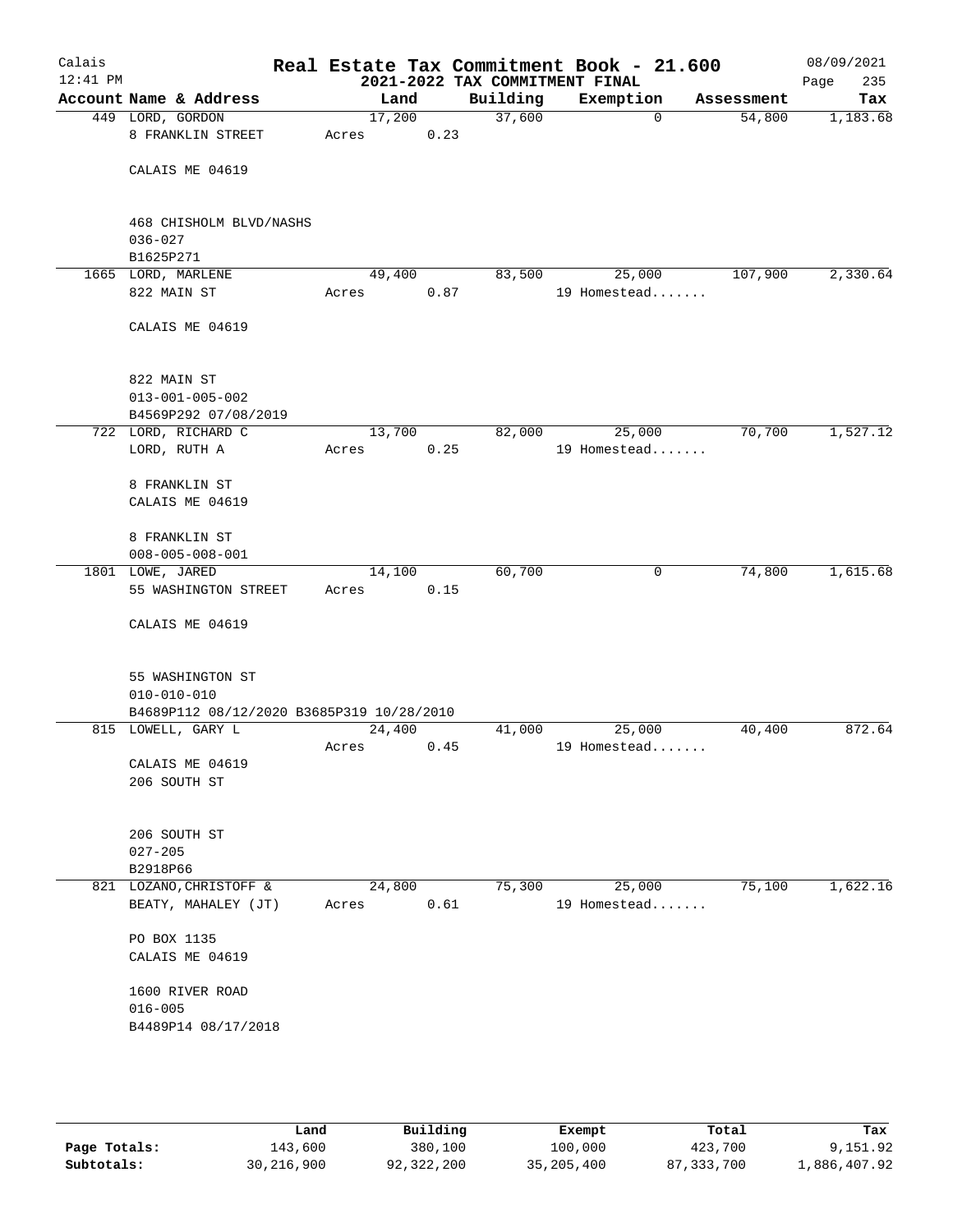Calais
12:41 PM

# Real Estate Tax Commitment Book - 21.600
## 2021-2022 TAX COMMITMENT FINAL

08/09/2021

| Account Name & Address | Land | Building | Exemption | Assessment | Tax |
|---|---|---|---|---|---|
| 449 LORD, GORDON | 17,200 | 37,600 | 0 | 54,800 | 1,183.68 |
| 8 FRANKLIN STREET | Acres 0.23 | | | | |
| CALAIS ME 04619 | | | | | |
| 468 CHISHOLM BLVD/NASHS | | | | | |
| 036-027 | | | | | |
| B1625P271 | | | | | |
| 1665 LORD, MARLENE | 49,400 | 83,500 | 25,000 | 107,900 | 2,330.64 |
| 822 MAIN ST | Acres 0.87 | | 19 Homestead....... | | |
| CALAIS ME 04619 | | | | | |
| 822 MAIN ST | | | | | |
| 013-001-005-002 | | | | | |
| B4569P292 07/08/2019 | | | | | |
| 722 LORD, RICHARD C | 13,700 | 82,000 | 25,000 | 70,700 | 1,527.12 |
| LORD, RUTH A | Acres 0.25 | | 19 Homestead....... | | |
| 8 FRANKLIN ST | | | | | |
| CALAIS ME 04619 | | | | | |
| 8 FRANKLIN ST | | | | | |
| 008-005-008-001 | | | | | |
| 1801 LOWE, JARED | 14,100 | 60,700 | 0 | 74,800 | 1,615.68 |
| 55 WASHINGTON STREET | Acres 0.15 | | | | |
| CALAIS ME 04619 | | | | | |
| 55 WASHINGTON ST | | | | | |
| 010-010-010 | | | | | |
| B4689P112 08/12/2020 B3685P319 10/28/2010 | | | | | |
| 815 LOWELL, GARY L | 24,400 | 41,000 | 25,000 | 40,400 | 872.64 |
| | Acres 0.45 | | 19 Homestead....... | | |
| CALAIS ME 04619 | | | | | |
| 206 SOUTH ST | | | | | |
| 206 SOUTH ST | | | | | |
| 027-205 | | | | | |
| B2918P66 | | | | | |
| 821 LOZANO, CHRISTOFF & | 24,800 | 75,300 | 25,000 | 75,100 | 1,622.16 |
| BEATY, MAHALEY (JT) | Acres 0.61 | | 19 Homestead....... | | |
| PO BOX 1135 | | | | | |
| CALAIS ME 04619 | | | | | |
| 1600 RIVER ROAD | | | | | |
| 016-005 | | | | | |
| B4489P14 08/17/2018 | | | | | |

| | Land | Building | Exempt | Total | Tax |
|---|---|---|---|---|---|
| Page Totals: | 143,600 | 380,100 | 100,000 | 423,700 | 9,151.92 |
| Subtotals: | 30,216,900 | 92,322,200 | 35,205,400 | 87,333,700 | 1,886,407.92 |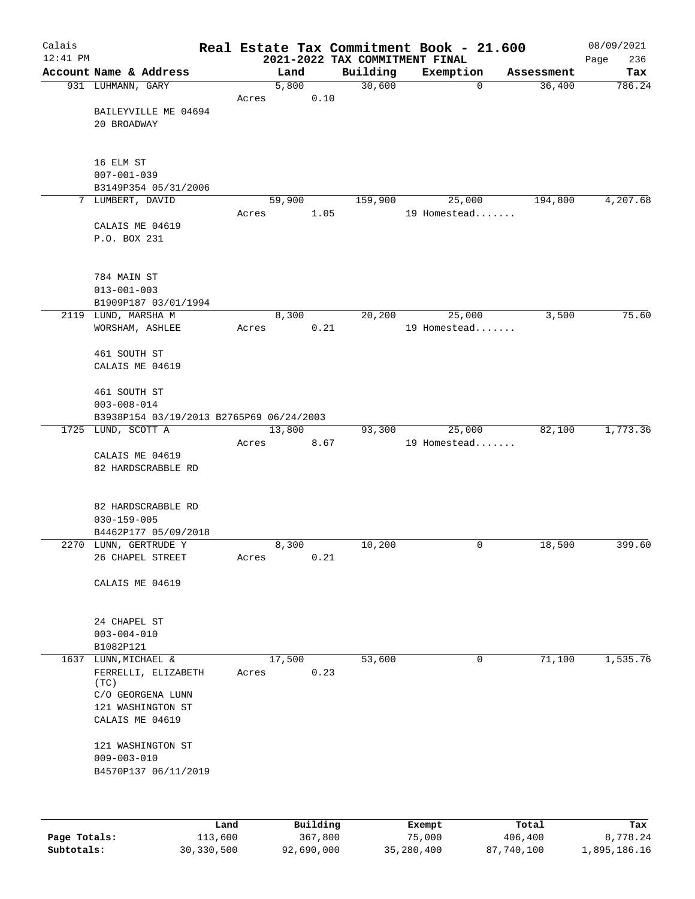# Real Estate Tax Commitment Book - 21.600

## 2021-2022 TAX COMMITMENT FINAL

Calais 12:41 PM — 08/09/2021

| Account Name & Address | Land | Building | Exemption | Assessment | Tax |
|---|---|---|---|---|---|
| 931 LUHMANN, GARY | 5,800 | 30,600 | 0 | 36,400 | 786.24 |
| Acres 0.10 | | | | | |
| BAILEYVILLE ME 04694 | | | | | |
| 20 BROADWAY | | | | | |
| 16 ELM ST | | | | | |
| 007-001-039 | | | | | |
| B3149P354 05/31/2006 | | | | | |
| 7 LUMBERT, DAVID | 59,900 | 159,900 | 25,000 | 194,800 | 4,207.68 |
| Acres 1.05 | | | 19 Homestead....... | | |
| CALAIS ME 04619 | | | | | |
| P.O. BOX 231 | | | | | |
| 784 MAIN ST | | | | | |
| 013-001-003 | | | | | |
| B1909P187 03/01/1994 | | | | | |
| 2119 LUND, MARSHA M | 8,300 | 20,200 | 25,000 | 3,500 | 75.60 |
| WORSHAM, ASHLEE — Acres 0.21 | | | 19 Homestead....... | | |
| 461 SOUTH ST | | | | | |
| CALAIS ME 04619 | | | | | |
| 461 SOUTH ST | | | | | |
| 003-008-014 | | | | | |
| B3938P154 03/19/2013 B2765P69 06/24/2003 | | | | | |
| 1725 LUND, SCOTT A | 13,800 | 93,300 | 25,000 | 82,100 | 1,773.36 |
| Acres 8.67 | | | 19 Homestead....... | | |
| CALAIS ME 04619 | | | | | |
| 82 HARDSCRABBLE RD | | | | | |
| 82 HARDSCRABBLE RD | | | | | |
| 030-159-005 | | | | | |
| B4462P177 05/09/2018 | | | | | |
| 2270 LUNN, GERTRUDE Y | 8,300 | 10,200 | 0 | 18,500 | 399.60 |
| 26 CHAPEL STREET — Acres 0.21 | | | | | |
| CALAIS ME 04619 | | | | | |
| 24 CHAPEL ST | | | | | |
| 003-004-010 | | | | | |
| B1082P121 | | | | | |
| 1637 LUNN, MICHAEL & | 17,500 | 53,600 | 0 | 71,100 | 1,535.76 |
| FERRELLI, ELIZABETH (TC) — Acres 0.23 | | | | | |
| C/O GEORGENA LUNN | | | | | |
| 121 WASHINGTON ST | | | | | |
| CALAIS ME 04619 | | | | | |
| 121 WASHINGTON ST | | | | | |
| 009-003-010 | | | | | |
| B4570P137 06/11/2019 | | | | | |

| | Land | Building | Exempt | Total | Tax |
|---|---|---|---|---|---|
| Page Totals: | 113,600 | 367,800 | 75,000 | 406,400 | 8,778.24 |
| Subtotals: | 30,330,500 | 92,690,000 | 35,280,400 | 87,740,100 | 1,895,186.16 |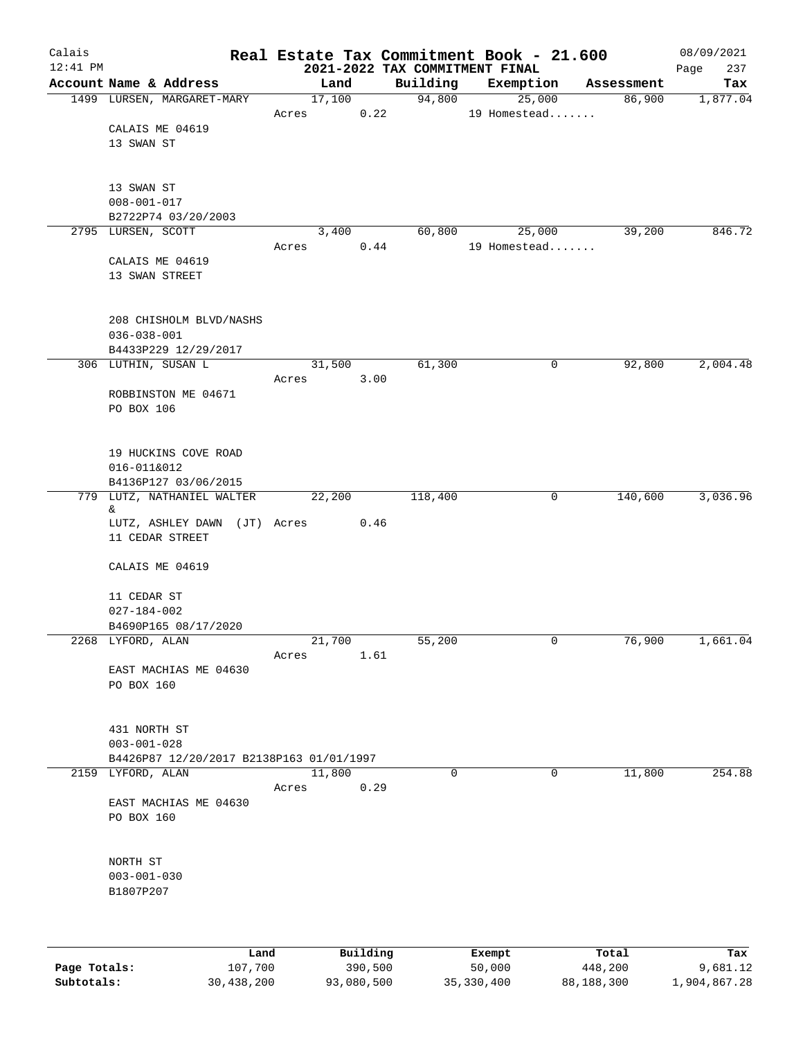# Real Estate Tax Commitment Book - 21.600

## 2021-2022 TAX COMMITMENT FINAL

Calais
12:41 PM

08/09/2021

| Account Name & Address | Land | Building | Exemption | Assessment | Tax |
|---|---|---|---|---|---|
| 1499 LURSEN, MARGARET-MARY | 17,100 | 94,800 | 25,000 | 86,900 | 1,877.04 |
| | Acres 0.22 | | 19 Homestead....... | | |
| CALAIS ME 04619 | | | | | |
| 13 SWAN ST | | | | | |
| 13 SWAN ST | | | | | |
| 008-001-017 | | | | | |
| B2722P74 03/20/2003 | | | | | |
| 2795 LURSEN, SCOTT | 3,400 | 60,800 | 25,000 | 39,200 | 846.72 |
| | Acres 0.44 | | 19 Homestead....... | | |
| CALAIS ME 04619 | | | | | |
| 13 SWAN STREET | | | | | |
| 208 CHISHOLM BLVD/NASHS | | | | | |
| 036-038-001 | | | | | |
| B4433P229 12/29/2017 | | | | | |
| 306 LUTHIN, SUSAN L | 31,500 | 61,300 | 0 | 92,800 | 2,004.48 |
| | Acres 3.00 | | | | |
| ROBBINSTON ME 04671 | | | | | |
| PO BOX 106 | | | | | |
| 19 HUCKINS COVE ROAD | | | | | |
| 016-011&012 | | | | | |
| B4136P127 03/06/2015 | | | | | |
| 779 LUTZ, NATHANIEL WALTER & | 22,200 | 118,400 | 0 | 140,600 | 3,036.96 |
| LUTZ, ASHLEY DAWN (JT) | Acres 0.46 | | | | |
| 11 CEDAR STREET | | | | | |
| CALAIS ME 04619 | | | | | |
| 11 CEDAR ST | | | | | |
| 027-184-002 | | | | | |
| B4690P165 08/17/2020 | | | | | |
| 2268 LYFORD, ALAN | 21,700 | 55,200 | 0 | 76,900 | 1,661.04 |
| | Acres 1.61 | | | | |
| EAST MACHIAS ME 04630 | | | | | |
| PO BOX 160 | | | | | |
| 431 NORTH ST | | | | | |
| 003-001-028 | | | | | |
| B4426P87 12/20/2017 B2138P163 01/01/1997 | | | | | |
| 2159 LYFORD, ALAN | 11,800 | 0 | 0 | 11,800 | 254.88 |
| | Acres 0.29 | | | | |
| EAST MACHIAS ME 04630 | | | | | |
| PO BOX 160 | | | | | |
| NORTH ST | | | | | |
| 003-001-030 | | | | | |
| B1807P207 | | | | | |

| | Land | Building | Exempt | Total | Tax |
|---|---|---|---|---|---|
| Page Totals: | 107,700 | 390,500 | 50,000 | 448,200 | 9,681.12 |
| Subtotals: | 30,438,200 | 93,080,500 | 35,330,400 | 88,188,300 | 1,904,867.28 |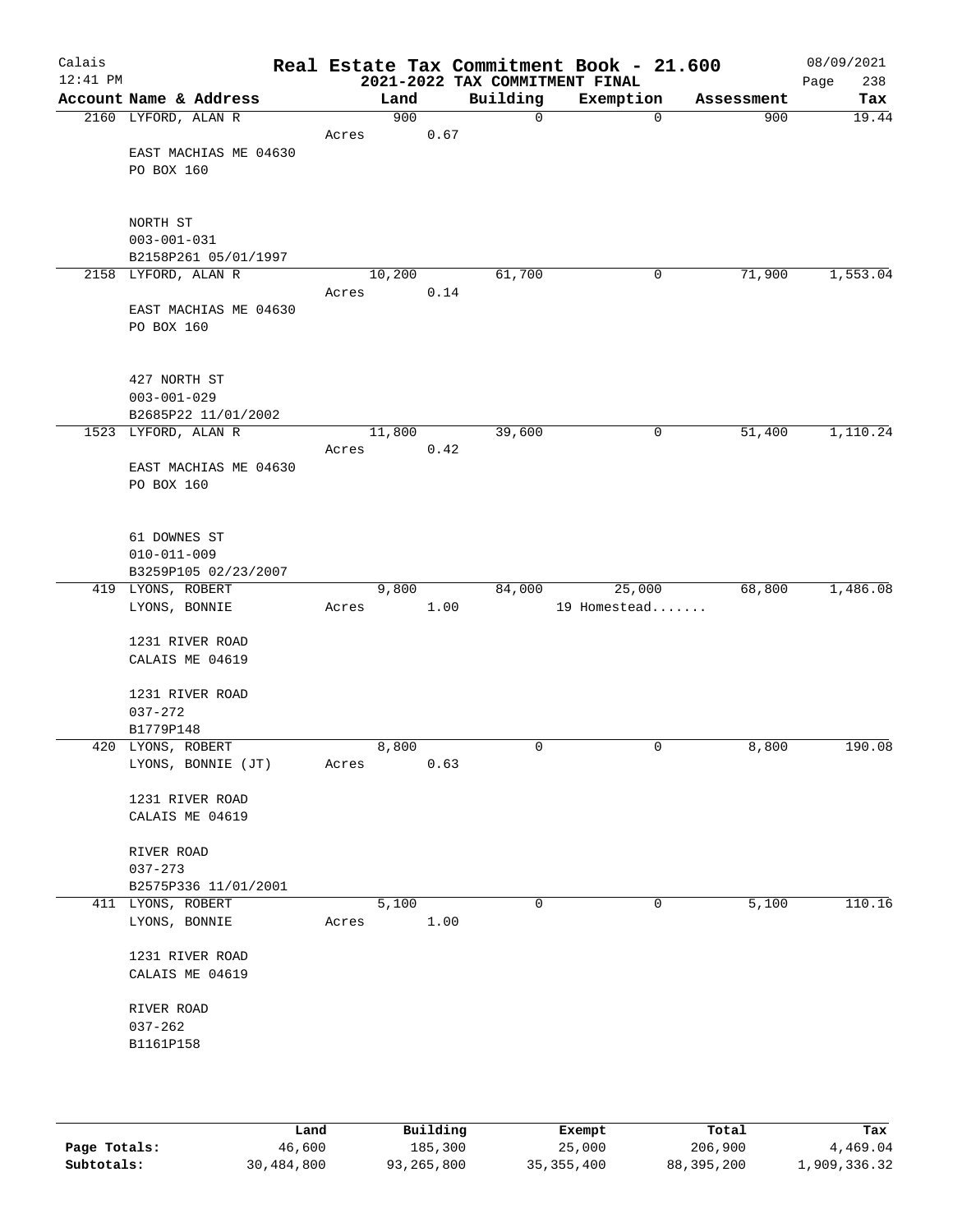# Real Estate Tax Commitment Book - 21.600

Calais 12:41 PM — 2021-2022 TAX COMMITMENT FINAL — 08/09/2021

| Account Name & Address | Land | Building | Exemption | Assessment | Tax |
|---|---|---|---|---|---|
| 2160 LYFORD, ALAN R<br>EAST MACHIAS ME 04630<br>PO BOX 160<br>NORTH ST<br>003-001-031<br>B2158P261 05/01/1997 | 900<br>Acres 0.67 | 0 | 0 | 900 | 19.44 |
| 2158 LYFORD, ALAN R<br>EAST MACHIAS ME 04630<br>PO BOX 160<br>427 NORTH ST<br>003-001-029<br>B2685P22 11/01/2002 | 10,200<br>Acres 0.14 | 61,700 | 0 | 71,900 | 1,553.04 |
| 1523 LYFORD, ALAN R<br>EAST MACHIAS ME 04630<br>PO BOX 160<br>61 DOWNES ST<br>010-011-009<br>B3259P105 02/23/2007 | 11,800<br>Acres 0.42 | 39,600 | 0 | 51,400 | 1,110.24 |
| 419 LYONS, ROBERT<br>LYONS, BONNIE<br>1231 RIVER ROAD<br>CALAIS ME 04619<br>1231 RIVER ROAD<br>037-272<br>B1779P148 | 9,800<br>Acres 1.00 | 84,000 | 25,000<br>19 Homestead....... | 68,800 | 1,486.08 |
| 420 LYONS, ROBERT<br>LYONS, BONNIE (JT)<br>1231 RIVER ROAD<br>CALAIS ME 04619<br>RIVER ROAD<br>037-273<br>B2575P336 11/01/2001 | 8,800<br>Acres 0.63 | 0 | 0 | 8,800 | 190.08 |
| 411 LYONS, ROBERT<br>LYONS, BONNIE<br>1231 RIVER ROAD<br>CALAIS ME 04619<br>RIVER ROAD<br>037-262<br>B1161P158 | 5,100<br>Acres 1.00 | 0 | 0 | 5,100 | 110.16 |

| | Land | Building | Exempt | Total | Tax |
|---|---|---|---|---|---|
| Page Totals: | 46,600 | 185,300 | 25,000 | 206,900 | 4,469.04 |
| Subtotals: | 30,484,800 | 93,265,800 | 35,355,400 | 88,395,200 | 1,909,336.32 |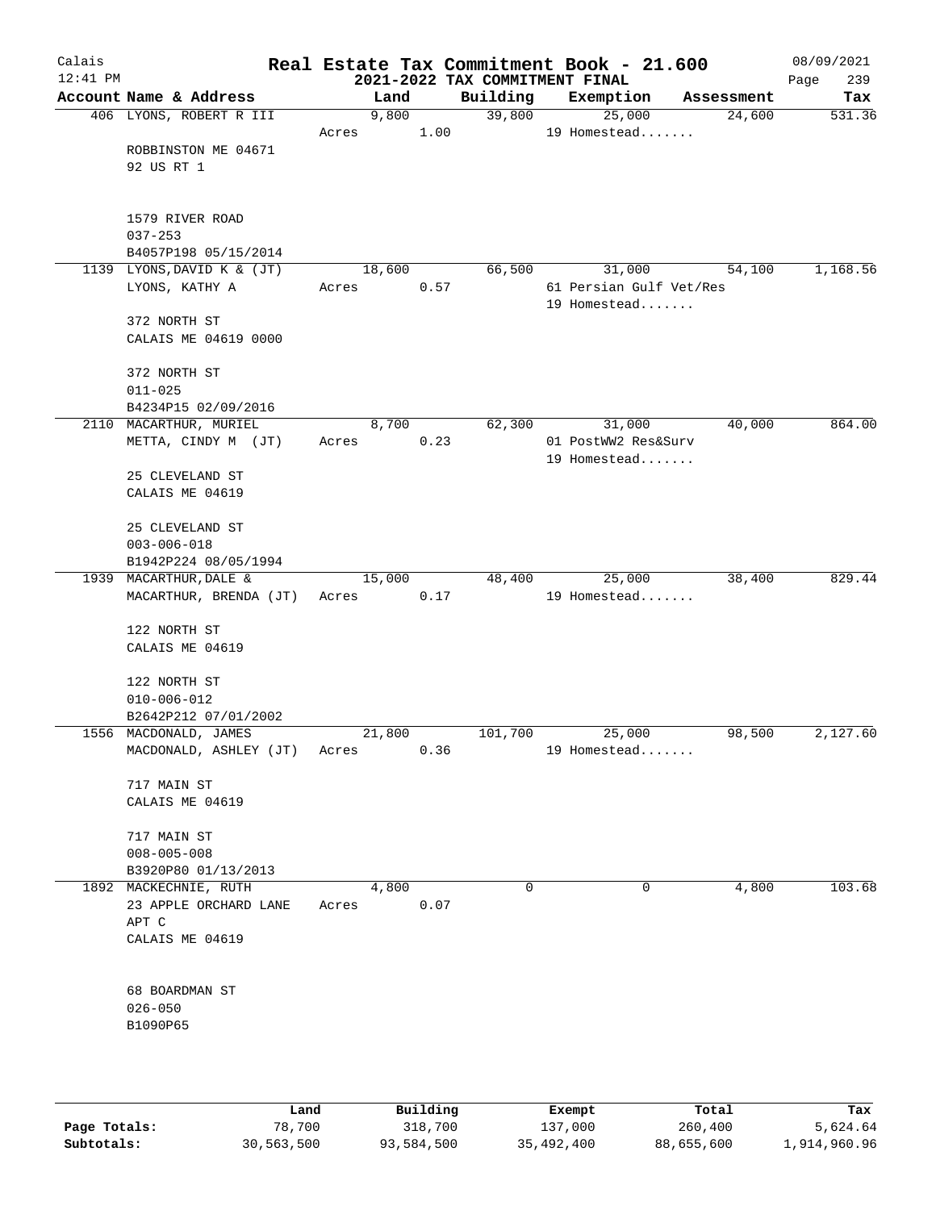# Real Estate Tax Commitment Book - 21.600

Calais 12:41 PM — 2021-2022 TAX COMMITMENT FINAL — 08/09/2021

| Account Name & Address | Land | Building | Exemption | Assessment | Tax |
|---|---|---|---|---|---|
| 406 LYONS, ROBERT R III<br>ROBBINSTON ME 04671<br>92 US RT 1<br><br>1579 RIVER ROAD<br>037-253<br>B4057P198 05/15/2014 | 9,800<br>Acres 1.00 | 39,800 | 25,000<br>19 Homestead....... | 24,600 | 531.36 |
| 1139 LYONS, DAVID K & (JT)<br>LYONS, KATHY A<br><br>372 NORTH ST<br>CALAIS ME 04619 0000<br><br>372 NORTH ST<br>011-025<br>B4234P15 02/09/2016 | 18,600<br>Acres 0.57 | 66,500 | 31,000<br>61 Persian Gulf Vet/Res<br>19 Homestead....... | 54,100 | 1,168.56 |
| 2110 MACARTHUR, MURIEL<br>METTA, CINDY M (JT)<br><br>25 CLEVELAND ST<br>CALAIS ME 04619<br><br>25 CLEVELAND ST<br>003-006-018<br>B1942P224 08/05/1994 | 8,700<br>Acres 0.23 | 62,300 | 31,000<br>01 PostWW2 Res&Surv<br>19 Homestead....... | 40,000 | 864.00 |
| 1939 MACARTHUR, DALE &<br>MACARTHUR, BRENDA (JT)<br><br>122 NORTH ST<br>CALAIS ME 04619<br><br>122 NORTH ST<br>010-006-012<br>B2642P212 07/01/2002 | 15,000<br>Acres 0.17 | 48,400 | 25,000<br>19 Homestead....... | 38,400 | 829.44 |
| 1556 MACDONALD, JAMES<br>MACDONALD, ASHLEY (JT)<br><br>717 MAIN ST<br>CALAIS ME 04619<br><br>717 MAIN ST<br>008-005-008<br>B3920P80 01/13/2013 | 21,800<br>Acres 0.36 | 101,700 | 25,000<br>19 Homestead....... | 98,500 | 2,127.60 |
| 1892 MACKECHNIE, RUTH<br>23 APPLE ORCHARD LANE<br>APT C<br>CALAIS ME 04619<br><br>68 BOARDMAN ST<br>026-050<br>B1090P65 | 4,800<br>Acres 0.07 | 0 | 0 | 4,800 | 103.68 |

| | Land | Building | Exempt | Total | Tax |
|---|---|---|---|---|---|
| Page Totals: | 78,700 | 318,700 | 137,000 | 260,400 | 5,624.64 |
| Subtotals: | 30,563,500 | 93,584,500 | 35,492,400 | 88,655,600 | 1,914,960.96 |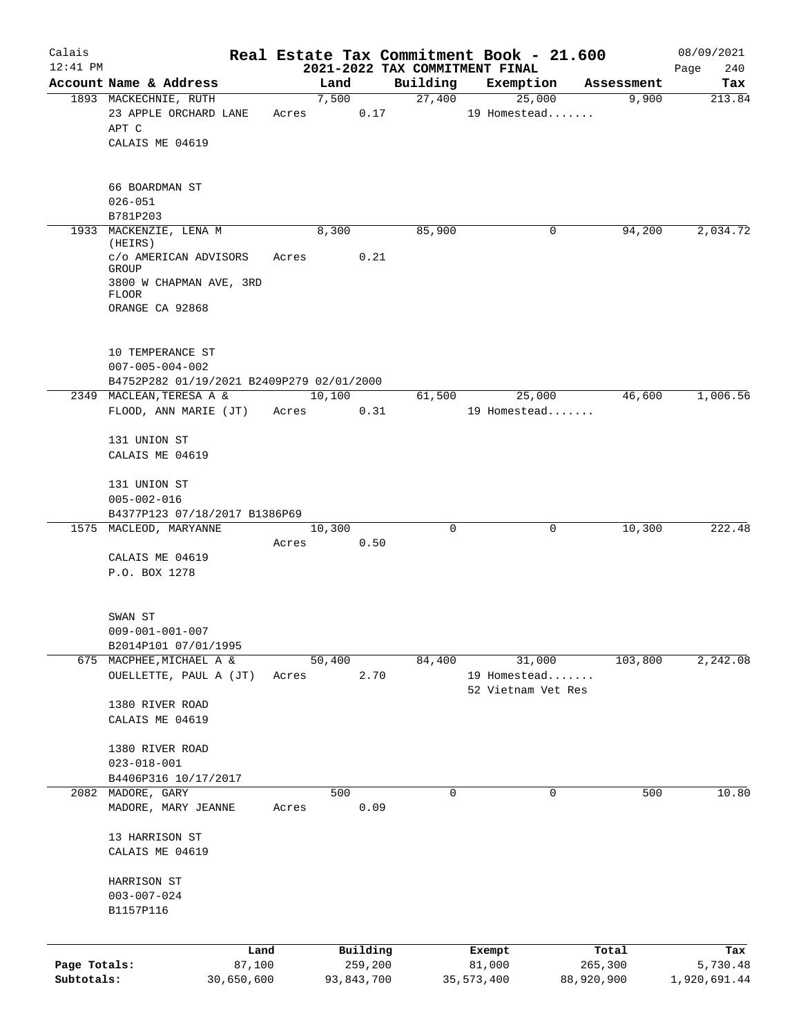# Real Estate Tax Commitment Book - 21.600

## 2021-2022 TAX COMMITMENT FINAL

Calais 12:41 PM — 08/09/2021

| Account Name & Address | Land | Building | Exemption | Assessment | Tax |
|---|---|---|---|---|---|
| 1893 MACKECHNIE, RUTH<br>23 APPLE ORCHARD LANE<br>APT C<br>CALAIS ME 04619<br><br>66 BOARDMAN ST<br>026-051<br>B781P203 | 7,500<br>Acres 0.17 | 27,400 | 25,000<br>19 Homestead....... | 9,900 | 213.84 |
| 1933 MACKENZIE, LENA M (HEIRS)<br>c/o AMERICAN ADVISORS GROUP<br>3800 W CHAPMAN AVE, 3RD FLOOR<br>ORANGE CA 92868<br><br>10 TEMPERANCE ST<br>007-005-004-002<br>B4752P282 01/19/2021 B2409P279 02/01/2000 | 8,300<br>Acres 0.21 | 85,900 | 0 | 94,200 | 2,034.72 |
| 2349 MACLEAN,TERESA A &<br>FLOOD, ANN MARIE (JT)<br><br>131 UNION ST<br>CALAIS ME 04619<br><br>131 UNION ST<br>005-002-016<br>B4377P123 07/18/2017 B1386P69 | 10,100<br>Acres 0.31 | 61,500 | 25,000<br>19 Homestead....... | 46,600 | 1,006.56 |
| 1575 MACLEOD, MARYANNE<br><br>CALAIS ME 04619<br>P.O. BOX 1278<br><br>SWAN ST<br>009-001-001-007<br>B2014P101 07/01/1995 | 10,300<br>Acres 0.50 | 0 | 0 | 10,300 | 222.48 |
| 675 MACPHEE,MICHAEL A &<br>OUELLETTE, PAUL A (JT)<br><br>1380 RIVER ROAD<br>CALAIS ME 04619<br><br>1380 RIVER ROAD<br>023-018-001<br>B4406P316 10/17/2017 | 50,400<br>Acres 2.70 | 84,400 | 31,000<br>19 Homestead.......<br>52 Vietnam Vet Res | 103,800 | 2,242.08 |
| 2082 MADORE, GARY<br>MADORE, MARY JEANNE<br><br>13 HARRISON ST<br>CALAIS ME 04619<br><br>HARRISON ST<br>003-007-024<br>B1157P116 | 500<br>Acres 0.09 | 0 | 0 | 500 | 10.80 |

| | Land | Building | Exempt | Total | Tax |
|---|---|---|---|---|---|
| Page Totals: | 87,100 | 259,200 | 81,000 | 265,300 | 5,730.48 |
| Subtotals: | 30,650,600 | 93,843,700 | 35,573,400 | 88,920,900 | 1,920,691.44 |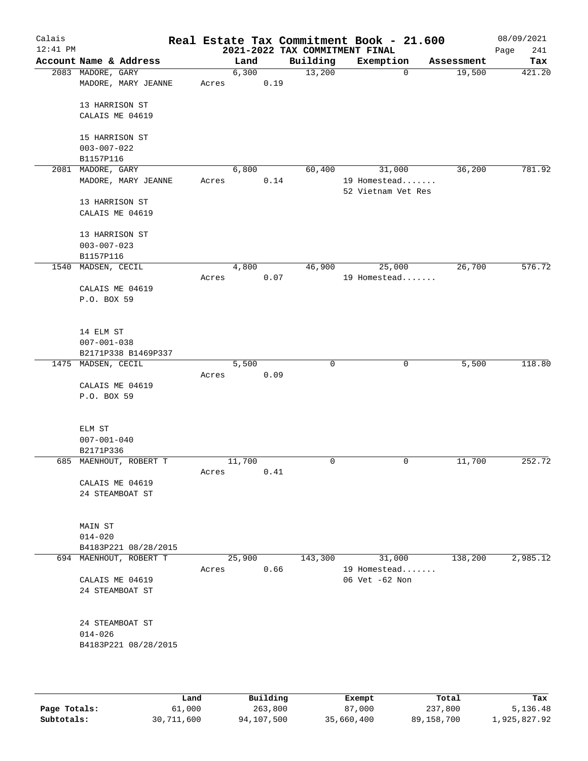# Real Estate Tax Commitment Book - 21.600

## 2021-2022 TAX COMMITMENT FINAL

Calais 12:41 PM — 08/09/2021

| Account Name & Address | Land | Building | Exemption | Assessment | Tax |
|---|---|---|---|---|---|
| 2083 MADORE, GARY<br>MADORE, MARY JEANNE<br><br>13 HARRISON ST<br>CALAIS ME 04619<br><br>15 HARRISON ST<br>003-007-022<br>B1157P116 | 6,300<br>Acres 0.19 | 13,200 | 0 | 19,500 | 421.20 |
| 2081 MADORE, GARY<br>MADORE, MARY JEANNE<br><br>13 HARRISON ST<br>CALAIS ME 04619<br><br>13 HARRISON ST<br>003-007-023<br>B1157P116 | 6,800<br>Acres 0.14 | 60,400 | 31,000<br>19 Homestead.......<br>52 Vietnam Vet Res | 36,200 | 781.92 |
| 1540 MADSEN, CECIL<br><br>CALAIS ME 04619<br>P.O. BOX 59<br><br>14 ELM ST<br>007-001-038<br>B2171P338 B1469P337 | 4,800<br>Acres 0.07 | 46,900 | 25,000<br>19 Homestead....... | 26,700 | 576.72 |
| 1475 MADSEN, CECIL<br><br>CALAIS ME 04619<br>P.O. BOX 59<br><br>ELM ST<br>007-001-040<br>B2171P336 | 5,500<br>Acres 0.09 | 0 | 0 | 5,500 | 118.80 |
| 685 MAENHOUT, ROBERT T<br><br>CALAIS ME 04619<br>24 STEAMBOAT ST<br><br>MAIN ST<br>014-020<br>B4183P221 08/28/2015 | 11,700<br>Acres 0.41 | 0 | 0 | 11,700 | 252.72 |
| 694 MAENHOUT, ROBERT T<br><br>CALAIS ME 04619<br>24 STEAMBOAT ST<br><br>24 STEAMBOAT ST<br>014-026<br>B4183P221 08/28/2015 | 25,900<br>Acres 0.66 | 143,300 | 31,000<br>19 Homestead.......<br>06 Vet -62 Non | 138,200 | 2,985.12 |

| | Land | Building | Exempt | Total | Tax |
|---|---|---|---|---|---|
| **Page Totals:** | 61,000 | 263,800 | 87,000 | 237,800 | 5,136.48 |
| **Subtotals:** | 30,711,600 | 94,107,500 | 35,660,400 | 89,158,700 | 1,925,827.92 |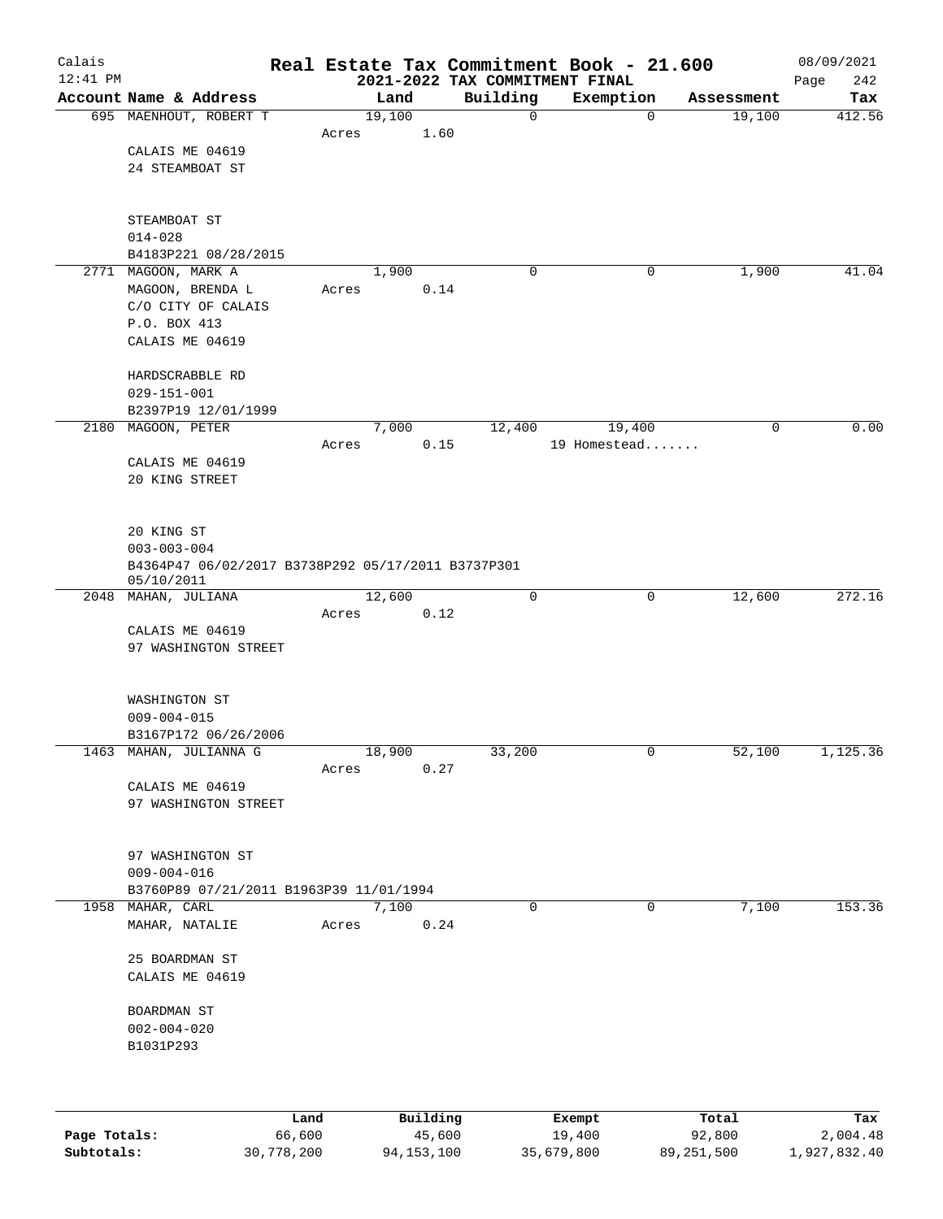# Real Estate Tax Commitment Book - 21.600

## 2021-2022 TAX COMMITMENT FINAL

Calais 12:41 PM — 08/09/2021 — Page 242

| Account Name & Address | Land | Building | Exemption | Assessment | Tax |
|---|---|---|---|---|---|
| 695 MAENHOUT, ROBERT T<br>CALAIS ME 04619<br>24 STEAMBOAT ST<br><br>STEAMBOAT ST<br>014-028<br>B4183P221 08/28/2015 | 19,100<br>Acres 1.60 | 0 | 0 | 19,100 | 412.56 |
| 2771 MAGOON, MARK A<br>MAGOON, BRENDA L<br>C/O CITY OF CALAIS<br>P.O. BOX 413<br>CALAIS ME 04619<br><br>HARDSCRABBLE RD<br>029-151-001<br>B2397P19 12/01/1999 | 1,900<br>Acres 0.14 | 0 | 0 | 1,900 | 41.04 |
| 2180 MAGOON, PETER<br>CALAIS ME 04619<br>20 KING STREET<br><br>20 KING ST<br>003-003-004<br>B4364P47 06/02/2017 B3738P292 05/17/2011 B3737P301 05/10/2011 | 7,000<br>Acres 0.15 | 12,400 | 19,400<br>19 Homestead....... | 0 | 0.00 |
| 2048 MAHAN, JULIANA<br>CALAIS ME 04619<br>97 WASHINGTON STREET<br><br>WASHINGTON ST<br>009-004-015<br>B3167P172 06/26/2006 | 12,600<br>Acres 0.12 | 0 | 0 | 12,600 | 272.16 |
| 1463 MAHAN, JULIANNA G<br>CALAIS ME 04619<br>97 WASHINGTON STREET<br><br>97 WASHINGTON ST<br>009-004-016<br>B3760P89 07/21/2011 B1963P39 11/01/1994 | 18,900<br>Acres 0.27 | 33,200 | 0 | 52,100 | 1,125.36 |
| 1958 MAHAR, CARL<br>MAHAR, NATALIE<br><br>25 BOARDMAN ST<br>CALAIS ME 04619<br><br>BOARDMAN ST<br>002-004-020<br>B1031P293 | 7,100<br>Acres 0.24 | 0 | 0 | 7,100 | 153.36 |

| | Land | Building | Exempt | Total | Tax |
|---|---|---|---|---|---|
| Page Totals: | 66,600 | 45,600 | 19,400 | 92,800 | 2,004.48 |
| Subtotals: | 30,778,200 | 94,153,100 | 35,679,800 | 89,251,500 | 1,927,832.40 |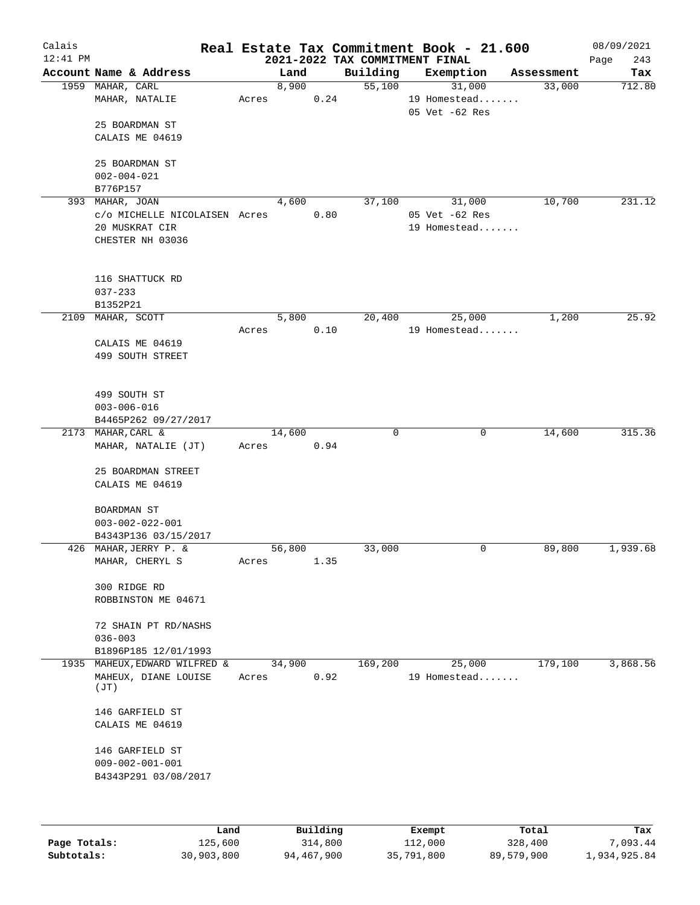# Real Estate Tax Commitment Book - 21.600

## 2021-2022 TAX COMMITMENT FINAL

Calais 12:41 PM — 08/09/2021

| Account Name & Address | Land | Building | Exemption | Assessment | Tax |
|---|---|---|---|---|---|
| 1959 MAHAR, CARL<br>MAHAR, NATALIE<br><br>25 BOARDMAN ST<br>CALAIS ME 04619<br><br>25 BOARDMAN ST<br>002-004-021<br>B776P157 | 8,900<br>Acres 0.24 | 55,100 | 31,000<br>19 Homestead.......<br>05 Vet -62 Res | 33,000 | 712.80 |
| 393 MAHAR, JOAN<br>c/o MICHELLE NICOLAISEN<br>20 MUSKRAT CIR<br>CHESTER NH 03036<br><br>116 SHATTUCK RD<br>037-233<br>B1352P21 | 4,600<br>Acres 0.80 | 37,100 | 31,000<br>05 Vet -62 Res<br>19 Homestead....... | 10,700 | 231.12 |
| 2109 MAHAR, SCOTT<br><br>CALAIS ME 04619<br>499 SOUTH STREET<br><br>499 SOUTH ST<br>003-006-016<br>B4465P262 09/27/2017 | 5,800<br>Acres 0.10 | 20,400 | 25,000<br>19 Homestead....... | 1,200 | 25.92 |
| 2173 MAHAR, CARL &<br>MAHAR, NATALIE (JT)<br><br>25 BOARDMAN STREET<br>CALAIS ME 04619<br><br>BOARDMAN ST<br>003-002-022-001<br>B4343P136 03/15/2017 | 14,600<br>Acres 0.94 | 0 | 0 | 14,600 | 315.36 |
| 426 MAHAR, JERRY P. &<br>MAHAR, CHERYL S<br><br>300 RIDGE RD<br>ROBBINSTON ME 04671<br><br>72 SHAIN PT RD/NASHS<br>036-003<br>B1896P185 12/01/1993 | 56,800<br>Acres 1.35 | 33,000 | 0 | 89,800 | 1,939.68 |
| 1935 MAHEUX, EDWARD WILFRED &<br>MAHEUX, DIANE LOUISE (JT)<br><br>146 GARFIELD ST<br>CALAIS ME 04619<br><br>146 GARFIELD ST<br>009-002-001-001<br>B4343P291 03/08/2017 | 34,900<br>Acres 0.92 | 169,200 | 25,000<br>19 Homestead....... | 179,100 | 3,868.56 |

| | Land | Building | Exempt | Total | Tax |
|---|---|---|---|---|---|
| Page Totals: | 125,600 | 314,800 | 112,000 | 328,400 | 7,093.44 |
| Subtotals: | 30,903,800 | 94,467,900 | 35,791,800 | 89,579,900 | 1,934,925.84 |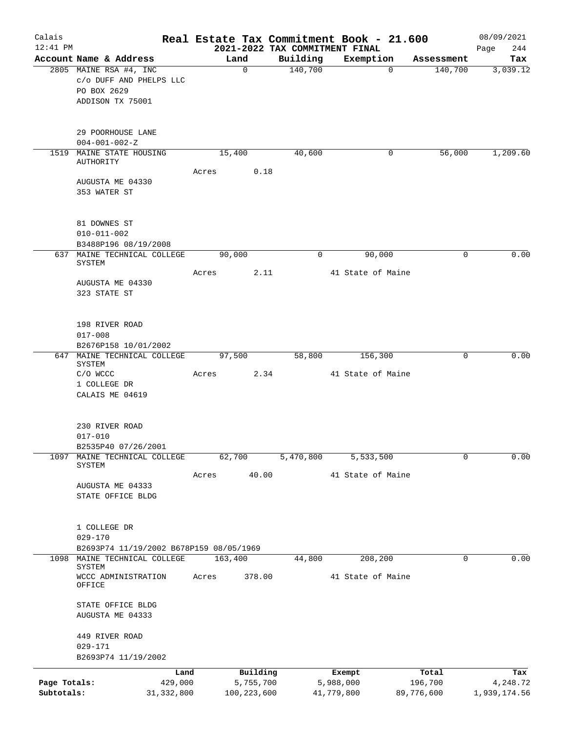# Real Estate Tax Commitment Book - 21.600

Calais 12:41 PM — 2021-2022 TAX COMMITMENT FINAL — 08/09/2021

| Account Name & Address | Land | Building | Exemption | Assessment | Tax |
|---|---|---|---|---|---|
| 2805 MAINE RSA #4, INC<br>c/o DUFF AND PHELPS LLC<br>PO BOX 2629<br>ADDISON TX 75001<br><br>29 POORHOUSE LANE<br>004-001-002-Z | 0 | 140,700 | 0 | 140,700 | 3,039.12 |
| 1519 MAINE STATE HOUSING AUTHORITY<br>AUGUSTA ME 04330<br>353 WATER ST<br><br>81 DOWNES ST<br>010-011-002<br>B3488P196 08/19/2008 | 15,400<br>Acres 0.18 | 40,600 | 0 | 56,000 | 1,209.60 |
| 637 MAINE TECHNICAL COLLEGE SYSTEM<br>AUGUSTA ME 04330<br>323 STATE ST<br><br>198 RIVER ROAD<br>017-008<br>B2676P158 10/01/2002 | 90,000<br>Acres 2.11 | 0 | 90,000<br>41 State of Maine | 0 | 0.00 |
| 647 MAINE TECHNICAL COLLEGE SYSTEM<br>C/O WCCC<br>1 COLLEGE DR<br>CALAIS ME 04619<br><br>230 RIVER ROAD<br>017-010<br>B2535P40 07/26/2001 | 97,500<br>Acres 2.34 | 58,800 | 156,300<br>41 State of Maine | 0 | 0.00 |
| 1097 MAINE TECHNICAL COLLEGE SYSTEM<br>AUGUSTA ME 04333<br>STATE OFFICE BLDG<br><br>1 COLLEGE DR<br>029-170<br>B2693P74 11/19/2002 B678P159 08/05/1969 | 62,700<br>Acres 40.00 | 5,470,800 | 5,533,500<br>41 State of Maine | 0 | 0.00 |
| 1098 MAINE TECHNICAL COLLEGE SYSTEM<br>WCCC ADMINISTRATION OFFICE<br>STATE OFFICE BLDG<br>AUGUSTA ME 04333<br><br>449 RIVER ROAD<br>029-171<br>B2693P74 11/19/2002 | 163,400<br>Acres 378.00 | 44,800 | 208,200<br>41 State of Maine | 0 | 0.00 |

| | Land | Building | Exempt | Total | Tax |
|---|---|---|---|---|---|
| Page Totals: | 429,000 | 5,755,700 | 5,988,000 | 196,700 | 4,248.72 |
| Subtotals: | 31,332,800 | 100,223,600 | 41,779,800 | 89,776,600 | 1,939,174.56 |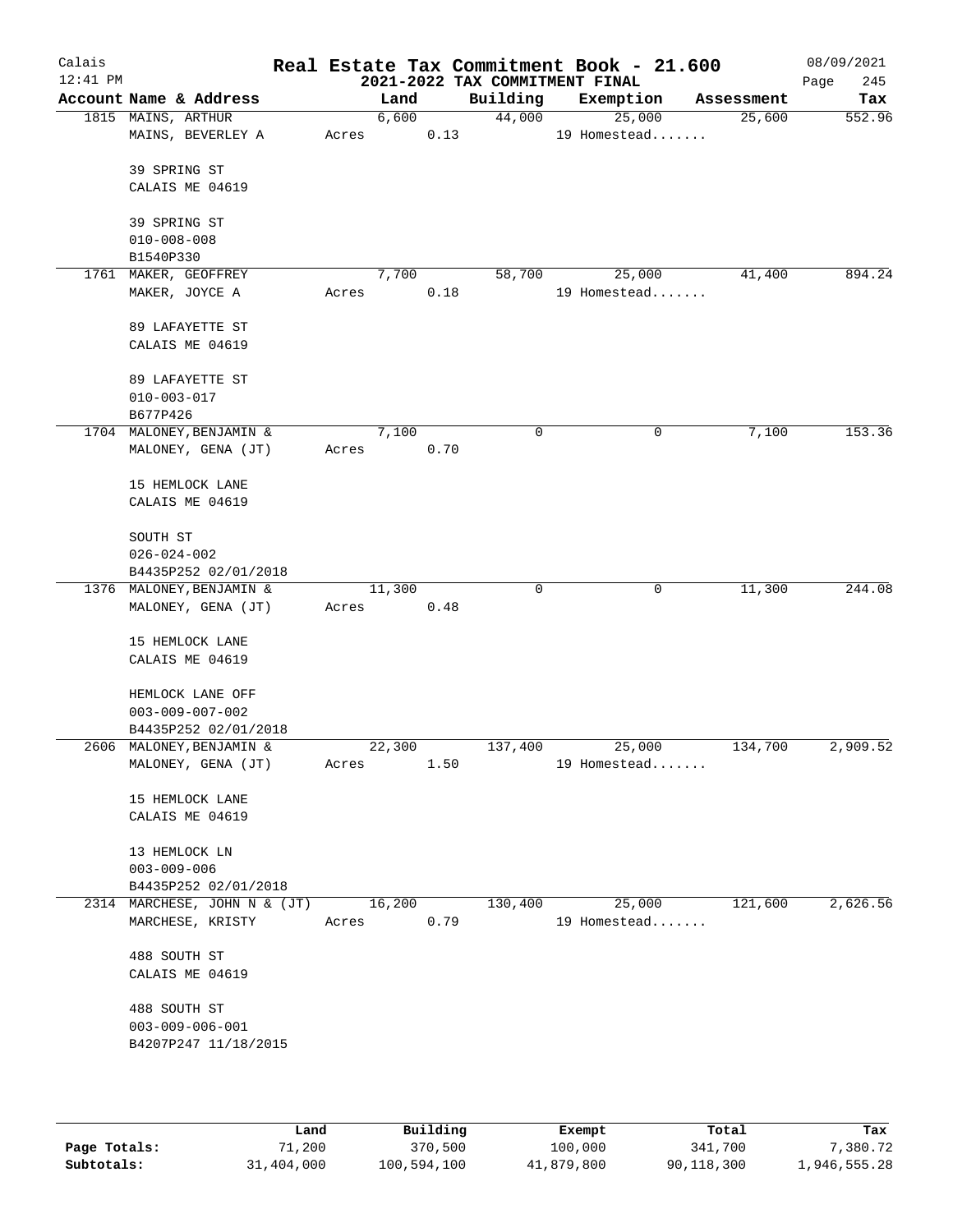# Real Estate Tax Commitment Book - 21.600

## 2021-2022 TAX COMMITMENT FINAL

Calais 12:41 PM — 08/09/2021

| Account Name & Address | Land | Building | Exemption | Assessment | Tax |
|---|---|---|---|---|---|
| 1815 MAINS, ARTHUR<br>MAINS, BEVERLEY A<br><br>39 SPRING ST<br>CALAIS ME 04619<br><br>39 SPRING ST<br>010-008-008<br>B1540P330 | 6,600<br>Acres 0.13 | 44,000 | 25,000<br>19 Homestead....... | 25,600 | 552.96 |
| 1761 MAKER, GEOFFREY<br>MAKER, JOYCE A<br><br>89 LAFAYETTE ST<br>CALAIS ME 04619<br><br>89 LAFAYETTE ST<br>010-003-017<br>B677P426 | 7,700<br>Acres 0.18 | 58,700 | 25,000<br>19 Homestead....... | 41,400 | 894.24 |
| 1704 MALONEY, BENJAMIN &<br>MALONEY, GENA (JT)<br><br>15 HEMLOCK LANE<br>CALAIS ME 04619<br><br>SOUTH ST<br>026-024-002<br>B4435P252 02/01/2018 | 7,100<br>Acres 0.70 | 0 | 0 | 7,100 | 153.36 |
| 1376 MALONEY, BENJAMIN &<br>MALONEY, GENA (JT)<br><br>15 HEMLOCK LANE<br>CALAIS ME 04619<br><br>HEMLOCK LANE OFF<br>003-009-007-002<br>B4435P252 02/01/2018 | 11,300<br>Acres 0.48 | 0 | 0 | 11,300 | 244.08 |
| 2606 MALONEY, BENJAMIN &<br>MALONEY, GENA (JT)<br><br>15 HEMLOCK LANE<br>CALAIS ME 04619<br><br>13 HEMLOCK LN<br>003-009-006<br>B4435P252 02/01/2018 | 22,300<br>Acres 1.50 | 137,400 | 25,000<br>19 Homestead....... | 134,700 | 2,909.52 |
| 2314 MARCHESE, JOHN N & (JT)<br>MARCHESE, KRISTY<br><br>488 SOUTH ST<br>CALAIS ME 04619<br><br>488 SOUTH ST<br>003-009-006-001<br>B4207P247 11/18/2015 | 16,200<br>Acres 0.79 | 130,400 | 25,000<br>19 Homestead....... | 121,600 | 2,626.56 |

| | Land | Building | Exempt | Total | Tax |
|---|---|---|---|---|---|
| Page Totals: | 71,200 | 370,500 | 100,000 | 341,700 | 7,380.72 |
| Subtotals: | 31,404,000 | 100,594,100 | 41,879,800 | 90,118,300 | 1,946,555.28 |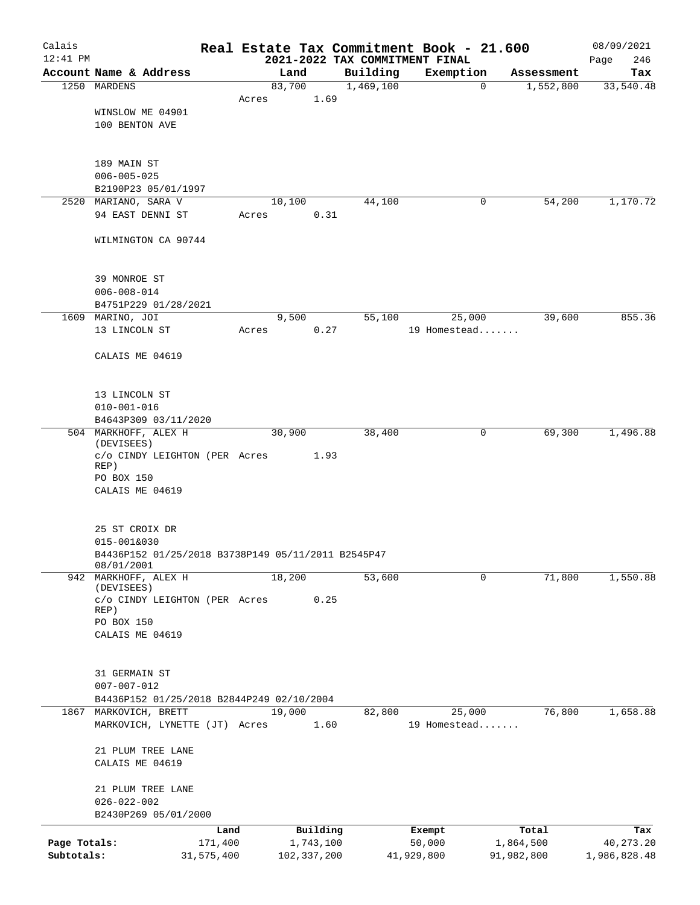# Real Estate Tax Commitment Book - 21.600

## 2021-2022 TAX COMMITMENT FINAL

Calais 12:41 PM — 08/09/2021

| Account Name & Address | Land | Building | Exemption | Assessment | Tax |
|---|---|---|---|---|---|
| 1250 MARDENS<br>WINSLOW ME 04901<br>100 BENTON AVE<br><br>189 MAIN ST<br>006-005-025<br>B2190P23 05/01/1997 | 83,700<br>Acres 1.69 | 1,469,100 | 0 | 1,552,800 | 33,540.48 |
| 2520 MARIANO, SARA V<br>94 EAST DENNI ST<br>WILMINGTON CA 90744<br><br>39 MONROE ST<br>006-008-014<br>B4751P229 01/28/2021 | 10,100<br>Acres 0.31 | 44,100 | 0 | 54,200 | 1,170.72 |
| 1609 MARINO, JOI<br>13 LINCOLN ST<br>CALAIS ME 04619<br><br>13 LINCOLN ST<br>010-001-016<br>B4643P309 03/11/2020 | 9,500<br>Acres 0.27 | 55,100 | 25,000<br>19 Homestead....... | 39,600 | 855.36 |
| 504 MARKHOFF, ALEX H (DEVISEES)<br>c/o CINDY LEIGHTON (PER REP)<br>PO BOX 150<br>CALAIS ME 04619<br><br>25 ST CROIX DR<br>015-001&030<br>B4436P152 01/25/2018 B3738P149 05/11/2011 B2545P47 08/01/2001 | 30,900<br>Acres 1.93 | 38,400 | 0 | 69,300 | 1,496.88 |
| 942 MARKHOFF, ALEX H (DEVISEES)<br>c/o CINDY LEIGHTON (PER REP)<br>PO BOX 150<br>CALAIS ME 04619<br><br>31 GERMAIN ST<br>007-007-012<br>B4436P152 01/25/2018 B2844P249 02/10/2004 | 18,200<br>Acres 0.25 | 53,600 | 0 | 71,800 | 1,550.88 |
| 1867 MARKOVICH, BRETT<br>MARKOVICH, LYNETTE (JT)<br>21 PLUM TREE LANE<br>CALAIS ME 04619<br><br>21 PLUM TREE LANE<br>026-022-002<br>B2430P269 05/01/2000 | 19,000<br>Acres 1.60 | 82,800 | 25,000<br>19 Homestead....... | 76,800 | 1,658.88 |

| | Land | Building | Exempt | Total | Tax |
|---|---|---|---|---|---|
| Page Totals: | 171,400 | 1,743,100 | 50,000 | 1,864,500 | 40,273.20 |
| Subtotals: | 31,575,400 | 102,337,200 | 41,929,800 | 91,982,800 | 1,986,828.48 |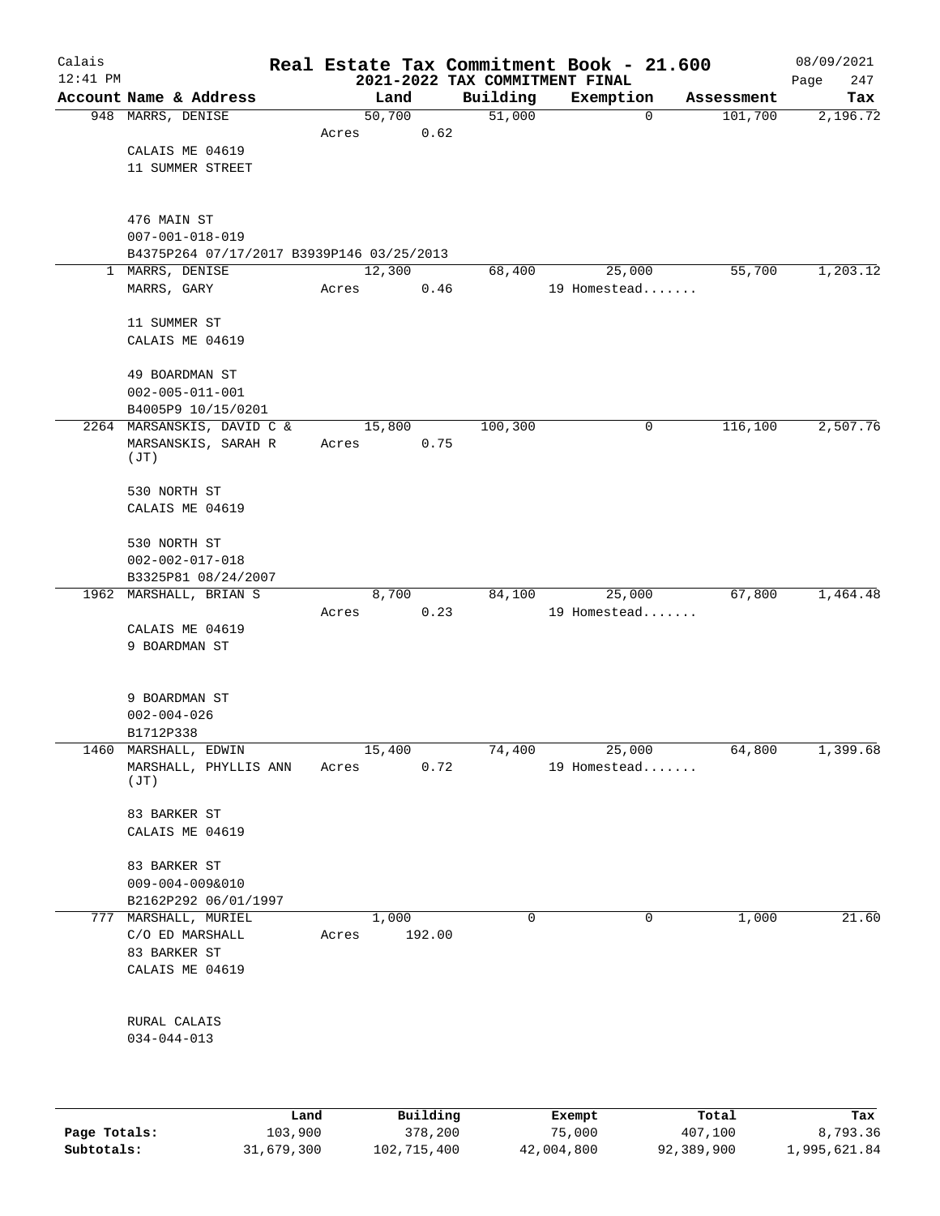# Real Estate Tax Commitment Book - 21.600

## 2021-2022 TAX COMMITMENT FINAL

Calais 12:41 PM — 08/09/2021

| Account Name & Address | Land | Building | Exemption | Assessment | Tax |
|---|---|---|---|---|---|
| 948 MARRS, DENISE<br>CALAIS ME 04619<br>11 SUMMER STREET<br><br>476 MAIN ST<br>007-001-018-019<br>B4375P264 07/17/2017 B3939P146 03/25/2013 | 50,700<br>Acres 0.62 | 51,000 | 0 | 101,700 | 2,196.72 |
| 1 MARRS, DENISE<br>MARRS, GARY<br><br>11 SUMMER ST<br>CALAIS ME 04619<br><br>49 BOARDMAN ST<br>002-005-011-001<br>B4005P9 10/15/0201 | 12,300<br>Acres 0.46 | 68,400 | 25,000<br>19 Homestead....... | 55,700 | 1,203.12 |
| 2264 MARSANSKIS, DAVID C &<br>MARSANSKIS, SARAH R (JT)<br><br>530 NORTH ST<br>CALAIS ME 04619<br><br>530 NORTH ST<br>002-002-017-018<br>B3325P81 08/24/2007 | 15,800<br>Acres 0.75 | 100,300 | 0 | 116,100 | 2,507.76 |
| 1962 MARSHALL, BRIAN S<br>CALAIS ME 04619<br>9 BOARDMAN ST<br><br>9 BOARDMAN ST<br>002-004-026<br>B1712P338 | 8,700<br>Acres 0.23 | 84,100 | 25,000<br>19 Homestead....... | 67,800 | 1,464.48 |
| 1460 MARSHALL, EDWIN<br>MARSHALL, PHYLLIS ANN (JT)<br><br>83 BARKER ST<br>CALAIS ME 04619<br><br>83 BARKER ST<br>009-004-009&010<br>B2162P292 06/01/1997 | 15,400<br>Acres 0.72 | 74,400 | 25,000<br>19 Homestead....... | 64,800 | 1,399.68 |
| 777 MARSHALL, MURIEL<br>C/O ED MARSHALL<br>83 BARKER ST<br>CALAIS ME 04619<br><br>RURAL CALAIS<br>034-044-013 | 1,000<br>Acres 192.00 | 0 | 0 | 1,000 | 21.60 |

| | Land | Building | Exempt | Total | Tax |
|---|---|---|---|---|---|
| Page Totals: | 103,900 | 378,200 | 75,000 | 407,100 | 8,793.36 |
| Subtotals: | 31,679,300 | 102,715,400 | 42,004,800 | 92,389,900 | 1,995,621.84 |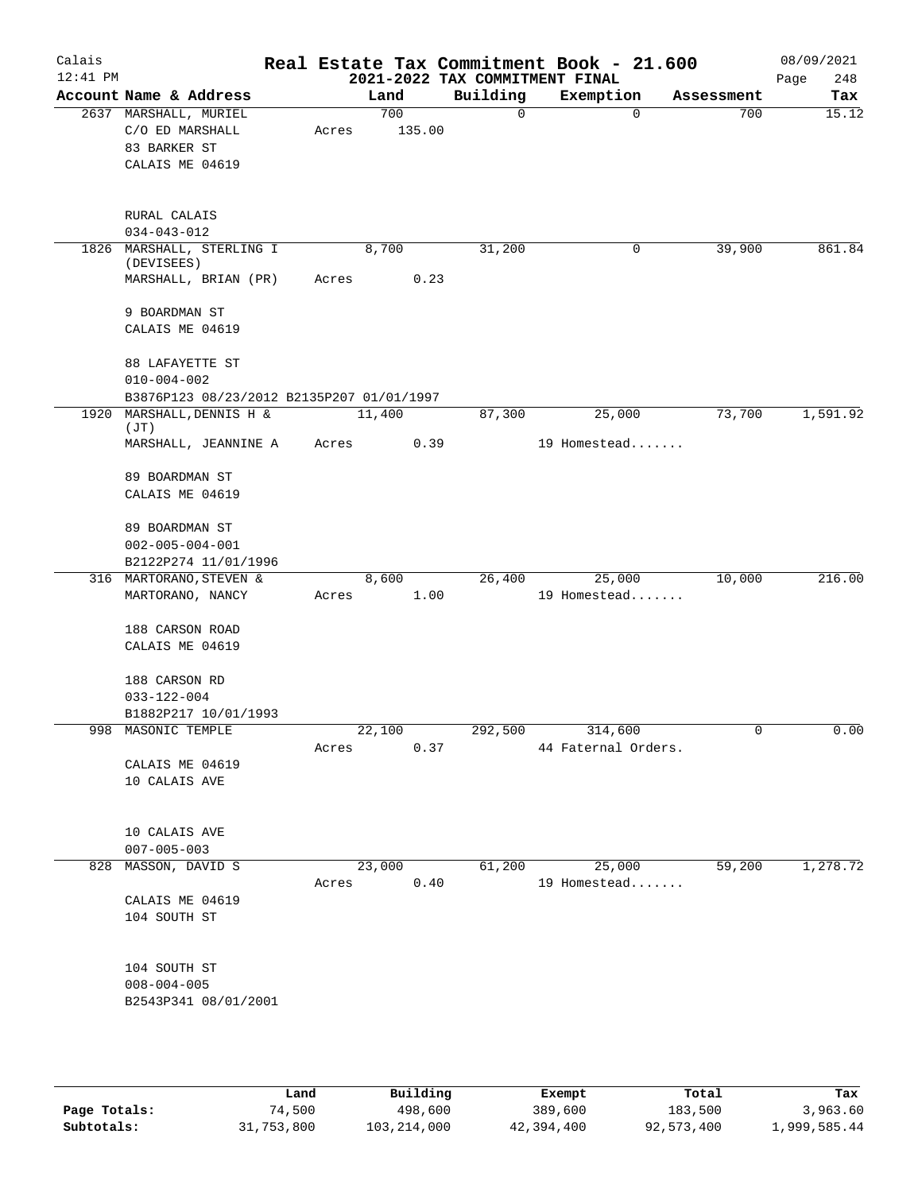# Real Estate Tax Commitment Book - 21.600

Calais 12:41 PM — 2021-2022 TAX COMMITMENT FINAL — 08/09/2021

| Account Name & Address | Land | Building | Exemption | Assessment | Tax |
|---|---|---|---|---|---|
| 2637 MARSHALL, MURIEL<br>C/O ED MARSHALL<br>83 BARKER ST<br>CALAIS ME 04619<br><br>RURAL CALAIS<br>034-043-012 | 700<br>Acres 135.00 | 0 | 0 | 700 | 15.12 |
| 1826 MARSHALL, STERLING I (DEVISEES)<br>MARSHALL, BRIAN (PR)<br><br>9 BOARDMAN ST<br>CALAIS ME 04619<br><br>88 LAFAYETTE ST<br>010-004-002<br>B3876P123 08/23/2012 B2135P207 01/01/1997 | 8,700<br>Acres 0.23 | 31,200 | 0 | 39,900 | 861.84 |
| 1920 MARSHALL, DENNIS H & (JT)<br>MARSHALL, JEANNINE A<br><br>89 BOARDMAN ST<br>CALAIS ME 04619<br><br>89 BOARDMAN ST<br>002-005-004-001<br>B2122P274 11/01/1996 | 11,400<br>Acres 0.39 | 87,300 | 25,000<br>19 Homestead....... | 73,700 | 1,591.92 |
| 316 MARTORANO, STEVEN &<br>MARTORANO, NANCY<br><br>188 CARSON ROAD<br>CALAIS ME 04619<br><br>188 CARSON RD<br>033-122-004<br>B1882P217 10/01/1993 | 8,600<br>Acres 1.00 | 26,400 | 25,000<br>19 Homestead....... | 10,000 | 216.00 |
| 998 MASONIC TEMPLE<br><br>CALAIS ME 04619<br>10 CALAIS AVE<br><br>10 CALAIS AVE<br>007-005-003 | 22,100<br>Acres 0.37 | 292,500 | 314,600<br>44 Faternal Orders. | 0 | 0.00 |
| 828 MASSON, DAVID S<br><br>CALAIS ME 04619<br>104 SOUTH ST<br><br>104 SOUTH ST<br>008-004-005<br>B2543P341 08/01/2001 | 23,000<br>Acres 0.40 | 61,200 | 25,000<br>19 Homestead....... | 59,200 | 1,278.72 |

| | Land | Building | Exempt | Total | Tax |
|---|---|---|---|---|---|
| Page Totals: | 74,500 | 498,600 | 389,600 | 183,500 | 3,963.60 |
| Subtotals: | 31,753,800 | 103,214,000 | 42,394,400 | 92,573,400 | 1,999,585.44 |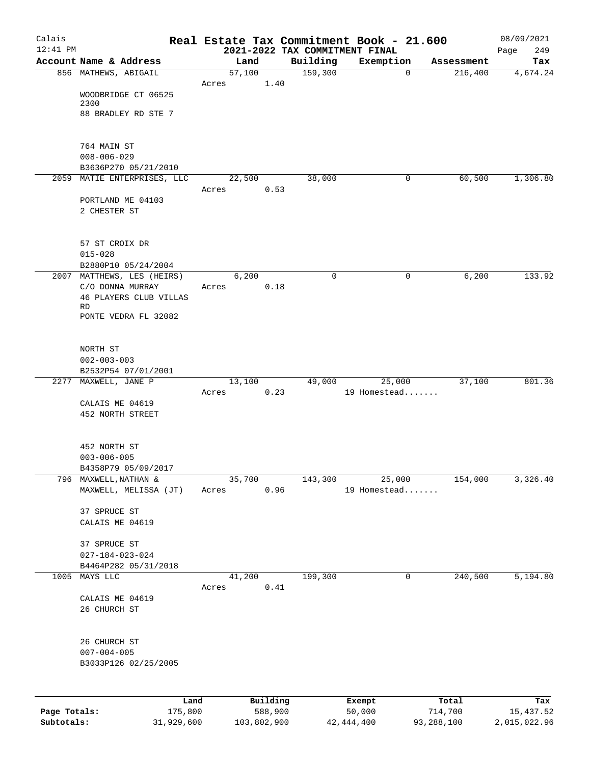# Real Estate Tax Commitment Book - 21.600

## 2021-2022 TAX COMMITMENT FINAL

Calais 12:41 PM — 08/09/2021

| Account Name & Address | Land | Building | Exemption | Assessment | Tax |
|---|---|---|---|---|---|
| 856 MATHEWS, ABIGAIL<br>WOODBRIDGE CT 06525 2300<br>88 BRADLEY RD STE 7<br><br>764 MAIN ST<br>008-006-029<br>B3636P270 05/21/2010 | 57,100<br>Acres 1.40 | 159,300 | 0 | 216,400 | 4,674.24 |
| 2059 MATIE ENTERPRISES, LLC<br>PORTLAND ME 04103<br>2 CHESTER ST<br><br>57 ST CROIX DR<br>015-028<br>B2880P10 05/24/2004 | 22,500<br>Acres 0.53 | 38,000 | 0 | 60,500 | 1,306.80 |
| 2007 MATTHEWS, LES (HEIRS)<br>C/O DONNA MURRAY<br>46 PLAYERS CLUB VILLAS RD<br>PONTE VEDRA FL 32082<br><br>NORTH ST<br>002-003-003<br>B2532P54 07/01/2001 | 6,200<br>Acres 0.18 | 0 | 0 | 6,200 | 133.92 |
| 2277 MAXWELL, JANE P<br>CALAIS ME 04619<br>452 NORTH STREET<br><br>452 NORTH ST<br>003-006-005<br>B4358P79 05/09/2017 | 13,100<br>Acres 0.23 | 49,000 | 25,000<br>19 Homestead....... | 37,100 | 801.36 |
| 796 MAXWELL, NATHAN &<br>MAXWELL, MELISSA (JT)<br>37 SPRUCE ST<br>CALAIS ME 04619<br><br>37 SPRUCE ST<br>027-184-023-024<br>B4464P282 05/31/2018 | 35,700<br>Acres 0.96 | 143,300 | 25,000<br>19 Homestead....... | 154,000 | 3,326.40 |
| 1005 MAYS LLC<br>CALAIS ME 04619<br>26 CHURCH ST<br><br>26 CHURCH ST<br>007-004-005<br>B3033P126 02/25/2005 | 41,200<br>Acres 0.41 | 199,300 | 0 | 240,500 | 5,194.80 |

| | Land | Building | Exempt | Total | Tax |
|---|---|---|---|---|---|
| Page Totals: | 175,800 | 588,900 | 50,000 | 714,700 | 15,437.52 |
| Subtotals: | 31,929,600 | 103,802,900 | 42,444,400 | 93,288,100 | 2,015,022.96 |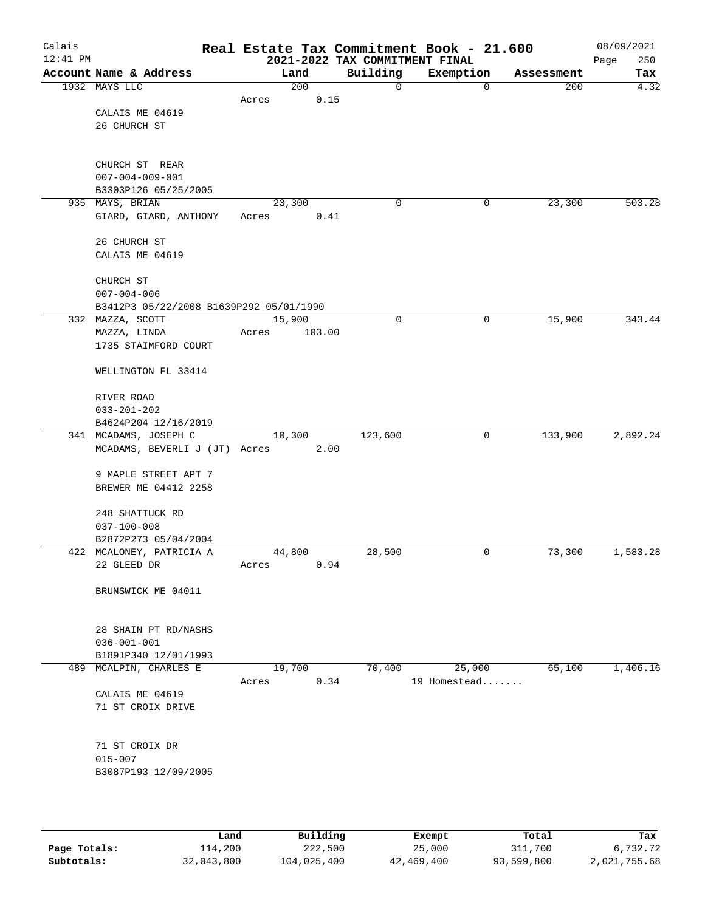# Real Estate Tax Commitment Book - 21.600

## 2021-2022 TAX COMMITMENT FINAL

Calais 12:41 PM — 08/09/2021

| Account Name & Address | Land | Building | Exemption | Assessment | Tax |
|---|---|---|---|---|---|
| 1932 MAYS LLC<br>CALAIS ME 04619<br>26 CHURCH ST<br><br>CHURCH ST REAR<br>007-004-009-001<br>B3303P126 05/25/2005 | 200<br>Acres 0.15 | 0 | 0 | 200 | 4.32 |
| 935 MAYS, BRIAN<br>GIARD, GIARD, ANTHONY<br>26 CHURCH ST<br>CALAIS ME 04619<br><br>CHURCH ST<br>007-004-006<br>B3412P3 05/22/2008 B1639P292 05/01/1990 | 23,300<br>Acres 0.41 | 0 | 0 | 23,300 | 503.28 |
| 332 MAZZA, SCOTT<br>MAZZA, LINDA<br>1735 STAIMFORD COURT<br><br>WELLINGTON FL 33414<br><br>RIVER ROAD<br>033-201-202<br>B4624P204 12/16/2019 | 15,900<br>Acres 103.00 | 0 | 0 | 15,900 | 343.44 |
| 341 MCADAMS, JOSEPH C<br>MCADAMS, BEVERLI J (JT)<br>9 MAPLE STREET APT 7<br>BREWER ME 04412 2258<br><br>248 SHATTUCK RD<br>037-100-008<br>B2872P273 05/04/2004 | 10,300<br>Acres 2.00 | 123,600 | 0 | 133,900 | 2,892.24 |
| 422 MCALONEY, PATRICIA A<br>22 GLEED DR<br><br>BRUNSWICK ME 04011<br><br>28 SHAIN PT RD/NASHS<br>036-001-001<br>B1891P340 12/01/1993 | 44,800<br>Acres 0.94 | 28,500 | 0 | 73,300 | 1,583.28 |
| 489 MCALPIN, CHARLES E<br>CALAIS ME 04619<br>71 ST CROIX DRIVE<br><br>71 ST CROIX DR<br>015-007<br>B3087P193 12/09/2005 | 19,700<br>Acres 0.34 | 70,400 | 25,000<br>19 Homestead....... | 65,100 | 1,406.16 |

|  | Land | Building | Exempt | Total | Tax |
|---|---|---|---|---|---|
| Page Totals: | 114,200 | 222,500 | 25,000 | 311,700 | 6,732.72 |
| Subtotals: | 32,043,800 | 104,025,400 | 42,469,400 | 93,599,800 | 2,021,755.68 |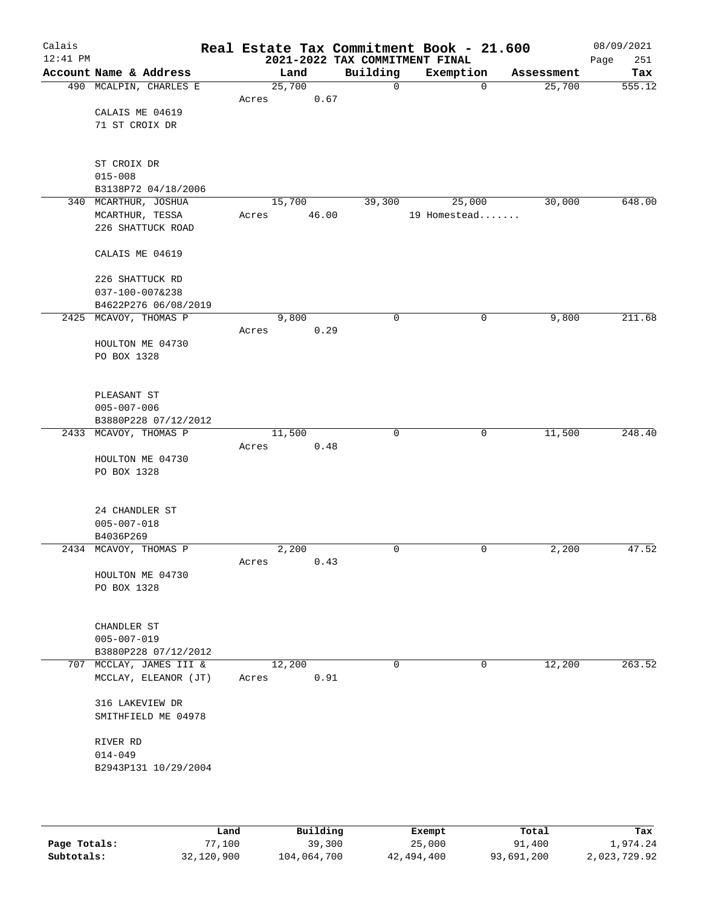# Real Estate Tax Commitment Book - 21.600

Calais
12:41 PM

2021-2022 TAX COMMITMENT FINAL

08/09/2021
Page 251

| Account Name & Address | Land | Building | Exemption | Assessment | Tax |
|---|---|---|---|---|---|
| 490 MCALPIN, CHARLES E | 25,700 | 0 | 0 | 25,700 | 555.12 |
| | Acres 0.67 | | | | |
| CALAIS ME 04619 | | | | | |
| 71 ST CROIX DR | | | | | |
| ST CROIX DR | | | | | |
| 015-008 | | | | | |
| B3138P72 04/18/2006 | | | | | |
| 340 MCARTHUR, JOSHUA | 15,700 | 39,300 | 25,000 | 30,000 | 648.00 |
| MCARTHUR, TESSA | Acres 46.00 | | 19 Homestead....... | | |
| 226 SHATTUCK ROAD | | | | | |
| CALAIS ME 04619 | | | | | |
| 226 SHATTUCK RD | | | | | |
| 037-100-007&238 | | | | | |
| B4622P276 06/08/2019 | | | | | |
| 2425 MCAVOY, THOMAS P | 9,800 | 0 | 0 | 9,800 | 211.68 |
| | Acres 0.29 | | | | |
| HOULTON ME 04730 | | | | | |
| PO BOX 1328 | | | | | |
| PLEASANT ST | | | | | |
| 005-007-006 | | | | | |
| B3880P228 07/12/2012 | | | | | |
| 2433 MCAVOY, THOMAS P | 11,500 | 0 | 0 | 11,500 | 248.40 |
| | Acres 0.48 | | | | |
| HOULTON ME 04730 | | | | | |
| PO BOX 1328 | | | | | |
| 24 CHANDLER ST | | | | | |
| 005-007-018 | | | | | |
| B4036P269 | | | | | |
| 2434 MCAVOY, THOMAS P | 2,200 | 0 | 0 | 2,200 | 47.52 |
| | Acres 0.43 | | | | |
| HOULTON ME 04730 | | | | | |
| PO BOX 1328 | | | | | |
| CHANDLER ST | | | | | |
| 005-007-019 | | | | | |
| B3880P228 07/12/2012 | | | | | |
| 707 MCCLAY, JAMES III & | 12,200 | 0 | 0 | 12,200 | 263.52 |
| MCCLAY, ELEANOR (JT) | Acres 0.91 | | | | |
| 316 LAKEVIEW DR | | | | | |
| SMITHFIELD ME 04978 | | | | | |
| RIVER RD | | | | | |
| 014-049 | | | | | |
| B2943P131 10/29/2004 | | | | | |

| | Land | Building | Exempt | Total | Tax |
|---|---|---|---|---|---|
| Page Totals: | 77,100 | 39,300 | 25,000 | 91,400 | 1,974.24 |
| Subtotals: | 32,120,900 | 104,064,700 | 42,494,400 | 93,691,200 | 2,023,729.92 |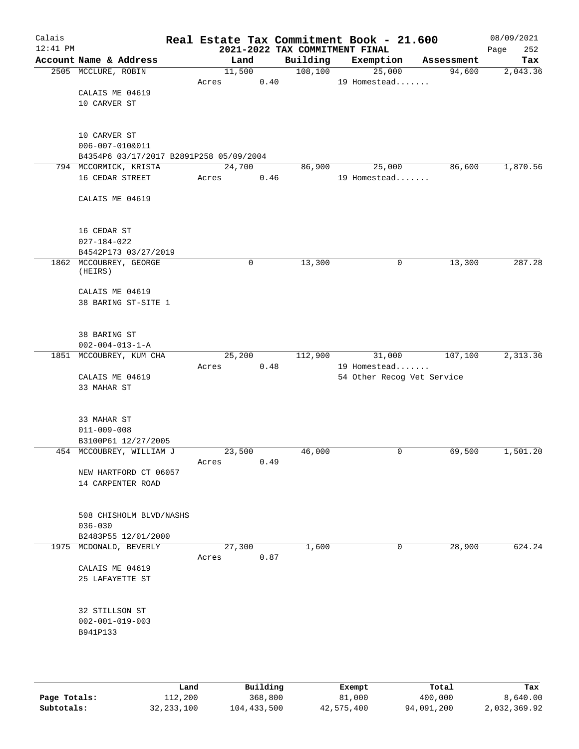# Real Estate Tax Commitment Book - 21.600

Calais
12:41 PM

2021-2022 TAX COMMITMENT FINAL

08/09/2021

| Account | Name & Address | Land | Building | Exemption | Assessment | Tax |
|---|---|---|---|---|---|---|
| 2505 | MCCLURE, ROBIN | 11,500 | 108,100 | 25,000 | 94,600 | 2,043.36 |
| | | Acres 0.40 | | 19 Homestead....... | | |
| | CALAIS ME 04619 | | | | | |
| | 10 CARVER ST | | | | | |
| | 10 CARVER ST | | | | | |
| | 006-007-010&011 | | | | | |
| | B4354P6 03/17/2017 B2891P258 05/09/2004 | | | | | |
| 794 | MCCORMICK, KRISTA | 24,700 | 86,900 | 25,000 | 86,600 | 1,870.56 |
| | 16 CEDAR STREET | Acres 0.46 | | 19 Homestead....... | | |
| | CALAIS ME 04619 | | | | | |
| | 16 CEDAR ST | | | | | |
| | 027-184-022 | | | | | |
| | B4542P173 03/27/2019 | | | | | |
| 1862 | MCCOUBREY, GEORGE (HEIRS) | 0 | 13,300 | 0 | 13,300 | 287.28 |
| | CALAIS ME 04619 | | | | | |
| | 38 BARING ST-SITE 1 | | | | | |
| | 38 BARING ST | | | | | |
| | 002-004-013-1-A | | | | | |
| 1851 | MCCOUBREY, KUM CHA | 25,200 | 112,900 | 31,000 | 107,100 | 2,313.36 |
| | | Acres 0.48 | | 19 Homestead....... | | |
| | CALAIS ME 04619 | | | 54 Other Recog Vet Service | | |
| | 33 MAHAR ST | | | | | |
| | 33 MAHAR ST | | | | | |
| | 011-009-008 | | | | | |
| | B3100P61 12/27/2005 | | | | | |
| 454 | MCCOUBREY, WILLIAM J | 23,500 | 46,000 | 0 | 69,500 | 1,501.20 |
| | | Acres 0.49 | | | | |
| | NEW HARTFORD CT 06057 | | | | | |
| | 14 CARPENTER ROAD | | | | | |
| | 508 CHISHOLM BLVD/NASHS | | | | | |
| | 036-030 | | | | | |
| | B2483P55 12/01/2000 | | | | | |
| 1975 | MCDONALD, BEVERLY | 27,300 | 1,600 | 0 | 28,900 | 624.24 |
| | | Acres 0.87 | | | | |
| | CALAIS ME 04619 | | | | | |
| | 25 LAFAYETTE ST | | | | | |
| | 32 STILLSON ST | | | | | |
| | 002-001-019-003 | | | | | |
| | B941P133 | | | | | |

| | Land | Building | Exempt | Total | Tax |
|---|---|---|---|---|---|
| Page Totals: | 112,200 | 368,800 | 81,000 | 400,000 | 8,640.00 |
| Subtotals: | 32,233,100 | 104,433,500 | 42,575,400 | 94,091,200 | 2,032,369.92 |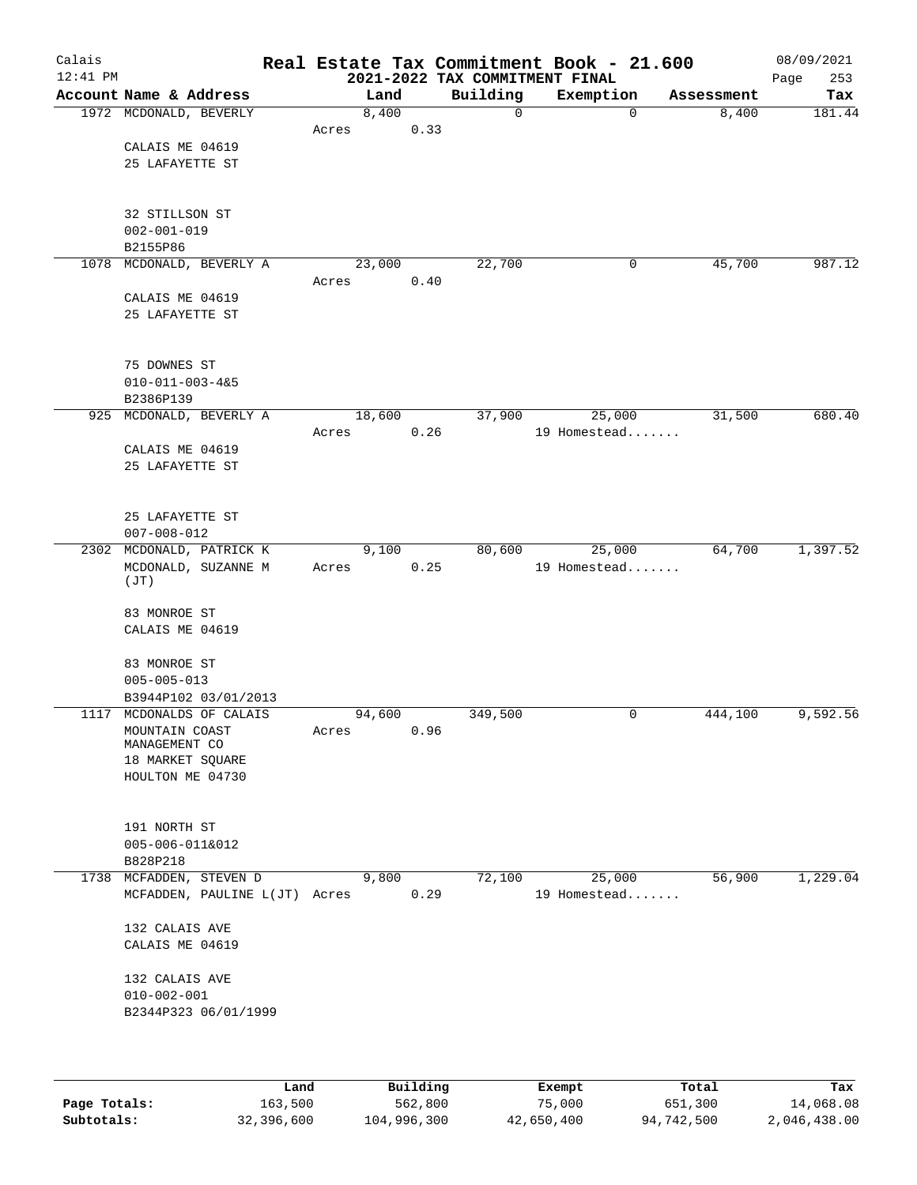# Real Estate Tax Commitment Book - 21.600

## 2021-2022 TAX COMMITMENT FINAL

Calais 12:41 PM — 08/09/2021

| Account Name & Address | Land | Building | Exemption | Assessment | Tax |
|---|---|---|---|---|---|
| 1972 MCDONALD, BEVERLY | 8,400 | 0 | 0 | 8,400 | 181.44 |
| | Acres 0.33 | | | | |
| CALAIS ME 04619 | | | | | |
| 25 LAFAYETTE ST | | | | | |
| 32 STILLSON ST | | | | | |
| 002-001-019 | | | | | |
| B2155P86 | | | | | |
| 1078 MCDONALD, BEVERLY A | 23,000 | 22,700 | 0 | 45,700 | 987.12 |
| | Acres 0.40 | | | | |
| CALAIS ME 04619 | | | | | |
| 25 LAFAYETTE ST | | | | | |
| 75 DOWNES ST | | | | | |
| 010-011-003-4&5 | | | | | |
| B2386P139 | | | | | |
| 925 MCDONALD, BEVERLY A | 18,600 | 37,900 | 25,000 | 31,500 | 680.40 |
| | Acres 0.26 | | 19 Homestead....... | | |
| CALAIS ME 04619 | | | | | |
| 25 LAFAYETTE ST | | | | | |
| 25 LAFAYETTE ST | | | | | |
| 007-008-012 | | | | | |
| 2302 MCDONALD, PATRICK K | 9,100 | 80,600 | 25,000 | 64,700 | 1,397.52 |
| MCDONALD, SUZANNE M (JT) | Acres 0.25 | | 19 Homestead....... | | |
| 83 MONROE ST | | | | | |
| CALAIS ME 04619 | | | | | |
| 83 MONROE ST | | | | | |
| 005-005-013 | | | | | |
| B3944P102 03/01/2013 | | | | | |
| 1117 MCDONALDS OF CALAIS | 94,600 | 349,500 | 0 | 444,100 | 9,592.56 |
| MOUNTAIN COAST MANAGEMENT CO | Acres 0.96 | | | | |
| 18 MARKET SQUARE | | | | | |
| HOULTON ME 04730 | | | | | |
| 191 NORTH ST | | | | | |
| 005-006-011&012 | | | | | |
| B828P218 | | | | | |
| 1738 MCFADDEN, STEVEN D | 9,800 | 72,100 | 25,000 | 56,900 | 1,229.04 |
| MCFADDEN, PAULINE L(JT) | Acres 0.29 | | 19 Homestead....... | | |
| 132 CALAIS AVE | | | | | |
| CALAIS ME 04619 | | | | | |
| 132 CALAIS AVE | | | | | |
| 010-002-001 | | | | | |
| B2344P323 06/01/1999 | | | | | |

| | Land | Building | Exempt | Total | Tax |
|---|---|---|---|---|---|
| Page Totals: | 163,500 | 562,800 | 75,000 | 651,300 | 14,068.08 |
| Subtotals: | 32,396,600 | 104,996,300 | 42,650,400 | 94,742,500 | 2,046,438.00 |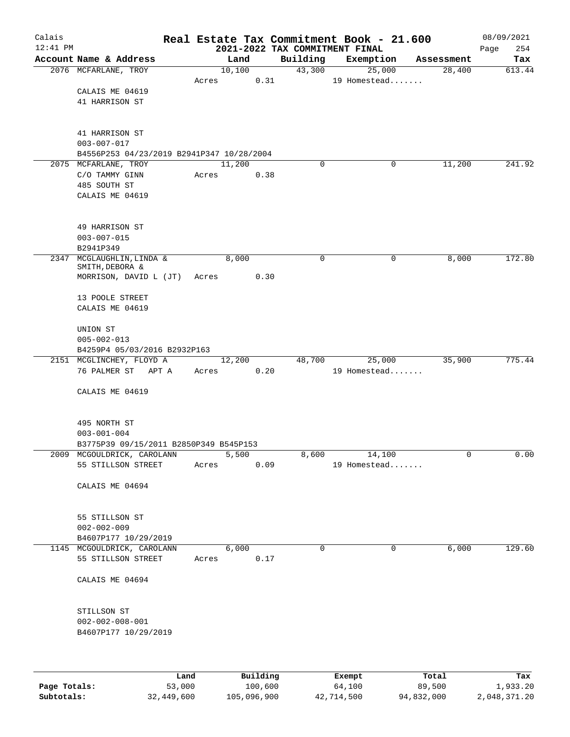# Real Estate Tax Commitment Book - 21.600

## 2021-2022 TAX COMMITMENT FINAL

Calais 12:41 PM — 08/09/2021 — Page 254

| Account Name & Address | Land | Building | Exemption | Assessment | Tax |
|---|---|---|---|---|---|
| 2076 MCFARLANE, TROY<br>CALAIS ME 04619<br>41 HARRISON ST<br><br>41 HARRISON ST<br>003-007-017<br>B4556P253 04/23/2019 B2941P347 10/28/2004 | 10,100<br>Acres 0.31 | 43,300 | 25,000<br>19 Homestead....... | 28,400 | 613.44 |
| 2075 MCFARLANE, TROY<br>C/O TAMMY GINN<br>485 SOUTH ST<br>CALAIS ME 04619<br><br>49 HARRISON ST<br>003-007-015<br>B2941P349 | 11,200<br>Acres 0.38 | 0 | 0 | 11,200 | 241.92 |
| 2347 MCGLAUGHLIN, LINDA &<br>SMITH, DEBORA &<br>MORRISON, DAVID L (JT)<br>13 POOLE STREET<br>CALAIS ME 04619<br><br>UNION ST<br>005-002-013<br>B4259P4 05/03/2016 B2932P163 | 8,000<br>Acres 0.30 | 0 | 0 | 8,000 | 172.80 |
| 2151 MCGLINCHEY, FLOYD A<br>76 PALMER ST APT A<br>CALAIS ME 04619<br><br>495 NORTH ST<br>003-001-004<br>B3775P39 09/15/2011 B2850P349 B545P153 | 12,200<br>Acres 0.20 | 48,700 | 25,000<br>19 Homestead....... | 35,900 | 775.44 |
| 2009 MCGOULDRICK, CAROLANN<br>55 STILLSON STREET<br>CALAIS ME 04694<br><br>55 STILLSON ST<br>002-002-009<br>B4607P177 10/29/2019 | 5,500<br>Acres 0.09 | 8,600 | 14,100<br>19 Homestead....... | 0 | 0.00 |
| 1145 MCGOULDRICK, CAROLANN<br>55 STILLSON STREET<br>CALAIS ME 04694<br><br>STILLSON ST<br>002-002-008-001<br>B4607P177 10/29/2019 | 6,000<br>Acres 0.17 | 0 | 0 | 6,000 | 129.60 |

| | Land | Building | Exempt | Total | Tax |
|---|---|---|---|---|---|
| **Page Totals:** | 53,000 | 100,600 | 64,100 | 89,500 | 1,933.20 |
| **Subtotals:** | 32,449,600 | 105,096,900 | 42,714,500 | 94,832,000 | 2,048,371.20 |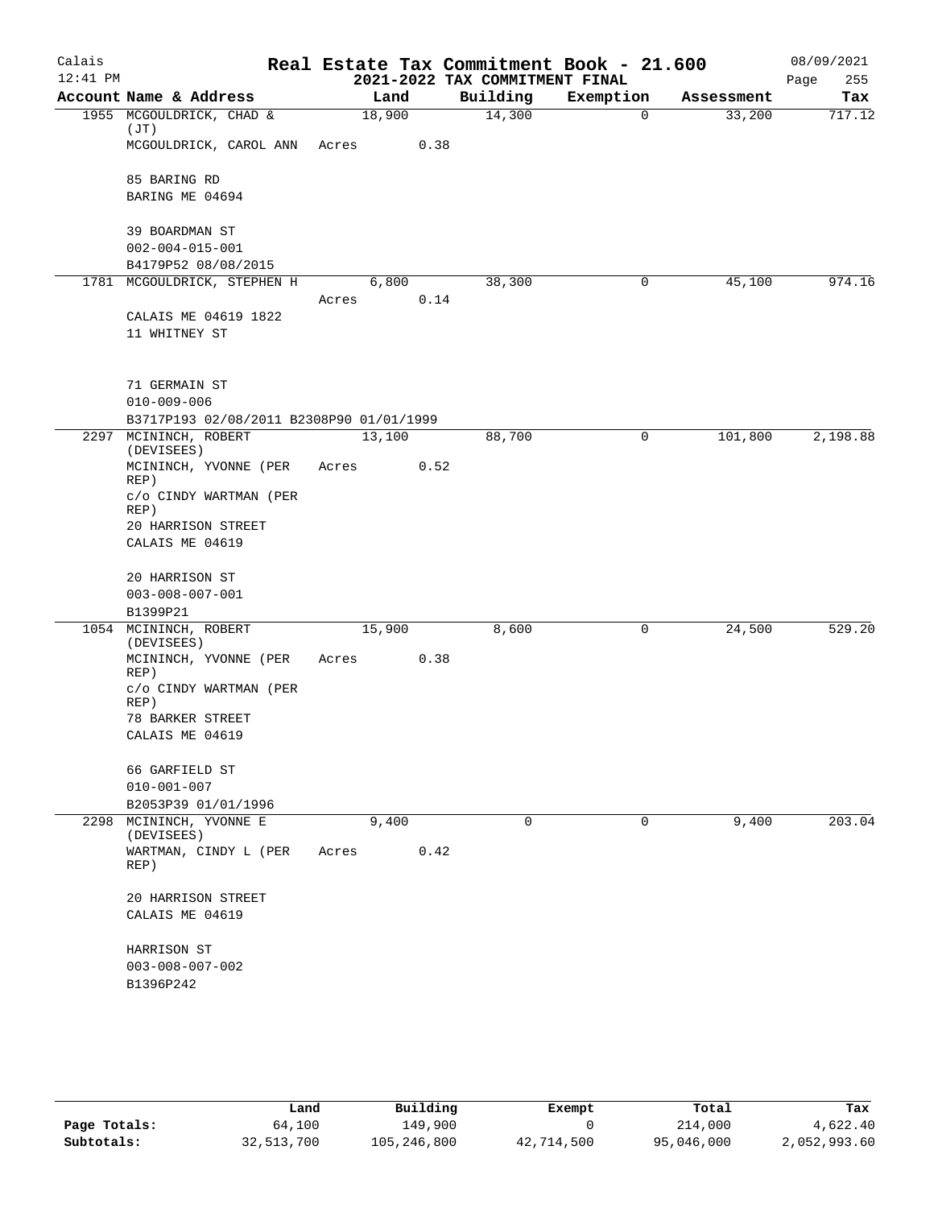Calais
12:41 PM

# Real Estate Tax Commitment Book - 21.600

## 2021-2022 TAX COMMITMENT FINAL

08/09/2021
Page 255

| Account Name & Address | Land | Building | Exemption | Assessment | Tax |
|---|---|---|---|---|---|
| 1955 MCGOULDRICK, CHAD & (JT) | 18,900 | 14,300 | 0 | 33,200 | 717.12 |
| MCGOULDRICK, CAROL ANN | Acres 0.38 | | | | |
| 85 BARING RD | | | | | |
| BARING ME 04694 | | | | | |
| 39 BOARDMAN ST | | | | | |
| 002-004-015-001 | | | | | |
| B4179P52 08/08/2015 | | | | | |
| 1781 MCGOULDRICK, STEPHEN H | 6,800 | 38,300 | 0 | 45,100 | 974.16 |
| | Acres 0.14 | | | | |
| CALAIS ME 04619 1822 | | | | | |
| 11 WHITNEY ST | | | | | |
| 71 GERMAIN ST | | | | | |
| 010-009-006 | | | | | |
| B3717P193 02/08/2011 B2308P90 01/01/1999 | | | | | |
| 2297 MCININCH, ROBERT (DEVISEES) | 13,100 | 88,700 | 0 | 101,800 | 2,198.88 |
| MCININCH, YVONNE (PER REP) | Acres 0.52 | | | | |
| c/o CINDY WARTMAN (PER REP) | | | | | |
| 20 HARRISON STREET | | | | | |
| CALAIS ME 04619 | | | | | |
| 20 HARRISON ST | | | | | |
| 003-008-007-001 | | | | | |
| B1399P21 | | | | | |
| 1054 MCININCH, ROBERT (DEVISEES) | 15,900 | 8,600 | 0 | 24,500 | 529.20 |
| MCININCH, YVONNE (PER REP) | Acres 0.38 | | | | |
| c/o CINDY WARTMAN (PER REP) | | | | | |
| 78 BARKER STREET | | | | | |
| CALAIS ME 04619 | | | | | |
| 66 GARFIELD ST | | | | | |
| 010-001-007 | | | | | |
| B2053P39 01/01/1996 | | | | | |
| 2298 MCININCH, YVONNE E (DEVISEES) | 9,400 | 0 | 0 | 9,400 | 203.04 |
| WARTMAN, CINDY L (PER REP) | Acres 0.42 | | | | |
| 20 HARRISON STREET | | | | | |
| CALAIS ME 04619 | | | | | |
| HARRISON ST | | | | | |
| 003-008-007-002 | | | | | |
| B1396P242 | | | | | |

| | Land | Building | Exempt | Total | Tax |
|---|---|---|---|---|---|
| Page Totals: | 64,100 | 149,900 | 0 | 214,000 | 4,622.40 |
| Subtotals: | 32,513,700 | 105,246,800 | 42,714,500 | 95,046,000 | 2,052,993.60 |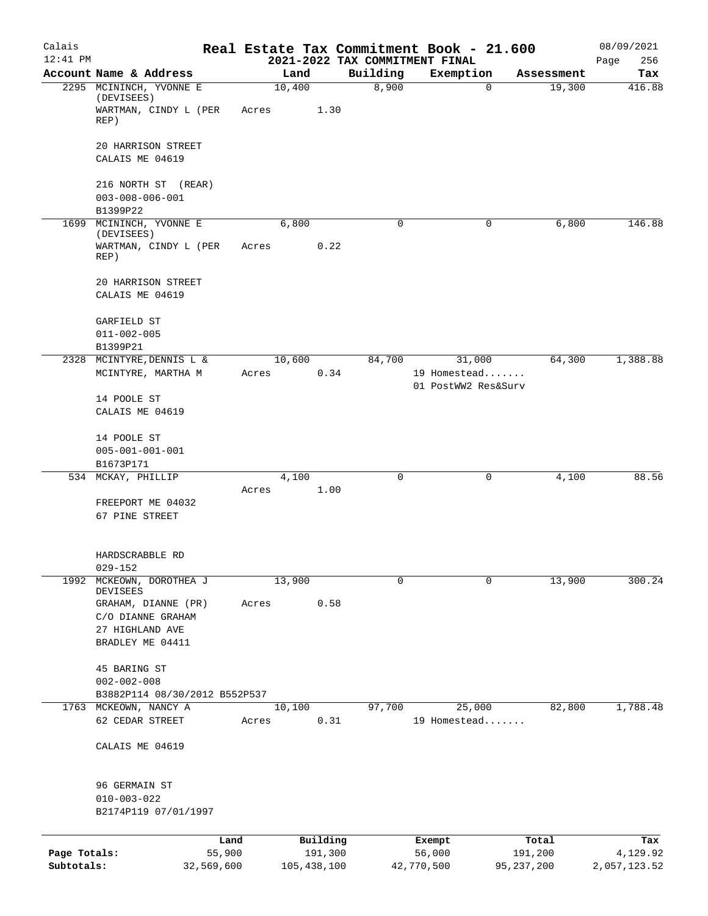# Real Estate Tax Commitment Book - 21.600

Calais 12:41 PM — 2021-2022 TAX COMMITMENT FINAL — 08/09/2021

| Account Name & Address | Land | Building | Exemption | Assessment | Tax |
|---|---|---|---|---|---|
| 2295 MCININCH, YVONNE E (DEVISEES) WARTMAN, CINDY L (PER REP) 20 HARRISON STREET CALAIS ME 04619 216 NORTH ST (REAR) 003-008-006-001 B1399P22 | 10,400 Acres 1.30 | 8,900 | 0 | 19,300 | 416.88 |
| 1699 MCININCH, YVONNE E (DEVISEES) WARTMAN, CINDY L (PER REP) 20 HARRISON STREET CALAIS ME 04619 GARFIELD ST 011-002-005 B1399P21 | 6,800 Acres 0.22 | 0 | 0 | 6,800 | 146.88 |
| 2328 MCINTYRE, DENNIS L & MCINTYRE, MARTHA M 14 POOLE ST CALAIS ME 04619 14 POOLE ST 005-001-001-001 B1673P171 | 10,600 Acres 0.34 | 84,700 | 31,000 19 Homestead....... 01 PostWW2 Res&Surv | 64,300 | 1,388.88 |
| 534 MCKAY, PHILLIP FREEPORT ME 04032 67 PINE STREET HARDSCRABBLE RD 029-152 | 4,100 Acres 1.00 | 0 | 0 | 4,100 | 88.56 |
| 1992 MCKEOWN, DOROTHEA J DEVISEES GRAHAM, DIANNE (PR) C/O DIANNE GRAHAM 27 HIGHLAND AVE BRADLEY ME 04411 45 BARING ST 002-002-008 B3882P114 08/30/2012 B552P537 | 13,900 Acres 0.58 | 0 | 0 | 13,900 | 300.24 |
| 1763 MCKEOWN, NANCY A 62 CEDAR STREET CALAIS ME 04619 96 GERMAIN ST 010-003-022 B2174P119 07/01/1997 | 10,100 Acres 0.31 | 97,700 | 25,000 19 Homestead....... | 82,800 | 1,788.48 |

| | Land | Building | Exempt | Total | Tax |
|---|---|---|---|---|---|
| Page Totals: | 55,900 | 191,300 | 56,000 | 191,200 | 4,129.92 |
| Subtotals: | 32,569,600 | 105,438,100 | 42,770,500 | 95,237,200 | 2,057,123.52 |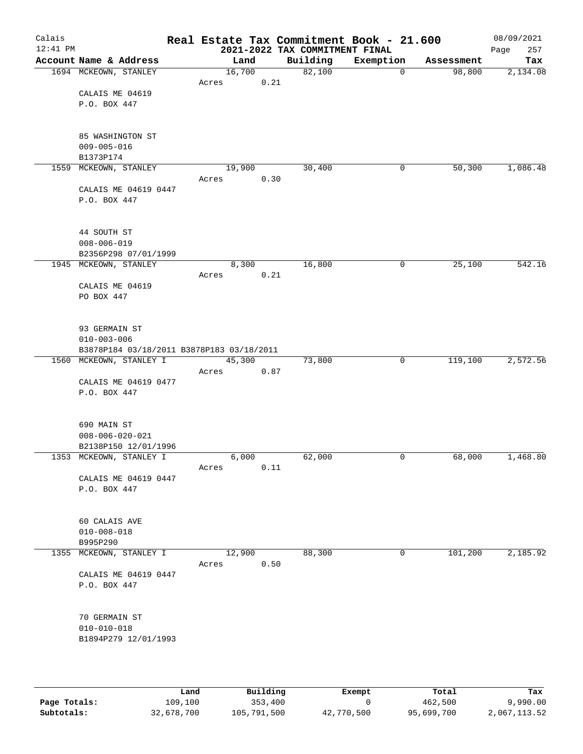# Real Estate Tax Commitment Book - 21.600

Calais
12:41 PM

2021-2022 TAX COMMITMENT FINAL

08/09/2021

| Account Name & Address | Land | Building | Exemption | Assessment | Tax |
|---|---|---|---|---|---|
| 1694 MCKEOWN, STANLEY | 16,700 | 82,100 | 0 | 98,800 | 2,134.08 |
| | Acres 0.21 | | | | |
| CALAIS ME 04619 | | | | | |
| P.O. BOX 447 | | | | | |
| 85 WASHINGTON ST | | | | | |
| 009-005-016 | | | | | |
| B1373P174 | | | | | |
| 1559 MCKEOWN, STANLEY | 19,900 | 30,400 | 0 | 50,300 | 1,086.48 |
| | Acres 0.30 | | | | |
| CALAIS ME 04619 0447 | | | | | |
| P.O. BOX 447 | | | | | |
| 44 SOUTH ST | | | | | |
| 008-006-019 | | | | | |
| B2356P298 07/01/1999 | | | | | |
| 1945 MCKEOWN, STANLEY | 8,300 | 16,800 | 0 | 25,100 | 542.16 |
| | Acres 0.21 | | | | |
| CALAIS ME 04619 | | | | | |
| PO BOX 447 | | | | | |
| 93 GERMAIN ST | | | | | |
| 010-003-006 | | | | | |
| B3878P184 03/18/2011 B3878P183 03/18/2011 | | | | | |
| 1560 MCKEOWN, STANLEY I | 45,300 | 73,800 | 0 | 119,100 | 2,572.56 |
| | Acres 0.87 | | | | |
| CALAIS ME 04619 0477 | | | | | |
| P.O. BOX 447 | | | | | |
| 690 MAIN ST | | | | | |
| 008-006-020-021 | | | | | |
| B2138P150 12/01/1996 | | | | | |
| 1353 MCKEOWN, STANLEY I | 6,000 | 62,000 | 0 | 68,000 | 1,468.80 |
| | Acres 0.11 | | | | |
| CALAIS ME 04619 0447 | | | | | |
| P.O. BOX 447 | | | | | |
| 60 CALAIS AVE | | | | | |
| 010-008-018 | | | | | |
| B995P290 | | | | | |
| 1355 MCKEOWN, STANLEY I | 12,900 | 88,300 | 0 | 101,200 | 2,185.92 |
| | Acres 0.50 | | | | |
| CALAIS ME 04619 0447 | | | | | |
| P.O. BOX 447 | | | | | |
| 70 GERMAIN ST | | | | | |
| 010-010-018 | | | | | |
| B1894P279 12/01/1993 | | | | | |

| | Land | Building | Exempt | Total | Tax |
|---|---|---|---|---|---|
| Page Totals: | 109,100 | 353,400 | 0 | 462,500 | 9,990.00 |
| Subtotals: | 32,678,700 | 105,791,500 | 42,770,500 | 95,699,700 | 2,067,113.52 |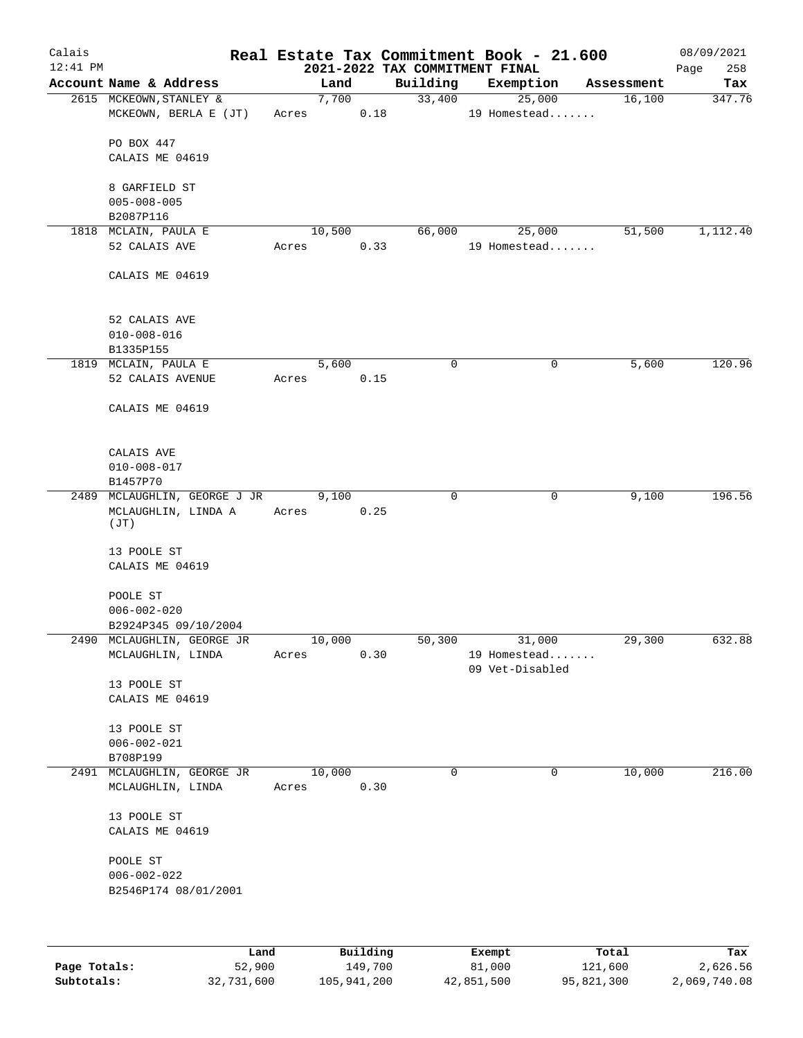# Real Estate Tax Commitment Book - 21.600

Calais
12:41 PM

2021-2022 TAX COMMITMENT FINAL

08/09/2021

| Account | Name & Address | Land | Building | Exemption | Assessment | Tax |
|---|---|---|---|---|---|---|
| 2615 | MCKEOWN,STANLEY &<br>MCKEOWN, BERLA E (JT)<br><br>PO BOX 447<br>CALAIS ME 04619<br><br>8 GARFIELD ST<br>005-008-005<br>B2087P116 | 7,700<br>Acres 0.18 | 33,400 | 25,000<br>19 Homestead....... | 16,100 | 347.76 |
| 1818 | MCLAIN, PAULA E<br>52 CALAIS AVE<br><br>CALAIS ME 04619<br><br>52 CALAIS AVE<br>010-008-016<br>B1335P155 | 10,500<br>Acres 0.33 | 66,000 | 25,000<br>19 Homestead....... | 51,500 | 1,112.40 |
| 1819 | MCLAIN, PAULA E<br>52 CALAIS AVENUE<br><br>CALAIS ME 04619<br><br>CALAIS AVE<br>010-008-017<br>B1457P70 | 5,600<br>Acres 0.15 | 0 | 0 | 5,600 | 120.96 |
| 2489 | MCLAUGHLIN, GEORGE J JR<br>MCLAUGHLIN, LINDA A (JT)<br><br>13 POOLE ST<br>CALAIS ME 04619<br><br>POOLE ST<br>006-002-020<br>B2924P345 09/10/2004 | 9,100<br>Acres 0.25 | 0 | 0 | 9,100 | 196.56 |
| 2490 | MCLAUGHLIN, GEORGE JR<br>MCLAUGHLIN, LINDA<br><br>13 POOLE ST<br>CALAIS ME 04619<br><br>13 POOLE ST<br>006-002-021<br>B708P199 | 10,000<br>Acres 0.30 | 50,300 | 31,000<br>19 Homestead.......<br>09 Vet-Disabled | 29,300 | 632.88 |
| 2491 | MCLAUGHLIN, GEORGE JR<br>MCLAUGHLIN, LINDA<br><br>13 POOLE ST<br>CALAIS ME 04619<br><br>POOLE ST<br>006-002-022<br>B2546P174 08/01/2001 | 10,000<br>Acres 0.30 | 0 | 0 | 10,000 | 216.00 |

| | Land | Building | Exempt | Total | Tax |
|---|---|---|---|---|---|
| Page Totals: | 52,900 | 149,700 | 81,000 | 121,600 | 2,626.56 |
| Subtotals: | 32,731,600 | 105,941,200 | 42,851,500 | 95,821,300 | 2,069,740.08 |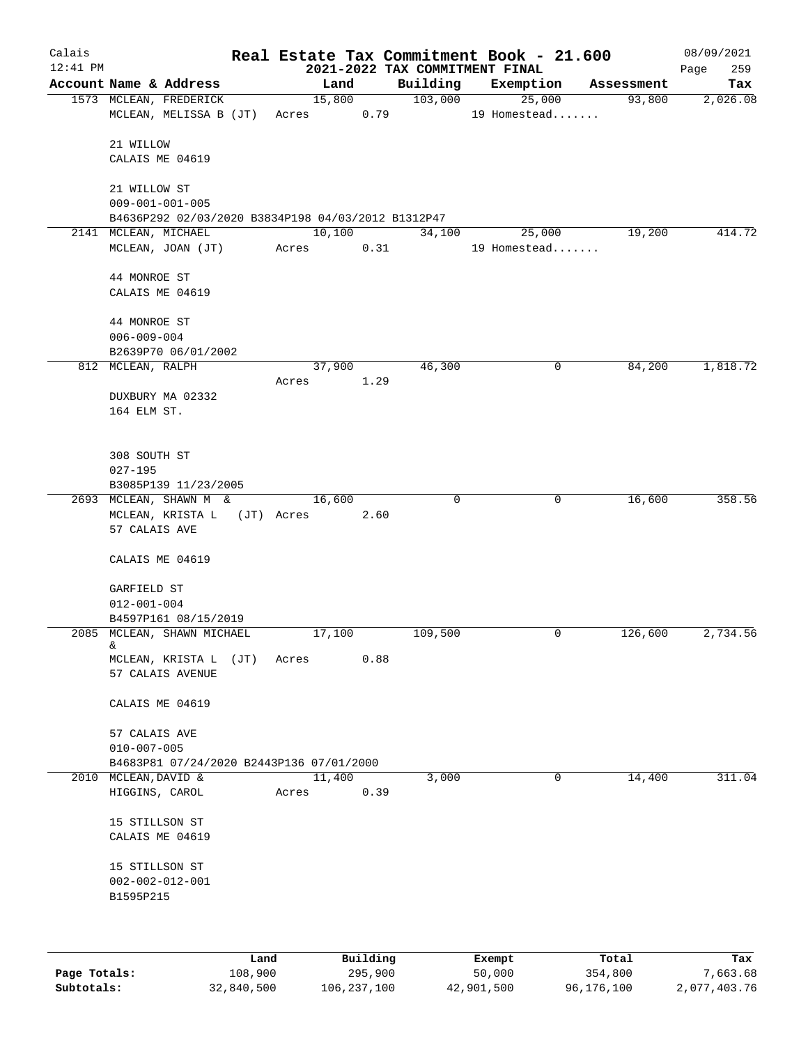# Real Estate Tax Commitment Book - 21.600

## 2021-2022 TAX COMMITMENT FINAL

Calais 12:41 PM — 08/09/2021

| Account Name & Address | Land | Building | Exemption | Assessment | Tax |
|---|---|---|---|---|---|
| 1573 MCLEAN, FREDERICK | 15,800 | 103,000 | 25,000 | 93,800 | 2,026.08 |
| MCLEAN, MELISSA B (JT) | Acres 0.79 | | 19 Homestead....... | | |
| 21 WILLOW | | | | | |
| CALAIS ME 04619 | | | | | |
| 21 WILLOW ST | | | | | |
| 009-001-001-005 | | | | | |
| B4636P292 02/03/2020 B3834P198 04/03/2012 B1312P47 | | | | | |
| 2141 MCLEAN, MICHAEL | 10,100 | 34,100 | 25,000 | 19,200 | 414.72 |
| MCLEAN, JOAN (JT) | Acres 0.31 | | 19 Homestead....... | | |
| 44 MONROE ST | | | | | |
| CALAIS ME 04619 | | | | | |
| 44 MONROE ST | | | | | |
| 006-009-004 | | | | | |
| B2639P70 06/01/2002 | | | | | |
| 812 MCLEAN, RALPH | 37,900 | 46,300 | 0 | 84,200 | 1,818.72 |
| | Acres 1.29 | | | | |
| DUXBURY MA 02332 | | | | | |
| 164 ELM ST. | | | | | |
| 308 SOUTH ST | | | | | |
| 027-195 | | | | | |
| B3085P139 11/23/2005 | | | | | |
| 2693 MCLEAN, SHAWN M & | 16,600 | 0 | 0 | 16,600 | 358.56 |
| MCLEAN, KRISTA L (JT) | Acres 2.60 | | | | |
| 57 CALAIS AVE | | | | | |
| CALAIS ME 04619 | | | | | |
| GARFIELD ST | | | | | |
| 012-001-004 | | | | | |
| B4597P161 08/15/2019 | | | | | |
| 2085 MCLEAN, SHAWN MICHAEL & | 17,100 | 109,500 | 0 | 126,600 | 2,734.56 |
| MCLEAN, KRISTA L (JT) | Acres 0.88 | | | | |
| 57 CALAIS AVENUE | | | | | |
| CALAIS ME 04619 | | | | | |
| 57 CALAIS AVE | | | | | |
| 010-007-005 | | | | | |
| B4683P81 07/24/2020 B2443P136 07/01/2000 | | | | | |
| 2010 MCLEAN,DAVID & | 11,400 | 3,000 | 0 | 14,400 | 311.04 |
| HIGGINS, CAROL | Acres 0.39 | | | | |
| 15 STILLSON ST | | | | | |
| CALAIS ME 04619 | | | | | |
| 15 STILLSON ST | | | | | |
| 002-002-012-001 | | | | | |
| B1595P215 | | | | | |

| | Land | Building | Exempt | Total | Tax |
|---|---|---|---|---|---|
| Page Totals: | 108,900 | 295,900 | 50,000 | 354,800 | 7,663.68 |
| Subtotals: | 32,840,500 | 106,237,100 | 42,901,500 | 96,176,100 | 2,077,403.76 |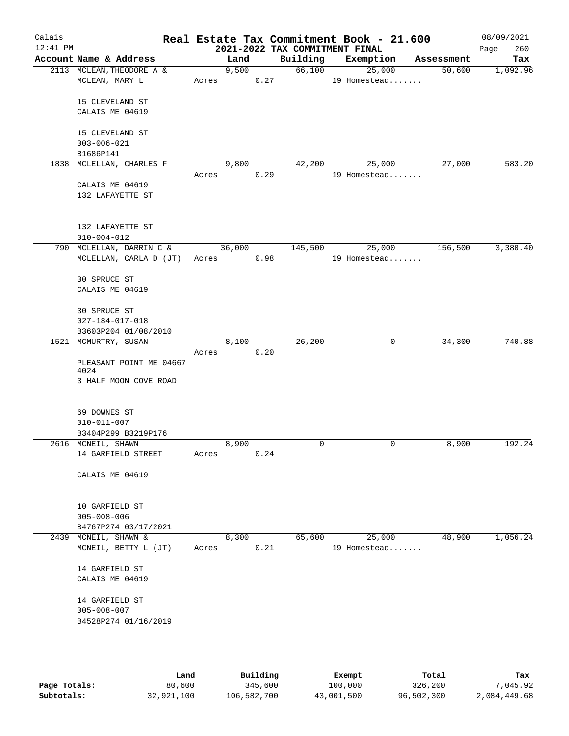# Real Estate Tax Commitment Book - 21.600

Calais
12:41 PM

2021-2022 TAX COMMITMENT FINAL

08/09/2021

| Account Name & Address | Land | Building | Exemption | Assessment | Tax |
|---|---|---|---|---|---|
| 2113 MCLEAN,THEODORE A & | 9,500 | 66,100 | 25,000 | 50,600 | 1,092.96 |
| MCLEAN, MARY L | Acres 0.27 | | 19 Homestead....... | | |
| 15 CLEVELAND ST | | | | | |
| CALAIS ME 04619 | | | | | |
| 15 CLEVELAND ST | | | | | |
| 003-006-021 | | | | | |
| B1686P141 | | | | | |
| 1838 MCLELLAN, CHARLES F | 9,800 | 42,200 | 25,000 | 27,000 | 583.20 |
| | Acres 0.29 | | 19 Homestead....... | | |
| CALAIS ME 04619 | | | | | |
| 132 LAFAYETTE ST | | | | | |
| 132 LAFAYETTE ST | | | | | |
| 010-004-012 | | | | | |
| 790 MCLELLAN, DARRIN C & | 36,000 | 145,500 | 25,000 | 156,500 | 3,380.40 |
| MCLELLAN, CARLA D (JT) | Acres 0.98 | | 19 Homestead....... | | |
| 30 SPRUCE ST | | | | | |
| CALAIS ME 04619 | | | | | |
| 30 SPRUCE ST | | | | | |
| 027-184-017-018 | | | | | |
| B3603P204 01/08/2010 | | | | | |
| 1521 MCMURTRY, SUSAN | 8,100 | 26,200 | 0 | 34,300 | 740.88 |
| | Acres 0.20 | | | | |
| PLEASANT POINT ME 04667 4024 | | | | | |
| 3 HALF MOON COVE ROAD | | | | | |
| 69 DOWNES ST | | | | | |
| 010-011-007 | | | | | |
| B3404P299 B3219P176 | | | | | |
| 2616 MCNEIL, SHAWN | 8,900 | 0 | 0 | 8,900 | 192.24 |
| 14 GARFIELD STREET | Acres 0.24 | | | | |
| CALAIS ME 04619 | | | | | |
| 10 GARFIELD ST | | | | | |
| 005-008-006 | | | | | |
| B4767P274 03/17/2021 | | | | | |
| 2439 MCNEIL, SHAWN & | 8,300 | 65,600 | 25,000 | 48,900 | 1,056.24 |
| MCNEIL, BETTY L (JT) | Acres 0.21 | | 19 Homestead....... | | |
| 14 GARFIELD ST | | | | | |
| CALAIS ME 04619 | | | | | |
| 14 GARFIELD ST | | | | | |
| 005-008-007 | | | | | |
| B4528P274 01/16/2019 | | | | | |

| | Land | Building | Exempt | Total | Tax |
|---|---|---|---|---|---|
| Page Totals: | 80,600 | 345,600 | 100,000 | 326,200 | 7,045.92 |
| Subtotals: | 32,921,100 | 106,582,700 | 43,001,500 | 96,502,300 | 2,084,449.68 |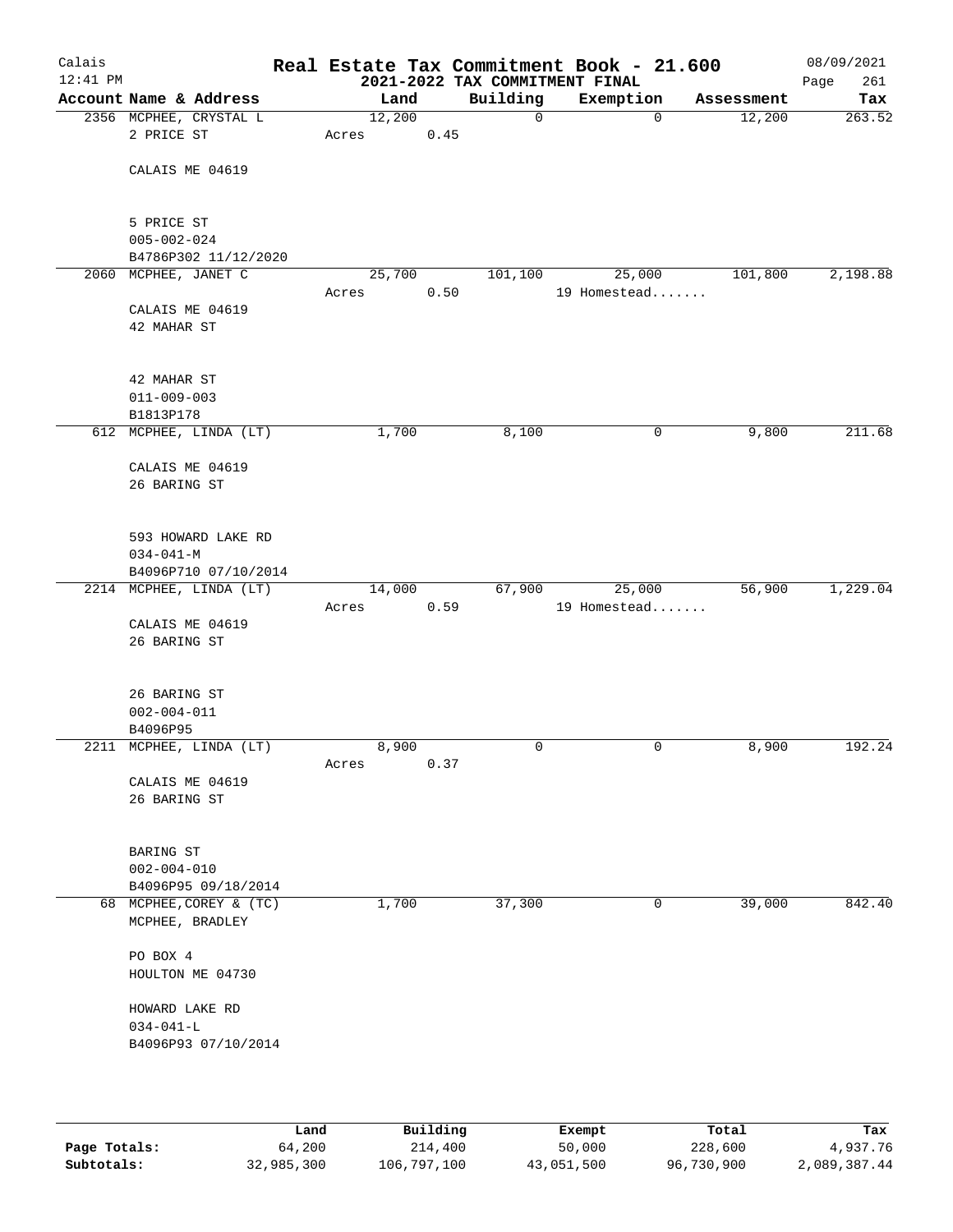# Real Estate Tax Commitment Book - 21.600

## 2021-2022 TAX COMMITMENT FINAL

Calais 12:41 PM — 08/09/2021

| Account Name & Address | Land | Building | Exemption | Assessment | Tax |
|---|---|---|---|---|---|
| 2356 MCPHEE, CRYSTAL L<br>2 PRICE ST<br><br>CALAIS ME 04619<br><br>5 PRICE ST<br>005-002-024<br>B4786P302 11/12/2020 | 12,200<br>Acres 0.45 | 0 | 0 | 12,200 | 263.52 |
| 2060 MCPHEE, JANET C<br><br>CALAIS ME 04619<br>42 MAHAR ST<br><br>42 MAHAR ST<br>011-009-003<br>B1813P178 | 25,700<br>Acres 0.50 | 101,100 | 25,000<br>19 Homestead....... | 101,800 | 2,198.88 |
| 612 MCPHEE, LINDA (LT)<br><br>CALAIS ME 04619<br>26 BARING ST<br><br>593 HOWARD LAKE RD<br>034-041-M<br>B4096P710 07/10/2014 | 1,700 | 8,100 | 0 | 9,800 | 211.68 |
| 2214 MCPHEE, LINDA (LT)<br><br>CALAIS ME 04619<br>26 BARING ST<br><br>26 BARING ST<br>002-004-011<br>B4096P95 | 14,000<br>Acres 0.59 | 67,900 | 25,000<br>19 Homestead....... | 56,900 | 1,229.04 |
| 2211 MCPHEE, LINDA (LT)<br><br>CALAIS ME 04619<br>26 BARING ST<br><br>BARING ST<br>002-004-010<br>B4096P95 09/18/2014 | 8,900<br>Acres 0.37 | 0 | 0 | 8,900 | 192.24 |
| 68 MCPHEE, COREY & (TC)<br>MCPHEE, BRADLEY<br><br>PO BOX 4<br>HOULTON ME 04730<br><br>HOWARD LAKE RD<br>034-041-L<br>B4096P93 07/10/2014 | 1,700 | 37,300 | 0 | 39,000 | 842.40 |

| | Land | Building | Exempt | Total | Tax |
|---|---|---|---|---|---|
| **Page Totals:** | 64,200 | 214,400 | 50,000 | 228,600 | 4,937.76 |
| **Subtotals:** | 32,985,300 | 106,797,100 | 43,051,500 | 96,730,900 | 2,089,387.44 |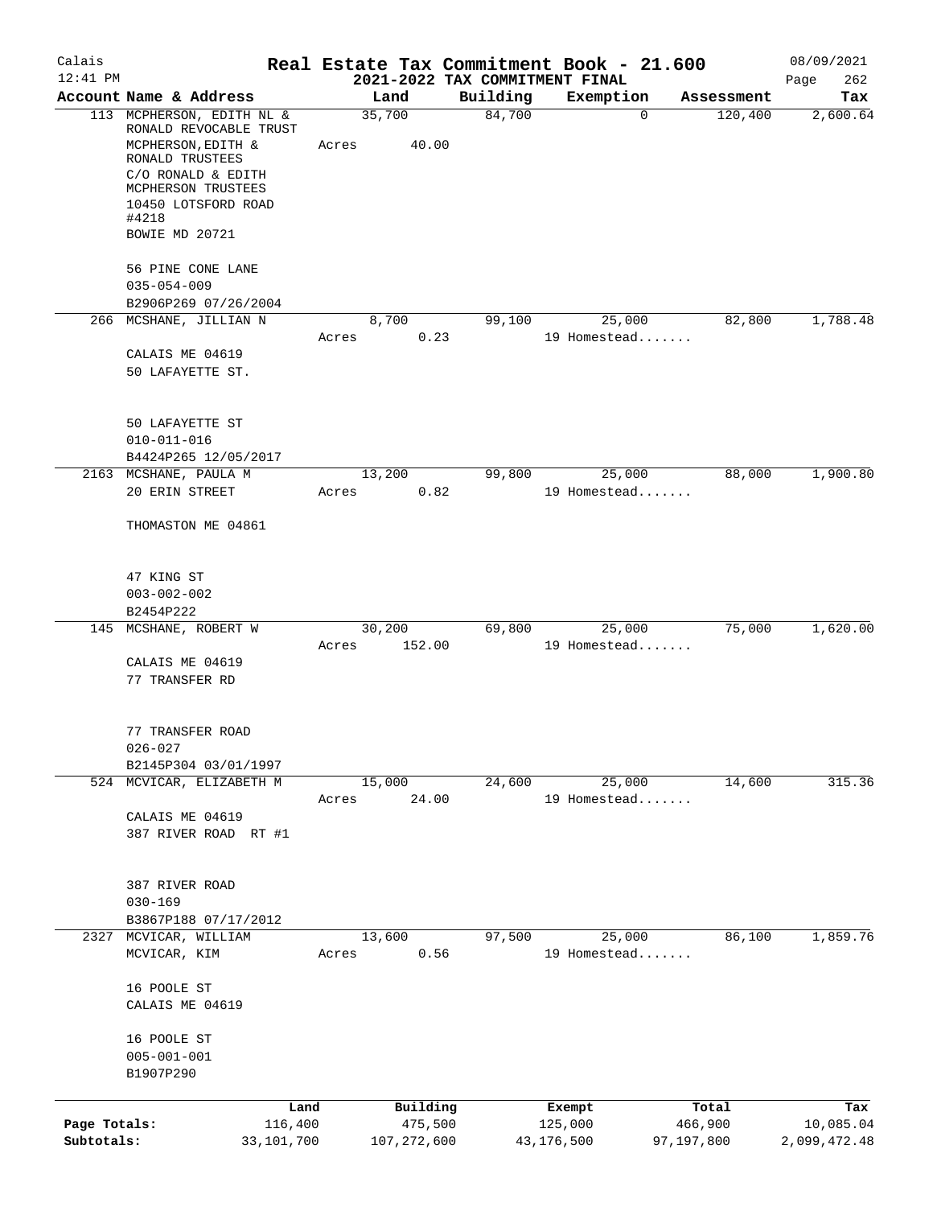# Real Estate Tax Commitment Book - 21.600

## 2021-2022 TAX COMMITMENT FINAL

Calais 12:41 PM — 08/09/2021 — Page 262

| Account Name & Address | Land | Building | Exemption | Assessment | Tax |
|---|---|---|---|---|---|
| 113 MCPHERSON, EDITH NL & RONALD REVOCABLE TRUST<br>MCPHERSON,EDITH & RONALD TRUSTEES<br>C/O RONALD & EDITH MCPHERSON TRUSTEES<br>10450 LOTSFORD ROAD #4218<br>BOWIE MD 20721<br><br>56 PINE CONE LANE<br>035-054-009<br>B2906P269 07/26/2004 | 35,700<br>Acres 40.00 | 84,700 | 0 | 120,400 | 2,600.64 |
| 266 MCSHANE, JILLIAN N<br><br>CALAIS ME 04619<br>50 LAFAYETTE ST.<br><br>50 LAFAYETTE ST<br>010-011-016<br>B4424P265 12/05/2017 | 8,700<br>Acres 0.23 | 99,100 | 25,000<br>19 Homestead....... | 82,800 | 1,788.48 |
| 2163 MCSHANE, PAULA M<br>20 ERIN STREET<br><br>THOMASTON ME 04861<br><br>47 KING ST<br>003-002-002<br>B2454P222 | 13,200<br>Acres 0.82 | 99,800 | 25,000<br>19 Homestead....... | 88,000 | 1,900.80 |
| 145 MCSHANE, ROBERT W<br><br>CALAIS ME 04619<br>77 TRANSFER RD<br><br>77 TRANSFER ROAD<br>026-027<br>B2145P304 03/01/1997 | 30,200<br>Acres 152.00 | 69,800 | 25,000<br>19 Homestead....... | 75,000 | 1,620.00 |
| 524 MCVICAR, ELIZABETH M<br><br>CALAIS ME 04619<br>387 RIVER ROAD RT #1<br><br>387 RIVER ROAD<br>030-169<br>B3867P188 07/17/2012 | 15,000<br>Acres 24.00 | 24,600 | 25,000<br>19 Homestead....... | 14,600 | 315.36 |
| 2327 MCVICAR, WILLIAM<br>MCVICAR, KIM<br><br>16 POOLE ST<br>CALAIS ME 04619<br><br>16 POOLE ST<br>005-001-001<br>B1907P290 | 13,600<br>Acres 0.56 | 97,500 | 25,000<br>19 Homestead....... | 86,100 | 1,859.76 |

| | Land | Building | Exempt | Total | Tax |
|---|---|---|---|---|---|
| Page Totals: | 116,400 | 475,500 | 125,000 | 466,900 | 10,085.04 |
| Subtotals: | 33,101,700 | 107,272,600 | 43,176,500 | 97,197,800 | 2,099,472.48 |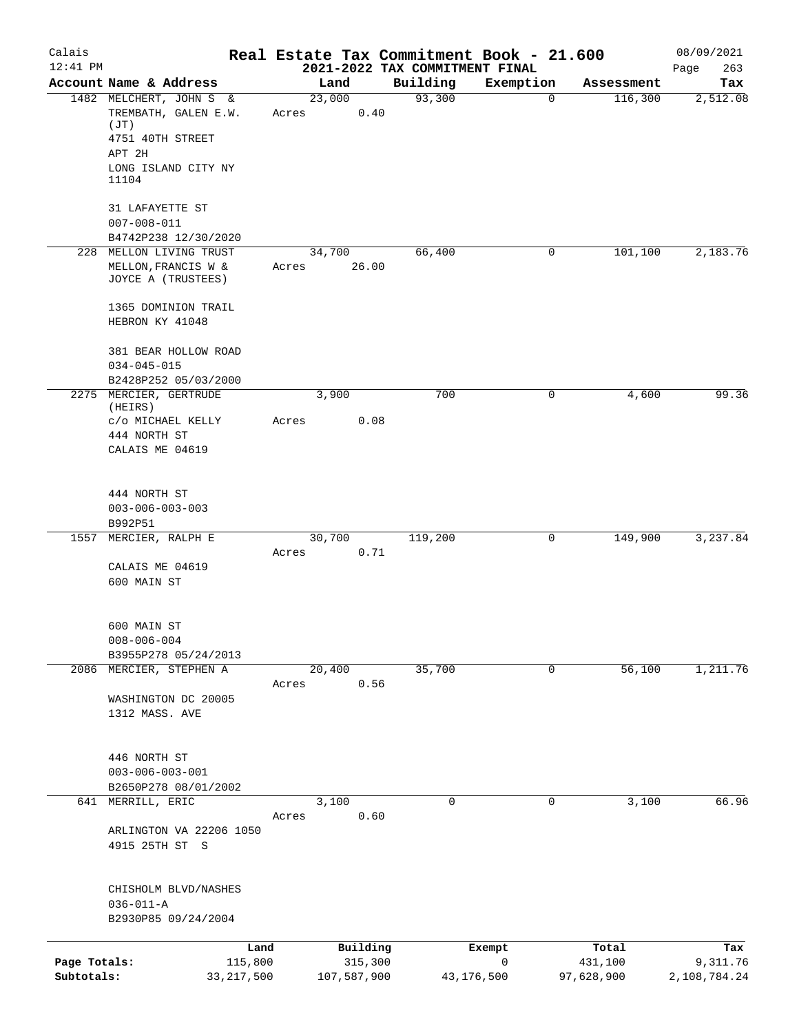# Real Estate Tax Commitment Book - 21.600

## 2021-2022 TAX COMMITMENT FINAL

Calais 12:41 PM — 08/09/2021

| Account Name & Address | Land | Building | Exemption | Assessment | Tax |
|---|---|---|---|---|---|
| 1482 MELCHERT, JOHN S & TREMBATH, GALEN E.W. (JT) 4751 40TH STREET APT 2H LONG ISLAND CITY NY 11104 — 31 LAFAYETTE ST 007-008-011 B4742P238 12/30/2020 | 23,000 Acres 0.40 | 93,300 | 0 | 116,300 | 2,512.08 |
| 228 MELLON LIVING TRUST MELLON, FRANCIS W & JOYCE A (TRUSTEES) 1365 DOMINION TRAIL HEBRON KY 41048 — 381 BEAR HOLLOW ROAD 034-045-015 B2428P252 05/03/2000 | 34,700 Acres 26.00 | 66,400 | 0 | 101,100 | 2,183.76 |
| 2275 MERCIER, GERTRUDE (HEIRS) c/o MICHAEL KELLY 444 NORTH ST CALAIS ME 04619 — 444 NORTH ST 003-006-003-003 B992P51 | 3,900 Acres 0.08 | 700 | 0 | 4,600 | 99.36 |
| 1557 MERCIER, RALPH E CALAIS ME 04619 600 MAIN ST — 600 MAIN ST 008-006-004 B3955P278 05/24/2013 | 30,700 Acres 0.71 | 119,200 | 0 | 149,900 | 3,237.84 |
| 2086 MERCIER, STEPHEN A WASHINGTON DC 20005 1312 MASS. AVE — 446 NORTH ST 003-006-003-001 B2650P278 08/01/2002 | 20,400 Acres 0.56 | 35,700 | 0 | 56,100 | 1,211.76 |
| 641 MERRILL, ERIC ARLINGTON VA 22206 1050 4915 25TH ST S — CHISHOLM BLVD/NASHES 036-011-A B2930P85 09/24/2004 | 3,100 Acres 0.60 | 0 | 0 | 3,100 | 66.96 |

| | Land | Building | Exempt | Total | Tax |
|---|---|---|---|---|---|
| Page Totals: | 115,800 | 315,300 | 0 | 431,100 | 9,311.76 |
| Subtotals: | 33,217,500 | 107,587,900 | 43,176,500 | 97,628,900 | 2,108,784.24 |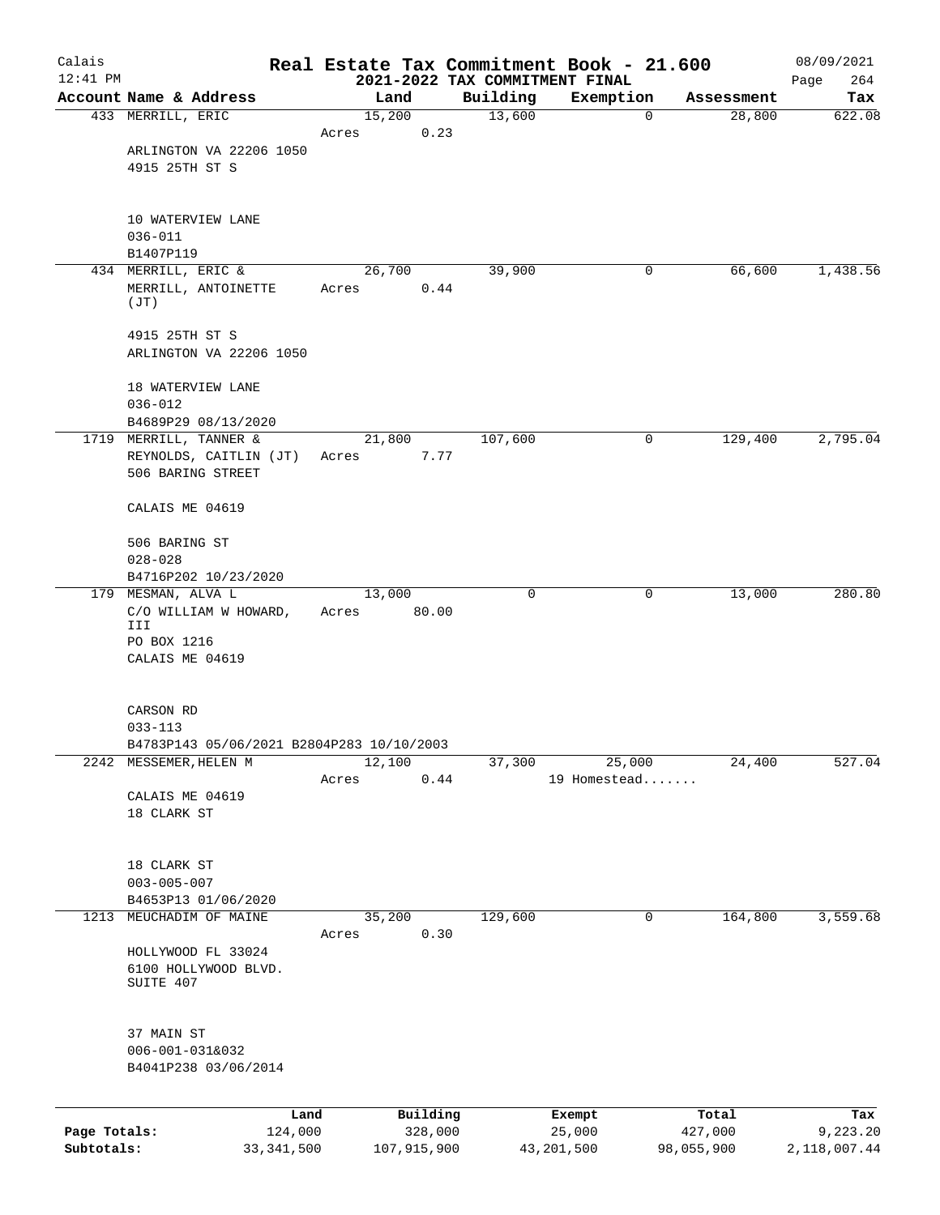# Real Estate Tax Commitment Book - 21.600

## 2021-2022 TAX COMMITMENT FINAL

Calais 12:41 PM — 08/09/2021

| Account Name & Address | Land | Building | Exemption | Assessment | Tax |
|---|---|---|---|---|---|
| 433 MERRILL, ERIC<br>ARLINGTON VA 22206 1050<br>4915 25TH ST S<br><br>10 WATERVIEW LANE<br>036-011<br>B1407P119 | 15,200<br>Acres 0.23 | 13,600 | 0 | 28,800 | 622.08 |
| 434 MERRILL, ERIC &<br>MERRILL, ANTOINETTE (JT)<br><br>4915 25TH ST S<br>ARLINGTON VA 22206 1050<br><br>18 WATERVIEW LANE<br>036-012<br>B4689P29 08/13/2020 | 26,700<br>Acres 0.44 | 39,900 | 0 | 66,600 | 1,438.56 |
| 1719 MERRILL, TANNER &<br>REYNOLDS, CAITLIN (JT)<br>506 BARING STREET<br><br>CALAIS ME 04619<br><br>506 BARING ST<br>028-028<br>B4716P202 10/23/2020 | 21,800<br>Acres 7.77 | 107,600 | 0 | 129,400 | 2,795.04 |
| 179 MESMAN, ALVA L<br>C/O WILLIAM W HOWARD, III<br>PO BOX 1216<br>CALAIS ME 04619<br><br>CARSON RD<br>033-113<br>B4783P143 05/06/2021 B2804P283 10/10/2003 | 13,000<br>Acres 80.00 | 0 | 0 | 13,000 | 280.80 |
| 2242 MESSEMER, HELEN M<br>CALAIS ME 04619<br>18 CLARK ST<br><br>18 CLARK ST<br>003-005-007<br>B4653P13 01/06/2020 | 12,100<br>Acres 0.44 | 37,300 | 25,000<br>19 Homestead....... | 24,400 | 527.04 |
| 1213 MEUCHADIM OF MAINE<br>HOLLYWOOD FL 33024<br>6100 HOLLYWOOD BLVD.<br>SUITE 407<br><br>37 MAIN ST<br>006-001-031&032<br>B4041P238 03/06/2014 | 35,200<br>Acres 0.30 | 129,600 | 0 | 164,800 | 3,559.68 |

| | Land | Building | Exempt | Total | Tax |
|---|---|---|---|---|---|
| Page Totals: | 124,000 | 328,000 | 25,000 | 427,000 | 9,223.20 |
| Subtotals: | 33,341,500 | 107,915,900 | 43,201,500 | 98,055,900 | 2,118,007.44 |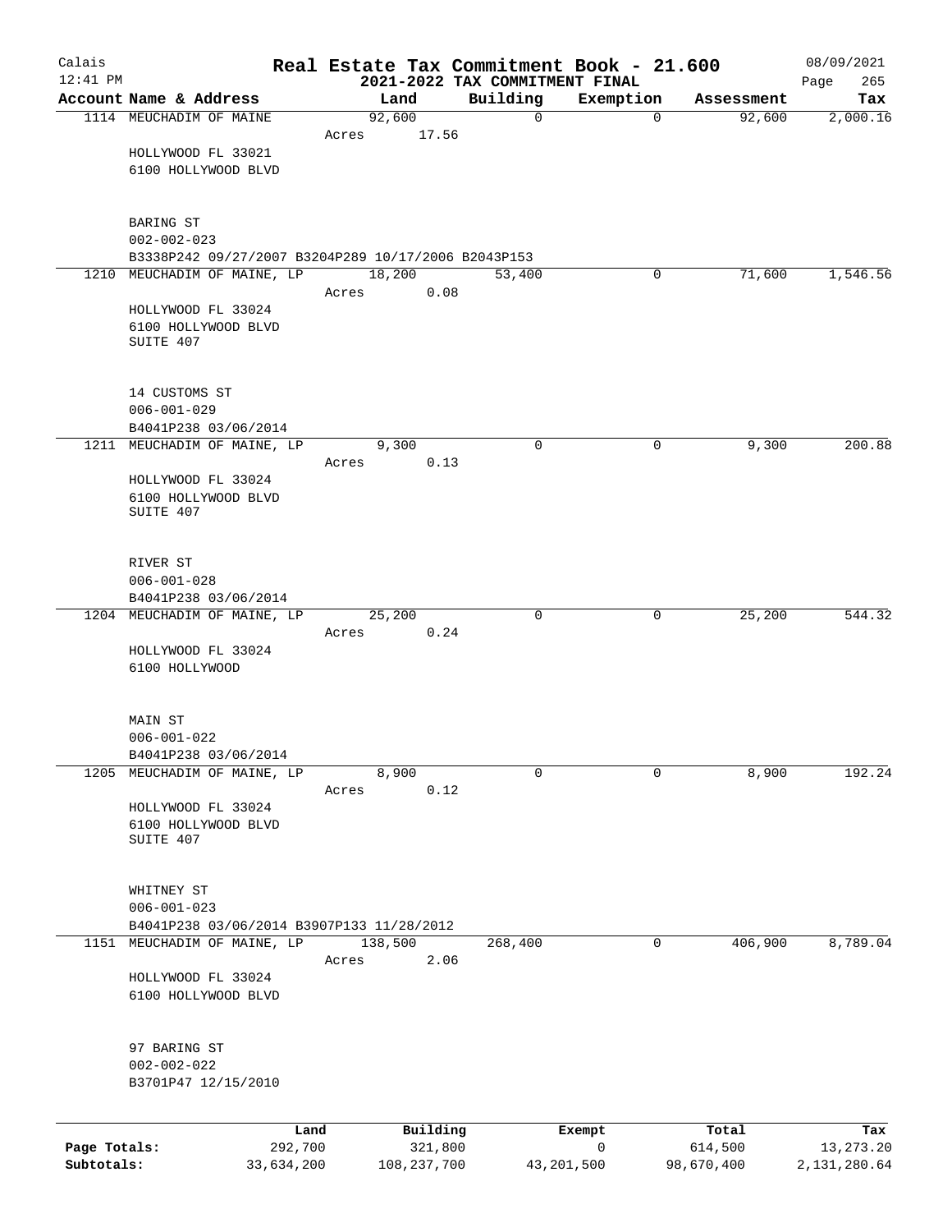# Real Estate Tax Commitment Book - 21.600

## 2021-2022 TAX COMMITMENT FINAL

Calais 12:41 PM — 08/09/2021

| Account Name & Address | Land | Building | Exemption | Assessment | Tax |
|---|---|---|---|---|---|
| 1114 MEUCHADIM OF MAINE | 92,600 | 0 | 0 | 92,600 | 2,000.16 |
| Acres 17.56 | | | | | |
| HOLLYWOOD FL 33021<br>6100 HOLLYWOOD BLVD | | | | | |
| BARING ST<br>002-002-023<br>B3338P242 09/27/2007 B3204P289 10/17/2006 B2043P153 | | | | | |
| 1210 MEUCHADIM OF MAINE, LP | 18,200 | 53,400 | 0 | 71,600 | 1,546.56 |
| Acres 0.08 | | | | | |
| HOLLYWOOD FL 33024<br>6100 HOLLYWOOD BLVD<br>SUITE 407 | | | | | |
| 14 CUSTOMS ST<br>006-001-029<br>B4041P238 03/06/2014 | | | | | |
| 1211 MEUCHADIM OF MAINE, LP | 9,300 | 0 | 0 | 9,300 | 200.88 |
| Acres 0.13 | | | | | |
| HOLLYWOOD FL 33024<br>6100 HOLLYWOOD BLVD<br>SUITE 407 | | | | | |
| RIVER ST<br>006-001-028<br>B4041P238 03/06/2014 | | | | | |
| 1204 MEUCHADIM OF MAINE, LP | 25,200 | 0 | 0 | 25,200 | 544.32 |
| Acres 0.24 | | | | | |
| HOLLYWOOD FL 33024<br>6100 HOLLYWOOD | | | | | |
| MAIN ST<br>006-001-022<br>B4041P238 03/06/2014 | | | | | |
| 1205 MEUCHADIM OF MAINE, LP | 8,900 | 0 | 0 | 8,900 | 192.24 |
| Acres 0.12 | | | | | |
| HOLLYWOOD FL 33024<br>6100 HOLLYWOOD BLVD<br>SUITE 407 | | | | | |
| WHITNEY ST<br>006-001-023<br>B4041P238 03/06/2014 B3907P133 11/28/2012 | | | | | |
| 1151 MEUCHADIM OF MAINE, LP | 138,500 | 268,400 | 0 | 406,900 | 8,789.04 |
| Acres 2.06 | | | | | |
| HOLLYWOOD FL 33024<br>6100 HOLLYWOOD BLVD | | | | | |
| 97 BARING ST<br>002-002-022<br>B3701P47 12/15/2010 | | | | | |

| | Land | Building | Exempt | Total | Tax |
|---|---|---|---|---|---|
| Page Totals: | 292,700 | 321,800 | 0 | 614,500 | 13,273.20 |
| Subtotals: | 33,634,200 | 108,237,700 | 43,201,500 | 98,670,400 | 2,131,280.64 |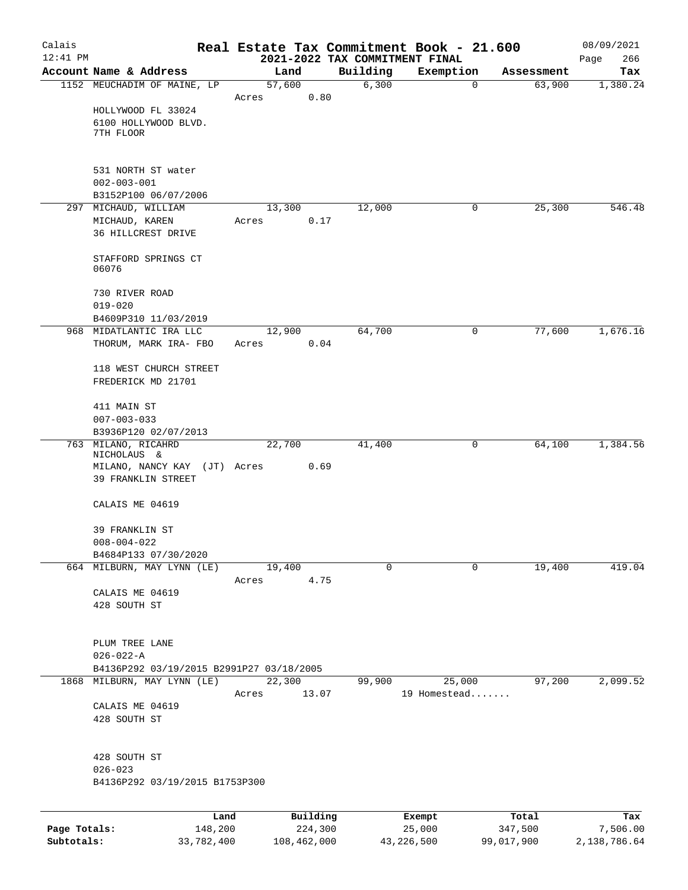# Real Estate Tax Commitment Book - 21.600

Calais
12:41 PM

2021-2022 TAX COMMITMENT FINAL

08/09/2021

| Account Name & Address | Land | Building | Exemption | Assessment | Tax |
|---|---|---|---|---|---|
| 1152 MEUCHADIM OF MAINE, LP | 57,600 | 6,300 | 0 | 63,900 | 1,380.24 |
| | Acres 0.80 | | | | |
| HOLLYWOOD FL 33024 | | | | | |
| 6100 HOLLYWOOD BLVD. | | | | | |
| 7TH FLOOR | | | | | |
| 531 NORTH ST water | | | | | |
| 002-003-001 | | | | | |
| B3152P100 06/07/2006 | | | | | |
| 297 MICHAUD, WILLIAM | 13,300 | 12,000 | 0 | 25,300 | 546.48 |
| MICHAUD, KAREN | Acres 0.17 | | | | |
| 36 HILLCREST DRIVE | | | | | |
| STAFFORD SPRINGS CT 06076 | | | | | |
| 730 RIVER ROAD | | | | | |
| 019-020 | | | | | |
| B4609P310 11/03/2019 | | | | | |
| 968 MIDATLANTIC IRA LLC | 12,900 | 64,700 | 0 | 77,600 | 1,676.16 |
| THORUM, MARK IRA- FBO | Acres 0.04 | | | | |
| 118 WEST CHURCH STREET | | | | | |
| FREDERICK MD 21701 | | | | | |
| 411 MAIN ST | | | | | |
| 007-003-033 | | | | | |
| B3936P120 02/07/2013 | | | | | |
| 763 MILANO, RICAHRD NICHOLAUS & | 22,700 | 41,400 | 0 | 64,100 | 1,384.56 |
| MILANO, NANCY KAY (JT) | Acres 0.69 | | | | |
| 39 FRANKLIN STREET | | | | | |
| CALAIS ME 04619 | | | | | |
| 39 FRANKLIN ST | | | | | |
| 008-004-022 | | | | | |
| B4684P133 07/30/2020 | | | | | |
| 664 MILBURN, MAY LYNN (LE) | 19,400 | 0 | 0 | 19,400 | 419.04 |
| | Acres 4.75 | | | | |
| CALAIS ME 04619 | | | | | |
| 428 SOUTH ST | | | | | |
| PLUM TREE LANE | | | | | |
| 026-022-A | | | | | |
| B4136P292 03/19/2015 B2991P27 03/18/2005 | | | | | |
| 1868 MILBURN, MAY LYNN (LE) | 22,300 | 99,900 | 25,000 | 97,200 | 2,099.52 |
| | Acres 13.07 | | 19 Homestead....... | | |
| CALAIS ME 04619 | | | | | |
| 428 SOUTH ST | | | | | |
| 428 SOUTH ST | | | | | |
| 026-023 | | | | | |
| B4136P292 03/19/2015 B1753P300 | | | | | |

| | Land | Building | Exempt | Total | Tax |
|---|---|---|---|---|---|
| Page Totals: | 148,200 | 224,300 | 25,000 | 347,500 | 7,506.00 |
| Subtotals: | 33,782,400 | 108,462,000 | 43,226,500 | 99,017,900 | 2,138,786.64 |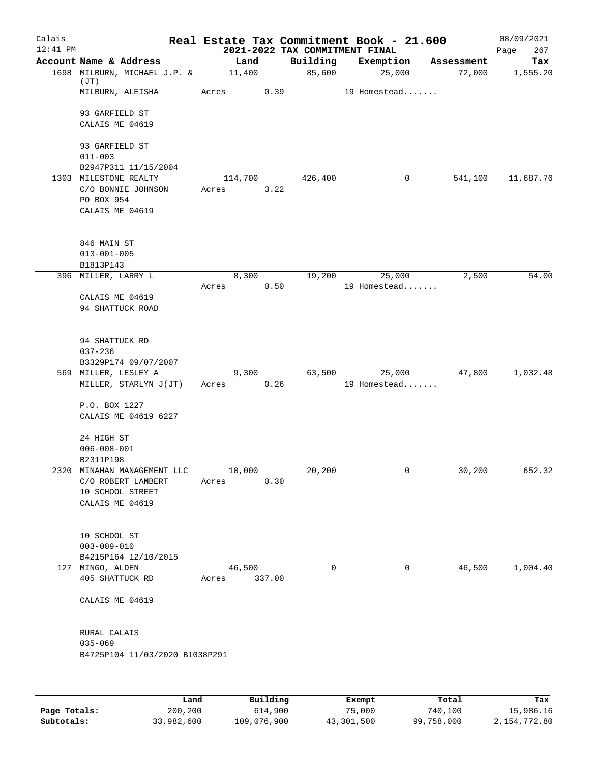# Real Estate Tax Commitment Book - 21.600

## 2021-2022 TAX COMMITMENT FINAL

Calais 12:41 PM — 08/09/2021

| Account Name & Address | Land | Building | Exemption | Assessment | Tax |
|---|---|---|---|---|---|
| 1698 MILBURN, MICHAEL J.P. & (JT) | 11,400 | 85,600 | 25,000 | 72,000 | 1,555.20 |
| MILBURN, ALEISHA | Acres 0.39 | | 19 Homestead....... | | |
| 93 GARFIELD ST | | | | | |
| CALAIS ME 04619 | | | | | |
| 93 GARFIELD ST | | | | | |
| 011-003 | | | | | |
| B2947P311 11/15/2004 | | | | | |
| 1303 MILESTONE REALTY | 114,700 | 426,400 | 0 | 541,100 | 11,687.76 |
| C/O BONNIE JOHNSON | Acres 3.22 | | | | |
| PO BOX 954 | | | | | |
| CALAIS ME 04619 | | | | | |
| 846 MAIN ST | | | | | |
| 013-001-005 | | | | | |
| B1813P143 | | | | | |
| 396 MILLER, LARRY L | 8,300 | 19,200 | 25,000 | 2,500 | 54.00 |
| | Acres 0.50 | | 19 Homestead....... | | |
| CALAIS ME 04619 | | | | | |
| 94 SHATTUCK ROAD | | | | | |
| 94 SHATTUCK RD | | | | | |
| 037-236 | | | | | |
| B3329P174 09/07/2007 | | | | | |
| 569 MILLER, LESLEY A | 9,300 | 63,500 | 25,000 | 47,800 | 1,032.48 |
| MILLER, STARLYN J(JT) | Acres 0.26 | | 19 Homestead....... | | |
| P.O. BOX 1227 | | | | | |
| CALAIS ME 04619 6227 | | | | | |
| 24 HIGH ST | | | | | |
| 006-008-001 | | | | | |
| B2311P198 | | | | | |
| 2320 MINAHAN MANAGEMENT LLC | 10,000 | 20,200 | 0 | 30,200 | 652.32 |
| C/O ROBERT LAMBERT | Acres 0.30 | | | | |
| 10 SCHOOL STREET | | | | | |
| CALAIS ME 04619 | | | | | |
| 10 SCHOOL ST | | | | | |
| 003-009-010 | | | | | |
| B4215P164 12/10/2015 | | | | | |
| 127 MINGO, ALDEN | 46,500 | 0 | 0 | 46,500 | 1,004.40 |
| 405 SHATTUCK RD | Acres 337.00 | | | | |
| CALAIS ME 04619 | | | | | |
| RURAL CALAIS | | | | | |
| 035-069 | | | | | |
| B4725P104 11/03/2020 B1038P291 | | | | | |

| | Land | Building | Exempt | Total | Tax |
|---|---|---|---|---|---|
| Page Totals: | 200,200 | 614,900 | 75,000 | 740,100 | 15,986.16 |
| Subtotals: | 33,982,600 | 109,076,900 | 43,301,500 | 99,758,000 | 2,154,772.80 |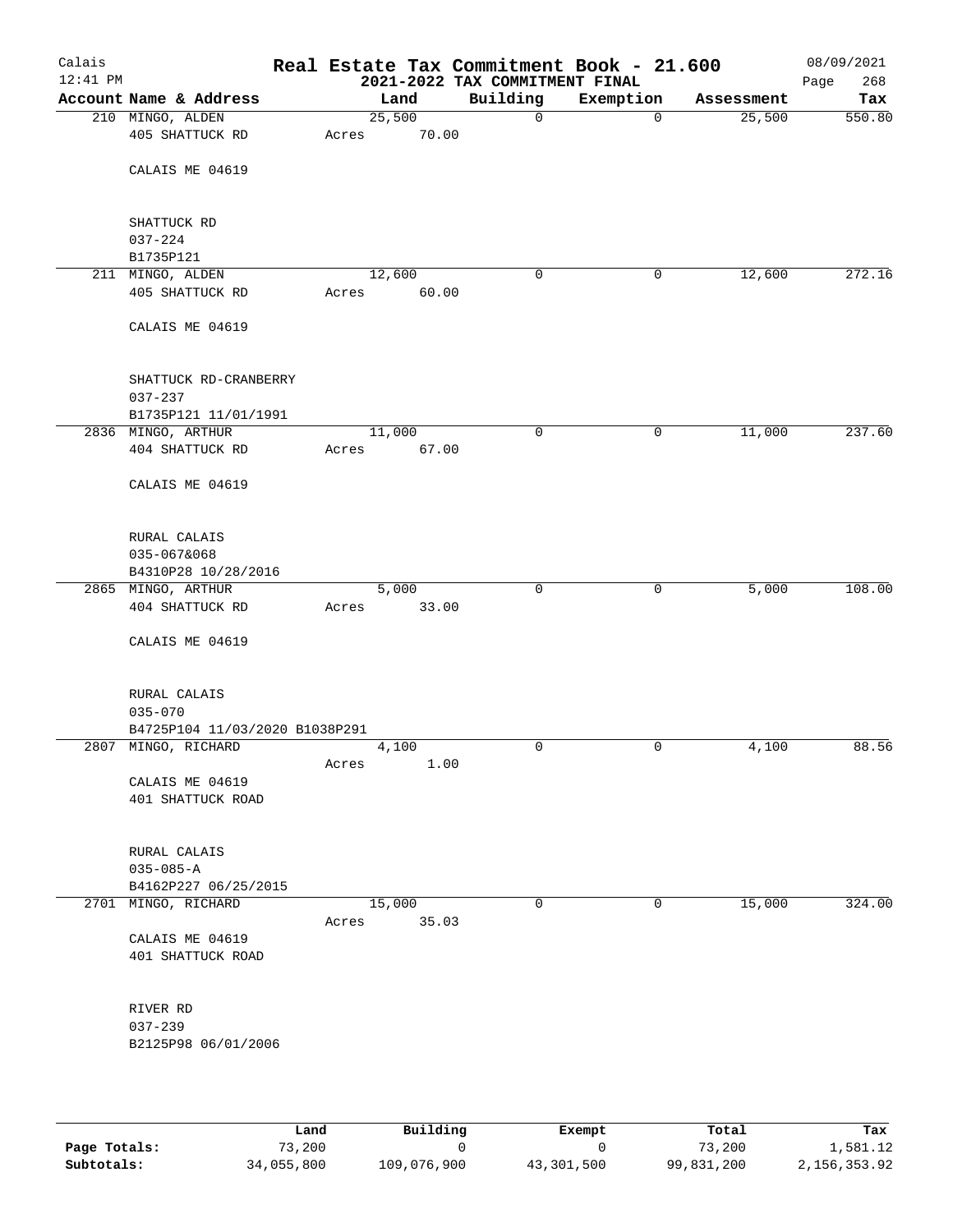# Real Estate Tax Commitment Book - 21.600

## 2021-2022 TAX COMMITMENT FINAL

Calais
12:41 PM
08/09/2021

| Account Name & Address | Land | Building | Exemption | Assessment | Tax |
|---|---|---|---|---|---|
| 210 MINGO, ALDEN<br>405 SHATTUCK RD<br><br>CALAIS ME 04619<br><br>SHATTUCK RD<br>037-224<br>B1735P121 | 25,500<br>Acres 70.00 | 0 | 0 | 25,500 | 550.80 |
| 211 MINGO, ALDEN<br>405 SHATTUCK RD<br><br>CALAIS ME 04619<br><br>SHATTUCK RD-CRANBERRY<br>037-237<br>B1735P121 11/01/1991 | 12,600<br>Acres 60.00 | 0 | 0 | 12,600 | 272.16 |
| 2836 MINGO, ARTHUR<br>404 SHATTUCK RD<br><br>CALAIS ME 04619<br><br>RURAL CALAIS<br>035-067&068<br>B4310P28 10/28/2016 | 11,000<br>Acres 67.00 | 0 | 0 | 11,000 | 237.60 |
| 2865 MINGO, ARTHUR<br>404 SHATTUCK RD<br><br>CALAIS ME 04619<br><br>RURAL CALAIS<br>035-070<br>B4725P104 11/03/2020 B1038P291 | 5,000<br>Acres 33.00 | 0 | 0 | 5,000 | 108.00 |
| 2807 MINGO, RICHARD<br><br>CALAIS ME 04619<br>401 SHATTUCK ROAD<br><br>RURAL CALAIS<br>035-085-A<br>B4162P227 06/25/2015 | 4,100<br>Acres 1.00 | 0 | 0 | 4,100 | 88.56 |
| 2701 MINGO, RICHARD<br><br>CALAIS ME 04619<br>401 SHATTUCK ROAD<br><br>RIVER RD<br>037-239<br>B2125P98 06/01/2006 | 15,000<br>Acres 35.03 | 0 | 0 | 15,000 | 324.00 |

| | Land | Building | Exempt | Total | Tax |
|---|---|---|---|---|---|
| **Page Totals:** | 73,200 | 0 | 0 | 73,200 | 1,581.12 |
| **Subtotals:** | 34,055,800 | 109,076,900 | 43,301,500 | 99,831,200 | 2,156,353.92 |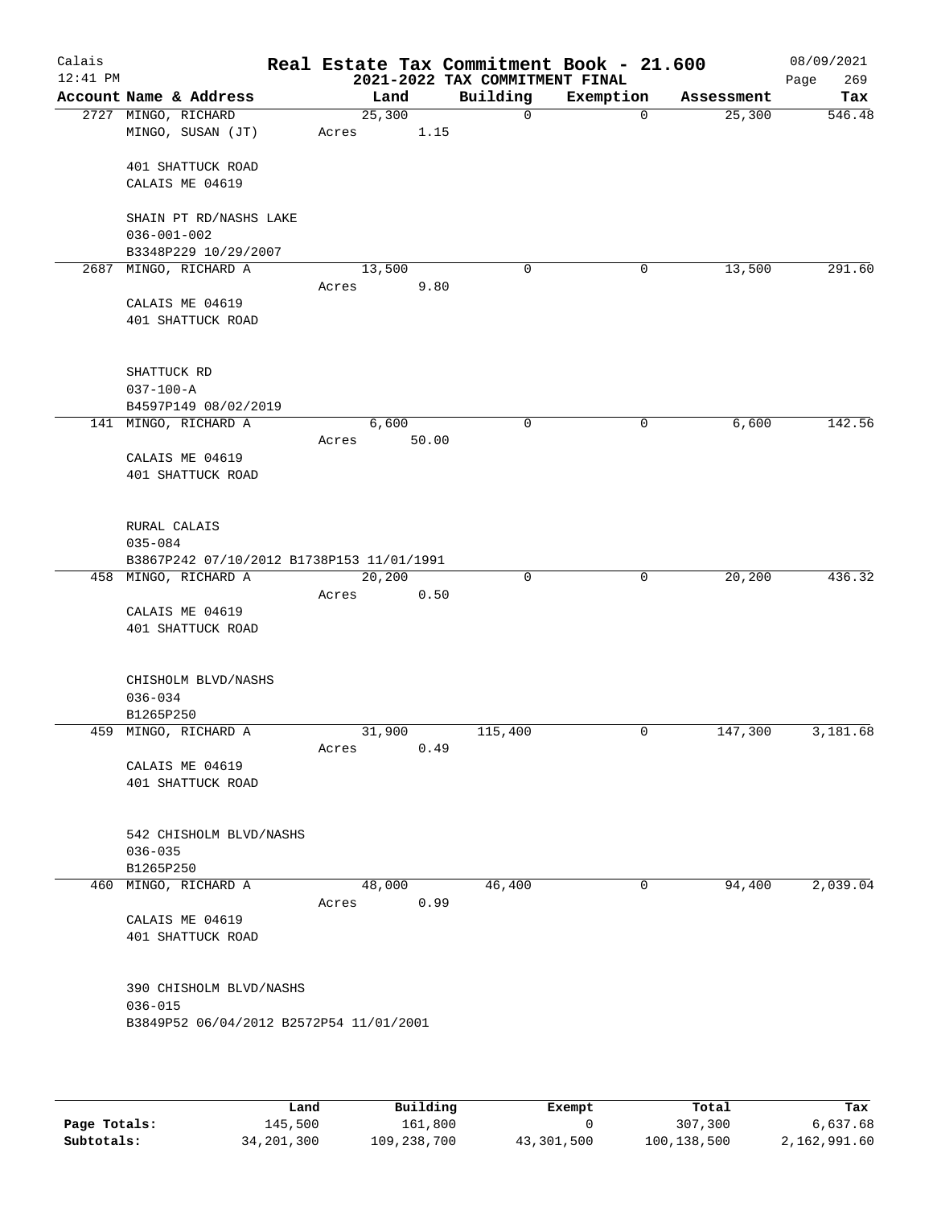Calais
12:41 PM

# Real Estate Tax Commitment Book - 21.600

## 2021-2022 TAX COMMITMENT FINAL

08/09/2021

| Account | Name & Address | Land | Building | Exemption | Assessment | Tax |
|---|---|---|---|---|---|---|
| 2727 | MINGO, RICHARD<br>MINGO, SUSAN (JT)<br><br>401 SHATTUCK ROAD<br>CALAIS ME 04619<br><br>SHAIN PT RD/NASHS LAKE<br>036-001-002<br>B3348P229 10/29/2007 | 25,300<br>Acres 1.15 | 0 | 0 | 25,300 | 546.48 |
| 2687 | MINGO, RICHARD A<br><br>CALAIS ME 04619<br>401 SHATTUCK ROAD<br><br>SHATTUCK RD<br>037-100-A<br>B4597P149 08/02/2019 | 13,500<br>Acres 9.80 | 0 | 0 | 13,500 | 291.60 |
| 141 | MINGO, RICHARD A<br><br>CALAIS ME 04619<br>401 SHATTUCK ROAD<br><br>RURAL CALAIS<br>035-084<br>B3867P242 07/10/2012 B1738P153 11/01/1991 | 6,600<br>Acres 50.00 | 0 | 0 | 6,600 | 142.56 |
| 458 | MINGO, RICHARD A<br><br>CALAIS ME 04619<br>401 SHATTUCK ROAD<br><br>CHISHOLM BLVD/NASHS<br>036-034<br>B1265P250 | 20,200<br>Acres 0.50 | 0 | 0 | 20,200 | 436.32 |
| 459 | MINGO, RICHARD A<br><br>CALAIS ME 04619<br>401 SHATTUCK ROAD<br><br>542 CHISHOLM BLVD/NASHS<br>036-035<br>B1265P250 | 31,900<br>Acres 0.49 | 115,400 | 0 | 147,300 | 3,181.68 |
| 460 | MINGO, RICHARD A<br><br>CALAIS ME 04619<br>401 SHATTUCK ROAD<br><br>390 CHISHOLM BLVD/NASHS<br>036-015<br>B3849P52 06/04/2012 B2572P54 11/01/2001 | 48,000<br>Acres 0.99 | 46,400 | 0 | 94,400 | 2,039.04 |

| | Land | Building | Exempt | Total | Tax |
|---|---|---|---|---|---|
| **Page Totals:** | 145,500 | 161,800 | 0 | 307,300 | 6,637.68 |
| **Subtotals:** | 34,201,300 | 109,238,700 | 43,301,500 | 100,138,500 | 2,162,991.60 |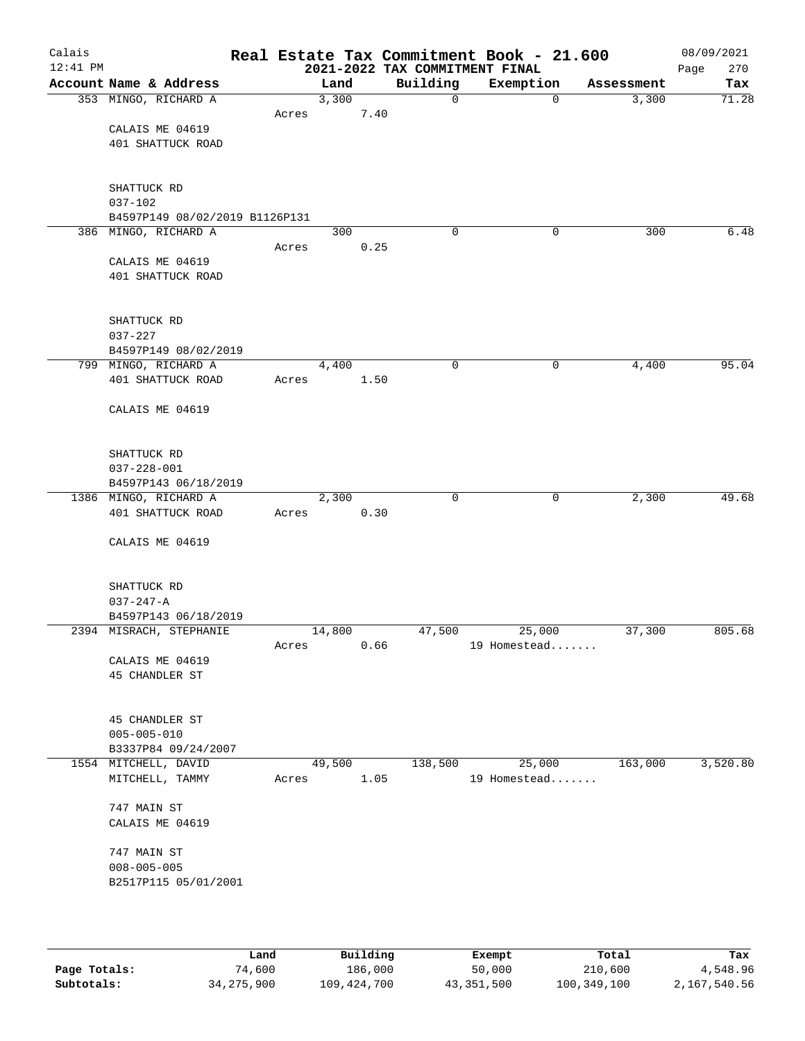# Real Estate Tax Commitment Book - 21.600

## 2021-2022 TAX COMMITMENT FINAL

Calais 12:41 PM — 08/09/2021

| Account Name & Address | Land | Building | Exemption | Assessment | Tax |
|---|---|---|---|---|---|
| 353 MINGO, RICHARD A<br>CALAIS ME 04619<br>401 SHATTUCK ROAD<br><br>SHATTUCK RD<br>037-102<br>B4597P149 08/02/2019 B1126P131 | 3,300<br>Acres 7.40 | 0 | 0 | 3,300 | 71.28 |
| 386 MINGO, RICHARD A<br>CALAIS ME 04619<br>401 SHATTUCK ROAD<br><br>SHATTUCK RD<br>037-227<br>B4597P149 08/02/2019 | 300<br>Acres 0.25 | 0 | 0 | 300 | 6.48 |
| 799 MINGO, RICHARD A<br>401 SHATTUCK ROAD<br>CALAIS ME 04619<br><br>SHATTUCK RD<br>037-228-001<br>B4597P143 06/18/2019 | 4,400<br>Acres 1.50 | 0 | 0 | 4,400 | 95.04 |
| 1386 MINGO, RICHARD A<br>401 SHATTUCK ROAD<br>CALAIS ME 04619<br><br>SHATTUCK RD<br>037-247-A<br>B4597P143 06/18/2019 | 2,300<br>Acres 0.30 | 0 | 0 | 2,300 | 49.68 |
| 2394 MISRACH, STEPHANIE<br>CALAIS ME 04619<br>45 CHANDLER ST<br><br>45 CHANDLER ST<br>005-005-010<br>B3337P84 09/24/2007 | 14,800<br>Acres 0.66 | 47,500 | 25,000<br>19 Homestead....... | 37,300 | 805.68 |
| 1554 MITCHELL, DAVID<br>MITCHELL, TAMMY<br>747 MAIN ST<br>CALAIS ME 04619<br><br>747 MAIN ST<br>008-005-005<br>B2517P115 05/01/2001 | 49,500<br>Acres 1.05 | 138,500 | 25,000<br>19 Homestead....... | 163,000 | 3,520.80 |

| | Land | Building | Exempt | Total | Tax |
|---|---|---|---|---|---|
| Page Totals: | 74,600 | 186,000 | 50,000 | 210,600 | 4,548.96 |
| Subtotals: | 34,275,900 | 109,424,700 | 43,351,500 | 100,349,100 | 2,167,540.56 |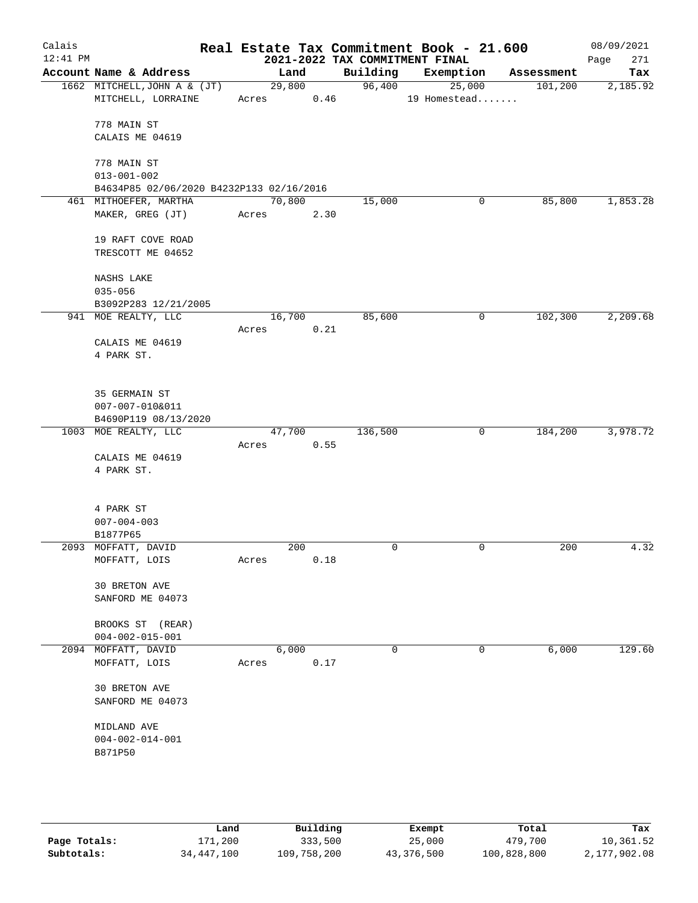# Real Estate Tax Commitment Book - 21.600

## 2021-2022 TAX COMMITMENT FINAL

Calais
12:41 PM
08/09/2021

| Account | Name & Address | Land | Building | Exemption | Assessment | Tax |
|---|---|---|---|---|---|---|
| 1662 | MITCHELL,JOHN A & (JT)<br>MITCHELL, LORRAINE<br><br>778 MAIN ST<br>CALAIS ME 04619<br><br>778 MAIN ST<br>013-001-002<br>B4634P85 02/06/2020 B4232P133 02/16/2016 | 29,800<br>Acres 0.46 | 96,400 | 25,000<br>19 Homestead....... | 101,200 | 2,185.92 |
| 461 | MITHOEFER, MARTHA<br>MAKER, GREG (JT)<br><br>19 RAFT COVE ROAD<br>TRESCOTT ME 04652<br><br>NASHS LAKE<br>035-056<br>B3092P283 12/21/2005 | 70,800<br>Acres 2.30 | 15,000 | 0 | 85,800 | 1,853.28 |
| 941 | MOE REALTY, LLC<br><br>CALAIS ME 04619<br>4 PARK ST.<br><br>35 GERMAIN ST<br>007-007-010&011<br>B4690P119 08/13/2020 | 16,700<br>Acres 0.21 | 85,600 | 0 | 102,300 | 2,209.68 |
| 1003 | MOE REALTY, LLC<br><br>CALAIS ME 04619<br>4 PARK ST.<br><br>4 PARK ST<br>007-004-003<br>B1877P65 | 47,700<br>Acres 0.55 | 136,500 | 0 | 184,200 | 3,978.72 |
| 2093 | MOFFATT, DAVID<br>MOFFATT, LOIS<br><br>30 BRETON AVE<br>SANFORD ME 04073<br><br>BROOKS ST (REAR)<br>004-002-015-001 | 200<br>Acres 0.18 | 0 | 0 | 200 | 4.32 |
| 2094 | MOFFATT, DAVID<br>MOFFATT, LOIS<br><br>30 BRETON AVE<br>SANFORD ME 04073<br><br>MIDLAND AVE<br>004-002-014-001<br>B871P50 | 6,000<br>Acres 0.17 | 0 | 0 | 6,000 | 129.60 |

| | Land | Building | Exempt | Total | Tax |
|---|---|---|---|---|---|
| **Page Totals:** | 171,200 | 333,500 | 25,000 | 479,700 | 10,361.52 |
| **Subtotals:** | 34,447,100 | 109,758,200 | 43,376,500 | 100,828,800 | 2,177,902.08 |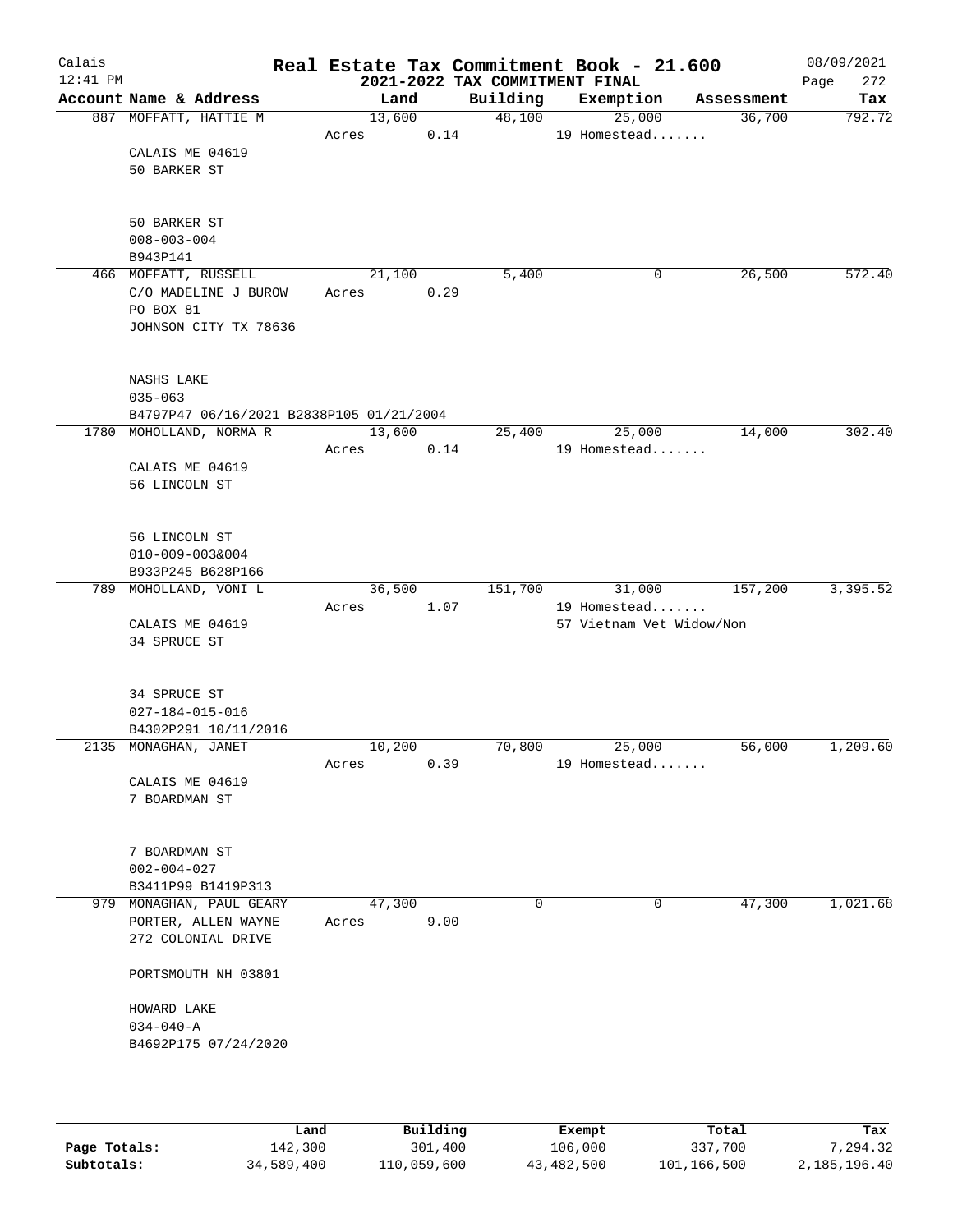# Real Estate Tax Commitment Book - 21.600

Calais 12:41 PM — 2021-2022 TAX COMMITMENT FINAL — 08/09/2021 Page 272

| Account Name & Address | Land | Building | Exemption | Assessment | Tax |
|---|---|---|---|---|---|
| 887 MOFFATT, HATTIE M | 13,600 | 48,100 | 25,000 | 36,700 | 792.72 |
| | Acres 0.14 | | 19 Homestead....... | | |
| CALAIS ME 04619 | | | | | |
| 50 BARKER ST | | | | | |
| 50 BARKER ST | | | | | |
| 008-003-004 | | | | | |
| B943P141 | | | | | |
| 466 MOFFATT, RUSSELL | 21,100 | 5,400 | 0 | 26,500 | 572.40 |
| C/O MADELINE J BUROW | Acres 0.29 | | | | |
| PO BOX 81 | | | | | |
| JOHNSON CITY TX 78636 | | | | | |
| NASHS LAKE | | | | | |
| 035-063 | | | | | |
| B4797P47 06/16/2021 B2838P105 01/21/2004 | | | | | |
| 1780 MOHOLLAND, NORMA R | 13,600 | 25,400 | 25,000 | 14,000 | 302.40 |
| | Acres 0.14 | | 19 Homestead....... | | |
| CALAIS ME 04619 | | | | | |
| 56 LINCOLN ST | | | | | |
| 56 LINCOLN ST | | | | | |
| 010-009-003&004 | | | | | |
| B933P245 B628P166 | | | | | |
| 789 MOHOLLAND, VONI L | 36,500 | 151,700 | 31,000 | 157,200 | 3,395.52 |
| | Acres 1.07 | | 19 Homestead....... | | |
| CALAIS ME 04619 | | | 57 Vietnam Vet Widow/Non | | |
| 34 SPRUCE ST | | | | | |
| 34 SPRUCE ST | | | | | |
| 027-184-015-016 | | | | | |
| B4302P291 10/11/2016 | | | | | |
| 2135 MONAGHAN, JANET | 10,200 | 70,800 | 25,000 | 56,000 | 1,209.60 |
| | Acres 0.39 | | 19 Homestead....... | | |
| CALAIS ME 04619 | | | | | |
| 7 BOARDMAN ST | | | | | |
| 7 BOARDMAN ST | | | | | |
| 002-004-027 | | | | | |
| B3411P99 B1419P313 | | | | | |
| 979 MONAGHAN, PAUL GEARY | 47,300 | 0 | 0 | 47,300 | 1,021.68 |
| PORTER, ALLEN WAYNE | Acres 9.00 | | | | |
| 272 COLONIAL DRIVE | | | | | |
| PORTSMOUTH NH 03801 | | | | | |
| HOWARD LAKE | | | | | |
| 034-040-A | | | | | |
| B4692P175 07/24/2020 | | | | | |

| | Land | Building | Exempt | Total | Tax |
|---|---|---|---|---|---|
| Page Totals: | 142,300 | 301,400 | 106,000 | 337,700 | 7,294.32 |
| Subtotals: | 34,589,400 | 110,059,600 | 43,482,500 | 101,166,500 | 2,185,196.40 |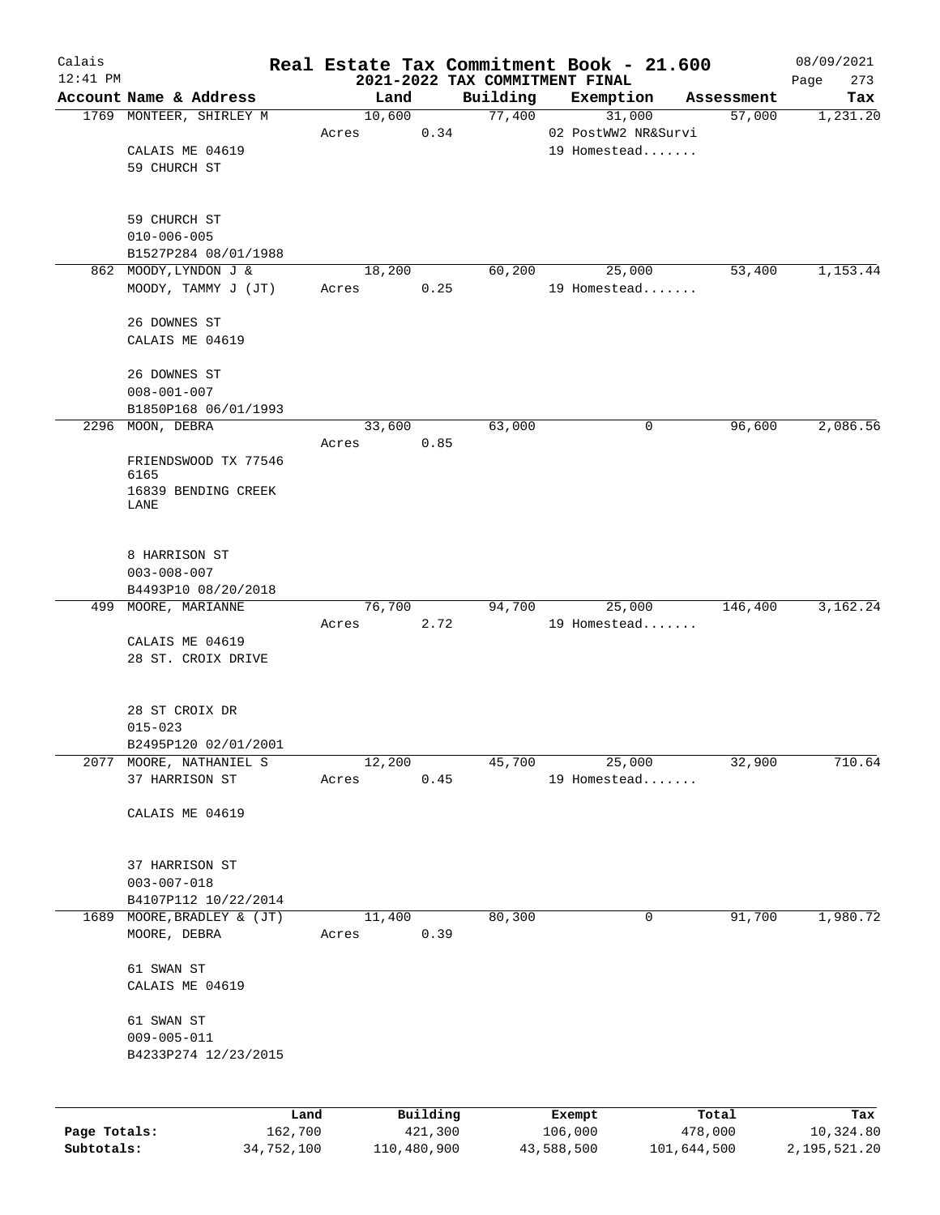# Real Estate Tax Commitment Book - 21.600

Calais
12:41 PM

2021-2022 TAX COMMITMENT FINAL

08/09/2021

| Account Name & Address | Land | Building | Exemption | Assessment | Tax |
|---|---|---|---|---|---|
| 1769 MONTEER, SHIRLEY M | 10,600 | 77,400 | 31,000 | 57,000 | 1,231.20 |
| | Acres 0.34 | | 02 PostWW2 NR&Survi | | |
| CALAIS ME 04619 | | | 19 Homestead....... | | |
| 59 CHURCH ST | | | | | |
| 59 CHURCH ST | | | | | |
| 010-006-005 | | | | | |
| B1527P284 08/01/1988 | | | | | |
| 862 MOODY,LYNDON J & | 18,200 | 60,200 | 25,000 | 53,400 | 1,153.44 |
| MOODY, TAMMY J (JT) | Acres 0.25 | | 19 Homestead....... | | |
| 26 DOWNES ST | | | | | |
| CALAIS ME 04619 | | | | | |
| 26 DOWNES ST | | | | | |
| 008-001-007 | | | | | |
| B1850P168 06/01/1993 | | | | | |
| 2296 MOON, DEBRA | 33,600 | 63,000 | 0 | 96,600 | 2,086.56 |
| | Acres 0.85 | | | | |
| FRIENDSWOOD TX 77546 6165 | | | | | |
| 16839 BENDING CREEK LANE | | | | | |
| 8 HARRISON ST | | | | | |
| 003-008-007 | | | | | |
| B4493P10 08/20/2018 | | | | | |
| 499 MOORE, MARIANNE | 76,700 | 94,700 | 25,000 | 146,400 | 3,162.24 |
| | Acres 2.72 | | 19 Homestead....... | | |
| CALAIS ME 04619 | | | | | |
| 28 ST. CROIX DRIVE | | | | | |
| 28 ST CROIX DR | | | | | |
| 015-023 | | | | | |
| B2495P120 02/01/2001 | | | | | |
| 2077 MOORE, NATHANIEL S | 12,200 | 45,700 | 25,000 | 32,900 | 710.64 |
| 37 HARRISON ST | Acres 0.45 | | 19 Homestead....... | | |
| CALAIS ME 04619 | | | | | |
| 37 HARRISON ST | | | | | |
| 003-007-018 | | | | | |
| B4107P112 10/22/2014 | | | | | |
| 1689 MOORE,BRADLEY & (JT) | 11,400 | 80,300 | 0 | 91,700 | 1,980.72 |
| MOORE, DEBRA | Acres 0.39 | | | | |
| 61 SWAN ST | | | | | |
| CALAIS ME 04619 | | | | | |
| 61 SWAN ST | | | | | |
| 009-005-011 | | | | | |
| B4233P274 12/23/2015 | | | | | |

| | Land | Building | Exempt | Total | Tax |
|---|---|---|---|---|---|
| Page Totals: | 162,700 | 421,300 | 106,000 | 478,000 | 10,324.80 |
| Subtotals: | 34,752,100 | 110,480,900 | 43,588,500 | 101,644,500 | 2,195,521.20 |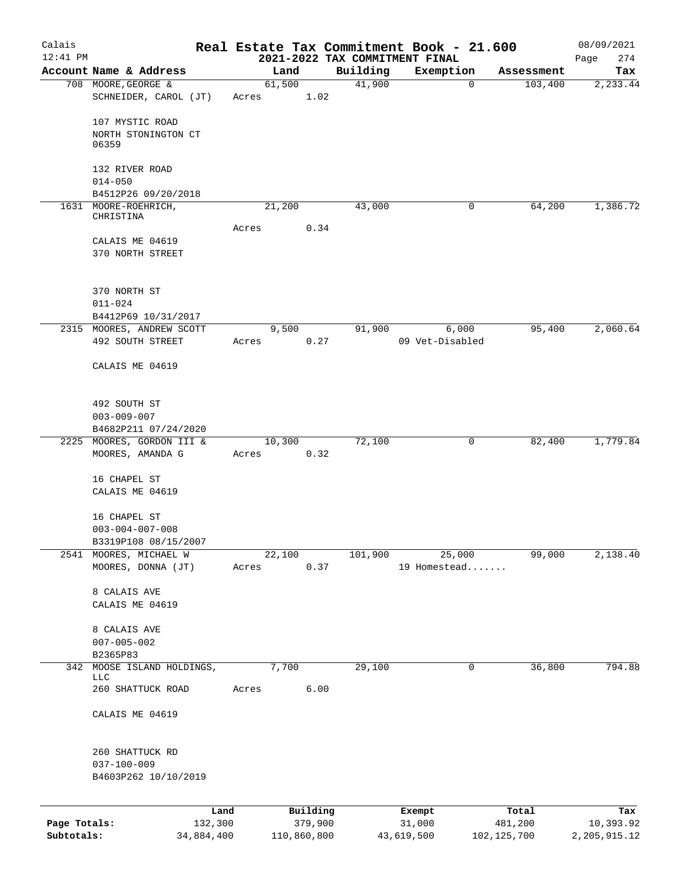# Real Estate Tax Commitment Book - 21.600

Calais
12:41 PM

2021-2022 TAX COMMITMENT FINAL

08/09/2021

| Account Name & Address | Land | Building | Exemption | Assessment | Tax |
|---|---|---|---|---|---|
| 708 MOORE, GEORGE & SCHNEIDER, CAROL (JT)<br><br>107 MYSTIC ROAD<br>NORTH STONINGTON CT 06359<br><br>132 RIVER ROAD<br>014-050<br>B4512P26 09/20/2018 | 61,500<br>Acres 1.02 | 41,900 | 0 | 103,400 | 2,233.44 |
| 1631 MOORE-ROEHRICH, CHRISTINA<br><br>CALAIS ME 04619<br>370 NORTH STREET<br><br>370 NORTH ST<br>011-024<br>B4412P69 10/31/2017 | 21,200<br>Acres 0.34 | 43,000 | 0 | 64,200 | 1,386.72 |
| 2315 MOORES, ANDREW SCOTT<br>492 SOUTH STREET<br><br>CALAIS ME 04619<br><br>492 SOUTH ST<br>003-009-007<br>B4682P211 07/24/2020 | 9,500<br>Acres 0.27 | 91,900 | 6,000<br>09 Vet-Disabled | 95,400 | 2,060.64 |
| 2225 MOORES, GORDON III &<br>MOORES, AMANDA G<br><br>16 CHAPEL ST<br>CALAIS ME 04619<br><br>16 CHAPEL ST<br>003-004-007-008<br>B3319P108 08/15/2007 | 10,300<br>Acres 0.32 | 72,100 | 0 | 82,400 | 1,779.84 |
| 2541 MOORES, MICHAEL W<br>MOORES, DONNA (JT)<br><br>8 CALAIS AVE<br>CALAIS ME 04619<br><br>8 CALAIS AVE<br>007-005-002<br>B2365P83 | 22,100<br>Acres 0.37 | 101,900 | 25,000<br>19 Homestead....... | 99,000 | 2,138.40 |
| 342 MOOSE ISLAND HOLDINGS, LLC<br>260 SHATTUCK ROAD<br><br>CALAIS ME 04619<br><br>260 SHATTUCK RD<br>037-100-009<br>B4603P262 10/10/2019 | 7,700<br>Acres 6.00 | 29,100 | 0 | 36,800 | 794.88 |

| | Land | Building | Exempt | Total | Tax |
|---|---|---|---|---|---|
| **Page Totals:** | 132,300 | 379,900 | 31,000 | 481,200 | 10,393.92 |
| **Subtotals:** | 34,884,400 | 110,860,800 | 43,619,500 | 102,125,700 | 2,205,915.12 |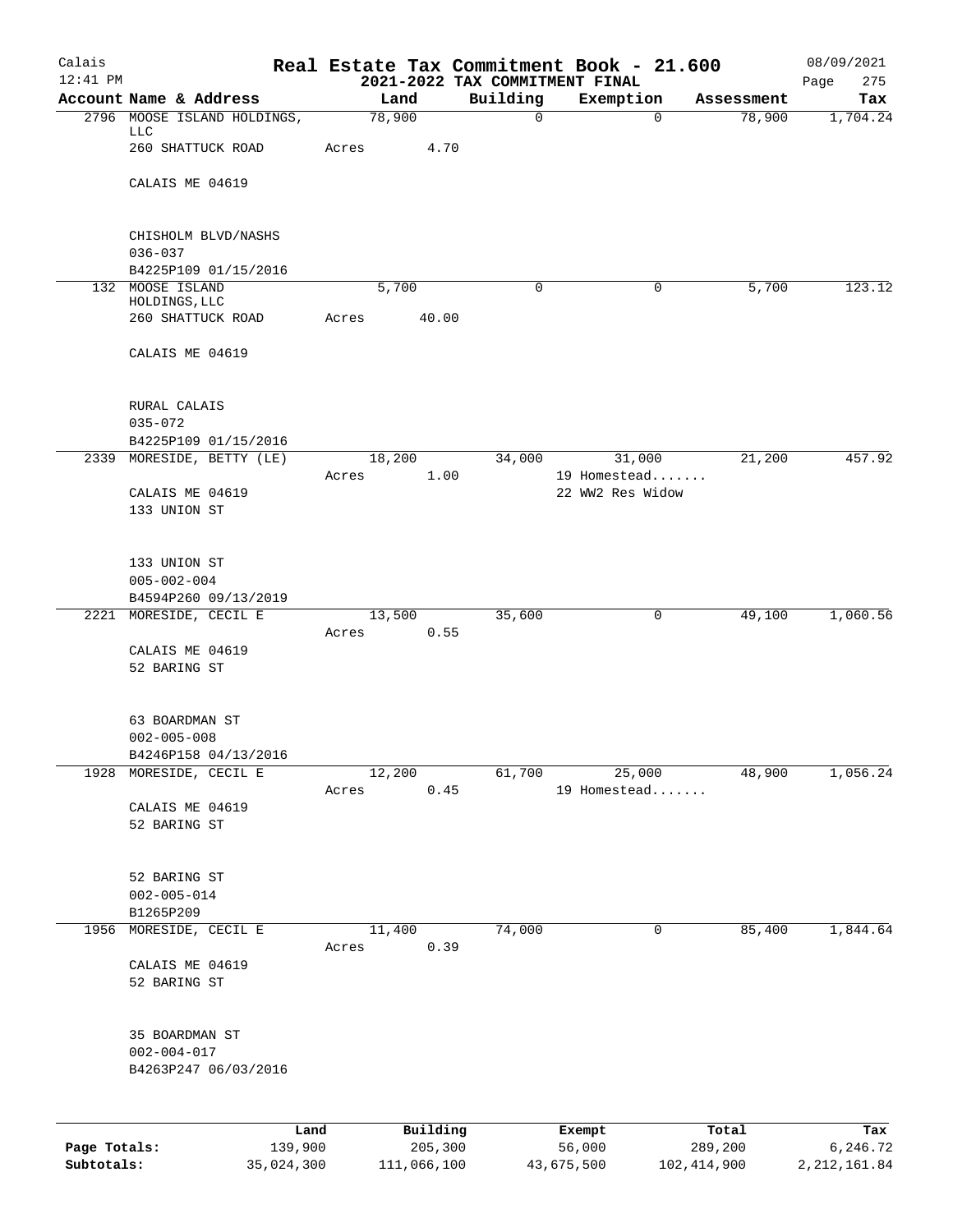# Real Estate Tax Commitment Book - 21.600

Calais
12:41 PM

2021-2022 TAX COMMITMENT FINAL

08/09/2021

| Account Name & Address | Land | Building | Exemption | Assessment | Tax |
|---|---|---|---|---|---|
| 2796 MOOSE ISLAND HOLDINGS, LLC | 78,900 | 0 | 0 | 78,900 | 1,704.24 |
| 260 SHATTUCK ROAD | Acres 4.70 | | | | |
| CALAIS ME 04619 | | | | | |
| CHISHOLM BLVD/NASHS | | | | | |
| 036-037 | | | | | |
| B4225P109 01/15/2016 | | | | | |
| 132 MOOSE ISLAND HOLDINGS, LLC | 5,700 | 0 | 0 | 5,700 | 123.12 |
| 260 SHATTUCK ROAD | Acres 40.00 | | | | |
| CALAIS ME 04619 | | | | | |
| RURAL CALAIS | | | | | |
| 035-072 | | | | | |
| B4225P109 01/15/2016 | | | | | |
| 2339 MORESIDE, BETTY (LE) | 18,200 | 34,000 | 31,000 | 21,200 | 457.92 |
| | Acres 1.00 | | 19 Homestead....... | | |
| CALAIS ME 04619 | | | 22 WW2 Res Widow | | |
| 133 UNION ST | | | | | |
| 133 UNION ST | | | | | |
| 005-002-004 | | | | | |
| B4594P260 09/13/2019 | | | | | |
| 2221 MORESIDE, CECIL E | 13,500 | 35,600 | 0 | 49,100 | 1,060.56 |
| | Acres 0.55 | | | | |
| CALAIS ME 04619 | | | | | |
| 52 BARING ST | | | | | |
| 63 BOARDMAN ST | | | | | |
| 002-005-008 | | | | | |
| B4246P158 04/13/2016 | | | | | |
| 1928 MORESIDE, CECIL E | 12,200 | 61,700 | 25,000 | 48,900 | 1,056.24 |
| | Acres 0.45 | | 19 Homestead....... | | |
| CALAIS ME 04619 | | | | | |
| 52 BARING ST | | | | | |
| 52 BARING ST | | | | | |
| 002-005-014 | | | | | |
| B1265P209 | | | | | |
| 1956 MORESIDE, CECIL E | 11,400 | 74,000 | 0 | 85,400 | 1,844.64 |
| | Acres 0.39 | | | | |
| CALAIS ME 04619 | | | | | |
| 52 BARING ST | | | | | |
| 35 BOARDMAN ST | | | | | |
| 002-004-017 | | | | | |
| B4263P247 06/03/2016 | | | | | |

| | Land | Building | Exempt | Total | Tax |
|---|---|---|---|---|---|
| Page Totals: | 139,900 | 205,300 | 56,000 | 289,200 | 6,246.72 |
| Subtotals: | 35,024,300 | 111,066,100 | 43,675,500 | 102,414,900 | 2,212,161.84 |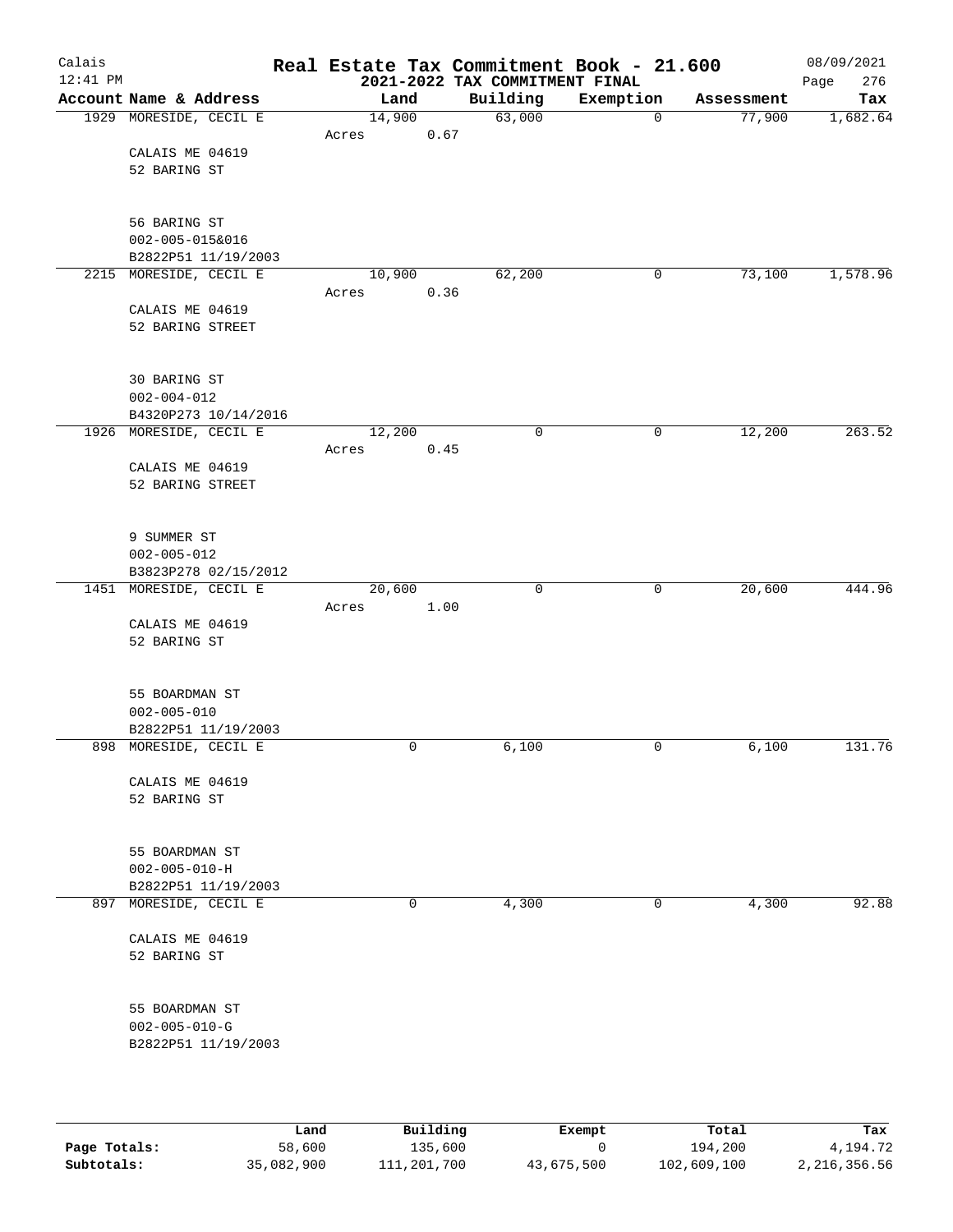# Real Estate Tax Commitment Book - 21.600

Calais
12:41 PM

2021-2022 TAX COMMITMENT FINAL

08/09/2021
Page 276

| Account Name & Address | Land | Building | Exemption | Assessment | Tax |
|---|---|---|---|---|---|
| 1929 MORESIDE, CECIL E | 14,900 | 63,000 | 0 | 77,900 | 1,682.64 |
| | Acres 0.67 | | | | |
| CALAIS ME 04619 | | | | | |
| 52 BARING ST | | | | | |
| 56 BARING ST | | | | | |
| 002-005-015&016 | | | | | |
| B2822P51 11/19/2003 | | | | | |
| 2215 MORESIDE, CECIL E | 10,900 | 62,200 | 0 | 73,100 | 1,578.96 |
| | Acres 0.36 | | | | |
| CALAIS ME 04619 | | | | | |
| 52 BARING STREET | | | | | |
| 30 BARING ST | | | | | |
| 002-004-012 | | | | | |
| B4320P273 10/14/2016 | | | | | |
| 1926 MORESIDE, CECIL E | 12,200 | 0 | 0 | 12,200 | 263.52 |
| | Acres 0.45 | | | | |
| CALAIS ME 04619 | | | | | |
| 52 BARING STREET | | | | | |
| 9 SUMMER ST | | | | | |
| 002-005-012 | | | | | |
| B3823P278 02/15/2012 | | | | | |
| 1451 MORESIDE, CECIL E | 20,600 | 0 | 0 | 20,600 | 444.96 |
| | Acres 1.00 | | | | |
| CALAIS ME 04619 | | | | | |
| 52 BARING ST | | | | | |
| 55 BOARDMAN ST | | | | | |
| 002-005-010 | | | | | |
| B2822P51 11/19/2003 | | | | | |
| 898 MORESIDE, CECIL E | 0 | 6,100 | 0 | 6,100 | 131.76 |
| CALAIS ME 04619 | | | | | |
| 52 BARING ST | | | | | |
| 55 BOARDMAN ST | | | | | |
| 002-005-010-H | | | | | |
| B2822P51 11/19/2003 | | | | | |
| 897 MORESIDE, CECIL E | 0 | 4,300 | 0 | 4,300 | 92.88 |
| CALAIS ME 04619 | | | | | |
| 52 BARING ST | | | | | |
| 55 BOARDMAN ST | | | | | |
| 002-005-010-G | | | | | |
| B2822P51 11/19/2003 | | | | | |

| | Land | Building | Exempt | Total | Tax |
|---|---|---|---|---|---|
| Page Totals: | 58,600 | 135,600 | 0 | 194,200 | 4,194.72 |
| Subtotals: | 35,082,900 | 111,201,700 | 43,675,500 | 102,609,100 | 2,216,356.56 |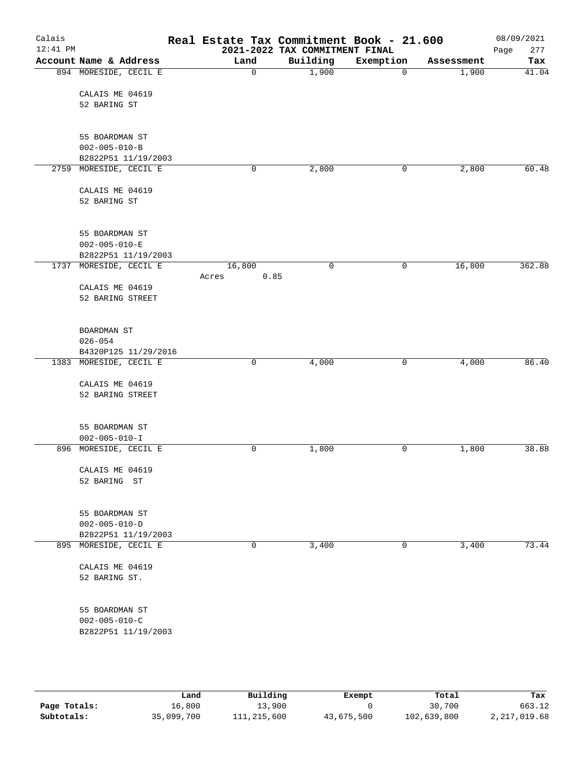# Real Estate Tax Commitment Book - 21.600

## 2021-2022 TAX COMMITMENT FINAL

Calais 12:41 PM — 08/09/2021

| Account Name & Address | Land | Building | Exemption | Assessment | Tax |
|---|---|---|---|---|---|
| 894 MORESIDE, CECIL E<br>CALAIS ME 04619<br>52 BARING ST<br><br>55 BOARDMAN ST<br>002-005-010-B<br>B2822P51 11/19/2003 | 0 | 1,900 | 0 | 1,900 | 41.04 |
| 2759 MORESIDE, CECIL E<br>CALAIS ME 04619<br>52 BARING ST<br><br>55 BOARDMAN ST<br>002-005-010-E<br>B2822P51 11/19/2003 | 0 | 2,800 | 0 | 2,800 | 60.48 |
| 1737 MORESIDE, CECIL E<br>CALAIS ME 04619<br>52 BARING STREET<br><br>BOARDMAN ST<br>026-054<br>B4320P125 11/29/2016 | 16,800<br>Acres 0.85 | 0 | 0 | 16,800 | 362.88 |
| 1383 MORESIDE, CECIL E<br>CALAIS ME 04619<br>52 BARING STREET<br><br>55 BOARDMAN ST<br>002-005-010-I | 0 | 4,000 | 0 | 4,000 | 86.40 |
| 896 MORESIDE, CECIL E<br>CALAIS ME 04619<br>52 BARING ST<br><br>55 BOARDMAN ST<br>002-005-010-D<br>B2822P51 11/19/2003 | 0 | 1,800 | 0 | 1,800 | 38.88 |
| 895 MORESIDE, CECIL E<br>CALAIS ME 04619<br>52 BARING ST.<br><br>55 BOARDMAN ST<br>002-005-010-C<br>B2822P51 11/19/2003 | 0 | 3,400 | 0 | 3,400 | 73.44 |

| | Land | Building | Exempt | Total | Tax |
|---|---|---|---|---|---|
| **Page Totals:** | 16,800 | 13,900 | 0 | 30,700 | 663.12 |
| **Subtotals:** | 35,099,700 | 111,215,600 | 43,675,500 | 102,639,800 | 2,217,019.68 |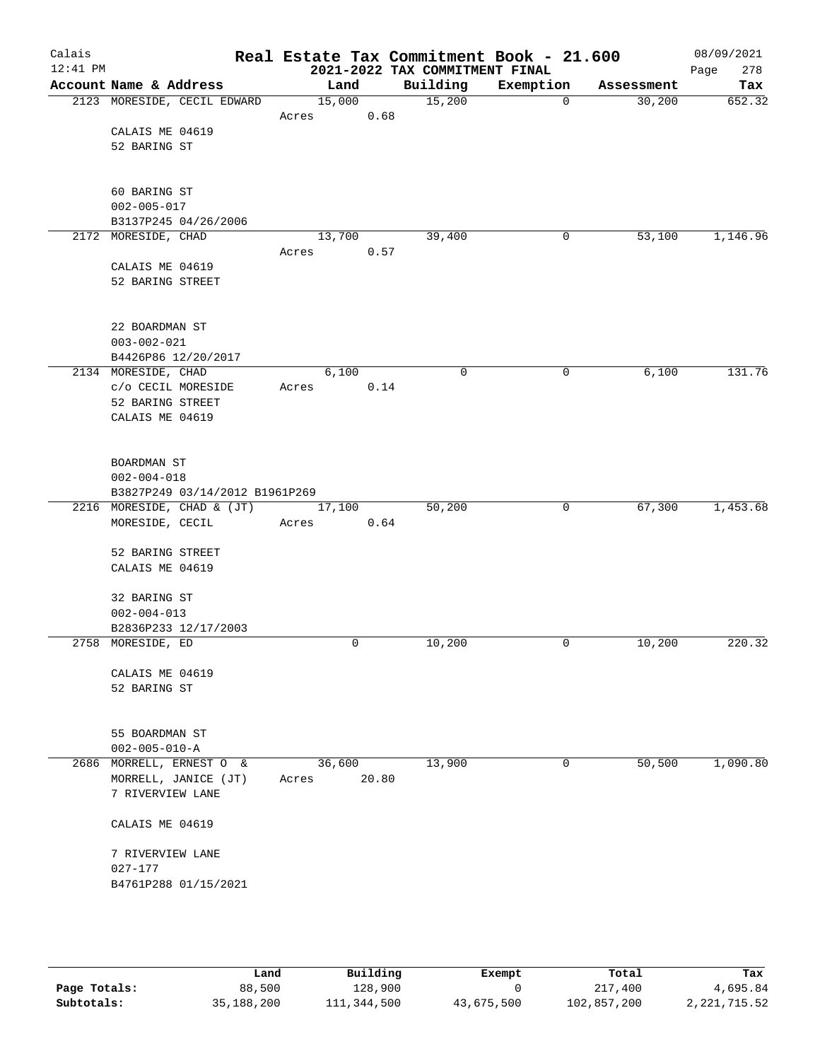Calais  12:41 PM

# Real Estate Tax Commitment Book - 21.600
## 2021-2022 TAX COMMITMENT FINAL

08/09/2021  Page 278

| Account Name & Address | Land | Building | Exemption | Assessment | Tax |
|---|---|---|---|---|---|
| 2123 MORESIDE, CECIL EDWARD<br>CALAIS ME 04619<br>52 BARING ST<br><br>60 BARING ST<br>002-005-017<br>B3137P245 04/26/2006 | 15,000<br>Acres 0.68 | 15,200 | 0 | 30,200 | 652.32 |
| 2172 MORESIDE, CHAD<br>CALAIS ME 04619<br>52 BARING STREET<br><br>22 BOARDMAN ST<br>003-002-021<br>B4426P86 12/20/2017 | 13,700<br>Acres 0.57 | 39,400 | 0 | 53,100 | 1,146.96 |
| 2134 MORESIDE, CHAD<br>c/o CECIL MORESIDE<br>52 BARING STREET<br>CALAIS ME 04619<br><br>BOARDMAN ST<br>002-004-018<br>B3827P249 03/14/2012 B1961P269 | 6,100<br>Acres 0.14 | 0 | 0 | 6,100 | 131.76 |
| 2216 MORESIDE, CHAD & (JT)<br>MORESIDE, CECIL<br>52 BARING STREET<br>CALAIS ME 04619<br><br>32 BARING ST<br>002-004-013<br>B2836P233 12/17/2003 | 17,100<br>Acres 0.64 | 50,200 | 0 | 67,300 | 1,453.68 |
| 2758 MORESIDE, ED<br>CALAIS ME 04619<br>52 BARING ST<br><br>55 BOARDMAN ST<br>002-005-010-A | 0 | 10,200 | 0 | 10,200 | 220.32 |
| 2686 MORRELL, ERNEST O &<br>MORRELL, JANICE (JT)<br>7 RIVERVIEW LANE<br>CALAIS ME 04619<br><br>7 RIVERVIEW LANE<br>027-177<br>B4761P288 01/15/2021 | 36,600<br>Acres 20.80 | 13,900 | 0 | 50,500 | 1,090.80 |

|  | Land | Building | Exempt | Total | Tax |
|---|---|---|---|---|---|
| Page Totals: | 88,500 | 128,900 | 0 | 217,400 | 4,695.84 |
| Subtotals: | 35,188,200 | 111,344,500 | 43,675,500 | 102,857,200 | 2,221,715.52 |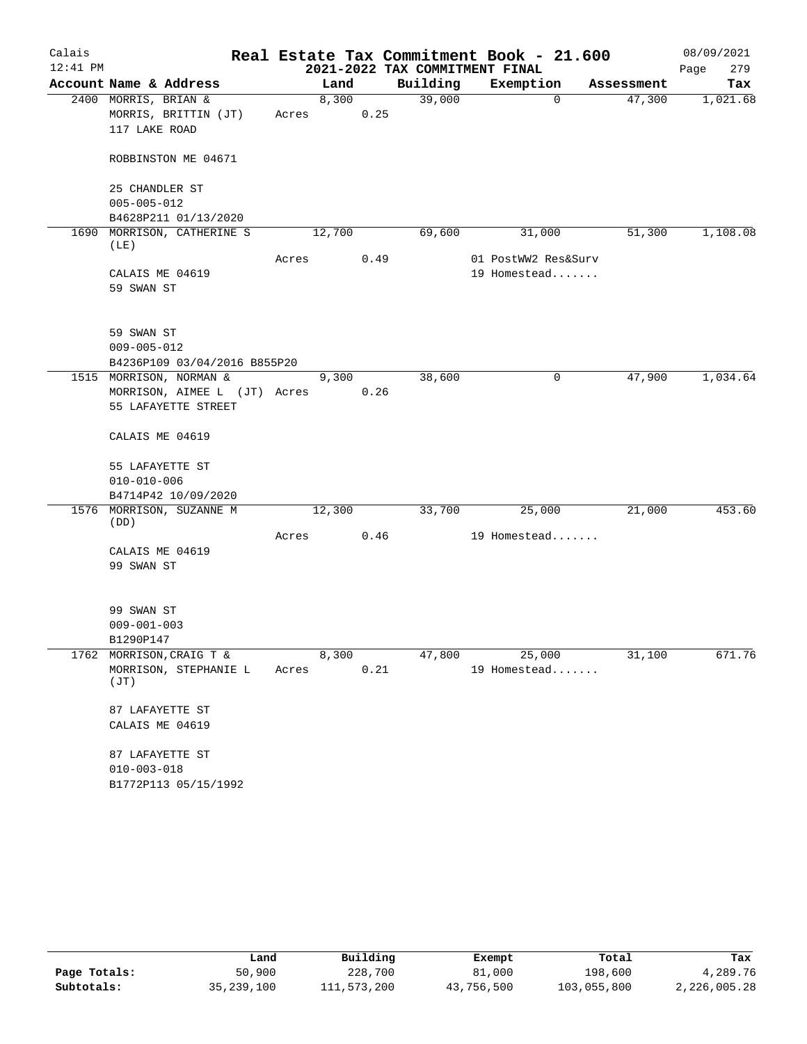Calais 12:41 PM

# Real Estate Tax Commitment Book - 21.600

## 2021-2022 TAX COMMITMENT FINAL

08/09/2021 Page 279

| Account Name & Address | Land | Building | Exemption | Assessment | Tax |
|---|---|---|---|---|---|
| 2400 MORRIS, BRIAN & MORRIS, BRITTIN (JT) 117 LAKE ROAD ROBBINSTON ME 04671 25 CHANDLER ST 005-005-012 B4628P211 01/13/2020 | 8,300 Acres 0.25 | 39,000 | 0 | 47,300 | 1,021.68 |
| 1690 MORRISON, CATHERINE S (LE) CALAIS ME 04619 59 SWAN ST 59 SWAN ST 009-005-012 B4236P109 03/04/2016 B855P20 | 12,700 Acres 0.49 | 69,600 | 31,000 01 PostWW2 Res&Surv 19 Homestead....... | 51,300 | 1,108.08 |
| 1515 MORRISON, NORMAN & MORRISON, AIMEE L (JT) 55 LAFAYETTE STREET CALAIS ME 04619 55 LAFAYETTE ST 010-010-006 B4714P42 10/09/2020 | 9,300 Acres 0.26 | 38,600 | 0 | 47,900 | 1,034.64 |
| 1576 MORRISON, SUZANNE M (DD) CALAIS ME 04619 99 SWAN ST 99 SWAN ST 009-001-003 B1290P147 | 12,300 Acres 0.46 | 33,700 | 25,000 19 Homestead....... | 21,000 | 453.60 |
| 1762 MORRISON, CRAIG T & MORRISON, STEPHANIE L (JT) 87 LAFAYETTE ST CALAIS ME 04619 87 LAFAYETTE ST 010-003-018 B1772P113 05/15/1992 | 8,300 Acres 0.21 | 47,800 | 25,000 19 Homestead....... | 31,100 | 671.76 |

| | Land | Building | Exempt | Total | Tax |
|---|---|---|---|---|---|
| Page Totals: | 50,900 | 228,700 | 81,000 | 198,600 | 4,289.76 |
| Subtotals: | 35,239,100 | 111,573,200 | 43,756,500 | 103,055,800 | 2,226,005.28 |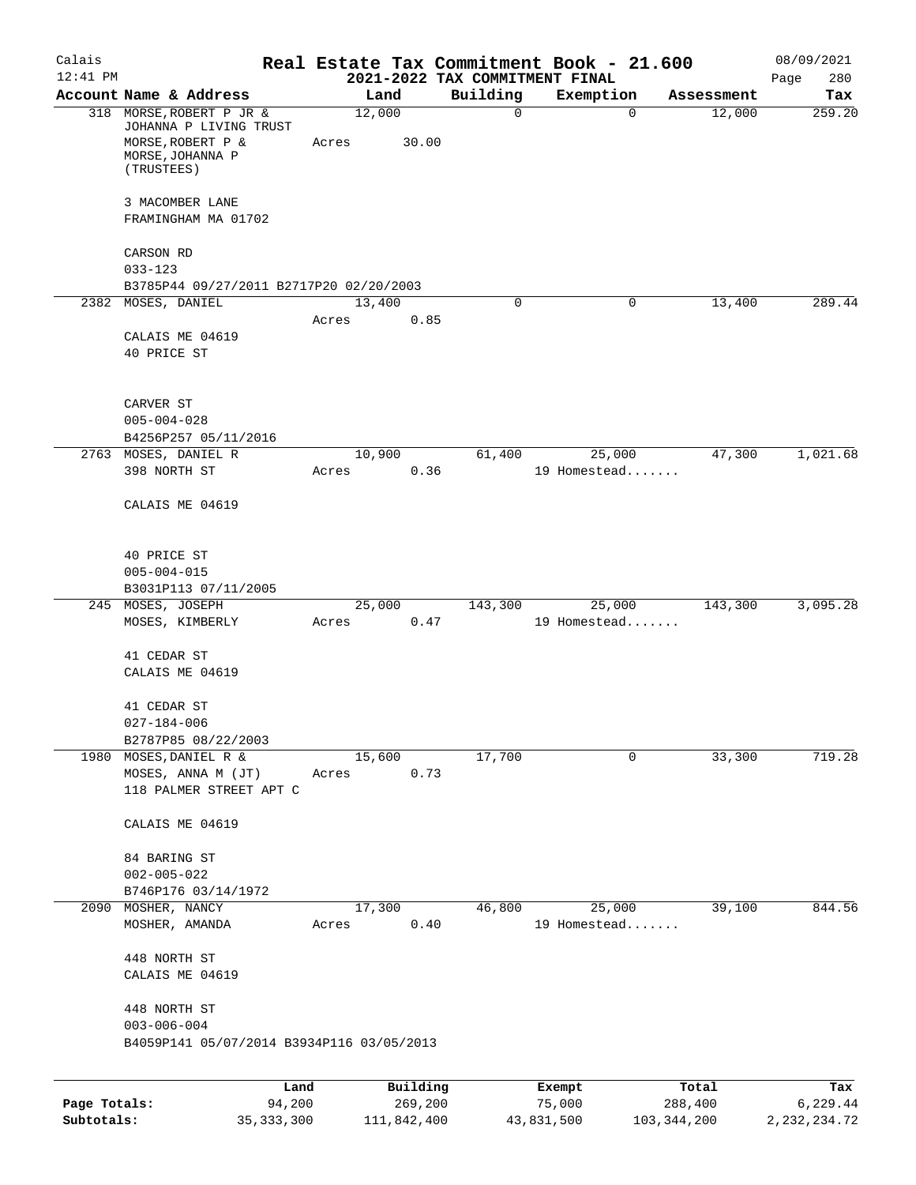# Real Estate Tax Commitment Book - 21.600

Calais 12:41 PM — 2021-2022 TAX COMMITMENT FINAL — 08/09/2021

| Account Name & Address | Land | Building | Exemption | Assessment | Tax |
|---|---|---|---|---|---|
| 318 MORSE,ROBERT P JR & JOHANNA P LIVING TRUST<br>MORSE,ROBERT P & MORSE,JOHANNA P (TRUSTEES)<br>3 MACOMBER LANE<br>FRAMINGHAM MA 01702<br>CARSON RD<br>033-123<br>B3785P44 09/27/2011 B2717P20 02/20/2003 | 12,000<br>Acres 30.00 | 0 | 0 | 12,000 | 259.20 |
| 2382 MOSES, DANIEL<br>CALAIS ME 04619<br>40 PRICE ST<br>CARVER ST<br>005-004-028<br>B4256P257 05/11/2016 | 13,400<br>Acres 0.85 | 0 | 0 | 13,400 | 289.44 |
| 2763 MOSES, DANIEL R<br>398 NORTH ST<br>CALAIS ME 04619<br>40 PRICE ST<br>005-004-015<br>B3031P113 07/11/2005 | 10,900<br>Acres 0.36 | 61,400 | 25,000<br>19 Homestead....... | 47,300 | 1,021.68 |
| 245 MOSES, JOSEPH<br>MOSES, KIMBERLY<br>41 CEDAR ST<br>CALAIS ME 04619<br>41 CEDAR ST<br>027-184-006<br>B2787P85 08/22/2003 | 25,000<br>Acres 0.47 | 143,300 | 25,000<br>19 Homestead....... | 143,300 | 3,095.28 |
| 1980 MOSES,DANIEL R &<br>MOSES, ANNA M (JT)<br>118 PALMER STREET APT C<br>CALAIS ME 04619<br>84 BARING ST<br>002-005-022<br>B746P176 03/14/1972 | 15,600<br>Acres 0.73 | 17,700 | 0 | 33,300 | 719.28 |
| 2090 MOSHER, NANCY<br>MOSHER, AMANDA<br>448 NORTH ST<br>CALAIS ME 04619<br>448 NORTH ST<br>003-006-004<br>B4059P141 05/07/2014 B3934P116 03/05/2013 | 17,300<br>Acres 0.40 | 46,800 | 25,000<br>19 Homestead....... | 39,100 | 844.56 |

| | Land | Building | Exempt | Total | Tax |
|---|---|---|---|---|---|
| Page Totals: | 94,200 | 269,200 | 75,000 | 288,400 | 6,229.44 |
| Subtotals: | 35,333,300 | 111,842,400 | 43,831,500 | 103,344,200 | 2,232,234.72 |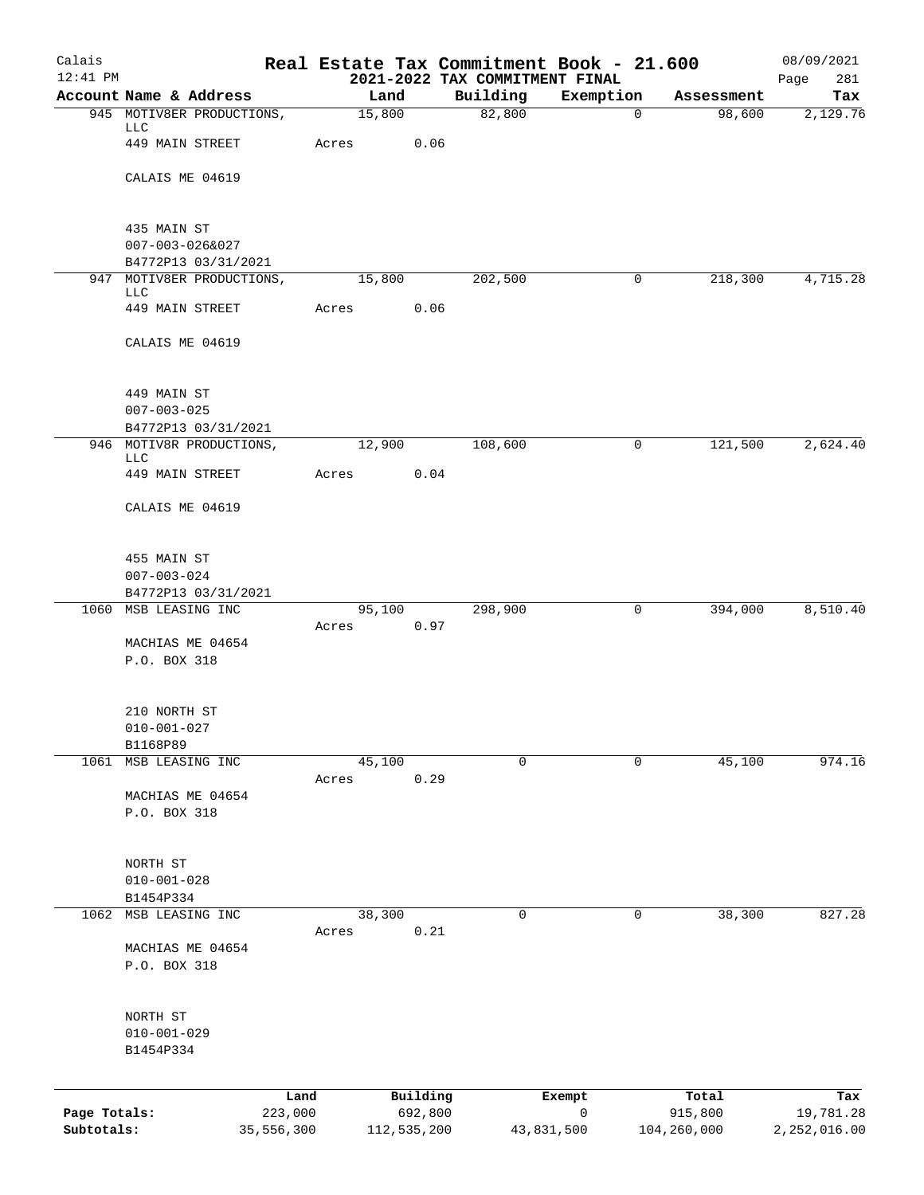Calais
12:41 PM

# Real Estate Tax Commitment Book - 21.600
## 2021-2022 TAX COMMITMENT FINAL

08/09/2021

| Account Name & Address | Land | Building | Exemption | Assessment | Tax |
|---|---|---|---|---|---|
| 945 MOTIV8ER PRODUCTIONS, LLC | 15,800 | 82,800 | 0 | 98,600 | 2,129.76 |
| 449 MAIN STREET | Acres 0.06 | | | | |
| CALAIS ME 04619 | | | | | |
| 435 MAIN ST | | | | | |
| 007-003-026&027 | | | | | |
| B4772P13 03/31/2021 | | | | | |
| 947 MOTIV8ER PRODUCTIONS, LLC | 15,800 | 202,500 | 0 | 218,300 | 4,715.28 |
| 449 MAIN STREET | Acres 0.06 | | | | |
| CALAIS ME 04619 | | | | | |
| 449 MAIN ST | | | | | |
| 007-003-025 | | | | | |
| B4772P13 03/31/2021 | | | | | |
| 946 MOTIV8R PRODUCTIONS, LLC | 12,900 | 108,600 | 0 | 121,500 | 2,624.40 |
| 449 MAIN STREET | Acres 0.04 | | | | |
| CALAIS ME 04619 | | | | | |
| 455 MAIN ST | | | | | |
| 007-003-024 | | | | | |
| B4772P13 03/31/2021 | | | | | |
| 1060 MSB LEASING INC | 95,100 | 298,900 | 0 | 394,000 | 8,510.40 |
| | Acres 0.97 | | | | |
| MACHIAS ME 04654 | | | | | |
| P.O. BOX 318 | | | | | |
| 210 NORTH ST | | | | | |
| 010-001-027 | | | | | |
| B1168P89 | | | | | |
| 1061 MSB LEASING INC | 45,100 | 0 | 0 | 45,100 | 974.16 |
| | Acres 0.29 | | | | |
| MACHIAS ME 04654 | | | | | |
| P.O. BOX 318 | | | | | |
| NORTH ST | | | | | |
| 010-001-028 | | | | | |
| B1454P334 | | | | | |
| 1062 MSB LEASING INC | 38,300 | 0 | 0 | 38,300 | 827.28 |
| | Acres 0.21 | | | | |
| MACHIAS ME 04654 | | | | | |
| P.O. BOX 318 | | | | | |
| NORTH ST | | | | | |
| 010-001-029 | | | | | |
| B1454P334 | | | | | |

| | Land | Building | Exempt | Total | Tax |
|---|---|---|---|---|---|
| Page Totals: | 223,000 | 692,800 | 0 | 915,800 | 19,781.28 |
| Subtotals: | 35,556,300 | 112,535,200 | 43,831,500 | 104,260,000 | 2,252,016.00 |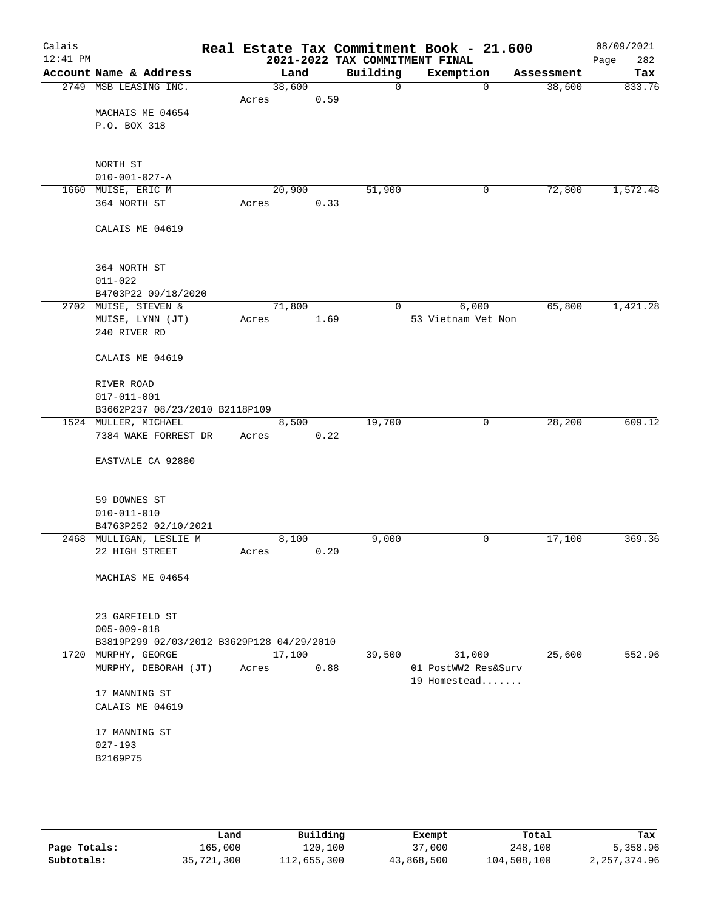# Real Estate Tax Commitment Book - 21.600

## 2021-2022 TAX COMMITMENT FINAL

Calais 12:41 PM — 08/09/2021

| Account Name & Address | Land | Building | Exemption | Assessment | Tax |
|---|---|---|---|---|---|
| 2749 MSB LEASING INC.<br>MACHAIS ME 04654<br>P.O. BOX 318<br><br>NORTH ST<br>010-001-027-A | 38,600<br>Acres 0.59 | 0 | 0 | 38,600 | 833.76 |
| 1660 MUISE, ERIC M<br>364 NORTH ST<br>CALAIS ME 04619<br><br>364 NORTH ST<br>011-022<br>B4703P22 09/18/2020 | 20,900<br>Acres 0.33 | 51,900 | 0 | 72,800 | 1,572.48 |
| 2702 MUISE, STEVEN &<br>MUISE, LYNN (JT)<br>240 RIVER RD<br>CALAIS ME 04619<br><br>RIVER ROAD<br>017-011-001<br>B3662P237 08/23/2010 B2118P109 | 71,800<br>Acres 1.69 | 0 | 6,000<br>53 Vietnam Vet Non | 65,800 | 1,421.28 |
| 1524 MULLER, MICHAEL<br>7384 WAKE FORREST DR<br>EASTVALE CA 92880<br><br>59 DOWNES ST<br>010-011-010<br>B4763P252 02/10/2021 | 8,500<br>Acres 0.22 | 19,700 | 0 | 28,200 | 609.12 |
| 2468 MULLIGAN, LESLIE M<br>22 HIGH STREET<br>MACHIAS ME 04654<br><br>23 GARFIELD ST<br>005-009-018<br>B3819P299 02/03/2012 B3629P128 04/29/2010 | 8,100<br>Acres 0.20 | 9,000 | 0 | 17,100 | 369.36 |
| 1720 MURPHY, GEORGE<br>MURPHY, DEBORAH (JT)<br>17 MANNING ST<br>CALAIS ME 04619<br><br>17 MANNING ST<br>027-193<br>B2169P75 | 17,100<br>Acres 0.88 | 39,500 | 31,000<br>01 PostWW2 Res&Surv<br>19 Homestead....... | 25,600 | 552.96 |

| | Land | Building | Exempt | Total | Tax |
|---|---|---|---|---|---|
| Page Totals: | 165,000 | 120,100 | 37,000 | 248,100 | 5,358.96 |
| Subtotals: | 35,721,300 | 112,655,300 | 43,868,500 | 104,508,100 | 2,257,374.96 |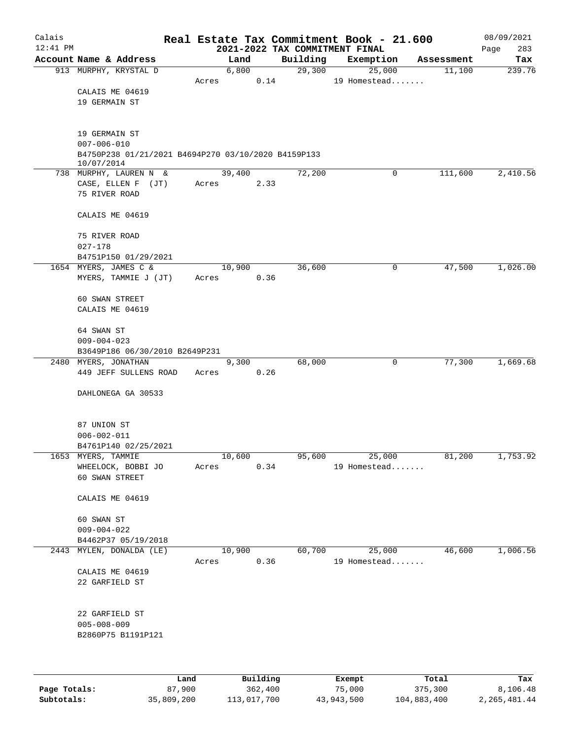# Real Estate Tax Commitment Book - 21.600

## 2021-2022 TAX COMMITMENT FINAL

Calais
12:41 PM
08/09/2021
Page 283

| Account Name & Address | Land | Building | Exemption | Assessment | Tax |
|---|---|---|---|---|---|
| 913 MURPHY, KRYSTAL D | 6,800 | 29,300 | 25,000 | 11,100 | 239.76 |
| | Acres 0.14 | | 19 Homestead....... | | |
| CALAIS ME 04619 | | | | | |
| 19 GERMAIN ST | | | | | |
| 19 GERMAIN ST | | | | | |
| 007-006-010 | | | | | |
| B4750P238 01/21/2021 B4694P270 03/10/2020 B4159P133 10/07/2014 | | | | | |
| 738 MURPHY, LAUREN N & | 39,400 | 72,200 | 0 | 111,600 | 2,410.56 |
| CASE, ELLEN F (JT) | Acres 2.33 | | | | |
| 75 RIVER ROAD | | | | | |
| CALAIS ME 04619 | | | | | |
| 75 RIVER ROAD | | | | | |
| 027-178 | | | | | |
| B4751P150 01/29/2021 | | | | | |
| 1654 MYERS, JAMES C & | 10,900 | 36,600 | 0 | 47,500 | 1,026.00 |
| MYERS, TAMMIE J (JT) | Acres 0.36 | | | | |
| 60 SWAN STREET | | | | | |
| CALAIS ME 04619 | | | | | |
| 64 SWAN ST | | | | | |
| 009-004-023 | | | | | |
| B3649P186 06/30/2010 B2649P231 | | | | | |
| 2480 MYERS, JONATHAN | 9,300 | 68,000 | 0 | 77,300 | 1,669.68 |
| 449 JEFF SULLENS ROAD | Acres 0.26 | | | | |
| DAHLONEGA GA 30533 | | | | | |
| 87 UNION ST | | | | | |
| 006-002-011 | | | | | |
| B4761P140 02/25/2021 | | | | | |
| 1653 MYERS, TAMMIE | 10,600 | 95,600 | 25,000 | 81,200 | 1,753.92 |
| WHEELOCK, BOBBI JO | Acres 0.34 | | 19 Homestead....... | | |
| 60 SWAN STREET | | | | | |
| CALAIS ME 04619 | | | | | |
| 60 SWAN ST | | | | | |
| 009-004-022 | | | | | |
| B4462P37 05/19/2018 | | | | | |
| 2443 MYLEN, DONALDA (LE) | 10,900 | 60,700 | 25,000 | 46,600 | 1,006.56 |
| | Acres 0.36 | | 19 Homestead....... | | |
| CALAIS ME 04619 | | | | | |
| 22 GARFIELD ST | | | | | |
| 22 GARFIELD ST | | | | | |
| 005-008-009 | | | | | |
| B2860P75 B1191P121 | | | | | |

| | Land | Building | Exempt | Total | Tax |
|---|---|---|---|---|---|
| Page Totals: | 87,900 | 362,400 | 75,000 | 375,300 | 8,106.48 |
| Subtotals: | 35,809,200 | 113,017,700 | 43,943,500 | 104,883,400 | 2,265,481.44 |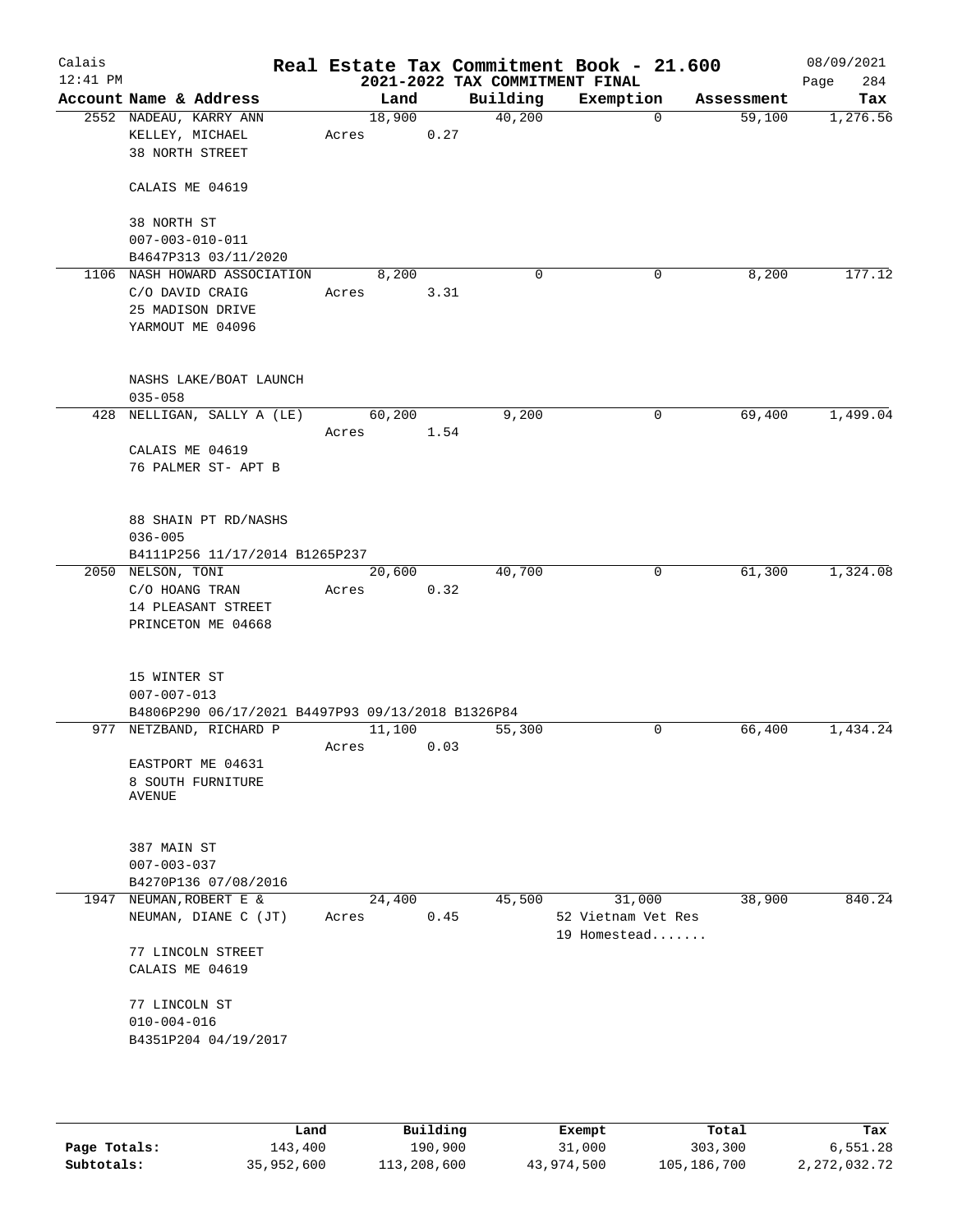Calais | Real Estate Tax Commitment Book - 21.600 | 08/09/2021
12:41 PM | 2021-2022 TAX COMMITMENT FINAL | Page 284

| Account Name & Address | Land | Building | Exemption | Assessment | Tax |
|---|---|---|---|---|---|
| 2552 NADEAU, KARRY ANN<br>KELLEY, MICHAEL<br>38 NORTH STREET<br><br>CALAIS ME 04619<br><br>38 NORTH ST<br>007-003-010-011<br>B4647P313 03/11/2020 | 18,900<br>Acres 0.27 | 40,200 | 0 | 59,100 | 1,276.56 |
| 1106 NASH HOWARD ASSOCIATION<br>C/O DAVID CRAIG<br>25 MADISON DRIVE<br>YARMOUT ME 04096<br><br>NASHS LAKE/BOAT LAUNCH<br>035-058 | 8,200<br>Acres 3.31 | 0 | 0 | 8,200 | 177.12 |
| 428 NELLIGAN, SALLY A (LE)<br><br>CALAIS ME 04619<br>76 PALMER ST- APT B<br><br>88 SHAIN PT RD/NASHS<br>036-005<br>B4111P256 11/17/2014 B1265P237 | 60,200<br>Acres 1.54 | 9,200 | 0 | 69,400 | 1,499.04 |
| 2050 NELSON, TONI<br>C/O HOANG TRAN<br>14 PLEASANT STREET<br>PRINCETON ME 04668<br><br>15 WINTER ST<br>007-007-013<br>B4806P290 06/17/2021 B4497P93 09/13/2018 B1326P84 | 20,600<br>Acres 0.32 | 40,700 | 0 | 61,300 | 1,324.08 |
| 977 NETZBAND, RICHARD P<br><br>EASTPORT ME 04631<br>8 SOUTH FURNITURE AVENUE<br><br>387 MAIN ST<br>007-003-037<br>B4270P136 07/08/2016 | 11,100<br>Acres 0.03 | 55,300 | 0 | 66,400 | 1,434.24 |
| 1947 NEUMAN, ROBERT E &<br>NEUMAN, DIANE C (JT)<br><br>77 LINCOLN STREET<br>CALAIS ME 04619<br><br>77 LINCOLN ST<br>010-004-016<br>B4351P204 04/19/2017 | 24,400<br>Acres 0.45 | 45,500 | 31,000<br>52 Vietnam Vet Res<br>19 Homestead....... | 38,900 | 840.24 |

| | Land | Building | Exempt | Total | Tax |
|---|---|---|---|---|---|
| Page Totals: | 143,400 | 190,900 | 31,000 | 303,300 | 6,551.28 |
| Subtotals: | 35,952,600 | 113,208,600 | 43,974,500 | 105,186,700 | 2,272,032.72 |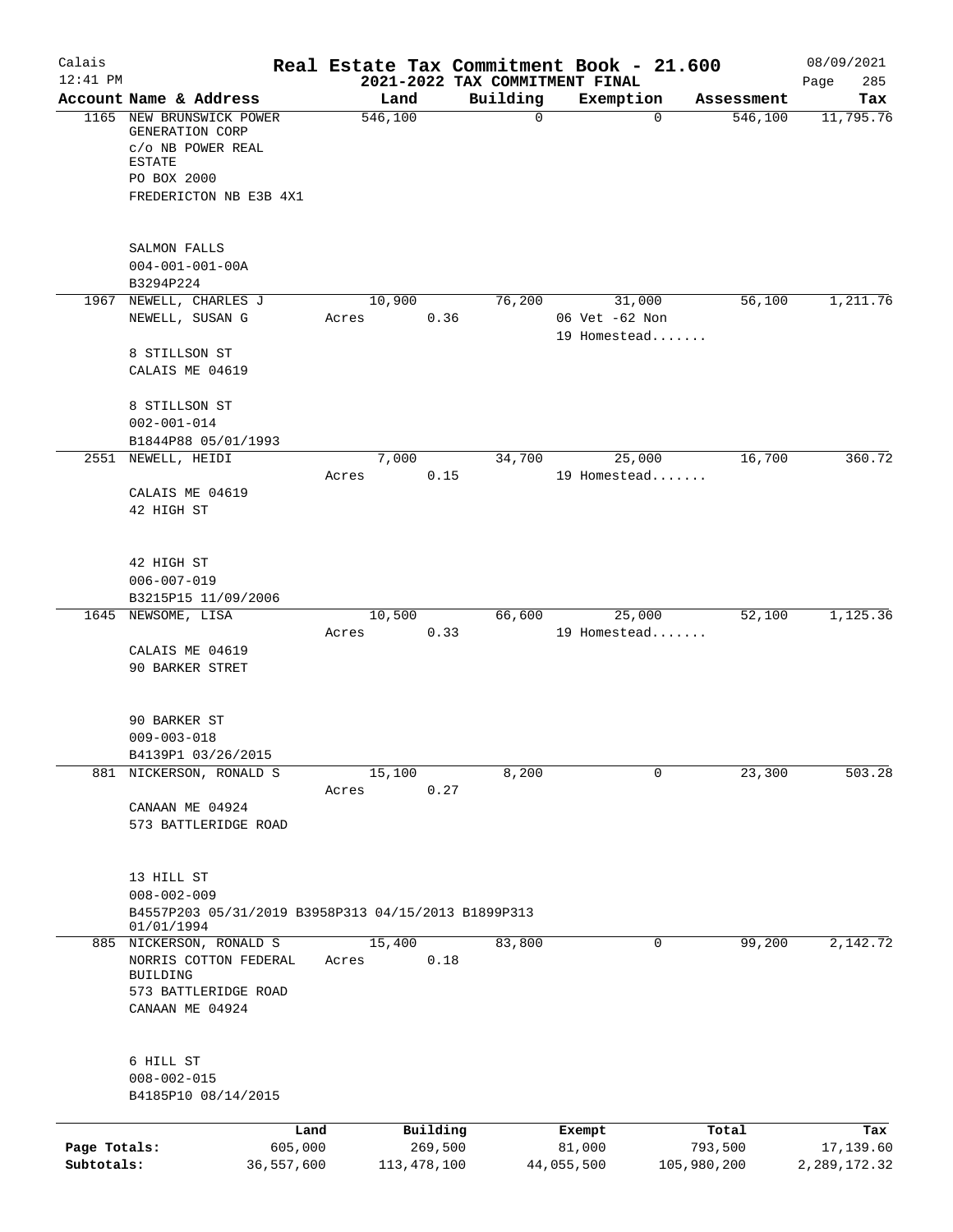Calais
12:41 PM

# Real Estate Tax Commitment Book - 21.600

## 2021-2022 TAX COMMITMENT FINAL

08/09/2021
Page 285

| Account Name & Address | Land | Building | Exemption | Assessment | Tax |
|---|---|---|---|---|---|
| 1165 NEW BRUNSWICK POWER GENERATION CORP<br>c/o NB POWER REAL ESTATE<br>PO BOX 2000<br>FREDERICTON NB E3B 4X1<br><br>SALMON FALLS<br>004-001-001-00A<br>B3294P224 | 546,100 | 0 | 0 | 546,100 | 11,795.76 |
| 1967 NEWELL, CHARLES J<br>NEWELL, SUSAN G<br><br>8 STILLSON ST<br>CALAIS ME 04619<br><br>8 STILLSON ST<br>002-001-014<br>B1844P88 05/01/1993 | 10,900<br>Acres 0.36 | 76,200 | 31,000<br>06 Vet -62 Non<br>19 Homestead....... | 56,100 | 1,211.76 |
| 2551 NEWELL, HEIDI<br><br>CALAIS ME 04619<br>42 HIGH ST<br><br>42 HIGH ST<br>006-007-019<br>B3215P15 11/09/2006 | 7,000<br>Acres 0.15 | 34,700 | 25,000<br>19 Homestead....... | 16,700 | 360.72 |
| 1645 NEWSOME, LISA<br><br>CALAIS ME 04619<br>90 BARKER STRET<br><br>90 BARKER ST<br>009-003-018<br>B4139P1 03/26/2015 | 10,500<br>Acres 0.33 | 66,600 | 25,000<br>19 Homestead....... | 52,100 | 1,125.36 |
| 881 NICKERSON, RONALD S<br><br>CANAAN ME 04924<br>573 BATTLERIDGE ROAD<br><br>13 HILL ST<br>008-002-009<br>B4557P203 05/31/2019 B3958P313 04/15/2013 B1899P313 01/01/1994 | 15,100<br>Acres 0.27 | 8,200 | 0 | 23,300 | 503.28 |
| 885 NICKERSON, RONALD S<br>NORRIS COTTON FEDERAL BUILDING<br>573 BATTLERIDGE ROAD<br>CANAAN ME 04924<br><br>6 HILL ST<br>008-002-015<br>B4185P10 08/14/2015 | 15,400<br>Acres 0.18 | 83,800 | 0 | 99,200 | 2,142.72 |

| | Land | Building | Exempt | Total | Tax |
|---|---|---|---|---|---|
| Page Totals: | 605,000 | 269,500 | 81,000 | 793,500 | 17,139.60 |
| Subtotals: | 36,557,600 | 113,478,100 | 44,055,500 | 105,980,200 | 2,289,172.32 |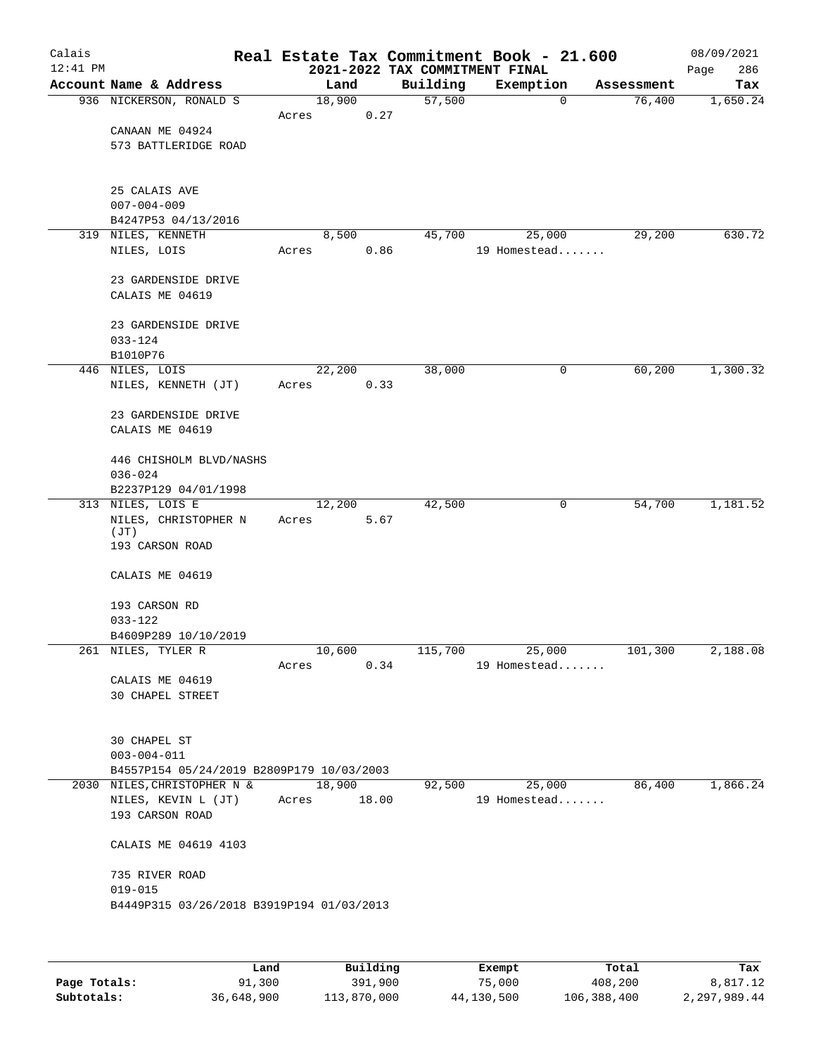# Real Estate Tax Commitment Book - 21.600

Calais 12:41 PM — 2021-2022 TAX COMMITMENT FINAL — 08/09/2021

| Account Name & Address | Land | Building | Exemption | Assessment | Tax |
|---|---|---|---|---|---|
| 936 NICKERSON, RONALD S<br>CANAAN ME 04924<br>573 BATTLERIDGE ROAD<br><br>25 CALAIS AVE<br>007-004-009<br>B4247P53 04/13/2016 | 18,900<br>Acres 0.27 | 57,500 | 0 | 76,400 | 1,650.24 |
| 319 NILES, KENNETH<br>NILES, LOIS<br>23 GARDENSIDE DRIVE<br>CALAIS ME 04619<br><br>23 GARDENSIDE DRIVE<br>033-124<br>B1010P76 | 8,500<br>Acres 0.86 | 45,700 | 25,000<br>19 Homestead....... | 29,200 | 630.72 |
| 446 NILES, LOIS<br>NILES, KENNETH (JT)<br>23 GARDENSIDE DRIVE<br>CALAIS ME 04619<br><br>446 CHISHOLM BLVD/NASHS<br>036-024<br>B2237P129 04/01/1998 | 22,200<br>Acres 0.33 | 38,000 | 0 | 60,200 | 1,300.32 |
| 313 NILES, LOIS E<br>NILES, CHRISTOPHER N (JT)<br>193 CARSON ROAD<br>CALAIS ME 04619<br><br>193 CARSON RD<br>033-122<br>B4609P289 10/10/2019 | 12,200<br>Acres 5.67 | 42,500 | 0 | 54,700 | 1,181.52 |
| 261 NILES, TYLER R<br>CALAIS ME 04619<br>30 CHAPEL STREET<br><br>30 CHAPEL ST<br>003-004-011<br>B4557P154 05/24/2019 B2809P179 10/03/2003 | 10,600<br>Acres 0.34 | 115,700 | 25,000<br>19 Homestead....... | 101,300 | 2,188.08 |
| 2030 NILES, CHRISTOPHER N &<br>NILES, KEVIN L (JT)<br>193 CARSON ROAD<br>CALAIS ME 04619 4103<br><br>735 RIVER ROAD<br>019-015<br>B4449P315 03/26/2018 B3919P194 01/03/2013 | 18,900<br>Acres 18.00 | 92,500 | 25,000<br>19 Homestead....... | 86,400 | 1,866.24 |

| | Land | Building | Exempt | Total | Tax |
|---|---|---|---|---|---|
| Page Totals: | 91,300 | 391,900 | 75,000 | 408,200 | 8,817.12 |
| Subtotals: | 36,648,900 | 113,870,000 | 44,130,500 | 106,388,400 | 2,297,989.44 |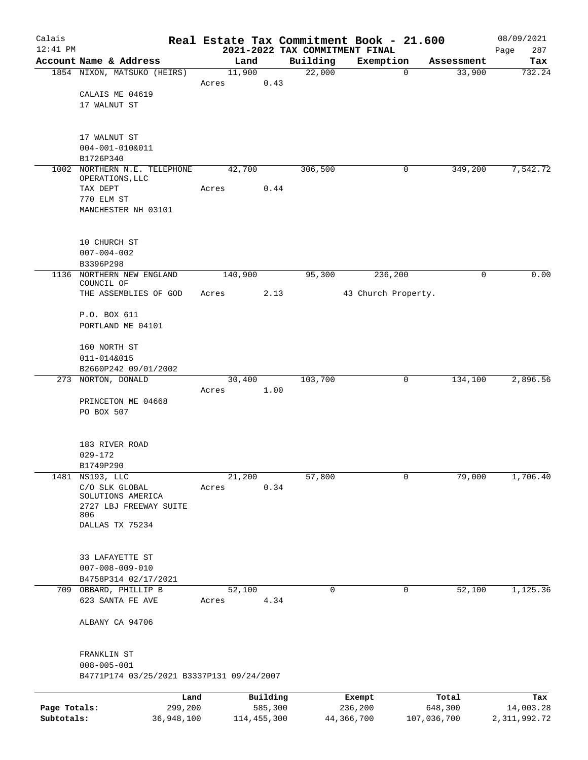# Real Estate Tax Commitment Book - 21.600

## 2021-2022 TAX COMMITMENT FINAL

Calais 12:41 PM — 08/09/2021

| Account Name & Address | Land | Building | Exemption | Assessment | Tax |
|---|---|---|---|---|---|
| 1854 NIXON, MATSUKO (HEIRS)<br>CALAIS ME 04619<br>17 WALNUT ST<br><br>17 WALNUT ST<br>004-001-010&011<br>B1726P340 | 11,900<br>Acres 0.43 | 22,000 | 0 | 33,900 | 732.24 |
| 1002 NORTHERN N.E. TELEPHONE OPERATIONS, LLC<br>TAX DEPT<br>770 ELM ST<br>MANCHESTER NH 03101<br><br>10 CHURCH ST<br>007-004-002<br>B3396P298 | 42,700<br>Acres 0.44 | 306,500 | 0 | 349,200 | 7,542.72 |
| 1136 NORTHERN NEW ENGLAND COUNCIL OF<br>THE ASSEMBLIES OF GOD<br>P.O. BOX 611<br>PORTLAND ME 04101<br><br>160 NORTH ST<br>011-014&015<br>B2660P242 09/01/2002 | 140,900<br>Acres 2.13 | 95,300 | 236,200<br>43 Church Property. | 0 | 0.00 |
| 273 NORTON, DONALD<br>PRINCETON ME 04668<br>PO BOX 507<br><br>183 RIVER ROAD<br>029-172<br>B1749P290 | 30,400<br>Acres 1.00 | 103,700 | 0 | 134,100 | 2,896.56 |
| 1481 NS193, LLC<br>C/O SLK GLOBAL SOLUTIONS AMERICA<br>2727 LBJ FREEWAY SUITE 806<br>DALLAS TX 75234<br><br>33 LAFAYETTE ST<br>007-008-009-010<br>B4758P314 02/17/2021 | 21,200<br>Acres 0.34 | 57,800 | 0 | 79,000 | 1,706.40 |
| 709 OBBARD, PHILLIP B<br>623 SANTA FE AVE<br>ALBANY CA 94706<br><br>FRANKLIN ST<br>008-005-001<br>B4771P174 03/25/2021 B3337P131 09/24/2007 | 52,100<br>Acres 4.34 | 0 | 0 | 52,100 | 1,125.36 |

| | Land | Building | Exempt | Total | Tax |
|---|---|---|---|---|---|
| Page Totals: | 299,200 | 585,300 | 236,200 | 648,300 | 14,003.28 |
| Subtotals: | 36,948,100 | 114,455,300 | 44,366,700 | 107,036,700 | 2,311,992.72 |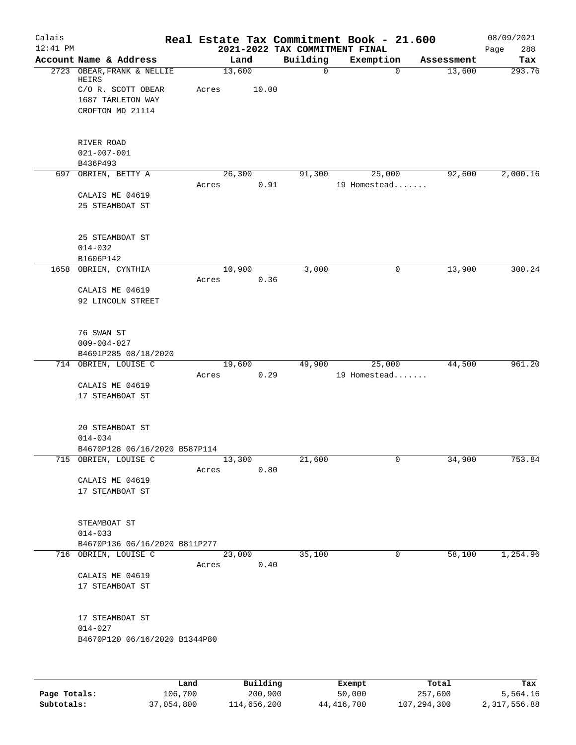# Real Estate Tax Commitment Book - 21.600

Calais
12:41 PM

2021-2022 TAX COMMITMENT FINAL

08/09/2021

| Account | Name & Address | Land | Building | Exemption | Assessment | Tax |
|---|---|---|---|---|---|---|
| 2723 | OBEAR, FRANK & NELLIE HEIRS<br>C/O R. SCOTT OBEAR<br>1687 TARLETON WAY<br>CROFTON MD 21114<br><br>RIVER ROAD<br>021-007-001<br>B436P493 | 13,600<br>Acres 10.00 | 0 | 0 | 13,600 | 293.76 |
| 697 | OBRIEN, BETTY A<br>CALAIS ME 04619<br>25 STEAMBOAT ST<br><br>25 STEAMBOAT ST<br>014-032<br>B1606P142 | 26,300<br>Acres 0.91 | 91,300 | 25,000<br>19 Homestead....... | 92,600 | 2,000.16 |
| 1658 | OBRIEN, CYNTHIA<br>CALAIS ME 04619<br>92 LINCOLN STREET<br><br>76 SWAN ST<br>009-004-027<br>B4691P285 08/18/2020 | 10,900<br>Acres 0.36 | 3,000 | 0 | 13,900 | 300.24 |
| 714 | OBRIEN, LOUISE C<br>CALAIS ME 04619<br>17 STEAMBOAT ST<br><br>20 STEAMBOAT ST<br>014-034<br>B4670P128 06/16/2020 B587P114 | 19,600<br>Acres 0.29 | 49,900 | 25,000<br>19 Homestead....... | 44,500 | 961.20 |
| 715 | OBRIEN, LOUISE C<br>CALAIS ME 04619<br>17 STEAMBOAT ST<br><br>STEAMBOAT ST<br>014-033<br>B4670P136 06/16/2020 B811P277 | 13,300<br>Acres 0.80 | 21,600 | 0 | 34,900 | 753.84 |
| 716 | OBRIEN, LOUISE C<br>CALAIS ME 04619<br>17 STEAMBOAT ST<br><br>17 STEAMBOAT ST<br>014-027<br>B4670P120 06/16/2020 B1344P80 | 23,000<br>Acres 0.40 | 35,100 | 0 | 58,100 | 1,254.96 |

| | Land | Building | Exempt | Total | Tax |
|---|---|---|---|---|---|
| Page Totals: | 106,700 | 200,900 | 50,000 | 257,600 | 5,564.16 |
| Subtotals: | 37,054,800 | 114,656,200 | 44,416,700 | 107,294,300 | 2,317,556.88 |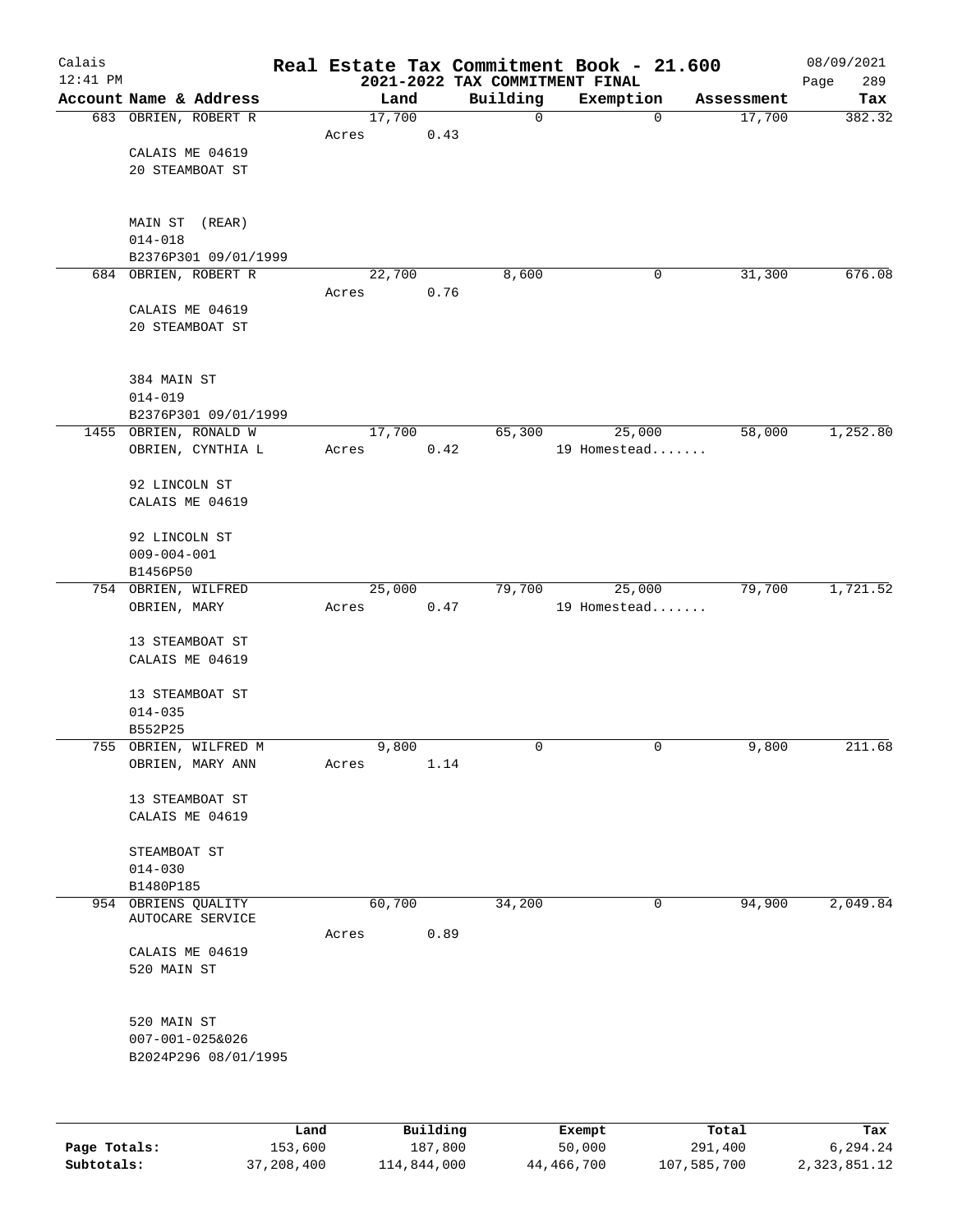# Real Estate Tax Commitment Book - 21.600

Calais
12:41 PM

2021-2022 TAX COMMITMENT FINAL

08/09/2021

| Account Name & Address | Land | Building | Exemption | Assessment | Tax |
|---|---|---|---|---|---|
| 683 OBRIEN, ROBERT R | 17,700 | 0 | 0 | 17,700 | 382.32 |
| | Acres 0.43 | | | | |
| CALAIS ME 04619 | | | | | |
| 20 STEAMBOAT ST | | | | | |
| MAIN ST (REAR) | | | | | |
| 014-018 | | | | | |
| B2376P301 09/01/1999 | | | | | |
| 684 OBRIEN, ROBERT R | 22,700 | 8,600 | 0 | 31,300 | 676.08 |
| | Acres 0.76 | | | | |
| CALAIS ME 04619 | | | | | |
| 20 STEAMBOAT ST | | | | | |
| 384 MAIN ST | | | | | |
| 014-019 | | | | | |
| B2376P301 09/01/1999 | | | | | |
| 1455 OBRIEN, RONALD W | 17,700 | 65,300 | 25,000 | 58,000 | 1,252.80 |
| OBRIEN, CYNTHIA L | Acres 0.42 | | 19 Homestead....... | | |
| 92 LINCOLN ST | | | | | |
| CALAIS ME 04619 | | | | | |
| 92 LINCOLN ST | | | | | |
| 009-004-001 | | | | | |
| B1456P50 | | | | | |
| 754 OBRIEN, WILFRED | 25,000 | 79,700 | 25,000 | 79,700 | 1,721.52 |
| OBRIEN, MARY | Acres 0.47 | | 19 Homestead....... | | |
| 13 STEAMBOAT ST | | | | | |
| CALAIS ME 04619 | | | | | |
| 13 STEAMBOAT ST | | | | | |
| 014-035 | | | | | |
| B552P25 | | | | | |
| 755 OBRIEN, WILFRED M | 9,800 | 0 | 0 | 9,800 | 211.68 |
| OBRIEN, MARY ANN | Acres 1.14 | | | | |
| 13 STEAMBOAT ST | | | | | |
| CALAIS ME 04619 | | | | | |
| STEAMBOAT ST | | | | | |
| 014-030 | | | | | |
| B1480P185 | | | | | |
| 954 OBRIENS QUALITY AUTOCARE SERVICE | 60,700 | 34,200 | 0 | 94,900 | 2,049.84 |
| | Acres 0.89 | | | | |
| CALAIS ME 04619 | | | | | |
| 520 MAIN ST | | | | | |
| 520 MAIN ST | | | | | |
| 007-001-025&026 | | | | | |
| B2024P296 08/01/1995 | | | | | |

| | Land | Building | Exempt | Total | Tax |
|---|---|---|---|---|---|
| Page Totals: | 153,600 | 187,800 | 50,000 | 291,400 | 6,294.24 |
| Subtotals: | 37,208,400 | 114,844,000 | 44,466,700 | 107,585,700 | 2,323,851.12 |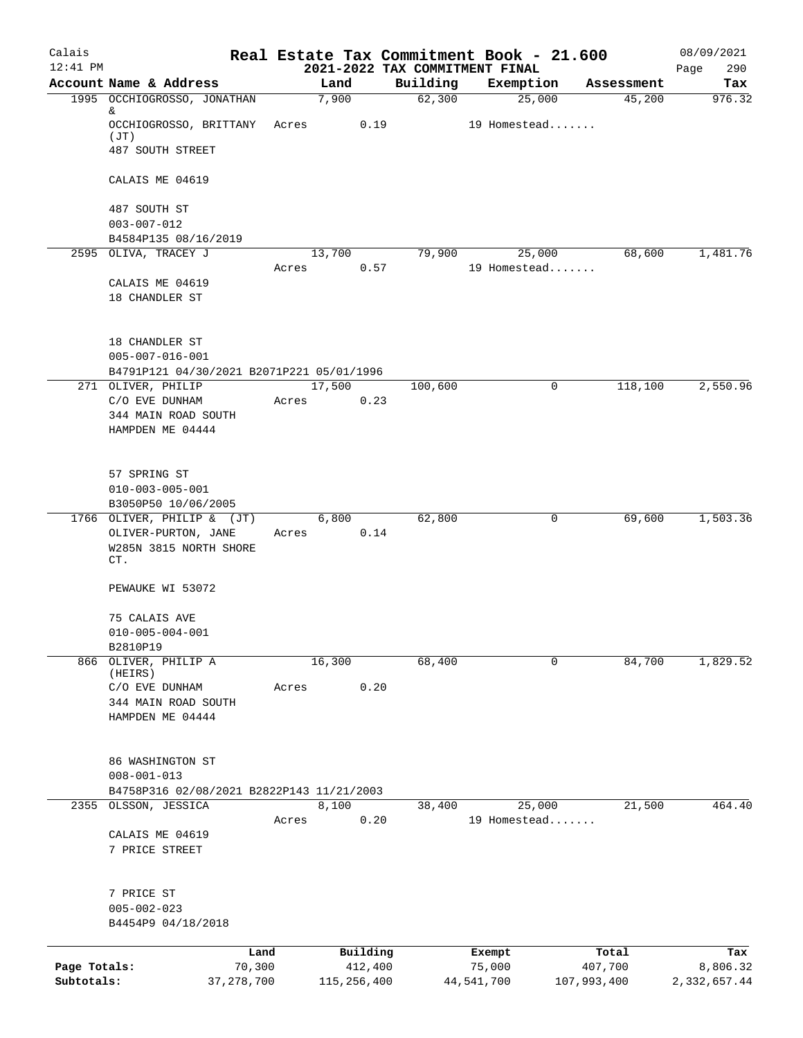Calais 12:41 PM

# Real Estate Tax Commitment Book - 21.600

## 2021-2022 TAX COMMITMENT FINAL

08/09/2021 Page 290

| Account Name & Address | Land | Building | Exemption | Assessment | Tax |
|---|---|---|---|---|---|
| 1995 OCCHIOGROSSO, JONATHAN & OCCHIOGROSSO, BRITTANY (JT) 487 SOUTH STREET CALAIS ME 04619 487 SOUTH ST 003-007-012 B4584P135 08/16/2019 | 7,900 Acres 0.19 | 62,300 | 25,000 19 Homestead....... | 45,200 | 976.32 |
| 2595 OLIVA, TRACEY J CALAIS ME 04619 18 CHANDLER ST 18 CHANDLER ST 005-007-016-001 B4791P121 04/30/2021 B2071P221 05/01/1996 | 13,700 Acres 0.57 | 79,900 | 25,000 19 Homestead....... | 68,600 | 1,481.76 |
| 271 OLIVER, PHILIP C/O EVE DUNHAM 344 MAIN ROAD SOUTH HAMPDEN ME 04444 57 SPRING ST 010-003-005-001 B3050P50 10/06/2005 | 17,500 Acres 0.23 | 100,600 | 0 | 118,100 | 2,550.96 |
| 1766 OLIVER, PHILIP & (JT) OLIVER-PURTON, JANE W285N 3815 NORTH SHORE CT. PEWAUKE WI 53072 75 CALAIS AVE 010-005-004-001 B2810P19 | 6,800 Acres 0.14 | 62,800 | 0 | 69,600 | 1,503.36 |
| 866 OLIVER, PHILIP A (HEIRS) C/O EVE DUNHAM 344 MAIN ROAD SOUTH HAMPDEN ME 04444 86 WASHINGTON ST 008-001-013 B4758P316 02/08/2021 B2822P143 11/21/2003 | 16,300 Acres 0.20 | 68,400 | 0 | 84,700 | 1,829.52 |
| 2355 OLSSON, JESSICA CALAIS ME 04619 7 PRICE STREET 7 PRICE ST 005-002-023 B4454P9 04/18/2018 | 8,100 Acres 0.20 | 38,400 | 25,000 19 Homestead....... | 21,500 | 464.40 |

| | Land | Building | Exempt | Total | Tax |
|---|---|---|---|---|---|
| Page Totals: | 70,300 | 412,400 | 75,000 | 407,700 | 8,806.32 |
| Subtotals: | 37,278,700 | 115,256,400 | 44,541,700 | 107,993,400 | 2,332,657.44 |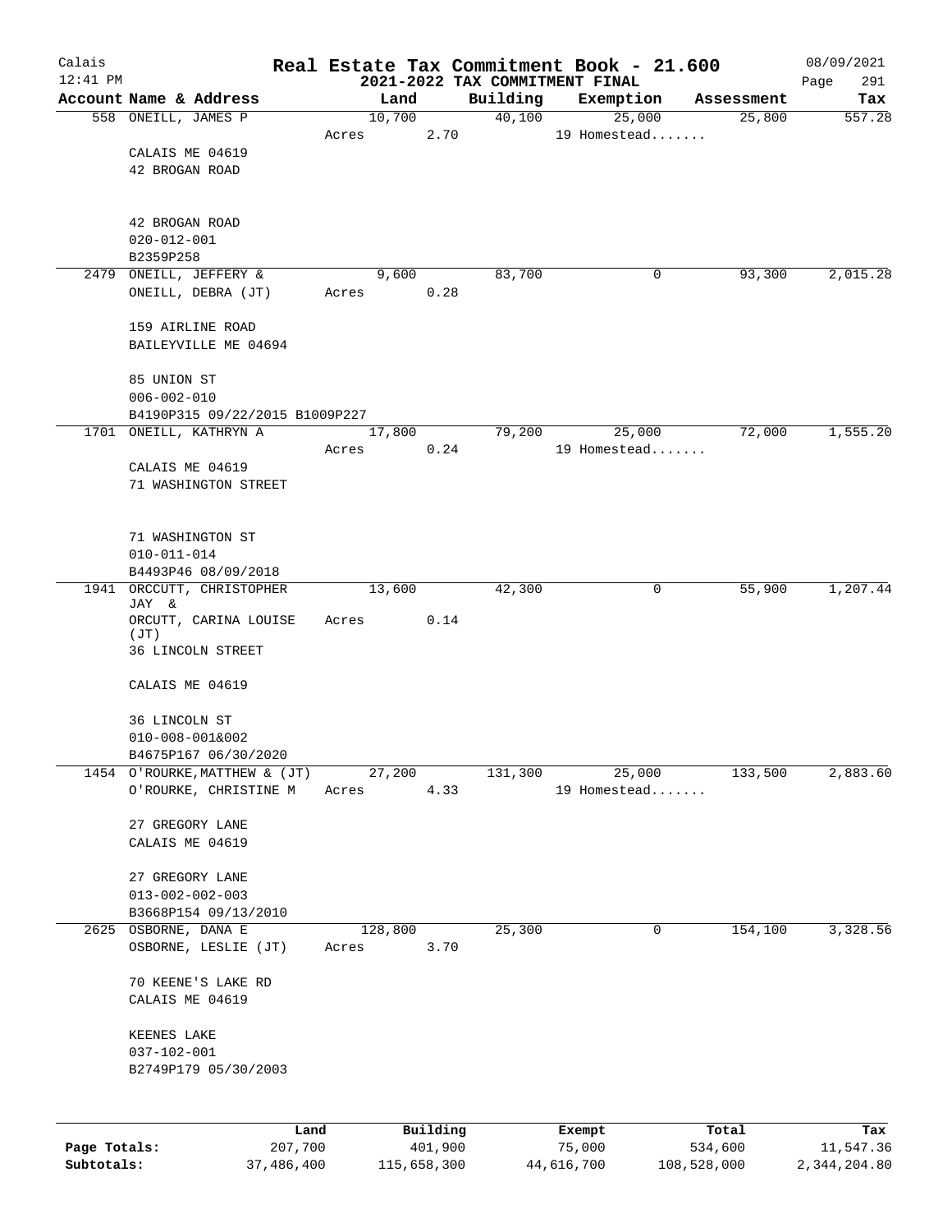Calais
12:41 PM

# Real Estate Tax Commitment Book - 21.600

## 2021-2022 TAX COMMITMENT FINAL

08/09/2021

| Account Name & Address | Land | Building | Exemption | Assessment | Tax |
|---|---|---|---|---|---|
| 558 ONEILL, JAMES P<br>CALAIS ME 04619<br>42 BROGAN ROAD<br><br>42 BROGAN ROAD<br>020-012-001<br>B2359P258 | 10,700<br>Acres 2.70 | 40,100 | 25,000<br>19 Homestead....... | 25,800 | 557.28 |
| 2479 ONEILL, JEFFERY &<br>ONEILL, DEBRA (JT)<br>159 AIRLINE ROAD<br>BAILEYVILLE ME 04694<br><br>85 UNION ST<br>006-002-010<br>B4190P315 09/22/2015 B1009P227 | 9,600<br>Acres 0.28 | 83,700 | 0 | 93,300 | 2,015.28 |
| 1701 ONEILL, KATHRYN A<br>CALAIS ME 04619<br>71 WASHINGTON STREET<br><br>71 WASHINGTON ST<br>010-011-014<br>B4493P46 08/09/2018 | 17,800<br>Acres 0.24 | 79,200 | 25,000<br>19 Homestead....... | 72,000 | 1,555.20 |
| 1941 ORCCUTT, CHRISTOPHER JAY &<br>ORCUTT, CARINA LOUISE (JT)<br>36 LINCOLN STREET<br>CALAIS ME 04619<br><br>36 LINCOLN ST<br>010-008-001&002<br>B4675P167 06/30/2020 | 13,600<br>Acres 0.14 | 42,300 | 0 | 55,900 | 1,207.44 |
| 1454 O'ROURKE, MATTHEW & (JT)<br>O'ROURKE, CHRISTINE M<br>27 GREGORY LANE<br>CALAIS ME 04619<br><br>27 GREGORY LANE<br>013-002-002-003<br>B3668P154 09/13/2010 | 27,200<br>Acres 4.33 | 131,300 | 25,000<br>19 Homestead....... | 133,500 | 2,883.60 |
| 2625 OSBORNE, DANA E<br>OSBORNE, LESLIE (JT)<br>70 KEENE'S LAKE RD<br>CALAIS ME 04619<br><br>KEENES LAKE<br>037-102-001<br>B2749P179 05/30/2003 | 128,800<br>Acres 3.70 | 25,300 | 0 | 154,100 | 3,328.56 |

| | Land | Building | Exempt | Total | Tax |
|---|---|---|---|---|---|
| **Page Totals:** | 207,700 | 401,900 | 75,000 | 534,600 | 11,547.36 |
| **Subtotals:** | 37,486,400 | 115,658,300 | 44,616,700 | 108,528,000 | 2,344,204.80 |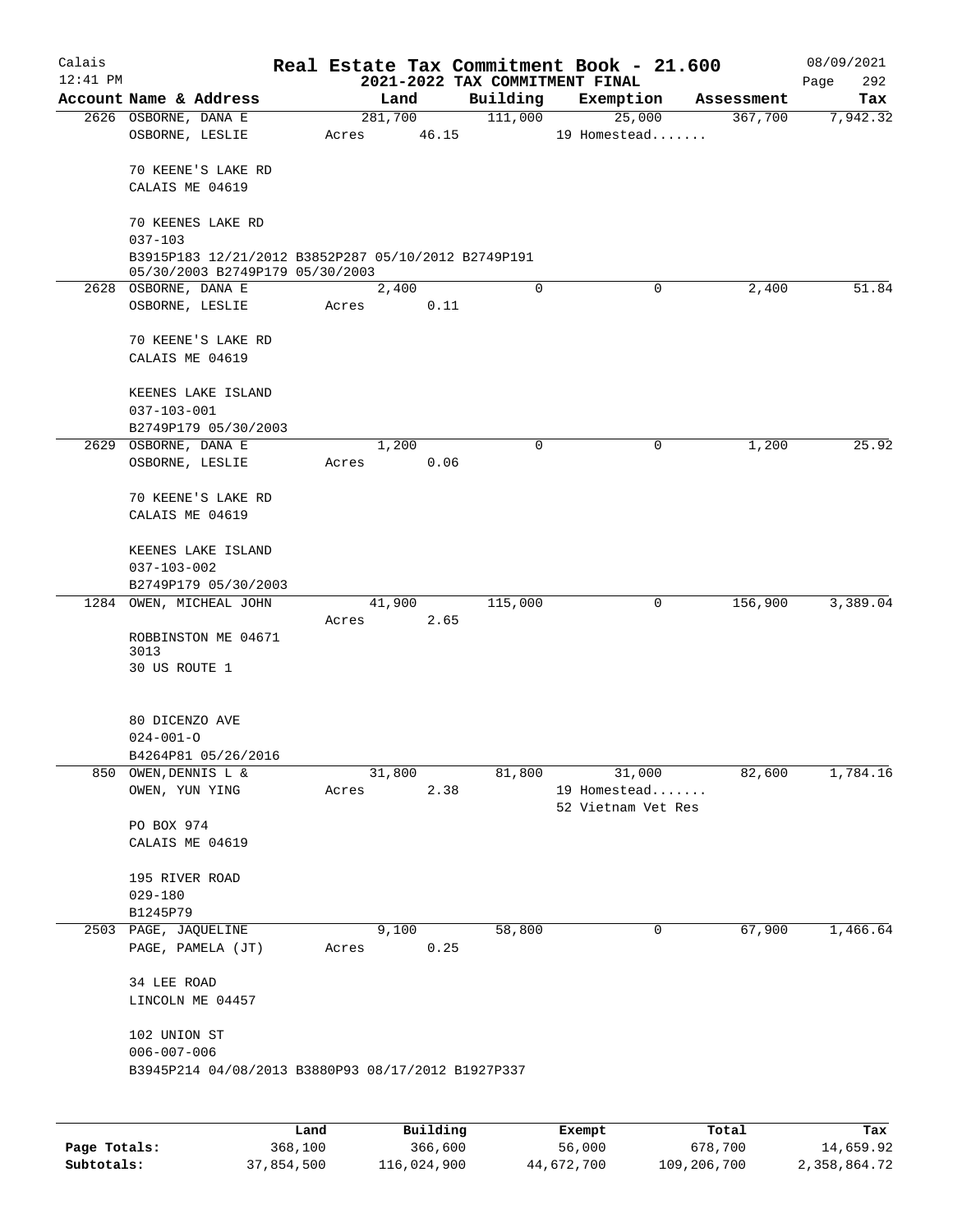Calais 12:41 PM

# Real Estate Tax Commitment Book - 21.600

2021-2022 TAX COMMITMENT FINAL

08/09/2021

| Account Name & Address | Land | Building | Exemption | Assessment | Tax |
|---|---|---|---|---|---|
| 2626 OSBORNE, DANA E | 281,700 | 111,000 | 25,000 | 367,700 | 7,942.32 |
| OSBORNE, LESLIE | Acres 46.15 | | 19 Homestead....... | | |
| 70 KEENE'S LAKE RD | | | | | |
| CALAIS ME 04619 | | | | | |
| 70 KEENES LAKE RD | | | | | |
| 037-103 | | | | | |
| B3915P183 12/21/2012 B3852P287 05/10/2012 B2749P191 05/30/2003 B2749P179 05/30/2003 | | | | | |
| 2628 OSBORNE, DANA E | 2,400 | 0 | 0 | 2,400 | 51.84 |
| OSBORNE, LESLIE | Acres 0.11 | | | | |
| 70 KEENE'S LAKE RD | | | | | |
| CALAIS ME 04619 | | | | | |
| KEENES LAKE ISLAND | | | | | |
| 037-103-001 | | | | | |
| B2749P179 05/30/2003 | | | | | |
| 2629 OSBORNE, DANA E | 1,200 | 0 | 0 | 1,200 | 25.92 |
| OSBORNE, LESLIE | Acres 0.06 | | | | |
| 70 KEENE'S LAKE RD | | | | | |
| CALAIS ME 04619 | | | | | |
| KEENES LAKE ISLAND | | | | | |
| 037-103-002 | | | | | |
| B2749P179 05/30/2003 | | | | | |
| 1284 OWEN, MICHEAL JOHN | 41,900 | 115,000 | 0 | 156,900 | 3,389.04 |
| | Acres 2.65 | | | | |
| ROBBINSTON ME 04671 3013 | | | | | |
| 30 US ROUTE 1 | | | | | |
| 80 DICENZO AVE | | | | | |
| 024-001-O | | | | | |
| B4264P81 05/26/2016 | | | | | |
| 850 OWEN,DENNIS L & | 31,800 | 81,800 | 31,000 | 82,600 | 1,784.16 |
| OWEN, YUN YING | Acres 2.38 | | 19 Homestead....... | | |
| | | | 52 Vietnam Vet Res | | |
| PO BOX 974 | | | | | |
| CALAIS ME 04619 | | | | | |
| 195 RIVER ROAD | | | | | |
| 029-180 | | | | | |
| B1245P79 | | | | | |
| 2503 PAGE, JAQUELINE | 9,100 | 58,800 | 0 | 67,900 | 1,466.64 |
| PAGE, PAMELA (JT) | Acres 0.25 | | | | |
| 34 LEE ROAD | | | | | |
| LINCOLN ME 04457 | | | | | |
| 102 UNION ST | | | | | |
| 006-007-006 | | | | | |
| B3945P214 04/08/2013 B3880P93 08/17/2012 B1927P337 | | | | | |

| | Land | Building | Exempt | Total | Tax |
|---|---|---|---|---|---|
| Page Totals: | 368,100 | 366,600 | 56,000 | 678,700 | 14,659.92 |
| Subtotals: | 37,854,500 | 116,024,900 | 44,672,700 | 109,206,700 | 2,358,864.72 |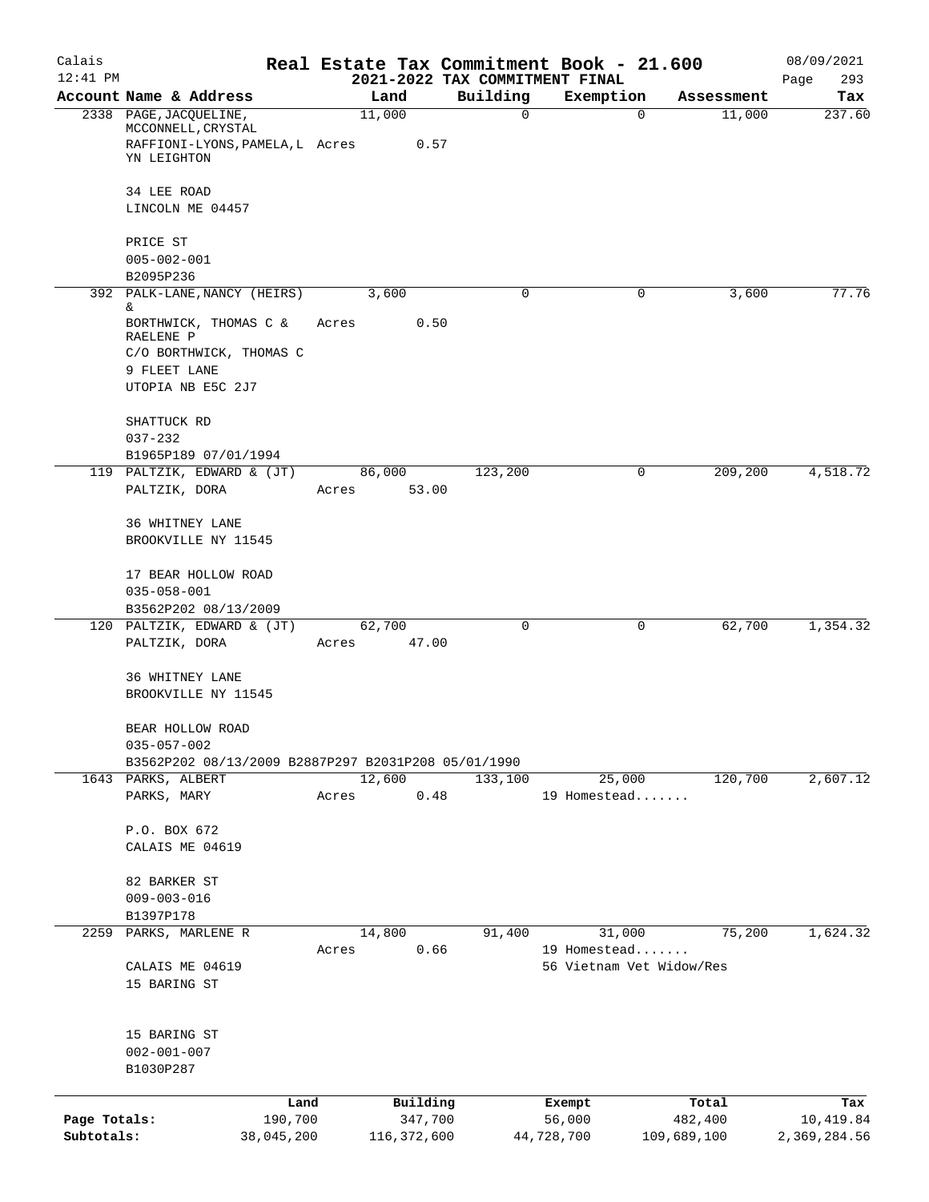# Real Estate Tax Commitment Book - 21.600

Calais 12:41 PM — 2021-2022 TAX COMMITMENT FINAL — 08/09/2021

| Account Name & Address | Land | Building | Exemption | Assessment | Tax |
|---|---|---|---|---|---|
| 2338 PAGE, JACQUELINE, MCCONNELL, CRYSTAL RAFFIONI-LYONS, PAMELA, LYN LEIGHTON<br>34 LEE ROAD<br>LINCOLN ME 04457<br>PRICE ST<br>005-002-001<br>B2095P236 | 11,000<br>Acres 0.57 | 0 | 0 | 11,000 | 237.60 |
| 392 PALK-LANE, NANCY (HEIRS) & BORTHWICK, THOMAS C & RAELENE P<br>C/O BORTHWICK, THOMAS C<br>9 FLEET LANE<br>UTOPIA NB E5C 2J7<br>SHATTUCK RD<br>037-232<br>B1965P189 07/01/1994 | 3,600<br>Acres 0.50 | 0 | 0 | 3,600 | 77.76 |
| 119 PALTZIK, EDWARD & (JT) PALTZIK, DORA<br>36 WHITNEY LANE<br>BROOKVILLE NY 11545<br>17 BEAR HOLLOW ROAD<br>035-058-001<br>B3562P202 08/13/2009 | 86,000<br>Acres 53.00 | 123,200 | 0 | 209,200 | 4,518.72 |
| 120 PALTZIK, EDWARD & (JT) PALTZIK, DORA<br>36 WHITNEY LANE<br>BROOKVILLE NY 11545<br>BEAR HOLLOW ROAD<br>035-057-002<br>B3562P202 08/13/2009 B2887P297 B2031P208 05/01/1990 | 62,700<br>Acres 47.00 | 0 | 0 | 62,700 | 1,354.32 |
| 1643 PARKS, ALBERT PARKS, MARY<br>P.O. BOX 672<br>CALAIS ME 04619<br>82 BARKER ST<br>009-003-016<br>B1397P178 | 12,600<br>Acres 0.48 | 133,100 | 25,000<br>19 Homestead....... | 120,700 | 2,607.12 |
| 2259 PARKS, MARLENE R<br>CALAIS ME 04619<br>15 BARING ST<br>15 BARING ST<br>002-001-007<br>B1030P287 | 14,800<br>Acres 0.66 | 91,400 | 31,000<br>19 Homestead.......<br>56 Vietnam Vet Widow/Res | 75,200 | 1,624.32 |

| | Land | Building | Exempt | Total | Tax |
|---|---|---|---|---|---|
| Page Totals: | 190,700 | 347,700 | 56,000 | 482,400 | 10,419.84 |
| Subtotals: | 38,045,200 | 116,372,600 | 44,728,700 | 109,689,100 | 2,369,284.56 |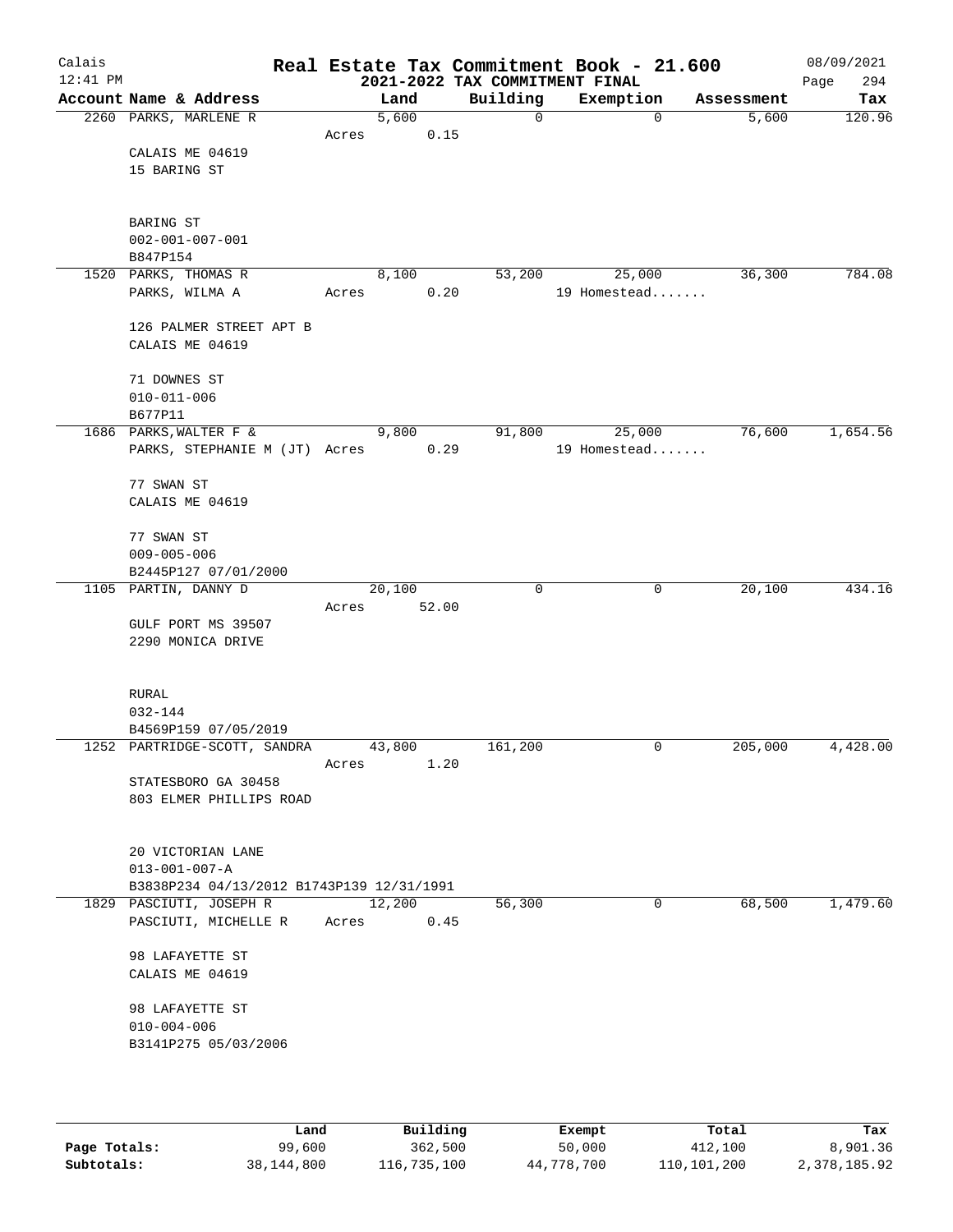Calais 12:41 PM

# Real Estate Tax Commitment Book - 21.600

## 2021-2022 TAX COMMITMENT FINAL

08/09/2021

| Account Name & Address | Land | Building | Exemption | Assessment | Tax |
|---|---|---|---|---|---|
| 2260 PARKS, MARLENE R<br>CALAIS ME 04619<br>15 BARING ST<br><br>BARING ST<br>002-001-007-001<br>B847P154 | 5,600<br>Acres 0.15 | 0 | 0 | 5,600 | 120.96 |
| 1520 PARKS, THOMAS R<br>PARKS, WILMA A<br><br>126 PALMER STREET APT B<br>CALAIS ME 04619<br><br>71 DOWNES ST<br>010-011-006<br>B677P11 | 8,100<br>Acres 0.20 | 53,200 | 25,000<br>19 Homestead....... | 36,300 | 784.08 |
| 1686 PARKS,WALTER F &<br>PARKS, STEPHANIE M (JT)<br><br>77 SWAN ST<br>CALAIS ME 04619<br><br>77 SWAN ST<br>009-005-006<br>B2445P127 07/01/2000 | 9,800<br>Acres 0.29 | 91,800 | 25,000<br>19 Homestead....... | 76,600 | 1,654.56 |
| 1105 PARTIN, DANNY D<br>GULF PORT MS 39507<br>2290 MONICA DRIVE<br><br>RURAL<br>032-144<br>B4569P159 07/05/2019 | 20,100<br>Acres 52.00 | 0 | 0 | 20,100 | 434.16 |
| 1252 PARTRIDGE-SCOTT, SANDRA<br>STATESBORO GA 30458<br>803 ELMER PHILLIPS ROAD<br><br>20 VICTORIAN LANE<br>013-001-007-A<br>B3838P234 04/13/2012 B1743P139 12/31/1991 | 43,800<br>Acres 1.20 | 161,200 | 0 | 205,000 | 4,428.00 |
| 1829 PASCIUTI, JOSEPH R<br>PASCIUTI, MICHELLE R<br><br>98 LAFAYETTE ST<br>CALAIS ME 04619<br><br>98 LAFAYETTE ST<br>010-004-006<br>B3141P275 05/03/2006 | 12,200<br>Acres 0.45 | 56,300 | 0 | 68,500 | 1,479.60 |

| | Land | Building | Exempt | Total | Tax |
|---|---|---|---|---|---|
| Page Totals: | 99,600 | 362,500 | 50,000 | 412,100 | 8,901.36 |
| Subtotals: | 38,144,800 | 116,735,100 | 44,778,700 | 110,101,200 | 2,378,185.92 |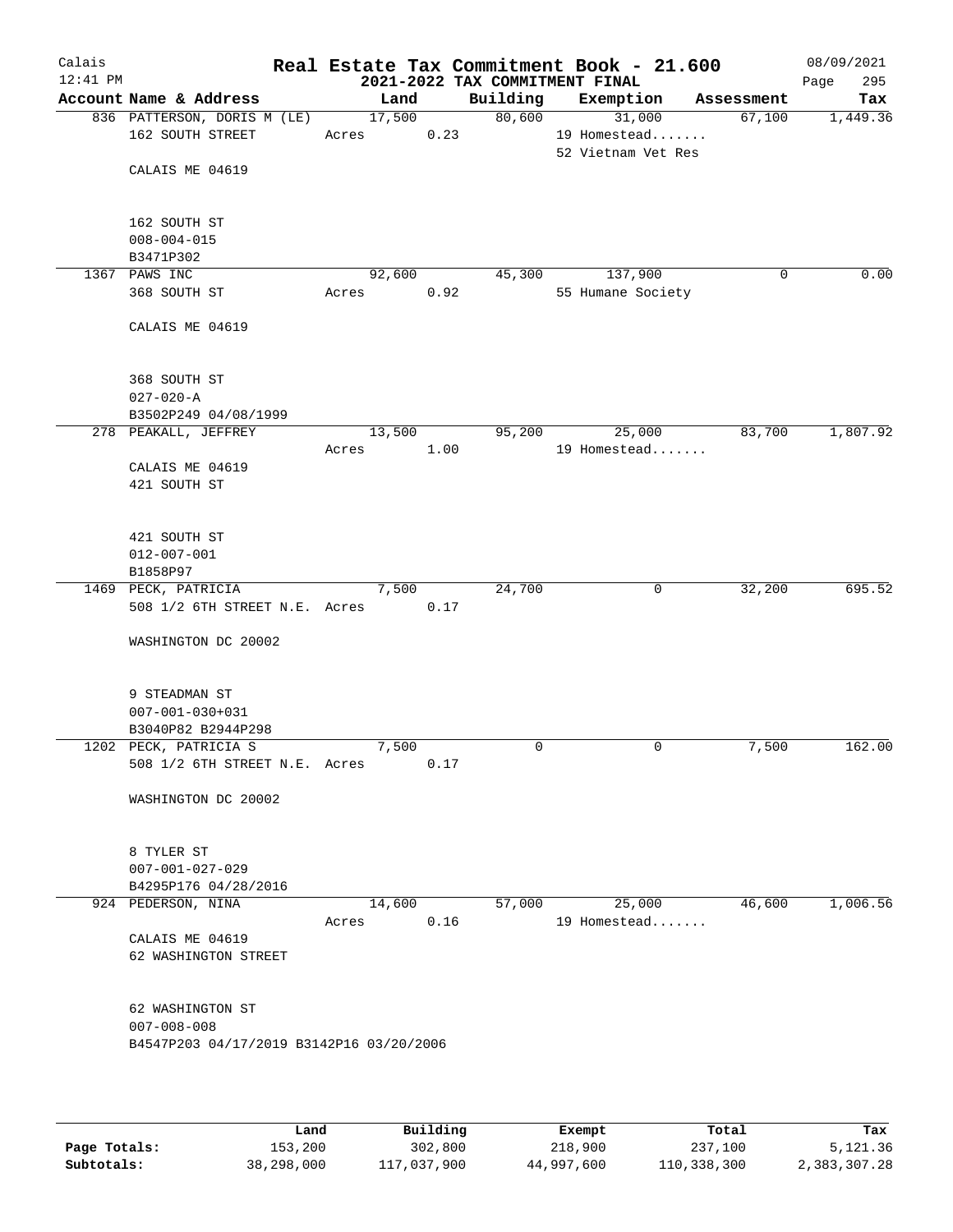# Real Estate Tax Commitment Book - 21.600

Calais 12:41 PM — 2021-2022 TAX COMMITMENT FINAL — 08/09/2021

| Account Name & Address | Land | Building | Exemption | Assessment | Tax |
|---|---|---|---|---|---|
| 836 PATTERSON, DORIS M (LE)<br>162 SOUTH STREET<br><br>CALAIS ME 04619<br><br>162 SOUTH ST<br>008-004-015<br>B3471P302 | 17,500<br>Acres 0.23 | 80,600 | 31,000<br>19 Homestead.......<br>52 Vietnam Vet Res | 67,100 | 1,449.36 |
| 1367 PAWS INC<br>368 SOUTH ST<br><br>CALAIS ME 04619<br><br>368 SOUTH ST<br>027-020-A<br>B3502P249 04/08/1999 | 92,600<br>Acres 0.92 | 45,300 | 137,900<br>55 Humane Society | 0 | 0.00 |
| 278 PEAKALL, JEFFREY<br><br>CALAIS ME 04619<br>421 SOUTH ST<br><br>421 SOUTH ST<br>012-007-001<br>B1858P97 | 13,500<br>Acres 1.00 | 95,200 | 25,000<br>19 Homestead....... | 83,700 | 1,807.92 |
| 1469 PECK, PATRICIA<br>508 1/2 6TH STREET N.E.<br><br>WASHINGTON DC 20002<br><br>9 STEADMAN ST<br>007-001-030+031<br>B3040P82 B2944P298 | 7,500<br>Acres 0.17 | 24,700 | 0 | 32,200 | 695.52 |
| 1202 PECK, PATRICIA S<br>508 1/2 6TH STREET N.E.<br><br>WASHINGTON DC 20002<br><br>8 TYLER ST<br>007-001-027-029<br>B4295P176 04/28/2016 | 7,500<br>Acres 0.17 | 0 | 0 | 7,500 | 162.00 |
| 924 PEDERSON, NINA<br><br>CALAIS ME 04619<br>62 WASHINGTON STREET<br><br>62 WASHINGTON ST<br>007-008-008<br>B4547P203 04/17/2019 B3142P16 03/20/2006 | 14,600<br>Acres 0.16 | 57,000 | 25,000<br>19 Homestead....... | 46,600 | 1,006.56 |

| | Land | Building | Exempt | Total | Tax |
|---|---|---|---|---|---|
| Page Totals: | 153,200 | 302,800 | 218,900 | 237,100 | 5,121.36 |
| Subtotals: | 38,298,000 | 117,037,900 | 44,997,600 | 110,338,300 | 2,383,307.28 |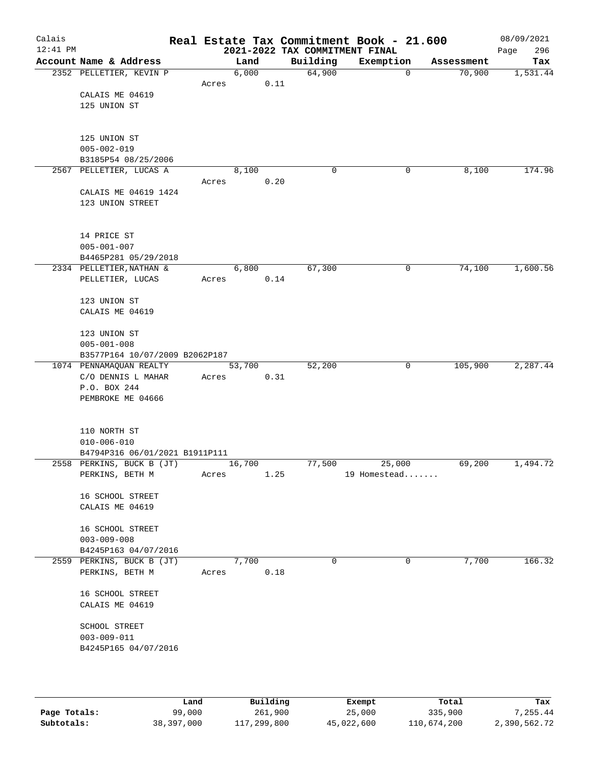# Real Estate Tax Commitment Book - 21.600

Calais
12:41 PM

2021-2022 TAX COMMITMENT FINAL

08/09/2021

| Account Name & Address | Land | Building | Exemption | Assessment | Tax |
|---|---|---|---|---|---|
| 2352 PELLETIER, KEVIN P | 6,000 | 64,900 | 0 | 70,900 | 1,531.44 |
| | Acres 0.11 | | | | |
| CALAIS ME 04619 | | | | | |
| 125 UNION ST | | | | | |
| 125 UNION ST | | | | | |
| 005-002-019 | | | | | |
| B3185P54 08/25/2006 | | | | | |
| 2567 PELLETIER, LUCAS A | 8,100 | 0 | 0 | 8,100 | 174.96 |
| | Acres 0.20 | | | | |
| CALAIS ME 04619 1424 | | | | | |
| 123 UNION STREET | | | | | |
| 14 PRICE ST | | | | | |
| 005-001-007 | | | | | |
| B4465P281 05/29/2018 | | | | | |
| 2334 PELLETIER, NATHAN & | 6,800 | 67,300 | 0 | 74,100 | 1,600.56 |
| PELLETIER, LUCAS | Acres 0.14 | | | | |
| 123 UNION ST | | | | | |
| CALAIS ME 04619 | | | | | |
| 123 UNION ST | | | | | |
| 005-001-008 | | | | | |
| B3577P164 10/07/2009 B2062P187 | | | | | |
| 1074 PENNAMAQUAN REALTY | 53,700 | 52,200 | 0 | 105,900 | 2,287.44 |
| C/O DENNIS L MAHAR | Acres 0.31 | | | | |
| P.O. BOX 244 | | | | | |
| PEMBROKE ME 04666 | | | | | |
| 110 NORTH ST | | | | | |
| 010-006-010 | | | | | |
| B4794P316 06/01/2021 B1911P111 | | | | | |
| 2558 PERKINS, BUCK B (JT) | 16,700 | 77,500 | 25,000 | 69,200 | 1,494.72 |
| PERKINS, BETH M | Acres 1.25 | | 19 Homestead....... | | |
| 16 SCHOOL STREET | | | | | |
| CALAIS ME 04619 | | | | | |
| 16 SCHOOL STREET | | | | | |
| 003-009-008 | | | | | |
| B4245P163 04/07/2016 | | | | | |
| 2559 PERKINS, BUCK B (JT) | 7,700 | 0 | 0 | 7,700 | 166.32 |
| PERKINS, BETH M | Acres 0.18 | | | | |
| 16 SCHOOL STREET | | | | | |
| CALAIS ME 04619 | | | | | |
| SCHOOL STREET | | | | | |
| 003-009-011 | | | | | |
| B4245P165 04/07/2016 | | | | | |

| | Land | Building | Exempt | Total | Tax |
|---|---|---|---|---|---|
| Page Totals: | 99,000 | 261,900 | 25,000 | 335,900 | 7,255.44 |
| Subtotals: | 38,397,000 | 117,299,800 | 45,022,600 | 110,674,200 | 2,390,562.72 |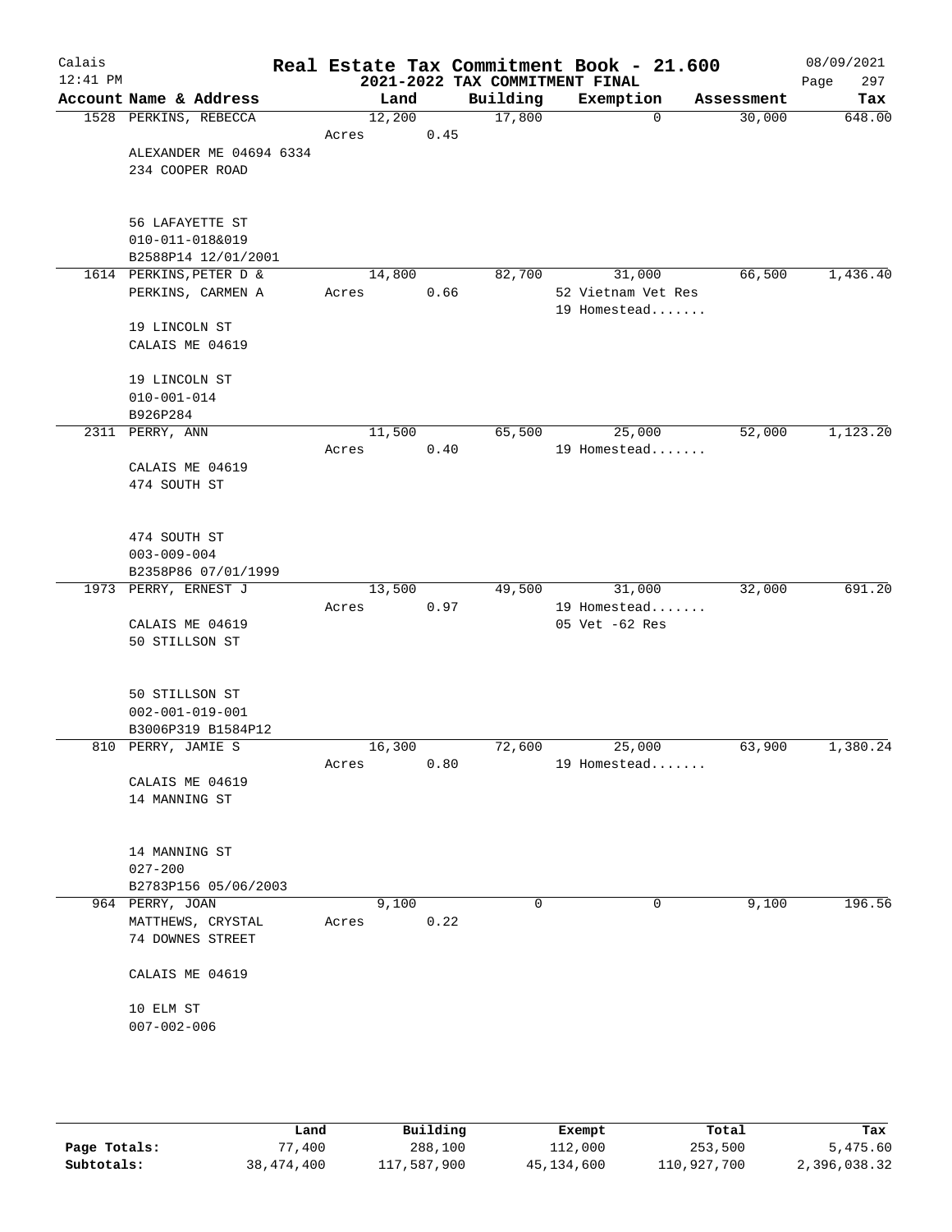# Real Estate Tax Commitment Book - 21.600

## 2021-2022 TAX COMMITMENT FINAL

Calais 12:41 PM — 08/09/2021

| Account Name & Address | Land | Building | Exemption | Assessment | Tax |
|---|---|---|---|---|---|
| 1528 PERKINS, REBECCA | 12,200 | 17,800 | 0 | 30,000 | 648.00 |
| | Acres 0.45 | | | | |
| ALEXANDER ME 04694 6334 | | | | | |
| 234 COOPER ROAD | | | | | |
| 56 LAFAYETTE ST | | | | | |
| 010-011-018&019 | | | | | |
| B2588P14 12/01/2001 | | | | | |
| 1614 PERKINS, PETER D & | 14,800 | 82,700 | 31,000 | 66,500 | 1,436.40 |
| PERKINS, CARMEN A | Acres 0.66 | | 52 Vietnam Vet Res | | |
| | | | 19 Homestead....... | | |
| 19 LINCOLN ST | | | | | |
| CALAIS ME 04619 | | | | | |
| 19 LINCOLN ST | | | | | |
| 010-001-014 | | | | | |
| B926P284 | | | | | |
| 2311 PERRY, ANN | 11,500 | 65,500 | 25,000 | 52,000 | 1,123.20 |
| | Acres 0.40 | | 19 Homestead....... | | |
| CALAIS ME 04619 | | | | | |
| 474 SOUTH ST | | | | | |
| 474 SOUTH ST | | | | | |
| 003-009-004 | | | | | |
| B2358P86 07/01/1999 | | | | | |
| 1973 PERRY, ERNEST J | 13,500 | 49,500 | 31,000 | 32,000 | 691.20 |
| | Acres 0.97 | | 19 Homestead....... | | |
| CALAIS ME 04619 | | | 05 Vet -62 Res | | |
| 50 STILLSON ST | | | | | |
| 50 STILLSON ST | | | | | |
| 002-001-019-001 | | | | | |
| B3006P319 B1584P12 | | | | | |
| 810 PERRY, JAMIE S | 16,300 | 72,600 | 25,000 | 63,900 | 1,380.24 |
| | Acres 0.80 | | 19 Homestead....... | | |
| CALAIS ME 04619 | | | | | |
| 14 MANNING ST | | | | | |
| 14 MANNING ST | | | | | |
| 027-200 | | | | | |
| B2783P156 05/06/2003 | | | | | |
| 964 PERRY, JOAN | 9,100 | 0 | 0 | 9,100 | 196.56 |
| MATTHEWS, CRYSTAL | Acres 0.22 | | | | |
| 74 DOWNES STREET | | | | | |
| CALAIS ME 04619 | | | | | |
| 10 ELM ST | | | | | |
| 007-002-006 | | | | | |

| | Land | Building | Exempt | Total | Tax |
|---|---|---|---|---|---|
| Page Totals: | 77,400 | 288,100 | 112,000 | 253,500 | 5,475.60 |
| Subtotals: | 38,474,400 | 117,587,900 | 45,134,600 | 110,927,700 | 2,396,038.32 |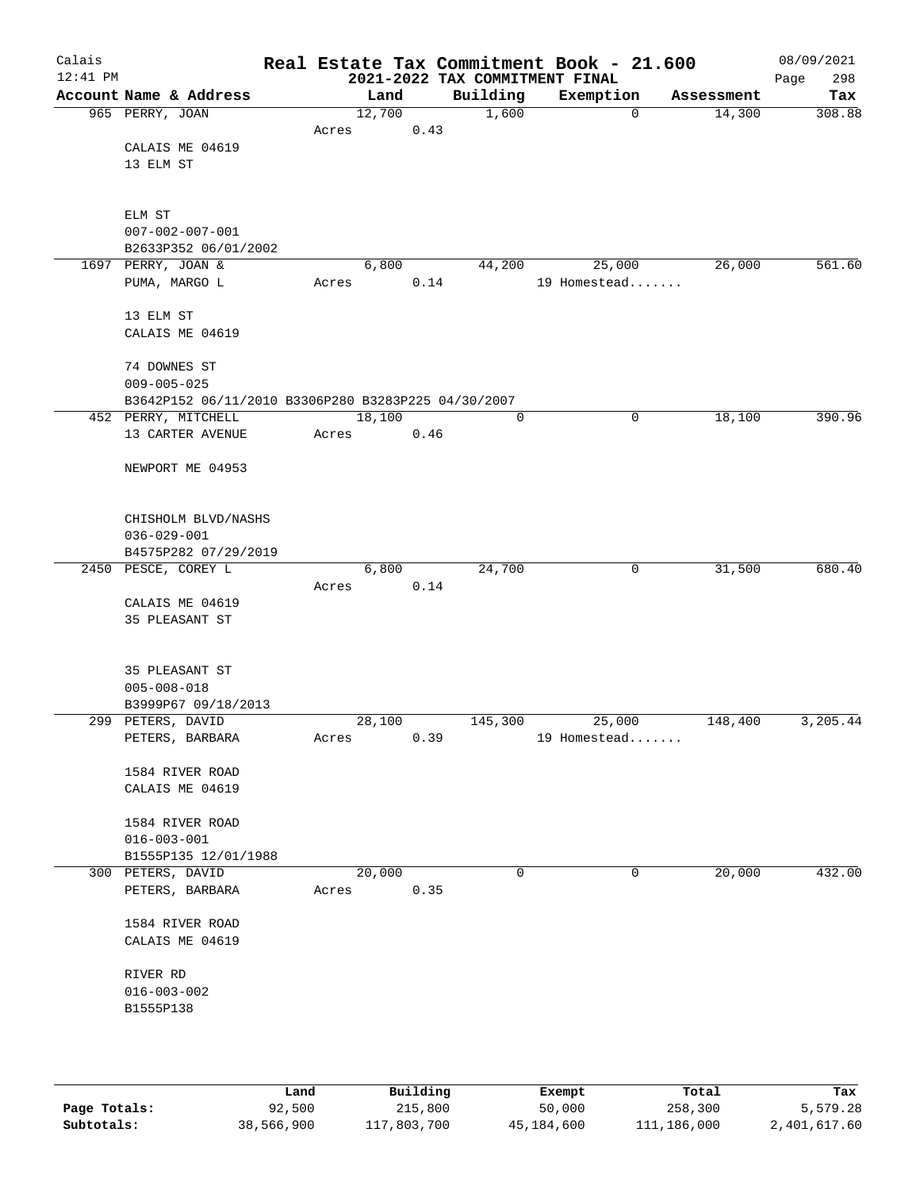Calais
12:41 PM

# Real Estate Tax Commitment Book - 21.600
## 2021-2022 TAX COMMITMENT FINAL

08/09/2021

| Account Name & Address | Land | Building | Exemption | Assessment | Tax |
|---|---|---|---|---|---|
| 965 PERRY, JOAN | 12,700 | 1,600 | 0 | 14,300 | 308.88 |
| | Acres 0.43 | | | | |
| CALAIS ME 04619 | | | | | |
| 13 ELM ST | | | | | |
| ELM ST | | | | | |
| 007-002-007-001 | | | | | |
| B2633P352 06/01/2002 | | | | | |
| 1697 PERRY, JOAN & | 6,800 | 44,200 | 25,000 | 26,000 | 561.60 |
| PUMA, MARGO L | Acres 0.14 | | 19 Homestead....... | | |
| 13 ELM ST | | | | | |
| CALAIS ME 04619 | | | | | |
| 74 DOWNES ST | | | | | |
| 009-005-025 | | | | | |
| B3642P152 06/11/2010 B3306P280 B3283P225 04/30/2007 | | | | | |
| 452 PERRY, MITCHELL | 18,100 | 0 | 0 | 18,100 | 390.96 |
| 13 CARTER AVENUE | Acres 0.46 | | | | |
| NEWPORT ME 04953 | | | | | |
| CHISHOLM BLVD/NASHS | | | | | |
| 036-029-001 | | | | | |
| B4575P282 07/29/2019 | | | | | |
| 2450 PESCE, COREY L | 6,800 | 24,700 | 0 | 31,500 | 680.40 |
| | Acres 0.14 | | | | |
| CALAIS ME 04619 | | | | | |
| 35 PLEASANT ST | | | | | |
| 35 PLEASANT ST | | | | | |
| 005-008-018 | | | | | |
| B3999P67 09/18/2013 | | | | | |
| 299 PETERS, DAVID | 28,100 | 145,300 | 25,000 | 148,400 | 3,205.44 |
| PETERS, BARBARA | Acres 0.39 | | 19 Homestead....... | | |
| 1584 RIVER ROAD | | | | | |
| CALAIS ME 04619 | | | | | |
| 1584 RIVER ROAD | | | | | |
| 016-003-001 | | | | | |
| B1555P135 12/01/1988 | | | | | |
| 300 PETERS, DAVID | 20,000 | 0 | 0 | 20,000 | 432.00 |
| PETERS, BARBARA | Acres 0.35 | | | | |
| 1584 RIVER ROAD | | | | | |
| CALAIS ME 04619 | | | | | |
| RIVER RD | | | | | |
| 016-003-002 | | | | | |
| B1555P138 | | | | | |

| | Land | Building | Exempt | Total | Tax |
|---|---|---|---|---|---|
| Page Totals: | 92,500 | 215,800 | 50,000 | 258,300 | 5,579.28 |
| Subtotals: | 38,566,900 | 117,803,700 | 45,184,600 | 111,186,000 | 2,401,617.60 |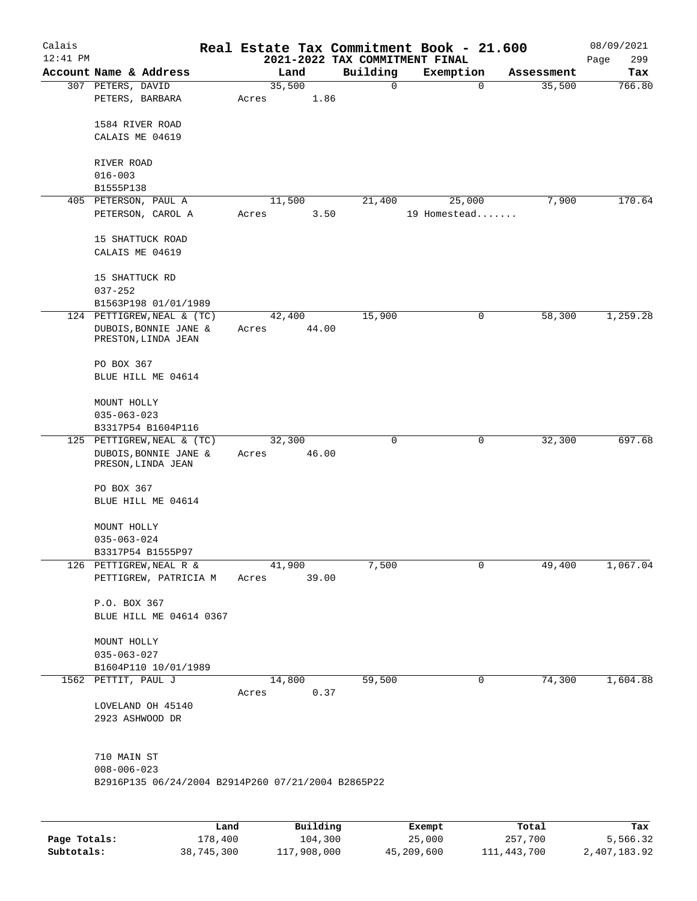# Real Estate Tax Commitment Book - 21.600

Calais
12:41 PM

2021-2022 TAX COMMITMENT FINAL

08/09/2021

| Account Name & Address | Land | Building | Exemption | Assessment | Tax |
|---|---|---|---|---|---|
| 307 PETERS, DAVID<br>PETERS, BARBARA<br><br>1584 RIVER ROAD<br>CALAIS ME 04619<br><br>RIVER ROAD<br>016-003<br>B1555P138 | 35,500<br>Acres 1.86 | 0 | 0 | 35,500 | 766.80 |
| 405 PETERSON, PAUL A<br>PETERSON, CAROL A<br><br>15 SHATTUCK ROAD<br>CALAIS ME 04619<br><br>15 SHATTUCK RD<br>037-252<br>B1563P198 01/01/1989 | 11,500<br>Acres 3.50 | 21,400 | 25,000<br>19 Homestead....... | 7,900 | 170.64 |
| 124 PETTIGREW,NEAL & (TC)<br>DUBOIS,BONNIE JANE &<br>PRESTON,LINDA JEAN<br><br>PO BOX 367<br>BLUE HILL ME 04614<br><br>MOUNT HOLLY<br>035-063-023<br>B3317P54 B1604P116 | 42,400<br>Acres 44.00 | 15,900 | 0 | 58,300 | 1,259.28 |
| 125 PETTIGREW,NEAL & (TC)<br>DUBOIS,BONNIE JANE &<br>PRESON,LINDA JEAN<br><br>PO BOX 367<br>BLUE HILL ME 04614<br><br>MOUNT HOLLY<br>035-063-024<br>B3317P54 B1555P97 | 32,300<br>Acres 46.00 | 0 | 0 | 32,300 | 697.68 |
| 126 PETTIGREW,NEAL R &<br>PETTIGREW, PATRICIA M<br><br>P.O. BOX 367<br>BLUE HILL ME 04614 0367<br><br>MOUNT HOLLY<br>035-063-027<br>B1604P110 10/01/1989 | 41,900<br>Acres 39.00 | 7,500 | 0 | 49,400 | 1,067.04 |
| 1562 PETTIT, PAUL J<br><br>LOVELAND OH 45140<br>2923 ASHWOOD DR<br><br>710 MAIN ST<br>008-006-023<br>B2916P135 06/24/2004 B2914P260 07/21/2004 B2865P22 | 14,800<br>Acres 0.37 | 59,500 | 0 | 74,300 | 1,604.88 |

| | Land | Building | Exempt | Total | Tax |
|---|---|---|---|---|---|
| Page Totals: | 178,400 | 104,300 | 25,000 | 257,700 | 5,566.32 |
| Subtotals: | 38,745,300 | 117,908,000 | 45,209,600 | 111,443,700 | 2,407,183.92 |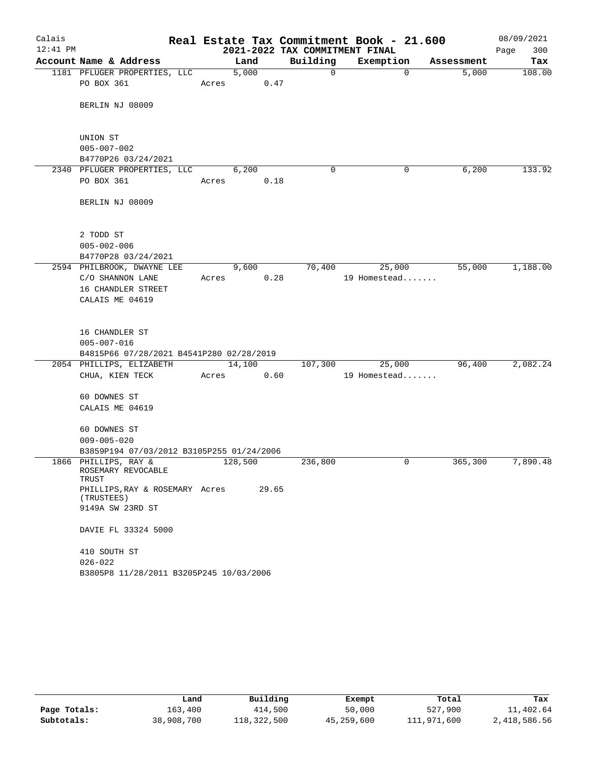# Real Estate Tax Commitment Book - 21.600

Calais
12:41 PM

2021-2022 TAX COMMITMENT FINAL

08/09/2021

| Account Name & Address | Land | Building | Exemption | Assessment | Tax |
|---|---|---|---|---|---|
| 1181 PFLUGER PROPERTIES, LLC<br>PO BOX 361<br><br>BERLIN NJ 08009<br><br>UNION ST<br>005-007-002<br>B4770P26 03/24/2021 | 5,000<br>Acres 0.47 | 0 | 0 | 5,000 | 108.00 |
| 2340 PFLUGER PROPERTIES, LLC<br>PO BOX 361<br><br>BERLIN NJ 08009<br><br>2 TODD ST<br>005-002-006<br>B4770P28 03/24/2021 | 6,200<br>Acres 0.18 | 0 | 0 | 6,200 | 133.92 |
| 2594 PHILBROOK, DWAYNE LEE<br>C/O SHANNON LANE<br>16 CHANDLER STREET<br>CALAIS ME 04619<br><br>16 CHANDLER ST<br>005-007-016<br>B4815P66 07/28/2021 B4541P280 02/28/2019 | 9,600<br>Acres 0.28 | 70,400 | 25,000<br>19 Homestead....... | 55,000 | 1,188.00 |
| 2054 PHILLIPS, ELIZABETH<br>CHUA, KIEN TECK<br><br>60 DOWNES ST<br>CALAIS ME 04619<br><br>60 DOWNES ST<br>009-005-020<br>B3859P194 07/03/2012 B3105P255 01/24/2006 | 14,100<br>Acres 0.60 | 107,300 | 25,000<br>19 Homestead....... | 96,400 | 2,082.24 |
| 1866 PHILLIPS, RAY & ROSEMARY REVOCABLE TRUST<br>PHILLIPS,RAY & ROSEMARY (TRUSTEES)<br>9149A SW 23RD ST<br><br>DAVIE FL 33324 5000<br><br>410 SOUTH ST<br>026-022<br>B3805P8 11/28/2011 B3205P245 10/03/2006 | 128,500<br>Acres 29.65 | 236,800 | 0 | 365,300 | 7,890.48 |

| | Land | Building | Exempt | Total | Tax |
|---|---|---|---|---|---|
| Page Totals: | 163,400 | 414,500 | 50,000 | 527,900 | 11,402.64 |
| Subtotals: | 38,908,700 | 118,322,500 | 45,259,600 | 111,971,600 | 2,418,586.56 |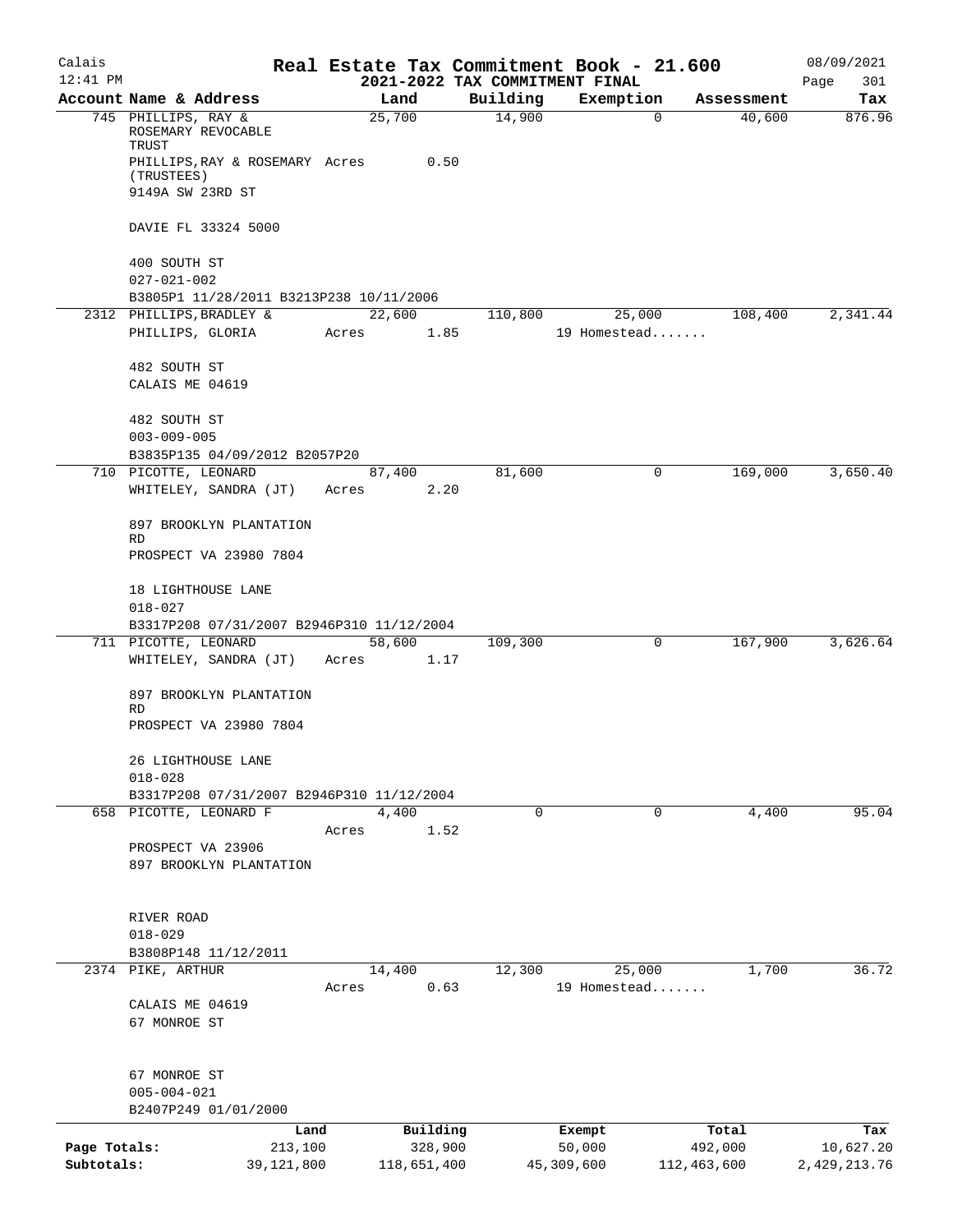# Real Estate Tax Commitment Book - 21.600

Calais 12:41 PM — 2021-2022 TAX COMMITMENT FINAL — 08/09/2021

| Account Name & Address | Land | Building | Exemption | Assessment | Tax |
|---|---|---|---|---|---|
| 745 PHILLIPS, RAY & ROSEMARY REVOCABLE TRUST<br>PHILLIPS,RAY & ROSEMARY (TRUSTEES)<br>9149A SW 23RD ST<br><br>DAVIE FL 33324 5000<br><br>400 SOUTH ST<br>027-021-002<br>B3805P1 11/28/2011 B3213P238 10/11/2006 | 25,700<br>Acres 0.50 | 14,900 | 0 | 40,600 | 876.96 |
| 2312 PHILLIPS,BRADLEY &<br>PHILLIPS, GLORIA<br><br>482 SOUTH ST<br>CALAIS ME 04619<br><br>482 SOUTH ST<br>003-009-005<br>B3835P135 04/09/2012 B2057P20 | 22,600<br>Acres 1.85 | 110,800 | 25,000<br>19 Homestead....... | 108,400 | 2,341.44 |
| 710 PICOTTE, LEONARD<br>WHITELEY, SANDRA (JT)<br><br>897 BROOKLYN PLANTATION RD<br>PROSPECT VA 23980 7804<br><br>18 LIGHTHOUSE LANE<br>018-027<br>B3317P208 07/31/2007 B2946P310 11/12/2004 | 87,400<br>Acres 2.20 | 81,600 | 0 | 169,000 | 3,650.40 |
| 711 PICOTTE, LEONARD<br>WHITELEY, SANDRA (JT)<br><br>897 BROOKLYN PLANTATION RD<br>PROSPECT VA 23980 7804<br><br>26 LIGHTHOUSE LANE<br>018-028<br>B3317P208 07/31/2007 B2946P310 11/12/2004 | 58,600<br>Acres 1.17 | 109,300 | 0 | 167,900 | 3,626.64 |
| 658 PICOTTE, LEONARD F<br><br>PROSPECT VA 23906<br>897 BROOKLYN PLANTATION<br><br>RIVER ROAD<br>018-029<br>B3808P148 11/12/2011 | 4,400<br>Acres 1.52 | 0 | 0 | 4,400 | 95.04 |
| 2374 PIKE, ARTHUR<br><br>CALAIS ME 04619<br>67 MONROE ST<br><br>67 MONROE ST<br>005-004-021<br>B2407P249 01/01/2000 | 14,400<br>Acres 0.63 | 12,300 | 25,000<br>19 Homestead....... | 1,700 | 36.72 |

| | Land | Building | Exempt | Total | Tax |
|---|---|---|---|---|---|
| Page Totals: | 213,100 | 328,900 | 50,000 | 492,000 | 10,627.20 |
| Subtotals: | 39,121,800 | 118,651,400 | 45,309,600 | 112,463,600 | 2,429,213.76 |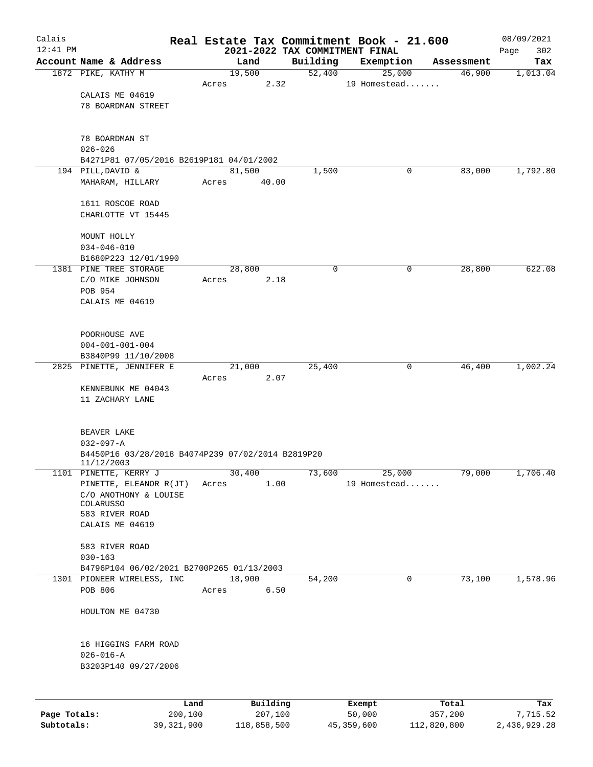# Real Estate Tax Commitment Book - 21.600

Calais
12:41 PM

## 2021-2022 TAX COMMITMENT FINAL

08/09/2021
Page 302

| Account Name & Address | Land | Building | Exemption | Assessment | Tax |
|---|---|---|---|---|---|
| 1872 PIKE, KATHY M | 19,500 | 52,400 | 25,000 | 46,900 | 1,013.04 |
| | Acres 2.32 | | 19 Homestead....... | | |
| CALAIS ME 04619<br>78 BOARDMAN STREET<br><br>78 BOARDMAN ST<br>026-026<br>B4271P81 07/05/2016 B2619P181 04/01/2002 | | | | | |
| 194 PILL, DAVID & | 81,500 | 1,500 | 0 | 83,000 | 1,792.80 |
| MAHARAM, HILLARY | Acres 40.00 | | | | |
| 1611 ROSCOE ROAD<br>CHARLOTTE VT 15445<br><br>MOUNT HOLLY<br>034-046-010<br>B1680P223 12/01/1990 | | | | | |
| 1381 PINE TREE STORAGE | 28,800 | 0 | 0 | 28,800 | 622.08 |
| C/O MIKE JOHNSON | Acres 2.18 | | | | |
| POB 954<br>CALAIS ME 04619<br><br>POORHOUSE AVE<br>004-001-001-004<br>B3840P99 11/10/2008 | | | | | |
| 2825 PINETTE, JENNIFER E | 21,000 | 25,400 | 0 | 46,400 | 1,002.24 |
| | Acres 2.07 | | | | |
| KENNEBUNK ME 04043<br>11 ZACHARY LANE<br><br>BEAVER LAKE<br>032-097-A<br>B4450P16 03/28/2018 B4074P239 07/02/2014 B2819P20 11/12/2003 | | | | | |
| 1101 PINETTE, KERRY J | 30,400 | 73,600 | 25,000 | 79,000 | 1,706.40 |
| PINETTE, ELEANOR R(JT) | Acres 1.00 | | 19 Homestead....... | | |
| C/O ANOTHONY & LOUISE COLARUSSO<br>583 RIVER ROAD<br>CALAIS ME 04619<br><br>583 RIVER ROAD<br>030-163<br>B4796P104 06/02/2021 B2700P265 01/13/2003 | | | | | |
| 1301 PIONEER WIRELESS, INC | 18,900 | 54,200 | 0 | 73,100 | 1,578.96 |
| POB 806 | Acres 6.50 | | | | |
| HOULTON ME 04730<br><br>16 HIGGINS FARM ROAD<br>026-016-A<br>B3203P140 09/27/2006 | | | | | |

| | Land | Building | Exempt | Total | Tax |
|---|---|---|---|---|---|
| **Page Totals:** | 200,100 | 207,100 | 50,000 | 357,200 | 7,715.52 |
| **Subtotals:** | 39,321,900 | 118,858,500 | 45,359,600 | 112,820,800 | 2,436,929.28 |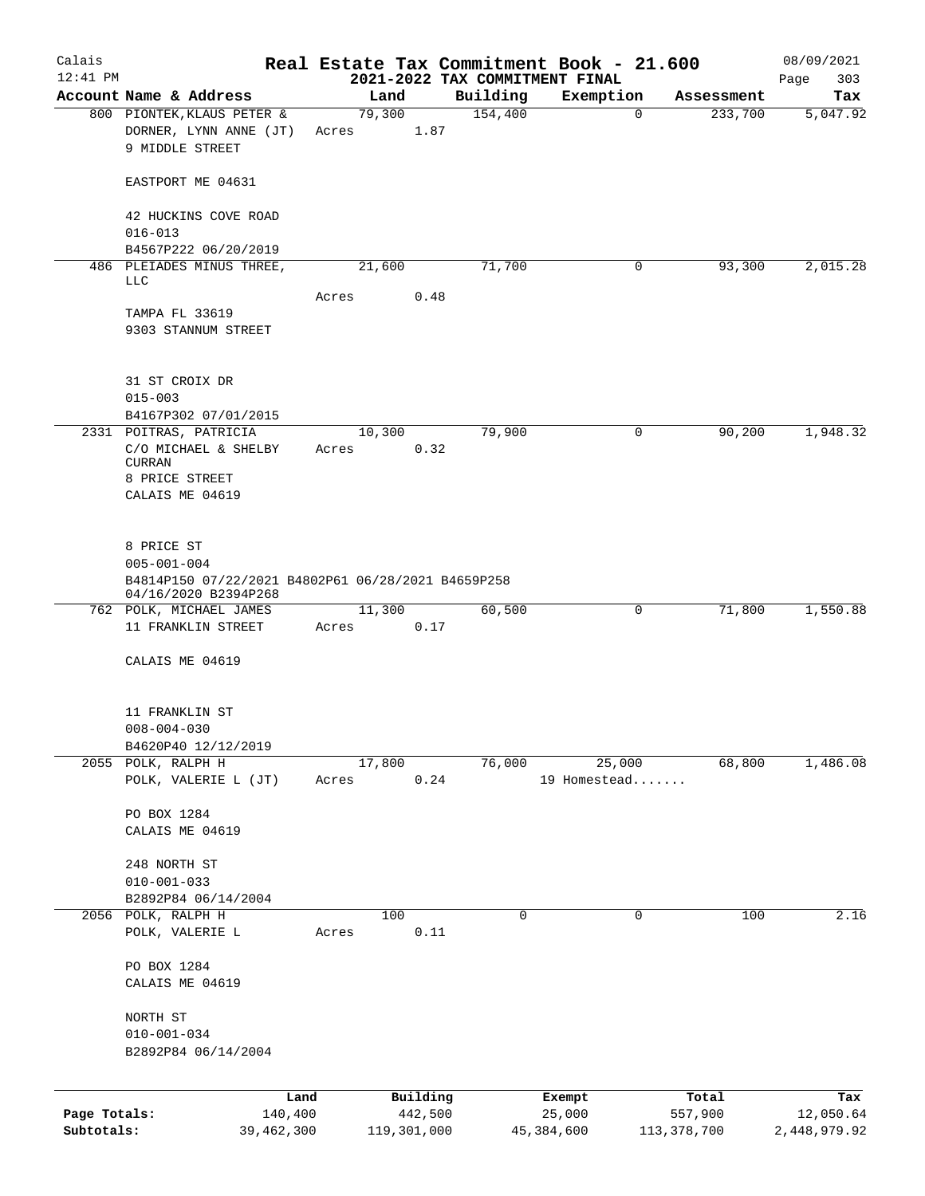# Real Estate Tax Commitment Book - 21.600

## 2021-2022 TAX COMMITMENT FINAL

Calais 12:41 PM — 08/09/2021

| Account Name & Address | Land | Building | Exemption | Assessment | Tax |
|---|---|---|---|---|---|
| 800 PIONTEK,KLAUS PETER & DORNER, LYNN ANNE (JT) 9 MIDDLE STREET EASTPORT ME 04631 42 HUCKINS COVE ROAD 016-013 B4567P222 06/20/2019 | 79,300 Acres 1.87 | 154,400 | 0 | 233,700 | 5,047.92 |
| 486 PLEIADES MINUS THREE, LLC TAMPA FL 33619 9303 STANNUM STREET 31 ST CROIX DR 015-003 B4167P302 07/01/2015 | 21,600 Acres 0.48 | 71,700 | 0 | 93,300 | 2,015.28 |
| 2331 POITRAS, PATRICIA C/O MICHAEL & SHELBY CURRAN 8 PRICE STREET CALAIS ME 04619 8 PRICE ST 005-001-004 B4814P150 07/22/2021 B4802P61 06/28/2021 B4659P258 04/16/2020 B2394P268 | 10,300 Acres 0.32 | 79,900 | 0 | 90,200 | 1,948.32 |
| 762 POLK, MICHAEL JAMES 11 FRANKLIN STREET CALAIS ME 04619 11 FRANKLIN ST 008-004-030 B4620P40 12/12/2019 | 11,300 Acres 0.17 | 60,500 | 0 | 71,800 | 1,550.88 |
| 2055 POLK, RALPH H POLK, VALERIE L (JT) PO BOX 1284 CALAIS ME 04619 248 NORTH ST 010-001-033 B2892P84 06/14/2004 | 17,800 Acres 0.24 | 76,000 | 25,000 19 Homestead....... | 68,800 | 1,486.08 |
| 2056 POLK, RALPH H POLK, VALERIE L PO BOX 1284 CALAIS ME 04619 NORTH ST 010-001-034 B2892P84 06/14/2004 | 100 Acres 0.11 | 0 | 0 | 100 | 2.16 |

| | Land | Building | Exempt | Total | Tax |
|---|---|---|---|---|---|
| Page Totals: | 140,400 | 442,500 | 25,000 | 557,900 | 12,050.64 |
| Subtotals: | 39,462,300 | 119,301,000 | 45,384,600 | 113,378,700 | 2,448,979.92 |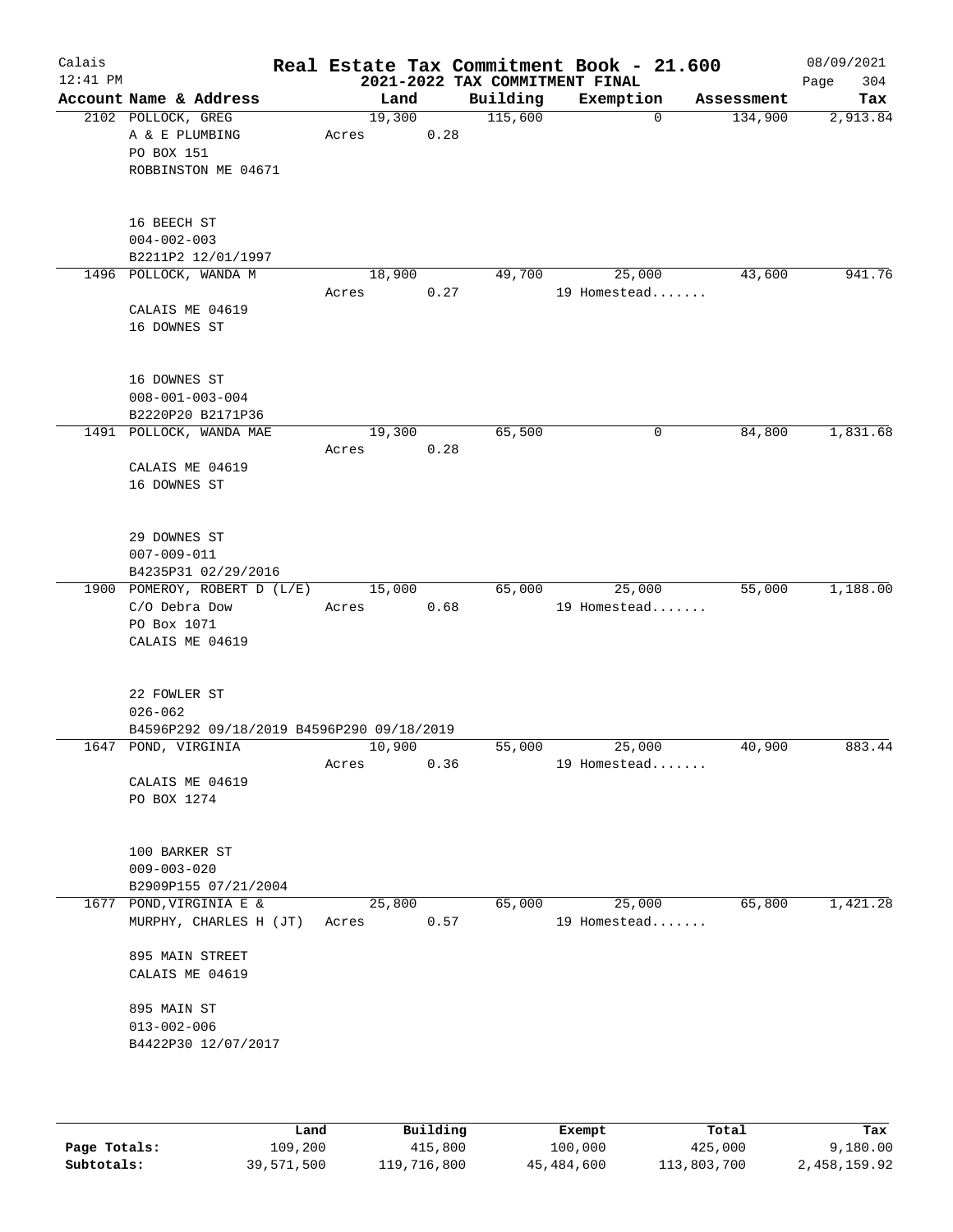# Real Estate Tax Commitment Book - 21.600

Calais  
12:41 PM

## 2021-2022 TAX COMMITMENT FINAL

08/09/2021

| Account Name & Address | Land | Building | Exemption | Assessment | Tax |
|---|---|---|---|---|---|
| 2102 POLLOCK, GREG<br>A & E PLUMBING<br>PO BOX 151<br>ROBBINSTON ME 04671<br><br>16 BEECH ST<br>004-002-003<br>B2211P2 12/01/1997 | 19,300<br>Acres 0.28 | 115,600 | 0 | 134,900 | 2,913.84 |
| 1496 POLLOCK, WANDA M<br><br>CALAIS ME 04619<br>16 DOWNES ST<br><br>16 DOWNES ST<br>008-001-003-004<br>B2220P20 B2171P36 | 18,900<br>Acres 0.27 | 49,700 | 25,000<br>19 Homestead....... | 43,600 | 941.76 |
| 1491 POLLOCK, WANDA MAE<br><br>CALAIS ME 04619<br>16 DOWNES ST<br><br>29 DOWNES ST<br>007-009-011<br>B4235P31 02/29/2016 | 19,300<br>Acres 0.28 | 65,500 | 0 | 84,800 | 1,831.68 |
| 1900 POMEROY, ROBERT D (L/E)<br>C/O Debra Dow<br>PO Box 1071<br>CALAIS ME 04619<br><br>22 FOWLER ST<br>026-062<br>B4596P292 09/18/2019 B4596P290 09/18/2019 | 15,000<br>Acres 0.68 | 65,000 | 25,000<br>19 Homestead....... | 55,000 | 1,188.00 |
| 1647 POND, VIRGINIA<br><br>CALAIS ME 04619<br>PO BOX 1274<br><br>100 BARKER ST<br>009-003-020<br>B2909P155 07/21/2004 | 10,900<br>Acres 0.36 | 55,000 | 25,000<br>19 Homestead....... | 40,900 | 883.44 |
| 1677 POND,VIRGINIA E &<br>MURPHY, CHARLES H (JT)<br><br>895 MAIN STREET<br>CALAIS ME 04619<br><br>895 MAIN ST<br>013-002-006<br>B4422P30 12/07/2017 | 25,800<br>Acres 0.57 | 65,000 | 25,000<br>19 Homestead....... | 65,800 | 1,421.28 |

| | Land | Building | Exempt | Total | Tax |
|---|---|---|---|---|---|
| Page Totals: | 109,200 | 415,800 | 100,000 | 425,000 | 9,180.00 |
| Subtotals: | 39,571,500 | 119,716,800 | 45,484,600 | 113,803,700 | 2,458,159.92 |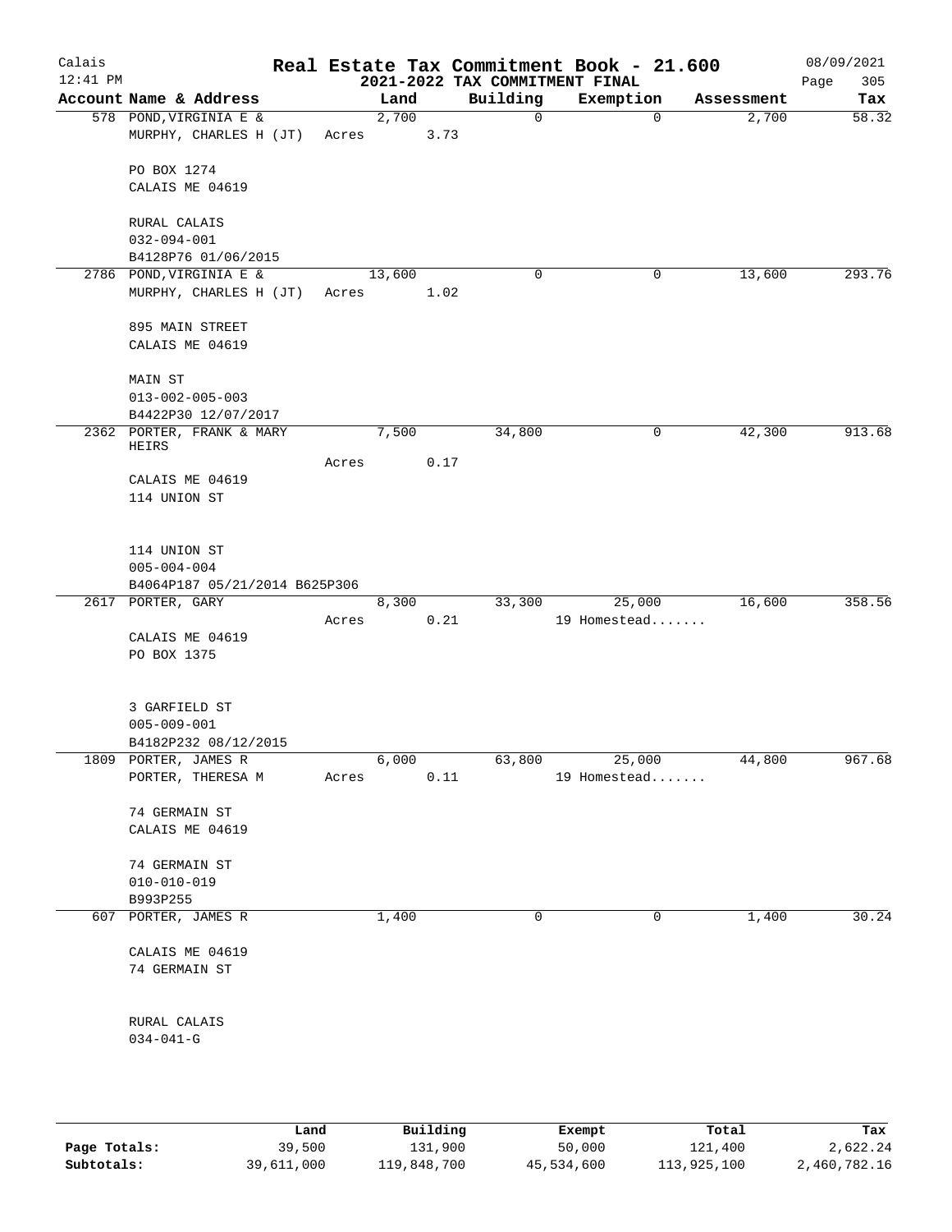# Real Estate Tax Commitment Book - 21.600

## 2021-2022 TAX COMMITMENT FINAL

Calais 12:41 PM — 08/09/2021

| Account Name & Address | Land | Building | Exemption | Assessment | Tax |
|---|---|---|---|---|---|
| 578 POND,VIRGINIA E & | 2,700 | 0 | 0 | 2,700 | 58.32 |
| MURPHY, CHARLES H (JT) | Acres 3.73 | | | | |
| PO BOX 1274 | | | | | |
| CALAIS ME 04619 | | | | | |
| RURAL CALAIS | | | | | |
| 032-094-001 | | | | | |
| B4128P76 01/06/2015 | | | | | |
| 2786 POND,VIRGINIA E & | 13,600 | 0 | 0 | 13,600 | 293.76 |
| MURPHY, CHARLES H (JT) | Acres 1.02 | | | | |
| 895 MAIN STREET | | | | | |
| CALAIS ME 04619 | | | | | |
| MAIN ST | | | | | |
| 013-002-005-003 | | | | | |
| B4422P30 12/07/2017 | | | | | |
| 2362 PORTER, FRANK & MARY HEIRS | 7,500 | 34,800 | 0 | 42,300 | 913.68 |
| | Acres 0.17 | | | | |
| CALAIS ME 04619 | | | | | |
| 114 UNION ST | | | | | |
| 114 UNION ST | | | | | |
| 005-004-004 | | | | | |
| B4064P187 05/21/2014 B625P306 | | | | | |
| 2617 PORTER, GARY | 8,300 | 33,300 | 25,000 | 16,600 | 358.56 |
| | Acres 0.21 | | 19 Homestead....... | | |
| CALAIS ME 04619 | | | | | |
| PO BOX 1375 | | | | | |
| 3 GARFIELD ST | | | | | |
| 005-009-001 | | | | | |
| B4182P232 08/12/2015 | | | | | |
| 1809 PORTER, JAMES R | 6,000 | 63,800 | 25,000 | 44,800 | 967.68 |
| PORTER, THERESA M | Acres 0.11 | | 19 Homestead....... | | |
| 74 GERMAIN ST | | | | | |
| CALAIS ME 04619 | | | | | |
| 74 GERMAIN ST | | | | | |
| 010-010-019 | | | | | |
| B993P255 | | | | | |
| 607 PORTER, JAMES R | 1,400 | 0 | 0 | 1,400 | 30.24 |
| CALAIS ME 04619 | | | | | |
| 74 GERMAIN ST | | | | | |
| RURAL CALAIS | | | | | |
| 034-041-G | | | | | |

| | Land | Building | Exempt | Total | Tax |
|---|---|---|---|---|---|
| Page Totals: | 39,500 | 131,900 | 50,000 | 121,400 | 2,622.24 |
| Subtotals: | 39,611,000 | 119,848,700 | 45,534,600 | 113,925,100 | 2,460,782.16 |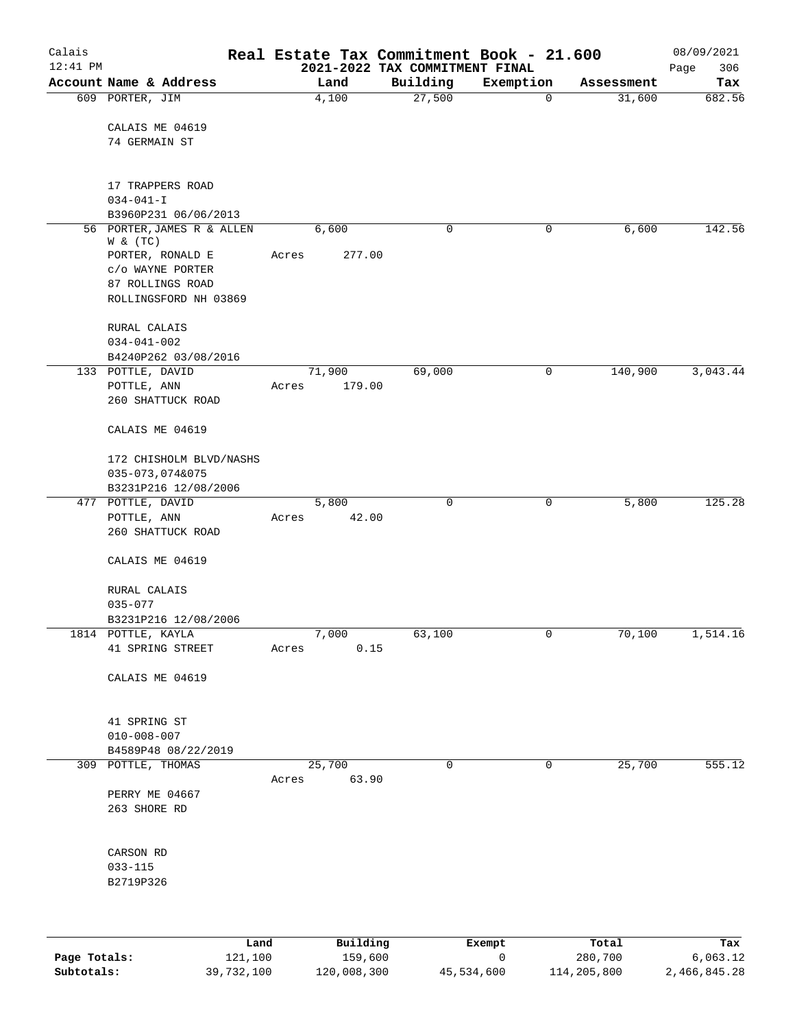Calais
12:41 PM

# Real Estate Tax Commitment Book - 21.600
## 2021-2022 TAX COMMITMENT FINAL

08/09/2021
Page 306

| Account Name & Address | Land | Building | Exemption | Assessment | Tax |
|---|---|---|---|---|---|
| 609 PORTER, JIM<br><br>CALAIS ME 04619<br>74 GERMAIN ST<br><br>17 TRAPPERS ROAD<br>034-041-I<br>B3960P231 06/06/2013 | 4,100 | 27,500 | 0 | 31,600 | 682.56 |
| 56 PORTER,JAMES R & ALLEN W & (TC)<br>PORTER, RONALD E<br>c/o WAYNE PORTER<br>87 ROLLINGS ROAD<br>ROLLINGSFORD NH 03869<br><br>RURAL CALAIS<br>034-041-002<br>B4240P262 03/08/2016 | 6,600<br>Acres 277.00 | 0 | 0 | 6,600 | 142.56 |
| 133 POTTLE, DAVID<br>POTTLE, ANN<br>260 SHATTUCK ROAD<br><br>CALAIS ME 04619<br><br>172 CHISHOLM BLVD/NASHS<br>035-073,074&075<br>B3231P216 12/08/2006 | 71,900<br>Acres 179.00 | 69,000 | 0 | 140,900 | 3,043.44 |
| 477 POTTLE, DAVID<br>POTTLE, ANN<br>260 SHATTUCK ROAD<br><br>CALAIS ME 04619<br><br>RURAL CALAIS<br>035-077<br>B3231P216 12/08/2006 | 5,800<br>Acres 42.00 | 0 | 0 | 5,800 | 125.28 |
| 1814 POTTLE, KAYLA<br>41 SPRING STREET<br><br>CALAIS ME 04619<br><br>41 SPRING ST<br>010-008-007<br>B4589P48 08/22/2019 | 7,000<br>Acres 0.15 | 63,100 | 0 | 70,100 | 1,514.16 |
| 309 POTTLE, THOMAS<br><br>PERRY ME 04667<br>263 SHORE RD<br><br>CARSON RD<br>033-115<br>B2719P326 | 25,700<br>Acres 63.90 | 0 | 0 | 25,700 | 555.12 |

| | Land | Building | Exempt | Total | Tax |
|---|---|---|---|---|---|
| Page Totals: | 121,100 | 159,600 | 0 | 280,700 | 6,063.12 |
| Subtotals: | 39,732,100 | 120,008,300 | 45,534,600 | 114,205,800 | 2,466,845.28 |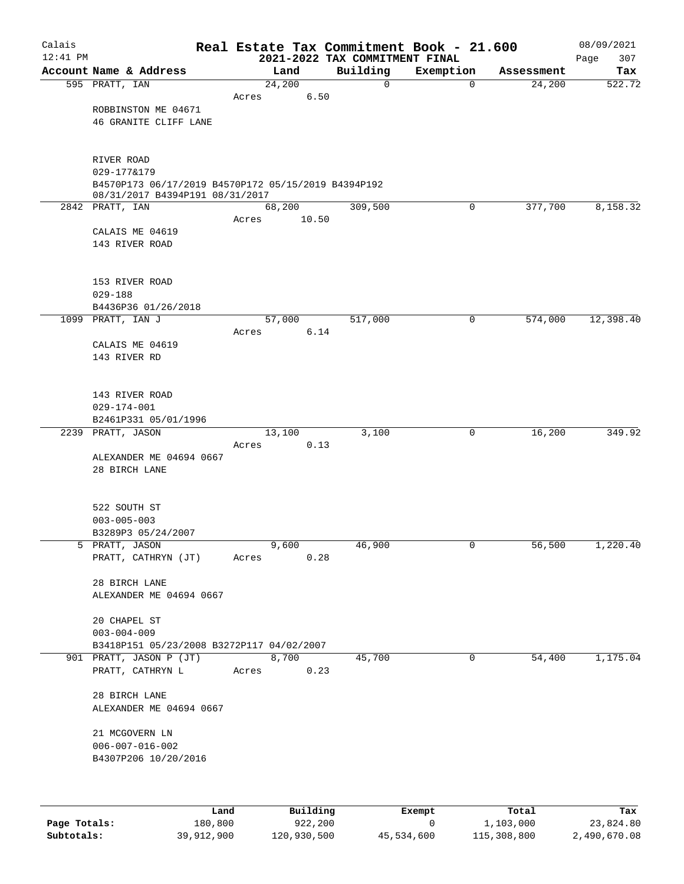Calais 12:41 PM

# Real Estate Tax Commitment Book - 21.600
## 2021-2022 TAX COMMITMENT FINAL

08/09/2021

| Account Name & Address | Land | Building | Exemption | Assessment | Tax |
|---|---|---|---|---|---|
| 595 PRATT, IAN<br>ROBBINSTON ME 04671<br>46 GRANITE CLIFF LANE<br><br>RIVER ROAD<br>029-177&179<br>B4570P173 06/17/2019 B4570P172 05/15/2019 B4394P192 08/31/2017 B4394P191 08/31/2017 | 24,200<br>Acres 6.50 | 0 | 0 | 24,200 | 522.72 |
| 2842 PRATT, IAN<br>CALAIS ME 04619<br>143 RIVER ROAD<br><br>153 RIVER ROAD<br>029-188<br>B4436P36 01/26/2018 | 68,200<br>Acres 10.50 | 309,500 | 0 | 377,700 | 8,158.32 |
| 1099 PRATT, IAN J<br>CALAIS ME 04619<br>143 RIVER RD<br><br>143 RIVER ROAD<br>029-174-001<br>B2461P331 05/01/1996 | 57,000<br>Acres 6.14 | 517,000 | 0 | 574,000 | 12,398.40 |
| 2239 PRATT, JASON<br>ALEXANDER ME 04694 0667<br>28 BIRCH LANE<br><br>522 SOUTH ST<br>003-005-003<br>B3289P3 05/24/2007 | 13,100<br>Acres 0.13 | 3,100 | 0 | 16,200 | 349.92 |
| 5 PRATT, JASON<br>PRATT, CATHRYN (JT)<br>28 BIRCH LANE<br>ALEXANDER ME 04694 0667<br><br>20 CHAPEL ST<br>003-004-009<br>B3418P151 05/23/2008 B3272P117 04/02/2007 | 9,600<br>Acres 0.28 | 46,900 | 0 | 56,500 | 1,220.40 |
| 901 PRATT, JASON P (JT)<br>PRATT, CATHRYN L<br>28 BIRCH LANE<br>ALEXANDER ME 04694 0667<br><br>21 MCGOVERN LN<br>006-007-016-002<br>B4307P206 10/20/2016 | 8,700<br>Acres 0.23 | 45,700 | 0 | 54,400 | 1,175.04 |

| | Land | Building | Exempt | Total | Tax |
|---|---|---|---|---|---|
| Page Totals: | 180,800 | 922,200 | 0 | 1,103,000 | 23,824.80 |
| Subtotals: | 39,912,900 | 120,930,500 | 45,534,600 | 115,308,800 | 2,490,670.08 |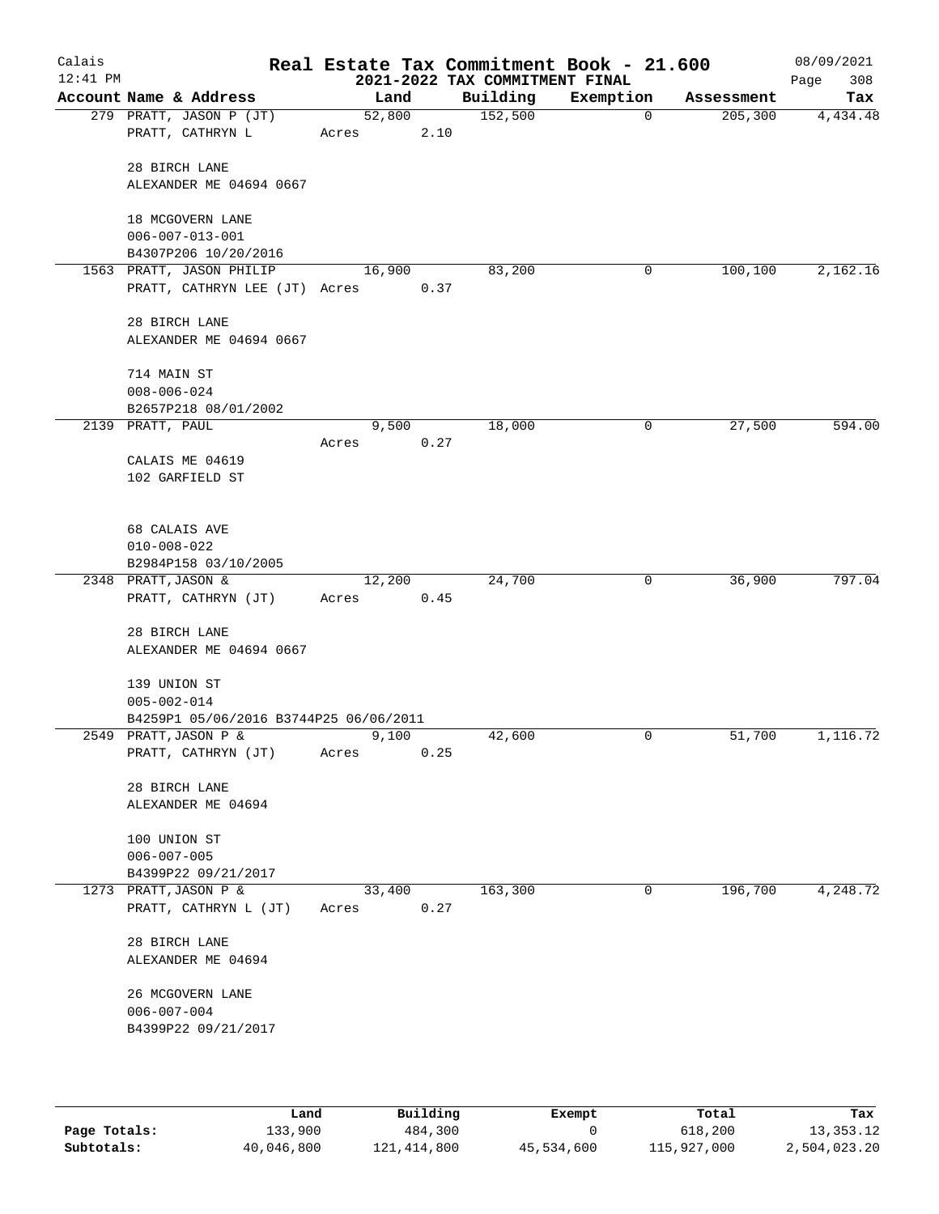# Real Estate Tax Commitment Book - 21.600

Calais 12:41 PM — 2021-2022 TAX COMMITMENT FINAL — 08/09/2021

| Account Name & Address | Land | Building | Exemption | Assessment | Tax |
|---|---|---|---|---|---|
| 279 PRATT, JASON P (JT)<br>PRATT, CATHRYN L<br><br>28 BIRCH LANE<br>ALEXANDER ME 04694 0667<br><br>18 MCGOVERN LANE<br>006-007-013-001<br>B4307P206 10/20/2016 | 52,800<br>Acres 2.10 | 152,500 | 0 | 205,300 | 4,434.48 |
| 1563 PRATT, JASON PHILIP<br>PRATT, CATHRYN LEE (JT)<br><br>28 BIRCH LANE<br>ALEXANDER ME 04694 0667<br><br>714 MAIN ST<br>008-006-024<br>B2657P218 08/01/2002 | 16,900<br>Acres 0.37 | 83,200 | 0 | 100,100 | 2,162.16 |
| 2139 PRATT, PAUL<br><br>CALAIS ME 04619<br>102 GARFIELD ST<br><br>68 CALAIS AVE<br>010-008-022<br>B2984P158 03/10/2005 | 9,500<br>Acres 0.27 | 18,000 | 0 | 27,500 | 594.00 |
| 2348 PRATT, JASON &<br>PRATT, CATHRYN (JT)<br><br>28 BIRCH LANE<br>ALEXANDER ME 04694 0667<br><br>139 UNION ST<br>005-002-014<br>B4259P1 05/06/2016 B3744P25 06/06/2011 | 12,200<br>Acres 0.45 | 24,700 | 0 | 36,900 | 797.04 |
| 2549 PRATT, JASON P &<br>PRATT, CATHRYN (JT)<br><br>28 BIRCH LANE<br>ALEXANDER ME 04694<br><br>100 UNION ST<br>006-007-005<br>B4399P22 09/21/2017 | 9,100<br>Acres 0.25 | 42,600 | 0 | 51,700 | 1,116.72 |
| 1273 PRATT, JASON P &<br>PRATT, CATHRYN L (JT)<br><br>28 BIRCH LANE<br>ALEXANDER ME 04694<br><br>26 MCGOVERN LANE<br>006-007-004<br>B4399P22 09/21/2017 | 33,400<br>Acres 0.27 | 163,300 | 0 | 196,700 | 4,248.72 |

| | Land | Building | Exempt | Total | Tax |
|---|---|---|---|---|---|
| **Page Totals:** | 133,900 | 484,300 | 0 | 618,200 | 13,353.12 |
| **Subtotals:** | 40,046,800 | 121,414,800 | 45,534,600 | 115,927,000 | 2,504,023.20 |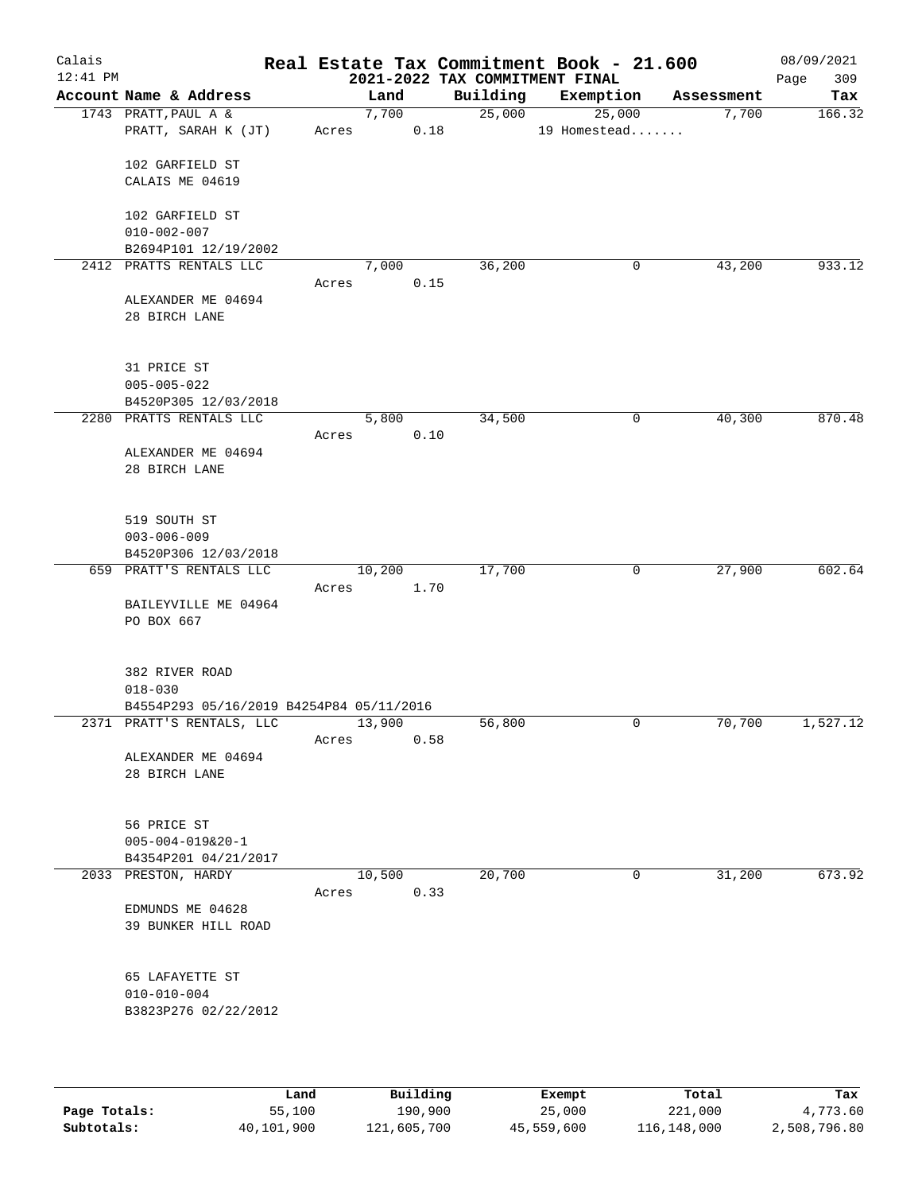Calais 12:41 PM

# Real Estate Tax Commitment Book - 21.600

## 2021-2022 TAX COMMITMENT FINAL

08/09/2021

| Account | Name & Address | Land | Building | Exemption | Assessment | Tax |
|---|---|---|---|---|---|---|
| 1743 | PRATT,PAUL A & | 7,700 | 25,000 | 25,000 | 7,700 | 166.32 |
| | PRATT, SARAH K (JT) | Acres 0.18 | | 19 Homestead....... | | |
| | 102 GARFIELD ST | | | | | |
| | CALAIS ME 04619 | | | | | |
| | 102 GARFIELD ST | | | | | |
| | 010-002-007 | | | | | |
| | B2694P101 12/19/2002 | | | | | |
| 2412 | PRATTS RENTALS LLC | 7,000 | 36,200 | 0 | 43,200 | 933.12 |
| | | Acres 0.15 | | | | |
| | ALEXANDER ME 04694 | | | | | |
| | 28 BIRCH LANE | | | | | |
| | 31 PRICE ST | | | | | |
| | 005-005-022 | | | | | |
| | B4520P305 12/03/2018 | | | | | |
| 2280 | PRATTS RENTALS LLC | 5,800 | 34,500 | 0 | 40,300 | 870.48 |
| | | Acres 0.10 | | | | |
| | ALEXANDER ME 04694 | | | | | |
| | 28 BIRCH LANE | | | | | |
| | 519 SOUTH ST | | | | | |
| | 003-006-009 | | | | | |
| | B4520P306 12/03/2018 | | | | | |
| 659 | PRATT'S RENTALS LLC | 10,200 | 17,700 | 0 | 27,900 | 602.64 |
| | | Acres 1.70 | | | | |
| | BAILEYVILLE ME 04964 | | | | | |
| | PO BOX 667 | | | | | |
| | 382 RIVER ROAD | | | | | |
| | 018-030 | | | | | |
| | B4554P293 05/16/2019 B4254P84 05/11/2016 | | | | | |
| 2371 | PRATT'S RENTALS, LLC | 13,900 | 56,800 | 0 | 70,700 | 1,527.12 |
| | | Acres 0.58 | | | | |
| | ALEXANDER ME 04694 | | | | | |
| | 28 BIRCH LANE | | | | | |
| | 56 PRICE ST | | | | | |
| | 005-004-019&20-1 | | | | | |
| | B4354P201 04/21/2017 | | | | | |
| 2033 | PRESTON, HARDY | 10,500 | 20,700 | 0 | 31,200 | 673.92 |
| | | Acres 0.33 | | | | |
| | EDMUNDS ME 04628 | | | | | |
| | 39 BUNKER HILL ROAD | | | | | |
| | 65 LAFAYETTE ST | | | | | |
| | 010-010-004 | | | | | |
| | B3823P276 02/22/2012 | | | | | |

| | Land | Building | Exempt | Total | Tax |
|---|---|---|---|---|---|
| Page Totals: | 55,100 | 190,900 | 25,000 | 221,000 | 4,773.60 |
| Subtotals: | 40,101,900 | 121,605,700 | 45,559,600 | 116,148,000 | 2,508,796.80 |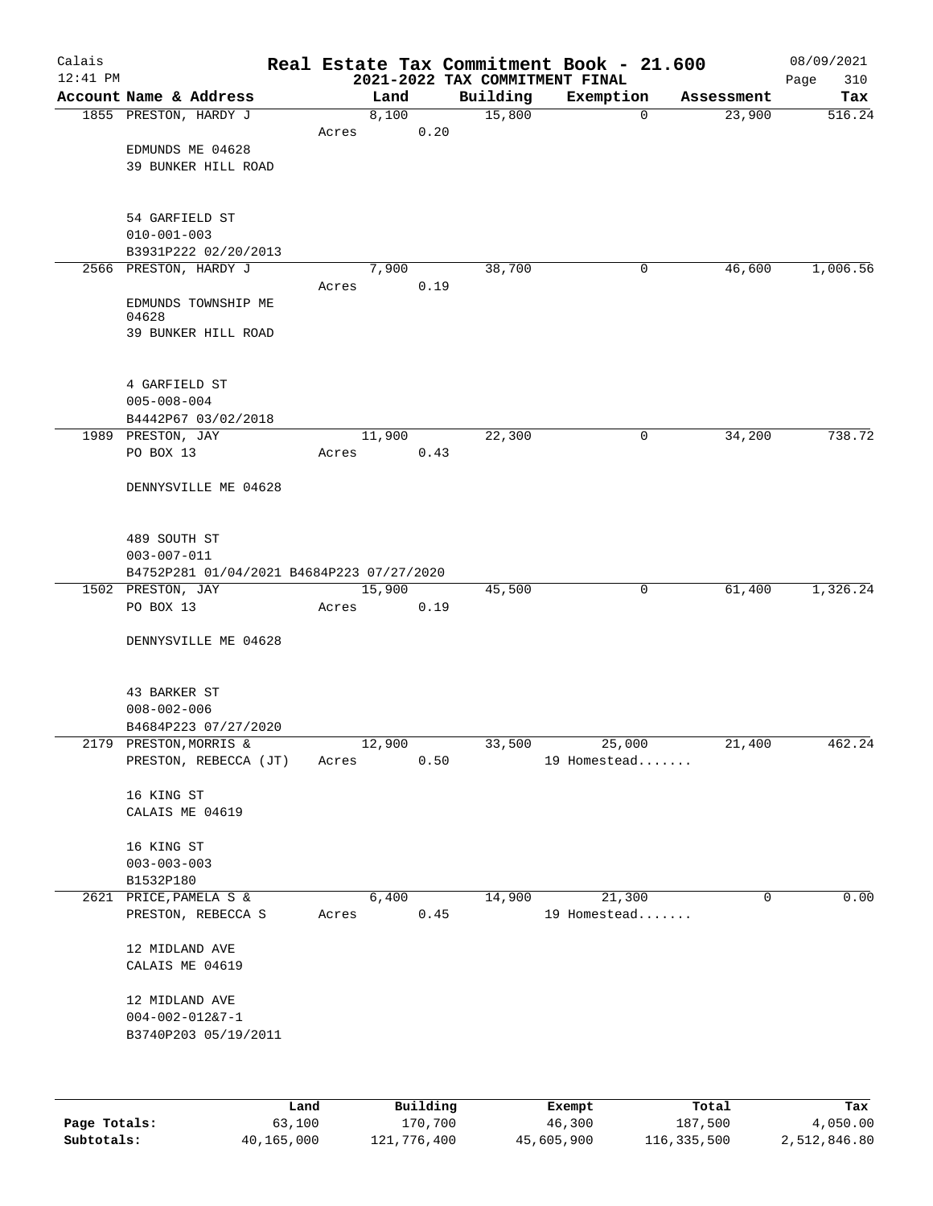# Real Estate Tax Commitment Book - 21.600

Calais
12:41 PM

## 2021-2022 TAX COMMITMENT FINAL

08/09/2021

| Account Name & Address | Land | Building | Exemption | Assessment | Tax |
|---|---|---|---|---|---|
| 1855 PRESTON, HARDY J<br>EDMUNDS ME 04628<br>39 BUNKER HILL ROAD<br><br>54 GARFIELD ST<br>010-001-003<br>B3931P222 02/20/2013 | 8,100<br>Acres 0.20 | 15,800 | 0 | 23,900 | 516.24 |
| 2566 PRESTON, HARDY J<br>EDMUNDS TOWNSHIP ME 04628<br>39 BUNKER HILL ROAD<br><br>4 GARFIELD ST<br>005-008-004<br>B4442P67 03/02/2018 | 7,900<br>Acres 0.19 | 38,700 | 0 | 46,600 | 1,006.56 |
| 1989 PRESTON, JAY<br>PO BOX 13<br>DENNYSVILLE ME 04628<br><br>489 SOUTH ST<br>003-007-011<br>B4752P281 01/04/2021 B4684P223 07/27/2020 | 11,900<br>Acres 0.43 | 22,300 | 0 | 34,200 | 738.72 |
| 1502 PRESTON, JAY<br>PO BOX 13<br>DENNYSVILLE ME 04628<br><br>43 BARKER ST<br>008-002-006<br>B4684P223 07/27/2020 | 15,900<br>Acres 0.19 | 45,500 | 0 | 61,400 | 1,326.24 |
| 2179 PRESTON,MORRIS &<br>PRESTON, REBECCA (JT)<br>16 KING ST<br>CALAIS ME 04619<br><br>16 KING ST<br>003-003-003<br>B1532P180 | 12,900<br>Acres 0.50 | 33,500 | 25,000<br>19 Homestead....... | 21,400 | 462.24 |
| 2621 PRICE,PAMELA S &<br>PRESTON, REBECCA S<br>12 MIDLAND AVE<br>CALAIS ME 04619<br><br>12 MIDLAND AVE<br>004-002-012&7-1<br>B3740P203 05/19/2011 | 6,400<br>Acres 0.45 | 14,900 | 21,300<br>19 Homestead....... | 0 | 0.00 |

| | Land | Building | Exempt | Total | Tax |
|---|---|---|---|---|---|
| **Page Totals:** | 63,100 | 170,700 | 46,300 | 187,500 | 4,050.00 |
| **Subtotals:** | 40,165,000 | 121,776,400 | 45,605,900 | 116,335,500 | 2,512,846.80 |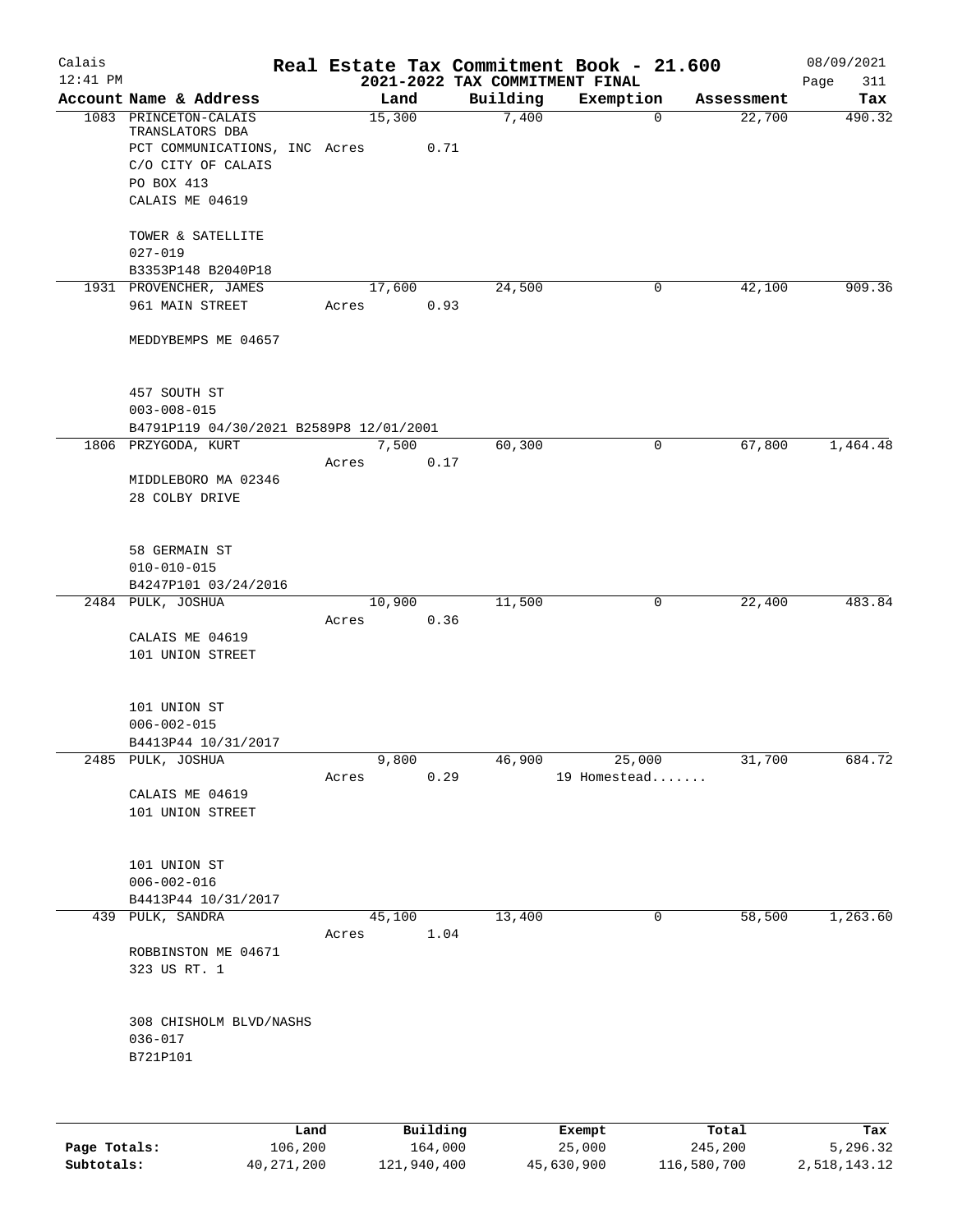Calais
12:41 PM

# Real Estate Tax Commitment Book - 21.600
## 2021-2022 TAX COMMITMENT FINAL

08/09/2021
Page 311

| Account Name & Address | Land | Building | Exemption | Assessment | Tax |
|---|---|---|---|---|---|
| 1083 PRINCETON-CALAIS TRANSLATORS DBA | 15,300 | 7,400 | 0 | 22,700 | 490.32 |
| PCT COMMUNICATIONS, INC Acres 0.71 | | | | | |
| C/O CITY OF CALAIS | | | | | |
| PO BOX 413 | | | | | |
| CALAIS ME 04619 | | | | | |
| TOWER & SATELLITE | | | | | |
| 027-019 | | | | | |
| B3353P148 B2040P18 | | | | | |
| 1931 PROVENCHER, JAMES | 17,600 | 24,500 | 0 | 42,100 | 909.36 |
| 961 MAIN STREET | Acres 0.93 | | | | |
| MEDDYBEMPS ME 04657 | | | | | |
| 457 SOUTH ST | | | | | |
| 003-008-015 | | | | | |
| B4791P119 04/30/2021 B2589P8 12/01/2001 | | | | | |
| 1806 PRZYGODA, KURT | 7,500 | 60,300 | 0 | 67,800 | 1,464.48 |
| | Acres 0.17 | | | | |
| MIDDLEBORO MA 02346 | | | | | |
| 28 COLBY DRIVE | | | | | |
| 58 GERMAIN ST | | | | | |
| 010-010-015 | | | | | |
| B4247P101 03/24/2016 | | | | | |
| 2484 PULK, JOSHUA | 10,900 | 11,500 | 0 | 22,400 | 483.84 |
| | Acres 0.36 | | | | |
| CALAIS ME 04619 | | | | | |
| 101 UNION STREET | | | | | |
| 101 UNION ST | | | | | |
| 006-002-015 | | | | | |
| B4413P44 10/31/2017 | | | | | |
| 2485 PULK, JOSHUA | 9,800 | 46,900 | 25,000 | 31,700 | 684.72 |
| | Acres 0.29 | | 19 Homestead....... | | |
| CALAIS ME 04619 | | | | | |
| 101 UNION STREET | | | | | |
| 101 UNION ST | | | | | |
| 006-002-016 | | | | | |
| B4413P44 10/31/2017 | | | | | |
| 439 PULK, SANDRA | 45,100 | 13,400 | 0 | 58,500 | 1,263.60 |
| | Acres 1.04 | | | | |
| ROBBINSTON ME 04671 | | | | | |
| 323 US RT. 1 | | | | | |
| 308 CHISHOLM BLVD/NASHS | | | | | |
| 036-017 | | | | | |
| B721P101 | | | | | |

| | Land | Building | Exempt | Total | Tax |
|---|---|---|---|---|---|
| Page Totals: | 106,200 | 164,000 | 25,000 | 245,200 | 5,296.32 |
| Subtotals: | 40,271,200 | 121,940,400 | 45,630,900 | 116,580,700 | 2,518,143.12 |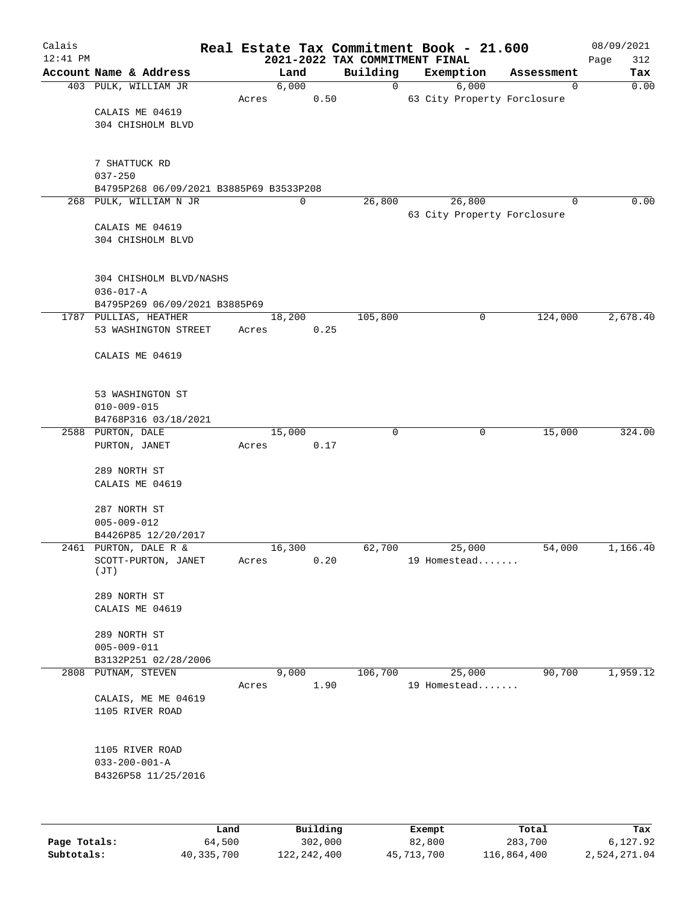# Real Estate Tax Commitment Book - 21.600

## 2021-2022 TAX COMMITMENT FINAL

Calais 12:41 PM — 08/09/2021

| Account Name & Address | Land | Building | Exemption | Assessment | Tax |
|---|---|---|---|---|---|
| 403 PULK, WILLIAM JR<br>CALAIS ME 04619<br>304 CHISHOLM BLVD<br>7 SHATTUCK RD<br>037-250<br>B4795P268 06/09/2021 B3885P69 B3533P208 | 6,000<br>Acres 0.50 | 0 | 6,000<br>63 City Property Forclosure | 0 | 0.00 |
| 268 PULK, WILLIAM N JR<br>CALAIS ME 04619<br>304 CHISHOLM BLVD<br>304 CHISHOLM BLVD/NASHS<br>036-017-A<br>B4795P269 06/09/2021 B3885P69 | 0 | 26,800 | 26,800<br>63 City Property Forclosure | 0 | 0.00 |
| 1787 PULLIAS, HEATHER<br>53 WASHINGTON STREET<br>CALAIS ME 04619<br>53 WASHINGTON ST<br>010-009-015<br>B4768P316 03/18/2021 | 18,200<br>Acres 0.25 | 105,800 | 0 | 124,000 | 2,678.40 |
| 2588 PURTON, DALE<br>PURTON, JANET<br>289 NORTH ST<br>CALAIS ME 04619<br>287 NORTH ST<br>005-009-012<br>B4426P85 12/20/2017 | 15,000<br>Acres 0.17 | 0 | 0 | 15,000 | 324.00 |
| 2461 PURTON, DALE R &<br>SCOTT-PURTON, JANET (JT)<br>289 NORTH ST<br>CALAIS ME 04619<br>289 NORTH ST<br>005-009-011<br>B3132P251 02/28/2006 | 16,300<br>Acres 0.20 | 62,700 | 25,000<br>19 Homestead....... | 54,000 | 1,166.40 |
| 2808 PUTNAM, STEVEN<br>CALAIS, ME ME 04619<br>1105 RIVER ROAD<br>1105 RIVER ROAD<br>033-200-001-A<br>B4326P58 11/25/2016 | 9,000<br>Acres 1.90 | 106,700 | 25,000<br>19 Homestead....... | 90,700 | 1,959.12 |

| | Land | Building | Exempt | Total | Tax |
|---|---|---|---|---|---|
| Page Totals: | 64,500 | 302,000 | 82,800 | 283,700 | 6,127.92 |
| Subtotals: | 40,335,700 | 122,242,400 | 45,713,700 | 116,864,400 | 2,524,271.04 |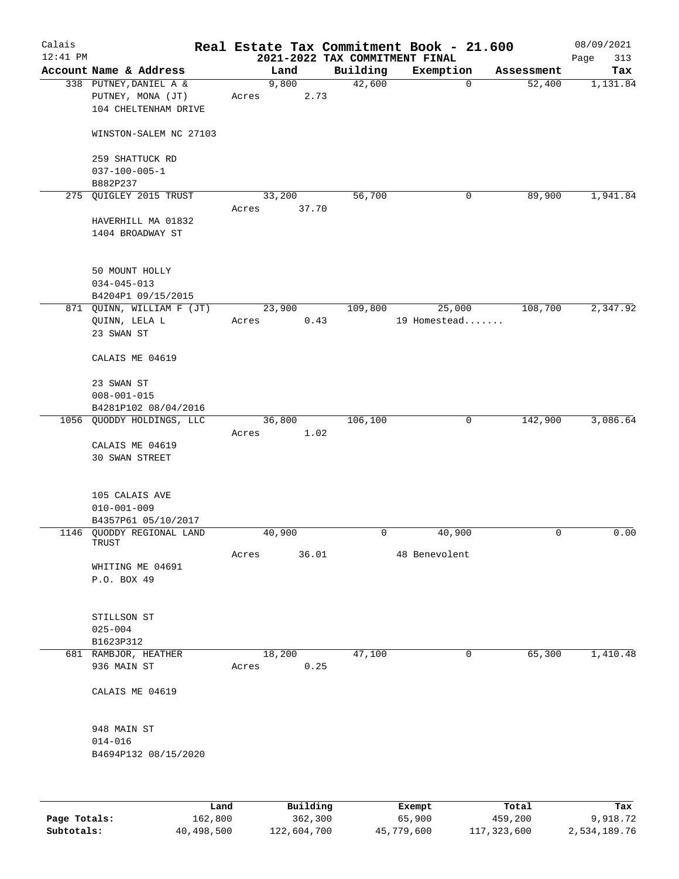Calais
12:41 PM

# Real Estate Tax Commitment Book - 21.600
## 2021-2022 TAX COMMITMENT FINAL

08/09/2021
Page 313

| Account Name & Address | Land | Building | Exemption | Assessment | Tax |
|---|---|---|---|---|---|
| 338 PUTNEY,DANIEL A & | 9,800 | 42,600 | 0 | 52,400 | 1,131.84 |
| PUTNEY, MONA (JT) | Acres 2.73 | | | | |
| 104 CHELTENHAM DRIVE | | | | | |
| WINSTON-SALEM NC 27103 | | | | | |
| 259 SHATTUCK RD | | | | | |
| 037-100-005-1 | | | | | |
| B882P237 | | | | | |
| 275 QUIGLEY 2015 TRUST | 33,200 | 56,700 | 0 | 89,900 | 1,941.84 |
| | Acres 37.70 | | | | |
| HAVERHILL MA 01832 | | | | | |
| 1404 BROADWAY ST | | | | | |
| 50 MOUNT HOLLY | | | | | |
| 034-045-013 | | | | | |
| B4204P1 09/15/2015 | | | | | |
| 871 QUINN, WILLIAM F (JT) | 23,900 | 109,800 | 25,000 | 108,700 | 2,347.92 |
| QUINN, LELA L | Acres 0.43 | | 19 Homestead....... | | |
| 23 SWAN ST | | | | | |
| CALAIS ME 04619 | | | | | |
| 23 SWAN ST | | | | | |
| 008-001-015 | | | | | |
| B4281P102 08/04/2016 | | | | | |
| 1056 QUODDY HOLDINGS, LLC | 36,800 | 106,100 | 0 | 142,900 | 3,086.64 |
| | Acres 1.02 | | | | |
| CALAIS ME 04619 | | | | | |
| 30 SWAN STREET | | | | | |
| 105 CALAIS AVE | | | | | |
| 010-001-009 | | | | | |
| B4357P61 05/10/2017 | | | | | |
| 1146 QUODDY REGIONAL LAND TRUST | 40,900 | 0 | 40,900 | 0 | 0.00 |
| | Acres 36.01 | | 48 Benevolent | | |
| WHITING ME 04691 | | | | | |
| P.O. BOX 49 | | | | | |
| STILLSON ST | | | | | |
| 025-004 | | | | | |
| B1623P312 | | | | | |
| 681 RAMBJOR, HEATHER | 18,200 | 47,100 | 0 | 65,300 | 1,410.48 |
| 936 MAIN ST | Acres 0.25 | | | | |
| CALAIS ME 04619 | | | | | |
| 948 MAIN ST | | | | | |
| 014-016 | | | | | |
| B4694P132 08/15/2020 | | | | | |

| | Land | Building | Exempt | Total | Tax |
|---|---|---|---|---|---|
| Page Totals: | 162,800 | 362,300 | 65,900 | 459,200 | 9,918.72 |
| Subtotals: | 40,498,500 | 122,604,700 | 45,779,600 | 117,323,600 | 2,534,189.76 |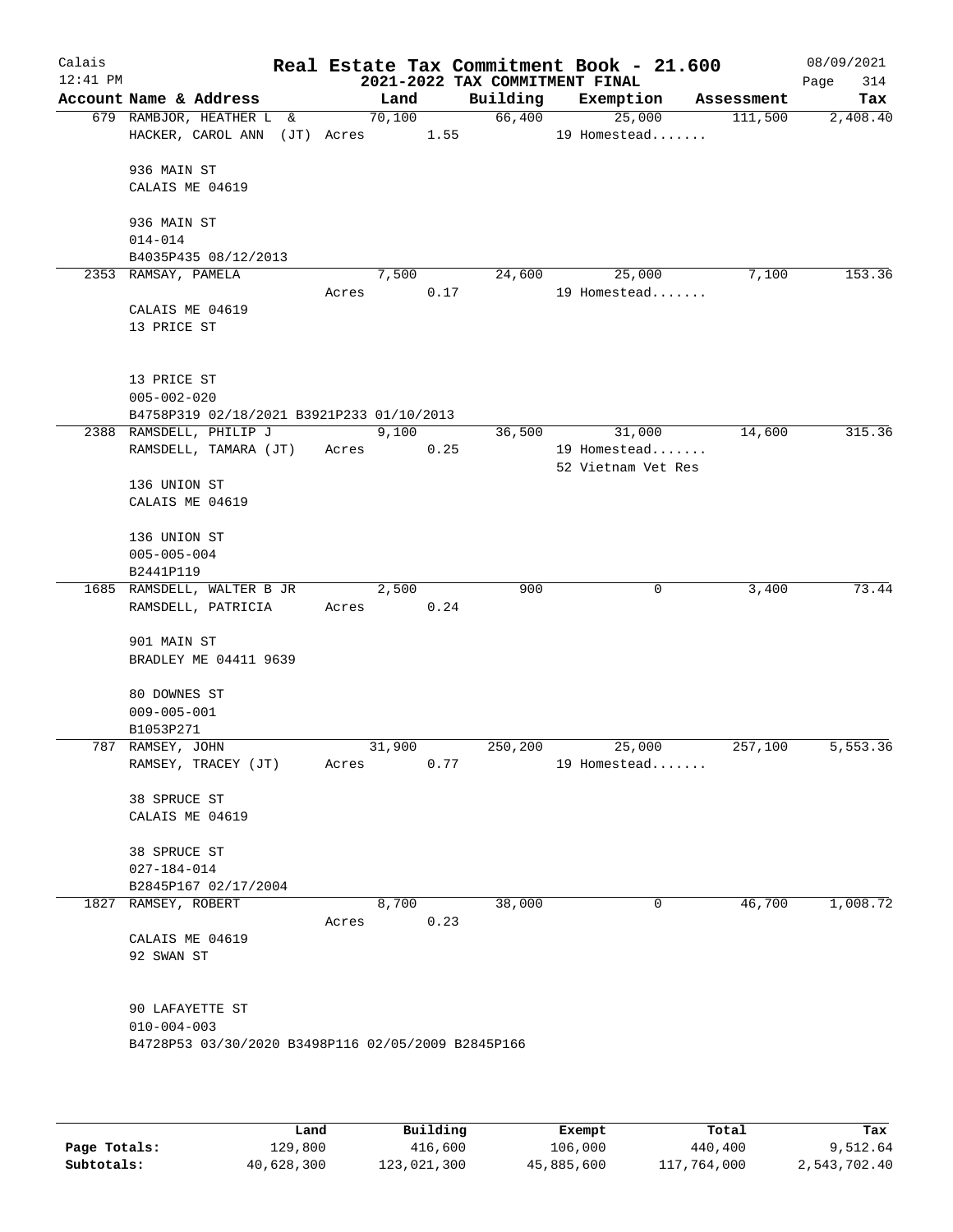# Real Estate Tax Commitment Book - 21.600

## 2021-2022 TAX COMMITMENT FINAL

Calais 12:41 PM — 08/09/2021

| Account Name & Address | Land | Building | Exemption | Assessment | Tax |
|---|---|---|---|---|---|
| 679 RAMBJOR, HEATHER L & HACKER, CAROL ANN (JT) Acres 1.55 | 70,100 | 66,400 | 25,000 19 Homestead....... | 111,500 | 2,408.40 |
| 936 MAIN ST CALAIS ME 04619 | | | | | |
| 936 MAIN ST 014-014 B4035P435 08/12/2013 | | | | | |
| 2353 RAMSAY, PAMELA Acres 0.17 | 7,500 | 24,600 | 25,000 19 Homestead....... | 7,100 | 153.36 |
| CALAIS ME 04619 13 PRICE ST | | | | | |
| 13 PRICE ST 005-002-020 B4758P319 02/18/2021 B3921P233 01/10/2013 | | | | | |
| 2388 RAMSDELL, PHILIP J RAMSDELL, TAMARA (JT) Acres 0.25 | 9,100 | 36,500 | 31,000 19 Homestead....... 52 Vietnam Vet Res | 14,600 | 315.36 |
| 136 UNION ST CALAIS ME 04619 | | | | | |
| 136 UNION ST 005-005-004 B2441P119 | | | | | |
| 1685 RAMSDELL, WALTER B JR RAMSDELL, PATRICIA Acres 0.24 | 2,500 | 900 | 0 | 3,400 | 73.44 |
| 901 MAIN ST BRADLEY ME 04411 9639 | | | | | |
| 80 DOWNES ST 009-005-001 B1053P271 | | | | | |
| 787 RAMSEY, JOHN RAMSEY, TRACEY (JT) Acres 0.77 | 31,900 | 250,200 | 25,000 19 Homestead....... | 257,100 | 5,553.36 |
| 38 SPRUCE ST CALAIS ME 04619 | | | | | |
| 38 SPRUCE ST 027-184-014 B2845P167 02/17/2004 | | | | | |
| 1827 RAMSEY, ROBERT Acres 0.23 | 8,700 | 38,000 | 0 | 46,700 | 1,008.72 |
| CALAIS ME 04619 92 SWAN ST | | | | | |
| 90 LAFAYETTE ST 010-004-003 B4728P53 03/30/2020 B3498P116 02/05/2009 B2845P166 | | | | | |

| | Land | Building | Exempt | Total | Tax |
|---|---|---|---|---|---|
| Page Totals: | 129,800 | 416,600 | 106,000 | 440,400 | 9,512.64 |
| Subtotals: | 40,628,300 | 123,021,300 | 45,885,600 | 117,764,000 | 2,543,702.40 |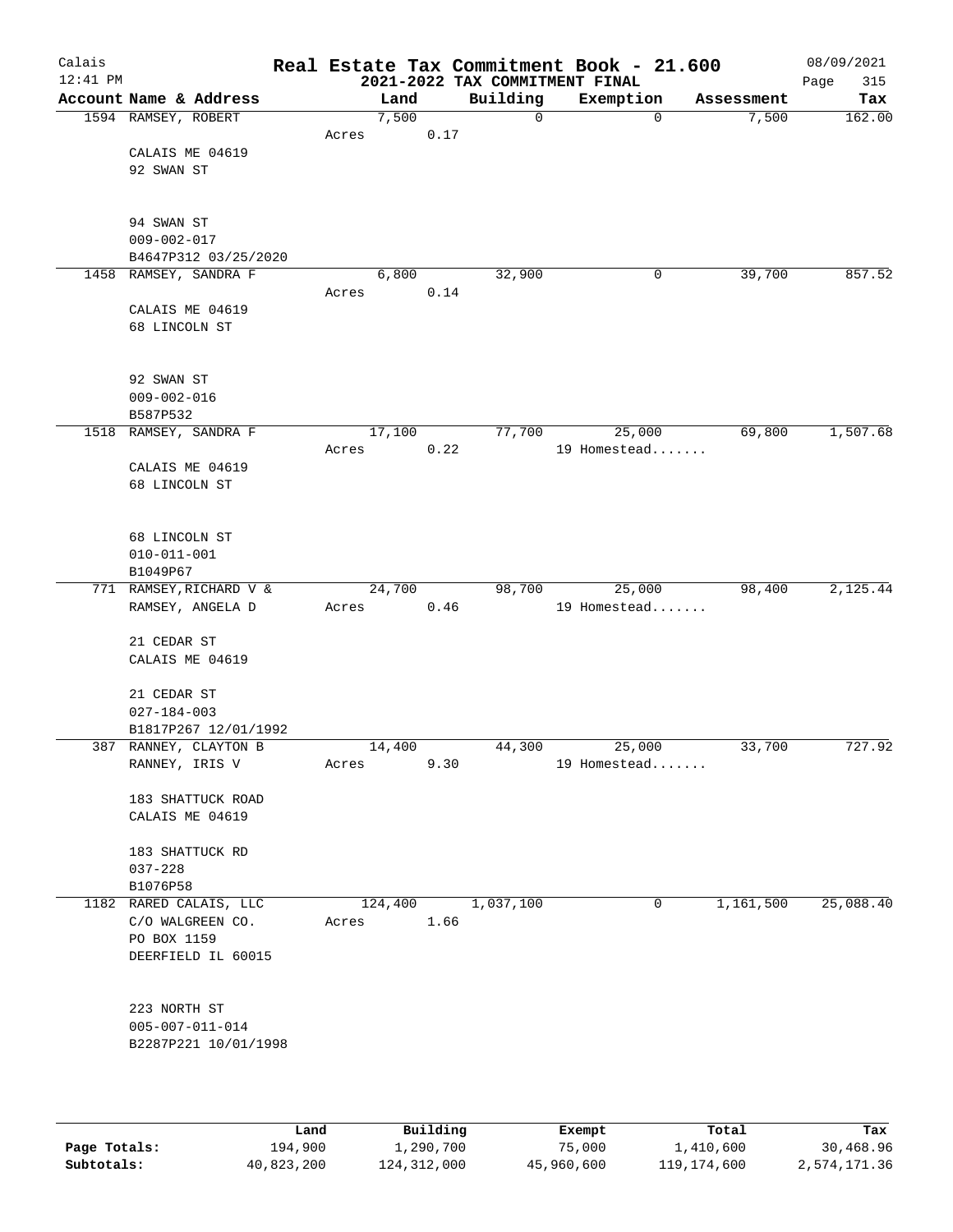# Real Estate Tax Commitment Book - 21.600

## 2021-2022 TAX COMMITMENT FINAL

Calais
12:41 PM

08/09/2021

| Account Name & Address | Land | Building | Exemption | Assessment | Tax |
|---|---|---|---|---|---|
| 1594 RAMSEY, ROBERT | 7,500 | 0 | 0 | 7,500 | 162.00 |
| | Acres 0.17 | | | | |
| CALAIS ME 04619 | | | | | |
| 92 SWAN ST | | | | | |
| 94 SWAN ST | | | | | |
| 009-002-017 | | | | | |
| B4647P312 03/25/2020 | | | | | |
| 1458 RAMSEY, SANDRA F | 6,800 | 32,900 | 0 | 39,700 | 857.52 |
| | Acres 0.14 | | | | |
| CALAIS ME 04619 | | | | | |
| 68 LINCOLN ST | | | | | |
| 92 SWAN ST | | | | | |
| 009-002-016 | | | | | |
| B587P532 | | | | | |
| 1518 RAMSEY, SANDRA F | 17,100 | 77,700 | 25,000 | 69,800 | 1,507.68 |
| | Acres 0.22 | | 19 Homestead....... | | |
| CALAIS ME 04619 | | | | | |
| 68 LINCOLN ST | | | | | |
| 68 LINCOLN ST | | | | | |
| 010-011-001 | | | | | |
| B1049P67 | | | | | |
| 771 RAMSEY,RICHARD V & | 24,700 | 98,700 | 25,000 | 98,400 | 2,125.44 |
| RAMSEY, ANGELA D | Acres 0.46 | | 19 Homestead....... | | |
| 21 CEDAR ST | | | | | |
| CALAIS ME 04619 | | | | | |
| 21 CEDAR ST | | | | | |
| 027-184-003 | | | | | |
| B1817P267 12/01/1992 | | | | | |
| 387 RANNEY, CLAYTON B | 14,400 | 44,300 | 25,000 | 33,700 | 727.92 |
| RANNEY, IRIS V | Acres 9.30 | | 19 Homestead....... | | |
| 183 SHATTUCK ROAD | | | | | |
| CALAIS ME 04619 | | | | | |
| 183 SHATTUCK RD | | | | | |
| 037-228 | | | | | |
| B1076P58 | | | | | |
| 1182 RARED CALAIS, LLC | 124,400 | 1,037,100 | 0 | 1,161,500 | 25,088.40 |
| C/O WALGREEN CO. | Acres 1.66 | | | | |
| PO BOX 1159 | | | | | |
| DEERFIELD IL 60015 | | | | | |
| 223 NORTH ST | | | | | |
| 005-007-011-014 | | | | | |
| B2287P221 10/01/1998 | | | | | |

| | Land | Building | Exempt | Total | Tax |
|---|---|---|---|---|---|
| Page Totals: | 194,900 | 1,290,700 | 75,000 | 1,410,600 | 30,468.96 |
| Subtotals: | 40,823,200 | 124,312,000 | 45,960,600 | 119,174,600 | 2,574,171.36 |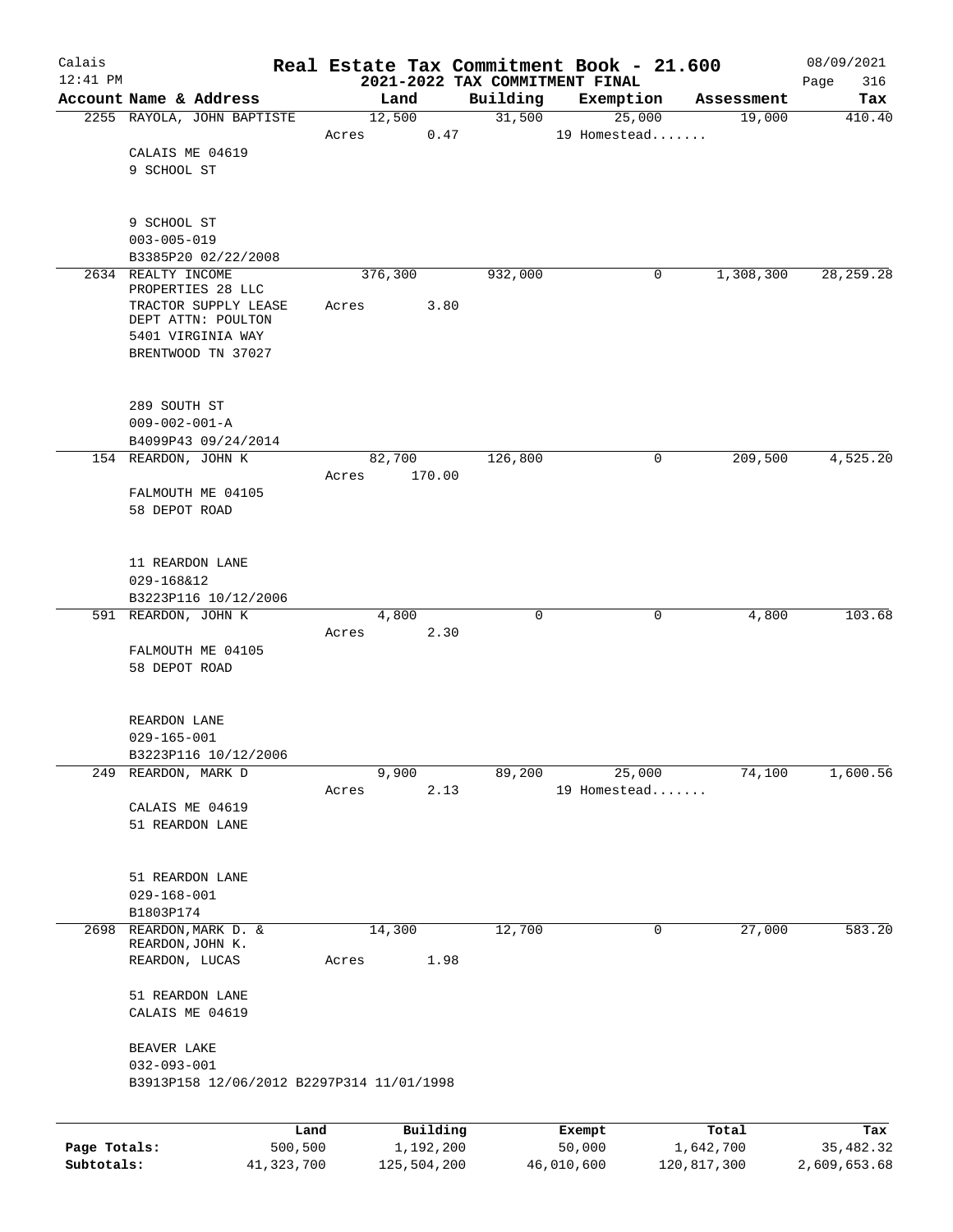# Real Estate Tax Commitment Book - 21.600

Calais 12:41 PM — 2021-2022 TAX COMMITMENT FINAL — 08/09/2021

| Account Name & Address | Land | Building | Exemption | Assessment | Tax |
|---|---|---|---|---|---|
| 2255 RAYOLA, JOHN BAPTISTE | 12,500 | 31,500 | 25,000 | 19,000 | 410.40 |
| | Acres 0.47 | | 19 Homestead....... | | |
| CALAIS ME 04619<br>9 SCHOOL ST<br><br>9 SCHOOL ST<br>003-005-019<br>B3385P20 02/22/2008 | | | | | |
| 2634 REALTY INCOME PROPERTIES 28 LLC | 376,300 | 932,000 | 0 | 1,308,300 | 28,259.28 |
| TRACTOR SUPPLY LEASE | Acres 3.80 | | | | |
| DEPT ATTN: POULTON<br>5401 VIRGINIA WAY<br>BRENTWOOD TN 37027<br><br>289 SOUTH ST<br>009-002-001-A<br>B4099P43 09/24/2014 | | | | | |
| 154 REARDON, JOHN K | 82,700 | 126,800 | 0 | 209,500 | 4,525.20 |
| | Acres 170.00 | | | | |
| FALMOUTH ME 04105<br>58 DEPOT ROAD<br><br>11 REARDON LANE<br>029-168&12<br>B3223P116 10/12/2006 | | | | | |
| 591 REARDON, JOHN K | 4,800 | 0 | 0 | 4,800 | 103.68 |
| | Acres 2.30 | | | | |
| FALMOUTH ME 04105<br>58 DEPOT ROAD<br><br>REARDON LANE<br>029-165-001<br>B3223P116 10/12/2006 | | | | | |
| 249 REARDON, MARK D | 9,900 | 89,200 | 25,000 | 74,100 | 1,600.56 |
| | Acres 2.13 | | 19 Homestead....... | | |
| CALAIS ME 04619<br>51 REARDON LANE<br><br>51 REARDON LANE<br>029-168-001<br>B1803P174 | | | | | |
| 2698 REARDON,MARK D. & REARDON,JOHN K. | 14,300 | 12,700 | 0 | 27,000 | 583.20 |
| REARDON, LUCAS | Acres 1.98 | | | | |
| 51 REARDON LANE<br>CALAIS ME 04619<br><br>BEAVER LAKE<br>032-093-001<br>B3913P158 12/06/2012 B2297P314 11/01/1998 | | | | | |

| | Land | Building | Exempt | Total | Tax |
|---|---|---|---|---|---|
| Page Totals: | 500,500 | 1,192,200 | 50,000 | 1,642,700 | 35,482.32 |
| Subtotals: | 41,323,700 | 125,504,200 | 46,010,600 | 120,817,300 | 2,609,653.68 |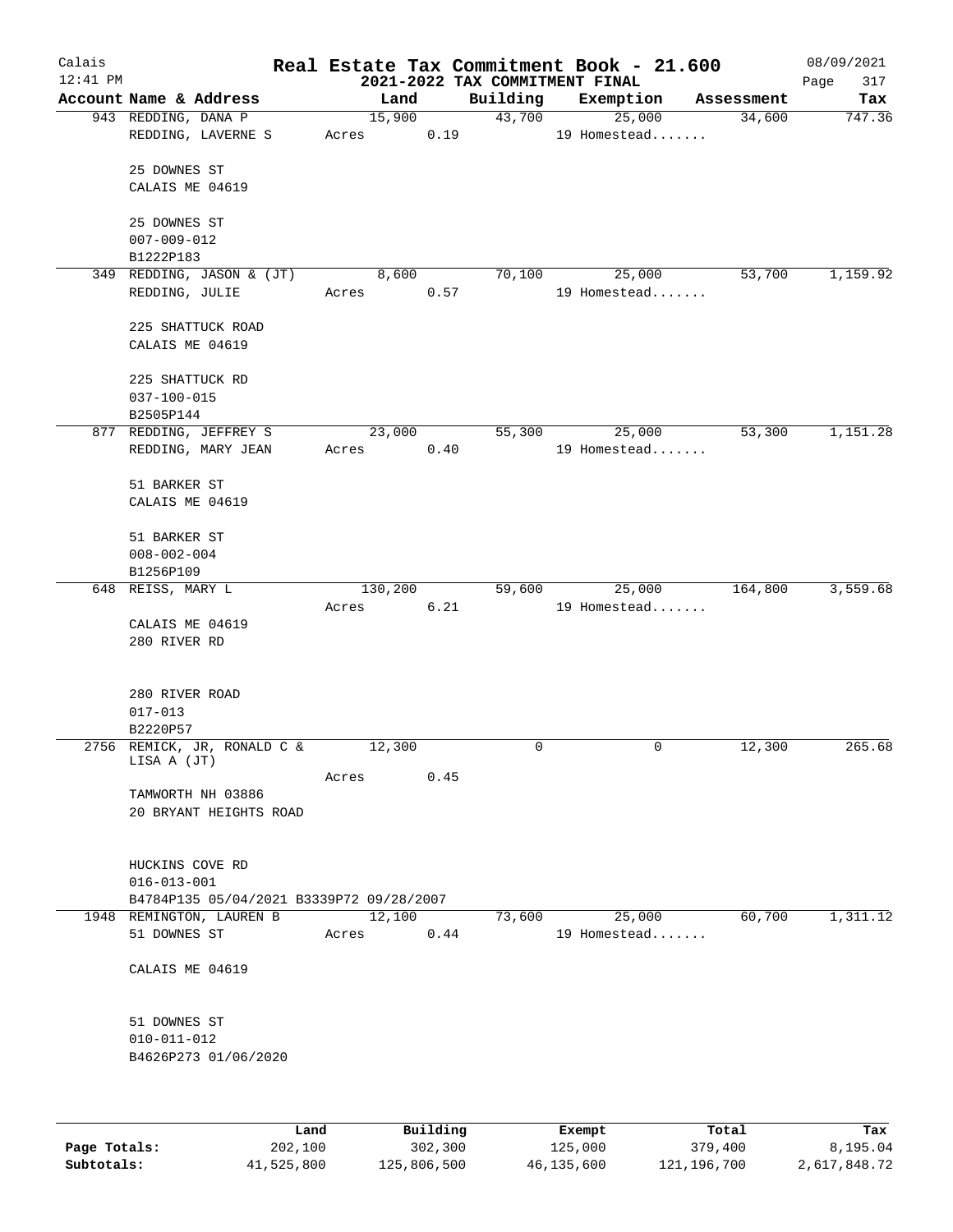# Real Estate Tax Commitment Book - 21.600

## 2021-2022 TAX COMMITMENT FINAL

Calais 12:41 PM — 08/09/2021

| Account Name & Address | Land | Building | Exemption | Assessment | Tax |
|---|---|---|---|---|---|
| 943 REDDING, DANA P<br>REDDING, LAVERNE S<br><br>25 DOWNES ST<br>CALAIS ME 04619<br><br>25 DOWNES ST<br>007-009-012<br>B1222P183 | 15,900<br>Acres 0.19 | 43,700 | 25,000<br>19 Homestead....... | 34,600 | 747.36 |
| 349 REDDING, JASON & (JT)<br>REDDING, JULIE<br><br>225 SHATTUCK ROAD<br>CALAIS ME 04619<br><br>225 SHATTUCK RD<br>037-100-015<br>B2505P144 | 8,600<br>Acres 0.57 | 70,100 | 25,000<br>19 Homestead....... | 53,700 | 1,159.92 |
| 877 REDDING, JEFFREY S<br>REDDING, MARY JEAN<br><br>51 BARKER ST<br>CALAIS ME 04619<br><br>51 BARKER ST<br>008-002-004<br>B1256P109 | 23,000<br>Acres 0.40 | 55,300 | 25,000<br>19 Homestead....... | 53,300 | 1,151.28 |
| 648 REISS, MARY L<br><br>CALAIS ME 04619<br>280 RIVER RD<br><br>280 RIVER ROAD<br>017-013<br>B2220P57 | 130,200<br>Acres 6.21 | 59,600 | 25,000<br>19 Homestead....... | 164,800 | 3,559.68 |
| 2756 REMICK, JR, RONALD C & LISA A (JT)<br><br>TAMWORTH NH 03886<br>20 BRYANT HEIGHTS ROAD<br><br>HUCKINS COVE RD<br>016-013-001<br>B4784P135 05/04/2021 B3339P72 09/28/2007 | 12,300<br>Acres 0.45 | 0 | 0 | 12,300 | 265.68 |
| 1948 REMINGTON, LAUREN B<br>51 DOWNES ST<br><br>CALAIS ME 04619<br><br>51 DOWNES ST<br>010-011-012<br>B4626P273 01/06/2020 | 12,100<br>Acres 0.44 | 73,600 | 25,000<br>19 Homestead....... | 60,700 | 1,311.12 |

| | Land | Building | Exempt | Total | Tax |
|---|---|---|---|---|---|
| Page Totals: | 202,100 | 302,300 | 125,000 | 379,400 | 8,195.04 |
| Subtotals: | 41,525,800 | 125,806,500 | 46,135,600 | 121,196,700 | 2,617,848.72 |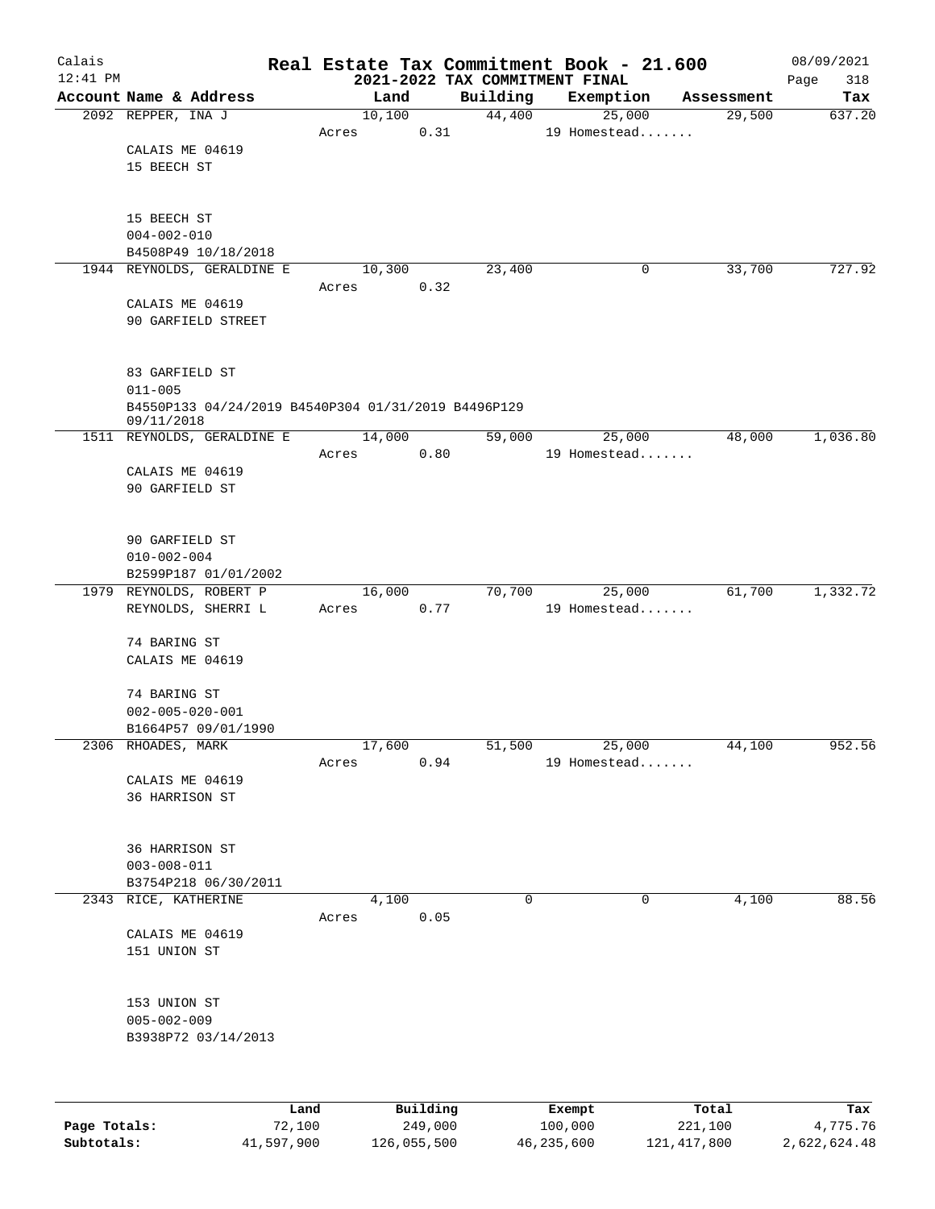# Real Estate Tax Commitment Book - 21.600

## 2021-2022 TAX COMMITMENT FINAL

Calais
12:41 PM

08/09/2021

| Account Name & Address | Land | Building | Exemption | Assessment | Tax |
|---|---|---|---|---|---|
| 2092 REPPER, INA J | 10,100 | 44,400 | 25,000 | 29,500 | 637.20 |
| | Acres 0.31 | | 19 Homestead....... | | |
| CALAIS ME 04619 | | | | | |
| 15 BEECH ST | | | | | |
| 15 BEECH ST | | | | | |
| 004-002-010 | | | | | |
| B4508P49 10/18/2018 | | | | | |
| 1944 REYNOLDS, GERALDINE E | 10,300 | 23,400 | 0 | 33,700 | 727.92 |
| | Acres 0.32 | | | | |
| CALAIS ME 04619 | | | | | |
| 90 GARFIELD STREET | | | | | |
| 83 GARFIELD ST | | | | | |
| 011-005 | | | | | |
| B4550P133 04/24/2019 B4540P304 01/31/2019 B4496P129 09/11/2018 | | | | | |
| 1511 REYNOLDS, GERALDINE E | 14,000 | 59,000 | 25,000 | 48,000 | 1,036.80 |
| | Acres 0.80 | | 19 Homestead....... | | |
| CALAIS ME 04619 | | | | | |
| 90 GARFIELD ST | | | | | |
| 90 GARFIELD ST | | | | | |
| 010-002-004 | | | | | |
| B2599P187 01/01/2002 | | | | | |
| 1979 REYNOLDS, ROBERT P | 16,000 | 70,700 | 25,000 | 61,700 | 1,332.72 |
| REYNOLDS, SHERRI L | Acres 0.77 | | 19 Homestead....... | | |
| 74 BARING ST | | | | | |
| CALAIS ME 04619 | | | | | |
| 74 BARING ST | | | | | |
| 002-005-020-001 | | | | | |
| B1664P57 09/01/1990 | | | | | |
| 2306 RHOADES, MARK | 17,600 | 51,500 | 25,000 | 44,100 | 952.56 |
| | Acres 0.94 | | 19 Homestead....... | | |
| CALAIS ME 04619 | | | | | |
| 36 HARRISON ST | | | | | |
| 36 HARRISON ST | | | | | |
| 003-008-011 | | | | | |
| B3754P218 06/30/2011 | | | | | |
| 2343 RICE, KATHERINE | 4,100 | 0 | 0 | 4,100 | 88.56 |
| | Acres 0.05 | | | | |
| CALAIS ME 04619 | | | | | |
| 151 UNION ST | | | | | |
| 153 UNION ST | | | | | |
| 005-002-009 | | | | | |
| B3938P72 03/14/2013 | | | | | |

| | Land | Building | Exempt | Total | Tax |
|---|---|---|---|---|---|
| Page Totals: | 72,100 | 249,000 | 100,000 | 221,100 | 4,775.76 |
| Subtotals: | 41,597,900 | 126,055,500 | 46,235,600 | 121,417,800 | 2,622,624.48 |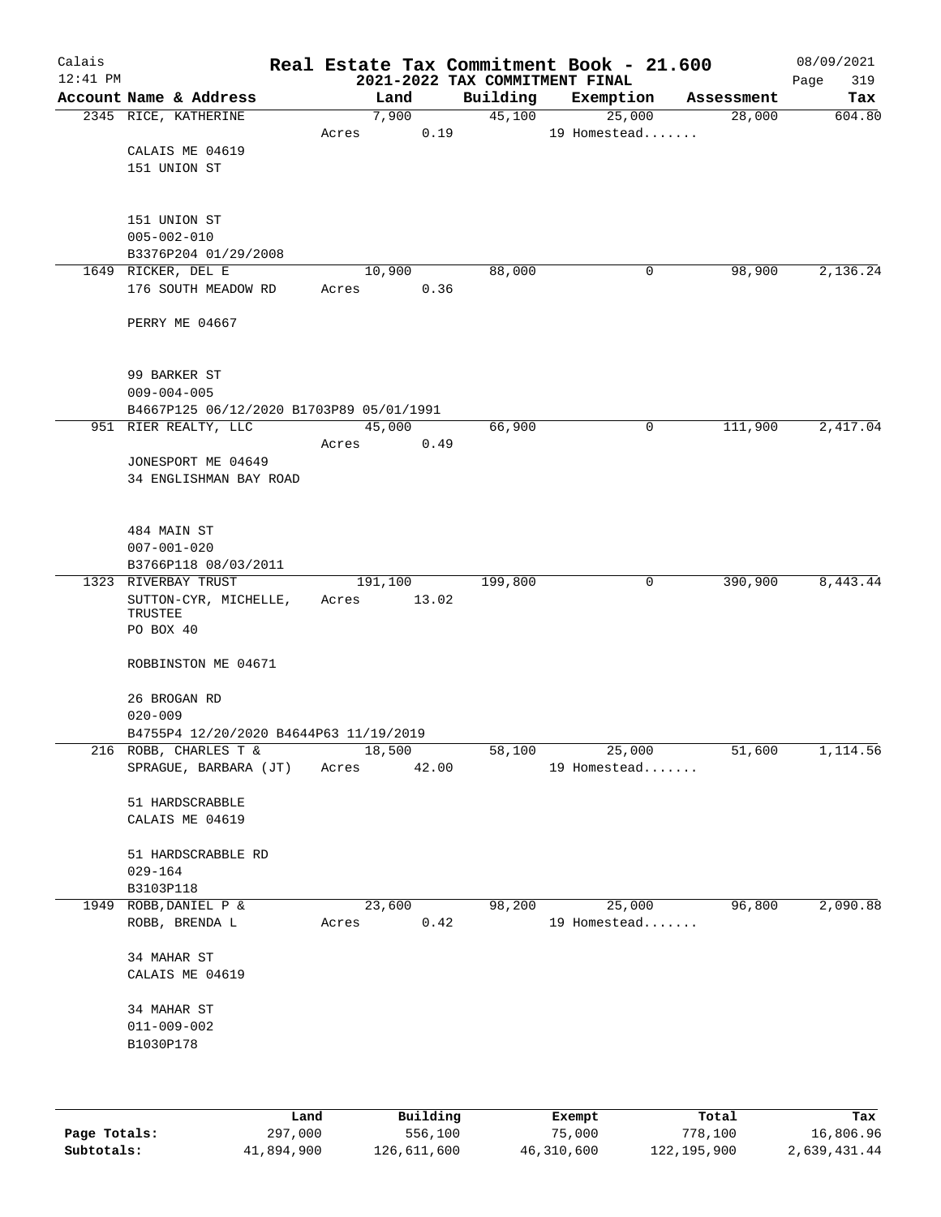# Real Estate Tax Commitment Book - 21.600

## 2021-2022 TAX COMMITMENT FINAL

Calais 12:41 PM — 08/09/2021 — Page 319

| Account Name & Address | Land | Building | Exemption | Assessment | Tax |
|---|---|---|---|---|---|
| 2345 RICE, KATHERINE | 7,900 | 45,100 | 25,000 | 28,000 | 604.80 |
| | Acres 0.19 | | 19 Homestead....... | | |
| CALAIS ME 04619 | | | | | |
| 151 UNION ST | | | | | |
| 151 UNION ST | | | | | |
| 005-002-010 | | | | | |
| B3376P204 01/29/2008 | | | | | |
| 1649 RICKER, DEL E | 10,900 | 88,000 | 0 | 98,900 | 2,136.24 |
| 176 SOUTH MEADOW RD | Acres 0.36 | | | | |
| PERRY ME 04667 | | | | | |
| 99 BARKER ST | | | | | |
| 009-004-005 | | | | | |
| B4667P125 06/12/2020 B1703P89 05/01/1991 | | | | | |
| 951 RIER REALTY, LLC | 45,000 | 66,900 | 0 | 111,900 | 2,417.04 |
| | Acres 0.49 | | | | |
| JONESPORT ME 04649 | | | | | |
| 34 ENGLISHMAN BAY ROAD | | | | | |
| 484 MAIN ST | | | | | |
| 007-001-020 | | | | | |
| B3766P118 08/03/2011 | | | | | |
| 1323 RIVERBAY TRUST | 191,100 | 199,800 | 0 | 390,900 | 8,443.44 |
| SUTTON-CYR, MICHELLE, TRUSTEE | Acres 13.02 | | | | |
| PO BOX 40 | | | | | |
| ROBBINSTON ME 04671 | | | | | |
| 26 BROGAN RD | | | | | |
| 020-009 | | | | | |
| B4755P4 12/20/2020 B4644P63 11/19/2019 | | | | | |
| 216 ROBB, CHARLES T & | 18,500 | 58,100 | 25,000 | 51,600 | 1,114.56 |
| SPRAGUE, BARBARA (JT) | Acres 42.00 | | 19 Homestead....... | | |
| 51 HARDSCRABBLE | | | | | |
| CALAIS ME 04619 | | | | | |
| 51 HARDSCRABBLE RD | | | | | |
| 029-164 | | | | | |
| B3103P118 | | | | | |
| 1949 ROBB, DANIEL P & | 23,600 | 98,200 | 25,000 | 96,800 | 2,090.88 |
| ROBB, BRENDA L | Acres 0.42 | | 19 Homestead....... | | |
| 34 MAHAR ST | | | | | |
| CALAIS ME 04619 | | | | | |
| 34 MAHAR ST | | | | | |
| 011-009-002 | | | | | |
| B1030P178 | | | | | |

| | Land | Building | Exempt | Total | Tax |
|---|---|---|---|---|---|
| Page Totals: | 297,000 | 556,100 | 75,000 | 778,100 | 16,806.96 |
| Subtotals: | 41,894,900 | 126,611,600 | 46,310,600 | 122,195,900 | 2,639,431.44 |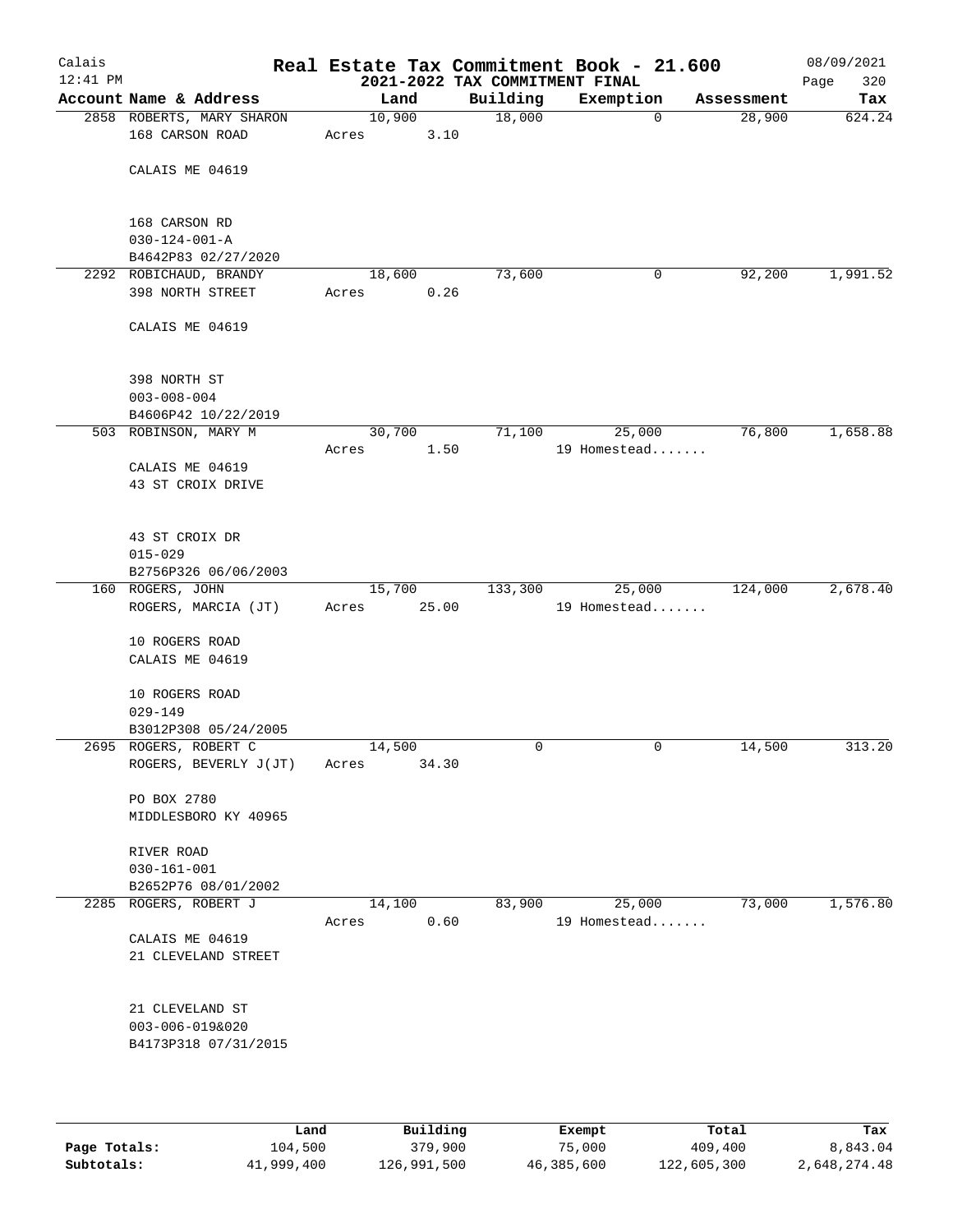# Calais — Real Estate Tax Commitment Book - 21.600

**2021-2022 TAX COMMITMENT FINAL**

12:41 PM — 08/09/2021

| Account Name & Address | Land | Building | Exemption | Assessment | Tax |
|---|---|---|---|---|---|
| 2858 ROBERTS, MARY SHARON<br>168 CARSON ROAD<br><br>CALAIS ME 04619<br><br>168 CARSON RD<br>030-124-001-A<br>B4642P83 02/27/2020 | 10,900<br>Acres 3.10 | 18,000 | 0 | 28,900 | 624.24 |
| 2292 ROBICHAUD, BRANDY<br>398 NORTH STREET<br><br>CALAIS ME 04619<br><br>398 NORTH ST<br>003-008-004<br>B4606P42 10/22/2019 | 18,600<br>Acres 0.26 | 73,600 | 0 | 92,200 | 1,991.52 |
| 503 ROBINSON, MARY M<br><br>CALAIS ME 04619<br>43 ST CROIX DRIVE<br><br>43 ST CROIX DR<br>015-029<br>B2756P326 06/06/2003 | 30,700<br>Acres 1.50 | 71,100 | 25,000<br>19 Homestead....... | 76,800 | 1,658.88 |
| 160 ROGERS, JOHN<br>ROGERS, MARCIA (JT)<br><br>10 ROGERS ROAD<br>CALAIS ME 04619<br><br>10 ROGERS ROAD<br>029-149<br>B3012P308 05/24/2005 | 15,700<br>Acres 25.00 | 133,300 | 25,000<br>19 Homestead....... | 124,000 | 2,678.40 |
| 2695 ROGERS, ROBERT C<br>ROGERS, BEVERLY J(JT)<br><br>PO BOX 2780<br>MIDDLESBORO KY 40965<br><br>RIVER ROAD<br>030-161-001<br>B2652P76 08/01/2002 | 14,500<br>Acres 34.30 | 0 | 0 | 14,500 | 313.20 |
| 2285 ROGERS, ROBERT J<br><br>CALAIS ME 04619<br>21 CLEVELAND STREET<br><br>21 CLEVELAND ST<br>003-006-019&020<br>B4173P318 07/31/2015 | 14,100<br>Acres 0.60 | 83,900 | 25,000<br>19 Homestead....... | 73,000 | 1,576.80 |

| | Land | Building | Exempt | Total | Tax |
|---|---|---|---|---|---|
| **Page Totals:** | 104,500 | 379,900 | 75,000 | 409,400 | 8,843.04 |
| **Subtotals:** | 41,999,400 | 126,991,500 | 46,385,600 | 122,605,300 | 2,648,274.48 |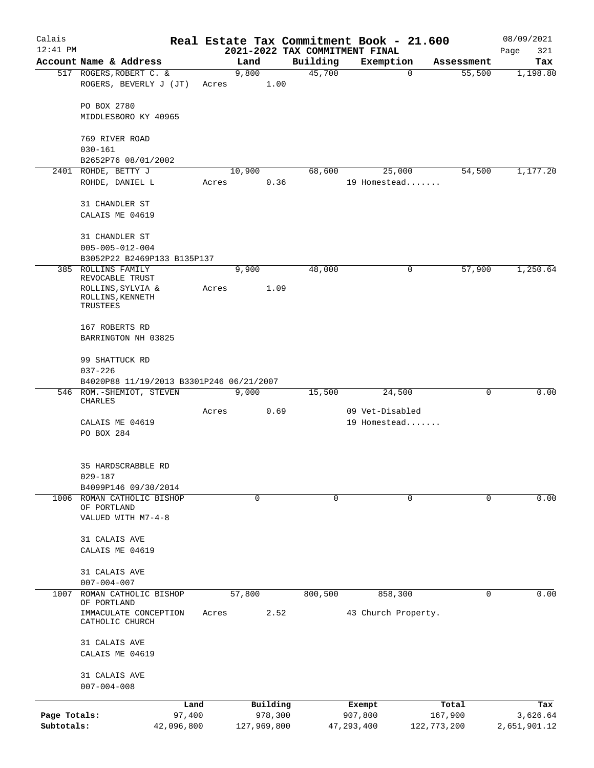Calais
12:41 PM

# Real Estate Tax Commitment Book - 21.600

## 2021-2022 TAX COMMITMENT FINAL

08/09/2021
Page 321

| Account Name & Address | Land | Building | Exemption | Assessment | Tax |
|---|---|---|---|---|---|
| 517 ROGERS, ROBERT C. & | 9,800 | 45,700 | 0 | 55,500 | 1,198.80 |
| ROGERS, BEVERLY J (JT) | Acres 1.00 | | | | |
| PO BOX 2780 | | | | | |
| MIDDLESBORO KY 40965 | | | | | |
| 769 RIVER ROAD | | | | | |
| 030-161 | | | | | |
| B2652P76 08/01/2002 | | | | | |
| 2401 ROHDE, BETTY J | 10,900 | 68,600 | 25,000 | 54,500 | 1,177.20 |
| ROHDE, DANIEL L | Acres 0.36 | | 19 Homestead....... | | |
| 31 CHANDLER ST | | | | | |
| CALAIS ME 04619 | | | | | |
| 31 CHANDLER ST | | | | | |
| 005-005-012-004 | | | | | |
| B3052P22 B2469P133 B135P137 | | | | | |
| 385 ROLLINS FAMILY REVOCABLE TRUST | 9,900 | 48,000 | 0 | 57,900 | 1,250.64 |
| ROLLINS, SYLVIA & ROLLINS, KENNETH TRUSTEES | Acres 1.09 | | | | |
| 167 ROBERTS RD | | | | | |
| BARRINGTON NH 03825 | | | | | |
| 99 SHATTUCK RD | | | | | |
| 037-226 | | | | | |
| B4020P88 11/19/2013 B3301P246 06/21/2007 | | | | | |
| 546 ROM.-SHEMIOT, STEVEN CHARLES | 9,000 | 15,500 | 24,500 | 0 | 0.00 |
| | Acres 0.69 | | 09 Vet-Disabled | | |
| CALAIS ME 04619 | | | 19 Homestead....... | | |
| PO BOX 284 | | | | | |
| 35 HARDSCRABBLE RD | | | | | |
| 029-187 | | | | | |
| B4099P146 09/30/2014 | | | | | |
| 1006 ROMAN CATHOLIC BISHOP OF PORTLAND | 0 | 0 | 0 | 0 | 0.00 |
| VALUED WITH M7-4-8 | | | | | |
| 31 CALAIS AVE | | | | | |
| CALAIS ME 04619 | | | | | |
| 31 CALAIS AVE | | | | | |
| 007-004-007 | | | | | |
| 1007 ROMAN CATHOLIC BISHOP OF PORTLAND | 57,800 | 800,500 | 858,300 | 0 | 0.00 |
| IMMACULATE CONCEPTION CATHOLIC CHURCH | Acres 2.52 | | 43 Church Property. | | |
| 31 CALAIS AVE | | | | | |
| CALAIS ME 04619 | | | | | |
| 31 CALAIS AVE | | | | | |
| 007-004-008 | | | | | |

| | Land | Building | Exempt | Total | Tax |
|---|---|---|---|---|---|
| Page Totals: | 97,400 | 978,300 | 907,800 | 167,900 | 3,626.64 |
| Subtotals: | 42,096,800 | 127,969,800 | 47,293,400 | 122,773,200 | 2,651,901.12 |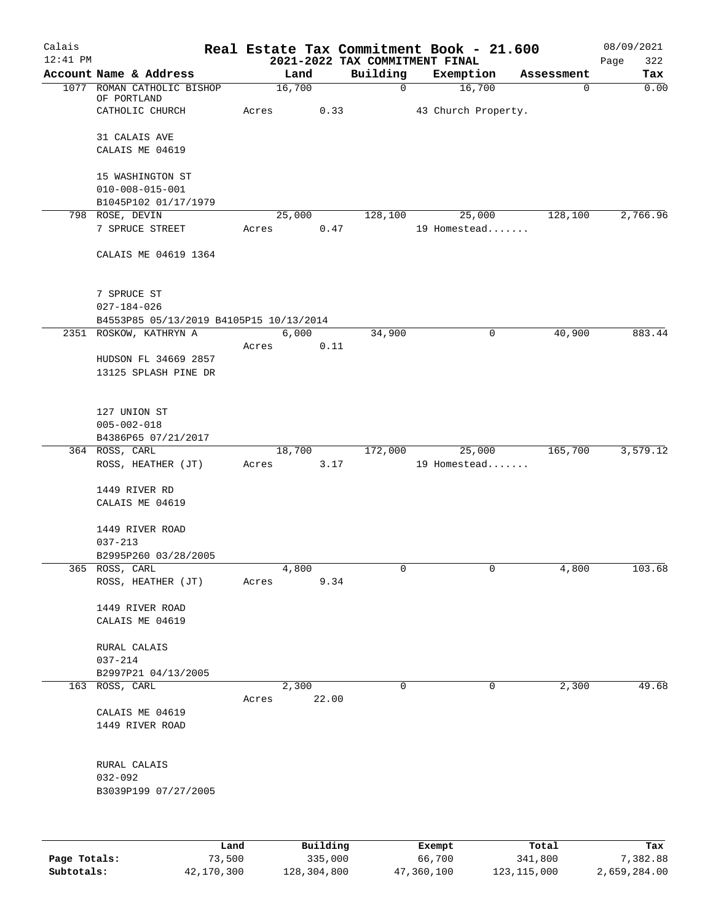# Real Estate Tax Commitment Book - 21.600

## 2021-2022 TAX COMMITMENT FINAL

Calais 12:41 PM — 08/09/2021

| Account Name & Address | Land | Building | Exemption | Assessment | Tax |
|---|---|---|---|---|---|
| 1077 ROMAN CATHOLIC BISHOP OF PORTLAND | 16,700 | 0 | 16,700 | 0 | 0.00 |
| CATHOLIC CHURCH | Acres 0.33 | | 43 Church Property. | | |
| 31 CALAIS AVE | | | | | |
| CALAIS ME 04619 | | | | | |
| 15 WASHINGTON ST | | | | | |
| 010-008-015-001 | | | | | |
| B1045P102 01/17/1979 | | | | | |
| 798 ROSE, DEVIN | 25,000 | 128,100 | 25,000 | 128,100 | 2,766.96 |
| 7 SPRUCE STREET | Acres 0.47 | | 19 Homestead....... | | |
| CALAIS ME 04619 1364 | | | | | |
| 7 SPRUCE ST | | | | | |
| 027-184-026 | | | | | |
| B4553P85 05/13/2019 B4105P15 10/13/2014 | | | | | |
| 2351 ROSKOW, KATHRYN A | 6,000 | 34,900 | 0 | 40,900 | 883.44 |
| | Acres 0.11 | | | | |
| HUDSON FL 34669 2857 | | | | | |
| 13125 SPLASH PINE DR | | | | | |
| 127 UNION ST | | | | | |
| 005-002-018 | | | | | |
| B4386P65 07/21/2017 | | | | | |
| 364 ROSS, CARL | 18,700 | 172,000 | 25,000 | 165,700 | 3,579.12 |
| ROSS, HEATHER (JT) | Acres 3.17 | | 19 Homestead....... | | |
| 1449 RIVER RD | | | | | |
| CALAIS ME 04619 | | | | | |
| 1449 RIVER ROAD | | | | | |
| 037-213 | | | | | |
| B2995P260 03/28/2005 | | | | | |
| 365 ROSS, CARL | 4,800 | 0 | 0 | 4,800 | 103.68 |
| ROSS, HEATHER (JT) | Acres 9.34 | | | | |
| 1449 RIVER ROAD | | | | | |
| CALAIS ME 04619 | | | | | |
| RURAL CALAIS | | | | | |
| 037-214 | | | | | |
| B2997P21 04/13/2005 | | | | | |
| 163 ROSS, CARL | 2,300 | 0 | 0 | 2,300 | 49.68 |
| | Acres 22.00 | | | | |
| CALAIS ME 04619 | | | | | |
| 1449 RIVER ROAD | | | | | |
| RURAL CALAIS | | | | | |
| 032-092 | | | | | |
| B3039P199 07/27/2005 | | | | | |

| | Land | Building | Exempt | Total | Tax |
|---|---|---|---|---|---|
| Page Totals: | 73,500 | 335,000 | 66,700 | 341,800 | 7,382.88 |
| Subtotals: | 42,170,300 | 128,304,800 | 47,360,100 | 123,115,000 | 2,659,284.00 |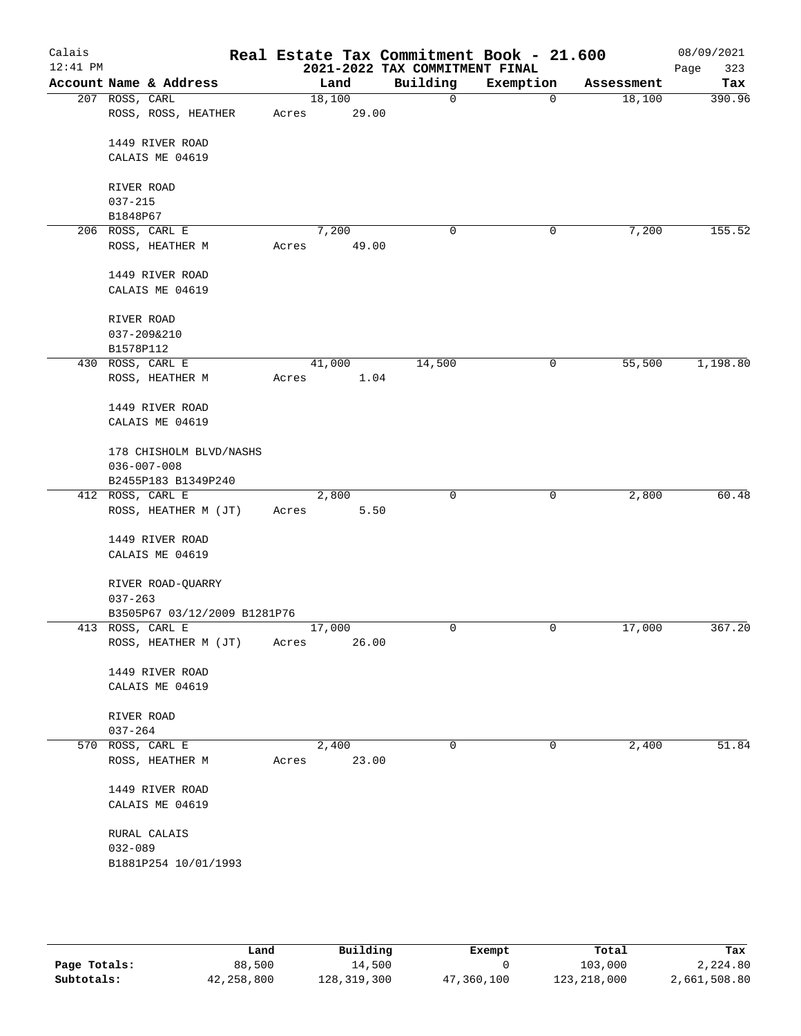# Real Estate Tax Commitment Book - 21.600

## 2021-2022 TAX COMMITMENT FINAL

Calais 12:41 PM — 08/09/2021 — Page 323

| Account Name & Address | Land | Building | Exemption | Assessment | Tax |
|---|---|---|---|---|---|
| 207 ROSS, CARL<br>ROSS, ROSS, HEATHER<br><br>1449 RIVER ROAD<br>CALAIS ME 04619<br><br>RIVER ROAD<br>037-215<br>B1848P67 | 18,100<br>Acres 29.00 | 0 | 0 | 18,100 | 390.96 |
| 206 ROSS, CARL E<br>ROSS, HEATHER M<br><br>1449 RIVER ROAD<br>CALAIS ME 04619<br><br>RIVER ROAD<br>037-209&210<br>B1578P112 | 7,200<br>Acres 49.00 | 0 | 0 | 7,200 | 155.52 |
| 430 ROSS, CARL E<br>ROSS, HEATHER M<br><br>1449 RIVER ROAD<br>CALAIS ME 04619<br><br>178 CHISHOLM BLVD/NASHS<br>036-007-008<br>B2455P183 B1349P240 | 41,000<br>Acres 1.04 | 14,500 | 0 | 55,500 | 1,198.80 |
| 412 ROSS, CARL E<br>ROSS, HEATHER M (JT)<br><br>1449 RIVER ROAD<br>CALAIS ME 04619<br><br>RIVER ROAD-QUARRY<br>037-263<br>B3505P67 03/12/2009 B1281P76 | 2,800<br>Acres 5.50 | 0 | 0 | 2,800 | 60.48 |
| 413 ROSS, CARL E<br>ROSS, HEATHER M (JT)<br><br>1449 RIVER ROAD<br>CALAIS ME 04619<br><br>RIVER ROAD<br>037-264 | 17,000<br>Acres 26.00 | 0 | 0 | 17,000 | 367.20 |
| 570 ROSS, CARL E<br>ROSS, HEATHER M<br><br>1449 RIVER ROAD<br>CALAIS ME 04619<br><br>RURAL CALAIS<br>032-089<br>B1881P254 10/01/1993 | 2,400<br>Acres 23.00 | 0 | 0 | 2,400 | 51.84 |

| | Land | Building | Exempt | Total | Tax |
|---|---|---|---|---|---|
| Page Totals: | 88,500 | 14,500 | 0 | 103,000 | 2,224.80 |
| Subtotals: | 42,258,800 | 128,319,300 | 47,360,100 | 123,218,000 | 2,661,508.80 |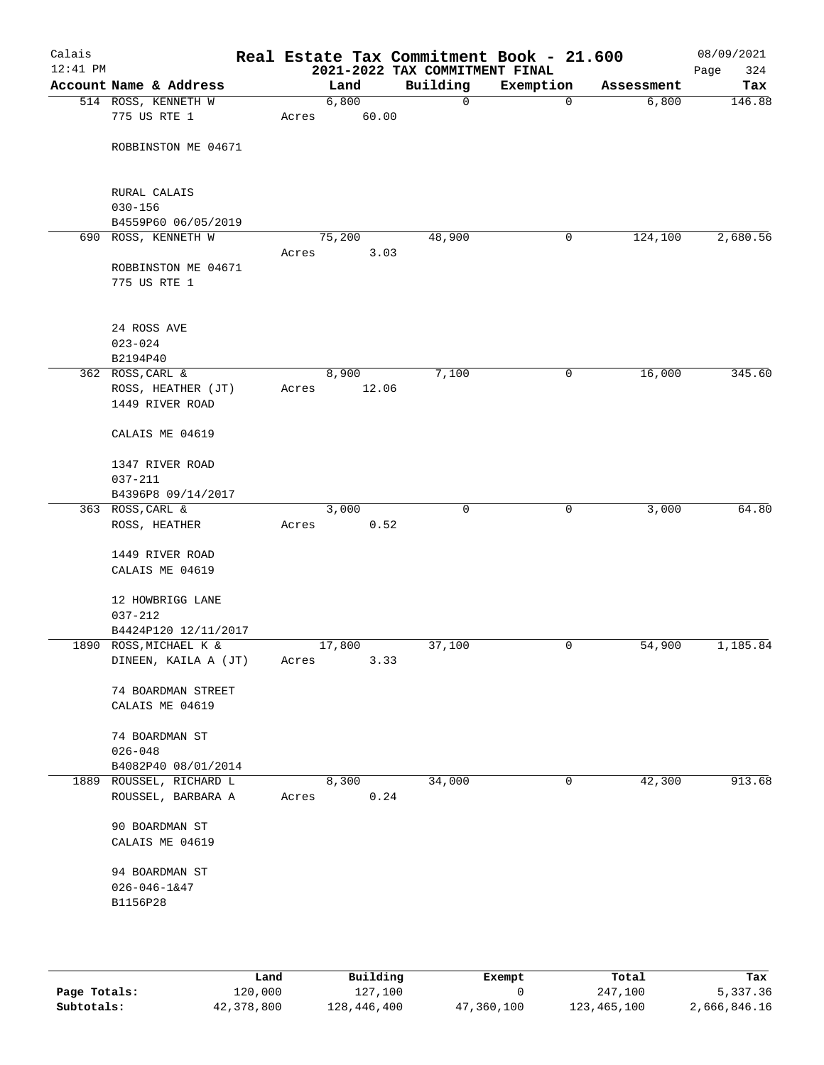# Real Estate Tax Commitment Book - 21.600

Calais
12:41 PM

2021-2022 TAX COMMITMENT FINAL

08/09/2021

| Account Name & Address | Land | Building | Exemption | Assessment | Tax |
|---|---|---|---|---|---|
| 514 ROSS, KENNETH W<br>775 US RTE 1<br><br>ROBBINSTON ME 04671<br><br>RURAL CALAIS<br>030-156<br>B4559P60 06/05/2019 | 6,800<br>Acres 60.00 | 0 | 0 | 6,800 | 146.88 |
| 690 ROSS, KENNETH W<br><br>ROBBINSTON ME 04671<br>775 US RTE 1<br><br>24 ROSS AVE<br>023-024<br>B2194P40 | 75,200<br>Acres 3.03 | 48,900 | 0 | 124,100 | 2,680.56 |
| 362 ROSS, CARL &<br>ROSS, HEATHER (JT)<br>1449 RIVER ROAD<br><br>CALAIS ME 04619<br><br>1347 RIVER ROAD<br>037-211<br>B4396P8 09/14/2017 | 8,900<br>Acres 12.06 | 7,100 | 0 | 16,000 | 345.60 |
| 363 ROSS, CARL &<br>ROSS, HEATHER<br><br>1449 RIVER ROAD<br>CALAIS ME 04619<br><br>12 HOWBRIGG LANE<br>037-212<br>B4424P120 12/11/2017 | 3,000<br>Acres 0.52 | 0 | 0 | 3,000 | 64.80 |
| 1890 ROSS, MICHAEL K &<br>DINEEN, KAILA A (JT)<br><br>74 BOARDMAN STREET<br>CALAIS ME 04619<br><br>74 BOARDMAN ST<br>026-048<br>B4082P40 08/01/2014 | 17,800<br>Acres 3.33 | 37,100 | 0 | 54,900 | 1,185.84 |
| 1889 ROUSSEL, RICHARD L<br>ROUSSEL, BARBARA A<br><br>90 BOARDMAN ST<br>CALAIS ME 04619<br><br>94 BOARDMAN ST<br>026-046-1&47<br>B1156P28 | 8,300<br>Acres 0.24 | 34,000 | 0 | 42,300 | 913.68 |

| | Land | Building | Exempt | Total | Tax |
|---|---|---|---|---|---|
| Page Totals: | 120,000 | 127,100 | 0 | 247,100 | 5,337.36 |
| Subtotals: | 42,378,800 | 128,446,400 | 47,360,100 | 123,465,100 | 2,666,846.16 |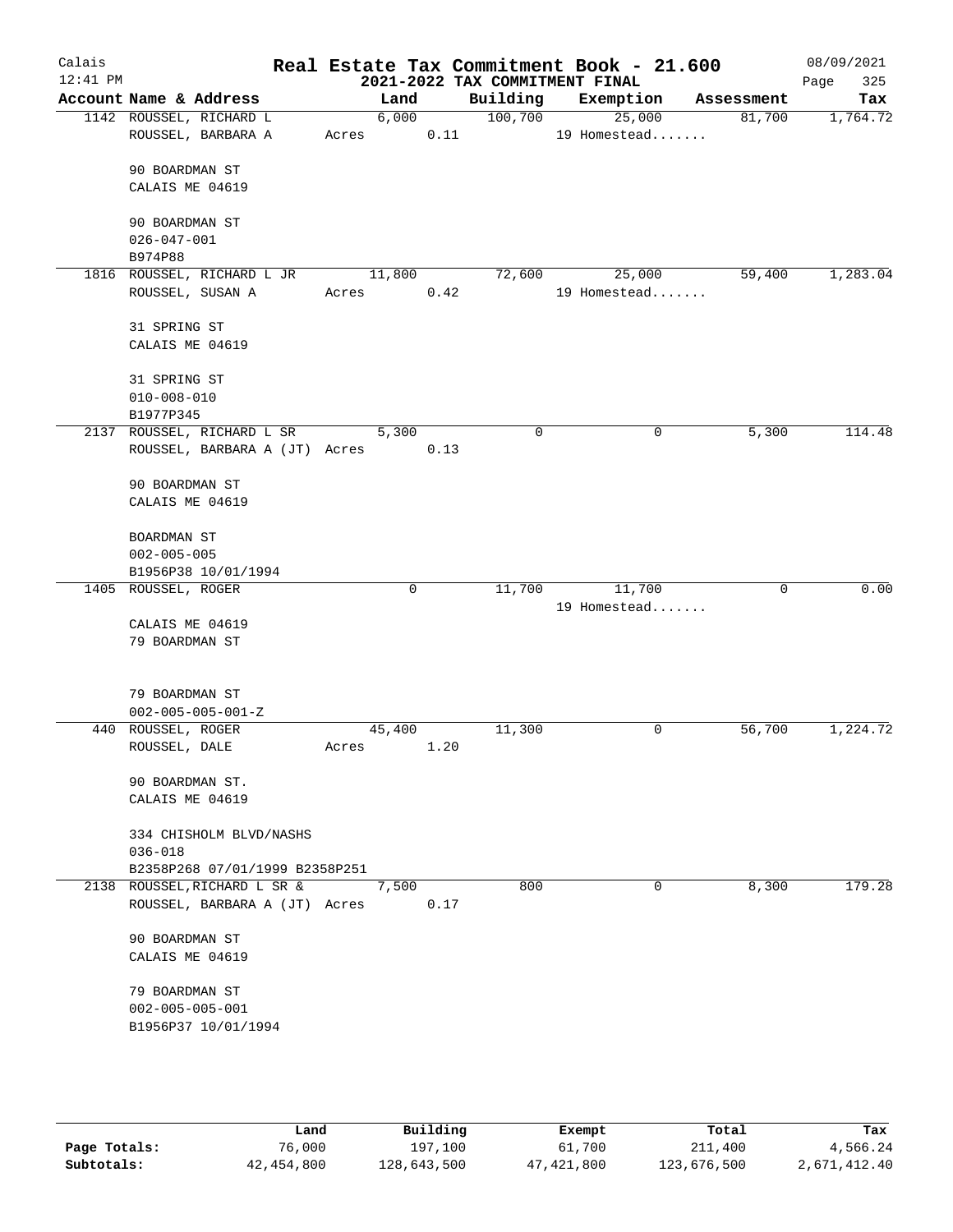# Real Estate Tax Commitment Book - 21.600

Calais 12:41 PM — 2021-2022 TAX COMMITMENT FINAL — 08/09/2021

| Account Name & Address | Land | Building | Exemption | Assessment | Tax |
|---|---|---|---|---|---|
| 1142 ROUSSEL, RICHARD L<br>ROUSSEL, BARBARA A<br><br>90 BOARDMAN ST<br>CALAIS ME 04619<br><br>90 BOARDMAN ST<br>026-047-001<br>B974P88 | 6,000<br>Acres 0.11 | 100,700 | 25,000<br>19 Homestead....... | 81,700 | 1,764.72 |
| 1816 ROUSSEL, RICHARD L JR<br>ROUSSEL, SUSAN A<br><br>31 SPRING ST<br>CALAIS ME 04619<br><br>31 SPRING ST<br>010-008-010<br>B1977P345 | 11,800<br>Acres 0.42 | 72,600 | 25,000<br>19 Homestead....... | 59,400 | 1,283.04 |
| 2137 ROUSSEL, RICHARD L SR<br>ROUSSEL, BARBARA A (JT)<br><br>90 BOARDMAN ST<br>CALAIS ME 04619<br><br>BOARDMAN ST<br>002-005-005<br>B1956P38 10/01/1994 | 5,300<br>Acres 0.13 | 0 | 0 | 5,300 | 114.48 |
| 1405 ROUSSEL, ROGER<br><br>CALAIS ME 04619<br>79 BOARDMAN ST<br><br>79 BOARDMAN ST<br>002-005-005-001-Z | 0 | 11,700 | 11,700<br>19 Homestead....... | 0 | 0.00 |
| 440 ROUSSEL, ROGER<br>ROUSSEL, DALE<br><br>90 BOARDMAN ST.<br>CALAIS ME 04619<br><br>334 CHISHOLM BLVD/NASHS<br>036-018<br>B2358P268 07/01/1999 B2358P251 | 45,400<br>Acres 1.20 | 11,300 | 0 | 56,700 | 1,224.72 |
| 2138 ROUSSEL,RICHARD L SR &<br>ROUSSEL, BARBARA A (JT)<br><br>90 BOARDMAN ST<br>CALAIS ME 04619<br><br>79 BOARDMAN ST<br>002-005-005-001<br>B1956P37 10/01/1994 | 7,500<br>Acres 0.17 | 800 | 0 | 8,300 | 179.28 |

| | Land | Building | Exempt | Total | Tax |
|---|---|---|---|---|---|
| Page Totals: | 76,000 | 197,100 | 61,700 | 211,400 | 4,566.24 |
| Subtotals: | 42,454,800 | 128,643,500 | 47,421,800 | 123,676,500 | 2,671,412.40 |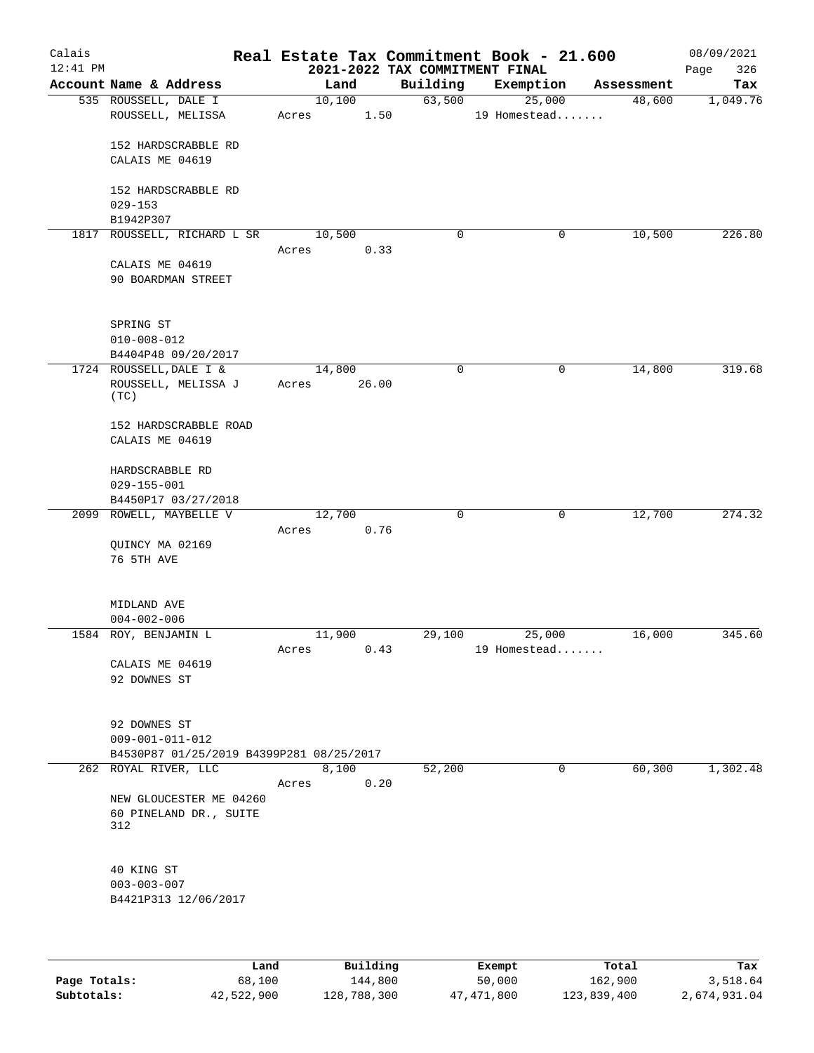Calais
12:41 PM

# Real Estate Tax Commitment Book - 21.600

## 2021-2022 TAX COMMITMENT FINAL

08/09/2021
Page 326

| Account Name & Address | Land | Building | Exemption | Assessment | Tax |
|---|---|---|---|---|---|
| 535 ROUSSELL, DALE I<br>ROUSSELL, MELISSA<br><br>152 HARDSCRABBLE RD<br>CALAIS ME 04619<br><br>152 HARDSCRABBLE RD<br>029-153<br>B1942P307 | 10,100<br>Acres 1.50 | 63,500 | 25,000<br>19 Homestead....... | 48,600 | 1,049.76 |
| 1817 ROUSSELL, RICHARD L SR<br><br>CALAIS ME 04619<br>90 BOARDMAN STREET<br><br>SPRING ST<br>010-008-012<br>B4404P48 09/20/2017 | 10,500<br>Acres 0.33 | 0 | 0 | 10,500 | 226.80 |
| 1724 ROUSSELL,DALE I &<br>ROUSSELL, MELISSA J (TC)<br><br>152 HARDSCRABBLE ROAD<br>CALAIS ME 04619<br><br>HARDSCRABBLE RD<br>029-155-001<br>B4450P17 03/27/2018 | 14,800<br>Acres 26.00 | 0 | 0 | 14,800 | 319.68 |
| 2099 ROWELL, MAYBELLE V<br><br>QUINCY MA 02169<br>76 5TH AVE<br><br>MIDLAND AVE<br>004-002-006 | 12,700<br>Acres 0.76 | 0 | 0 | 12,700 | 274.32 |
| 1584 ROY, BENJAMIN L<br><br>CALAIS ME 04619<br>92 DOWNES ST<br><br>92 DOWNES ST<br>009-001-011-012<br>B4530P87 01/25/2019 B4399P281 08/25/2017 | 11,900<br>Acres 0.43 | 29,100 | 25,000<br>19 Homestead....... | 16,000 | 345.60 |
| 262 ROYAL RIVER, LLC<br><br>NEW GLOUCESTER ME 04260<br>60 PINELAND DR., SUITE 312<br><br>40 KING ST<br>003-003-007<br>B4421P313 12/06/2017 | 8,100<br>Acres 0.20 | 52,200 | 0 | 60,300 | 1,302.48 |

| | Land | Building | Exempt | Total | Tax |
|---|---|---|---|---|---|
| **Page Totals:** | 68,100 | 144,800 | 50,000 | 162,900 | 3,518.64 |
| **Subtotals:** | 42,522,900 | 128,788,300 | 47,471,800 | 123,839,400 | 2,674,931.04 |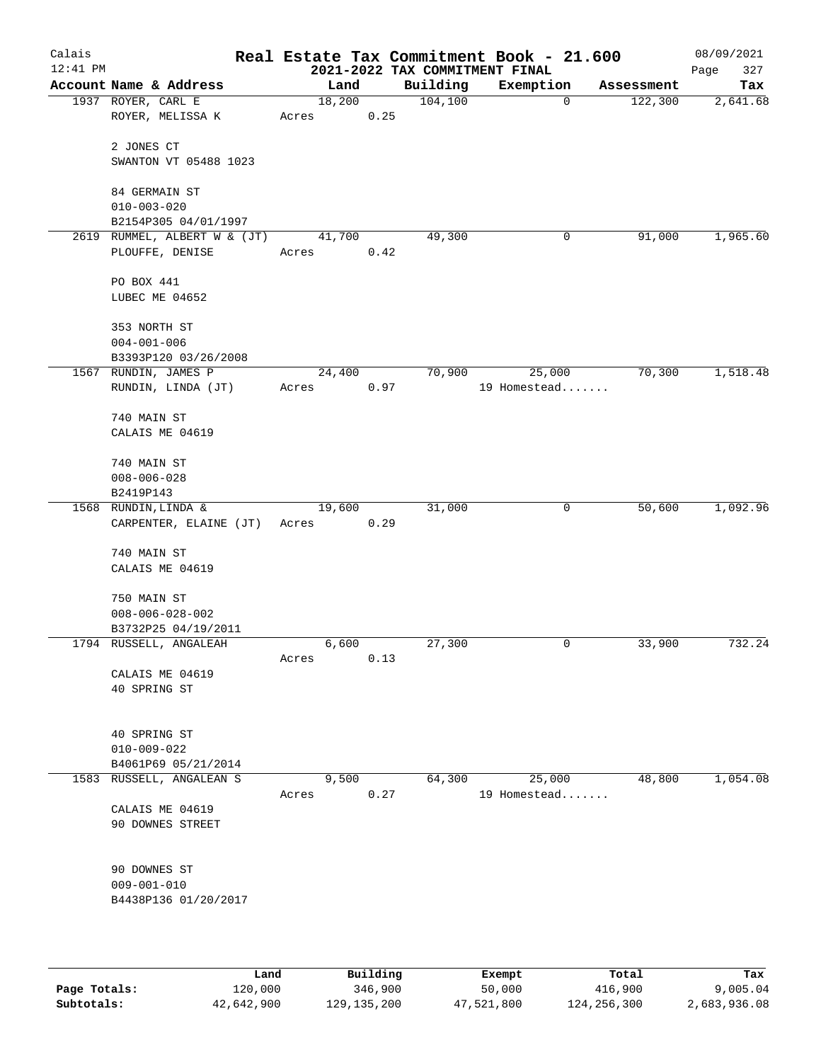# Real Estate Tax Commitment Book - 21.600

## 2021-2022 TAX COMMITMENT FINAL

Calais 12:41 PM — 08/09/2021

| Account Name & Address | Land | Building | Exemption | Assessment | Tax |
|---|---|---|---|---|---|
| 1937 ROYER, CARL E<br>ROYER, MELISSA K<br><br>2 JONES CT<br>SWANTON VT 05488 1023<br><br>84 GERMAIN ST<br>010-003-020<br>B2154P305 04/01/1997 | 18,200<br>Acres 0.25 | 104,100 | 0 | 122,300 | 2,641.68 |
| 2619 RUMMEL, ALBERT W & (JT)<br>PLOUFFE, DENISE<br><br>PO BOX 441<br>LUBEC ME 04652<br><br>353 NORTH ST<br>004-001-006<br>B3393P120 03/26/2008 | 41,700<br>Acres 0.42 | 49,300 | 0 | 91,000 | 1,965.60 |
| 1567 RUNDIN, JAMES P<br>RUNDIN, LINDA (JT)<br><br>740 MAIN ST<br>CALAIS ME 04619<br><br>740 MAIN ST<br>008-006-028<br>B2419P143 | 24,400<br>Acres 0.97 | 70,900 | 25,000<br>19 Homestead....... | 70,300 | 1,518.48 |
| 1568 RUNDIN, LINDA &<br>CARPENTER, ELAINE (JT)<br><br>740 MAIN ST<br>CALAIS ME 04619<br><br>750 MAIN ST<br>008-006-028-002<br>B3732P25 04/19/2011 | 19,600<br>Acres 0.29 | 31,000 | 0 | 50,600 | 1,092.96 |
| 1794 RUSSELL, ANGALEAH<br><br>CALAIS ME 04619<br>40 SPRING ST<br><br>40 SPRING ST<br>010-009-022<br>B4061P69 05/21/2014 | 6,600<br>Acres 0.13 | 27,300 | 0 | 33,900 | 732.24 |
| 1583 RUSSELL, ANGALEAN S<br><br>CALAIS ME 04619<br>90 DOWNES STREET<br><br>90 DOWNES ST<br>009-001-010<br>B4438P136 01/20/2017 | 9,500<br>Acres 0.27 | 64,300 | 25,000<br>19 Homestead....... | 48,800 | 1,054.08 |

| | Land | Building | Exempt | Total | Tax |
|---|---|---|---|---|---|
| Page Totals: | 120,000 | 346,900 | 50,000 | 416,900 | 9,005.04 |
| Subtotals: | 42,642,900 | 129,135,200 | 47,521,800 | 124,256,300 | 2,683,936.08 |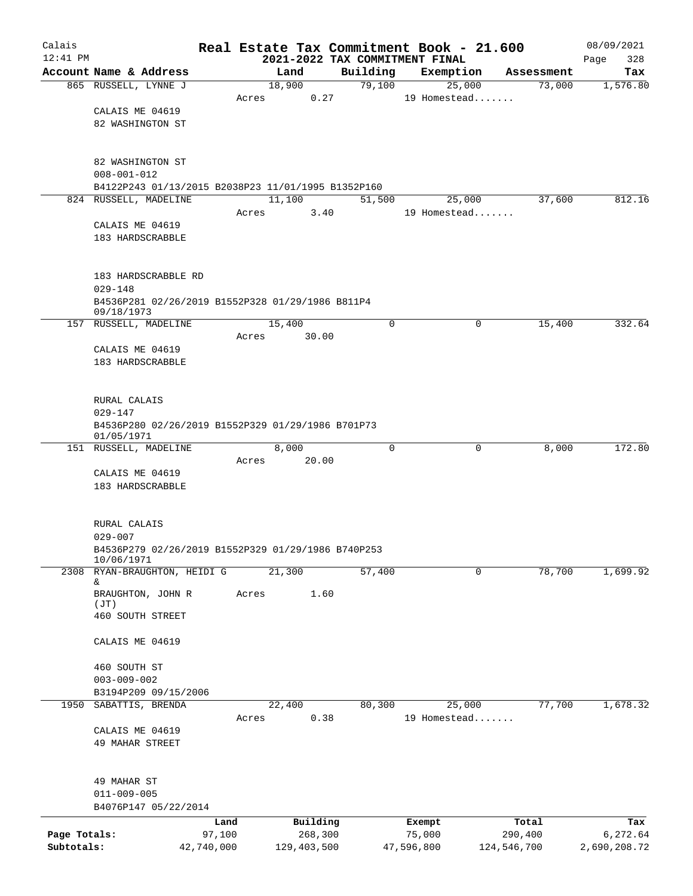# Real Estate Tax Commitment Book - 21.600

## 2021-2022 TAX COMMITMENT FINAL

Calais
12:41 PM
08/09/2021
Page 328

| Account Name & Address | Land | Building | Exemption | Assessment | Tax |
|---|---|---|---|---|---|
| 865 RUSSELL, LYNNE J | 18,900 | 79,100 | 25,000 | 73,000 | 1,576.80 |
| | Acres 0.27 | | 19 Homestead....... | | |
| CALAIS ME 04619 | | | | | |
| 82 WASHINGTON ST | | | | | |
| 82 WASHINGTON ST | | | | | |
| 008-001-012 | | | | | |
| B4122P243 01/13/2015 B2038P23 11/01/1995 B1352P160 | | | | | |
| 824 RUSSELL, MADELINE | 11,100 | 51,500 | 25,000 | 37,600 | 812.16 |
| | Acres 3.40 | | 19 Homestead....... | | |
| CALAIS ME 04619 | | | | | |
| 183 HARDSCRABBLE | | | | | |
| 183 HARDSCRABBLE RD | | | | | |
| 029-148 | | | | | |
| B4536P281 02/26/2019 B1552P328 01/29/1986 B811P4 09/18/1973 | | | | | |
| 157 RUSSELL, MADELINE | 15,400 | 0 | 0 | 15,400 | 332.64 |
| | Acres 30.00 | | | | |
| CALAIS ME 04619 | | | | | |
| 183 HARDSCRABBLE | | | | | |
| RURAL CALAIS | | | | | |
| 029-147 | | | | | |
| B4536P280 02/26/2019 B1552P329 01/29/1986 B701P73 01/05/1971 | | | | | |
| 151 RUSSELL, MADELINE | 8,000 | 0 | 0 | 8,000 | 172.80 |
| | Acres 20.00 | | | | |
| CALAIS ME 04619 | | | | | |
| 183 HARDSCRABBLE | | | | | |
| RURAL CALAIS | | | | | |
| 029-007 | | | | | |
| B4536P279 02/26/2019 B1552P329 01/29/1986 B740P253 10/06/1971 | | | | | |
| 2308 RYAN-BRAUGHTON, HEIDI G & | 21,300 | 57,400 | 0 | 78,700 | 1,699.92 |
| BRAUGHTON, JOHN R (JT) | Acres 1.60 | | | | |
| 460 SOUTH STREET | | | | | |
| CALAIS ME 04619 | | | | | |
| 460 SOUTH ST | | | | | |
| 003-009-002 | | | | | |
| B3194P209 09/15/2006 | | | | | |
| 1950 SABATTIS, BRENDA | 22,400 | 80,300 | 25,000 | 77,700 | 1,678.32 |
| | Acres 0.38 | | 19 Homestead....... | | |
| CALAIS ME 04619 | | | | | |
| 49 MAHAR STREET | | | | | |
| 49 MAHAR ST | | | | | |
| 011-009-005 | | | | | |
| B4076P147 05/22/2014 | | | | | |

| | Land | Building | Exempt | Total | Tax |
|---|---|---|---|---|---|
| Page Totals: | 97,100 | 268,300 | 75,000 | 290,400 | 6,272.64 |
| Subtotals: | 42,740,000 | 129,403,500 | 47,596,800 | 124,546,700 | 2,690,208.72 |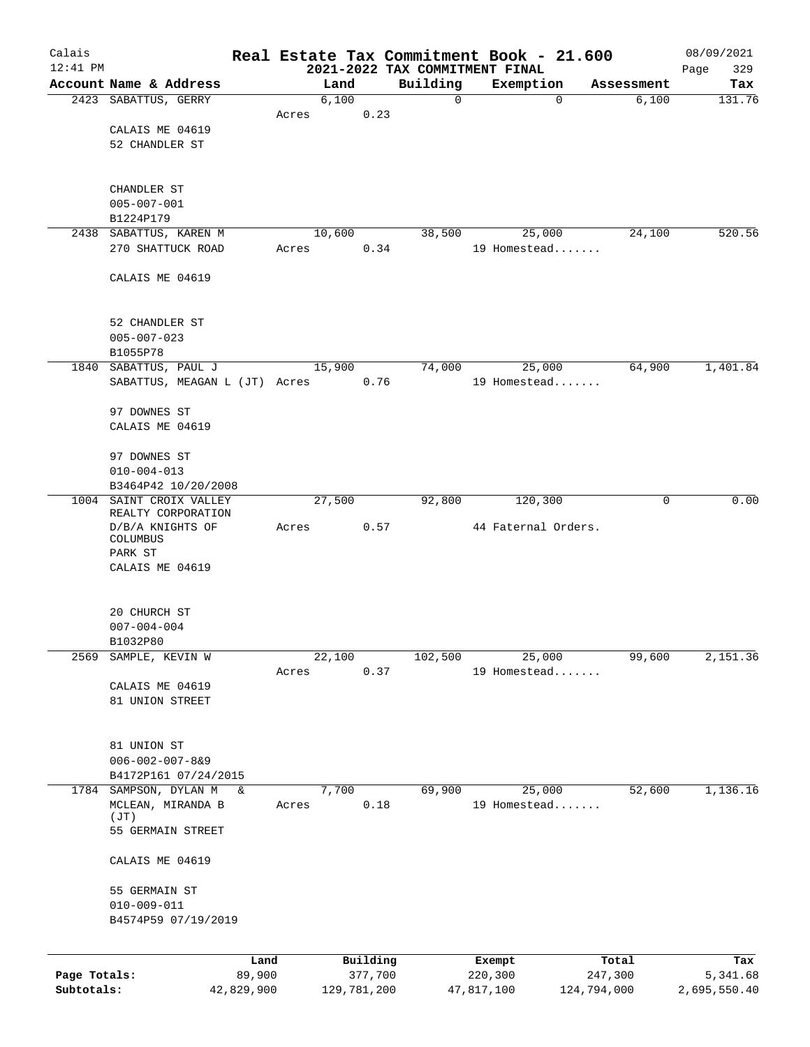# Real Estate Tax Commitment Book - 21.600

Calais
12:41 PM

## 2021-2022 TAX COMMITMENT FINAL

08/09/2021

| Account | Name & Address | Land | Building | Exemption | Assessment | Tax |
|---|---|---|---|---|---|---|
| 2423 | SABATTUS, GERRY<br>CALAIS ME 04619<br>52 CHANDLER ST<br><br>CHANDLER ST<br>005-007-001<br>B1224P179 | 6,100<br>Acres 0.23 | 0 | 0 | 6,100 | 131.76 |
| 2438 | SABATTUS, KAREN M<br>270 SHATTUCK ROAD<br>CALAIS ME 04619<br><br>52 CHANDLER ST<br>005-007-023<br>B1055P78 | 10,600<br>Acres 0.34 | 38,500 | 25,000<br>19 Homestead....... | 24,100 | 520.56 |
| 1840 | SABATTUS, PAUL J<br>SABATTUS, MEAGAN L (JT)<br>97 DOWNES ST<br>CALAIS ME 04619<br><br>97 DOWNES ST<br>010-004-013<br>B3464P42 10/20/2008 | 15,900<br>Acres 0.76 | 74,000 | 25,000<br>19 Homestead....... | 64,900 | 1,401.84 |
| 1004 | SAINT CROIX VALLEY REALTY CORPORATION<br>D/B/A KNIGHTS OF COLUMBUS<br>PARK ST<br>CALAIS ME 04619<br><br>20 CHURCH ST<br>007-004-004<br>B1032P80 | 27,500<br>Acres 0.57 | 92,800 | 120,300<br>44 Faternal Orders. | 0 | 0.00 |
| 2569 | SAMPLE, KEVIN W<br>CALAIS ME 04619<br>81 UNION STREET<br><br>81 UNION ST<br>006-002-007-8&9<br>B4172P161 07/24/2015 | 22,100<br>Acres 0.37 | 102,500 | 25,000<br>19 Homestead....... | 99,600 | 2,151.36 |
| 1784 | SAMPSON, DYLAN M &<br>MCLEAN, MIRANDA B (JT)<br>55 GERMAIN STREET<br>CALAIS ME 04619<br><br>55 GERMAIN ST<br>010-009-011<br>B4574P59 07/19/2019 | 7,700<br>Acres 0.18 | 69,900 | 25,000<br>19 Homestead....... | 52,600 | 1,136.16 |

| | Land | Building | Exempt | Total | Tax |
|---|---|---|---|---|---|
| Page Totals: | 89,900 | 377,700 | 220,300 | 247,300 | 5,341.68 |
| Subtotals: | 42,829,900 | 129,781,200 | 47,817,100 | 124,794,000 | 2,695,550.40 |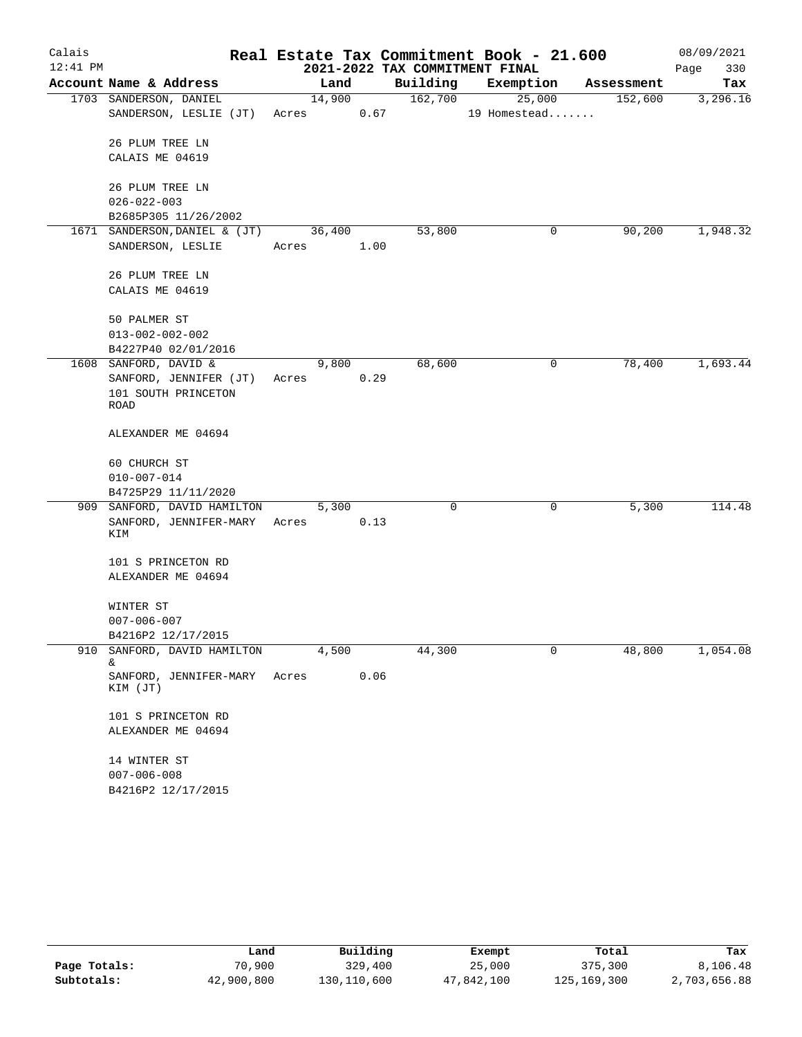# Real Estate Tax Commitment Book - 21.600

Calais
12:41 PM

## 2021-2022 TAX COMMITMENT FINAL

08/09/2021

| Account | Name & Address | Land | Building | Exemption | Assessment | Tax |
|---|---|---|---|---|---|---|
| 1703 | SANDERSON, DANIEL<br>SANDERSON, LESLIE (JT)<br><br>26 PLUM TREE LN<br>CALAIS ME 04619<br><br>26 PLUM TREE LN<br>026-022-003<br>B2685P305 11/26/2002 | 14,900<br>Acres 0.67 | 162,700 | 25,000<br>19 Homestead....... | 152,600 | 3,296.16 |
| 1671 | SANDERSON,DANIEL & (JT)<br>SANDERSON, LESLIE<br><br>26 PLUM TREE LN<br>CALAIS ME 04619<br><br>50 PALMER ST<br>013-002-002-002<br>B4227P40 02/01/2016 | 36,400<br>Acres 1.00 | 53,800 | 0 | 90,200 | 1,948.32 |
| 1608 | SANFORD, DAVID &<br>SANFORD, JENNIFER (JT)<br>101 SOUTH PRINCETON ROAD<br><br>ALEXANDER ME 04694<br><br>60 CHURCH ST<br>010-007-014<br>B4725P29 11/11/2020 | 9,800<br>Acres 0.29 | 68,600 | 0 | 78,400 | 1,693.44 |
| 909 | SANFORD, DAVID HAMILTON<br>SANFORD, JENNIFER-MARY KIM<br><br>101 S PRINCETON RD<br>ALEXANDER ME 04694<br><br>WINTER ST<br>007-006-007<br>B4216P2 12/17/2015 | 5,300<br>Acres 0.13 | 0 | 0 | 5,300 | 114.48 |
| 910 | SANFORD, DAVID HAMILTON &<br>SANFORD, JENNIFER-MARY KIM (JT)<br><br>101 S PRINCETON RD<br>ALEXANDER ME 04694<br><br>14 WINTER ST<br>007-006-008<br>B4216P2 12/17/2015 | 4,500<br>Acres 0.06 | 44,300 | 0 | 48,800 | 1,054.08 |

| | Land | Building | Exempt | Total | Tax |
|---|---|---|---|---|---|
| Page Totals: | 70,900 | 329,400 | 25,000 | 375,300 | 8,106.48 |
| Subtotals: | 42,900,800 | 130,110,600 | 47,842,100 | 125,169,300 | 2,703,656.88 |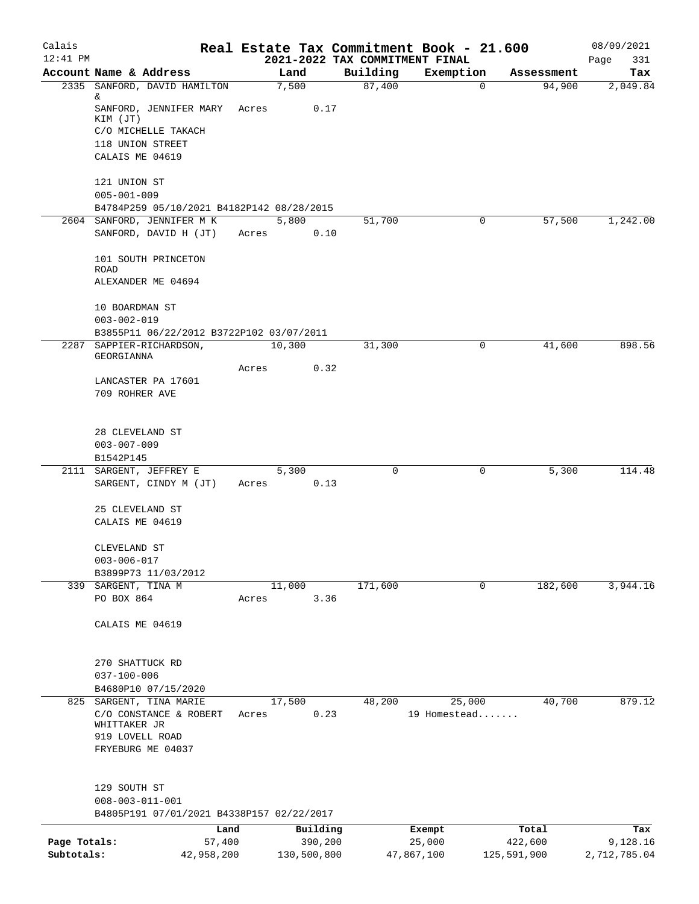Calais 12:41 PM

# Real Estate Tax Commitment Book - 21.600

## 2021-2022 TAX COMMITMENT FINAL

08/09/2021 Page 331

| Account | Name & Address | Land | Building | Exemption | Assessment | Tax |
|---|---|---|---|---|---|---|
| 2335 | SANFORD, DAVID HAMILTON & SANFORD, JENNIFER MARY KIM (JT) C/O MICHELLE TAKACH 118 UNION STREET CALAIS ME 04619 | 7,500 Acres 0.17 | 87,400 | 0 | 94,900 | 2,049.84 |
| | 121 UNION ST 005-001-009 B4784P259 05/10/2021 B4182P142 08/28/2015 | | | | | |
| 2604 | SANFORD, JENNIFER M K SANFORD, DAVID H (JT) 101 SOUTH PRINCETON ROAD ALEXANDER ME 04694 | 5,800 Acres 0.10 | 51,700 | 0 | 57,500 | 1,242.00 |
| | 10 BOARDMAN ST 003-002-019 B3855P11 06/22/2012 B3722P102 03/07/2011 | | | | | |
| 2287 | SAPPIER-RICHARDSON, GEORGIANNA LANCASTER PA 17601 709 ROHRER AVE | 10,300 Acres 0.32 | 31,300 | 0 | 41,600 | 898.56 |
| | 28 CLEVELAND ST 003-007-009 B1542P145 | | | | | |
| 2111 | SARGENT, JEFFREY E SARGENT, CINDY M (JT) 25 CLEVELAND ST CALAIS ME 04619 | 5,300 Acres 0.13 | 0 | 0 | 5,300 | 114.48 |
| | CLEVELAND ST 003-006-017 B3899P73 11/03/2012 | | | | | |
| 339 | SARGENT, TINA M PO BOX 864 CALAIS ME 04619 | 11,000 Acres 3.36 | 171,600 | 0 | 182,600 | 3,944.16 |
| | 270 SHATTUCK RD 037-100-006 B4680P10 07/15/2020 | | | | | |
| 825 | SARGENT, TINA MARIE C/O CONSTANCE & ROBERT WHITTAKER JR 919 LOVELL ROAD FRYEBURG ME 04037 | 17,500 Acres 0.23 | 48,200 | 25,000 19 Homestead....... | 40,700 | 879.12 |
| | 129 SOUTH ST 008-003-011-001 B4805P191 07/01/2021 B4338P157 02/22/2017 | | | | | |

| | Land | Building | Exempt | Total | Tax |
|---|---|---|---|---|---|
| Page Totals: | 57,400 | 390,200 | 25,000 | 422,600 | 9,128.16 |
| Subtotals: | 42,958,200 | 130,500,800 | 47,867,100 | 125,591,900 | 2,712,785.04 |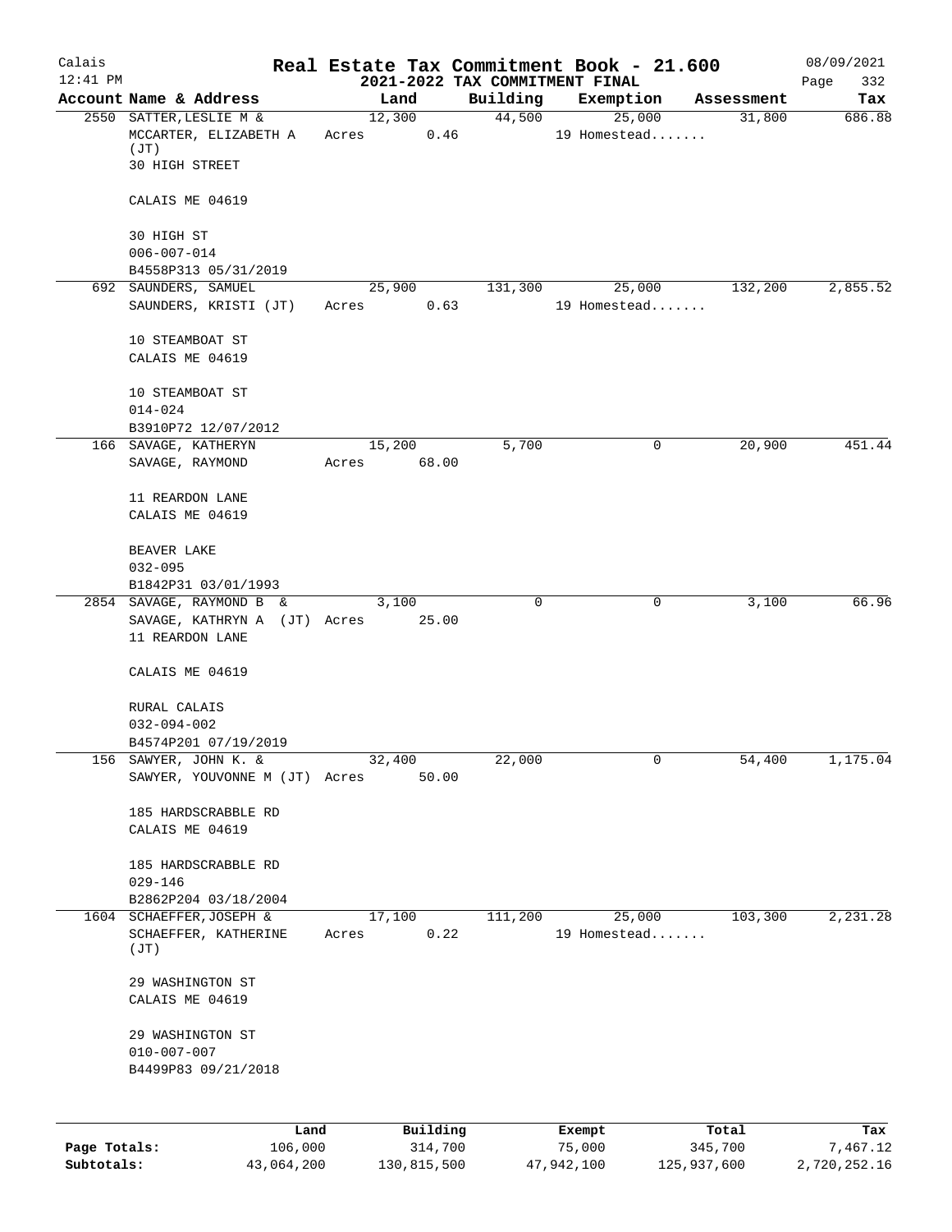# Real Estate Tax Commitment Book - 21.600

Calais 12:41 PM — 2021-2022 TAX COMMITMENT FINAL — 08/09/2021

| Account | Name & Address | Land | Building | Exemption | Assessment | Tax |
|---|---|---|---|---|---|---|
| 2550 | SATTER, LESLIE M & MCCARTER, ELIZABETH A (JT)<br>30 HIGH STREET<br>CALAIS ME 04619<br>30 HIGH ST<br>006-007-014<br>B4558P313 05/31/2019 | 12,300<br>Acres 0.46 | 44,500 | 25,000<br>19 Homestead....... | 31,800 | 686.88 |
| 692 | SAUNDERS, SAMUEL<br>SAUNDERS, KRISTI (JT)<br>10 STEAMBOAT ST<br>CALAIS ME 04619<br>10 STEAMBOAT ST<br>014-024<br>B3910P72 12/07/2012 | 25,900<br>Acres 0.63 | 131,300 | 25,000<br>19 Homestead....... | 132,200 | 2,855.52 |
| 166 | SAVAGE, KATHERYN<br>SAVAGE, RAYMOND<br>11 REARDON LANE<br>CALAIS ME 04619<br>BEAVER LAKE<br>032-095<br>B1842P31 03/01/1993 | 15,200<br>Acres 68.00 | 5,700 | 0 | 20,900 | 451.44 |
| 2854 | SAVAGE, RAYMOND B &<br>SAVAGE, KATHRYN A (JT)<br>11 REARDON LANE<br>CALAIS ME 04619<br>RURAL CALAIS<br>032-094-002<br>B4574P201 07/19/2019 | 3,100<br>Acres 25.00 | 0 | 0 | 3,100 | 66.96 |
| 156 | SAWYER, JOHN K. &<br>SAWYER, YOUVONNE M (JT)<br>185 HARDSCRABBLE RD<br>CALAIS ME 04619<br>185 HARDSCRABBLE RD<br>029-146<br>B2862P204 03/18/2004 | 32,400<br>Acres 50.00 | 22,000 | 0 | 54,400 | 1,175.04 |
| 1604 | SCHAEFFER, JOSEPH &<br>SCHAEFFER, KATHERINE (JT)<br>29 WASHINGTON ST<br>CALAIS ME 04619<br>29 WASHINGTON ST<br>010-007-007<br>B4499P83 09/21/2018 | 17,100<br>Acres 0.22 | 111,200 | 25,000<br>19 Homestead....... | 103,300 | 2,231.28 |

| | Land | Building | Exempt | Total | Tax |
|---|---|---|---|---|---|
| Page Totals: | 106,000 | 314,700 | 75,000 | 345,700 | 7,467.12 |
| Subtotals: | 43,064,200 | 130,815,500 | 47,942,100 | 125,937,600 | 2,720,252.16 |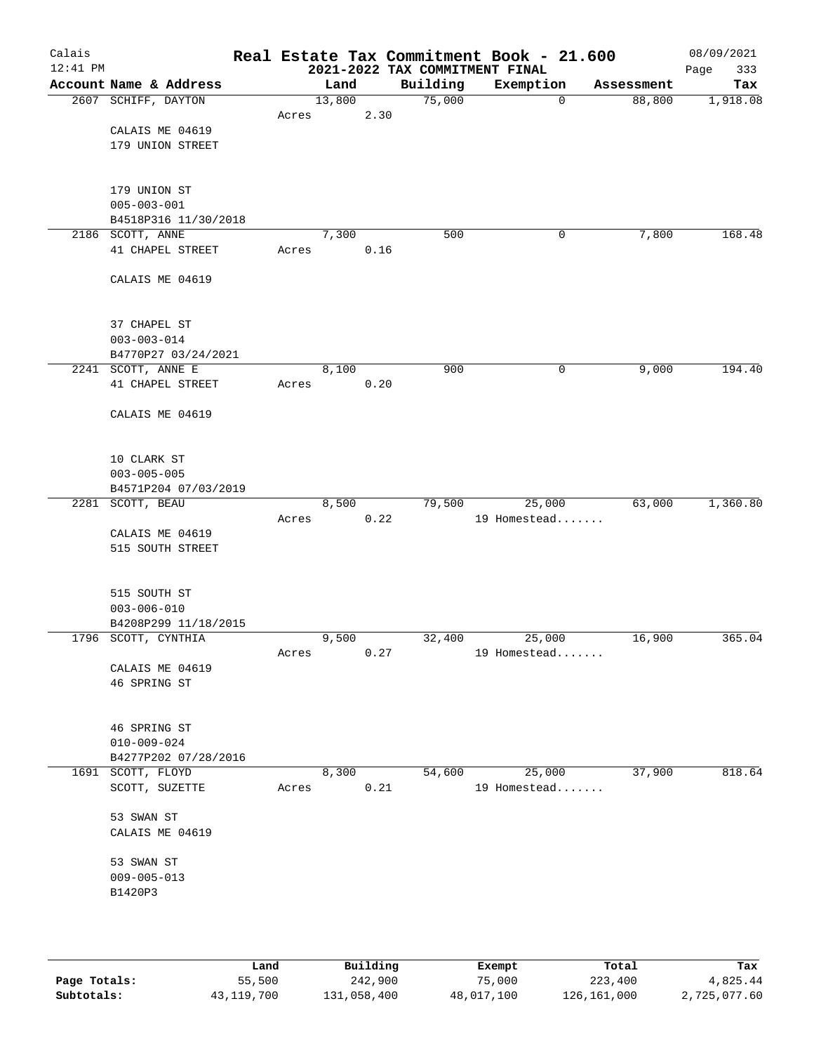# Real Estate Tax Commitment Book - 21.600

## 2021-2022 TAX COMMITMENT FINAL

Calais
12:41 PM
08/09/2021

| Account Name & Address | Land | Building | Exemption | Assessment | Tax |
|---|---|---|---|---|---|
| 2607 SCHIFF, DAYTON | 13,800 | 75,000 | 0 | 88,800 | 1,918.08 |
| | Acres 2.30 | | | | |
| CALAIS ME 04619 | | | | | |
| 179 UNION STREET | | | | | |
| 179 UNION ST | | | | | |
| 005-003-001 | | | | | |
| B4518P316 11/30/2018 | | | | | |
| 2186 SCOTT, ANNE | 7,300 | 500 | 0 | 7,800 | 168.48 |
| 41 CHAPEL STREET | Acres 0.16 | | | | |
| CALAIS ME 04619 | | | | | |
| 37 CHAPEL ST | | | | | |
| 003-003-014 | | | | | |
| B4770P27 03/24/2021 | | | | | |
| 2241 SCOTT, ANNE E | 8,100 | 900 | 0 | 9,000 | 194.40 |
| 41 CHAPEL STREET | Acres 0.20 | | | | |
| CALAIS ME 04619 | | | | | |
| 10 CLARK ST | | | | | |
| 003-005-005 | | | | | |
| B4571P204 07/03/2019 | | | | | |
| 2281 SCOTT, BEAU | 8,500 | 79,500 | 25,000 | 63,000 | 1,360.80 |
| | Acres 0.22 | | 19 Homestead....... | | |
| CALAIS ME 04619 | | | | | |
| 515 SOUTH STREET | | | | | |
| 515 SOUTH ST | | | | | |
| 003-006-010 | | | | | |
| B4208P299 11/18/2015 | | | | | |
| 1796 SCOTT, CYNTHIA | 9,500 | 32,400 | 25,000 | 16,900 | 365.04 |
| | Acres 0.27 | | 19 Homestead....... | | |
| CALAIS ME 04619 | | | | | |
| 46 SPRING ST | | | | | |
| 46 SPRING ST | | | | | |
| 010-009-024 | | | | | |
| B4277P202 07/28/2016 | | | | | |
| 1691 SCOTT, FLOYD | 8,300 | 54,600 | 25,000 | 37,900 | 818.64 |
| SCOTT, SUZETTE | Acres 0.21 | | 19 Homestead....... | | |
| 53 SWAN ST | | | | | |
| CALAIS ME 04619 | | | | | |
| 53 SWAN ST | | | | | |
| 009-005-013 | | | | | |
| B1420P3 | | | | | |

| | Land | Building | Exempt | Total | Tax |
|---|---|---|---|---|---|
| Page Totals: | 55,500 | 242,900 | 75,000 | 223,400 | 4,825.44 |
| Subtotals: | 43,119,700 | 131,058,400 | 48,017,100 | 126,161,000 | 2,725,077.60 |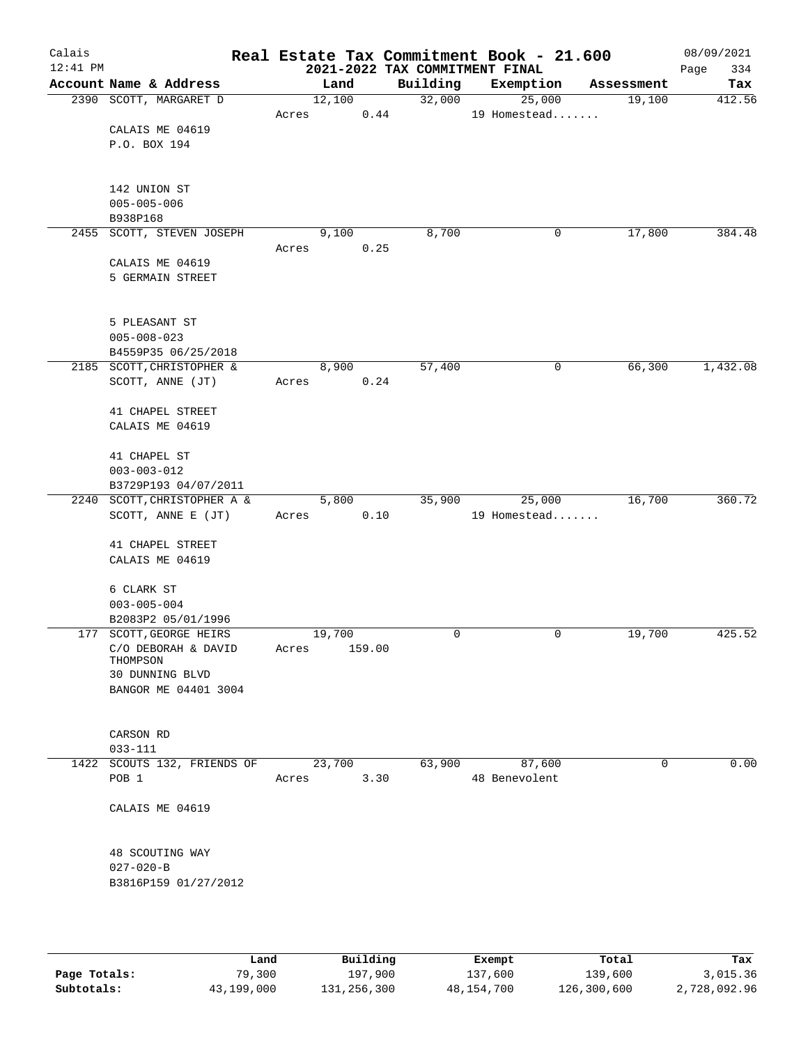# Real Estate Tax Commitment Book - 21.600

## 2021-2022 TAX COMMITMENT FINAL

Calais 12:41 PM — 08/09/2021 — Page 334

| Account Name & Address | Land | Building | Exemption | Assessment | Tax |
|---|---|---|---|---|---|
| 2390 SCOTT, MARGARET D | 12,100 | 32,000 | 25,000 | 19,100 | 412.56 |
| | Acres 0.44 | | 19 Homestead....... | | |
| CALAIS ME 04619 | | | | | |
| P.O. BOX 194 | | | | | |
| 142 UNION ST | | | | | |
| 005-005-006 | | | | | |
| B938P168 | | | | | |
| 2455 SCOTT, STEVEN JOSEPH | 9,100 | 8,700 | 0 | 17,800 | 384.48 |
| | Acres 0.25 | | | | |
| CALAIS ME 04619 | | | | | |
| 5 GERMAIN STREET | | | | | |
| 5 PLEASANT ST | | | | | |
| 005-008-023 | | | | | |
| B4559P35 06/25/2018 | | | | | |
| 2185 SCOTT,CHRISTOPHER & | 8,900 | 57,400 | 0 | 66,300 | 1,432.08 |
| SCOTT, ANNE (JT) | Acres 0.24 | | | | |
| 41 CHAPEL STREET | | | | | |
| CALAIS ME 04619 | | | | | |
| 41 CHAPEL ST | | | | | |
| 003-003-012 | | | | | |
| B3729P193 04/07/2011 | | | | | |
| 2240 SCOTT,CHRISTOPHER A & | 5,800 | 35,900 | 25,000 | 16,700 | 360.72 |
| SCOTT, ANNE E (JT) | Acres 0.10 | | 19 Homestead....... | | |
| 41 CHAPEL STREET | | | | | |
| CALAIS ME 04619 | | | | | |
| 6 CLARK ST | | | | | |
| 003-005-004 | | | | | |
| B2083P2 05/01/1996 | | | | | |
| 177 SCOTT,GEORGE HEIRS | 19,700 | 0 | 0 | 19,700 | 425.52 |
| C/O DEBORAH & DAVID THOMPSON | Acres 159.00 | | | | |
| 30 DUNNING BLVD | | | | | |
| BANGOR ME 04401 3004 | | | | | |
| CARSON RD | | | | | |
| 033-111 | | | | | |
| 1422 SCOUTS 132, FRIENDS OF | 23,700 | 63,900 | 87,600 | 0 | 0.00 |
| POB 1 | Acres 3.30 | | 48 Benevolent | | |
| CALAIS ME 04619 | | | | | |
| 48 SCOUTING WAY | | | | | |
| 027-020-B | | | | | |
| B3816P159 01/27/2012 | | | | | |

| | Land | Building | Exempt | Total | Tax |
|---|---|---|---|---|---|
| **Page Totals:** | 79,300 | 197,900 | 137,600 | 139,600 | 3,015.36 |
| **Subtotals:** | 43,199,000 | 131,256,300 | 48,154,700 | 126,300,600 | 2,728,092.96 |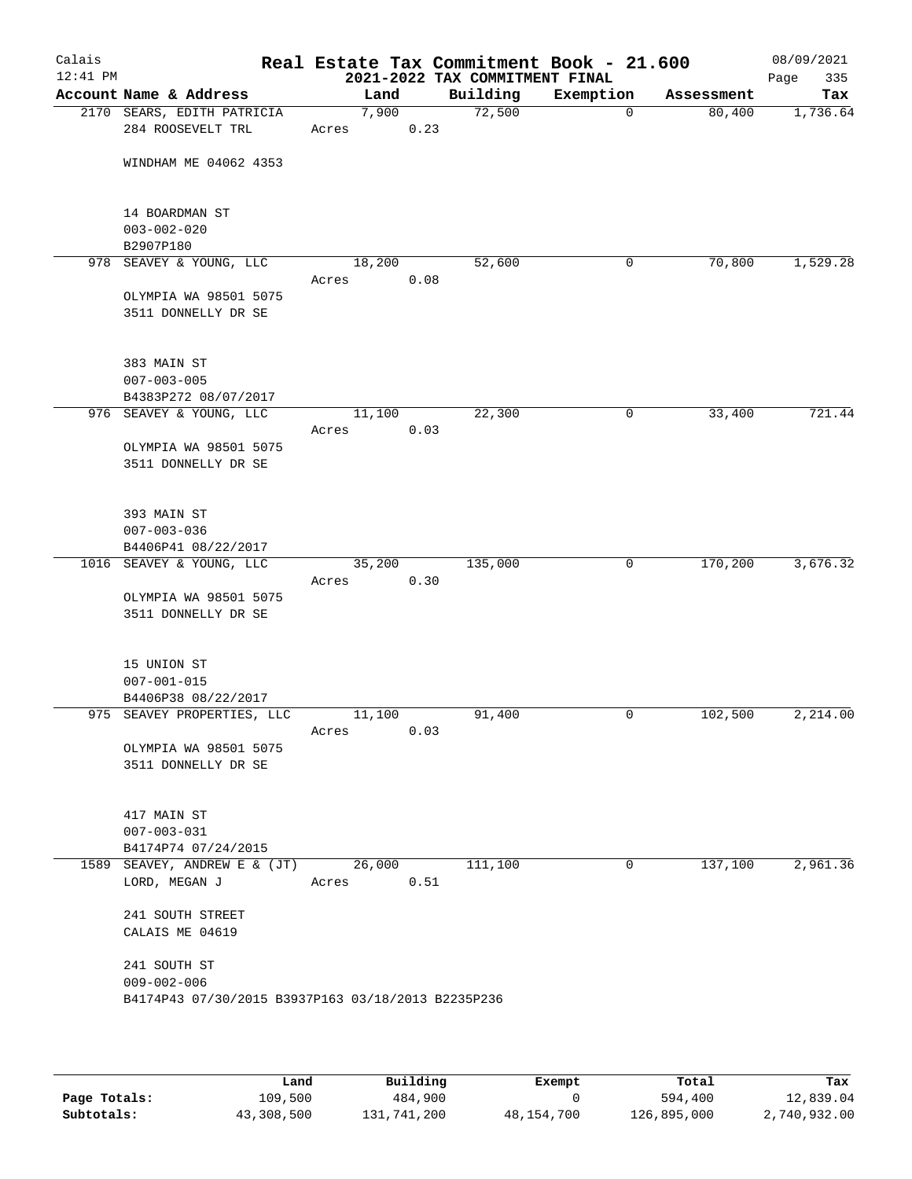# Real Estate Tax Commitment Book - 21.600

## 2021-2022 TAX COMMITMENT FINAL

Calais 12:41 PM — 08/09/2021

| Account | Name & Address | Land | Building | Exemption | Assessment | Tax |
|---|---|---|---|---|---|---|
| 2170 | SEARS, EDITH PATRICIA<br>284 ROOSEVELT TRL<br>WINDHAM ME 04062 4353<br><br>14 BOARDMAN ST<br>003-002-020<br>B2907P180 | 7,900<br>Acres 0.23 | 72,500 | 0 | 80,400 | 1,736.64 |
| 978 | SEAVEY & YOUNG, LLC<br>OLYMPIA WA 98501 5075<br>3511 DONNELLY DR SE<br><br>383 MAIN ST<br>007-003-005<br>B4383P272 08/07/2017 | 18,200<br>Acres 0.08 | 52,600 | 0 | 70,800 | 1,529.28 |
| 976 | SEAVEY & YOUNG, LLC<br>OLYMPIA WA 98501 5075<br>3511 DONNELLY DR SE<br><br>393 MAIN ST<br>007-003-036<br>B4406P41 08/22/2017 | 11,100<br>Acres 0.03 | 22,300 | 0 | 33,400 | 721.44 |
| 1016 | SEAVEY & YOUNG, LLC<br>OLYMPIA WA 98501 5075<br>3511 DONNELLY DR SE<br><br>15 UNION ST<br>007-001-015<br>B4406P38 08/22/2017 | 35,200<br>Acres 0.30 | 135,000 | 0 | 170,200 | 3,676.32 |
| 975 | SEAVEY PROPERTIES, LLC<br>OLYMPIA WA 98501 5075<br>3511 DONNELLY DR SE<br><br>417 MAIN ST<br>007-003-031<br>B4174P74 07/24/2015 | 11,100<br>Acres 0.03 | 91,400 | 0 | 102,500 | 2,214.00 |
| 1589 | SEAVEY, ANDREW E & (JT)<br>LORD, MEGAN J<br>241 SOUTH STREET<br>CALAIS ME 04619<br><br>241 SOUTH ST<br>009-002-006<br>B4174P43 07/30/2015 B3937P163 03/18/2013 B2235P236 | 26,000<br>Acres 0.51 | 111,100 | 0 | 137,100 | 2,961.36 |

| | Land | Building | Exempt | Total | Tax |
|---|---|---|---|---|---|
| Page Totals: | 109,500 | 484,900 | 0 | 594,400 | 12,839.04 |
| Subtotals: | 43,308,500 | 131,741,200 | 48,154,700 | 126,895,000 | 2,740,932.00 |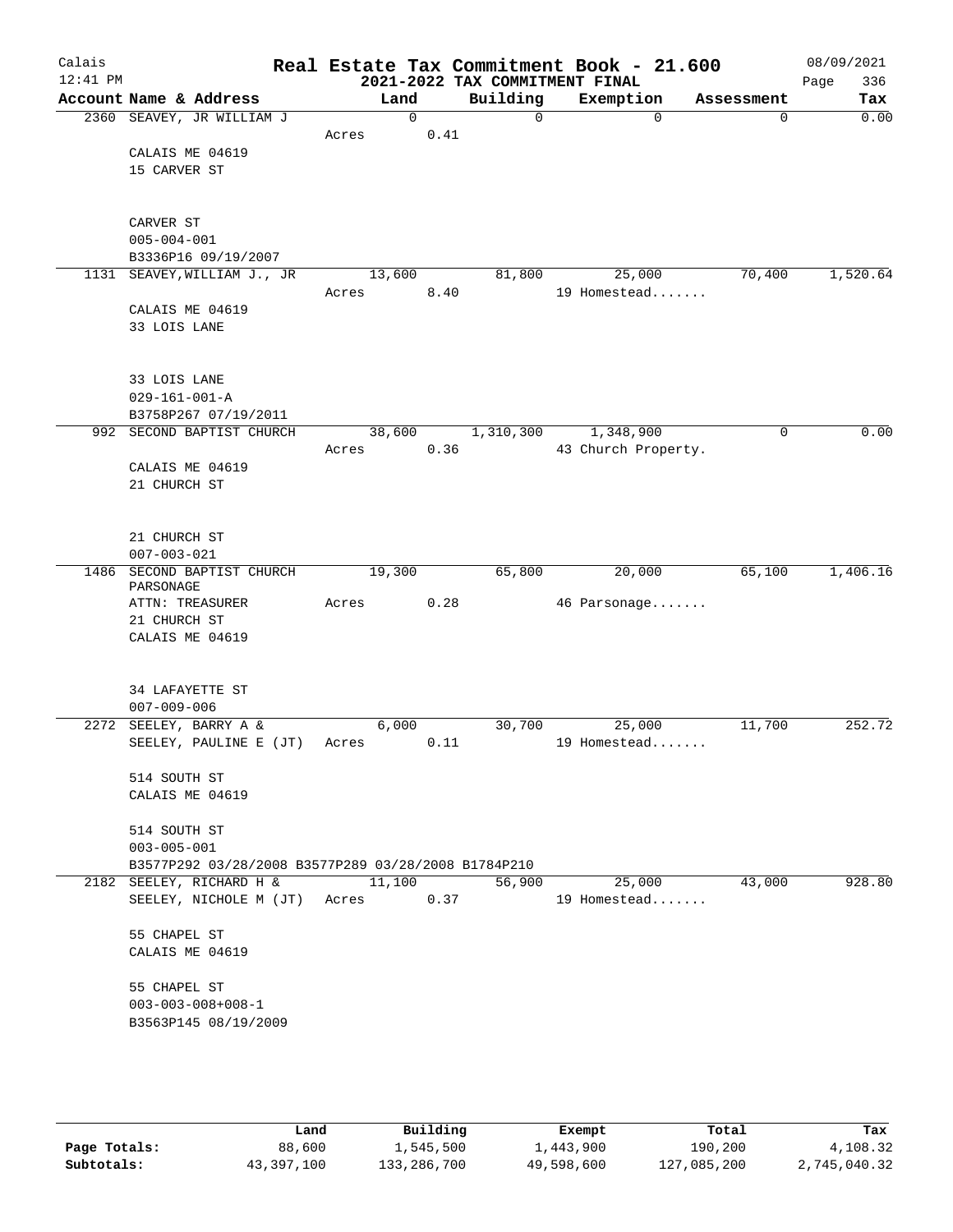Calais
12:41 PM

# Real Estate Tax Commitment Book - 21.600

## 2021-2022 TAX COMMITMENT FINAL

08/09/2021
Page 336

| Account Name & Address | Land | Building | Exemption | Assessment | Tax |
|---|---|---|---|---|---|
| 2360 SEAVEY, JR WILLIAM J | 0 | 0 | 0 | 0 | 0.00 |
| | Acres 0.41 | | | | |
| CALAIS ME 04619 | | | | | |
| 15 CARVER ST | | | | | |
| CARVER ST | | | | | |
| 005-004-001 | | | | | |
| B3336P16 09/19/2007 | | | | | |
| 1131 SEAVEY,WILLIAM J., JR | 13,600 | 81,800 | 25,000 | 70,400 | 1,520.64 |
| | Acres 8.40 | | 19 Homestead....... | | |
| CALAIS ME 04619 | | | | | |
| 33 LOIS LANE | | | | | |
| 33 LOIS LANE | | | | | |
| 029-161-001-A | | | | | |
| B3758P267 07/19/2011 | | | | | |
| 992 SECOND BAPTIST CHURCH | 38,600 | 1,310,300 | 1,348,900 | 0 | 0.00 |
| | Acres 0.36 | | 43 Church Property. | | |
| CALAIS ME 04619 | | | | | |
| 21 CHURCH ST | | | | | |
| 21 CHURCH ST | | | | | |
| 007-003-021 | | | | | |
| 1486 SECOND BAPTIST CHURCH PARSONAGE | 19,300 | 65,800 | 20,000 | 65,100 | 1,406.16 |
| ATTN: TREASURER | Acres 0.28 | | 46 Parsonage....... | | |
| 21 CHURCH ST | | | | | |
| CALAIS ME 04619 | | | | | |
| 34 LAFAYETTE ST | | | | | |
| 007-009-006 | | | | | |
| 2272 SEELEY, BARRY A & | 6,000 | 30,700 | 25,000 | 11,700 | 252.72 |
| SEELEY, PAULINE E (JT) | Acres 0.11 | | 19 Homestead....... | | |
| 514 SOUTH ST | | | | | |
| CALAIS ME 04619 | | | | | |
| 514 SOUTH ST | | | | | |
| 003-005-001 | | | | | |
| B3577P292 03/28/2008 B3577P289 03/28/2008 B1784P210 | | | | | |
| 2182 SEELEY, RICHARD H & | 11,100 | 56,900 | 25,000 | 43,000 | 928.80 |
| SEELEY, NICHOLE M (JT) | Acres 0.37 | | 19 Homestead....... | | |
| 55 CHAPEL ST | | | | | |
| CALAIS ME 04619 | | | | | |
| 55 CHAPEL ST | | | | | |
| 003-003-008+008-1 | | | | | |
| B3563P145 08/19/2009 | | | | | |

| | Land | Building | Exempt | Total | Tax |
|---|---|---|---|---|---|
| Page Totals: | 88,600 | 1,545,500 | 1,443,900 | 190,200 | 4,108.32 |
| Subtotals: | 43,397,100 | 133,286,700 | 49,598,600 | 127,085,200 | 2,745,040.32 |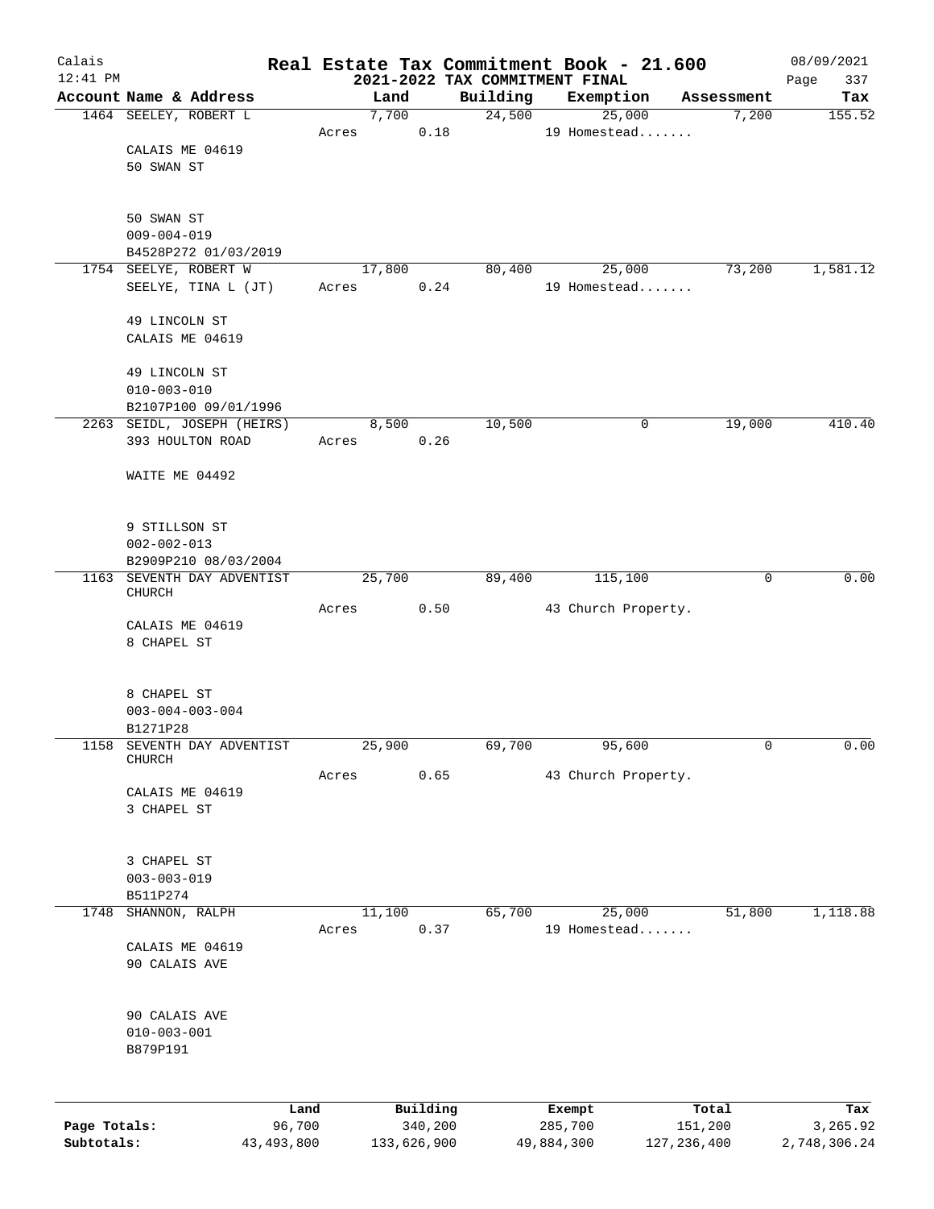# Real Estate Tax Commitment Book - 21.600

Calais 12:41 PM — 2021-2022 TAX COMMITMENT FINAL — 08/09/2021

| Account Name & Address | Land | Building | Exemption | Assessment | Tax |
|---|---|---|---|---|---|
| 1464 SEELEY, ROBERT L<br>CALAIS ME 04619<br>50 SWAN ST<br><br>50 SWAN ST<br>009-004-019<br>B4528P272 01/03/2019 | 7,700<br>Acres 0.18 | 24,500 | 25,000<br>19 Homestead....... | 7,200 | 155.52 |
| 1754 SEELYE, ROBERT W<br>SEELYE, TINA L (JT)<br>49 LINCOLN ST<br>CALAIS ME 04619<br><br>49 LINCOLN ST<br>010-003-010<br>B2107P100 09/01/1996 | 17,800<br>Acres 0.24 | 80,400 | 25,000<br>19 Homestead....... | 73,200 | 1,581.12 |
| 2263 SEIDL, JOSEPH (HEIRS)<br>393 HOULTON ROAD<br>WAITE ME 04492<br><br>9 STILLSON ST<br>002-002-013<br>B2909P210 08/03/2004 | 8,500<br>Acres 0.26 | 10,500 | 0 | 19,000 | 410.40 |
| 1163 SEVENTH DAY ADVENTIST CHURCH<br>CALAIS ME 04619<br>8 CHAPEL ST<br><br>8 CHAPEL ST<br>003-004-003-004<br>B1271P28 | 25,700<br>Acres 0.50 | 89,400 | 115,100<br>43 Church Property. | 0 | 0.00 |
| 1158 SEVENTH DAY ADVENTIST CHURCH<br>CALAIS ME 04619<br>3 CHAPEL ST<br><br>3 CHAPEL ST<br>003-003-019<br>B511P274 | 25,900<br>Acres 0.65 | 69,700 | 95,600<br>43 Church Property. | 0 | 0.00 |
| 1748 SHANNON, RALPH<br>CALAIS ME 04619<br>90 CALAIS AVE<br><br>90 CALAIS AVE<br>010-003-001<br>B879P191 | 11,100<br>Acres 0.37 | 65,700 | 25,000<br>19 Homestead....... | 51,800 | 1,118.88 |

| | Land | Building | Exempt | Total | Tax |
|---|---|---|---|---|---|
| **Page Totals:** | 96,700 | 340,200 | 285,700 | 151,200 | 3,265.92 |
| **Subtotals:** | 43,493,800 | 133,626,900 | 49,884,300 | 127,236,400 | 2,748,306.24 |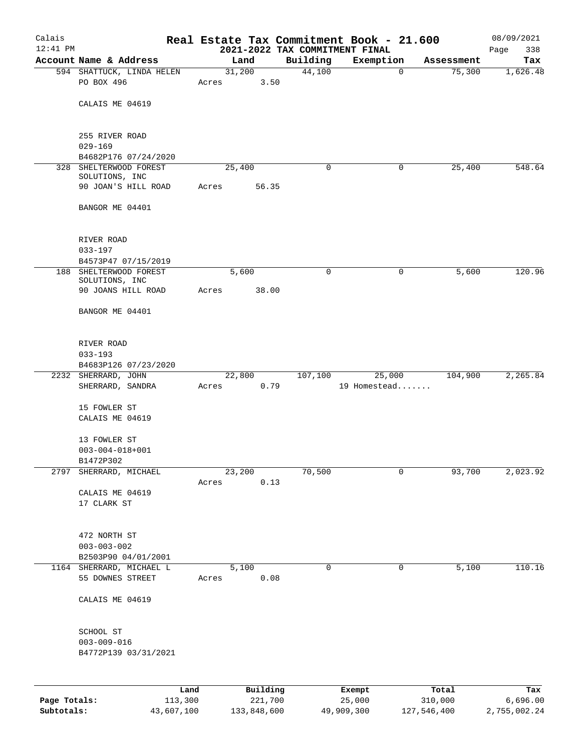Calais
12:41 PM

# Real Estate Tax Commitment Book - 21.600

## 2021-2022 TAX COMMITMENT FINAL

08/09/2021
Page 338

| Account Name & Address | Land | Building | Exemption | Assessment | Tax |
|---|---|---|---|---|---|
| 594 SHATTUCK, LINDA HELEN<br>PO BOX 496<br><br>CALAIS ME 04619<br><br>255 RIVER ROAD<br>029-169<br>B4682P176 07/24/2020 | 31,200<br>Acres 3.50 | 44,100 | 0 | 75,300 | 1,626.48 |
| 328 SHELTERWOOD FOREST SOLUTIONS, INC<br>90 JOAN'S HILL ROAD<br><br>BANGOR ME 04401<br><br>RIVER ROAD<br>033-197<br>B4573P47 07/15/2019 | 25,400<br>Acres 56.35 | 0 | 0 | 25,400 | 548.64 |
| 188 SHELTERWOOD FOREST SOLUTIONS, INC<br>90 JOANS HILL ROAD<br><br>BANGOR ME 04401<br><br>RIVER ROAD<br>033-193<br>B4683P126 07/23/2020 | 5,600<br>Acres 38.00 | 0 | 0 | 5,600 | 120.96 |
| 2232 SHERRARD, JOHN<br>SHERRARD, SANDRA<br><br>15 FOWLER ST<br>CALAIS ME 04619<br><br>13 FOWLER ST<br>003-004-018+001<br>B1472P302 | 22,800<br>Acres 0.79 | 107,100 | 25,000<br>19 Homestead....... | 104,900 | 2,265.84 |
| 2797 SHERRARD, MICHAEL<br><br>CALAIS ME 04619<br>17 CLARK ST<br><br>472 NORTH ST<br>003-003-002<br>B2503P90 04/01/2001 | 23,200<br>Acres 0.13 | 70,500 | 0 | 93,700 | 2,023.92 |
| 1164 SHERRARD, MICHAEL L<br>55 DOWNES STREET<br><br>CALAIS ME 04619<br><br>SCHOOL ST<br>003-009-016<br>B4772P139 03/31/2021 | 5,100<br>Acres 0.08 | 0 | 0 | 5,100 | 110.16 |

| | Land | Building | Exempt | Total | Tax |
|---|---|---|---|---|---|
| **Page Totals:** | 113,300 | 221,700 | 25,000 | 310,000 | 6,696.00 |
| **Subtotals:** | 43,607,100 | 133,848,600 | 49,909,300 | 127,546,400 | 2,755,002.24 |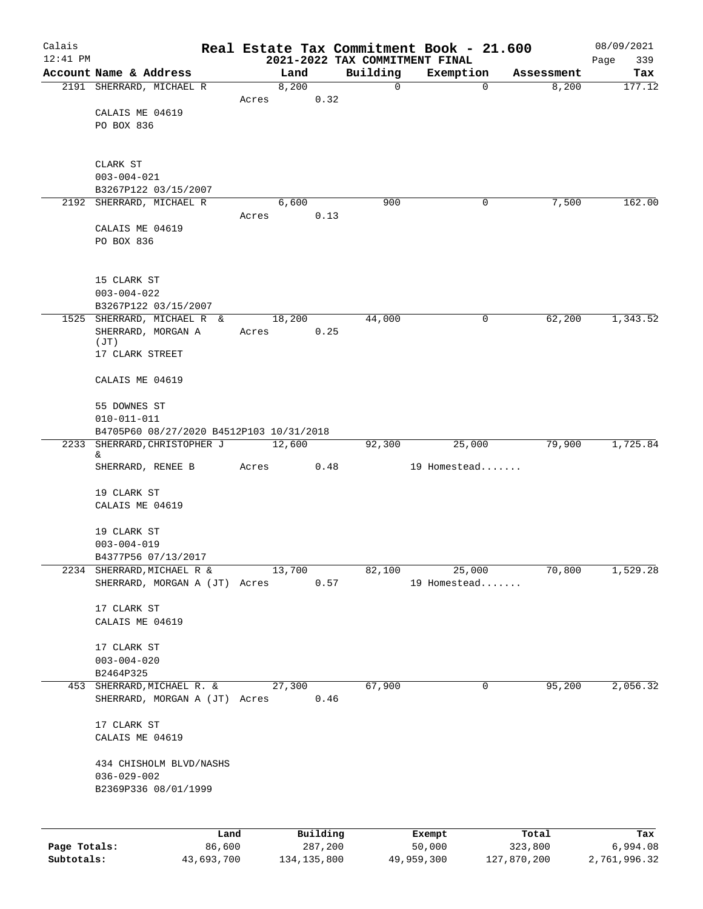# Real Estate Tax Commitment Book - 21.600

Calais
12:41 PM

2021-2022 TAX COMMITMENT FINAL

08/09/2021

| Account | Name & Address | Land | Building | Exemption | Assessment | Tax |
|---|---|---|---|---|---|---|
| 2191 | SHERRARD, MICHAEL R | 8,200 | 0 | 0 | 8,200 | 177.12 |
| | | Acres 0.32 | | | | |
| | CALAIS ME 04619 | | | | | |
| | PO BOX 836 | | | | | |
| | CLARK ST | | | | | |
| | 003-004-021 | | | | | |
| | B3267P122 03/15/2007 | | | | | |
| 2192 | SHERRARD, MICHAEL R | 6,600 | 900 | 0 | 7,500 | 162.00 |
| | | Acres 0.13 | | | | |
| | CALAIS ME 04619 | | | | | |
| | PO BOX 836 | | | | | |
| | 15 CLARK ST | | | | | |
| | 003-004-022 | | | | | |
| | B3267P122 03/15/2007 | | | | | |
| 1525 | SHERRARD, MICHAEL R & | 18,200 | 44,000 | 0 | 62,200 | 1,343.52 |
| | SHERRARD, MORGAN A (JT) | Acres 0.25 | | | | |
| | 17 CLARK STREET | | | | | |
| | CALAIS ME 04619 | | | | | |
| | 55 DOWNES ST | | | | | |
| | 010-011-011 | | | | | |
| | B4705P60 08/27/2020 B4512P103 10/31/2018 | | | | | |
| 2233 | SHERRARD, CHRISTOPHER J & | 12,600 | 92,300 | 25,000 | 79,900 | 1,725.84 |
| | SHERRARD, RENEE B | Acres 0.48 | | 19 Homestead....... | | |
| | 19 CLARK ST | | | | | |
| | CALAIS ME 04619 | | | | | |
| | 19 CLARK ST | | | | | |
| | 003-004-019 | | | | | |
| | B4377P56 07/13/2017 | | | | | |
| 2234 | SHERRARD, MICHAEL R & | 13,700 | 82,100 | 25,000 | 70,800 | 1,529.28 |
| | SHERRARD, MORGAN A (JT) | Acres 0.57 | | 19 Homestead....... | | |
| | 17 CLARK ST | | | | | |
| | CALAIS ME 04619 | | | | | |
| | 17 CLARK ST | | | | | |
| | 003-004-020 | | | | | |
| | B2464P325 | | | | | |
| 453 | SHERRARD, MICHAEL R. & | 27,300 | 67,900 | 0 | 95,200 | 2,056.32 |
| | SHERRARD, MORGAN A (JT) | Acres 0.46 | | | | |
| | 17 CLARK ST | | | | | |
| | CALAIS ME 04619 | | | | | |
| | 434 CHISHOLM BLVD/NASHS | | | | | |
| | 036-029-002 | | | | | |
| | B2369P336 08/01/1999 | | | | | |

| | Land | Building | Exempt | Total | Tax |
|---|---|---|---|---|---|
| Page Totals: | 86,600 | 287,200 | 50,000 | 323,800 | 6,994.08 |
| Subtotals: | 43,693,700 | 134,135,800 | 49,959,300 | 127,870,200 | 2,761,996.32 |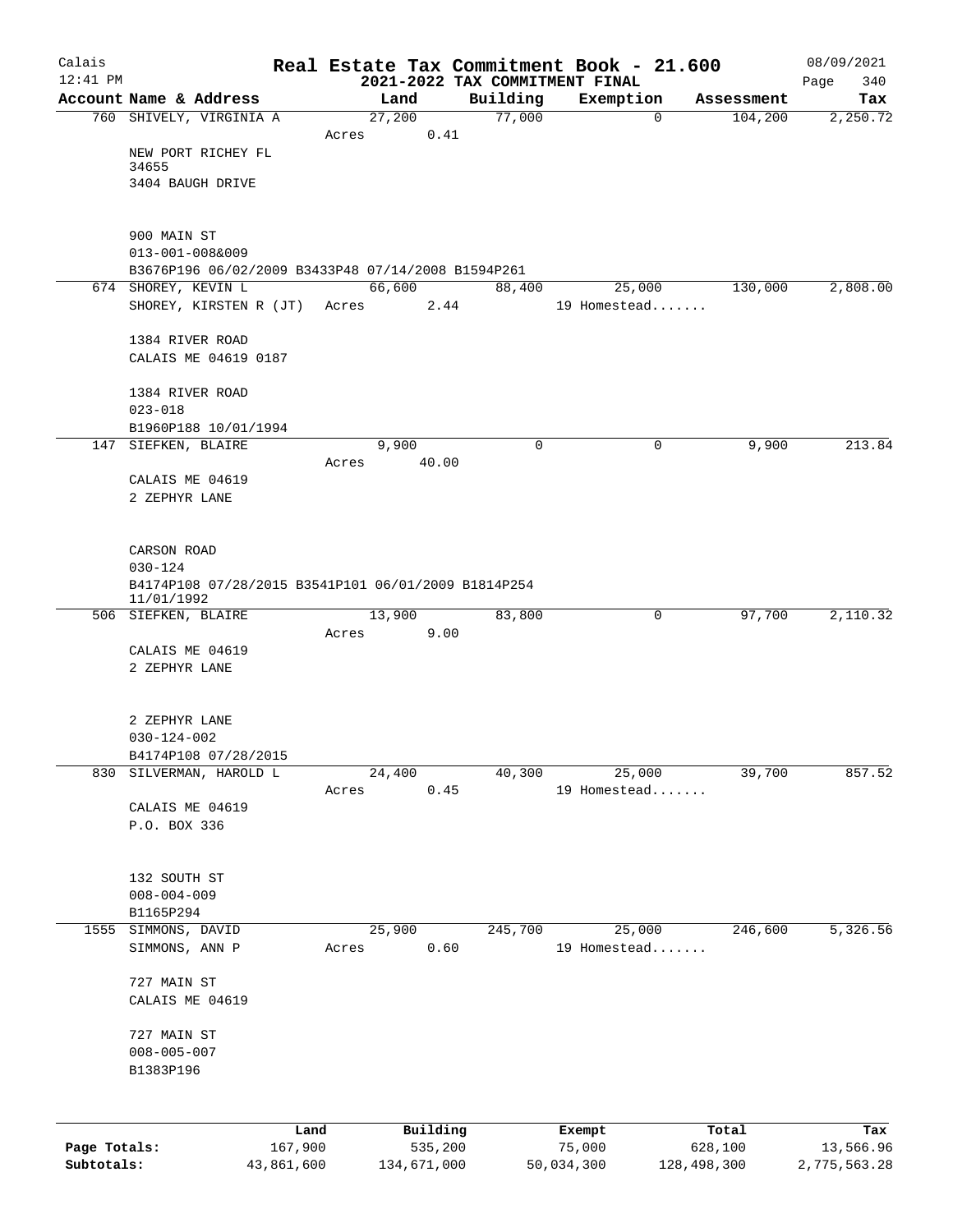# Real Estate Tax Commitment Book - 21.600

Calais
12:41 PM

## 2021-2022 TAX COMMITMENT FINAL

08/09/2021

| Account Name & Address | Land | Building | Exemption | Assessment | Tax |
|---|---|---|---|---|---|
| 760 SHIVELY, VIRGINIA A | 27,200 | 77,000 | 0 | 104,200 | 2,250.72 |
| | Acres 0.41 | | | | |
| NEW PORT RICHEY FL 34655 | | | | | |
| 3404 BAUGH DRIVE | | | | | |
| 900 MAIN ST | | | | | |
| 013-001-008&009 | | | | | |
| B3676P196 06/02/2009 B3433P48 07/14/2008 B1594P261 | | | | | |
| 674 SHOREY, KEVIN L | 66,600 | 88,400 | 25,000 | 130,000 | 2,808.00 |
| SHOREY, KIRSTEN R (JT) | Acres 2.44 | | 19 Homestead....... | | |
| 1384 RIVER ROAD | | | | | |
| CALAIS ME 04619 0187 | | | | | |
| 1384 RIVER ROAD | | | | | |
| 023-018 | | | | | |
| B1960P188 10/01/1994 | | | | | |
| 147 SIEFKEN, BLAIRE | 9,900 | 0 | 0 | 9,900 | 213.84 |
| | Acres 40.00 | | | | |
| CALAIS ME 04619 | | | | | |
| 2 ZEPHYR LANE | | | | | |
| CARSON ROAD | | | | | |
| 030-124 | | | | | |
| B4174P108 07/28/2015 B3541P101 06/01/2009 B1814P254 11/01/1992 | | | | | |
| 506 SIEFKEN, BLAIRE | 13,900 | 83,800 | 0 | 97,700 | 2,110.32 |
| | Acres 9.00 | | | | |
| CALAIS ME 04619 | | | | | |
| 2 ZEPHYR LANE | | | | | |
| 2 ZEPHYR LANE | | | | | |
| 030-124-002 | | | | | |
| B4174P108 07/28/2015 | | | | | |
| 830 SILVERMAN, HAROLD L | 24,400 | 40,300 | 25,000 | 39,700 | 857.52 |
| | Acres 0.45 | | 19 Homestead....... | | |
| CALAIS ME 04619 | | | | | |
| P.O. BOX 336 | | | | | |
| 132 SOUTH ST | | | | | |
| 008-004-009 | | | | | |
| B1165P294 | | | | | |
| 1555 SIMMONS, DAVID | 25,900 | 245,700 | 25,000 | 246,600 | 5,326.56 |
| SIMMONS, ANN P | Acres 0.60 | | 19 Homestead....... | | |
| 727 MAIN ST | | | | | |
| CALAIS ME 04619 | | | | | |
| 727 MAIN ST | | | | | |
| 008-005-007 | | | | | |
| B1383P196 | | | | | |

| | Land | Building | Exempt | Total | Tax |
|---|---|---|---|---|---|
| Page Totals: | 167,900 | 535,200 | 75,000 | 628,100 | 13,566.96 |
| Subtotals: | 43,861,600 | 134,671,000 | 50,034,300 | 128,498,300 | 2,775,563.28 |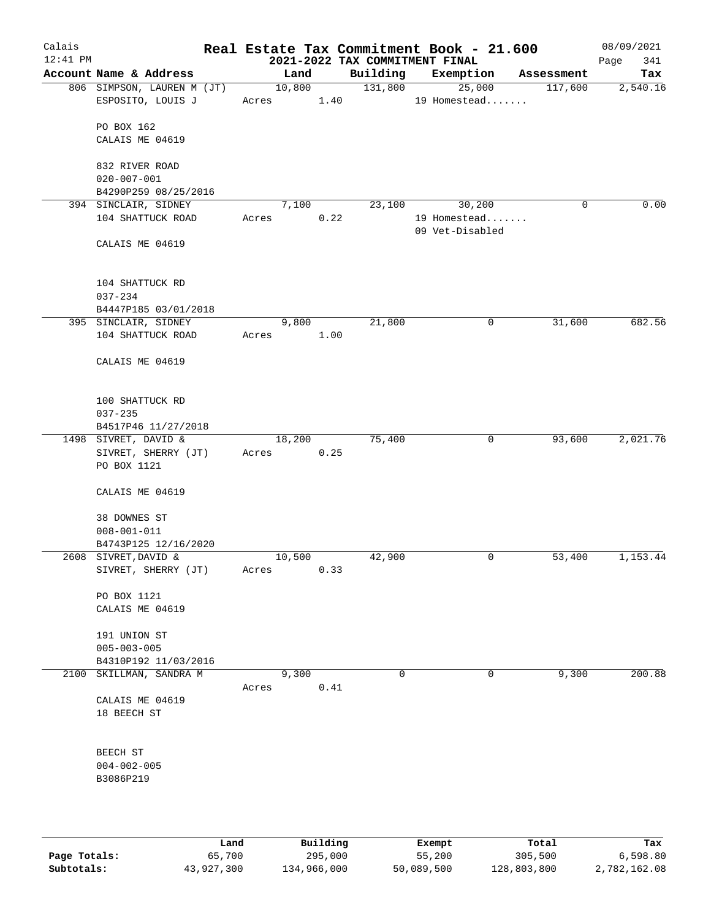# Real Estate Tax Commitment Book - 21.600

## 2021-2022 TAX COMMITMENT FINAL

Calais 12:41 PM — 08/09/2021

| Account Name & Address | Land | Building | Exemption | Assessment | Tax |
|---|---|---|---|---|---|
| 806 SIMPSON, LAUREN M (JT)<br>ESPOSITO, LOUIS J<br><br>PO BOX 162<br>CALAIS ME 04619<br><br>832 RIVER ROAD<br>020-007-001<br>B4290P259 08/25/2016 | 10,800<br>Acres 1.40 | 131,800 | 25,000<br>19 Homestead....... | 117,600 | 2,540.16 |
| 394 SINCLAIR, SIDNEY<br>104 SHATTUCK ROAD<br><br>CALAIS ME 04619<br><br>104 SHATTUCK RD<br>037-234<br>B4447P185 03/01/2018 | 7,100<br>Acres 0.22 | 23,100 | 30,200<br>19 Homestead.......<br>09 Vet-Disabled | 0 | 0.00 |
| 395 SINCLAIR, SIDNEY<br>104 SHATTUCK ROAD<br><br>CALAIS ME 04619<br><br>100 SHATTUCK RD<br>037-235<br>B4517P46 11/27/2018 | 9,800<br>Acres 1.00 | 21,800 | 0 | 31,600 | 682.56 |
| 1498 SIVRET, DAVID &<br>SIVRET, SHERRY (JT)<br>PO BOX 1121<br><br>CALAIS ME 04619<br><br>38 DOWNES ST<br>008-001-011<br>B4743P125 12/16/2020 | 18,200<br>Acres 0.25 | 75,400 | 0 | 93,600 | 2,021.76 |
| 2608 SIVRET,DAVID &<br>SIVRET, SHERRY (JT)<br><br>PO BOX 1121<br>CALAIS ME 04619<br><br>191 UNION ST<br>005-003-005<br>B4310P192 11/03/2016 | 10,500<br>Acres 0.33 | 42,900 | 0 | 53,400 | 1,153.44 |
| 2100 SKILLMAN, SANDRA M<br><br>CALAIS ME 04619<br>18 BEECH ST<br><br>BEECH ST<br>004-002-005<br>B3086P219 | 9,300<br>Acres 0.41 | 0 | 0 | 9,300 | 200.88 |

| | Land | Building | Exempt | Total | Tax |
|---|---|---|---|---|---|
| Page Totals: | 65,700 | 295,000 | 55,200 | 305,500 | 6,598.80 |
| Subtotals: | 43,927,300 | 134,966,000 | 50,089,500 | 128,803,800 | 2,782,162.08 |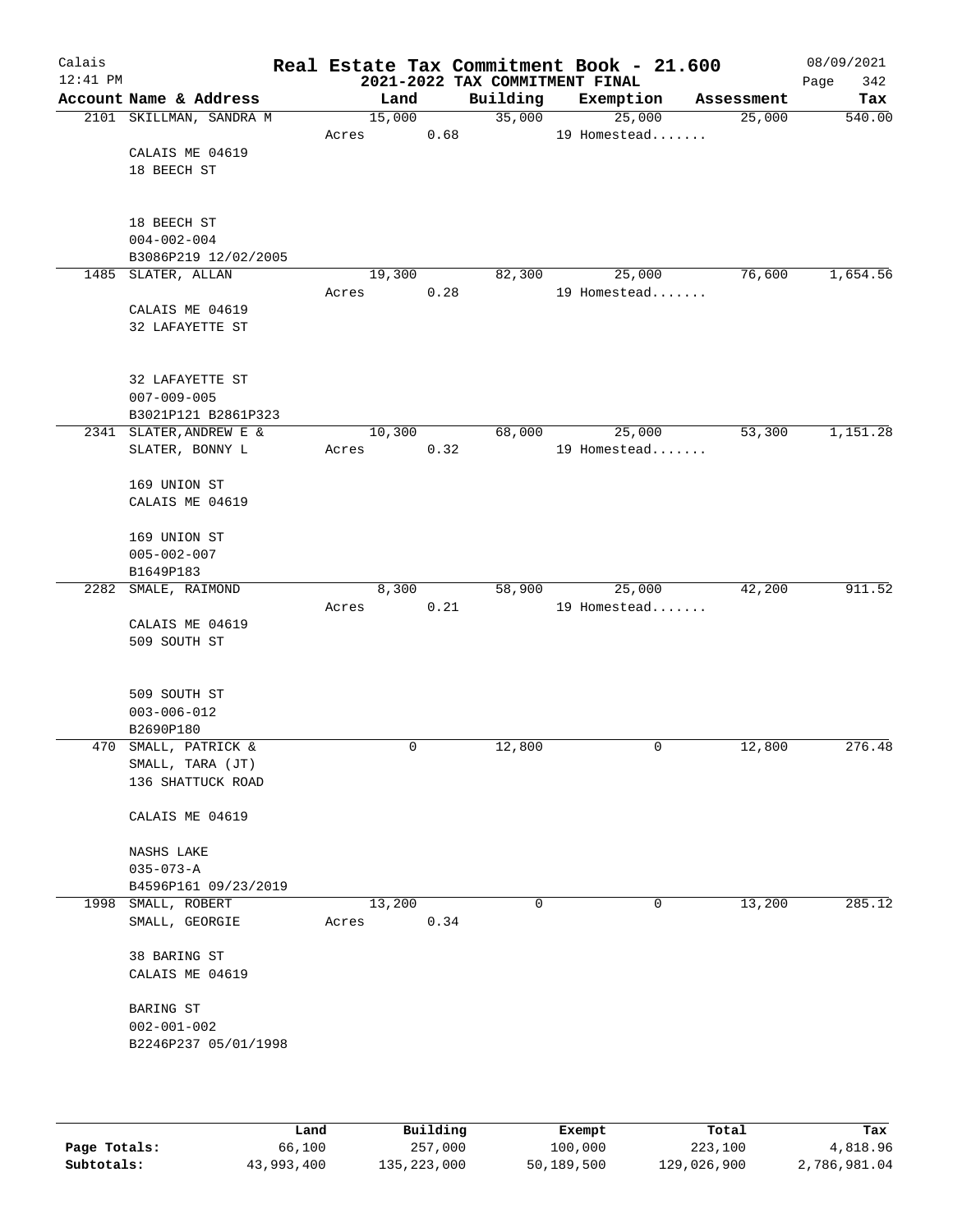# Real Estate Tax Commitment Book - 21.600

Calais
12:41 PM

## 2021-2022 TAX COMMITMENT FINAL

08/09/2021

| Account Name & Address | Land | Building | Exemption | Assessment | Tax |
|---|---|---|---|---|---|
| 2101 SKILLMAN, SANDRA M | 15,000 | 35,000 | 25,000 | 25,000 | 540.00 |
| | Acres 0.68 | | 19 Homestead....... | | |
| CALAIS ME 04619 | | | | | |
| 18 BEECH ST | | | | | |
| 18 BEECH ST | | | | | |
| 004-002-004 | | | | | |
| B3086P219 12/02/2005 | | | | | |
| 1485 SLATER, ALLAN | 19,300 | 82,300 | 25,000 | 76,600 | 1,654.56 |
| | Acres 0.28 | | 19 Homestead....... | | |
| CALAIS ME 04619 | | | | | |
| 32 LAFAYETTE ST | | | | | |
| 32 LAFAYETTE ST | | | | | |
| 007-009-005 | | | | | |
| B3021P121 B2861P323 | | | | | |
| 2341 SLATER, ANDREW E & | 10,300 | 68,000 | 25,000 | 53,300 | 1,151.28 |
| SLATER, BONNY L | Acres 0.32 | | 19 Homestead....... | | |
| 169 UNION ST | | | | | |
| CALAIS ME 04619 | | | | | |
| 169 UNION ST | | | | | |
| 005-002-007 | | | | | |
| B1649P183 | | | | | |
| 2282 SMALE, RAIMOND | 8,300 | 58,900 | 25,000 | 42,200 | 911.52 |
| | Acres 0.21 | | 19 Homestead....... | | |
| CALAIS ME 04619 | | | | | |
| 509 SOUTH ST | | | | | |
| 509 SOUTH ST | | | | | |
| 003-006-012 | | | | | |
| B2690P180 | | | | | |
| 470 SMALL, PATRICK & | 0 | 12,800 | 0 | 12,800 | 276.48 |
| SMALL, TARA (JT) | | | | | |
| 136 SHATTUCK ROAD | | | | | |
| CALAIS ME 04619 | | | | | |
| NASHS LAKE | | | | | |
| 035-073-A | | | | | |
| B4596P161 09/23/2019 | | | | | |
| 1998 SMALL, ROBERT | 13,200 | 0 | 0 | 13,200 | 285.12 |
| SMALL, GEORGIE | Acres 0.34 | | | | |
| 38 BARING ST | | | | | |
| CALAIS ME 04619 | | | | | |
| BARING ST | | | | | |
| 002-001-002 | | | | | |
| B2246P237 05/01/1998 | | | | | |

| | Land | Building | Exempt | Total | Tax |
|---|---|---|---|---|---|
| Page Totals: | 66,100 | 257,000 | 100,000 | 223,100 | 4,818.96 |
| Subtotals: | 43,993,400 | 135,223,000 | 50,189,500 | 129,026,900 | 2,786,981.04 |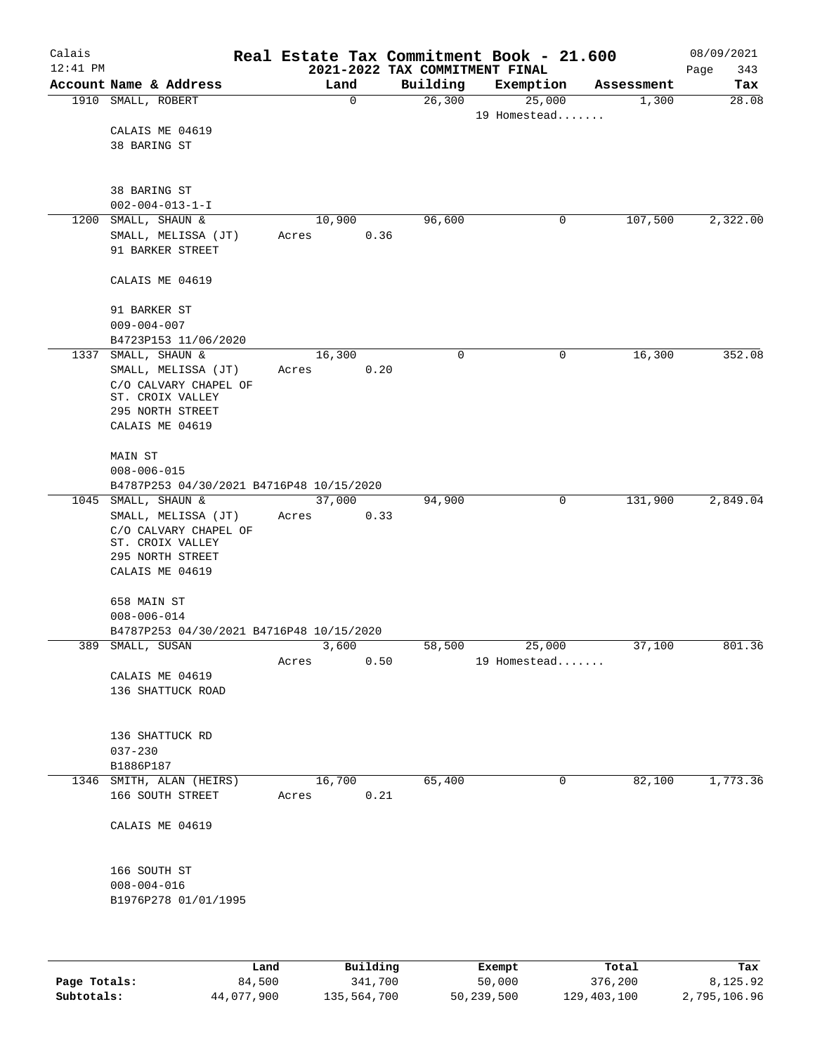Calais
12:41 PM

# Real Estate Tax Commitment Book - 21.600

## 2021-2022 TAX COMMITMENT FINAL

08/09/2021

| Account Name & Address | Land | Building | Exemption | Assessment | Tax |
|---|---|---|---|---|---|
| 1910 SMALL, ROBERT<br>CALAIS ME 04619<br>38 BARING ST<br><br>38 BARING ST<br>002-004-013-1-I | 0 | 26,300 | 25,000<br>19 Homestead....... | 1,300 | 28.08 |
| 1200 SMALL, SHAUN &<br>SMALL, MELISSA (JT)<br>91 BARKER STREET<br>CALAIS ME 04619<br><br>91 BARKER ST<br>009-004-007<br>B4723P153 11/06/2020 | 10,900<br>Acres 0.36 | 96,600 | 0 | 107,500 | 2,322.00 |
| 1337 SMALL, SHAUN &<br>SMALL, MELISSA (JT)<br>C/O CALVARY CHAPEL OF<br>ST. CROIX VALLEY<br>295 NORTH STREET<br>CALAIS ME 04619<br><br>MAIN ST<br>008-006-015<br>B4787P253 04/30/2021 B4716P48 10/15/2020 | 16,300<br>Acres 0.20 | 0 | 0 | 16,300 | 352.08 |
| 1045 SMALL, SHAUN &<br>SMALL, MELISSA (JT)<br>C/O CALVARY CHAPEL OF<br>ST. CROIX VALLEY<br>295 NORTH STREET<br>CALAIS ME 04619<br><br>658 MAIN ST<br>008-006-014<br>B4787P253 04/30/2021 B4716P48 10/15/2020 | 37,000<br>Acres 0.33 | 94,900 | 0 | 131,900 | 2,849.04 |
| 389 SMALL, SUSAN<br>CALAIS ME 04619<br>136 SHATTUCK ROAD<br><br>136 SHATTUCK RD<br>037-230<br>B1886P187 | 3,600<br>Acres 0.50 | 58,500 | 25,000<br>19 Homestead....... | 37,100 | 801.36 |
| 1346 SMITH, ALAN (HEIRS)<br>166 SOUTH STREET<br>CALAIS ME 04619<br><br>166 SOUTH ST<br>008-004-016<br>B1976P278 01/01/1995 | 16,700<br>Acres 0.21 | 65,400 | 0 | 82,100 | 1,773.36 |

| | Land | Building | Exempt | Total | Tax |
|---|---|---|---|---|---|
| Page Totals: | 84,500 | 341,700 | 50,000 | 376,200 | 8,125.92 |
| Subtotals: | 44,077,900 | 135,564,700 | 50,239,500 | 129,403,100 | 2,795,106.96 |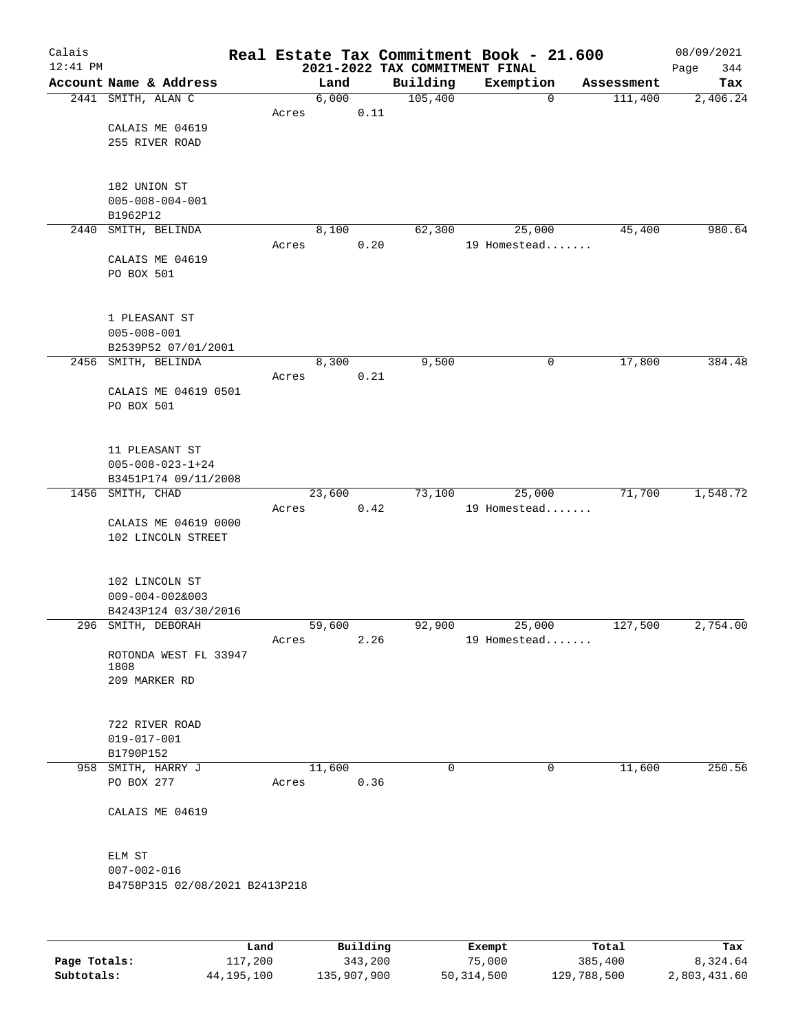# Real Estate Tax Commitment Book - 21.600

Calais
12:41 PM

## 2021-2022 TAX COMMITMENT FINAL

08/09/2021

| Account Name & Address | Land | Building | Exemption | Assessment | Tax |
|---|---|---|---|---|---|
| 2441 SMITH, ALAN C | 6,000 | 105,400 | 0 | 111,400 | 2,406.24 |
| | Acres 0.11 | | | | |
| CALAIS ME 04619 | | | | | |
| 255 RIVER ROAD | | | | | |
| 182 UNION ST | | | | | |
| 005-008-004-001 | | | | | |
| B1962P12 | | | | | |
| 2440 SMITH, BELINDA | 8,100 | 62,300 | 25,000 | 45,400 | 980.64 |
| | Acres 0.20 | | 19 Homestead....... | | |
| CALAIS ME 04619 | | | | | |
| PO BOX 501 | | | | | |
| 1 PLEASANT ST | | | | | |
| 005-008-001 | | | | | |
| B2539P52 07/01/2001 | | | | | |
| 2456 SMITH, BELINDA | 8,300 | 9,500 | 0 | 17,800 | 384.48 |
| | Acres 0.21 | | | | |
| CALAIS ME 04619 0501 | | | | | |
| PO BOX 501 | | | | | |
| 11 PLEASANT ST | | | | | |
| 005-008-023-1+24 | | | | | |
| B3451P174 09/11/2008 | | | | | |
| 1456 SMITH, CHAD | 23,600 | 73,100 | 25,000 | 71,700 | 1,548.72 |
| | Acres 0.42 | | 19 Homestead....... | | |
| CALAIS ME 04619 0000 | | | | | |
| 102 LINCOLN STREET | | | | | |
| 102 LINCOLN ST | | | | | |
| 009-004-002&003 | | | | | |
| B4243P124 03/30/2016 | | | | | |
| 296 SMITH, DEBORAH | 59,600 | 92,900 | 25,000 | 127,500 | 2,754.00 |
| | Acres 2.26 | | 19 Homestead....... | | |
| ROTONDA WEST FL 33947 1808 | | | | | |
| 209 MARKER RD | | | | | |
| 722 RIVER ROAD | | | | | |
| 019-017-001 | | | | | |
| B1790P152 | | | | | |
| 958 SMITH, HARRY J | 11,600 | 0 | 0 | 11,600 | 250.56 |
| PO BOX 277 | Acres 0.36 | | | | |
| CALAIS ME 04619 | | | | | |
| ELM ST | | | | | |
| 007-002-016 | | | | | |
| B4758P315 02/08/2021 B2413P218 | | | | | |

| | Land | Building | Exempt | Total | Tax |
|---|---|---|---|---|---|
| Page Totals: | 117,200 | 343,200 | 75,000 | 385,400 | 8,324.64 |
| Subtotals: | 44,195,100 | 135,907,900 | 50,314,500 | 129,788,500 | 2,803,431.60 |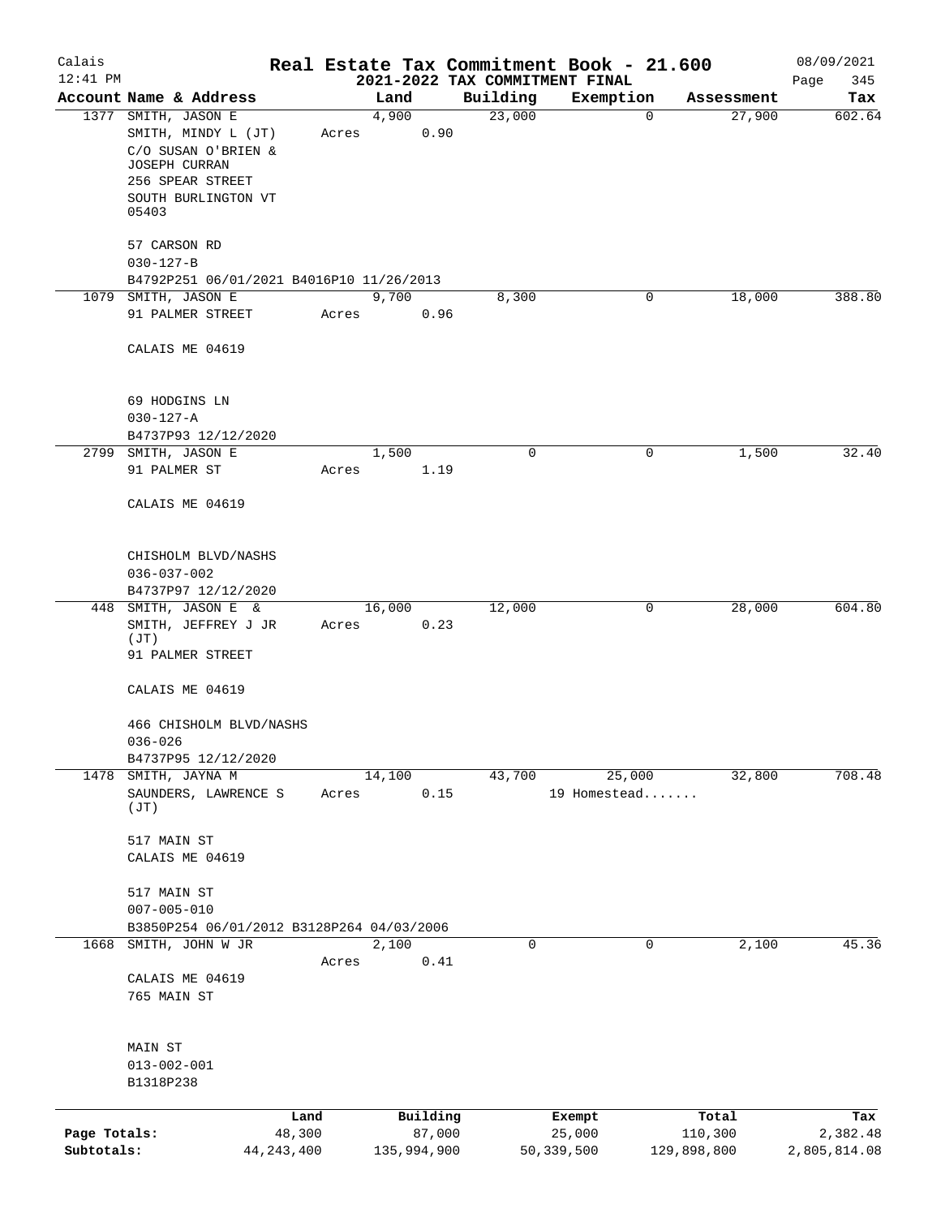Calais 12:41 PM

# Real Estate Tax Commitment Book - 21.600
## 2021-2022 TAX COMMITMENT FINAL

08/09/2021

| Account | Name & Address | Land | Building | Exemption | Assessment | Tax |
|---|---|---|---|---|---|---|
| 1377 | SMITH, JASON E<br>SMITH, MINDY L (JT)<br>C/O SUSAN O'BRIEN &<br>JOSEPH CURRAN<br>256 SPEAR STREET<br>SOUTH BURLINGTON VT 05403<br><br>57 CARSON RD<br>030-127-B<br>B4792P251 06/01/2021 B4016P10 11/26/2013 | 4,900<br>Acres 0.90 | 23,000 | 0 | 27,900 | 602.64 |
| 1079 | SMITH, JASON E<br>91 PALMER STREET<br><br>CALAIS ME 04619<br><br>69 HODGINS LN<br>030-127-A<br>B4737P93 12/12/2020 | 9,700<br>Acres 0.96 | 8,300 | 0 | 18,000 | 388.80 |
| 2799 | SMITH, JASON E<br>91 PALMER ST<br><br>CALAIS ME 04619<br><br>CHISHOLM BLVD/NASHS<br>036-037-002<br>B4737P97 12/12/2020 | 1,500<br>Acres 1.19 | 0 | 0 | 1,500 | 32.40 |
| 448 | SMITH, JASON E &<br>SMITH, JEFFREY J JR (JT)<br>91 PALMER STREET<br><br>CALAIS ME 04619<br><br>466 CHISHOLM BLVD/NASHS<br>036-026<br>B4737P95 12/12/2020 | 16,000<br>Acres 0.23 | 12,000 | 0 | 28,000 | 604.80 |
| 1478 | SMITH, JAYNA M<br>SAUNDERS, LAWRENCE S (JT)<br><br>517 MAIN ST<br>CALAIS ME 04619<br><br>517 MAIN ST<br>007-005-010<br>B3850P254 06/01/2012 B3128P264 04/03/2006 | 14,100<br>Acres 0.15 | 43,700 | 25,000<br>19 Homestead....... | 32,800 | 708.48 |
| 1668 | SMITH, JOHN W JR<br><br>CALAIS ME 04619<br>765 MAIN ST<br><br>MAIN ST<br>013-002-001<br>B1318P238 | 2,100<br>Acres 0.41 | 0 | 0 | 2,100 | 45.36 |

| | Land | Building | Exempt | Total | Tax |
|---|---|---|---|---|---|
| Page Totals: | 48,300 | 87,000 | 25,000 | 110,300 | 2,382.48 |
| Subtotals: | 44,243,400 | 135,994,900 | 50,339,500 | 129,898,800 | 2,805,814.08 |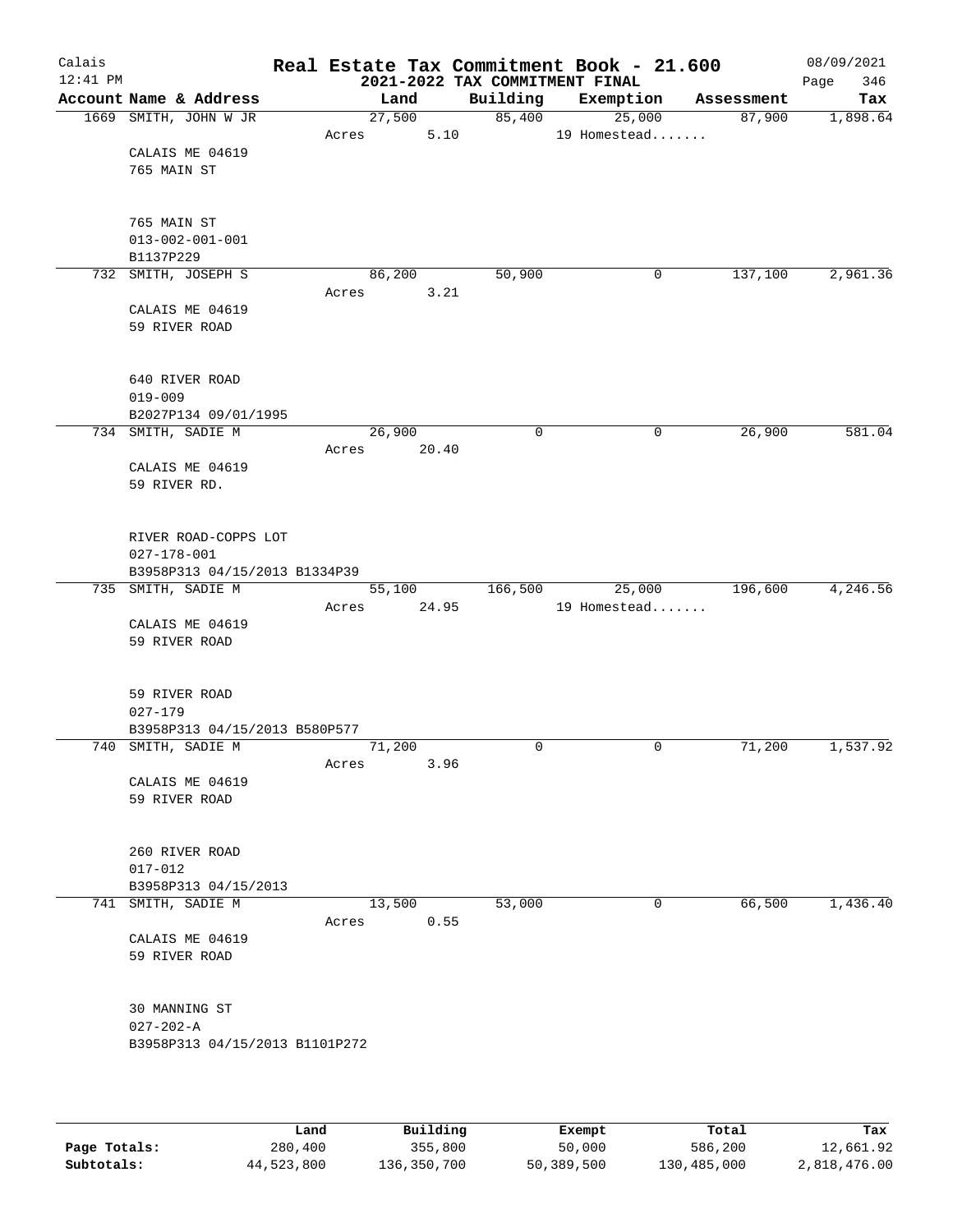# Real Estate Tax Commitment Book - 21.600

Calais
12:41 PM

## 2021-2022 TAX COMMITMENT FINAL

08/09/2021

| Account Name & Address | Land | Building | Exemption | Assessment | Tax |
|---|---|---|---|---|---|
| 1669 SMITH, JOHN W JR | 27,500 | 85,400 | 25,000 | 87,900 | 1,898.64 |
| | Acres 5.10 | | 19 Homestead....... | | |
| CALAIS ME 04619 | | | | | |
| 765 MAIN ST | | | | | |
| 765 MAIN ST | | | | | |
| 013-002-001-001 | | | | | |
| B1137P229 | | | | | |
| 732 SMITH, JOSEPH S | 86,200 | 50,900 | 0 | 137,100 | 2,961.36 |
| | Acres 3.21 | | | | |
| CALAIS ME 04619 | | | | | |
| 59 RIVER ROAD | | | | | |
| 640 RIVER ROAD | | | | | |
| 019-009 | | | | | |
| B2027P134 09/01/1995 | | | | | |
| 734 SMITH, SADIE M | 26,900 | 0 | 0 | 26,900 | 581.04 |
| | Acres 20.40 | | | | |
| CALAIS ME 04619 | | | | | |
| 59 RIVER RD. | | | | | |
| RIVER ROAD-COPPS LOT | | | | | |
| 027-178-001 | | | | | |
| B3958P313 04/15/2013 B1334P39 | | | | | |
| 735 SMITH, SADIE M | 55,100 | 166,500 | 25,000 | 196,600 | 4,246.56 |
| | Acres 24.95 | | 19 Homestead....... | | |
| CALAIS ME 04619 | | | | | |
| 59 RIVER ROAD | | | | | |
| 59 RIVER ROAD | | | | | |
| 027-179 | | | | | |
| B3958P313 04/15/2013 B580P577 | | | | | |
| 740 SMITH, SADIE M | 71,200 | 0 | 0 | 71,200 | 1,537.92 |
| | Acres 3.96 | | | | |
| CALAIS ME 04619 | | | | | |
| 59 RIVER ROAD | | | | | |
| 260 RIVER ROAD | | | | | |
| 017-012 | | | | | |
| B3958P313 04/15/2013 | | | | | |
| 741 SMITH, SADIE M | 13,500 | 53,000 | 0 | 66,500 | 1,436.40 |
| | Acres 0.55 | | | | |
| CALAIS ME 04619 | | | | | |
| 59 RIVER ROAD | | | | | |
| 30 MANNING ST | | | | | |
| 027-202-A | | | | | |
| B3958P313 04/15/2013 B1101P272 | | | | | |

| | Land | Building | Exempt | Total | Tax |
|---|---|---|---|---|---|
| **Page Totals:** | 280,400 | 355,800 | 50,000 | 586,200 | 12,661.92 |
| **Subtotals:** | 44,523,800 | 136,350,700 | 50,389,500 | 130,485,000 | 2,818,476.00 |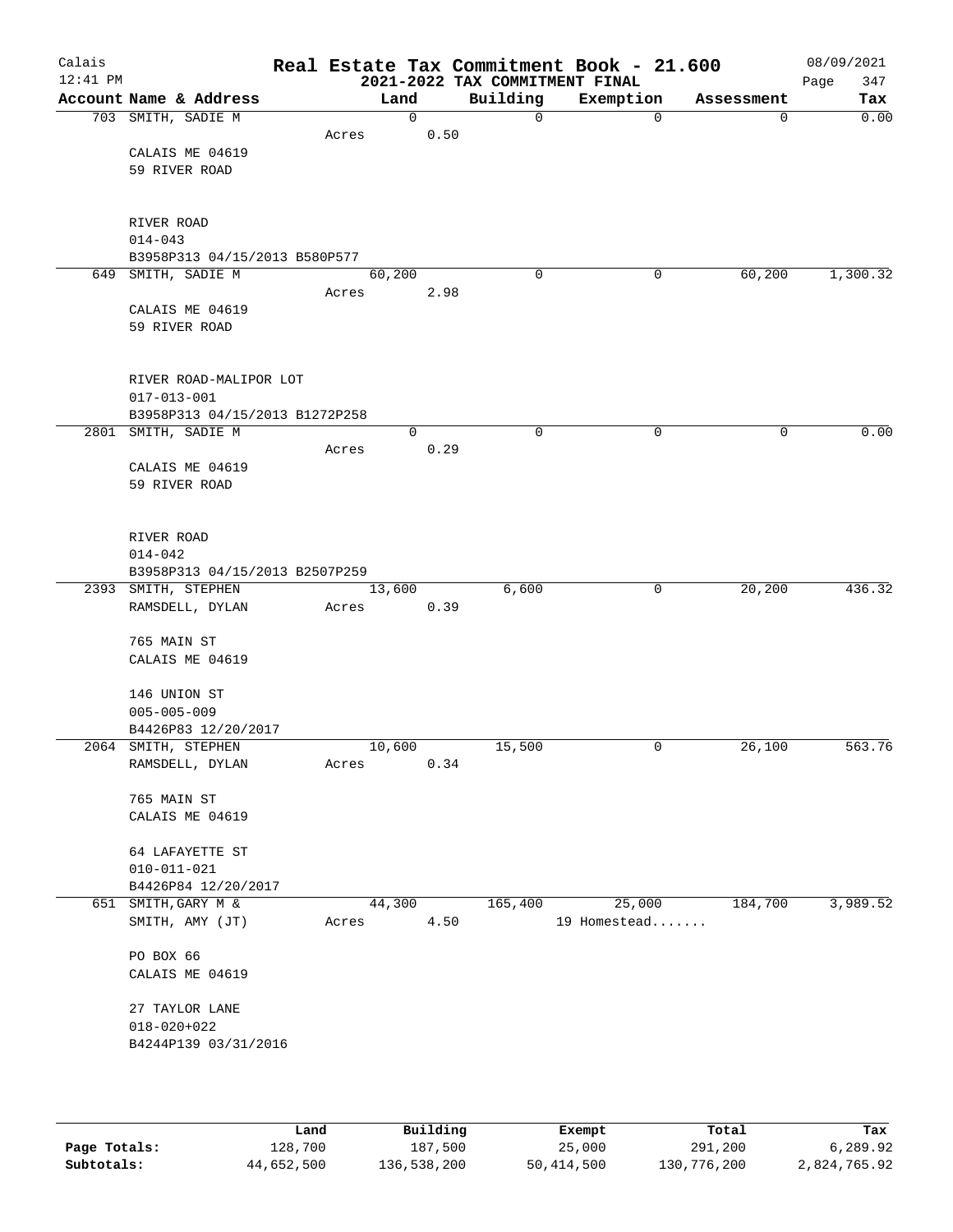# Real Estate Tax Commitment Book - 21.600

## 2021-2022 TAX COMMITMENT FINAL

Calais
12:41 PM

08/09/2021

| Account Name & Address | Land | Building | Exemption | Assessment | Tax |
|---|---|---|---|---|---|
| 703 SMITH, SADIE M | 0 | 0 | 0 | 0 | 0.00 |
| | Acres 0.50 | | | | |
| CALAIS ME 04619 | | | | | |
| 59 RIVER ROAD | | | | | |
| RIVER ROAD | | | | | |
| 014-043 | | | | | |
| B3958P313 04/15/2013 B580P577 | | | | | |
| 649 SMITH, SADIE M | 60,200 | 0 | 0 | 60,200 | 1,300.32 |
| | Acres 2.98 | | | | |
| CALAIS ME 04619 | | | | | |
| 59 RIVER ROAD | | | | | |
| RIVER ROAD-MALIPOR LOT | | | | | |
| 017-013-001 | | | | | |
| B3958P313 04/15/2013 B1272P258 | | | | | |
| 2801 SMITH, SADIE M | 0 | 0 | 0 | 0 | 0.00 |
| | Acres 0.29 | | | | |
| CALAIS ME 04619 | | | | | |
| 59 RIVER ROAD | | | | | |
| RIVER ROAD | | | | | |
| 014-042 | | | | | |
| B3958P313 04/15/2013 B2507P259 | | | | | |
| 2393 SMITH, STEPHEN | 13,600 | 6,600 | 0 | 20,200 | 436.32 |
| RAMSDELL, DYLAN | Acres 0.39 | | | | |
| 765 MAIN ST | | | | | |
| CALAIS ME 04619 | | | | | |
| 146 UNION ST | | | | | |
| 005-005-009 | | | | | |
| B4426P83 12/20/2017 | | | | | |
| 2064 SMITH, STEPHEN | 10,600 | 15,500 | 0 | 26,100 | 563.76 |
| RAMSDELL, DYLAN | Acres 0.34 | | | | |
| 765 MAIN ST | | | | | |
| CALAIS ME 04619 | | | | | |
| 64 LAFAYETTE ST | | | | | |
| 010-011-021 | | | | | |
| B4426P84 12/20/2017 | | | | | |
| 651 SMITH, GARY M & | 44,300 | 165,400 | 25,000 | 184,700 | 3,989.52 |
| SMITH, AMY (JT) | Acres 4.50 | | 19 Homestead....... | | |
| PO BOX 66 | | | | | |
| CALAIS ME 04619 | | | | | |
| 27 TAYLOR LANE | | | | | |
| 018-020+022 | | | | | |
| B4244P139 03/31/2016 | | | | | |

| | Land | Building | Exempt | Total | Tax |
|---|---|---|---|---|---|
| Page Totals: | 128,700 | 187,500 | 25,000 | 291,200 | 6,289.92 |
| Subtotals: | 44,652,500 | 136,538,200 | 50,414,500 | 130,776,200 | 2,824,765.92 |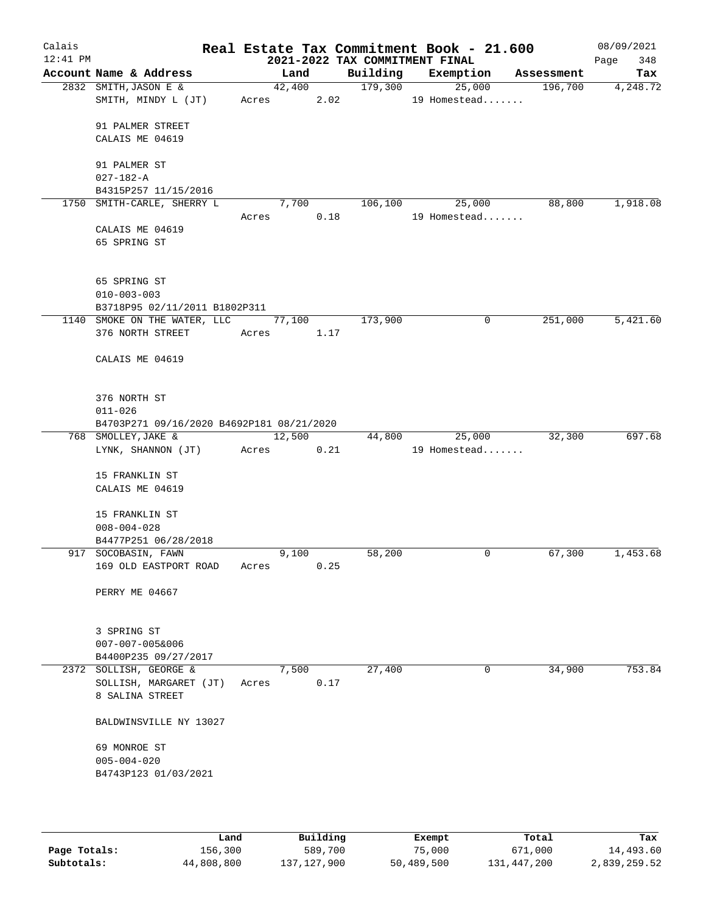Calais 12:41 PM

# Real Estate Tax Commitment Book - 21.600

## 2021-2022 TAX COMMITMENT FINAL

08/09/2021 Page 348

| Account Name & Address | Land | Building | Exemption | Assessment | Tax |
|---|---|---|---|---|---|
| 2832 SMITH, JASON E & SMITH, MINDY L (JT)<br>91 PALMER STREET<br>CALAIS ME 04619<br>91 PALMER ST<br>027-182-A<br>B4315P257 11/15/2016 | 42,400<br>Acres 2.02 | 179,300 | 25,000<br>19 Homestead....... | 196,700 | 4,248.72 |
| 1750 SMITH-CARLE, SHERRY L<br>CALAIS ME 04619<br>65 SPRING ST<br>65 SPRING ST<br>010-003-003<br>B3718P95 02/11/2011 B1802P311 | 7,700<br>Acres 0.18 | 106,100 | 25,000<br>19 Homestead....... | 88,800 | 1,918.08 |
| 1140 SMOKE ON THE WATER, LLC<br>376 NORTH STREET<br>CALAIS ME 04619<br>376 NORTH ST<br>011-026<br>B4703P271 09/16/2020 B4692P181 08/21/2020 | 77,100<br>Acres 1.17 | 173,900 | 0 | 251,000 | 5,421.60 |
| 768 SMOLLEY, JAKE & LYNK, SHANNON (JT)<br>15 FRANKLIN ST<br>CALAIS ME 04619<br>15 FRANKLIN ST<br>008-004-028<br>B4477P251 06/28/2018 | 12,500<br>Acres 0.21 | 44,800 | 25,000<br>19 Homestead....... | 32,300 | 697.68 |
| 917 SOCOBASIN, FAWN<br>169 OLD EASTPORT ROAD<br>PERRY ME 04667<br>3 SPRING ST<br>007-007-005&006<br>B4400P235 09/27/2017 | 9,100<br>Acres 0.25 | 58,200 | 0 | 67,300 | 1,453.68 |
| 2372 SOLLISH, GEORGE & SOLLISH, MARGARET (JT)<br>8 SALINA STREET<br>BALDWINSVILLE NY 13027<br>69 MONROE ST<br>005-004-020<br>B4743P123 01/03/2021 | 7,500<br>Acres 0.17 | 27,400 | 0 | 34,900 | 753.84 |

| | Land | Building | Exempt | Total | Tax |
|---|---|---|---|---|---|
| Page Totals: | 156,300 | 589,700 | 75,000 | 671,000 | 14,493.60 |
| Subtotals: | 44,808,800 | 137,127,900 | 50,489,500 | 131,447,200 | 2,839,259.52 |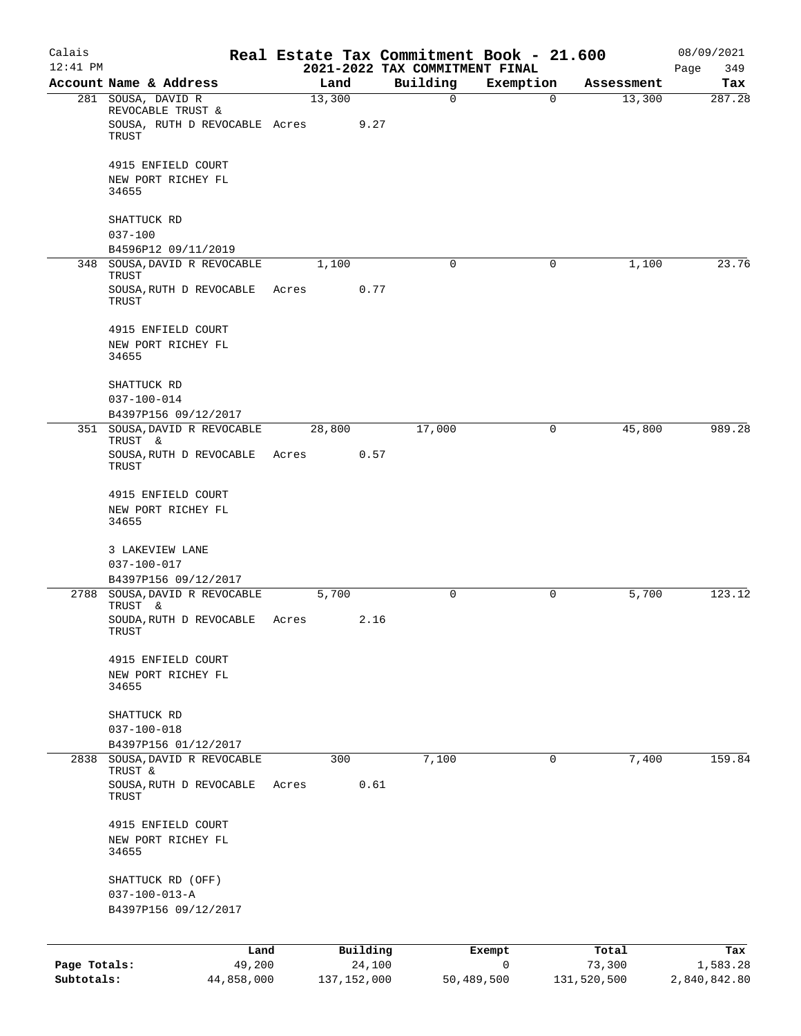# Real Estate Tax Commitment Book - 21.600

Calais
12:41 PM

2021-2022 TAX COMMITMENT FINAL

08/09/2021

| Account | Name & Address | Land | Building | Exemption | Assessment | Tax |
|---|---|---|---|---|---|---|
| 281 | SOUSA, DAVID R REVOCABLE TRUST & SOUSA, RUTH D REVOCABLE TRUST<br>4915 ENFIELD COURT<br>NEW PORT RICHEY FL 34655<br>SHATTUCK RD<br>037-100<br>B4596P12 09/11/2019 | 13,300<br>Acres 9.27 | 0 | 0 | 13,300 | 287.28 |
| 348 | SOUSA,DAVID R REVOCABLE TRUST<br>SOUSA,RUTH D REVOCABLE TRUST<br>4915 ENFIELD COURT<br>NEW PORT RICHEY FL 34655<br>SHATTUCK RD<br>037-100-014<br>B4397P156 09/12/2017 | 1,100<br>Acres 0.77 | 0 | 0 | 1,100 | 23.76 |
| 351 | SOUSA,DAVID R REVOCABLE TRUST &<br>SOUSA,RUTH D REVOCABLE TRUST<br>4915 ENFIELD COURT<br>NEW PORT RICHEY FL 34655<br>3 LAKEVIEW LANE<br>037-100-017<br>B4397P156 09/12/2017 | 28,800<br>Acres 0.57 | 17,000 | 0 | 45,800 | 989.28 |
| 2788 | SOUSA,DAVID R REVOCABLE TRUST &<br>SOUDA,RUTH D REVOCABLE TRUST<br>4915 ENFIELD COURT<br>NEW PORT RICHEY FL 34655<br>SHATTUCK RD<br>037-100-018<br>B4397P156 01/12/2017 | 5,700<br>Acres 2.16 | 0 | 0 | 5,700 | 123.12 |
| 2838 | SOUSA,DAVID R REVOCABLE TRUST &<br>SOUSA,RUTH D REVOCABLE TRUST<br>4915 ENFIELD COURT<br>NEW PORT RICHEY FL 34655<br>SHATTUCK RD (OFF)<br>037-100-013-A<br>B4397P156 09/12/2017 | 300<br>Acres 0.61 | 7,100 | 0 | 7,400 | 159.84 |

| | Land | Building | Exempt | Total | Tax |
|---|---|---|---|---|---|
| **Page Totals:** | 49,200 | 24,100 | 0 | 73,300 | 1,583.28 |
| **Subtotals:** | 44,858,000 | 137,152,000 | 50,489,500 | 131,520,500 | 2,840,842.80 |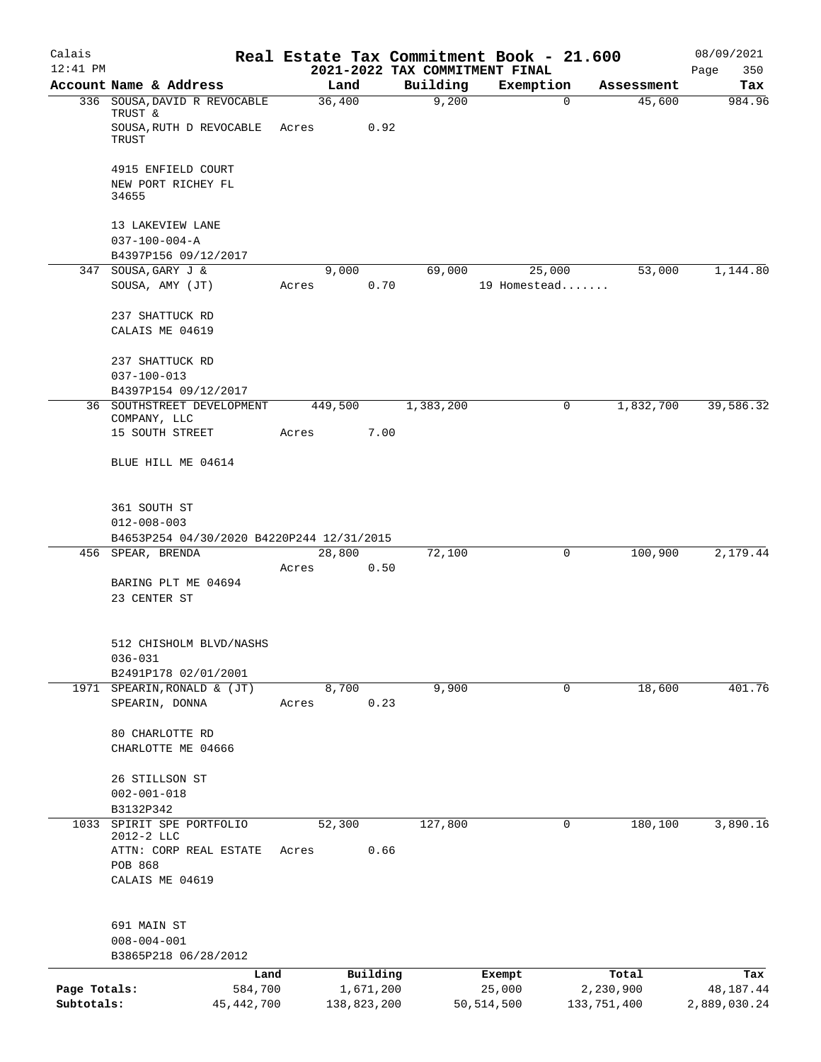Calais 12:41 PM

# Real Estate Tax Commitment Book - 21.600

## 2021-2022 TAX COMMITMENT FINAL

08/09/2021

| Account | Name & Address | Land | Building | Exemption | Assessment | Tax |
|---|---|---|---|---|---|---|
| 336 | SOUSA,DAVID R REVOCABLE TRUST & SOUSA,RUTH D REVOCABLE TRUST<br>4915 ENFIELD COURT<br>NEW PORT RICHEY FL 34655<br>13 LAKEVIEW LANE<br>037-100-004-A<br>B4397P156 09/12/2017 | 36,400<br>Acres 0.92 | 9,200 | 0 | 45,600 | 984.96 |
| 347 | SOUSA,GARY J & SOUSA, AMY (JT)<br>237 SHATTUCK RD<br>CALAIS ME 04619<br>237 SHATTUCK RD<br>037-100-013<br>B4397P154 09/12/2017 | 9,000<br>Acres 0.70 | 69,000 | 25,000<br>19 Homestead....... | 53,000 | 1,144.80 |
| 36 | SOUTHSTREET DEVELOPMENT COMPANY, LLC<br>15 SOUTH STREET<br>BLUE HILL ME 04614<br>361 SOUTH ST<br>012-008-003<br>B4653P254 04/30/2020 B4220P244 12/31/2015 | 449,500<br>Acres 7.00 | 1,383,200 | 0 | 1,832,700 | 39,586.32 |
| 456 | SPEAR, BRENDA<br>BARING PLT ME 04694<br>23 CENTER ST<br>512 CHISHOLM BLVD/NASHS<br>036-031<br>B2491P178 02/01/2001 | 28,800<br>Acres 0.50 | 72,100 | 0 | 100,900 | 2,179.44 |
| 1971 | SPEARIN,RONALD & (JT) SPEARIN, DONNA<br>80 CHARLOTTE RD<br>CHARLOTTE ME 04666<br>26 STILLSON ST<br>002-001-018<br>B3132P342 | 8,700<br>Acres 0.23 | 9,900 | 0 | 18,600 | 401.76 |
| 1033 | SPIRIT SPE PORTFOLIO 2012-2 LLC<br>ATTN: CORP REAL ESTATE<br>POB 868<br>CALAIS ME 04619<br>691 MAIN ST<br>008-004-001<br>B3865P218 06/28/2012 | 52,300<br>Acres 0.66 | 127,800 | 0 | 180,100 | 3,890.16 |

| | Land | Building | Exempt | Total | Tax |
|---|---|---|---|---|---|
| Page Totals: | 584,700 | 1,671,200 | 25,000 | 2,230,900 | 48,187.44 |
| Subtotals: | 45,442,700 | 138,823,200 | 50,514,500 | 133,751,400 | 2,889,030.24 |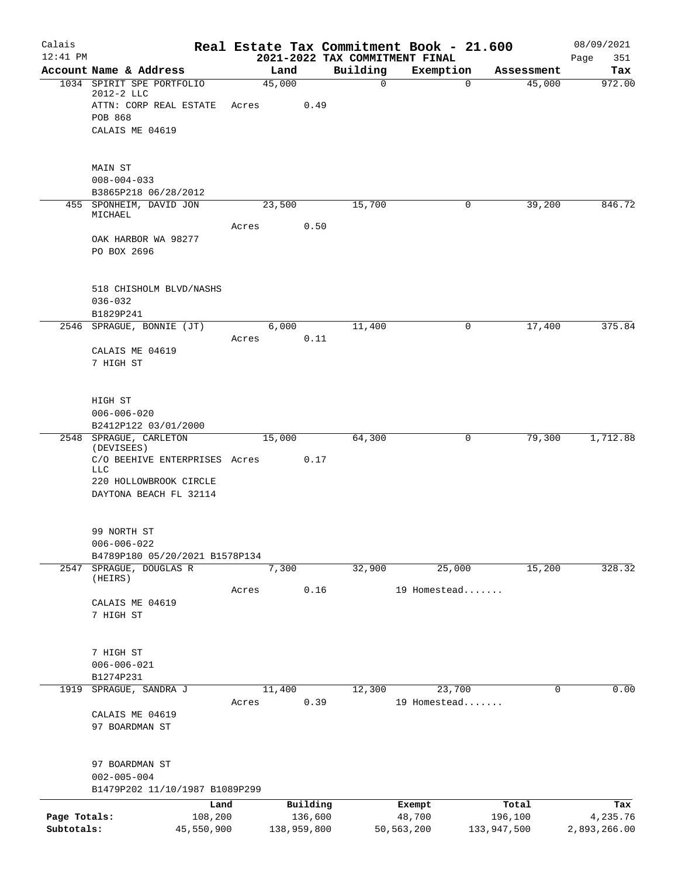# Real Estate Tax Commitment Book - 21.600

## 2021-2022 TAX COMMITMENT FINAL

Calais, 12:41 PM — 08/09/2021

| Account Name & Address | Land | Building | Exemption | Assessment | Tax |
|---|---|---|---|---|---|
| 1034 SPIRIT SPE PORTFOLIO 2012-2 LLC<br>ATTN: CORP REAL ESTATE<br>POB 868<br>CALAIS ME 04619<br><br>MAIN ST<br>008-004-033<br>B3865P218 06/28/2012 | 45,000<br>Acres 0.49 | 0 | 0 | 45,000 | 972.00 |
| 455 SPONHEIM, DAVID JON MICHAEL<br>OAK HARBOR WA 98277<br>PO BOX 2696<br><br>518 CHISHOLM BLVD/NASHS<br>036-032<br>B1829P241 | 23,500<br>Acres 0.50 | 15,700 | 0 | 39,200 | 846.72 |
| 2546 SPRAGUE, BONNIE (JT)<br>CALAIS ME 04619<br>7 HIGH ST<br><br>HIGH ST<br>006-006-020<br>B2412P122 03/01/2000 | 6,000<br>Acres 0.11 | 11,400 | 0 | 17,400 | 375.84 |
| 2548 SPRAGUE, CARLETON (DEVISEES)<br>C/O BEEHIVE ENTERPRISES LLC<br>220 HOLLOWBROOK CIRCLE<br>DAYTONA BEACH FL 32114<br><br>99 NORTH ST<br>006-006-022<br>B4789P180 05/20/2021 B1578P134 | 15,000<br>Acres 0.17 | 64,300 | 0 | 79,300 | 1,712.88 |
| 2547 SPRAGUE, DOUGLAS R (HEIRS)<br>CALAIS ME 04619<br>7 HIGH ST<br><br>7 HIGH ST<br>006-006-021<br>B1274P231 | 7,300<br>Acres 0.16 | 32,900 | 25,000<br>19 Homestead....... | 15,200 | 328.32 |
| 1919 SPRAGUE, SANDRA J<br>CALAIS ME 04619<br>97 BOARDMAN ST<br><br>97 BOARDMAN ST<br>002-005-004<br>B1479P202 11/10/1987 B1089P299 | 11,400<br>Acres 0.39 | 12,300 | 23,700<br>19 Homestead....... | 0 | 0.00 |

| | Land | Building | Exempt | Total | Tax |
|---|---|---|---|---|---|
| Page Totals: | 108,200 | 136,600 | 48,700 | 196,100 | 4,235.76 |
| Subtotals: | 45,550,900 | 138,959,800 | 50,563,200 | 133,947,500 | 2,893,266.00 |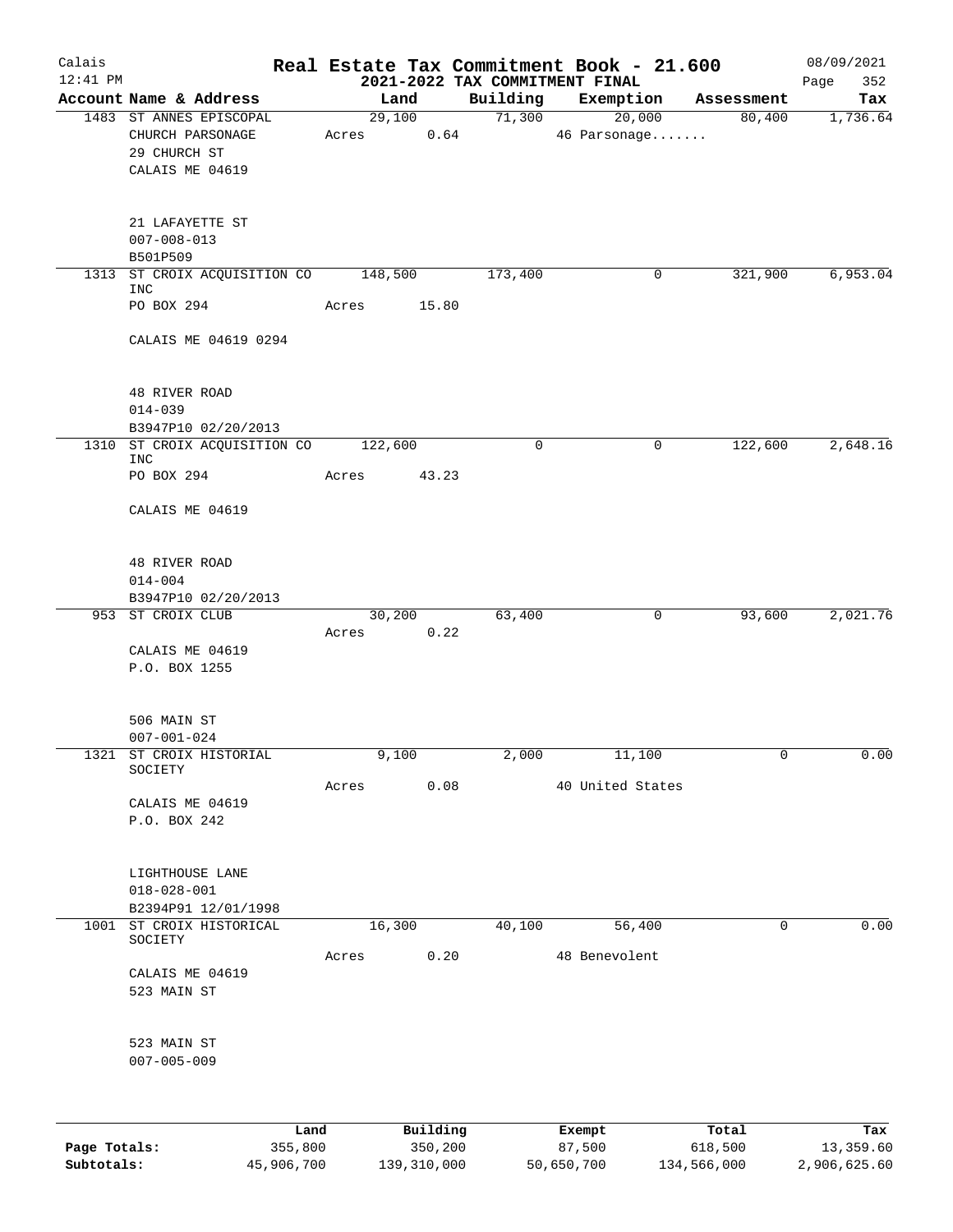Calais
12:41 PM

# Real Estate Tax Commitment Book - 21.600

## 2021-2022 TAX COMMITMENT FINAL

08/09/2021

| Account Name & Address | Land | Building | Exemption | Assessment | Tax |
|---|---|---|---|---|---|
| 1483 ST ANNES EPISCOPAL CHURCH PARSONAGE<br>29 CHURCH ST<br>CALAIS ME 04619<br><br>21 LAFAYETTE ST<br>007-008-013<br>B501P509 | 29,100<br>Acres 0.64 | 71,300 | 20,000<br>46 Parsonage....... | 80,400 | 1,736.64 |
| 1313 ST CROIX ACQUISITION CO INC<br>PO BOX 294<br>CALAIS ME 04619 0294<br><br>48 RIVER ROAD<br>014-039<br>B3947P10 02/20/2013 | 148,500<br>Acres 15.80 | 173,400 | 0 | 321,900 | 6,953.04 |
| 1310 ST CROIX ACQUISITION CO INC<br>PO BOX 294<br>CALAIS ME 04619<br><br>48 RIVER ROAD<br>014-004<br>B3947P10 02/20/2013 | 122,600<br>Acres 43.23 | 0 | 0 | 122,600 | 2,648.16 |
| 953 ST CROIX CLUB<br>CALAIS ME 04619<br>P.O. BOX 1255<br><br>506 MAIN ST<br>007-001-024 | 30,200<br>Acres 0.22 | 63,400 | 0 | 93,600 | 2,021.76 |
| 1321 ST CROIX HISTORIAL SOCIETY<br>CALAIS ME 04619<br>P.O. BOX 242<br><br>LIGHTHOUSE LANE<br>018-028-001<br>B2394P91 12/01/1998 | 9,100<br>Acres 0.08 | 2,000 | 11,100<br>40 United States | 0 | 0.00 |
| 1001 ST CROIX HISTORICAL SOCIETY<br>CALAIS ME 04619<br>523 MAIN ST<br><br>523 MAIN ST<br>007-005-009 | 16,300<br>Acres 0.20 | 40,100 | 56,400<br>48 Benevolent | 0 | 0.00 |

| | Land | Building | Exempt | Total | Tax |
|---|---|---|---|---|---|
| Page Totals: | 355,800 | 350,200 | 87,500 | 618,500 | 13,359.60 |
| Subtotals: | 45,906,700 | 139,310,000 | 50,650,700 | 134,566,000 | 2,906,625.60 |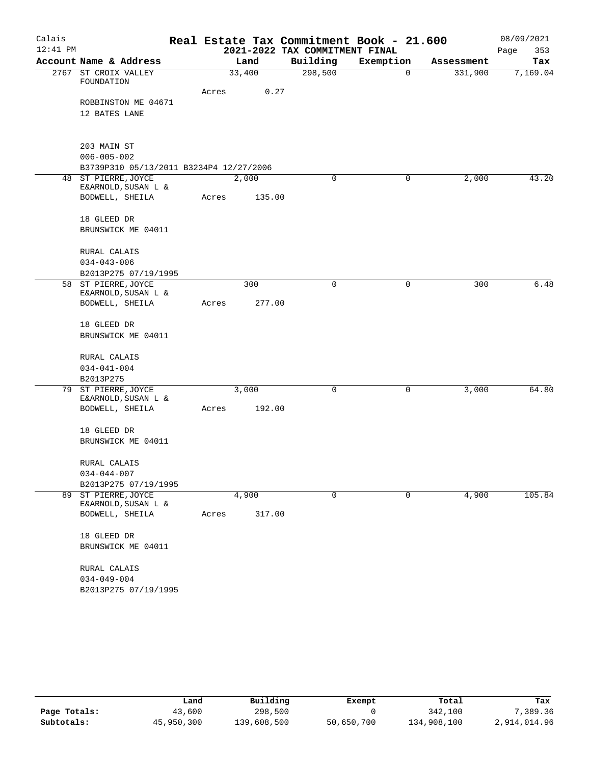Calais
12:41 PM

# Real Estate Tax Commitment Book - 21.600
## 2021-2022 TAX COMMITMENT FINAL

08/09/2021
Page 353

| Account Name & Address | Land | Building | Exemption | Assessment | Tax |
|---|---|---|---|---|---|
| 2767 ST CROIX VALLEY FOUNDATION | 33,400 | 298,500 | 0 | 331,900 | 7,169.04 |
| Acres 0.27 | | | | | |
| ROBBINSTON ME 04671 | | | | | |
| 12 BATES LANE | | | | | |
| 203 MAIN ST | | | | | |
| 006-005-002 | | | | | |
| B3739P310 05/13/2011 B3234P4 12/27/2006 | | | | | |
| 48 ST PIERRE, JOYCE E&ARNOLD, SUSAN L & | 2,000 | 0 | 0 | 2,000 | 43.20 |
| BODWELL, SHEILA Acres 135.00 | | | | | |
| 18 GLEED DR | | | | | |
| BRUNSWICK ME 04011 | | | | | |
| RURAL CALAIS | | | | | |
| 034-043-006 | | | | | |
| B2013P275 07/19/1995 | | | | | |
| 58 ST PIERRE, JOYCE E&ARNOLD, SUSAN L & | 300 | 0 | 0 | 300 | 6.48 |
| BODWELL, SHEILA Acres 277.00 | | | | | |
| 18 GLEED DR | | | | | |
| BRUNSWICK ME 04011 | | | | | |
| RURAL CALAIS | | | | | |
| 034-041-004 | | | | | |
| B2013P275 | | | | | |
| 79 ST PIERRE, JOYCE E&ARNOLD, SUSAN L & | 3,000 | 0 | 0 | 3,000 | 64.80 |
| BODWELL, SHEILA Acres 192.00 | | | | | |
| 18 GLEED DR | | | | | |
| BRUNSWICK ME 04011 | | | | | |
| RURAL CALAIS | | | | | |
| 034-044-007 | | | | | |
| B2013P275 07/19/1995 | | | | | |
| 89 ST PIERRE, JOYCE E&ARNOLD, SUSAN L & | 4,900 | 0 | 0 | 4,900 | 105.84 |
| BODWELL, SHEILA Acres 317.00 | | | | | |
| 18 GLEED DR | | | | | |
| BRUNSWICK ME 04011 | | | | | |
| RURAL CALAIS | | | | | |
| 034-049-004 | | | | | |
| B2013P275 07/19/1995 | | | | | |

| | Land | Building | Exempt | Total | Tax |
|---|---|---|---|---|---|
| Page Totals: | 43,600 | 298,500 | 0 | 342,100 | 7,389.36 |
| Subtotals: | 45,950,300 | 139,608,500 | 50,650,700 | 134,908,100 | 2,914,014.96 |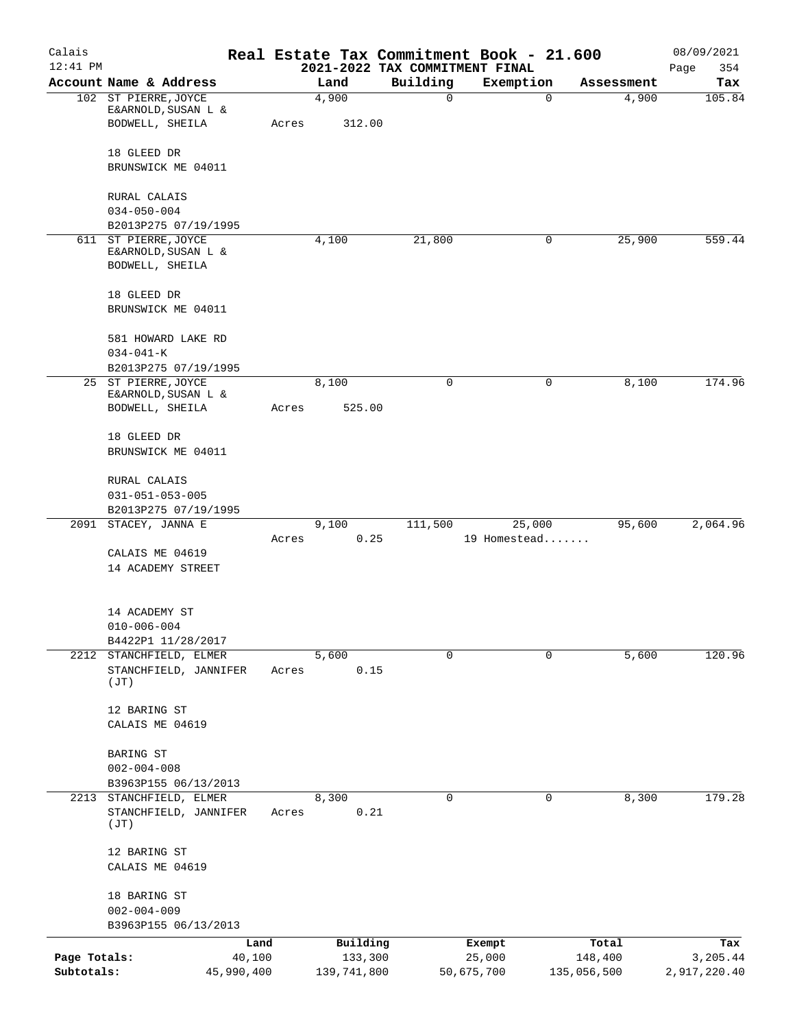# Real Estate Tax Commitment Book - 21.600

Calais 12:41 PM — 2021-2022 TAX COMMITMENT FINAL — 08/09/2021

| Account | Name & Address | Land | Building | Exemption | Assessment | Tax |
|---|---|---|---|---|---|---|
| 102 | ST PIERRE, JOYCE E&ARNOLD, SUSAN L & BODWELL, SHEILA<br>18 GLEED DR<br>BRUNSWICK ME 04011<br>RURAL CALAIS<br>034-050-004<br>B2013P275 07/19/1995 | 4,900<br>Acres 312.00 | 0 | 0 | 4,900 | 105.84 |
| 611 | ST PIERRE, JOYCE E&ARNOLD, SUSAN L & BODWELL, SHEILA<br>18 GLEED DR<br>BRUNSWICK ME 04011<br>581 HOWARD LAKE RD<br>034-041-K<br>B2013P275 07/19/1995 | 4,100 | 21,800 | 0 | 25,900 | 559.44 |
| 25 | ST PIERRE, JOYCE E&ARNOLD, SUSAN L & BODWELL, SHEILA<br>18 GLEED DR<br>BRUNSWICK ME 04011<br>RURAL CALAIS<br>031-051-053-005<br>B2013P275 07/19/1995 | 8,100<br>Acres 525.00 | 0 | 0 | 8,100 | 174.96 |
| 2091 | STACEY, JANNA E<br>CALAIS ME 04619<br>14 ACADEMY STREET<br>14 ACADEMY ST<br>010-006-004<br>B4422P1 11/28/2017 | 9,100<br>Acres 0.25 | 111,500 | 25,000<br>19 Homestead....... | 95,600 | 2,064.96 |
| 2212 | STANCHFIELD, ELMER<br>STANCHFIELD, JANNIFER (JT)<br>12 BARING ST<br>CALAIS ME 04619<br>BARING ST<br>002-004-008<br>B3963P155 06/13/2013 | 5,600<br>Acres 0.15 | 0 | 0 | 5,600 | 120.96 |
| 2213 | STANCHFIELD, ELMER<br>STANCHFIELD, JANNIFER (JT)<br>12 BARING ST<br>CALAIS ME 04619<br>18 BARING ST<br>002-004-009<br>B3963P155 06/13/2013 | 8,300<br>Acres 0.21 | 0 | 0 | 8,300 | 179.28 |

| | Land | Building | Exempt | Total | Tax |
|---|---|---|---|---|---|
| Page Totals: | 40,100 | 133,300 | 25,000 | 148,400 | 3,205.44 |
| Subtotals: | 45,990,400 | 139,741,800 | 50,675,700 | 135,056,500 | 2,917,220.40 |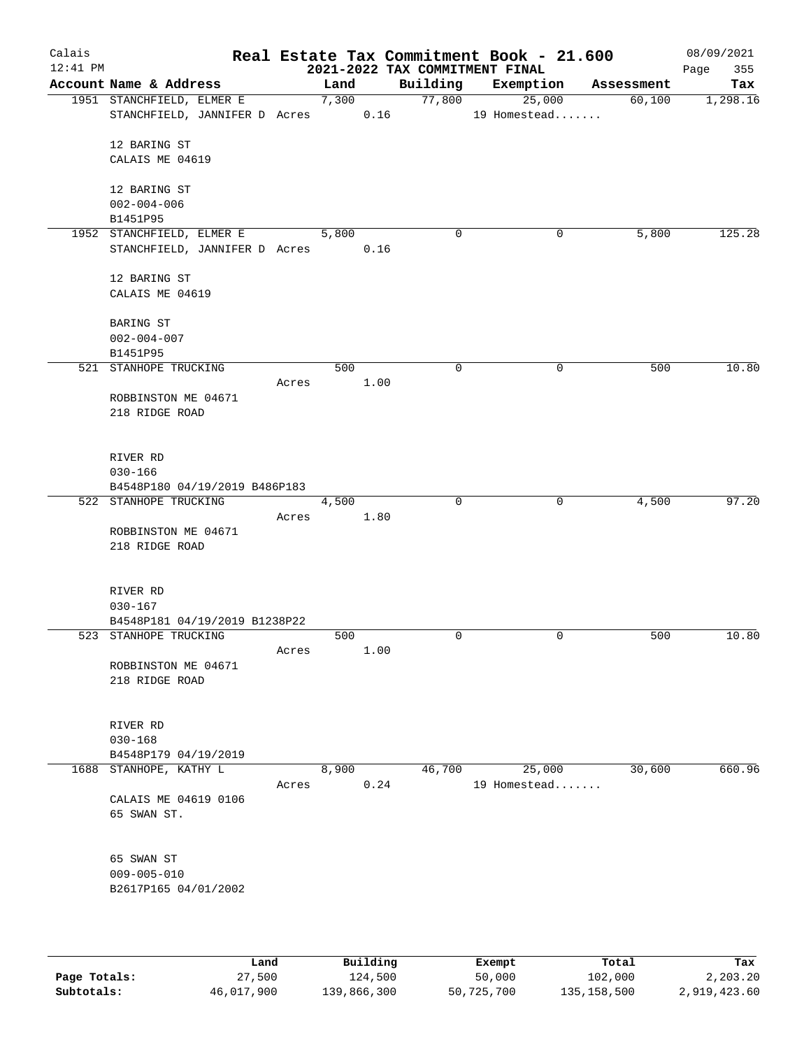# Real Estate Tax Commitment Book - 21.600

## 2021-2022 TAX COMMITMENT FINAL

Calais 12:41 PM — 08/09/2021

| Account Name & Address | Land | Building | Exemption | Assessment | Tax |
|---|---|---|---|---|---|
| 1951 STANCHFIELD, ELMER E<br>STANCHFIELD, JANNIFER D Acres 0.16<br><br>12 BARING ST<br>CALAIS ME 04619<br><br>12 BARING ST<br>002-004-006<br>B1451P95 | 7,300 | 77,800 | 25,000<br>19 Homestead....... | 60,100 | 1,298.16 |
| 1952 STANCHFIELD, ELMER E<br>STANCHFIELD, JANNIFER D Acres 0.16<br><br>12 BARING ST<br>CALAIS ME 04619<br><br>BARING ST<br>002-004-007<br>B1451P95 | 5,800 | 0 | 0 | 5,800 | 125.28 |
| 521 STANHOPE TRUCKING<br>Acres 1.00<br>ROBBINSTON ME 04671<br>218 RIDGE ROAD<br><br>RIVER RD<br>030-166<br>B4548P180 04/19/2019 B486P183 | 500 | 0 | 0 | 500 | 10.80 |
| 522 STANHOPE TRUCKING<br>Acres 1.80<br>ROBBINSTON ME 04671<br>218 RIDGE ROAD<br><br>RIVER RD<br>030-167<br>B4548P181 04/19/2019 B1238P22 | 4,500 | 0 | 0 | 4,500 | 97.20 |
| 523 STANHOPE TRUCKING<br>Acres 1.00<br>ROBBINSTON ME 04671<br>218 RIDGE ROAD<br><br>RIVER RD<br>030-168<br>B4548P179 04/19/2019 | 500 | 0 | 0 | 500 | 10.80 |
| 1688 STANHOPE, KATHY L<br>Acres 0.24<br>CALAIS ME 04619 0106<br>65 SWAN ST.<br><br>65 SWAN ST<br>009-005-010<br>B2617P165 04/01/2002 | 8,900 | 46,700 | 25,000<br>19 Homestead....... | 30,600 | 660.96 |

| | Land | Building | Exempt | Total | Tax |
|---|---|---|---|---|---|
| Page Totals: | 27,500 | 124,500 | 50,000 | 102,000 | 2,203.20 |
| Subtotals: | 46,017,900 | 139,866,300 | 50,725,700 | 135,158,500 | 2,919,423.60 |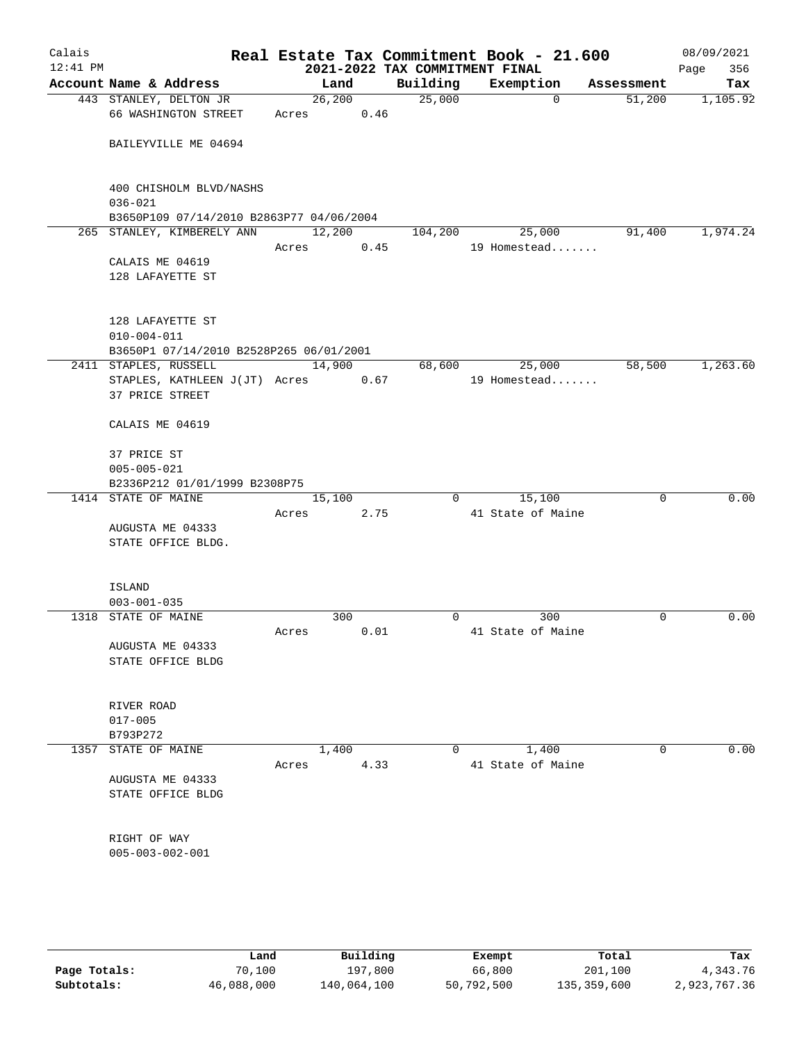Calais
12:41 PM

# Real Estate Tax Commitment Book - 21.600
## 2021-2022 TAX COMMITMENT FINAL

08/09/2021

| Account Name & Address | Land | Building | Exemption | Assessment | Tax |
|---|---|---|---|---|---|
| 443 STANLEY, DELTON JR<br>66 WASHINGTON STREET<br><br>BAILEYVILLE ME 04694<br><br>400 CHISHOLM BLVD/NASHS<br>036-021<br>B3650P109 07/14/2010 B2863P77 04/06/2004 | 26,200<br>Acres 0.46 | 25,000 | 0 | 51,200 | 1,105.92 |
| 265 STANLEY, KIMBERELY ANN<br><br>CALAIS ME 04619<br>128 LAFAYETTE ST<br><br>128 LAFAYETTE ST<br>010-004-011<br>B3650P1 07/14/2010 B2528P265 06/01/2001 | 12,200<br>Acres 0.45 | 104,200 | 25,000<br>19 Homestead....... | 91,400 | 1,974.24 |
| 2411 STAPLES, RUSSELL<br>STAPLES, KATHLEEN J(JT)<br>37 PRICE STREET<br><br>CALAIS ME 04619<br><br>37 PRICE ST<br>005-005-021<br>B2336P212 01/01/1999 B2308P75 | 14,900<br>Acres 0.67 | 68,600 | 25,000<br>19 Homestead....... | 58,500 | 1,263.60 |
| 1414 STATE OF MAINE<br><br>AUGUSTA ME 04333<br>STATE OFFICE BLDG.<br><br>ISLAND<br>003-001-035 | 15,100<br>Acres 2.75 | 0 | 15,100<br>41 State of Maine | 0 | 0.00 |
| 1318 STATE OF MAINE<br><br>AUGUSTA ME 04333<br>STATE OFFICE BLDG<br><br>RIVER ROAD<br>017-005<br>B793P272 | 300<br>Acres 0.01 | 0 | 300<br>41 State of Maine | 0 | 0.00 |
| 1357 STATE OF MAINE<br><br>AUGUSTA ME 04333<br>STATE OFFICE BLDG<br><br>RIGHT OF WAY<br>005-003-002-001 | 1,400<br>Acres 4.33 | 0 | 1,400<br>41 State of Maine | 0 | 0.00 |

| | Land | Building | Exempt | Total | Tax |
|---|---|---|---|---|---|
| Page Totals: | 70,100 | 197,800 | 66,800 | 201,100 | 4,343.76 |
| Subtotals: | 46,088,000 | 140,064,100 | 50,792,500 | 135,359,600 | 2,923,767.36 |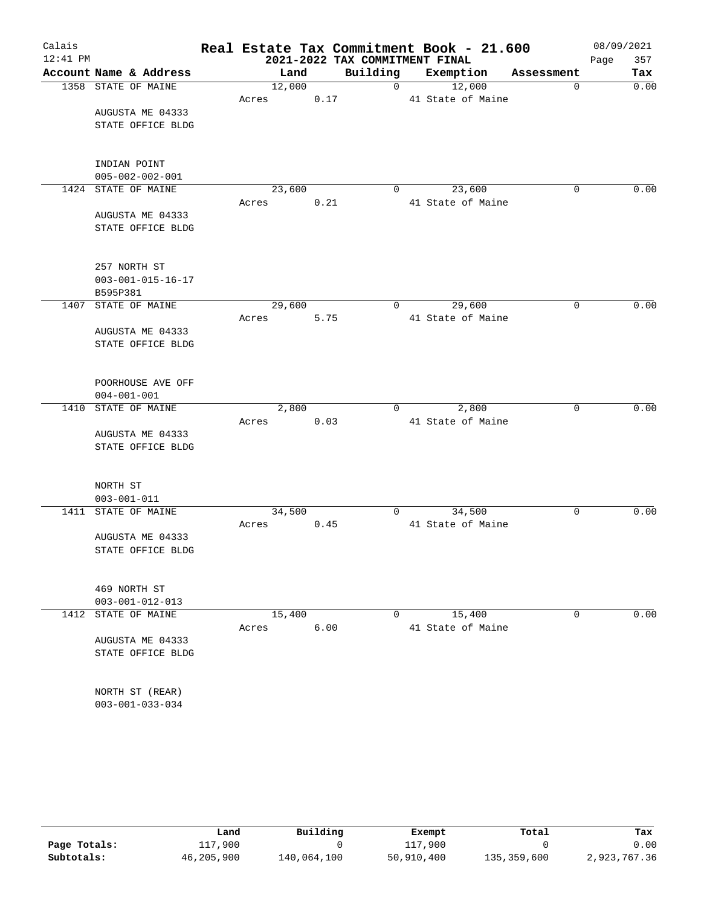# Real Estate Tax Commitment Book - 21.600

Calais 12:41 PM — 2021-2022 TAX COMMITMENT FINAL — 08/09/2021

| Account Name & Address | Land | Building | Exemption | Assessment | Tax |
|---|---|---|---|---|---|
| 1358 STATE OF MAINE | 12,000 | 0 | 12,000 | 0 | 0.00 |
| | Acres 0.17 | | 41 State of Maine | | |
| AUGUSTA ME 04333 | | | | | |
| STATE OFFICE BLDG | | | | | |
| INDIAN POINT | | | | | |
| 005-002-002-001 | | | | | |
| 1424 STATE OF MAINE | 23,600 | 0 | 23,600 | 0 | 0.00 |
| | Acres 0.21 | | 41 State of Maine | | |
| AUGUSTA ME 04333 | | | | | |
| STATE OFFICE BLDG | | | | | |
| 257 NORTH ST | | | | | |
| 003-001-015-16-17 | | | | | |
| B595P381 | | | | | |
| 1407 STATE OF MAINE | 29,600 | 0 | 29,600 | 0 | 0.00 |
| | Acres 5.75 | | 41 State of Maine | | |
| AUGUSTA ME 04333 | | | | | |
| STATE OFFICE BLDG | | | | | |
| POORHOUSE AVE OFF | | | | | |
| 004-001-001 | | | | | |
| 1410 STATE OF MAINE | 2,800 | 0 | 2,800 | 0 | 0.00 |
| | Acres 0.03 | | 41 State of Maine | | |
| AUGUSTA ME 04333 | | | | | |
| STATE OFFICE BLDG | | | | | |
| NORTH ST | | | | | |
| 003-001-011 | | | | | |
| 1411 STATE OF MAINE | 34,500 | 0 | 34,500 | 0 | 0.00 |
| | Acres 0.45 | | 41 State of Maine | | |
| AUGUSTA ME 04333 | | | | | |
| STATE OFFICE BLDG | | | | | |
| 469 NORTH ST | | | | | |
| 003-001-012-013 | | | | | |
| 1412 STATE OF MAINE | 15,400 | 0 | 15,400 | 0 | 0.00 |
| | Acres 6.00 | | 41 State of Maine | | |
| AUGUSTA ME 04333 | | | | | |
| STATE OFFICE BLDG | | | | | |
| NORTH ST (REAR) | | | | | |
| 003-001-033-034 | | | | | |

| | Land | Building | Exempt | Total | Tax |
|---|---|---|---|---|---|
| Page Totals: | 117,900 | 0 | 117,900 | 0 | 0.00 |
| Subtotals: | 46,205,900 | 140,064,100 | 50,910,400 | 135,359,600 | 2,923,767.36 |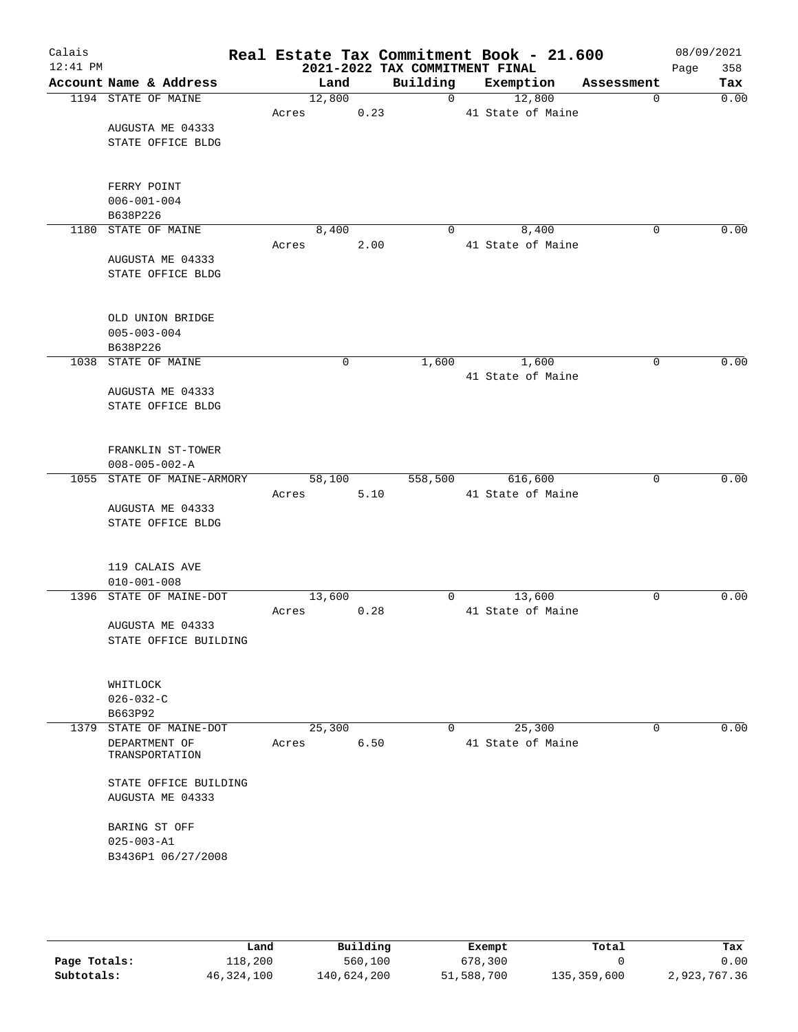# Real Estate Tax Commitment Book - 21.600

Calais
12:41 PM

2021-2022 TAX COMMITMENT FINAL

08/09/2021

| Account Name & Address | Land | Building | Exemption | Assessment | Tax |
|---|---|---|---|---|---|
| 1194 STATE OF MAINE | 12,800 | 0 | 12,800 | 0 | 0.00 |
| | Acres 0.23 | | 41 State of Maine | | |
| AUGUSTA ME 04333 | | | | | |
| STATE OFFICE BLDG | | | | | |
| FERRY POINT | | | | | |
| 006-001-004 | | | | | |
| B638P226 | | | | | |
| 1180 STATE OF MAINE | 8,400 | 0 | 8,400 | 0 | 0.00 |
| | Acres 2.00 | | 41 State of Maine | | |
| AUGUSTA ME 04333 | | | | | |
| STATE OFFICE BLDG | | | | | |
| OLD UNION BRIDGE | | | | | |
| 005-003-004 | | | | | |
| B638P226 | | | | | |
| 1038 STATE OF MAINE | 0 | 1,600 | 1,600 | 0 | 0.00 |
| | | | 41 State of Maine | | |
| AUGUSTA ME 04333 | | | | | |
| STATE OFFICE BLDG | | | | | |
| FRANKLIN ST-TOWER | | | | | |
| 008-005-002-A | | | | | |
| 1055 STATE OF MAINE-ARMORY | 58,100 | 558,500 | 616,600 | 0 | 0.00 |
| | Acres 5.10 | | 41 State of Maine | | |
| AUGUSTA ME 04333 | | | | | |
| STATE OFFICE BLDG | | | | | |
| 119 CALAIS AVE | | | | | |
| 010-001-008 | | | | | |
| 1396 STATE OF MAINE-DOT | 13,600 | 0 | 13,600 | 0 | 0.00 |
| | Acres 0.28 | | 41 State of Maine | | |
| AUGUSTA ME 04333 | | | | | |
| STATE OFFICE BUILDING | | | | | |
| WHITLOCK | | | | | |
| 026-032-C | | | | | |
| B663P92 | | | | | |
| 1379 STATE OF MAINE-DOT | 25,300 | 0 | 25,300 | 0 | 0.00 |
| DEPARTMENT OF TRANSPORTATION | Acres 6.50 | | 41 State of Maine | | |
| STATE OFFICE BUILDING | | | | | |
| AUGUSTA ME 04333 | | | | | |
| BARING ST OFF | | | | | |
| 025-003-A1 | | | | | |
| B3436P1 06/27/2008 | | | | | |

| | Land | Building | Exempt | Total | Tax |
|---|---|---|---|---|---|
| **Page Totals:** | 118,200 | 560,100 | 678,300 | 0 | 0.00 |
| **Subtotals:** | 46,324,100 | 140,624,200 | 51,588,700 | 135,359,600 | 2,923,767.36 |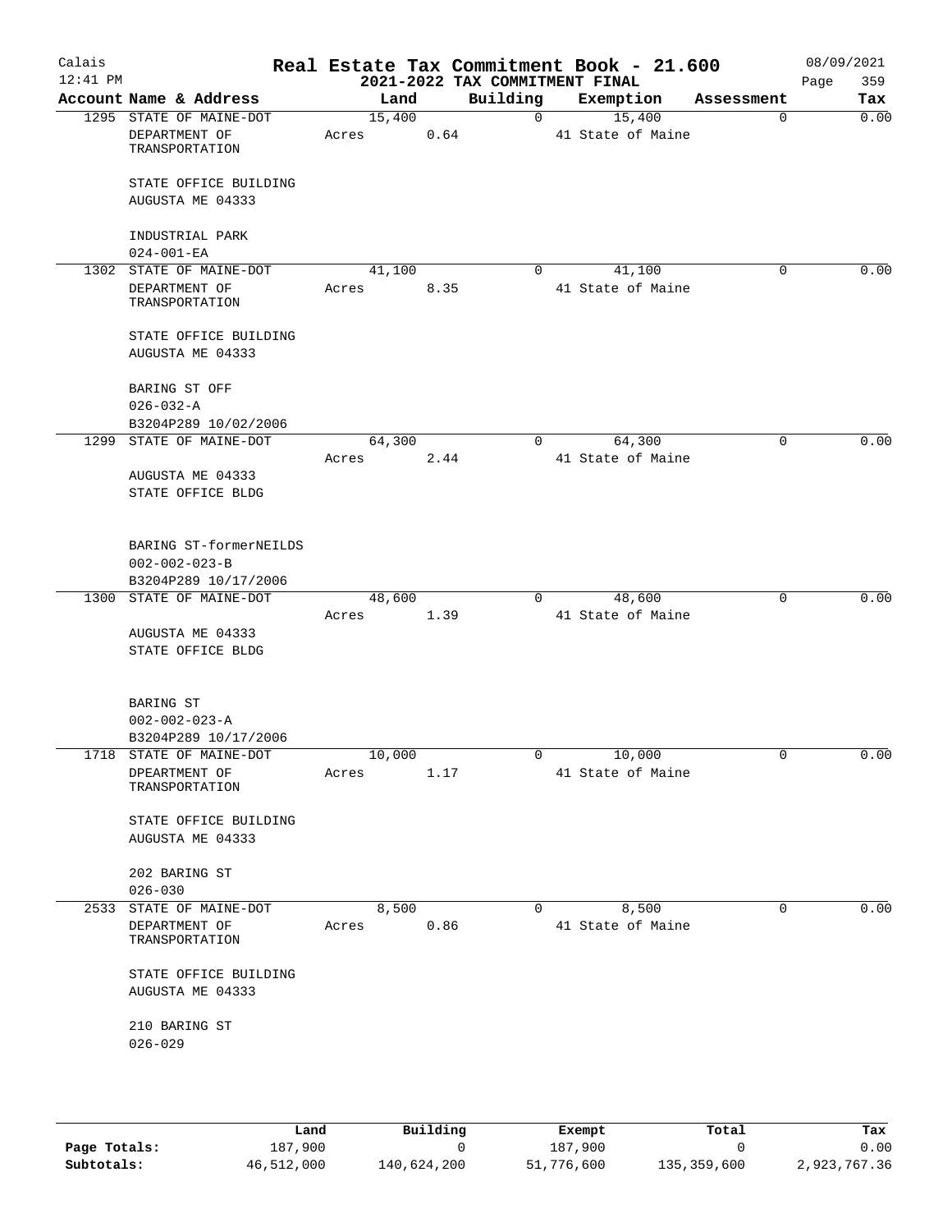# Real Estate Tax Commitment Book - 21.600

## 2021-2022 TAX COMMITMENT FINAL

Calais 12:41 PM — 08/09/2021

| Account Name & Address | Land | Building | Exemption | Assessment | Tax |
|---|---|---|---|---|---|
| 1295 STATE OF MAINE-DOT<br>DEPARTMENT OF TRANSPORTATION<br><br>STATE OFFICE BUILDING<br>AUGUSTA ME 04333<br><br>INDUSTRIAL PARK<br>024-001-EA | 15,400<br>Acres 0.64 | 0 | 15,400<br>41 State of Maine | 0 | 0.00 |
| 1302 STATE OF MAINE-DOT<br>DEPARTMENT OF TRANSPORTATION<br><br>STATE OFFICE BUILDING<br>AUGUSTA ME 04333<br><br>BARING ST OFF<br>026-032-A<br>B3204P289 10/02/2006 | 41,100<br>Acres 8.35 | 0 | 41,100<br>41 State of Maine | 0 | 0.00 |
| 1299 STATE OF MAINE-DOT<br><br>AUGUSTA ME 04333<br>STATE OFFICE BLDG<br><br>BARING ST-formerNEILDS<br>002-002-023-B<br>B3204P289 10/17/2006 | 64,300<br>Acres 2.44 | 0 | 64,300<br>41 State of Maine | 0 | 0.00 |
| 1300 STATE OF MAINE-DOT<br><br>AUGUSTA ME 04333<br>STATE OFFICE BLDG<br><br>BARING ST<br>002-002-023-A<br>B3204P289 10/17/2006 | 48,600<br>Acres 1.39 | 0 | 48,600<br>41 State of Maine | 0 | 0.00 |
| 1718 STATE OF MAINE-DOT<br>DPEARTMENT OF TRANSPORTATION<br><br>STATE OFFICE BUILDING<br>AUGUSTA ME 04333<br><br>202 BARING ST<br>026-030 | 10,000<br>Acres 1.17 | 0 | 10,000<br>41 State of Maine | 0 | 0.00 |
| 2533 STATE OF MAINE-DOT<br>DEPARTMENT OF TRANSPORTATION<br><br>STATE OFFICE BUILDING<br>AUGUSTA ME 04333<br><br>210 BARING ST<br>026-029 | 8,500<br>Acres 0.86 | 0 | 8,500<br>41 State of Maine | 0 | 0.00 |

| | Land | Building | Exempt | Total | Tax |
|---|---|---|---|---|---|
| Page Totals: | 187,900 | 0 | 187,900 | 0 | 0.00 |
| Subtotals: | 46,512,000 | 140,624,200 | 51,776,600 | 135,359,600 | 2,923,767.36 |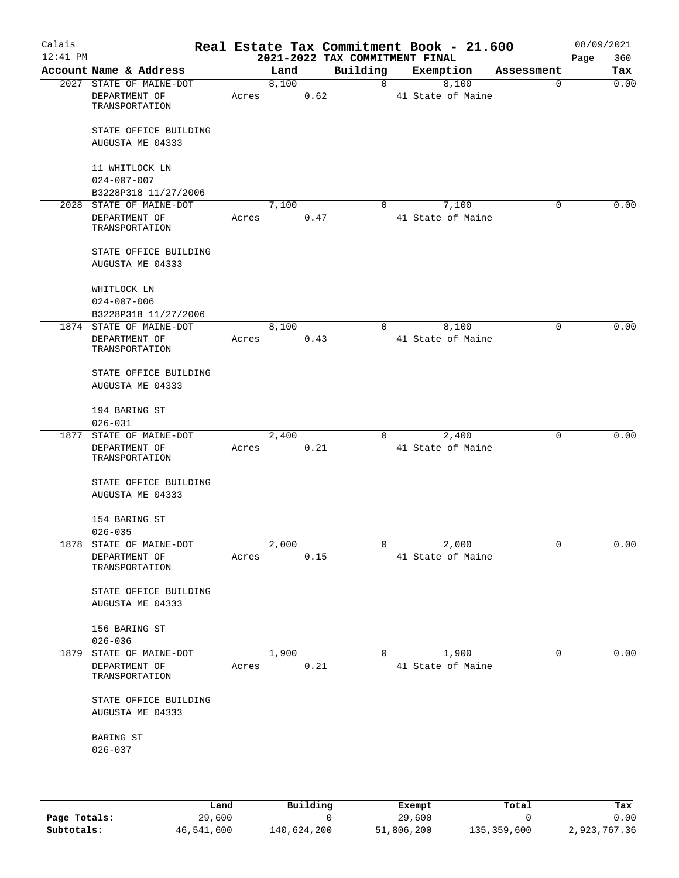# Real Estate Tax Commitment Book - 21.600

## 2021-2022 TAX COMMITMENT FINAL

Calais, 12:41 PM — 08/09/2021

| Account Name & Address | Land | Building | Exemption | Assessment | Tax |
|---|---|---|---|---|---|
| 2027 STATE OF MAINE-DOT<br>DEPARTMENT OF TRANSPORTATION<br><br>STATE OFFICE BUILDING<br>AUGUSTA ME 04333<br><br>11 WHITLOCK LN<br>024-007-007<br>B3228P318 11/27/2006 | 8,100<br>Acres 0.62 | 0 | 8,100<br>41 State of Maine | 0 | 0.00 |
| 2028 STATE OF MAINE-DOT<br>DEPARTMENT OF TRANSPORTATION<br><br>STATE OFFICE BUILDING<br>AUGUSTA ME 04333<br><br>WHITLOCK LN<br>024-007-006<br>B3228P318 11/27/2006 | 7,100<br>Acres 0.47 | 0 | 7,100<br>41 State of Maine | 0 | 0.00 |
| 1874 STATE OF MAINE-DOT<br>DEPARTMENT OF TRANSPORTATION<br><br>STATE OFFICE BUILDING<br>AUGUSTA ME 04333<br><br>194 BARING ST<br>026-031 | 8,100<br>Acres 0.43 | 0 | 8,100<br>41 State of Maine | 0 | 0.00 |
| 1877 STATE OF MAINE-DOT<br>DEPARTMENT OF TRANSPORTATION<br><br>STATE OFFICE BUILDING<br>AUGUSTA ME 04333<br><br>154 BARING ST<br>026-035 | 2,400<br>Acres 0.21 | 0 | 2,400<br>41 State of Maine | 0 | 0.00 |
| 1878 STATE OF MAINE-DOT<br>DEPARTMENT OF TRANSPORTATION<br><br>STATE OFFICE BUILDING<br>AUGUSTA ME 04333<br><br>156 BARING ST<br>026-036 | 2,000<br>Acres 0.15 | 0 | 2,000<br>41 State of Maine | 0 | 0.00 |
| 1879 STATE OF MAINE-DOT<br>DEPARTMENT OF TRANSPORTATION<br><br>STATE OFFICE BUILDING<br>AUGUSTA ME 04333<br><br>BARING ST<br>026-037 | 1,900<br>Acres 0.21 | 0 | 1,900<br>41 State of Maine | 0 | 0.00 |

| | Land | Building | Exempt | Total | Tax |
|---|---|---|---|---|---|
| Page Totals: | 29,600 | 0 | 29,600 | 0 | 0.00 |
| Subtotals: | 46,541,600 | 140,624,200 | 51,806,200 | 135,359,600 | 2,923,767.36 |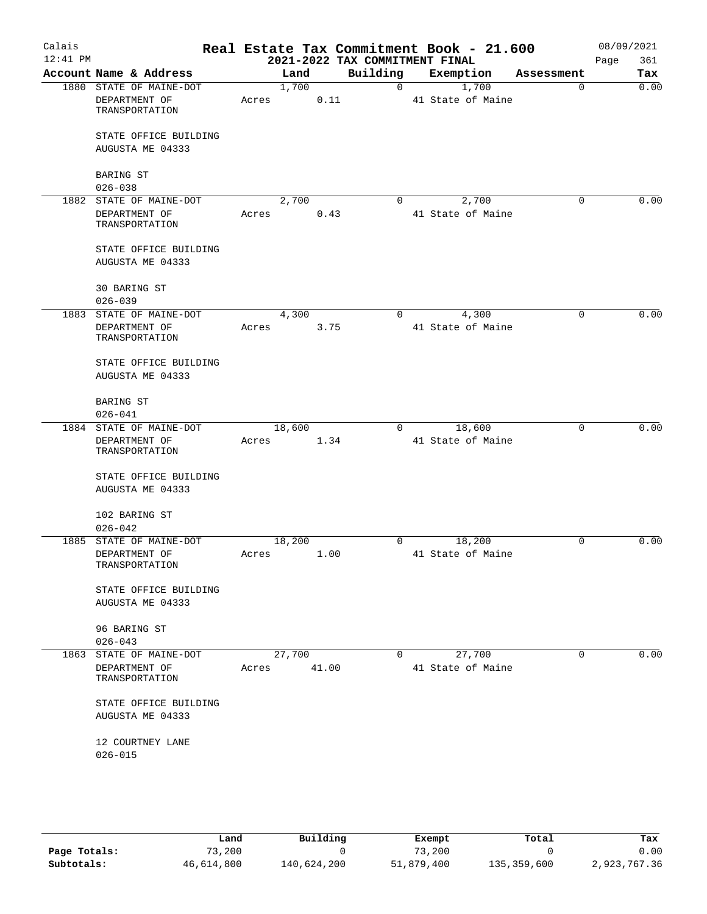# Real Estate Tax Commitment Book - 21.600

Calais
12:41 PM

2021-2022 TAX COMMITMENT FINAL

08/09/2021

| Account | Name & Address | Land | Building | Exemption | Assessment | Tax |
|---|---|---|---|---|---|---|
| 1880 | STATE OF MAINE-DOT<br>DEPARTMENT OF TRANSPORTATION<br><br>STATE OFFICE BUILDING<br>AUGUSTA ME 04333<br><br>BARING ST<br>026-038 | 1,700<br>Acres 0.11 | 0 | 1,700<br>41 State of Maine | 0 | 0.00 |
| 1882 | STATE OF MAINE-DOT<br>DEPARTMENT OF TRANSPORTATION<br><br>STATE OFFICE BUILDING<br>AUGUSTA ME 04333<br><br>30 BARING ST<br>026-039 | 2,700<br>Acres 0.43 | 0 | 2,700<br>41 State of Maine | 0 | 0.00 |
| 1883 | STATE OF MAINE-DOT<br>DEPARTMENT OF TRANSPORTATION<br><br>STATE OFFICE BUILDING<br>AUGUSTA ME 04333<br><br>BARING ST<br>026-041 | 4,300<br>Acres 3.75 | 0 | 4,300<br>41 State of Maine | 0 | 0.00 |
| 1884 | STATE OF MAINE-DOT<br>DEPARTMENT OF TRANSPORTATION<br><br>STATE OFFICE BUILDING<br>AUGUSTA ME 04333<br><br>102 BARING ST<br>026-042 | 18,600<br>Acres 1.34 | 0 | 18,600<br>41 State of Maine | 0 | 0.00 |
| 1885 | STATE OF MAINE-DOT<br>DEPARTMENT OF TRANSPORTATION<br><br>STATE OFFICE BUILDING<br>AUGUSTA ME 04333<br><br>96 BARING ST<br>026-043 | 18,200<br>Acres 1.00 | 0 | 18,200<br>41 State of Maine | 0 | 0.00 |
| 1863 | STATE OF MAINE-DOT<br>DEPARTMENT OF TRANSPORTATION<br><br>STATE OFFICE BUILDING<br>AUGUSTA ME 04333<br><br>12 COURTNEY LANE<br>026-015 | 27,700<br>Acres 41.00 | 0 | 27,700<br>41 State of Maine | 0 | 0.00 |

| | Land | Building | Exempt | Total | Tax |
|---|---|---|---|---|---|
| Page Totals: | 73,200 | 0 | 73,200 | 0 | 0.00 |
| Subtotals: | 46,614,800 | 140,624,200 | 51,879,400 | 135,359,600 | 2,923,767.36 |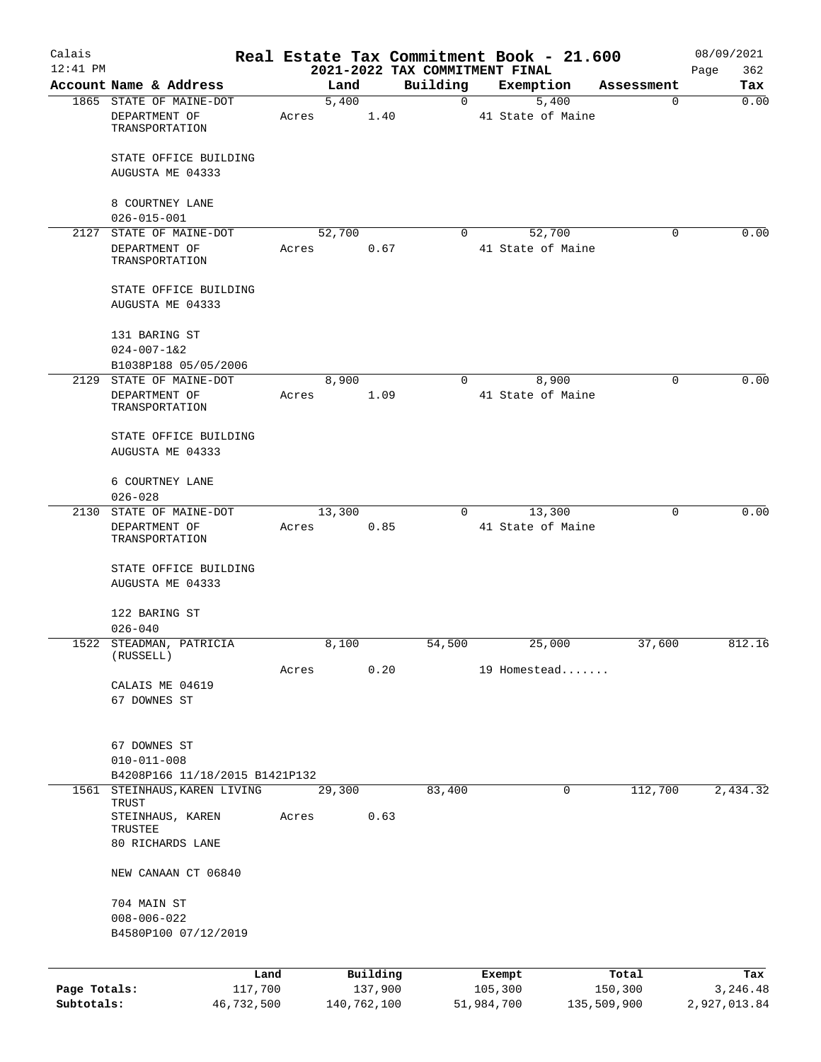Calais 12:41 PM

# Real Estate Tax Commitment Book - 21.600

## 2021-2022 TAX COMMITMENT FINAL

08/09/2021 Page 362

| Account Name & Address | Land | Building | Exemption | Assessment | Tax |
|---|---|---|---|---|---|
| 1865 STATE OF MAINE-DOT<br>DEPARTMENT OF TRANSPORTATION<br>STATE OFFICE BUILDING<br>AUGUSTA ME 04333<br>8 COURTNEY LANE<br>026-015-001 | 5,400<br>Acres 1.40 | 0 | 5,400<br>41 State of Maine | 0 | 0.00 |
| 2127 STATE OF MAINE-DOT<br>DEPARTMENT OF TRANSPORTATION<br>STATE OFFICE BUILDING<br>AUGUSTA ME 04333<br>131 BARING ST<br>024-007-1&2<br>B1038P188 05/05/2006 | 52,700<br>Acres 0.67 | 0 | 52,700<br>41 State of Maine | 0 | 0.00 |
| 2129 STATE OF MAINE-DOT<br>DEPARTMENT OF TRANSPORTATION<br>STATE OFFICE BUILDING<br>AUGUSTA ME 04333<br>6 COURTNEY LANE<br>026-028 | 8,900<br>Acres 1.09 | 0 | 8,900<br>41 State of Maine | 0 | 0.00 |
| 2130 STATE OF MAINE-DOT<br>DEPARTMENT OF TRANSPORTATION<br>STATE OFFICE BUILDING<br>AUGUSTA ME 04333<br>122 BARING ST<br>026-040 | 13,300<br>Acres 0.85 | 0 | 13,300<br>41 State of Maine | 0 | 0.00 |
| 1522 STEADMAN, PATRICIA (RUSSELL)<br>CALAIS ME 04619<br>67 DOWNES ST<br>67 DOWNES ST<br>010-011-008<br>B4208P166 11/18/2015 B1421P132 | 8,100<br>Acres 0.20 | 54,500 | 25,000<br>19 Homestead....... | 37,600 | 812.16 |
| 1561 STEINHAUS, KAREN LIVING TRUST<br>STEINHAUS, KAREN TRUSTEE<br>80 RICHARDS LANE<br>NEW CANAAN CT 06840<br>704 MAIN ST<br>008-006-022<br>B4580P100 07/12/2019 | 29,300<br>Acres 0.63 | 83,400 | 0 | 112,700 | 2,434.32 |

| | Land | Building | Exempt | Total | Tax |
|---|---|---|---|---|---|
| Page Totals: | 117,700 | 137,900 | 105,300 | 150,300 | 3,246.48 |
| Subtotals: | 46,732,500 | 140,762,100 | 51,984,700 | 135,509,900 | 2,927,013.84 |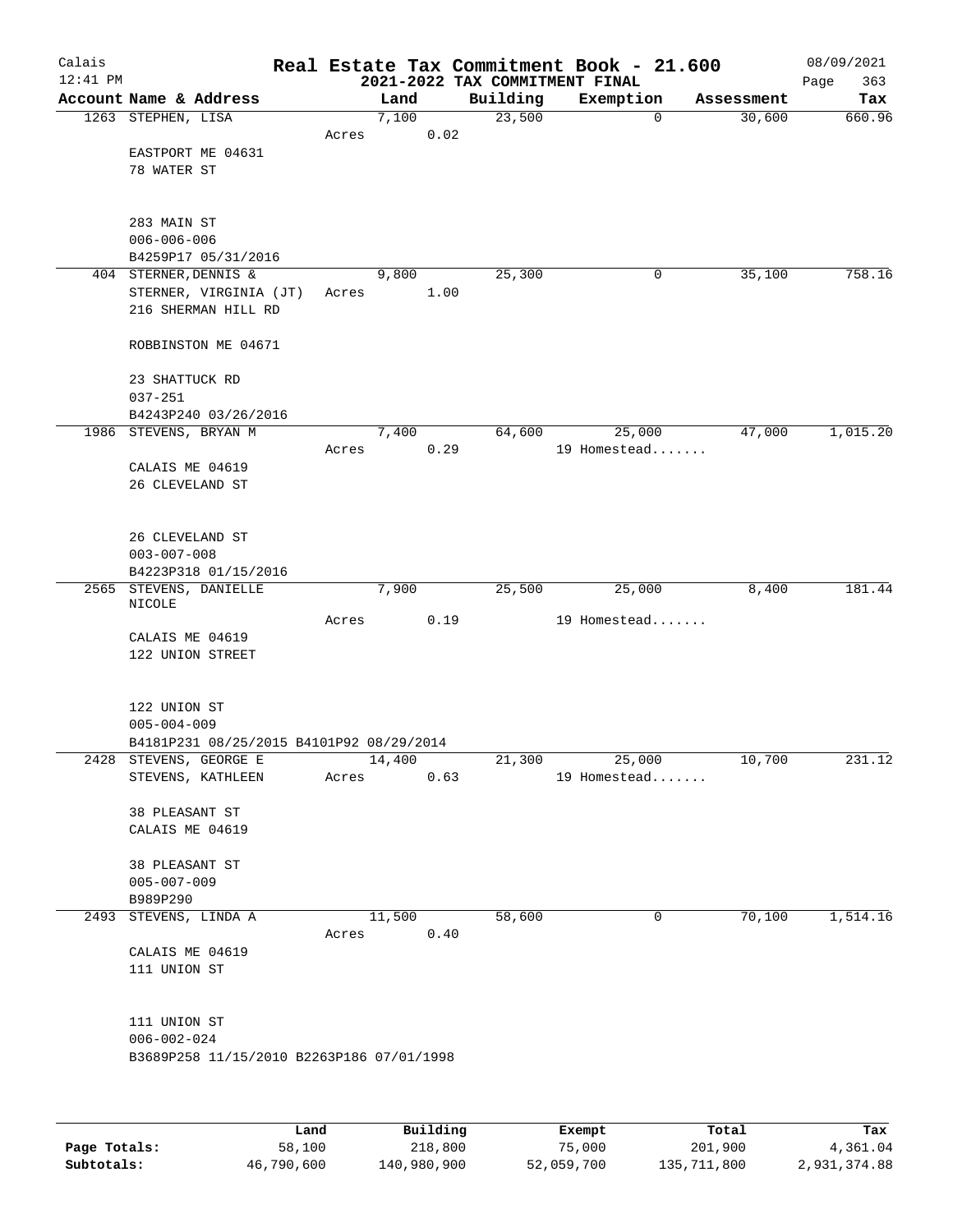# Real Estate Tax Commitment Book - 21.600

## 2021-2022 TAX COMMITMENT FINAL

Calais 12:41 PM — 08/09/2021

| Account Name & Address | Land | Building | Exemption | Assessment | Tax |
|---|---|---|---|---|---|
| 1263 STEPHEN, LISA | 7,100 | 23,500 | 0 | 30,600 | 660.96 |
| Acres 0.02 | | | | | |
| EASTPORT ME 04631 | | | | | |
| 78 WATER ST | | | | | |
| 283 MAIN ST | | | | | |
| 006-006-006 | | | | | |
| B4259P17 05/31/2016 | | | | | |
| 404 STERNER, DENNIS & | 9,800 | 25,300 | 0 | 35,100 | 758.16 |
| STERNER, VIRGINIA (JT) Acres 1.00 | | | | | |
| 216 SHERMAN HILL RD | | | | | |
| ROBBINSTON ME 04671 | | | | | |
| 23 SHATTUCK RD | | | | | |
| 037-251 | | | | | |
| B4243P240 03/26/2016 | | | | | |
| 1986 STEVENS, BRYAN M | 7,400 | 64,600 | 25,000 | 47,000 | 1,015.20 |
| Acres 0.29 | | | 19 Homestead....... | | |
| CALAIS ME 04619 | | | | | |
| 26 CLEVELAND ST | | | | | |
| 26 CLEVELAND ST | | | | | |
| 003-007-008 | | | | | |
| B4223P318 01/15/2016 | | | | | |
| 2565 STEVENS, DANIELLE NICOLE | 7,900 | 25,500 | 25,000 | 8,400 | 181.44 |
| Acres 0.19 | | | 19 Homestead....... | | |
| CALAIS ME 04619 | | | | | |
| 122 UNION STREET | | | | | |
| 122 UNION ST | | | | | |
| 005-004-009 | | | | | |
| B4181P231 08/25/2015 B4101P92 08/29/2014 | | | | | |
| 2428 STEVENS, GEORGE E | 14,400 | 21,300 | 25,000 | 10,700 | 231.12 |
| STEVENS, KATHLEEN Acres 0.63 | | | 19 Homestead....... | | |
| 38 PLEASANT ST | | | | | |
| CALAIS ME 04619 | | | | | |
| 38 PLEASANT ST | | | | | |
| 005-007-009 | | | | | |
| B989P290 | | | | | |
| 2493 STEVENS, LINDA A | 11,500 | 58,600 | 0 | 70,100 | 1,514.16 |
| Acres 0.40 | | | | | |
| CALAIS ME 04619 | | | | | |
| 111 UNION ST | | | | | |
| 111 UNION ST | | | | | |
| 006-002-024 | | | | | |
| B3689P258 11/15/2010 B2263P186 07/01/1998 | | | | | |

| | Land | Building | Exempt | Total | Tax |
|---|---|---|---|---|---|
| Page Totals: | 58,100 | 218,800 | 75,000 | 201,900 | 4,361.04 |
| Subtotals: | 46,790,600 | 140,980,900 | 52,059,700 | 135,711,800 | 2,931,374.88 |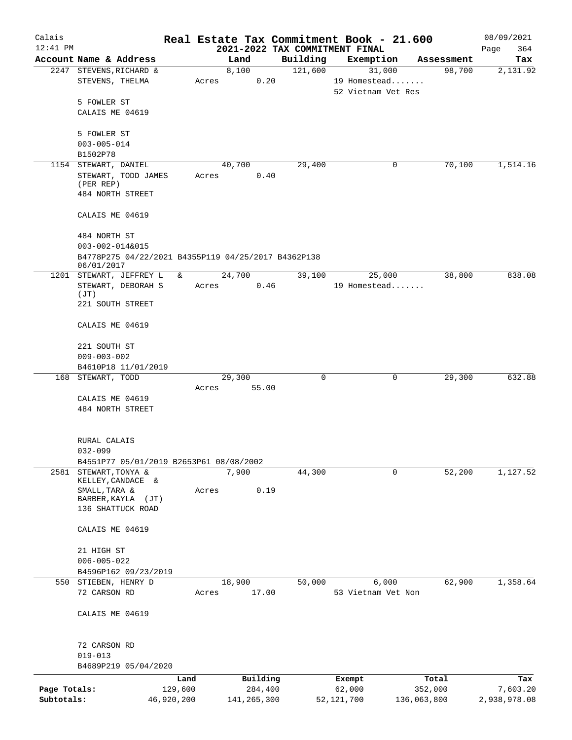# Real Estate Tax Commitment Book - 21.600

## 2021-2022 TAX COMMITMENT FINAL

Calais 12:41 PM — 08/09/2021

| Account Name & Address | Land | Building | Exemption | Assessment | Tax |
|---|---|---|---|---|---|
| 2247 STEVENS, RICHARD & STEVENS, THELMA<br>5 FOWLER ST<br>CALAIS ME 04619<br><br>5 FOWLER ST<br>003-005-014<br>B1502P78 | 8,100<br>Acres 0.20 | 121,600 | 31,000<br>19 Homestead.......<br>52 Vietnam Vet Res | 98,700 | 2,131.92 |
| 1154 STEWART, DANIEL<br>STEWART, TODD JAMES (PER REP)<br>484 NORTH STREET<br>CALAIS ME 04619<br><br>484 NORTH ST<br>003-002-014&015<br>B4778P275 04/22/2021 B4355P119 04/25/2017 B4362P138 06/01/2017 | 40,700<br>Acres 0.40 | 29,400 | 0 | 70,100 | 1,514.16 |
| 1201 STEWART, JEFFREY L &<br>STEWART, DEBORAH S (JT)<br>221 SOUTH STREET<br>CALAIS ME 04619<br><br>221 SOUTH ST<br>009-003-002<br>B4610P18 11/01/2019 | 24,700<br>Acres 0.46 | 39,100 | 25,000<br>19 Homestead....... | 38,800 | 838.08 |
| 168 STEWART, TODD<br>CALAIS ME 04619<br>484 NORTH STREET<br><br>RURAL CALAIS<br>032-099<br>B4551P77 05/01/2019 B2653P61 08/08/2002 | 29,300<br>Acres 55.00 | 0 | 0 | 29,300 | 632.88 |
| 2581 STEWART, TONYA &<br>KELLEY, CANDACE &<br>SMALL, TARA &<br>BARBER, KAYLA (JT)<br>136 SHATTUCK ROAD<br>CALAIS ME 04619<br><br>21 HIGH ST<br>006-005-022<br>B4596P162 09/23/2019 | 7,900<br>Acres 0.19 | 44,300 | 0 | 52,200 | 1,127.52 |
| 550 STIEBEN, HENRY D<br>72 CARSON RD<br>CALAIS ME 04619<br><br>72 CARSON RD<br>019-013<br>B4689P219 05/04/2020 | 18,900<br>Acres 17.00 | 50,000 | 6,000<br>53 Vietnam Vet Non | 62,900 | 1,358.64 |

| | Land | Building | Exempt | Total | Tax |
|---|---|---|---|---|---|
| Page Totals: | 129,600 | 284,400 | 62,000 | 352,000 | 7,603.20 |
| Subtotals: | 46,920,200 | 141,265,300 | 52,121,700 | 136,063,800 | 2,938,978.08 |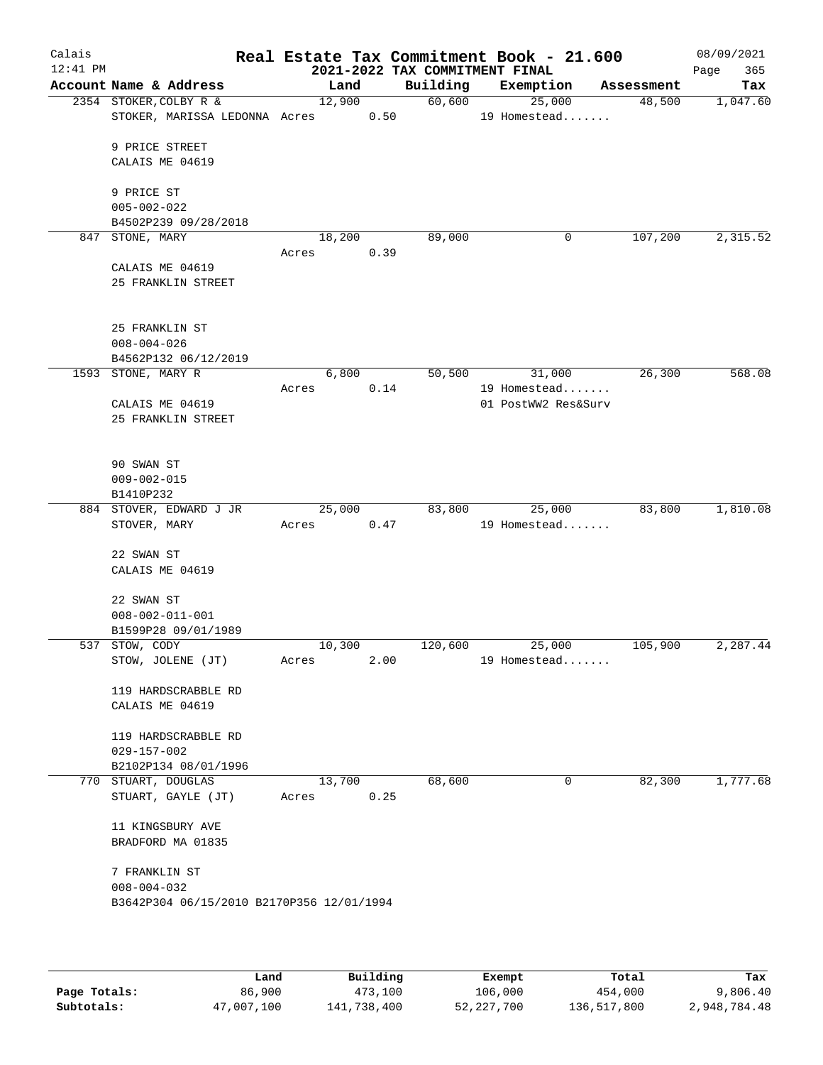# Real Estate Tax Commitment Book - 21.600

Calais 12:41 PM — 2021-2022 TAX COMMITMENT FINAL — 08/09/2021

| Account Name & Address | Land | Building | Exemption | Assessment | Tax |
|---|---|---|---|---|---|
| 2354 STOKER, COLBY R & | 12,900 | 60,600 | 25,000 | 48,500 | 1,047.60 |
| STOKER, MARISSA LEDONNA Acres 0.50 | | | 19 Homestead....... | | |
| 9 PRICE STREET | | | | | |
| CALAIS ME 04619 | | | | | |
| 9 PRICE ST | | | | | |
| 005-002-022 | | | | | |
| B4502P239 09/28/2018 | | | | | |
| 847 STONE, MARY | 18,200 | 89,000 | 0 | 107,200 | 2,315.52 |
| Acres 0.39 | | | | | |
| CALAIS ME 04619 | | | | | |
| 25 FRANKLIN STREET | | | | | |
| 25 FRANKLIN ST | | | | | |
| 008-004-026 | | | | | |
| B4562P132 06/12/2019 | | | | | |
| 1593 STONE, MARY R | 6,800 | 50,500 | 31,000 | 26,300 | 568.08 |
| Acres 0.14 | | | 19 Homestead....... | | |
| CALAIS ME 04619 | | | 01 PostWW2 Res&Surv | | |
| 25 FRANKLIN STREET | | | | | |
| 90 SWAN ST | | | | | |
| 009-002-015 | | | | | |
| B1410P232 | | | | | |
| 884 STOVER, EDWARD J JR | 25,000 | 83,800 | 25,000 | 83,800 | 1,810.08 |
| STOVER, MARY Acres 0.47 | | | 19 Homestead....... | | |
| 22 SWAN ST | | | | | |
| CALAIS ME 04619 | | | | | |
| 22 SWAN ST | | | | | |
| 008-002-011-001 | | | | | |
| B1599P28 09/01/1989 | | | | | |
| 537 STOW, CODY | 10,300 | 120,600 | 25,000 | 105,900 | 2,287.44 |
| STOW, JOLENE (JT) Acres 2.00 | | | 19 Homestead....... | | |
| 119 HARDSCRABBLE RD | | | | | |
| CALAIS ME 04619 | | | | | |
| 119 HARDSCRABBLE RD | | | | | |
| 029-157-002 | | | | | |
| B2102P134 08/01/1996 | | | | | |
| 770 STUART, DOUGLAS | 13,700 | 68,600 | 0 | 82,300 | 1,777.68 |
| STUART, GAYLE (JT) Acres 0.25 | | | | | |
| 11 KINGSBURY AVE | | | | | |
| BRADFORD MA 01835 | | | | | |
| 7 FRANKLIN ST | | | | | |
| 008-004-032 | | | | | |
| B3642P304 06/15/2010 B2170P356 12/01/1994 | | | | | |

| | Land | Building | Exempt | Total | Tax |
|---|---|---|---|---|---|
| Page Totals: | 86,900 | 473,100 | 106,000 | 454,000 | 9,806.40 |
| Subtotals: | 47,007,100 | 141,738,400 | 52,227,700 | 136,517,800 | 2,948,784.48 |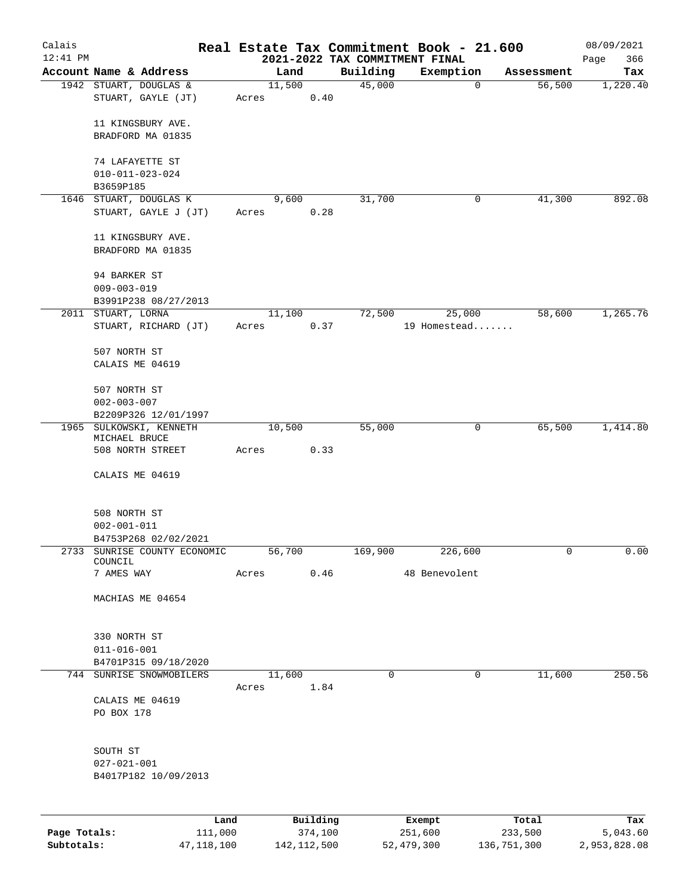# Real Estate Tax Commitment Book - 21.600

Calais 12:41 PM — 2021-2022 TAX COMMITMENT FINAL — 08/09/2021

| Account Name & Address | Land | Building | Exemption | Assessment | Tax |
|---|---|---|---|---|---|
| 1942 STUART, DOUGLAS & STUART, GAYLE (JT)<br>11 KINGSBURY AVE.<br>BRADFORD MA 01835<br>74 LAFAYETTE ST<br>010-011-023-024<br>B3659P185 | 11,500<br>Acres 0.40 | 45,000 | 0 | 56,500 | 1,220.40 |
| 1646 STUART, DOUGLAS K<br>STUART, GAYLE J (JT)<br>11 KINGSBURY AVE.<br>BRADFORD MA 01835<br>94 BARKER ST<br>009-003-019<br>B3991P238 08/27/2013 | 9,600<br>Acres 0.28 | 31,700 | 0 | 41,300 | 892.08 |
| 2011 STUART, LORNA<br>STUART, RICHARD (JT)<br>507 NORTH ST<br>CALAIS ME 04619<br>507 NORTH ST<br>002-003-007<br>B2209P326 12/01/1997 | 11,100<br>Acres 0.37 | 72,500 | 25,000<br>19 Homestead....... | 58,600 | 1,265.76 |
| 1965 SULKOWSKI, KENNETH MICHAEL BRUCE<br>508 NORTH STREET<br>CALAIS ME 04619<br>508 NORTH ST<br>002-001-011<br>B4753P268 02/02/2021 | 10,500<br>Acres 0.33 | 55,000 | 0 | 65,500 | 1,414.80 |
| 2733 SUNRISE COUNTY ECONOMIC COUNCIL<br>7 AMES WAY<br>MACHIAS ME 04654<br>330 NORTH ST<br>011-016-001<br>B4701P315 09/18/2020 | 56,700<br>Acres 0.46 | 169,900 | 226,600<br>48 Benevolent | 0 | 0.00 |
| 744 SUNRISE SNOWMOBILERS<br>CALAIS ME 04619<br>PO BOX 178<br>SOUTH ST<br>027-021-001<br>B4017P182 10/09/2013 | 11,600<br>Acres 1.84 | 0 | 0 | 11,600 | 250.56 |

| | Land | Building | Exempt | Total | Tax |
|---|---|---|---|---|---|
| Page Totals: | 111,000 | 374,100 | 251,600 | 233,500 | 5,043.60 |
| Subtotals: | 47,118,100 | 142,112,500 | 52,479,300 | 136,751,300 | 2,953,828.08 |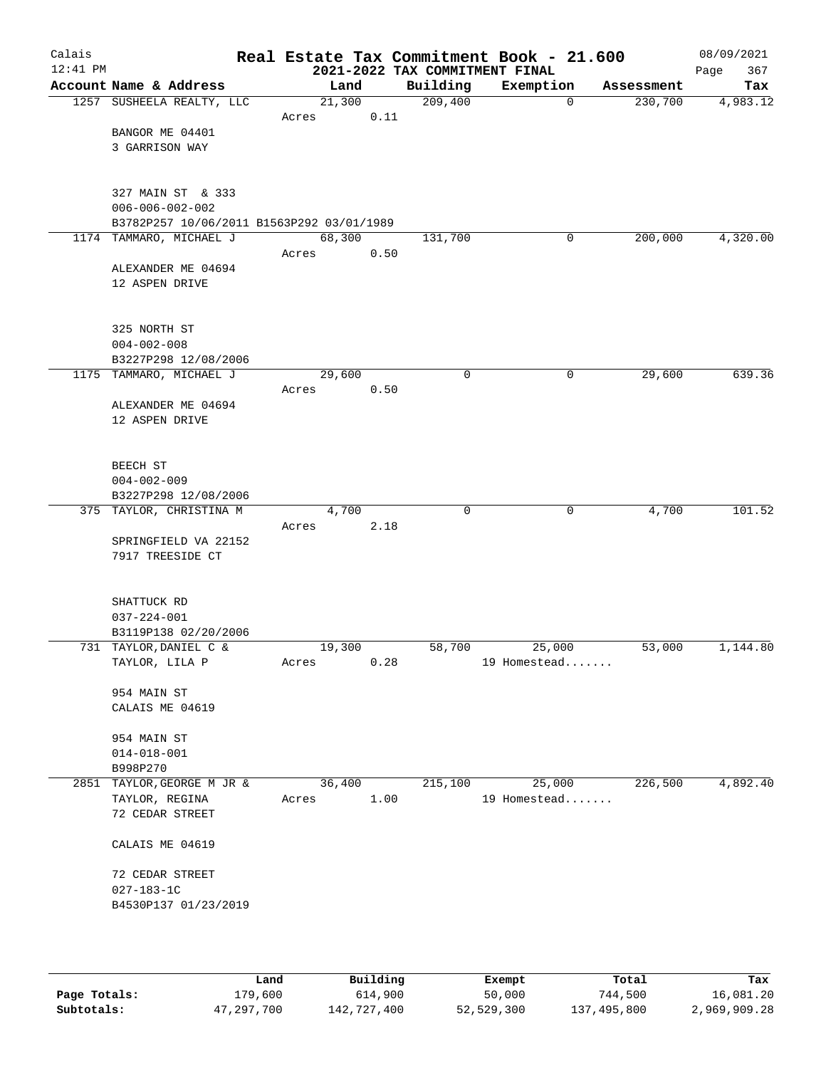# Real Estate Tax Commitment Book - 21.600

Calais
12:41 PM

## 2021-2022 TAX COMMITMENT FINAL

08/09/2021

| Account Name & Address | Land | Building | Exemption | Assessment | Tax |
|---|---|---|---|---|---|
| 1257 SUSHEELA REALTY, LLC | 21,300 | 209,400 | 0 | 230,700 | 4,983.12 |
| | Acres 0.11 | | | | |
| BANGOR ME 04401 | | | | | |
| 3 GARRISON WAY | | | | | |
| 327 MAIN ST & 333 | | | | | |
| 006-006-002-002 | | | | | |
| B3782P257 10/06/2011 B1563P292 03/01/1989 | | | | | |
| 1174 TAMMARO, MICHAEL J | 68,300 | 131,700 | 0 | 200,000 | 4,320.00 |
| | Acres 0.50 | | | | |
| ALEXANDER ME 04694 | | | | | |
| 12 ASPEN DRIVE | | | | | |
| 325 NORTH ST | | | | | |
| 004-002-008 | | | | | |
| B3227P298 12/08/2006 | | | | | |
| 1175 TAMMARO, MICHAEL J | 29,600 | 0 | 0 | 29,600 | 639.36 |
| | Acres 0.50 | | | | |
| ALEXANDER ME 04694 | | | | | |
| 12 ASPEN DRIVE | | | | | |
| BEECH ST | | | | | |
| 004-002-009 | | | | | |
| B3227P298 12/08/2006 | | | | | |
| 375 TAYLOR, CHRISTINA M | 4,700 | 0 | 0 | 4,700 | 101.52 |
| | Acres 2.18 | | | | |
| SPRINGFIELD VA 22152 | | | | | |
| 7917 TREESIDE CT | | | | | |
| SHATTUCK RD | | | | | |
| 037-224-001 | | | | | |
| B3119P138 02/20/2006 | | | | | |
| 731 TAYLOR, DANIEL C & | 19,300 | 58,700 | 25,000 | 53,000 | 1,144.80 |
| TAYLOR, LILA P | Acres 0.28 | | 19 Homestead....... | | |
| 954 MAIN ST | | | | | |
| CALAIS ME 04619 | | | | | |
| 954 MAIN ST | | | | | |
| 014-018-001 | | | | | |
| B998P270 | | | | | |
| 2851 TAYLOR, GEORGE M JR & | 36,400 | 215,100 | 25,000 | 226,500 | 4,892.40 |
| TAYLOR, REGINA | Acres 1.00 | | 19 Homestead....... | | |
| 72 CEDAR STREET | | | | | |
| CALAIS ME 04619 | | | | | |
| 72 CEDAR STREET | | | | | |
| 027-183-1C | | | | | |
| B4530P137 01/23/2019 | | | | | |

| | Land | Building | Exempt | Total | Tax |
|---|---|---|---|---|---|
| Page Totals: | 179,600 | 614,900 | 50,000 | 744,500 | 16,081.20 |
| Subtotals: | 47,297,700 | 142,727,400 | 52,529,300 | 137,495,800 | 2,969,909.28 |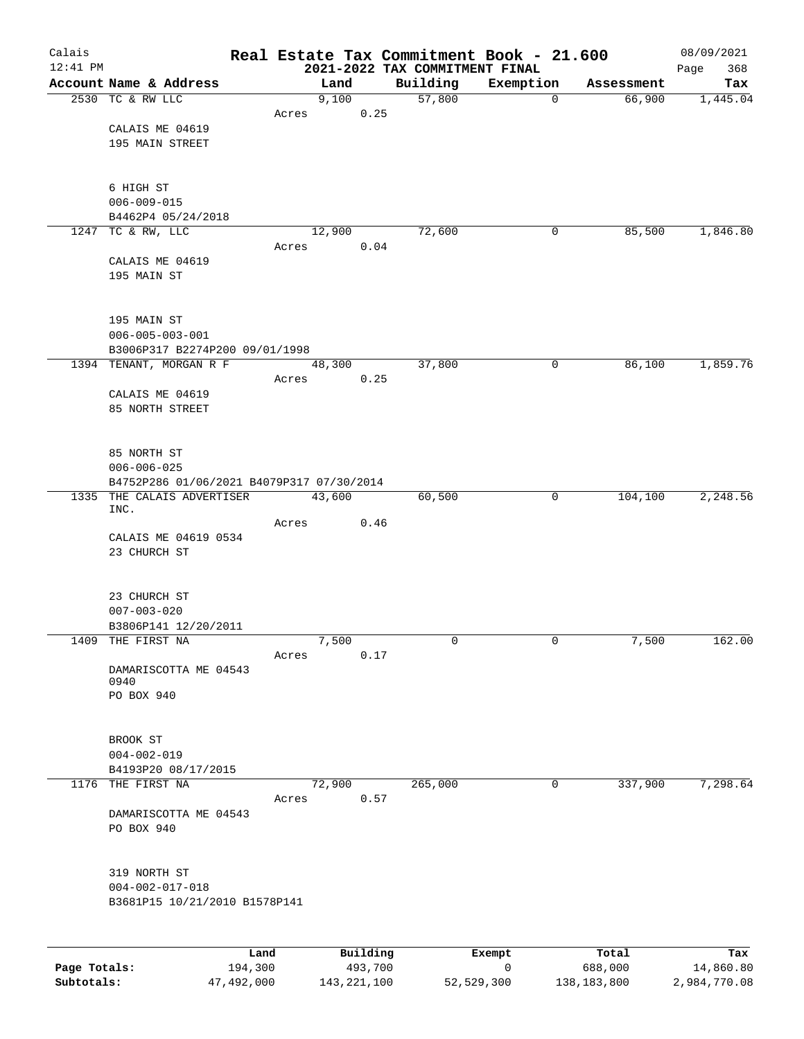Calais 12:41 PM

# Real Estate Tax Commitment Book - 21.600

## 2021-2022 TAX COMMITMENT FINAL

08/09/2021

| Account Name & Address | Land | Building | Exemption | Assessment | Tax |
|---|---|---|---|---|---|
| 2530 TC & RW LLC<br>CALAIS ME 04619<br>195 MAIN STREET<br><br>6 HIGH ST<br>006-009-015<br>B4462P4 05/24/2018 | 9,100<br>Acres 0.25 | 57,800 | 0 | 66,900 | 1,445.04 |
| 1247 TC & RW, LLC<br>CALAIS ME 04619<br>195 MAIN ST<br><br>195 MAIN ST<br>006-005-003-001<br>B3006P317 B2274P200 09/01/1998 | 12,900<br>Acres 0.04 | 72,600 | 0 | 85,500 | 1,846.80 |
| 1394 TENANT, MORGAN R F<br>CALAIS ME 04619<br>85 NORTH STREET<br><br>85 NORTH ST<br>006-006-025<br>B4752P286 01/06/2021 B4079P317 07/30/2014 | 48,300<br>Acres 0.25 | 37,800 | 0 | 86,100 | 1,859.76 |
| 1335 THE CALAIS ADVERTISER INC.<br>CALAIS ME 04619 0534<br>23 CHURCH ST<br><br>23 CHURCH ST<br>007-003-020<br>B3806P141 12/20/2011 | 43,600<br>Acres 0.46 | 60,500 | 0 | 104,100 | 2,248.56 |
| 1409 THE FIRST NA<br>DAMARISCOTTA ME 04543 0940<br>PO BOX 940<br><br>BROOK ST<br>004-002-019<br>B4193P20 08/17/2015 | 7,500<br>Acres 0.17 | 0 | 0 | 7,500 | 162.00 |
| 1176 THE FIRST NA<br>DAMARISCOTTA ME 04543<br>PO BOX 940<br><br>319 NORTH ST<br>004-002-017-018<br>B3681P15 10/21/2010 B1578P141 | 72,900<br>Acres 0.57 | 265,000 | 0 | 337,900 | 7,298.64 |

| | Land | Building | Exempt | Total | Tax |
|---|---|---|---|---|---|
| Page Totals: | 194,300 | 493,700 | 0 | 688,000 | 14,860.80 |
| Subtotals: | 47,492,000 | 143,221,100 | 52,529,300 | 138,183,800 | 2,984,770.08 |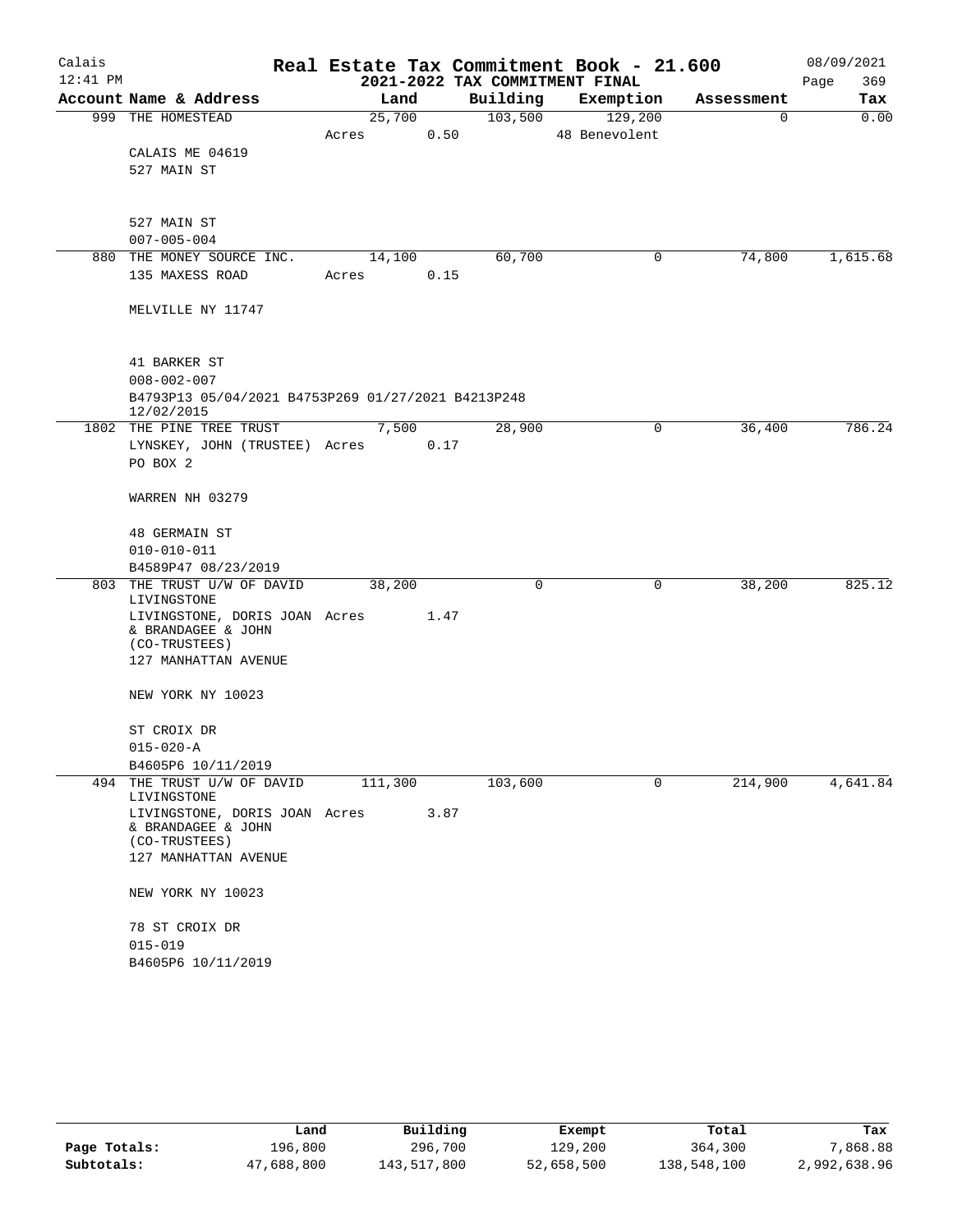Calais 12:41 PM

# Real Estate Tax Commitment Book - 21.600

## 2021-2022 TAX COMMITMENT FINAL

08/09/2021

| Account Name & Address | Land | Building | Exemption | Assessment | Tax |
|---|---|---|---|---|---|
| 999 THE HOMESTEAD<br>CALAIS ME 04619<br>527 MAIN ST<br><br>527 MAIN ST<br>007-005-004 | 25,700<br>Acres 0.50 | 103,500 | 129,200<br>48 Benevolent | 0 | 0.00 |
| 880 THE MONEY SOURCE INC.<br>135 MAXESS ROAD<br><br>MELVILLE NY 11747<br><br>41 BARKER ST<br>008-002-007<br>B4793P13 05/04/2021 B4753P269 01/27/2021 B4213P248 12/02/2015 | 14,100<br>Acres 0.15 | 60,700 | 0 | 74,800 | 1,615.68 |
| 1802 THE PINE TREE TRUST<br>LYNSKEY, JOHN (TRUSTEE)<br>PO BOX 2<br><br>WARREN NH 03279<br><br>48 GERMAIN ST<br>010-010-011<br>B4589P47 08/23/2019 | 7,500<br>Acres 0.17 | 28,900 | 0 | 36,400 | 786.24 |
| 803 THE TRUST U/W OF DAVID LIVINGSTONE<br>LIVINGSTONE, DORIS JOAN & BRANDAGEE & JOHN (CO-TRUSTEES)<br>127 MANHATTAN AVENUE<br><br>NEW YORK NY 10023<br><br>ST CROIX DR<br>015-020-A<br>B4605P6 10/11/2019 | 38,200<br>Acres 1.47 | 0 | 0 | 38,200 | 825.12 |
| 494 THE TRUST U/W OF DAVID LIVINGSTONE<br>LIVINGSTONE, DORIS JOAN & BRANDAGEE & JOHN (CO-TRUSTEES)<br>127 MANHATTAN AVENUE<br><br>NEW YORK NY 10023<br><br>78 ST CROIX DR<br>015-019<br>B4605P6 10/11/2019 | 111,300<br>Acres 3.87 | 103,600 | 0 | 214,900 | 4,641.84 |

| | Land | Building | Exempt | Total | Tax |
|---|---|---|---|---|---|
| Page Totals: | 196,800 | 296,700 | 129,200 | 364,300 | 7,868.88 |
| Subtotals: | 47,688,800 | 143,517,800 | 52,658,500 | 138,548,100 | 2,992,638.96 |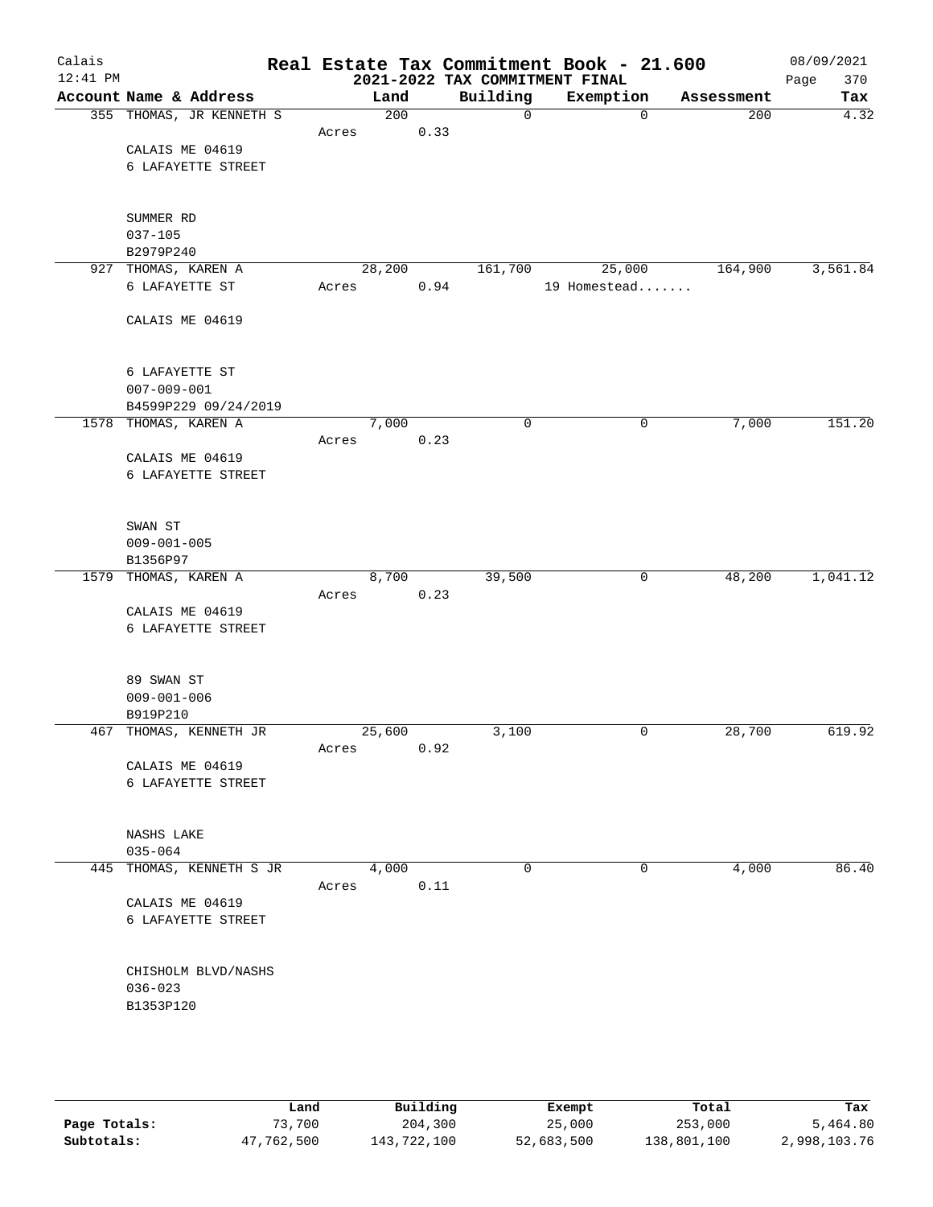# Real Estate Tax Commitment Book - 21.600

Calais
12:41 PM

2021-2022 TAX COMMITMENT FINAL

08/09/2021

| Account Name & Address | Land | Building | Exemption | Assessment | Tax |
|---|---|---|---|---|---|
| 355 THOMAS, JR KENNETH S | 200 | 0 | 0 | 200 | 4.32 |
| | Acres 0.33 | | | | |
| CALAIS ME 04619 | | | | | |
| 6 LAFAYETTE STREET | | | | | |
| SUMMER RD | | | | | |
| 037-105 | | | | | |
| B2979P240 | | | | | |
| 927 THOMAS, KAREN A | 28,200 | 161,700 | 25,000 | 164,900 | 3,561.84 |
| 6 LAFAYETTE ST | Acres 0.94 | | 19 Homestead....... | | |
| CALAIS ME 04619 | | | | | |
| 6 LAFAYETTE ST | | | | | |
| 007-009-001 | | | | | |
| B4599P229 09/24/2019 | | | | | |
| 1578 THOMAS, KAREN A | 7,000 | 0 | 0 | 7,000 | 151.20 |
| | Acres 0.23 | | | | |
| CALAIS ME 04619 | | | | | |
| 6 LAFAYETTE STREET | | | | | |
| SWAN ST | | | | | |
| 009-001-005 | | | | | |
| B1356P97 | | | | | |
| 1579 THOMAS, KAREN A | 8,700 | 39,500 | 0 | 48,200 | 1,041.12 |
| | Acres 0.23 | | | | |
| CALAIS ME 04619 | | | | | |
| 6 LAFAYETTE STREET | | | | | |
| 89 SWAN ST | | | | | |
| 009-001-006 | | | | | |
| B919P210 | | | | | |
| 467 THOMAS, KENNETH JR | 25,600 | 3,100 | 0 | 28,700 | 619.92 |
| | Acres 0.92 | | | | |
| CALAIS ME 04619 | | | | | |
| 6 LAFAYETTE STREET | | | | | |
| NASHS LAKE | | | | | |
| 035-064 | | | | | |
| 445 THOMAS, KENNETH S JR | 4,000 | 0 | 0 | 4,000 | 86.40 |
| | Acres 0.11 | | | | |
| CALAIS ME 04619 | | | | | |
| 6 LAFAYETTE STREET | | | | | |
| CHISHOLM BLVD/NASHS | | | | | |
| 036-023 | | | | | |
| B1353P120 | | | | | |

| | Land | Building | Exempt | Total | Tax |
|---|---|---|---|---|---|
| Page Totals: | 73,700 | 204,300 | 25,000 | 253,000 | 5,464.80 |
| Subtotals: | 47,762,500 | 143,722,100 | 52,683,500 | 138,801,100 | 2,998,103.76 |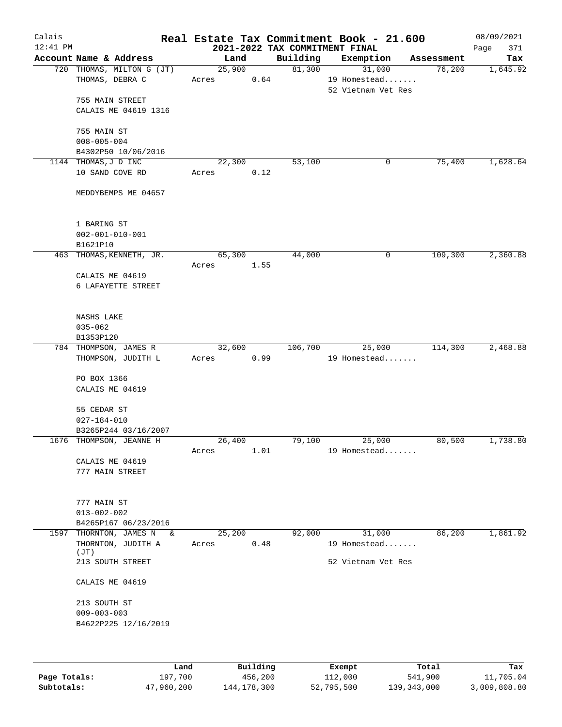# Real Estate Tax Commitment Book - 21.600

Calais
12:41 PM

## 2021-2022 TAX COMMITMENT FINAL

08/09/2021
Page 371

| Account Name & Address | Land | Building | Exemption | Assessment | Tax |
|---|---|---|---|---|---|
| 720 THOMAS, MILTON G (JT)<br>THOMAS, DEBRA C<br><br>755 MAIN STREET<br>CALAIS ME 04619 1316<br><br>755 MAIN ST<br>008-005-004<br>B4302P50 10/06/2016 | 25,900<br>Acres 0.64 | 81,300 | 31,000<br>19 Homestead.......<br>52 Vietnam Vet Res | 76,200 | 1,645.92 |
| 1144 THOMAS,J D INC<br>10 SAND COVE RD<br><br>MEDDYBEMPS ME 04657<br><br>1 BARING ST<br>002-001-010-001<br>B1621P10 | 22,300<br>Acres 0.12 | 53,100 | 0 | 75,400 | 1,628.64 |
| 463 THOMAS,KENNETH, JR.<br><br>CALAIS ME 04619<br>6 LAFAYETTE STREET<br><br>NASHS LAKE<br>035-062<br>B1353P120 | 65,300<br>Acres 1.55 | 44,000 | 0 | 109,300 | 2,360.88 |
| 784 THOMPSON, JAMES R<br>THOMPSON, JUDITH L<br><br>PO BOX 1366<br>CALAIS ME 04619<br><br>55 CEDAR ST<br>027-184-010<br>B3265P244 03/16/2007 | 32,600<br>Acres 0.99 | 106,700 | 25,000<br>19 Homestead....... | 114,300 | 2,468.88 |
| 1676 THOMPSON, JEANNE H<br><br>CALAIS ME 04619<br>777 MAIN STREET<br><br>777 MAIN ST<br>013-002-002<br>B4265P167 06/23/2016 | 26,400<br>Acres 1.01 | 79,100 | 25,000<br>19 Homestead....... | 80,500 | 1,738.80 |
| 1597 THORNTON, JAMES N &<br>THORNTON, JUDITH A (JT)<br>213 SOUTH STREET<br><br>CALAIS ME 04619<br><br>213 SOUTH ST<br>009-003-003<br>B4622P225 12/16/2019 | 25,200<br>Acres 0.48 | 92,000 | 31,000<br>19 Homestead.......<br>52 Vietnam Vet Res | 86,200 | 1,861.92 |

| | Land | Building | Exempt | Total | Tax |
|---|---|---|---|---|---|
| **Page Totals:** | 197,700 | 456,200 | 112,000 | 541,900 | 11,705.04 |
| **Subtotals:** | 47,960,200 | 144,178,300 | 52,795,500 | 139,343,000 | 3,009,808.80 |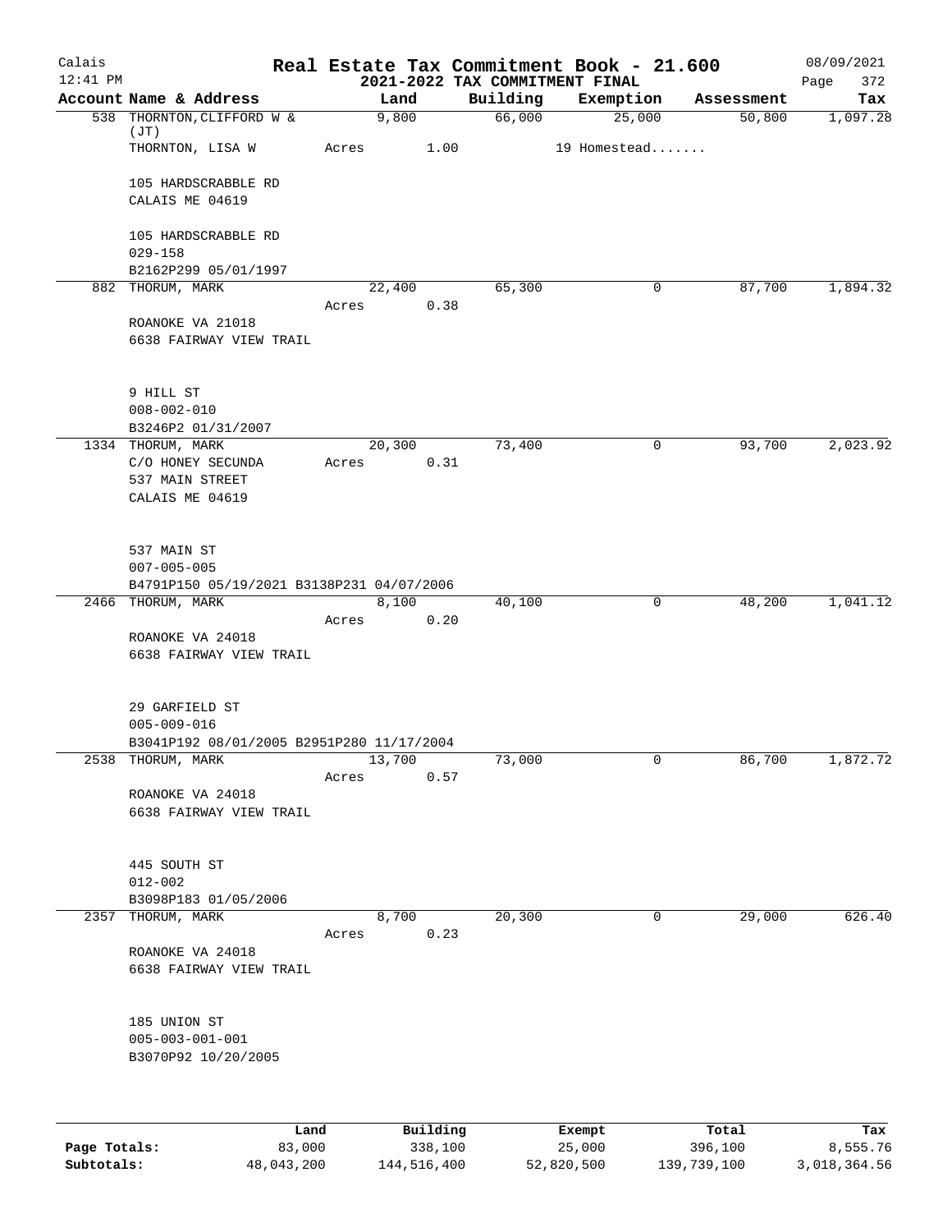# Real Estate Tax Commitment Book - 21.600

Calais 12:41 PM — 2021-2022 TAX COMMITMENT FINAL — 08/09/2021

| Account Name & Address | Land | Building | Exemption | Assessment | Tax |
|---|---|---|---|---|---|
| 538 THORNTON, CLIFFORD W & (JT) | 9,800 | 66,000 | 25,000 | 50,800 | 1,097.28 |
| THORNTON, LISA W | Acres 1.00 | | 19 Homestead....... | | |
| 105 HARDSCRABBLE RD<br>CALAIS ME 04619 | | | | | |
| 105 HARDSCRABBLE RD<br>029-158<br>B2162P299 05/01/1997 | | | | | |
| 882 THORUM, MARK | 22,400 | 65,300 | 0 | 87,700 | 1,894.32 |
| | Acres 0.38 | | | | |
| ROANOKE VA 21018<br>6638 FAIRWAY VIEW TRAIL | | | | | |
| 9 HILL ST<br>008-002-010<br>B3246P2 01/31/2007 | | | | | |
| 1334 THORUM, MARK | 20,300 | 73,400 | 0 | 93,700 | 2,023.92 |
| C/O HONEY SECUNDA | Acres 0.31 | | | | |
| 537 MAIN STREET<br>CALAIS ME 04619 | | | | | |
| 537 MAIN ST<br>007-005-005<br>B4791P150 05/19/2021 B3138P231 04/07/2006 | | | | | |
| 2466 THORUM, MARK | 8,100 | 40,100 | 0 | 48,200 | 1,041.12 |
| | Acres 0.20 | | | | |
| ROANOKE VA 24018<br>6638 FAIRWAY VIEW TRAIL | | | | | |
| 29 GARFIELD ST<br>005-009-016<br>B3041P192 08/01/2005 B2951P280 11/17/2004 | | | | | |
| 2538 THORUM, MARK | 13,700 | 73,000 | 0 | 86,700 | 1,872.72 |
| | Acres 0.57 | | | | |
| ROANOKE VA 24018<br>6638 FAIRWAY VIEW TRAIL | | | | | |
| 445 SOUTH ST<br>012-002<br>B3098P183 01/05/2006 | | | | | |
| 2357 THORUM, MARK | 8,700 | 20,300 | 0 | 29,000 | 626.40 |
| | Acres 0.23 | | | | |
| ROANOKE VA 24018<br>6638 FAIRWAY VIEW TRAIL | | | | | |
| 185 UNION ST<br>005-003-001-001<br>B3070P92 10/20/2005 | | | | | |

| | Land | Building | Exempt | Total | Tax |
|---|---|---|---|---|---|
| Page Totals: | 83,000 | 338,100 | 25,000 | 396,100 | 8,555.76 |
| Subtotals: | 48,043,200 | 144,516,400 | 52,820,500 | 139,739,100 | 3,018,364.56 |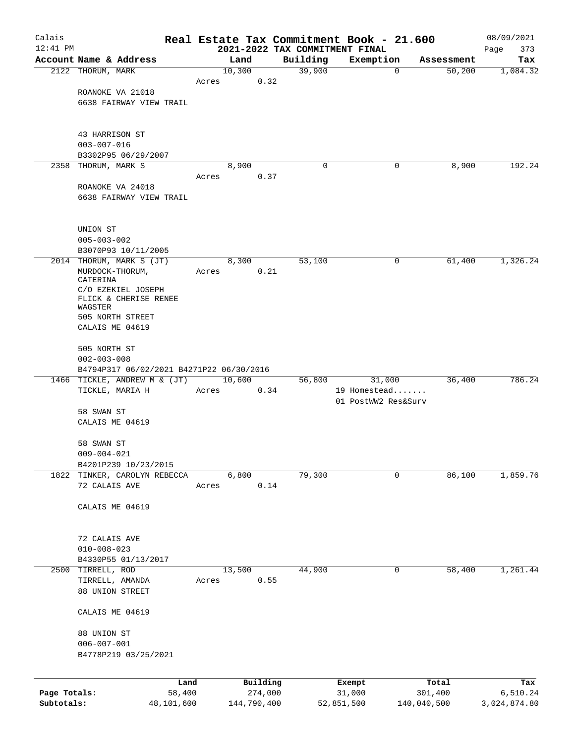# Real Estate Tax Commitment Book - 21.600

## 2021-2022 TAX COMMITMENT FINAL

Calais
12:41 PM
08/09/2021

| Account | Name & Address | Land | Building | Exemption | Assessment | Tax |
|---|---|---|---|---|---|---|
| 2122 | THORUM, MARK | 10,300 | 39,900 | 0 | 50,200 | 1,084.32 |
| | | Acres 0.32 | | | | |
| | ROANOKE VA 21018 | | | | | |
| | 6638 FAIRWAY VIEW TRAIL | | | | | |
| | 43 HARRISON ST | | | | | |
| | 003-007-016 | | | | | |
| | B3302P95 06/29/2007 | | | | | |
| 2358 | THORUM, MARK S | 8,900 | 0 | 0 | 8,900 | 192.24 |
| | | Acres 0.37 | | | | |
| | ROANOKE VA 24018 | | | | | |
| | 6638 FAIRWAY VIEW TRAIL | | | | | |
| | UNION ST | | | | | |
| | 005-003-002 | | | | | |
| | B3070P93 10/11/2005 | | | | | |
| 2014 | THORUM, MARK S (JT) | 8,300 | 53,100 | 0 | 61,400 | 1,326.24 |
| | MURDOCK-THORUM, CATERINA | Acres 0.21 | | | | |
| | C/O EZEKIEL JOSEPH FLICK & CHERISE RENEE WAGSTER | | | | | |
| | 505 NORTH STREET | | | | | |
| | CALAIS ME 04619 | | | | | |
| | 505 NORTH ST | | | | | |
| | 002-003-008 | | | | | |
| | B4794P317 06/02/2021 B4271P22 06/30/2016 | | | | | |
| 1466 | TICKLE, ANDREW M & (JT) | 10,600 | 56,800 | 31,000 | 36,400 | 786.24 |
| | TICKLE, MARIA H | Acres 0.34 | | 19 Homestead....... | | |
| | | | | 01 PostWW2 Res&Surv | | |
| | 58 SWAN ST | | | | | |
| | CALAIS ME 04619 | | | | | |
| | 58 SWAN ST | | | | | |
| | 009-004-021 | | | | | |
| | B4201P239 10/23/2015 | | | | | |
| 1822 | TINKER, CAROLYN REBECCA | 6,800 | 79,300 | 0 | 86,100 | 1,859.76 |
| | 72 CALAIS AVE | Acres 0.14 | | | | |
| | CALAIS ME 04619 | | | | | |
| | 72 CALAIS AVE | | | | | |
| | 010-008-023 | | | | | |
| | B4330P55 01/13/2017 | | | | | |
| 2500 | TIRRELL, ROD | 13,500 | 44,900 | 0 | 58,400 | 1,261.44 |
| | TIRRELL, AMANDA | Acres 0.55 | | | | |
| | 88 UNION STREET | | | | | |
| | CALAIS ME 04619 | | | | | |
| | 88 UNION ST | | | | | |
| | 006-007-001 | | | | | |
| | B4778P219 03/25/2021 | | | | | |

| | Land | Building | Exempt | Total | Tax |
|---|---|---|---|---|---|
| Page Totals: | 58,400 | 274,000 | 31,000 | 301,400 | 6,510.24 |
| Subtotals: | 48,101,600 | 144,790,400 | 52,851,500 | 140,040,500 | 3,024,874.80 |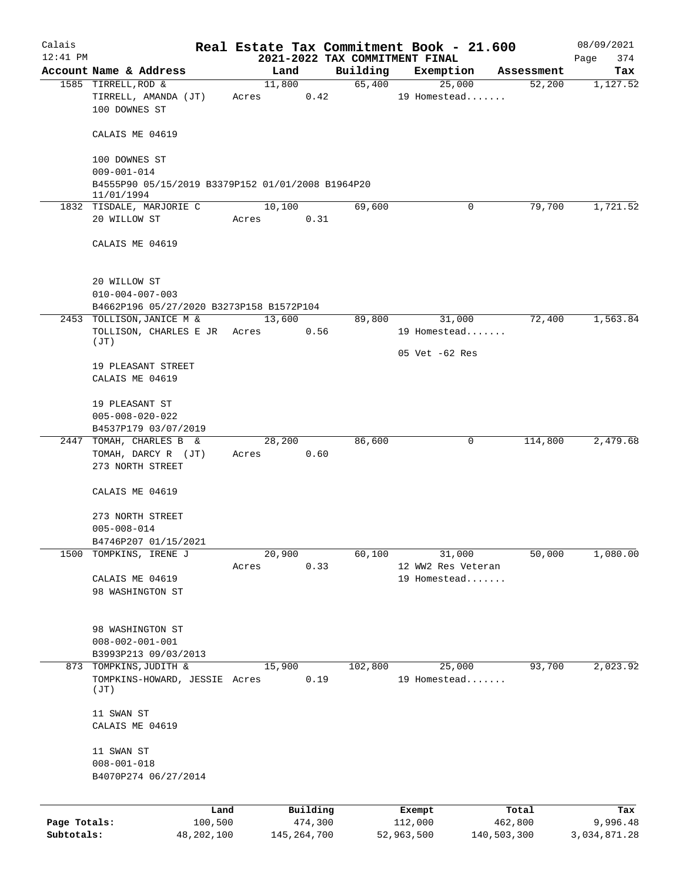# Real Estate Tax Commitment Book - 21.600

Calais
12:41 PM

## 2021-2022 TAX COMMITMENT FINAL

08/09/2021

| Account Name & Address | Land | Building | Exemption | Assessment | Tax |
|---|---|---|---|---|---|
| 1585 TIRRELL, ROD & | 11,800 | 65,400 | 25,000 | 52,200 | 1,127.52 |
| TIRRELL, AMANDA (JT) | Acres 0.42 | | 19 Homestead....... | | |
| 100 DOWNES ST | | | | | |
| CALAIS ME 04619 | | | | | |
| 100 DOWNES ST | | | | | |
| 009-001-014 | | | | | |
| B4555P90 05/15/2019 B3379P152 01/01/2008 B1964P20 11/01/1994 | | | | | |
| 1832 TISDALE, MARJORIE C | 10,100 | 69,600 | 0 | 79,700 | 1,721.52 |
| 20 WILLOW ST | Acres 0.31 | | | | |
| CALAIS ME 04619 | | | | | |
| 20 WILLOW ST | | | | | |
| 010-004-007-003 | | | | | |
| B4662P196 05/27/2020 B3273P158 B1572P104 | | | | | |
| 2453 TOLLISON, JANICE M & | 13,600 | 89,800 | 31,000 | 72,400 | 1,563.84 |
| TOLLISON, CHARLES E JR (JT) | Acres 0.56 | | 19 Homestead....... | | |
| | | | 05 Vet -62 Res | | |
| 19 PLEASANT STREET | | | | | |
| CALAIS ME 04619 | | | | | |
| 19 PLEASANT ST | | | | | |
| 005-008-020-022 | | | | | |
| B4537P179 03/07/2019 | | | | | |
| 2447 TOMAH, CHARLES B & | 28,200 | 86,600 | 0 | 114,800 | 2,479.68 |
| TOMAH, DARCY R (JT) | Acres 0.60 | | | | |
| 273 NORTH STREET | | | | | |
| CALAIS ME 04619 | | | | | |
| 273 NORTH STREET | | | | | |
| 005-008-014 | | | | | |
| B4746P207 01/15/2021 | | | | | |
| 1500 TOMPKINS, IRENE J | 20,900 | 60,100 | 31,000 | 50,000 | 1,080.00 |
| | Acres 0.33 | | 12 WW2 Res Veteran | | |
| CALAIS ME 04619 | | | 19 Homestead....... | | |
| 98 WASHINGTON ST | | | | | |
| 98 WASHINGTON ST | | | | | |
| 008-002-001-001 | | | | | |
| B3993P213 09/03/2013 | | | | | |
| 873 TOMPKINS, JUDITH & | 15,900 | 102,800 | 25,000 | 93,700 | 2,023.92 |
| TOMPKINS-HOWARD, JESSIE (JT) | Acres 0.19 | | 19 Homestead....... | | |
| 11 SWAN ST | | | | | |
| CALAIS ME 04619 | | | | | |
| 11 SWAN ST | | | | | |
| 008-001-018 | | | | | |
| B4070P274 06/27/2014 | | | | | |

| | Land | Building | Exempt | Total | Tax |
|---|---|---|---|---|---|
| Page Totals: | 100,500 | 474,300 | 112,000 | 462,800 | 9,996.48 |
| Subtotals: | 48,202,100 | 145,264,700 | 52,963,500 | 140,503,300 | 3,034,871.28 |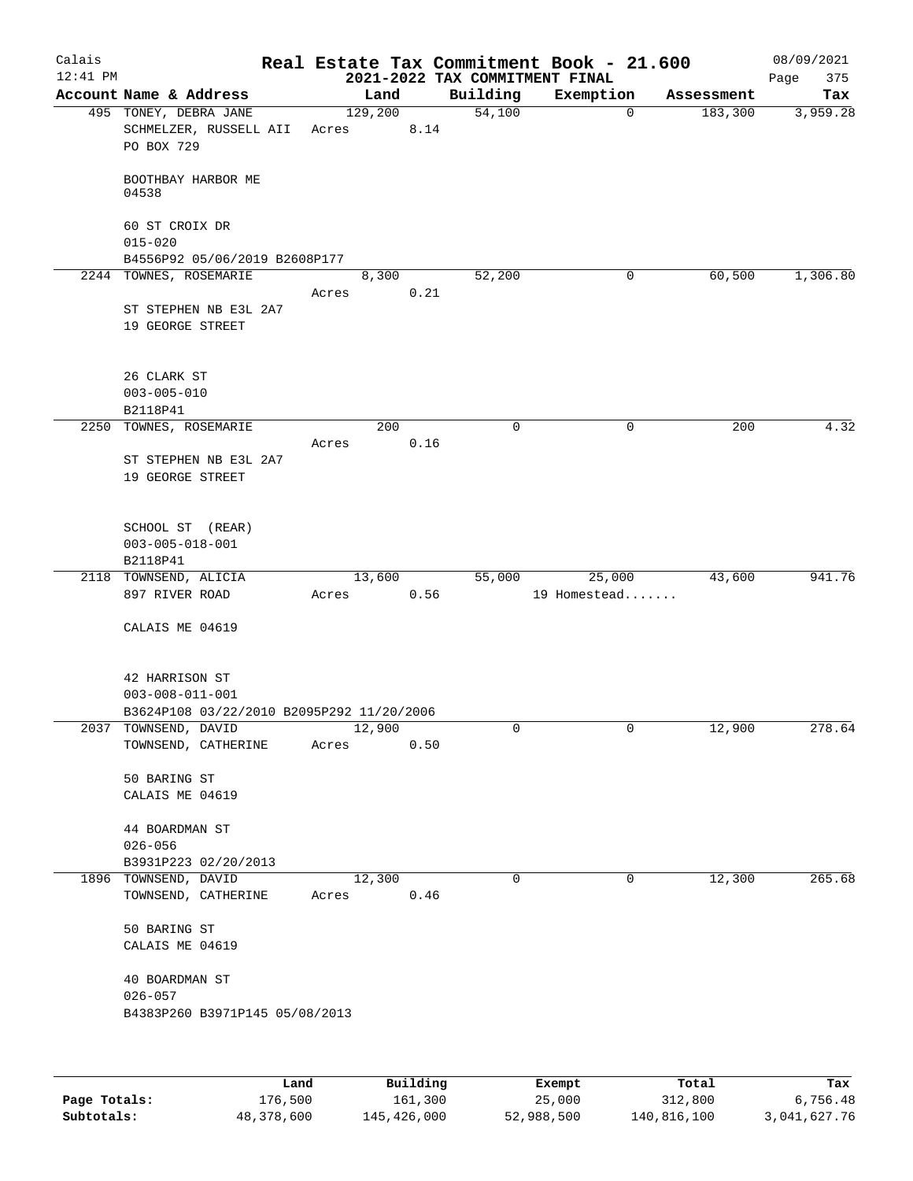Calais
12:41 PM

# Real Estate Tax Commitment Book - 21.600

## 2021-2022 TAX COMMITMENT FINAL

08/09/2021
Page 375

| Account Name & Address | Land | Building | Exemption | Assessment | Tax |
|---|---|---|---|---|---|
| 495 TONEY, DEBRA JANE<br>SCHMELZER, RUSSELL AII<br>PO BOX 729<br><br>BOOTHBAY HARBOR ME<br>04538<br><br>60 ST CROIX DR<br>015-020<br>B4556P92 05/06/2019 B2608P177 | 129,200<br>Acres 8.14 | 54,100 | 0 | 183,300 | 3,959.28 |
| 2244 TOWNES, ROSEMARIE<br><br>ST STEPHEN NB E3L 2A7<br>19 GEORGE STREET<br><br>26 CLARK ST<br>003-005-010<br>B2118P41 | 8,300<br>Acres 0.21 | 52,200 | 0 | 60,500 | 1,306.80 |
| 2250 TOWNES, ROSEMARIE<br><br>ST STEPHEN NB E3L 2A7<br>19 GEORGE STREET<br><br>SCHOOL ST (REAR)<br>003-005-018-001<br>B2118P41 | 200<br>Acres 0.16 | 0 | 0 | 200 | 4.32 |
| 2118 TOWNSEND, ALICIA<br>897 RIVER ROAD<br><br>CALAIS ME 04619<br><br>42 HARRISON ST<br>003-008-011-001<br>B3624P108 03/22/2010 B2095P292 11/20/2006 | 13,600<br>Acres 0.56 | 55,000 | 25,000<br>19 Homestead....... | 43,600 | 941.76 |
| 2037 TOWNSEND, DAVID<br>TOWNSEND, CATHERINE<br><br>50 BARING ST<br>CALAIS ME 04619<br><br>44 BOARDMAN ST<br>026-056<br>B3931P223 02/20/2013 | 12,900<br>Acres 0.50 | 0 | 0 | 12,900 | 278.64 |
| 1896 TOWNSEND, DAVID<br>TOWNSEND, CATHERINE<br><br>50 BARING ST<br>CALAIS ME 04619<br><br>40 BOARDMAN ST<br>026-057<br>B4383P260 B3971P145 05/08/2013 | 12,300<br>Acres 0.46 | 0 | 0 | 12,300 | 265.68 |

| | Land | Building | Exempt | Total | Tax |
|---|---|---|---|---|---|
| Page Totals: | 176,500 | 161,300 | 25,000 | 312,800 | 6,756.48 |
| Subtotals: | 48,378,600 | 145,426,000 | 52,988,500 | 140,816,100 | 3,041,627.76 |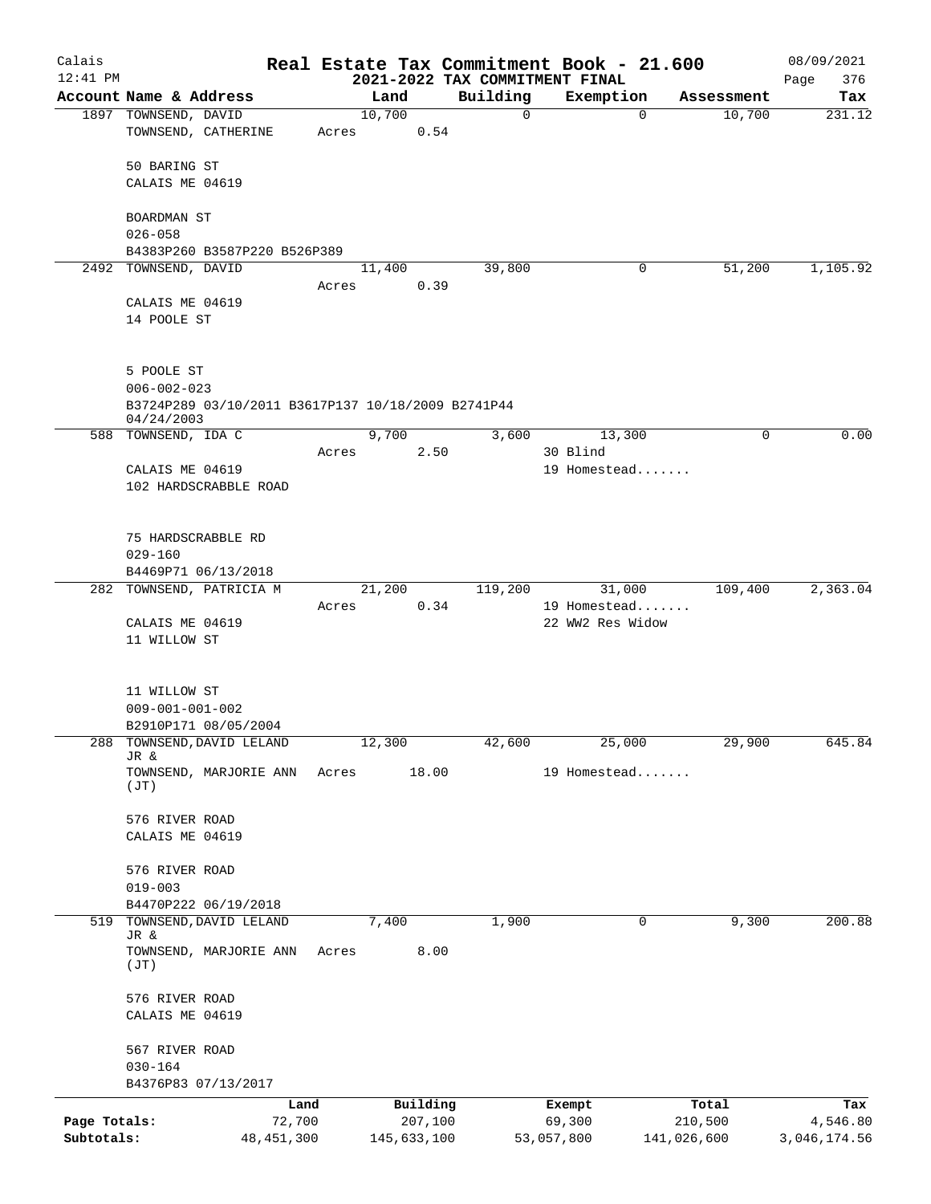# Real Estate Tax Commitment Book - 21.600

## 2021-2022 TAX COMMITMENT FINAL

Calais 12:41 PM — 08/09/2021

| Account Name & Address | Land | Building | Exemption | Assessment | Tax |
|---|---|---|---|---|---|
| 1897 TOWNSEND, DAVID<br>TOWNSEND, CATHERINE<br><br>50 BARING ST<br>CALAIS ME 04619<br><br>BOARDMAN ST<br>026-058<br>B4383P260 B3587P220 B526P389 | 10,700<br>Acres 0.54 | 0 | 0 | 10,700 | 231.12 |
| 2492 TOWNSEND, DAVID<br><br>CALAIS ME 04619<br>14 POOLE ST<br><br>5 POOLE ST<br>006-002-023<br>B3724P289 03/10/2011 B3617P137 10/18/2009 B2741P44 04/24/2003 | 11,400<br>Acres 0.39 | 39,800 | 0 | 51,200 | 1,105.92 |
| 588 TOWNSEND, IDA C<br><br>CALAIS ME 04619<br>102 HARDSCRABBLE ROAD<br><br>75 HARDSCRABBLE RD<br>029-160<br>B4469P71 06/13/2018 | 9,700<br>Acres 2.50 | 3,600 | 13,300<br>30 Blind<br>19 Homestead....... | 0 | 0.00 |
| 282 TOWNSEND, PATRICIA M<br><br>CALAIS ME 04619<br>11 WILLOW ST<br><br>11 WILLOW ST<br>009-001-001-002<br>B2910P171 08/05/2004 | 21,200<br>Acres 0.34 | 119,200 | 31,000<br>19 Homestead.......<br>22 WW2 Res Widow | 109,400 | 2,363.04 |
| 288 TOWNSEND, DAVID LELAND JR &<br>TOWNSEND, MARJORIE ANN (JT)<br><br>576 RIVER ROAD<br>CALAIS ME 04619<br><br>576 RIVER ROAD<br>019-003<br>B4470P222 06/19/2018 | 12,300<br>Acres 18.00 | 42,600 | 25,000<br>19 Homestead....... | 29,900 | 645.84 |
| 519 TOWNSEND, DAVID LELAND JR &<br>TOWNSEND, MARJORIE ANN (JT)<br><br>576 RIVER ROAD<br>CALAIS ME 04619<br><br>567 RIVER ROAD<br>030-164<br>B4376P83 07/13/2017 | 7,400<br>Acres 8.00 | 1,900 | 0 | 9,300 | 200.88 |

| | Land | Building | Exempt | Total | Tax |
|---|---|---|---|---|---|
| Page Totals: | 72,700 | 207,100 | 69,300 | 210,500 | 4,546.80 |
| Subtotals: | 48,451,300 | 145,633,100 | 53,057,800 | 141,026,600 | 3,046,174.56 |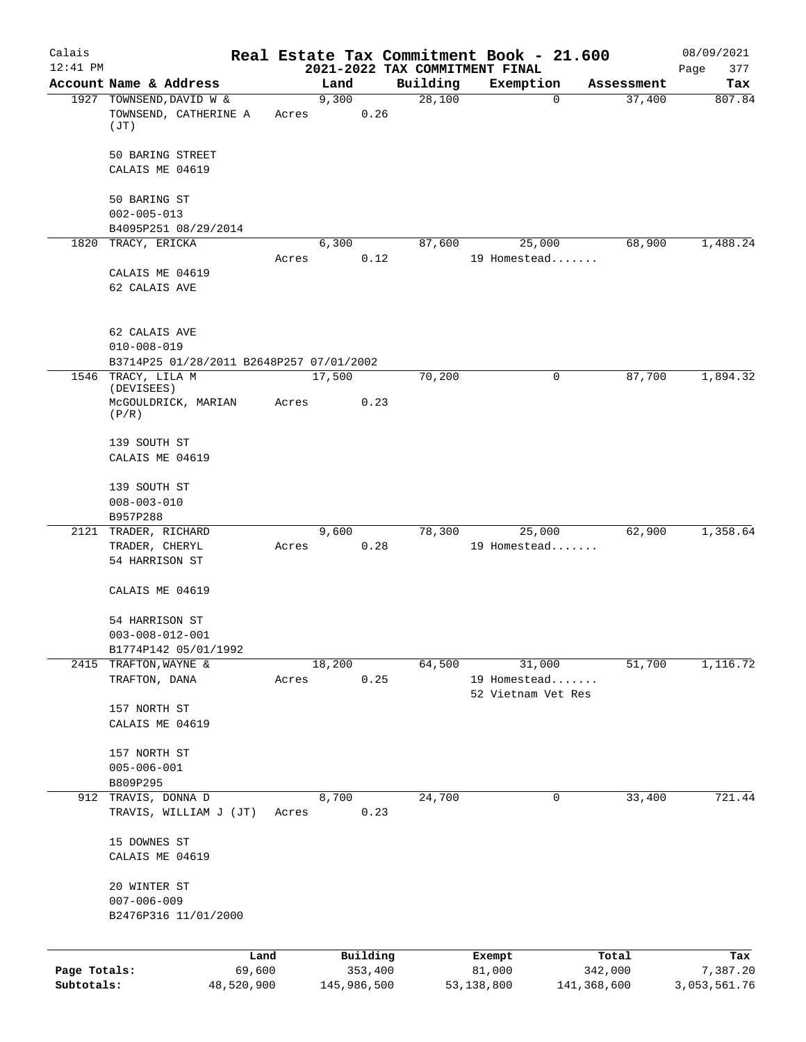# Real Estate Tax Commitment Book - 21.600

Calais 12:41 PM — 2021-2022 TAX COMMITMENT FINAL — 08/09/2021

| Account Name & Address | Land | Building | Exemption | Assessment | Tax |
|---|---|---|---|---|---|
| 1927 TOWNSEND,DAVID W & TOWNSEND, CATHERINE A (JT) 50 BARING STREET CALAIS ME 04619 50 BARING ST 002-005-013 B4095P251 08/29/2014 | 9,300 Acres 0.26 | 28,100 | 0 | 37,400 | 807.84 |
| 1820 TRACY, ERICKA CALAIS ME 04619 62 CALAIS AVE 62 CALAIS AVE 010-008-019 B3714P25 01/28/2011 B2648P257 07/01/2002 | 6,300 Acres 0.12 | 87,600 | 25,000 19 Homestead....... | 68,900 | 1,488.24 |
| 1546 TRACY, LILA M (DEVISEES) McGOULDRICK, MARIAN (P/R) 139 SOUTH ST CALAIS ME 04619 139 SOUTH ST 008-003-010 B957P288 | 17,500 Acres 0.23 | 70,200 | 0 | 87,700 | 1,894.32 |
| 2121 TRADER, RICHARD TRADER, CHERYL 54 HARRISON ST CALAIS ME 04619 54 HARRISON ST 003-008-012-001 B1774P142 05/01/1992 | 9,600 Acres 0.28 | 78,300 | 25,000 19 Homestead....... | 62,900 | 1,358.64 |
| 2415 TRAFTON,WAYNE & TRAFTON, DANA 157 NORTH ST CALAIS ME 04619 157 NORTH ST 005-006-001 B809P295 | 18,200 Acres 0.25 | 64,500 | 31,000 19 Homestead....... 52 Vietnam Vet Res | 51,700 | 1,116.72 |
| 912 TRAVIS, DONNA D TRAVIS, WILLIAM J (JT) 15 DOWNES ST CALAIS ME 04619 20 WINTER ST 007-006-009 B2476P316 11/01/2000 | 8,700 Acres 0.23 | 24,700 | 0 | 33,400 | 721.44 |

| | Land | Building | Exempt | Total | Tax |
|---|---|---|---|---|---|
| Page Totals: | 69,600 | 353,400 | 81,000 | 342,000 | 7,387.20 |
| Subtotals: | 48,520,900 | 145,986,500 | 53,138,800 | 141,368,600 | 3,053,561.76 |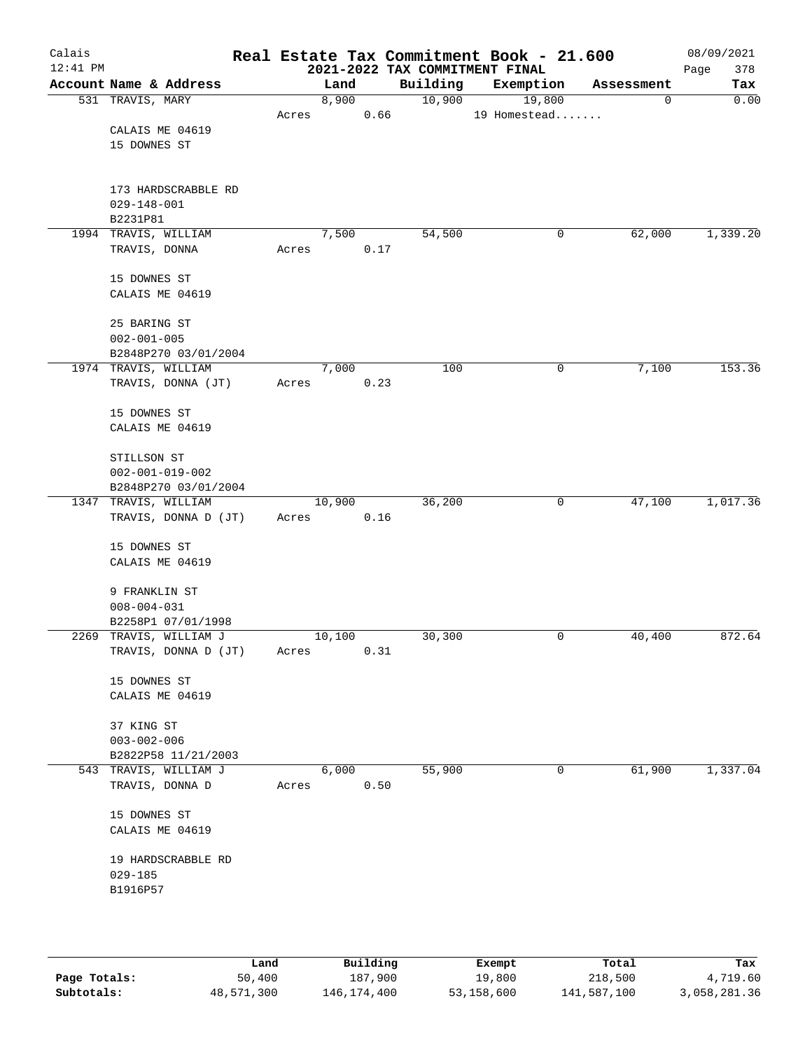# Real Estate Tax Commitment Book - 21.600

## 2021-2022 TAX COMMITMENT FINAL

Calais 12:41 PM — 08/09/2021

| Account Name & Address | Land | Building | Exemption | Assessment | Tax |
|---|---|---|---|---|---|
| 531 TRAVIS, MARY | 8,900 | 10,900 | 19,800 | 0 | 0.00 |
| | Acres 0.66 | | 19 Homestead....... | | |
| CALAIS ME 04619 | | | | | |
| 15 DOWNES ST | | | | | |
| 173 HARDSCRABBLE RD | | | | | |
| 029-148-001 | | | | | |
| B2231P81 | | | | | |
| 1994 TRAVIS, WILLIAM | 7,500 | 54,500 | 0 | 62,000 | 1,339.20 |
| TRAVIS, DONNA | Acres 0.17 | | | | |
| 15 DOWNES ST | | | | | |
| CALAIS ME 04619 | | | | | |
| 25 BARING ST | | | | | |
| 002-001-005 | | | | | |
| B2848P270 03/01/2004 | | | | | |
| 1974 TRAVIS, WILLIAM | 7,000 | 100 | 0 | 7,100 | 153.36 |
| TRAVIS, DONNA (JT) | Acres 0.23 | | | | |
| 15 DOWNES ST | | | | | |
| CALAIS ME 04619 | | | | | |
| STILLSON ST | | | | | |
| 002-001-019-002 | | | | | |
| B2848P270 03/01/2004 | | | | | |
| 1347 TRAVIS, WILLIAM | 10,900 | 36,200 | 0 | 47,100 | 1,017.36 |
| TRAVIS, DONNA D (JT) | Acres 0.16 | | | | |
| 15 DOWNES ST | | | | | |
| CALAIS ME 04619 | | | | | |
| 9 FRANKLIN ST | | | | | |
| 008-004-031 | | | | | |
| B2258P1 07/01/1998 | | | | | |
| 2269 TRAVIS, WILLIAM J | 10,100 | 30,300 | 0 | 40,400 | 872.64 |
| TRAVIS, DONNA D (JT) | Acres 0.31 | | | | |
| 15 DOWNES ST | | | | | |
| CALAIS ME 04619 | | | | | |
| 37 KING ST | | | | | |
| 003-002-006 | | | | | |
| B2822P58 11/21/2003 | | | | | |
| 543 TRAVIS, WILLIAM J | 6,000 | 55,900 | 0 | 61,900 | 1,337.04 |
| TRAVIS, DONNA D | Acres 0.50 | | | | |
| 15 DOWNES ST | | | | | |
| CALAIS ME 04619 | | | | | |
| 19 HARDSCRABBLE RD | | | | | |
| 029-185 | | | | | |
| B1916P57 | | | | | |

| | Land | Building | Exempt | Total | Tax |
|---|---|---|---|---|---|
| Page Totals: | 50,400 | 187,900 | 19,800 | 218,500 | 4,719.60 |
| Subtotals: | 48,571,300 | 146,174,400 | 53,158,600 | 141,587,100 | 3,058,281.36 |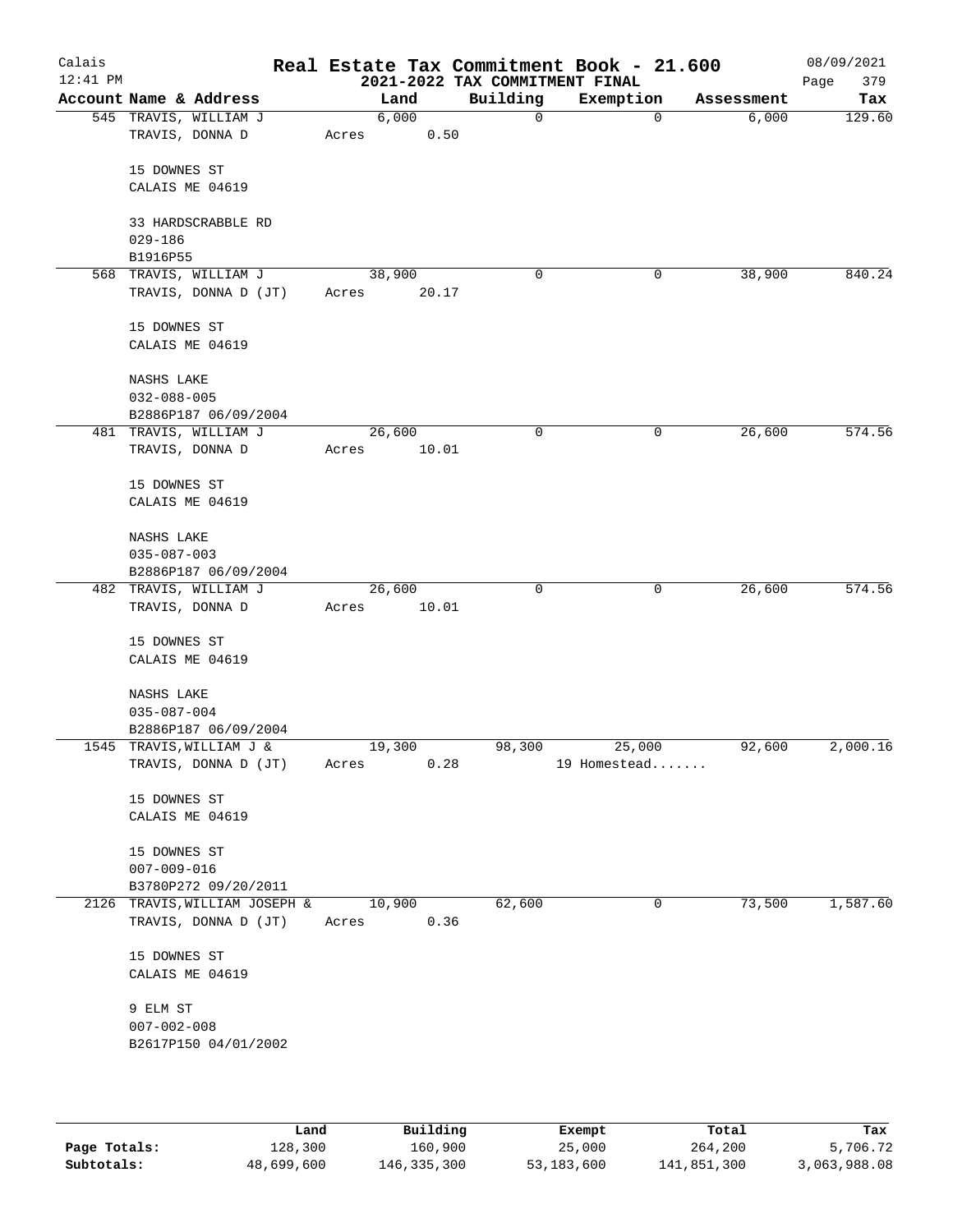# Real Estate Tax Commitment Book - 21.600

## 2021-2022 TAX COMMITMENT FINAL

Calais
12:41 PM
08/09/2021

| Account | Name & Address | Land | Building | Exemption | Assessment | Tax |
|---|---|---|---|---|---|---|
| 545 | TRAVIS, WILLIAM J<br>TRAVIS, DONNA D<br><br>15 DOWNES ST<br>CALAIS ME 04619<br><br>33 HARDSCRABBLE RD<br>029-186<br>B1916P55 | 6,000<br>Acres 0.50 | 0 | 0 | 6,000 | 129.60 |
| 568 | TRAVIS, WILLIAM J<br>TRAVIS, DONNA D (JT)<br><br>15 DOWNES ST<br>CALAIS ME 04619<br><br>NASHS LAKE<br>032-088-005<br>B2886P187 06/09/2004 | 38,900<br>Acres 20.17 | 0 | 0 | 38,900 | 840.24 |
| 481 | TRAVIS, WILLIAM J<br>TRAVIS, DONNA D<br><br>15 DOWNES ST<br>CALAIS ME 04619<br><br>NASHS LAKE<br>035-087-003<br>B2886P187 06/09/2004 | 26,600<br>Acres 10.01 | 0 | 0 | 26,600 | 574.56 |
| 482 | TRAVIS, WILLIAM J<br>TRAVIS, DONNA D<br><br>15 DOWNES ST<br>CALAIS ME 04619<br><br>NASHS LAKE<br>035-087-004<br>B2886P187 06/09/2004 | 26,600<br>Acres 10.01 | 0 | 0 | 26,600 | 574.56 |
| 1545 | TRAVIS,WILLIAM J &<br>TRAVIS, DONNA D (JT)<br><br>15 DOWNES ST<br>CALAIS ME 04619<br><br>15 DOWNES ST<br>007-009-016<br>B3780P272 09/20/2011 | 19,300<br>Acres 0.28 | 98,300 | 25,000<br>19 Homestead....... | 92,600 | 2,000.16 |
| 2126 | TRAVIS,WILLIAM JOSEPH &<br>TRAVIS, DONNA D (JT)<br><br>15 DOWNES ST<br>CALAIS ME 04619<br><br>9 ELM ST<br>007-002-008<br>B2617P150 04/01/2002 | 10,900<br>Acres 0.36 | 62,600 | 0 | 73,500 | 1,587.60 |

| | Land | Building | Exempt | Total | Tax |
|---|---|---|---|---|---|
| Page Totals: | 128,300 | 160,900 | 25,000 | 264,200 | 5,706.72 |
| Subtotals: | 48,699,600 | 146,335,300 | 53,183,600 | 141,851,300 | 3,063,988.08 |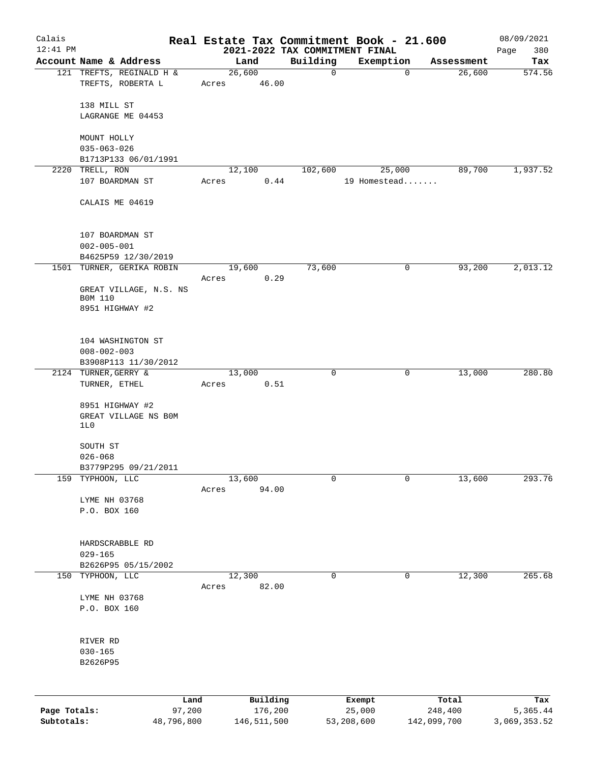# Real Estate Tax Commitment Book - 21.600

Calais 12:41 PM — 2021-2022 TAX COMMITMENT FINAL — 08/09/2021

| Account Name & Address | Land | Building | Exemption | Assessment | Tax |
|---|---|---|---|---|---|
| 121 TREFTS, REGINALD H & TREFTS, ROBERTA L<br>138 MILL ST<br>LAGRANGE ME 04453<br>MOUNT HOLLY<br>035-063-026<br>B1713P133 06/01/1991 | 26,600<br>Acres 46.00 | 0 | 0 | 26,600 | 574.56 |
| 2220 TRELL, RON<br>107 BOARDMAN ST<br>CALAIS ME 04619<br>107 BOARDMAN ST<br>002-005-001<br>B4625P59 12/30/2019 | 12,100<br>Acres 0.44 | 102,600 | 25,000<br>19 Homestead....... | 89,700 | 1,937.52 |
| 1501 TURNER, GERIKA ROBIN<br>GREAT VILLAGE, N.S. NS B0M 110<br>8951 HIGHWAY #2<br>104 WASHINGTON ST<br>008-002-003<br>B3908P113 11/30/2012 | 19,600<br>Acres 0.29 | 73,600 | 0 | 93,200 | 2,013.12 |
| 2124 TURNER, GERRY & TURNER, ETHEL<br>8951 HIGHWAY #2<br>GREAT VILLAGE NS B0M 1L0<br>SOUTH ST<br>026-068<br>B3779P295 09/21/2011 | 13,000<br>Acres 0.51 | 0 | 0 | 13,000 | 280.80 |
| 159 TYPHOON, LLC<br>LYME NH 03768<br>P.O. BOX 160<br>HARDSCRABBLE RD<br>029-165<br>B2626P95 05/15/2002 | 13,600<br>Acres 94.00 | 0 | 0 | 13,600 | 293.76 |
| 150 TYPHOON, LLC<br>LYME NH 03768<br>P.O. BOX 160<br>RIVER RD<br>030-165<br>B2626P95 | 12,300<br>Acres 82.00 | 0 | 0 | 12,300 | 265.68 |

| | Land | Building | Exempt | Total | Tax |
|---|---|---|---|---|---|
| Page Totals: | 97,200 | 176,200 | 25,000 | 248,400 | 5,365.44 |
| Subtotals: | 48,796,800 | 146,511,500 | 53,208,600 | 142,099,700 | 3,069,353.52 |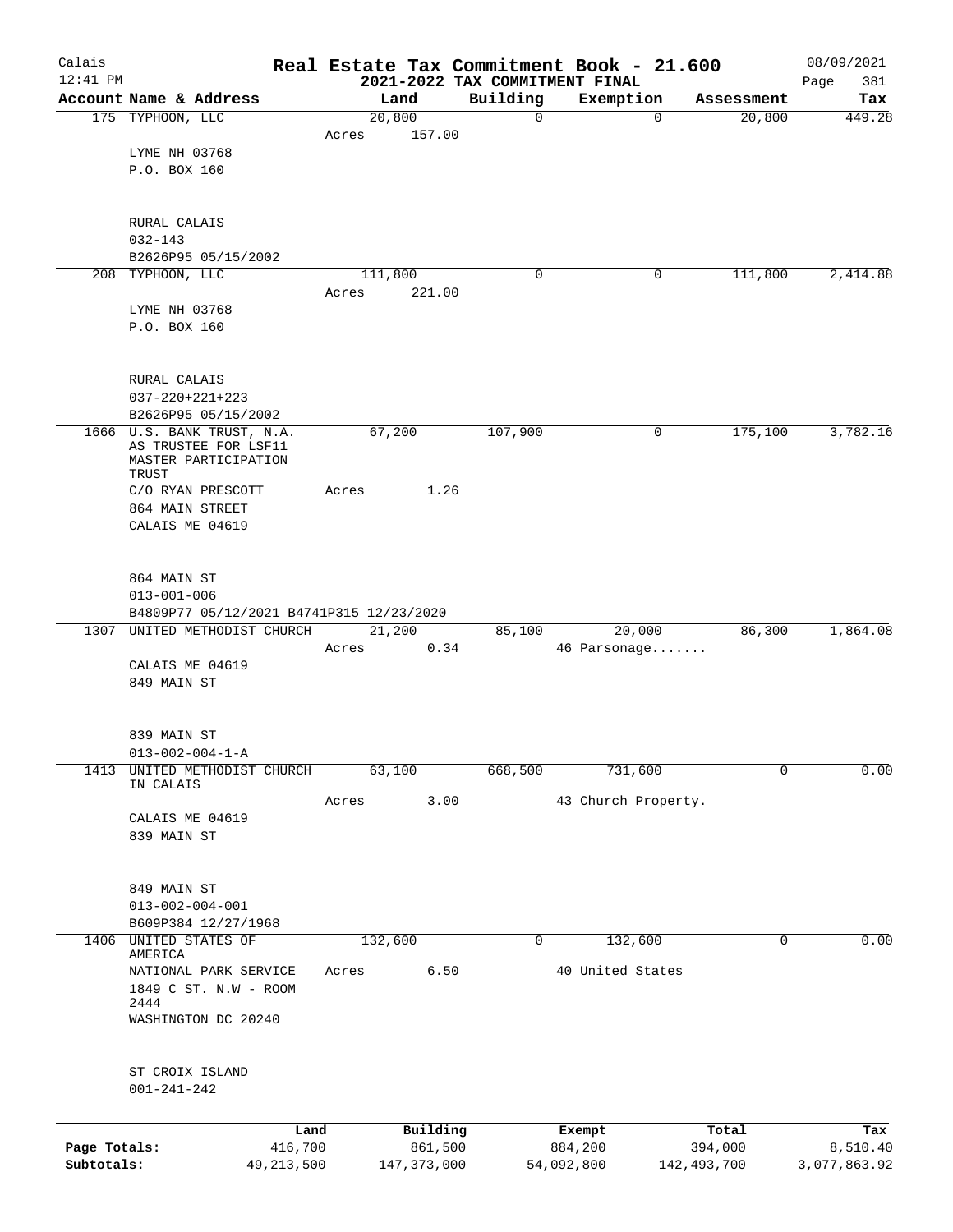# Real Estate Tax Commitment Book - 21.600

## 2021-2022 TAX COMMITMENT FINAL

Calais
12:41 PM

08/09/2021

| Account Name & Address | Land | Building | Exemption | Assessment | Tax |
|---|---|---|---|---|---|
| 175 TYPHOON, LLC | 20,800 | 0 | 0 | 20,800 | 449.28 |
| | Acres 157.00 | | | | |
| LYME NH 03768 | | | | | |
| P.O. BOX 160 | | | | | |
| RURAL CALAIS | | | | | |
| 032-143 | | | | | |
| B2626P95 05/15/2002 | | | | | |
| 208 TYPHOON, LLC | 111,800 | 0 | 0 | 111,800 | 2,414.88 |
| | Acres 221.00 | | | | |
| LYME NH 03768 | | | | | |
| P.O. BOX 160 | | | | | |
| RURAL CALAIS | | | | | |
| 037-220+221+223 | | | | | |
| B2626P95 05/15/2002 | | | | | |
| 1666 U.S. BANK TRUST, N.A. AS TRUSTEE FOR LSF11 MASTER PARTICIPATION TRUST | 67,200 | 107,900 | 0 | 175,100 | 3,782.16 |
| C/O RYAN PRESCOTT | Acres 1.26 | | | | |
| 864 MAIN STREET | | | | | |
| CALAIS ME 04619 | | | | | |
| 864 MAIN ST | | | | | |
| 013-001-006 | | | | | |
| B4809P77 05/12/2021 B4741P315 12/23/2020 | | | | | |
| 1307 UNITED METHODIST CHURCH | 21,200 | 85,100 | 20,000 | 86,300 | 1,864.08 |
| | Acres 0.34 | | 46 Parsonage....... | | |
| CALAIS ME 04619 | | | | | |
| 849 MAIN ST | | | | | |
| 839 MAIN ST | | | | | |
| 013-002-004-1-A | | | | | |
| 1413 UNITED METHODIST CHURCH IN CALAIS | 63,100 | 668,500 | 731,600 | 0 | 0.00 |
| | Acres 3.00 | | 43 Church Property. | | |
| CALAIS ME 04619 | | | | | |
| 839 MAIN ST | | | | | |
| 849 MAIN ST | | | | | |
| 013-002-004-001 | | | | | |
| B609P384 12/27/1968 | | | | | |
| 1406 UNITED STATES OF AMERICA | 132,600 | 0 | 132,600 | 0 | 0.00 |
| NATIONAL PARK SERVICE | Acres 6.50 | | 40 United States | | |
| 1849 C ST. N.W - ROOM 2444 | | | | | |
| WASHINGTON DC 20240 | | | | | |
| ST CROIX ISLAND | | | | | |
| 001-241-242 | | | | | |

| | Land | Building | Exempt | Total | Tax |
|---|---|---|---|---|---|
| Page Totals: | 416,700 | 861,500 | 884,200 | 394,000 | 8,510.40 |
| Subtotals: | 49,213,500 | 147,373,000 | 54,092,800 | 142,493,700 | 3,077,863.92 |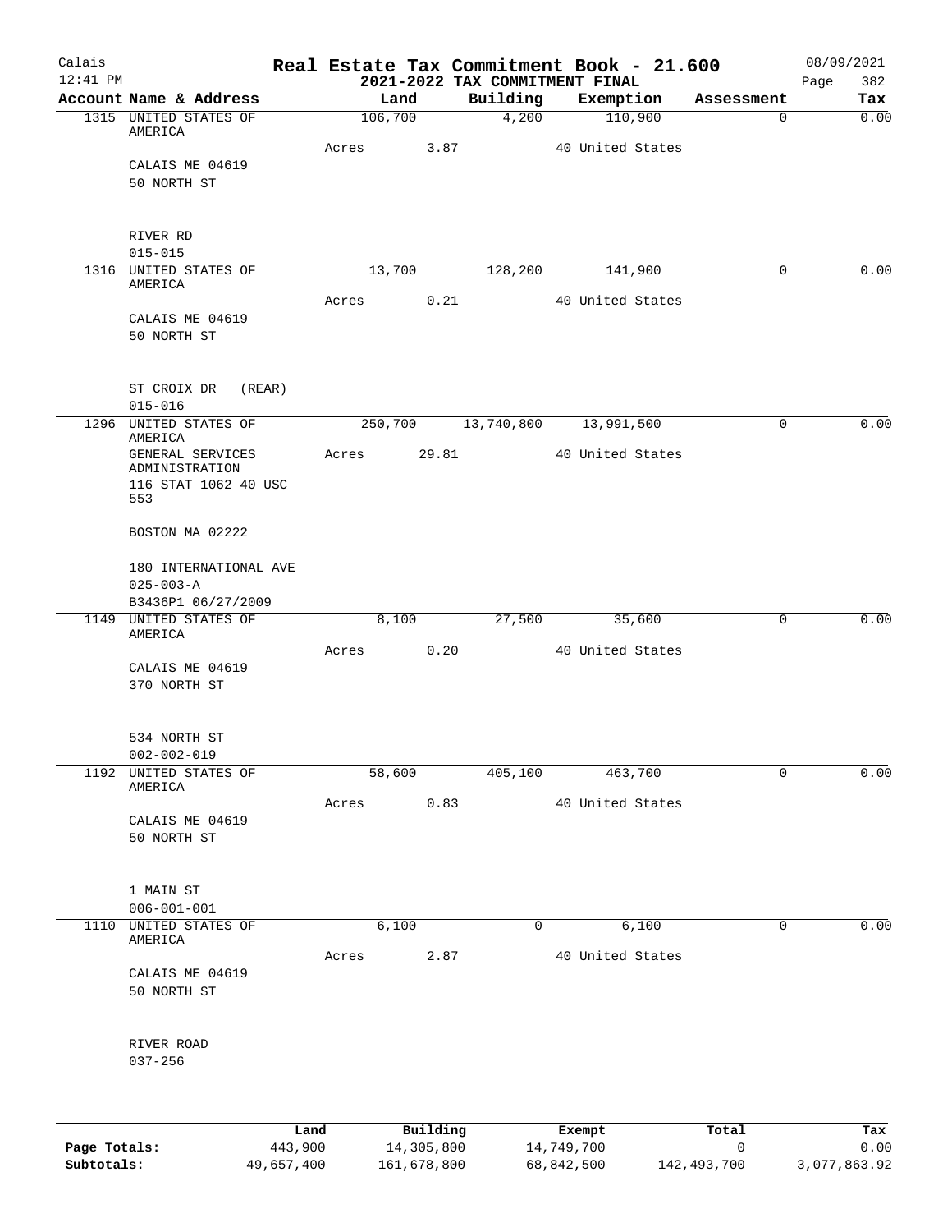# Real Estate Tax Commitment Book - 21.600

Calais
12:41 PM

2021-2022 TAX COMMITMENT FINAL

08/09/2021

| Account | Name & Address | Land | Building | Exemption | Assessment | Tax |
|---|---|---|---|---|---|---|
| 1315 | UNITED STATES OF AMERICA<br>CALAIS ME 04619<br>50 NORTH ST<br><br>RIVER RD<br>015-015 | 106,700<br>Acres 3.87 | 4,200 | 110,900<br>40 United States | 0 | 0.00 |
| 1316 | UNITED STATES OF AMERICA<br>CALAIS ME 04619<br>50 NORTH ST<br><br>ST CROIX DR (REAR)<br>015-016 | 13,700<br>Acres 0.21 | 128,200 | 141,900<br>40 United States | 0 | 0.00 |
| 1296 | UNITED STATES OF AMERICA<br>GENERAL SERVICES ADMINISTRATION<br>116 STAT 1062 40 USC 553<br>BOSTON MA 02222<br><br>180 INTERNATIONAL AVE<br>025-003-A<br>B3436P1 06/27/2009 | 250,700<br>Acres 29.81 | 13,740,800 | 13,991,500<br>40 United States | 0 | 0.00 |
| 1149 | UNITED STATES OF AMERICA<br>CALAIS ME 04619<br>370 NORTH ST<br><br>534 NORTH ST<br>002-002-019 | 8,100<br>Acres 0.20 | 27,500 | 35,600<br>40 United States | 0 | 0.00 |
| 1192 | UNITED STATES OF AMERICA<br>CALAIS ME 04619<br>50 NORTH ST<br><br>1 MAIN ST<br>006-001-001 | 58,600<br>Acres 0.83 | 405,100 | 463,700<br>40 United States | 0 | 0.00 |
| 1110 | UNITED STATES OF AMERICA<br>CALAIS ME 04619<br>50 NORTH ST<br><br>RIVER ROAD<br>037-256 | 6,100<br>Acres 2.87 | 0 | 6,100<br>40 United States | 0 | 0.00 |

| | Land | Building | Exempt | Total | Tax |
|---|---|---|---|---|---|
| Page Totals: | 443,900 | 14,305,800 | 14,749,700 | 0 | 0.00 |
| Subtotals: | 49,657,400 | 161,678,800 | 68,842,500 | 142,493,700 | 3,077,863.92 |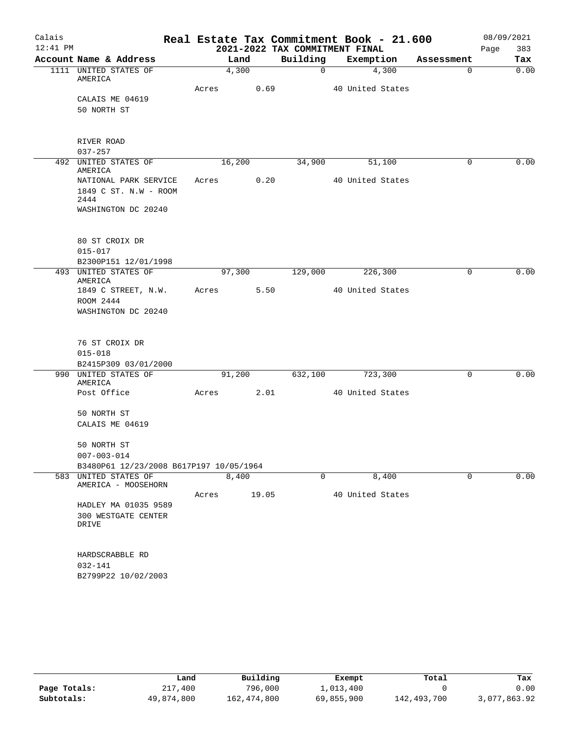Calais
12:41 PM

# Real Estate Tax Commitment Book - 21.600
## 2021-2022 TAX COMMITMENT FINAL

08/09/2021
Page 383

| Account | Name & Address | Land | Building | Exemption | Assessment | Tax |
|---|---|---|---|---|---|---|
| 1111 | UNITED STATES OF AMERICA | 4,300 | 0 | 4,300 | 0 | 0.00 |
| | | Acres 0.69 | | 40 United States | | |
| | CALAIS ME 04619 | | | | | |
| | 50 NORTH ST | | | | | |
| | RIVER ROAD | | | | | |
| | 037-257 | | | | | |
| 492 | UNITED STATES OF AMERICA | 16,200 | 34,900 | 51,100 | 0 | 0.00 |
| | NATIONAL PARK SERVICE | Acres 0.20 | | 40 United States | | |
| | 1849 C ST. N.W - ROOM 2444 | | | | | |
| | WASHINGTON DC 20240 | | | | | |
| | 80 ST CROIX DR | | | | | |
| | 015-017 | | | | | |
| | B2300P151 12/01/1998 | | | | | |
| 493 | UNITED STATES OF AMERICA | 97,300 | 129,000 | 226,300 | 0 | 0.00 |
| | 1849 C STREET, N.W. | Acres 5.50 | | 40 United States | | |
| | ROOM 2444 | | | | | |
| | WASHINGTON DC 20240 | | | | | |
| | 76 ST CROIX DR | | | | | |
| | 015-018 | | | | | |
| | B2415P309 03/01/2000 | | | | | |
| 990 | UNITED STATES OF AMERICA | 91,200 | 632,100 | 723,300 | 0 | 0.00 |
| | Post Office | Acres 2.01 | | 40 United States | | |
| | 50 NORTH ST | | | | | |
| | CALAIS ME 04619 | | | | | |
| | 50 NORTH ST | | | | | |
| | 007-003-014 | | | | | |
| | B3480P61 12/23/2008 B617P197 10/05/1964 | | | | | |
| 583 | UNITED STATES OF AMERICA - MOOSEHORN | 8,400 | 0 | 8,400 | 0 | 0.00 |
| | | Acres 19.05 | | 40 United States | | |
| | HADLEY MA 01035 9589 | | | | | |
| | 300 WESTGATE CENTER DRIVE | | | | | |
| | HARDSCRABBLE RD | | | | | |
| | 032-141 | | | | | |
| | B2799P22 10/02/2003 | | | | | |

| | Land | Building | Exempt | Total | Tax |
|---|---|---|---|---|---|
| Page Totals: | 217,400 | 796,000 | 1,013,400 | 0 | 0.00 |
| Subtotals: | 49,874,800 | 162,474,800 | 69,855,900 | 142,493,700 | 3,077,863.92 |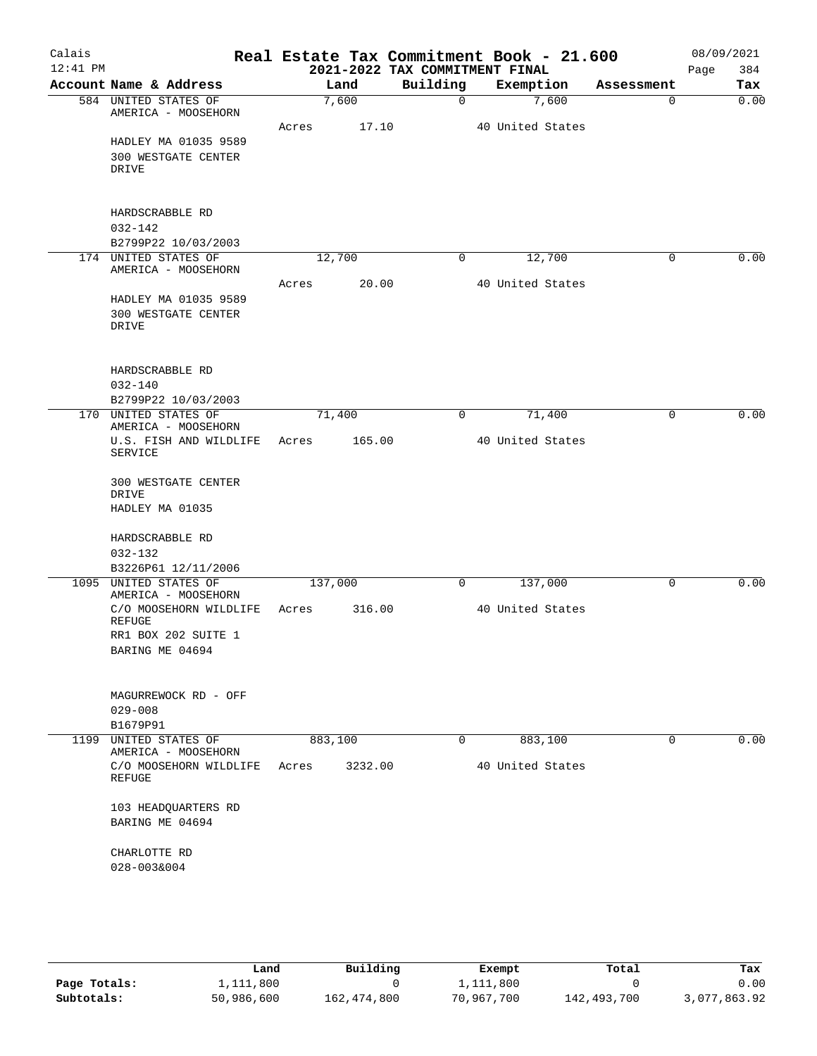# Real Estate Tax Commitment Book - 21.600

Calais
12:41 PM

## 2021-2022 TAX COMMITMENT FINAL

08/09/2021

| Account | Name & Address | Land | Building | Exemption | Assessment | Tax |
|---|---|---|---|---|---|---|
| 584 | UNITED STATES OF AMERICA - MOOSEHORN<br>HADLEY MA 01035 9589<br>300 WESTGATE CENTER DRIVE<br><br>HARDSCRABBLE RD<br>032-142<br>B2799P22 10/03/2003 | 7,600<br>Acres 17.10 | 0 | 7,600<br>40 United States | 0 | 0.00 |
| 174 | UNITED STATES OF AMERICA - MOOSEHORN<br>HADLEY MA 01035 9589<br>300 WESTGATE CENTER DRIVE<br><br>HARDSCRABBLE RD<br>032-140<br>B2799P22 10/03/2003 | 12,700<br>Acres 20.00 | 0 | 12,700<br>40 United States | 0 | 0.00 |
| 170 | UNITED STATES OF AMERICA - MOOSEHORN<br>U.S. FISH AND WILDLIFE SERVICE<br>300 WESTGATE CENTER DRIVE<br>HADLEY MA 01035<br><br>HARDSCRABBLE RD<br>032-132<br>B3226P61 12/11/2006 | 71,400<br>Acres 165.00 | 0 | 71,400<br>40 United States | 0 | 0.00 |
| 1095 | UNITED STATES OF AMERICA - MOOSEHORN<br>C/O MOOSEHORN WILDLIFE REFUGE<br>RR1 BOX 202 SUITE 1<br>BARING ME 04694<br><br>MAGURREWOCK RD - OFF<br>029-008<br>B1679P91 | 137,000<br>Acres 316.00 | 0 | 137,000<br>40 United States | 0 | 0.00 |
| 1199 | UNITED STATES OF AMERICA - MOOSEHORN<br>C/O MOOSEHORN WILDLIFE REFUGE<br>103 HEADQUARTERS RD<br>BARING ME 04694<br><br>CHARLOTTE RD<br>028-003&004 | 883,100<br>Acres 3232.00 | 0 | 883,100<br>40 United States | 0 | 0.00 |

| | Land | Building | Exempt | Total | Tax |
|---|---|---|---|---|---|
| Page Totals: | 1,111,800 | 0 | 1,111,800 | 0 | 0.00 |
| Subtotals: | 50,986,600 | 162,474,800 | 70,967,700 | 142,493,700 | 3,077,863.92 |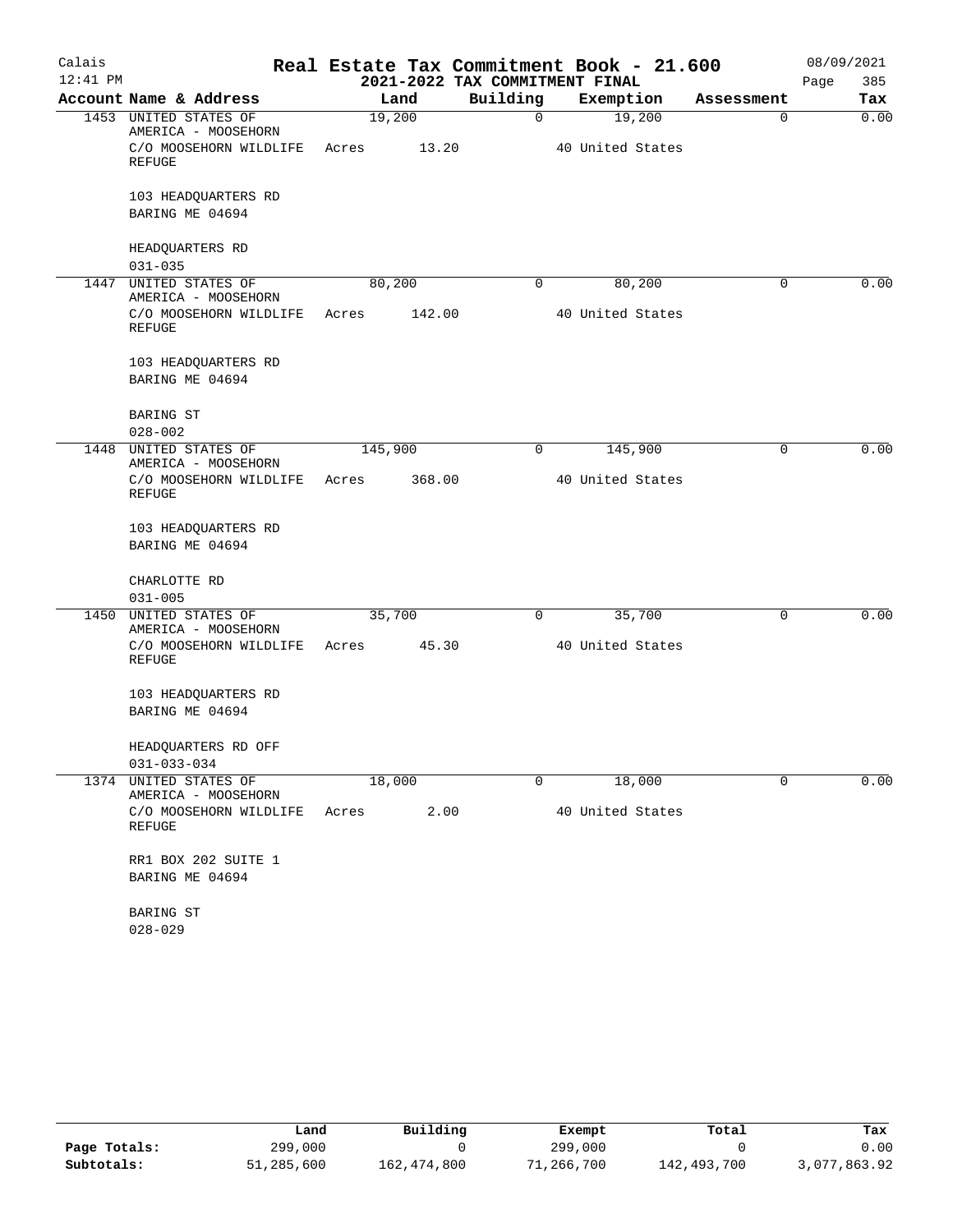# Real Estate Tax Commitment Book - 21.600

## 2021-2022 TAX COMMITMENT FINAL

Calais 12:41 PM — 08/09/2021

| Account | Name & Address | Land | Building | Exemption | Assessment | Tax |
|---|---|---|---|---|---|---|
| 1453 | UNITED STATES OF AMERICA - MOOSEHORN<br>C/O MOOSEHORN WILDLIFE REFUGE<br>103 HEADQUARTERS RD<br>BARING ME 04694<br>HEADQUARTERS RD<br>031-035 | 19,200<br>Acres 13.20 | 0 | 19,200<br>40 United States | 0 | 0.00 |
| 1447 | UNITED STATES OF AMERICA - MOOSEHORN<br>C/O MOOSEHORN WILDLIFE REFUGE<br>103 HEADQUARTERS RD<br>BARING ME 04694<br>BARING ST<br>028-002 | 80,200<br>Acres 142.00 | 0 | 80,200<br>40 United States | 0 | 0.00 |
| 1448 | UNITED STATES OF AMERICA - MOOSEHORN<br>C/O MOOSEHORN WILDLIFE REFUGE<br>103 HEADQUARTERS RD<br>BARING ME 04694<br>CHARLOTTE RD<br>031-005 | 145,900<br>Acres 368.00 | 0 | 145,900<br>40 United States | 0 | 0.00 |
| 1450 | UNITED STATES OF AMERICA - MOOSEHORN<br>C/O MOOSEHORN WILDLIFE REFUGE<br>103 HEADQUARTERS RD<br>BARING ME 04694<br>HEADQUARTERS RD OFF<br>031-033-034 | 35,700<br>Acres 45.30 | 0 | 35,700<br>40 United States | 0 | 0.00 |
| 1374 | UNITED STATES OF AMERICA - MOOSEHORN<br>C/O MOOSEHORN WILDLIFE REFUGE<br>RR1 BOX 202 SUITE 1<br>BARING ME 04694<br>BARING ST<br>028-029 | 18,000<br>Acres 2.00 | 0 | 18,000<br>40 United States | 0 | 0.00 |

| | Land | Building | Exempt | Total | Tax |
|---|---|---|---|---|---|
| Page Totals: | 299,000 | 0 | 299,000 | 0 | 0.00 |
| Subtotals: | 51,285,600 | 162,474,800 | 71,266,700 | 142,493,700 | 3,077,863.92 |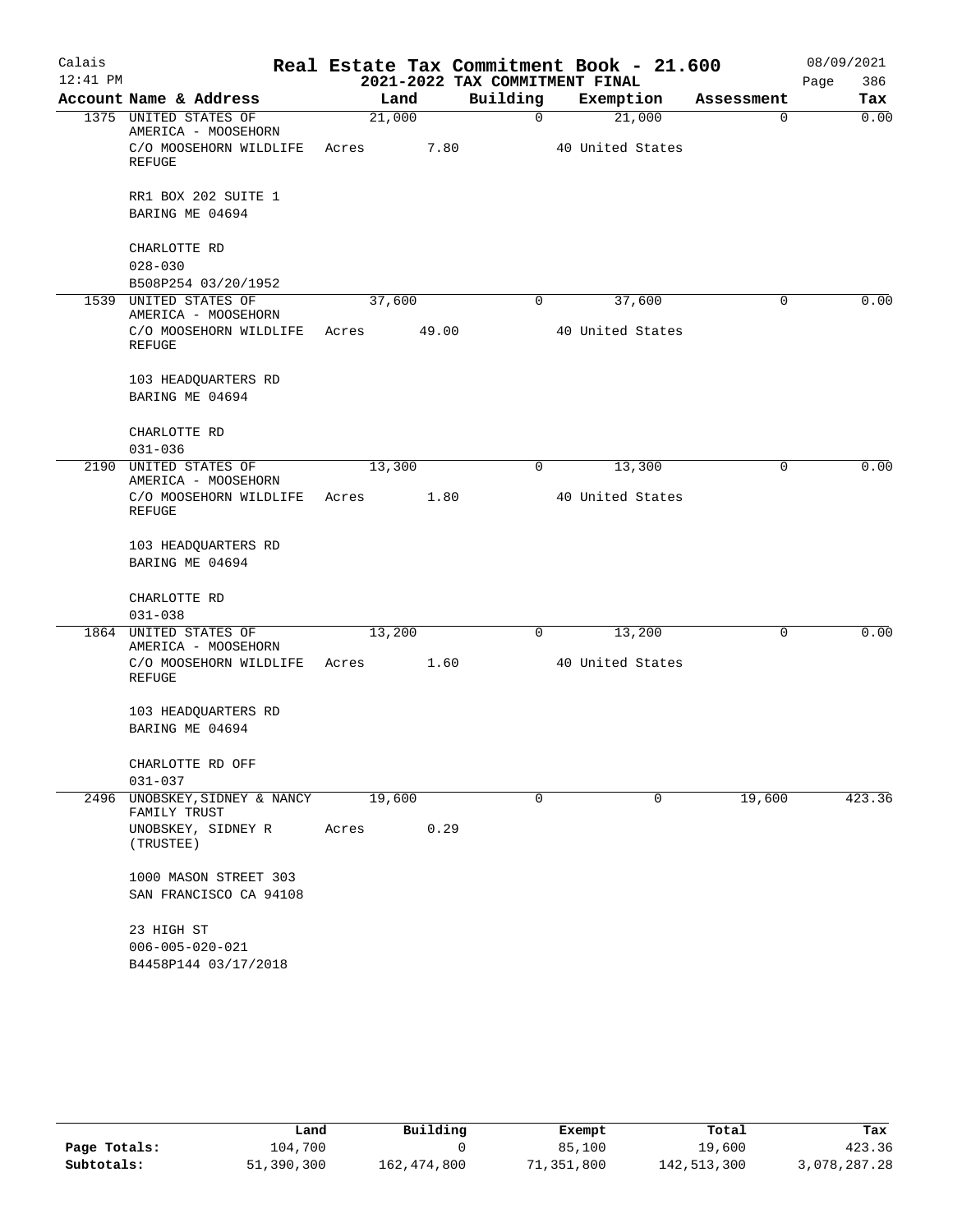# Real Estate Tax Commitment Book - 21.600

## 2021-2022 TAX COMMITMENT FINAL

Calais 12:41 PM — 08/09/2021 — Page 386

| Account Name & Address | Land | Building | Exemption | Assessment | Tax |
|---|---|---|---|---|---|
| 1375 UNITED STATES OF AMERICA - MOOSEHORN<br>C/O MOOSEHORN WILDLIFE REFUGE<br><br>RR1 BOX 202 SUITE 1<br>BARING ME 04694<br><br>CHARLOTTE RD<br>028-030<br>B508P254 03/20/1952 | 21,000<br>Acres 7.80 | 0 | 21,000<br>40 United States | 0 | 0.00 |
| 1539 UNITED STATES OF AMERICA - MOOSEHORN<br>C/O MOOSEHORN WILDLIFE REFUGE<br><br>103 HEADQUARTERS RD<br>BARING ME 04694<br><br>CHARLOTTE RD<br>031-036 | 37,600<br>Acres 49.00 | 0 | 37,600<br>40 United States | 0 | 0.00 |
| 2190 UNITED STATES OF AMERICA - MOOSEHORN<br>C/O MOOSEHORN WILDLIFE REFUGE<br><br>103 HEADQUARTERS RD<br>BARING ME 04694<br><br>CHARLOTTE RD<br>031-038 | 13,300<br>Acres 1.80 | 0 | 13,300<br>40 United States | 0 | 0.00 |
| 1864 UNITED STATES OF AMERICA - MOOSEHORN<br>C/O MOOSEHORN WILDLIFE REFUGE<br><br>103 HEADQUARTERS RD<br>BARING ME 04694<br><br>CHARLOTTE RD OFF<br>031-037 | 13,200<br>Acres 1.60 | 0 | 13,200<br>40 United States | 0 | 0.00 |
| 2496 UNOBSKEY, SIDNEY & NANCY FAMILY TRUST<br>UNOBSKEY, SIDNEY R (TRUSTEE)<br><br>1000 MASON STREET 303<br>SAN FRANCISCO CA 94108<br><br>23 HIGH ST<br>006-005-020-021<br>B4458P144 03/17/2018 | 19,600<br>Acres 0.29 | 0 | 0 | 19,600 | 423.36 |

| | Land | Building | Exempt | Total | Tax |
|---|---|---|---|---|---|
| Page Totals: | 104,700 | 0 | 85,100 | 19,600 | 423.36 |
| Subtotals: | 51,390,300 | 162,474,800 | 71,351,800 | 142,513,300 | 3,078,287.28 |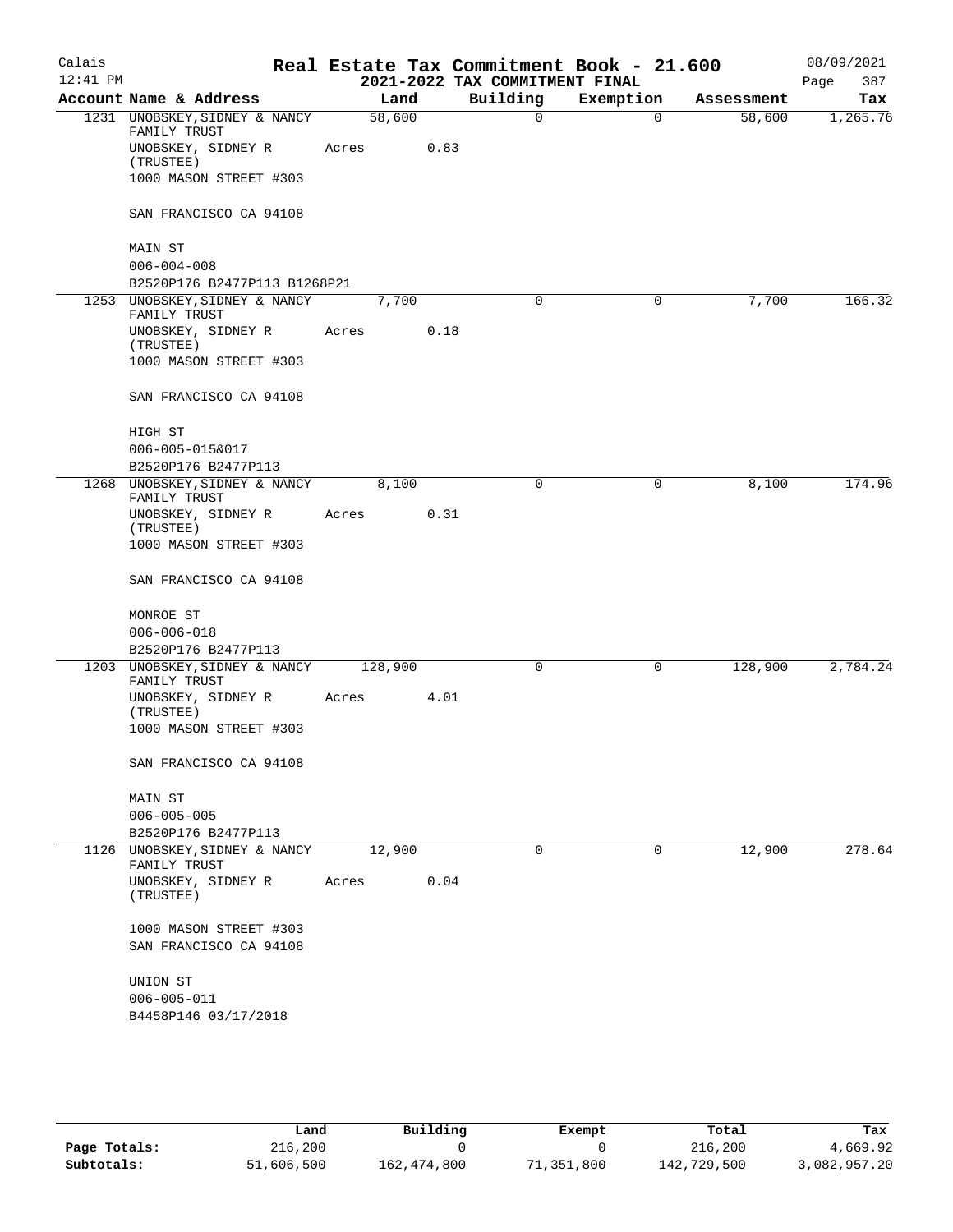# Real Estate Tax Commitment Book - 21.600

## 2021-2022 TAX COMMITMENT FINAL

Calais 12:41 PM — 08/09/2021

| Account Name & Address | Land | Building | Exemption | Assessment | Tax |
|---|---|---|---|---|---|
| 1231 UNOBSKEY, SIDNEY & NANCY FAMILY TRUST<br>UNOBSKEY, SIDNEY R (TRUSTEE)<br>1000 MASON STREET #303<br><br>SAN FRANCISCO CA 94108<br><br>MAIN ST<br>006-004-008<br>B2520P176 B2477P113 B1268P21 | 58,600<br>Acres 0.83 | 0 | 0 | 58,600 | 1,265.76 |
| 1253 UNOBSKEY, SIDNEY & NANCY FAMILY TRUST<br>UNOBSKEY, SIDNEY R (TRUSTEE)<br>1000 MASON STREET #303<br><br>SAN FRANCISCO CA 94108<br><br>HIGH ST<br>006-005-015&017<br>B2520P176 B2477P113 | 7,700<br>Acres 0.18 | 0 | 0 | 7,700 | 166.32 |
| 1268 UNOBSKEY, SIDNEY & NANCY FAMILY TRUST<br>UNOBSKEY, SIDNEY R (TRUSTEE)<br>1000 MASON STREET #303<br><br>SAN FRANCISCO CA 94108<br><br>MONROE ST<br>006-006-018<br>B2520P176 B2477P113 | 8,100<br>Acres 0.31 | 0 | 0 | 8,100 | 174.96 |
| 1203 UNOBSKEY, SIDNEY & NANCY FAMILY TRUST<br>UNOBSKEY, SIDNEY R (TRUSTEE)<br>1000 MASON STREET #303<br><br>SAN FRANCISCO CA 94108<br><br>MAIN ST<br>006-005-005<br>B2520P176 B2477P113 | 128,900<br>Acres 4.01 | 0 | 0 | 128,900 | 2,784.24 |
| 1126 UNOBSKEY, SIDNEY & NANCY FAMILY TRUST<br>UNOBSKEY, SIDNEY R (TRUSTEE)<br><br>1000 MASON STREET #303<br>SAN FRANCISCO CA 94108<br><br>UNION ST<br>006-005-011<br>B4458P146 03/17/2018 | 12,900<br>Acres 0.04 | 0 | 0 | 12,900 | 278.64 |

| | Land | Building | Exempt | Total | Tax |
|---|---|---|---|---|---|
| **Page Totals:** | 216,200 | 0 | 0 | 216,200 | 4,669.92 |
| **Subtotals:** | 51,606,500 | 162,474,800 | 71,351,800 | 142,729,500 | 3,082,957.20 |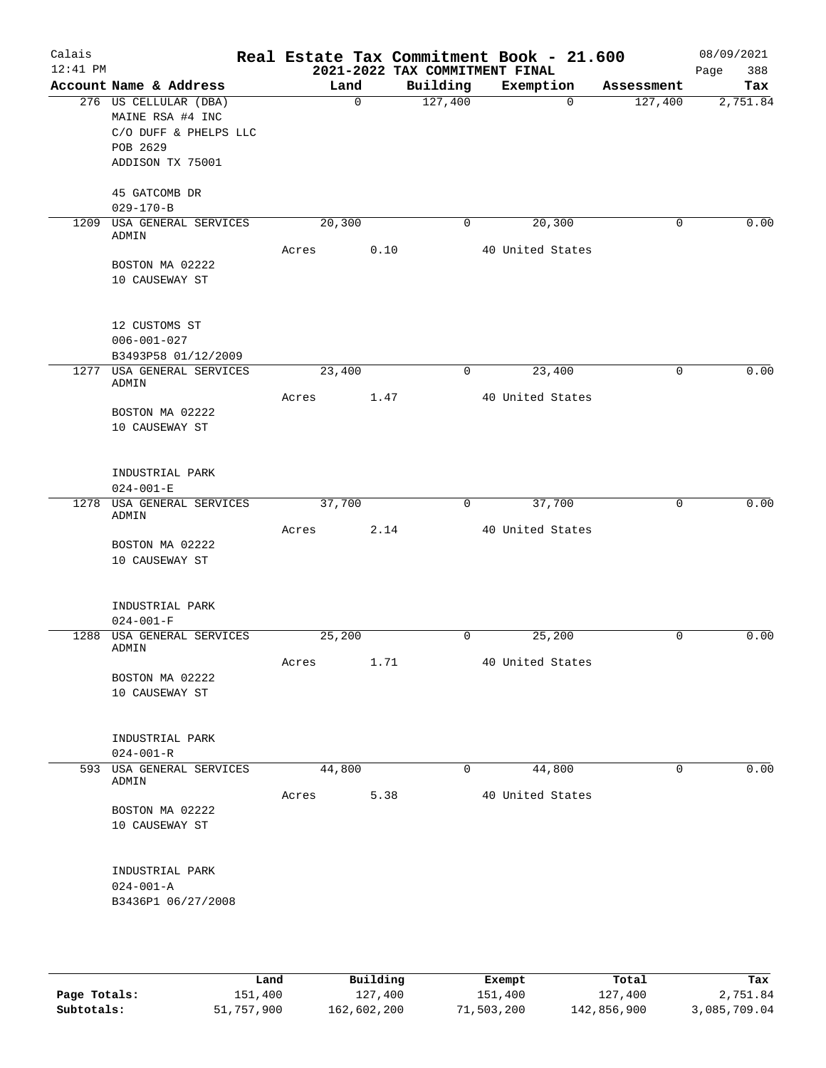Calais 12:41 PM

# Real Estate Tax Commitment Book - 21.600

## 2021-2022 TAX COMMITMENT FINAL

08/09/2021

| Account | Name & Address | Land | Building | Exemption | Assessment | Tax |
|---|---|---|---|---|---|---|
| 276 | US CELLULAR (DBA)<br>MAINE RSA #4 INC<br>C/O DUFF & PHELPS LLC<br>POB 2629<br>ADDISON TX 75001<br><br>45 GATCOMB DR<br>029-170-B | 0 | 127,400 | 0 | 127,400 | 2,751.84 |
| 1209 | USA GENERAL SERVICES ADMIN<br>BOSTON MA 02222<br>10 CAUSEWAY ST<br><br>12 CUSTOMS ST<br>006-001-027<br>B3493P58 01/12/2009 | 20,300<br>Acres 0.10 | 0 | 20,300<br>40 United States | 0 | 0.00 |
| 1277 | USA GENERAL SERVICES ADMIN<br>BOSTON MA 02222<br>10 CAUSEWAY ST<br><br>INDUSTRIAL PARK<br>024-001-E | 23,400<br>Acres 1.47 | 0 | 23,400<br>40 United States | 0 | 0.00 |
| 1278 | USA GENERAL SERVICES ADMIN<br>BOSTON MA 02222<br>10 CAUSEWAY ST<br><br>INDUSTRIAL PARK<br>024-001-F | 37,700<br>Acres 2.14 | 0 | 37,700<br>40 United States | 0 | 0.00 |
| 1288 | USA GENERAL SERVICES ADMIN<br>BOSTON MA 02222<br>10 CAUSEWAY ST<br><br>INDUSTRIAL PARK<br>024-001-R | 25,200<br>Acres 1.71 | 0 | 25,200<br>40 United States | 0 | 0.00 |
| 593 | USA GENERAL SERVICES ADMIN<br>BOSTON MA 02222<br>10 CAUSEWAY ST<br><br>INDUSTRIAL PARK<br>024-001-A<br>B3436P1 06/27/2008 | 44,800<br>Acres 5.38 | 0 | 44,800<br>40 United States | 0 | 0.00 |

| | Land | Building | Exempt | Total | Tax |
|---|---|---|---|---|---|
| Page Totals: | 151,400 | 127,400 | 151,400 | 127,400 | 2,751.84 |
| Subtotals: | 51,757,900 | 162,602,200 | 71,503,200 | 142,856,900 | 3,085,709.04 |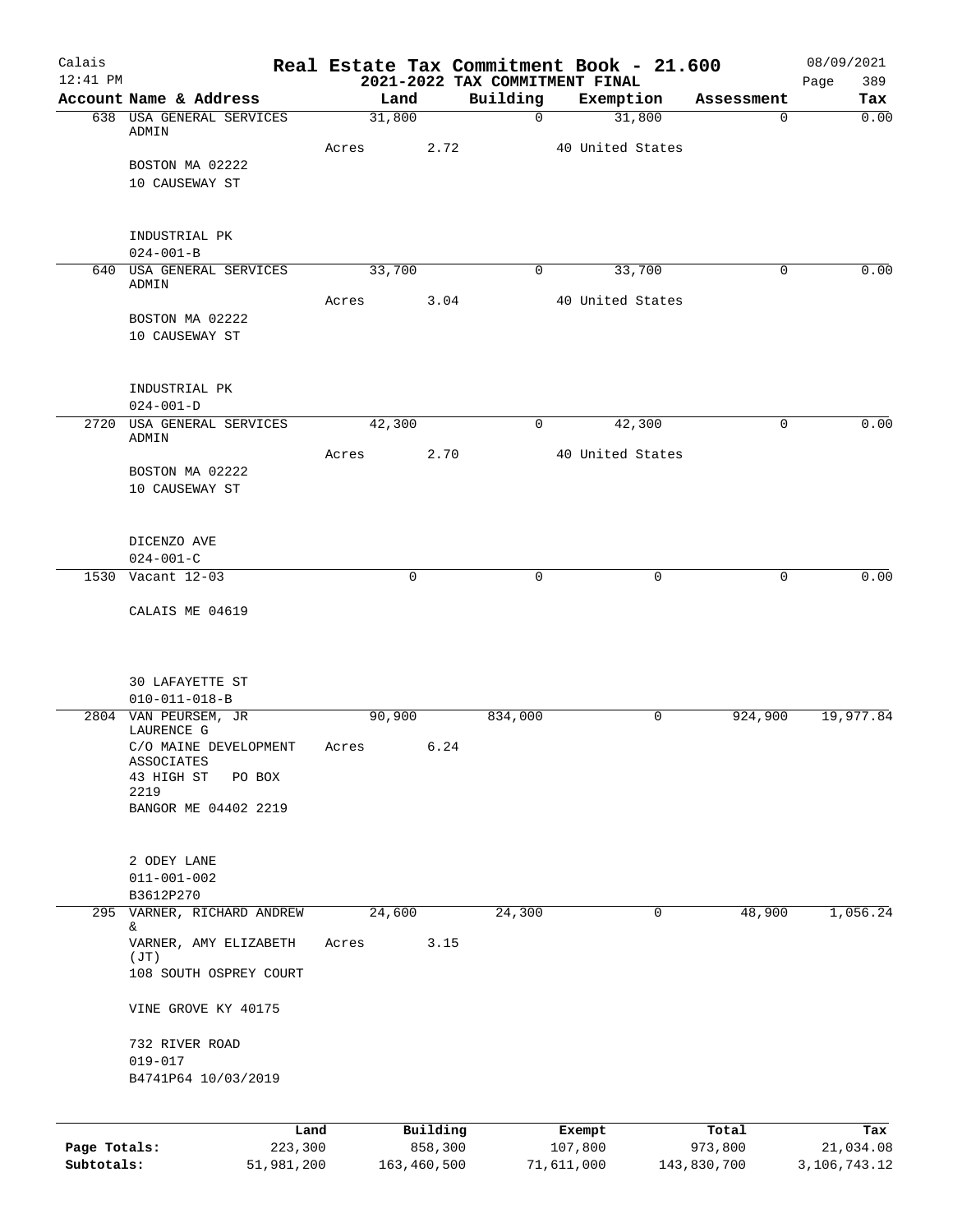# Real Estate Tax Commitment Book - 21.600

## 2021-2022 TAX COMMITMENT FINAL

Calais 12:41 PM — 08/09/2021

| Account Name & Address | Land | Building | Exemption | Assessment | Tax |
|---|---|---|---|---|---|
| 638 USA GENERAL SERVICES ADMIN | 31,800 | 0 | 31,800 | 0 | 0.00 |
| | Acres 2.72 | | 40 United States | | |
| BOSTON MA 02222 | | | | | |
| 10 CAUSEWAY ST | | | | | |
| INDUSTRIAL PK | | | | | |
| 024-001-B | | | | | |
| 640 USA GENERAL SERVICES ADMIN | 33,700 | 0 | 33,700 | 0 | 0.00 |
| | Acres 3.04 | | 40 United States | | |
| BOSTON MA 02222 | | | | | |
| 10 CAUSEWAY ST | | | | | |
| INDUSTRIAL PK | | | | | |
| 024-001-D | | | | | |
| 2720 USA GENERAL SERVICES ADMIN | 42,300 | 0 | 42,300 | 0 | 0.00 |
| | Acres 2.70 | | 40 United States | | |
| BOSTON MA 02222 | | | | | |
| 10 CAUSEWAY ST | | | | | |
| DICENZO AVE | | | | | |
| 024-001-C | | | | | |
| 1530 Vacant 12-03 | 0 | 0 | 0 | 0 | 0.00 |
| CALAIS ME 04619 | | | | | |
| 30 LAFAYETTE ST | | | | | |
| 010-011-018-B | | | | | |
| 2804 VAN PEURSEM, JR LAURENCE G | 90,900 | 834,000 | 0 | 924,900 | 19,977.84 |
| C/O MAINE DEVELOPMENT ASSOCIATES | Acres 6.24 | | | | |
| 43 HIGH ST PO BOX 2219 | | | | | |
| BANGOR ME 04402 2219 | | | | | |
| 2 ODEY LANE | | | | | |
| 011-001-002 | | | | | |
| B3612P270 | | | | | |
| 295 VARNER, RICHARD ANDREW & | 24,600 | 24,300 | 0 | 48,900 | 1,056.24 |
| VARNER, AMY ELIZABETH (JT) | Acres 3.15 | | | | |
| 108 SOUTH OSPREY COURT | | | | | |
| VINE GROVE KY 40175 | | | | | |
| 732 RIVER ROAD | | | | | |
| 019-017 | | | | | |
| B4741P64 10/03/2019 | | | | | |

| | Land | Building | Exempt | Total | Tax |
|---|---|---|---|---|---|
| Page Totals: | 223,300 | 858,300 | 107,800 | 973,800 | 21,034.08 |
| Subtotals: | 51,981,200 | 163,460,500 | 71,611,000 | 143,830,700 | 3,106,743.12 |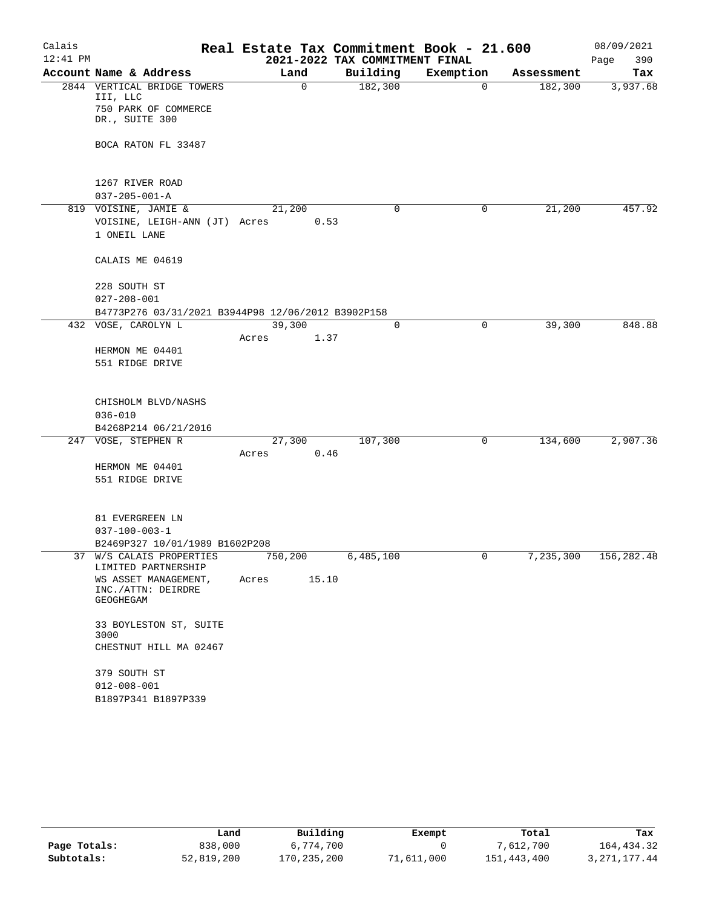# Real Estate Tax Commitment Book - 21.600

Calais
12:41 PM

## 2021-2022 TAX COMMITMENT FINAL

08/09/2021

| Account Name & Address | Land | Building | Exemption | Assessment | Tax |
|---|---|---|---|---|---|
| 2844 VERTICAL BRIDGE TOWERS III, LLC<br>750 PARK OF COMMERCE DR., SUITE 300<br><br>BOCA RATON FL 33487<br><br>1267 RIVER ROAD<br>037-205-001-A | 0 | 182,300 | 0 | 182,300 | 3,937.68 |
| 819 VOISINE, JAMIE &<br>VOISINE, LEIGH-ANN (JT)<br>1 ONEIL LANE<br><br>CALAIS ME 04619<br><br>228 SOUTH ST<br>027-208-001<br>B4773P276 03/31/2021 B3944P98 12/06/2012 B3902P158 | 21,200<br>Acres 0.53 | 0 | 0 | 21,200 | 457.92 |
| 432 VOSE, CAROLYN L<br><br>HERMON ME 04401<br>551 RIDGE DRIVE<br><br>CHISHOLM BLVD/NASHS<br>036-010<br>B4268P214 06/21/2016 | 39,300<br>Acres 1.37 | 0 | 0 | 39,300 | 848.88 |
| 247 VOSE, STEPHEN R<br><br>HERMON ME 04401<br>551 RIDGE DRIVE<br><br>81 EVERGREEN LN<br>037-100-003-1<br>B2469P327 10/01/1989 B1602P208 | 27,300<br>Acres 0.46 | 107,300 | 0 | 134,600 | 2,907.36 |
| 37 W/S CALAIS PROPERTIES LIMITED PARTNERSHIP<br>WS ASSET MANAGEMENT, INC./ATTN: DEIRDRE GEOGHEGAM<br><br>33 BOYLESTON ST, SUITE 3000<br>CHESTNUT HILL MA 02467<br><br>379 SOUTH ST<br>012-008-001<br>B1897P341 B1897P339 | 750,200<br>Acres 15.10 | 6,485,100 | 0 | 7,235,300 | 156,282.48 |

| | Land | Building | Exempt | Total | Tax |
|---|---|---|---|---|---|
| Page Totals: | 838,000 | 6,774,700 | 0 | 7,612,700 | 164,434.32 |
| Subtotals: | 52,819,200 | 170,235,200 | 71,611,000 | 151,443,400 | 3,271,177.44 |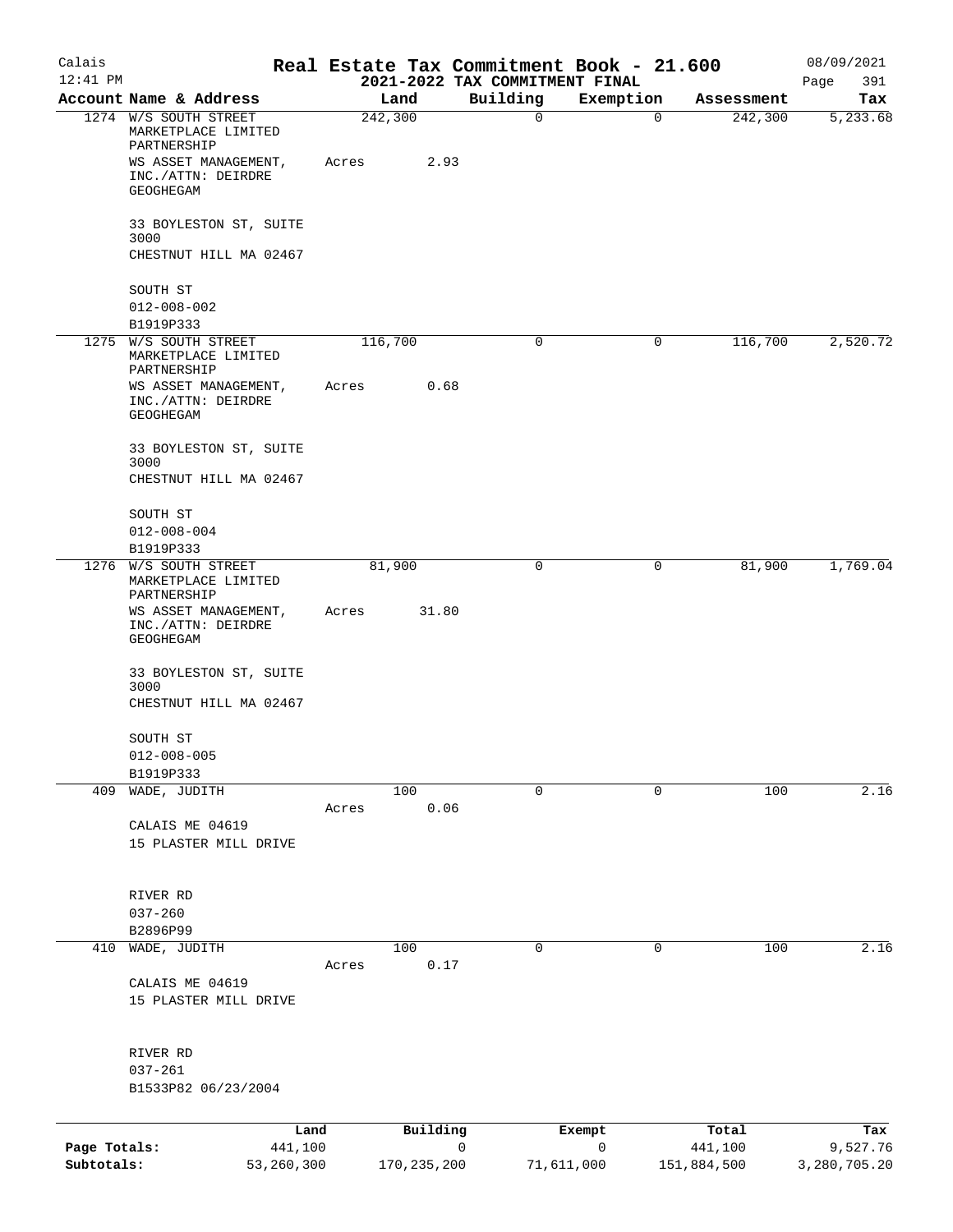# Real Estate Tax Commitment Book - 21.600

Calais
12:41 PM

2021-2022 TAX COMMITMENT FINAL

08/09/2021

| Account Name & Address | Land | Building | Exemption | Assessment | Tax |
|---|---|---|---|---|---|
| 1274 W/S SOUTH STREET MARKETPLACE LIMITED PARTNERSHIP<br>WS ASSET MANAGEMENT, INC./ATTN: DEIRDRE GEOGHEGAM<br>33 BOYLESTON ST, SUITE 3000<br>CHESTNUT HILL MA 02467<br>SOUTH ST<br>012-008-002<br>B1919P333 | 242,300<br>Acres 2.93 | 0 | 0 | 242,300 | 5,233.68 |
| 1275 W/S SOUTH STREET MARKETPLACE LIMITED PARTNERSHIP<br>WS ASSET MANAGEMENT, INC./ATTN: DEIRDRE GEOGHEGAM<br>33 BOYLESTON ST, SUITE 3000<br>CHESTNUT HILL MA 02467<br>SOUTH ST<br>012-008-004<br>B1919P333 | 116,700<br>Acres 0.68 | 0 | 0 | 116,700 | 2,520.72 |
| 1276 W/S SOUTH STREET MARKETPLACE LIMITED PARTNERSHIP<br>WS ASSET MANAGEMENT, INC./ATTN: DEIRDRE GEOGHEGAM<br>33 BOYLESTON ST, SUITE 3000<br>CHESTNUT HILL MA 02467<br>SOUTH ST<br>012-008-005<br>B1919P333 | 81,900<br>Acres 31.80 | 0 | 0 | 81,900 | 1,769.04 |
| 409 WADE, JUDITH<br>CALAIS ME 04619<br>15 PLASTER MILL DRIVE<br>RIVER RD<br>037-260<br>B2896P99 | 100<br>Acres 0.06 | 0 | 0 | 100 | 2.16 |
| 410 WADE, JUDITH<br>CALAIS ME 04619<br>15 PLASTER MILL DRIVE<br>RIVER RD<br>037-261<br>B1533P82 06/23/2004 | 100<br>Acres 0.17 | 0 | 0 | 100 | 2.16 |

| | Land | Building | Exempt | Total | Tax |
|---|---|---|---|---|---|
| Page Totals: | 441,100 | 0 | 0 | 441,100 | 9,527.76 |
| Subtotals: | 53,260,300 | 170,235,200 | 71,611,000 | 151,884,500 | 3,280,705.20 |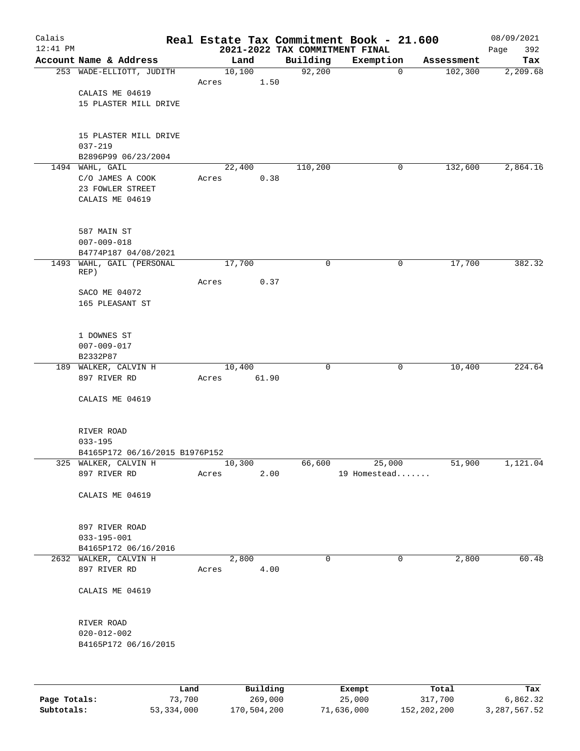# Real Estate Tax Commitment Book - 21.600

Calais
12:41 PM

2021-2022 TAX COMMITMENT FINAL

08/09/2021

| Account Name & Address | Land | Building | Exemption | Assessment | Tax |
|---|---|---|---|---|---|
| 253 WADE-ELLIOTT, JUDITH | 10,100 | 92,200 | 0 | 102,300 | 2,209.68 |
| | Acres 1.50 | | | | |
| CALAIS ME 04619 | | | | | |
| 15 PLASTER MILL DRIVE | | | | | |
| 15 PLASTER MILL DRIVE | | | | | |
| 037-219 | | | | | |
| B2896P99 06/23/2004 | | | | | |
| 1494 WAHL, GAIL | 22,400 | 110,200 | 0 | 132,600 | 2,864.16 |
| C/O JAMES A COOK | Acres 0.38 | | | | |
| 23 FOWLER STREET | | | | | |
| CALAIS ME 04619 | | | | | |
| 587 MAIN ST | | | | | |
| 007-009-018 | | | | | |
| B4774P187 04/08/2021 | | | | | |
| 1493 WAHL, GAIL (PERSONAL REP) | 17,700 | 0 | 0 | 17,700 | 382.32 |
| | Acres 0.37 | | | | |
| SACO ME 04072 | | | | | |
| 165 PLEASANT ST | | | | | |
| 1 DOWNES ST | | | | | |
| 007-009-017 | | | | | |
| B2332P87 | | | | | |
| 189 WALKER, CALVIN H | 10,400 | 0 | 0 | 10,400 | 224.64 |
| 897 RIVER RD | Acres 61.90 | | | | |
| CALAIS ME 04619 | | | | | |
| RIVER ROAD | | | | | |
| 033-195 | | | | | |
| B4165P172 06/16/2015 B1976P152 | | | | | |
| 325 WALKER, CALVIN H | 10,300 | 66,600 | 25,000 | 51,900 | 1,121.04 |
| 897 RIVER RD | Acres 2.00 | | 19 Homestead....... | | |
| CALAIS ME 04619 | | | | | |
| 897 RIVER ROAD | | | | | |
| 033-195-001 | | | | | |
| B4165P172 06/16/2016 | | | | | |
| 2632 WALKER, CALVIN H | 2,800 | 0 | 0 | 2,800 | 60.48 |
| 897 RIVER RD | Acres 4.00 | | | | |
| CALAIS ME 04619 | | | | | |
| RIVER ROAD | | | | | |
| 020-012-002 | | | | | |
| B4165P172 06/16/2015 | | | | | |

| | Land | Building | Exempt | Total | Tax |
|---|---|---|---|---|---|
| Page Totals: | 73,700 | 269,000 | 25,000 | 317,700 | 6,862.32 |
| Subtotals: | 53,334,000 | 170,504,200 | 71,636,000 | 152,202,200 | 3,287,567.52 |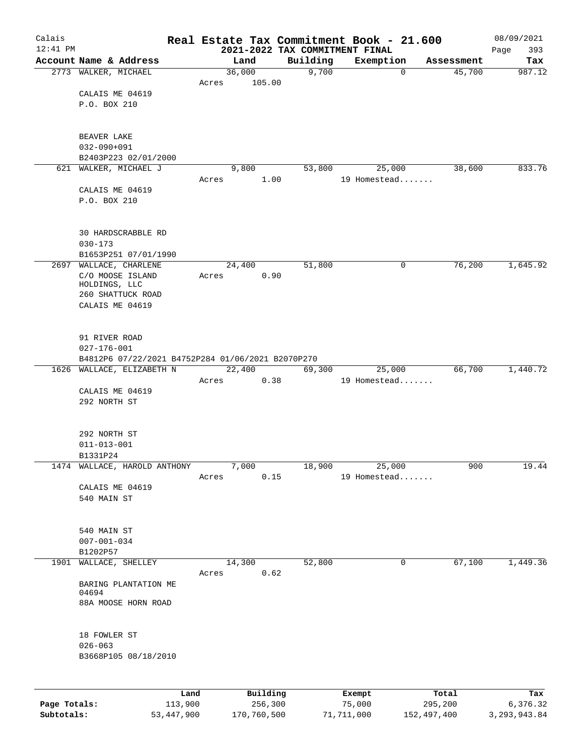# Real Estate Tax Commitment Book - 21.600

Calais 12:41 PM — 2021-2022 TAX COMMITMENT FINAL — 08/09/2021

| Account Name & Address | Land | Building | Exemption | Assessment | Tax |
|---|---|---|---|---|---|
| 2773 WALKER, MICHAEL<br>CALAIS ME 04619<br>P.O. BOX 210<br><br>BEAVER LAKE<br>032-090+091<br>B2403P223 02/01/2000 | 36,000<br>Acres 105.00 | 9,700 | 0 | 45,700 | 987.12 |
| 621 WALKER, MICHAEL J<br>CALAIS ME 04619<br>P.O. BOX 210<br><br>30 HARDSCRABBLE RD<br>030-173<br>B1653P251 07/01/1990 | 9,800<br>Acres 1.00 | 53,800 | 25,000<br>19 Homestead....... | 38,600 | 833.76 |
| 2697 WALLACE, CHARLENE<br>C/O MOOSE ISLAND HOLDINGS, LLC<br>260 SHATTUCK ROAD<br>CALAIS ME 04619<br><br>91 RIVER ROAD<br>027-176-001<br>B4812P6 07/22/2021 B4752P284 01/06/2021 B2070P270 | 24,400<br>Acres 0.90 | 51,800 | 0 | 76,200 | 1,645.92 |
| 1626 WALLACE, ELIZABETH N<br>CALAIS ME 04619<br>292 NORTH ST<br><br>292 NORTH ST<br>011-013-001<br>B1331P24 | 22,400<br>Acres 0.38 | 69,300 | 25,000<br>19 Homestead....... | 66,700 | 1,440.72 |
| 1474 WALLACE, HAROLD ANTHONY<br>CALAIS ME 04619<br>540 MAIN ST<br><br>540 MAIN ST<br>007-001-034<br>B1202P57 | 7,000<br>Acres 0.15 | 18,900 | 25,000<br>19 Homestead....... | 900 | 19.44 |
| 1901 WALLACE, SHELLEY<br>BARING PLANTATION ME 04694<br>88A MOOSE HORN ROAD<br><br>18 FOWLER ST<br>026-063<br>B3668P105 08/18/2010 | 14,300<br>Acres 0.62 | 52,800 | 0 | 67,100 | 1,449.36 |

| | Land | Building | Exempt | Total | Tax |
|---|---|---|---|---|---|
| Page Totals: | 113,900 | 256,300 | 75,000 | 295,200 | 6,376.32 |
| Subtotals: | 53,447,900 | 170,760,500 | 71,711,000 | 152,497,400 | 3,293,943.84 |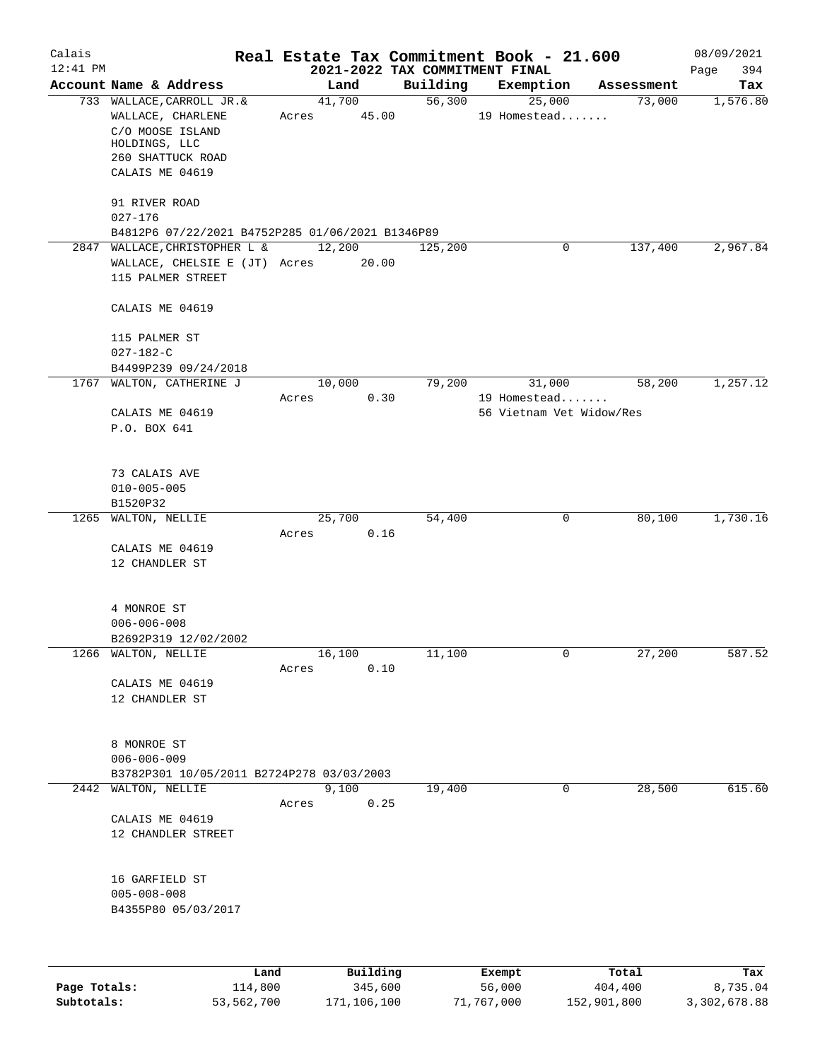# Real Estate Tax Commitment Book - 21.600

Calais
12:41 PM

## 2021-2022 TAX COMMITMENT FINAL

08/09/2021
Page 394

| Account Name & Address | Land | Building | Exemption | Assessment | Tax |
|---|---|---|---|---|---|
| 733 WALLACE,CARROLL JR.& | 41,700 | 56,300 | 25,000 | 73,000 | 1,576.80 |
| WALLACE, CHARLENE | Acres 45.00 | | 19 Homestead....... | | |
| C/O MOOSE ISLAND HOLDINGS, LLC | | | | | |
| 260 SHATTUCK ROAD | | | | | |
| CALAIS ME 04619 | | | | | |
| 91 RIVER ROAD | | | | | |
| 027-176 | | | | | |
| B4812P6 07/22/2021 B4752P285 01/06/2021 B1346P89 | | | | | |
| 2847 WALLACE,CHRISTOPHER L & | 12,200 | 125,200 | 0 | 137,400 | 2,967.84 |
| WALLACE, CHELSIE E (JT) | Acres 20.00 | | | | |
| 115 PALMER STREET | | | | | |
| CALAIS ME 04619 | | | | | |
| 115 PALMER ST | | | | | |
| 027-182-C | | | | | |
| B4499P239 09/24/2018 | | | | | |
| 1767 WALTON, CATHERINE J | 10,000 | 79,200 | 31,000 | 58,200 | 1,257.12 |
| | Acres 0.30 | | 19 Homestead....... | | |
| CALAIS ME 04619 | | | 56 Vietnam Vet Widow/Res | | |
| P.O. BOX 641 | | | | | |
| 73 CALAIS AVE | | | | | |
| 010-005-005 | | | | | |
| B1520P32 | | | | | |
| 1265 WALTON, NELLIE | 25,700 | 54,400 | 0 | 80,100 | 1,730.16 |
| | Acres 0.16 | | | | |
| CALAIS ME 04619 | | | | | |
| 12 CHANDLER ST | | | | | |
| 4 MONROE ST | | | | | |
| 006-006-008 | | | | | |
| B2692P319 12/02/2002 | | | | | |
| 1266 WALTON, NELLIE | 16,100 | 11,100 | 0 | 27,200 | 587.52 |
| | Acres 0.10 | | | | |
| CALAIS ME 04619 | | | | | |
| 12 CHANDLER ST | | | | | |
| 8 MONROE ST | | | | | |
| 006-006-009 | | | | | |
| B3782P301 10/05/2011 B2724P278 03/03/2003 | | | | | |
| 2442 WALTON, NELLIE | 9,100 | 19,400 | 0 | 28,500 | 615.60 |
| | Acres 0.25 | | | | |
| CALAIS ME 04619 | | | | | |
| 12 CHANDLER STREET | | | | | |
| 16 GARFIELD ST | | | | | |
| 005-008-008 | | | | | |
| B4355P80 05/03/2017 | | | | | |

| | Land | Building | Exempt | Total | Tax |
|---|---|---|---|---|---|
| Page Totals: | 114,800 | 345,600 | 56,000 | 404,400 | 8,735.04 |
| Subtotals: | 53,562,700 | 171,106,100 | 71,767,000 | 152,901,800 | 3,302,678.88 |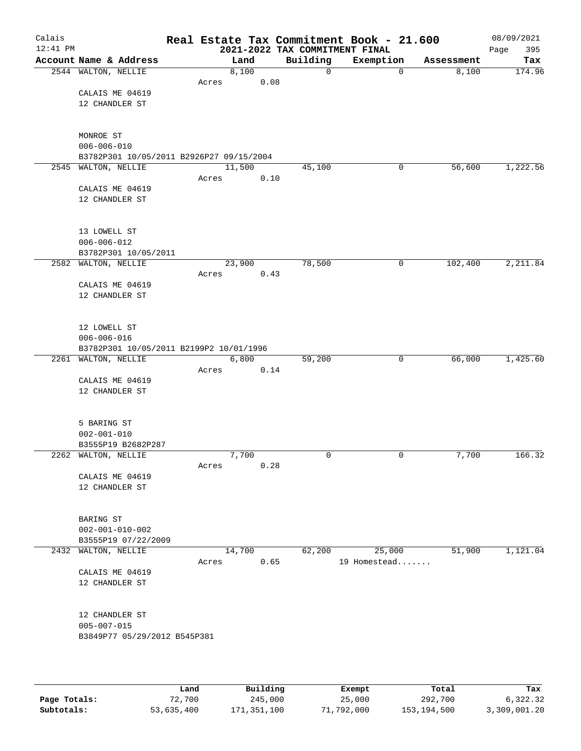# Real Estate Tax Commitment Book - 21.600

Calais 12:41 PM — 2021-2022 TAX COMMITMENT FINAL — 08/09/2021

| Account Name & Address | Land | Building | Exemption | Assessment | Tax |
|---|---|---|---|---|---|
| 2544 WALTON, NELLIE | 8,100 | 0 | 0 | 8,100 | 174.96 |
| Acres 0.08 | | | | | |
| CALAIS ME 04619 | | | | | |
| 12 CHANDLER ST | | | | | |
| MONROE ST | | | | | |
| 006-006-010 | | | | | |
| B3782P301 10/05/2011 B2926P27 09/15/2004 | | | | | |
| 2545 WALTON, NELLIE | 11,500 | 45,100 | 0 | 56,600 | 1,222.56 |
| Acres 0.10 | | | | | |
| CALAIS ME 04619 | | | | | |
| 12 CHANDLER ST | | | | | |
| 13 LOWELL ST | | | | | |
| 006-006-012 | | | | | |
| B3782P301 10/05/2011 | | | | | |
| 2582 WALTON, NELLIE | 23,900 | 78,500 | 0 | 102,400 | 2,211.84 |
| Acres 0.43 | | | | | |
| CALAIS ME 04619 | | | | | |
| 12 CHANDLER ST | | | | | |
| 12 LOWELL ST | | | | | |
| 006-006-016 | | | | | |
| B3782P301 10/05/2011 B2199P2 10/01/1996 | | | | | |
| 2261 WALTON, NELLIE | 6,800 | 59,200 | 0 | 66,000 | 1,425.60 |
| Acres 0.14 | | | | | |
| CALAIS ME 04619 | | | | | |
| 12 CHANDLER ST | | | | | |
| 5 BARING ST | | | | | |
| 002-001-010 | | | | | |
| B3555P19 B2682P287 | | | | | |
| 2262 WALTON, NELLIE | 7,700 | 0 | 0 | 7,700 | 166.32 |
| Acres 0.28 | | | | | |
| CALAIS ME 04619 | | | | | |
| 12 CHANDLER ST | | | | | |
| BARING ST | | | | | |
| 002-001-010-002 | | | | | |
| B3555P19 07/22/2009 | | | | | |
| 2432 WALTON, NELLIE | 14,700 | 62,200 | 25,000 | 51,900 | 1,121.04 |
| Acres 0.65 | | | 19 Homestead....... | | |
| CALAIS ME 04619 | | | | | |
| 12 CHANDLER ST | | | | | |
| 12 CHANDLER ST | | | | | |
| 005-007-015 | | | | | |
| B3849P77 05/29/2012 B545P381 | | | | | |

| | Land | Building | Exempt | Total | Tax |
|---|---|---|---|---|---|
| Page Totals: | 72,700 | 245,000 | 25,000 | 292,700 | 6,322.32 |
| Subtotals: | 53,635,400 | 171,351,100 | 71,792,000 | 153,194,500 | 3,309,001.20 |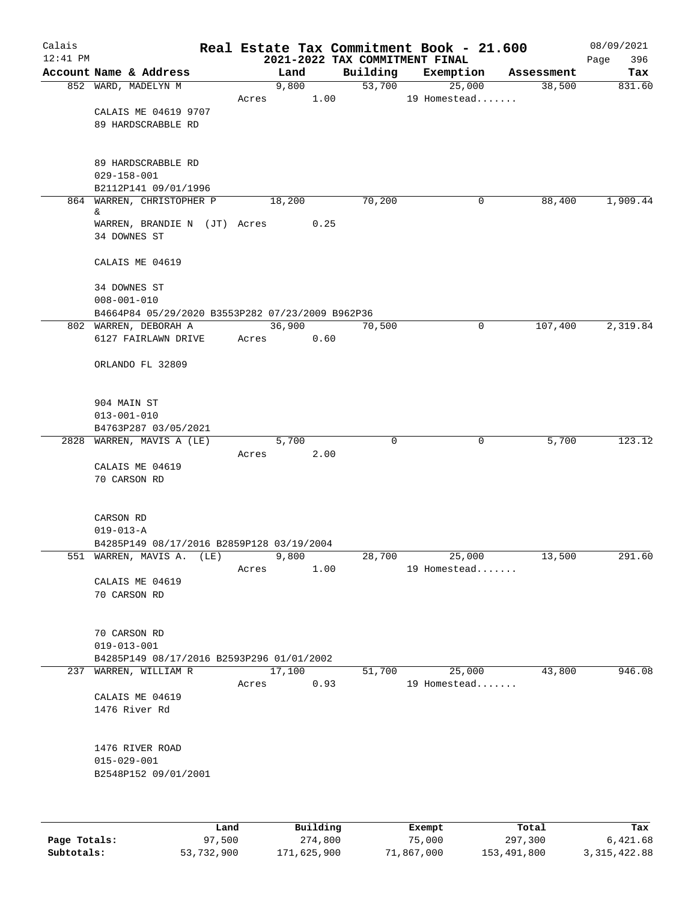# Real Estate Tax Commitment Book - 21.600

Calais
12:41 PM

## 2021-2022 TAX COMMITMENT FINAL

08/09/2021

| Account Name & Address | Land | Building | Exemption | Assessment | Tax |
|---|---|---|---|---|---|
| 852 WARD, MADELYN M | 9,800 | 53,700 | 25,000 | 38,500 | 831.60 |
| | Acres 1.00 | | 19 Homestead....... | | |
| CALAIS ME 04619 9707 | | | | | |
| 89 HARDSCRABBLE RD | | | | | |
| 89 HARDSCRABBLE RD | | | | | |
| 029-158-001 | | | | | |
| B2112P141 09/01/1996 | | | | | |
| 864 WARREN, CHRISTOPHER P & | 18,200 | 70,200 | 0 | 88,400 | 1,909.44 |
| WARREN, BRANDIE N (JT) | Acres 0.25 | | | | |
| 34 DOWNES ST | | | | | |
| CALAIS ME 04619 | | | | | |
| 34 DOWNES ST | | | | | |
| 008-001-010 | | | | | |
| B4664P84 05/29/2020 B3553P282 07/23/2009 B962P36 | | | | | |
| 802 WARREN, DEBORAH A | 36,900 | 70,500 | 0 | 107,400 | 2,319.84 |
| 6127 FAIRLAWN DRIVE | Acres 0.60 | | | | |
| ORLANDO FL 32809 | | | | | |
| 904 MAIN ST | | | | | |
| 013-001-010 | | | | | |
| B4763P287 03/05/2021 | | | | | |
| 2828 WARREN, MAVIS A (LE) | 5,700 | 0 | 0 | 5,700 | 123.12 |
| | Acres 2.00 | | | | |
| CALAIS ME 04619 | | | | | |
| 70 CARSON RD | | | | | |
| CARSON RD | | | | | |
| 019-013-A | | | | | |
| B4285P149 08/17/2016 B2859P128 03/19/2004 | | | | | |
| 551 WARREN, MAVIS A. (LE) | 9,800 | 28,700 | 25,000 | 13,500 | 291.60 |
| | Acres 1.00 | | 19 Homestead....... | | |
| CALAIS ME 04619 | | | | | |
| 70 CARSON RD | | | | | |
| 70 CARSON RD | | | | | |
| 019-013-001 | | | | | |
| B4285P149 08/17/2016 B2593P296 01/01/2002 | | | | | |
| 237 WARREN, WILLIAM R | 17,100 | 51,700 | 25,000 | 43,800 | 946.08 |
| | Acres 0.93 | | 19 Homestead....... | | |
| CALAIS ME 04619 | | | | | |
| 1476 River Rd | | | | | |
| 1476 RIVER ROAD | | | | | |
| 015-029-001 | | | | | |
| B2548P152 09/01/2001 | | | | | |

| | Land | Building | Exempt | Total | Tax |
|---|---|---|---|---|---|
| Page Totals: | 97,500 | 274,800 | 75,000 | 297,300 | 6,421.68 |
| Subtotals: | 53,732,900 | 171,625,900 | 71,867,000 | 153,491,800 | 3,315,422.88 |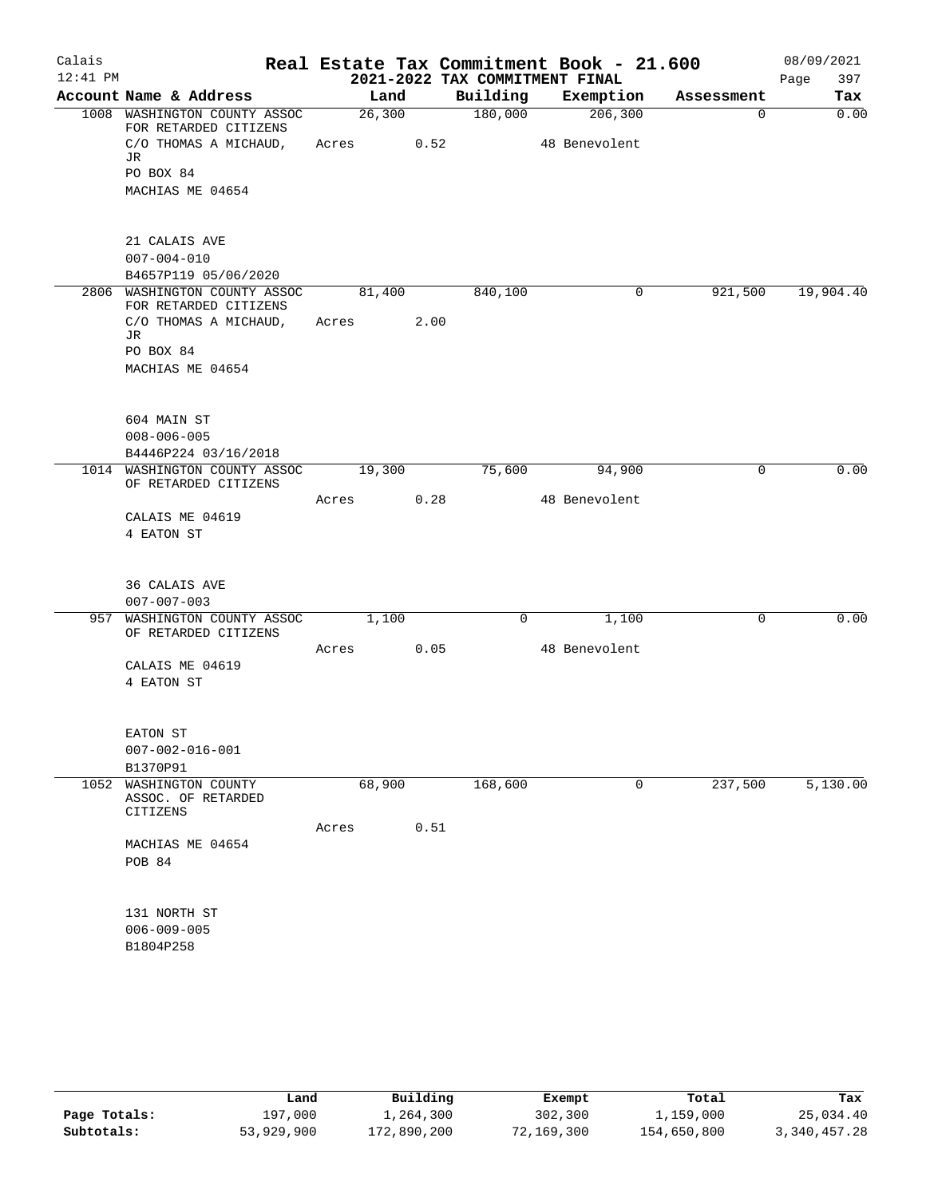# Real Estate Tax Commitment Book - 21.600

Calais
12:41 PM

## 2021-2022 TAX COMMITMENT FINAL

08/09/2021

| Account Name & Address | Land | Building | Exemption | Assessment | Tax |
|---|---|---|---|---|---|
| 1008 WASHINGTON COUNTY ASSOC FOR RETARDED CITIZENS | 26,300 | 180,000 | 206,300 | 0 | 0.00 |
| C/O THOMAS A MICHAUD, JR | Acres 0.52 | | 48 Benevolent | | |
| PO BOX 84 | | | | | |
| MACHIAS ME 04654 | | | | | |
| 21 CALAIS AVE | | | | | |
| 007-004-010 | | | | | |
| B4657P119 05/06/2020 | | | | | |
| 2806 WASHINGTON COUNTY ASSOC FOR RETARDED CITIZENS | 81,400 | 840,100 | 0 | 921,500 | 19,904.40 |
| C/O THOMAS A MICHAUD, JR | Acres 2.00 | | | | |
| PO BOX 84 | | | | | |
| MACHIAS ME 04654 | | | | | |
| 604 MAIN ST | | | | | |
| 008-006-005 | | | | | |
| B4446P224 03/16/2018 | | | | | |
| 1014 WASHINGTON COUNTY ASSOC OF RETARDED CITIZENS | 19,300 | 75,600 | 94,900 | 0 | 0.00 |
| | Acres 0.28 | | 48 Benevolent | | |
| CALAIS ME 04619 | | | | | |
| 4 EATON ST | | | | | |
| 36 CALAIS AVE | | | | | |
| 007-007-003 | | | | | |
| 957 WASHINGTON COUNTY ASSOC OF RETARDED CITIZENS | 1,100 | 0 | 1,100 | 0 | 0.00 |
| | Acres 0.05 | | 48 Benevolent | | |
| CALAIS ME 04619 | | | | | |
| 4 EATON ST | | | | | |
| EATON ST | | | | | |
| 007-002-016-001 | | | | | |
| B1370P91 | | | | | |
| 1052 WASHINGTON COUNTY ASSOC. OF RETARDED CITIZENS | 68,900 | 168,600 | 0 | 237,500 | 5,130.00 |
| | Acres 0.51 | | | | |
| MACHIAS ME 04654 | | | | | |
| POB 84 | | | | | |
| 131 NORTH ST | | | | | |
| 006-009-005 | | | | | |
| B1804P258 | | | | | |

| | Land | Building | Exempt | Total | Tax |
|---|---|---|---|---|---|
| Page Totals: | 197,000 | 1,264,300 | 302,300 | 1,159,000 | 25,034.40 |
| Subtotals: | 53,929,900 | 172,890,200 | 72,169,300 | 154,650,800 | 3,340,457.28 |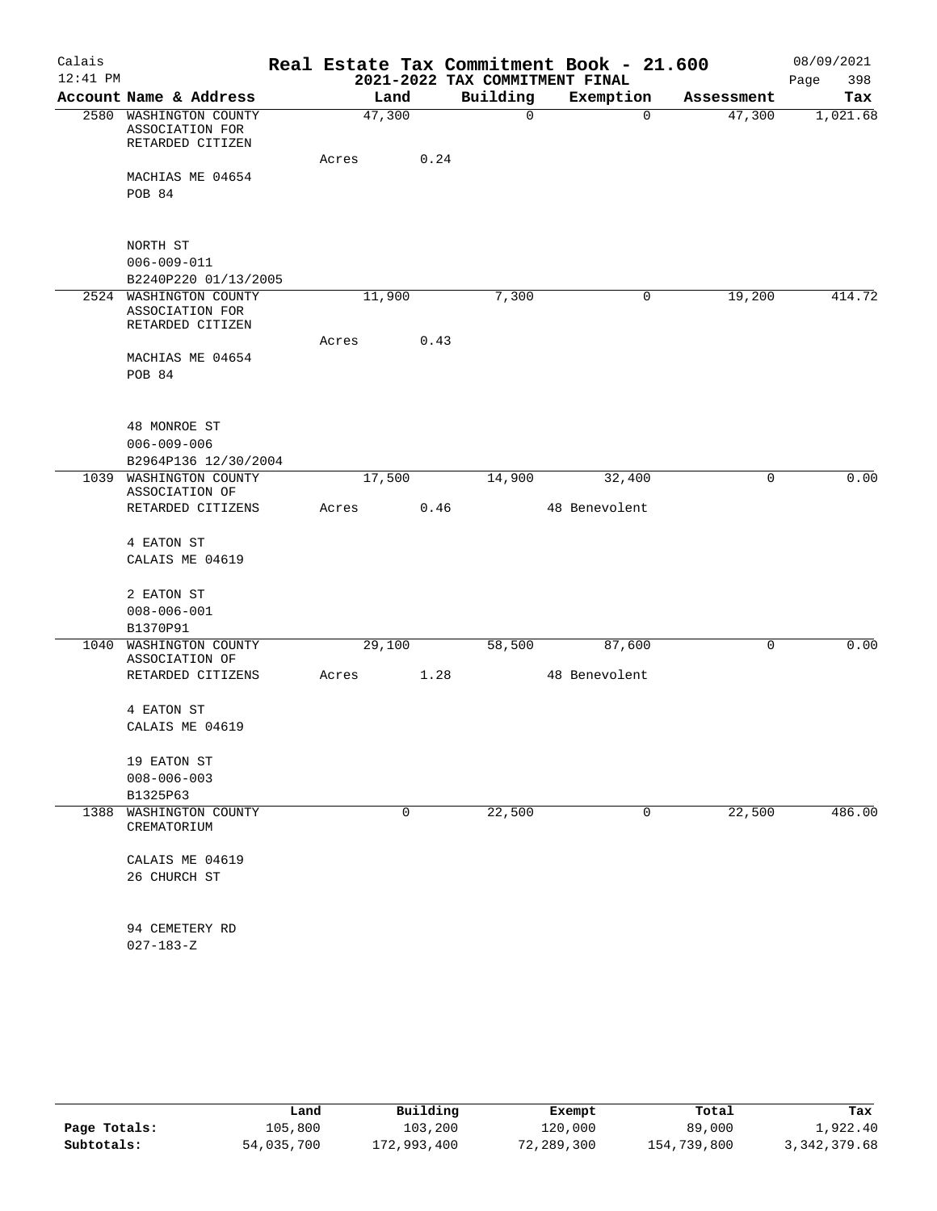Calais
12:41 PM

# Real Estate Tax Commitment Book - 21.600
## 2021-2022 TAX COMMITMENT FINAL

08/09/2021

| Account Name & Address | Land | Building | Exemption | Assessment | Tax |
|---|---|---|---|---|---|
| 2580 WASHINGTON COUNTY ASSOCIATION FOR RETARDED CITIZEN | 47,300 | 0 | 0 | 47,300 | 1,021.68 |
| | Acres 0.24 | | | | |
| MACHIAS ME 04654 | | | | | |
| POB 84 | | | | | |
| NORTH ST | | | | | |
| 006-009-011 | | | | | |
| B2240P220 01/13/2005 | | | | | |
| 2524 WASHINGTON COUNTY ASSOCIATION FOR RETARDED CITIZEN | 11,900 | 7,300 | 0 | 19,200 | 414.72 |
| | Acres 0.43 | | | | |
| MACHIAS ME 04654 | | | | | |
| POB 84 | | | | | |
| 48 MONROE ST | | | | | |
| 006-009-006 | | | | | |
| B2964P136 12/30/2004 | | | | | |
| 1039 WASHINGTON COUNTY ASSOCIATION OF | 17,500 | 14,900 | 32,400 | 0 | 0.00 |
| RETARDED CITIZENS | Acres 0.46 | | 48 Benevolent | | |
| 4 EATON ST | | | | | |
| CALAIS ME 04619 | | | | | |
| 2 EATON ST | | | | | |
| 008-006-001 | | | | | |
| B1370P91 | | | | | |
| 1040 WASHINGTON COUNTY ASSOCIATION OF | 29,100 | 58,500 | 87,600 | 0 | 0.00 |
| RETARDED CITIZENS | Acres 1.28 | | 48 Benevolent | | |
| 4 EATON ST | | | | | |
| CALAIS ME 04619 | | | | | |
| 19 EATON ST | | | | | |
| 008-006-003 | | | | | |
| B1325P63 | | | | | |
| 1388 WASHINGTON COUNTY CREMATORIUM | 0 | 22,500 | 0 | 22,500 | 486.00 |
| CALAIS ME 04619 | | | | | |
| 26 CHURCH ST | | | | | |
| 94 CEMETERY RD | | | | | |
| 027-183-Z | | | | | |

| | Land | Building | Exempt | Total | Tax |
|---|---|---|---|---|---|
| Page Totals: | 105,800 | 103,200 | 120,000 | 89,000 | 1,922.40 |
| Subtotals: | 54,035,700 | 172,993,400 | 72,289,300 | 154,739,800 | 3,342,379.68 |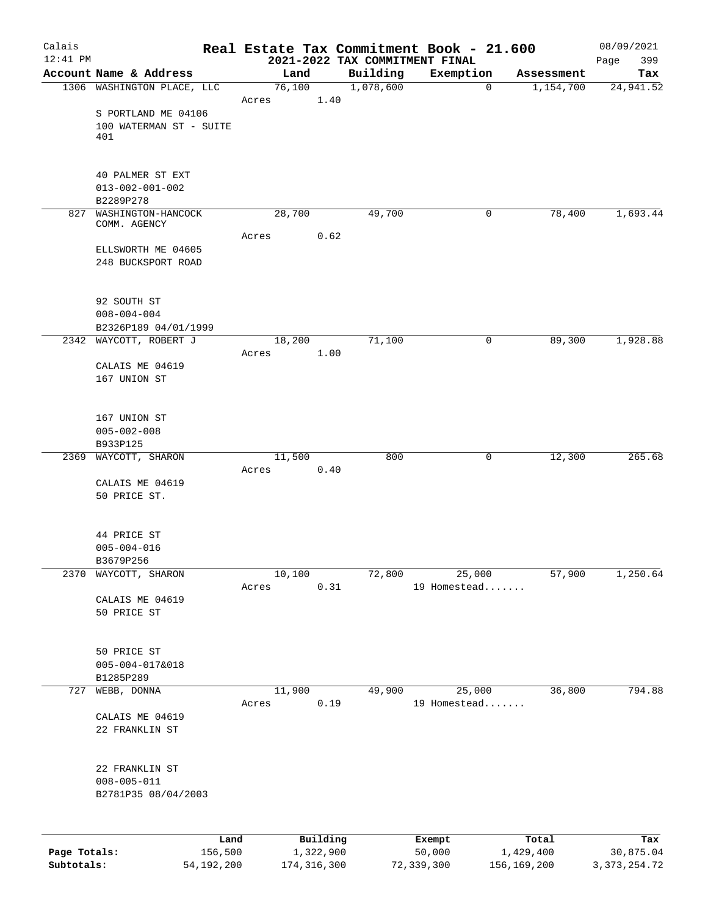# Calais — Real Estate Tax Commitment Book - 21.600
## 2021-2022 TAX COMMITMENT FINAL

12:41 PM — 08/09/2021

| Account Name & Address | Land | Building | Exemption | Assessment | Tax |
|---|---|---|---|---|---|
| 1306 WASHINGTON PLACE, LLC<br>S PORTLAND ME 04106<br>100 WATERMAN ST - SUITE 401<br>40 PALMER ST EXT<br>013-002-001-002<br>B2289P278 | 76,100<br>Acres 1.40 | 1,078,600 | 0 | 1,154,700 | 24,941.52 |
| 827 WASHINGTON-HANCOCK COMM. AGENCY<br>ELLSWORTH ME 04605<br>248 BUCKSPORT ROAD<br>92 SOUTH ST<br>008-004-004<br>B2326P189 04/01/1999 | 28,700<br>Acres 0.62 | 49,700 | 0 | 78,400 | 1,693.44 |
| 2342 WAYCOTT, ROBERT J<br>CALAIS ME 04619<br>167 UNION ST<br>167 UNION ST<br>005-002-008<br>B933P125 | 18,200<br>Acres 1.00 | 71,100 | 0 | 89,300 | 1,928.88 |
| 2369 WAYCOTT, SHARON<br>CALAIS ME 04619<br>50 PRICE ST.<br>44 PRICE ST<br>005-004-016<br>B3679P256 | 11,500<br>Acres 0.40 | 800 | 0 | 12,300 | 265.68 |
| 2370 WAYCOTT, SHARON<br>CALAIS ME 04619<br>50 PRICE ST<br>50 PRICE ST<br>005-004-017&018<br>B1285P289 | 10,100<br>Acres 0.31 | 72,800 | 25,000<br>19 Homestead....... | 57,900 | 1,250.64 |
| 727 WEBB, DONNA<br>CALAIS ME 04619<br>22 FRANKLIN ST<br>22 FRANKLIN ST<br>008-005-011<br>B2781P35 08/04/2003 | 11,900<br>Acres 0.19 | 49,900 | 25,000<br>19 Homestead....... | 36,800 | 794.88 |

| | Land | Building | Exempt | Total | Tax |
|---|---|---|---|---|---|
| Page Totals: | 156,500 | 1,322,900 | 50,000 | 1,429,400 | 30,875.04 |
| Subtotals: | 54,192,200 | 174,316,300 | 72,339,300 | 156,169,200 | 3,373,254.72 |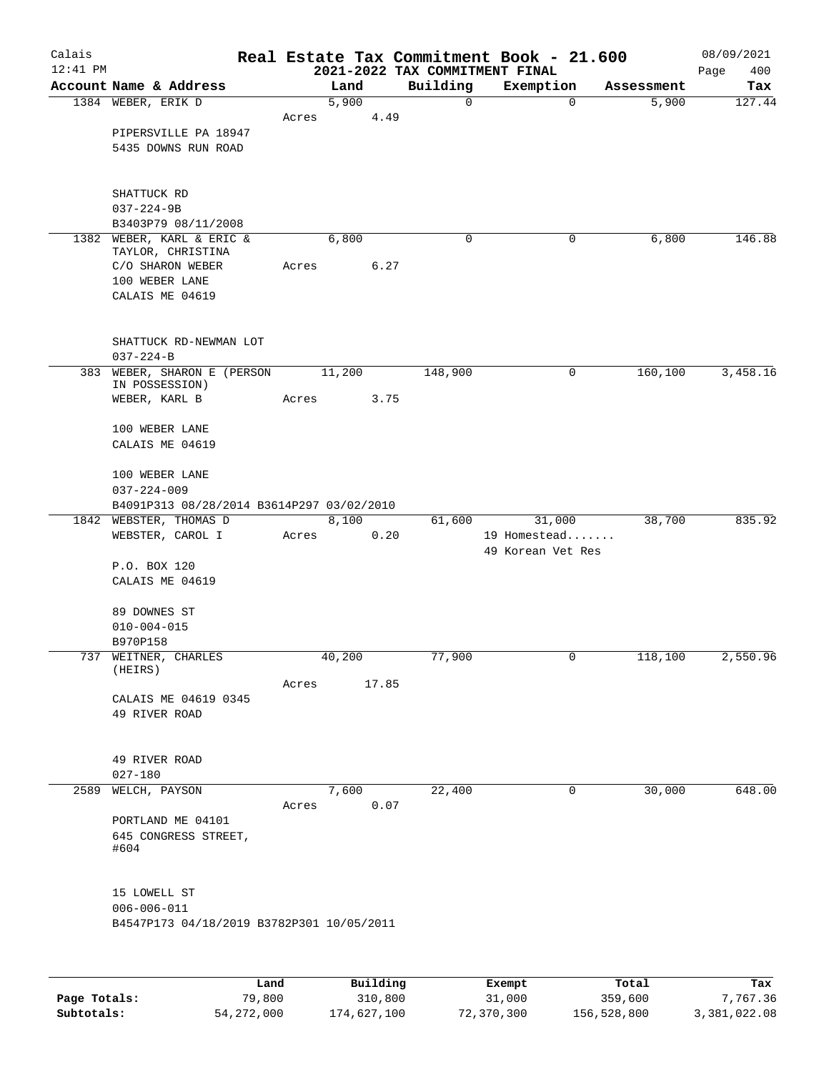# Real Estate Tax Commitment Book - 21.600

Calais
12:41 PM

2021-2022 TAX COMMITMENT FINAL

08/09/2021

| Account | Name & Address | Land | Building | Exemption | Assessment | Tax |
|---|---|---|---|---|---|---|
| 1384 | WEBER, ERIK D<br>PIPERSVILLE PA 18947<br>5435 DOWNS RUN ROAD<br><br>SHATTUCK RD<br>037-224-9B<br>B3403P79 08/11/2008 | 5,900<br>Acres 4.49 | 0 | 0 | 5,900 | 127.44 |
| 1382 | WEBER, KARL & ERIC &<br>TAYLOR, CHRISTINA<br>C/O SHARON WEBER<br>100 WEBER LANE<br>CALAIS ME 04619<br><br>SHATTUCK RD-NEWMAN LOT<br>037-224-B | 6,800<br>Acres 6.27 | 0 | 0 | 6,800 | 146.88 |
| 383 | WEBER, SHARON E (PERSON<br>IN POSSESSION)<br>WEBER, KARL B<br>100 WEBER LANE<br>CALAIS ME 04619<br><br>100 WEBER LANE<br>037-224-009<br>B4091P313 08/28/2014 B3614P297 03/02/2010 | 11,200<br>Acres 3.75 | 148,900 | 0 | 160,100 | 3,458.16 |
| 1842 | WEBSTER, THOMAS D<br>WEBSTER, CAROL I<br>P.O. BOX 120<br>CALAIS ME 04619<br><br>89 DOWNES ST<br>010-004-015<br>B970P158 | 8,100<br>Acres 0.20 | 61,600 | 31,000<br>19 Homestead.......<br>49 Korean Vet Res | 38,700 | 835.92 |
| 737 | WEITNER, CHARLES<br>(HEIRS)<br>CALAIS ME 04619 0345<br>49 RIVER ROAD<br><br>49 RIVER ROAD<br>027-180 | 40,200<br>Acres 17.85 | 77,900 | 0 | 118,100 | 2,550.96 |
| 2589 | WELCH, PAYSON<br>PORTLAND ME 04101<br>645 CONGRESS STREET,<br>#604<br><br>15 LOWELL ST<br>006-006-011<br>B4547P173 04/18/2019 B3782P301 10/05/2011 | 7,600<br>Acres 0.07 | 22,400 | 0 | 30,000 | 648.00 |

| | Land | Building | Exempt | Total | Tax |
|---|---|---|---|---|---|
| Page Totals: | 79,800 | 310,800 | 31,000 | 359,600 | 7,767.36 |
| Subtotals: | 54,272,000 | 174,627,100 | 72,370,300 | 156,528,800 | 3,381,022.08 |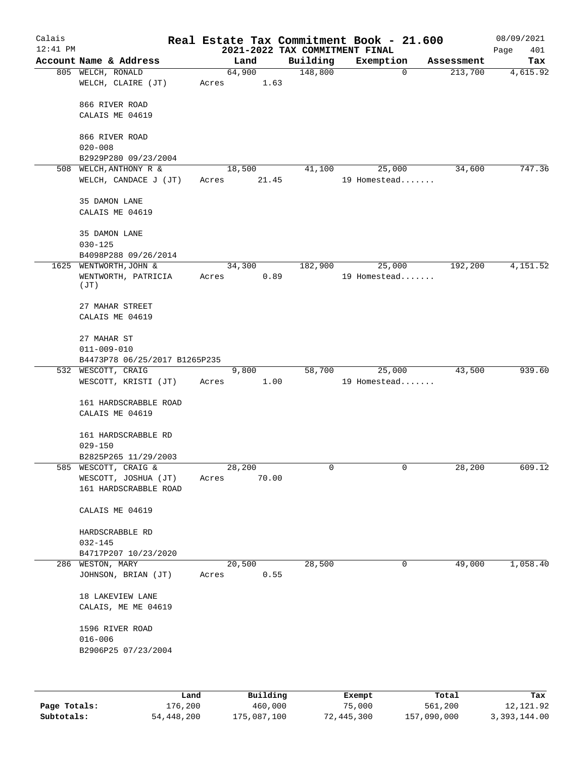# Real Estate Tax Commitment Book - 21.600

Calais
12:41 PM

2021-2022 TAX COMMITMENT FINAL

08/09/2021

| Account Name & Address | Land | Building | Exemption | Assessment | Tax |
|---|---|---|---|---|---|
| 805 WELCH, RONALD<br>WELCH, CLAIRE (JT)<br><br>866 RIVER ROAD<br>CALAIS ME 04619<br><br>866 RIVER ROAD<br>020-008<br>B2929P280 09/23/2004 | 64,900<br>Acres 1.63 | 148,800 | 0 | 213,700 | 4,615.92 |
| 508 WELCH, ANTHONY R &<br>WELCH, CANDACE J (JT)<br><br>35 DAMON LANE<br>CALAIS ME 04619<br><br>35 DAMON LANE<br>030-125<br>B4098P288 09/26/2014 | 18,500<br>Acres 21.45 | 41,100 | 25,000<br>19 Homestead....... | 34,600 | 747.36 |
| 1625 WENTWORTH, JOHN &<br>WENTWORTH, PATRICIA (JT)<br><br>27 MAHAR STREET<br>CALAIS ME 04619<br><br>27 MAHAR ST<br>011-009-010<br>B4473P78 06/25/2017 B1265P235 | 34,300<br>Acres 0.89 | 182,900 | 25,000<br>19 Homestead....... | 192,200 | 4,151.52 |
| 532 WESCOTT, CRAIG<br>WESCOTT, KRISTI (JT)<br><br>161 HARDSCRABBLE ROAD<br>CALAIS ME 04619<br><br>161 HARDSCRABBLE RD<br>029-150<br>B2825P265 11/29/2003 | 9,800<br>Acres 1.00 | 58,700 | 25,000<br>19 Homestead....... | 43,500 | 939.60 |
| 585 WESCOTT, CRAIG &<br>WESCOTT, JOSHUA (JT)<br>161 HARDSCRABBLE ROAD<br><br>CALAIS ME 04619<br><br>HARDSCRABBLE RD<br>032-145<br>B4717P207 10/23/2020 | 28,200<br>Acres 70.00 | 0 | 0 | 28,200 | 609.12 |
| 286 WESTON, MARY<br>JOHNSON, BRIAN (JT)<br><br>18 LAKEVIEW LANE<br>CALAIS, ME ME 04619<br><br>1596 RIVER ROAD<br>016-006<br>B2906P25 07/23/2004 | 20,500<br>Acres 0.55 | 28,500 | 0 | 49,000 | 1,058.40 |

| | Land | Building | Exempt | Total | Tax |
|---|---|---|---|---|---|
| Page Totals: | 176,200 | 460,000 | 75,000 | 561,200 | 12,121.92 |
| Subtotals: | 54,448,200 | 175,087,100 | 72,445,300 | 157,090,000 | 3,393,144.00 |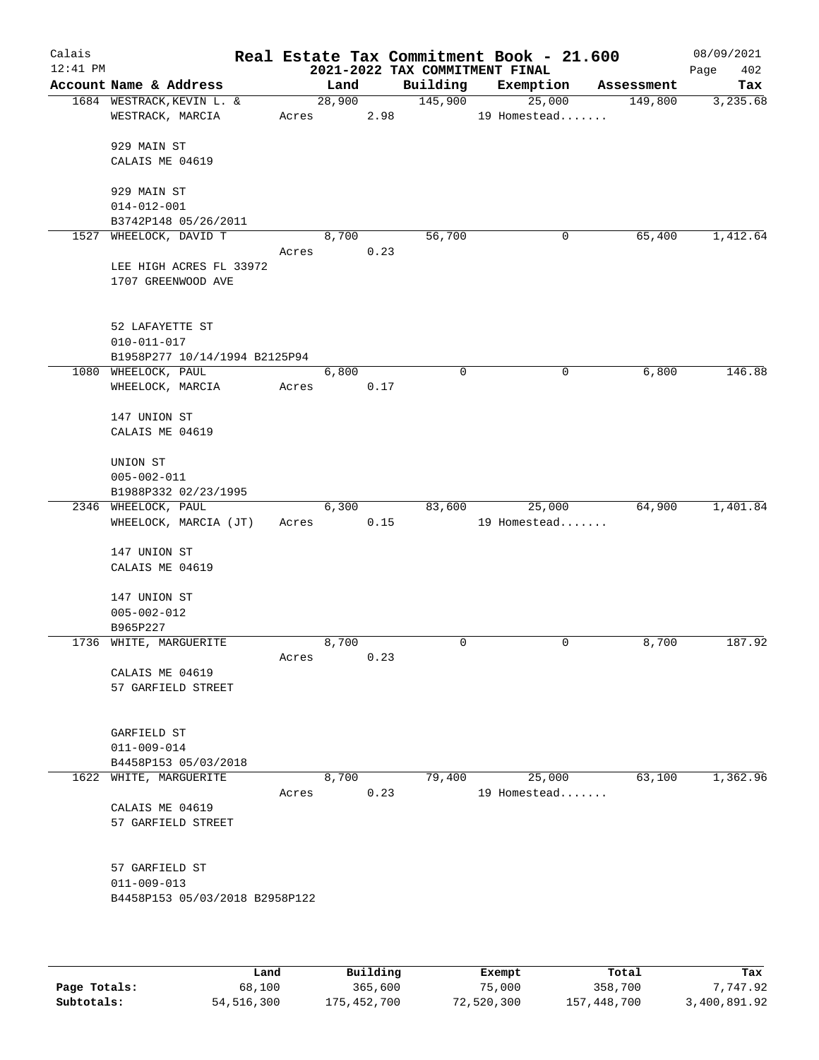# Real Estate Tax Commitment Book - 21.600

## 2021-2022 TAX COMMITMENT FINAL

Calais, 12:41 PM — 08/09/2021

| Account Name & Address | Land | Building | Exemption | Assessment | Tax |
|---|---|---|---|---|---|
| 1684 WESTRACK,KEVIN L. & | 28,900 | 145,900 | 25,000 | 149,800 | 3,235.68 |
| WESTRACK, MARCIA | Acres 2.98 | | 19 Homestead....... | | |
| 929 MAIN ST | | | | | |
| CALAIS ME 04619 | | | | | |
| 929 MAIN ST | | | | | |
| 014-012-001 | | | | | |
| B3742P148 05/26/2011 | | | | | |
| 1527 WHEELOCK, DAVID T | 8,700 | 56,700 | 0 | 65,400 | 1,412.64 |
| | Acres 0.23 | | | | |
| LEE HIGH ACRES FL 33972 | | | | | |
| 1707 GREENWOOD AVE | | | | | |
| 52 LAFAYETTE ST | | | | | |
| 010-011-017 | | | | | |
| B1958P277 10/14/1994 B2125P94 | | | | | |
| 1080 WHEELOCK, PAUL | 6,800 | 0 | 0 | 6,800 | 146.88 |
| WHEELOCK, MARCIA | Acres 0.17 | | | | |
| 147 UNION ST | | | | | |
| CALAIS ME 04619 | | | | | |
| UNION ST | | | | | |
| 005-002-011 | | | | | |
| B1988P332 02/23/1995 | | | | | |
| 2346 WHEELOCK, PAUL | 6,300 | 83,600 | 25,000 | 64,900 | 1,401.84 |
| WHEELOCK, MARCIA (JT) | Acres 0.15 | | 19 Homestead....... | | |
| 147 UNION ST | | | | | |
| CALAIS ME 04619 | | | | | |
| 147 UNION ST | | | | | |
| 005-002-012 | | | | | |
| B965P227 | | | | | |
| 1736 WHITE, MARGUERITE | 8,700 | 0 | 0 | 8,700 | 187.92 |
| | Acres 0.23 | | | | |
| CALAIS ME 04619 | | | | | |
| 57 GARFIELD STREET | | | | | |
| GARFIELD ST | | | | | |
| 011-009-014 | | | | | |
| B4458P153 05/03/2018 | | | | | |
| 1622 WHITE, MARGUERITE | 8,700 | 79,400 | 25,000 | 63,100 | 1,362.96 |
| | Acres 0.23 | | 19 Homestead....... | | |
| CALAIS ME 04619 | | | | | |
| 57 GARFIELD STREET | | | | | |
| 57 GARFIELD ST | | | | | |
| 011-009-013 | | | | | |
| B4458P153 05/03/2018 B2958P122 | | | | | |

| | Land | Building | Exempt | Total | Tax |
|---|---|---|---|---|---|
| Page Totals: | 68,100 | 365,600 | 75,000 | 358,700 | 7,747.92 |
| Subtotals: | 54,516,300 | 175,452,700 | 72,520,300 | 157,448,700 | 3,400,891.92 |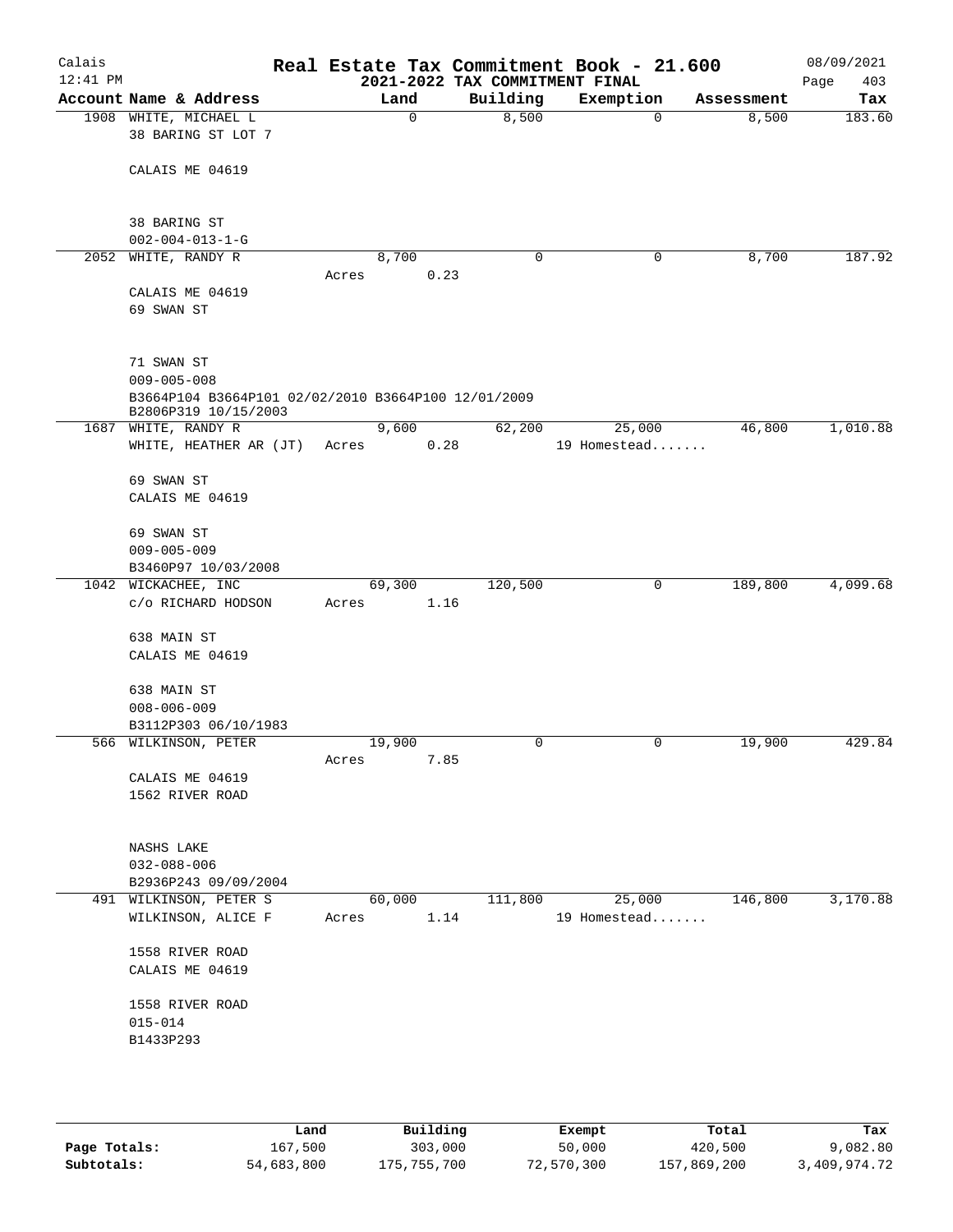# Real Estate Tax Commitment Book - 21.600

Calais 12:41 PM — 2021-2022 TAX COMMITMENT FINAL — 08/09/2021

| Account Name & Address | Land | Building | Exemption | Assessment | Tax |
|---|---|---|---|---|---|
| 1908 WHITE, MICHAEL L<br>38 BARING ST LOT 7<br><br>CALAIS ME 04619<br><br>38 BARING ST<br>002-004-013-1-G | 0 | 8,500 | 0 | 8,500 | 183.60 |
| 2052 WHITE, RANDY R<br><br>CALAIS ME 04619<br>69 SWAN ST<br><br>71 SWAN ST<br>009-005-008<br>B3664P104 B3664P101 02/02/2010 B3664P100 12/01/2009<br>B2806P319 10/15/2003 | 8,700<br>Acres 0.23 | 0 | 0 | 8,700 | 187.92 |
| 1687 WHITE, RANDY R<br>WHITE, HEATHER AR (JT)<br><br>69 SWAN ST<br>CALAIS ME 04619<br><br>69 SWAN ST<br>009-005-009<br>B3460P97 10/03/2008 | 9,600<br>Acres 0.28 | 62,200 | 25,000<br>19 Homestead....... | 46,800 | 1,010.88 |
| 1042 WICKACHEE, INC<br>c/o RICHARD HODSON<br><br>638 MAIN ST<br>CALAIS ME 04619<br><br>638 MAIN ST<br>008-006-009<br>B3112P303 06/10/1983 | 69,300<br>Acres 1.16 | 120,500 | 0 | 189,800 | 4,099.68 |
| 566 WILKINSON, PETER<br><br>CALAIS ME 04619<br>1562 RIVER ROAD<br><br>NASHS LAKE<br>032-088-006<br>B2936P243 09/09/2004 | 19,900<br>Acres 7.85 | 0 | 0 | 19,900 | 429.84 |
| 491 WILKINSON, PETER S<br>WILKINSON, ALICE F<br><br>1558 RIVER ROAD<br>CALAIS ME 04619<br><br>1558 RIVER ROAD<br>015-014<br>B1433P293 | 60,000<br>Acres 1.14 | 111,800 | 25,000<br>19 Homestead....... | 146,800 | 3,170.88 |

| | Land | Building | Exempt | Total | Tax |
|---|---|---|---|---|---|
| Page Totals: | 167,500 | 303,000 | 50,000 | 420,500 | 9,082.80 |
| Subtotals: | 54,683,800 | 175,755,700 | 72,570,300 | 157,869,200 | 3,409,974.72 |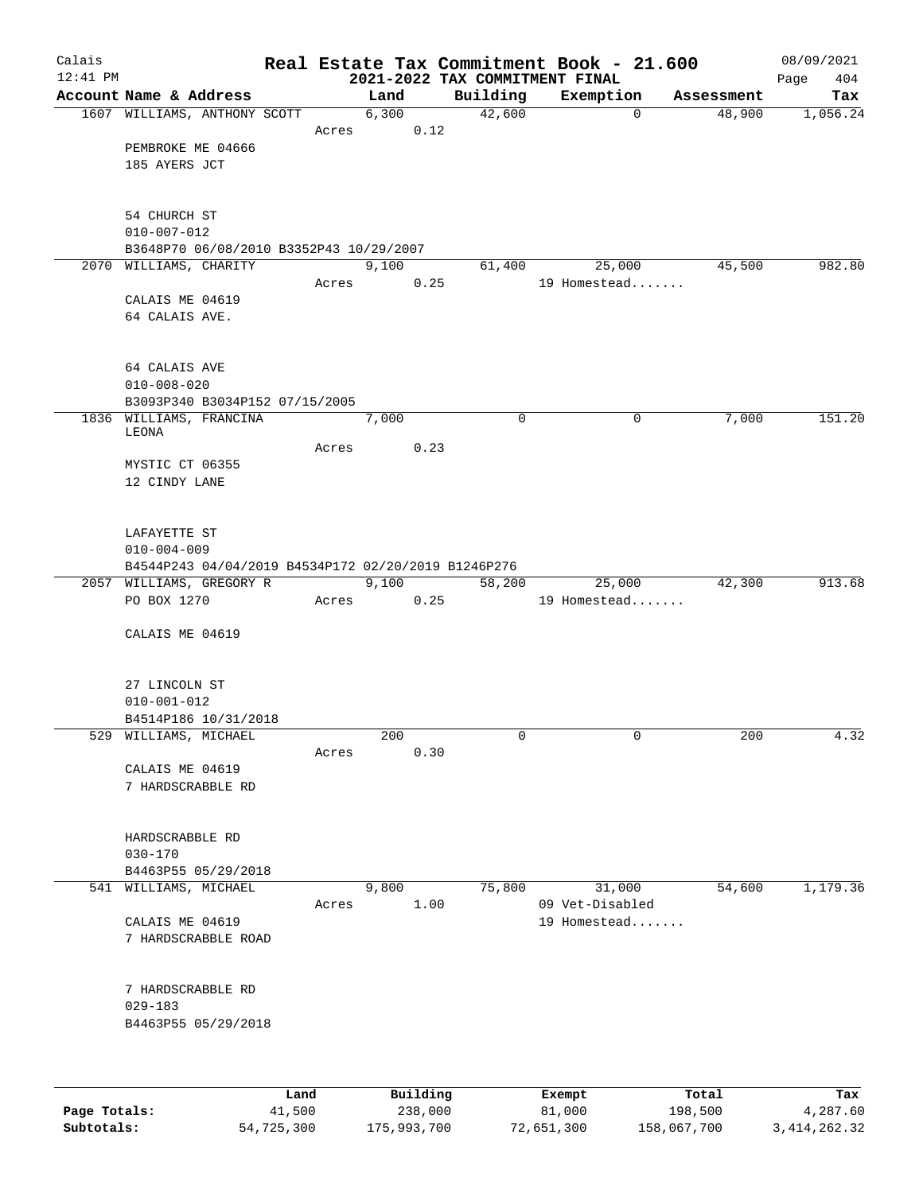# Real Estate Tax Commitment Book - 21.600

## 2021-2022 TAX COMMITMENT FINAL

Calais
12:41 PM

08/09/2021
Page 404

| Account Name & Address | | Land | Building | Exemption | Assessment | Tax |
|---|---|---|---|---|---|---|
| 1607 WILLIAMS, ANTHONY SCOTT | | 6,300 | 42,600 | 0 | 48,900 | 1,056.24 |
| | Acres | 0.12 | | | | |
| PEMBROKE ME 04666 | | | | | | |
| 185 AYERS JCT | | | | | | |
| 54 CHURCH ST | | | | | | |
| 010-007-012 | | | | | | |
| B3648P70 06/08/2010 B3352P43 10/29/2007 | | | | | | |
| 2070 WILLIAMS, CHARITY | | 9,100 | 61,400 | 25,000 | 45,500 | 982.80 |
| | Acres | 0.25 | | 19 Homestead....... | | |
| CALAIS ME 04619 | | | | | | |
| 64 CALAIS AVE. | | | | | | |
| 64 CALAIS AVE | | | | | | |
| 010-008-020 | | | | | | |
| B3093P340 B3034P152 07/15/2005 | | | | | | |
| 1836 WILLIAMS, FRANCINA LEONA | | 7,000 | 0 | 0 | 7,000 | 151.20 |
| | Acres | 0.23 | | | | |
| MYSTIC CT 06355 | | | | | | |
| 12 CINDY LANE | | | | | | |
| LAFAYETTE ST | | | | | | |
| 010-004-009 | | | | | | |
| B4544P243 04/04/2019 B4534P172 02/20/2019 B1246P276 | | | | | | |
| 2057 WILLIAMS, GREGORY R | | 9,100 | 58,200 | 25,000 | 42,300 | 913.68 |
| PO BOX 1270 | Acres | 0.25 | | 19 Homestead....... | | |
| CALAIS ME 04619 | | | | | | |
| 27 LINCOLN ST | | | | | | |
| 010-001-012 | | | | | | |
| B4514P186 10/31/2018 | | | | | | |
| 529 WILLIAMS, MICHAEL | | 200 | 0 | 0 | 200 | 4.32 |
| | Acres | 0.30 | | | | |
| CALAIS ME 04619 | | | | | | |
| 7 HARDSCRABBLE RD | | | | | | |
| HARDSCRABBLE RD | | | | | | |
| 030-170 | | | | | | |
| B4463P55 05/29/2018 | | | | | | |
| 541 WILLIAMS, MICHAEL | | 9,800 | 75,800 | 31,000 | 54,600 | 1,179.36 |
| | Acres | 1.00 | | 09 Vet-Disabled | | |
| CALAIS ME 04619 | | | | 19 Homestead....... | | |
| 7 HARDSCRABBLE ROAD | | | | | | |
| 7 HARDSCRABBLE RD | | | | | | |
| 029-183 | | | | | | |
| B4463P55 05/29/2018 | | | | | | |

| | Land | Building | Exempt | Total | Tax |
|---|---|---|---|---|---|
| **Page Totals:** | 41,500 | 238,000 | 81,000 | 198,500 | 4,287.60 |
| **Subtotals:** | 54,725,300 | 175,993,700 | 72,651,300 | 158,067,700 | 3,414,262.32 |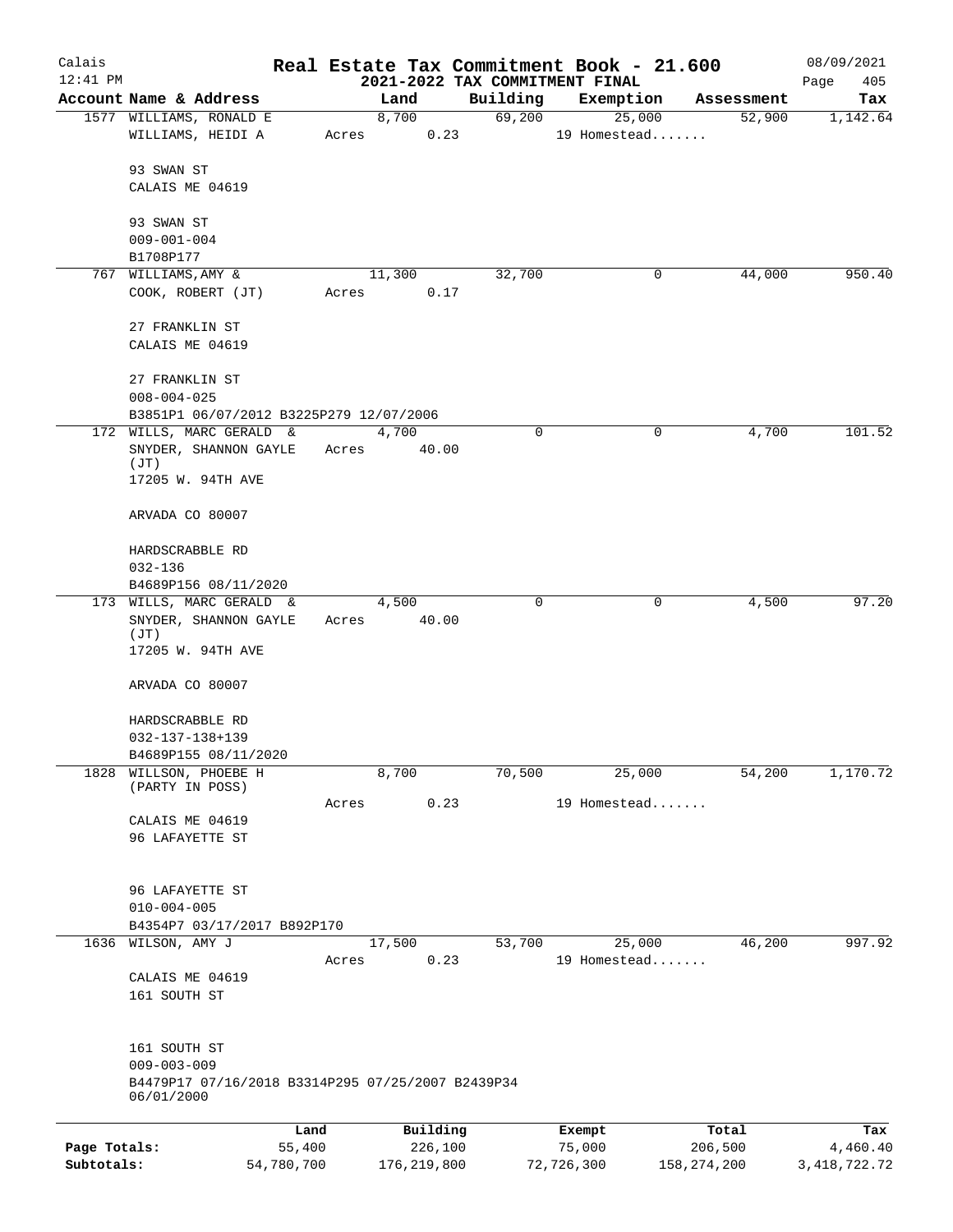# Real Estate Tax Commitment Book - 21.600

Calais
12:41 PM

2021-2022 TAX COMMITMENT FINAL

08/09/2021

| Account Name & Address | Land | Building | Exemption | Assessment | Tax |
|---|---|---|---|---|---|
| 1577 WILLIAMS, RONALD E | 8,700 | 69,200 | 25,000 | 52,900 | 1,142.64 |
| WILLIAMS, HEIDI A | Acres 0.23 | | 19 Homestead....... | | |
| 93 SWAN ST | | | | | |
| CALAIS ME 04619 | | | | | |
| 93 SWAN ST | | | | | |
| 009-001-004 | | | | | |
| B1708P177 | | | | | |
| 767 WILLIAMS, AMY & | 11,300 | 32,700 | 0 | 44,000 | 950.40 |
| COOK, ROBERT (JT) | Acres 0.17 | | | | |
| 27 FRANKLIN ST | | | | | |
| CALAIS ME 04619 | | | | | |
| 27 FRANKLIN ST | | | | | |
| 008-004-025 | | | | | |
| B3851P1 06/07/2012 B3225P279 12/07/2006 | | | | | |
| 172 WILLS, MARC GERALD & | 4,700 | 0 | 0 | 4,700 | 101.52 |
| SNYDER, SHANNON GAYLE (JT) | Acres 40.00 | | | | |
| 17205 W. 94TH AVE | | | | | |
| ARVADA CO 80007 | | | | | |
| HARDSCRABBLE RD | | | | | |
| 032-136 | | | | | |
| B4689P156 08/11/2020 | | | | | |
| 173 WILLS, MARC GERALD & | 4,500 | 0 | 0 | 4,500 | 97.20 |
| SNYDER, SHANNON GAYLE (JT) | Acres 40.00 | | | | |
| 17205 W. 94TH AVE | | | | | |
| ARVADA CO 80007 | | | | | |
| HARDSCRABBLE RD | | | | | |
| 032-137-138+139 | | | | | |
| B4689P155 08/11/2020 | | | | | |
| 1828 WILLSON, PHOEBE H (PARTY IN POSS) | 8,700 | 70,500 | 25,000 | 54,200 | 1,170.72 |
| | Acres 0.23 | | 19 Homestead....... | | |
| CALAIS ME 04619 | | | | | |
| 96 LAFAYETTE ST | | | | | |
| 96 LAFAYETTE ST | | | | | |
| 010-004-005 | | | | | |
| B4354P7 03/17/2017 B892P170 | | | | | |
| 1636 WILSON, AMY J | 17,500 | 53,700 | 25,000 | 46,200 | 997.92 |
| | Acres 0.23 | | 19 Homestead....... | | |
| CALAIS ME 04619 | | | | | |
| 161 SOUTH ST | | | | | |
| 161 SOUTH ST | | | | | |
| 009-003-009 | | | | | |
| B4479P17 07/16/2018 B3314P295 07/25/2007 B2439P34 06/01/2000 | | | | | |

| | Land | Building | Exempt | Total | Tax |
|---|---|---|---|---|---|
| Page Totals: | 55,400 | 226,100 | 75,000 | 206,500 | 4,460.40 |
| Subtotals: | 54,780,700 | 176,219,800 | 72,726,300 | 158,274,200 | 3,418,722.72 |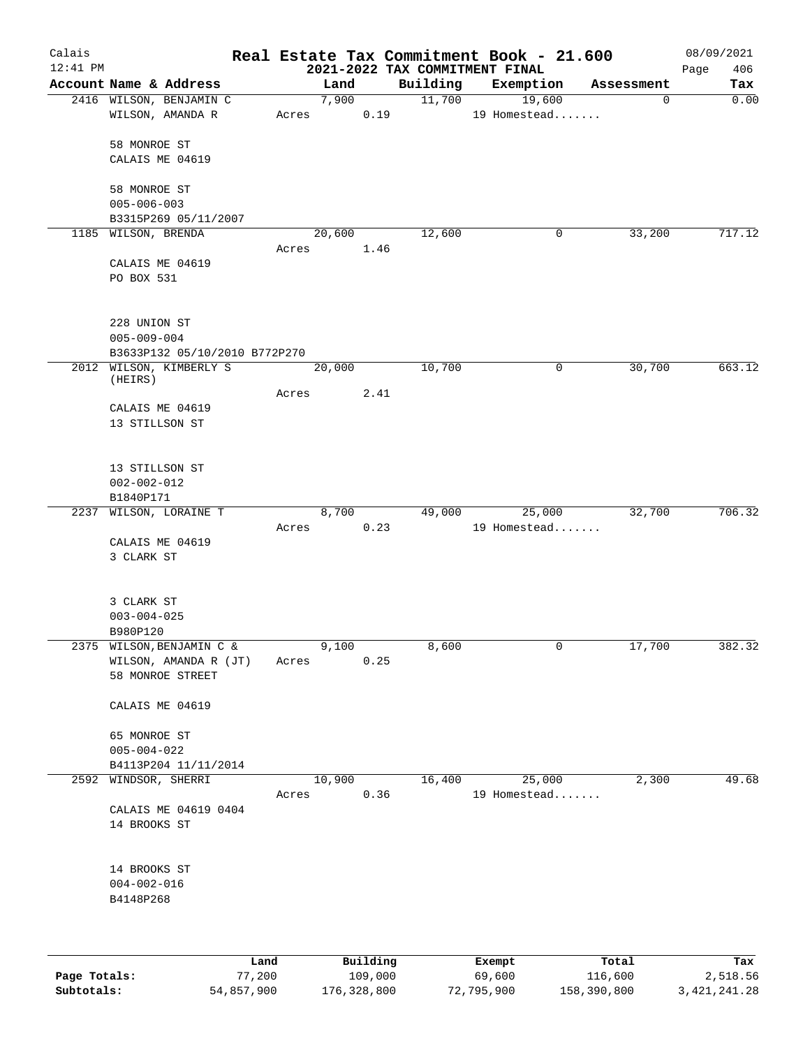# Real Estate Tax Commitment Book - 21.600

Calais
12:41 PM

## 2021-2022 TAX COMMITMENT FINAL

08/09/2021

| Account Name & Address | Land | Building | Exemption | Assessment | Tax |
|---|---|---|---|---|---|
| 2416 WILSON, BENJAMIN C | 7,900 | 11,700 | 19,600 | 0 | 0.00 |
| WILSON, AMANDA R | Acres 0.19 | | 19 Homestead....... | | |
| 58 MONROE ST | | | | | |
| CALAIS ME 04619 | | | | | |
| 58 MONROE ST | | | | | |
| 005-006-003 | | | | | |
| B3315P269 05/11/2007 | | | | | |
| 1185 WILSON, BRENDA | 20,600 | 12,600 | 0 | 33,200 | 717.12 |
| | Acres 1.46 | | | | |
| CALAIS ME 04619 | | | | | |
| PO BOX 531 | | | | | |
| 228 UNION ST | | | | | |
| 005-009-004 | | | | | |
| B3633P132 05/10/2010 B772P270 | | | | | |
| 2012 WILSON, KIMBERLY S (HEIRS) | 20,000 | 10,700 | 0 | 30,700 | 663.12 |
| | Acres 2.41 | | | | |
| CALAIS ME 04619 | | | | | |
| 13 STILLSON ST | | | | | |
| 13 STILLSON ST | | | | | |
| 002-002-012 | | | | | |
| B1840P171 | | | | | |
| 2237 WILSON, LORAINE T | 8,700 | 49,000 | 25,000 | 32,700 | 706.32 |
| | Acres 0.23 | | 19 Homestead....... | | |
| CALAIS ME 04619 | | | | | |
| 3 CLARK ST | | | | | |
| 3 CLARK ST | | | | | |
| 003-004-025 | | | | | |
| B980P120 | | | | | |
| 2375 WILSON,BENJAMIN C & | 9,100 | 8,600 | 0 | 17,700 | 382.32 |
| WILSON, AMANDA R (JT) | Acres 0.25 | | | | |
| 58 MONROE STREET | | | | | |
| CALAIS ME 04619 | | | | | |
| 65 MONROE ST | | | | | |
| 005-004-022 | | | | | |
| B4113P204 11/11/2014 | | | | | |
| 2592 WINDSOR, SHERRI | 10,900 | 16,400 | 25,000 | 2,300 | 49.68 |
| | Acres 0.36 | | 19 Homestead....... | | |
| CALAIS ME 04619 0404 | | | | | |
| 14 BROOKS ST | | | | | |
| 14 BROOKS ST | | | | | |
| 004-002-016 | | | | | |
| B4148P268 | | | | | |

| | Land | Building | Exempt | Total | Tax |
|---|---|---|---|---|---|
| Page Totals: | 77,200 | 109,000 | 69,600 | 116,600 | 2,518.56 |
| Subtotals: | 54,857,900 | 176,328,800 | 72,795,900 | 158,390,800 | 3,421,241.28 |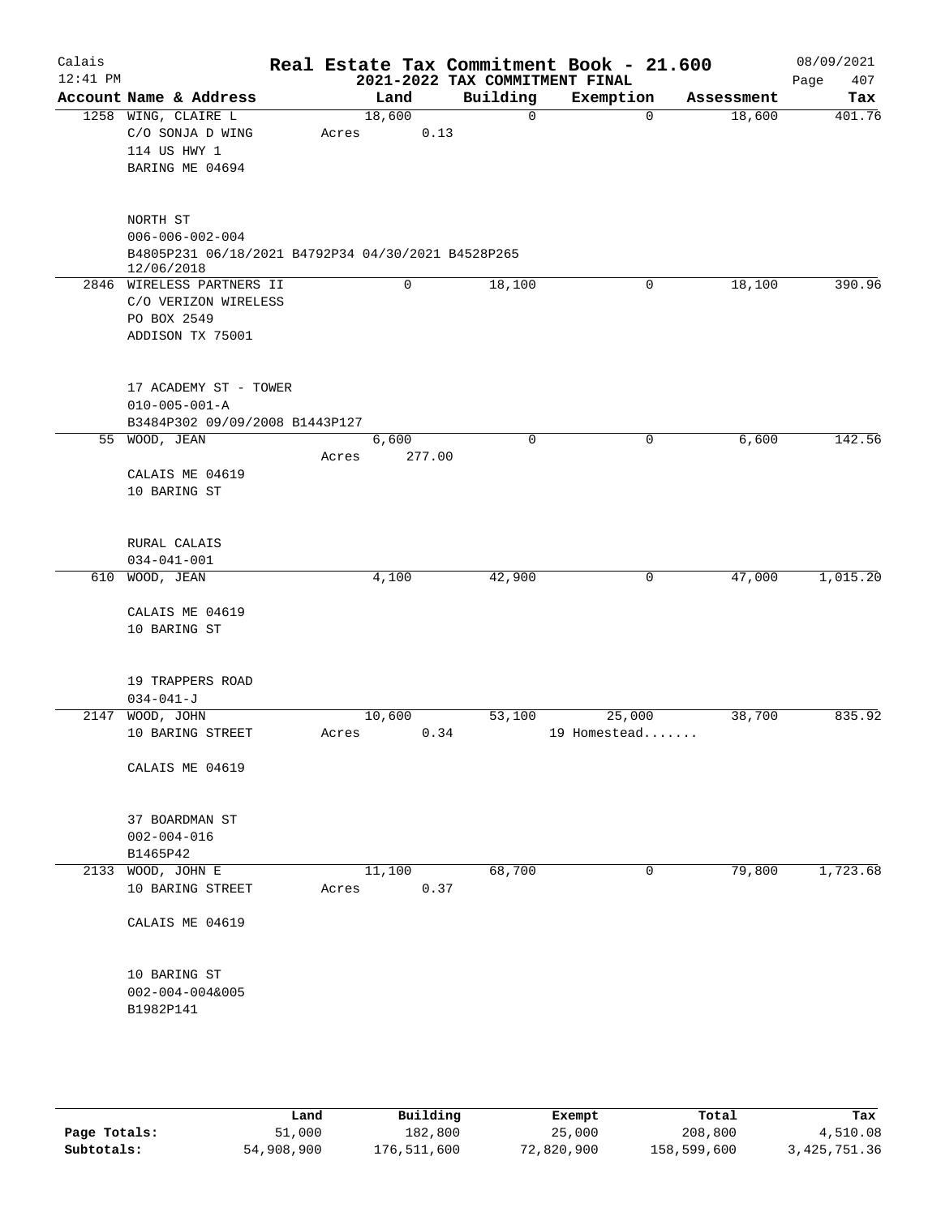# Real Estate Tax Commitment Book - 21.600

## 2021-2022 TAX COMMITMENT FINAL

Calais
12:41 PM
08/09/2021

| Account Name & Address | Land | Building | Exemption | Assessment | Tax |
|---|---|---|---|---|---|
| 1258 WING, CLAIRE L<br>C/O SONJA D WING<br>114 US HWY 1<br>BARING ME 04694<br><br>NORTH ST<br>006-006-002-004<br>B4805P231 06/18/2021 B4792P34 04/30/2021 B4528P265 12/06/2018 | 18,600<br>Acres 0.13 | 0 | 0 | 18,600 | 401.76 |
| 2846 WIRELESS PARTNERS II<br>C/O VERIZON WIRELESS<br>PO BOX 2549<br>ADDISON TX 75001<br><br>17 ACADEMY ST - TOWER<br>010-005-001-A<br>B3484P302 09/09/2008 B1443P127 | 0 | 18,100 | 0 | 18,100 | 390.96 |
| 55 WOOD, JEAN<br><br>CALAIS ME 04619<br>10 BARING ST<br><br>RURAL CALAIS<br>034-041-001 | 6,600<br>Acres 277.00 | 0 | 0 | 6,600 | 142.56 |
| 610 WOOD, JEAN<br><br>CALAIS ME 04619<br>10 BARING ST<br><br>19 TRAPPERS ROAD<br>034-041-J | 4,100 | 42,900 | 0 | 47,000 | 1,015.20 |
| 2147 WOOD, JOHN<br>10 BARING STREET<br><br>CALAIS ME 04619<br><br>37 BOARDMAN ST<br>002-004-016<br>B1465P42 | 10,600<br>Acres 0.34 | 53,100 | 25,000<br>19 Homestead....... | 38,700 | 835.92 |
| 2133 WOOD, JOHN E<br>10 BARING STREET<br><br>CALAIS ME 04619<br><br>10 BARING ST<br>002-004-004&005<br>B1982P141 | 11,100<br>Acres 0.37 | 68,700 | 0 | 79,800 | 1,723.68 |

| | Land | Building | Exempt | Total | Tax |
|---|---|---|---|---|---|
| Page Totals: | 51,000 | 182,800 | 25,000 | 208,800 | 4,510.08 |
| Subtotals: | 54,908,900 | 176,511,600 | 72,820,900 | 158,599,600 | 3,425,751.36 |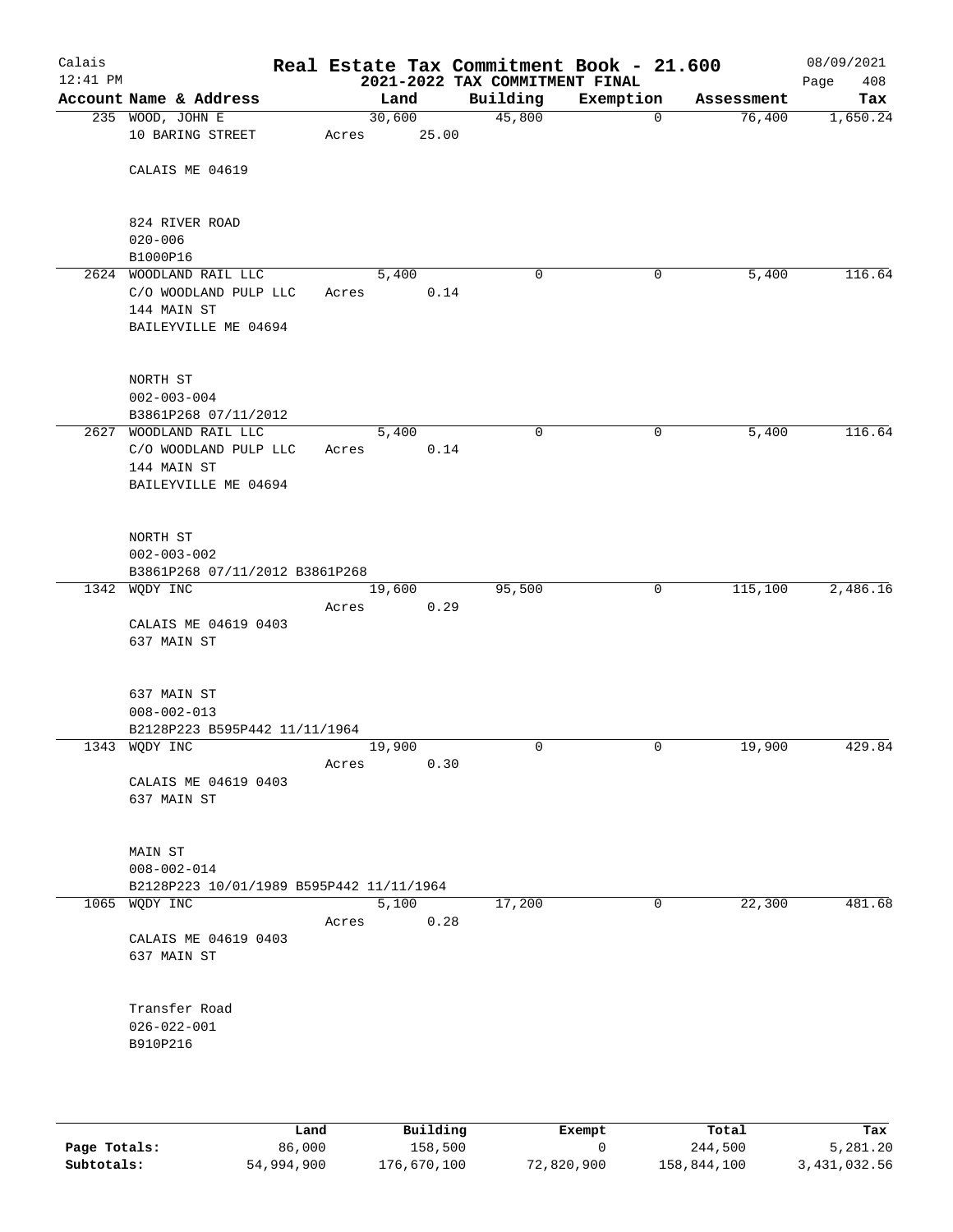# Real Estate Tax Commitment Book - 21.600

Calais 12:41 PM — 2021-2022 TAX COMMITMENT FINAL — 08/09/2021 Page 408

| Account Name & Address | Land | Building | Exemption | Assessment | Tax |
|---|---|---|---|---|---|
| 235 WOOD, JOHN E<br>10 BARING STREET<br><br>CALAIS ME 04619<br><br>824 RIVER ROAD<br>020-006<br>B1000P16 | 30,600<br>Acres 25.00 | 45,800 | 0 | 76,400 | 1,650.24 |
| 2624 WOODLAND RAIL LLC<br>C/O WOODLAND PULP LLC<br>144 MAIN ST<br>BAILEYVILLE ME 04694<br><br>NORTH ST<br>002-003-004<br>B3861P268 07/11/2012 | 5,400<br>Acres 0.14 | 0 | 0 | 5,400 | 116.64 |
| 2627 WOODLAND RAIL LLC<br>C/O WOODLAND PULP LLC<br>144 MAIN ST<br>BAILEYVILLE ME 04694<br><br>NORTH ST<br>002-003-002<br>B3861P268 07/11/2012 B3861P268 | 5,400<br>Acres 0.14 | 0 | 0 | 5,400 | 116.64 |
| 1342 WQDY INC<br><br>CALAIS ME 04619 0403<br>637 MAIN ST<br><br>637 MAIN ST<br>008-002-013<br>B2128P223 B595P442 11/11/1964 | 19,600<br>Acres 0.29 | 95,500 | 0 | 115,100 | 2,486.16 |
| 1343 WQDY INC<br><br>CALAIS ME 04619 0403<br>637 MAIN ST<br><br>MAIN ST<br>008-002-014<br>B2128P223 10/01/1989 B595P442 11/11/1964 | 19,900<br>Acres 0.30 | 0 | 0 | 19,900 | 429.84 |
| 1065 WQDY INC<br><br>CALAIS ME 04619 0403<br>637 MAIN ST<br><br>Transfer Road<br>026-022-001<br>B910P216 | 5,100<br>Acres 0.28 | 17,200 | 0 | 22,300 | 481.68 |

| | Land | Building | Exempt | Total | Tax |
|---|---|---|---|---|---|
| **Page Totals:** | 86,000 | 158,500 | 0 | 244,500 | 5,281.20 |
| **Subtotals:** | 54,994,900 | 176,670,100 | 72,820,900 | 158,844,100 | 3,431,032.56 |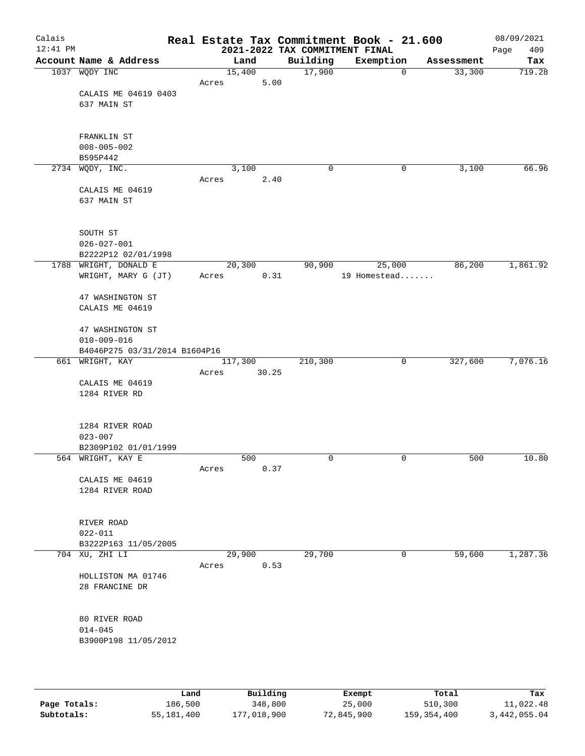# Real Estate Tax Commitment Book - 21.600

Calais
12:41 PM

## 2021-2022 TAX COMMITMENT FINAL

08/09/2021

| Account Name & Address | Land | Building | Exemption | Assessment | Tax |
|---|---|---|---|---|---|
| 1037 WQDY INC | 15,400 | 17,900 | 0 | 33,300 | 719.28 |
| | Acres 5.00 | | | | |
| CALAIS ME 04619 0403 | | | | | |
| 637 MAIN ST | | | | | |
| FRANKLIN ST | | | | | |
| 008-005-002 | | | | | |
| B595P442 | | | | | |
| 2734 WQDY, INC. | 3,100 | 0 | 0 | 3,100 | 66.96 |
| | Acres 2.40 | | | | |
| CALAIS ME 04619 | | | | | |
| 637 MAIN ST | | | | | |
| SOUTH ST | | | | | |
| 026-027-001 | | | | | |
| B2222P12 02/01/1998 | | | | | |
| 1788 WRIGHT, DONALD E | 20,300 | 90,900 | 25,000 | 86,200 | 1,861.92 |
| WRIGHT, MARY G (JT) | Acres 0.31 | | 19 Homestead....... | | |
| 47 WASHINGTON ST | | | | | |
| CALAIS ME 04619 | | | | | |
| 47 WASHINGTON ST | | | | | |
| 010-009-016 | | | | | |
| B4046P275 03/31/2014 B1604P16 | | | | | |
| 661 WRIGHT, KAY | 117,300 | 210,300 | 0 | 327,600 | 7,076.16 |
| | Acres 30.25 | | | | |
| CALAIS ME 04619 | | | | | |
| 1284 RIVER RD | | | | | |
| 1284 RIVER ROAD | | | | | |
| 023-007 | | | | | |
| B2309P102 01/01/1999 | | | | | |
| 564 WRIGHT, KAY E | 500 | 0 | 0 | 500 | 10.80 |
| | Acres 0.37 | | | | |
| CALAIS ME 04619 | | | | | |
| 1284 RIVER ROAD | | | | | |
| RIVER ROAD | | | | | |
| 022-011 | | | | | |
| B3222P163 11/05/2005 | | | | | |
| 704 XU, ZHI LI | 29,900 | 29,700 | 0 | 59,600 | 1,287.36 |
| | Acres 0.53 | | | | |
| HOLLISTON MA 01746 | | | | | |
| 28 FRANCINE DR | | | | | |
| 80 RIVER ROAD | | | | | |
| 014-045 | | | | | |
| B3900P198 11/05/2012 | | | | | |

| | Land | Building | Exempt | Total | Tax |
|---|---|---|---|---|---|
| **Page Totals:** | 186,500 | 348,800 | 25,000 | 510,300 | 11,022.48 |
| **Subtotals:** | 55,181,400 | 177,018,900 | 72,845,900 | 159,354,400 | 3,442,055.04 |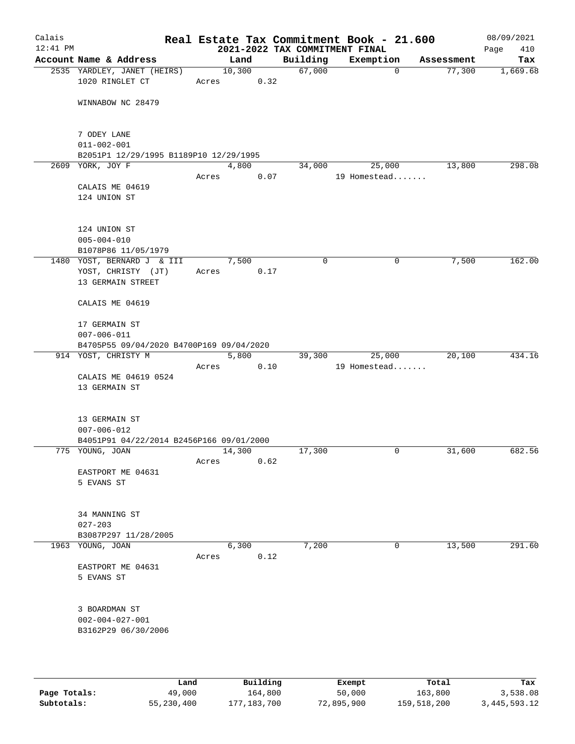# Real Estate Tax Commitment Book - 21.600

## 2021-2022 TAX COMMITMENT FINAL

Calais 12:41 PM — 08/09/2021 — Page 410

| Account Name & Address | Land | Building | Exemption | Assessment | Tax |
|---|---|---|---|---|---|
| 2535 YARDLEY, JANET (HEIRS)<br>1020 RINGLET CT<br><br>WINNABOW NC 28479<br><br>7 ODEY LANE<br>011-002-001<br>B2051P1 12/29/1995 B1189P10 12/29/1995 | 10,300<br>Acres 0.32 | 67,000 | 0 | 77,300 | 1,669.68 |
| 2609 YORK, JOY F<br><br>CALAIS ME 04619<br>124 UNION ST<br><br>124 UNION ST<br>005-004-010<br>B1078P86 11/05/1979 | 4,800<br>Acres 0.07 | 34,000 | 25,000<br>19 Homestead....... | 13,800 | 298.08 |
| 1480 YOST, BERNARD J & III<br>YOST, CHRISTY (JT)<br>13 GERMAIN STREET<br><br>CALAIS ME 04619<br><br>17 GERMAIN ST<br>007-006-011<br>B4705P55 09/04/2020 B4700P169 09/04/2020 | 7,500<br>Acres 0.17 | 0 | 0 | 7,500 | 162.00 |
| 914 YOST, CHRISTY M<br><br>CALAIS ME 04619 0524<br>13 GERMAIN ST<br><br>13 GERMAIN ST<br>007-006-012<br>B4051P91 04/22/2014 B2456P166 09/01/2000 | 5,800<br>Acres 0.10 | 39,300 | 25,000<br>19 Homestead....... | 20,100 | 434.16 |
| 775 YOUNG, JOAN<br><br>EASTPORT ME 04631<br>5 EVANS ST<br><br>34 MANNING ST<br>027-203<br>B3087P297 11/28/2005 | 14,300<br>Acres 0.62 | 17,300 | 0 | 31,600 | 682.56 |
| 1963 YOUNG, JOAN<br><br>EASTPORT ME 04631<br>5 EVANS ST<br><br>3 BOARDMAN ST<br>002-004-027-001<br>B3162P29 06/30/2006 | 6,300<br>Acres 0.12 | 7,200 | 0 | 13,500 | 291.60 |

| | Land | Building | Exempt | Total | Tax |
|---|---|---|---|---|---|
| Page Totals: | 49,000 | 164,800 | 50,000 | 163,800 | 3,538.08 |
| Subtotals: | 55,230,400 | 177,183,700 | 72,895,900 | 159,518,200 | 3,445,593.12 |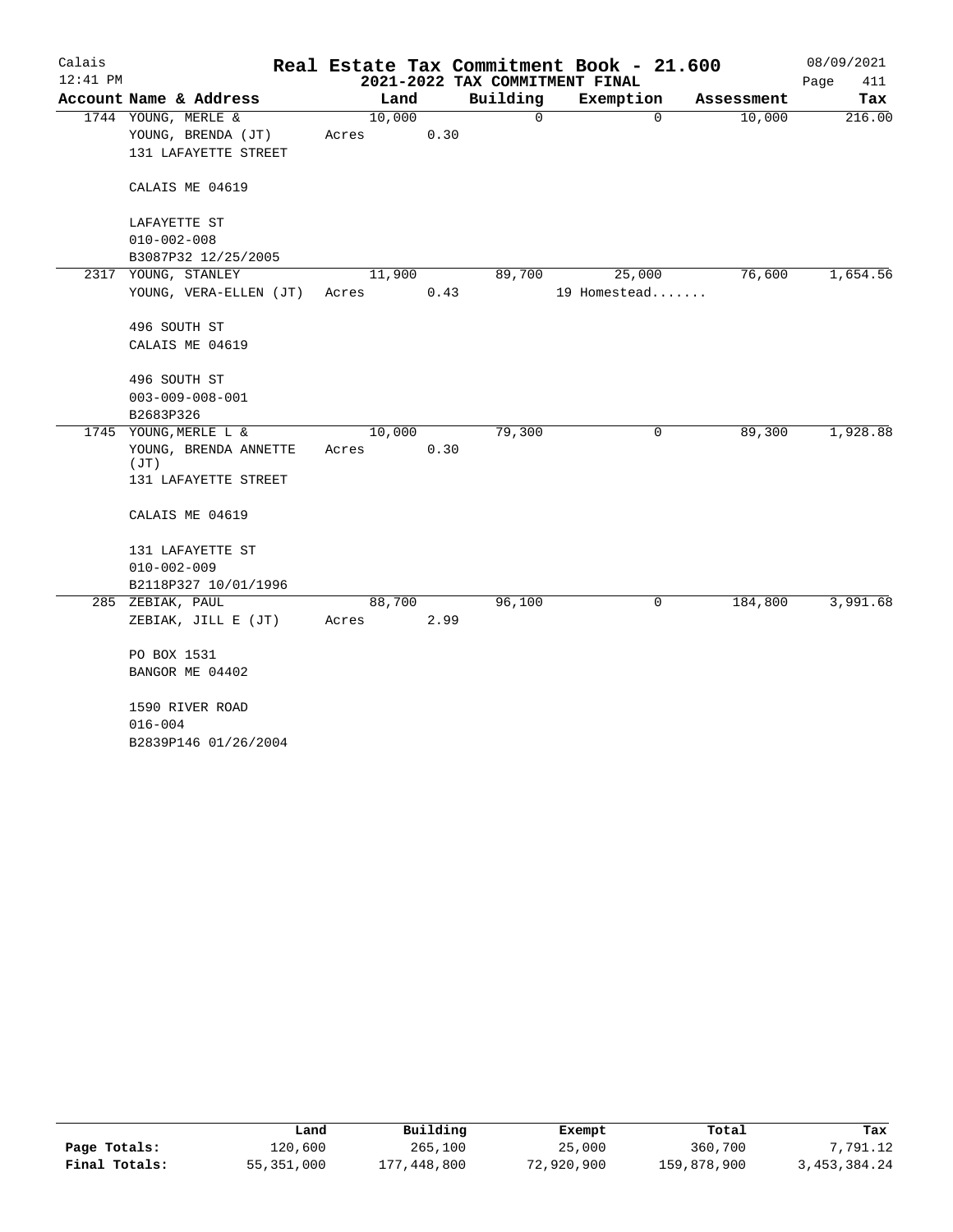Calais 12:41 PM

# Real Estate Tax Commitment Book - 21.600

## 2021-2022 TAX COMMITMENT FINAL

08/09/2021

| Account Name & Address | Land | Building | Exemption | Assessment | Tax |
|---|---|---|---|---|---|
| 1744 YOUNG, MERLE &<br>YOUNG, BRENDA (JT)<br>131 LAFAYETTE STREET<br><br>CALAIS ME 04619<br><br>LAFAYETTE ST<br>010-002-008<br>B3087P32 12/25/2005 | 10,000<br>Acres 0.30 | 0 | 0 | 10,000 | 216.00 |
| 2317 YOUNG, STANLEY<br>YOUNG, VERA-ELLEN (JT)<br><br>496 SOUTH ST<br>CALAIS ME 04619<br><br>496 SOUTH ST<br>003-009-008-001<br>B2683P326 | 11,900<br>Acres 0.43 | 89,700 | 25,000<br>19 Homestead....... | 76,600 | 1,654.56 |
| 1745 YOUNG, MERLE L &<br>YOUNG, BRENDA ANNETTE (JT)<br>131 LAFAYETTE STREET<br><br>CALAIS ME 04619<br><br>131 LAFAYETTE ST<br>010-002-009<br>B2118P327 10/01/1996 | 10,000<br>Acres 0.30 | 79,300 | 0 | 89,300 | 1,928.88 |
| 285 ZEBIAK, PAUL<br>ZEBIAK, JILL E (JT)<br><br>PO BOX 1531<br>BANGOR ME 04402<br><br>1590 RIVER ROAD<br>016-004<br>B2839P146 01/26/2004 | 88,700<br>Acres 2.99 | 96,100 | 0 | 184,800 | 3,991.68 |

| | Land | Building | Exempt | Total | Tax |
|---|---|---|---|---|---|
| Page Totals: | 120,600 | 265,100 | 25,000 | 360,700 | 7,791.12 |
| Final Totals: | 55,351,000 | 177,448,800 | 72,920,900 | 159,878,900 | 3,453,384.24 |